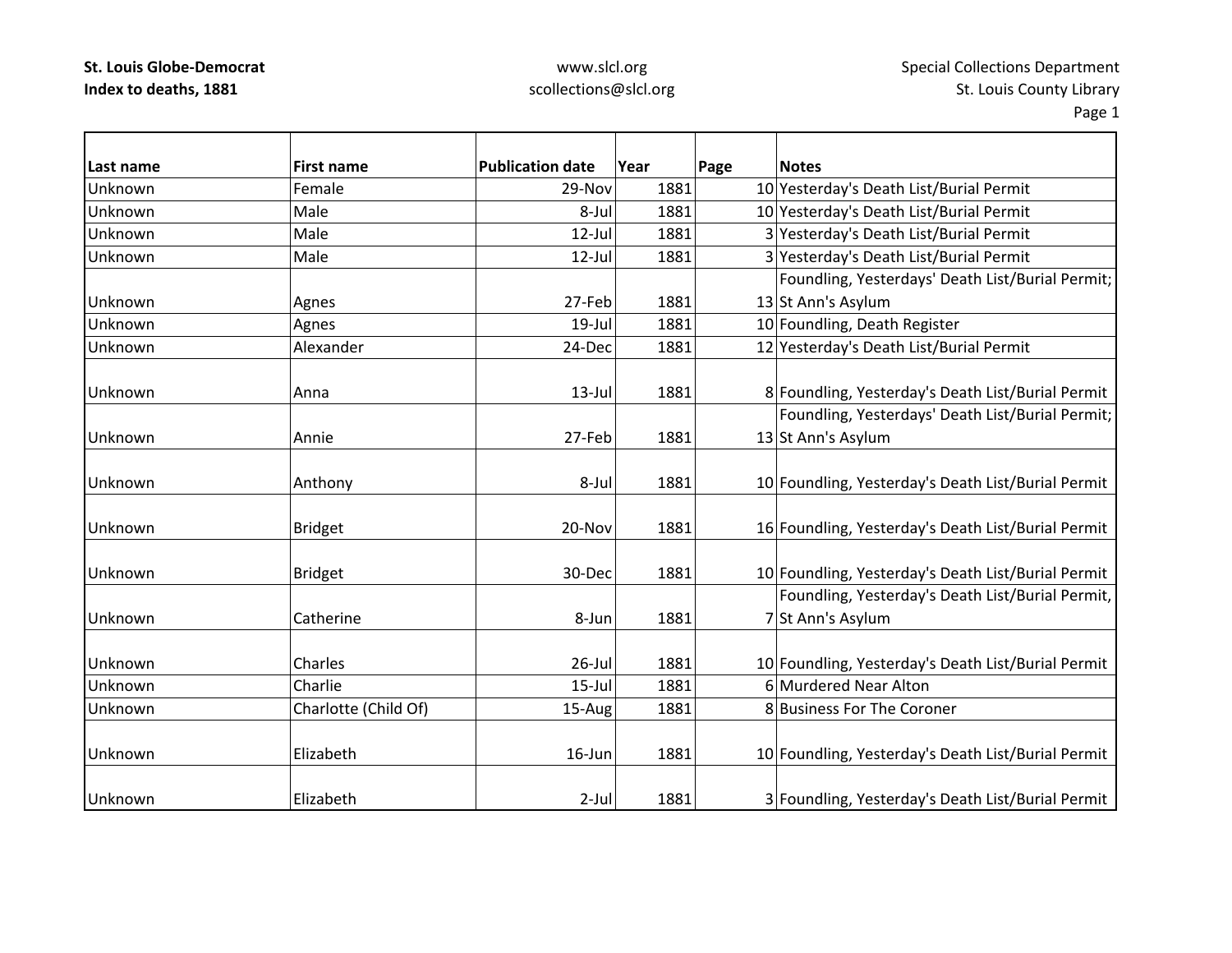**St. Louis Globe-Democrat**
**Index to deaths, 1881**

www.slcl.org
scollections@slcl.org

Special Collections Department
St. Louis County Library

| Last name | First name | Publication date | Year | Page | Notes |
|---|---|---|---|---|---|
| Unknown | Female | 29-Nov | 1881 | 10 | Yesterday's Death List/Burial Permit |
| Unknown | Male | 8-Jul | 1881 | 10 | Yesterday's Death List/Burial Permit |
| Unknown | Male | 12-Jul | 1881 | 3 | Yesterday's Death List/Burial Permit |
| Unknown | Male | 12-Jul | 1881 | 3 | Yesterday's Death List/Burial Permit |
| Unknown | Agnes | 27-Feb | 1881 | 13 | Foundling, Yesterdays' Death List/Burial Permit; St Ann's Asylum |
| Unknown | Agnes | 19-Jul | 1881 | 10 | Foundling, Death Register |
| Unknown | Alexander | 24-Dec | 1881 | 12 | Yesterday's Death List/Burial Permit |
| Unknown | Anna | 13-Jul | 1881 | 8 | Foundling, Yesterday's Death List/Burial Permit |
| Unknown | Annie | 27-Feb | 1881 | 13 | Foundling, Yesterdays' Death List/Burial Permit; St Ann's Asylum |
| Unknown | Anthony | 8-Jul | 1881 | 10 | Foundling, Yesterday's Death List/Burial Permit |
| Unknown | Bridget | 20-Nov | 1881 | 16 | Foundling, Yesterday's Death List/Burial Permit |
| Unknown | Bridget | 30-Dec | 1881 | 10 | Foundling, Yesterday's Death List/Burial Permit |
| Unknown | Catherine | 8-Jun | 1881 | 7 | Foundling, Yesterday's Death List/Burial Permit, St Ann's Asylum |
| Unknown | Charles | 26-Jul | 1881 | 10 | Foundling, Yesterday's Death List/Burial Permit |
| Unknown | Charlie | 15-Jul | 1881 | 6 | Murdered Near Alton |
| Unknown | Charlotte (Child Of) | 15-Aug | 1881 | 8 | Business For The Coroner |
| Unknown | Elizabeth | 16-Jun | 1881 | 10 | Foundling, Yesterday's Death List/Burial Permit |
| Unknown | Elizabeth | 2-Jul | 1881 | 3 | Foundling, Yesterday's Death List/Burial Permit |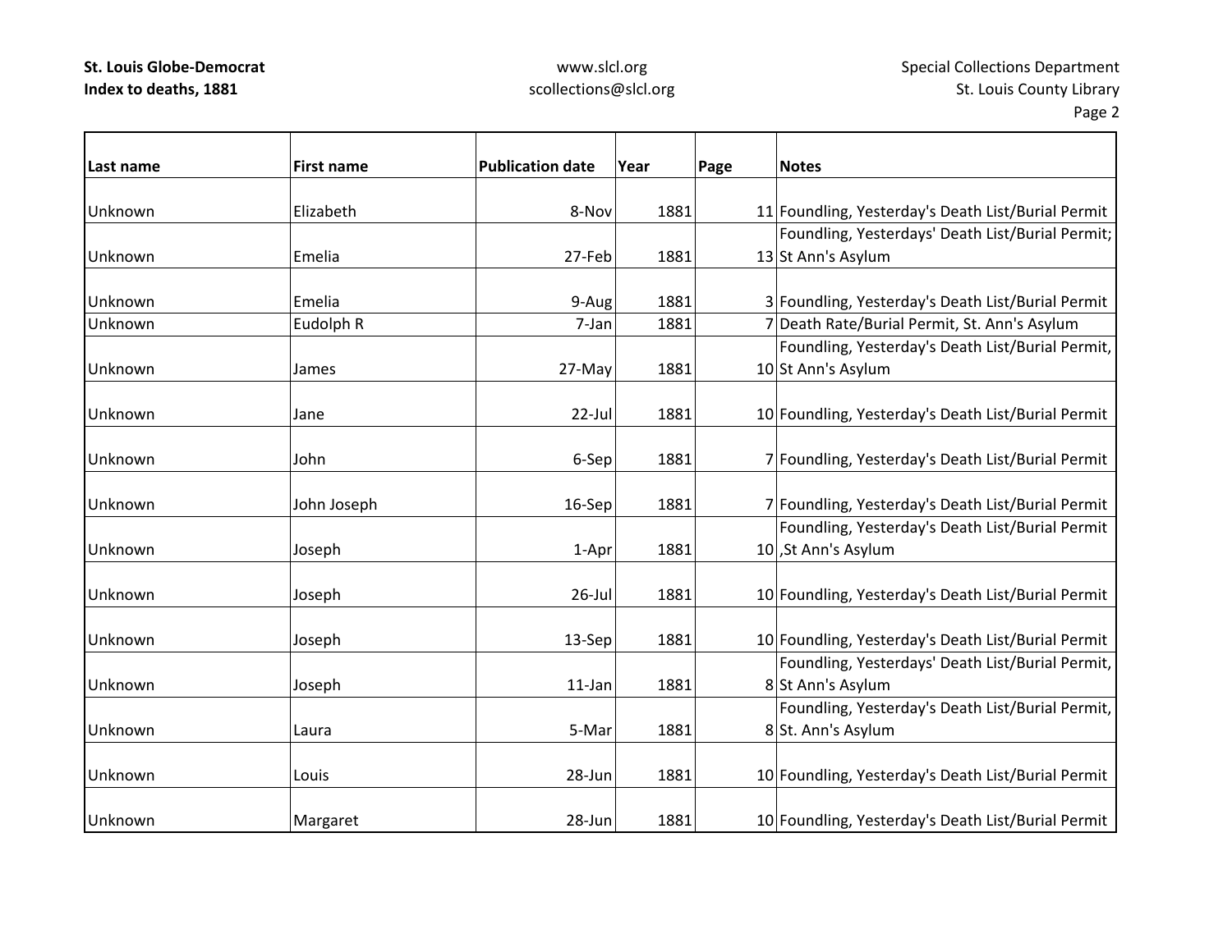| Last name | First name | Publication date | Year | Page | Notes |
|---|---|---|---|---|---|
| Unknown | Elizabeth | 8-Nov | 1881 | 11 | Foundling, Yesterday's Death List/Burial Permit |
| Unknown | Emelia | 27-Feb | 1881 | 13 | Foundling, Yesterdays' Death List/Burial Permit; St Ann's Asylum |
| Unknown | Emelia | 9-Aug | 1881 | 3 | Foundling, Yesterday's Death List/Burial Permit |
| Unknown | Eudolph R | 7-Jan | 1881 | 7 | Death Rate/Burial Permit, St. Ann's Asylum |
| Unknown | James | 27-May | 1881 | 10 | Foundling, Yesterday's Death List/Burial Permit, St Ann's Asylum |
| Unknown | Jane | 22-Jul | 1881 | 10 | Foundling, Yesterday's Death List/Burial Permit |
| Unknown | John | 6-Sep | 1881 | 7 | Foundling, Yesterday's Death List/Burial Permit |
| Unknown | John Joseph | 16-Sep | 1881 | 7 | Foundling, Yesterday's Death List/Burial Permit |
| Unknown | Joseph | 1-Apr | 1881 | 10 | Foundling, Yesterday's Death List/Burial Permit ,St Ann's Asylum |
| Unknown | Joseph | 26-Jul | 1881 | 10 | Foundling, Yesterday's Death List/Burial Permit |
| Unknown | Joseph | 13-Sep | 1881 | 10 | Foundling, Yesterday's Death List/Burial Permit |
| Unknown | Joseph | 11-Jan | 1881 | 8 | Foundling, Yesterdays' Death List/Burial Permit, St Ann's Asylum |
| Unknown | Laura | 5-Mar | 1881 | 8 | Foundling, Yesterday's Death List/Burial Permit, St. Ann's Asylum |
| Unknown | Louis | 28-Jun | 1881 | 10 | Foundling, Yesterday's Death List/Burial Permit |
| Unknown | Margaret | 28-Jun | 1881 | 10 | Foundling, Yesterday's Death List/Burial Permit |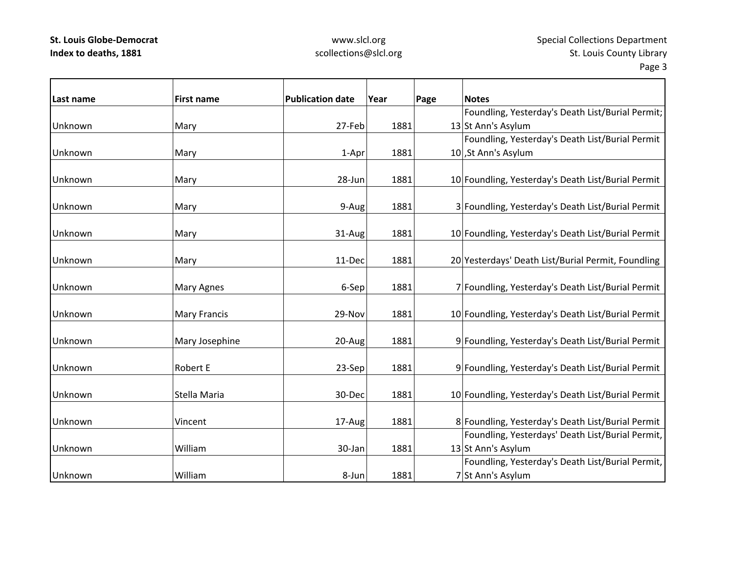| Last name | First name | Publication date | Year | Page | Notes |
|---|---|---|---|---|---|
| Unknown | Mary | 27-Feb | 1881 | 13 | Foundling, Yesterday's Death List/Burial Permit; St Ann's Asylum |
| Unknown | Mary | 1-Apr | 1881 | 10 | Foundling, Yesterday's Death List/Burial Permit ,St Ann's Asylum |
| Unknown | Mary | 28-Jun | 1881 | 10 | Foundling, Yesterday's Death List/Burial Permit |
| Unknown | Mary | 9-Aug | 1881 | 3 | Foundling, Yesterday's Death List/Burial Permit |
| Unknown | Mary | 31-Aug | 1881 | 10 | Foundling, Yesterday's Death List/Burial Permit |
| Unknown | Mary | 11-Dec | 1881 | 20 | Yesterdays' Death List/Burial Permit, Foundling |
| Unknown | Mary Agnes | 6-Sep | 1881 | 7 | Foundling, Yesterday's Death List/Burial Permit |
| Unknown | Mary Francis | 29-Nov | 1881 | 10 | Foundling, Yesterday's Death List/Burial Permit |
| Unknown | Mary Josephine | 20-Aug | 1881 | 9 | Foundling, Yesterday's Death List/Burial Permit |
| Unknown | Robert E | 23-Sep | 1881 | 9 | Foundling, Yesterday's Death List/Burial Permit |
| Unknown | Stella Maria | 30-Dec | 1881 | 10 | Foundling, Yesterday's Death List/Burial Permit |
| Unknown | Vincent | 17-Aug | 1881 | 8 | Foundling, Yesterday's Death List/Burial Permit |
| Unknown | William | 30-Jan | 1881 | 13 | Foundling, Yesterdays' Death List/Burial Permit, St Ann's Asylum |
| Unknown | William | 8-Jun | 1881 | 7 | Foundling, Yesterday's Death List/Burial Permit, St Ann's Asylum |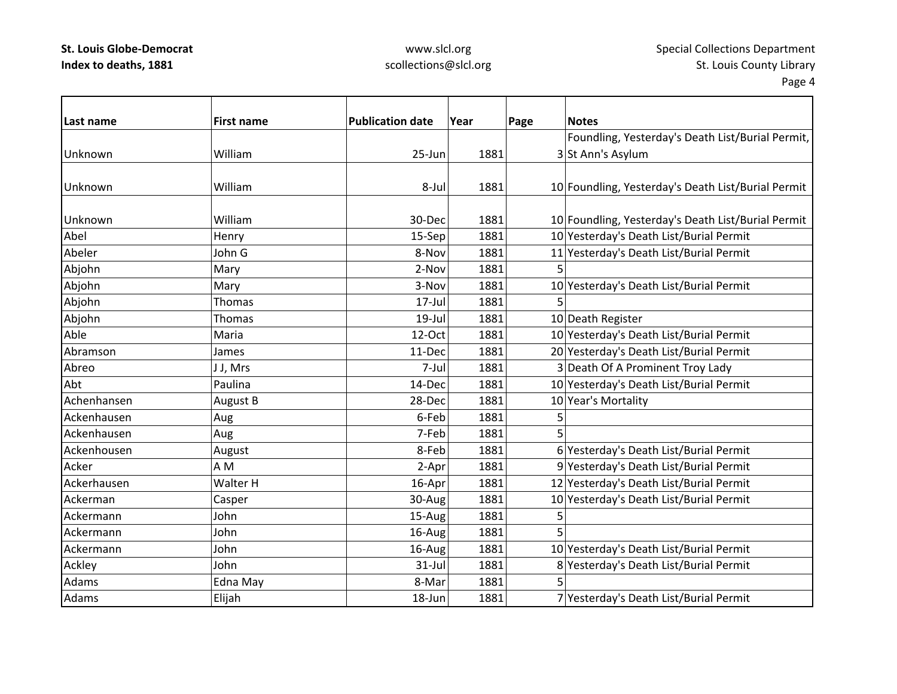| Last name | First name | Publication date | Year | Page | Notes |
|---|---|---|---|---|---|
| Unknown | William | 25-Jun | 1881 | 3 | Foundling, Yesterday's Death List/Burial Permit, St Ann's Asylum |
| Unknown | William | 8-Jul | 1881 | 10 | Foundling, Yesterday's Death List/Burial Permit |
| Unknown | William | 30-Dec | 1881 | 10 | Foundling, Yesterday's Death List/Burial Permit |
| Abel | Henry | 15-Sep | 1881 | 10 | Yesterday's Death List/Burial Permit |
| Abeler | John G | 8-Nov | 1881 | 11 | Yesterday's Death List/Burial Permit |
| Abjohn | Mary | 2-Nov | 1881 | 5 | |
| Abjohn | Mary | 3-Nov | 1881 | 10 | Yesterday's Death List/Burial Permit |
| Abjohn | Thomas | 17-Jul | 1881 | 5 | |
| Abjohn | Thomas | 19-Jul | 1881 | 10 | Death Register |
| Able | Maria | 12-Oct | 1881 | 10 | Yesterday's Death List/Burial Permit |
| Abramson | James | 11-Dec | 1881 | 20 | Yesterday's Death List/Burial Permit |
| Abreo | J J, Mrs | 7-Jul | 1881 | 3 | Death Of A Prominent Troy Lady |
| Abt | Paulina | 14-Dec | 1881 | 10 | Yesterday's Death List/Burial Permit |
| Achenhansen | August B | 28-Dec | 1881 | 10 | Year's Mortality |
| Ackenhausen | Aug | 6-Feb | 1881 | 5 | |
| Ackenhausen | Aug | 7-Feb | 1881 | 5 | |
| Ackenhousen | August | 8-Feb | 1881 | 6 | Yesterday's Death List/Burial Permit |
| Acker | A M | 2-Apr | 1881 | 9 | Yesterday's Death List/Burial Permit |
| Ackerhausen | Walter H | 16-Apr | 1881 | 12 | Yesterday's Death List/Burial Permit |
| Ackerman | Casper | 30-Aug | 1881 | 10 | Yesterday's Death List/Burial Permit |
| Ackermann | John | 15-Aug | 1881 | 5 | |
| Ackermann | John | 16-Aug | 1881 | 5 | |
| Ackermann | John | 16-Aug | 1881 | 10 | Yesterday's Death List/Burial Permit |
| Ackley | John | 31-Jul | 1881 | 8 | Yesterday's Death List/Burial Permit |
| Adams | Edna May | 8-Mar | 1881 | 5 | |
| Adams | Elijah | 18-Jun | 1881 | 7 | Yesterday's Death List/Burial Permit |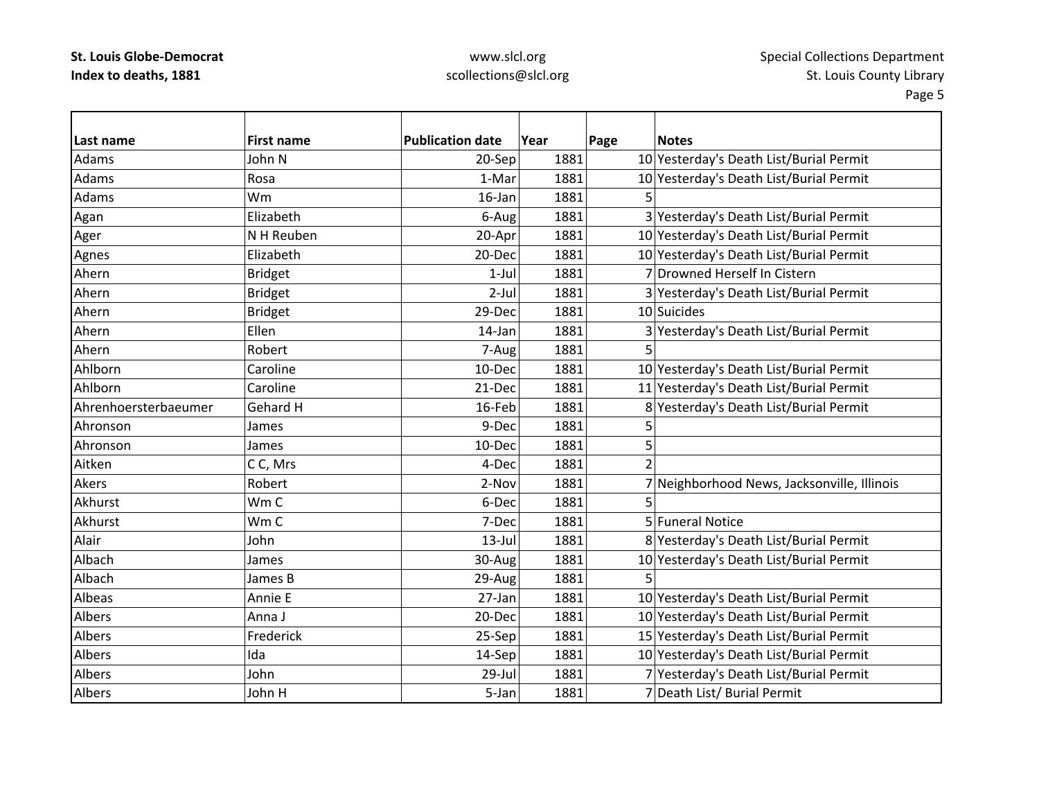| Last name | First name | Publication date | Year | Page | Notes |
|---|---|---|---|---|---|
| Adams | John N | 20-Sep | 1881 | 10 | Yesterday's Death List/Burial Permit |
| Adams | Rosa | 1-Mar | 1881 | 10 | Yesterday's Death List/Burial Permit |
| Adams | Wm | 16-Jan | 1881 | 5 | |
| Agan | Elizabeth | 6-Aug | 1881 | 3 | Yesterday's Death List/Burial Permit |
| Ager | N H Reuben | 20-Apr | 1881 | 10 | Yesterday's Death List/Burial Permit |
| Agnes | Elizabeth | 20-Dec | 1881 | 10 | Yesterday's Death List/Burial Permit |
| Ahern | Bridget | 1-Jul | 1881 | 7 | Drowned Herself In Cistern |
| Ahern | Bridget | 2-Jul | 1881 | 3 | Yesterday's Death List/Burial Permit |
| Ahern | Bridget | 29-Dec | 1881 | 10 | Suicides |
| Ahern | Ellen | 14-Jan | 1881 | 3 | Yesterday's Death List/Burial Permit |
| Ahern | Robert | 7-Aug | 1881 | 5 | |
| Ahlborn | Caroline | 10-Dec | 1881 | 10 | Yesterday's Death List/Burial Permit |
| Ahlborn | Caroline | 21-Dec | 1881 | 11 | Yesterday's Death List/Burial Permit |
| Ahrenhoersterbaeumer | Gehard H | 16-Feb | 1881 | 8 | Yesterday's Death List/Burial Permit |
| Ahronson | James | 9-Dec | 1881 | 5 | |
| Ahronson | James | 10-Dec | 1881 | 5 | |
| Aitken | C C, Mrs | 4-Dec | 1881 | 2 | |
| Akers | Robert | 2-Nov | 1881 | 7 | Neighborhood News, Jacksonville, Illinois |
| Akhurst | Wm C | 6-Dec | 1881 | 5 | |
| Akhurst | Wm C | 7-Dec | 1881 | 5 | Funeral Notice |
| Alair | John | 13-Jul | 1881 | 8 | Yesterday's Death List/Burial Permit |
| Albach | James | 30-Aug | 1881 | 10 | Yesterday's Death List/Burial Permit |
| Albach | James B | 29-Aug | 1881 | 5 | |
| Albeas | Annie E | 27-Jan | 1881 | 10 | Yesterday's Death List/Burial Permit |
| Albers | Anna J | 20-Dec | 1881 | 10 | Yesterday's Death List/Burial Permit |
| Albers | Frederick | 25-Sep | 1881 | 15 | Yesterday's Death List/Burial Permit |
| Albers | Ida | 14-Sep | 1881 | 10 | Yesterday's Death List/Burial Permit |
| Albers | John | 29-Jul | 1881 | 7 | Yesterday's Death List/Burial Permit |
| Albers | John H | 5-Jan | 1881 | 7 | Death List/ Burial Permit |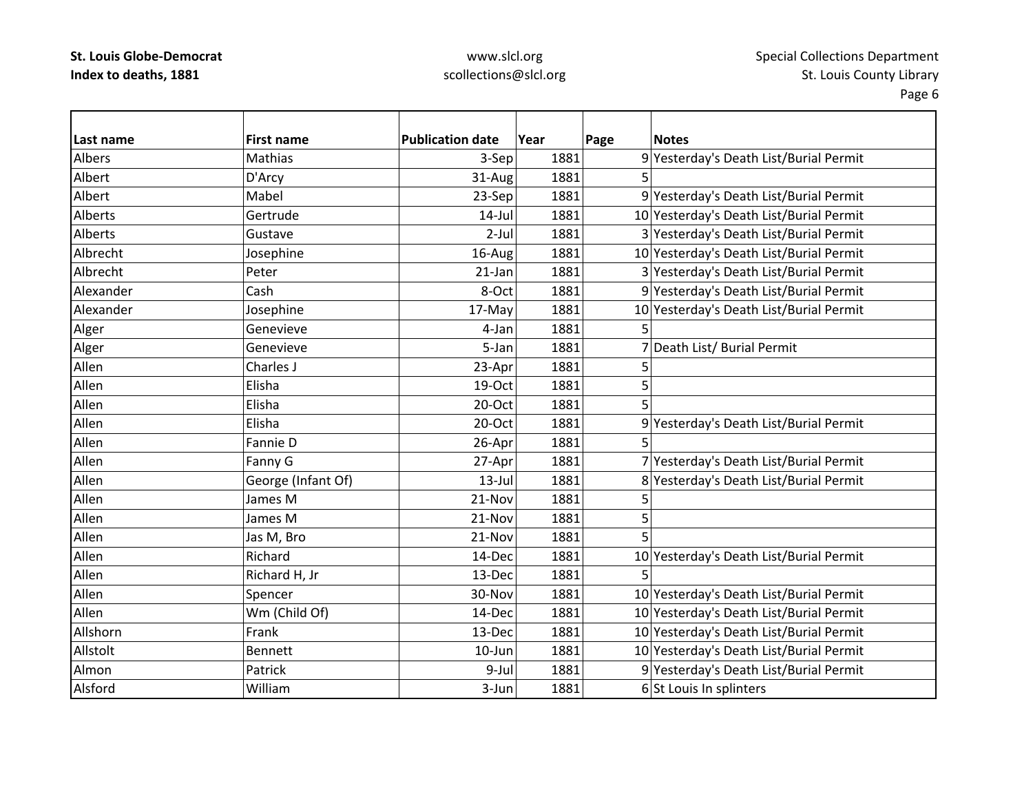| Last name | First name | Publication date | Year | Page | Notes |
|---|---|---|---|---|---|
| Albers | Mathias | 3-Sep | 1881 | 9 | Yesterday's Death List/Burial Permit |
| Albert | D'Arcy | 31-Aug | 1881 | 5 | |
| Albert | Mabel | 23-Sep | 1881 | 9 | Yesterday's Death List/Burial Permit |
| Alberts | Gertrude | 14-Jul | 1881 | 10 | Yesterday's Death List/Burial Permit |
| Alberts | Gustave | 2-Jul | 1881 | 3 | Yesterday's Death List/Burial Permit |
| Albrecht | Josephine | 16-Aug | 1881 | 10 | Yesterday's Death List/Burial Permit |
| Albrecht | Peter | 21-Jan | 1881 | 3 | Yesterday's Death List/Burial Permit |
| Alexander | Cash | 8-Oct | 1881 | 9 | Yesterday's Death List/Burial Permit |
| Alexander | Josephine | 17-May | 1881 | 10 | Yesterday's Death List/Burial Permit |
| Alger | Genevieve | 4-Jan | 1881 | 5 | |
| Alger | Genevieve | 5-Jan | 1881 | 7 | Death List/ Burial Permit |
| Allen | Charles J | 23-Apr | 1881 | 5 | |
| Allen | Elisha | 19-Oct | 1881 | 5 | |
| Allen | Elisha | 20-Oct | 1881 | 5 | |
| Allen | Elisha | 20-Oct | 1881 | 9 | Yesterday's Death List/Burial Permit |
| Allen | Fannie D | 26-Apr | 1881 | 5 | |
| Allen | Fanny G | 27-Apr | 1881 | 7 | Yesterday's Death List/Burial Permit |
| Allen | George (Infant Of) | 13-Jul | 1881 | 8 | Yesterday's Death List/Burial Permit |
| Allen | James M | 21-Nov | 1881 | 5 | |
| Allen | James M | 21-Nov | 1881 | 5 | |
| Allen | Jas M, Bro | 21-Nov | 1881 | 5 | |
| Allen | Richard | 14-Dec | 1881 | 10 | Yesterday's Death List/Burial Permit |
| Allen | Richard H, Jr | 13-Dec | 1881 | 5 | |
| Allen | Spencer | 30-Nov | 1881 | 10 | Yesterday's Death List/Burial Permit |
| Allen | Wm (Child Of) | 14-Dec | 1881 | 10 | Yesterday's Death List/Burial Permit |
| Allshorn | Frank | 13-Dec | 1881 | 10 | Yesterday's Death List/Burial Permit |
| Allstolt | Bennett | 10-Jun | 1881 | 10 | Yesterday's Death List/Burial Permit |
| Almon | Patrick | 9-Jul | 1881 | 9 | Yesterday's Death List/Burial Permit |
| Alsford | William | 3-Jun | 1881 | 6 | St Louis In splinters |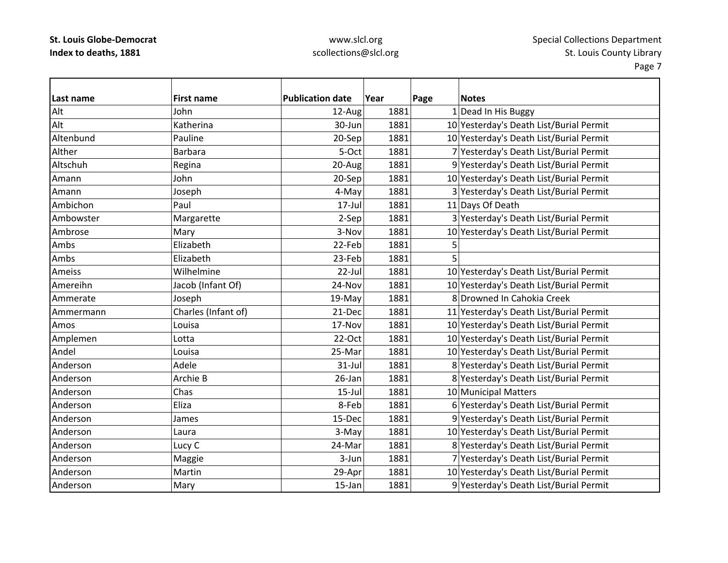| Last name | First name | Publication date | Year | Page | Notes |
|---|---|---|---|---|---|
| Alt | John | 12-Aug | 1881 | 1 | Dead In His Buggy |
| Alt | Katherina | 30-Jun | 1881 | 10 | Yesterday's Death List/Burial Permit |
| Altenbund | Pauline | 20-Sep | 1881 | 10 | Yesterday's Death List/Burial Permit |
| Alther | Barbara | 5-Oct | 1881 | 7 | Yesterday's Death List/Burial Permit |
| Altschuh | Regina | 20-Aug | 1881 | 9 | Yesterday's Death List/Burial Permit |
| Amann | John | 20-Sep | 1881 | 10 | Yesterday's Death List/Burial Permit |
| Amann | Joseph | 4-May | 1881 | 3 | Yesterday's Death List/Burial Permit |
| Ambichon | Paul | 17-Jul | 1881 | 11 | Days Of Death |
| Ambowster | Margarette | 2-Sep | 1881 | 3 | Yesterday's Death List/Burial Permit |
| Ambrose | Mary | 3-Nov | 1881 | 10 | Yesterday's Death List/Burial Permit |
| Ambs | Elizabeth | 22-Feb | 1881 | 5 | |
| Ambs | Elizabeth | 23-Feb | 1881 | 5 | |
| Ameiss | Wilhelmine | 22-Jul | 1881 | 10 | Yesterday's Death List/Burial Permit |
| Amereihn | Jacob (Infant Of) | 24-Nov | 1881 | 10 | Yesterday's Death List/Burial Permit |
| Ammerate | Joseph | 19-May | 1881 | 8 | Drowned In Cahokia Creek |
| Ammermann | Charles (Infant of) | 21-Dec | 1881 | 11 | Yesterday's Death List/Burial Permit |
| Amos | Louisa | 17-Nov | 1881 | 10 | Yesterday's Death List/Burial Permit |
| Amplemen | Lotta | 22-Oct | 1881 | 10 | Yesterday's Death List/Burial Permit |
| Andel | Louisa | 25-Mar | 1881 | 10 | Yesterday's Death List/Burial Permit |
| Anderson | Adele | 31-Jul | 1881 | 8 | Yesterday's Death List/Burial Permit |
| Anderson | Archie B | 26-Jan | 1881 | 8 | Yesterday's Death List/Burial Permit |
| Anderson | Chas | 15-Jul | 1881 | 10 | Municipal Matters |
| Anderson | Eliza | 8-Feb | 1881 | 6 | Yesterday's Death List/Burial Permit |
| Anderson | James | 15-Dec | 1881 | 9 | Yesterday's Death List/Burial Permit |
| Anderson | Laura | 3-May | 1881 | 10 | Yesterday's Death List/Burial Permit |
| Anderson | Lucy C | 24-Mar | 1881 | 8 | Yesterday's Death List/Burial Permit |
| Anderson | Maggie | 3-Jun | 1881 | 7 | Yesterday's Death List/Burial Permit |
| Anderson | Martin | 29-Apr | 1881 | 10 | Yesterday's Death List/Burial Permit |
| Anderson | Mary | 15-Jan | 1881 | 9 | Yesterday's Death List/Burial Permit |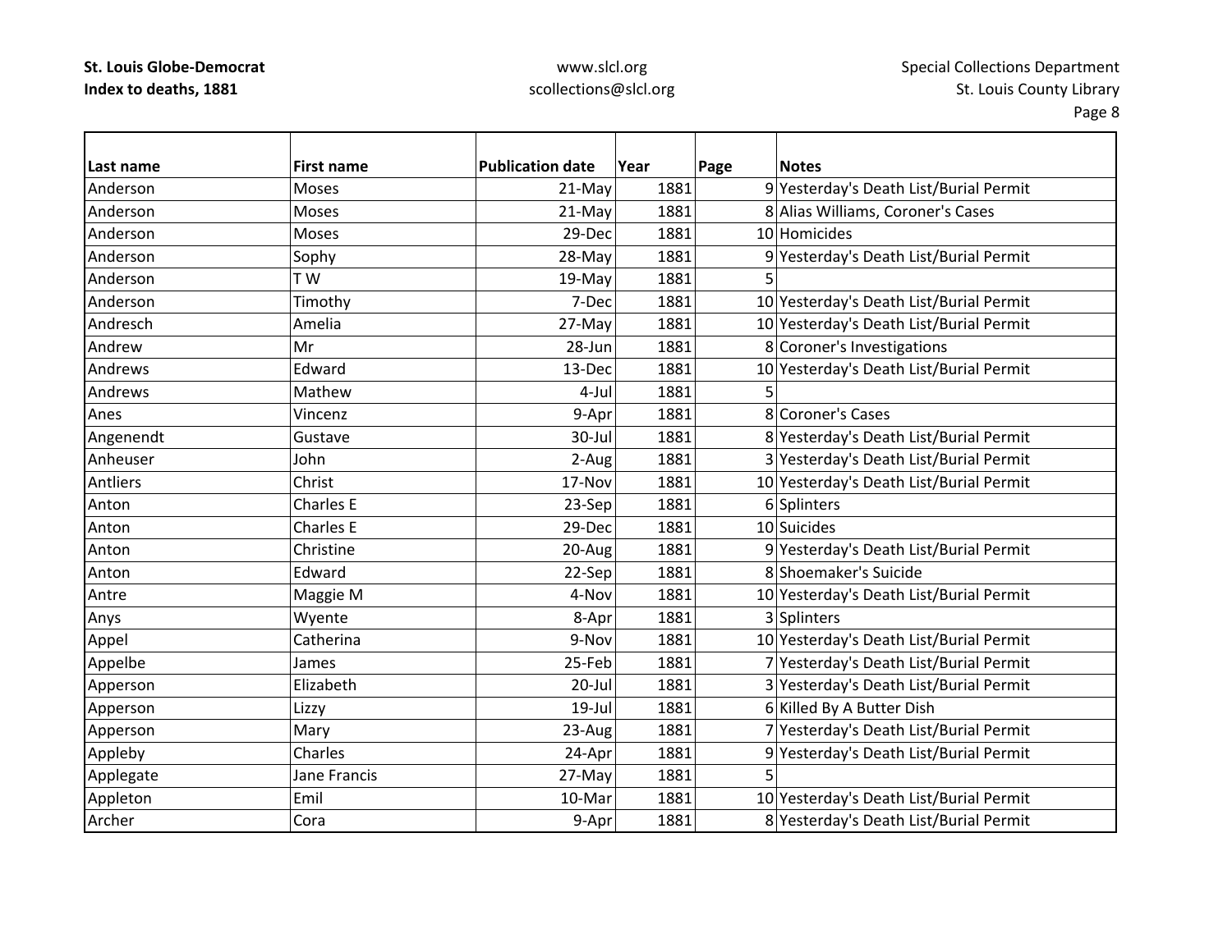| Last name | First name | Publication date | Year | Page | Notes |
|---|---|---|---|---|---|
| Anderson | Moses | 21-May | 1881 | 9 | Yesterday's Death List/Burial Permit |
| Anderson | Moses | 21-May | 1881 | 8 | Alias Williams, Coroner's Cases |
| Anderson | Moses | 29-Dec | 1881 | 10 | Homicides |
| Anderson | Sophy | 28-May | 1881 | 9 | Yesterday's Death List/Burial Permit |
| Anderson | T W | 19-May | 1881 | 5 | |
| Anderson | Timothy | 7-Dec | 1881 | 10 | Yesterday's Death List/Burial Permit |
| Andresch | Amelia | 27-May | 1881 | 10 | Yesterday's Death List/Burial Permit |
| Andrew | Mr | 28-Jun | 1881 | 8 | Coroner's Investigations |
| Andrews | Edward | 13-Dec | 1881 | 10 | Yesterday's Death List/Burial Permit |
| Andrews | Mathew | 4-Jul | 1881 | 5 | |
| Anes | Vincenz | 9-Apr | 1881 | 8 | Coroner's Cases |
| Angenendt | Gustave | 30-Jul | 1881 | 8 | Yesterday's Death List/Burial Permit |
| Anheuser | John | 2-Aug | 1881 | 3 | Yesterday's Death List/Burial Permit |
| Antliers | Christ | 17-Nov | 1881 | 10 | Yesterday's Death List/Burial Permit |
| Anton | Charles E | 23-Sep | 1881 | 6 | Splinters |
| Anton | Charles E | 29-Dec | 1881 | 10 | Suicides |
| Anton | Christine | 20-Aug | 1881 | 9 | Yesterday's Death List/Burial Permit |
| Anton | Edward | 22-Sep | 1881 | 8 | Shoemaker's Suicide |
| Antre | Maggie M | 4-Nov | 1881 | 10 | Yesterday's Death List/Burial Permit |
| Anys | Wyente | 8-Apr | 1881 | 3 | Splinters |
| Appel | Catherina | 9-Nov | 1881 | 10 | Yesterday's Death List/Burial Permit |
| Appelbe | James | 25-Feb | 1881 | 7 | Yesterday's Death List/Burial Permit |
| Apperson | Elizabeth | 20-Jul | 1881 | 3 | Yesterday's Death List/Burial Permit |
| Apperson | Lizzy | 19-Jul | 1881 | 6 | Killed By A Butter Dish |
| Apperson | Mary | 23-Aug | 1881 | 7 | Yesterday's Death List/Burial Permit |
| Appleby | Charles | 24-Apr | 1881 | 9 | Yesterday's Death List/Burial Permit |
| Applegate | Jane Francis | 27-May | 1881 | 5 | |
| Appleton | Emil | 10-Mar | 1881 | 10 | Yesterday's Death List/Burial Permit |
| Archer | Cora | 9-Apr | 1881 | 8 | Yesterday's Death List/Burial Permit |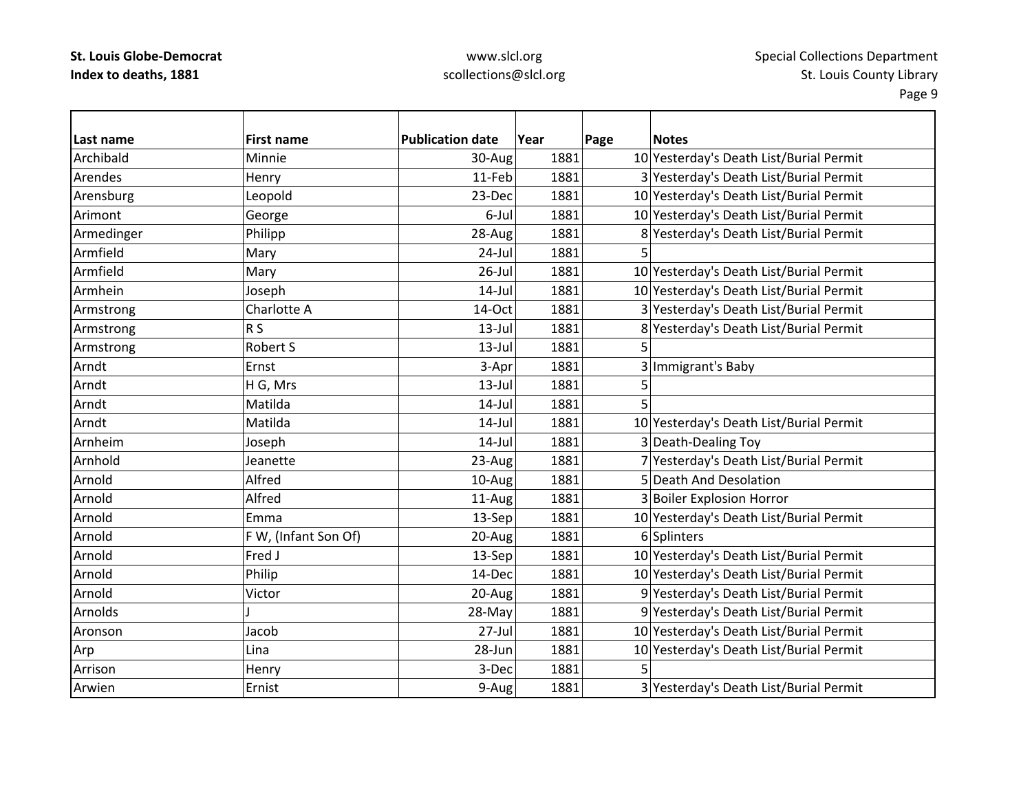| Last name | First name | Publication date | Year | Page | Notes |
|---|---|---|---|---|---|
| Archibald | Minnie | 30-Aug | 1881 | 10 | Yesterday's Death List/Burial Permit |
| Arendes | Henry | 11-Feb | 1881 | 3 | Yesterday's Death List/Burial Permit |
| Arensburg | Leopold | 23-Dec | 1881 | 10 | Yesterday's Death List/Burial Permit |
| Arimont | George | 6-Jul | 1881 | 10 | Yesterday's Death List/Burial Permit |
| Armedinger | Philipp | 28-Aug | 1881 | 8 | Yesterday's Death List/Burial Permit |
| Armfield | Mary | 24-Jul | 1881 | 5 | |
| Armfield | Mary | 26-Jul | 1881 | 10 | Yesterday's Death List/Burial Permit |
| Armhein | Joseph | 14-Jul | 1881 | 10 | Yesterday's Death List/Burial Permit |
| Armstrong | Charlotte A | 14-Oct | 1881 | 3 | Yesterday's Death List/Burial Permit |
| Armstrong | R S | 13-Jul | 1881 | 8 | Yesterday's Death List/Burial Permit |
| Armstrong | Robert S | 13-Jul | 1881 | 5 | |
| Arndt | Ernst | 3-Apr | 1881 | 3 | Immigrant's Baby |
| Arndt | H G, Mrs | 13-Jul | 1881 | 5 | |
| Arndt | Matilda | 14-Jul | 1881 | 5 | |
| Arndt | Matilda | 14-Jul | 1881 | 10 | Yesterday's Death List/Burial Permit |
| Arnheim | Joseph | 14-Jul | 1881 | 3 | Death-Dealing Toy |
| Arnhold | Jeanette | 23-Aug | 1881 | 7 | Yesterday's Death List/Burial Permit |
| Arnold | Alfred | 10-Aug | 1881 | 5 | Death And Desolation |
| Arnold | Alfred | 11-Aug | 1881 | 3 | Boiler Explosion Horror |
| Arnold | Emma | 13-Sep | 1881 | 10 | Yesterday's Death List/Burial Permit |
| Arnold | F W, (Infant Son Of) | 20-Aug | 1881 | 6 | Splinters |
| Arnold | Fred J | 13-Sep | 1881 | 10 | Yesterday's Death List/Burial Permit |
| Arnold | Philip | 14-Dec | 1881 | 10 | Yesterday's Death List/Burial Permit |
| Arnold | Victor | 20-Aug | 1881 | 9 | Yesterday's Death List/Burial Permit |
| Arnolds | J | 28-May | 1881 | 9 | Yesterday's Death List/Burial Permit |
| Aronson | Jacob | 27-Jul | 1881 | 10 | Yesterday's Death List/Burial Permit |
| Arp | Lina | 28-Jun | 1881 | 10 | Yesterday's Death List/Burial Permit |
| Arrison | Henry | 3-Dec | 1881 | 5 | |
| Arwien | Ernist | 9-Aug | 1881 | 3 | Yesterday's Death List/Burial Permit |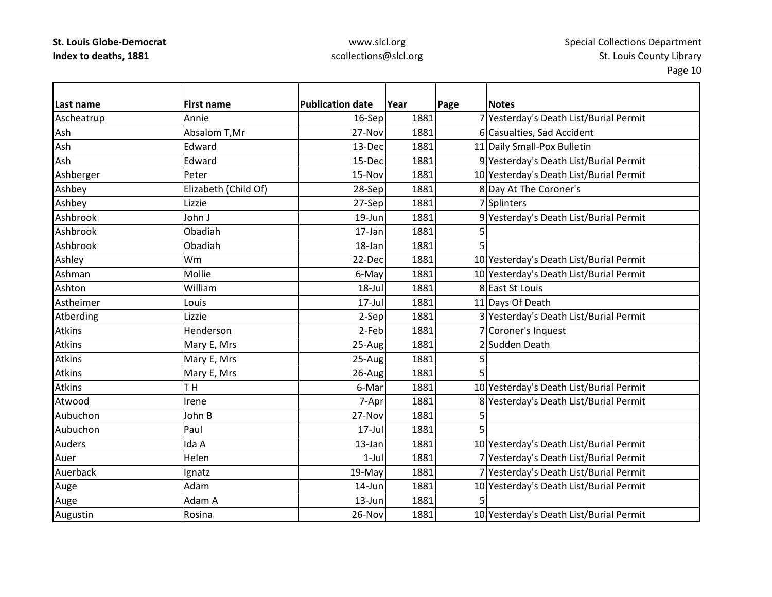| Last name | First name | Publication date | Year | Page | Notes |
|---|---|---|---|---|---|
| Ascheatrup | Annie | 16-Sep | 1881 | 7 | Yesterday's Death List/Burial Permit |
| Ash | Absalom T,Mr | 27-Nov | 1881 | 6 | Casualties, Sad Accident |
| Ash | Edward | 13-Dec | 1881 | 11 | Daily Small-Pox Bulletin |
| Ash | Edward | 15-Dec | 1881 | 9 | Yesterday's Death List/Burial Permit |
| Ashberger | Peter | 15-Nov | 1881 | 10 | Yesterday's Death List/Burial Permit |
| Ashbey | Elizabeth (Child Of) | 28-Sep | 1881 | 8 | Day At The Coroner's |
| Ashbey | Lizzie | 27-Sep | 1881 | 7 | Splinters |
| Ashbrook | John J | 19-Jun | 1881 | 9 | Yesterday's Death List/Burial Permit |
| Ashbrook | Obadiah | 17-Jan | 1881 | 5 | |
| Ashbrook | Obadiah | 18-Jan | 1881 | 5 | |
| Ashley | Wm | 22-Dec | 1881 | 10 | Yesterday's Death List/Burial Permit |
| Ashman | Mollie | 6-May | 1881 | 10 | Yesterday's Death List/Burial Permit |
| Ashton | William | 18-Jul | 1881 | 8 | East St Louis |
| Astheimer | Louis | 17-Jul | 1881 | 11 | Days Of Death |
| Atberding | Lizzie | 2-Sep | 1881 | 3 | Yesterday's Death List/Burial Permit |
| Atkins | Henderson | 2-Feb | 1881 | 7 | Coroner's Inquest |
| Atkins | Mary E, Mrs | 25-Aug | 1881 | 2 | Sudden Death |
| Atkins | Mary E, Mrs | 25-Aug | 1881 | 5 | |
| Atkins | Mary E, Mrs | 26-Aug | 1881 | 5 | |
| Atkins | T H | 6-Mar | 1881 | 10 | Yesterday's Death List/Burial Permit |
| Atwood | Irene | 7-Apr | 1881 | 8 | Yesterday's Death List/Burial Permit |
| Aubuchon | John B | 27-Nov | 1881 | 5 | |
| Aubuchon | Paul | 17-Jul | 1881 | 5 | |
| Auders | Ida A | 13-Jan | 1881 | 10 | Yesterday's Death List/Burial Permit |
| Auer | Helen | 1-Jul | 1881 | 7 | Yesterday's Death List/Burial Permit |
| Auerback | Ignatz | 19-May | 1881 | 7 | Yesterday's Death List/Burial Permit |
| Auge | Adam | 14-Jun | 1881 | 10 | Yesterday's Death List/Burial Permit |
| Auge | Adam A | 13-Jun | 1881 | 5 | |
| Augustin | Rosina | 26-Nov | 1881 | 10 | Yesterday's Death List/Burial Permit |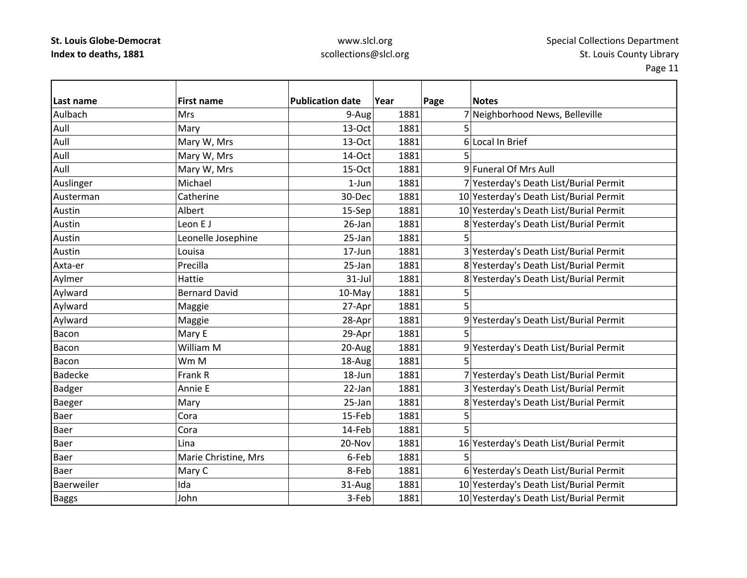| Last name | First name | Publication date | Year | Page | Notes |
|---|---|---|---|---|---|
| Aulbach | Mrs | 9-Aug | 1881 | 7 | Neighborhood News, Belleville |
| Aull | Mary | 13-Oct | 1881 | 5 | |
| Aull | Mary W, Mrs | 13-Oct | 1881 | 6 | Local In Brief |
| Aull | Mary W, Mrs | 14-Oct | 1881 | 5 | |
| Aull | Mary W, Mrs | 15-Oct | 1881 | 9 | Funeral Of Mrs Aull |
| Auslinger | Michael | 1-Jun | 1881 | 7 | Yesterday's Death List/Burial Permit |
| Austerman | Catherine | 30-Dec | 1881 | 10 | Yesterday's Death List/Burial Permit |
| Austin | Albert | 15-Sep | 1881 | 10 | Yesterday's Death List/Burial Permit |
| Austin | Leon E J | 26-Jan | 1881 | 8 | Yesterday's Death List/Burial Permit |
| Austin | Leonelle Josephine | 25-Jan | 1881 | 5 | |
| Austin | Louisa | 17-Jun | 1881 | 3 | Yesterday's Death List/Burial Permit |
| Axta-er | Precilla | 25-Jan | 1881 | 8 | Yesterday's Death List/Burial Permit |
| Aylmer | Hattie | 31-Jul | 1881 | 8 | Yesterday's Death List/Burial Permit |
| Aylward | Bernard David | 10-May | 1881 | 5 | |
| Aylward | Maggie | 27-Apr | 1881 | 5 | |
| Aylward | Maggie | 28-Apr | 1881 | 9 | Yesterday's Death List/Burial Permit |
| Bacon | Mary E | 29-Apr | 1881 | 5 | |
| Bacon | William M | 20-Aug | 1881 | 9 | Yesterday's Death List/Burial Permit |
| Bacon | Wm M | 18-Aug | 1881 | 5 | |
| Badecke | Frank R | 18-Jun | 1881 | 7 | Yesterday's Death List/Burial Permit |
| Badger | Annie E | 22-Jan | 1881 | 3 | Yesterday's Death List/Burial Permit |
| Baeger | Mary | 25-Jan | 1881 | 8 | Yesterday's Death List/Burial Permit |
| Baer | Cora | 15-Feb | 1881 | 5 | |
| Baer | Cora | 14-Feb | 1881 | 5 | |
| Baer | Lina | 20-Nov | 1881 | 16 | Yesterday's Death List/Burial Permit |
| Baer | Marie Christine, Mrs | 6-Feb | 1881 | 5 | |
| Baer | Mary C | 8-Feb | 1881 | 6 | Yesterday's Death List/Burial Permit |
| Baerweiler | Ida | 31-Aug | 1881 | 10 | Yesterday's Death List/Burial Permit |
| Baggs | John | 3-Feb | 1881 | 10 | Yesterday's Death List/Burial Permit |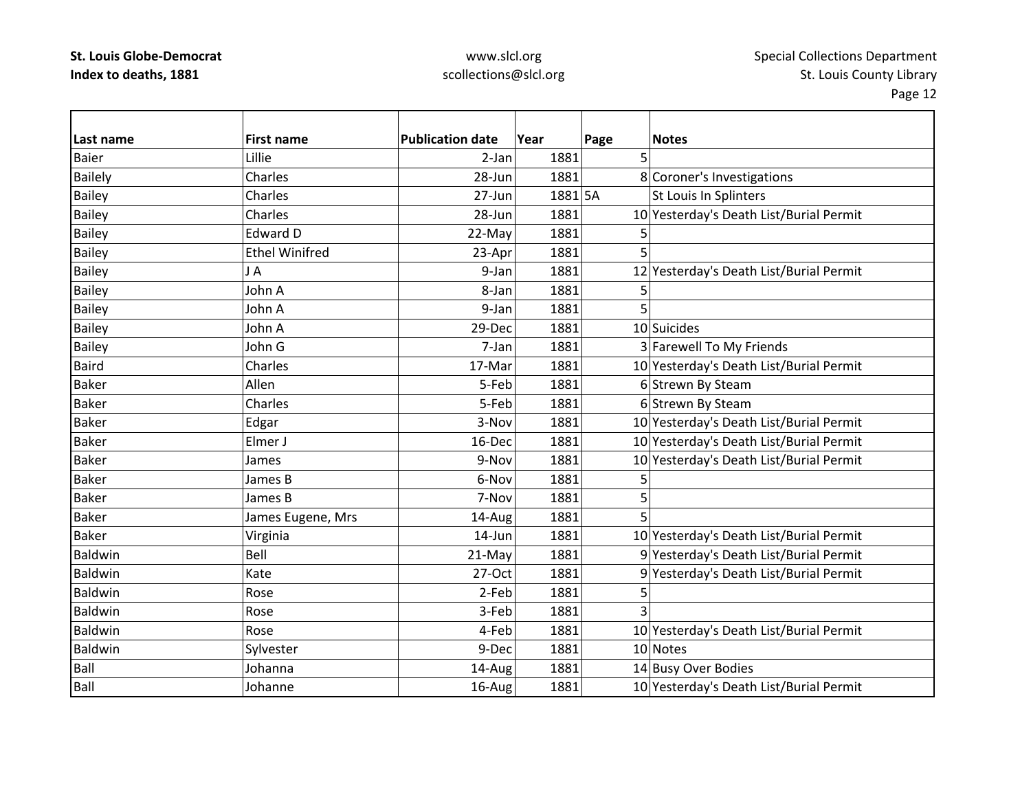| Last name | First name | Publication date | Year | Page | Notes |
|---|---|---|---|---|---|
| Baier | Lillie | 2-Jan | 1881 | 5 | |
| Bailely | Charles | 28-Jun | 1881 | 8 | Coroner's Investigations |
| Bailey | Charles | 27-Jun | 1881 | 5A | St Louis In Splinters |
| Bailey | Charles | 28-Jun | 1881 | 10 | Yesterday's Death List/Burial Permit |
| Bailey | Edward D | 22-May | 1881 | 5 | |
| Bailey | Ethel Winifred | 23-Apr | 1881 | 5 | |
| Bailey | J A | 9-Jan | 1881 | 12 | Yesterday's Death List/Burial Permit |
| Bailey | John A | 8-Jan | 1881 | 5 | |
| Bailey | John A | 9-Jan | 1881 | 5 | |
| Bailey | John A | 29-Dec | 1881 | 10 | Suicides |
| Bailey | John G | 7-Jan | 1881 | 3 | Farewell To My Friends |
| Baird | Charles | 17-Mar | 1881 | 10 | Yesterday's Death List/Burial Permit |
| Baker | Allen | 5-Feb | 1881 | 6 | Strewn By Steam |
| Baker | Charles | 5-Feb | 1881 | 6 | Strewn By Steam |
| Baker | Edgar | 3-Nov | 1881 | 10 | Yesterday's Death List/Burial Permit |
| Baker | Elmer J | 16-Dec | 1881 | 10 | Yesterday's Death List/Burial Permit |
| Baker | James | 9-Nov | 1881 | 10 | Yesterday's Death List/Burial Permit |
| Baker | James B | 6-Nov | 1881 | 5 | |
| Baker | James B | 7-Nov | 1881 | 5 | |
| Baker | James Eugene, Mrs | 14-Aug | 1881 | 5 | |
| Baker | Virginia | 14-Jun | 1881 | 10 | Yesterday's Death List/Burial Permit |
| Baldwin | Bell | 21-May | 1881 | 9 | Yesterday's Death List/Burial Permit |
| Baldwin | Kate | 27-Oct | 1881 | 9 | Yesterday's Death List/Burial Permit |
| Baldwin | Rose | 2-Feb | 1881 | 5 | |
| Baldwin | Rose | 3-Feb | 1881 | 3 | |
| Baldwin | Rose | 4-Feb | 1881 | 10 | Yesterday's Death List/Burial Permit |
| Baldwin | Sylvester | 9-Dec | 1881 | 10 | Notes |
| Ball | Johanna | 14-Aug | 1881 | 14 | Busy Over Bodies |
| Ball | Johanne | 16-Aug | 1881 | 10 | Yesterday's Death List/Burial Permit |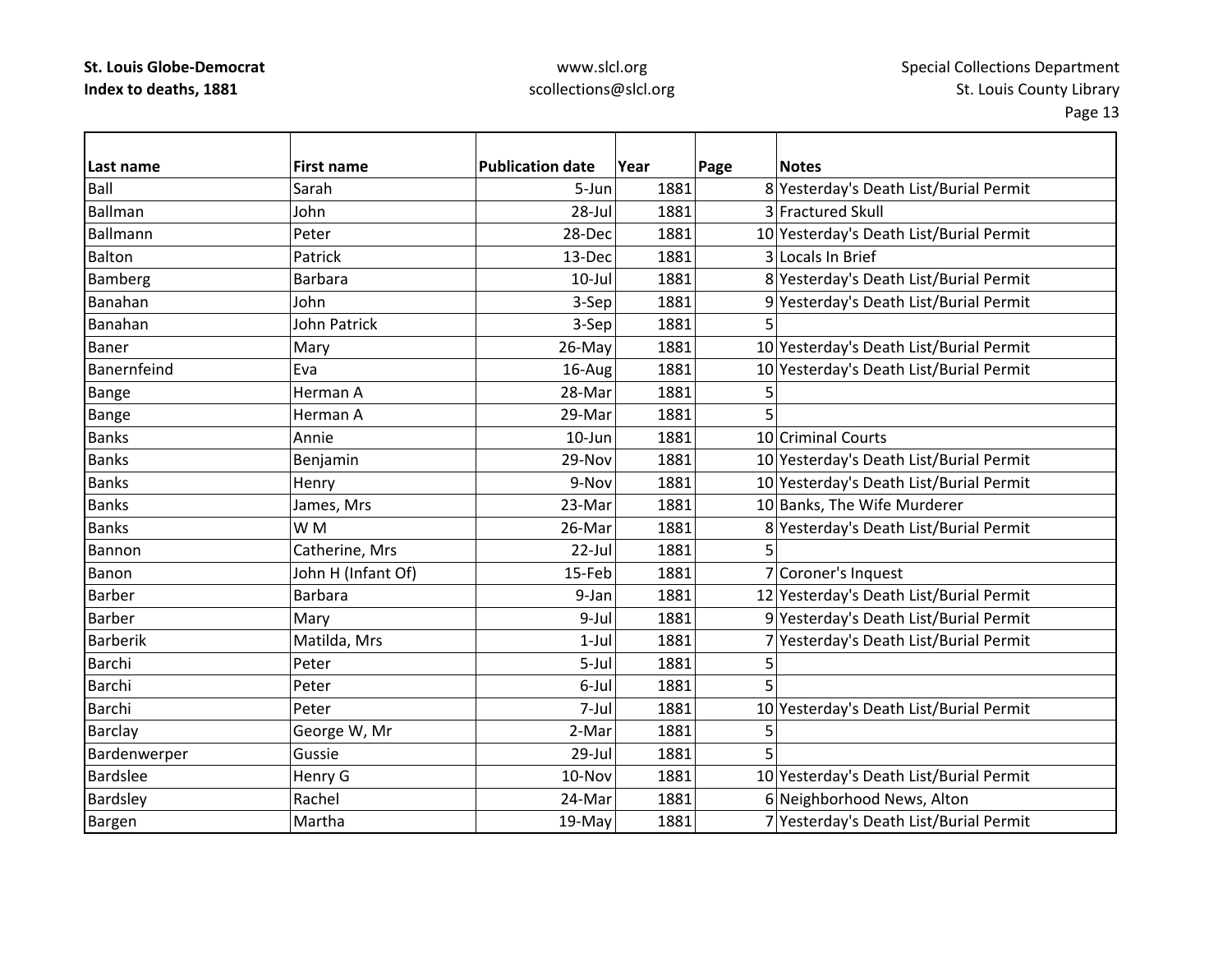| Last name | First name | Publication date | Year | Page | Notes |
|---|---|---|---|---|---|
| Ball | Sarah | 5-Jun | 1881 | 8 | Yesterday's Death List/Burial Permit |
| Ballman | John | 28-Jul | 1881 | 3 | Fractured Skull |
| Ballmann | Peter | 28-Dec | 1881 | 10 | Yesterday's Death List/Burial Permit |
| Balton | Patrick | 13-Dec | 1881 | 3 | Locals In Brief |
| Bamberg | Barbara | 10-Jul | 1881 | 8 | Yesterday's Death List/Burial Permit |
| Banahan | John | 3-Sep | 1881 | 9 | Yesterday's Death List/Burial Permit |
| Banahan | John Patrick | 3-Sep | 1881 | 5 | |
| Baner | Mary | 26-May | 1881 | 10 | Yesterday's Death List/Burial Permit |
| Banernfeind | Eva | 16-Aug | 1881 | 10 | Yesterday's Death List/Burial Permit |
| Bange | Herman A | 28-Mar | 1881 | 5 | |
| Bange | Herman A | 29-Mar | 1881 | 5 | |
| Banks | Annie | 10-Jun | 1881 | 10 | Criminal Courts |
| Banks | Benjamin | 29-Nov | 1881 | 10 | Yesterday's Death List/Burial Permit |
| Banks | Henry | 9-Nov | 1881 | 10 | Yesterday's Death List/Burial Permit |
| Banks | James, Mrs | 23-Mar | 1881 | 10 | Banks, The Wife Murderer |
| Banks | W M | 26-Mar | 1881 | 8 | Yesterday's Death List/Burial Permit |
| Bannon | Catherine, Mrs | 22-Jul | 1881 | 5 | |
| Banon | John H (Infant Of) | 15-Feb | 1881 | 7 | Coroner's Inquest |
| Barber | Barbara | 9-Jan | 1881 | 12 | Yesterday's Death List/Burial Permit |
| Barber | Mary | 9-Jul | 1881 | 9 | Yesterday's Death List/Burial Permit |
| Barberik | Matilda, Mrs | 1-Jul | 1881 | 7 | Yesterday's Death List/Burial Permit |
| Barchi | Peter | 5-Jul | 1881 | 5 | |
| Barchi | Peter | 6-Jul | 1881 | 5 | |
| Barchi | Peter | 7-Jul | 1881 | 10 | Yesterday's Death List/Burial Permit |
| Barclay | George W, Mr | 2-Mar | 1881 | 5 | |
| Bardenwerper | Gussie | 29-Jul | 1881 | 5 | |
| Bardslee | Henry G | 10-Nov | 1881 | 10 | Yesterday's Death List/Burial Permit |
| Bardsley | Rachel | 24-Mar | 1881 | 6 | Neighborhood News, Alton |
| Bargen | Martha | 19-May | 1881 | 7 | Yesterday's Death List/Burial Permit |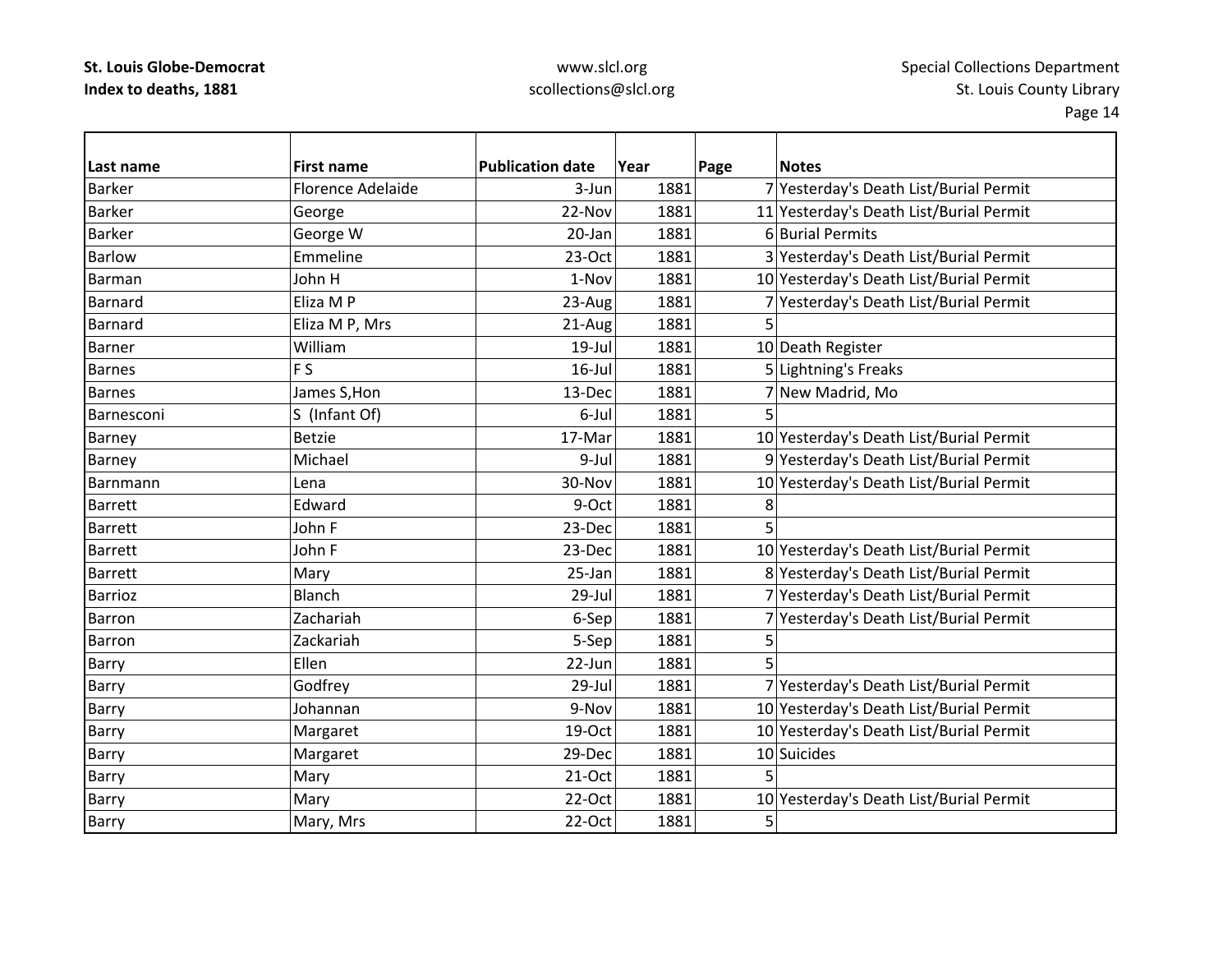| Last name | First name | Publication date | Year | Page | Notes |
|---|---|---|---|---|---|
| Barker | Florence Adelaide | 3-Jun | 1881 | 7 | Yesterday's Death List/Burial Permit |
| Barker | George | 22-Nov | 1881 | 11 | Yesterday's Death List/Burial Permit |
| Barker | George W | 20-Jan | 1881 | 6 | Burial Permits |
| Barlow | Emmeline | 23-Oct | 1881 | 3 | Yesterday's Death List/Burial Permit |
| Barman | John H | 1-Nov | 1881 | 10 | Yesterday's Death List/Burial Permit |
| Barnard | Eliza M P | 23-Aug | 1881 | 7 | Yesterday's Death List/Burial Permit |
| Barnard | Eliza M P, Mrs | 21-Aug | 1881 | 5 | |
| Barner | William | 19-Jul | 1881 | 10 | Death Register |
| Barnes | F S | 16-Jul | 1881 | 5 | Lightning's Freaks |
| Barnes | James S,Hon | 13-Dec | 1881 | 7 | New Madrid, Mo |
| Barnesconi | S (Infant Of) | 6-Jul | 1881 | 5 | |
| Barney | Betzie | 17-Mar | 1881 | 10 | Yesterday's Death List/Burial Permit |
| Barney | Michael | 9-Jul | 1881 | 9 | Yesterday's Death List/Burial Permit |
| Barnmann | Lena | 30-Nov | 1881 | 10 | Yesterday's Death List/Burial Permit |
| Barrett | Edward | 9-Oct | 1881 | 8 | |
| Barrett | John F | 23-Dec | 1881 | 5 | |
| Barrett | John F | 23-Dec | 1881 | 10 | Yesterday's Death List/Burial Permit |
| Barrett | Mary | 25-Jan | 1881 | 8 | Yesterday's Death List/Burial Permit |
| Barrioz | Blanch | 29-Jul | 1881 | 7 | Yesterday's Death List/Burial Permit |
| Barron | Zachariah | 6-Sep | 1881 | 7 | Yesterday's Death List/Burial Permit |
| Barron | Zackariah | 5-Sep | 1881 | 5 | |
| Barry | Ellen | 22-Jun | 1881 | 5 | |
| Barry | Godfrey | 29-Jul | 1881 | 7 | Yesterday's Death List/Burial Permit |
| Barry | Johannan | 9-Nov | 1881 | 10 | Yesterday's Death List/Burial Permit |
| Barry | Margaret | 19-Oct | 1881 | 10 | Yesterday's Death List/Burial Permit |
| Barry | Margaret | 29-Dec | 1881 | 10 | Suicides |
| Barry | Mary | 21-Oct | 1881 | 5 | |
| Barry | Mary | 22-Oct | 1881 | 10 | Yesterday's Death List/Burial Permit |
| Barry | Mary, Mrs | 22-Oct | 1881 | 5 | |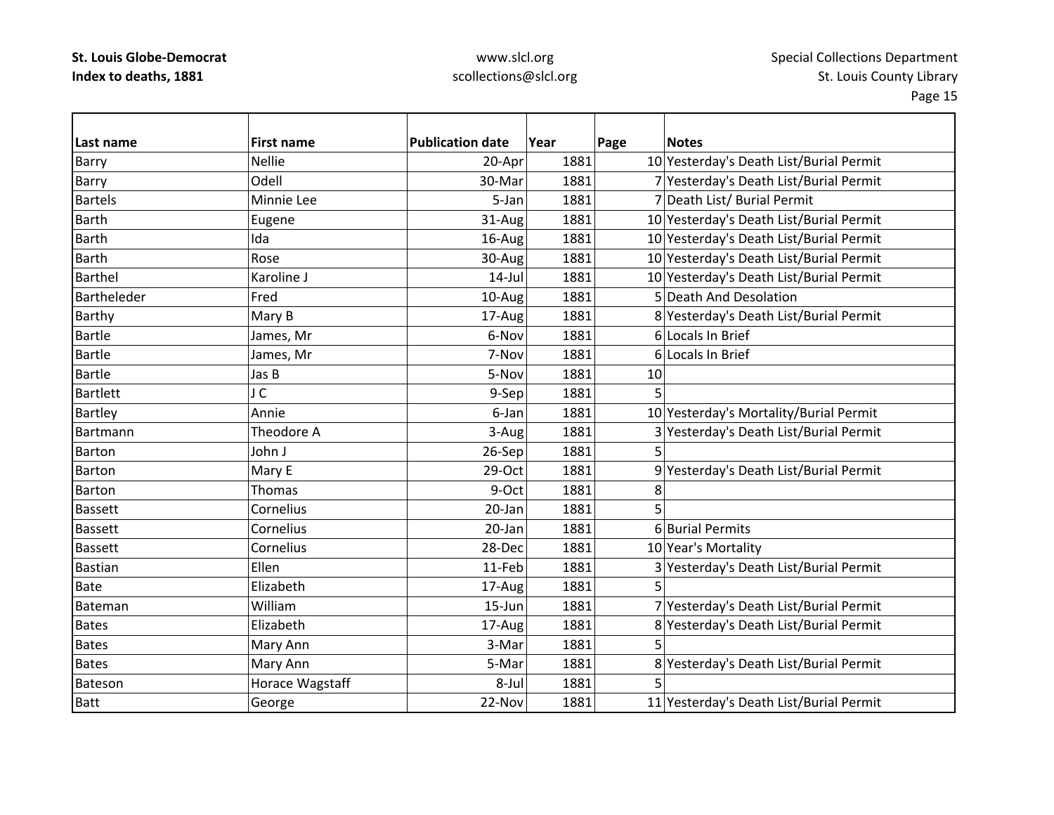| Last name | First name | Publication date | Year | Page | Notes |
|---|---|---|---|---|---|
| Barry | Nellie | 20-Apr | 1881 | 10 | Yesterday's Death List/Burial Permit |
| Barry | Odell | 30-Mar | 1881 | 7 | Yesterday's Death List/Burial Permit |
| Bartels | Minnie Lee | 5-Jan | 1881 | 7 | Death List/ Burial Permit |
| Barth | Eugene | 31-Aug | 1881 | 10 | Yesterday's Death List/Burial Permit |
| Barth | Ida | 16-Aug | 1881 | 10 | Yesterday's Death List/Burial Permit |
| Barth | Rose | 30-Aug | 1881 | 10 | Yesterday's Death List/Burial Permit |
| Barthel | Karoline J | 14-Jul | 1881 | 10 | Yesterday's Death List/Burial Permit |
| Bartheleder | Fred | 10-Aug | 1881 | 5 | Death And Desolation |
| Barthy | Mary B | 17-Aug | 1881 | 8 | Yesterday's Death List/Burial Permit |
| Bartle | James, Mr | 6-Nov | 1881 | 6 | Locals In Brief |
| Bartle | James, Mr | 7-Nov | 1881 | 6 | Locals In Brief |
| Bartle | Jas B | 5-Nov | 1881 | 10 | |
| Bartlett | J C | 9-Sep | 1881 | 5 | |
| Bartley | Annie | 6-Jan | 1881 | 10 | Yesterday's Mortality/Burial Permit |
| Bartmann | Theodore A | 3-Aug | 1881 | 3 | Yesterday's Death List/Burial Permit |
| Barton | John J | 26-Sep | 1881 | 5 | |
| Barton | Mary E | 29-Oct | 1881 | 9 | Yesterday's Death List/Burial Permit |
| Barton | Thomas | 9-Oct | 1881 | 8 | |
| Bassett | Cornelius | 20-Jan | 1881 | 5 | |
| Bassett | Cornelius | 20-Jan | 1881 | 6 | Burial Permits |
| Bassett | Cornelius | 28-Dec | 1881 | 10 | Year's Mortality |
| Bastian | Ellen | 11-Feb | 1881 | 3 | Yesterday's Death List/Burial Permit |
| Bate | Elizabeth | 17-Aug | 1881 | 5 | |
| Bateman | William | 15-Jun | 1881 | 7 | Yesterday's Death List/Burial Permit |
| Bates | Elizabeth | 17-Aug | 1881 | 8 | Yesterday's Death List/Burial Permit |
| Bates | Mary Ann | 3-Mar | 1881 | 5 | |
| Bates | Mary Ann | 5-Mar | 1881 | 8 | Yesterday's Death List/Burial Permit |
| Bateson | Horace Wagstaff | 8-Jul | 1881 | 5 | |
| Batt | George | 22-Nov | 1881 | 11 | Yesterday's Death List/Burial Permit |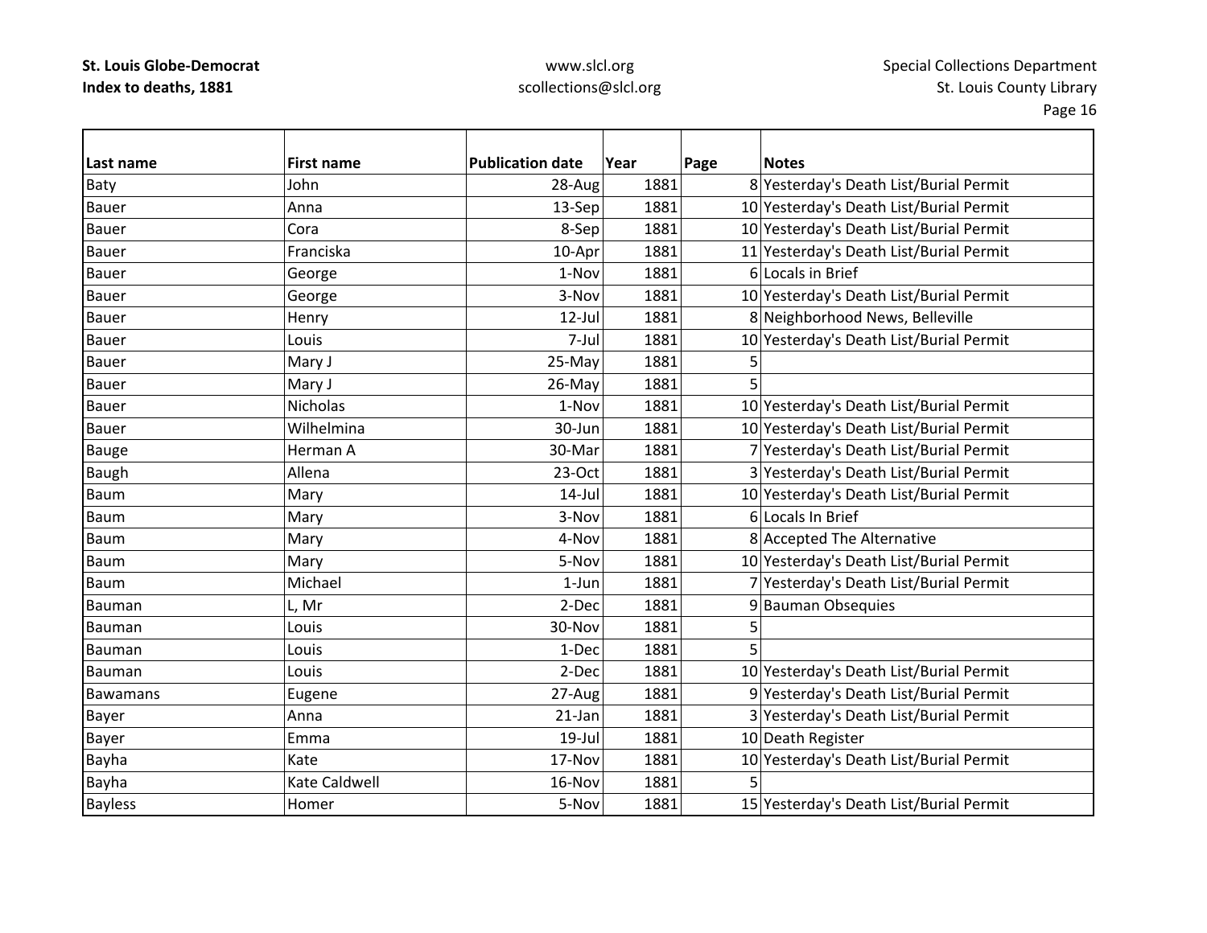| Last name | First name | Publication date | Year | Page | Notes |
|---|---|---|---|---|---|
| Baty | John | 28-Aug | 1881 | 8 | Yesterday's Death List/Burial Permit |
| Bauer | Anna | 13-Sep | 1881 | 10 | Yesterday's Death List/Burial Permit |
| Bauer | Cora | 8-Sep | 1881 | 10 | Yesterday's Death List/Burial Permit |
| Bauer | Franciska | 10-Apr | 1881 | 11 | Yesterday's Death List/Burial Permit |
| Bauer | George | 1-Nov | 1881 | 6 | Locals in Brief |
| Bauer | George | 3-Nov | 1881 | 10 | Yesterday's Death List/Burial Permit |
| Bauer | Henry | 12-Jul | 1881 | 8 | Neighborhood News, Belleville |
| Bauer | Louis | 7-Jul | 1881 | 10 | Yesterday's Death List/Burial Permit |
| Bauer | Mary J | 25-May | 1881 | 5 | |
| Bauer | Mary J | 26-May | 1881 | 5 | |
| Bauer | Nicholas | 1-Nov | 1881 | 10 | Yesterday's Death List/Burial Permit |
| Bauer | Wilhelmina | 30-Jun | 1881 | 10 | Yesterday's Death List/Burial Permit |
| Bauge | Herman A | 30-Mar | 1881 | 7 | Yesterday's Death List/Burial Permit |
| Baugh | Allena | 23-Oct | 1881 | 3 | Yesterday's Death List/Burial Permit |
| Baum | Mary | 14-Jul | 1881 | 10 | Yesterday's Death List/Burial Permit |
| Baum | Mary | 3-Nov | 1881 | 6 | Locals In Brief |
| Baum | Mary | 4-Nov | 1881 | 8 | Accepted The Alternative |
| Baum | Mary | 5-Nov | 1881 | 10 | Yesterday's Death List/Burial Permit |
| Baum | Michael | 1-Jun | 1881 | 7 | Yesterday's Death List/Burial Permit |
| Bauman | L, Mr | 2-Dec | 1881 | 9 | Bauman Obsequies |
| Bauman | Louis | 30-Nov | 1881 | 5 | |
| Bauman | Louis | 1-Dec | 1881 | 5 | |
| Bauman | Louis | 2-Dec | 1881 | 10 | Yesterday's Death List/Burial Permit |
| Bawamans | Eugene | 27-Aug | 1881 | 9 | Yesterday's Death List/Burial Permit |
| Bayer | Anna | 21-Jan | 1881 | 3 | Yesterday's Death List/Burial Permit |
| Bayer | Emma | 19-Jul | 1881 | 10 | Death Register |
| Bayha | Kate | 17-Nov | 1881 | 10 | Yesterday's Death List/Burial Permit |
| Bayha | Kate Caldwell | 16-Nov | 1881 | 5 | |
| Bayless | Homer | 5-Nov | 1881 | 15 | Yesterday's Death List/Burial Permit |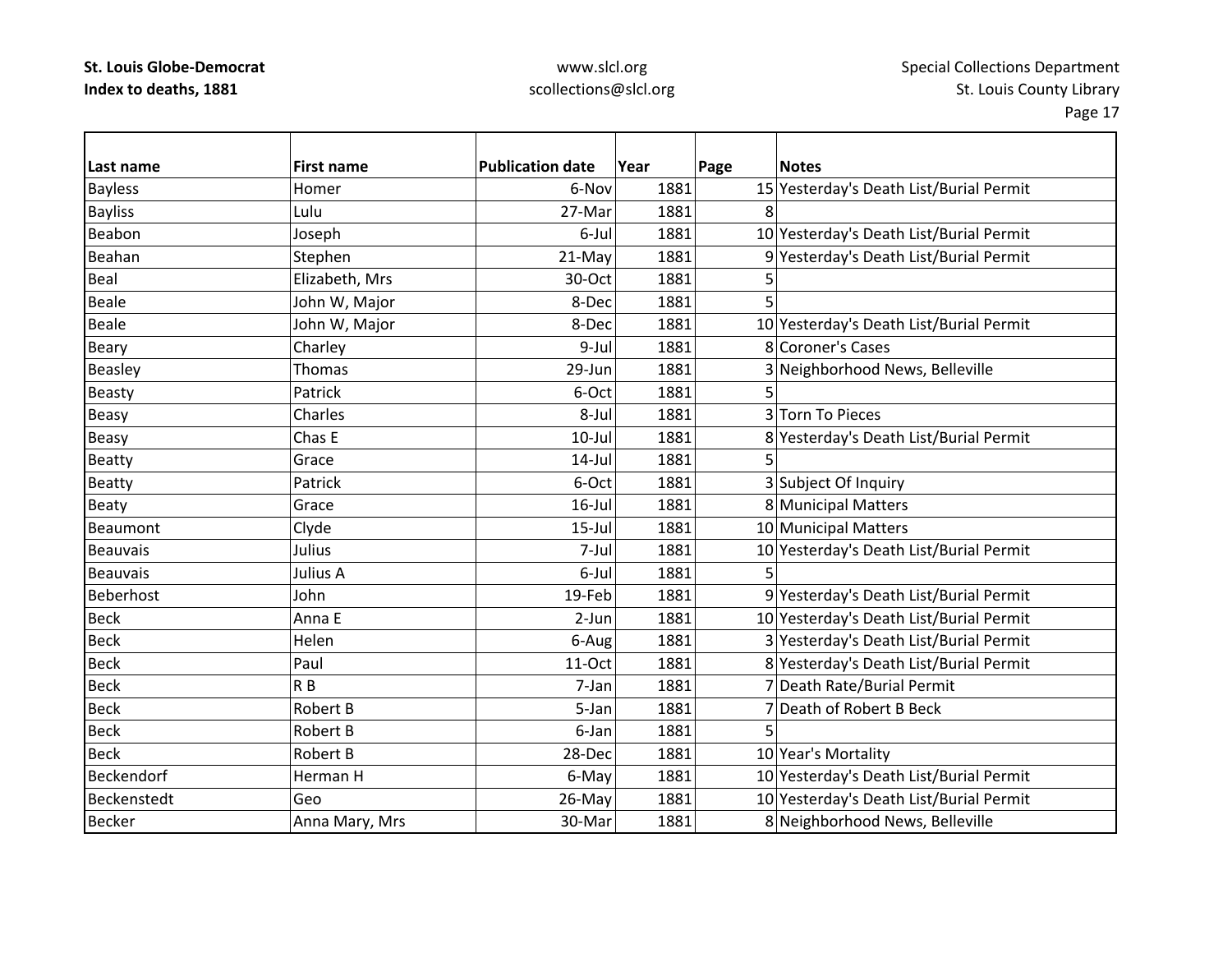| Last name | First name | Publication date | Year | Page | Notes |
|---|---|---|---|---|---|
| Bayless | Homer | 6-Nov | 1881 | 15 | Yesterday's Death List/Burial Permit |
| Bayliss | Lulu | 27-Mar | 1881 | 8 | |
| Beabon | Joseph | 6-Jul | 1881 | 10 | Yesterday's Death List/Burial Permit |
| Beahan | Stephen | 21-May | 1881 | 9 | Yesterday's Death List/Burial Permit |
| Beal | Elizabeth, Mrs | 30-Oct | 1881 | 5 | |
| Beale | John W, Major | 8-Dec | 1881 | 5 | |
| Beale | John W, Major | 8-Dec | 1881 | 10 | Yesterday's Death List/Burial Permit |
| Beary | Charley | 9-Jul | 1881 | 8 | Coroner's Cases |
| Beasley | Thomas | 29-Jun | 1881 | 3 | Neighborhood News, Belleville |
| Beasty | Patrick | 6-Oct | 1881 | 5 | |
| Beasy | Charles | 8-Jul | 1881 | 3 | Torn To Pieces |
| Beasy | Chas E | 10-Jul | 1881 | 8 | Yesterday's Death List/Burial Permit |
| Beatty | Grace | 14-Jul | 1881 | 5 | |
| Beatty | Patrick | 6-Oct | 1881 | 3 | Subject Of Inquiry |
| Beaty | Grace | 16-Jul | 1881 | 8 | Municipal Matters |
| Beaumont | Clyde | 15-Jul | 1881 | 10 | Municipal Matters |
| Beauvais | Julius | 7-Jul | 1881 | 10 | Yesterday's Death List/Burial Permit |
| Beauvais | Julius A | 6-Jul | 1881 | 5 | |
| Beberhost | John | 19-Feb | 1881 | 9 | Yesterday's Death List/Burial Permit |
| Beck | Anna E | 2-Jun | 1881 | 10 | Yesterday's Death List/Burial Permit |
| Beck | Helen | 6-Aug | 1881 | 3 | Yesterday's Death List/Burial Permit |
| Beck | Paul | 11-Oct | 1881 | 8 | Yesterday's Death List/Burial Permit |
| Beck | R B | 7-Jan | 1881 | 7 | Death Rate/Burial Permit |
| Beck | Robert B | 5-Jan | 1881 | 7 | Death of Robert B Beck |
| Beck | Robert B | 6-Jan | 1881 | 5 | |
| Beck | Robert B | 28-Dec | 1881 | 10 | Year's Mortality |
| Beckendorf | Herman H | 6-May | 1881 | 10 | Yesterday's Death List/Burial Permit |
| Beckenstedt | Geo | 26-May | 1881 | 10 | Yesterday's Death List/Burial Permit |
| Becker | Anna Mary, Mrs | 30-Mar | 1881 | 8 | Neighborhood News, Belleville |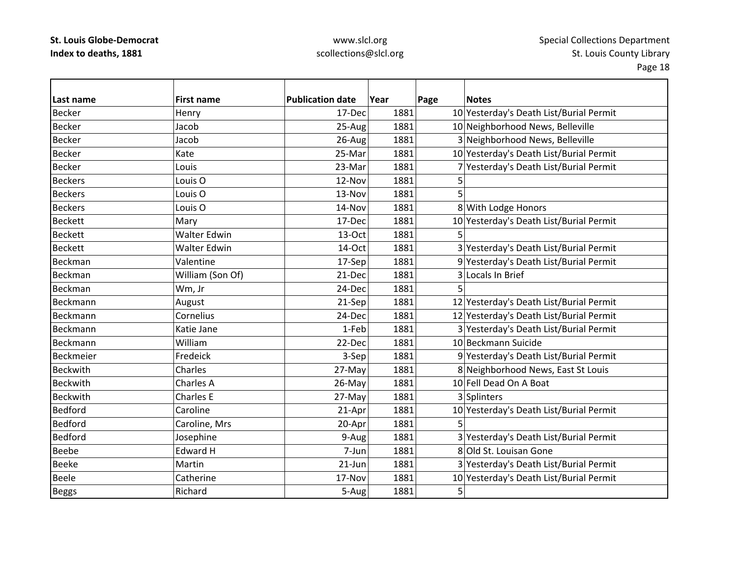**St. Louis Globe-Democrat**
**Index to deaths, 1881**

www.slcl.org
scollections@slcl.org

Special Collections Department
St. Louis County Library

| Last name | First name | Publication date | Year | Page | Notes |
|---|---|---|---|---|---|
| Becker | Henry | 17-Dec | 1881 | 10 | Yesterday's Death List/Burial Permit |
| Becker | Jacob | 25-Aug | 1881 | 10 | Neighborhood News, Belleville |
| Becker | Jacob | 26-Aug | 1881 | 3 | Neighborhood News, Belleville |
| Becker | Kate | 25-Mar | 1881 | 10 | Yesterday's Death List/Burial Permit |
| Becker | Louis | 23-Mar | 1881 | 7 | Yesterday's Death List/Burial Permit |
| Beckers | Louis O | 12-Nov | 1881 | 5 | |
| Beckers | Louis O | 13-Nov | 1881 | 5 | |
| Beckers | Louis O | 14-Nov | 1881 | 8 | With Lodge Honors |
| Beckett | Mary | 17-Dec | 1881 | 10 | Yesterday's Death List/Burial Permit |
| Beckett | Walter Edwin | 13-Oct | 1881 | 5 | |
| Beckett | Walter Edwin | 14-Oct | 1881 | 3 | Yesterday's Death List/Burial Permit |
| Beckman | Valentine | 17-Sep | 1881 | 9 | Yesterday's Death List/Burial Permit |
| Beckman | William (Son Of) | 21-Dec | 1881 | 3 | Locals In Brief |
| Beckman | Wm, Jr | 24-Dec | 1881 | 5 | |
| Beckmann | August | 21-Sep | 1881 | 12 | Yesterday's Death List/Burial Permit |
| Beckmann | Cornelius | 24-Dec | 1881 | 12 | Yesterday's Death List/Burial Permit |
| Beckmann | Katie Jane | 1-Feb | 1881 | 3 | Yesterday's Death List/Burial Permit |
| Beckmann | William | 22-Dec | 1881 | 10 | Beckmann Suicide |
| Beckmeier | Fredeick | 3-Sep | 1881 | 9 | Yesterday's Death List/Burial Permit |
| Beckwith | Charles | 27-May | 1881 | 8 | Neighborhood News, East St Louis |
| Beckwith | Charles A | 26-May | 1881 | 10 | Fell Dead On A Boat |
| Beckwith | Charles E | 27-May | 1881 | 3 | Splinters |
| Bedford | Caroline | 21-Apr | 1881 | 10 | Yesterday's Death List/Burial Permit |
| Bedford | Caroline, Mrs | 20-Apr | 1881 | 5 | |
| Bedford | Josephine | 9-Aug | 1881 | 3 | Yesterday's Death List/Burial Permit |
| Beebe | Edward H | 7-Jun | 1881 | 8 | Old St. Louisan Gone |
| Beeke | Martin | 21-Jun | 1881 | 3 | Yesterday's Death List/Burial Permit |
| Beele | Catherine | 17-Nov | 1881 | 10 | Yesterday's Death List/Burial Permit |
| Beggs | Richard | 5-Aug | 1881 | 5 | |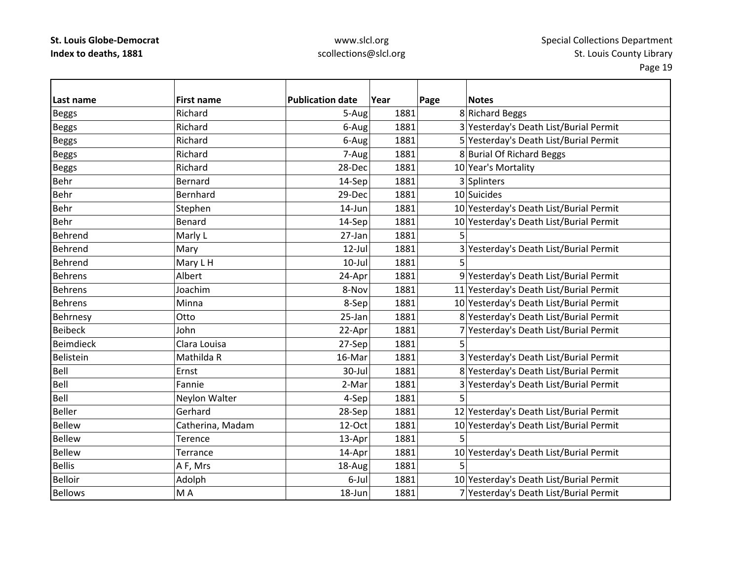| Last name | First name | Publication date | Year | Page | Notes |
|---|---|---|---|---|---|
| Beggs | Richard | 5-Aug | 1881 | 8 | Richard Beggs |
| Beggs | Richard | 6-Aug | 1881 | 3 | Yesterday's Death List/Burial Permit |
| Beggs | Richard | 6-Aug | 1881 | 5 | Yesterday's Death List/Burial Permit |
| Beggs | Richard | 7-Aug | 1881 | 8 | Burial Of Richard Beggs |
| Beggs | Richard | 28-Dec | 1881 | 10 | Year's Mortality |
| Behr | Bernard | 14-Sep | 1881 | 3 | Splinters |
| Behr | Bernhard | 29-Dec | 1881 | 10 | Suicides |
| Behr | Stephen | 14-Jun | 1881 | 10 | Yesterday's Death List/Burial Permit |
| Behr | Benard | 14-Sep | 1881 | 10 | Yesterday's Death List/Burial Permit |
| Behrend | Marly L | 27-Jan | 1881 | 5 | |
| Behrend | Mary | 12-Jul | 1881 | 3 | Yesterday's Death List/Burial Permit |
| Behrend | Mary L H | 10-Jul | 1881 | 5 | |
| Behrens | Albert | 24-Apr | 1881 | 9 | Yesterday's Death List/Burial Permit |
| Behrens | Joachim | 8-Nov | 1881 | 11 | Yesterday's Death List/Burial Permit |
| Behrens | Minna | 8-Sep | 1881 | 10 | Yesterday's Death List/Burial Permit |
| Behrnesy | Otto | 25-Jan | 1881 | 8 | Yesterday's Death List/Burial Permit |
| Beibeck | John | 22-Apr | 1881 | 7 | Yesterday's Death List/Burial Permit |
| Beimdieck | Clara Louisa | 27-Sep | 1881 | 5 | |
| Belistein | Mathilda R | 16-Mar | 1881 | 3 | Yesterday's Death List/Burial Permit |
| Bell | Ernst | 30-Jul | 1881 | 8 | Yesterday's Death List/Burial Permit |
| Bell | Fannie | 2-Mar | 1881 | 3 | Yesterday's Death List/Burial Permit |
| Bell | Neylon Walter | 4-Sep | 1881 | 5 | |
| Beller | Gerhard | 28-Sep | 1881 | 12 | Yesterday's Death List/Burial Permit |
| Bellew | Catherina, Madam | 12-Oct | 1881 | 10 | Yesterday's Death List/Burial Permit |
| Bellew | Terence | 13-Apr | 1881 | 5 | |
| Bellew | Terrance | 14-Apr | 1881 | 10 | Yesterday's Death List/Burial Permit |
| Bellis | A F, Mrs | 18-Aug | 1881 | 5 | |
| Belloir | Adolph | 6-Jul | 1881 | 10 | Yesterday's Death List/Burial Permit |
| Bellows | M A | 18-Jun | 1881 | 7 | Yesterday's Death List/Burial Permit |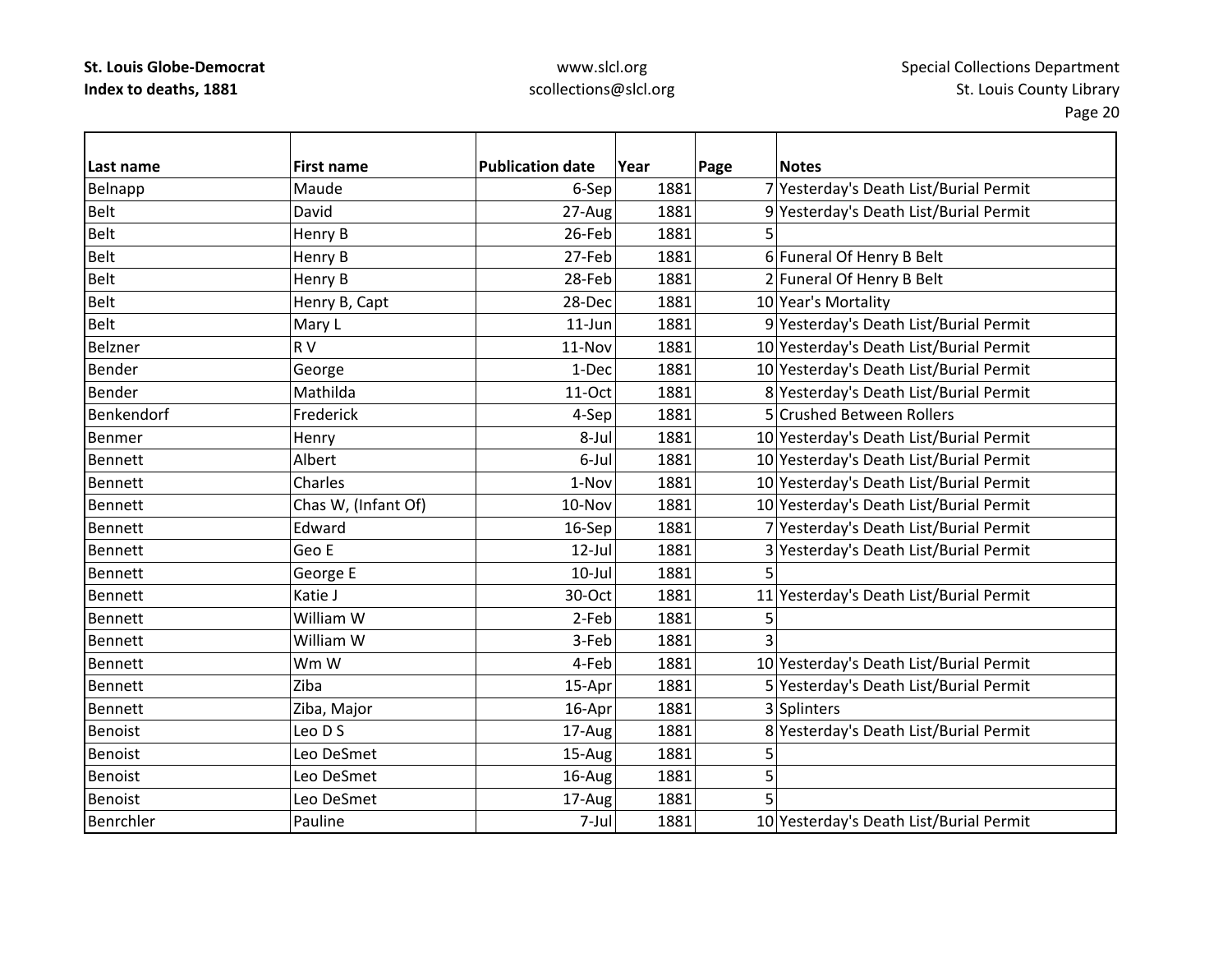| Last name | First name | Publication date | Year | Page | Notes |
|---|---|---|---|---|---|
| Belnapp | Maude | 6-Sep | 1881 | 7 | Yesterday's Death List/Burial Permit |
| Belt | David | 27-Aug | 1881 | 9 | Yesterday's Death List/Burial Permit |
| Belt | Henry B | 26-Feb | 1881 | 5 | |
| Belt | Henry B | 27-Feb | 1881 | 6 | Funeral Of Henry B Belt |
| Belt | Henry B | 28-Feb | 1881 | 2 | Funeral Of Henry B Belt |
| Belt | Henry B, Capt | 28-Dec | 1881 | 10 | Year's Mortality |
| Belt | Mary L | 11-Jun | 1881 | 9 | Yesterday's Death List/Burial Permit |
| Belzner | R V | 11-Nov | 1881 | 10 | Yesterday's Death List/Burial Permit |
| Bender | George | 1-Dec | 1881 | 10 | Yesterday's Death List/Burial Permit |
| Bender | Mathilda | 11-Oct | 1881 | 8 | Yesterday's Death List/Burial Permit |
| Benkendorf | Frederick | 4-Sep | 1881 | 5 | Crushed Between Rollers |
| Benmer | Henry | 8-Jul | 1881 | 10 | Yesterday's Death List/Burial Permit |
| Bennett | Albert | 6-Jul | 1881 | 10 | Yesterday's Death List/Burial Permit |
| Bennett | Charles | 1-Nov | 1881 | 10 | Yesterday's Death List/Burial Permit |
| Bennett | Chas W, (Infant Of) | 10-Nov | 1881 | 10 | Yesterday's Death List/Burial Permit |
| Bennett | Edward | 16-Sep | 1881 | 7 | Yesterday's Death List/Burial Permit |
| Bennett | Geo E | 12-Jul | 1881 | 3 | Yesterday's Death List/Burial Permit |
| Bennett | George E | 10-Jul | 1881 | 5 | |
| Bennett | Katie J | 30-Oct | 1881 | 11 | Yesterday's Death List/Burial Permit |
| Bennett | William W | 2-Feb | 1881 | 5 | |
| Bennett | William W | 3-Feb | 1881 | 3 | |
| Bennett | Wm W | 4-Feb | 1881 | 10 | Yesterday's Death List/Burial Permit |
| Bennett | Ziba | 15-Apr | 1881 | 5 | Yesterday's Death List/Burial Permit |
| Bennett | Ziba, Major | 16-Apr | 1881 | 3 | Splinters |
| Benoist | Leo D S | 17-Aug | 1881 | 8 | Yesterday's Death List/Burial Permit |
| Benoist | Leo DeSmet | 15-Aug | 1881 | 5 | |
| Benoist | Leo DeSmet | 16-Aug | 1881 | 5 | |
| Benoist | Leo DeSmet | 17-Aug | 1881 | 5 | |
| Benrchler | Pauline | 7-Jul | 1881 | 10 | Yesterday's Death List/Burial Permit |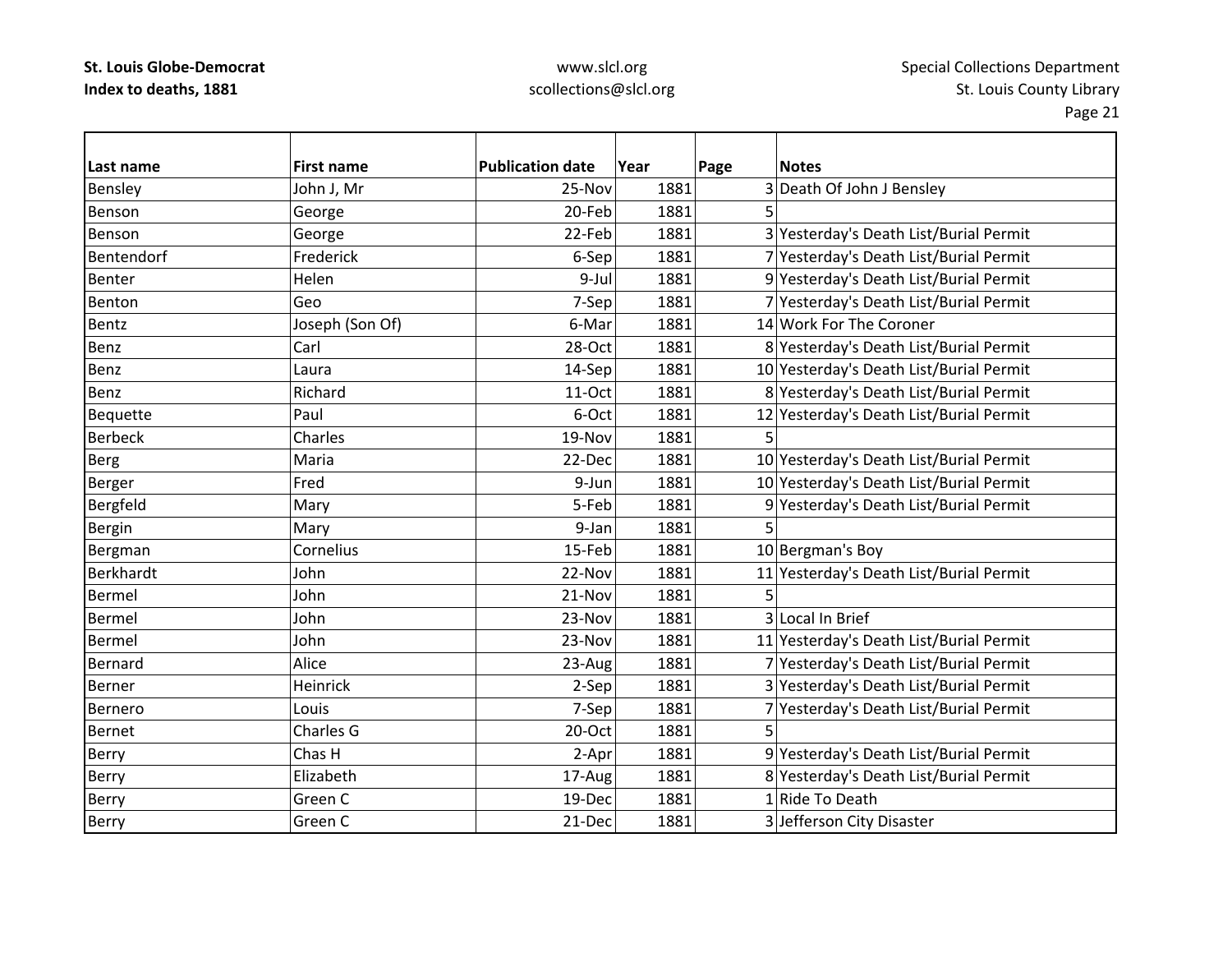| Last name | First name | Publication date | Year | Page | Notes |
|---|---|---|---|---|---|
| Bensley | John J, Mr | 25-Nov | 1881 | 3 | Death Of John J Bensley |
| Benson | George | 20-Feb | 1881 | 5 | |
| Benson | George | 22-Feb | 1881 | 3 | Yesterday's Death List/Burial Permit |
| Bentendorf | Frederick | 6-Sep | 1881 | 7 | Yesterday's Death List/Burial Permit |
| Benter | Helen | 9-Jul | 1881 | 9 | Yesterday's Death List/Burial Permit |
| Benton | Geo | 7-Sep | 1881 | 7 | Yesterday's Death List/Burial Permit |
| Bentz | Joseph (Son Of) | 6-Mar | 1881 | 14 | Work For The Coroner |
| Benz | Carl | 28-Oct | 1881 | 8 | Yesterday's Death List/Burial Permit |
| Benz | Laura | 14-Sep | 1881 | 10 | Yesterday's Death List/Burial Permit |
| Benz | Richard | 11-Oct | 1881 | 8 | Yesterday's Death List/Burial Permit |
| Bequette | Paul | 6-Oct | 1881 | 12 | Yesterday's Death List/Burial Permit |
| Berbeck | Charles | 19-Nov | 1881 | 5 | |
| Berg | Maria | 22-Dec | 1881 | 10 | Yesterday's Death List/Burial Permit |
| Berger | Fred | 9-Jun | 1881 | 10 | Yesterday's Death List/Burial Permit |
| Bergfeld | Mary | 5-Feb | 1881 | 9 | Yesterday's Death List/Burial Permit |
| Bergin | Mary | 9-Jan | 1881 | 5 | |
| Bergman | Cornelius | 15-Feb | 1881 | 10 | Bergman's Boy |
| Berkhardt | John | 22-Nov | 1881 | 11 | Yesterday's Death List/Burial Permit |
| Bermel | John | 21-Nov | 1881 | 5 | |
| Bermel | John | 23-Nov | 1881 | 3 | Local In Brief |
| Bermel | John | 23-Nov | 1881 | 11 | Yesterday's Death List/Burial Permit |
| Bernard | Alice | 23-Aug | 1881 | 7 | Yesterday's Death List/Burial Permit |
| Berner | Heinrick | 2-Sep | 1881 | 3 | Yesterday's Death List/Burial Permit |
| Bernero | Louis | 7-Sep | 1881 | 7 | Yesterday's Death List/Burial Permit |
| Bernet | Charles G | 20-Oct | 1881 | 5 | |
| Berry | Chas H | 2-Apr | 1881 | 9 | Yesterday's Death List/Burial Permit |
| Berry | Elizabeth | 17-Aug | 1881 | 8 | Yesterday's Death List/Burial Permit |
| Berry | Green C | 19-Dec | 1881 | 1 | Ride To Death |
| Berry | Green C | 21-Dec | 1881 | 3 | Jefferson City Disaster |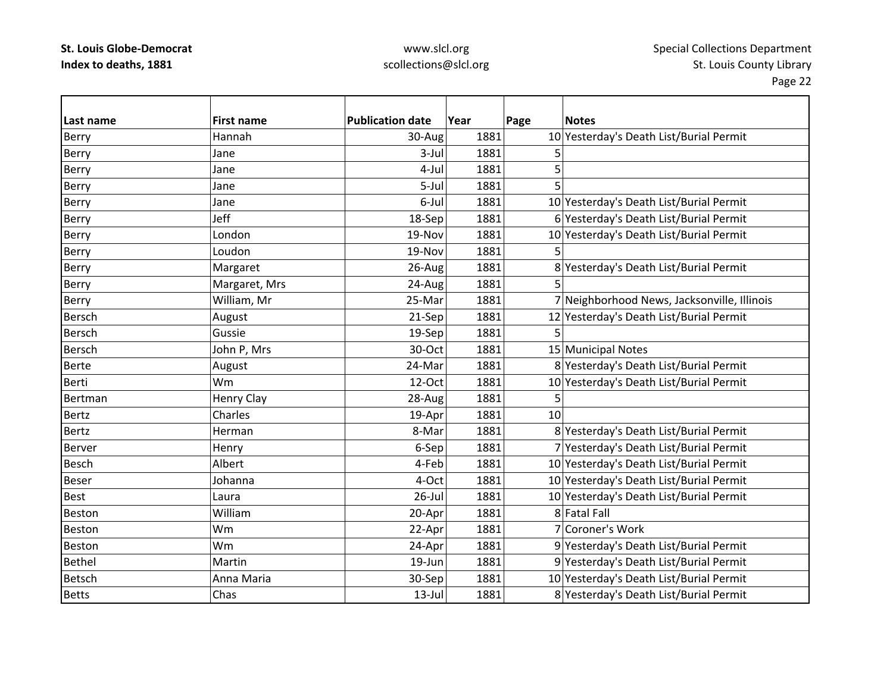| Last name | First name | Publication date | Year | Page | Notes |
|---|---|---|---|---|---|
| Berry | Hannah | 30-Aug | 1881 | 10 | Yesterday's Death List/Burial Permit |
| Berry | Jane | 3-Jul | 1881 | 5 | |
| Berry | Jane | 4-Jul | 1881 | 5 | |
| Berry | Jane | 5-Jul | 1881 | 5 | |
| Berry | Jane | 6-Jul | 1881 | 10 | Yesterday's Death List/Burial Permit |
| Berry | Jeff | 18-Sep | 1881 | 6 | Yesterday's Death List/Burial Permit |
| Berry | London | 19-Nov | 1881 | 10 | Yesterday's Death List/Burial Permit |
| Berry | Loudon | 19-Nov | 1881 | 5 | |
| Berry | Margaret | 26-Aug | 1881 | 8 | Yesterday's Death List/Burial Permit |
| Berry | Margaret, Mrs | 24-Aug | 1881 | 5 | |
| Berry | William, Mr | 25-Mar | 1881 | 7 | Neighborhood News, Jacksonville, Illinois |
| Bersch | August | 21-Sep | 1881 | 12 | Yesterday's Death List/Burial Permit |
| Bersch | Gussie | 19-Sep | 1881 | 5 | |
| Bersch | John P, Mrs | 30-Oct | 1881 | 15 | Municipal Notes |
| Berte | August | 24-Mar | 1881 | 8 | Yesterday's Death List/Burial Permit |
| Berti | Wm | 12-Oct | 1881 | 10 | Yesterday's Death List/Burial Permit |
| Bertman | Henry Clay | 28-Aug | 1881 | 5 | |
| Bertz | Charles | 19-Apr | 1881 | 10 | |
| Bertz | Herman | 8-Mar | 1881 | 8 | Yesterday's Death List/Burial Permit |
| Berver | Henry | 6-Sep | 1881 | 7 | Yesterday's Death List/Burial Permit |
| Besch | Albert | 4-Feb | 1881 | 10 | Yesterday's Death List/Burial Permit |
| Beser | Johanna | 4-Oct | 1881 | 10 | Yesterday's Death List/Burial Permit |
| Best | Laura | 26-Jul | 1881 | 10 | Yesterday's Death List/Burial Permit |
| Beston | William | 20-Apr | 1881 | 8 | Fatal Fall |
| Beston | Wm | 22-Apr | 1881 | 7 | Coroner's Work |
| Beston | Wm | 24-Apr | 1881 | 9 | Yesterday's Death List/Burial Permit |
| Bethel | Martin | 19-Jun | 1881 | 9 | Yesterday's Death List/Burial Permit |
| Betsch | Anna Maria | 30-Sep | 1881 | 10 | Yesterday's Death List/Burial Permit |
| Betts | Chas | 13-Jul | 1881 | 8 | Yesterday's Death List/Burial Permit |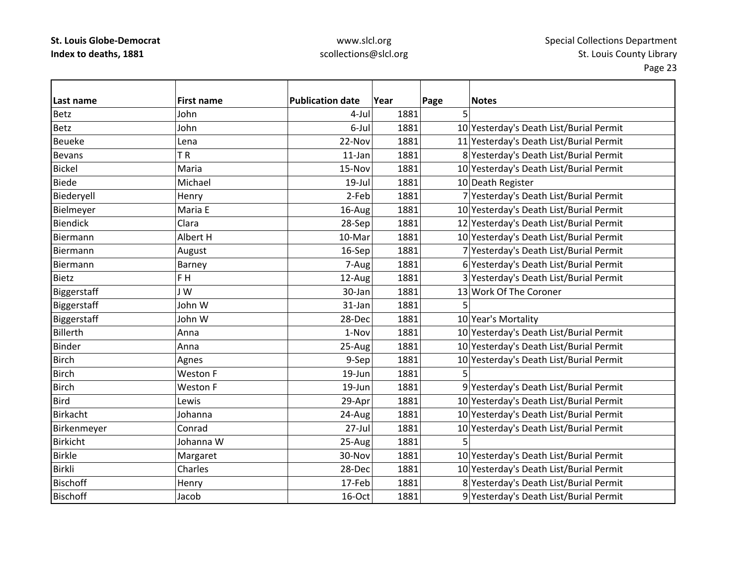**St. Louis Globe-Democrat**
**Index to deaths, 1881**

www.slcl.org
scollections@slcl.org

Special Collections Department
St. Louis County Library

| Last name | First name | Publication date | Year | Page | Notes |
|---|---|---|---|---|---|
| Betz | John | 4-Jul | 1881 | 5 | |
| Betz | John | 6-Jul | 1881 | 10 | Yesterday's Death List/Burial Permit |
| Beueke | Lena | 22-Nov | 1881 | 11 | Yesterday's Death List/Burial Permit |
| Bevans | T R | 11-Jan | 1881 | 8 | Yesterday's Death List/Burial Permit |
| Bickel | Maria | 15-Nov | 1881 | 10 | Yesterday's Death List/Burial Permit |
| Biede | Michael | 19-Jul | 1881 | 10 | Death Register |
| Biederyell | Henry | 2-Feb | 1881 | 7 | Yesterday's Death List/Burial Permit |
| Bielmeyer | Maria E | 16-Aug | 1881 | 10 | Yesterday's Death List/Burial Permit |
| Biendick | Clara | 28-Sep | 1881 | 12 | Yesterday's Death List/Burial Permit |
| Biermann | Albert H | 10-Mar | 1881 | 10 | Yesterday's Death List/Burial Permit |
| Biermann | August | 16-Sep | 1881 | 7 | Yesterday's Death List/Burial Permit |
| Biermann | Barney | 7-Aug | 1881 | 6 | Yesterday's Death List/Burial Permit |
| Bietz | F H | 12-Aug | 1881 | 3 | Yesterday's Death List/Burial Permit |
| Biggerstaff | J W | 30-Jan | 1881 | 13 | Work Of The Coroner |
| Biggerstaff | John W | 31-Jan | 1881 | 5 | |
| Biggerstaff | John W | 28-Dec | 1881 | 10 | Year's Mortality |
| Billerth | Anna | 1-Nov | 1881 | 10 | Yesterday's Death List/Burial Permit |
| Binder | Anna | 25-Aug | 1881 | 10 | Yesterday's Death List/Burial Permit |
| Birch | Agnes | 9-Sep | 1881 | 10 | Yesterday's Death List/Burial Permit |
| Birch | Weston F | 19-Jun | 1881 | 5 | |
| Birch | Weston F | 19-Jun | 1881 | 9 | Yesterday's Death List/Burial Permit |
| Bird | Lewis | 29-Apr | 1881 | 10 | Yesterday's Death List/Burial Permit |
| Birkacht | Johanna | 24-Aug | 1881 | 10 | Yesterday's Death List/Burial Permit |
| Birkenmeyer | Conrad | 27-Jul | 1881 | 10 | Yesterday's Death List/Burial Permit |
| Birkicht | Johanna W | 25-Aug | 1881 | 5 | |
| Birkle | Margaret | 30-Nov | 1881 | 10 | Yesterday's Death List/Burial Permit |
| Birkli | Charles | 28-Dec | 1881 | 10 | Yesterday's Death List/Burial Permit |
| Bischoff | Henry | 17-Feb | 1881 | 8 | Yesterday's Death List/Burial Permit |
| Bischoff | Jacob | 16-Oct | 1881 | 9 | Yesterday's Death List/Burial Permit |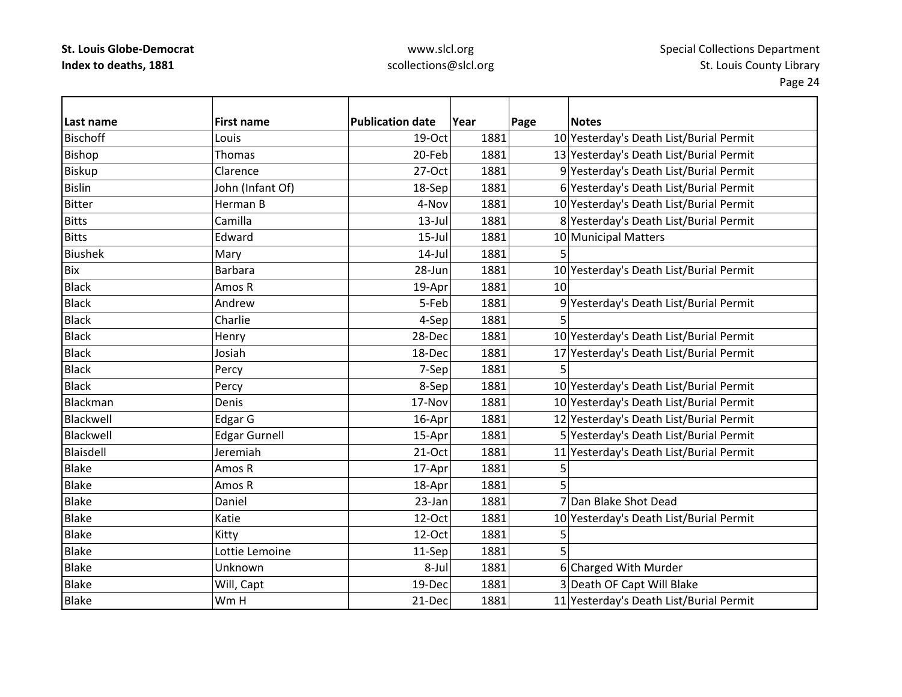| Last name | First name | Publication date | Year | Page | Notes |
|---|---|---|---|---|---|
| Bischoff | Louis | 19-Oct | 1881 | 10 | Yesterday's Death List/Burial Permit |
| Bishop | Thomas | 20-Feb | 1881 | 13 | Yesterday's Death List/Burial Permit |
| Biskup | Clarence | 27-Oct | 1881 | 9 | Yesterday's Death List/Burial Permit |
| Bislin | John (Infant Of) | 18-Sep | 1881 | 6 | Yesterday's Death List/Burial Permit |
| Bitter | Herman B | 4-Nov | 1881 | 10 | Yesterday's Death List/Burial Permit |
| Bitts | Camilla | 13-Jul | 1881 | 8 | Yesterday's Death List/Burial Permit |
| Bitts | Edward | 15-Jul | 1881 | 10 | Municipal Matters |
| Biushek | Mary | 14-Jul | 1881 | 5 | |
| Bix | Barbara | 28-Jun | 1881 | 10 | Yesterday's Death List/Burial Permit |
| Black | Amos R | 19-Apr | 1881 | 10 | |
| Black | Andrew | 5-Feb | 1881 | 9 | Yesterday's Death List/Burial Permit |
| Black | Charlie | 4-Sep | 1881 | 5 | |
| Black | Henry | 28-Dec | 1881 | 10 | Yesterday's Death List/Burial Permit |
| Black | Josiah | 18-Dec | 1881 | 17 | Yesterday's Death List/Burial Permit |
| Black | Percy | 7-Sep | 1881 | 5 | |
| Black | Percy | 8-Sep | 1881 | 10 | Yesterday's Death List/Burial Permit |
| Blackman | Denis | 17-Nov | 1881 | 10 | Yesterday's Death List/Burial Permit |
| Blackwell | Edgar G | 16-Apr | 1881 | 12 | Yesterday's Death List/Burial Permit |
| Blackwell | Edgar Gurnell | 15-Apr | 1881 | 5 | Yesterday's Death List/Burial Permit |
| Blaisdell | Jeremiah | 21-Oct | 1881 | 11 | Yesterday's Death List/Burial Permit |
| Blake | Amos R | 17-Apr | 1881 | 5 | |
| Blake | Amos R | 18-Apr | 1881 | 5 | |
| Blake | Daniel | 23-Jan | 1881 | 7 | Dan Blake Shot Dead |
| Blake | Katie | 12-Oct | 1881 | 10 | Yesterday's Death List/Burial Permit |
| Blake | Kitty | 12-Oct | 1881 | 5 | |
| Blake | Lottie Lemoine | 11-Sep | 1881 | 5 | |
| Blake | Unknown | 8-Jul | 1881 | 6 | Charged With Murder |
| Blake | Will, Capt | 19-Dec | 1881 | 3 | Death OF Capt Will Blake |
| Blake | Wm H | 21-Dec | 1881 | 11 | Yesterday's Death List/Burial Permit |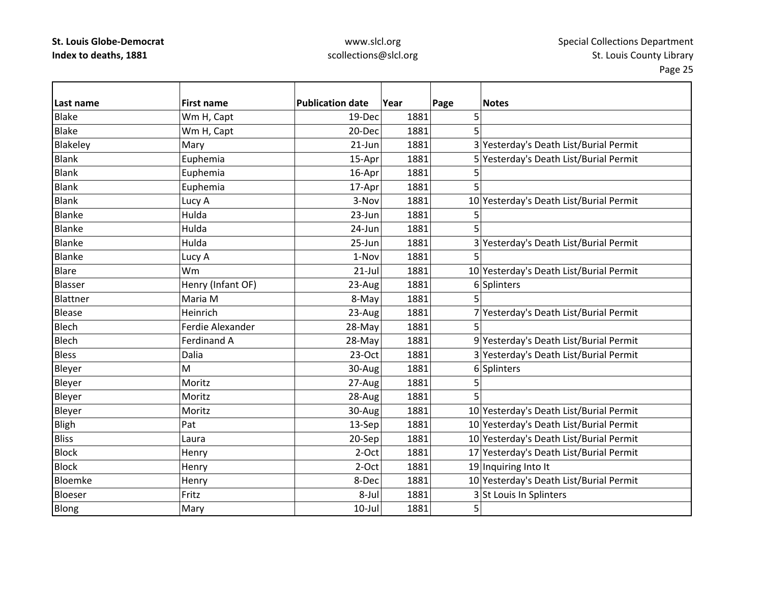| Last name | First name | Publication date | Year | Page | Notes |
|---|---|---|---|---|---|
| Blake | Wm H, Capt | 19-Dec | 1881 | 5 | |
| Blake | Wm H, Capt | 20-Dec | 1881 | 5 | |
| Blakeley | Mary | 21-Jun | 1881 | 3 | Yesterday's Death List/Burial Permit |
| Blank | Euphemia | 15-Apr | 1881 | 5 | Yesterday's Death List/Burial Permit |
| Blank | Euphemia | 16-Apr | 1881 | 5 | |
| Blank | Euphemia | 17-Apr | 1881 | 5 | |
| Blank | Lucy A | 3-Nov | 1881 | 10 | Yesterday's Death List/Burial Permit |
| Blanke | Hulda | 23-Jun | 1881 | 5 | |
| Blanke | Hulda | 24-Jun | 1881 | 5 | |
| Blanke | Hulda | 25-Jun | 1881 | 3 | Yesterday's Death List/Burial Permit |
| Blanke | Lucy A | 1-Nov | 1881 | 5 | |
| Blare | Wm | 21-Jul | 1881 | 10 | Yesterday's Death List/Burial Permit |
| Blasser | Henry (Infant OF) | 23-Aug | 1881 | 6 | Splinters |
| Blattner | Maria M | 8-May | 1881 | 5 | |
| Blease | Heinrich | 23-Aug | 1881 | 7 | Yesterday's Death List/Burial Permit |
| Blech | Ferdie Alexander | 28-May | 1881 | 5 | |
| Blech | Ferdinand A | 28-May | 1881 | 9 | Yesterday's Death List/Burial Permit |
| Bless | Dalia | 23-Oct | 1881 | 3 | Yesterday's Death List/Burial Permit |
| Bleyer | M | 30-Aug | 1881 | 6 | Splinters |
| Bleyer | Moritz | 27-Aug | 1881 | 5 | |
| Bleyer | Moritz | 28-Aug | 1881 | 5 | |
| Bleyer | Moritz | 30-Aug | 1881 | 10 | Yesterday's Death List/Burial Permit |
| Bligh | Pat | 13-Sep | 1881 | 10 | Yesterday's Death List/Burial Permit |
| Bliss | Laura | 20-Sep | 1881 | 10 | Yesterday's Death List/Burial Permit |
| Block | Henry | 2-Oct | 1881 | 17 | Yesterday's Death List/Burial Permit |
| Block | Henry | 2-Oct | 1881 | 19 | Inquiring Into It |
| Bloemke | Henry | 8-Dec | 1881 | 10 | Yesterday's Death List/Burial Permit |
| Bloeser | Fritz | 8-Jul | 1881 | 3 | St Louis In Splinters |
| Blong | Mary | 10-Jul | 1881 | 5 | |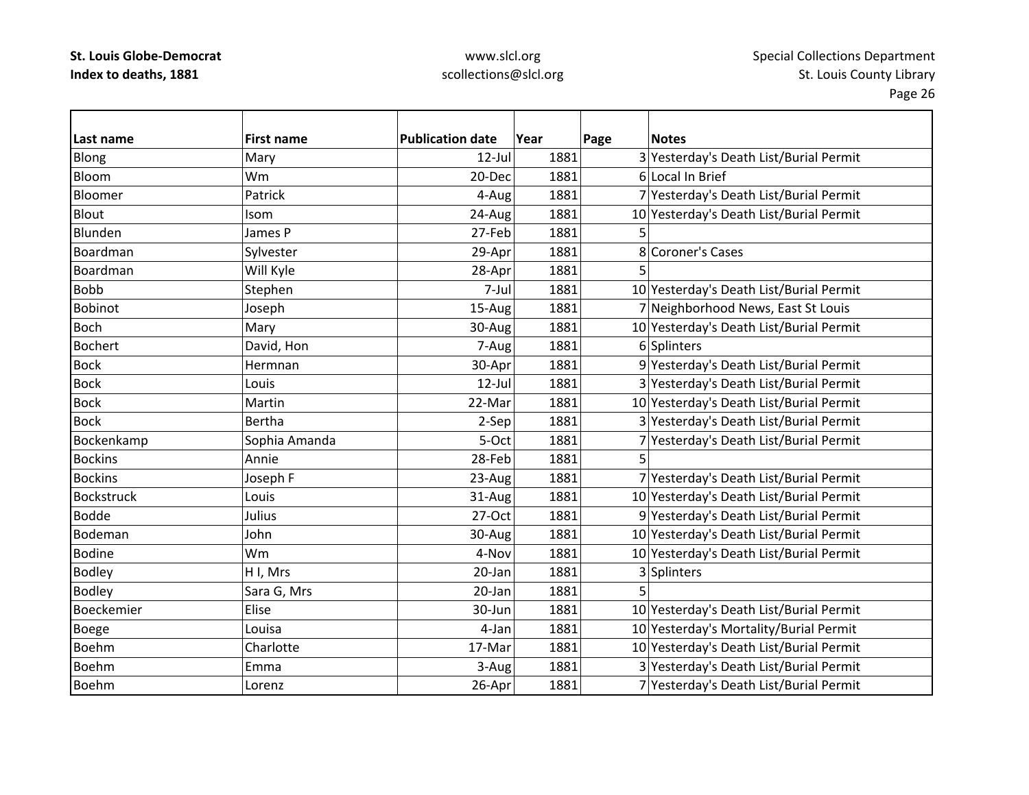| Last name | First name | Publication date | Year | Page | Notes |
|---|---|---|---|---|---|
| Blong | Mary | 12-Jul | 1881 | 3 | Yesterday's Death List/Burial Permit |
| Bloom | Wm | 20-Dec | 1881 | 6 | Local In Brief |
| Bloomer | Patrick | 4-Aug | 1881 | 7 | Yesterday's Death List/Burial Permit |
| Blout | Isom | 24-Aug | 1881 | 10 | Yesterday's Death List/Burial Permit |
| Blunden | James P | 27-Feb | 1881 | 5 | |
| Boardman | Sylvester | 29-Apr | 1881 | 8 | Coroner's Cases |
| Boardman | Will Kyle | 28-Apr | 1881 | 5 | |
| Bobb | Stephen | 7-Jul | 1881 | 10 | Yesterday's Death List/Burial Permit |
| Bobinot | Joseph | 15-Aug | 1881 | 7 | Neighborhood News, East St Louis |
| Boch | Mary | 30-Aug | 1881 | 10 | Yesterday's Death List/Burial Permit |
| Bochert | David, Hon | 7-Aug | 1881 | 6 | Splinters |
| Bock | Hermnan | 30-Apr | 1881 | 9 | Yesterday's Death List/Burial Permit |
| Bock | Louis | 12-Jul | 1881 | 3 | Yesterday's Death List/Burial Permit |
| Bock | Martin | 22-Mar | 1881 | 10 | Yesterday's Death List/Burial Permit |
| Bock | Bertha | 2-Sep | 1881 | 3 | Yesterday's Death List/Burial Permit |
| Bockenkamp | Sophia Amanda | 5-Oct | 1881 | 7 | Yesterday's Death List/Burial Permit |
| Bockins | Annie | 28-Feb | 1881 | 5 | |
| Bockins | Joseph F | 23-Aug | 1881 | 7 | Yesterday's Death List/Burial Permit |
| Bockstruck | Louis | 31-Aug | 1881 | 10 | Yesterday's Death List/Burial Permit |
| Bodde | Julius | 27-Oct | 1881 | 9 | Yesterday's Death List/Burial Permit |
| Bodeman | John | 30-Aug | 1881 | 10 | Yesterday's Death List/Burial Permit |
| Bodine | Wm | 4-Nov | 1881 | 10 | Yesterday's Death List/Burial Permit |
| Bodley | H I, Mrs | 20-Jan | 1881 | 3 | Splinters |
| Bodley | Sara G, Mrs | 20-Jan | 1881 | 5 | |
| Boeckemier | Elise | 30-Jun | 1881 | 10 | Yesterday's Death List/Burial Permit |
| Boege | Louisa | 4-Jan | 1881 | 10 | Yesterday's Mortality/Burial Permit |
| Boehm | Charlotte | 17-Mar | 1881 | 10 | Yesterday's Death List/Burial Permit |
| Boehm | Emma | 3-Aug | 1881 | 3 | Yesterday's Death List/Burial Permit |
| Boehm | Lorenz | 26-Apr | 1881 | 7 | Yesterday's Death List/Burial Permit |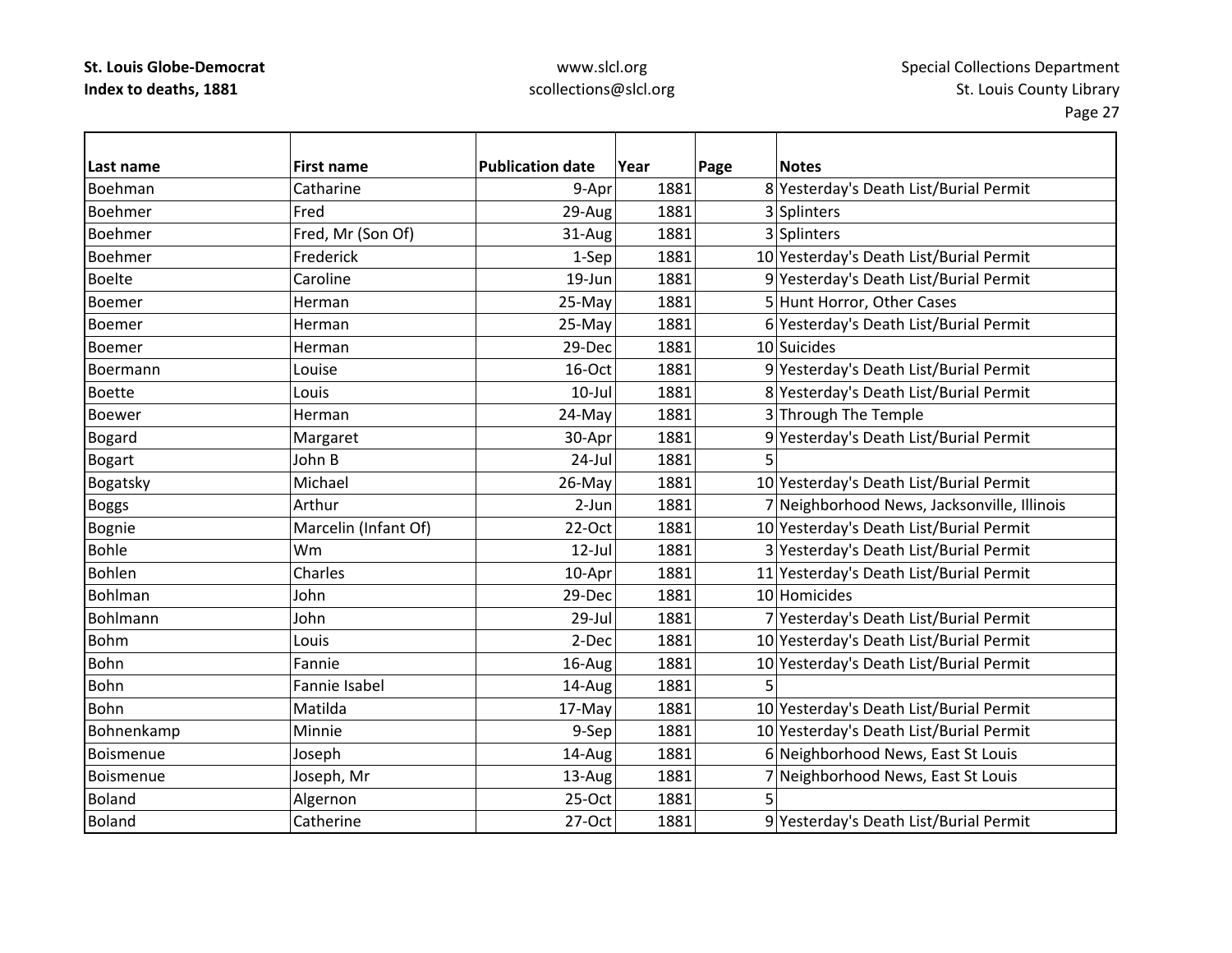| Last name | First name | Publication date | Year | Page | Notes |
|---|---|---|---|---|---|
| Boehman | Catharine | 9-Apr | 1881 | 8 | Yesterday's Death List/Burial Permit |
| Boehmer | Fred | 29-Aug | 1881 | 3 | Splinters |
| Boehmer | Fred, Mr (Son Of) | 31-Aug | 1881 | 3 | Splinters |
| Boehmer | Frederick | 1-Sep | 1881 | 10 | Yesterday's Death List/Burial Permit |
| Boelte | Caroline | 19-Jun | 1881 | 9 | Yesterday's Death List/Burial Permit |
| Boemer | Herman | 25-May | 1881 | 5 | Hunt Horror, Other Cases |
| Boemer | Herman | 25-May | 1881 | 6 | Yesterday's Death List/Burial Permit |
| Boemer | Herman | 29-Dec | 1881 | 10 | Suicides |
| Boermann | Louise | 16-Oct | 1881 | 9 | Yesterday's Death List/Burial Permit |
| Boette | Louis | 10-Jul | 1881 | 8 | Yesterday's Death List/Burial Permit |
| Boewer | Herman | 24-May | 1881 | 3 | Through The Temple |
| Bogard | Margaret | 30-Apr | 1881 | 9 | Yesterday's Death List/Burial Permit |
| Bogart | John B | 24-Jul | 1881 | 5 | |
| Bogatsky | Michael | 26-May | 1881 | 10 | Yesterday's Death List/Burial Permit |
| Boggs | Arthur | 2-Jun | 1881 | 7 | Neighborhood News, Jacksonville, Illinois |
| Bognie | Marcelin (Infant Of) | 22-Oct | 1881 | 10 | Yesterday's Death List/Burial Permit |
| Bohle | Wm | 12-Jul | 1881 | 3 | Yesterday's Death List/Burial Permit |
| Bohlen | Charles | 10-Apr | 1881 | 11 | Yesterday's Death List/Burial Permit |
| Bohlman | John | 29-Dec | 1881 | 10 | Homicides |
| Bohlmann | John | 29-Jul | 1881 | 7 | Yesterday's Death List/Burial Permit |
| Bohm | Louis | 2-Dec | 1881 | 10 | Yesterday's Death List/Burial Permit |
| Bohn | Fannie | 16-Aug | 1881 | 10 | Yesterday's Death List/Burial Permit |
| Bohn | Fannie Isabel | 14-Aug | 1881 | 5 | |
| Bohn | Matilda | 17-May | 1881 | 10 | Yesterday's Death List/Burial Permit |
| Bohnenkamp | Minnie | 9-Sep | 1881 | 10 | Yesterday's Death List/Burial Permit |
| Boismenue | Joseph | 14-Aug | 1881 | 6 | Neighborhood News, East St Louis |
| Boismenue | Joseph, Mr | 13-Aug | 1881 | 7 | Neighborhood News, East St Louis |
| Boland | Algernon | 25-Oct | 1881 | 5 | |
| Boland | Catherine | 27-Oct | 1881 | 9 | Yesterday's Death List/Burial Permit |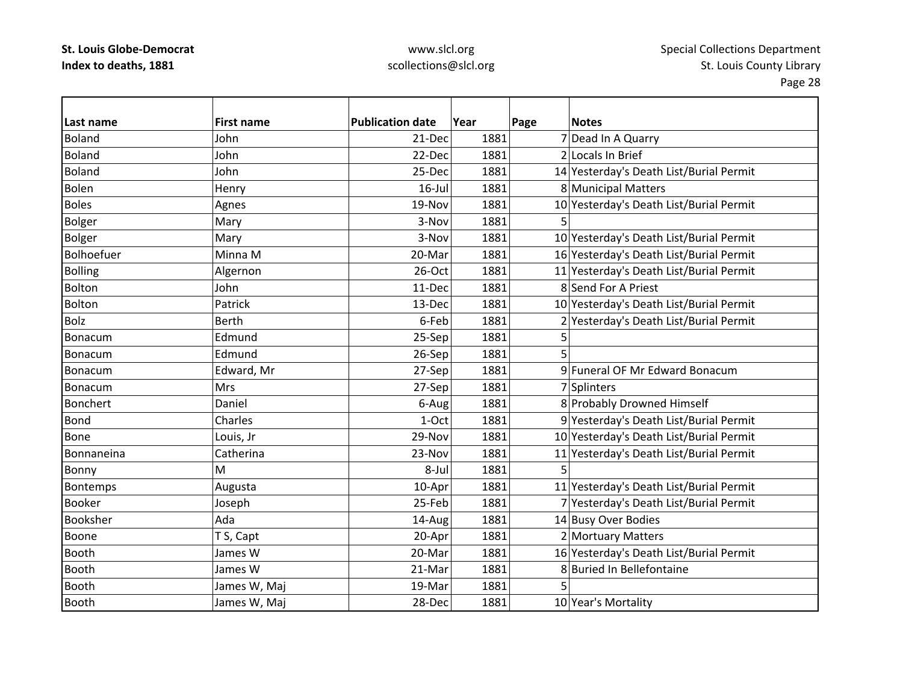| Last name | First name | Publication date | Year | Page | Notes |
|---|---|---|---|---|---|
| Boland | John | 21-Dec | 1881 | 7 | Dead In A Quarry |
| Boland | John | 22-Dec | 1881 | 2 | Locals In Brief |
| Boland | John | 25-Dec | 1881 | 14 | Yesterday's Death List/Burial Permit |
| Bolen | Henry | 16-Jul | 1881 | 8 | Municipal Matters |
| Boles | Agnes | 19-Nov | 1881 | 10 | Yesterday's Death List/Burial Permit |
| Bolger | Mary | 3-Nov | 1881 | 5 | |
| Bolger | Mary | 3-Nov | 1881 | 10 | Yesterday's Death List/Burial Permit |
| Bolhoefuer | Minna M | 20-Mar | 1881 | 16 | Yesterday's Death List/Burial Permit |
| Bolling | Algernon | 26-Oct | 1881 | 11 | Yesterday's Death List/Burial Permit |
| Bolton | John | 11-Dec | 1881 | 8 | Send For A Priest |
| Bolton | Patrick | 13-Dec | 1881 | 10 | Yesterday's Death List/Burial Permit |
| Bolz | Berth | 6-Feb | 1881 | 2 | Yesterday's Death List/Burial Permit |
| Bonacum | Edmund | 25-Sep | 1881 | 5 | |
| Bonacum | Edmund | 26-Sep | 1881 | 5 | |
| Bonacum | Edward, Mr | 27-Sep | 1881 | 9 | Funeral OF Mr Edward Bonacum |
| Bonacum | Mrs | 27-Sep | 1881 | 7 | Splinters |
| Bonchert | Daniel | 6-Aug | 1881 | 8 | Probably Drowned Himself |
| Bond | Charles | 1-Oct | 1881 | 9 | Yesterday's Death List/Burial Permit |
| Bone | Louis, Jr | 29-Nov | 1881 | 10 | Yesterday's Death List/Burial Permit |
| Bonnaneina | Catherina | 23-Nov | 1881 | 11 | Yesterday's Death List/Burial Permit |
| Bonny | M | 8-Jul | 1881 | 5 | |
| Bontemps | Augusta | 10-Apr | 1881 | 11 | Yesterday's Death List/Burial Permit |
| Booker | Joseph | 25-Feb | 1881 | 7 | Yesterday's Death List/Burial Permit |
| Booksher | Ada | 14-Aug | 1881 | 14 | Busy Over Bodies |
| Boone | T S, Capt | 20-Apr | 1881 | 2 | Mortuary Matters |
| Booth | James W | 20-Mar | 1881 | 16 | Yesterday's Death List/Burial Permit |
| Booth | James W | 21-Mar | 1881 | 8 | Buried In Bellefontaine |
| Booth | James W, Maj | 19-Mar | 1881 | 5 | |
| Booth | James W, Maj | 28-Dec | 1881 | 10 | Year's Mortality |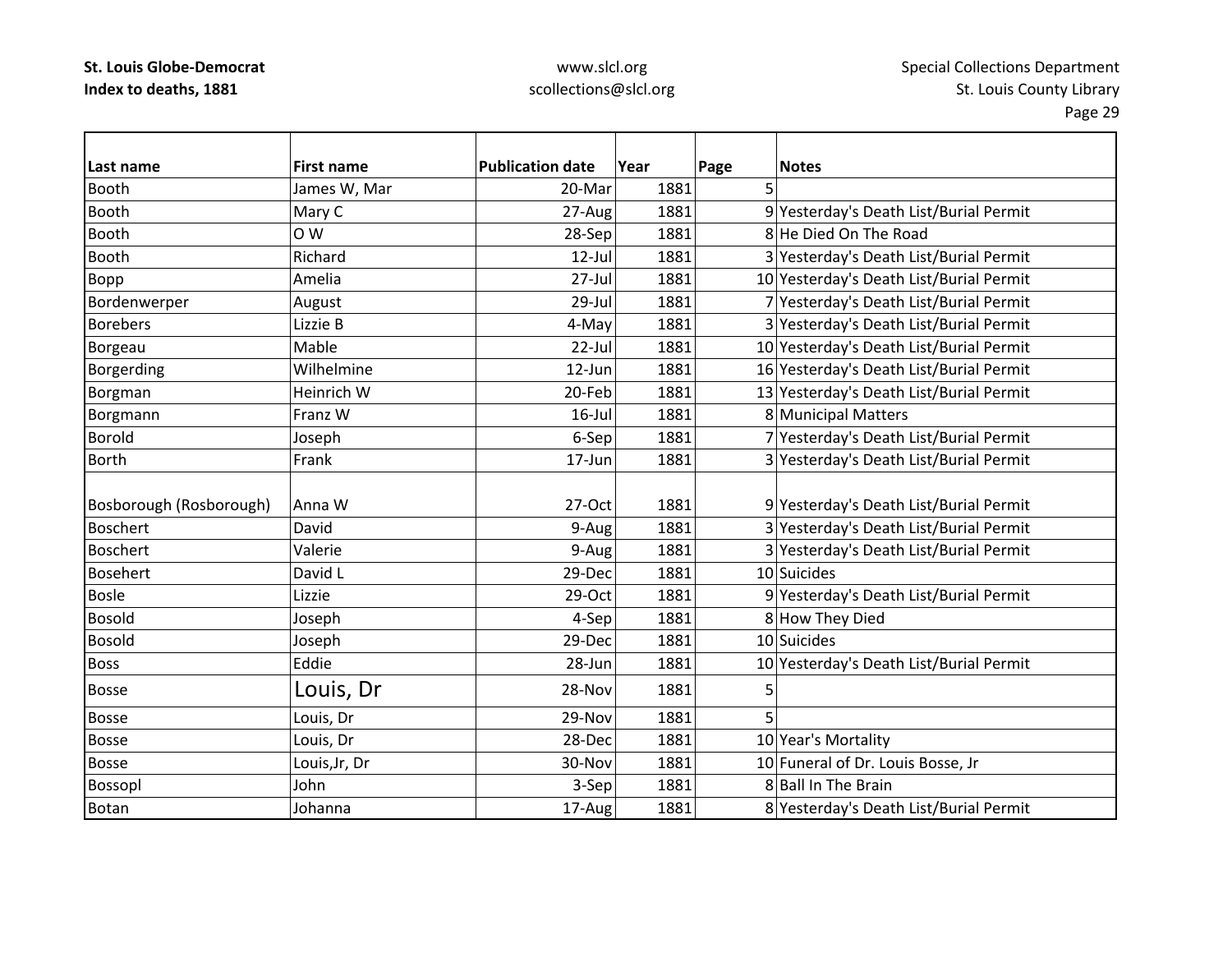| Last name | First name | Publication date | Year | Page | Notes |
|---|---|---|---|---|---|
| Booth | James W, Mar | 20-Mar | 1881 | 5 | |
| Booth | Mary C | 27-Aug | 1881 | 9 | Yesterday's Death List/Burial Permit |
| Booth | O W | 28-Sep | 1881 | 8 | He Died On The Road |
| Booth | Richard | 12-Jul | 1881 | 3 | Yesterday's Death List/Burial Permit |
| Bopp | Amelia | 27-Jul | 1881 | 10 | Yesterday's Death List/Burial Permit |
| Bordenwerper | August | 29-Jul | 1881 | 7 | Yesterday's Death List/Burial Permit |
| Borebers | Lizzie B | 4-May | 1881 | 3 | Yesterday's Death List/Burial Permit |
| Borgeau | Mable | 22-Jul | 1881 | 10 | Yesterday's Death List/Burial Permit |
| Borgerding | Wilhelmine | 12-Jun | 1881 | 16 | Yesterday's Death List/Burial Permit |
| Borgman | Heinrich W | 20-Feb | 1881 | 13 | Yesterday's Death List/Burial Permit |
| Borgmann | Franz W | 16-Jul | 1881 | 8 | Municipal Matters |
| Borold | Joseph | 6-Sep | 1881 | 7 | Yesterday's Death List/Burial Permit |
| Borth | Frank | 17-Jun | 1881 | 3 | Yesterday's Death List/Burial Permit |
| Bosborough (Rosborough) | Anna W | 27-Oct | 1881 | 9 | Yesterday's Death List/Burial Permit |
| Boschert | David | 9-Aug | 1881 | 3 | Yesterday's Death List/Burial Permit |
| Boschert | Valerie | 9-Aug | 1881 | 3 | Yesterday's Death List/Burial Permit |
| Bosehert | David L | 29-Dec | 1881 | 10 | Suicides |
| Bosle | Lizzie | 29-Oct | 1881 | 9 | Yesterday's Death List/Burial Permit |
| Bosold | Joseph | 4-Sep | 1881 | 8 | How They Died |
| Bosold | Joseph | 29-Dec | 1881 | 10 | Suicides |
| Boss | Eddie | 28-Jun | 1881 | 10 | Yesterday's Death List/Burial Permit |
| Bosse | Louis, Dr | 28-Nov | 1881 | 5 | |
| Bosse | Louis, Dr | 29-Nov | 1881 | 5 | |
| Bosse | Louis, Dr | 28-Dec | 1881 | 10 | Year's Mortality |
| Bosse | Louis,Jr, Dr | 30-Nov | 1881 | 10 | Funeral of Dr. Louis Bosse, Jr |
| Bossopl | John | 3-Sep | 1881 | 8 | Ball In The Brain |
| Botan | Johanna | 17-Aug | 1881 | 8 | Yesterday's Death List/Burial Permit |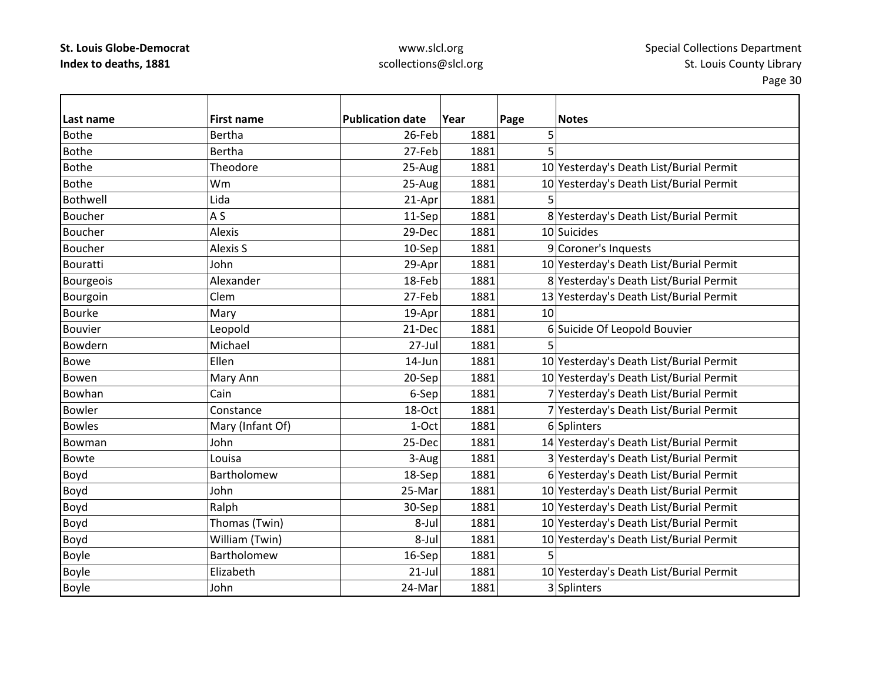| Last name | First name | Publication date | Year | Page | Notes |
|---|---|---|---|---|---|
| Bothe | Bertha | 26-Feb | 1881 | 5 | |
| Bothe | Bertha | 27-Feb | 1881 | 5 | |
| Bothe | Theodore | 25-Aug | 1881 | 10 | Yesterday's Death List/Burial Permit |
| Bothe | Wm | 25-Aug | 1881 | 10 | Yesterday's Death List/Burial Permit |
| Bothwell | Lida | 21-Apr | 1881 | 5 | |
| Boucher | A S | 11-Sep | 1881 | 8 | Yesterday's Death List/Burial Permit |
| Boucher | Alexis | 29-Dec | 1881 | 10 | Suicides |
| Boucher | Alexis S | 10-Sep | 1881 | 9 | Coroner's Inquests |
| Bouratti | John | 29-Apr | 1881 | 10 | Yesterday's Death List/Burial Permit |
| Bourgeois | Alexander | 18-Feb | 1881 | 8 | Yesterday's Death List/Burial Permit |
| Bourgoin | Clem | 27-Feb | 1881 | 13 | Yesterday's Death List/Burial Permit |
| Bourke | Mary | 19-Apr | 1881 | 10 | |
| Bouvier | Leopold | 21-Dec | 1881 | 6 | Suicide Of Leopold Bouvier |
| Bowdern | Michael | 27-Jul | 1881 | 5 | |
| Bowe | Ellen | 14-Jun | 1881 | 10 | Yesterday's Death List/Burial Permit |
| Bowen | Mary Ann | 20-Sep | 1881 | 10 | Yesterday's Death List/Burial Permit |
| Bowhan | Cain | 6-Sep | 1881 | 7 | Yesterday's Death List/Burial Permit |
| Bowler | Constance | 18-Oct | 1881 | 7 | Yesterday's Death List/Burial Permit |
| Bowles | Mary (Infant Of) | 1-Oct | 1881 | 6 | Splinters |
| Bowman | John | 25-Dec | 1881 | 14 | Yesterday's Death List/Burial Permit |
| Bowte | Louisa | 3-Aug | 1881 | 3 | Yesterday's Death List/Burial Permit |
| Boyd | Bartholomew | 18-Sep | 1881 | 6 | Yesterday's Death List/Burial Permit |
| Boyd | John | 25-Mar | 1881 | 10 | Yesterday's Death List/Burial Permit |
| Boyd | Ralph | 30-Sep | 1881 | 10 | Yesterday's Death List/Burial Permit |
| Boyd | Thomas (Twin) | 8-Jul | 1881 | 10 | Yesterday's Death List/Burial Permit |
| Boyd | William (Twin) | 8-Jul | 1881 | 10 | Yesterday's Death List/Burial Permit |
| Boyle | Bartholomew | 16-Sep | 1881 | 5 | |
| Boyle | Elizabeth | 21-Jul | 1881 | 10 | Yesterday's Death List/Burial Permit |
| Boyle | John | 24-Mar | 1881 | 3 | Splinters |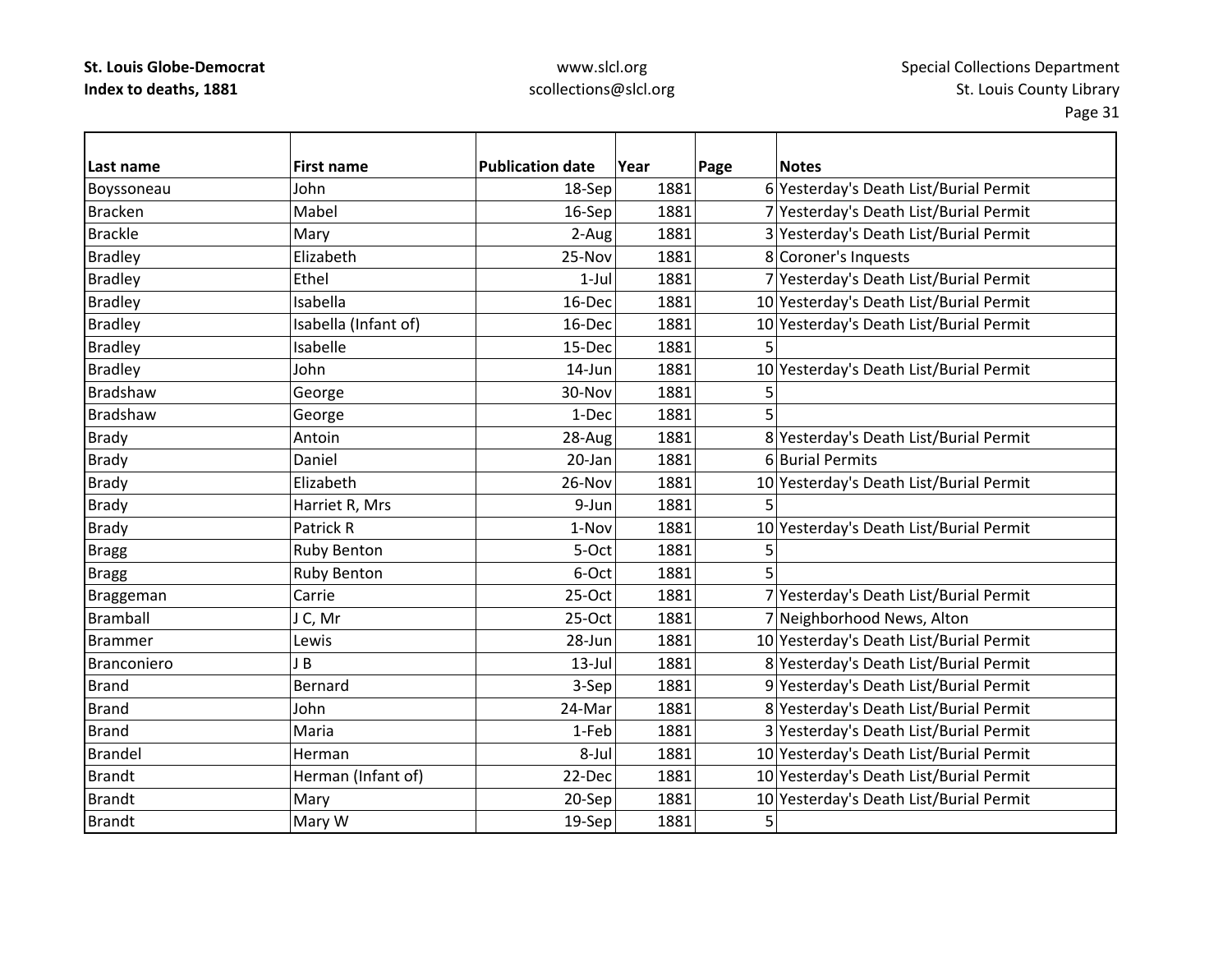**St. Louis Globe-Democrat**
**Index to deaths, 1881**

www.slcl.org
scollections@slcl.org

Special Collections Department
St. Louis County Library

| Last name | First name | Publication date | Year | Page | Notes |
|---|---|---|---|---|---|
| Boyssoneau | John | 18-Sep | 1881 | 6 | Yesterday's Death List/Burial Permit |
| Bracken | Mabel | 16-Sep | 1881 | 7 | Yesterday's Death List/Burial Permit |
| Brackle | Mary | 2-Aug | 1881 | 3 | Yesterday's Death List/Burial Permit |
| Bradley | Elizabeth | 25-Nov | 1881 | 8 | Coroner's Inquests |
| Bradley | Ethel | 1-Jul | 1881 | 7 | Yesterday's Death List/Burial Permit |
| Bradley | Isabella | 16-Dec | 1881 | 10 | Yesterday's Death List/Burial Permit |
| Bradley | Isabella (Infant of) | 16-Dec | 1881 | 10 | Yesterday's Death List/Burial Permit |
| Bradley | Isabelle | 15-Dec | 1881 | 5 | |
| Bradley | John | 14-Jun | 1881 | 10 | Yesterday's Death List/Burial Permit |
| Bradshaw | George | 30-Nov | 1881 | 5 | |
| Bradshaw | George | 1-Dec | 1881 | 5 | |
| Brady | Antoin | 28-Aug | 1881 | 8 | Yesterday's Death List/Burial Permit |
| Brady | Daniel | 20-Jan | 1881 | 6 | Burial Permits |
| Brady | Elizabeth | 26-Nov | 1881 | 10 | Yesterday's Death List/Burial Permit |
| Brady | Harriet R, Mrs | 9-Jun | 1881 | 5 | |
| Brady | Patrick R | 1-Nov | 1881 | 10 | Yesterday's Death List/Burial Permit |
| Bragg | Ruby Benton | 5-Oct | 1881 | 5 | |
| Bragg | Ruby Benton | 6-Oct | 1881 | 5 | |
| Braggeman | Carrie | 25-Oct | 1881 | 7 | Yesterday's Death List/Burial Permit |
| Bramball | J C, Mr | 25-Oct | 1881 | 7 | Neighborhood News, Alton |
| Brammer | Lewis | 28-Jun | 1881 | 10 | Yesterday's Death List/Burial Permit |
| Branconiero | J B | 13-Jul | 1881 | 8 | Yesterday's Death List/Burial Permit |
| Brand | Bernard | 3-Sep | 1881 | 9 | Yesterday's Death List/Burial Permit |
| Brand | John | 24-Mar | 1881 | 8 | Yesterday's Death List/Burial Permit |
| Brand | Maria | 1-Feb | 1881 | 3 | Yesterday's Death List/Burial Permit |
| Brandel | Herman | 8-Jul | 1881 | 10 | Yesterday's Death List/Burial Permit |
| Brandt | Herman (Infant of) | 22-Dec | 1881 | 10 | Yesterday's Death List/Burial Permit |
| Brandt | Mary | 20-Sep | 1881 | 10 | Yesterday's Death List/Burial Permit |
| Brandt | Mary W | 19-Sep | 1881 | 5 | |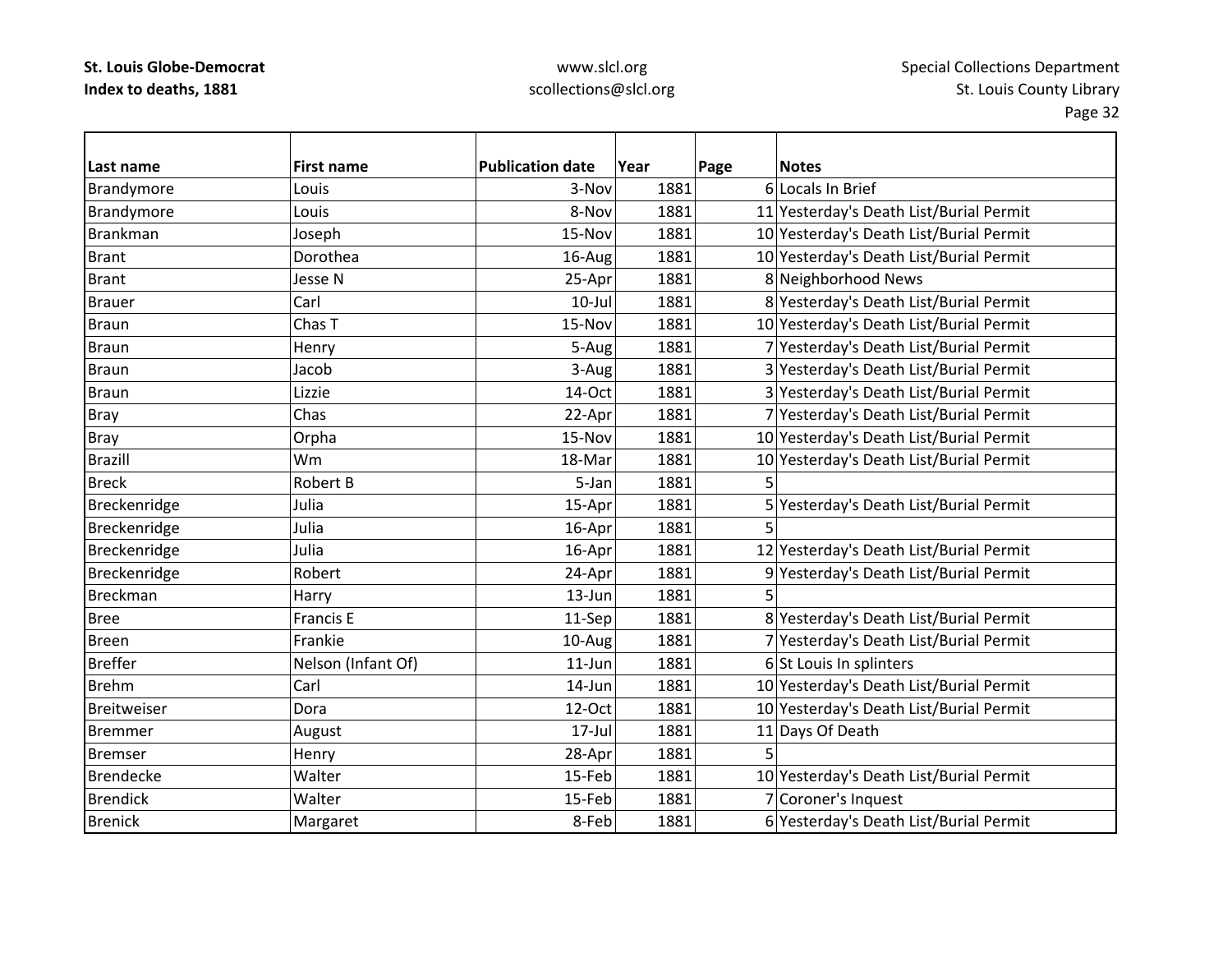| Last name | First name | Publication date | Year | Page | Notes |
|---|---|---|---|---|---|
| Brandymore | Louis | 3-Nov | 1881 | 6 | Locals In Brief |
| Brandymore | Louis | 8-Nov | 1881 | 11 | Yesterday's Death List/Burial Permit |
| Brankman | Joseph | 15-Nov | 1881 | 10 | Yesterday's Death List/Burial Permit |
| Brant | Dorothea | 16-Aug | 1881 | 10 | Yesterday's Death List/Burial Permit |
| Brant | Jesse N | 25-Apr | 1881 | 8 | Neighborhood News |
| Brauer | Carl | 10-Jul | 1881 | 8 | Yesterday's Death List/Burial Permit |
| Braun | Chas T | 15-Nov | 1881 | 10 | Yesterday's Death List/Burial Permit |
| Braun | Henry | 5-Aug | 1881 | 7 | Yesterday's Death List/Burial Permit |
| Braun | Jacob | 3-Aug | 1881 | 3 | Yesterday's Death List/Burial Permit |
| Braun | Lizzie | 14-Oct | 1881 | 3 | Yesterday's Death List/Burial Permit |
| Bray | Chas | 22-Apr | 1881 | 7 | Yesterday's Death List/Burial Permit |
| Bray | Orpha | 15-Nov | 1881 | 10 | Yesterday's Death List/Burial Permit |
| Brazill | Wm | 18-Mar | 1881 | 10 | Yesterday's Death List/Burial Permit |
| Breck | Robert B | 5-Jan | 1881 | 5 | |
| Breckenridge | Julia | 15-Apr | 1881 | 5 | Yesterday's Death List/Burial Permit |
| Breckenridge | Julia | 16-Apr | 1881 | 5 | |
| Breckenridge | Julia | 16-Apr | 1881 | 12 | Yesterday's Death List/Burial Permit |
| Breckenridge | Robert | 24-Apr | 1881 | 9 | Yesterday's Death List/Burial Permit |
| Breckman | Harry | 13-Jun | 1881 | 5 | |
| Bree | Francis E | 11-Sep | 1881 | 8 | Yesterday's Death List/Burial Permit |
| Breen | Frankie | 10-Aug | 1881 | 7 | Yesterday's Death List/Burial Permit |
| Breffer | Nelson (Infant Of) | 11-Jun | 1881 | 6 | St Louis In splinters |
| Brehm | Carl | 14-Jun | 1881 | 10 | Yesterday's Death List/Burial Permit |
| Breitweiser | Dora | 12-Oct | 1881 | 10 | Yesterday's Death List/Burial Permit |
| Bremmer | August | 17-Jul | 1881 | 11 | Days Of Death |
| Bremser | Henry | 28-Apr | 1881 | 5 | |
| Brendecke | Walter | 15-Feb | 1881 | 10 | Yesterday's Death List/Burial Permit |
| Brendick | Walter | 15-Feb | 1881 | 7 | Coroner's Inquest |
| Brenick | Margaret | 8-Feb | 1881 | 6 | Yesterday's Death List/Burial Permit |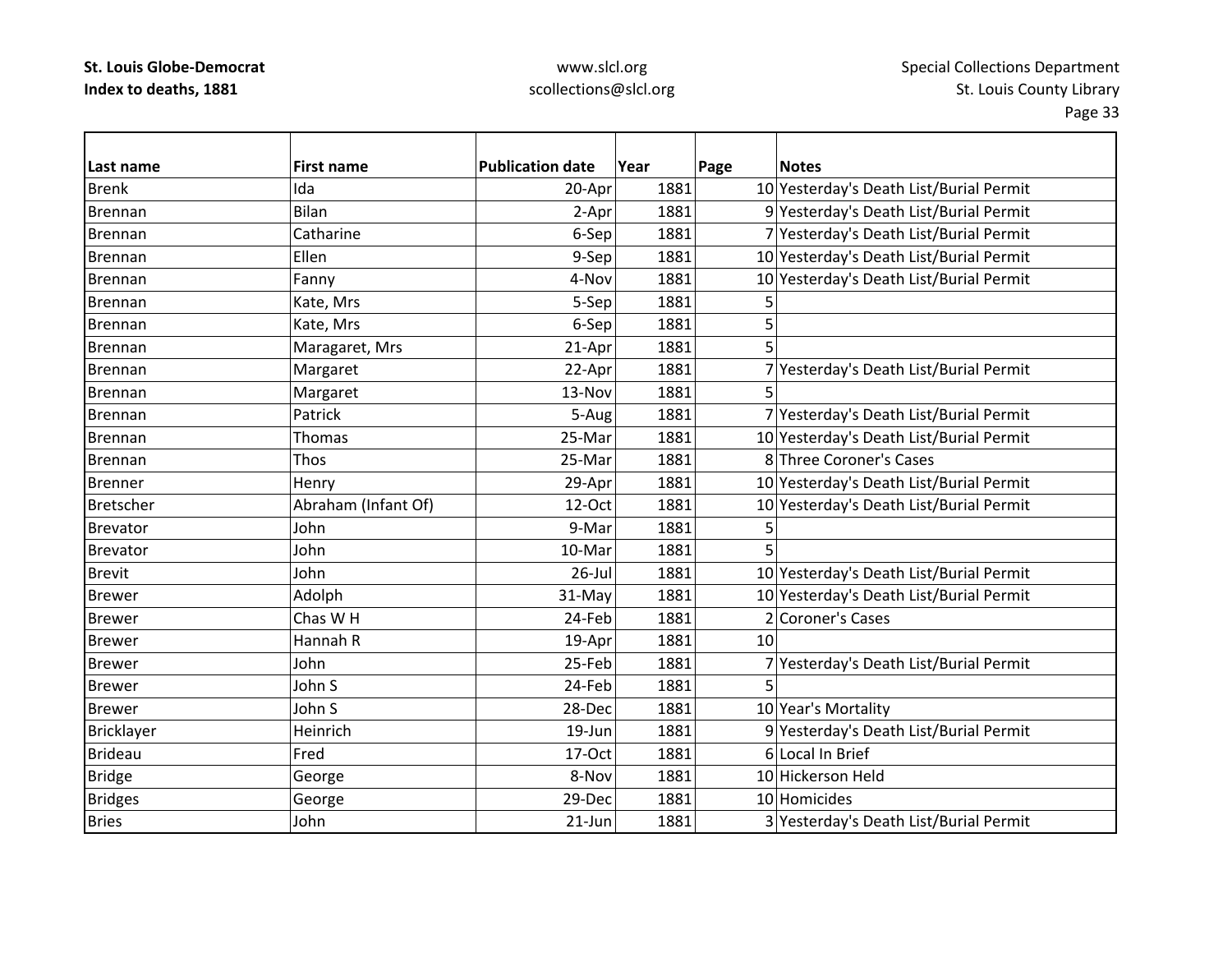| Last name | First name | Publication date | Year | Page | Notes |
|---|---|---|---|---|---|
| Brenk | Ida | 20-Apr | 1881 | 10 | Yesterday's Death List/Burial Permit |
| Brennan | Bilan | 2-Apr | 1881 | 9 | Yesterday's Death List/Burial Permit |
| Brennan | Catharine | 6-Sep | 1881 | 7 | Yesterday's Death List/Burial Permit |
| Brennan | Ellen | 9-Sep | 1881 | 10 | Yesterday's Death List/Burial Permit |
| Brennan | Fanny | 4-Nov | 1881 | 10 | Yesterday's Death List/Burial Permit |
| Brennan | Kate, Mrs | 5-Sep | 1881 | 5 | |
| Brennan | Kate, Mrs | 6-Sep | 1881 | 5 | |
| Brennan | Maragaret, Mrs | 21-Apr | 1881 | 5 | |
| Brennan | Margaret | 22-Apr | 1881 | 7 | Yesterday's Death List/Burial Permit |
| Brennan | Margaret | 13-Nov | 1881 | 5 | |
| Brennan | Patrick | 5-Aug | 1881 | 7 | Yesterday's Death List/Burial Permit |
| Brennan | Thomas | 25-Mar | 1881 | 10 | Yesterday's Death List/Burial Permit |
| Brennan | Thos | 25-Mar | 1881 | 8 | Three Coroner's Cases |
| Brenner | Henry | 29-Apr | 1881 | 10 | Yesterday's Death List/Burial Permit |
| Bretscher | Abraham (Infant Of) | 12-Oct | 1881 | 10 | Yesterday's Death List/Burial Permit |
| Brevator | John | 9-Mar | 1881 | 5 | |
| Brevator | John | 10-Mar | 1881 | 5 | |
| Brevit | John | 26-Jul | 1881 | 10 | Yesterday's Death List/Burial Permit |
| Brewer | Adolph | 31-May | 1881 | 10 | Yesterday's Death List/Burial Permit |
| Brewer | Chas W H | 24-Feb | 1881 | 2 | Coroner's Cases |
| Brewer | Hannah R | 19-Apr | 1881 | 10 | |
| Brewer | John | 25-Feb | 1881 | 7 | Yesterday's Death List/Burial Permit |
| Brewer | John S | 24-Feb | 1881 | 5 | |
| Brewer | John S | 28-Dec | 1881 | 10 | Year's Mortality |
| Bricklayer | Heinrich | 19-Jun | 1881 | 9 | Yesterday's Death List/Burial Permit |
| Brideau | Fred | 17-Oct | 1881 | 6 | Local In Brief |
| Bridge | George | 8-Nov | 1881 | 10 | Hickerson Held |
| Bridges | George | 29-Dec | 1881 | 10 | Homicides |
| Bries | John | 21-Jun | 1881 | 3 | Yesterday's Death List/Burial Permit |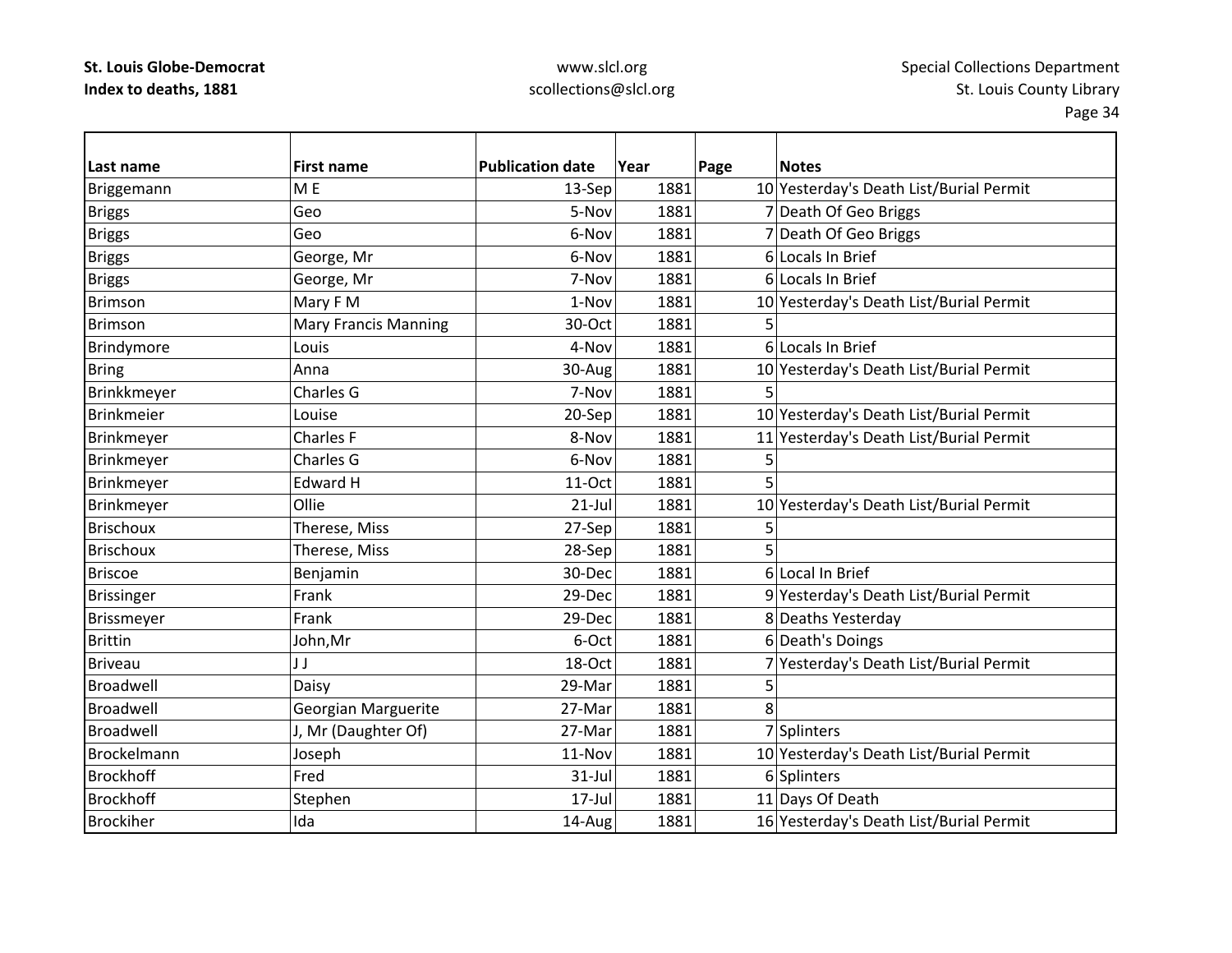| Last name | First name | Publication date | Year | Page | Notes |
|---|---|---|---|---|---|
| Briggemann | M E | 13-Sep | 1881 | 10 | Yesterday's Death List/Burial Permit |
| Briggs | Geo | 5-Nov | 1881 | 7 | Death Of Geo Briggs |
| Briggs | Geo | 6-Nov | 1881 | 7 | Death Of Geo Briggs |
| Briggs | George, Mr | 6-Nov | 1881 | 6 | Locals In Brief |
| Briggs | George, Mr | 7-Nov | 1881 | 6 | Locals In Brief |
| Brimson | Mary F M | 1-Nov | 1881 | 10 | Yesterday's Death List/Burial Permit |
| Brimson | Mary Francis Manning | 30-Oct | 1881 | 5 | |
| Brindymore | Louis | 4-Nov | 1881 | 6 | Locals In Brief |
| Bring | Anna | 30-Aug | 1881 | 10 | Yesterday's Death List/Burial Permit |
| Brinkkmeyer | Charles G | 7-Nov | 1881 | 5 | |
| Brinkmeier | Louise | 20-Sep | 1881 | 10 | Yesterday's Death List/Burial Permit |
| Brinkmeyer | Charles F | 8-Nov | 1881 | 11 | Yesterday's Death List/Burial Permit |
| Brinkmeyer | Charles G | 6-Nov | 1881 | 5 | |
| Brinkmeyer | Edward H | 11-Oct | 1881 | 5 | |
| Brinkmeyer | Ollie | 21-Jul | 1881 | 10 | Yesterday's Death List/Burial Permit |
| Brischoux | Therese, Miss | 27-Sep | 1881 | 5 | |
| Brischoux | Therese, Miss | 28-Sep | 1881 | 5 | |
| Briscoe | Benjamin | 30-Dec | 1881 | 6 | Local In Brief |
| Brissinger | Frank | 29-Dec | 1881 | 9 | Yesterday's Death List/Burial Permit |
| Brissmeyer | Frank | 29-Dec | 1881 | 8 | Deaths Yesterday |
| Brittin | John,Mr | 6-Oct | 1881 | 6 | Death's Doings |
| Briveau | J J | 18-Oct | 1881 | 7 | Yesterday's Death List/Burial Permit |
| Broadwell | Daisy | 29-Mar | 1881 | 5 | |
| Broadwell | Georgian Marguerite | 27-Mar | 1881 | 8 | |
| Broadwell | J, Mr (Daughter Of) | 27-Mar | 1881 | 7 | Splinters |
| Brockelmann | Joseph | 11-Nov | 1881 | 10 | Yesterday's Death List/Burial Permit |
| Brockhoff | Fred | 31-Jul | 1881 | 6 | Splinters |
| Brockhoff | Stephen | 17-Jul | 1881 | 11 | Days Of Death |
| Brockiher | Ida | 14-Aug | 1881 | 16 | Yesterday's Death List/Burial Permit |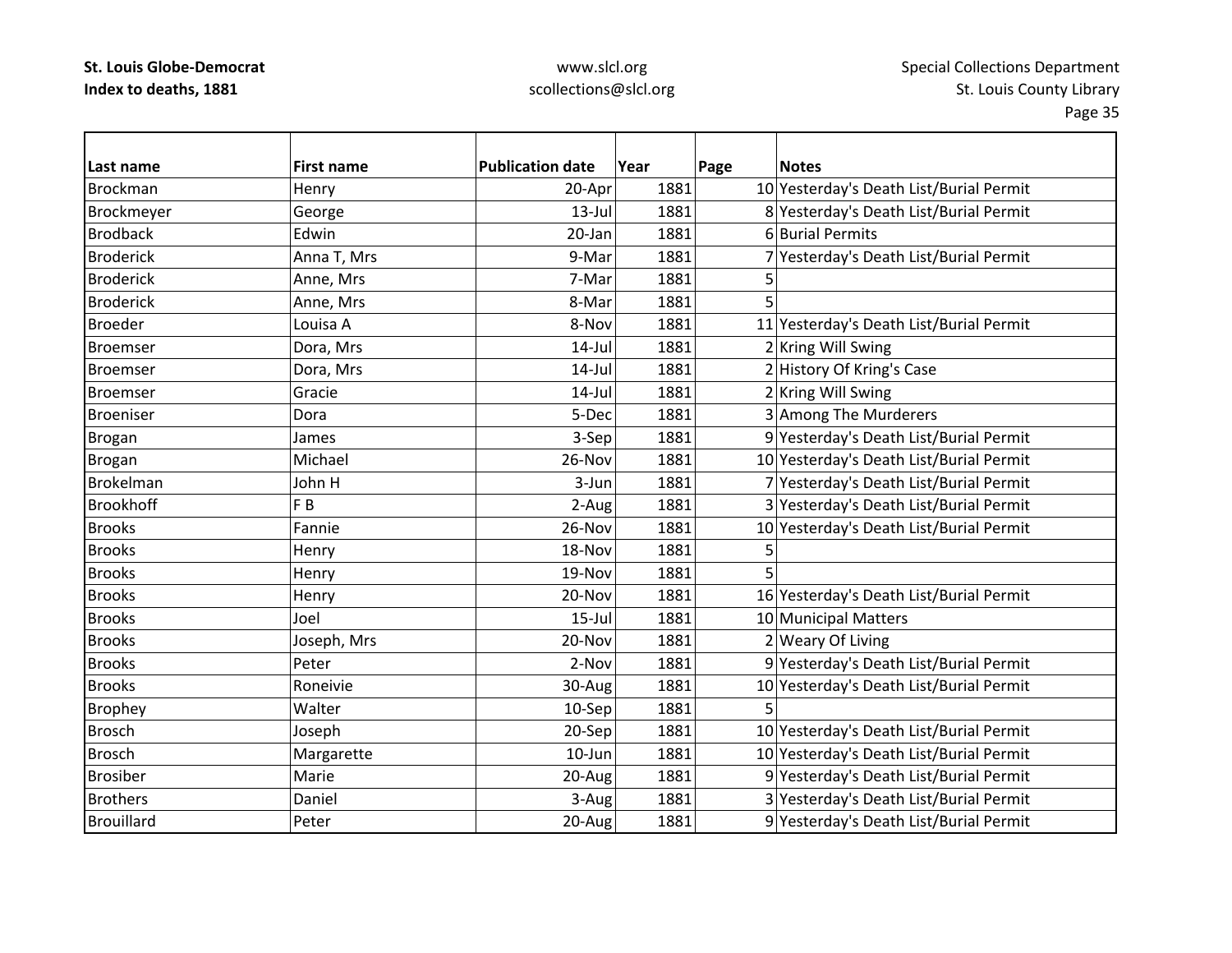| Last name | First name | Publication date | Year | Page | Notes |
|---|---|---|---|---|---|
| Brockman | Henry | 20-Apr | 1881 | 10 | Yesterday's Death List/Burial Permit |
| Brockmeyer | George | 13-Jul | 1881 | 8 | Yesterday's Death List/Burial Permit |
| Brodback | Edwin | 20-Jan | 1881 | 6 | Burial Permits |
| Broderick | Anna T, Mrs | 9-Mar | 1881 | 7 | Yesterday's Death List/Burial Permit |
| Broderick | Anne, Mrs | 7-Mar | 1881 | 5 | |
| Broderick | Anne, Mrs | 8-Mar | 1881 | 5 | |
| Broeder | Louisa A | 8-Nov | 1881 | 11 | Yesterday's Death List/Burial Permit |
| Broemser | Dora, Mrs | 14-Jul | 1881 | 2 | Kring Will Swing |
| Broemser | Dora, Mrs | 14-Jul | 1881 | 2 | History Of Kring's Case |
| Broemser | Gracie | 14-Jul | 1881 | 2 | Kring Will Swing |
| Broeniser | Dora | 5-Dec | 1881 | 3 | Among The Murderers |
| Brogan | James | 3-Sep | 1881 | 9 | Yesterday's Death List/Burial Permit |
| Brogan | Michael | 26-Nov | 1881 | 10 | Yesterday's Death List/Burial Permit |
| Brokelman | John H | 3-Jun | 1881 | 7 | Yesterday's Death List/Burial Permit |
| Brookhoff | F B | 2-Aug | 1881 | 3 | Yesterday's Death List/Burial Permit |
| Brooks | Fannie | 26-Nov | 1881 | 10 | Yesterday's Death List/Burial Permit |
| Brooks | Henry | 18-Nov | 1881 | 5 | |
| Brooks | Henry | 19-Nov | 1881 | 5 | |
| Brooks | Henry | 20-Nov | 1881 | 16 | Yesterday's Death List/Burial Permit |
| Brooks | Joel | 15-Jul | 1881 | 10 | Municipal Matters |
| Brooks | Joseph, Mrs | 20-Nov | 1881 | 2 | Weary Of Living |
| Brooks | Peter | 2-Nov | 1881 | 9 | Yesterday's Death List/Burial Permit |
| Brooks | Roneivie | 30-Aug | 1881 | 10 | Yesterday's Death List/Burial Permit |
| Brophey | Walter | 10-Sep | 1881 | 5 | |
| Brosch | Joseph | 20-Sep | 1881 | 10 | Yesterday's Death List/Burial Permit |
| Brosch | Margarette | 10-Jun | 1881 | 10 | Yesterday's Death List/Burial Permit |
| Brosiber | Marie | 20-Aug | 1881 | 9 | Yesterday's Death List/Burial Permit |
| Brothers | Daniel | 3-Aug | 1881 | 3 | Yesterday's Death List/Burial Permit |
| Brouillard | Peter | 20-Aug | 1881 | 9 | Yesterday's Death List/Burial Permit |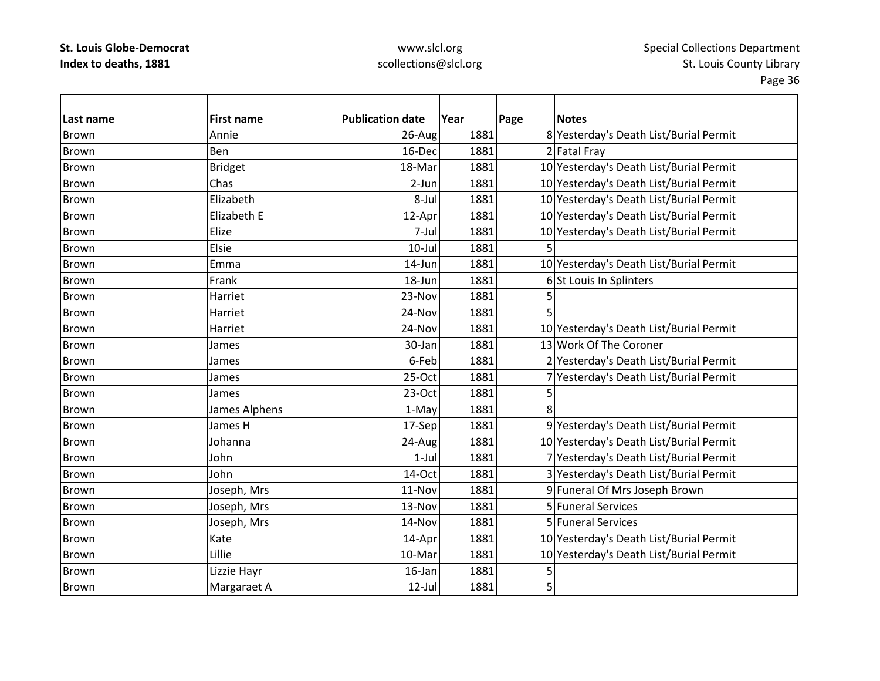| Last name | First name | Publication date | Year | Page | Notes |
|---|---|---|---|---|---|
| Brown | Annie | 26-Aug | 1881 | 8 | Yesterday's Death List/Burial Permit |
| Brown | Ben | 16-Dec | 1881 | 2 | Fatal Fray |
| Brown | Bridget | 18-Mar | 1881 | 10 | Yesterday's Death List/Burial Permit |
| Brown | Chas | 2-Jun | 1881 | 10 | Yesterday's Death List/Burial Permit |
| Brown | Elizabeth | 8-Jul | 1881 | 10 | Yesterday's Death List/Burial Permit |
| Brown | Elizabeth E | 12-Apr | 1881 | 10 | Yesterday's Death List/Burial Permit |
| Brown | Elize | 7-Jul | 1881 | 10 | Yesterday's Death List/Burial Permit |
| Brown | Elsie | 10-Jul | 1881 | 5 | |
| Brown | Emma | 14-Jun | 1881 | 10 | Yesterday's Death List/Burial Permit |
| Brown | Frank | 18-Jun | 1881 | 6 | St Louis In Splinters |
| Brown | Harriet | 23-Nov | 1881 | 5 | |
| Brown | Harriet | 24-Nov | 1881 | 5 | |
| Brown | Harriet | 24-Nov | 1881 | 10 | Yesterday's Death List/Burial Permit |
| Brown | James | 30-Jan | 1881 | 13 | Work Of The Coroner |
| Brown | James | 6-Feb | 1881 | 2 | Yesterday's Death List/Burial Permit |
| Brown | James | 25-Oct | 1881 | 7 | Yesterday's Death List/Burial Permit |
| Brown | James | 23-Oct | 1881 | 5 | |
| Brown | James Alphens | 1-May | 1881 | 8 | |
| Brown | James H | 17-Sep | 1881 | 9 | Yesterday's Death List/Burial Permit |
| Brown | Johanna | 24-Aug | 1881 | 10 | Yesterday's Death List/Burial Permit |
| Brown | John | 1-Jul | 1881 | 7 | Yesterday's Death List/Burial Permit |
| Brown | John | 14-Oct | 1881 | 3 | Yesterday's Death List/Burial Permit |
| Brown | Joseph, Mrs | 11-Nov | 1881 | 9 | Funeral Of Mrs Joseph Brown |
| Brown | Joseph, Mrs | 13-Nov | 1881 | 5 | Funeral Services |
| Brown | Joseph, Mrs | 14-Nov | 1881 | 5 | Funeral Services |
| Brown | Kate | 14-Apr | 1881 | 10 | Yesterday's Death List/Burial Permit |
| Brown | Lillie | 10-Mar | 1881 | 10 | Yesterday's Death List/Burial Permit |
| Brown | Lizzie Hayr | 16-Jan | 1881 | 5 | |
| Brown | Margaraet A | 12-Jul | 1881 | 5 | |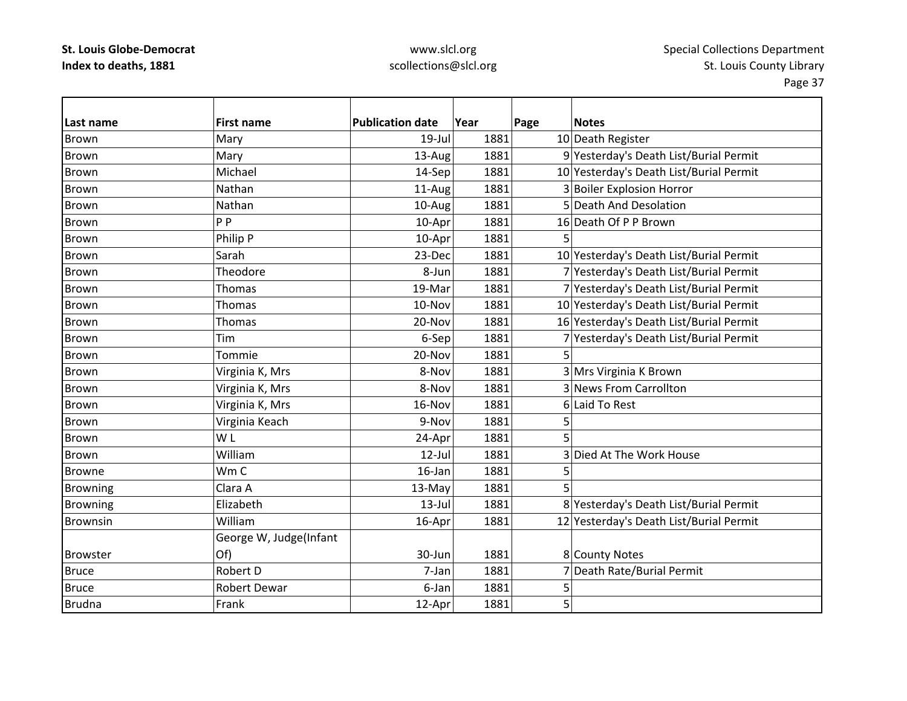| Last name | First name | Publication date | Year | Page | Notes |
|---|---|---|---|---|---|
| Brown | Mary | 19-Jul | 1881 | 10 | Death Register |
| Brown | Mary | 13-Aug | 1881 | 9 | Yesterday's Death List/Burial Permit |
| Brown | Michael | 14-Sep | 1881 | 10 | Yesterday's Death List/Burial Permit |
| Brown | Nathan | 11-Aug | 1881 | 3 | Boiler Explosion Horror |
| Brown | Nathan | 10-Aug | 1881 | 5 | Death And Desolation |
| Brown | P P | 10-Apr | 1881 | 16 | Death Of P P Brown |
| Brown | Philip P | 10-Apr | 1881 | 5 | |
| Brown | Sarah | 23-Dec | 1881 | 10 | Yesterday's Death List/Burial Permit |
| Brown | Theodore | 8-Jun | 1881 | 7 | Yesterday's Death List/Burial Permit |
| Brown | Thomas | 19-Mar | 1881 | 7 | Yesterday's Death List/Burial Permit |
| Brown | Thomas | 10-Nov | 1881 | 10 | Yesterday's Death List/Burial Permit |
| Brown | Thomas | 20-Nov | 1881 | 16 | Yesterday's Death List/Burial Permit |
| Brown | Tim | 6-Sep | 1881 | 7 | Yesterday's Death List/Burial Permit |
| Brown | Tommie | 20-Nov | 1881 | 5 | |
| Brown | Virginia K, Mrs | 8-Nov | 1881 | 3 | Mrs Virginia K Brown |
| Brown | Virginia K, Mrs | 8-Nov | 1881 | 3 | News From Carrollton |
| Brown | Virginia K, Mrs | 16-Nov | 1881 | 6 | Laid To Rest |
| Brown | Virginia Keach | 9-Nov | 1881 | 5 | |
| Brown | W L | 24-Apr | 1881 | 5 | |
| Brown | William | 12-Jul | 1881 | 3 | Died At The Work House |
| Browne | Wm C | 16-Jan | 1881 | 5 | |
| Browning | Clara A | 13-May | 1881 | 5 | |
| Browning | Elizabeth | 13-Jul | 1881 | 8 | Yesterday's Death List/Burial Permit |
| Brownsin | William | 16-Apr | 1881 | 12 | Yesterday's Death List/Burial Permit |
| Browster | George W, Judge(Infant Of) | 30-Jun | 1881 | 8 | County Notes |
| Bruce | Robert D | 7-Jan | 1881 | 7 | Death Rate/Burial Permit |
| Bruce | Robert Dewar | 6-Jan | 1881 | 5 | |
| Brudna | Frank | 12-Apr | 1881 | 5 | |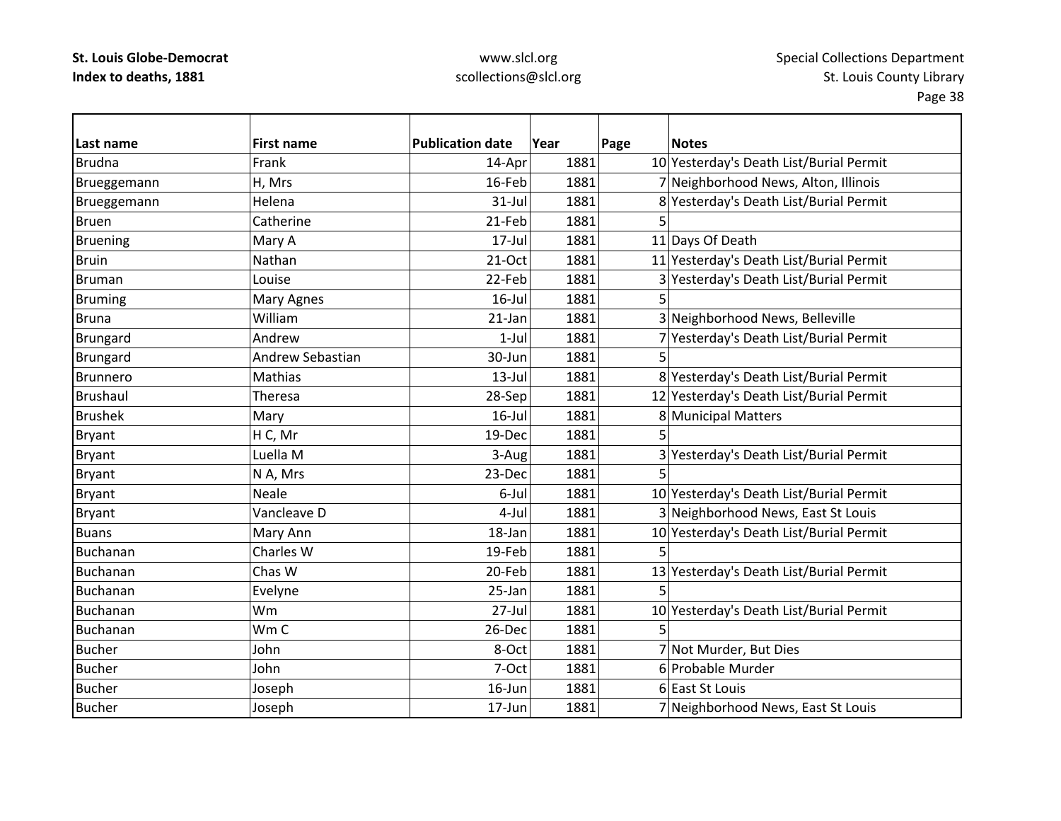| Last name | First name | Publication date | Year | Page | Notes |
|---|---|---|---|---|---|
| Brudna | Frank | 14-Apr | 1881 | 10 | Yesterday's Death List/Burial Permit |
| Brueggemann | H, Mrs | 16-Feb | 1881 | 7 | Neighborhood News, Alton, Illinois |
| Brueggemann | Helena | 31-Jul | 1881 | 8 | Yesterday's Death List/Burial Permit |
| Bruen | Catherine | 21-Feb | 1881 | 5 | |
| Bruening | Mary A | 17-Jul | 1881 | 11 | Days Of Death |
| Bruin | Nathan | 21-Oct | 1881 | 11 | Yesterday's Death List/Burial Permit |
| Bruman | Louise | 22-Feb | 1881 | 3 | Yesterday's Death List/Burial Permit |
| Bruming | Mary Agnes | 16-Jul | 1881 | 5 | |
| Bruna | William | 21-Jan | 1881 | 3 | Neighborhood News, Belleville |
| Brungard | Andrew | 1-Jul | 1881 | 7 | Yesterday's Death List/Burial Permit |
| Brungard | Andrew Sebastian | 30-Jun | 1881 | 5 | |
| Brunnero | Mathias | 13-Jul | 1881 | 8 | Yesterday's Death List/Burial Permit |
| Brushaul | Theresa | 28-Sep | 1881 | 12 | Yesterday's Death List/Burial Permit |
| Brushek | Mary | 16-Jul | 1881 | 8 | Municipal Matters |
| Bryant | H C, Mr | 19-Dec | 1881 | 5 | |
| Bryant | Luella M | 3-Aug | 1881 | 3 | Yesterday's Death List/Burial Permit |
| Bryant | N A, Mrs | 23-Dec | 1881 | 5 | |
| Bryant | Neale | 6-Jul | 1881 | 10 | Yesterday's Death List/Burial Permit |
| Bryant | Vancleave D | 4-Jul | 1881 | 3 | Neighborhood News, East St Louis |
| Buans | Mary Ann | 18-Jan | 1881 | 10 | Yesterday's Death List/Burial Permit |
| Buchanan | Charles W | 19-Feb | 1881 | 5 | |
| Buchanan | Chas W | 20-Feb | 1881 | 13 | Yesterday's Death List/Burial Permit |
| Buchanan | Evelyne | 25-Jan | 1881 | 5 | |
| Buchanan | Wm | 27-Jul | 1881 | 10 | Yesterday's Death List/Burial Permit |
| Buchanan | Wm C | 26-Dec | 1881 | 5 | |
| Bucher | John | 8-Oct | 1881 | 7 | Not Murder, But Dies |
| Bucher | John | 7-Oct | 1881 | 6 | Probable Murder |
| Bucher | Joseph | 16-Jun | 1881 | 6 | East St Louis |
| Bucher | Joseph | 17-Jun | 1881 | 7 | Neighborhood News, East St Louis |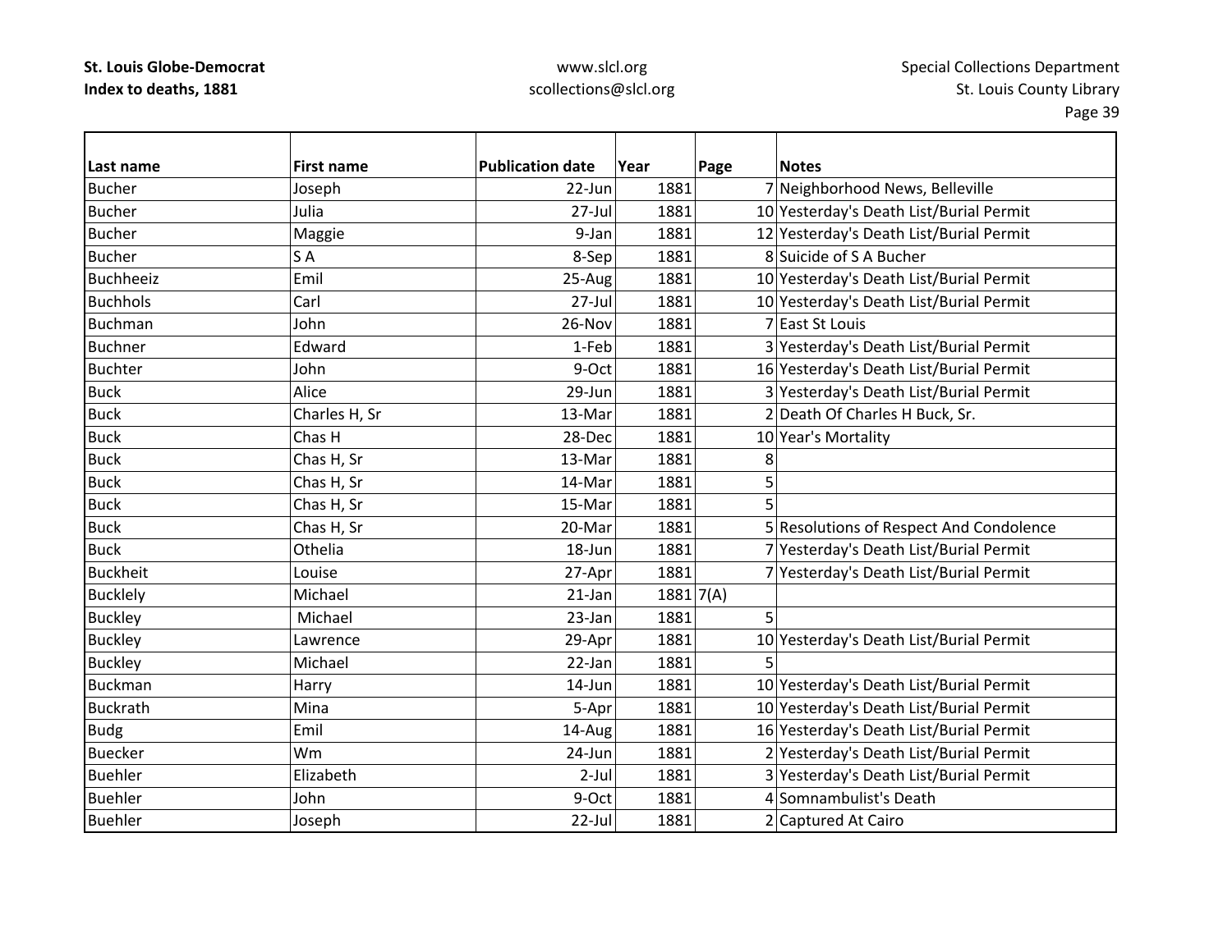| Last name | First name | Publication date | Year | Page | Notes |
|---|---|---|---|---|---|
| Bucher | Joseph | 22-Jun | 1881 | 7 | Neighborhood News, Belleville |
| Bucher | Julia | 27-Jul | 1881 | 10 | Yesterday's Death List/Burial Permit |
| Bucher | Maggie | 9-Jan | 1881 | 12 | Yesterday's Death List/Burial Permit |
| Bucher | S A | 8-Sep | 1881 | 8 | Suicide of S A Bucher |
| Buchheeiz | Emil | 25-Aug | 1881 | 10 | Yesterday's Death List/Burial Permit |
| Buchhols | Carl | 27-Jul | 1881 | 10 | Yesterday's Death List/Burial Permit |
| Buchman | John | 26-Nov | 1881 | 7 | East St Louis |
| Buchner | Edward | 1-Feb | 1881 | 3 | Yesterday's Death List/Burial Permit |
| Buchter | John | 9-Oct | 1881 | 16 | Yesterday's Death List/Burial Permit |
| Buck | Alice | 29-Jun | 1881 | 3 | Yesterday's Death List/Burial Permit |
| Buck | Charles H, Sr | 13-Mar | 1881 | 2 | Death Of Charles H Buck, Sr. |
| Buck | Chas H | 28-Dec | 1881 | 10 | Year's Mortality |
| Buck | Chas H, Sr | 13-Mar | 1881 | 8 | |
| Buck | Chas H, Sr | 14-Mar | 1881 | 5 | |
| Buck | Chas H, Sr | 15-Mar | 1881 | 5 | |
| Buck | Chas H, Sr | 20-Mar | 1881 | 5 | Resolutions of Respect And Condolence |
| Buck | Othelia | 18-Jun | 1881 | 7 | Yesterday's Death List/Burial Permit |
| Buckheit | Louise | 27-Apr | 1881 | 7 | Yesterday's Death List/Burial Permit |
| Bucklely | Michael | 21-Jan | 1881 | 7(A) | |
| Buckley | Michael | 23-Jan | 1881 | 5 | |
| Buckley | Lawrence | 29-Apr | 1881 | 10 | Yesterday's Death List/Burial Permit |
| Buckley | Michael | 22-Jan | 1881 | 5 | |
| Buckman | Harry | 14-Jun | 1881 | 10 | Yesterday's Death List/Burial Permit |
| Buckrath | Mina | 5-Apr | 1881 | 10 | Yesterday's Death List/Burial Permit |
| Budg | Emil | 14-Aug | 1881 | 16 | Yesterday's Death List/Burial Permit |
| Buecker | Wm | 24-Jun | 1881 | 2 | Yesterday's Death List/Burial Permit |
| Buehler | Elizabeth | 2-Jul | 1881 | 3 | Yesterday's Death List/Burial Permit |
| Buehler | John | 9-Oct | 1881 | 4 | Somnambulist's Death |
| Buehler | Joseph | 22-Jul | 1881 | 2 | Captured At Cairo |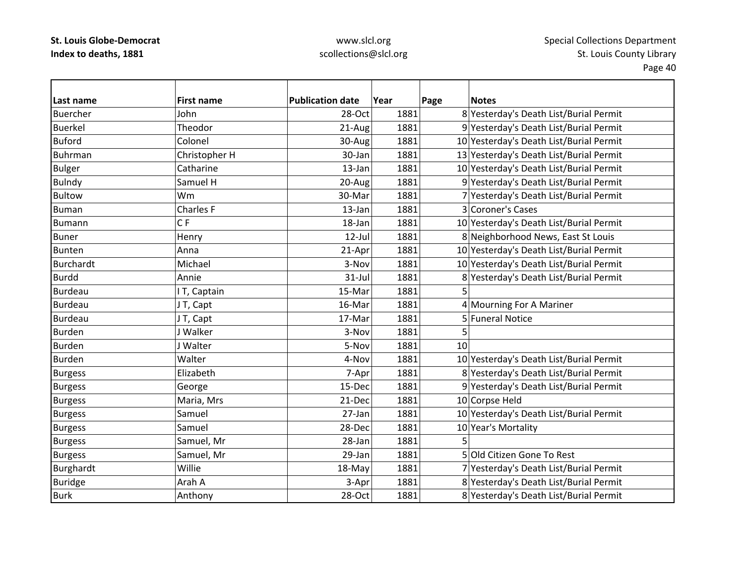**St. Louis Globe-Democrat**
**Index to deaths, 1881**

www.slcl.org
scollections@slcl.org

Special Collections Department
St. Louis County Library

| Last name | First name | Publication date | Year | Page | Notes |
|---|---|---|---|---|---|
| Buercher | John | 28-Oct | 1881 | 8 | Yesterday's Death List/Burial Permit |
| Buerkel | Theodor | 21-Aug | 1881 | 9 | Yesterday's Death List/Burial Permit |
| Buford | Colonel | 30-Aug | 1881 | 10 | Yesterday's Death List/Burial Permit |
| Buhrman | Christopher H | 30-Jan | 1881 | 13 | Yesterday's Death List/Burial Permit |
| Bulger | Catharine | 13-Jan | 1881 | 10 | Yesterday's Death List/Burial Permit |
| Bulndy | Samuel H | 20-Aug | 1881 | 9 | Yesterday's Death List/Burial Permit |
| Bultow | Wm | 30-Mar | 1881 | 7 | Yesterday's Death List/Burial Permit |
| Buman | Charles F | 13-Jan | 1881 | 3 | Coroner's Cases |
| Bumann | C F | 18-Jan | 1881 | 10 | Yesterday's Death List/Burial Permit |
| Buner | Henry | 12-Jul | 1881 | 8 | Neighborhood News, East St Louis |
| Bunten | Anna | 21-Apr | 1881 | 10 | Yesterday's Death List/Burial Permit |
| Burchardt | Michael | 3-Nov | 1881 | 10 | Yesterday's Death List/Burial Permit |
| Burdd | Annie | 31-Jul | 1881 | 8 | Yesterday's Death List/Burial Permit |
| Burdeau | I T, Captain | 15-Mar | 1881 | 5 | |
| Burdeau | J T, Capt | 16-Mar | 1881 | 4 | Mourning For A Mariner |
| Burdeau | J T, Capt | 17-Mar | 1881 | 5 | Funeral Notice |
| Burden | J Walker | 3-Nov | 1881 | 5 | |
| Burden | J Walter | 5-Nov | 1881 | 10 | |
| Burden | Walter | 4-Nov | 1881 | 10 | Yesterday's Death List/Burial Permit |
| Burgess | Elizabeth | 7-Apr | 1881 | 8 | Yesterday's Death List/Burial Permit |
| Burgess | George | 15-Dec | 1881 | 9 | Yesterday's Death List/Burial Permit |
| Burgess | Maria, Mrs | 21-Dec | 1881 | 10 | Corpse Held |
| Burgess | Samuel | 27-Jan | 1881 | 10 | Yesterday's Death List/Burial Permit |
| Burgess | Samuel | 28-Dec | 1881 | 10 | Year's Mortality |
| Burgess | Samuel, Mr | 28-Jan | 1881 | 5 | |
| Burgess | Samuel, Mr | 29-Jan | 1881 | 5 | Old Citizen Gone To Rest |
| Burghardt | Willie | 18-May | 1881 | 7 | Yesterday's Death List/Burial Permit |
| Buridge | Arah A | 3-Apr | 1881 | 8 | Yesterday's Death List/Burial Permit |
| Burk | Anthony | 28-Oct | 1881 | 8 | Yesterday's Death List/Burial Permit |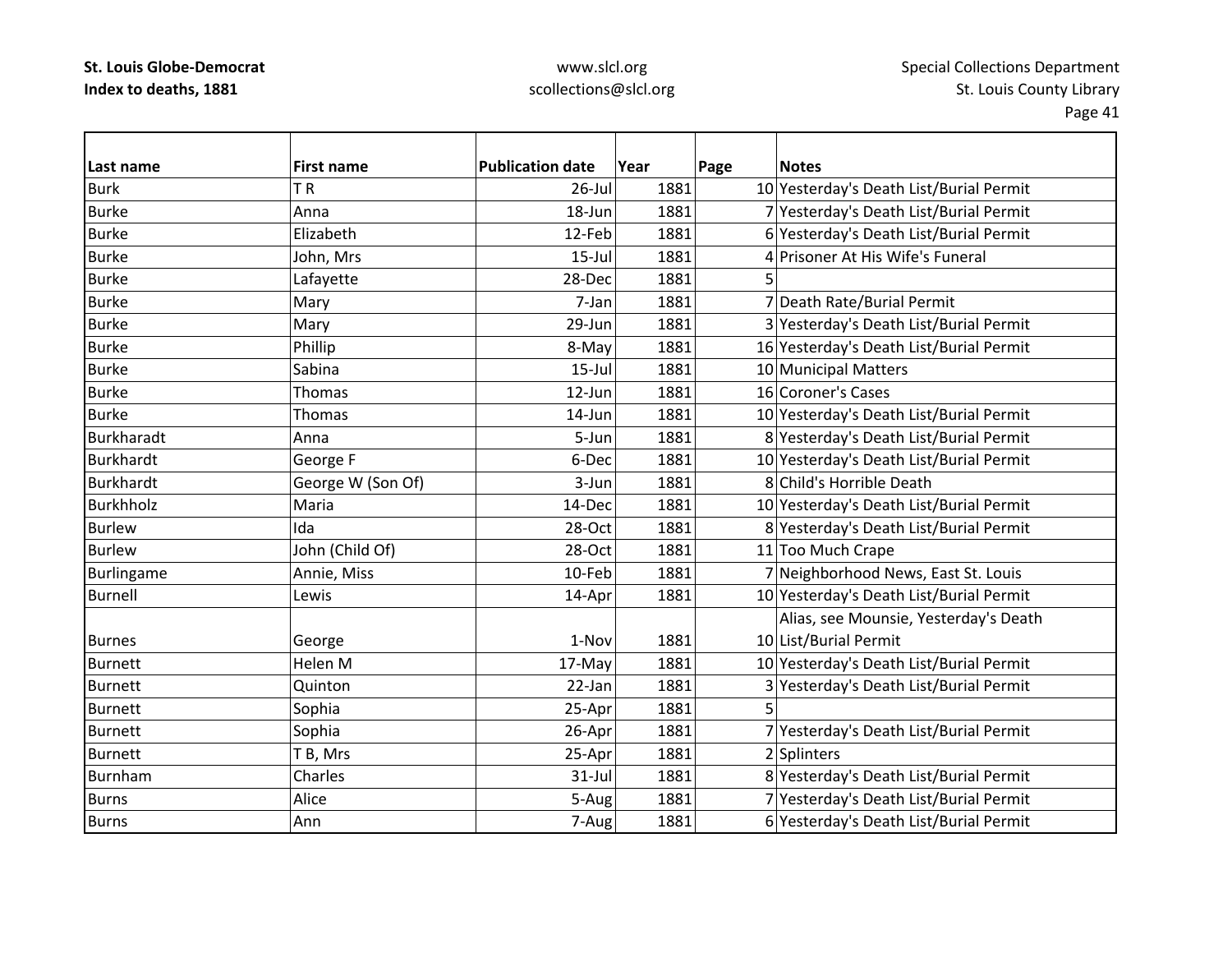| Last name | First name | Publication date | Year | Page | Notes |
|---|---|---|---|---|---|
| Burk | T R | 26-Jul | 1881 | 10 | Yesterday's Death List/Burial Permit |
| Burke | Anna | 18-Jun | 1881 | 7 | Yesterday's Death List/Burial Permit |
| Burke | Elizabeth | 12-Feb | 1881 | 6 | Yesterday's Death List/Burial Permit |
| Burke | John, Mrs | 15-Jul | 1881 | 4 | Prisoner At His Wife's Funeral |
| Burke | Lafayette | 28-Dec | 1881 | 5 | |
| Burke | Mary | 7-Jan | 1881 | 7 | Death Rate/Burial Permit |
| Burke | Mary | 29-Jun | 1881 | 3 | Yesterday's Death List/Burial Permit |
| Burke | Phillip | 8-May | 1881 | 16 | Yesterday's Death List/Burial Permit |
| Burke | Sabina | 15-Jul | 1881 | 10 | Municipal Matters |
| Burke | Thomas | 12-Jun | 1881 | 16 | Coroner's Cases |
| Burke | Thomas | 14-Jun | 1881 | 10 | Yesterday's Death List/Burial Permit |
| Burkharadt | Anna | 5-Jun | 1881 | 8 | Yesterday's Death List/Burial Permit |
| Burkhardt | George F | 6-Dec | 1881 | 10 | Yesterday's Death List/Burial Permit |
| Burkhardt | George W (Son Of) | 3-Jun | 1881 | 8 | Child's Horrible Death |
| Burkhholz | Maria | 14-Dec | 1881 | 10 | Yesterday's Death List/Burial Permit |
| Burlew | Ida | 28-Oct | 1881 | 8 | Yesterday's Death List/Burial Permit |
| Burlew | John (Child Of) | 28-Oct | 1881 | 11 | Too Much Crape |
| Burlingame | Annie, Miss | 10-Feb | 1881 | 7 | Neighborhood News, East St. Louis |
| Burnell | Lewis | 14-Apr | 1881 | 10 | Yesterday's Death List/Burial Permit |
| Burnes | George | 1-Nov | 1881 | 10 | Alias, see Mounsie, Yesterday's Death List/Burial Permit |
| Burnett | Helen M | 17-May | 1881 | 10 | Yesterday's Death List/Burial Permit |
| Burnett | Quinton | 22-Jan | 1881 | 3 | Yesterday's Death List/Burial Permit |
| Burnett | Sophia | 25-Apr | 1881 | 5 | |
| Burnett | Sophia | 26-Apr | 1881 | 7 | Yesterday's Death List/Burial Permit |
| Burnett | T B, Mrs | 25-Apr | 1881 | 2 | Splinters |
| Burnham | Charles | 31-Jul | 1881 | 8 | Yesterday's Death List/Burial Permit |
| Burns | Alice | 5-Aug | 1881 | 7 | Yesterday's Death List/Burial Permit |
| Burns | Ann | 7-Aug | 1881 | 6 | Yesterday's Death List/Burial Permit |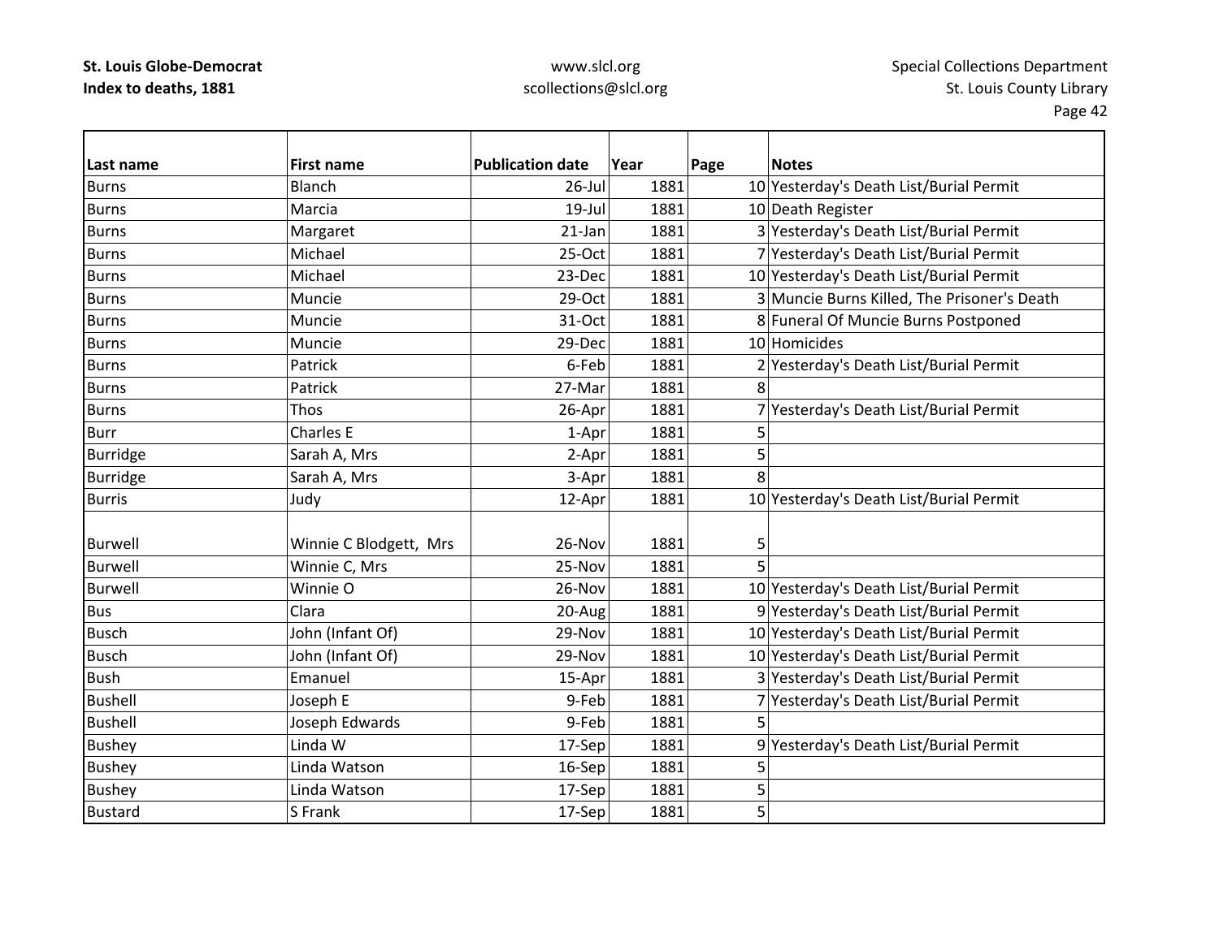| Last name | First name | Publication date | Year | Page | Notes |
|---|---|---|---|---|---|
| Burns | Blanch | 26-Jul | 1881 | 10 | Yesterday's Death List/Burial Permit |
| Burns | Marcia | 19-Jul | 1881 | 10 | Death Register |
| Burns | Margaret | 21-Jan | 1881 | 3 | Yesterday's Death List/Burial Permit |
| Burns | Michael | 25-Oct | 1881 | 7 | Yesterday's Death List/Burial Permit |
| Burns | Michael | 23-Dec | 1881 | 10 | Yesterday's Death List/Burial Permit |
| Burns | Muncie | 29-Oct | 1881 | 3 | Muncie Burns Killed, The Prisoner's Death |
| Burns | Muncie | 31-Oct | 1881 | 8 | Funeral Of Muncie Burns Postponed |
| Burns | Muncie | 29-Dec | 1881 | 10 | Homicides |
| Burns | Patrick | 6-Feb | 1881 | 2 | Yesterday's Death List/Burial Permit |
| Burns | Patrick | 27-Mar | 1881 | 8 | |
| Burns | Thos | 26-Apr | 1881 | 7 | Yesterday's Death List/Burial Permit |
| Burr | Charles E | 1-Apr | 1881 | 5 | |
| Burridge | Sarah A, Mrs | 2-Apr | 1881 | 5 | |
| Burridge | Sarah A, Mrs | 3-Apr | 1881 | 8 | |
| Burris | Judy | 12-Apr | 1881 | 10 | Yesterday's Death List/Burial Permit |
| Burwell | Winnie C Blodgett, Mrs | 26-Nov | 1881 | 5 | |
| Burwell | Winnie C, Mrs | 25-Nov | 1881 | 5 | |
| Burwell | Winnie O | 26-Nov | 1881 | 10 | Yesterday's Death List/Burial Permit |
| Bus | Clara | 20-Aug | 1881 | 9 | Yesterday's Death List/Burial Permit |
| Busch | John (Infant Of) | 29-Nov | 1881 | 10 | Yesterday's Death List/Burial Permit |
| Busch | John (Infant Of) | 29-Nov | 1881 | 10 | Yesterday's Death List/Burial Permit |
| Bush | Emanuel | 15-Apr | 1881 | 3 | Yesterday's Death List/Burial Permit |
| Bushell | Joseph E | 9-Feb | 1881 | 7 | Yesterday's Death List/Burial Permit |
| Bushell | Joseph Edwards | 9-Feb | 1881 | 5 | |
| Bushey | Linda W | 17-Sep | 1881 | 9 | Yesterday's Death List/Burial Permit |
| Bushey | Linda Watson | 16-Sep | 1881 | 5 | |
| Bushey | Linda Watson | 17-Sep | 1881 | 5 | |
| Bustard | S Frank | 17-Sep | 1881 | 5 | |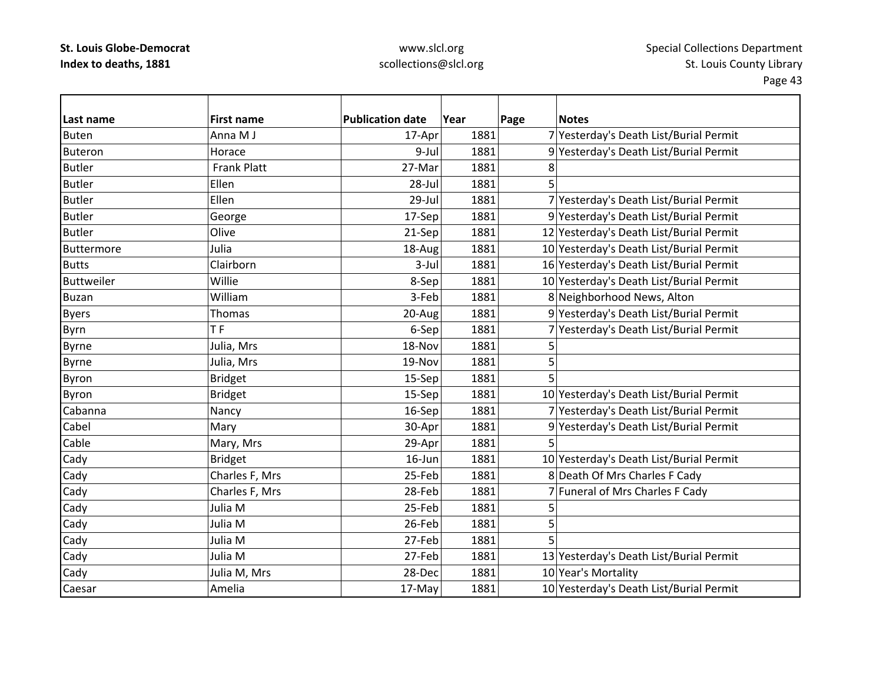| Last name | First name | Publication date | Year | Page | Notes |
|---|---|---|---|---|---|
| Buten | Anna M J | 17-Apr | 1881 | 7 | Yesterday's Death List/Burial Permit |
| Buteron | Horace | 9-Jul | 1881 | 9 | Yesterday's Death List/Burial Permit |
| Butler | Frank Platt | 27-Mar | 1881 | 8 | |
| Butler | Ellen | 28-Jul | 1881 | 5 | |
| Butler | Ellen | 29-Jul | 1881 | 7 | Yesterday's Death List/Burial Permit |
| Butler | George | 17-Sep | 1881 | 9 | Yesterday's Death List/Burial Permit |
| Butler | Olive | 21-Sep | 1881 | 12 | Yesterday's Death List/Burial Permit |
| Buttermore | Julia | 18-Aug | 1881 | 10 | Yesterday's Death List/Burial Permit |
| Butts | Clairborn | 3-Jul | 1881 | 16 | Yesterday's Death List/Burial Permit |
| Buttweiler | Willie | 8-Sep | 1881 | 10 | Yesterday's Death List/Burial Permit |
| Buzan | William | 3-Feb | 1881 | 8 | Neighborhood News, Alton |
| Byers | Thomas | 20-Aug | 1881 | 9 | Yesterday's Death List/Burial Permit |
| Byrn | T F | 6-Sep | 1881 | 7 | Yesterday's Death List/Burial Permit |
| Byrne | Julia, Mrs | 18-Nov | 1881 | 5 | |
| Byrne | Julia, Mrs | 19-Nov | 1881 | 5 | |
| Byron | Bridget | 15-Sep | 1881 | 5 | |
| Byron | Bridget | 15-Sep | 1881 | 10 | Yesterday's Death List/Burial Permit |
| Cabanna | Nancy | 16-Sep | 1881 | 7 | Yesterday's Death List/Burial Permit |
| Cabel | Mary | 30-Apr | 1881 | 9 | Yesterday's Death List/Burial Permit |
| Cable | Mary, Mrs | 29-Apr | 1881 | 5 | |
| Cady | Bridget | 16-Jun | 1881 | 10 | Yesterday's Death List/Burial Permit |
| Cady | Charles F, Mrs | 25-Feb | 1881 | 8 | Death Of Mrs Charles F Cady |
| Cady | Charles F, Mrs | 28-Feb | 1881 | 7 | Funeral of Mrs Charles F Cady |
| Cady | Julia M | 25-Feb | 1881 | 5 | |
| Cady | Julia M | 26-Feb | 1881 | 5 | |
| Cady | Julia M | 27-Feb | 1881 | 5 | |
| Cady | Julia M | 27-Feb | 1881 | 13 | Yesterday's Death List/Burial Permit |
| Cady | Julia M, Mrs | 28-Dec | 1881 | 10 | Year's Mortality |
| Caesar | Amelia | 17-May | 1881 | 10 | Yesterday's Death List/Burial Permit |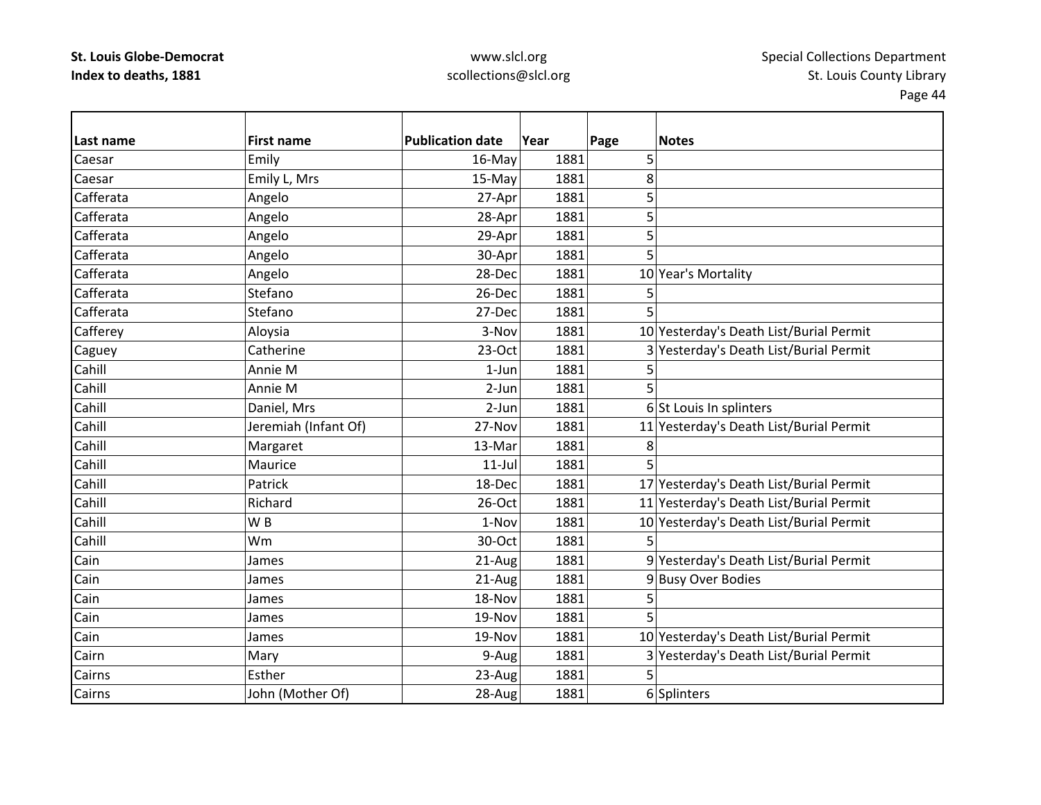| Last name | First name | Publication date | Year | Page | Notes |
|---|---|---|---|---|---|
| Caesar | Emily | 16-May | 1881 | 5 | |
| Caesar | Emily L, Mrs | 15-May | 1881 | 8 | |
| Cafferata | Angelo | 27-Apr | 1881 | 5 | |
| Cafferata | Angelo | 28-Apr | 1881 | 5 | |
| Cafferata | Angelo | 29-Apr | 1881 | 5 | |
| Cafferata | Angelo | 30-Apr | 1881 | 5 | |
| Cafferata | Angelo | 28-Dec | 1881 | 10 | Year's Mortality |
| Cafferata | Stefano | 26-Dec | 1881 | 5 | |
| Cafferata | Stefano | 27-Dec | 1881 | 5 | |
| Cafferey | Aloysia | 3-Nov | 1881 | 10 | Yesterday's Death List/Burial Permit |
| Caguey | Catherine | 23-Oct | 1881 | 3 | Yesterday's Death List/Burial Permit |
| Cahill | Annie M | 1-Jun | 1881 | 5 | |
| Cahill | Annie M | 2-Jun | 1881 | 5 | |
| Cahill | Daniel, Mrs | 2-Jun | 1881 | 6 | St Louis In splinters |
| Cahill | Jeremiah (Infant Of) | 27-Nov | 1881 | 11 | Yesterday's Death List/Burial Permit |
| Cahill | Margaret | 13-Mar | 1881 | 8 | |
| Cahill | Maurice | 11-Jul | 1881 | 5 | |
| Cahill | Patrick | 18-Dec | 1881 | 17 | Yesterday's Death List/Burial Permit |
| Cahill | Richard | 26-Oct | 1881 | 11 | Yesterday's Death List/Burial Permit |
| Cahill | W B | 1-Nov | 1881 | 10 | Yesterday's Death List/Burial Permit |
| Cahill | Wm | 30-Oct | 1881 | 5 | |
| Cain | James | 21-Aug | 1881 | 9 | Yesterday's Death List/Burial Permit |
| Cain | James | 21-Aug | 1881 | 9 | Busy Over Bodies |
| Cain | James | 18-Nov | 1881 | 5 | |
| Cain | James | 19-Nov | 1881 | 5 | |
| Cain | James | 19-Nov | 1881 | 10 | Yesterday's Death List/Burial Permit |
| Cairn | Mary | 9-Aug | 1881 | 3 | Yesterday's Death List/Burial Permit |
| Cairns | Esther | 23-Aug | 1881 | 5 | |
| Cairns | John (Mother Of) | 28-Aug | 1881 | 6 | Splinters |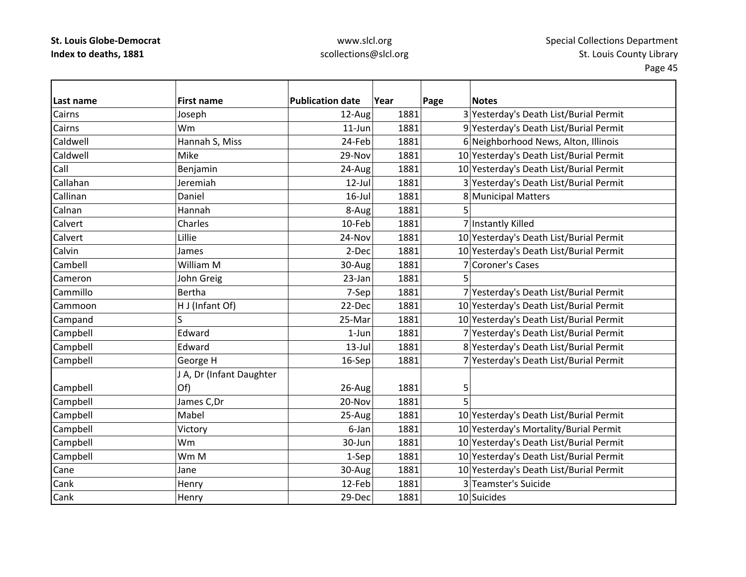| Last name | First name | Publication date | Year | Page | Notes |
|---|---|---|---|---|---|
| Cairns | Joseph | 12-Aug | 1881 | 3 | Yesterday's Death List/Burial Permit |
| Cairns | Wm | 11-Jun | 1881 | 9 | Yesterday's Death List/Burial Permit |
| Caldwell | Hannah S, Miss | 24-Feb | 1881 | 6 | Neighborhood News, Alton, Illinois |
| Caldwell | Mike | 29-Nov | 1881 | 10 | Yesterday's Death List/Burial Permit |
| Call | Benjamin | 24-Aug | 1881 | 10 | Yesterday's Death List/Burial Permit |
| Callahan | Jeremiah | 12-Jul | 1881 | 3 | Yesterday's Death List/Burial Permit |
| Callinan | Daniel | 16-Jul | 1881 | 8 | Municipal Matters |
| Calnan | Hannah | 8-Aug | 1881 | 5 | |
| Calvert | Charles | 10-Feb | 1881 | 7 | Instantly Killed |
| Calvert | Lillie | 24-Nov | 1881 | 10 | Yesterday's Death List/Burial Permit |
| Calvin | James | 2-Dec | 1881 | 10 | Yesterday's Death List/Burial Permit |
| Cambell | William M | 30-Aug | 1881 | 7 | Coroner's Cases |
| Cameron | John Greig | 23-Jan | 1881 | 5 | |
| Cammillo | Bertha | 7-Sep | 1881 | 7 | Yesterday's Death List/Burial Permit |
| Cammoon | H J (Infant Of) | 22-Dec | 1881 | 10 | Yesterday's Death List/Burial Permit |
| Campand | S | 25-Mar | 1881 | 10 | Yesterday's Death List/Burial Permit |
| Campbell | Edward | 1-Jun | 1881 | 7 | Yesterday's Death List/Burial Permit |
| Campbell | Edward | 13-Jul | 1881 | 8 | Yesterday's Death List/Burial Permit |
| Campbell | George H | 16-Sep | 1881 | 7 | Yesterday's Death List/Burial Permit |
| Campbell | J A, Dr (Infant Daughter Of) | 26-Aug | 1881 | 5 | |
| Campbell | James C,Dr | 20-Nov | 1881 | 5 | |
| Campbell | Mabel | 25-Aug | 1881 | 10 | Yesterday's Death List/Burial Permit |
| Campbell | Victory | 6-Jan | 1881 | 10 | Yesterday's Mortality/Burial Permit |
| Campbell | Wm | 30-Jun | 1881 | 10 | Yesterday's Death List/Burial Permit |
| Campbell | Wm M | 1-Sep | 1881 | 10 | Yesterday's Death List/Burial Permit |
| Cane | Jane | 30-Aug | 1881 | 10 | Yesterday's Death List/Burial Permit |
| Cank | Henry | 12-Feb | 1881 | 3 | Teamster's Suicide |
| Cank | Henry | 29-Dec | 1881 | 10 | Suicides |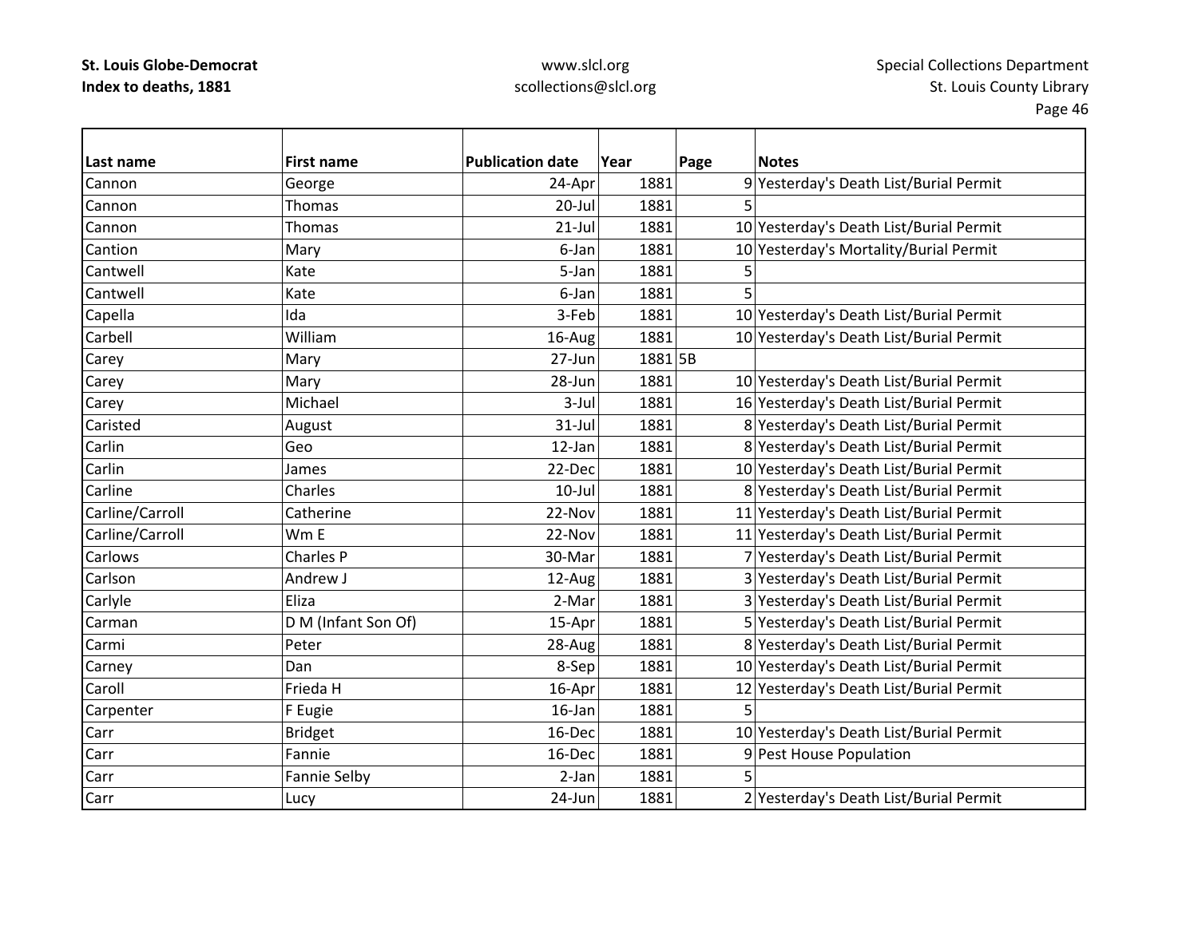| Last name | First name | Publication date | Year | Page | Notes |
|---|---|---|---|---|---|
| Cannon | George | 24-Apr | 1881 | 9 | Yesterday's Death List/Burial Permit |
| Cannon | Thomas | 20-Jul | 1881 | 5 | |
| Cannon | Thomas | 21-Jul | 1881 | 10 | Yesterday's Death List/Burial Permit |
| Cantion | Mary | 6-Jan | 1881 | 10 | Yesterday's Mortality/Burial Permit |
| Cantwell | Kate | 5-Jan | 1881 | 5 | |
| Cantwell | Kate | 6-Jan | 1881 | 5 | |
| Capella | Ida | 3-Feb | 1881 | 10 | Yesterday's Death List/Burial Permit |
| Carbell | William | 16-Aug | 1881 | 10 | Yesterday's Death List/Burial Permit |
| Carey | Mary | 27-Jun | 1881 | 5B | |
| Carey | Mary | 28-Jun | 1881 | 10 | Yesterday's Death List/Burial Permit |
| Carey | Michael | 3-Jul | 1881 | 16 | Yesterday's Death List/Burial Permit |
| Caristed | August | 31-Jul | 1881 | 8 | Yesterday's Death List/Burial Permit |
| Carlin | Geo | 12-Jan | 1881 | 8 | Yesterday's Death List/Burial Permit |
| Carlin | James | 22-Dec | 1881 | 10 | Yesterday's Death List/Burial Permit |
| Carline | Charles | 10-Jul | 1881 | 8 | Yesterday's Death List/Burial Permit |
| Carline/Carroll | Catherine | 22-Nov | 1881 | 11 | Yesterday's Death List/Burial Permit |
| Carline/Carroll | Wm E | 22-Nov | 1881 | 11 | Yesterday's Death List/Burial Permit |
| Carlows | Charles P | 30-Mar | 1881 | 7 | Yesterday's Death List/Burial Permit |
| Carlson | Andrew J | 12-Aug | 1881 | 3 | Yesterday's Death List/Burial Permit |
| Carlyle | Eliza | 2-Mar | 1881 | 3 | Yesterday's Death List/Burial Permit |
| Carman | D M (Infant Son Of) | 15-Apr | 1881 | 5 | Yesterday's Death List/Burial Permit |
| Carmi | Peter | 28-Aug | 1881 | 8 | Yesterday's Death List/Burial Permit |
| Carney | Dan | 8-Sep | 1881 | 10 | Yesterday's Death List/Burial Permit |
| Caroll | Frieda H | 16-Apr | 1881 | 12 | Yesterday's Death List/Burial Permit |
| Carpenter | F Eugie | 16-Jan | 1881 | 5 | |
| Carr | Bridget | 16-Dec | 1881 | 10 | Yesterday's Death List/Burial Permit |
| Carr | Fannie | 16-Dec | 1881 | 9 | Pest House Population |
| Carr | Fannie Selby | 2-Jan | 1881 | 5 | |
| Carr | Lucy | 24-Jun | 1881 | 2 | Yesterday's Death List/Burial Permit |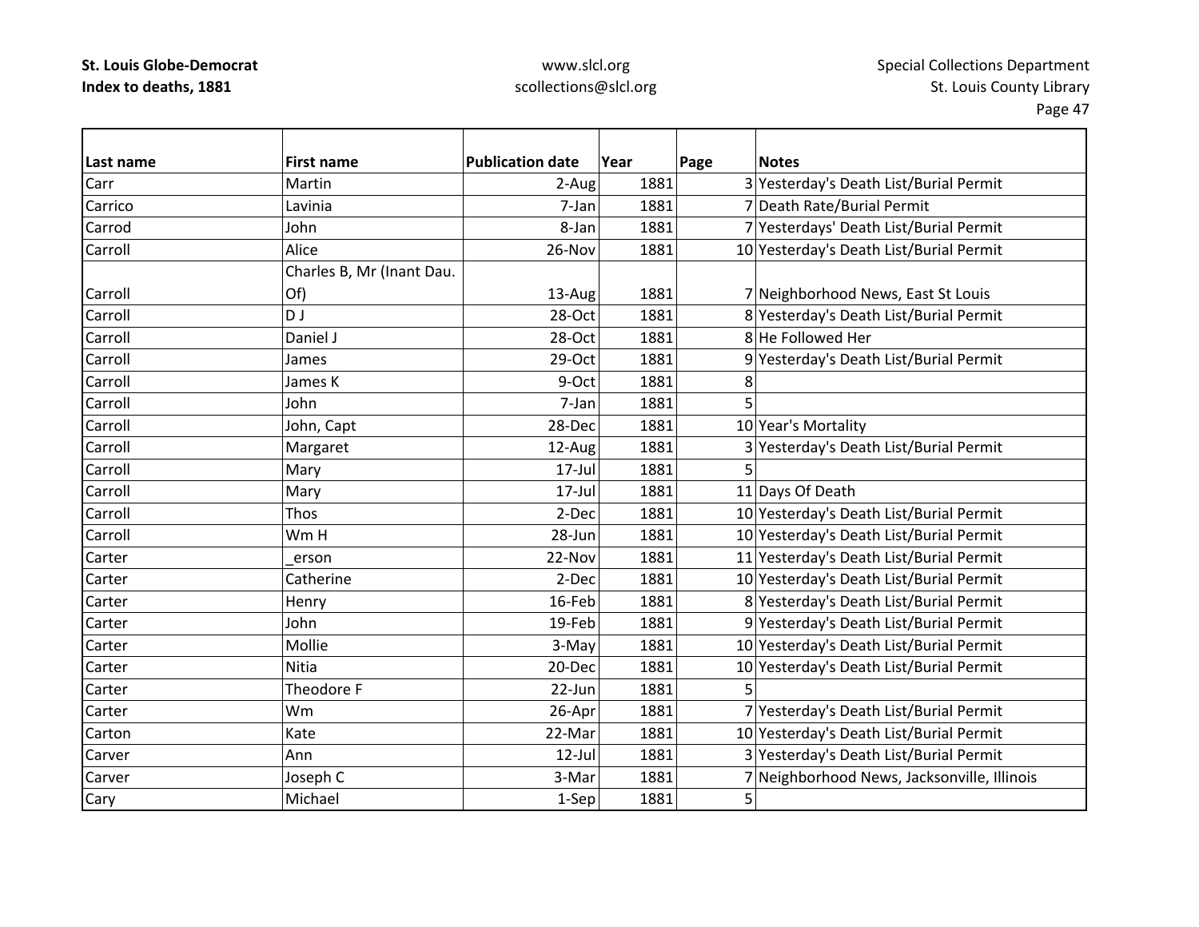| Last name | First name | Publication date | Year | Page | Notes |
|---|---|---|---|---|---|
| Carr | Martin | 2-Aug | 1881 | 3 | Yesterday's Death List/Burial Permit |
| Carrico | Lavinia | 7-Jan | 1881 | 7 | Death Rate/Burial Permit |
| Carrod | John | 8-Jan | 1881 | 7 | Yesterdays' Death List/Burial Permit |
| Carroll | Alice | 26-Nov | 1881 | 10 | Yesterday's Death List/Burial Permit |
| Carroll | Charles B, Mr (Inant Dau. Of) | 13-Aug | 1881 | 7 | Neighborhood News, East St Louis |
| Carroll | D J | 28-Oct | 1881 | 8 | Yesterday's Death List/Burial Permit |
| Carroll | Daniel J | 28-Oct | 1881 | 8 | He Followed Her |
| Carroll | James | 29-Oct | 1881 | 9 | Yesterday's Death List/Burial Permit |
| Carroll | James K | 9-Oct | 1881 | 8 | |
| Carroll | John | 7-Jan | 1881 | 5 | |
| Carroll | John, Capt | 28-Dec | 1881 | 10 | Year's Mortality |
| Carroll | Margaret | 12-Aug | 1881 | 3 | Yesterday's Death List/Burial Permit |
| Carroll | Mary | 17-Jul | 1881 | 5 | |
| Carroll | Mary | 17-Jul | 1881 | 11 | Days Of Death |
| Carroll | Thos | 2-Dec | 1881 | 10 | Yesterday's Death List/Burial Permit |
| Carroll | Wm H | 28-Jun | 1881 | 10 | Yesterday's Death List/Burial Permit |
| Carter | _erson | 22-Nov | 1881 | 11 | Yesterday's Death List/Burial Permit |
| Carter | Catherine | 2-Dec | 1881 | 10 | Yesterday's Death List/Burial Permit |
| Carter | Henry | 16-Feb | 1881 | 8 | Yesterday's Death List/Burial Permit |
| Carter | John | 19-Feb | 1881 | 9 | Yesterday's Death List/Burial Permit |
| Carter | Mollie | 3-May | 1881 | 10 | Yesterday's Death List/Burial Permit |
| Carter | Nitia | 20-Dec | 1881 | 10 | Yesterday's Death List/Burial Permit |
| Carter | Theodore F | 22-Jun | 1881 | 5 | |
| Carter | Wm | 26-Apr | 1881 | 7 | Yesterday's Death List/Burial Permit |
| Carton | Kate | 22-Mar | 1881 | 10 | Yesterday's Death List/Burial Permit |
| Carver | Ann | 12-Jul | 1881 | 3 | Yesterday's Death List/Burial Permit |
| Carver | Joseph C | 3-Mar | 1881 | 7 | Neighborhood News, Jacksonville, Illinois |
| Cary | Michael | 1-Sep | 1881 | 5 | |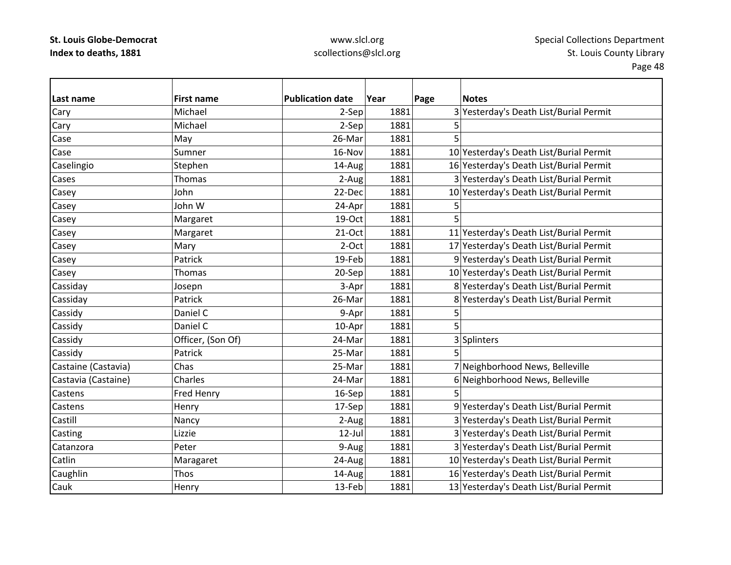| Last name | First name | Publication date | Year | Page | Notes |
|---|---|---|---|---|---|
| Cary | Michael | 2-Sep | 1881 | 3 | Yesterday's Death List/Burial Permit |
| Cary | Michael | 2-Sep | 1881 | 5 | |
| Case | May | 26-Mar | 1881 | 5 | |
| Case | Sumner | 16-Nov | 1881 | 10 | Yesterday's Death List/Burial Permit |
| Caselingio | Stephen | 14-Aug | 1881 | 16 | Yesterday's Death List/Burial Permit |
| Cases | Thomas | 2-Aug | 1881 | 3 | Yesterday's Death List/Burial Permit |
| Casey | John | 22-Dec | 1881 | 10 | Yesterday's Death List/Burial Permit |
| Casey | John W | 24-Apr | 1881 | 5 | |
| Casey | Margaret | 19-Oct | 1881 | 5 | |
| Casey | Margaret | 21-Oct | 1881 | 11 | Yesterday's Death List/Burial Permit |
| Casey | Mary | 2-Oct | 1881 | 17 | Yesterday's Death List/Burial Permit |
| Casey | Patrick | 19-Feb | 1881 | 9 | Yesterday's Death List/Burial Permit |
| Casey | Thomas | 20-Sep | 1881 | 10 | Yesterday's Death List/Burial Permit |
| Cassiday | Josepn | 3-Apr | 1881 | 8 | Yesterday's Death List/Burial Permit |
| Cassiday | Patrick | 26-Mar | 1881 | 8 | Yesterday's Death List/Burial Permit |
| Cassidy | Daniel C | 9-Apr | 1881 | 5 | |
| Cassidy | Daniel C | 10-Apr | 1881 | 5 | |
| Cassidy | Officer, (Son Of) | 24-Mar | 1881 | 3 | Splinters |
| Cassidy | Patrick | 25-Mar | 1881 | 5 | |
| Castaine (Castavia) | Chas | 25-Mar | 1881 | 7 | Neighborhood News, Belleville |
| Castavia (Castaine) | Charles | 24-Mar | 1881 | 6 | Neighborhood News, Belleville |
| Castens | Fred Henry | 16-Sep | 1881 | 5 | |
| Castens | Henry | 17-Sep | 1881 | 9 | Yesterday's Death List/Burial Permit |
| Castill | Nancy | 2-Aug | 1881 | 3 | Yesterday's Death List/Burial Permit |
| Casting | Lizzie | 12-Jul | 1881 | 3 | Yesterday's Death List/Burial Permit |
| Catanzora | Peter | 9-Aug | 1881 | 3 | Yesterday's Death List/Burial Permit |
| Catlin | Maragaret | 24-Aug | 1881 | 10 | Yesterday's Death List/Burial Permit |
| Caughlin | Thos | 14-Aug | 1881 | 16 | Yesterday's Death List/Burial Permit |
| Cauk | Henry | 13-Feb | 1881 | 13 | Yesterday's Death List/Burial Permit |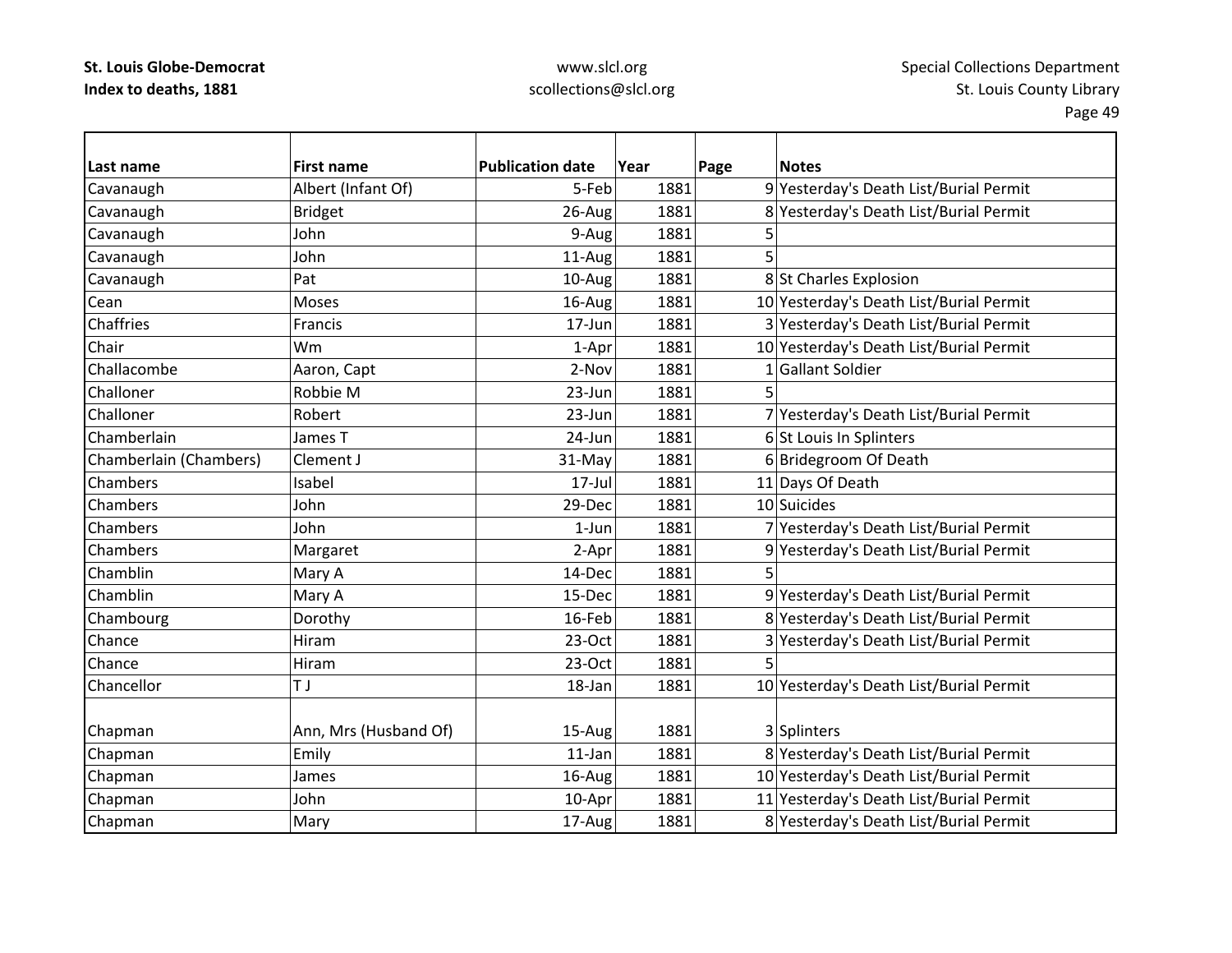| Last name | First name | Publication date | Year | Page | Notes |
|---|---|---|---|---|---|
| Cavanaugh | Albert (Infant Of) | 5-Feb | 1881 | 9 | Yesterday's Death List/Burial Permit |
| Cavanaugh | Bridget | 26-Aug | 1881 | 8 | Yesterday's Death List/Burial Permit |
| Cavanaugh | John | 9-Aug | 1881 | 5 | |
| Cavanaugh | John | 11-Aug | 1881 | 5 | |
| Cavanaugh | Pat | 10-Aug | 1881 | 8 | St Charles Explosion |
| Cean | Moses | 16-Aug | 1881 | 10 | Yesterday's Death List/Burial Permit |
| Chaffries | Francis | 17-Jun | 1881 | 3 | Yesterday's Death List/Burial Permit |
| Chair | Wm | 1-Apr | 1881 | 10 | Yesterday's Death List/Burial Permit |
| Challacombe | Aaron, Capt | 2-Nov | 1881 | 1 | Gallant Soldier |
| Challoner | Robbie M | 23-Jun | 1881 | 5 | |
| Challoner | Robert | 23-Jun | 1881 | 7 | Yesterday's Death List/Burial Permit |
| Chamberlain | James T | 24-Jun | 1881 | 6 | St Louis In Splinters |
| Chamberlain (Chambers) | Clement J | 31-May | 1881 | 6 | Bridegroom Of Death |
| Chambers | Isabel | 17-Jul | 1881 | 11 | Days Of Death |
| Chambers | John | 29-Dec | 1881 | 10 | Suicides |
| Chambers | John | 1-Jun | 1881 | 7 | Yesterday's Death List/Burial Permit |
| Chambers | Margaret | 2-Apr | 1881 | 9 | Yesterday's Death List/Burial Permit |
| Chamblin | Mary A | 14-Dec | 1881 | 5 | |
| Chamblin | Mary A | 15-Dec | 1881 | 9 | Yesterday's Death List/Burial Permit |
| Chambourg | Dorothy | 16-Feb | 1881 | 8 | Yesterday's Death List/Burial Permit |
| Chance | Hiram | 23-Oct | 1881 | 3 | Yesterday's Death List/Burial Permit |
| Chance | Hiram | 23-Oct | 1881 | 5 | |
| Chancellor | T J | 18-Jan | 1881 | 10 | Yesterday's Death List/Burial Permit |
| Chapman | Ann, Mrs (Husband Of) | 15-Aug | 1881 | 3 | Splinters |
| Chapman | Emily | 11-Jan | 1881 | 8 | Yesterday's Death List/Burial Permit |
| Chapman | James | 16-Aug | 1881 | 10 | Yesterday's Death List/Burial Permit |
| Chapman | John | 10-Apr | 1881 | 11 | Yesterday's Death List/Burial Permit |
| Chapman | Mary | 17-Aug | 1881 | 8 | Yesterday's Death List/Burial Permit |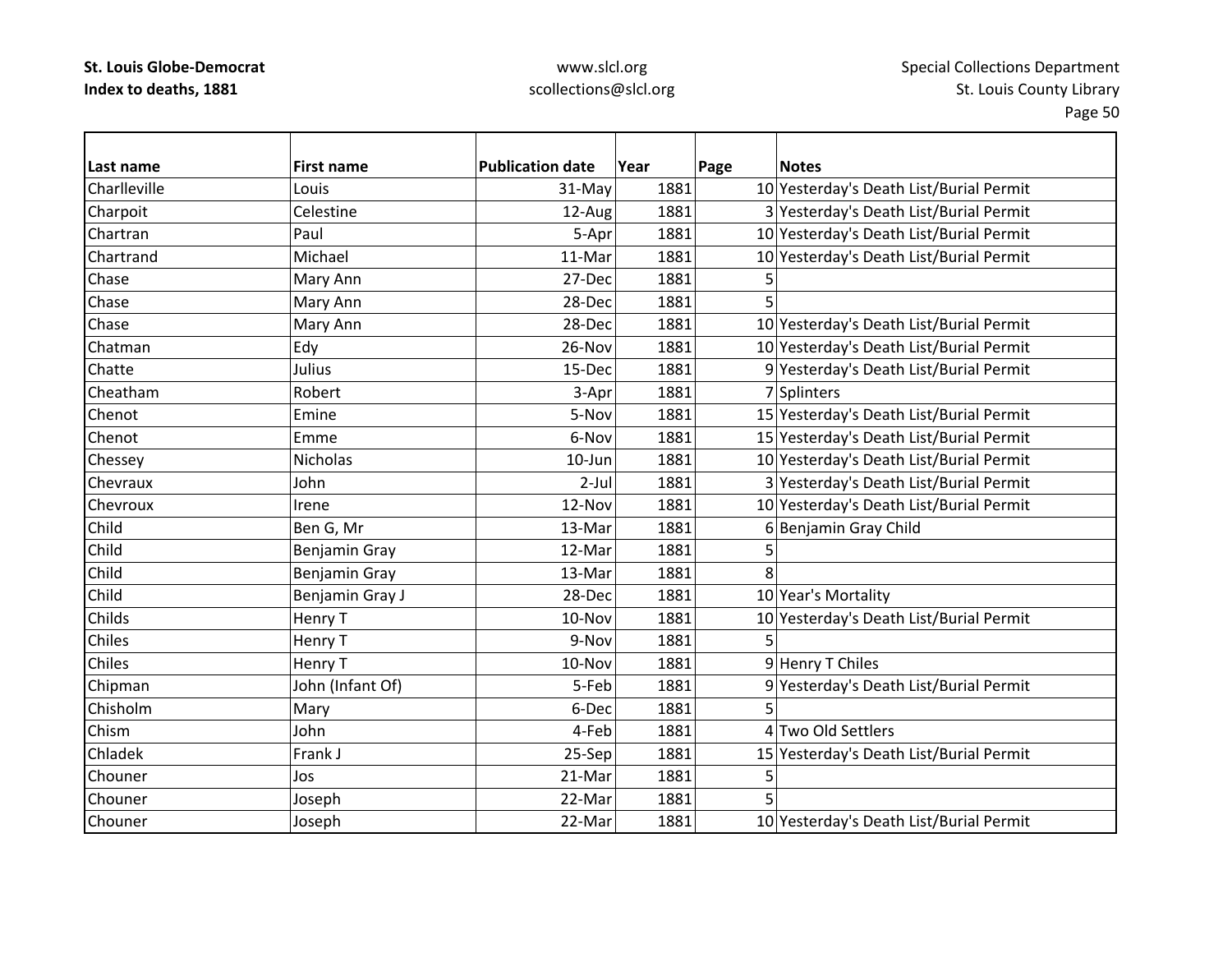**St. Louis Globe-Democrat**
**Index to deaths, 1881**

www.slcl.org
scollections@slcl.org

Special Collections Department
St. Louis County Library

| Last name | First name | Publication date | Year | Page | Notes |
|---|---|---|---|---|---|
| Charlleville | Louis | 31-May | 1881 | 10 | Yesterday's Death List/Burial Permit |
| Charpoit | Celestine | 12-Aug | 1881 | 3 | Yesterday's Death List/Burial Permit |
| Chartran | Paul | 5-Apr | 1881 | 10 | Yesterday's Death List/Burial Permit |
| Chartrand | Michael | 11-Mar | 1881 | 10 | Yesterday's Death List/Burial Permit |
| Chase | Mary Ann | 27-Dec | 1881 | 5 | |
| Chase | Mary Ann | 28-Dec | 1881 | 5 | |
| Chase | Mary Ann | 28-Dec | 1881 | 10 | Yesterday's Death List/Burial Permit |
| Chatman | Edy | 26-Nov | 1881 | 10 | Yesterday's Death List/Burial Permit |
| Chatte | Julius | 15-Dec | 1881 | 9 | Yesterday's Death List/Burial Permit |
| Cheatham | Robert | 3-Apr | 1881 | 7 | Splinters |
| Chenot | Emine | 5-Nov | 1881 | 15 | Yesterday's Death List/Burial Permit |
| Chenot | Emme | 6-Nov | 1881 | 15 | Yesterday's Death List/Burial Permit |
| Chessey | Nicholas | 10-Jun | 1881 | 10 | Yesterday's Death List/Burial Permit |
| Chevraux | John | 2-Jul | 1881 | 3 | Yesterday's Death List/Burial Permit |
| Chevroux | Irene | 12-Nov | 1881 | 10 | Yesterday's Death List/Burial Permit |
| Child | Ben G, Mr | 13-Mar | 1881 | 6 | Benjamin Gray Child |
| Child | Benjamin Gray | 12-Mar | 1881 | 5 | |
| Child | Benjamin Gray | 13-Mar | 1881 | 8 | |
| Child | Benjamin Gray J | 28-Dec | 1881 | 10 | Year's Mortality |
| Childs | Henry T | 10-Nov | 1881 | 10 | Yesterday's Death List/Burial Permit |
| Chiles | Henry T | 9-Nov | 1881 | 5 | |
| Chiles | Henry T | 10-Nov | 1881 | 9 | Henry T Chiles |
| Chipman | John (Infant Of) | 5-Feb | 1881 | 9 | Yesterday's Death List/Burial Permit |
| Chisholm | Mary | 6-Dec | 1881 | 5 | |
| Chism | John | 4-Feb | 1881 | 4 | Two Old Settlers |
| Chladek | Frank J | 25-Sep | 1881 | 15 | Yesterday's Death List/Burial Permit |
| Chouner | Jos | 21-Mar | 1881 | 5 | |
| Chouner | Joseph | 22-Mar | 1881 | 5 | |
| Chouner | Joseph | 22-Mar | 1881 | 10 | Yesterday's Death List/Burial Permit |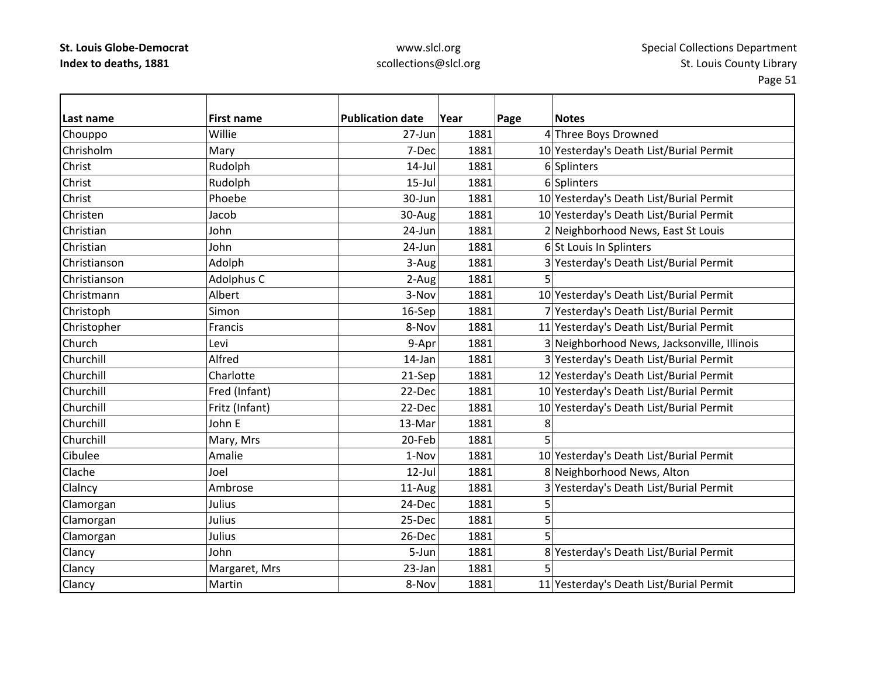| Last name | First name | Publication date | Year | Page | Notes |
|---|---|---|---|---|---|
| Chouppo | Willie | 27-Jun | 1881 | 4 | Three Boys Drowned |
| Chrisholm | Mary | 7-Dec | 1881 | 10 | Yesterday's Death List/Burial Permit |
| Christ | Rudolph | 14-Jul | 1881 | 6 | Splinters |
| Christ | Rudolph | 15-Jul | 1881 | 6 | Splinters |
| Christ | Phoebe | 30-Jun | 1881 | 10 | Yesterday's Death List/Burial Permit |
| Christen | Jacob | 30-Aug | 1881 | 10 | Yesterday's Death List/Burial Permit |
| Christian | John | 24-Jun | 1881 | 2 | Neighborhood News, East St Louis |
| Christian | John | 24-Jun | 1881 | 6 | St Louis In Splinters |
| Christianson | Adolph | 3-Aug | 1881 | 3 | Yesterday's Death List/Burial Permit |
| Christianson | Adolphus C | 2-Aug | 1881 | 5 | |
| Christmann | Albert | 3-Nov | 1881 | 10 | Yesterday's Death List/Burial Permit |
| Christoph | Simon | 16-Sep | 1881 | 7 | Yesterday's Death List/Burial Permit |
| Christopher | Francis | 8-Nov | 1881 | 11 | Yesterday's Death List/Burial Permit |
| Church | Levi | 9-Apr | 1881 | 3 | Neighborhood News, Jacksonville, Illinois |
| Churchill | Alfred | 14-Jan | 1881 | 3 | Yesterday's Death List/Burial Permit |
| Churchill | Charlotte | 21-Sep | 1881 | 12 | Yesterday's Death List/Burial Permit |
| Churchill | Fred (Infant) | 22-Dec | 1881 | 10 | Yesterday's Death List/Burial Permit |
| Churchill | Fritz (Infant) | 22-Dec | 1881 | 10 | Yesterday's Death List/Burial Permit |
| Churchill | John E | 13-Mar | 1881 | 8 | |
| Churchill | Mary, Mrs | 20-Feb | 1881 | 5 | |
| Cibulee | Amalie | 1-Nov | 1881 | 10 | Yesterday's Death List/Burial Permit |
| Clache | Joel | 12-Jul | 1881 | 8 | Neighborhood News, Alton |
| Clalncy | Ambrose | 11-Aug | 1881 | 3 | Yesterday's Death List/Burial Permit |
| Clamorgan | Julius | 24-Dec | 1881 | 5 | |
| Clamorgan | Julius | 25-Dec | 1881 | 5 | |
| Clamorgan | Julius | 26-Dec | 1881 | 5 | |
| Clancy | John | 5-Jun | 1881 | 8 | Yesterday's Death List/Burial Permit |
| Clancy | Margaret, Mrs | 23-Jan | 1881 | 5 | |
| Clancy | Martin | 8-Nov | 1881 | 11 | Yesterday's Death List/Burial Permit |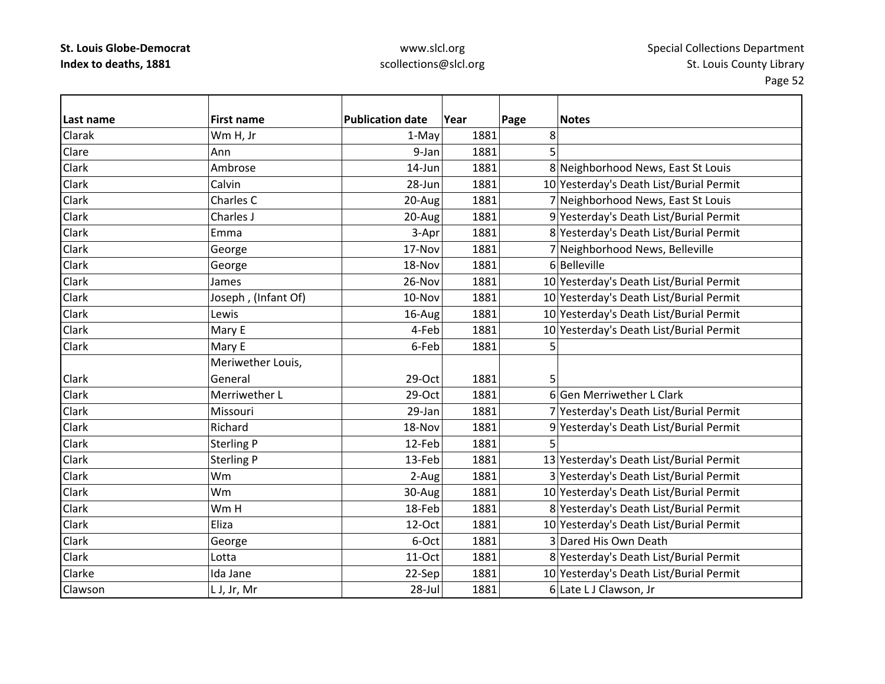| Last name | First name | Publication date | Year | Page | Notes |
|---|---|---|---|---|---|
| Clarak | Wm H, Jr | 1-May | 1881 | 8 | |
| Clare | Ann | 9-Jan | 1881 | 5 | |
| Clark | Ambrose | 14-Jun | 1881 | 8 | Neighborhood News, East St Louis |
| Clark | Calvin | 28-Jun | 1881 | 10 | Yesterday's Death List/Burial Permit |
| Clark | Charles C | 20-Aug | 1881 | 7 | Neighborhood News, East St Louis |
| Clark | Charles J | 20-Aug | 1881 | 9 | Yesterday's Death List/Burial Permit |
| Clark | Emma | 3-Apr | 1881 | 8 | Yesterday's Death List/Burial Permit |
| Clark | George | 17-Nov | 1881 | 7 | Neighborhood News, Belleville |
| Clark | George | 18-Nov | 1881 | 6 | Belleville |
| Clark | James | 26-Nov | 1881 | 10 | Yesterday's Death List/Burial Permit |
| Clark | Joseph , (Infant Of) | 10-Nov | 1881 | 10 | Yesterday's Death List/Burial Permit |
| Clark | Lewis | 16-Aug | 1881 | 10 | Yesterday's Death List/Burial Permit |
| Clark | Mary E | 4-Feb | 1881 | 10 | Yesterday's Death List/Burial Permit |
| Clark | Mary E | 6-Feb | 1881 | 5 | |
| Clark | Meriwether Louis, General | 29-Oct | 1881 | 5 | |
| Clark | Merriwether L | 29-Oct | 1881 | 6 | Gen Merriwether L Clark |
| Clark | Missouri | 29-Jan | 1881 | 7 | Yesterday's Death List/Burial Permit |
| Clark | Richard | 18-Nov | 1881 | 9 | Yesterday's Death List/Burial Permit |
| Clark | Sterling P | 12-Feb | 1881 | 5 | |
| Clark | Sterling P | 13-Feb | 1881 | 13 | Yesterday's Death List/Burial Permit |
| Clark | Wm | 2-Aug | 1881 | 3 | Yesterday's Death List/Burial Permit |
| Clark | Wm | 30-Aug | 1881 | 10 | Yesterday's Death List/Burial Permit |
| Clark | Wm H | 18-Feb | 1881 | 8 | Yesterday's Death List/Burial Permit |
| Clark | Eliza | 12-Oct | 1881 | 10 | Yesterday's Death List/Burial Permit |
| Clark | George | 6-Oct | 1881 | 3 | Dared His Own Death |
| Clark | Lotta | 11-Oct | 1881 | 8 | Yesterday's Death List/Burial Permit |
| Clarke | Ida Jane | 22-Sep | 1881 | 10 | Yesterday's Death List/Burial Permit |
| Clawson | L J, Jr, Mr | 28-Jul | 1881 | 6 | Late L J Clawson, Jr |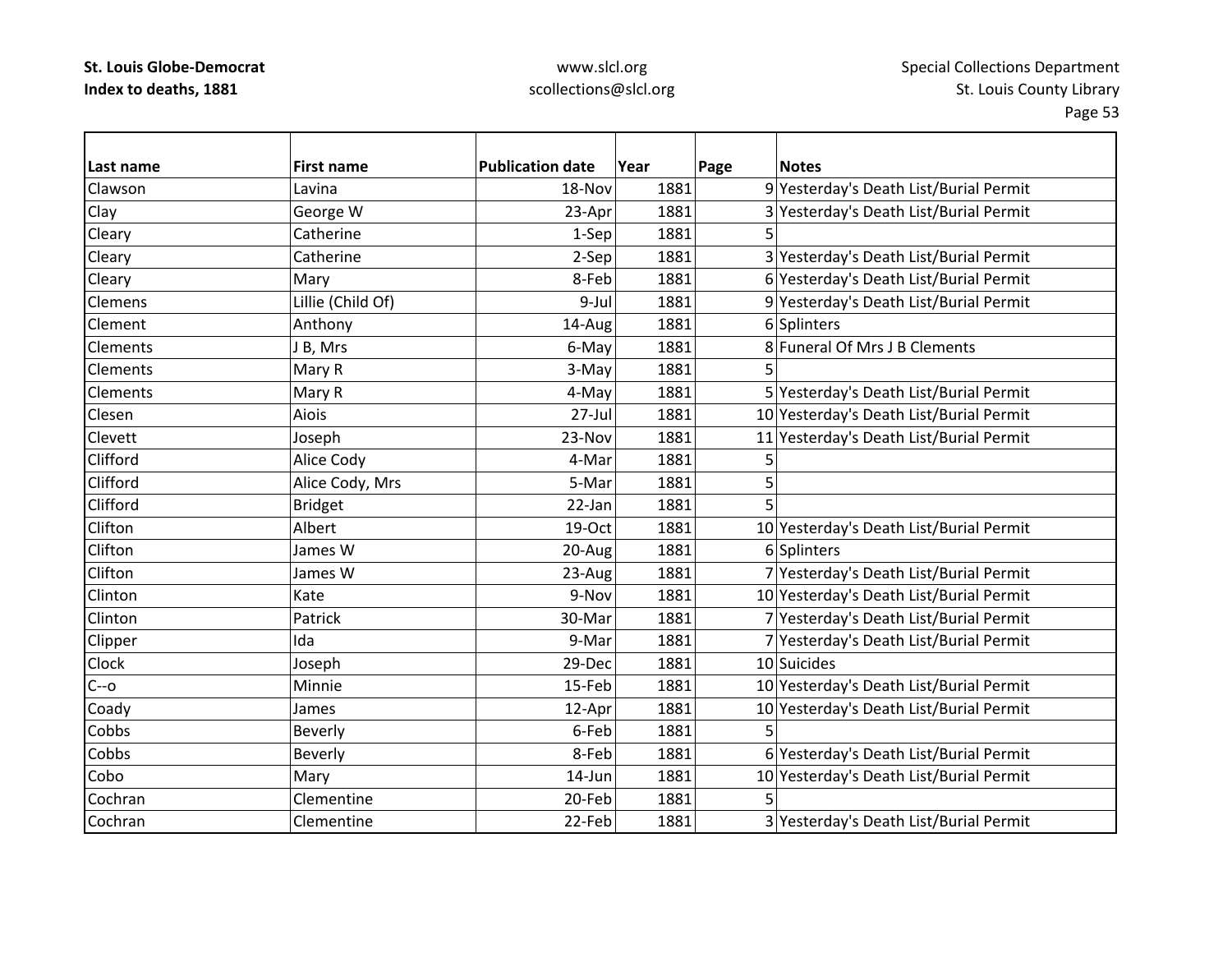| Last name | First name | Publication date | Year | Page | Notes |
|---|---|---|---|---|---|
| Clawson | Lavina | 18-Nov | 1881 | 9 | Yesterday's Death List/Burial Permit |
| Clay | George W | 23-Apr | 1881 | 3 | Yesterday's Death List/Burial Permit |
| Cleary | Catherine | 1-Sep | 1881 | 5 | |
| Cleary | Catherine | 2-Sep | 1881 | 3 | Yesterday's Death List/Burial Permit |
| Cleary | Mary | 8-Feb | 1881 | 6 | Yesterday's Death List/Burial Permit |
| Clemens | Lillie (Child Of) | 9-Jul | 1881 | 9 | Yesterday's Death List/Burial Permit |
| Clement | Anthony | 14-Aug | 1881 | 6 | Splinters |
| Clements | J B, Mrs | 6-May | 1881 | 8 | Funeral Of Mrs J B Clements |
| Clements | Mary R | 3-May | 1881 | 5 | |
| Clements | Mary R | 4-May | 1881 | 5 | Yesterday's Death List/Burial Permit |
| Clesen | Aiois | 27-Jul | 1881 | 10 | Yesterday's Death List/Burial Permit |
| Clevett | Joseph | 23-Nov | 1881 | 11 | Yesterday's Death List/Burial Permit |
| Clifford | Alice Cody | 4-Mar | 1881 | 5 | |
| Clifford | Alice Cody, Mrs | 5-Mar | 1881 | 5 | |
| Clifford | Bridget | 22-Jan | 1881 | 5 | |
| Clifton | Albert | 19-Oct | 1881 | 10 | Yesterday's Death List/Burial Permit |
| Clifton | James W | 20-Aug | 1881 | 6 | Splinters |
| Clifton | James W | 23-Aug | 1881 | 7 | Yesterday's Death List/Burial Permit |
| Clinton | Kate | 9-Nov | 1881 | 10 | Yesterday's Death List/Burial Permit |
| Clinton | Patrick | 30-Mar | 1881 | 7 | Yesterday's Death List/Burial Permit |
| Clipper | Ida | 9-Mar | 1881 | 7 | Yesterday's Death List/Burial Permit |
| Clock | Joseph | 29-Dec | 1881 | 10 | Suicides |
| C--o | Minnie | 15-Feb | 1881 | 10 | Yesterday's Death List/Burial Permit |
| Coady | James | 12-Apr | 1881 | 10 | Yesterday's Death List/Burial Permit |
| Cobbs | Beverly | 6-Feb | 1881 | 5 | |
| Cobbs | Beverly | 8-Feb | 1881 | 6 | Yesterday's Death List/Burial Permit |
| Cobo | Mary | 14-Jun | 1881 | 10 | Yesterday's Death List/Burial Permit |
| Cochran | Clementine | 20-Feb | 1881 | 5 | |
| Cochran | Clementine | 22-Feb | 1881 | 3 | Yesterday's Death List/Burial Permit |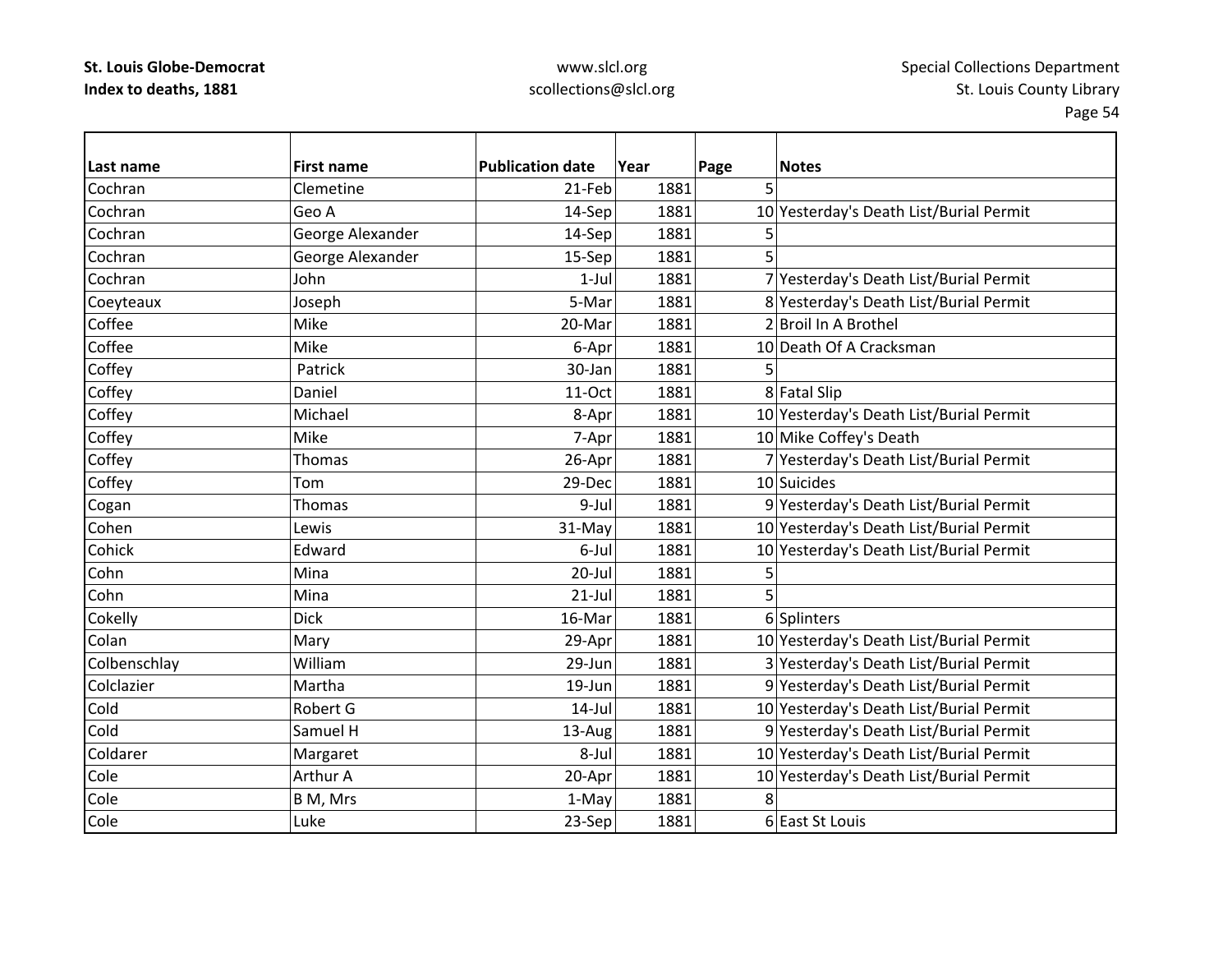| Last name | First name | Publication date | Year | Page | Notes |
|---|---|---|---|---|---|
| Cochran | Clemetine | 21-Feb | 1881 | 5 | |
| Cochran | Geo A | 14-Sep | 1881 | 10 | Yesterday's Death List/Burial Permit |
| Cochran | George Alexander | 14-Sep | 1881 | 5 | |
| Cochran | George Alexander | 15-Sep | 1881 | 5 | |
| Cochran | John | 1-Jul | 1881 | 7 | Yesterday's Death List/Burial Permit |
| Coeyteaux | Joseph | 5-Mar | 1881 | 8 | Yesterday's Death List/Burial Permit |
| Coffee | Mike | 20-Mar | 1881 | 2 | Broil In A Brothel |
| Coffee | Mike | 6-Apr | 1881 | 10 | Death Of A Cracksman |
| Coffey | Patrick | 30-Jan | 1881 | 5 | |
| Coffey | Daniel | 11-Oct | 1881 | 8 | Fatal Slip |
| Coffey | Michael | 8-Apr | 1881 | 10 | Yesterday's Death List/Burial Permit |
| Coffey | Mike | 7-Apr | 1881 | 10 | Mike Coffey's Death |
| Coffey | Thomas | 26-Apr | 1881 | 7 | Yesterday's Death List/Burial Permit |
| Coffey | Tom | 29-Dec | 1881 | 10 | Suicides |
| Cogan | Thomas | 9-Jul | 1881 | 9 | Yesterday's Death List/Burial Permit |
| Cohen | Lewis | 31-May | 1881 | 10 | Yesterday's Death List/Burial Permit |
| Cohick | Edward | 6-Jul | 1881 | 10 | Yesterday's Death List/Burial Permit |
| Cohn | Mina | 20-Jul | 1881 | 5 | |
| Cohn | Mina | 21-Jul | 1881 | 5 | |
| Cokelly | Dick | 16-Mar | 1881 | 6 | Splinters |
| Colan | Mary | 29-Apr | 1881 | 10 | Yesterday's Death List/Burial Permit |
| Colbenschlay | William | 29-Jun | 1881 | 3 | Yesterday's Death List/Burial Permit |
| Colclazier | Martha | 19-Jun | 1881 | 9 | Yesterday's Death List/Burial Permit |
| Cold | Robert G | 14-Jul | 1881 | 10 | Yesterday's Death List/Burial Permit |
| Cold | Samuel H | 13-Aug | 1881 | 9 | Yesterday's Death List/Burial Permit |
| Coldarer | Margaret | 8-Jul | 1881 | 10 | Yesterday's Death List/Burial Permit |
| Cole | Arthur A | 20-Apr | 1881 | 10 | Yesterday's Death List/Burial Permit |
| Cole | B M, Mrs | 1-May | 1881 | 8 | |
| Cole | Luke | 23-Sep | 1881 | 6 | East St Louis |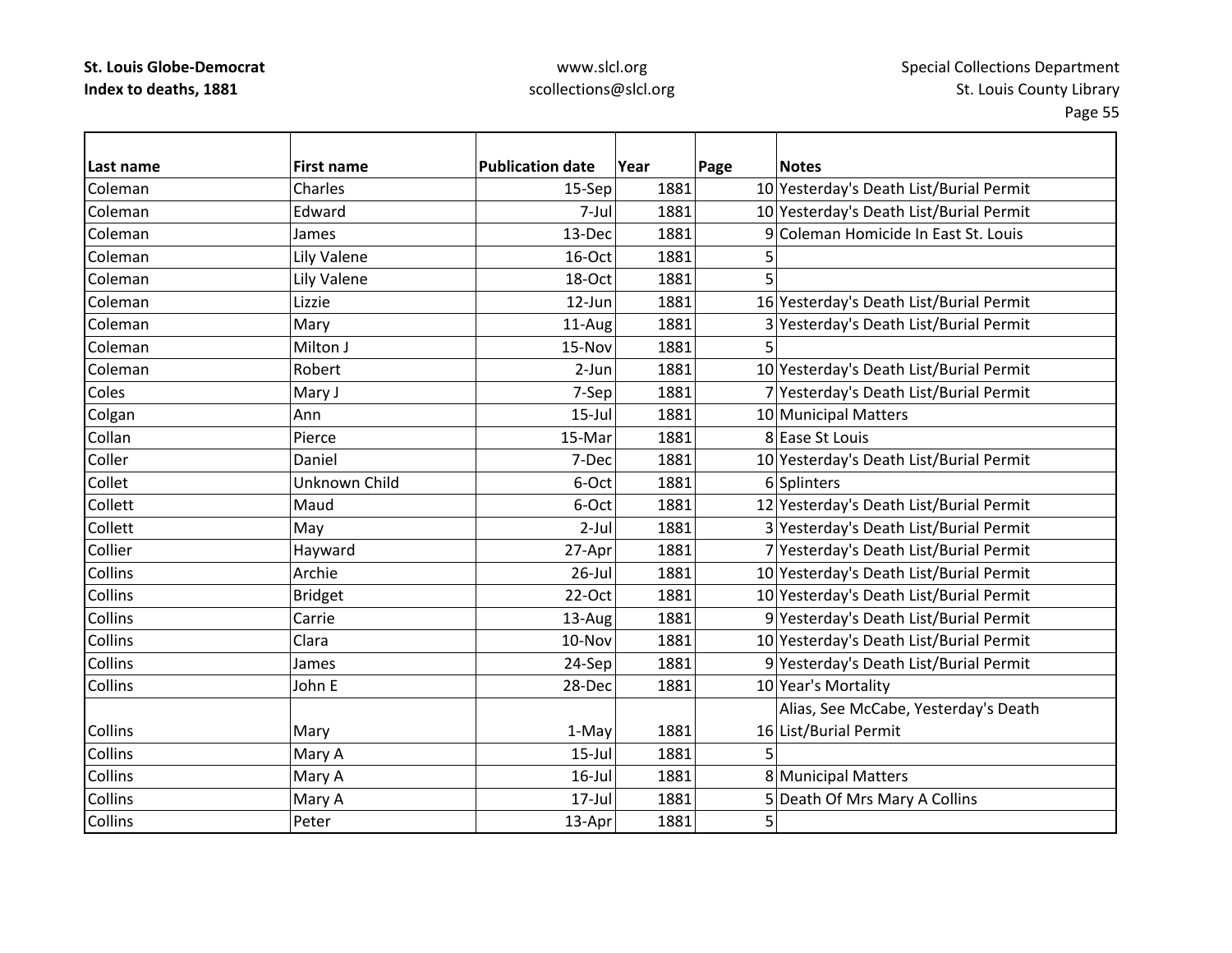| Last name | First name | Publication date | Year | Page | Notes |
|---|---|---|---|---|---|
| Coleman | Charles | 15-Sep | 1881 | 10 | Yesterday's Death List/Burial Permit |
| Coleman | Edward | 7-Jul | 1881 | 10 | Yesterday's Death List/Burial Permit |
| Coleman | James | 13-Dec | 1881 | 9 | Coleman Homicide In East St. Louis |
| Coleman | Lily Valene | 16-Oct | 1881 | 5 | |
| Coleman | Lily Valene | 18-Oct | 1881 | 5 | |
| Coleman | Lizzie | 12-Jun | 1881 | 16 | Yesterday's Death List/Burial Permit |
| Coleman | Mary | 11-Aug | 1881 | 3 | Yesterday's Death List/Burial Permit |
| Coleman | Milton J | 15-Nov | 1881 | 5 | |
| Coleman | Robert | 2-Jun | 1881 | 10 | Yesterday's Death List/Burial Permit |
| Coles | Mary J | 7-Sep | 1881 | 7 | Yesterday's Death List/Burial Permit |
| Colgan | Ann | 15-Jul | 1881 | 10 | Municipal Matters |
| Collan | Pierce | 15-Mar | 1881 | 8 | Ease St Louis |
| Coller | Daniel | 7-Dec | 1881 | 10 | Yesterday's Death List/Burial Permit |
| Collet | Unknown Child | 6-Oct | 1881 | 6 | Splinters |
| Collett | Maud | 6-Oct | 1881 | 12 | Yesterday's Death List/Burial Permit |
| Collett | May | 2-Jul | 1881 | 3 | Yesterday's Death List/Burial Permit |
| Collier | Hayward | 27-Apr | 1881 | 7 | Yesterday's Death List/Burial Permit |
| Collins | Archie | 26-Jul | 1881 | 10 | Yesterday's Death List/Burial Permit |
| Collins | Bridget | 22-Oct | 1881 | 10 | Yesterday's Death List/Burial Permit |
| Collins | Carrie | 13-Aug | 1881 | 9 | Yesterday's Death List/Burial Permit |
| Collins | Clara | 10-Nov | 1881 | 10 | Yesterday's Death List/Burial Permit |
| Collins | James | 24-Sep | 1881 | 9 | Yesterday's Death List/Burial Permit |
| Collins | John E | 28-Dec | 1881 | 10 | Year's Mortality |
| Collins | Mary | 1-May | 1881 | 16 | Alias, See McCabe, Yesterday's Death List/Burial Permit |
| Collins | Mary A | 15-Jul | 1881 | 5 | |
| Collins | Mary A | 16-Jul | 1881 | 8 | Municipal Matters |
| Collins | Mary A | 17-Jul | 1881 | 5 | Death Of Mrs Mary A Collins |
| Collins | Peter | 13-Apr | 1881 | 5 | |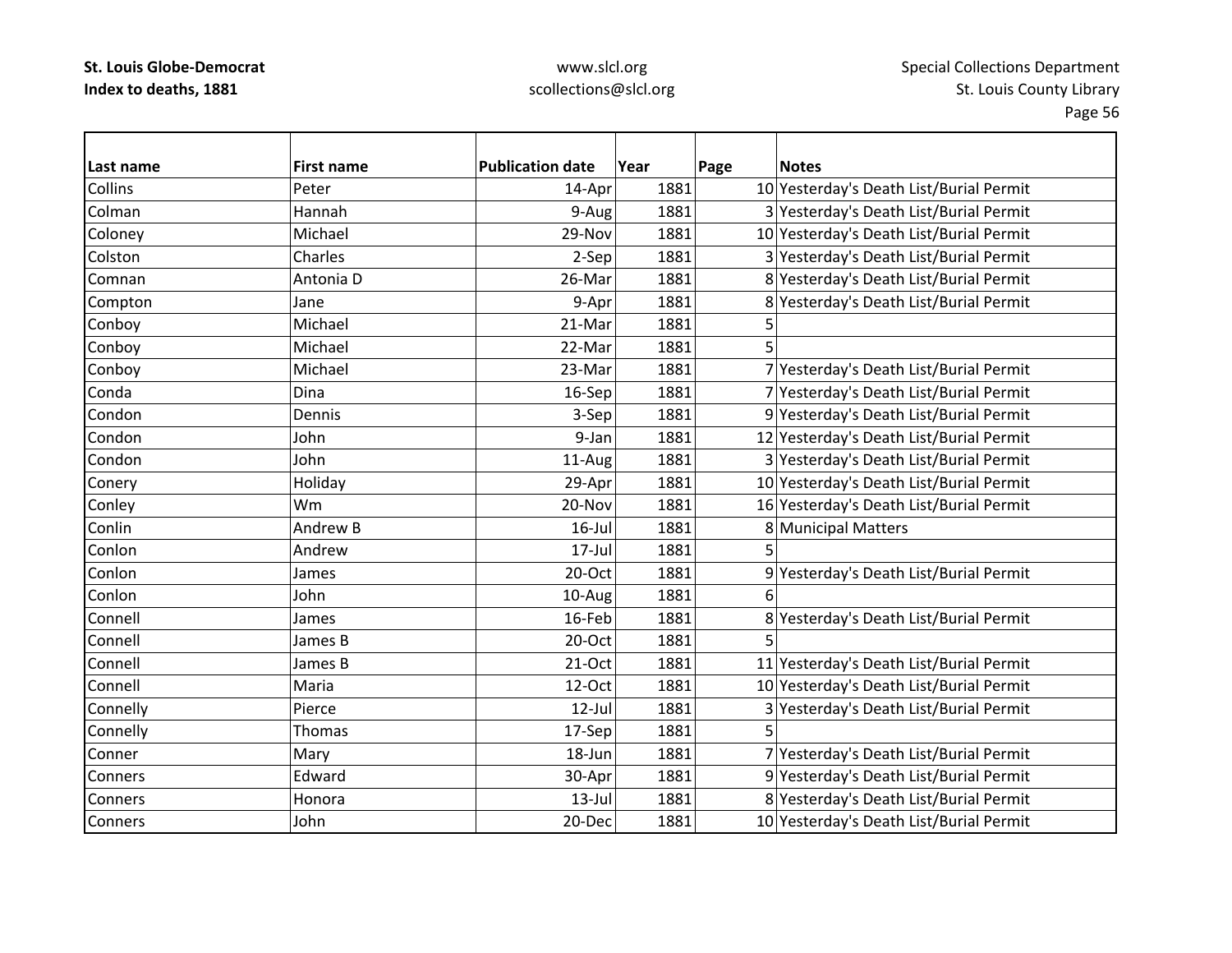| Last name | First name | Publication date | Year | Page | Notes |
|---|---|---|---|---|---|
| Collins | Peter | 14-Apr | 1881 | 10 | Yesterday's Death List/Burial Permit |
| Colman | Hannah | 9-Aug | 1881 | 3 | Yesterday's Death List/Burial Permit |
| Coloney | Michael | 29-Nov | 1881 | 10 | Yesterday's Death List/Burial Permit |
| Colston | Charles | 2-Sep | 1881 | 3 | Yesterday's Death List/Burial Permit |
| Comnan | Antonia D | 26-Mar | 1881 | 8 | Yesterday's Death List/Burial Permit |
| Compton | Jane | 9-Apr | 1881 | 8 | Yesterday's Death List/Burial Permit |
| Conboy | Michael | 21-Mar | 1881 | 5 | |
| Conboy | Michael | 22-Mar | 1881 | 5 | |
| Conboy | Michael | 23-Mar | 1881 | 7 | Yesterday's Death List/Burial Permit |
| Conda | Dina | 16-Sep | 1881 | 7 | Yesterday's Death List/Burial Permit |
| Condon | Dennis | 3-Sep | 1881 | 9 | Yesterday's Death List/Burial Permit |
| Condon | John | 9-Jan | 1881 | 12 | Yesterday's Death List/Burial Permit |
| Condon | John | 11-Aug | 1881 | 3 | Yesterday's Death List/Burial Permit |
| Conery | Holiday | 29-Apr | 1881 | 10 | Yesterday's Death List/Burial Permit |
| Conley | Wm | 20-Nov | 1881 | 16 | Yesterday's Death List/Burial Permit |
| Conlin | Andrew B | 16-Jul | 1881 | 8 | Municipal Matters |
| Conlon | Andrew | 17-Jul | 1881 | 5 | |
| Conlon | James | 20-Oct | 1881 | 9 | Yesterday's Death List/Burial Permit |
| Conlon | John | 10-Aug | 1881 | 6 | |
| Connell | James | 16-Feb | 1881 | 8 | Yesterday's Death List/Burial Permit |
| Connell | James B | 20-Oct | 1881 | 5 | |
| Connell | James B | 21-Oct | 1881 | 11 | Yesterday's Death List/Burial Permit |
| Connell | Maria | 12-Oct | 1881 | 10 | Yesterday's Death List/Burial Permit |
| Connelly | Pierce | 12-Jul | 1881 | 3 | Yesterday's Death List/Burial Permit |
| Connelly | Thomas | 17-Sep | 1881 | 5 | |
| Conner | Mary | 18-Jun | 1881 | 7 | Yesterday's Death List/Burial Permit |
| Conners | Edward | 30-Apr | 1881 | 9 | Yesterday's Death List/Burial Permit |
| Conners | Honora | 13-Jul | 1881 | 8 | Yesterday's Death List/Burial Permit |
| Conners | John | 20-Dec | 1881 | 10 | Yesterday's Death List/Burial Permit |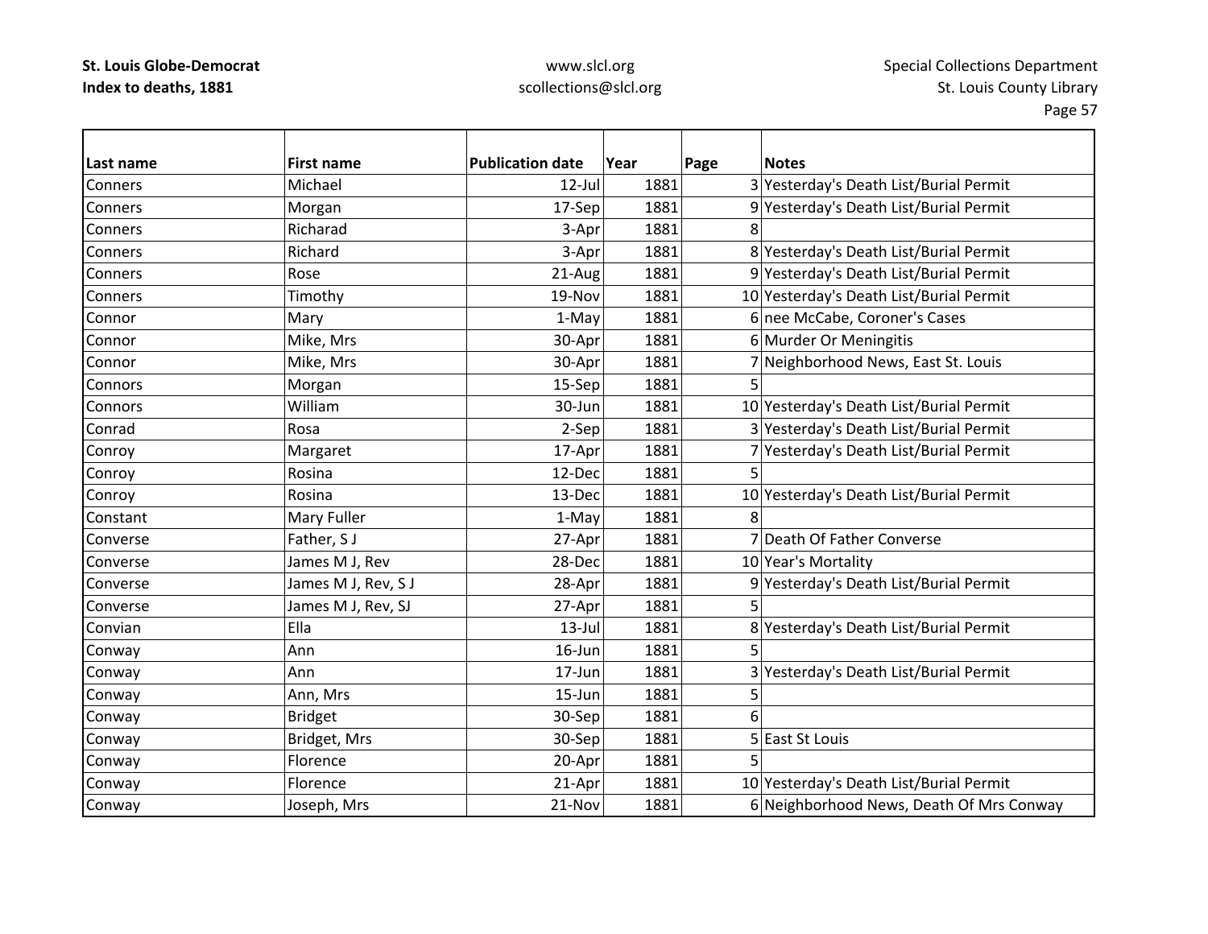| Last name | First name | Publication date | Year | Page | Notes |
|---|---|---|---|---|---|
| Conners | Michael | 12-Jul | 1881 | 3 | Yesterday's Death List/Burial Permit |
| Conners | Morgan | 17-Sep | 1881 | 9 | Yesterday's Death List/Burial Permit |
| Conners | Richarad | 3-Apr | 1881 | 8 | |
| Conners | Richard | 3-Apr | 1881 | 8 | Yesterday's Death List/Burial Permit |
| Conners | Rose | 21-Aug | 1881 | 9 | Yesterday's Death List/Burial Permit |
| Conners | Timothy | 19-Nov | 1881 | 10 | Yesterday's Death List/Burial Permit |
| Connor | Mary | 1-May | 1881 | 6 | nee McCabe, Coroner's Cases |
| Connor | Mike, Mrs | 30-Apr | 1881 | 6 | Murder Or Meningitis |
| Connor | Mike, Mrs | 30-Apr | 1881 | 7 | Neighborhood News, East St. Louis |
| Connors | Morgan | 15-Sep | 1881 | 5 | |
| Connors | William | 30-Jun | 1881 | 10 | Yesterday's Death List/Burial Permit |
| Conrad | Rosa | 2-Sep | 1881 | 3 | Yesterday's Death List/Burial Permit |
| Conroy | Margaret | 17-Apr | 1881 | 7 | Yesterday's Death List/Burial Permit |
| Conroy | Rosina | 12-Dec | 1881 | 5 | |
| Conroy | Rosina | 13-Dec | 1881 | 10 | Yesterday's Death List/Burial Permit |
| Constant | Mary Fuller | 1-May | 1881 | 8 | |
| Converse | Father, S J | 27-Apr | 1881 | 7 | Death Of Father Converse |
| Converse | James M J, Rev | 28-Dec | 1881 | 10 | Year's Mortality |
| Converse | James M J, Rev, S J | 28-Apr | 1881 | 9 | Yesterday's Death List/Burial Permit |
| Converse | James M J, Rev, SJ | 27-Apr | 1881 | 5 | |
| Convian | Ella | 13-Jul | 1881 | 8 | Yesterday's Death List/Burial Permit |
| Conway | Ann | 16-Jun | 1881 | 5 | |
| Conway | Ann | 17-Jun | 1881 | 3 | Yesterday's Death List/Burial Permit |
| Conway | Ann, Mrs | 15-Jun | 1881 | 5 | |
| Conway | Bridget | 30-Sep | 1881 | 6 | |
| Conway | Bridget, Mrs | 30-Sep | 1881 | 5 | East St Louis |
| Conway | Florence | 20-Apr | 1881 | 5 | |
| Conway | Florence | 21-Apr | 1881 | 10 | Yesterday's Death List/Burial Permit |
| Conway | Joseph, Mrs | 21-Nov | 1881 | 6 | Neighborhood News, Death Of Mrs Conway |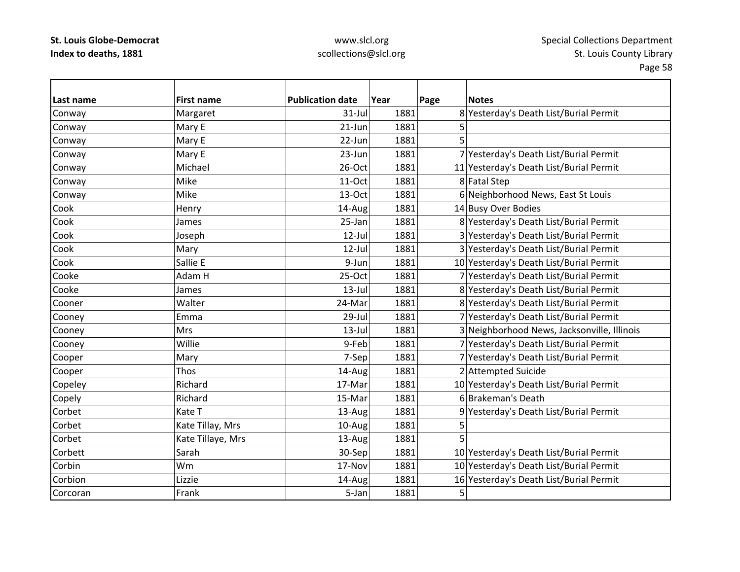| Last name | First name | Publication date | Year | Page | Notes |
|---|---|---|---|---|---|
| Conway | Margaret | 31-Jul | 1881 | 8 | Yesterday's Death List/Burial Permit |
| Conway | Mary E | 21-Jun | 1881 | 5 | |
| Conway | Mary E | 22-Jun | 1881 | 5 | |
| Conway | Mary E | 23-Jun | 1881 | 7 | Yesterday's Death List/Burial Permit |
| Conway | Michael | 26-Oct | 1881 | 11 | Yesterday's Death List/Burial Permit |
| Conway | Mike | 11-Oct | 1881 | 8 | Fatal Step |
| Conway | Mike | 13-Oct | 1881 | 6 | Neighborhood News, East St Louis |
| Cook | Henry | 14-Aug | 1881 | 14 | Busy Over Bodies |
| Cook | James | 25-Jan | 1881 | 8 | Yesterday's Death List/Burial Permit |
| Cook | Joseph | 12-Jul | 1881 | 3 | Yesterday's Death List/Burial Permit |
| Cook | Mary | 12-Jul | 1881 | 3 | Yesterday's Death List/Burial Permit |
| Cook | Sallie E | 9-Jun | 1881 | 10 | Yesterday's Death List/Burial Permit |
| Cooke | Adam H | 25-Oct | 1881 | 7 | Yesterday's Death List/Burial Permit |
| Cooke | James | 13-Jul | 1881 | 8 | Yesterday's Death List/Burial Permit |
| Cooner | Walter | 24-Mar | 1881 | 8 | Yesterday's Death List/Burial Permit |
| Cooney | Emma | 29-Jul | 1881 | 7 | Yesterday's Death List/Burial Permit |
| Cooney | Mrs | 13-Jul | 1881 | 3 | Neighborhood News, Jacksonville, Illinois |
| Cooney | Willie | 9-Feb | 1881 | 7 | Yesterday's Death List/Burial Permit |
| Cooper | Mary | 7-Sep | 1881 | 7 | Yesterday's Death List/Burial Permit |
| Cooper | Thos | 14-Aug | 1881 | 2 | Attempted Suicide |
| Copeley | Richard | 17-Mar | 1881 | 10 | Yesterday's Death List/Burial Permit |
| Copely | Richard | 15-Mar | 1881 | 6 | Brakeman's Death |
| Corbet | Kate T | 13-Aug | 1881 | 9 | Yesterday's Death List/Burial Permit |
| Corbet | Kate Tillay, Mrs | 10-Aug | 1881 | 5 | |
| Corbet | Kate Tillaye, Mrs | 13-Aug | 1881 | 5 | |
| Corbett | Sarah | 30-Sep | 1881 | 10 | Yesterday's Death List/Burial Permit |
| Corbin | Wm | 17-Nov | 1881 | 10 | Yesterday's Death List/Burial Permit |
| Corbion | Lizzie | 14-Aug | 1881 | 16 | Yesterday's Death List/Burial Permit |
| Corcoran | Frank | 5-Jan | 1881 | 5 | |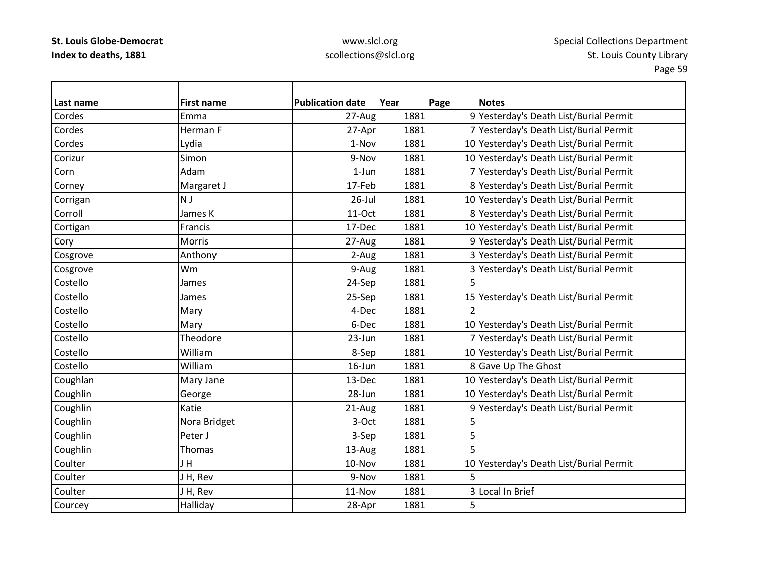| Last name | First name | Publication date | Year | Page | Notes |
|---|---|---|---|---|---|
| Cordes | Emma | 27-Aug | 1881 | 9 | Yesterday's Death List/Burial Permit |
| Cordes | Herman F | 27-Apr | 1881 | 7 | Yesterday's Death List/Burial Permit |
| Cordes | Lydia | 1-Nov | 1881 | 10 | Yesterday's Death List/Burial Permit |
| Corizur | Simon | 9-Nov | 1881 | 10 | Yesterday's Death List/Burial Permit |
| Corn | Adam | 1-Jun | 1881 | 7 | Yesterday's Death List/Burial Permit |
| Corney | Margaret J | 17-Feb | 1881 | 8 | Yesterday's Death List/Burial Permit |
| Corrigan | N J | 26-Jul | 1881 | 10 | Yesterday's Death List/Burial Permit |
| Corroll | James K | 11-Oct | 1881 | 8 | Yesterday's Death List/Burial Permit |
| Cortigan | Francis | 17-Dec | 1881 | 10 | Yesterday's Death List/Burial Permit |
| Cory | Morris | 27-Aug | 1881 | 9 | Yesterday's Death List/Burial Permit |
| Cosgrove | Anthony | 2-Aug | 1881 | 3 | Yesterday's Death List/Burial Permit |
| Cosgrove | Wm | 9-Aug | 1881 | 3 | Yesterday's Death List/Burial Permit |
| Costello | James | 24-Sep | 1881 | 5 | |
| Costello | James | 25-Sep | 1881 | 15 | Yesterday's Death List/Burial Permit |
| Costello | Mary | 4-Dec | 1881 | 2 | |
| Costello | Mary | 6-Dec | 1881 | 10 | Yesterday's Death List/Burial Permit |
| Costello | Theodore | 23-Jun | 1881 | 7 | Yesterday's Death List/Burial Permit |
| Costello | William | 8-Sep | 1881 | 10 | Yesterday's Death List/Burial Permit |
| Costello | William | 16-Jun | 1881 | 8 | Gave Up The Ghost |
| Coughlan | Mary Jane | 13-Dec | 1881 | 10 | Yesterday's Death List/Burial Permit |
| Coughlin | George | 28-Jun | 1881 | 10 | Yesterday's Death List/Burial Permit |
| Coughlin | Katie | 21-Aug | 1881 | 9 | Yesterday's Death List/Burial Permit |
| Coughlin | Nora Bridget | 3-Oct | 1881 | 5 | |
| Coughlin | Peter J | 3-Sep | 1881 | 5 | |
| Coughlin | Thomas | 13-Aug | 1881 | 5 | |
| Coulter | J H | 10-Nov | 1881 | 10 | Yesterday's Death List/Burial Permit |
| Coulter | J H, Rev | 9-Nov | 1881 | 5 | |
| Coulter | J H, Rev | 11-Nov | 1881 | 3 | Local In Brief |
| Courcey | Halliday | 28-Apr | 1881 | 5 | |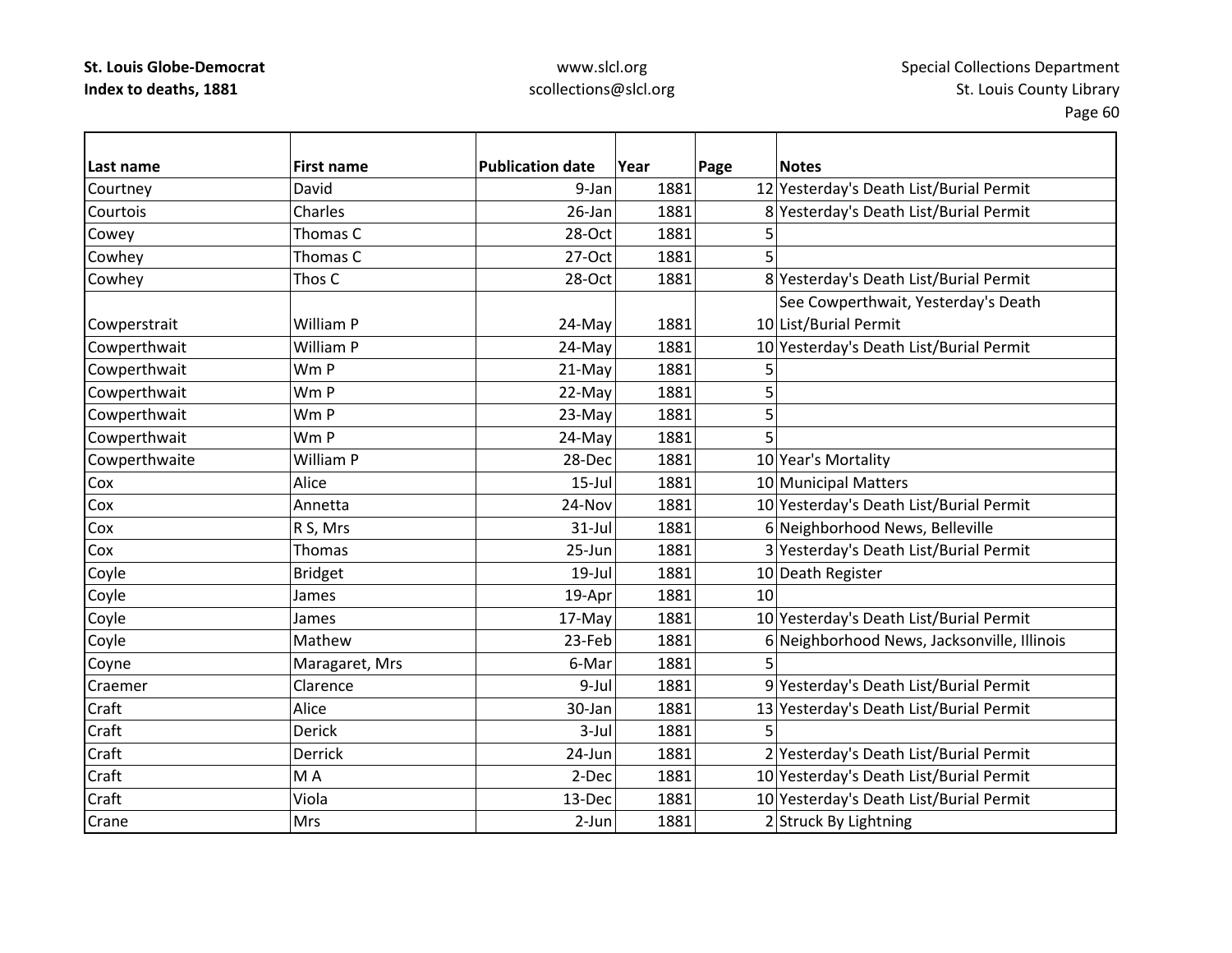| Last name | First name | Publication date | Year | Page | Notes |
|---|---|---|---|---|---|
| Courtney | David | 9-Jan | 1881 | 12 | Yesterday's Death List/Burial Permit |
| Courtois | Charles | 26-Jan | 1881 | 8 | Yesterday's Death List/Burial Permit |
| Cowey | Thomas C | 28-Oct | 1881 | 5 | |
| Cowhey | Thomas C | 27-Oct | 1881 | 5 | |
| Cowhey | Thos C | 28-Oct | 1881 | 8 | Yesterday's Death List/Burial Permit |
| Cowperstrait | William P | 24-May | 1881 | 10 | See Cowperthwait, Yesterday's Death List/Burial Permit |
| Cowperthwait | William P | 24-May | 1881 | 10 | Yesterday's Death List/Burial Permit |
| Cowperthwait | Wm P | 21-May | 1881 | 5 | |
| Cowperthwait | Wm P | 22-May | 1881 | 5 | |
| Cowperthwait | Wm P | 23-May | 1881 | 5 | |
| Cowperthwait | Wm P | 24-May | 1881 | 5 | |
| Cowperthwaite | William P | 28-Dec | 1881 | 10 | Year's Mortality |
| Cox | Alice | 15-Jul | 1881 | 10 | Municipal Matters |
| Cox | Annetta | 24-Nov | 1881 | 10 | Yesterday's Death List/Burial Permit |
| Cox | R S, Mrs | 31-Jul | 1881 | 6 | Neighborhood News, Belleville |
| Cox | Thomas | 25-Jun | 1881 | 3 | Yesterday's Death List/Burial Permit |
| Coyle | Bridget | 19-Jul | 1881 | 10 | Death Register |
| Coyle | James | 19-Apr | 1881 | 10 | |
| Coyle | James | 17-May | 1881 | 10 | Yesterday's Death List/Burial Permit |
| Coyle | Mathew | 23-Feb | 1881 | 6 | Neighborhood News, Jacksonville, Illinois |
| Coyne | Maragaret, Mrs | 6-Mar | 1881 | 5 | |
| Craemer | Clarence | 9-Jul | 1881 | 9 | Yesterday's Death List/Burial Permit |
| Craft | Alice | 30-Jan | 1881 | 13 | Yesterday's Death List/Burial Permit |
| Craft | Derick | 3-Jul | 1881 | 5 | |
| Craft | Derrick | 24-Jun | 1881 | 2 | Yesterday's Death List/Burial Permit |
| Craft | M A | 2-Dec | 1881 | 10 | Yesterday's Death List/Burial Permit |
| Craft | Viola | 13-Dec | 1881 | 10 | Yesterday's Death List/Burial Permit |
| Crane | Mrs | 2-Jun | 1881 | 2 | Struck By Lightning |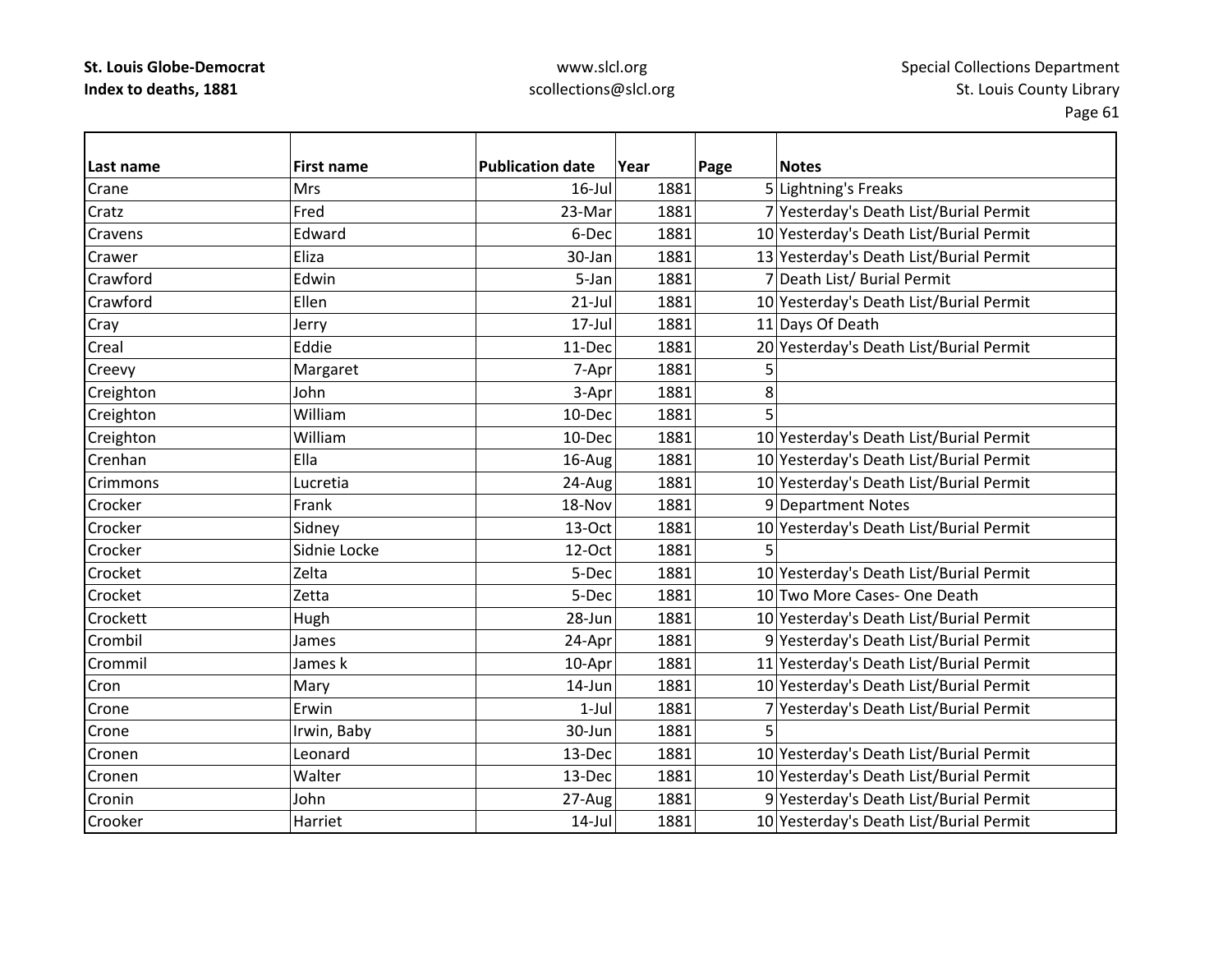| Last name | First name | Publication date | Year | Page | Notes |
|---|---|---|---|---|---|
| Crane | Mrs | 16-Jul | 1881 | 5 | Lightning's Freaks |
| Cratz | Fred | 23-Mar | 1881 | 7 | Yesterday's Death List/Burial Permit |
| Cravens | Edward | 6-Dec | 1881 | 10 | Yesterday's Death List/Burial Permit |
| Crawer | Eliza | 30-Jan | 1881 | 13 | Yesterday's Death List/Burial Permit |
| Crawford | Edwin | 5-Jan | 1881 | 7 | Death List/ Burial Permit |
| Crawford | Ellen | 21-Jul | 1881 | 10 | Yesterday's Death List/Burial Permit |
| Cray | Jerry | 17-Jul | 1881 | 11 | Days Of Death |
| Creal | Eddie | 11-Dec | 1881 | 20 | Yesterday's Death List/Burial Permit |
| Creevy | Margaret | 7-Apr | 1881 | 5 | |
| Creighton | John | 3-Apr | 1881 | 8 | |
| Creighton | William | 10-Dec | 1881 | 5 | |
| Creighton | William | 10-Dec | 1881 | 10 | Yesterday's Death List/Burial Permit |
| Crenhan | Ella | 16-Aug | 1881 | 10 | Yesterday's Death List/Burial Permit |
| Crimmons | Lucretia | 24-Aug | 1881 | 10 | Yesterday's Death List/Burial Permit |
| Crocker | Frank | 18-Nov | 1881 | 9 | Department Notes |
| Crocker | Sidney | 13-Oct | 1881 | 10 | Yesterday's Death List/Burial Permit |
| Crocker | Sidnie Locke | 12-Oct | 1881 | 5 | |
| Crocket | Zelta | 5-Dec | 1881 | 10 | Yesterday's Death List/Burial Permit |
| Crocket | Zetta | 5-Dec | 1881 | 10 | Two More Cases- One Death |
| Crockett | Hugh | 28-Jun | 1881 | 10 | Yesterday's Death List/Burial Permit |
| Crombil | James | 24-Apr | 1881 | 9 | Yesterday's Death List/Burial Permit |
| Crommil | James k | 10-Apr | 1881 | 11 | Yesterday's Death List/Burial Permit |
| Cron | Mary | 14-Jun | 1881 | 10 | Yesterday's Death List/Burial Permit |
| Crone | Erwin | 1-Jul | 1881 | 7 | Yesterday's Death List/Burial Permit |
| Crone | Irwin, Baby | 30-Jun | 1881 | 5 | |
| Cronen | Leonard | 13-Dec | 1881 | 10 | Yesterday's Death List/Burial Permit |
| Cronen | Walter | 13-Dec | 1881 | 10 | Yesterday's Death List/Burial Permit |
| Cronin | John | 27-Aug | 1881 | 9 | Yesterday's Death List/Burial Permit |
| Crooker | Harriet | 14-Jul | 1881 | 10 | Yesterday's Death List/Burial Permit |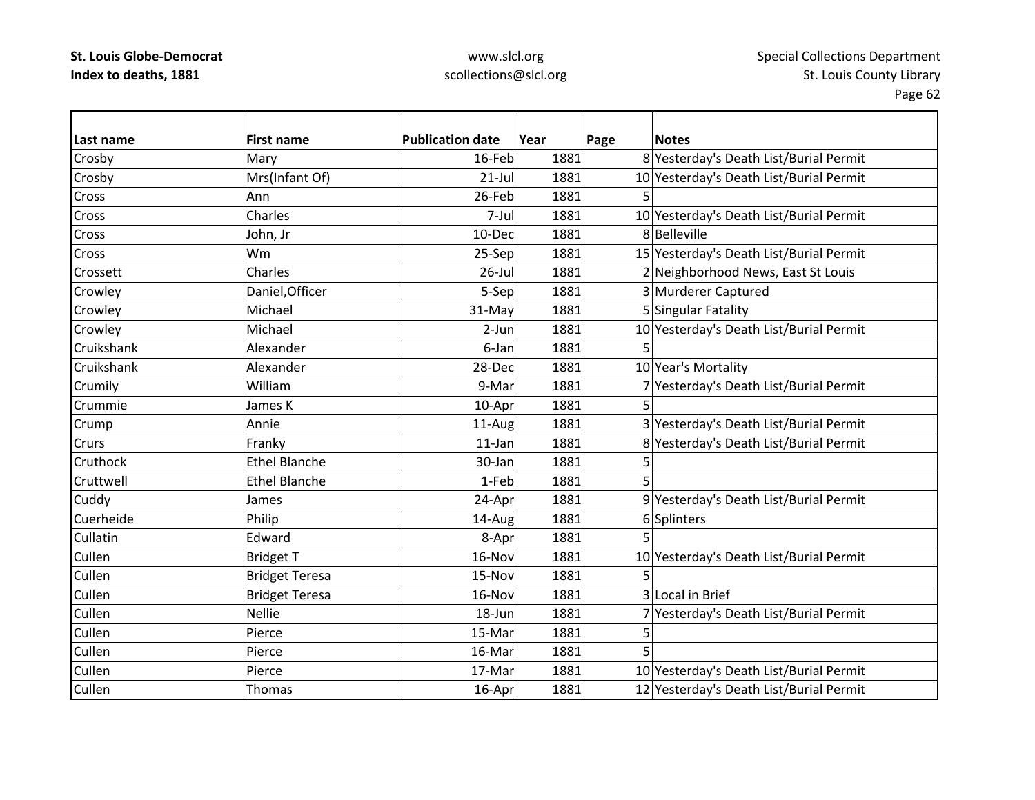**St. Louis Globe-Democrat**
**Index to deaths, 1881**

www.slcl.org
scollections@slcl.org

Special Collections Department
St. Louis County Library

| Last name | First name | Publication date | Year | Page | Notes |
|---|---|---|---|---|---|
| Crosby | Mary | 16-Feb | 1881 | 8 | Yesterday's Death List/Burial Permit |
| Crosby | Mrs(Infant Of) | 21-Jul | 1881 | 10 | Yesterday's Death List/Burial Permit |
| Cross | Ann | 26-Feb | 1881 | 5 | |
| Cross | Charles | 7-Jul | 1881 | 10 | Yesterday's Death List/Burial Permit |
| Cross | John, Jr | 10-Dec | 1881 | 8 | Belleville |
| Cross | Wm | 25-Sep | 1881 | 15 | Yesterday's Death List/Burial Permit |
| Crossett | Charles | 26-Jul | 1881 | 2 | Neighborhood News, East St Louis |
| Crowley | Daniel,Officer | 5-Sep | 1881 | 3 | Murderer Captured |
| Crowley | Michael | 31-May | 1881 | 5 | Singular Fatality |
| Crowley | Michael | 2-Jun | 1881 | 10 | Yesterday's Death List/Burial Permit |
| Cruikshank | Alexander | 6-Jan | 1881 | 5 | |
| Cruikshank | Alexander | 28-Dec | 1881 | 10 | Year's Mortality |
| Crumily | William | 9-Mar | 1881 | 7 | Yesterday's Death List/Burial Permit |
| Crummie | James K | 10-Apr | 1881 | 5 | |
| Crump | Annie | 11-Aug | 1881 | 3 | Yesterday's Death List/Burial Permit |
| Crurs | Franky | 11-Jan | 1881 | 8 | Yesterday's Death List/Burial Permit |
| Cruthock | Ethel Blanche | 30-Jan | 1881 | 5 | |
| Cruttwell | Ethel Blanche | 1-Feb | 1881 | 5 | |
| Cuddy | James | 24-Apr | 1881 | 9 | Yesterday's Death List/Burial Permit |
| Cuerheide | Philip | 14-Aug | 1881 | 6 | Splinters |
| Cullatin | Edward | 8-Apr | 1881 | 5 | |
| Cullen | Bridget T | 16-Nov | 1881 | 10 | Yesterday's Death List/Burial Permit |
| Cullen | Bridget Teresa | 15-Nov | 1881 | 5 | |
| Cullen | Bridget Teresa | 16-Nov | 1881 | 3 | Local in Brief |
| Cullen | Nellie | 18-Jun | 1881 | 7 | Yesterday's Death List/Burial Permit |
| Cullen | Pierce | 15-Mar | 1881 | 5 | |
| Cullen | Pierce | 16-Mar | 1881 | 5 | |
| Cullen | Pierce | 17-Mar | 1881 | 10 | Yesterday's Death List/Burial Permit |
| Cullen | Thomas | 16-Apr | 1881 | 12 | Yesterday's Death List/Burial Permit |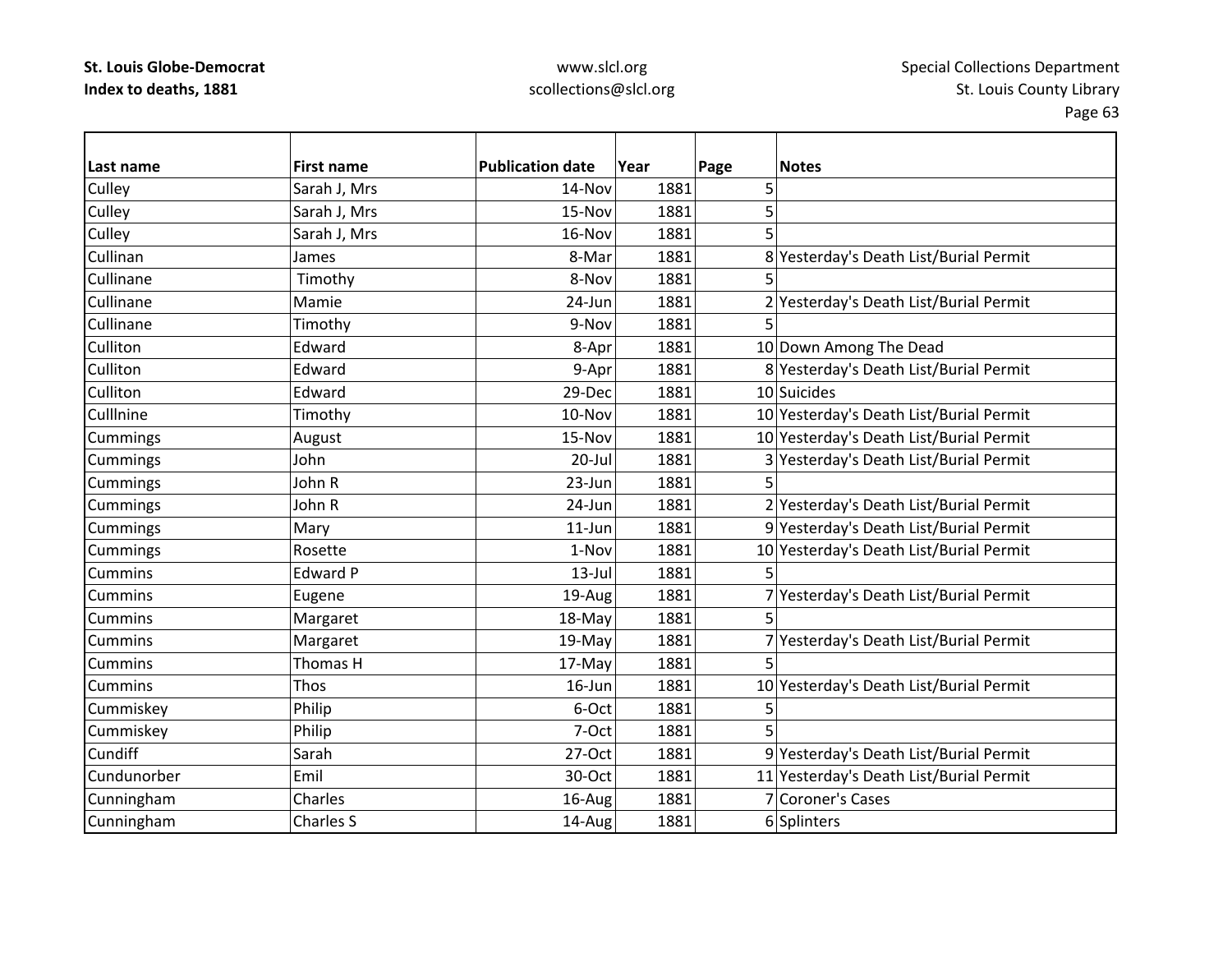| Last name | First name | Publication date | Year | Page | Notes |
|---|---|---|---|---|---|
| Culley | Sarah J, Mrs | 14-Nov | 1881 | 5 | |
| Culley | Sarah J, Mrs | 15-Nov | 1881 | 5 | |
| Culley | Sarah J, Mrs | 16-Nov | 1881 | 5 | |
| Cullinan | James | 8-Mar | 1881 | 8 | Yesterday's Death List/Burial Permit |
| Cullinane | Timothy | 8-Nov | 1881 | 5 | |
| Cullinane | Mamie | 24-Jun | 1881 | 2 | Yesterday's Death List/Burial Permit |
| Cullinane | Timothy | 9-Nov | 1881 | 5 | |
| Culliton | Edward | 8-Apr | 1881 | 10 | Down Among The Dead |
| Culliton | Edward | 9-Apr | 1881 | 8 | Yesterday's Death List/Burial Permit |
| Culliton | Edward | 29-Dec | 1881 | 10 | Suicides |
| Culllnine | Timothy | 10-Nov | 1881 | 10 | Yesterday's Death List/Burial Permit |
| Cummings | August | 15-Nov | 1881 | 10 | Yesterday's Death List/Burial Permit |
| Cummings | John | 20-Jul | 1881 | 3 | Yesterday's Death List/Burial Permit |
| Cummings | John R | 23-Jun | 1881 | 5 | |
| Cummings | John R | 24-Jun | 1881 | 2 | Yesterday's Death List/Burial Permit |
| Cummings | Mary | 11-Jun | 1881 | 9 | Yesterday's Death List/Burial Permit |
| Cummings | Rosette | 1-Nov | 1881 | 10 | Yesterday's Death List/Burial Permit |
| Cummins | Edward P | 13-Jul | 1881 | 5 | |
| Cummins | Eugene | 19-Aug | 1881 | 7 | Yesterday's Death List/Burial Permit |
| Cummins | Margaret | 18-May | 1881 | 5 | |
| Cummins | Margaret | 19-May | 1881 | 7 | Yesterday's Death List/Burial Permit |
| Cummins | Thomas H | 17-May | 1881 | 5 | |
| Cummins | Thos | 16-Jun | 1881 | 10 | Yesterday's Death List/Burial Permit |
| Cummiskey | Philip | 6-Oct | 1881 | 5 | |
| Cummiskey | Philip | 7-Oct | 1881 | 5 | |
| Cundiff | Sarah | 27-Oct | 1881 | 9 | Yesterday's Death List/Burial Permit |
| Cundunorber | Emil | 30-Oct | 1881 | 11 | Yesterday's Death List/Burial Permit |
| Cunningham | Charles | 16-Aug | 1881 | 7 | Coroner's Cases |
| Cunningham | Charles S | 14-Aug | 1881 | 6 | Splinters |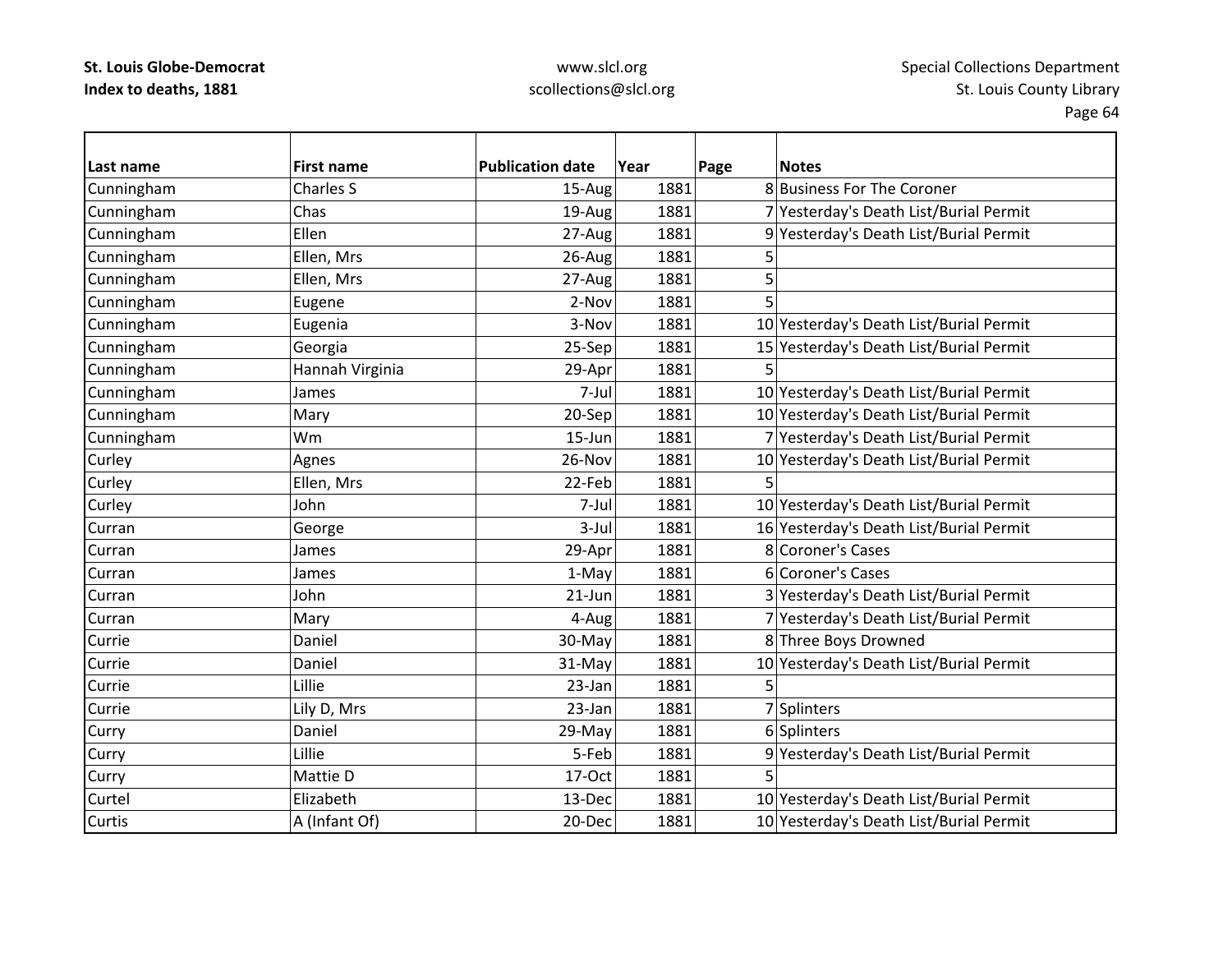| Last name | First name | Publication date | Year | Page | Notes |
|---|---|---|---|---|---|
| Cunningham | Charles S | 15-Aug | 1881 | 8 | Business For The Coroner |
| Cunningham | Chas | 19-Aug | 1881 | 7 | Yesterday's Death List/Burial Permit |
| Cunningham | Ellen | 27-Aug | 1881 | 9 | Yesterday's Death List/Burial Permit |
| Cunningham | Ellen, Mrs | 26-Aug | 1881 | 5 | |
| Cunningham | Ellen, Mrs | 27-Aug | 1881 | 5 | |
| Cunningham | Eugene | 2-Nov | 1881 | 5 | |
| Cunningham | Eugenia | 3-Nov | 1881 | 10 | Yesterday's Death List/Burial Permit |
| Cunningham | Georgia | 25-Sep | 1881 | 15 | Yesterday's Death List/Burial Permit |
| Cunningham | Hannah Virginia | 29-Apr | 1881 | 5 | |
| Cunningham | James | 7-Jul | 1881 | 10 | Yesterday's Death List/Burial Permit |
| Cunningham | Mary | 20-Sep | 1881 | 10 | Yesterday's Death List/Burial Permit |
| Cunningham | Wm | 15-Jun | 1881 | 7 | Yesterday's Death List/Burial Permit |
| Curley | Agnes | 26-Nov | 1881 | 10 | Yesterday's Death List/Burial Permit |
| Curley | Ellen, Mrs | 22-Feb | 1881 | 5 | |
| Curley | John | 7-Jul | 1881 | 10 | Yesterday's Death List/Burial Permit |
| Curran | George | 3-Jul | 1881 | 16 | Yesterday's Death List/Burial Permit |
| Curran | James | 29-Apr | 1881 | 8 | Coroner's Cases |
| Curran | James | 1-May | 1881 | 6 | Coroner's Cases |
| Curran | John | 21-Jun | 1881 | 3 | Yesterday's Death List/Burial Permit |
| Curran | Mary | 4-Aug | 1881 | 7 | Yesterday's Death List/Burial Permit |
| Currie | Daniel | 30-May | 1881 | 8 | Three Boys Drowned |
| Currie | Daniel | 31-May | 1881 | 10 | Yesterday's Death List/Burial Permit |
| Currie | Lillie | 23-Jan | 1881 | 5 | |
| Currie | Lily D, Mrs | 23-Jan | 1881 | 7 | Splinters |
| Curry | Daniel | 29-May | 1881 | 6 | Splinters |
| Curry | Lillie | 5-Feb | 1881 | 9 | Yesterday's Death List/Burial Permit |
| Curry | Mattie D | 17-Oct | 1881 | 5 | |
| Curtel | Elizabeth | 13-Dec | 1881 | 10 | Yesterday's Death List/Burial Permit |
| Curtis | A (Infant Of) | 20-Dec | 1881 | 10 | Yesterday's Death List/Burial Permit |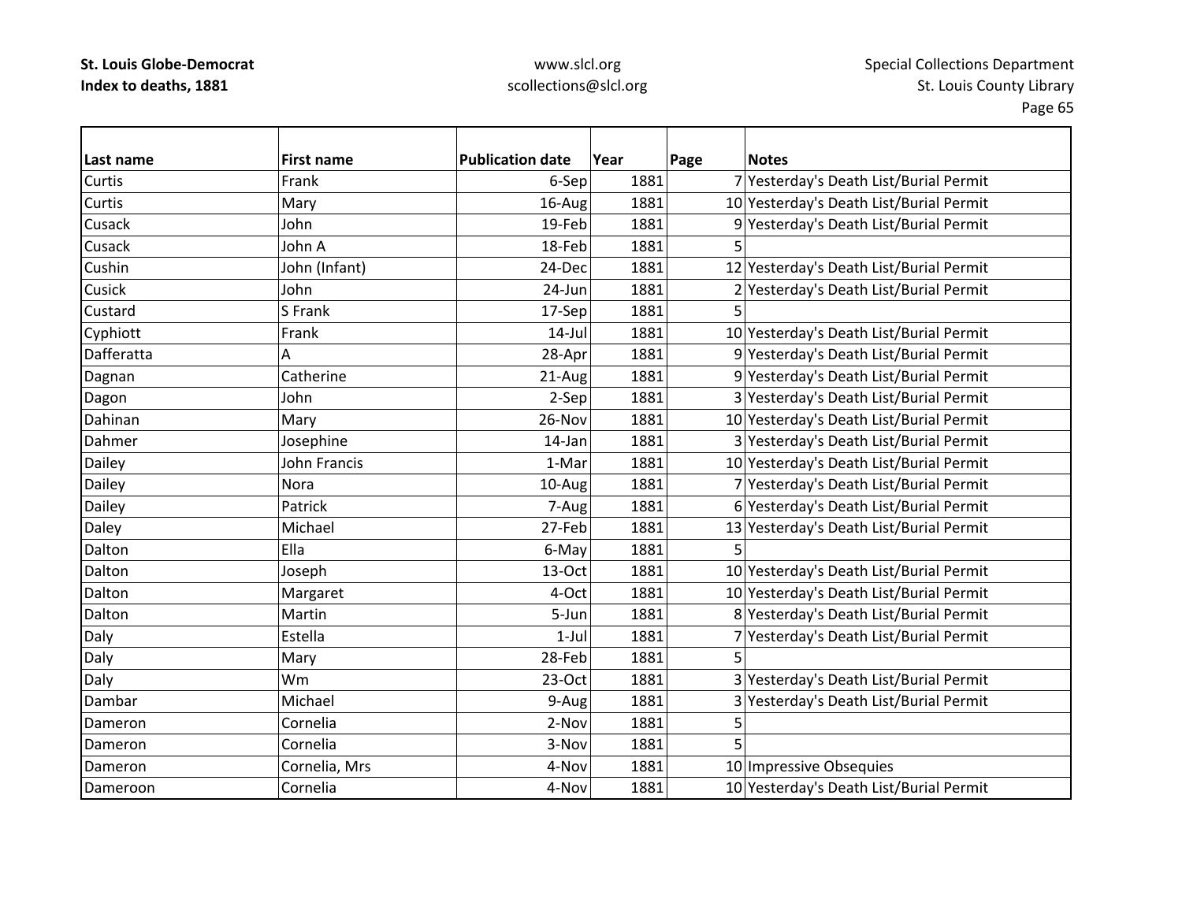| Last name | First name | Publication date | Year | Page | Notes |
|---|---|---|---|---|---|
| Curtis | Frank | 6-Sep | 1881 | 7 | Yesterday's Death List/Burial Permit |
| Curtis | Mary | 16-Aug | 1881 | 10 | Yesterday's Death List/Burial Permit |
| Cusack | John | 19-Feb | 1881 | 9 | Yesterday's Death List/Burial Permit |
| Cusack | John A | 18-Feb | 1881 | 5 | |
| Cushin | John (Infant) | 24-Dec | 1881 | 12 | Yesterday's Death List/Burial Permit |
| Cusick | John | 24-Jun | 1881 | 2 | Yesterday's Death List/Burial Permit |
| Custard | S Frank | 17-Sep | 1881 | 5 | |
| Cyphiott | Frank | 14-Jul | 1881 | 10 | Yesterday's Death List/Burial Permit |
| Dafferatta | A | 28-Apr | 1881 | 9 | Yesterday's Death List/Burial Permit |
| Dagnan | Catherine | 21-Aug | 1881 | 9 | Yesterday's Death List/Burial Permit |
| Dagon | John | 2-Sep | 1881 | 3 | Yesterday's Death List/Burial Permit |
| Dahinan | Mary | 26-Nov | 1881 | 10 | Yesterday's Death List/Burial Permit |
| Dahmer | Josephine | 14-Jan | 1881 | 3 | Yesterday's Death List/Burial Permit |
| Dailey | John Francis | 1-Mar | 1881 | 10 | Yesterday's Death List/Burial Permit |
| Dailey | Nora | 10-Aug | 1881 | 7 | Yesterday's Death List/Burial Permit |
| Dailey | Patrick | 7-Aug | 1881 | 6 | Yesterday's Death List/Burial Permit |
| Daley | Michael | 27-Feb | 1881 | 13 | Yesterday's Death List/Burial Permit |
| Dalton | Ella | 6-May | 1881 | 5 | |
| Dalton | Joseph | 13-Oct | 1881 | 10 | Yesterday's Death List/Burial Permit |
| Dalton | Margaret | 4-Oct | 1881 | 10 | Yesterday's Death List/Burial Permit |
| Dalton | Martin | 5-Jun | 1881 | 8 | Yesterday's Death List/Burial Permit |
| Daly | Estella | 1-Jul | 1881 | 7 | Yesterday's Death List/Burial Permit |
| Daly | Mary | 28-Feb | 1881 | 5 | |
| Daly | Wm | 23-Oct | 1881 | 3 | Yesterday's Death List/Burial Permit |
| Dambar | Michael | 9-Aug | 1881 | 3 | Yesterday's Death List/Burial Permit |
| Dameron | Cornelia | 2-Nov | 1881 | 5 | |
| Dameron | Cornelia | 3-Nov | 1881 | 5 | |
| Dameron | Cornelia, Mrs | 4-Nov | 1881 | 10 | Impressive Obsequies |
| Dameroon | Cornelia | 4-Nov | 1881 | 10 | Yesterday's Death List/Burial Permit |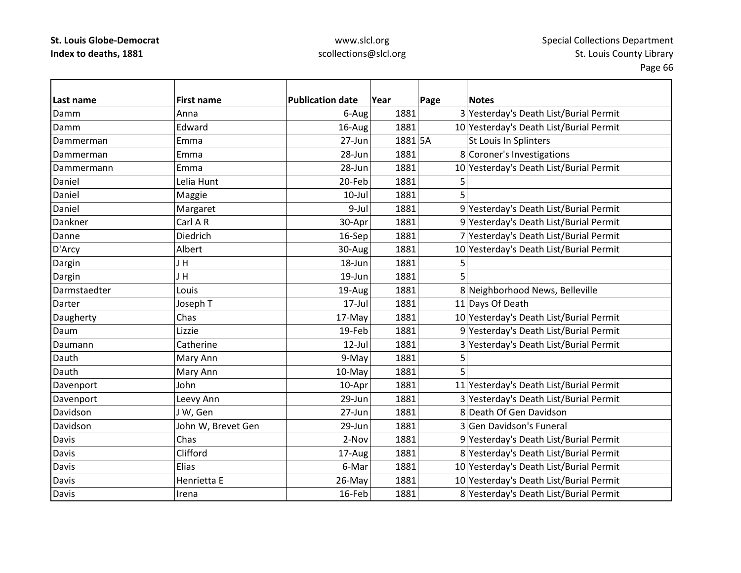| Last name | First name | Publication date | Year | Page | Notes |
|---|---|---|---|---|---|
| Damm | Anna | 6-Aug | 1881 | 3 | Yesterday's Death List/Burial Permit |
| Damm | Edward | 16-Aug | 1881 | 10 | Yesterday's Death List/Burial Permit |
| Dammerman | Emma | 27-Jun | 1881 | 5A | St Louis In Splinters |
| Dammerman | Emma | 28-Jun | 1881 | 8 | Coroner's Investigations |
| Dammermann | Emma | 28-Jun | 1881 | 10 | Yesterday's Death List/Burial Permit |
| Daniel | Lelia Hunt | 20-Feb | 1881 | 5 | |
| Daniel | Maggie | 10-Jul | 1881 | 5 | |
| Daniel | Margaret | 9-Jul | 1881 | 9 | Yesterday's Death List/Burial Permit |
| Dankner | Carl A R | 30-Apr | 1881 | 9 | Yesterday's Death List/Burial Permit |
| Danne | Diedrich | 16-Sep | 1881 | 7 | Yesterday's Death List/Burial Permit |
| D'Arcy | Albert | 30-Aug | 1881 | 10 | Yesterday's Death List/Burial Permit |
| Dargin | J H | 18-Jun | 1881 | 5 | |
| Dargin | J H | 19-Jun | 1881 | 5 | |
| Darmstaedter | Louis | 19-Aug | 1881 | 8 | Neighborhood News, Belleville |
| Darter | Joseph T | 17-Jul | 1881 | 11 | Days Of Death |
| Daugherty | Chas | 17-May | 1881 | 10 | Yesterday's Death List/Burial Permit |
| Daum | Lizzie | 19-Feb | 1881 | 9 | Yesterday's Death List/Burial Permit |
| Daumann | Catherine | 12-Jul | 1881 | 3 | Yesterday's Death List/Burial Permit |
| Dauth | Mary Ann | 9-May | 1881 | 5 | |
| Dauth | Mary Ann | 10-May | 1881 | 5 | |
| Davenport | John | 10-Apr | 1881 | 11 | Yesterday's Death List/Burial Permit |
| Davenport | Leevy Ann | 29-Jun | 1881 | 3 | Yesterday's Death List/Burial Permit |
| Davidson | J W, Gen | 27-Jun | 1881 | 8 | Death Of Gen Davidson |
| Davidson | John W, Brevet Gen | 29-Jun | 1881 | 3 | Gen Davidson's Funeral |
| Davis | Chas | 2-Nov | 1881 | 9 | Yesterday's Death List/Burial Permit |
| Davis | Clifford | 17-Aug | 1881 | 8 | Yesterday's Death List/Burial Permit |
| Davis | Elias | 6-Mar | 1881 | 10 | Yesterday's Death List/Burial Permit |
| Davis | Henrietta E | 26-May | 1881 | 10 | Yesterday's Death List/Burial Permit |
| Davis | Irena | 16-Feb | 1881 | 8 | Yesterday's Death List/Burial Permit |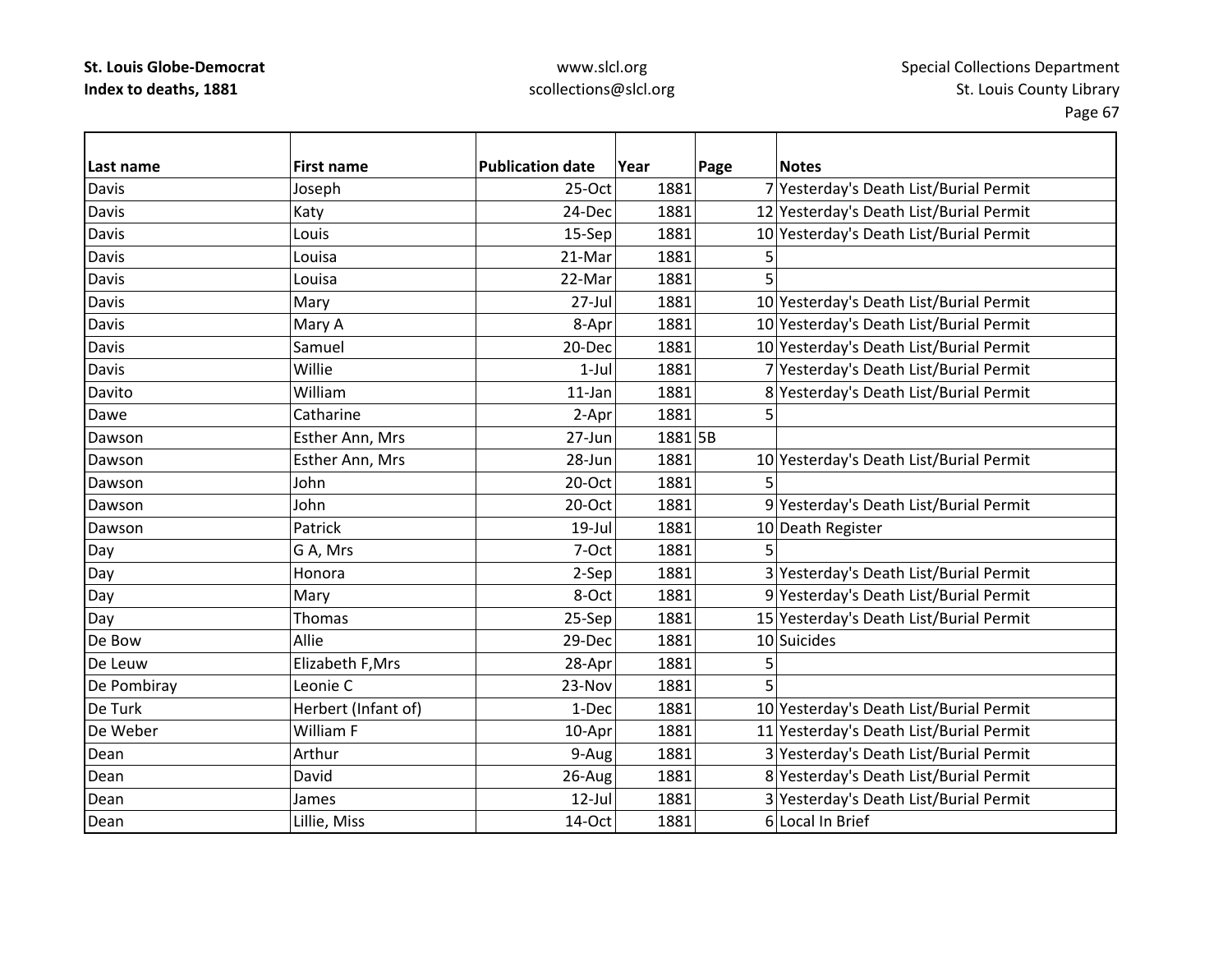| Last name | First name | Publication date | Year | Page | Notes |
|---|---|---|---|---|---|
| Davis | Joseph | 25-Oct | 1881 | 7 | Yesterday's Death List/Burial Permit |
| Davis | Katy | 24-Dec | 1881 | 12 | Yesterday's Death List/Burial Permit |
| Davis | Louis | 15-Sep | 1881 | 10 | Yesterday's Death List/Burial Permit |
| Davis | Louisa | 21-Mar | 1881 | 5 | |
| Davis | Louisa | 22-Mar | 1881 | 5 | |
| Davis | Mary | 27-Jul | 1881 | 10 | Yesterday's Death List/Burial Permit |
| Davis | Mary A | 8-Apr | 1881 | 10 | Yesterday's Death List/Burial Permit |
| Davis | Samuel | 20-Dec | 1881 | 10 | Yesterday's Death List/Burial Permit |
| Davis | Willie | 1-Jul | 1881 | 7 | Yesterday's Death List/Burial Permit |
| Davito | William | 11-Jan | 1881 | 8 | Yesterday's Death List/Burial Permit |
| Dawe | Catharine | 2-Apr | 1881 | 5 | |
| Dawson | Esther Ann, Mrs | 27-Jun | 1881 | 5B | |
| Dawson | Esther Ann, Mrs | 28-Jun | 1881 | 10 | Yesterday's Death List/Burial Permit |
| Dawson | John | 20-Oct | 1881 | 5 | |
| Dawson | John | 20-Oct | 1881 | 9 | Yesterday's Death List/Burial Permit |
| Dawson | Patrick | 19-Jul | 1881 | 10 | Death Register |
| Day | G A, Mrs | 7-Oct | 1881 | 5 | |
| Day | Honora | 2-Sep | 1881 | 3 | Yesterday's Death List/Burial Permit |
| Day | Mary | 8-Oct | 1881 | 9 | Yesterday's Death List/Burial Permit |
| Day | Thomas | 25-Sep | 1881 | 15 | Yesterday's Death List/Burial Permit |
| De Bow | Allie | 29-Dec | 1881 | 10 | Suicides |
| De Leuw | Elizabeth F,Mrs | 28-Apr | 1881 | 5 | |
| De Pombiray | Leonie C | 23-Nov | 1881 | 5 | |
| De Turk | Herbert (Infant of) | 1-Dec | 1881 | 10 | Yesterday's Death List/Burial Permit |
| De Weber | William F | 10-Apr | 1881 | 11 | Yesterday's Death List/Burial Permit |
| Dean | Arthur | 9-Aug | 1881 | 3 | Yesterday's Death List/Burial Permit |
| Dean | David | 26-Aug | 1881 | 8 | Yesterday's Death List/Burial Permit |
| Dean | James | 12-Jul | 1881 | 3 | Yesterday's Death List/Burial Permit |
| Dean | Lillie, Miss | 14-Oct | 1881 | 6 | Local In Brief |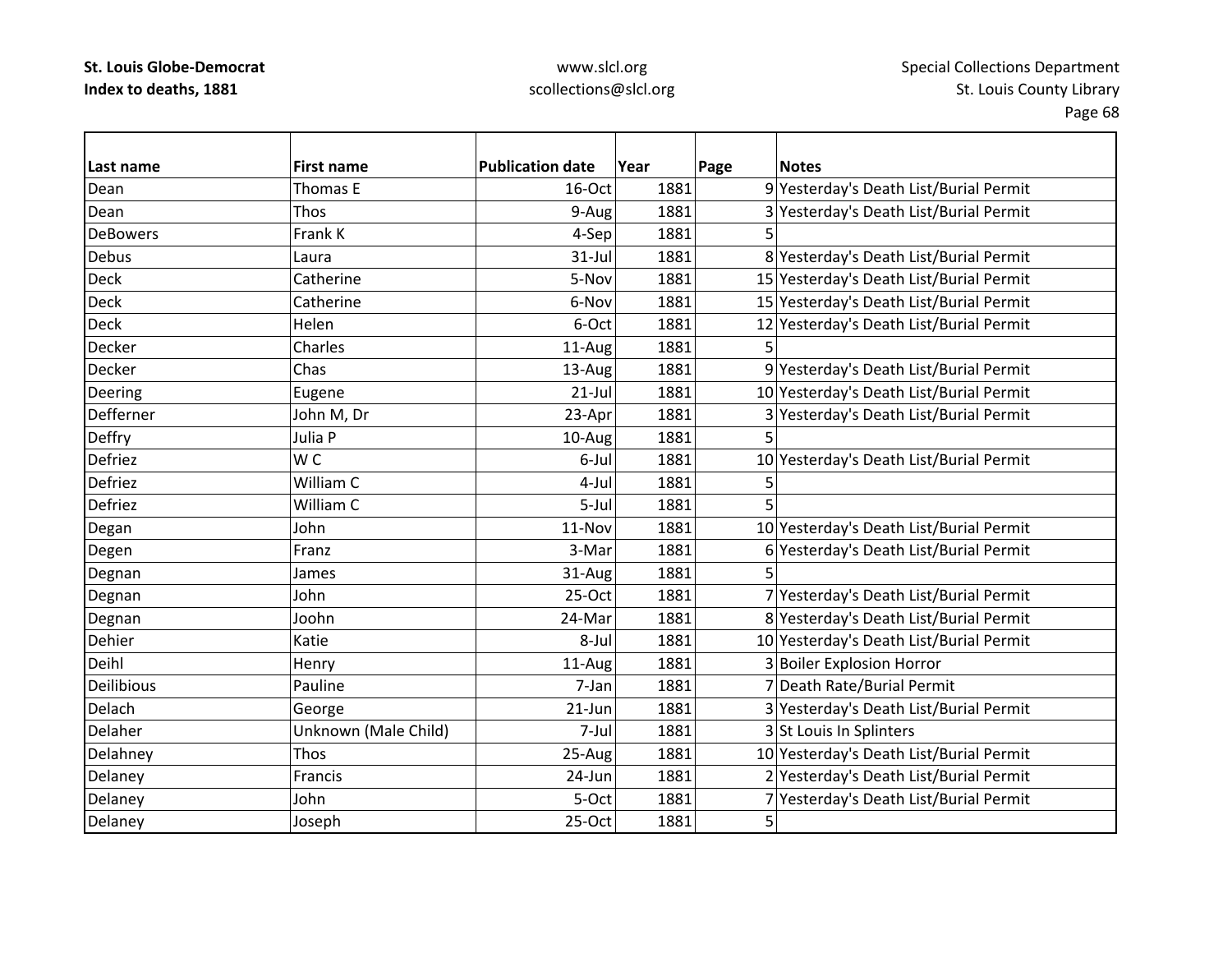| Last name | First name | Publication date | Year | Page | Notes |
|---|---|---|---|---|---|
| Dean | Thomas E | 16-Oct | 1881 | 9 | Yesterday's Death List/Burial Permit |
| Dean | Thos | 9-Aug | 1881 | 3 | Yesterday's Death List/Burial Permit |
| DeBowers | Frank K | 4-Sep | 1881 | 5 | |
| Debus | Laura | 31-Jul | 1881 | 8 | Yesterday's Death List/Burial Permit |
| Deck | Catherine | 5-Nov | 1881 | 15 | Yesterday's Death List/Burial Permit |
| Deck | Catherine | 6-Nov | 1881 | 15 | Yesterday's Death List/Burial Permit |
| Deck | Helen | 6-Oct | 1881 | 12 | Yesterday's Death List/Burial Permit |
| Decker | Charles | 11-Aug | 1881 | 5 | |
| Decker | Chas | 13-Aug | 1881 | 9 | Yesterday's Death List/Burial Permit |
| Deering | Eugene | 21-Jul | 1881 | 10 | Yesterday's Death List/Burial Permit |
| Defferner | John M, Dr | 23-Apr | 1881 | 3 | Yesterday's Death List/Burial Permit |
| Deffry | Julia P | 10-Aug | 1881 | 5 | |
| Defriez | W C | 6-Jul | 1881 | 10 | Yesterday's Death List/Burial Permit |
| Defriez | William C | 4-Jul | 1881 | 5 | |
| Defriez | William C | 5-Jul | 1881 | 5 | |
| Degan | John | 11-Nov | 1881 | 10 | Yesterday's Death List/Burial Permit |
| Degen | Franz | 3-Mar | 1881 | 6 | Yesterday's Death List/Burial Permit |
| Degnan | James | 31-Aug | 1881 | 5 | |
| Degnan | John | 25-Oct | 1881 | 7 | Yesterday's Death List/Burial Permit |
| Degnan | Joohn | 24-Mar | 1881 | 8 | Yesterday's Death List/Burial Permit |
| Dehier | Katie | 8-Jul | 1881 | 10 | Yesterday's Death List/Burial Permit |
| Deihl | Henry | 11-Aug | 1881 | 3 | Boiler Explosion Horror |
| Deilibious | Pauline | 7-Jan | 1881 | 7 | Death Rate/Burial Permit |
| Delach | George | 21-Jun | 1881 | 3 | Yesterday's Death List/Burial Permit |
| Delaher | Unknown (Male Child) | 7-Jul | 1881 | 3 | St Louis In Splinters |
| Delahney | Thos | 25-Aug | 1881 | 10 | Yesterday's Death List/Burial Permit |
| Delaney | Francis | 24-Jun | 1881 | 2 | Yesterday's Death List/Burial Permit |
| Delaney | John | 5-Oct | 1881 | 7 | Yesterday's Death List/Burial Permit |
| Delaney | Joseph | 25-Oct | 1881 | 5 | |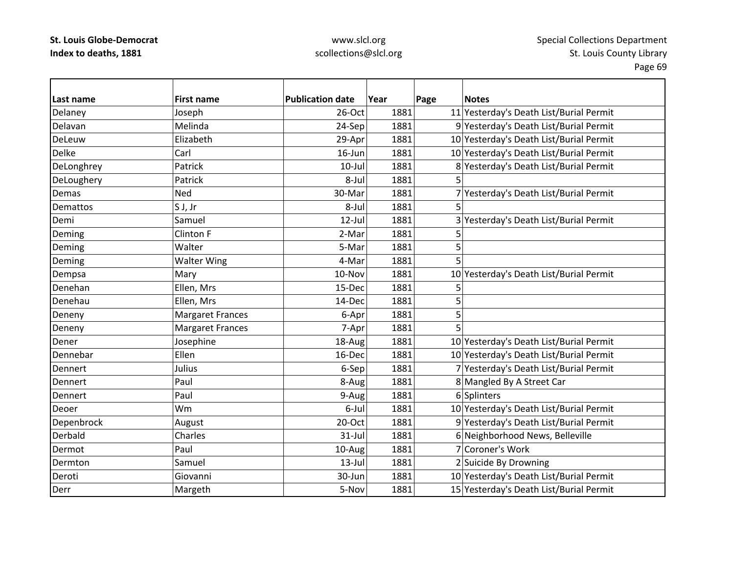| Last name | First name | Publication date | Year | Page | Notes |
|---|---|---|---|---|---|
| Delaney | Joseph | 26-Oct | 1881 | 11 | Yesterday's Death List/Burial Permit |
| Delavan | Melinda | 24-Sep | 1881 | 9 | Yesterday's Death List/Burial Permit |
| DeLeuw | Elizabeth | 29-Apr | 1881 | 10 | Yesterday's Death List/Burial Permit |
| Delke | Carl | 16-Jun | 1881 | 10 | Yesterday's Death List/Burial Permit |
| DeLonghrey | Patrick | 10-Jul | 1881 | 8 | Yesterday's Death List/Burial Permit |
| DeLoughery | Patrick | 8-Jul | 1881 | 5 | |
| Demas | Ned | 30-Mar | 1881 | 7 | Yesterday's Death List/Burial Permit |
| Demattos | S J, Jr | 8-Jul | 1881 | 5 | |
| Demi | Samuel | 12-Jul | 1881 | 3 | Yesterday's Death List/Burial Permit |
| Deming | Clinton F | 2-Mar | 1881 | 5 | |
| Deming | Walter | 5-Mar | 1881 | 5 | |
| Deming | Walter Wing | 4-Mar | 1881 | 5 | |
| Dempsa | Mary | 10-Nov | 1881 | 10 | Yesterday's Death List/Burial Permit |
| Denehan | Ellen, Mrs | 15-Dec | 1881 | 5 | |
| Denehau | Ellen, Mrs | 14-Dec | 1881 | 5 | |
| Deneny | Margaret Frances | 6-Apr | 1881 | 5 | |
| Deneny | Margaret Frances | 7-Apr | 1881 | 5 | |
| Dener | Josephine | 18-Aug | 1881 | 10 | Yesterday's Death List/Burial Permit |
| Dennebar | Ellen | 16-Dec | 1881 | 10 | Yesterday's Death List/Burial Permit |
| Dennert | Julius | 6-Sep | 1881 | 7 | Yesterday's Death List/Burial Permit |
| Dennert | Paul | 8-Aug | 1881 | 8 | Mangled By A Street Car |
| Dennert | Paul | 9-Aug | 1881 | 6 | Splinters |
| Deoer | Wm | 6-Jul | 1881 | 10 | Yesterday's Death List/Burial Permit |
| Depenbrock | August | 20-Oct | 1881 | 9 | Yesterday's Death List/Burial Permit |
| Derbald | Charles | 31-Jul | 1881 | 6 | Neighborhood News, Belleville |
| Dermot | Paul | 10-Aug | 1881 | 7 | Coroner's Work |
| Dermton | Samuel | 13-Jul | 1881 | 2 | Suicide By Drowning |
| Deroti | Giovanni | 30-Jun | 1881 | 10 | Yesterday's Death List/Burial Permit |
| Derr | Margeth | 5-Nov | 1881 | 15 | Yesterday's Death List/Burial Permit |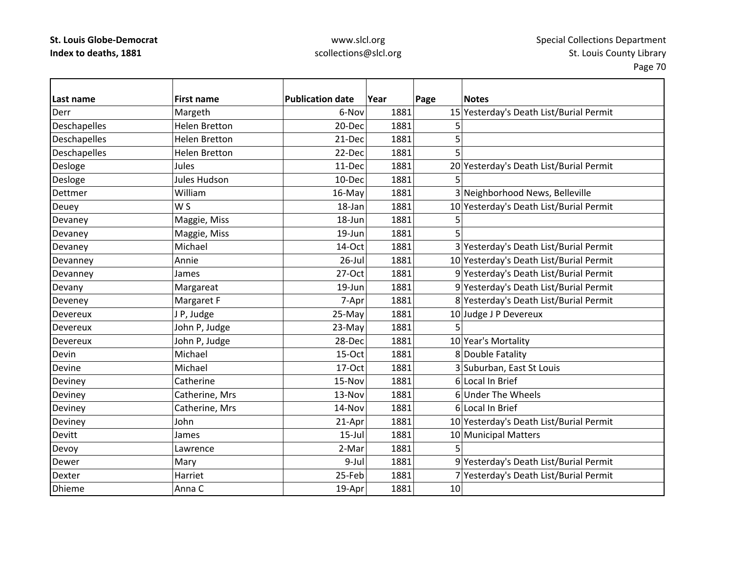| Last name | First name | Publication date | Year | Page | Notes |
|---|---|---|---|---|---|
| Derr | Margeth | 6-Nov | 1881 | 15 | Yesterday's Death List/Burial Permit |
| Deschapelles | Helen Bretton | 20-Dec | 1881 | 5 | |
| Deschapelles | Helen Bretton | 21-Dec | 1881 | 5 | |
| Deschapelles | Helen Bretton | 22-Dec | 1881 | 5 | |
| Desloge | Jules | 11-Dec | 1881 | 20 | Yesterday's Death List/Burial Permit |
| Desloge | Jules Hudson | 10-Dec | 1881 | 5 | |
| Dettmer | William | 16-May | 1881 | 3 | Neighborhood News, Belleville |
| Deuey | W S | 18-Jan | 1881 | 10 | Yesterday's Death List/Burial Permit |
| Devaney | Maggie, Miss | 18-Jun | 1881 | 5 | |
| Devaney | Maggie, Miss | 19-Jun | 1881 | 5 | |
| Devaney | Michael | 14-Oct | 1881 | 3 | Yesterday's Death List/Burial Permit |
| Devanney | Annie | 26-Jul | 1881 | 10 | Yesterday's Death List/Burial Permit |
| Devanney | James | 27-Oct | 1881 | 9 | Yesterday's Death List/Burial Permit |
| Devany | Margareat | 19-Jun | 1881 | 9 | Yesterday's Death List/Burial Permit |
| Deveney | Margaret F | 7-Apr | 1881 | 8 | Yesterday's Death List/Burial Permit |
| Devereux | J P, Judge | 25-May | 1881 | 10 | Judge J P Devereux |
| Devereux | John P, Judge | 23-May | 1881 | 5 | |
| Devereux | John P, Judge | 28-Dec | 1881 | 10 | Year's Mortality |
| Devin | Michael | 15-Oct | 1881 | 8 | Double Fatality |
| Devine | Michael | 17-Oct | 1881 | 3 | Suburban, East St Louis |
| Deviney | Catherine | 15-Nov | 1881 | 6 | Local In Brief |
| Deviney | Catherine, Mrs | 13-Nov | 1881 | 6 | Under The Wheels |
| Deviney | Catherine, Mrs | 14-Nov | 1881 | 6 | Local In Brief |
| Deviney | John | 21-Apr | 1881 | 10 | Yesterday's Death List/Burial Permit |
| Devitt | James | 15-Jul | 1881 | 10 | Municipal Matters |
| Devoy | Lawrence | 2-Mar | 1881 | 5 | |
| Dewer | Mary | 9-Jul | 1881 | 9 | Yesterday's Death List/Burial Permit |
| Dexter | Harriet | 25-Feb | 1881 | 7 | Yesterday's Death List/Burial Permit |
| Dhieme | Anna C | 19-Apr | 1881 | 10 | |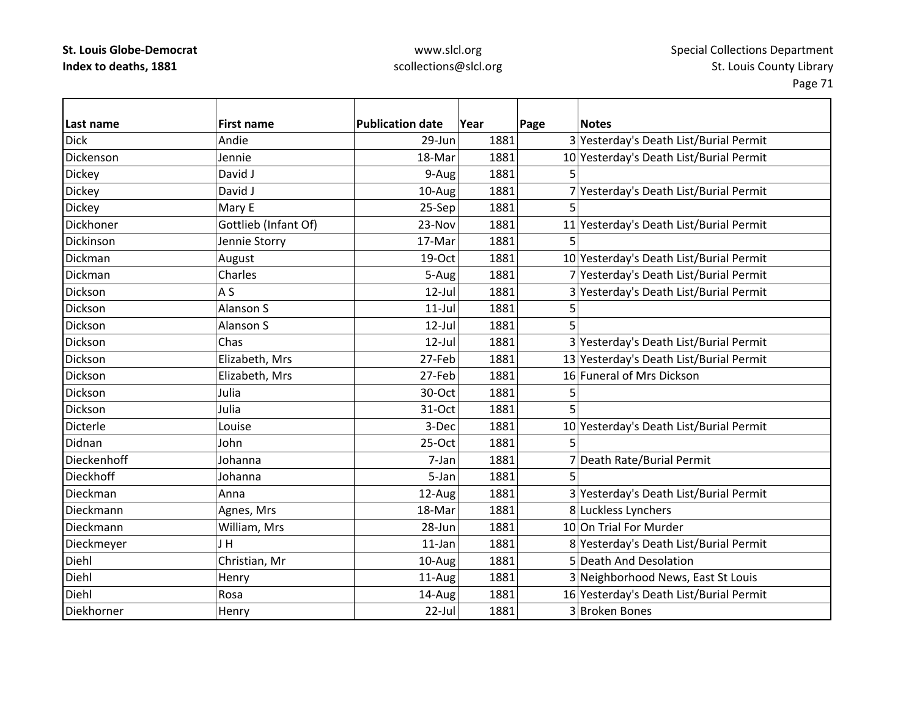| Last name | First name | Publication date | Year | Page | Notes |
|---|---|---|---|---|---|
| Dick | Andie | 29-Jun | 1881 | 3 | Yesterday's Death List/Burial Permit |
| Dickenson | Jennie | 18-Mar | 1881 | 10 | Yesterday's Death List/Burial Permit |
| Dickey | David J | 9-Aug | 1881 | 5 | |
| Dickey | David J | 10-Aug | 1881 | 7 | Yesterday's Death List/Burial Permit |
| Dickey | Mary E | 25-Sep | 1881 | 5 | |
| Dickhoner | Gottlieb (Infant Of) | 23-Nov | 1881 | 11 | Yesterday's Death List/Burial Permit |
| Dickinson | Jennie Storry | 17-Mar | 1881 | 5 | |
| Dickman | August | 19-Oct | 1881 | 10 | Yesterday's Death List/Burial Permit |
| Dickman | Charles | 5-Aug | 1881 | 7 | Yesterday's Death List/Burial Permit |
| Dickson | A S | 12-Jul | 1881 | 3 | Yesterday's Death List/Burial Permit |
| Dickson | Alanson S | 11-Jul | 1881 | 5 | |
| Dickson | Alanson S | 12-Jul | 1881 | 5 | |
| Dickson | Chas | 12-Jul | 1881 | 3 | Yesterday's Death List/Burial Permit |
| Dickson | Elizabeth, Mrs | 27-Feb | 1881 | 13 | Yesterday's Death List/Burial Permit |
| Dickson | Elizabeth, Mrs | 27-Feb | 1881 | 16 | Funeral of Mrs Dickson |
| Dickson | Julia | 30-Oct | 1881 | 5 | |
| Dickson | Julia | 31-Oct | 1881 | 5 | |
| Dicterle | Louise | 3-Dec | 1881 | 10 | Yesterday's Death List/Burial Permit |
| Didnan | John | 25-Oct | 1881 | 5 | |
| Dieckenhoff | Johanna | 7-Jan | 1881 | 7 | Death Rate/Burial Permit |
| Dieckhoff | Johanna | 5-Jan | 1881 | 5 | |
| Dieckman | Anna | 12-Aug | 1881 | 3 | Yesterday's Death List/Burial Permit |
| Dieckmann | Agnes, Mrs | 18-Mar | 1881 | 8 | Luckless Lynchers |
| Dieckmann | William, Mrs | 28-Jun | 1881 | 10 | On Trial For Murder |
| Dieckmeyer | J H | 11-Jan | 1881 | 8 | Yesterday's Death List/Burial Permit |
| Diehl | Christian, Mr | 10-Aug | 1881 | 5 | Death And Desolation |
| Diehl | Henry | 11-Aug | 1881 | 3 | Neighborhood News, East St Louis |
| Diehl | Rosa | 14-Aug | 1881 | 16 | Yesterday's Death List/Burial Permit |
| Diekhorner | Henry | 22-Jul | 1881 | 3 | Broken Bones |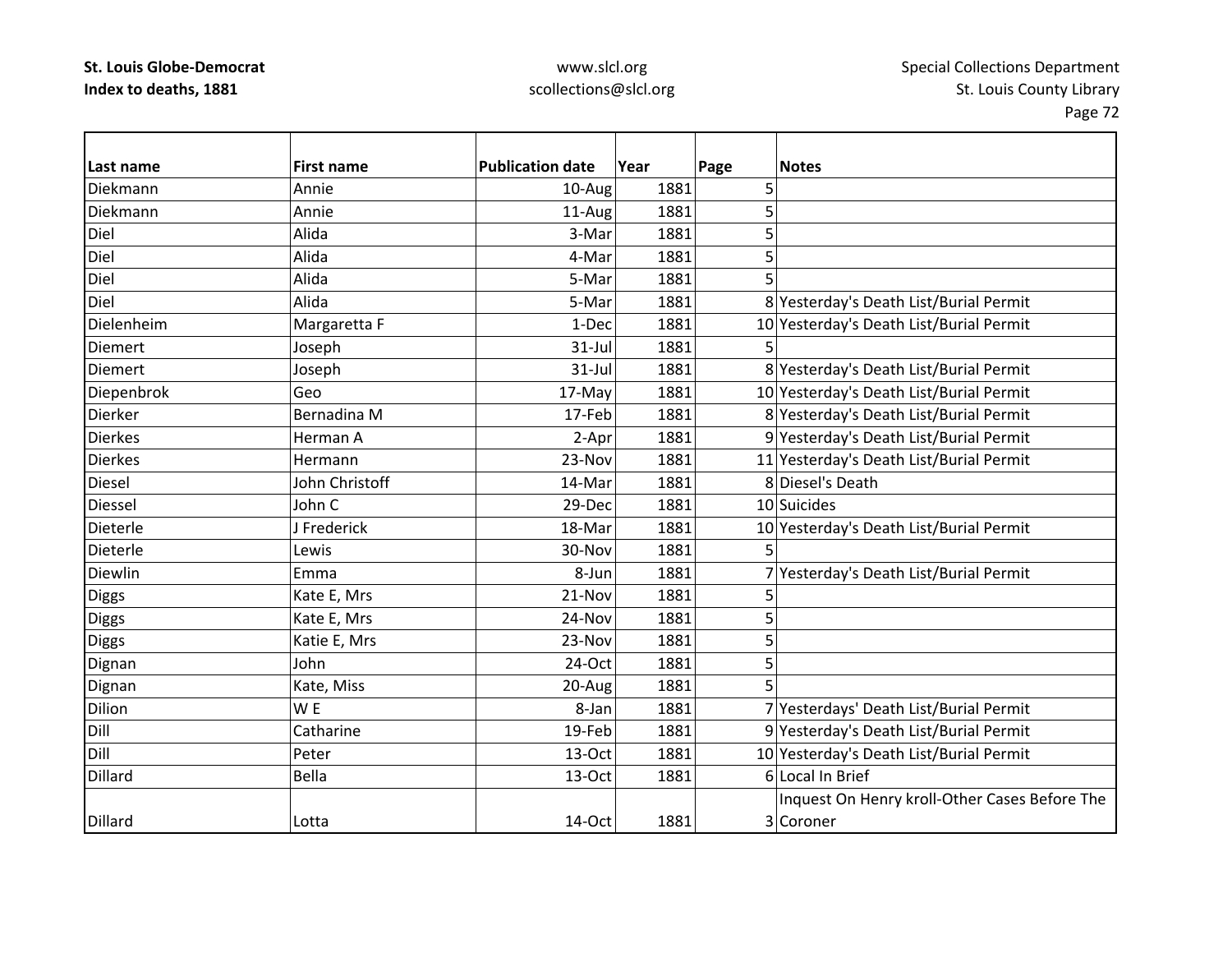| Last name | First name | Publication date | Year | Page | Notes |
|---|---|---|---|---|---|
| Diekmann | Annie | 10-Aug | 1881 | 5 | |
| Diekmann | Annie | 11-Aug | 1881 | 5 | |
| Diel | Alida | 3-Mar | 1881 | 5 | |
| Diel | Alida | 4-Mar | 1881 | 5 | |
| Diel | Alida | 5-Mar | 1881 | 5 | |
| Diel | Alida | 5-Mar | 1881 | 8 | Yesterday's Death List/Burial Permit |
| Dielenheim | Margaretta F | 1-Dec | 1881 | 10 | Yesterday's Death List/Burial Permit |
| Diemert | Joseph | 31-Jul | 1881 | 5 | |
| Diemert | Joseph | 31-Jul | 1881 | 8 | Yesterday's Death List/Burial Permit |
| Diepenbrok | Geo | 17-May | 1881 | 10 | Yesterday's Death List/Burial Permit |
| Dierker | Bernadina M | 17-Feb | 1881 | 8 | Yesterday's Death List/Burial Permit |
| Dierkes | Herman A | 2-Apr | 1881 | 9 | Yesterday's Death List/Burial Permit |
| Dierkes | Hermann | 23-Nov | 1881 | 11 | Yesterday's Death List/Burial Permit |
| Diesel | John Christoff | 14-Mar | 1881 | 8 | Diesel's Death |
| Diessel | John C | 29-Dec | 1881 | 10 | Suicides |
| Dieterle | J Frederick | 18-Mar | 1881 | 10 | Yesterday's Death List/Burial Permit |
| Dieterle | Lewis | 30-Nov | 1881 | 5 | |
| Diewlin | Emma | 8-Jun | 1881 | 7 | Yesterday's Death List/Burial Permit |
| Diggs | Kate E, Mrs | 21-Nov | 1881 | 5 | |
| Diggs | Kate E, Mrs | 24-Nov | 1881 | 5 | |
| Diggs | Katie E, Mrs | 23-Nov | 1881 | 5 | |
| Dignan | John | 24-Oct | 1881 | 5 | |
| Dignan | Kate, Miss | 20-Aug | 1881 | 5 | |
| Dilion | W E | 8-Jan | 1881 | 7 | Yesterdays' Death List/Burial Permit |
| Dill | Catharine | 19-Feb | 1881 | 9 | Yesterday's Death List/Burial Permit |
| Dill | Peter | 13-Oct | 1881 | 10 | Yesterday's Death List/Burial Permit |
| Dillard | Bella | 13-Oct | 1881 | 6 | Local In Brief |
| Dillard | Lotta | 14-Oct | 1881 | 3 | Inquest On Henry kroll-Other Cases Before The Coroner |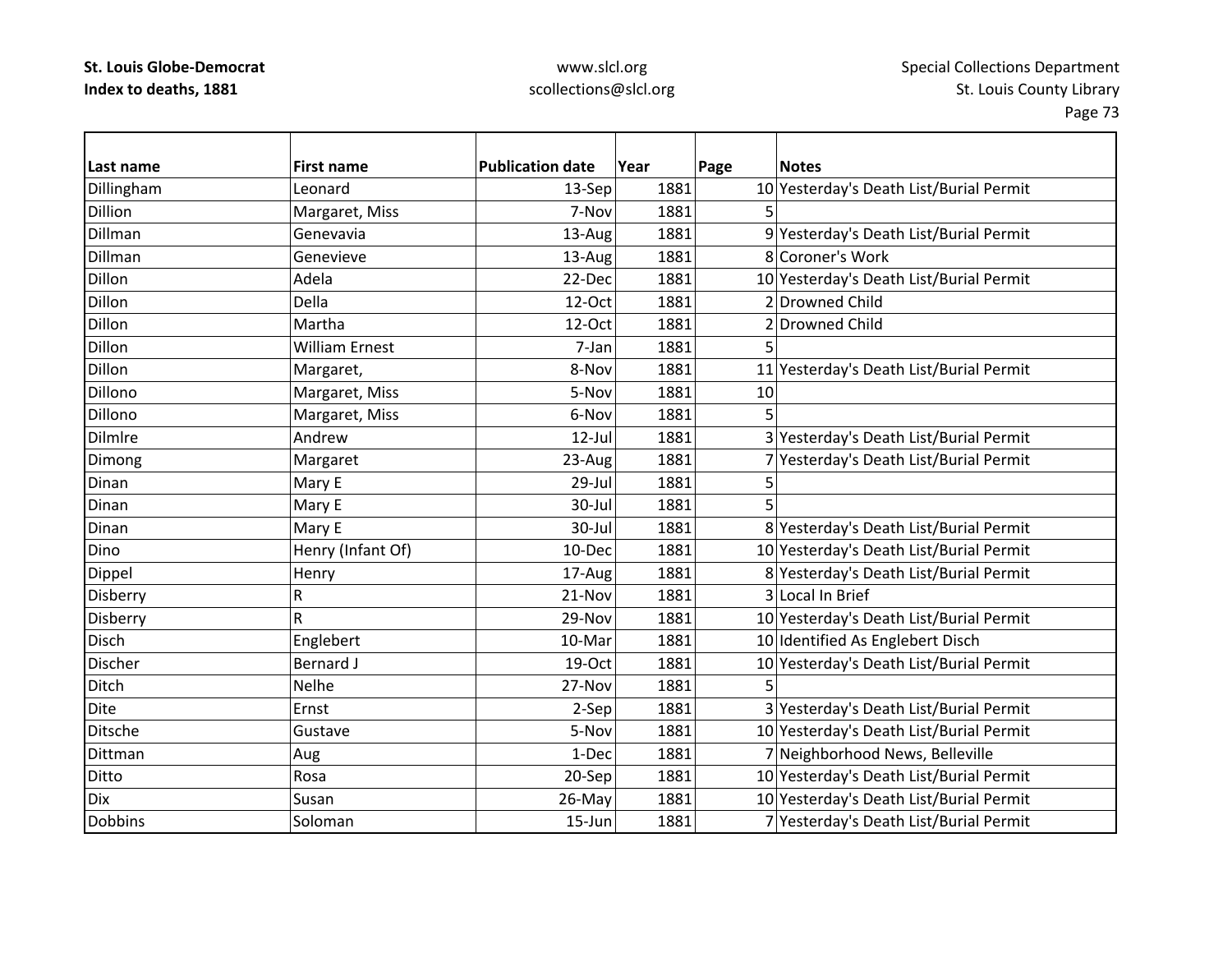**St. Louis Globe-Democrat**
**Index to deaths, 1881**

www.slcl.org
scollections@slcl.org

Special Collections Department
St. Louis County Library

| Last name | First name | Publication date | Year | Page | Notes |
|---|---|---|---|---|---|
| Dillingham | Leonard | 13-Sep | 1881 | 10 | Yesterday's Death List/Burial Permit |
| Dillion | Margaret, Miss | 7-Nov | 1881 | 5 | |
| Dillman | Genevavia | 13-Aug | 1881 | 9 | Yesterday's Death List/Burial Permit |
| Dillman | Genevieve | 13-Aug | 1881 | 8 | Coroner's Work |
| Dillon | Adela | 22-Dec | 1881 | 10 | Yesterday's Death List/Burial Permit |
| Dillon | Della | 12-Oct | 1881 | 2 | Drowned Child |
| Dillon | Martha | 12-Oct | 1881 | 2 | Drowned Child |
| Dillon | William Ernest | 7-Jan | 1881 | 5 | |
| Dillon | Margaret, | 8-Nov | 1881 | 11 | Yesterday's Death List/Burial Permit |
| Dillono | Margaret, Miss | 5-Nov | 1881 | 10 | |
| Dillono | Margaret, Miss | 6-Nov | 1881 | 5 | |
| Dilmlre | Andrew | 12-Jul | 1881 | 3 | Yesterday's Death List/Burial Permit |
| Dimong | Margaret | 23-Aug | 1881 | 7 | Yesterday's Death List/Burial Permit |
| Dinan | Mary E | 29-Jul | 1881 | 5 | |
| Dinan | Mary E | 30-Jul | 1881 | 5 | |
| Dinan | Mary E | 30-Jul | 1881 | 8 | Yesterday's Death List/Burial Permit |
| Dino | Henry (Infant Of) | 10-Dec | 1881 | 10 | Yesterday's Death List/Burial Permit |
| Dippel | Henry | 17-Aug | 1881 | 8 | Yesterday's Death List/Burial Permit |
| Disberry | R | 21-Nov | 1881 | 3 | Local In Brief |
| Disberry | R | 29-Nov | 1881 | 10 | Yesterday's Death List/Burial Permit |
| Disch | Englebert | 10-Mar | 1881 | 10 | Identified As Englebert Disch |
| Discher | Bernard J | 19-Oct | 1881 | 10 | Yesterday's Death List/Burial Permit |
| Ditch | Nelhe | 27-Nov | 1881 | 5 | |
| Dite | Ernst | 2-Sep | 1881 | 3 | Yesterday's Death List/Burial Permit |
| Ditsche | Gustave | 5-Nov | 1881 | 10 | Yesterday's Death List/Burial Permit |
| Dittman | Aug | 1-Dec | 1881 | 7 | Neighborhood News, Belleville |
| Ditto | Rosa | 20-Sep | 1881 | 10 | Yesterday's Death List/Burial Permit |
| Dix | Susan | 26-May | 1881 | 10 | Yesterday's Death List/Burial Permit |
| Dobbins | Soloman | 15-Jun | 1881 | 7 | Yesterday's Death List/Burial Permit |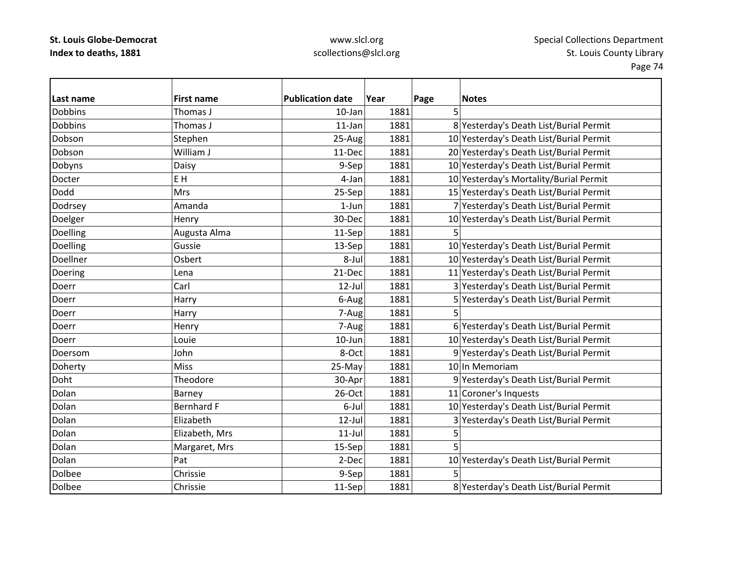| Last name | First name | Publication date | Year | Page | Notes |
|---|---|---|---|---|---|
| Dobbins | Thomas J | 10-Jan | 1881 | 5 | |
| Dobbins | Thomas J | 11-Jan | 1881 | 8 | Yesterday's Death List/Burial Permit |
| Dobson | Stephen | 25-Aug | 1881 | 10 | Yesterday's Death List/Burial Permit |
| Dobson | William J | 11-Dec | 1881 | 20 | Yesterday's Death List/Burial Permit |
| Dobyns | Daisy | 9-Sep | 1881 | 10 | Yesterday's Death List/Burial Permit |
| Docter | E H | 4-Jan | 1881 | 10 | Yesterday's Mortality/Burial Permit |
| Dodd | Mrs | 25-Sep | 1881 | 15 | Yesterday's Death List/Burial Permit |
| Dodrsey | Amanda | 1-Jun | 1881 | 7 | Yesterday's Death List/Burial Permit |
| Doelger | Henry | 30-Dec | 1881 | 10 | Yesterday's Death List/Burial Permit |
| Doelling | Augusta Alma | 11-Sep | 1881 | 5 | |
| Doelling | Gussie | 13-Sep | 1881 | 10 | Yesterday's Death List/Burial Permit |
| Doellner | Osbert | 8-Jul | 1881 | 10 | Yesterday's Death List/Burial Permit |
| Doering | Lena | 21-Dec | 1881 | 11 | Yesterday's Death List/Burial Permit |
| Doerr | Carl | 12-Jul | 1881 | 3 | Yesterday's Death List/Burial Permit |
| Doerr | Harry | 6-Aug | 1881 | 5 | Yesterday's Death List/Burial Permit |
| Doerr | Harry | 7-Aug | 1881 | 5 | |
| Doerr | Henry | 7-Aug | 1881 | 6 | Yesterday's Death List/Burial Permit |
| Doerr | Louie | 10-Jun | 1881 | 10 | Yesterday's Death List/Burial Permit |
| Doersom | John | 8-Oct | 1881 | 9 | Yesterday's Death List/Burial Permit |
| Doherty | Miss | 25-May | 1881 | 10 | In Memoriam |
| Doht | Theodore | 30-Apr | 1881 | 9 | Yesterday's Death List/Burial Permit |
| Dolan | Barney | 26-Oct | 1881 | 11 | Coroner's Inquests |
| Dolan | Bernhard F | 6-Jul | 1881 | 10 | Yesterday's Death List/Burial Permit |
| Dolan | Elizabeth | 12-Jul | 1881 | 3 | Yesterday's Death List/Burial Permit |
| Dolan | Elizabeth, Mrs | 11-Jul | 1881 | 5 | |
| Dolan | Margaret, Mrs | 15-Sep | 1881 | 5 | |
| Dolan | Pat | 2-Dec | 1881 | 10 | Yesterday's Death List/Burial Permit |
| Dolbee | Chrissie | 9-Sep | 1881 | 5 | |
| Dolbee | Chrissie | 11-Sep | 1881 | 8 | Yesterday's Death List/Burial Permit |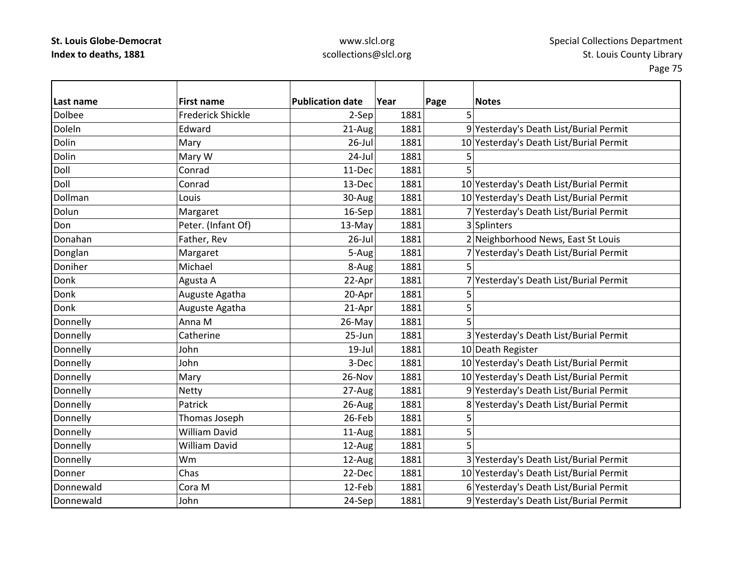| Last name | First name | Publication date | Year | Page | Notes |
|---|---|---|---|---|---|
| Dolbee | Frederick Shickle | 2-Sep | 1881 | 5 | |
| Doleln | Edward | 21-Aug | 1881 | 9 | Yesterday's Death List/Burial Permit |
| Dolin | Mary | 26-Jul | 1881 | 10 | Yesterday's Death List/Burial Permit |
| Dolin | Mary W | 24-Jul | 1881 | 5 | |
| Doll | Conrad | 11-Dec | 1881 | 5 | |
| Doll | Conrad | 13-Dec | 1881 | 10 | Yesterday's Death List/Burial Permit |
| Dollman | Louis | 30-Aug | 1881 | 10 | Yesterday's Death List/Burial Permit |
| Dolun | Margaret | 16-Sep | 1881 | 7 | Yesterday's Death List/Burial Permit |
| Don | Peter. (Infant Of) | 13-May | 1881 | 3 | Splinters |
| Donahan | Father, Rev | 26-Jul | 1881 | 2 | Neighborhood News, East St Louis |
| Donglan | Margaret | 5-Aug | 1881 | 7 | Yesterday's Death List/Burial Permit |
| Doniher | Michael | 8-Aug | 1881 | 5 | |
| Donk | Agusta A | 22-Apr | 1881 | 7 | Yesterday's Death List/Burial Permit |
| Donk | Auguste Agatha | 20-Apr | 1881 | 5 | |
| Donk | Auguste Agatha | 21-Apr | 1881 | 5 | |
| Donnelly | Anna M | 26-May | 1881 | 5 | |
| Donnelly | Catherine | 25-Jun | 1881 | 3 | Yesterday's Death List/Burial Permit |
| Donnelly | John | 19-Jul | 1881 | 10 | Death Register |
| Donnelly | John | 3-Dec | 1881 | 10 | Yesterday's Death List/Burial Permit |
| Donnelly | Mary | 26-Nov | 1881 | 10 | Yesterday's Death List/Burial Permit |
| Donnelly | Netty | 27-Aug | 1881 | 9 | Yesterday's Death List/Burial Permit |
| Donnelly | Patrick | 26-Aug | 1881 | 8 | Yesterday's Death List/Burial Permit |
| Donnelly | Thomas Joseph | 26-Feb | 1881 | 5 | |
| Donnelly | William David | 11-Aug | 1881 | 5 | |
| Donnelly | William David | 12-Aug | 1881 | 5 | |
| Donnelly | Wm | 12-Aug | 1881 | 3 | Yesterday's Death List/Burial Permit |
| Donner | Chas | 22-Dec | 1881 | 10 | Yesterday's Death List/Burial Permit |
| Donnewald | Cora M | 12-Feb | 1881 | 6 | Yesterday's Death List/Burial Permit |
| Donnewald | John | 24-Sep | 1881 | 9 | Yesterday's Death List/Burial Permit |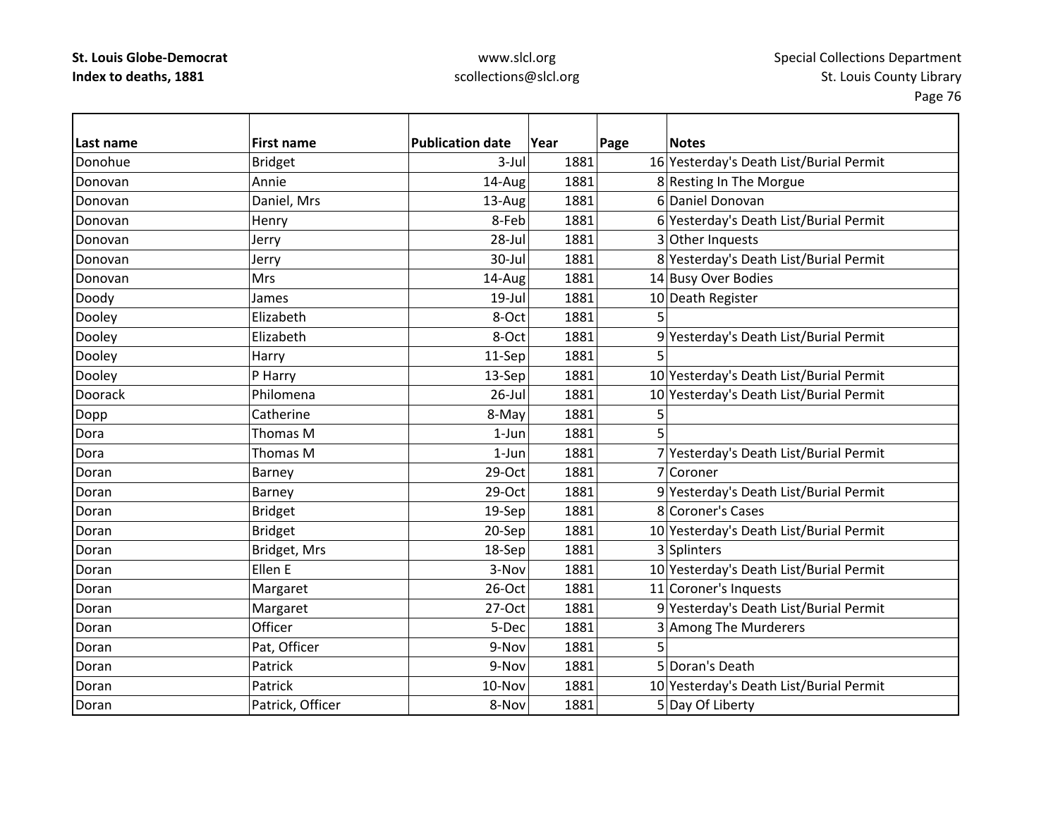| Last name | First name | Publication date | Year | Page | Notes |
|---|---|---|---|---|---|
| Donohue | Bridget | 3-Jul | 1881 | 16 | Yesterday's Death List/Burial Permit |
| Donovan | Annie | 14-Aug | 1881 | 8 | Resting In The Morgue |
| Donovan | Daniel, Mrs | 13-Aug | 1881 | 6 | Daniel Donovan |
| Donovan | Henry | 8-Feb | 1881 | 6 | Yesterday's Death List/Burial Permit |
| Donovan | Jerry | 28-Jul | 1881 | 3 | Other Inquests |
| Donovan | Jerry | 30-Jul | 1881 | 8 | Yesterday's Death List/Burial Permit |
| Donovan | Mrs | 14-Aug | 1881 | 14 | Busy Over Bodies |
| Doody | James | 19-Jul | 1881 | 10 | Death Register |
| Dooley | Elizabeth | 8-Oct | 1881 | 5 | |
| Dooley | Elizabeth | 8-Oct | 1881 | 9 | Yesterday's Death List/Burial Permit |
| Dooley | Harry | 11-Sep | 1881 | 5 | |
| Dooley | P Harry | 13-Sep | 1881 | 10 | Yesterday's Death List/Burial Permit |
| Doorack | Philomena | 26-Jul | 1881 | 10 | Yesterday's Death List/Burial Permit |
| Dopp | Catherine | 8-May | 1881 | 5 | |
| Dora | Thomas M | 1-Jun | 1881 | 5 | |
| Dora | Thomas M | 1-Jun | 1881 | 7 | Yesterday's Death List/Burial Permit |
| Doran | Barney | 29-Oct | 1881 | 7 | Coroner |
| Doran | Barney | 29-Oct | 1881 | 9 | Yesterday's Death List/Burial Permit |
| Doran | Bridget | 19-Sep | 1881 | 8 | Coroner's Cases |
| Doran | Bridget | 20-Sep | 1881 | 10 | Yesterday's Death List/Burial Permit |
| Doran | Bridget, Mrs | 18-Sep | 1881 | 3 | Splinters |
| Doran | Ellen E | 3-Nov | 1881 | 10 | Yesterday's Death List/Burial Permit |
| Doran | Margaret | 26-Oct | 1881 | 11 | Coroner's Inquests |
| Doran | Margaret | 27-Oct | 1881 | 9 | Yesterday's Death List/Burial Permit |
| Doran | Officer | 5-Dec | 1881 | 3 | Among The Murderers |
| Doran | Pat, Officer | 9-Nov | 1881 | 5 | |
| Doran | Patrick | 9-Nov | 1881 | 5 | Doran's Death |
| Doran | Patrick | 10-Nov | 1881 | 10 | Yesterday's Death List/Burial Permit |
| Doran | Patrick, Officer | 8-Nov | 1881 | 5 | Day Of Liberty |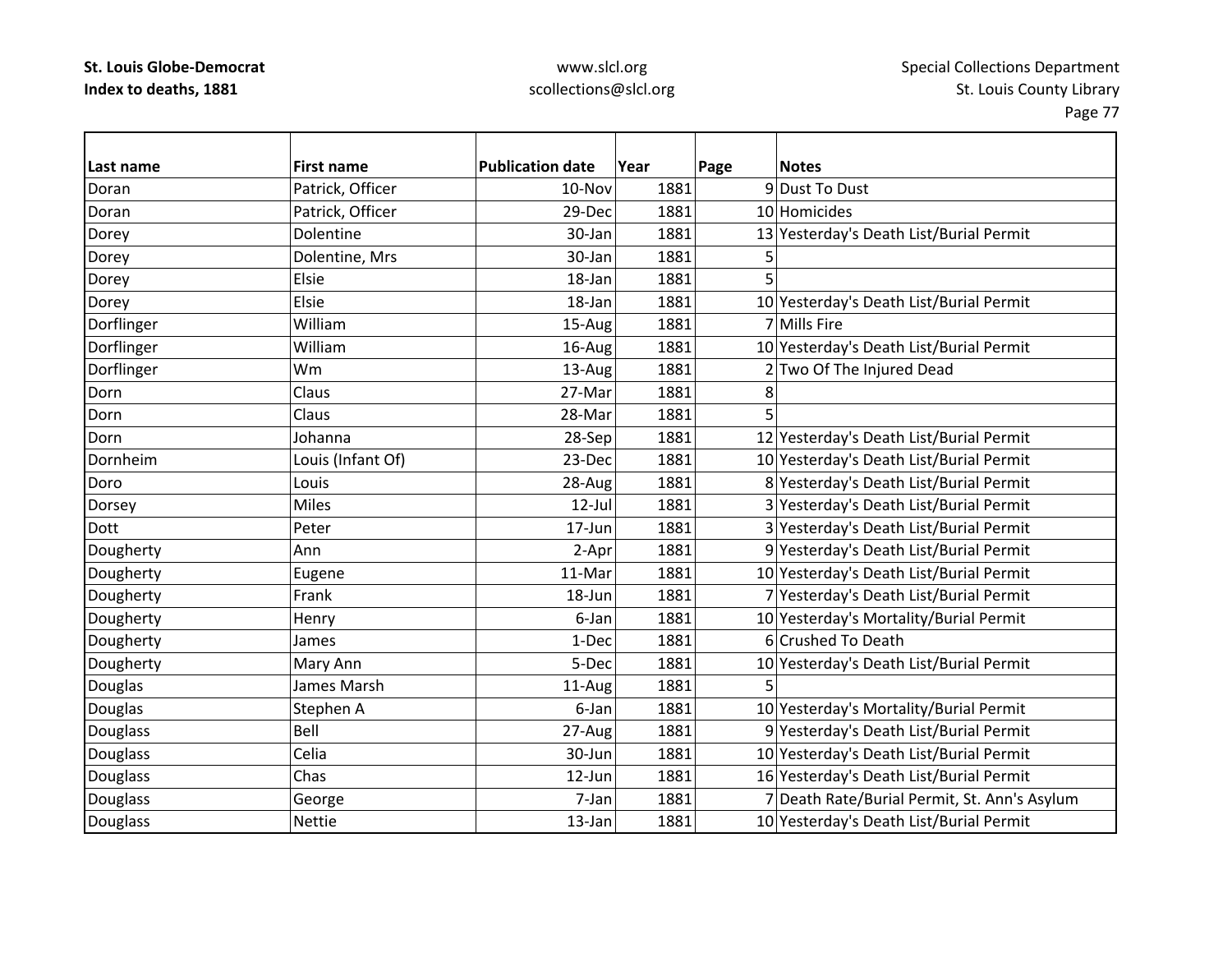| Last name | First name | Publication date | Year | Page | Notes |
|---|---|---|---|---|---|
| Doran | Patrick, Officer | 10-Nov | 1881 | 9 | Dust To Dust |
| Doran | Patrick, Officer | 29-Dec | 1881 | 10 | Homicides |
| Dorey | Dolentine | 30-Jan | 1881 | 13 | Yesterday's Death List/Burial Permit |
| Dorey | Dolentine, Mrs | 30-Jan | 1881 | 5 | |
| Dorey | Elsie | 18-Jan | 1881 | 5 | |
| Dorey | Elsie | 18-Jan | 1881 | 10 | Yesterday's Death List/Burial Permit |
| Dorflinger | William | 15-Aug | 1881 | 7 | Mills Fire |
| Dorflinger | William | 16-Aug | 1881 | 10 | Yesterday's Death List/Burial Permit |
| Dorflinger | Wm | 13-Aug | 1881 | 2 | Two Of The Injured Dead |
| Dorn | Claus | 27-Mar | 1881 | 8 | |
| Dorn | Claus | 28-Mar | 1881 | 5 | |
| Dorn | Johanna | 28-Sep | 1881 | 12 | Yesterday's Death List/Burial Permit |
| Dornheim | Louis (Infant Of) | 23-Dec | 1881 | 10 | Yesterday's Death List/Burial Permit |
| Doro | Louis | 28-Aug | 1881 | 8 | Yesterday's Death List/Burial Permit |
| Dorsey | Miles | 12-Jul | 1881 | 3 | Yesterday's Death List/Burial Permit |
| Dott | Peter | 17-Jun | 1881 | 3 | Yesterday's Death List/Burial Permit |
| Dougherty | Ann | 2-Apr | 1881 | 9 | Yesterday's Death List/Burial Permit |
| Dougherty | Eugene | 11-Mar | 1881 | 10 | Yesterday's Death List/Burial Permit |
| Dougherty | Frank | 18-Jun | 1881 | 7 | Yesterday's Death List/Burial Permit |
| Dougherty | Henry | 6-Jan | 1881 | 10 | Yesterday's Mortality/Burial Permit |
| Dougherty | James | 1-Dec | 1881 | 6 | Crushed To Death |
| Dougherty | Mary Ann | 5-Dec | 1881 | 10 | Yesterday's Death List/Burial Permit |
| Douglas | James Marsh | 11-Aug | 1881 | 5 | |
| Douglas | Stephen A | 6-Jan | 1881 | 10 | Yesterday's Mortality/Burial Permit |
| Douglass | Bell | 27-Aug | 1881 | 9 | Yesterday's Death List/Burial Permit |
| Douglass | Celia | 30-Jun | 1881 | 10 | Yesterday's Death List/Burial Permit |
| Douglass | Chas | 12-Jun | 1881 | 16 | Yesterday's Death List/Burial Permit |
| Douglass | George | 7-Jan | 1881 | 7 | Death Rate/Burial Permit, St. Ann's Asylum |
| Douglass | Nettie | 13-Jan | 1881 | 10 | Yesterday's Death List/Burial Permit |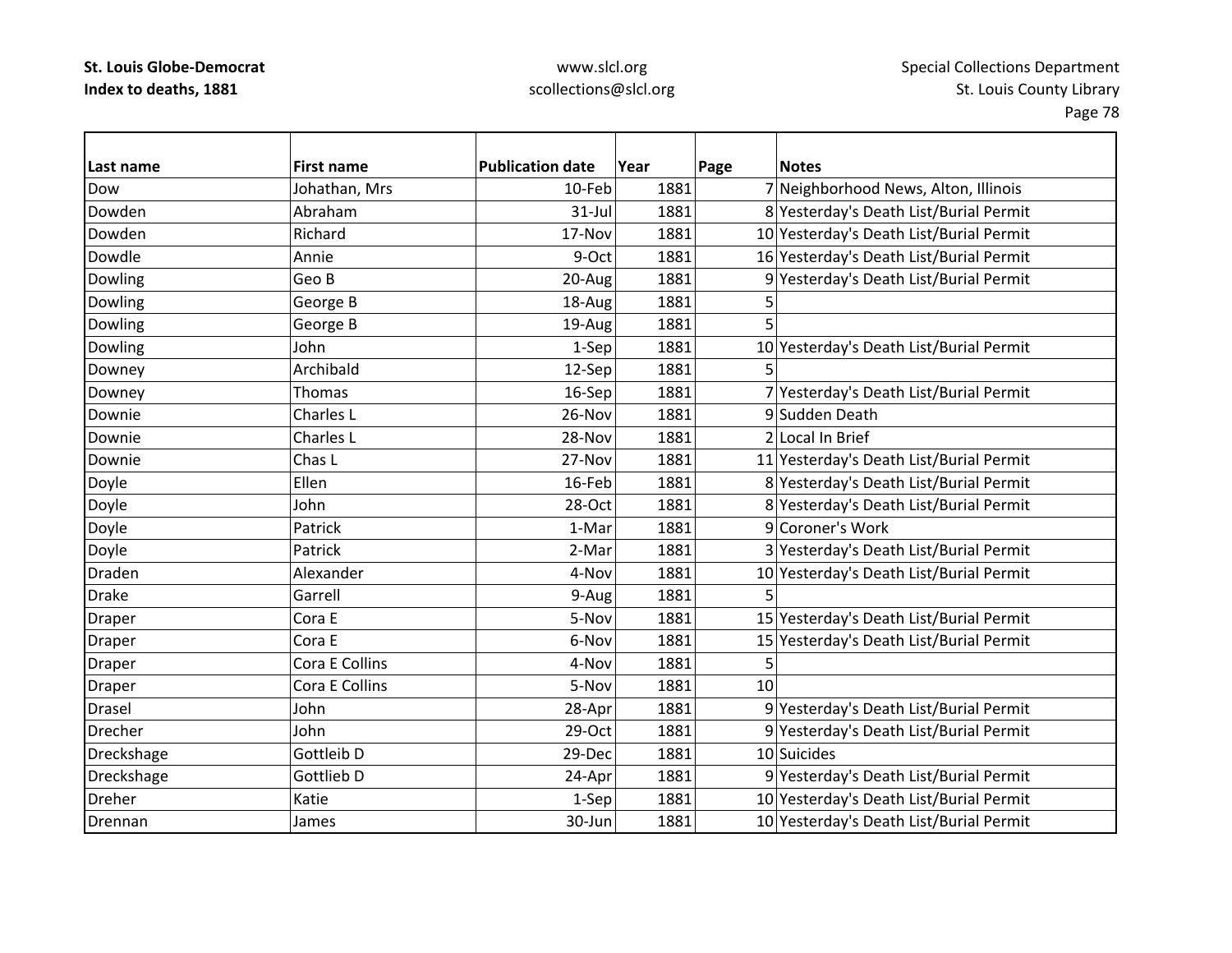| Last name | First name | Publication date | Year | Page | Notes |
|---|---|---|---|---|---|
| Dow | Johathan, Mrs | 10-Feb | 1881 | 7 | Neighborhood News, Alton, Illinois |
| Dowden | Abraham | 31-Jul | 1881 | 8 | Yesterday's Death List/Burial Permit |
| Dowden | Richard | 17-Nov | 1881 | 10 | Yesterday's Death List/Burial Permit |
| Dowdle | Annie | 9-Oct | 1881 | 16 | Yesterday's Death List/Burial Permit |
| Dowling | Geo B | 20-Aug | 1881 | 9 | Yesterday's Death List/Burial Permit |
| Dowling | George B | 18-Aug | 1881 | 5 | |
| Dowling | George B | 19-Aug | 1881 | 5 | |
| Dowling | John | 1-Sep | 1881 | 10 | Yesterday's Death List/Burial Permit |
| Downey | Archibald | 12-Sep | 1881 | 5 | |
| Downey | Thomas | 16-Sep | 1881 | 7 | Yesterday's Death List/Burial Permit |
| Downie | Charles L | 26-Nov | 1881 | 9 | Sudden Death |
| Downie | Charles L | 28-Nov | 1881 | 2 | Local In Brief |
| Downie | Chas L | 27-Nov | 1881 | 11 | Yesterday's Death List/Burial Permit |
| Doyle | Ellen | 16-Feb | 1881 | 8 | Yesterday's Death List/Burial Permit |
| Doyle | John | 28-Oct | 1881 | 8 | Yesterday's Death List/Burial Permit |
| Doyle | Patrick | 1-Mar | 1881 | 9 | Coroner's Work |
| Doyle | Patrick | 2-Mar | 1881 | 3 | Yesterday's Death List/Burial Permit |
| Draden | Alexander | 4-Nov | 1881 | 10 | Yesterday's Death List/Burial Permit |
| Drake | Garrell | 9-Aug | 1881 | 5 | |
| Draper | Cora E | 5-Nov | 1881 | 15 | Yesterday's Death List/Burial Permit |
| Draper | Cora E | 6-Nov | 1881 | 15 | Yesterday's Death List/Burial Permit |
| Draper | Cora E Collins | 4-Nov | 1881 | 5 | |
| Draper | Cora E Collins | 5-Nov | 1881 | 10 | |
| Drasel | John | 28-Apr | 1881 | 9 | Yesterday's Death List/Burial Permit |
| Drecher | John | 29-Oct | 1881 | 9 | Yesterday's Death List/Burial Permit |
| Dreckshage | Gottleib D | 29-Dec | 1881 | 10 | Suicides |
| Dreckshage | Gottlieb D | 24-Apr | 1881 | 9 | Yesterday's Death List/Burial Permit |
| Dreher | Katie | 1-Sep | 1881 | 10 | Yesterday's Death List/Burial Permit |
| Drennan | James | 30-Jun | 1881 | 10 | Yesterday's Death List/Burial Permit |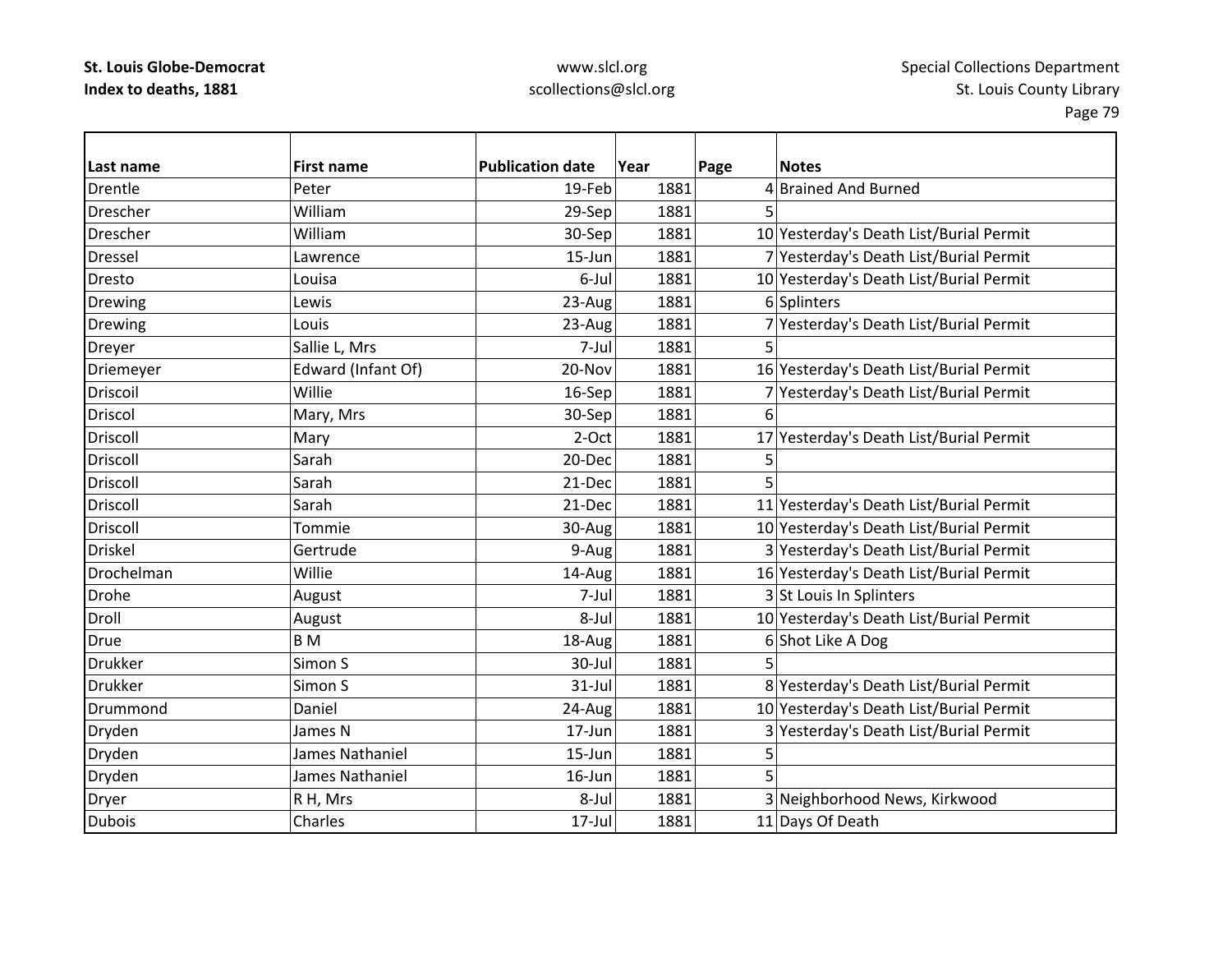| Last name | First name | Publication date | Year | Page | Notes |
|---|---|---|---|---|---|
| Drentle | Peter | 19-Feb | 1881 | 4 | Brained And Burned |
| Drescher | William | 29-Sep | 1881 | 5 | |
| Drescher | William | 30-Sep | 1881 | 10 | Yesterday's Death List/Burial Permit |
| Dressel | Lawrence | 15-Jun | 1881 | 7 | Yesterday's Death List/Burial Permit |
| Dresto | Louisa | 6-Jul | 1881 | 10 | Yesterday's Death List/Burial Permit |
| Drewing | Lewis | 23-Aug | 1881 | 6 | Splinters |
| Drewing | Louis | 23-Aug | 1881 | 7 | Yesterday's Death List/Burial Permit |
| Dreyer | Sallie L, Mrs | 7-Jul | 1881 | 5 | |
| Driemeyer | Edward (Infant Of) | 20-Nov | 1881 | 16 | Yesterday's Death List/Burial Permit |
| Driscoil | Willie | 16-Sep | 1881 | 7 | Yesterday's Death List/Burial Permit |
| Driscol | Mary, Mrs | 30-Sep | 1881 | 6 | |
| Driscoll | Mary | 2-Oct | 1881 | 17 | Yesterday's Death List/Burial Permit |
| Driscoll | Sarah | 20-Dec | 1881 | 5 | |
| Driscoll | Sarah | 21-Dec | 1881 | 5 | |
| Driscoll | Sarah | 21-Dec | 1881 | 11 | Yesterday's Death List/Burial Permit |
| Driscoll | Tommie | 30-Aug | 1881 | 10 | Yesterday's Death List/Burial Permit |
| Driskel | Gertrude | 9-Aug | 1881 | 3 | Yesterday's Death List/Burial Permit |
| Drochelman | Willie | 14-Aug | 1881 | 16 | Yesterday's Death List/Burial Permit |
| Drohe | August | 7-Jul | 1881 | 3 | St Louis In Splinters |
| Droll | August | 8-Jul | 1881 | 10 | Yesterday's Death List/Burial Permit |
| Drue | B M | 18-Aug | 1881 | 6 | Shot Like A Dog |
| Drukker | Simon S | 30-Jul | 1881 | 5 | |
| Drukker | Simon S | 31-Jul | 1881 | 8 | Yesterday's Death List/Burial Permit |
| Drummond | Daniel | 24-Aug | 1881 | 10 | Yesterday's Death List/Burial Permit |
| Dryden | James N | 17-Jun | 1881 | 3 | Yesterday's Death List/Burial Permit |
| Dryden | James Nathaniel | 15-Jun | 1881 | 5 | |
| Dryden | James Nathaniel | 16-Jun | 1881 | 5 | |
| Dryer | R H, Mrs | 8-Jul | 1881 | 3 | Neighborhood News, Kirkwood |
| Dubois | Charles | 17-Jul | 1881 | 11 | Days Of Death |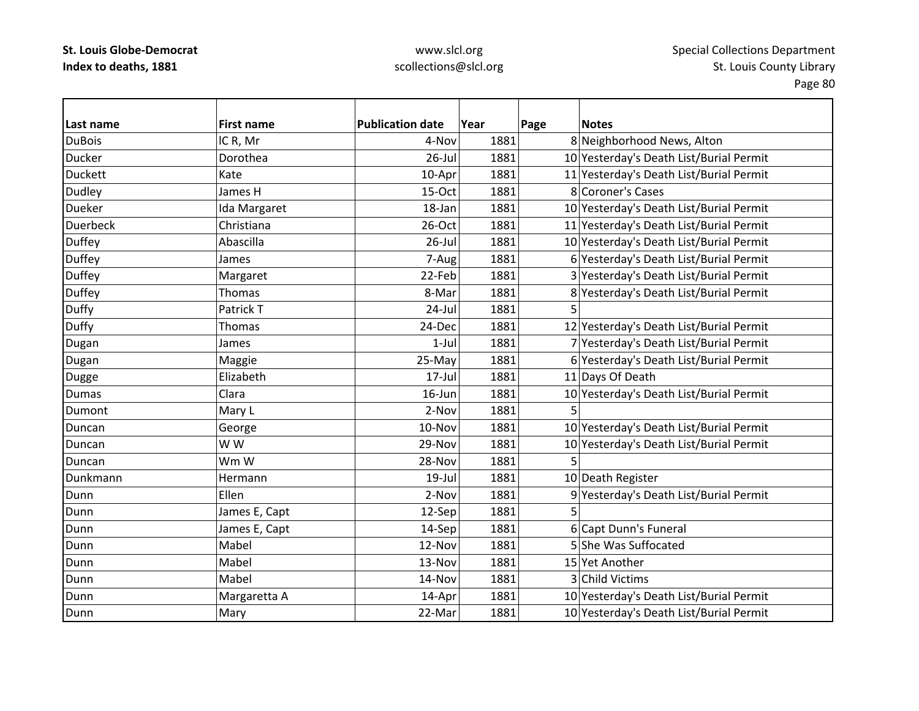| Last name | First name | Publication date | Year | Page | Notes |
|---|---|---|---|---|---|
| DuBois | lC R, Mr | 4-Nov | 1881 | 8 | Neighborhood News, Alton |
| Ducker | Dorothea | 26-Jul | 1881 | 10 | Yesterday's Death List/Burial Permit |
| Duckett | Kate | 10-Apr | 1881 | 11 | Yesterday's Death List/Burial Permit |
| Dudley | James H | 15-Oct | 1881 | 8 | Coroner's Cases |
| Dueker | Ida Margaret | 18-Jan | 1881 | 10 | Yesterday's Death List/Burial Permit |
| Duerbeck | Christiana | 26-Oct | 1881 | 11 | Yesterday's Death List/Burial Permit |
| Duffey | Abascilla | 26-Jul | 1881 | 10 | Yesterday's Death List/Burial Permit |
| Duffey | James | 7-Aug | 1881 | 6 | Yesterday's Death List/Burial Permit |
| Duffey | Margaret | 22-Feb | 1881 | 3 | Yesterday's Death List/Burial Permit |
| Duffey | Thomas | 8-Mar | 1881 | 8 | Yesterday's Death List/Burial Permit |
| Duffy | Patrick T | 24-Jul | 1881 | 5 | |
| Duffy | Thomas | 24-Dec | 1881 | 12 | Yesterday's Death List/Burial Permit |
| Dugan | James | 1-Jul | 1881 | 7 | Yesterday's Death List/Burial Permit |
| Dugan | Maggie | 25-May | 1881 | 6 | Yesterday's Death List/Burial Permit |
| Dugge | Elizabeth | 17-Jul | 1881 | 11 | Days Of Death |
| Dumas | Clara | 16-Jun | 1881 | 10 | Yesterday's Death List/Burial Permit |
| Dumont | Mary L | 2-Nov | 1881 | 5 | |
| Duncan | George | 10-Nov | 1881 | 10 | Yesterday's Death List/Burial Permit |
| Duncan | W W | 29-Nov | 1881 | 10 | Yesterday's Death List/Burial Permit |
| Duncan | Wm W | 28-Nov | 1881 | 5 | |
| Dunkmann | Hermann | 19-Jul | 1881 | 10 | Death Register |
| Dunn | Ellen | 2-Nov | 1881 | 9 | Yesterday's Death List/Burial Permit |
| Dunn | James E, Capt | 12-Sep | 1881 | 5 | |
| Dunn | James E, Capt | 14-Sep | 1881 | 6 | Capt Dunn's Funeral |
| Dunn | Mabel | 12-Nov | 1881 | 5 | She Was Suffocated |
| Dunn | Mabel | 13-Nov | 1881 | 15 | Yet Another |
| Dunn | Mabel | 14-Nov | 1881 | 3 | Child Victims |
| Dunn | Margaretta A | 14-Apr | 1881 | 10 | Yesterday's Death List/Burial Permit |
| Dunn | Mary | 22-Mar | 1881 | 10 | Yesterday's Death List/Burial Permit |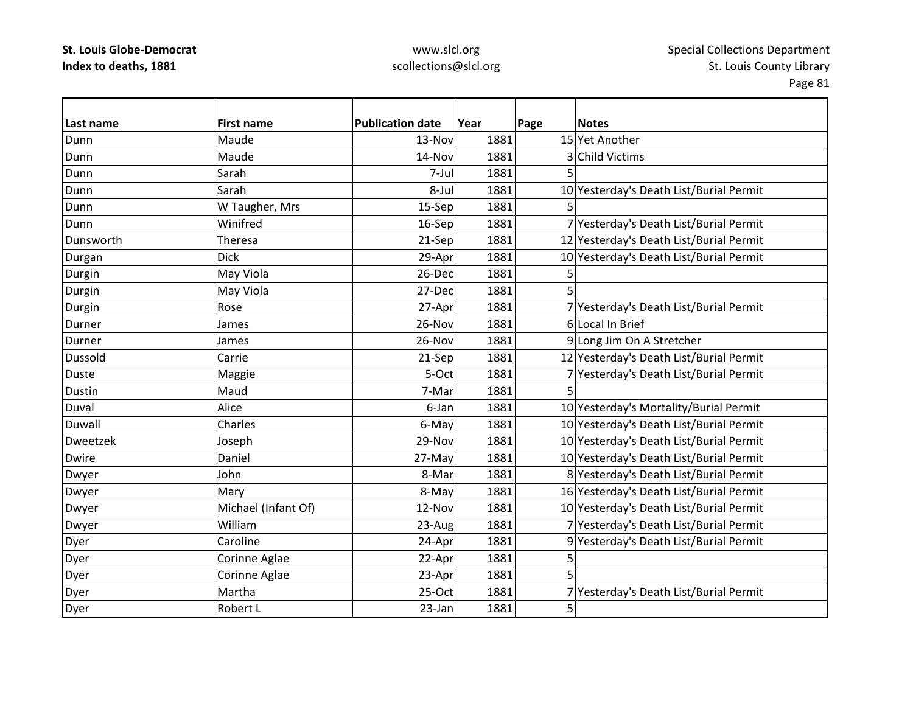| Last name | First name | Publication date | Year | Page | Notes |
|---|---|---|---|---|---|
| Dunn | Maude | 13-Nov | 1881 | 15 | Yet Another |
| Dunn | Maude | 14-Nov | 1881 | 3 | Child Victims |
| Dunn | Sarah | 7-Jul | 1881 | 5 | |
| Dunn | Sarah | 8-Jul | 1881 | 10 | Yesterday's Death List/Burial Permit |
| Dunn | W Taugher, Mrs | 15-Sep | 1881 | 5 | |
| Dunn | Winifred | 16-Sep | 1881 | 7 | Yesterday's Death List/Burial Permit |
| Dunsworth | Theresa | 21-Sep | 1881 | 12 | Yesterday's Death List/Burial Permit |
| Durgan | Dick | 29-Apr | 1881 | 10 | Yesterday's Death List/Burial Permit |
| Durgin | May Viola | 26-Dec | 1881 | 5 | |
| Durgin | May Viola | 27-Dec | 1881 | 5 | |
| Durgin | Rose | 27-Apr | 1881 | 7 | Yesterday's Death List/Burial Permit |
| Durner | James | 26-Nov | 1881 | 6 | Local In Brief |
| Durner | James | 26-Nov | 1881 | 9 | Long Jim On A Stretcher |
| Dussold | Carrie | 21-Sep | 1881 | 12 | Yesterday's Death List/Burial Permit |
| Duste | Maggie | 5-Oct | 1881 | 7 | Yesterday's Death List/Burial Permit |
| Dustin | Maud | 7-Mar | 1881 | 5 | |
| Duval | Alice | 6-Jan | 1881 | 10 | Yesterday's Mortality/Burial Permit |
| Duwall | Charles | 6-May | 1881 | 10 | Yesterday's Death List/Burial Permit |
| Dweetzek | Joseph | 29-Nov | 1881 | 10 | Yesterday's Death List/Burial Permit |
| Dwire | Daniel | 27-May | 1881 | 10 | Yesterday's Death List/Burial Permit |
| Dwyer | John | 8-Mar | 1881 | 8 | Yesterday's Death List/Burial Permit |
| Dwyer | Mary | 8-May | 1881 | 16 | Yesterday's Death List/Burial Permit |
| Dwyer | Michael (Infant Of) | 12-Nov | 1881 | 10 | Yesterday's Death List/Burial Permit |
| Dwyer | William | 23-Aug | 1881 | 7 | Yesterday's Death List/Burial Permit |
| Dyer | Caroline | 24-Apr | 1881 | 9 | Yesterday's Death List/Burial Permit |
| Dyer | Corinne Aglae | 22-Apr | 1881 | 5 | |
| Dyer | Corinne Aglae | 23-Apr | 1881 | 5 | |
| Dyer | Martha | 25-Oct | 1881 | 7 | Yesterday's Death List/Burial Permit |
| Dyer | Robert L | 23-Jan | 1881 | 5 | |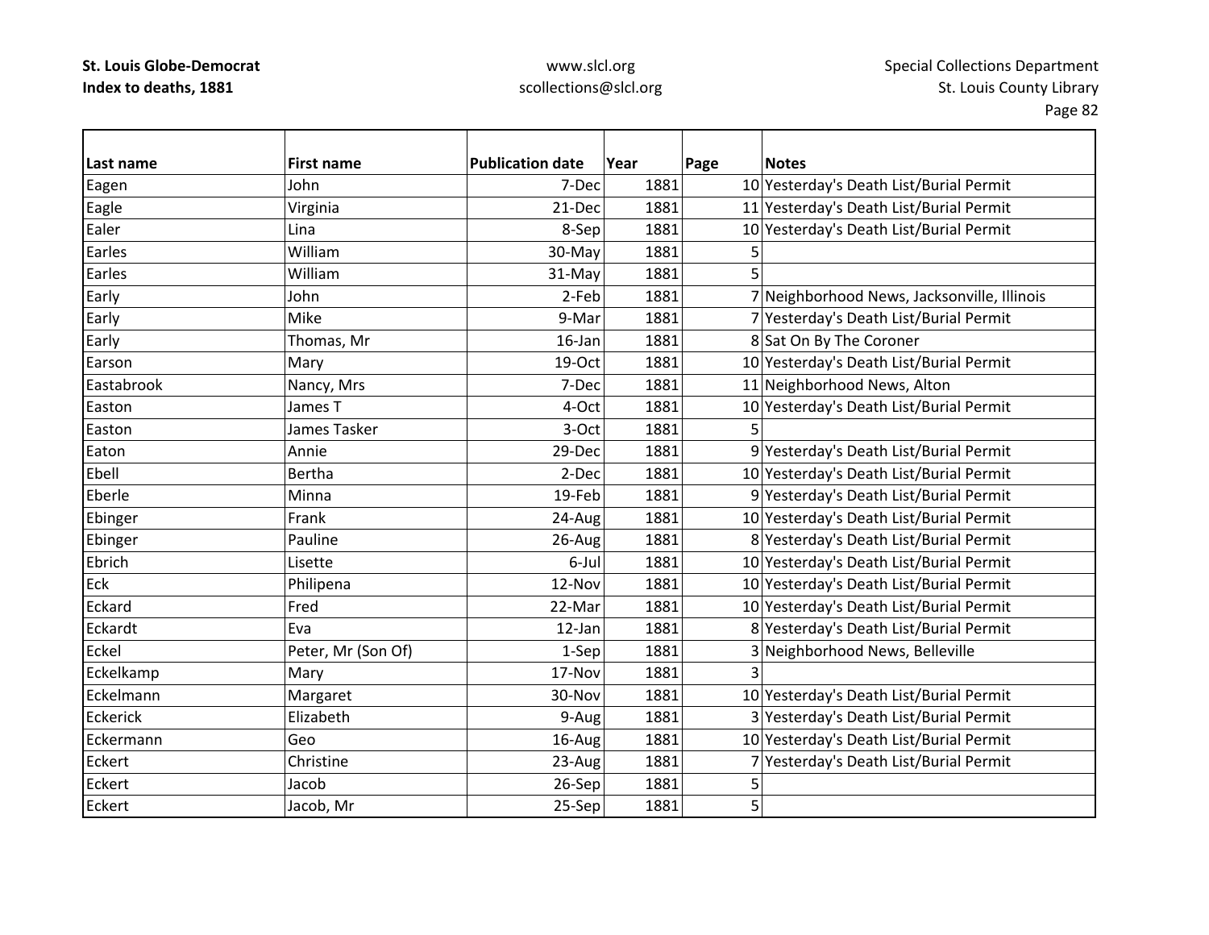| Last name | First name | Publication date | Year | Page | Notes |
|---|---|---|---|---|---|
| Eagen | John | 7-Dec | 1881 | 10 | Yesterday's Death List/Burial Permit |
| Eagle | Virginia | 21-Dec | 1881 | 11 | Yesterday's Death List/Burial Permit |
| Ealer | Lina | 8-Sep | 1881 | 10 | Yesterday's Death List/Burial Permit |
| Earles | William | 30-May | 1881 | 5 | |
| Earles | William | 31-May | 1881 | 5 | |
| Early | John | 2-Feb | 1881 | 7 | Neighborhood News, Jacksonville, Illinois |
| Early | Mike | 9-Mar | 1881 | 7 | Yesterday's Death List/Burial Permit |
| Early | Thomas, Mr | 16-Jan | 1881 | 8 | Sat On By The Coroner |
| Earson | Mary | 19-Oct | 1881 | 10 | Yesterday's Death List/Burial Permit |
| Eastabrook | Nancy, Mrs | 7-Dec | 1881 | 11 | Neighborhood News, Alton |
| Easton | James T | 4-Oct | 1881 | 10 | Yesterday's Death List/Burial Permit |
| Easton | James Tasker | 3-Oct | 1881 | 5 | |
| Eaton | Annie | 29-Dec | 1881 | 9 | Yesterday's Death List/Burial Permit |
| Ebell | Bertha | 2-Dec | 1881 | 10 | Yesterday's Death List/Burial Permit |
| Eberle | Minna | 19-Feb | 1881 | 9 | Yesterday's Death List/Burial Permit |
| Ebinger | Frank | 24-Aug | 1881 | 10 | Yesterday's Death List/Burial Permit |
| Ebinger | Pauline | 26-Aug | 1881 | 8 | Yesterday's Death List/Burial Permit |
| Ebrich | Lisette | 6-Jul | 1881 | 10 | Yesterday's Death List/Burial Permit |
| Eck | Philipena | 12-Nov | 1881 | 10 | Yesterday's Death List/Burial Permit |
| Eckard | Fred | 22-Mar | 1881 | 10 | Yesterday's Death List/Burial Permit |
| Eckardt | Eva | 12-Jan | 1881 | 8 | Yesterday's Death List/Burial Permit |
| Eckel | Peter, Mr (Son Of) | 1-Sep | 1881 | 3 | Neighborhood News, Belleville |
| Eckelkamp | Mary | 17-Nov | 1881 | 3 | |
| Eckelmann | Margaret | 30-Nov | 1881 | 10 | Yesterday's Death List/Burial Permit |
| Eckerick | Elizabeth | 9-Aug | 1881 | 3 | Yesterday's Death List/Burial Permit |
| Eckermann | Geo | 16-Aug | 1881 | 10 | Yesterday's Death List/Burial Permit |
| Eckert | Christine | 23-Aug | 1881 | 7 | Yesterday's Death List/Burial Permit |
| Eckert | Jacob | 26-Sep | 1881 | 5 | |
| Eckert | Jacob, Mr | 25-Sep | 1881 | 5 | |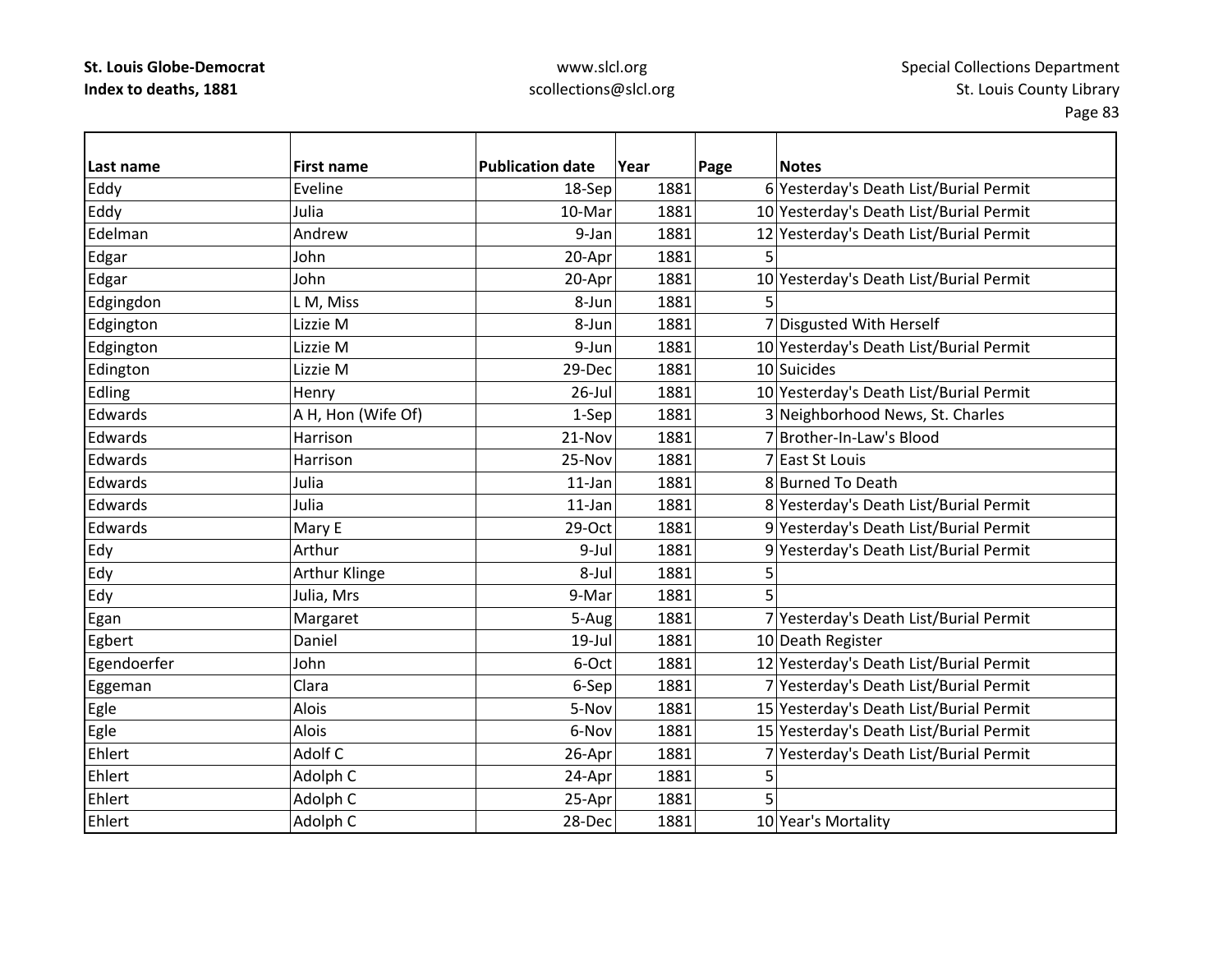| Last name | First name | Publication date | Year | Page | Notes |
|---|---|---|---|---|---|
| Eddy | Eveline | 18-Sep | 1881 | 6 | Yesterday's Death List/Burial Permit |
| Eddy | Julia | 10-Mar | 1881 | 10 | Yesterday's Death List/Burial Permit |
| Edelman | Andrew | 9-Jan | 1881 | 12 | Yesterday's Death List/Burial Permit |
| Edgar | John | 20-Apr | 1881 | 5 | |
| Edgar | John | 20-Apr | 1881 | 10 | Yesterday's Death List/Burial Permit |
| Edgingdon | L M, Miss | 8-Jun | 1881 | 5 | |
| Edgington | Lizzie M | 8-Jun | 1881 | 7 | Disgusted With Herself |
| Edgington | Lizzie M | 9-Jun | 1881 | 10 | Yesterday's Death List/Burial Permit |
| Edington | Lizzie M | 29-Dec | 1881 | 10 | Suicides |
| Edling | Henry | 26-Jul | 1881 | 10 | Yesterday's Death List/Burial Permit |
| Edwards | A H, Hon (Wife Of) | 1-Sep | 1881 | 3 | Neighborhood News, St. Charles |
| Edwards | Harrison | 21-Nov | 1881 | 7 | Brother-In-Law's Blood |
| Edwards | Harrison | 25-Nov | 1881 | 7 | East St Louis |
| Edwards | Julia | 11-Jan | 1881 | 8 | Burned To Death |
| Edwards | Julia | 11-Jan | 1881 | 8 | Yesterday's Death List/Burial Permit |
| Edwards | Mary E | 29-Oct | 1881 | 9 | Yesterday's Death List/Burial Permit |
| Edy | Arthur | 9-Jul | 1881 | 9 | Yesterday's Death List/Burial Permit |
| Edy | Arthur Klinge | 8-Jul | 1881 | 5 | |
| Edy | Julia, Mrs | 9-Mar | 1881 | 5 | |
| Egan | Margaret | 5-Aug | 1881 | 7 | Yesterday's Death List/Burial Permit |
| Egbert | Daniel | 19-Jul | 1881 | 10 | Death Register |
| Egendoerfer | John | 6-Oct | 1881 | 12 | Yesterday's Death List/Burial Permit |
| Eggeman | Clara | 6-Sep | 1881 | 7 | Yesterday's Death List/Burial Permit |
| Egle | Alois | 5-Nov | 1881 | 15 | Yesterday's Death List/Burial Permit |
| Egle | Alois | 6-Nov | 1881 | 15 | Yesterday's Death List/Burial Permit |
| Ehlert | Adolf C | 26-Apr | 1881 | 7 | Yesterday's Death List/Burial Permit |
| Ehlert | Adolph C | 24-Apr | 1881 | 5 | |
| Ehlert | Adolph C | 25-Apr | 1881 | 5 | |
| Ehlert | Adolph C | 28-Dec | 1881 | 10 | Year's Mortality |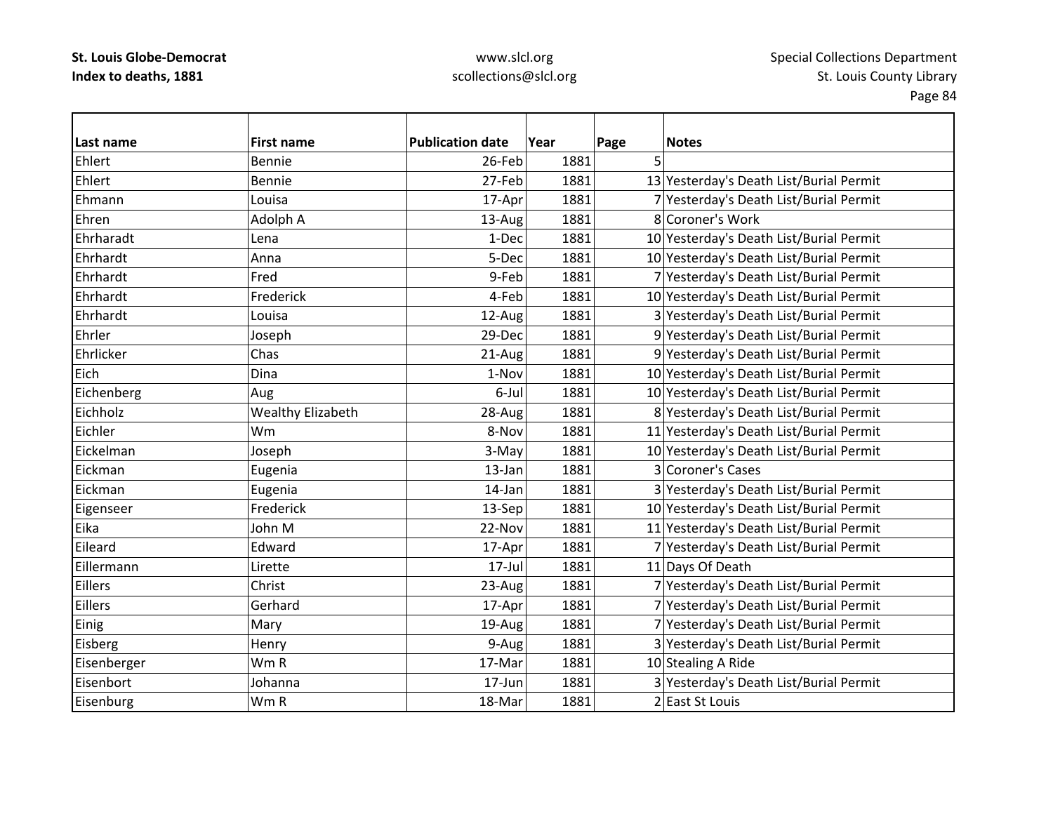| Last name | First name | Publication date | Year | Page | Notes |
|---|---|---|---|---|---|
| Ehlert | Bennie | 26-Feb | 1881 | 5 | |
| Ehlert | Bennie | 27-Feb | 1881 | 13 | Yesterday's Death List/Burial Permit |
| Ehmann | Louisa | 17-Apr | 1881 | 7 | Yesterday's Death List/Burial Permit |
| Ehren | Adolph A | 13-Aug | 1881 | 8 | Coroner's Work |
| Ehrharadt | Lena | 1-Dec | 1881 | 10 | Yesterday's Death List/Burial Permit |
| Ehrhardt | Anna | 5-Dec | 1881 | 10 | Yesterday's Death List/Burial Permit |
| Ehrhardt | Fred | 9-Feb | 1881 | 7 | Yesterday's Death List/Burial Permit |
| Ehrhardt | Frederick | 4-Feb | 1881 | 10 | Yesterday's Death List/Burial Permit |
| Ehrhardt | Louisa | 12-Aug | 1881 | 3 | Yesterday's Death List/Burial Permit |
| Ehrler | Joseph | 29-Dec | 1881 | 9 | Yesterday's Death List/Burial Permit |
| Ehrlicker | Chas | 21-Aug | 1881 | 9 | Yesterday's Death List/Burial Permit |
| Eich | Dina | 1-Nov | 1881 | 10 | Yesterday's Death List/Burial Permit |
| Eichenberg | Aug | 6-Jul | 1881 | 10 | Yesterday's Death List/Burial Permit |
| Eichholz | Wealthy Elizabeth | 28-Aug | 1881 | 8 | Yesterday's Death List/Burial Permit |
| Eichler | Wm | 8-Nov | 1881 | 11 | Yesterday's Death List/Burial Permit |
| Eickelman | Joseph | 3-May | 1881 | 10 | Yesterday's Death List/Burial Permit |
| Eickman | Eugenia | 13-Jan | 1881 | 3 | Coroner's Cases |
| Eickman | Eugenia | 14-Jan | 1881 | 3 | Yesterday's Death List/Burial Permit |
| Eigenseer | Frederick | 13-Sep | 1881 | 10 | Yesterday's Death List/Burial Permit |
| Eika | John M | 22-Nov | 1881 | 11 | Yesterday's Death List/Burial Permit |
| Eileard | Edward | 17-Apr | 1881 | 7 | Yesterday's Death List/Burial Permit |
| Eillermann | Lirette | 17-Jul | 1881 | 11 | Days Of Death |
| Eillers | Christ | 23-Aug | 1881 | 7 | Yesterday's Death List/Burial Permit |
| Eillers | Gerhard | 17-Apr | 1881 | 7 | Yesterday's Death List/Burial Permit |
| Einig | Mary | 19-Aug | 1881 | 7 | Yesterday's Death List/Burial Permit |
| Eisberg | Henry | 9-Aug | 1881 | 3 | Yesterday's Death List/Burial Permit |
| Eisenberger | Wm R | 17-Mar | 1881 | 10 | Stealing A Ride |
| Eisenbort | Johanna | 17-Jun | 1881 | 3 | Yesterday's Death List/Burial Permit |
| Eisenburg | Wm R | 18-Mar | 1881 | 2 | East St Louis |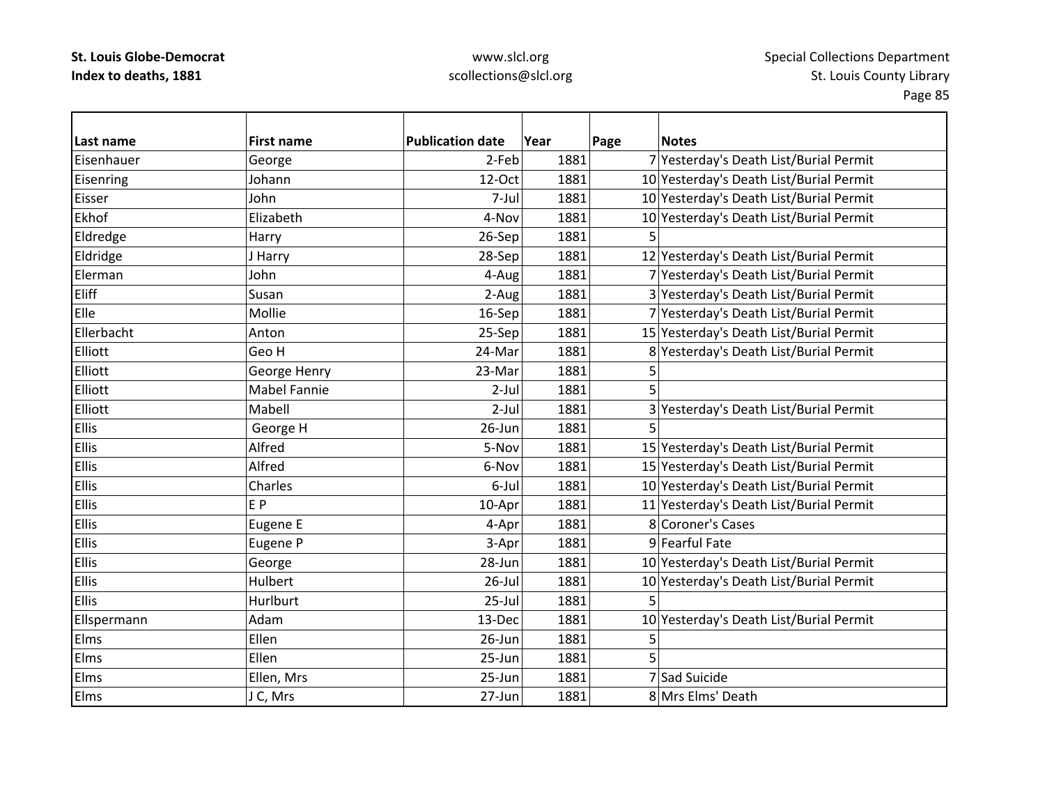| Last name | First name | Publication date | Year | Page | Notes |
|---|---|---|---|---|---|
| Eisenhauer | George | 2-Feb | 1881 | 7 | Yesterday's Death List/Burial Permit |
| Eisenring | Johann | 12-Oct | 1881 | 10 | Yesterday's Death List/Burial Permit |
| Eisser | John | 7-Jul | 1881 | 10 | Yesterday's Death List/Burial Permit |
| Ekhof | Elizabeth | 4-Nov | 1881 | 10 | Yesterday's Death List/Burial Permit |
| Eldredge | Harry | 26-Sep | 1881 | 5 | |
| Eldridge | J Harry | 28-Sep | 1881 | 12 | Yesterday's Death List/Burial Permit |
| Elerman | John | 4-Aug | 1881 | 7 | Yesterday's Death List/Burial Permit |
| Eliff | Susan | 2-Aug | 1881 | 3 | Yesterday's Death List/Burial Permit |
| Elle | Mollie | 16-Sep | 1881 | 7 | Yesterday's Death List/Burial Permit |
| Ellerbacht | Anton | 25-Sep | 1881 | 15 | Yesterday's Death List/Burial Permit |
| Elliott | Geo H | 24-Mar | 1881 | 8 | Yesterday's Death List/Burial Permit |
| Elliott | George Henry | 23-Mar | 1881 | 5 | |
| Elliott | Mabel Fannie | 2-Jul | 1881 | 5 | |
| Elliott | Mabell | 2-Jul | 1881 | 3 | Yesterday's Death List/Burial Permit |
| Ellis | George H | 26-Jun | 1881 | 5 | |
| Ellis | Alfred | 5-Nov | 1881 | 15 | Yesterday's Death List/Burial Permit |
| Ellis | Alfred | 6-Nov | 1881 | 15 | Yesterday's Death List/Burial Permit |
| Ellis | Charles | 6-Jul | 1881 | 10 | Yesterday's Death List/Burial Permit |
| Ellis | E P | 10-Apr | 1881 | 11 | Yesterday's Death List/Burial Permit |
| Ellis | Eugene E | 4-Apr | 1881 | 8 | Coroner's Cases |
| Ellis | Eugene P | 3-Apr | 1881 | 9 | Fearful Fate |
| Ellis | George | 28-Jun | 1881 | 10 | Yesterday's Death List/Burial Permit |
| Ellis | Hulbert | 26-Jul | 1881 | 10 | Yesterday's Death List/Burial Permit |
| Ellis | Hurlburt | 25-Jul | 1881 | 5 | |
| Ellspermann | Adam | 13-Dec | 1881 | 10 | Yesterday's Death List/Burial Permit |
| Elms | Ellen | 26-Jun | 1881 | 5 | |
| Elms | Ellen | 25-Jun | 1881 | 5 | |
| Elms | Ellen, Mrs | 25-Jun | 1881 | 7 | Sad Suicide |
| Elms | J C, Mrs | 27-Jun | 1881 | 8 | Mrs Elms' Death |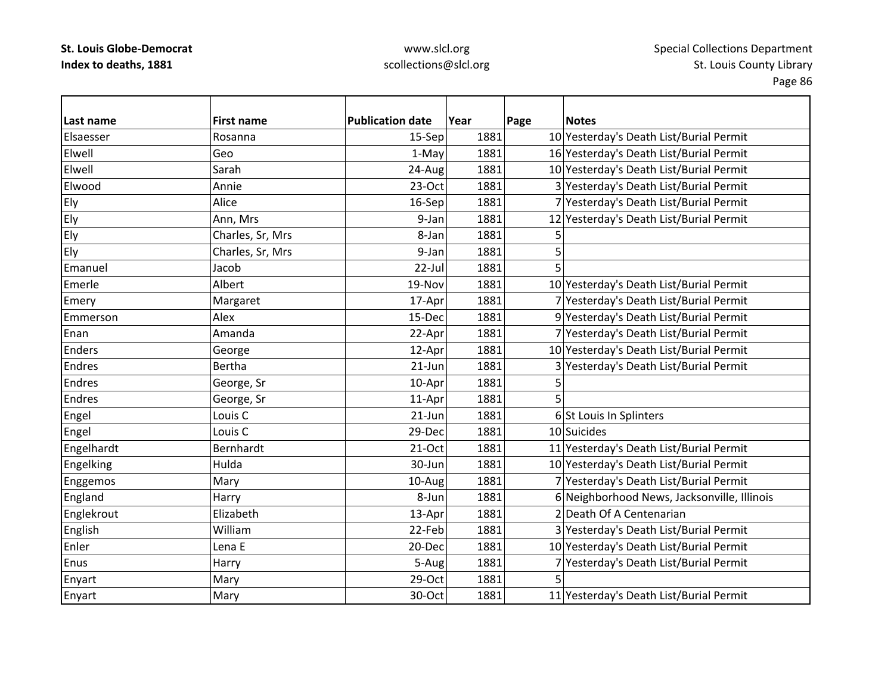| Last name | First name | Publication date | Year | Page | Notes |
|---|---|---|---|---|---|
| Elsaesser | Rosanna | 15-Sep | 1881 | 10 | Yesterday's Death List/Burial Permit |
| Elwell | Geo | 1-May | 1881 | 16 | Yesterday's Death List/Burial Permit |
| Elwell | Sarah | 24-Aug | 1881 | 10 | Yesterday's Death List/Burial Permit |
| Elwood | Annie | 23-Oct | 1881 | 3 | Yesterday's Death List/Burial Permit |
| Ely | Alice | 16-Sep | 1881 | 7 | Yesterday's Death List/Burial Permit |
| Ely | Ann, Mrs | 9-Jan | 1881 | 12 | Yesterday's Death List/Burial Permit |
| Ely | Charles, Sr, Mrs | 8-Jan | 1881 | 5 | |
| Ely | Charles, Sr, Mrs | 9-Jan | 1881 | 5 | |
| Emanuel | Jacob | 22-Jul | 1881 | 5 | |
| Emerle | Albert | 19-Nov | 1881 | 10 | Yesterday's Death List/Burial Permit |
| Emery | Margaret | 17-Apr | 1881 | 7 | Yesterday's Death List/Burial Permit |
| Emmerson | Alex | 15-Dec | 1881 | 9 | Yesterday's Death List/Burial Permit |
| Enan | Amanda | 22-Apr | 1881 | 7 | Yesterday's Death List/Burial Permit |
| Enders | George | 12-Apr | 1881 | 10 | Yesterday's Death List/Burial Permit |
| Endres | Bertha | 21-Jun | 1881 | 3 | Yesterday's Death List/Burial Permit |
| Endres | George, Sr | 10-Apr | 1881 | 5 | |
| Endres | George, Sr | 11-Apr | 1881 | 5 | |
| Engel | Louis C | 21-Jun | 1881 | 6 | St Louis In Splinters |
| Engel | Louis C | 29-Dec | 1881 | 10 | Suicides |
| Engelhardt | Bernhardt | 21-Oct | 1881 | 11 | Yesterday's Death List/Burial Permit |
| Engelking | Hulda | 30-Jun | 1881 | 10 | Yesterday's Death List/Burial Permit |
| Enggemos | Mary | 10-Aug | 1881 | 7 | Yesterday's Death List/Burial Permit |
| England | Harry | 8-Jun | 1881 | 6 | Neighborhood News, Jacksonville, Illinois |
| Englekrout | Elizabeth | 13-Apr | 1881 | 2 | Death Of A Centenarian |
| English | William | 22-Feb | 1881 | 3 | Yesterday's Death List/Burial Permit |
| Enler | Lena E | 20-Dec | 1881 | 10 | Yesterday's Death List/Burial Permit |
| Enus | Harry | 5-Aug | 1881 | 7 | Yesterday's Death List/Burial Permit |
| Enyart | Mary | 29-Oct | 1881 | 5 | |
| Enyart | Mary | 30-Oct | 1881 | 11 | Yesterday's Death List/Burial Permit |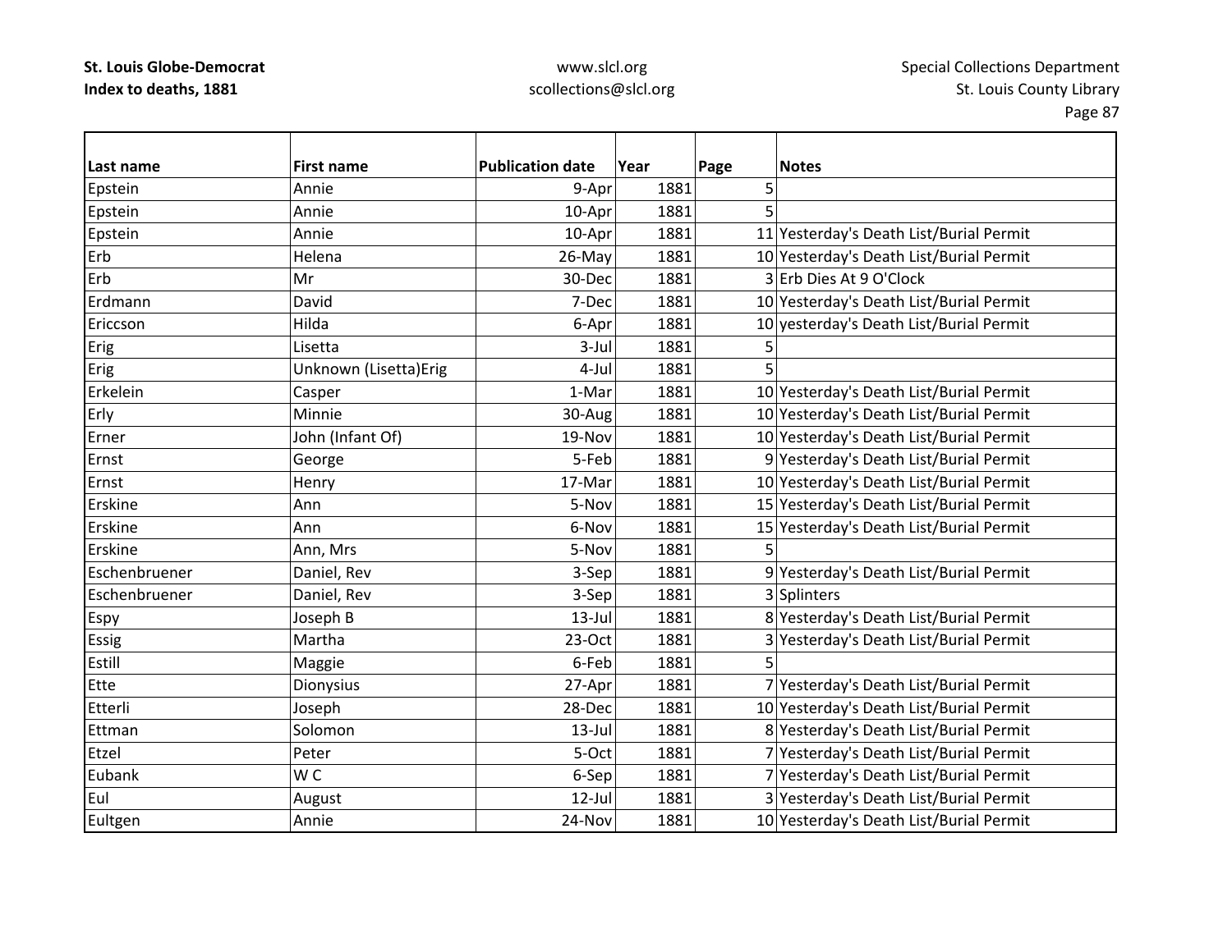| Last name | First name | Publication date | Year | Page | Notes |
|---|---|---|---|---|---|
| Epstein | Annie | 9-Apr | 1881 | 5 | |
| Epstein | Annie | 10-Apr | 1881 | 5 | |
| Epstein | Annie | 10-Apr | 1881 | 11 | Yesterday's Death List/Burial Permit |
| Erb | Helena | 26-May | 1881 | 10 | Yesterday's Death List/Burial Permit |
| Erb | Mr | 30-Dec | 1881 | 3 | Erb Dies At 9 O'Clock |
| Erdmann | David | 7-Dec | 1881 | 10 | Yesterday's Death List/Burial Permit |
| Ericcson | Hilda | 6-Apr | 1881 | 10 | yesterday's Death List/Burial Permit |
| Erig | Lisetta | 3-Jul | 1881 | 5 | |
| Erig | Unknown (Lisetta)Erig | 4-Jul | 1881 | 5 | |
| Erkelein | Casper | 1-Mar | 1881 | 10 | Yesterday's Death List/Burial Permit |
| Erly | Minnie | 30-Aug | 1881 | 10 | Yesterday's Death List/Burial Permit |
| Erner | John (Infant Of) | 19-Nov | 1881 | 10 | Yesterday's Death List/Burial Permit |
| Ernst | George | 5-Feb | 1881 | 9 | Yesterday's Death List/Burial Permit |
| Ernst | Henry | 17-Mar | 1881 | 10 | Yesterday's Death List/Burial Permit |
| Erskine | Ann | 5-Nov | 1881 | 15 | Yesterday's Death List/Burial Permit |
| Erskine | Ann | 6-Nov | 1881 | 15 | Yesterday's Death List/Burial Permit |
| Erskine | Ann, Mrs | 5-Nov | 1881 | 5 | |
| Eschenbruener | Daniel, Rev | 3-Sep | 1881 | 9 | Yesterday's Death List/Burial Permit |
| Eschenbruener | Daniel, Rev | 3-Sep | 1881 | 3 | Splinters |
| Espy | Joseph B | 13-Jul | 1881 | 8 | Yesterday's Death List/Burial Permit |
| Essig | Martha | 23-Oct | 1881 | 3 | Yesterday's Death List/Burial Permit |
| Estill | Maggie | 6-Feb | 1881 | 5 | |
| Ette | Dionysius | 27-Apr | 1881 | 7 | Yesterday's Death List/Burial Permit |
| Etterli | Joseph | 28-Dec | 1881 | 10 | Yesterday's Death List/Burial Permit |
| Ettman | Solomon | 13-Jul | 1881 | 8 | Yesterday's Death List/Burial Permit |
| Etzel | Peter | 5-Oct | 1881 | 7 | Yesterday's Death List/Burial Permit |
| Eubank | W C | 6-Sep | 1881 | 7 | Yesterday's Death List/Burial Permit |
| Eul | August | 12-Jul | 1881 | 3 | Yesterday's Death List/Burial Permit |
| Eultgen | Annie | 24-Nov | 1881 | 10 | Yesterday's Death List/Burial Permit |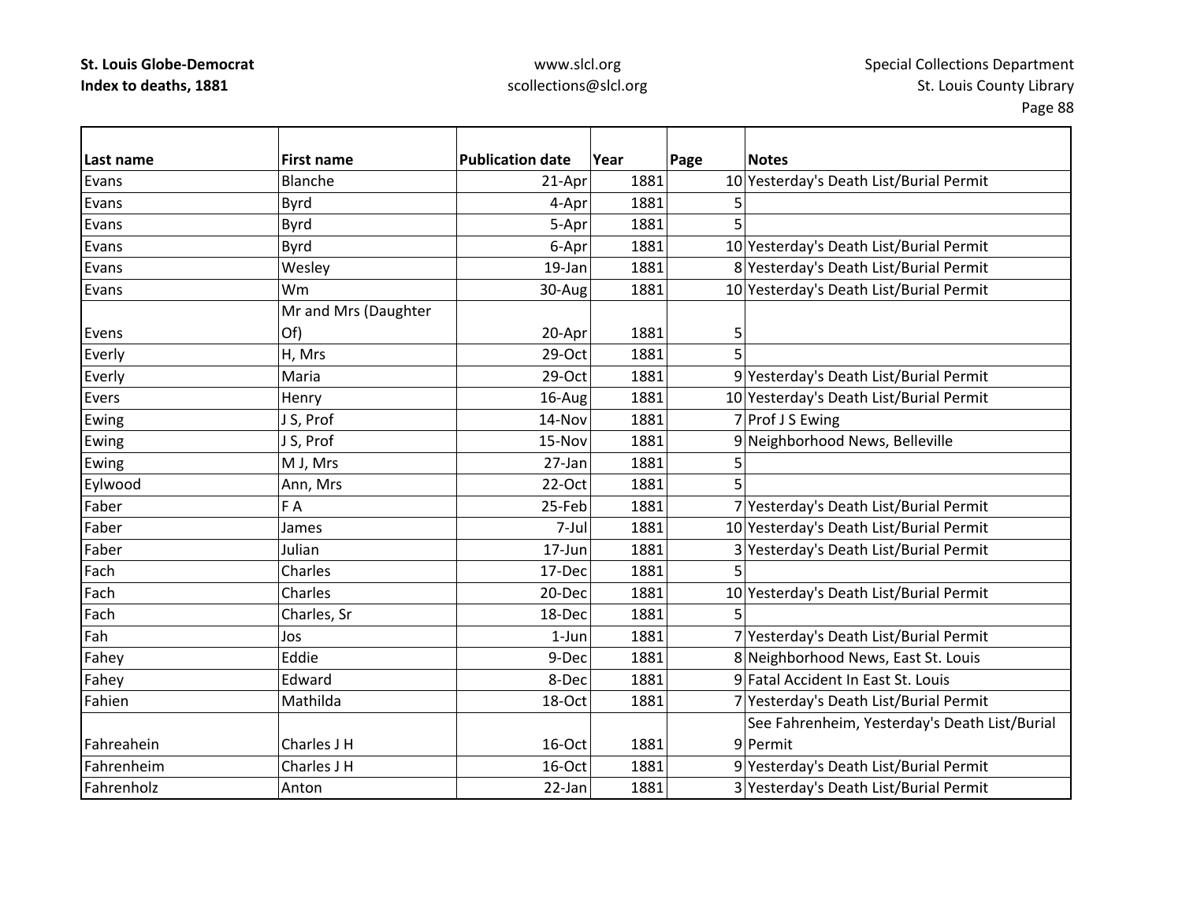| Last name | First name | Publication date | Year | Page | Notes |
|---|---|---|---|---|---|
| Evans | Blanche | 21-Apr | 1881 | 10 | Yesterday's Death List/Burial Permit |
| Evans | Byrd | 4-Apr | 1881 | 5 | |
| Evans | Byrd | 5-Apr | 1881 | 5 | |
| Evans | Byrd | 6-Apr | 1881 | 10 | Yesterday's Death List/Burial Permit |
| Evans | Wesley | 19-Jan | 1881 | 8 | Yesterday's Death List/Burial Permit |
| Evans | Wm | 30-Aug | 1881 | 10 | Yesterday's Death List/Burial Permit |
| Evens | Mr and Mrs (Daughter Of) | 20-Apr | 1881 | 5 | |
| Everly | H, Mrs | 29-Oct | 1881 | 5 | |
| Everly | Maria | 29-Oct | 1881 | 9 | Yesterday's Death List/Burial Permit |
| Evers | Henry | 16-Aug | 1881 | 10 | Yesterday's Death List/Burial Permit |
| Ewing | J S, Prof | 14-Nov | 1881 | 7 | Prof J S Ewing |
| Ewing | J S, Prof | 15-Nov | 1881 | 9 | Neighborhood News, Belleville |
| Ewing | M J, Mrs | 27-Jan | 1881 | 5 | |
| Eylwood | Ann, Mrs | 22-Oct | 1881 | 5 | |
| Faber | F A | 25-Feb | 1881 | 7 | Yesterday's Death List/Burial Permit |
| Faber | James | 7-Jul | 1881 | 10 | Yesterday's Death List/Burial Permit |
| Faber | Julian | 17-Jun | 1881 | 3 | Yesterday's Death List/Burial Permit |
| Fach | Charles | 17-Dec | 1881 | 5 | |
| Fach | Charles | 20-Dec | 1881 | 10 | Yesterday's Death List/Burial Permit |
| Fach | Charles, Sr | 18-Dec | 1881 | 5 | |
| Fah | Jos | 1-Jun | 1881 | 7 | Yesterday's Death List/Burial Permit |
| Fahey | Eddie | 9-Dec | 1881 | 8 | Neighborhood News, East St. Louis |
| Fahey | Edward | 8-Dec | 1881 | 9 | Fatal Accident In East St. Louis |
| Fahien | Mathilda | 18-Oct | 1881 | 7 | Yesterday's Death List/Burial Permit |
| Fahreahein | Charles J H | 16-Oct | 1881 | 9 | See Fahrenheim, Yesterday's Death List/Burial Permit |
| Fahrenheim | Charles J H | 16-Oct | 1881 | 9 | Yesterday's Death List/Burial Permit |
| Fahrenholz | Anton | 22-Jan | 1881 | 3 | Yesterday's Death List/Burial Permit |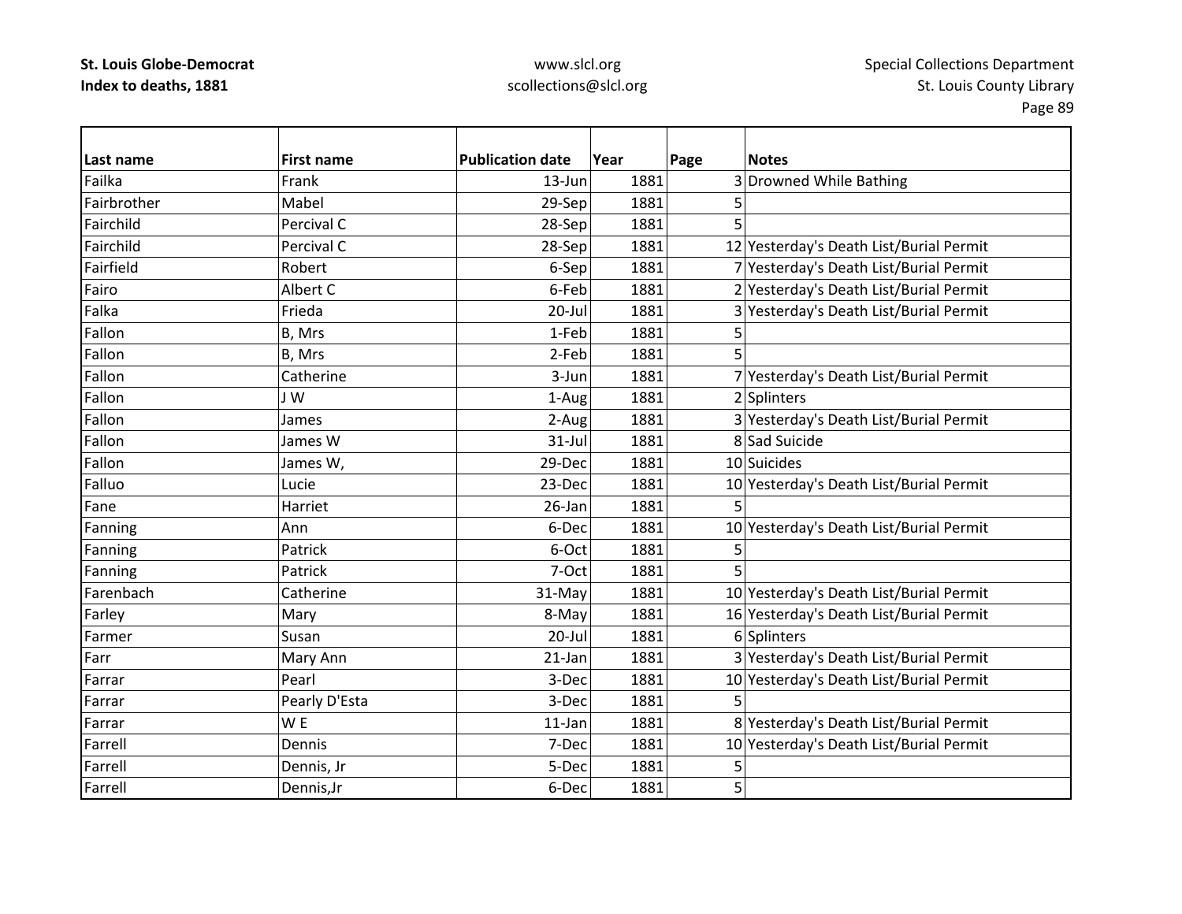| Last name | First name | Publication date | Year | Page | Notes |
|---|---|---|---|---|---|
| Failka | Frank | 13-Jun | 1881 | 3 | Drowned While Bathing |
| Fairbrother | Mabel | 29-Sep | 1881 | 5 | |
| Fairchild | Percival C | 28-Sep | 1881 | 5 | |
| Fairchild | Percival C | 28-Sep | 1881 | 12 | Yesterday's Death List/Burial Permit |
| Fairfield | Robert | 6-Sep | 1881 | 7 | Yesterday's Death List/Burial Permit |
| Fairo | Albert C | 6-Feb | 1881 | 2 | Yesterday's Death List/Burial Permit |
| Falka | Frieda | 20-Jul | 1881 | 3 | Yesterday's Death List/Burial Permit |
| Fallon | B, Mrs | 1-Feb | 1881 | 5 | |
| Fallon | B, Mrs | 2-Feb | 1881 | 5 | |
| Fallon | Catherine | 3-Jun | 1881 | 7 | Yesterday's Death List/Burial Permit |
| Fallon | J W | 1-Aug | 1881 | 2 | Splinters |
| Fallon | James | 2-Aug | 1881 | 3 | Yesterday's Death List/Burial Permit |
| Fallon | James W | 31-Jul | 1881 | 8 | Sad Suicide |
| Fallon | James W, | 29-Dec | 1881 | 10 | Suicides |
| Falluo | Lucie | 23-Dec | 1881 | 10 | Yesterday's Death List/Burial Permit |
| Fane | Harriet | 26-Jan | 1881 | 5 | |
| Fanning | Ann | 6-Dec | 1881 | 10 | Yesterday's Death List/Burial Permit |
| Fanning | Patrick | 6-Oct | 1881 | 5 | |
| Fanning | Patrick | 7-Oct | 1881 | 5 | |
| Farenbach | Catherine | 31-May | 1881 | 10 | Yesterday's Death List/Burial Permit |
| Farley | Mary | 8-May | 1881 | 16 | Yesterday's Death List/Burial Permit |
| Farmer | Susan | 20-Jul | 1881 | 6 | Splinters |
| Farr | Mary Ann | 21-Jan | 1881 | 3 | Yesterday's Death List/Burial Permit |
| Farrar | Pearl | 3-Dec | 1881 | 10 | Yesterday's Death List/Burial Permit |
| Farrar | Pearly D'Esta | 3-Dec | 1881 | 5 | |
| Farrar | W E | 11-Jan | 1881 | 8 | Yesterday's Death List/Burial Permit |
| Farrell | Dennis | 7-Dec | 1881 | 10 | Yesterday's Death List/Burial Permit |
| Farrell | Dennis, Jr | 5-Dec | 1881 | 5 | |
| Farrell | Dennis,Jr | 6-Dec | 1881 | 5 | |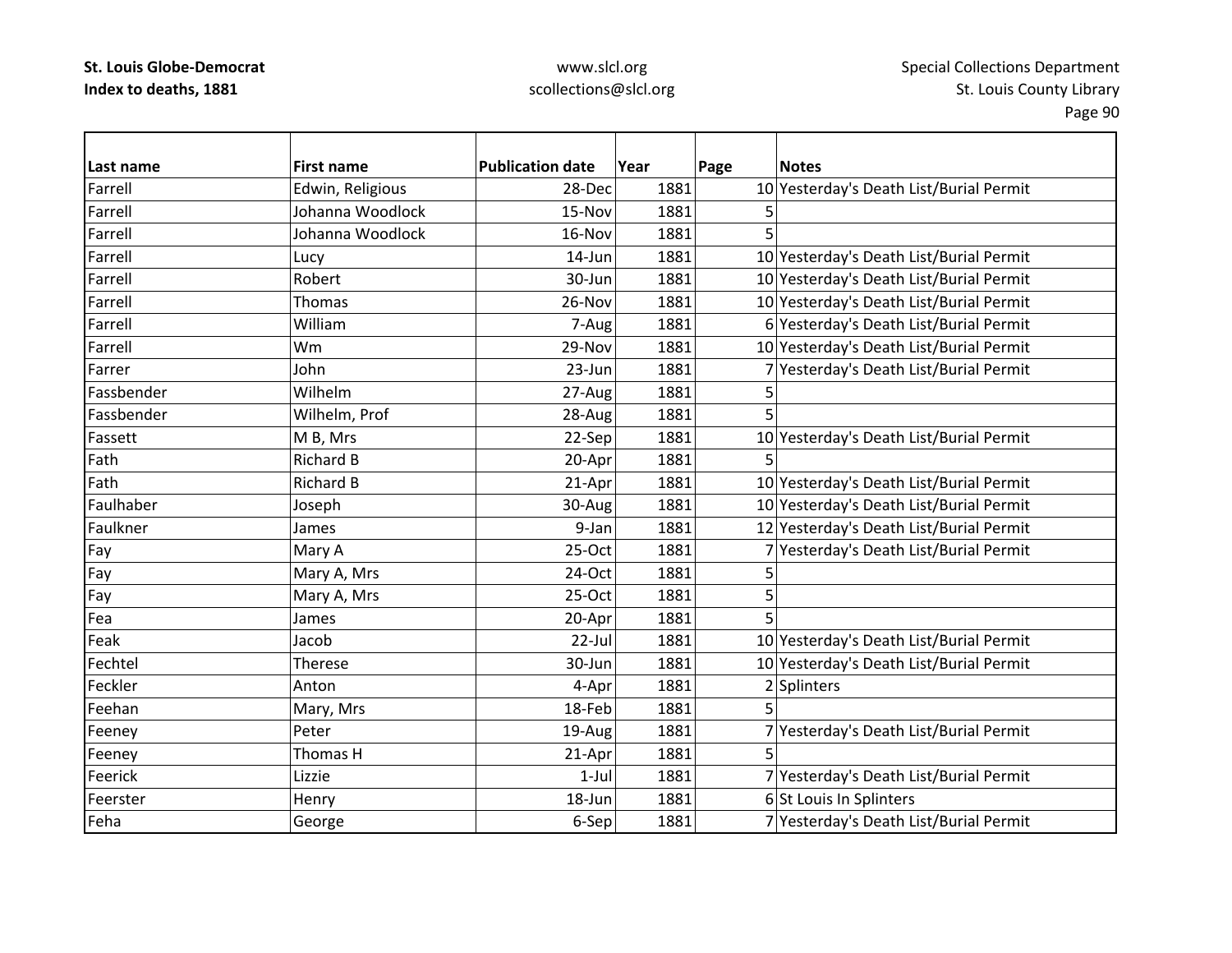| Last name | First name | Publication date | Year | Page | Notes |
|---|---|---|---|---|---|
| Farrell | Edwin, Religious | 28-Dec | 1881 | 10 | Yesterday's Death List/Burial Permit |
| Farrell | Johanna Woodlock | 15-Nov | 1881 | 5 | |
| Farrell | Johanna Woodlock | 16-Nov | 1881 | 5 | |
| Farrell | Lucy | 14-Jun | 1881 | 10 | Yesterday's Death List/Burial Permit |
| Farrell | Robert | 30-Jun | 1881 | 10 | Yesterday's Death List/Burial Permit |
| Farrell | Thomas | 26-Nov | 1881 | 10 | Yesterday's Death List/Burial Permit |
| Farrell | William | 7-Aug | 1881 | 6 | Yesterday's Death List/Burial Permit |
| Farrell | Wm | 29-Nov | 1881 | 10 | Yesterday's Death List/Burial Permit |
| Farrer | John | 23-Jun | 1881 | 7 | Yesterday's Death List/Burial Permit |
| Fassbender | Wilhelm | 27-Aug | 1881 | 5 | |
| Fassbender | Wilhelm, Prof | 28-Aug | 1881 | 5 | |
| Fassett | M B, Mrs | 22-Sep | 1881 | 10 | Yesterday's Death List/Burial Permit |
| Fath | Richard B | 20-Apr | 1881 | 5 | |
| Fath | Richard B | 21-Apr | 1881 | 10 | Yesterday's Death List/Burial Permit |
| Faulhaber | Joseph | 30-Aug | 1881 | 10 | Yesterday's Death List/Burial Permit |
| Faulkner | James | 9-Jan | 1881 | 12 | Yesterday's Death List/Burial Permit |
| Fay | Mary A | 25-Oct | 1881 | 7 | Yesterday's Death List/Burial Permit |
| Fay | Mary A, Mrs | 24-Oct | 1881 | 5 | |
| Fay | Mary A, Mrs | 25-Oct | 1881 | 5 | |
| Fea | James | 20-Apr | 1881 | 5 | |
| Feak | Jacob | 22-Jul | 1881 | 10 | Yesterday's Death List/Burial Permit |
| Fechtel | Therese | 30-Jun | 1881 | 10 | Yesterday's Death List/Burial Permit |
| Feckler | Anton | 4-Apr | 1881 | 2 | Splinters |
| Feehan | Mary, Mrs | 18-Feb | 1881 | 5 | |
| Feeney | Peter | 19-Aug | 1881 | 7 | Yesterday's Death List/Burial Permit |
| Feeney | Thomas H | 21-Apr | 1881 | 5 | |
| Feerick | Lizzie | 1-Jul | 1881 | 7 | Yesterday's Death List/Burial Permit |
| Feerster | Henry | 18-Jun | 1881 | 6 | St Louis In Splinters |
| Feha | George | 6-Sep | 1881 | 7 | Yesterday's Death List/Burial Permit |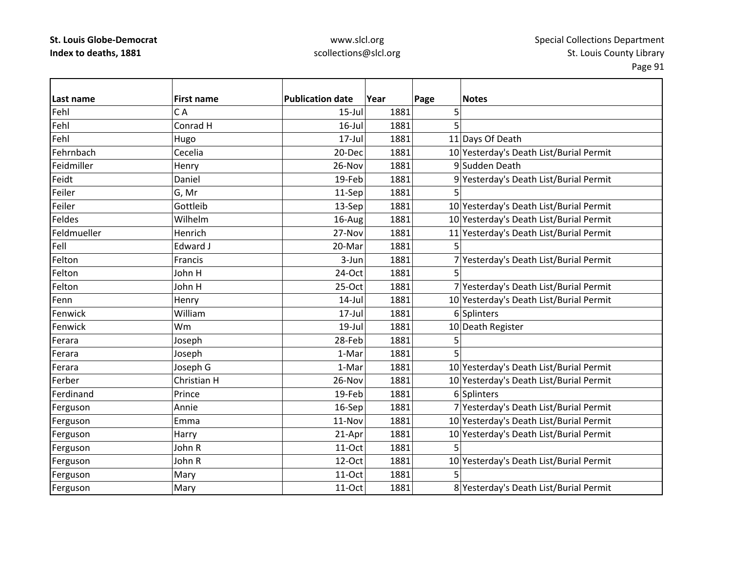| Last name | First name | Publication date | Year | Page | Notes |
|---|---|---|---|---|---|
| Fehl | C A | 15-Jul | 1881 | 5 | |
| Fehl | Conrad H | 16-Jul | 1881 | 5 | |
| Fehl | Hugo | 17-Jul | 1881 | 11 | Days Of Death |
| Fehrnbach | Cecelia | 20-Dec | 1881 | 10 | Yesterday's Death List/Burial Permit |
| Feidmiller | Henry | 26-Nov | 1881 | 9 | Sudden Death |
| Feidt | Daniel | 19-Feb | 1881 | 9 | Yesterday's Death List/Burial Permit |
| Feiler | G, Mr | 11-Sep | 1881 | 5 | |
| Feiler | Gottleib | 13-Sep | 1881 | 10 | Yesterday's Death List/Burial Permit |
| Feldes | Wilhelm | 16-Aug | 1881 | 10 | Yesterday's Death List/Burial Permit |
| Feldmueller | Henrich | 27-Nov | 1881 | 11 | Yesterday's Death List/Burial Permit |
| Fell | Edward J | 20-Mar | 1881 | 5 | |
| Felton | Francis | 3-Jun | 1881 | 7 | Yesterday's Death List/Burial Permit |
| Felton | John H | 24-Oct | 1881 | 5 | |
| Felton | John H | 25-Oct | 1881 | 7 | Yesterday's Death List/Burial Permit |
| Fenn | Henry | 14-Jul | 1881 | 10 | Yesterday's Death List/Burial Permit |
| Fenwick | William | 17-Jul | 1881 | 6 | Splinters |
| Fenwick | Wm | 19-Jul | 1881 | 10 | Death Register |
| Ferara | Joseph | 28-Feb | 1881 | 5 | |
| Ferara | Joseph | 1-Mar | 1881 | 5 | |
| Ferara | Joseph G | 1-Mar | 1881 | 10 | Yesterday's Death List/Burial Permit |
| Ferber | Christian H | 26-Nov | 1881 | 10 | Yesterday's Death List/Burial Permit |
| Ferdinand | Prince | 19-Feb | 1881 | 6 | Splinters |
| Ferguson | Annie | 16-Sep | 1881 | 7 | Yesterday's Death List/Burial Permit |
| Ferguson | Emma | 11-Nov | 1881 | 10 | Yesterday's Death List/Burial Permit |
| Ferguson | Harry | 21-Apr | 1881 | 10 | Yesterday's Death List/Burial Permit |
| Ferguson | John R | 11-Oct | 1881 | 5 | |
| Ferguson | John R | 12-Oct | 1881 | 10 | Yesterday's Death List/Burial Permit |
| Ferguson | Mary | 11-Oct | 1881 | 5 | |
| Ferguson | Mary | 11-Oct | 1881 | 8 | Yesterday's Death List/Burial Permit |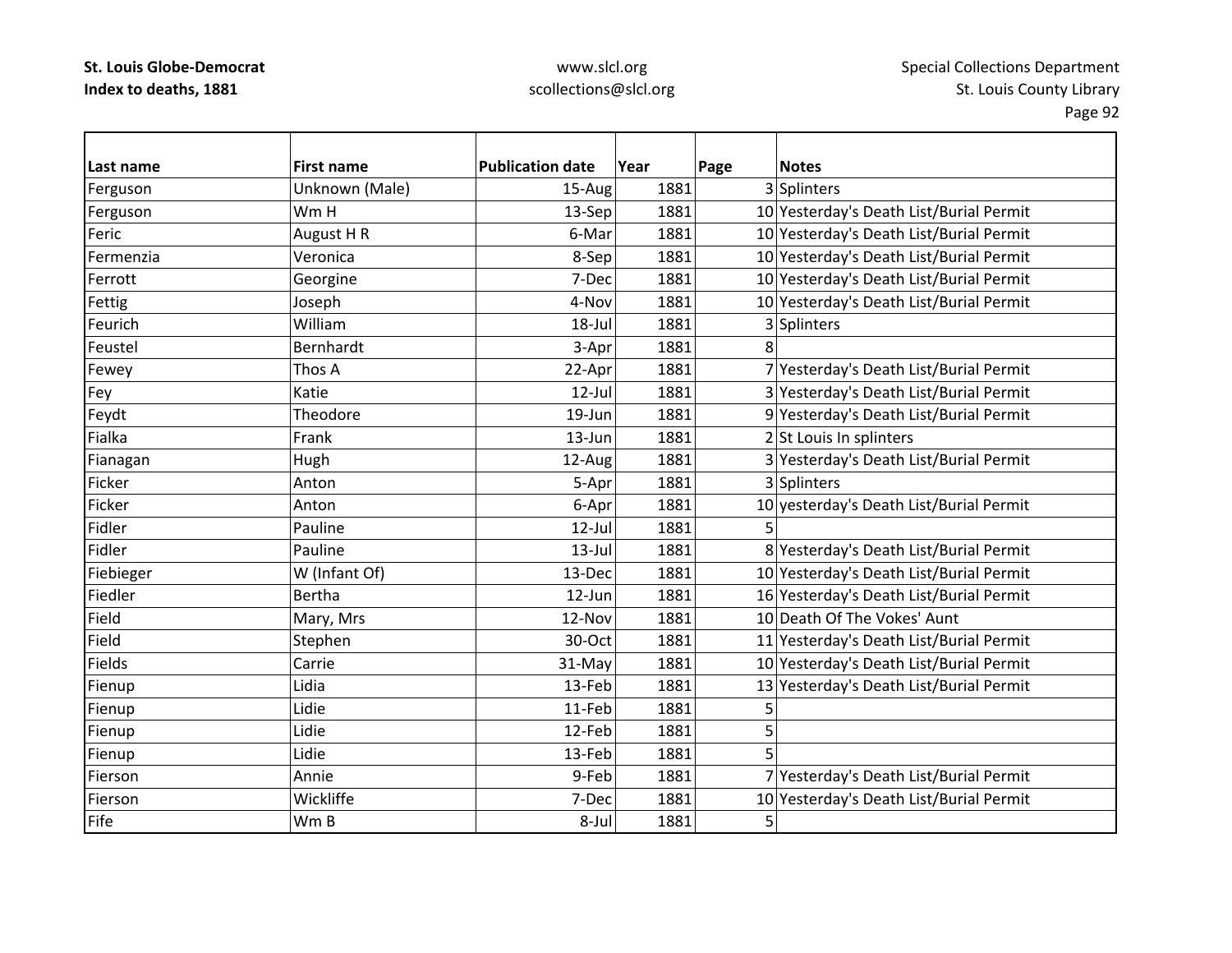| Last name | First name | Publication date | Year | Page | Notes |
|---|---|---|---|---|---|
| Ferguson | Unknown (Male) | 15-Aug | 1881 | 3 | Splinters |
| Ferguson | Wm H | 13-Sep | 1881 | 10 | Yesterday's Death List/Burial Permit |
| Feric | August H R | 6-Mar | 1881 | 10 | Yesterday's Death List/Burial Permit |
| Fermenzia | Veronica | 8-Sep | 1881 | 10 | Yesterday's Death List/Burial Permit |
| Ferrott | Georgine | 7-Dec | 1881 | 10 | Yesterday's Death List/Burial Permit |
| Fettig | Joseph | 4-Nov | 1881 | 10 | Yesterday's Death List/Burial Permit |
| Feurich | William | 18-Jul | 1881 | 3 | Splinters |
| Feustel | Bernhardt | 3-Apr | 1881 | 8 | |
| Fewey | Thos A | 22-Apr | 1881 | 7 | Yesterday's Death List/Burial Permit |
| Fey | Katie | 12-Jul | 1881 | 3 | Yesterday's Death List/Burial Permit |
| Feydt | Theodore | 19-Jun | 1881 | 9 | Yesterday's Death List/Burial Permit |
| Fialka | Frank | 13-Jun | 1881 | 2 | St Louis In splinters |
| Fianagan | Hugh | 12-Aug | 1881 | 3 | Yesterday's Death List/Burial Permit |
| Ficker | Anton | 5-Apr | 1881 | 3 | Splinters |
| Ficker | Anton | 6-Apr | 1881 | 10 | yesterday's Death List/Burial Permit |
| Fidler | Pauline | 12-Jul | 1881 | 5 | |
| Fidler | Pauline | 13-Jul | 1881 | 8 | Yesterday's Death List/Burial Permit |
| Fiebieger | W (Infant Of) | 13-Dec | 1881 | 10 | Yesterday's Death List/Burial Permit |
| Fiedler | Bertha | 12-Jun | 1881 | 16 | Yesterday's Death List/Burial Permit |
| Field | Mary, Mrs | 12-Nov | 1881 | 10 | Death Of The Vokes' Aunt |
| Field | Stephen | 30-Oct | 1881 | 11 | Yesterday's Death List/Burial Permit |
| Fields | Carrie | 31-May | 1881 | 10 | Yesterday's Death List/Burial Permit |
| Fienup | Lidia | 13-Feb | 1881 | 13 | Yesterday's Death List/Burial Permit |
| Fienup | Lidie | 11-Feb | 1881 | 5 | |
| Fienup | Lidie | 12-Feb | 1881 | 5 | |
| Fienup | Lidie | 13-Feb | 1881 | 5 | |
| Fierson | Annie | 9-Feb | 1881 | 7 | Yesterday's Death List/Burial Permit |
| Fierson | Wickliffe | 7-Dec | 1881 | 10 | Yesterday's Death List/Burial Permit |
| Fife | Wm B | 8-Jul | 1881 | 5 | |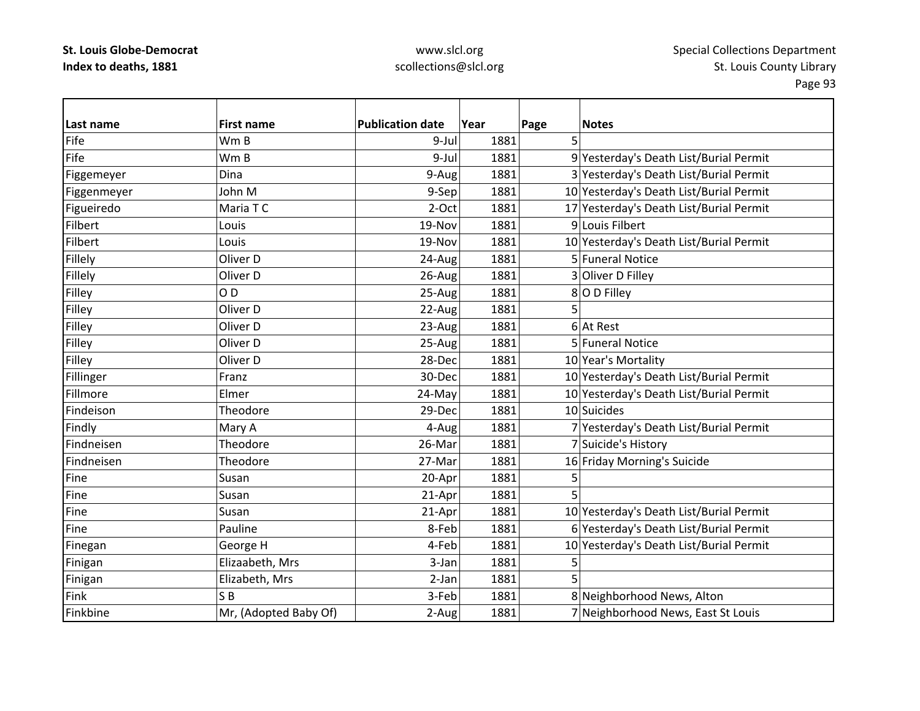**St. Louis Globe-Democrat**
**Index to deaths, 1881**

www.slcl.org
scollections@slcl.org

Special Collections Department
St. Louis County Library

| Last name | First name | Publication date | Year | Page | Notes |
|---|---|---|---|---|---|
| Fife | Wm B | 9-Jul | 1881 | 5 | |
| Fife | Wm B | 9-Jul | 1881 | 9 | Yesterday's Death List/Burial Permit |
| Figgemeyer | Dina | 9-Aug | 1881 | 3 | Yesterday's Death List/Burial Permit |
| Figgenmeyer | John M | 9-Sep | 1881 | 10 | Yesterday's Death List/Burial Permit |
| Figueiredo | Maria T C | 2-Oct | 1881 | 17 | Yesterday's Death List/Burial Permit |
| Filbert | Louis | 19-Nov | 1881 | 9 | Louis Filbert |
| Filbert | Louis | 19-Nov | 1881 | 10 | Yesterday's Death List/Burial Permit |
| Fillely | Oliver D | 24-Aug | 1881 | 5 | Funeral Notice |
| Fillely | Oliver D | 26-Aug | 1881 | 3 | Oliver D Filley |
| Filley | O D | 25-Aug | 1881 | 8 | O D Filley |
| Filley | Oliver D | 22-Aug | 1881 | 5 | |
| Filley | Oliver D | 23-Aug | 1881 | 6 | At Rest |
| Filley | Oliver D | 25-Aug | 1881 | 5 | Funeral Notice |
| Filley | Oliver D | 28-Dec | 1881 | 10 | Year's Mortality |
| Fillinger | Franz | 30-Dec | 1881 | 10 | Yesterday's Death List/Burial Permit |
| Fillmore | Elmer | 24-May | 1881 | 10 | Yesterday's Death List/Burial Permit |
| Findeison | Theodore | 29-Dec | 1881 | 10 | Suicides |
| Findly | Mary A | 4-Aug | 1881 | 7 | Yesterday's Death List/Burial Permit |
| Findneisen | Theodore | 26-Mar | 1881 | 7 | Suicide's History |
| Findneisen | Theodore | 27-Mar | 1881 | 16 | Friday Morning's Suicide |
| Fine | Susan | 20-Apr | 1881 | 5 | |
| Fine | Susan | 21-Apr | 1881 | 5 | |
| Fine | Susan | 21-Apr | 1881 | 10 | Yesterday's Death List/Burial Permit |
| Fine | Pauline | 8-Feb | 1881 | 6 | Yesterday's Death List/Burial Permit |
| Finegan | George H | 4-Feb | 1881 | 10 | Yesterday's Death List/Burial Permit |
| Finigan | Elizaabeth, Mrs | 3-Jan | 1881 | 5 | |
| Finigan | Elizabeth, Mrs | 2-Jan | 1881 | 5 | |
| Fink | S B | 3-Feb | 1881 | 8 | Neighborhood News, Alton |
| Finkbine | Mr, (Adopted Baby Of) | 2-Aug | 1881 | 7 | Neighborhood News, East St Louis |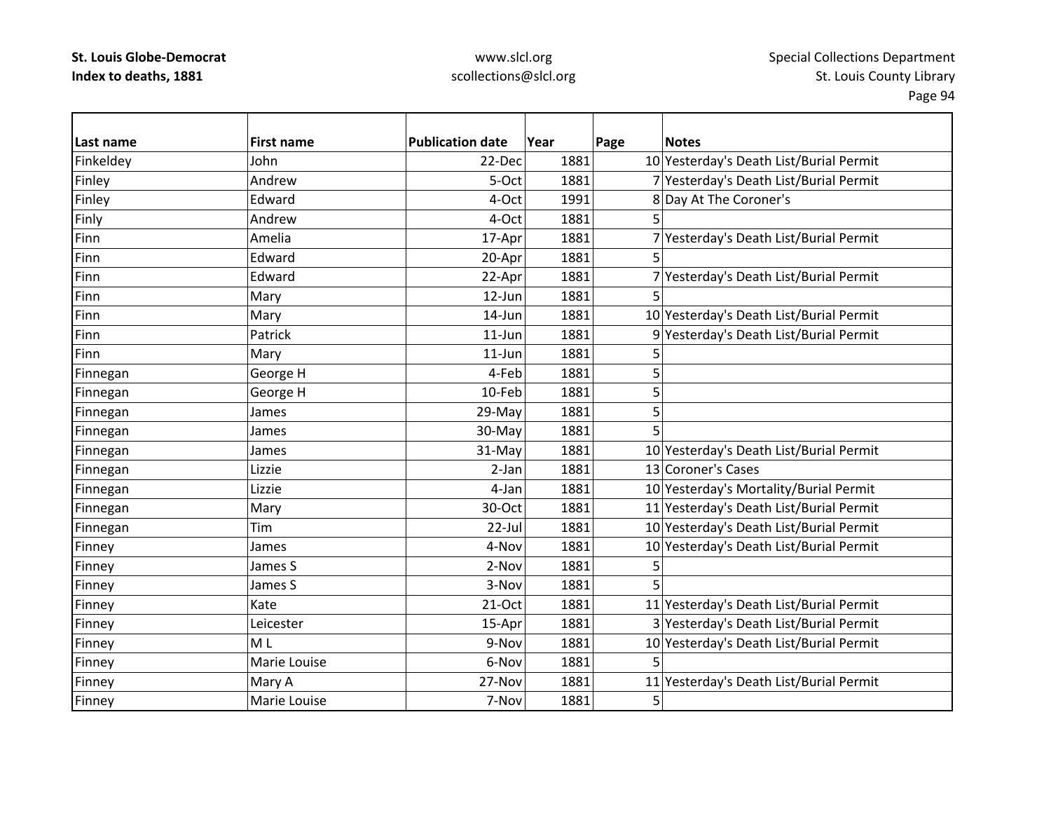| Last name | First name | Publication date | Year | Page | Notes |
|---|---|---|---|---|---|
| Finkeldey | John | 22-Dec | 1881 | 10 | Yesterday's Death List/Burial Permit |
| Finley | Andrew | 5-Oct | 1881 | 7 | Yesterday's Death List/Burial Permit |
| Finley | Edward | 4-Oct | 1991 | 8 | Day At The Coroner's |
| Finly | Andrew | 4-Oct | 1881 | 5 | |
| Finn | Amelia | 17-Apr | 1881 | 7 | Yesterday's Death List/Burial Permit |
| Finn | Edward | 20-Apr | 1881 | 5 | |
| Finn | Edward | 22-Apr | 1881 | 7 | Yesterday's Death List/Burial Permit |
| Finn | Mary | 12-Jun | 1881 | 5 | |
| Finn | Mary | 14-Jun | 1881 | 10 | Yesterday's Death List/Burial Permit |
| Finn | Patrick | 11-Jun | 1881 | 9 | Yesterday's Death List/Burial Permit |
| Finn | Mary | 11-Jun | 1881 | 5 | |
| Finnegan | George H | 4-Feb | 1881 | 5 | |
| Finnegan | George H | 10-Feb | 1881 | 5 | |
| Finnegan | James | 29-May | 1881 | 5 | |
| Finnegan | James | 30-May | 1881 | 5 | |
| Finnegan | James | 31-May | 1881 | 10 | Yesterday's Death List/Burial Permit |
| Finnegan | Lizzie | 2-Jan | 1881 | 13 | Coroner's Cases |
| Finnegan | Lizzie | 4-Jan | 1881 | 10 | Yesterday's Mortality/Burial Permit |
| Finnegan | Mary | 30-Oct | 1881 | 11 | Yesterday's Death List/Burial Permit |
| Finnegan | Tim | 22-Jul | 1881 | 10 | Yesterday's Death List/Burial Permit |
| Finney | James | 4-Nov | 1881 | 10 | Yesterday's Death List/Burial Permit |
| Finney | James S | 2-Nov | 1881 | 5 | |
| Finney | James S | 3-Nov | 1881 | 5 | |
| Finney | Kate | 21-Oct | 1881 | 11 | Yesterday's Death List/Burial Permit |
| Finney | Leicester | 15-Apr | 1881 | 3 | Yesterday's Death List/Burial Permit |
| Finney | M L | 9-Nov | 1881 | 10 | Yesterday's Death List/Burial Permit |
| Finney | Marie Louise | 6-Nov | 1881 | 5 | |
| Finney | Mary A | 27-Nov | 1881 | 11 | Yesterday's Death List/Burial Permit |
| Finney | Marie Louise | 7-Nov | 1881 | 5 | |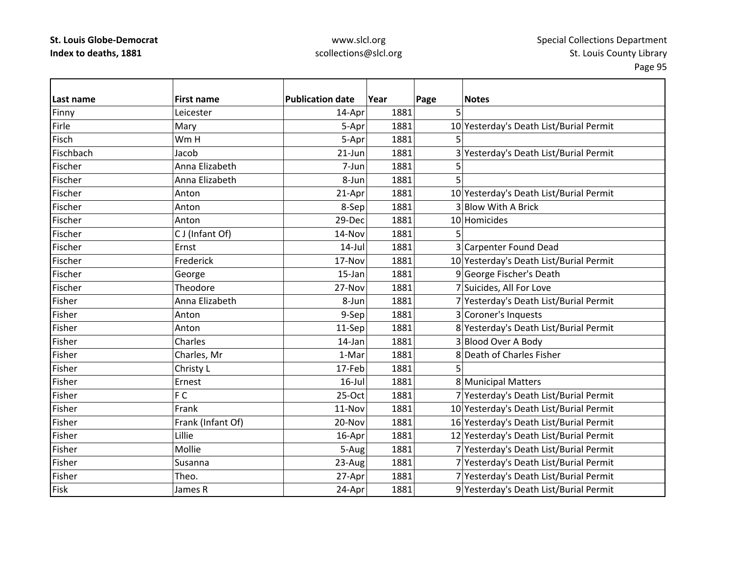| Last name | First name | Publication date | Year | Page | Notes |
|---|---|---|---|---|---|
| Finny | Leicester | 14-Apr | 1881 | 5 | |
| Firle | Mary | 5-Apr | 1881 | 10 | Yesterday's Death List/Burial Permit |
| Fisch | Wm H | 5-Apr | 1881 | 5 | |
| Fischbach | Jacob | 21-Jun | 1881 | 3 | Yesterday's Death List/Burial Permit |
| Fischer | Anna Elizabeth | 7-Jun | 1881 | 5 | |
| Fischer | Anna Elizabeth | 8-Jun | 1881 | 5 | |
| Fischer | Anton | 21-Apr | 1881 | 10 | Yesterday's Death List/Burial Permit |
| Fischer | Anton | 8-Sep | 1881 | 3 | Blow With A Brick |
| Fischer | Anton | 29-Dec | 1881 | 10 | Homicides |
| Fischer | C J (Infant Of) | 14-Nov | 1881 | 5 | |
| Fischer | Ernst | 14-Jul | 1881 | 3 | Carpenter Found Dead |
| Fischer | Frederick | 17-Nov | 1881 | 10 | Yesterday's Death List/Burial Permit |
| Fischer | George | 15-Jan | 1881 | 9 | George Fischer's Death |
| Fischer | Theodore | 27-Nov | 1881 | 7 | Suicides, All For Love |
| Fisher | Anna Elizabeth | 8-Jun | 1881 | 7 | Yesterday's Death List/Burial Permit |
| Fisher | Anton | 9-Sep | 1881 | 3 | Coroner's Inquests |
| Fisher | Anton | 11-Sep | 1881 | 8 | Yesterday's Death List/Burial Permit |
| Fisher | Charles | 14-Jan | 1881 | 3 | Blood Over A Body |
| Fisher | Charles, Mr | 1-Mar | 1881 | 8 | Death of Charles Fisher |
| Fisher | Christy L | 17-Feb | 1881 | 5 | |
| Fisher | Ernest | 16-Jul | 1881 | 8 | Municipal Matters |
| Fisher | F C | 25-Oct | 1881 | 7 | Yesterday's Death List/Burial Permit |
| Fisher | Frank | 11-Nov | 1881 | 10 | Yesterday's Death List/Burial Permit |
| Fisher | Frank (Infant Of) | 20-Nov | 1881 | 16 | Yesterday's Death List/Burial Permit |
| Fisher | Lillie | 16-Apr | 1881 | 12 | Yesterday's Death List/Burial Permit |
| Fisher | Mollie | 5-Aug | 1881 | 7 | Yesterday's Death List/Burial Permit |
| Fisher | Susanna | 23-Aug | 1881 | 7 | Yesterday's Death List/Burial Permit |
| Fisher | Theo. | 27-Apr | 1881 | 7 | Yesterday's Death List/Burial Permit |
| Fisk | James R | 24-Apr | 1881 | 9 | Yesterday's Death List/Burial Permit |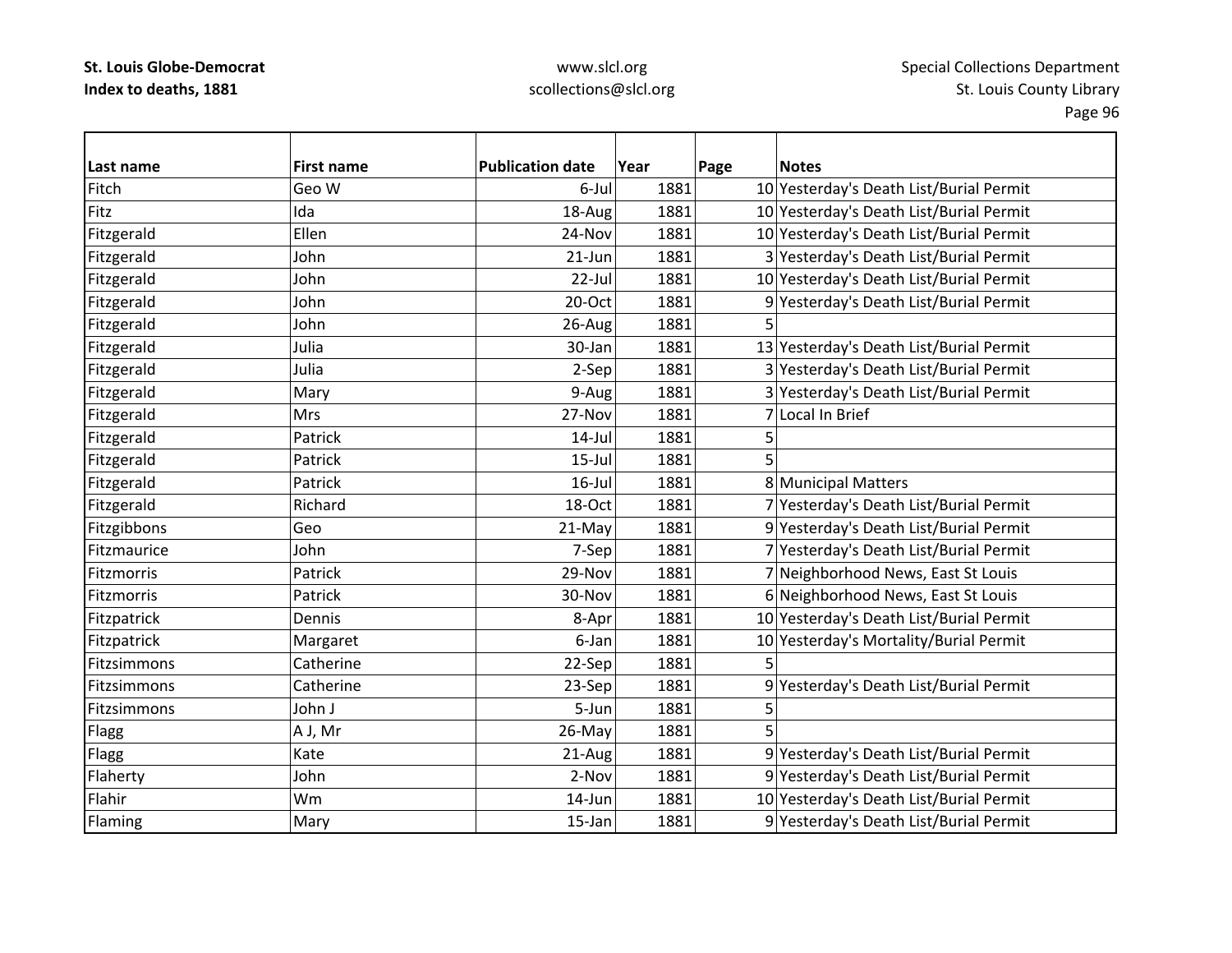| Last name | First name | Publication date | Year | Page | Notes |
|---|---|---|---|---|---|
| Fitch | Geo W | 6-Jul | 1881 | 10 | Yesterday's Death List/Burial Permit |
| Fitz | Ida | 18-Aug | 1881 | 10 | Yesterday's Death List/Burial Permit |
| Fitzgerald | Ellen | 24-Nov | 1881 | 10 | Yesterday's Death List/Burial Permit |
| Fitzgerald | John | 21-Jun | 1881 | 3 | Yesterday's Death List/Burial Permit |
| Fitzgerald | John | 22-Jul | 1881 | 10 | Yesterday's Death List/Burial Permit |
| Fitzgerald | John | 20-Oct | 1881 | 9 | Yesterday's Death List/Burial Permit |
| Fitzgerald | John | 26-Aug | 1881 | 5 | |
| Fitzgerald | Julia | 30-Jan | 1881 | 13 | Yesterday's Death List/Burial Permit |
| Fitzgerald | Julia | 2-Sep | 1881 | 3 | Yesterday's Death List/Burial Permit |
| Fitzgerald | Mary | 9-Aug | 1881 | 3 | Yesterday's Death List/Burial Permit |
| Fitzgerald | Mrs | 27-Nov | 1881 | 7 | Local In Brief |
| Fitzgerald | Patrick | 14-Jul | 1881 | 5 | |
| Fitzgerald | Patrick | 15-Jul | 1881 | 5 | |
| Fitzgerald | Patrick | 16-Jul | 1881 | 8 | Municipal Matters |
| Fitzgerald | Richard | 18-Oct | 1881 | 7 | Yesterday's Death List/Burial Permit |
| Fitzgibbons | Geo | 21-May | 1881 | 9 | Yesterday's Death List/Burial Permit |
| Fitzmaurice | John | 7-Sep | 1881 | 7 | Yesterday's Death List/Burial Permit |
| Fitzmorris | Patrick | 29-Nov | 1881 | 7 | Neighborhood News, East St Louis |
| Fitzmorris | Patrick | 30-Nov | 1881 | 6 | Neighborhood News, East St Louis |
| Fitzpatrick | Dennis | 8-Apr | 1881 | 10 | Yesterday's Death List/Burial Permit |
| Fitzpatrick | Margaret | 6-Jan | 1881 | 10 | Yesterday's Mortality/Burial Permit |
| Fitzsimmons | Catherine | 22-Sep | 1881 | 5 | |
| Fitzsimmons | Catherine | 23-Sep | 1881 | 9 | Yesterday's Death List/Burial Permit |
| Fitzsimmons | John J | 5-Jun | 1881 | 5 | |
| Flagg | A J, Mr | 26-May | 1881 | 5 | |
| Flagg | Kate | 21-Aug | 1881 | 9 | Yesterday's Death List/Burial Permit |
| Flaherty | John | 2-Nov | 1881 | 9 | Yesterday's Death List/Burial Permit |
| Flahir | Wm | 14-Jun | 1881 | 10 | Yesterday's Death List/Burial Permit |
| Flaming | Mary | 15-Jan | 1881 | 9 | Yesterday's Death List/Burial Permit |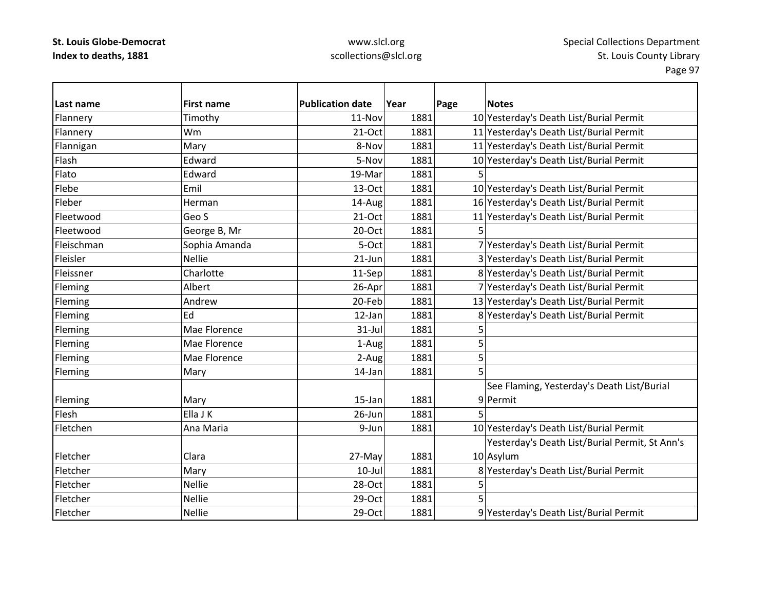| Last name | First name | Publication date | Year | Page | Notes |
|---|---|---|---|---|---|
| Flannery | Timothy | 11-Nov | 1881 | 10 | Yesterday's Death List/Burial Permit |
| Flannery | Wm | 21-Oct | 1881 | 11 | Yesterday's Death List/Burial Permit |
| Flannigan | Mary | 8-Nov | 1881 | 11 | Yesterday's Death List/Burial Permit |
| Flash | Edward | 5-Nov | 1881 | 10 | Yesterday's Death List/Burial Permit |
| Flato | Edward | 19-Mar | 1881 | 5 | |
| Flebe | Emil | 13-Oct | 1881 | 10 | Yesterday's Death List/Burial Permit |
| Fleber | Herman | 14-Aug | 1881 | 16 | Yesterday's Death List/Burial Permit |
| Fleetwood | Geo S | 21-Oct | 1881 | 11 | Yesterday's Death List/Burial Permit |
| Fleetwood | George B, Mr | 20-Oct | 1881 | 5 | |
| Fleischman | Sophia Amanda | 5-Oct | 1881 | 7 | Yesterday's Death List/Burial Permit |
| Fleisler | Nellie | 21-Jun | 1881 | 3 | Yesterday's Death List/Burial Permit |
| Fleissner | Charlotte | 11-Sep | 1881 | 8 | Yesterday's Death List/Burial Permit |
| Fleming | Albert | 26-Apr | 1881 | 7 | Yesterday's Death List/Burial Permit |
| Fleming | Andrew | 20-Feb | 1881 | 13 | Yesterday's Death List/Burial Permit |
| Fleming | Ed | 12-Jan | 1881 | 8 | Yesterday's Death List/Burial Permit |
| Fleming | Mae Florence | 31-Jul | 1881 | 5 | |
| Fleming | Mae Florence | 1-Aug | 1881 | 5 | |
| Fleming | Mae Florence | 2-Aug | 1881 | 5 | |
| Fleming | Mary | 14-Jan | 1881 | 5 | |
| Fleming | Mary | 15-Jan | 1881 | 9 | See Flaming, Yesterday's Death List/Burial Permit |
| Flesh | Ella J K | 26-Jun | 1881 | 5 | |
| Fletchen | Ana Maria | 9-Jun | 1881 | 10 | Yesterday's Death List/Burial Permit |
| Fletcher | Clara | 27-May | 1881 | 10 | Yesterday's Death List/Burial Permit, St Ann's Asylum |
| Fletcher | Mary | 10-Jul | 1881 | 8 | Yesterday's Death List/Burial Permit |
| Fletcher | Nellie | 28-Oct | 1881 | 5 | |
| Fletcher | Nellie | 29-Oct | 1881 | 5 | |
| Fletcher | Nellie | 29-Oct | 1881 | 9 | Yesterday's Death List/Burial Permit |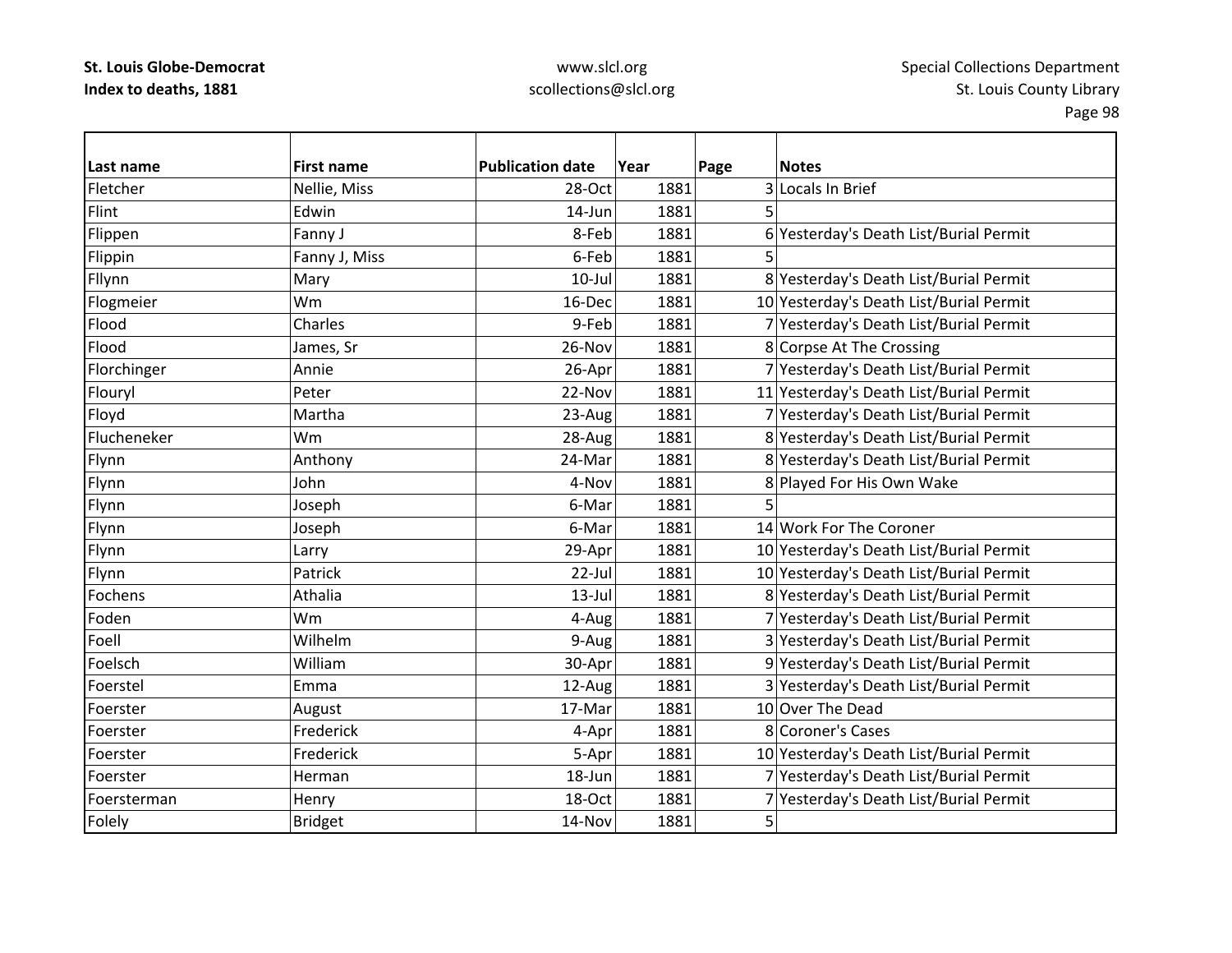| Last name | First name | Publication date | Year | Page | Notes |
|---|---|---|---|---|---|
| Fletcher | Nellie, Miss | 28-Oct | 1881 | 3 | Locals In Brief |
| Flint | Edwin | 14-Jun | 1881 | 5 | |
| Flippen | Fanny J | 8-Feb | 1881 | 6 | Yesterday's Death List/Burial Permit |
| Flippin | Fanny J, Miss | 6-Feb | 1881 | 5 | |
| Fllynn | Mary | 10-Jul | 1881 | 8 | Yesterday's Death List/Burial Permit |
| Flogmeier | Wm | 16-Dec | 1881 | 10 | Yesterday's Death List/Burial Permit |
| Flood | Charles | 9-Feb | 1881 | 7 | Yesterday's Death List/Burial Permit |
| Flood | James, Sr | 26-Nov | 1881 | 8 | Corpse At The Crossing |
| Florchinger | Annie | 26-Apr | 1881 | 7 | Yesterday's Death List/Burial Permit |
| Flouryl | Peter | 22-Nov | 1881 | 11 | Yesterday's Death List/Burial Permit |
| Floyd | Martha | 23-Aug | 1881 | 7 | Yesterday's Death List/Burial Permit |
| Flucheneker | Wm | 28-Aug | 1881 | 8 | Yesterday's Death List/Burial Permit |
| Flynn | Anthony | 24-Mar | 1881 | 8 | Yesterday's Death List/Burial Permit |
| Flynn | John | 4-Nov | 1881 | 8 | Played For His Own Wake |
| Flynn | Joseph | 6-Mar | 1881 | 5 | |
| Flynn | Joseph | 6-Mar | 1881 | 14 | Work For The Coroner |
| Flynn | Larry | 29-Apr | 1881 | 10 | Yesterday's Death List/Burial Permit |
| Flynn | Patrick | 22-Jul | 1881 | 10 | Yesterday's Death List/Burial Permit |
| Fochens | Athalia | 13-Jul | 1881 | 8 | Yesterday's Death List/Burial Permit |
| Foden | Wm | 4-Aug | 1881 | 7 | Yesterday's Death List/Burial Permit |
| Foell | Wilhelm | 9-Aug | 1881 | 3 | Yesterday's Death List/Burial Permit |
| Foelsch | William | 30-Apr | 1881 | 9 | Yesterday's Death List/Burial Permit |
| Foerstel | Emma | 12-Aug | 1881 | 3 | Yesterday's Death List/Burial Permit |
| Foerster | August | 17-Mar | 1881 | 10 | Over The Dead |
| Foerster | Frederick | 4-Apr | 1881 | 8 | Coroner's Cases |
| Foerster | Frederick | 5-Apr | 1881 | 10 | Yesterday's Death List/Burial Permit |
| Foerster | Herman | 18-Jun | 1881 | 7 | Yesterday's Death List/Burial Permit |
| Foersterman | Henry | 18-Oct | 1881 | 7 | Yesterday's Death List/Burial Permit |
| Folely | Bridget | 14-Nov | 1881 | 5 | |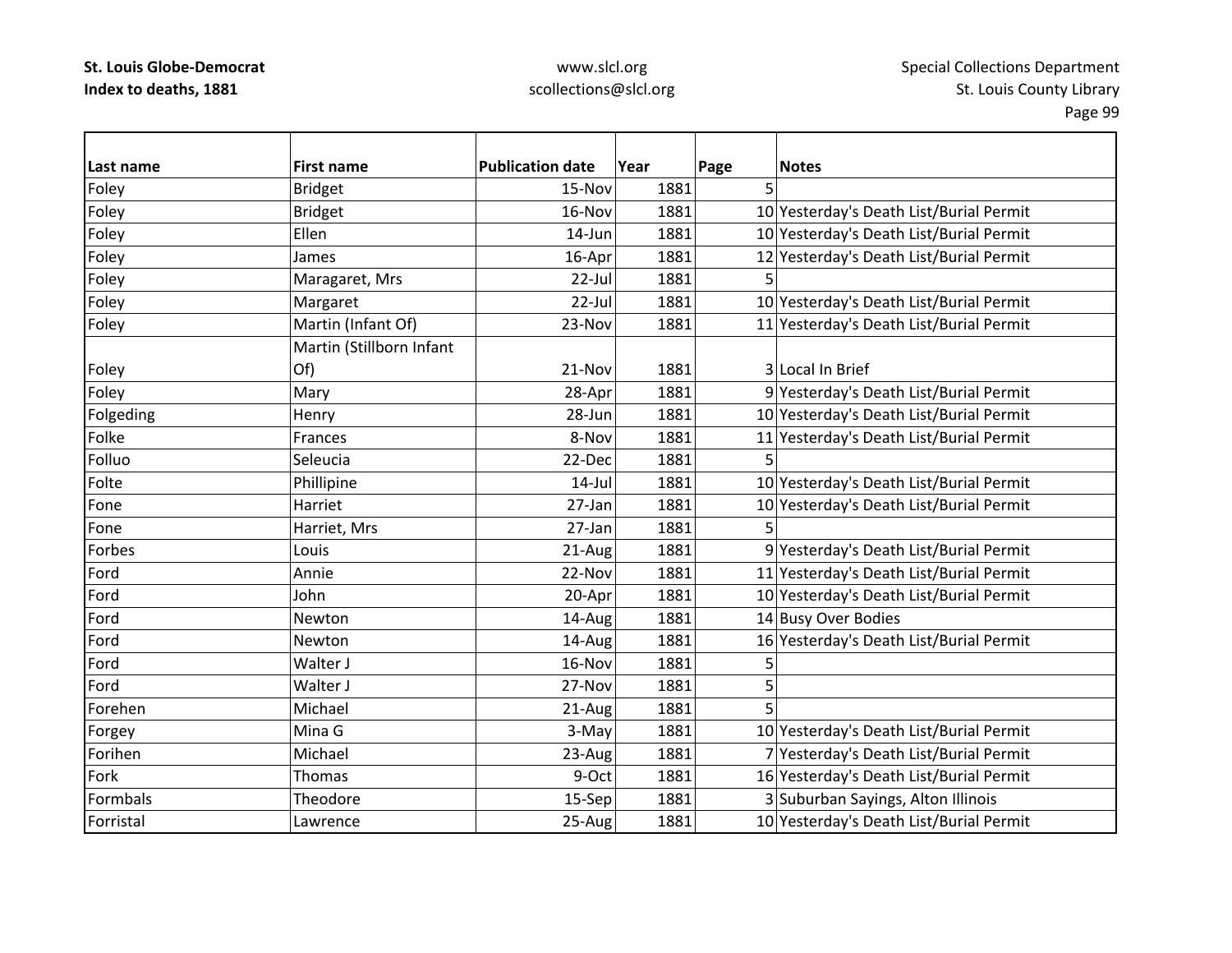| Last name | First name | Publication date | Year | Page | Notes |
|---|---|---|---|---|---|
| Foley | Bridget | 15-Nov | 1881 | 5 | |
| Foley | Bridget | 16-Nov | 1881 | 10 | Yesterday's Death List/Burial Permit |
| Foley | Ellen | 14-Jun | 1881 | 10 | Yesterday's Death List/Burial Permit |
| Foley | James | 16-Apr | 1881 | 12 | Yesterday's Death List/Burial Permit |
| Foley | Maragaret, Mrs | 22-Jul | 1881 | 5 | |
| Foley | Margaret | 22-Jul | 1881 | 10 | Yesterday's Death List/Burial Permit |
| Foley | Martin (Infant Of) | 23-Nov | 1881 | 11 | Yesterday's Death List/Burial Permit |
| Foley | Martin (Stillborn Infant Of) | 21-Nov | 1881 | 3 | Local In Brief |
| Foley | Mary | 28-Apr | 1881 | 9 | Yesterday's Death List/Burial Permit |
| Folgeding | Henry | 28-Jun | 1881 | 10 | Yesterday's Death List/Burial Permit |
| Folke | Frances | 8-Nov | 1881 | 11 | Yesterday's Death List/Burial Permit |
| Folluo | Seleucia | 22-Dec | 1881 | 5 | |
| Folte | Phillipine | 14-Jul | 1881 | 10 | Yesterday's Death List/Burial Permit |
| Fone | Harriet | 27-Jan | 1881 | 10 | Yesterday's Death List/Burial Permit |
| Fone | Harriet, Mrs | 27-Jan | 1881 | 5 | |
| Forbes | Louis | 21-Aug | 1881 | 9 | Yesterday's Death List/Burial Permit |
| Ford | Annie | 22-Nov | 1881 | 11 | Yesterday's Death List/Burial Permit |
| Ford | John | 20-Apr | 1881 | 10 | Yesterday's Death List/Burial Permit |
| Ford | Newton | 14-Aug | 1881 | 14 | Busy Over Bodies |
| Ford | Newton | 14-Aug | 1881 | 16 | Yesterday's Death List/Burial Permit |
| Ford | Walter J | 16-Nov | 1881 | 5 | |
| Ford | Walter J | 27-Nov | 1881 | 5 | |
| Forehen | Michael | 21-Aug | 1881 | 5 | |
| Forgey | Mina G | 3-May | 1881 | 10 | Yesterday's Death List/Burial Permit |
| Forihen | Michael | 23-Aug | 1881 | 7 | Yesterday's Death List/Burial Permit |
| Fork | Thomas | 9-Oct | 1881 | 16 | Yesterday's Death List/Burial Permit |
| Formbals | Theodore | 15-Sep | 1881 | 3 | Suburban Sayings, Alton Illinois |
| Forristal | Lawrence | 25-Aug | 1881 | 10 | Yesterday's Death List/Burial Permit |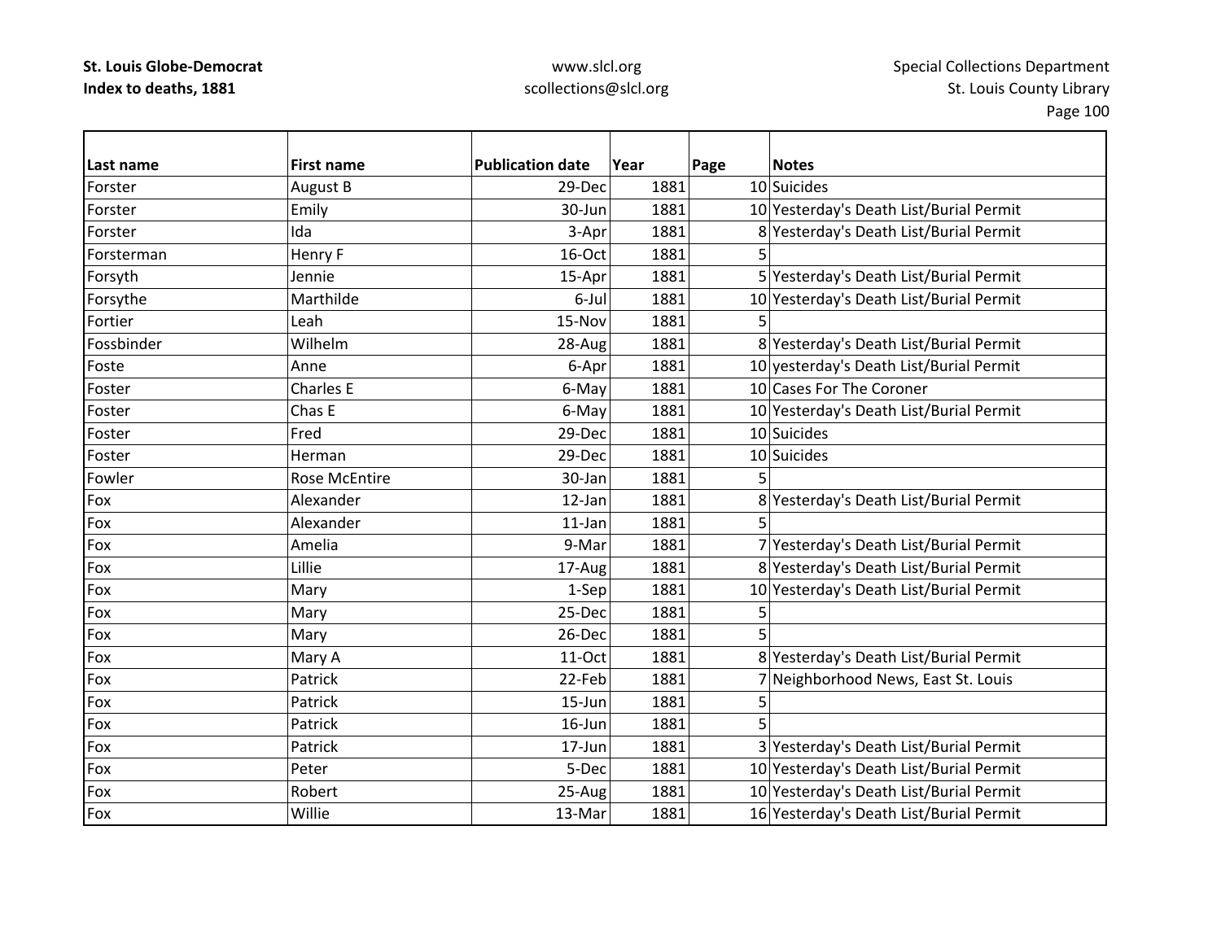**St. Louis Globe-Democrat**
**Index to deaths, 1881**

www.slcl.org
scollections@slcl.org

Special Collections Department
St. Louis County Library

| Last name | First name | Publication date | Year | Page | Notes |
|---|---|---|---|---|---|
| Forster | August B | 29-Dec | 1881 | 10 | Suicides |
| Forster | Emily | 30-Jun | 1881 | 10 | Yesterday's Death List/Burial Permit |
| Forster | Ida | 3-Apr | 1881 | 8 | Yesterday's Death List/Burial Permit |
| Forsterman | Henry F | 16-Oct | 1881 | 5 | |
| Forsyth | Jennie | 15-Apr | 1881 | 5 | Yesterday's Death List/Burial Permit |
| Forsythe | Marthilde | 6-Jul | 1881 | 10 | Yesterday's Death List/Burial Permit |
| Fortier | Leah | 15-Nov | 1881 | 5 | |
| Fossbinder | Wilhelm | 28-Aug | 1881 | 8 | Yesterday's Death List/Burial Permit |
| Foste | Anne | 6-Apr | 1881 | 10 | yesterday's Death List/Burial Permit |
| Foster | Charles E | 6-May | 1881 | 10 | Cases For The Coroner |
| Foster | Chas E | 6-May | 1881 | 10 | Yesterday's Death List/Burial Permit |
| Foster | Fred | 29-Dec | 1881 | 10 | Suicides |
| Foster | Herman | 29-Dec | 1881 | 10 | Suicides |
| Fowler | Rose McEntire | 30-Jan | 1881 | 5 | |
| Fox | Alexander | 12-Jan | 1881 | 8 | Yesterday's Death List/Burial Permit |
| Fox | Alexander | 11-Jan | 1881 | 5 | |
| Fox | Amelia | 9-Mar | 1881 | 7 | Yesterday's Death List/Burial Permit |
| Fox | Lillie | 17-Aug | 1881 | 8 | Yesterday's Death List/Burial Permit |
| Fox | Mary | 1-Sep | 1881 | 10 | Yesterday's Death List/Burial Permit |
| Fox | Mary | 25-Dec | 1881 | 5 | |
| Fox | Mary | 26-Dec | 1881 | 5 | |
| Fox | Mary A | 11-Oct | 1881 | 8 | Yesterday's Death List/Burial Permit |
| Fox | Patrick | 22-Feb | 1881 | 7 | Neighborhood News, East St. Louis |
| Fox | Patrick | 15-Jun | 1881 | 5 | |
| Fox | Patrick | 16-Jun | 1881 | 5 | |
| Fox | Patrick | 17-Jun | 1881 | 3 | Yesterday's Death List/Burial Permit |
| Fox | Peter | 5-Dec | 1881 | 10 | Yesterday's Death List/Burial Permit |
| Fox | Robert | 25-Aug | 1881 | 10 | Yesterday's Death List/Burial Permit |
| Fox | Willie | 13-Mar | 1881 | 16 | Yesterday's Death List/Burial Permit |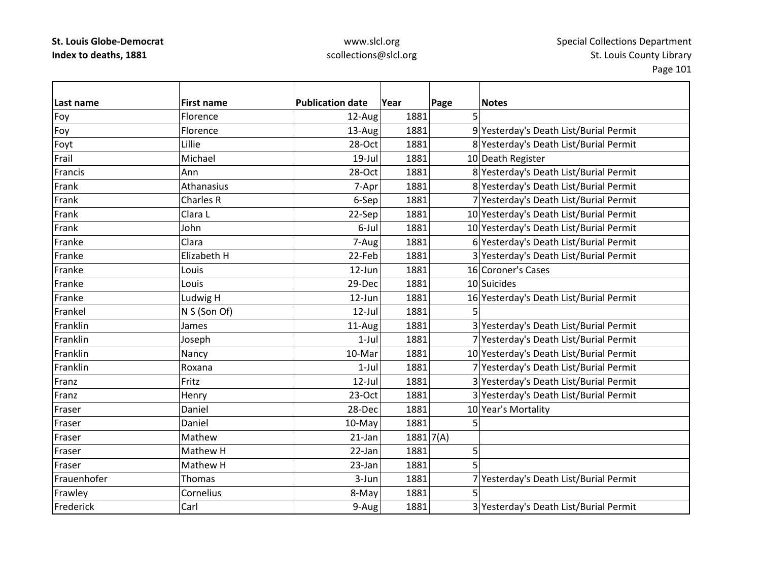| Last name | First name | Publication date | Year | Page | Notes |
|---|---|---|---|---|---|
| Foy | Florence | 12-Aug | 1881 | 5 | |
| Foy | Florence | 13-Aug | 1881 | 9 | Yesterday's Death List/Burial Permit |
| Foyt | Lillie | 28-Oct | 1881 | 8 | Yesterday's Death List/Burial Permit |
| Frail | Michael | 19-Jul | 1881 | 10 | Death Register |
| Francis | Ann | 28-Oct | 1881 | 8 | Yesterday's Death List/Burial Permit |
| Frank | Athanasius | 7-Apr | 1881 | 8 | Yesterday's Death List/Burial Permit |
| Frank | Charles R | 6-Sep | 1881 | 7 | Yesterday's Death List/Burial Permit |
| Frank | Clara L | 22-Sep | 1881 | 10 | Yesterday's Death List/Burial Permit |
| Frank | John | 6-Jul | 1881 | 10 | Yesterday's Death List/Burial Permit |
| Franke | Clara | 7-Aug | 1881 | 6 | Yesterday's Death List/Burial Permit |
| Franke | Elizabeth H | 22-Feb | 1881 | 3 | Yesterday's Death List/Burial Permit |
| Franke | Louis | 12-Jun | 1881 | 16 | Coroner's Cases |
| Franke | Louis | 29-Dec | 1881 | 10 | Suicides |
| Franke | Ludwig H | 12-Jun | 1881 | 16 | Yesterday's Death List/Burial Permit |
| Frankel | N S (Son Of) | 12-Jul | 1881 | 5 | |
| Franklin | James | 11-Aug | 1881 | 3 | Yesterday's Death List/Burial Permit |
| Franklin | Joseph | 1-Jul | 1881 | 7 | Yesterday's Death List/Burial Permit |
| Franklin | Nancy | 10-Mar | 1881 | 10 | Yesterday's Death List/Burial Permit |
| Franklin | Roxana | 1-Jul | 1881 | 7 | Yesterday's Death List/Burial Permit |
| Franz | Fritz | 12-Jul | 1881 | 3 | Yesterday's Death List/Burial Permit |
| Franz | Henry | 23-Oct | 1881 | 3 | Yesterday's Death List/Burial Permit |
| Fraser | Daniel | 28-Dec | 1881 | 10 | Year's Mortality |
| Fraser | Daniel | 10-May | 1881 | 5 | |
| Fraser | Mathew | 21-Jan | 1881 | 7(A) | |
| Fraser | Mathew H | 22-Jan | 1881 | 5 | |
| Fraser | Mathew H | 23-Jan | 1881 | 5 | |
| Frauenhofer | Thomas | 3-Jun | 1881 | 7 | Yesterday's Death List/Burial Permit |
| Frawley | Cornelius | 8-May | 1881 | 5 | |
| Frederick | Carl | 9-Aug | 1881 | 3 | Yesterday's Death List/Burial Permit |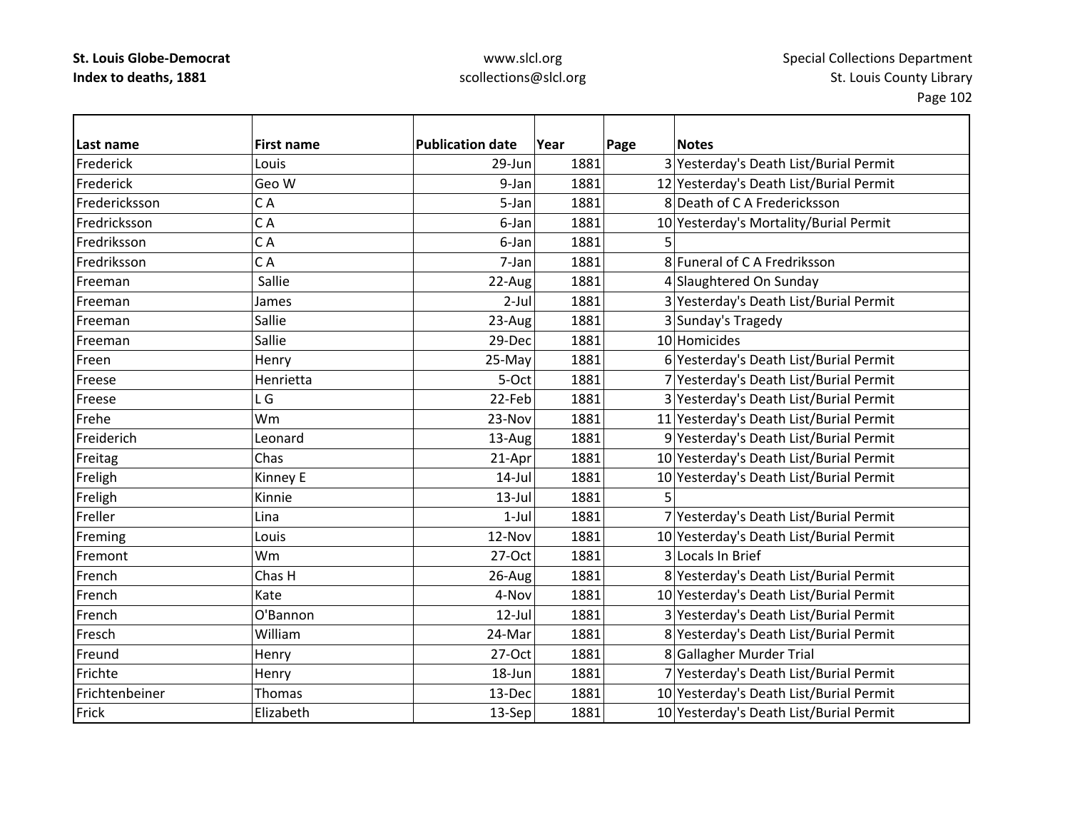| Last name | First name | Publication date | Year | Page | Notes |
|---|---|---|---|---|---|
| Frederick | Louis | 29-Jun | 1881 | 3 | Yesterday's Death List/Burial Permit |
| Frederick | Geo W | 9-Jan | 1881 | 12 | Yesterday's Death List/Burial Permit |
| Fredericksson | C A | 5-Jan | 1881 | 8 | Death of C A Fredericksson |
| Fredricksson | C A | 6-Jan | 1881 | 10 | Yesterday's Mortality/Burial Permit |
| Fredriksson | C A | 6-Jan | 1881 | 5 | |
| Fredriksson | C A | 7-Jan | 1881 | 8 | Funeral of C A Fredriksson |
| Freeman | Sallie | 22-Aug | 1881 | 4 | Slaughtered On Sunday |
| Freeman | James | 2-Jul | 1881 | 3 | Yesterday's Death List/Burial Permit |
| Freeman | Sallie | 23-Aug | 1881 | 3 | Sunday's Tragedy |
| Freeman | Sallie | 29-Dec | 1881 | 10 | Homicides |
| Freen | Henry | 25-May | 1881 | 6 | Yesterday's Death List/Burial Permit |
| Freese | Henrietta | 5-Oct | 1881 | 7 | Yesterday's Death List/Burial Permit |
| Freese | L G | 22-Feb | 1881 | 3 | Yesterday's Death List/Burial Permit |
| Frehe | Wm | 23-Nov | 1881 | 11 | Yesterday's Death List/Burial Permit |
| Freiderich | Leonard | 13-Aug | 1881 | 9 | Yesterday's Death List/Burial Permit |
| Freitag | Chas | 21-Apr | 1881 | 10 | Yesterday's Death List/Burial Permit |
| Freligh | Kinney E | 14-Jul | 1881 | 10 | Yesterday's Death List/Burial Permit |
| Freligh | Kinnie | 13-Jul | 1881 | 5 | |
| Freller | Lina | 1-Jul | 1881 | 7 | Yesterday's Death List/Burial Permit |
| Freming | Louis | 12-Nov | 1881 | 10 | Yesterday's Death List/Burial Permit |
| Fremont | Wm | 27-Oct | 1881 | 3 | Locals In Brief |
| French | Chas H | 26-Aug | 1881 | 8 | Yesterday's Death List/Burial Permit |
| French | Kate | 4-Nov | 1881 | 10 | Yesterday's Death List/Burial Permit |
| French | O'Bannon | 12-Jul | 1881 | 3 | Yesterday's Death List/Burial Permit |
| Fresch | William | 24-Mar | 1881 | 8 | Yesterday's Death List/Burial Permit |
| Freund | Henry | 27-Oct | 1881 | 8 | Gallagher Murder Trial |
| Frichte | Henry | 18-Jun | 1881 | 7 | Yesterday's Death List/Burial Permit |
| Frichtenbeiner | Thomas | 13-Dec | 1881 | 10 | Yesterday's Death List/Burial Permit |
| Frick | Elizabeth | 13-Sep | 1881 | 10 | Yesterday's Death List/Burial Permit |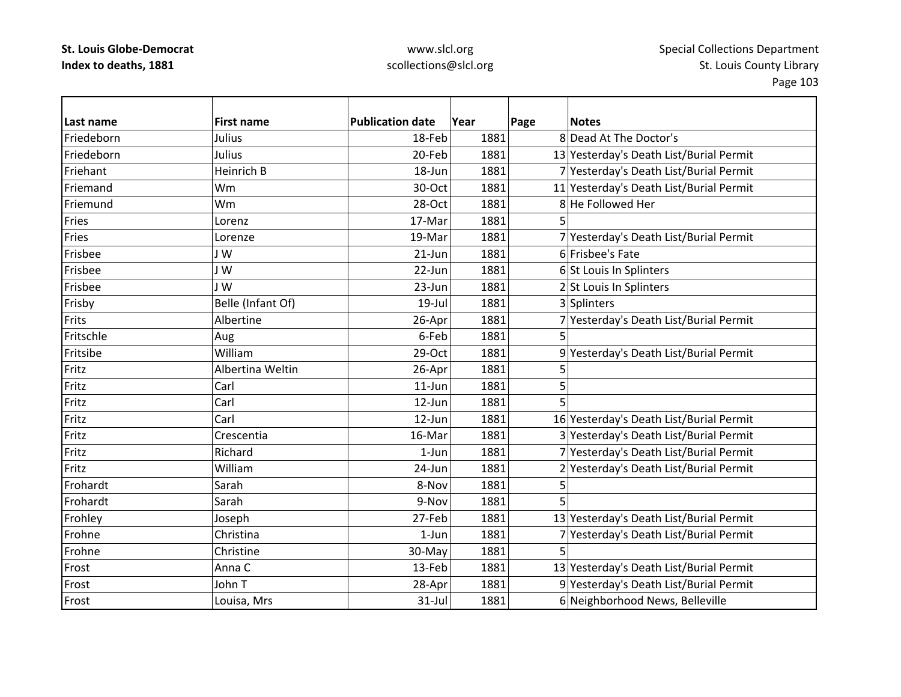| Last name | First name | Publication date | Year | Page | Notes |
|---|---|---|---|---|---|
| Friedeborn | Julius | 18-Feb | 1881 | 8 | Dead At The Doctor's |
| Friedeborn | Julius | 20-Feb | 1881 | 13 | Yesterday's Death List/Burial Permit |
| Friehant | Heinrich B | 18-Jun | 1881 | 7 | Yesterday's Death List/Burial Permit |
| Friemand | Wm | 30-Oct | 1881 | 11 | Yesterday's Death List/Burial Permit |
| Friemund | Wm | 28-Oct | 1881 | 8 | He Followed Her |
| Fries | Lorenz | 17-Mar | 1881 | 5 | |
| Fries | Lorenze | 19-Mar | 1881 | 7 | Yesterday's Death List/Burial Permit |
| Frisbee | J W | 21-Jun | 1881 | 6 | Frisbee's Fate |
| Frisbee | J W | 22-Jun | 1881 | 6 | St Louis In Splinters |
| Frisbee | J W | 23-Jun | 1881 | 2 | St Louis In Splinters |
| Frisby | Belle (Infant Of) | 19-Jul | 1881 | 3 | Splinters |
| Frits | Albertine | 26-Apr | 1881 | 7 | Yesterday's Death List/Burial Permit |
| Fritschle | Aug | 6-Feb | 1881 | 5 | |
| Fritsibe | William | 29-Oct | 1881 | 9 | Yesterday's Death List/Burial Permit |
| Fritz | Albertina Weltin | 26-Apr | 1881 | 5 | |
| Fritz | Carl | 11-Jun | 1881 | 5 | |
| Fritz | Carl | 12-Jun | 1881 | 5 | |
| Fritz | Carl | 12-Jun | 1881 | 16 | Yesterday's Death List/Burial Permit |
| Fritz | Crescentia | 16-Mar | 1881 | 3 | Yesterday's Death List/Burial Permit |
| Fritz | Richard | 1-Jun | 1881 | 7 | Yesterday's Death List/Burial Permit |
| Fritz | William | 24-Jun | 1881 | 2 | Yesterday's Death List/Burial Permit |
| Frohardt | Sarah | 8-Nov | 1881 | 5 | |
| Frohardt | Sarah | 9-Nov | 1881 | 5 | |
| Frohley | Joseph | 27-Feb | 1881 | 13 | Yesterday's Death List/Burial Permit |
| Frohne | Christina | 1-Jun | 1881 | 7 | Yesterday's Death List/Burial Permit |
| Frohne | Christine | 30-May | 1881 | 5 | |
| Frost | Anna C | 13-Feb | 1881 | 13 | Yesterday's Death List/Burial Permit |
| Frost | John T | 28-Apr | 1881 | 9 | Yesterday's Death List/Burial Permit |
| Frost | Louisa, Mrs | 31-Jul | 1881 | 6 | Neighborhood News, Belleville |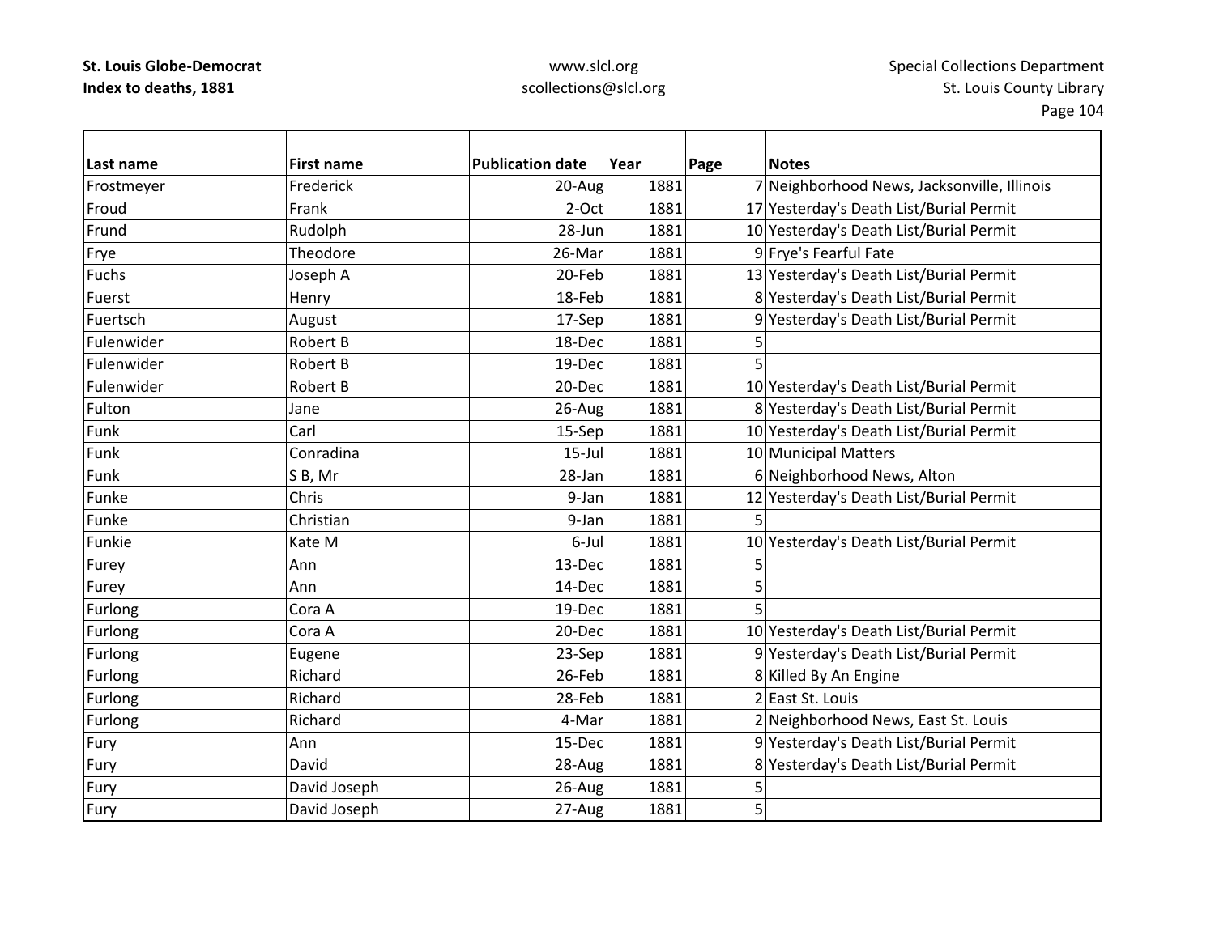**St. Louis Globe-Democrat**
**Index to deaths, 1881**

www.slcl.org
scollections@slcl.org

Special Collections Department
St. Louis County Library

| Last name | First name | Publication date | Year | Page | Notes |
|---|---|---|---|---|---|
| Frostmeyer | Frederick | 20-Aug | 1881 | 7 | Neighborhood News, Jacksonville, Illinois |
| Froud | Frank | 2-Oct | 1881 | 17 | Yesterday's Death List/Burial Permit |
| Frund | Rudolph | 28-Jun | 1881 | 10 | Yesterday's Death List/Burial Permit |
| Frye | Theodore | 26-Mar | 1881 | 9 | Frye's Fearful Fate |
| Fuchs | Joseph A | 20-Feb | 1881 | 13 | Yesterday's Death List/Burial Permit |
| Fuerst | Henry | 18-Feb | 1881 | 8 | Yesterday's Death List/Burial Permit |
| Fuertsch | August | 17-Sep | 1881 | 9 | Yesterday's Death List/Burial Permit |
| Fulenwider | Robert B | 18-Dec | 1881 | 5 | |
| Fulenwider | Robert B | 19-Dec | 1881 | 5 | |
| Fulenwider | Robert B | 20-Dec | 1881 | 10 | Yesterday's Death List/Burial Permit |
| Fulton | Jane | 26-Aug | 1881 | 8 | Yesterday's Death List/Burial Permit |
| Funk | Carl | 15-Sep | 1881 | 10 | Yesterday's Death List/Burial Permit |
| Funk | Conradina | 15-Jul | 1881 | 10 | Municipal Matters |
| Funk | S B, Mr | 28-Jan | 1881 | 6 | Neighborhood News, Alton |
| Funke | Chris | 9-Jan | 1881 | 12 | Yesterday's Death List/Burial Permit |
| Funke | Christian | 9-Jan | 1881 | 5 | |
| Funkie | Kate M | 6-Jul | 1881 | 10 | Yesterday's Death List/Burial Permit |
| Furey | Ann | 13-Dec | 1881 | 5 | |
| Furey | Ann | 14-Dec | 1881 | 5 | |
| Furlong | Cora A | 19-Dec | 1881 | 5 | |
| Furlong | Cora A | 20-Dec | 1881 | 10 | Yesterday's Death List/Burial Permit |
| Furlong | Eugene | 23-Sep | 1881 | 9 | Yesterday's Death List/Burial Permit |
| Furlong | Richard | 26-Feb | 1881 | 8 | Killed By An Engine |
| Furlong | Richard | 28-Feb | 1881 | 2 | East St. Louis |
| Furlong | Richard | 4-Mar | 1881 | 2 | Neighborhood News, East St. Louis |
| Fury | Ann | 15-Dec | 1881 | 9 | Yesterday's Death List/Burial Permit |
| Fury | David | 28-Aug | 1881 | 8 | Yesterday's Death List/Burial Permit |
| Fury | David Joseph | 26-Aug | 1881 | 5 | |
| Fury | David Joseph | 27-Aug | 1881 | 5 | |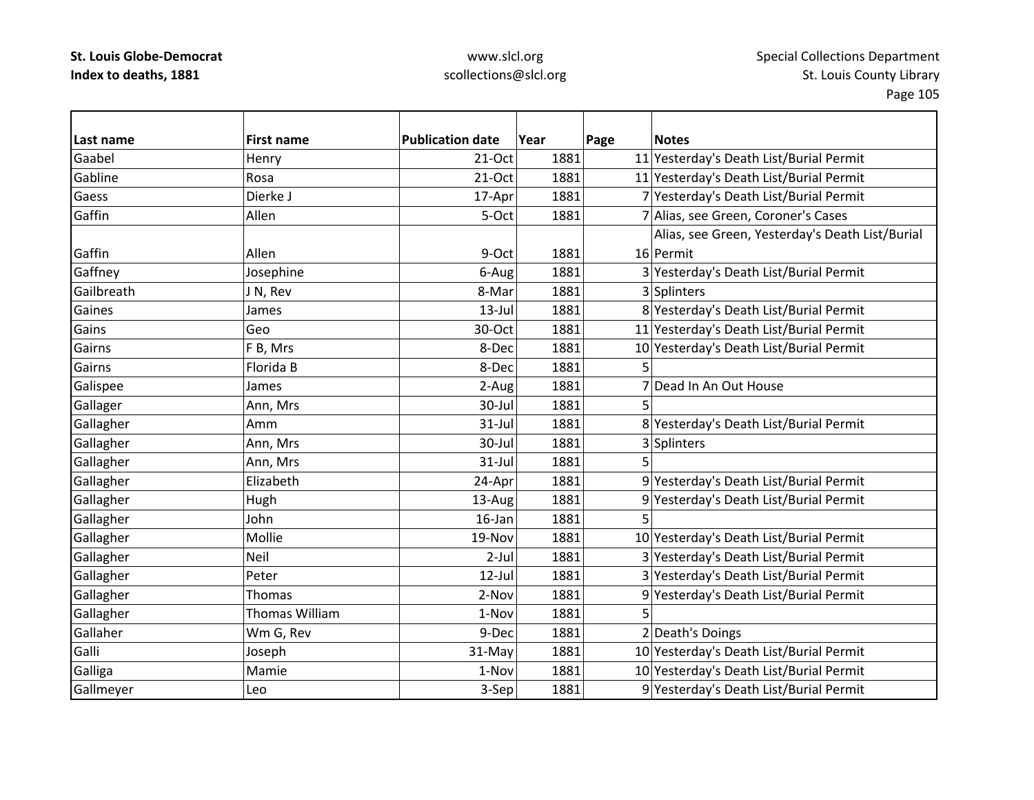**St. Louis Globe-Democrat**
**Index to deaths, 1881**

www.slcl.org
scollections@slcl.org

Special Collections Department
St. Louis County Library

| Last name | First name | Publication date | Year | Page | Notes |
|---|---|---|---|---|---|
| Gaabel | Henry | 21-Oct | 1881 | 11 | Yesterday's Death List/Burial Permit |
| Gabline | Rosa | 21-Oct | 1881 | 11 | Yesterday's Death List/Burial Permit |
| Gaess | Dierke J | 17-Apr | 1881 | 7 | Yesterday's Death List/Burial Permit |
| Gaffin | Allen | 5-Oct | 1881 | 7 | Alias, see Green, Coroner's Cases |
| Gaffin | Allen | 9-Oct | 1881 | 16 | Alias, see Green, Yesterday's Death List/Burial Permit |
| Gaffney | Josephine | 6-Aug | 1881 | 3 | Yesterday's Death List/Burial Permit |
| Gailbreath | J N, Rev | 8-Mar | 1881 | 3 | Splinters |
| Gaines | James | 13-Jul | 1881 | 8 | Yesterday's Death List/Burial Permit |
| Gains | Geo | 30-Oct | 1881 | 11 | Yesterday's Death List/Burial Permit |
| Gairns | F B, Mrs | 8-Dec | 1881 | 10 | Yesterday's Death List/Burial Permit |
| Gairns | Florida B | 8-Dec | 1881 | 5 | |
| Galispee | James | 2-Aug | 1881 | 7 | Dead In An Out House |
| Gallager | Ann, Mrs | 30-Jul | 1881 | 5 | |
| Gallagher | Amm | 31-Jul | 1881 | 8 | Yesterday's Death List/Burial Permit |
| Gallagher | Ann, Mrs | 30-Jul | 1881 | 3 | Splinters |
| Gallagher | Ann, Mrs | 31-Jul | 1881 | 5 | |
| Gallagher | Elizabeth | 24-Apr | 1881 | 9 | Yesterday's Death List/Burial Permit |
| Gallagher | Hugh | 13-Aug | 1881 | 9 | Yesterday's Death List/Burial Permit |
| Gallagher | John | 16-Jan | 1881 | 5 | |
| Gallagher | Mollie | 19-Nov | 1881 | 10 | Yesterday's Death List/Burial Permit |
| Gallagher | Neil | 2-Jul | 1881 | 3 | Yesterday's Death List/Burial Permit |
| Gallagher | Peter | 12-Jul | 1881 | 3 | Yesterday's Death List/Burial Permit |
| Gallagher | Thomas | 2-Nov | 1881 | 9 | Yesterday's Death List/Burial Permit |
| Gallagher | Thomas William | 1-Nov | 1881 | 5 | |
| Gallaher | Wm G, Rev | 9-Dec | 1881 | 2 | Death's Doings |
| Galli | Joseph | 31-May | 1881 | 10 | Yesterday's Death List/Burial Permit |
| Galliga | Mamie | 1-Nov | 1881 | 10 | Yesterday's Death List/Burial Permit |
| Gallmeyer | Leo | 3-Sep | 1881 | 9 | Yesterday's Death List/Burial Permit |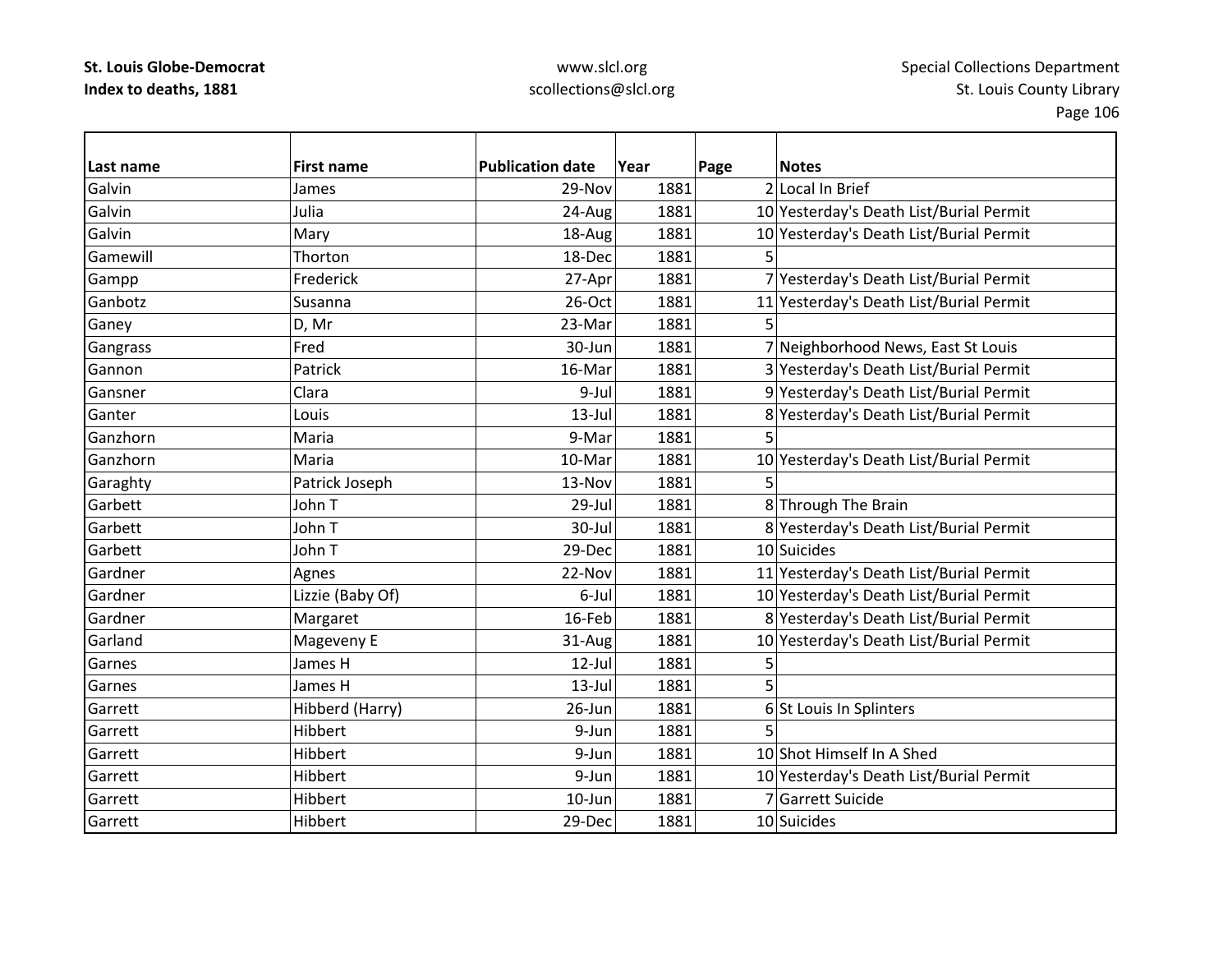**St. Louis Globe-Democrat**
**Index to deaths, 1881**

www.slcl.org
scollections@slcl.org

Special Collections Department
St. Louis County Library

| Last name | First name | Publication date | Year | Page | Notes |
|---|---|---|---|---|---|
| Galvin | James | 29-Nov | 1881 | 2 | Local In Brief |
| Galvin | Julia | 24-Aug | 1881 | 10 | Yesterday's Death List/Burial Permit |
| Galvin | Mary | 18-Aug | 1881 | 10 | Yesterday's Death List/Burial Permit |
| Gamewill | Thorton | 18-Dec | 1881 | 5 | |
| Gampp | Frederick | 27-Apr | 1881 | 7 | Yesterday's Death List/Burial Permit |
| Ganbotz | Susanna | 26-Oct | 1881 | 11 | Yesterday's Death List/Burial Permit |
| Ganey | D, Mr | 23-Mar | 1881 | 5 | |
| Gangrass | Fred | 30-Jun | 1881 | 7 | Neighborhood News, East St Louis |
| Gannon | Patrick | 16-Mar | 1881 | 3 | Yesterday's Death List/Burial Permit |
| Gansner | Clara | 9-Jul | 1881 | 9 | Yesterday's Death List/Burial Permit |
| Ganter | Louis | 13-Jul | 1881 | 8 | Yesterday's Death List/Burial Permit |
| Ganzhorn | Maria | 9-Mar | 1881 | 5 | |
| Ganzhorn | Maria | 10-Mar | 1881 | 10 | Yesterday's Death List/Burial Permit |
| Garaghty | Patrick Joseph | 13-Nov | 1881 | 5 | |
| Garbett | John T | 29-Jul | 1881 | 8 | Through The Brain |
| Garbett | John T | 30-Jul | 1881 | 8 | Yesterday's Death List/Burial Permit |
| Garbett | John T | 29-Dec | 1881 | 10 | Suicides |
| Gardner | Agnes | 22-Nov | 1881 | 11 | Yesterday's Death List/Burial Permit |
| Gardner | Lizzie (Baby Of) | 6-Jul | 1881 | 10 | Yesterday's Death List/Burial Permit |
| Gardner | Margaret | 16-Feb | 1881 | 8 | Yesterday's Death List/Burial Permit |
| Garland | Mageveny E | 31-Aug | 1881 | 10 | Yesterday's Death List/Burial Permit |
| Garnes | James H | 12-Jul | 1881 | 5 | |
| Garnes | James H | 13-Jul | 1881 | 5 | |
| Garrett | Hibberd (Harry) | 26-Jun | 1881 | 6 | St Louis In Splinters |
| Garrett | Hibbert | 9-Jun | 1881 | 5 | |
| Garrett | Hibbert | 9-Jun | 1881 | 10 | Shot Himself In A Shed |
| Garrett | Hibbert | 9-Jun | 1881 | 10 | Yesterday's Death List/Burial Permit |
| Garrett | Hibbert | 10-Jun | 1881 | 7 | Garrett Suicide |
| Garrett | Hibbert | 29-Dec | 1881 | 10 | Suicides |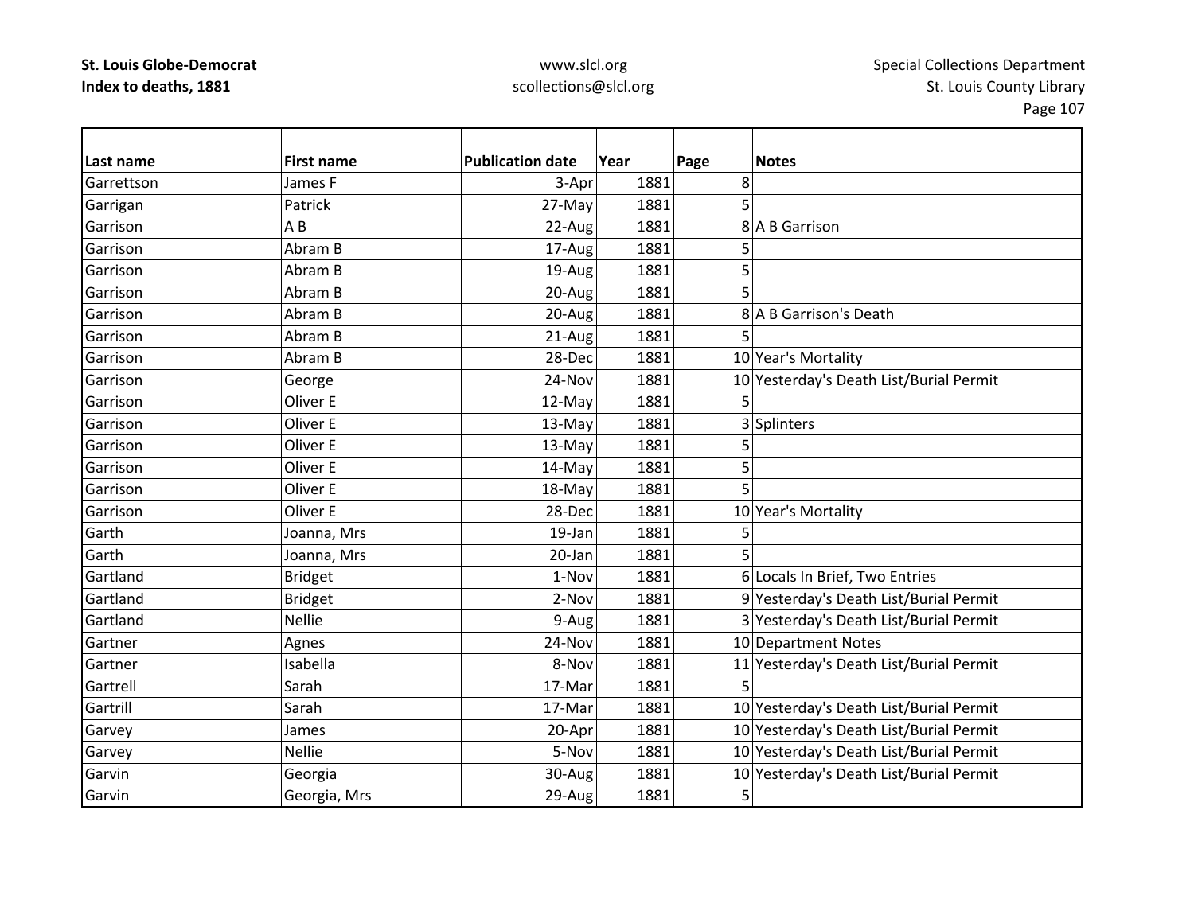| Last name | First name | Publication date | Year | Page | Notes |
|---|---|---|---|---|---|
| Garrettson | James F | 3-Apr | 1881 | 8 | |
| Garrigan | Patrick | 27-May | 1881 | 5 | |
| Garrison | A B | 22-Aug | 1881 | 8 | A B Garrison |
| Garrison | Abram B | 17-Aug | 1881 | 5 | |
| Garrison | Abram B | 19-Aug | 1881 | 5 | |
| Garrison | Abram B | 20-Aug | 1881 | 5 | |
| Garrison | Abram B | 20-Aug | 1881 | 8 | A B Garrison's Death |
| Garrison | Abram B | 21-Aug | 1881 | 5 | |
| Garrison | Abram B | 28-Dec | 1881 | 10 | Year's Mortality |
| Garrison | George | 24-Nov | 1881 | 10 | Yesterday's Death List/Burial Permit |
| Garrison | Oliver E | 12-May | 1881 | 5 | |
| Garrison | Oliver E | 13-May | 1881 | 3 | Splinters |
| Garrison | Oliver E | 13-May | 1881 | 5 | |
| Garrison | Oliver E | 14-May | 1881 | 5 | |
| Garrison | Oliver E | 18-May | 1881 | 5 | |
| Garrison | Oliver E | 28-Dec | 1881 | 10 | Year's Mortality |
| Garth | Joanna, Mrs | 19-Jan | 1881 | 5 | |
| Garth | Joanna, Mrs | 20-Jan | 1881 | 5 | |
| Gartland | Bridget | 1-Nov | 1881 | 6 | Locals In Brief, Two Entries |
| Gartland | Bridget | 2-Nov | 1881 | 9 | Yesterday's Death List/Burial Permit |
| Gartland | Nellie | 9-Aug | 1881 | 3 | Yesterday's Death List/Burial Permit |
| Gartner | Agnes | 24-Nov | 1881 | 10 | Department Notes |
| Gartner | Isabella | 8-Nov | 1881 | 11 | Yesterday's Death List/Burial Permit |
| Gartrell | Sarah | 17-Mar | 1881 | 5 | |
| Gartrill | Sarah | 17-Mar | 1881 | 10 | Yesterday's Death List/Burial Permit |
| Garvey | James | 20-Apr | 1881 | 10 | Yesterday's Death List/Burial Permit |
| Garvey | Nellie | 5-Nov | 1881 | 10 | Yesterday's Death List/Burial Permit |
| Garvin | Georgia | 30-Aug | 1881 | 10 | Yesterday's Death List/Burial Permit |
| Garvin | Georgia, Mrs | 29-Aug | 1881 | 5 | |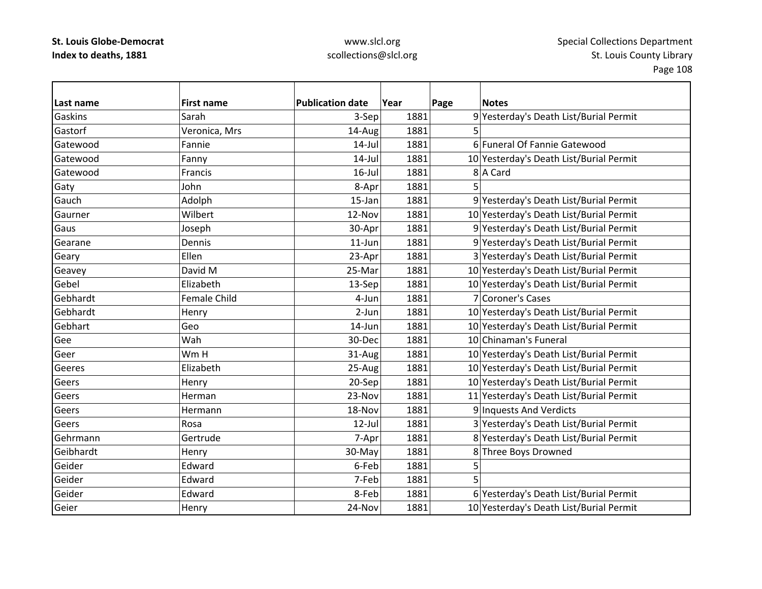| Last name | First name | Publication date | Year | Page | Notes |
|---|---|---|---|---|---|
| Gaskins | Sarah | 3-Sep | 1881 | 9 | Yesterday's Death List/Burial Permit |
| Gastorf | Veronica, Mrs | 14-Aug | 1881 | 5 | |
| Gatewood | Fannie | 14-Jul | 1881 | 6 | Funeral Of Fannie Gatewood |
| Gatewood | Fanny | 14-Jul | 1881 | 10 | Yesterday's Death List/Burial Permit |
| Gatewood | Francis | 16-Jul | 1881 | 8 | A Card |
| Gaty | John | 8-Apr | 1881 | 5 | |
| Gauch | Adolph | 15-Jan | 1881 | 9 | Yesterday's Death List/Burial Permit |
| Gaurner | Wilbert | 12-Nov | 1881 | 10 | Yesterday's Death List/Burial Permit |
| Gaus | Joseph | 30-Apr | 1881 | 9 | Yesterday's Death List/Burial Permit |
| Gearane | Dennis | 11-Jun | 1881 | 9 | Yesterday's Death List/Burial Permit |
| Geary | Ellen | 23-Apr | 1881 | 3 | Yesterday's Death List/Burial Permit |
| Geavey | David M | 25-Mar | 1881 | 10 | Yesterday's Death List/Burial Permit |
| Gebel | Elizabeth | 13-Sep | 1881 | 10 | Yesterday's Death List/Burial Permit |
| Gebhardt | Female Child | 4-Jun | 1881 | 7 | Coroner's Cases |
| Gebhardt | Henry | 2-Jun | 1881 | 10 | Yesterday's Death List/Burial Permit |
| Gebhart | Geo | 14-Jun | 1881 | 10 | Yesterday's Death List/Burial Permit |
| Gee | Wah | 30-Dec | 1881 | 10 | Chinaman's Funeral |
| Geer | Wm H | 31-Aug | 1881 | 10 | Yesterday's Death List/Burial Permit |
| Geeres | Elizabeth | 25-Aug | 1881 | 10 | Yesterday's Death List/Burial Permit |
| Geers | Henry | 20-Sep | 1881 | 10 | Yesterday's Death List/Burial Permit |
| Geers | Herman | 23-Nov | 1881 | 11 | Yesterday's Death List/Burial Permit |
| Geers | Hermann | 18-Nov | 1881 | 9 | Inquests And Verdicts |
| Geers | Rosa | 12-Jul | 1881 | 3 | Yesterday's Death List/Burial Permit |
| Gehrmann | Gertrude | 7-Apr | 1881 | 8 | Yesterday's Death List/Burial Permit |
| Geibhardt | Henry | 30-May | 1881 | 8 | Three Boys Drowned |
| Geider | Edward | 6-Feb | 1881 | 5 | |
| Geider | Edward | 7-Feb | 1881 | 5 | |
| Geider | Edward | 8-Feb | 1881 | 6 | Yesterday's Death List/Burial Permit |
| Geier | Henry | 24-Nov | 1881 | 10 | Yesterday's Death List/Burial Permit |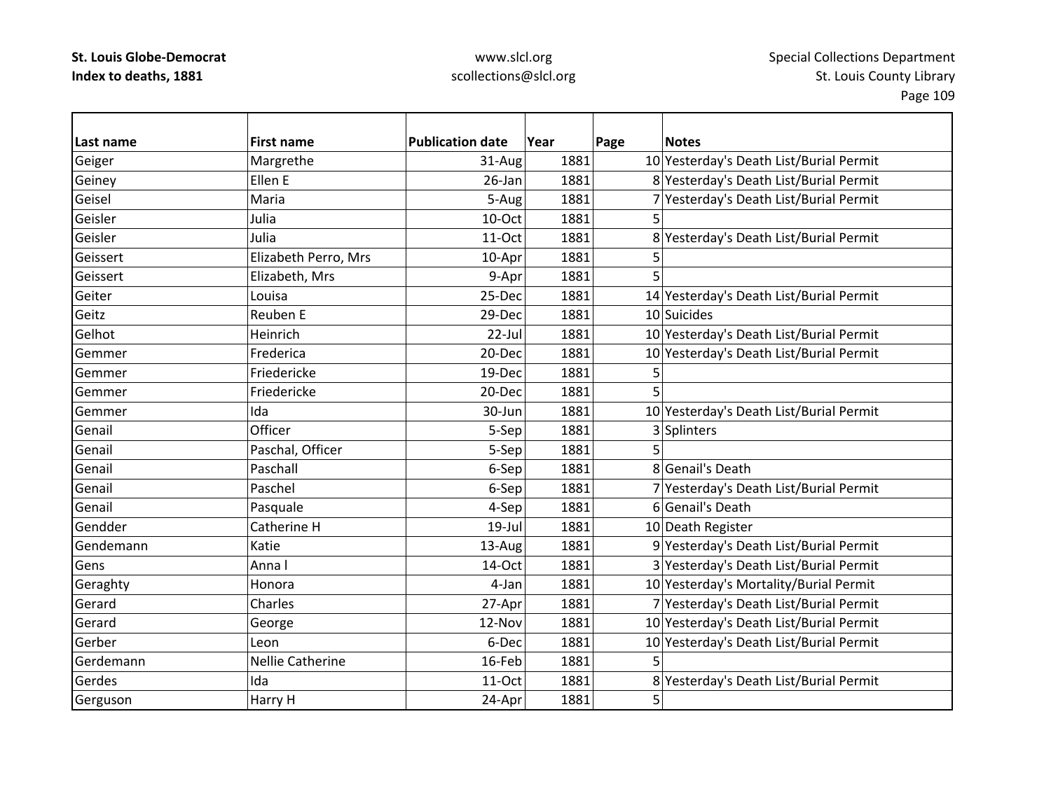| Last name | First name | Publication date | Year | Page | Notes |
|---|---|---|---|---|---|
| Geiger | Margrethe | 31-Aug | 1881 | 10 | Yesterday's Death List/Burial Permit |
| Geiney | Ellen E | 26-Jan | 1881 | 8 | Yesterday's Death List/Burial Permit |
| Geisel | Maria | 5-Aug | 1881 | 7 | Yesterday's Death List/Burial Permit |
| Geisler | Julia | 10-Oct | 1881 | 5 | |
| Geisler | Julia | 11-Oct | 1881 | 8 | Yesterday's Death List/Burial Permit |
| Geissert | Elizabeth Perro, Mrs | 10-Apr | 1881 | 5 | |
| Geissert | Elizabeth, Mrs | 9-Apr | 1881 | 5 | |
| Geiter | Louisa | 25-Dec | 1881 | 14 | Yesterday's Death List/Burial Permit |
| Geitz | Reuben E | 29-Dec | 1881 | 10 | Suicides |
| Gelhot | Heinrich | 22-Jul | 1881 | 10 | Yesterday's Death List/Burial Permit |
| Gemmer | Frederica | 20-Dec | 1881 | 10 | Yesterday's Death List/Burial Permit |
| Gemmer | Friedericke | 19-Dec | 1881 | 5 | |
| Gemmer | Friedericke | 20-Dec | 1881 | 5 | |
| Gemmer | Ida | 30-Jun | 1881 | 10 | Yesterday's Death List/Burial Permit |
| Genail | Officer | 5-Sep | 1881 | 3 | Splinters |
| Genail | Paschal, Officer | 5-Sep | 1881 | 5 | |
| Genail | Paschall | 6-Sep | 1881 | 8 | Genail's Death |
| Genail | Paschel | 6-Sep | 1881 | 7 | Yesterday's Death List/Burial Permit |
| Genail | Pasquale | 4-Sep | 1881 | 6 | Genail's Death |
| Gendder | Catherine H | 19-Jul | 1881 | 10 | Death Register |
| Gendemann | Katie | 13-Aug | 1881 | 9 | Yesterday's Death List/Burial Permit |
| Gens | Anna l | 14-Oct | 1881 | 3 | Yesterday's Death List/Burial Permit |
| Geraghty | Honora | 4-Jan | 1881 | 10 | Yesterday's Mortality/Burial Permit |
| Gerard | Charles | 27-Apr | 1881 | 7 | Yesterday's Death List/Burial Permit |
| Gerard | George | 12-Nov | 1881 | 10 | Yesterday's Death List/Burial Permit |
| Gerber | Leon | 6-Dec | 1881 | 10 | Yesterday's Death List/Burial Permit |
| Gerdemann | Nellie Catherine | 16-Feb | 1881 | 5 | |
| Gerdes | Ida | 11-Oct | 1881 | 8 | Yesterday's Death List/Burial Permit |
| Gerguson | Harry H | 24-Apr | 1881 | 5 | |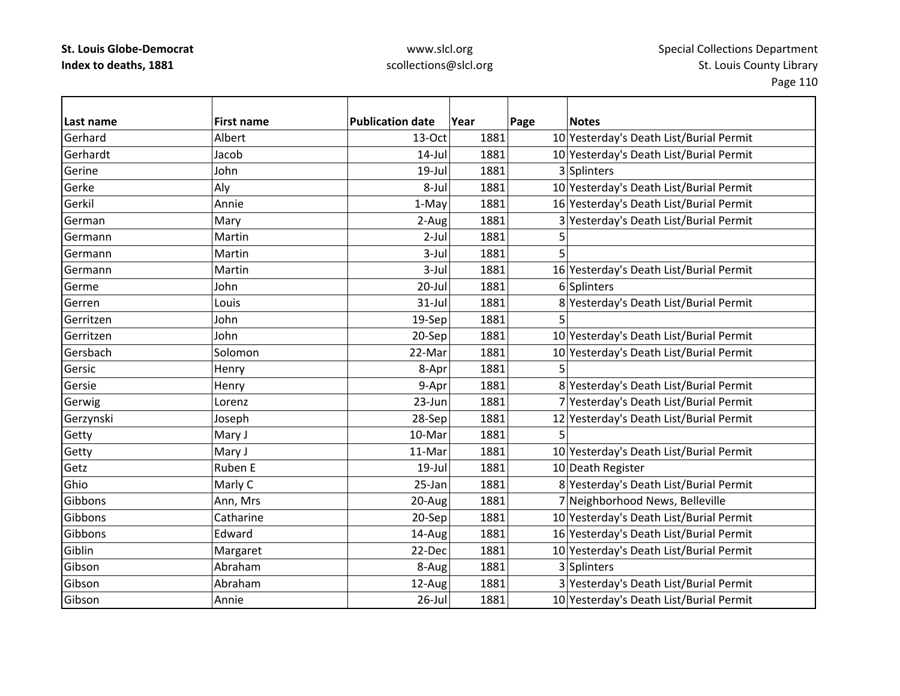**St. Louis Globe-Democrat**
**Index to deaths, 1881**

www.slcl.org
scollections@slcl.org

Special Collections Department
St. Louis County Library

| Last name | First name | Publication date | Year | Page | Notes |
|---|---|---|---|---|---|
| Gerhard | Albert | 13-Oct | 1881 | 10 | Yesterday's Death List/Burial Permit |
| Gerhardt | Jacob | 14-Jul | 1881 | 10 | Yesterday's Death List/Burial Permit |
| Gerine | John | 19-Jul | 1881 | 3 | Splinters |
| Gerke | Aly | 8-Jul | 1881 | 10 | Yesterday's Death List/Burial Permit |
| Gerkil | Annie | 1-May | 1881 | 16 | Yesterday's Death List/Burial Permit |
| German | Mary | 2-Aug | 1881 | 3 | Yesterday's Death List/Burial Permit |
| Germann | Martin | 2-Jul | 1881 | 5 | |
| Germann | Martin | 3-Jul | 1881 | 5 | |
| Germann | Martin | 3-Jul | 1881 | 16 | Yesterday's Death List/Burial Permit |
| Germe | John | 20-Jul | 1881 | 6 | Splinters |
| Gerren | Louis | 31-Jul | 1881 | 8 | Yesterday's Death List/Burial Permit |
| Gerritzen | John | 19-Sep | 1881 | 5 | |
| Gerritzen | John | 20-Sep | 1881 | 10 | Yesterday's Death List/Burial Permit |
| Gersbach | Solomon | 22-Mar | 1881 | 10 | Yesterday's Death List/Burial Permit |
| Gersic | Henry | 8-Apr | 1881 | 5 | |
| Gersie | Henry | 9-Apr | 1881 | 8 | Yesterday's Death List/Burial Permit |
| Gerwig | Lorenz | 23-Jun | 1881 | 7 | Yesterday's Death List/Burial Permit |
| Gerzynski | Joseph | 28-Sep | 1881 | 12 | Yesterday's Death List/Burial Permit |
| Getty | Mary J | 10-Mar | 1881 | 5 | |
| Getty | Mary J | 11-Mar | 1881 | 10 | Yesterday's Death List/Burial Permit |
| Getz | Ruben E | 19-Jul | 1881 | 10 | Death Register |
| Ghio | Marly C | 25-Jan | 1881 | 8 | Yesterday's Death List/Burial Permit |
| Gibbons | Ann, Mrs | 20-Aug | 1881 | 7 | Neighborhood News, Belleville |
| Gibbons | Catharine | 20-Sep | 1881 | 10 | Yesterday's Death List/Burial Permit |
| Gibbons | Edward | 14-Aug | 1881 | 16 | Yesterday's Death List/Burial Permit |
| Giblin | Margaret | 22-Dec | 1881 | 10 | Yesterday's Death List/Burial Permit |
| Gibson | Abraham | 8-Aug | 1881 | 3 | Splinters |
| Gibson | Abraham | 12-Aug | 1881 | 3 | Yesterday's Death List/Burial Permit |
| Gibson | Annie | 26-Jul | 1881 | 10 | Yesterday's Death List/Burial Permit |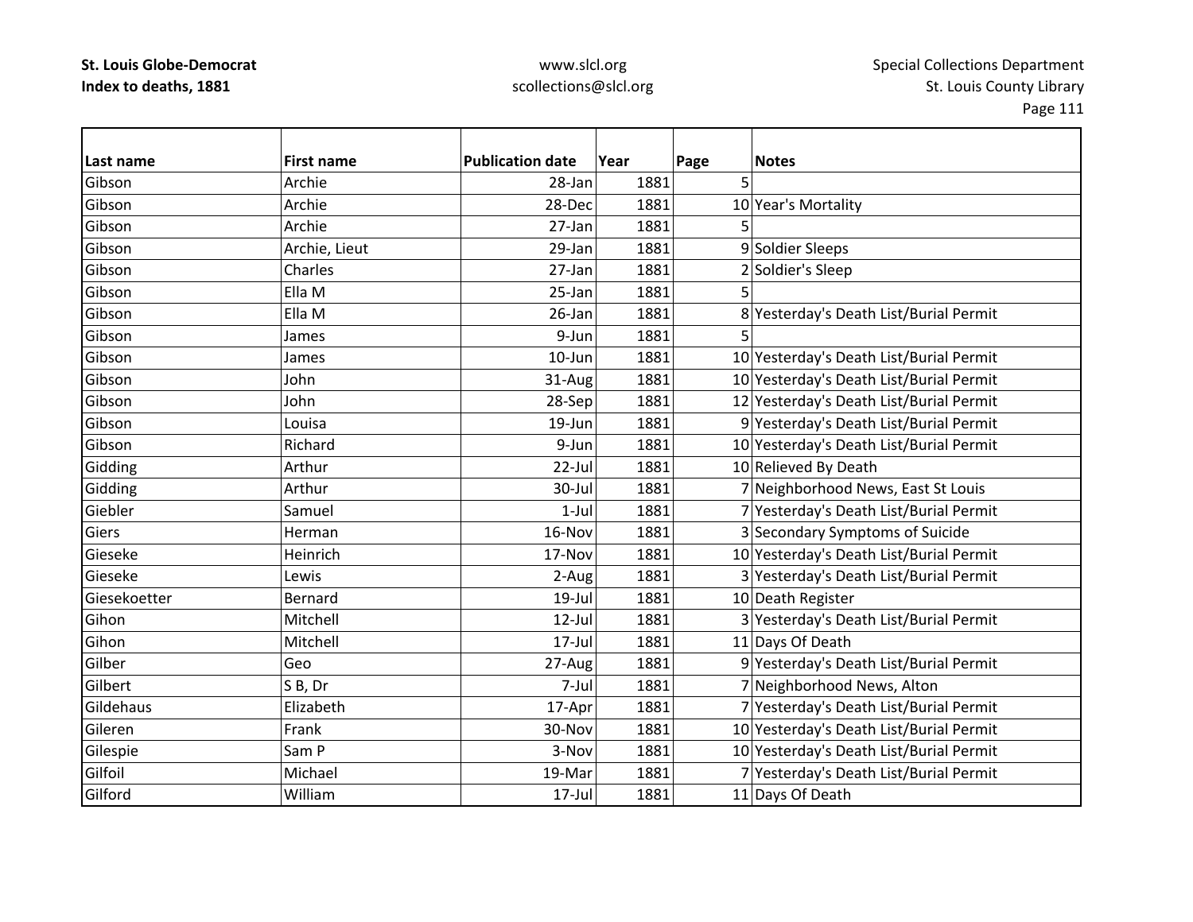| Last name | First name | Publication date | Year | Page | Notes |
|---|---|---|---|---|---|
| Gibson | Archie | 28-Jan | 1881 | 5 | |
| Gibson | Archie | 28-Dec | 1881 | 10 | Year's Mortality |
| Gibson | Archie | 27-Jan | 1881 | 5 | |
| Gibson | Archie, Lieut | 29-Jan | 1881 | 9 | Soldier Sleeps |
| Gibson | Charles | 27-Jan | 1881 | 2 | Soldier's Sleep |
| Gibson | Ella M | 25-Jan | 1881 | 5 | |
| Gibson | Ella M | 26-Jan | 1881 | 8 | Yesterday's Death List/Burial Permit |
| Gibson | James | 9-Jun | 1881 | 5 | |
| Gibson | James | 10-Jun | 1881 | 10 | Yesterday's Death List/Burial Permit |
| Gibson | John | 31-Aug | 1881 | 10 | Yesterday's Death List/Burial Permit |
| Gibson | John | 28-Sep | 1881 | 12 | Yesterday's Death List/Burial Permit |
| Gibson | Louisa | 19-Jun | 1881 | 9 | Yesterday's Death List/Burial Permit |
| Gibson | Richard | 9-Jun | 1881 | 10 | Yesterday's Death List/Burial Permit |
| Gidding | Arthur | 22-Jul | 1881 | 10 | Relieved By Death |
| Gidding | Arthur | 30-Jul | 1881 | 7 | Neighborhood News, East St Louis |
| Giebler | Samuel | 1-Jul | 1881 | 7 | Yesterday's Death List/Burial Permit |
| Giers | Herman | 16-Nov | 1881 | 3 | Secondary Symptoms of Suicide |
| Gieseke | Heinrich | 17-Nov | 1881 | 10 | Yesterday's Death List/Burial Permit |
| Gieseke | Lewis | 2-Aug | 1881 | 3 | Yesterday's Death List/Burial Permit |
| Giesekoetter | Bernard | 19-Jul | 1881 | 10 | Death Register |
| Gihon | Mitchell | 12-Jul | 1881 | 3 | Yesterday's Death List/Burial Permit |
| Gihon | Mitchell | 17-Jul | 1881 | 11 | Days Of Death |
| Gilber | Geo | 27-Aug | 1881 | 9 | Yesterday's Death List/Burial Permit |
| Gilbert | S B, Dr | 7-Jul | 1881 | 7 | Neighborhood News, Alton |
| Gildehaus | Elizabeth | 17-Apr | 1881 | 7 | Yesterday's Death List/Burial Permit |
| Gileren | Frank | 30-Nov | 1881 | 10 | Yesterday's Death List/Burial Permit |
| Gilespie | Sam P | 3-Nov | 1881 | 10 | Yesterday's Death List/Burial Permit |
| Gilfoil | Michael | 19-Mar | 1881 | 7 | Yesterday's Death List/Burial Permit |
| Gilford | William | 17-Jul | 1881 | 11 | Days Of Death |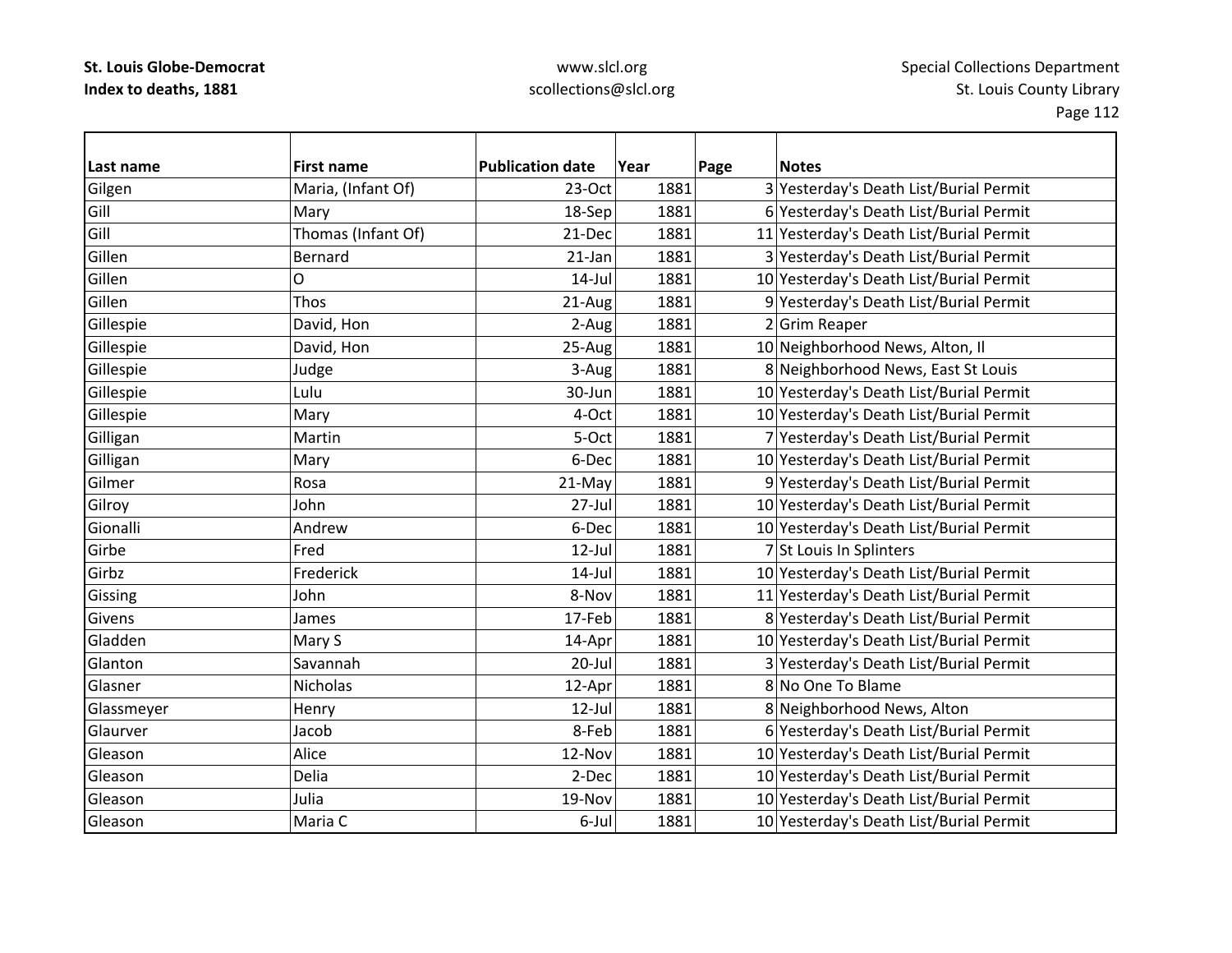| Last name | First name | Publication date | Year | Page | Notes |
|---|---|---|---|---|---|
| Gilgen | Maria, (Infant Of) | 23-Oct | 1881 | 3 | Yesterday's Death List/Burial Permit |
| Gill | Mary | 18-Sep | 1881 | 6 | Yesterday's Death List/Burial Permit |
| Gill | Thomas (Infant Of) | 21-Dec | 1881 | 11 | Yesterday's Death List/Burial Permit |
| Gillen | Bernard | 21-Jan | 1881 | 3 | Yesterday's Death List/Burial Permit |
| Gillen | O | 14-Jul | 1881 | 10 | Yesterday's Death List/Burial Permit |
| Gillen | Thos | 21-Aug | 1881 | 9 | Yesterday's Death List/Burial Permit |
| Gillespie | David, Hon | 2-Aug | 1881 | 2 | Grim Reaper |
| Gillespie | David, Hon | 25-Aug | 1881 | 10 | Neighborhood News, Alton, Il |
| Gillespie | Judge | 3-Aug | 1881 | 8 | Neighborhood News, East St Louis |
| Gillespie | Lulu | 30-Jun | 1881 | 10 | Yesterday's Death List/Burial Permit |
| Gillespie | Mary | 4-Oct | 1881 | 10 | Yesterday's Death List/Burial Permit |
| Gilligan | Martin | 5-Oct | 1881 | 7 | Yesterday's Death List/Burial Permit |
| Gilligan | Mary | 6-Dec | 1881 | 10 | Yesterday's Death List/Burial Permit |
| Gilmer | Rosa | 21-May | 1881 | 9 | Yesterday's Death List/Burial Permit |
| Gilroy | John | 27-Jul | 1881 | 10 | Yesterday's Death List/Burial Permit |
| Gionalli | Andrew | 6-Dec | 1881 | 10 | Yesterday's Death List/Burial Permit |
| Girbe | Fred | 12-Jul | 1881 | 7 | St Louis In Splinters |
| Girbz | Frederick | 14-Jul | 1881 | 10 | Yesterday's Death List/Burial Permit |
| Gissing | John | 8-Nov | 1881 | 11 | Yesterday's Death List/Burial Permit |
| Givens | James | 17-Feb | 1881 | 8 | Yesterday's Death List/Burial Permit |
| Gladden | Mary S | 14-Apr | 1881 | 10 | Yesterday's Death List/Burial Permit |
| Glanton | Savannah | 20-Jul | 1881 | 3 | Yesterday's Death List/Burial Permit |
| Glasner | Nicholas | 12-Apr | 1881 | 8 | No One To Blame |
| Glassmeyer | Henry | 12-Jul | 1881 | 8 | Neighborhood News, Alton |
| Glaurver | Jacob | 8-Feb | 1881 | 6 | Yesterday's Death List/Burial Permit |
| Gleason | Alice | 12-Nov | 1881 | 10 | Yesterday's Death List/Burial Permit |
| Gleason | Delia | 2-Dec | 1881 | 10 | Yesterday's Death List/Burial Permit |
| Gleason | Julia | 19-Nov | 1881 | 10 | Yesterday's Death List/Burial Permit |
| Gleason | Maria C | 6-Jul | 1881 | 10 | Yesterday's Death List/Burial Permit |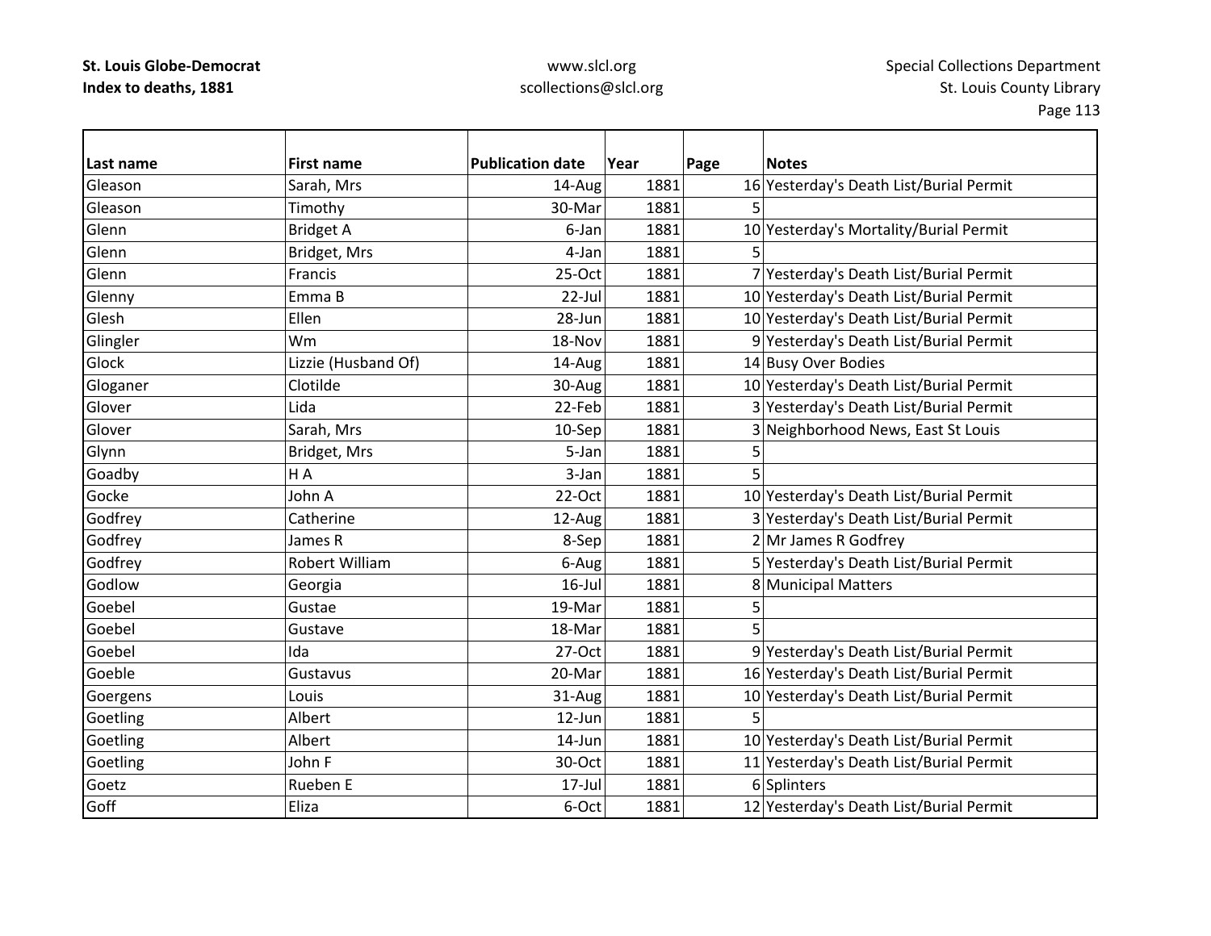| Last name | First name | Publication date | Year | Page | Notes |
|---|---|---|---|---|---|
| Gleason | Sarah, Mrs | 14-Aug | 1881 | 16 | Yesterday's Death List/Burial Permit |
| Gleason | Timothy | 30-Mar | 1881 | 5 | |
| Glenn | Bridget A | 6-Jan | 1881 | 10 | Yesterday's Mortality/Burial Permit |
| Glenn | Bridget, Mrs | 4-Jan | 1881 | 5 | |
| Glenn | Francis | 25-Oct | 1881 | 7 | Yesterday's Death List/Burial Permit |
| Glenny | Emma B | 22-Jul | 1881 | 10 | Yesterday's Death List/Burial Permit |
| Glesh | Ellen | 28-Jun | 1881 | 10 | Yesterday's Death List/Burial Permit |
| Glingler | Wm | 18-Nov | 1881 | 9 | Yesterday's Death List/Burial Permit |
| Glock | Lizzie (Husband Of) | 14-Aug | 1881 | 14 | Busy Over Bodies |
| Gloganer | Clotilde | 30-Aug | 1881 | 10 | Yesterday's Death List/Burial Permit |
| Glover | Lida | 22-Feb | 1881 | 3 | Yesterday's Death List/Burial Permit |
| Glover | Sarah, Mrs | 10-Sep | 1881 | 3 | Neighborhood News, East St Louis |
| Glynn | Bridget, Mrs | 5-Jan | 1881 | 5 | |
| Goadby | H A | 3-Jan | 1881 | 5 | |
| Gocke | John A | 22-Oct | 1881 | 10 | Yesterday's Death List/Burial Permit |
| Godfrey | Catherine | 12-Aug | 1881 | 3 | Yesterday's Death List/Burial Permit |
| Godfrey | James R | 8-Sep | 1881 | 2 | Mr James R Godfrey |
| Godfrey | Robert William | 6-Aug | 1881 | 5 | Yesterday's Death List/Burial Permit |
| Godlow | Georgia | 16-Jul | 1881 | 8 | Municipal Matters |
| Goebel | Gustae | 19-Mar | 1881 | 5 | |
| Goebel | Gustave | 18-Mar | 1881 | 5 | |
| Goebel | Ida | 27-Oct | 1881 | 9 | Yesterday's Death List/Burial Permit |
| Goeble | Gustavus | 20-Mar | 1881 | 16 | Yesterday's Death List/Burial Permit |
| Goergens | Louis | 31-Aug | 1881 | 10 | Yesterday's Death List/Burial Permit |
| Goetling | Albert | 12-Jun | 1881 | 5 | |
| Goetling | Albert | 14-Jun | 1881 | 10 | Yesterday's Death List/Burial Permit |
| Goetling | John F | 30-Oct | 1881 | 11 | Yesterday's Death List/Burial Permit |
| Goetz | Rueben E | 17-Jul | 1881 | 6 | Splinters |
| Goff | Eliza | 6-Oct | 1881 | 12 | Yesterday's Death List/Burial Permit |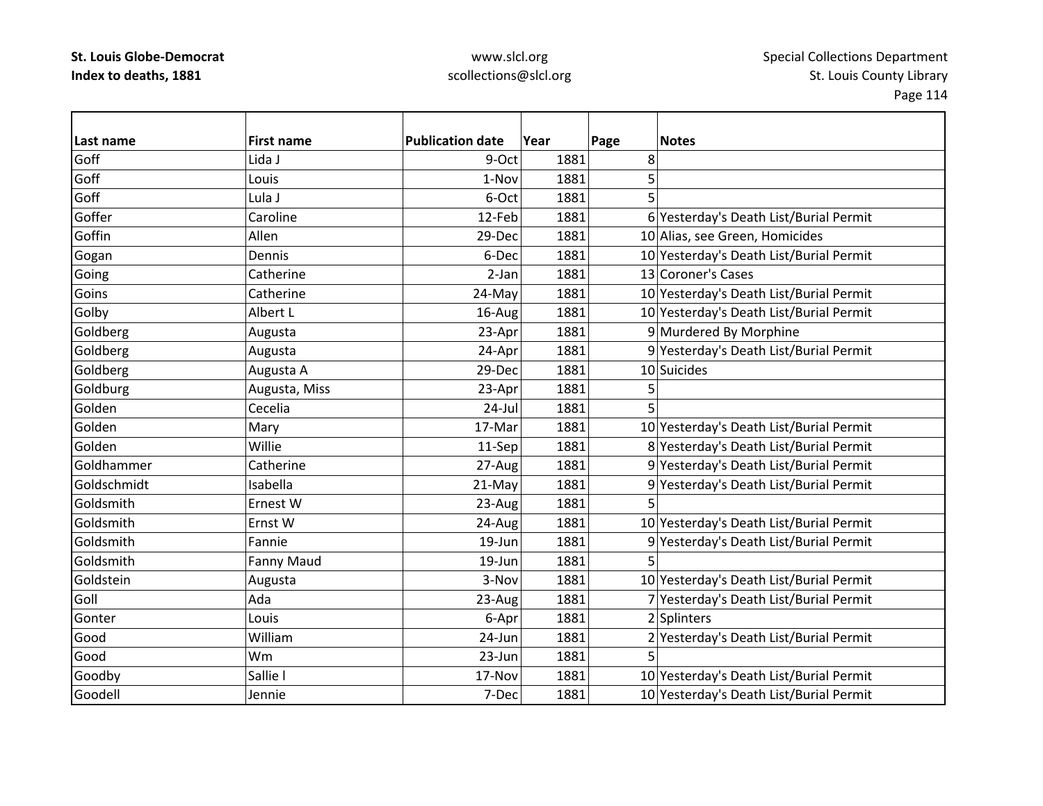| Last name | First name | Publication date | Year | Page | Notes |
|---|---|---|---|---|---|
| Goff | Lida J | 9-Oct | 1881 | 8 | |
| Goff | Louis | 1-Nov | 1881 | 5 | |
| Goff | Lula J | 6-Oct | 1881 | 5 | |
| Goffer | Caroline | 12-Feb | 1881 | 6 | Yesterday's Death List/Burial Permit |
| Goffin | Allen | 29-Dec | 1881 | 10 | Alias, see Green, Homicides |
| Gogan | Dennis | 6-Dec | 1881 | 10 | Yesterday's Death List/Burial Permit |
| Going | Catherine | 2-Jan | 1881 | 13 | Coroner's Cases |
| Goins | Catherine | 24-May | 1881 | 10 | Yesterday's Death List/Burial Permit |
| Golby | Albert L | 16-Aug | 1881 | 10 | Yesterday's Death List/Burial Permit |
| Goldberg | Augusta | 23-Apr | 1881 | 9 | Murdered By Morphine |
| Goldberg | Augusta | 24-Apr | 1881 | 9 | Yesterday's Death List/Burial Permit |
| Goldberg | Augusta A | 29-Dec | 1881 | 10 | Suicides |
| Goldburg | Augusta, Miss | 23-Apr | 1881 | 5 | |
| Golden | Cecelia | 24-Jul | 1881 | 5 | |
| Golden | Mary | 17-Mar | 1881 | 10 | Yesterday's Death List/Burial Permit |
| Golden | Willie | 11-Sep | 1881 | 8 | Yesterday's Death List/Burial Permit |
| Goldhammer | Catherine | 27-Aug | 1881 | 9 | Yesterday's Death List/Burial Permit |
| Goldschmidt | Isabella | 21-May | 1881 | 9 | Yesterday's Death List/Burial Permit |
| Goldsmith | Ernest W | 23-Aug | 1881 | 5 | |
| Goldsmith | Ernst W | 24-Aug | 1881 | 10 | Yesterday's Death List/Burial Permit |
| Goldsmith | Fannie | 19-Jun | 1881 | 9 | Yesterday's Death List/Burial Permit |
| Goldsmith | Fanny Maud | 19-Jun | 1881 | 5 | |
| Goldstein | Augusta | 3-Nov | 1881 | 10 | Yesterday's Death List/Burial Permit |
| Goll | Ada | 23-Aug | 1881 | 7 | Yesterday's Death List/Burial Permit |
| Gonter | Louis | 6-Apr | 1881 | 2 | Splinters |
| Good | William | 24-Jun | 1881 | 2 | Yesterday's Death List/Burial Permit |
| Good | Wm | 23-Jun | 1881 | 5 | |
| Goodby | Sallie l | 17-Nov | 1881 | 10 | Yesterday's Death List/Burial Permit |
| Goodell | Jennie | 7-Dec | 1881 | 10 | Yesterday's Death List/Burial Permit |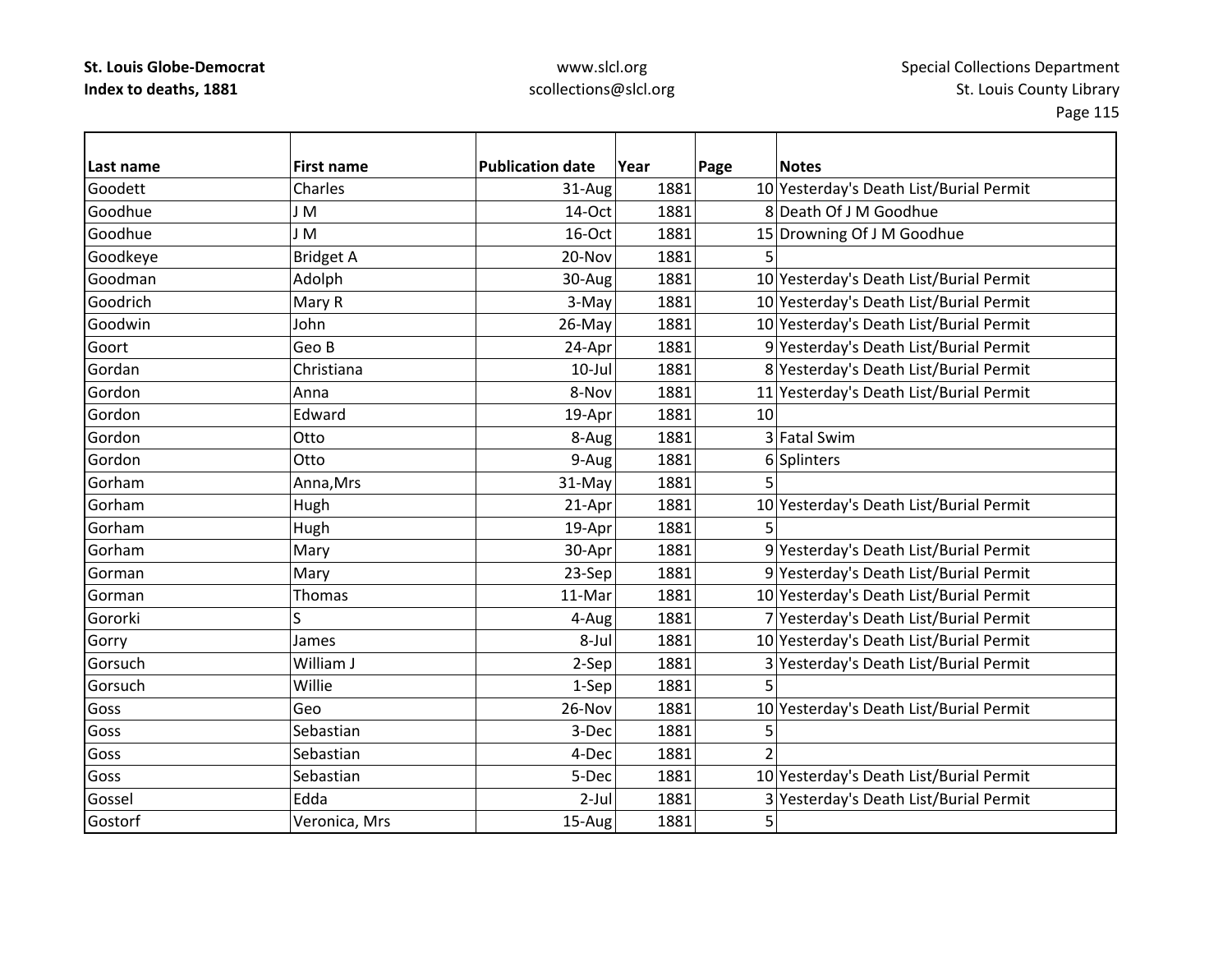| Last name | First name | Publication date | Year | Page | Notes |
|---|---|---|---|---|---|
| Goodett | Charles | 31-Aug | 1881 | 10 | Yesterday's Death List/Burial Permit |
| Goodhue | J M | 14-Oct | 1881 | 8 | Death Of J M Goodhue |
| Goodhue | J M | 16-Oct | 1881 | 15 | Drowning Of J M Goodhue |
| Goodkeye | Bridget A | 20-Nov | 1881 | 5 | |
| Goodman | Adolph | 30-Aug | 1881 | 10 | Yesterday's Death List/Burial Permit |
| Goodrich | Mary R | 3-May | 1881 | 10 | Yesterday's Death List/Burial Permit |
| Goodwin | John | 26-May | 1881 | 10 | Yesterday's Death List/Burial Permit |
| Goort | Geo B | 24-Apr | 1881 | 9 | Yesterday's Death List/Burial Permit |
| Gordan | Christiana | 10-Jul | 1881 | 8 | Yesterday's Death List/Burial Permit |
| Gordon | Anna | 8-Nov | 1881 | 11 | Yesterday's Death List/Burial Permit |
| Gordon | Edward | 19-Apr | 1881 | 10 | |
| Gordon | Otto | 8-Aug | 1881 | 3 | Fatal Swim |
| Gordon | Otto | 9-Aug | 1881 | 6 | Splinters |
| Gorham | Anna,Mrs | 31-May | 1881 | 5 | |
| Gorham | Hugh | 21-Apr | 1881 | 10 | Yesterday's Death List/Burial Permit |
| Gorham | Hugh | 19-Apr | 1881 | 5 | |
| Gorham | Mary | 30-Apr | 1881 | 9 | Yesterday's Death List/Burial Permit |
| Gorman | Mary | 23-Sep | 1881 | 9 | Yesterday's Death List/Burial Permit |
| Gorman | Thomas | 11-Mar | 1881 | 10 | Yesterday's Death List/Burial Permit |
| Gororki | S | 4-Aug | 1881 | 7 | Yesterday's Death List/Burial Permit |
| Gorry | James | 8-Jul | 1881 | 10 | Yesterday's Death List/Burial Permit |
| Gorsuch | William J | 2-Sep | 1881 | 3 | Yesterday's Death List/Burial Permit |
| Gorsuch | Willie | 1-Sep | 1881 | 5 | |
| Goss | Geo | 26-Nov | 1881 | 10 | Yesterday's Death List/Burial Permit |
| Goss | Sebastian | 3-Dec | 1881 | 5 | |
| Goss | Sebastian | 4-Dec | 1881 | 2 | |
| Goss | Sebastian | 5-Dec | 1881 | 10 | Yesterday's Death List/Burial Permit |
| Gossel | Edda | 2-Jul | 1881 | 3 | Yesterday's Death List/Burial Permit |
| Gostorf | Veronica, Mrs | 15-Aug | 1881 | 5 | |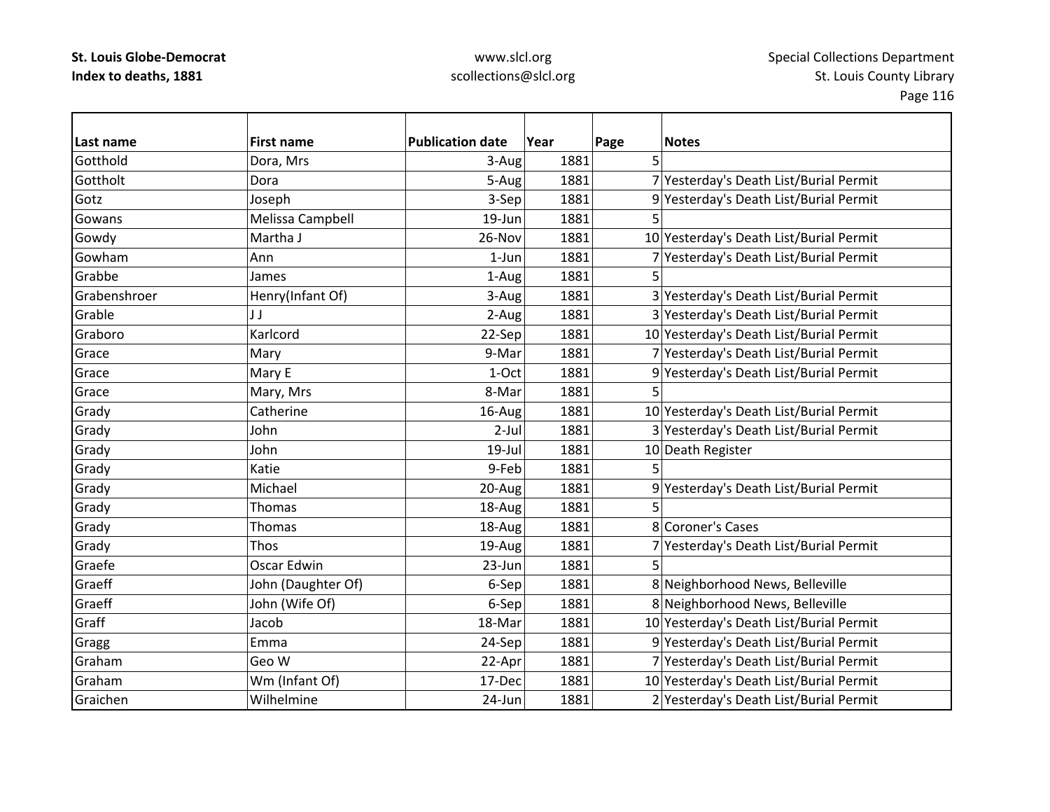| Last name | First name | Publication date | Year | Page | Notes |
| --- | --- | --- | --- | --- | --- |
| Gotthold | Dora, Mrs | 3-Aug | 1881 | 5 | |
| Gottholt | Dora | 5-Aug | 1881 | 7 | Yesterday's Death List/Burial Permit |
| Gotz | Joseph | 3-Sep | 1881 | 9 | Yesterday's Death List/Burial Permit |
| Gowans | Melissa Campbell | 19-Jun | 1881 | 5 | |
| Gowdy | Martha J | 26-Nov | 1881 | 10 | Yesterday's Death List/Burial Permit |
| Gowham | Ann | 1-Jun | 1881 | 7 | Yesterday's Death List/Burial Permit |
| Grabbe | James | 1-Aug | 1881 | 5 | |
| Grabenshroer | Henry(Infant Of) | 3-Aug | 1881 | 3 | Yesterday's Death List/Burial Permit |
| Grable | J J | 2-Aug | 1881 | 3 | Yesterday's Death List/Burial Permit |
| Graboro | Karlcord | 22-Sep | 1881 | 10 | Yesterday's Death List/Burial Permit |
| Grace | Mary | 9-Mar | 1881 | 7 | Yesterday's Death List/Burial Permit |
| Grace | Mary E | 1-Oct | 1881 | 9 | Yesterday's Death List/Burial Permit |
| Grace | Mary, Mrs | 8-Mar | 1881 | 5 | |
| Grady | Catherine | 16-Aug | 1881 | 10 | Yesterday's Death List/Burial Permit |
| Grady | John | 2-Jul | 1881 | 3 | Yesterday's Death List/Burial Permit |
| Grady | John | 19-Jul | 1881 | 10 | Death Register |
| Grady | Katie | 9-Feb | 1881 | 5 | |
| Grady | Michael | 20-Aug | 1881 | 9 | Yesterday's Death List/Burial Permit |
| Grady | Thomas | 18-Aug | 1881 | 5 | |
| Grady | Thomas | 18-Aug | 1881 | 8 | Coroner's Cases |
| Grady | Thos | 19-Aug | 1881 | 7 | Yesterday's Death List/Burial Permit |
| Graefe | Oscar Edwin | 23-Jun | 1881 | 5 | |
| Graeff | John (Daughter Of) | 6-Sep | 1881 | 8 | Neighborhood News, Belleville |
| Graeff | John (Wife Of) | 6-Sep | 1881 | 8 | Neighborhood News, Belleville |
| Graff | Jacob | 18-Mar | 1881 | 10 | Yesterday's Death List/Burial Permit |
| Gragg | Emma | 24-Sep | 1881 | 9 | Yesterday's Death List/Burial Permit |
| Graham | Geo W | 22-Apr | 1881 | 7 | Yesterday's Death List/Burial Permit |
| Graham | Wm (Infant Of) | 17-Dec | 1881 | 10 | Yesterday's Death List/Burial Permit |
| Graichen | Wilhelmine | 24-Jun | 1881 | 2 | Yesterday's Death List/Burial Permit |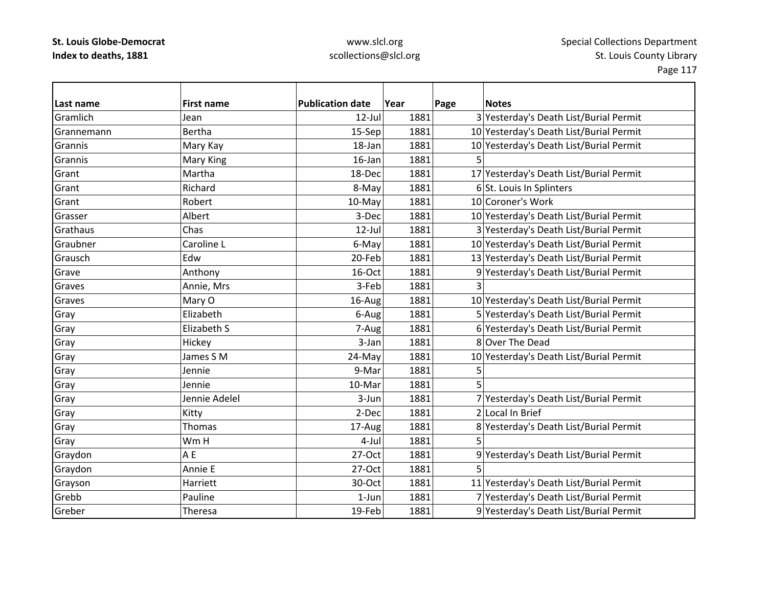| Last name | First name | Publication date | Year | Page | Notes |
|---|---|---|---|---|---|
| Gramlich | Jean | 12-Jul | 1881 | 3 | Yesterday's Death List/Burial Permit |
| Grannemann | Bertha | 15-Sep | 1881 | 10 | Yesterday's Death List/Burial Permit |
| Grannis | Mary Kay | 18-Jan | 1881 | 10 | Yesterday's Death List/Burial Permit |
| Grannis | Mary King | 16-Jan | 1881 | 5 | |
| Grant | Martha | 18-Dec | 1881 | 17 | Yesterday's Death List/Burial Permit |
| Grant | Richard | 8-May | 1881 | 6 | St. Louis In Splinters |
| Grant | Robert | 10-May | 1881 | 10 | Coroner's Work |
| Grasser | Albert | 3-Dec | 1881 | 10 | Yesterday's Death List/Burial Permit |
| Grathaus | Chas | 12-Jul | 1881 | 3 | Yesterday's Death List/Burial Permit |
| Graubner | Caroline L | 6-May | 1881 | 10 | Yesterday's Death List/Burial Permit |
| Grausch | Edw | 20-Feb | 1881 | 13 | Yesterday's Death List/Burial Permit |
| Grave | Anthony | 16-Oct | 1881 | 9 | Yesterday's Death List/Burial Permit |
| Graves | Annie, Mrs | 3-Feb | 1881 | 3 | |
| Graves | Mary O | 16-Aug | 1881 | 10 | Yesterday's Death List/Burial Permit |
| Gray | Elizabeth | 6-Aug | 1881 | 5 | Yesterday's Death List/Burial Permit |
| Gray | Elizabeth S | 7-Aug | 1881 | 6 | Yesterday's Death List/Burial Permit |
| Gray | Hickey | 3-Jan | 1881 | 8 | Over The Dead |
| Gray | James S M | 24-May | 1881 | 10 | Yesterday's Death List/Burial Permit |
| Gray | Jennie | 9-Mar | 1881 | 5 | |
| Gray | Jennie | 10-Mar | 1881 | 5 | |
| Gray | Jennie Adelel | 3-Jun | 1881 | 7 | Yesterday's Death List/Burial Permit |
| Gray | Kitty | 2-Dec | 1881 | 2 | Local In Brief |
| Gray | Thomas | 17-Aug | 1881 | 8 | Yesterday's Death List/Burial Permit |
| Gray | Wm H | 4-Jul | 1881 | 5 | |
| Graydon | A E | 27-Oct | 1881 | 9 | Yesterday's Death List/Burial Permit |
| Graydon | Annie E | 27-Oct | 1881 | 5 | |
| Grayson | Harriett | 30-Oct | 1881 | 11 | Yesterday's Death List/Burial Permit |
| Grebb | Pauline | 1-Jun | 1881 | 7 | Yesterday's Death List/Burial Permit |
| Greber | Theresa | 19-Feb | 1881 | 9 | Yesterday's Death List/Burial Permit |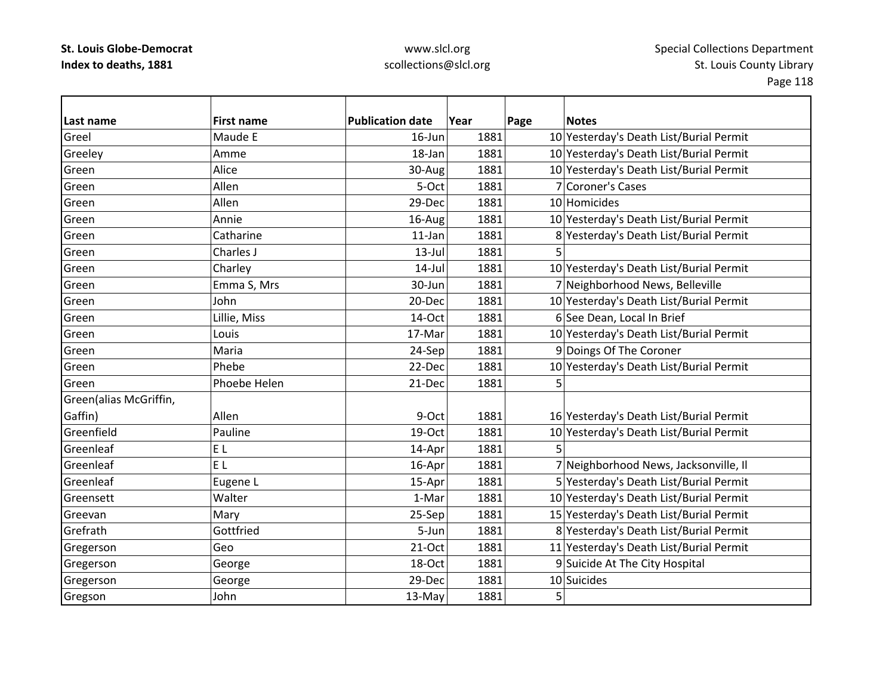**St. Louis Globe-Democrat**
**Index to deaths, 1881**

www.slcl.org
scollections@slcl.org

Special Collections Department
St. Louis County Library

| Last name | First name | Publication date | Year | Page | Notes |
|---|---|---|---|---|---|
| Greel | Maude E | 16-Jun | 1881 | 10 | Yesterday's Death List/Burial Permit |
| Greeley | Amme | 18-Jan | 1881 | 10 | Yesterday's Death List/Burial Permit |
| Green | Alice | 30-Aug | 1881 | 10 | Yesterday's Death List/Burial Permit |
| Green | Allen | 5-Oct | 1881 | 7 | Coroner's Cases |
| Green | Allen | 29-Dec | 1881 | 10 | Homicides |
| Green | Annie | 16-Aug | 1881 | 10 | Yesterday's Death List/Burial Permit |
| Green | Catharine | 11-Jan | 1881 | 8 | Yesterday's Death List/Burial Permit |
| Green | Charles J | 13-Jul | 1881 | 5 | |
| Green | Charley | 14-Jul | 1881 | 10 | Yesterday's Death List/Burial Permit |
| Green | Emma S, Mrs | 30-Jun | 1881 | 7 | Neighborhood News, Belleville |
| Green | John | 20-Dec | 1881 | 10 | Yesterday's Death List/Burial Permit |
| Green | Lillie, Miss | 14-Oct | 1881 | 6 | See Dean, Local In Brief |
| Green | Louis | 17-Mar | 1881 | 10 | Yesterday's Death List/Burial Permit |
| Green | Maria | 24-Sep | 1881 | 9 | Doings Of The Coroner |
| Green | Phebe | 22-Dec | 1881 | 10 | Yesterday's Death List/Burial Permit |
| Green | Phoebe Helen | 21-Dec | 1881 | 5 | |
| Green(alias McGriffin, Gaffin) | Allen | 9-Oct | 1881 | 16 | Yesterday's Death List/Burial Permit |
| Greenfield | Pauline | 19-Oct | 1881 | 10 | Yesterday's Death List/Burial Permit |
| Greenleaf | E L | 14-Apr | 1881 | 5 | |
| Greenleaf | E L | 16-Apr | 1881 | 7 | Neighborhood News, Jacksonville, Il |
| Greenleaf | Eugene L | 15-Apr | 1881 | 5 | Yesterday's Death List/Burial Permit |
| Greensett | Walter | 1-Mar | 1881 | 10 | Yesterday's Death List/Burial Permit |
| Greevan | Mary | 25-Sep | 1881 | 15 | Yesterday's Death List/Burial Permit |
| Grefrath | Gottfried | 5-Jun | 1881 | 8 | Yesterday's Death List/Burial Permit |
| Gregerson | Geo | 21-Oct | 1881 | 11 | Yesterday's Death List/Burial Permit |
| Gregerson | George | 18-Oct | 1881 | 9 | Suicide At The City Hospital |
| Gregerson | George | 29-Dec | 1881 | 10 | Suicides |
| Gregson | John | 13-May | 1881 | 5 | |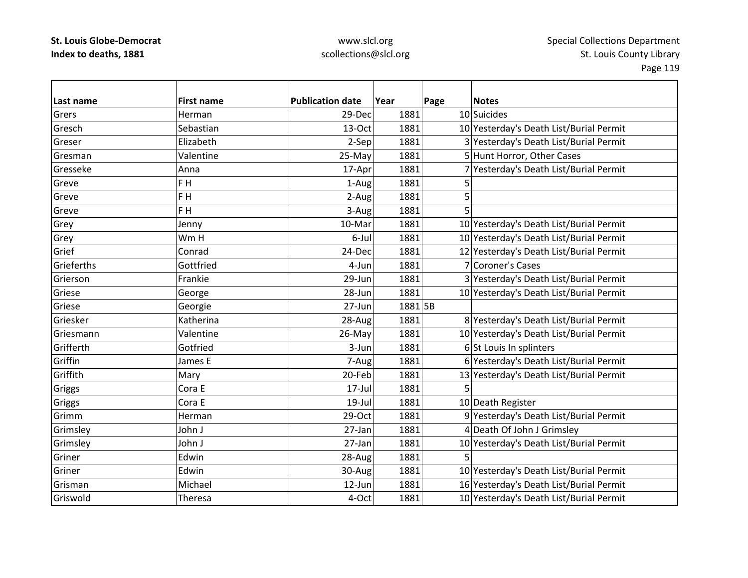| Last name | First name | Publication date | Year | Page | Notes |
|---|---|---|---|---|---|
| Grers | Herman | 29-Dec | 1881 | 10 | Suicides |
| Gresch | Sebastian | 13-Oct | 1881 | 10 | Yesterday's Death List/Burial Permit |
| Greser | Elizabeth | 2-Sep | 1881 | 3 | Yesterday's Death List/Burial Permit |
| Gresman | Valentine | 25-May | 1881 | 5 | Hunt Horror, Other Cases |
| Gresseke | Anna | 17-Apr | 1881 | 7 | Yesterday's Death List/Burial Permit |
| Greve | F H | 1-Aug | 1881 | 5 | |
| Greve | F H | 2-Aug | 1881 | 5 | |
| Greve | F H | 3-Aug | 1881 | 5 | |
| Grey | Jenny | 10-Mar | 1881 | 10 | Yesterday's Death List/Burial Permit |
| Grey | Wm H | 6-Jul | 1881 | 10 | Yesterday's Death List/Burial Permit |
| Grief | Conrad | 24-Dec | 1881 | 12 | Yesterday's Death List/Burial Permit |
| Grieferths | Gottfried | 4-Jun | 1881 | 7 | Coroner's Cases |
| Grierson | Frankie | 29-Jun | 1881 | 3 | Yesterday's Death List/Burial Permit |
| Griese | George | 28-Jun | 1881 | 10 | Yesterday's Death List/Burial Permit |
| Griese | Georgie | 27-Jun | 1881 | 5B | |
| Griesker | Katherina | 28-Aug | 1881 | 8 | Yesterday's Death List/Burial Permit |
| Griesmann | Valentine | 26-May | 1881 | 10 | Yesterday's Death List/Burial Permit |
| Grifferth | Gotfried | 3-Jun | 1881 | 6 | St Louis In splinters |
| Griffin | James E | 7-Aug | 1881 | 6 | Yesterday's Death List/Burial Permit |
| Griffith | Mary | 20-Feb | 1881 | 13 | Yesterday's Death List/Burial Permit |
| Griggs | Cora E | 17-Jul | 1881 | 5 | |
| Griggs | Cora E | 19-Jul | 1881 | 10 | Death Register |
| Grimm | Herman | 29-Oct | 1881 | 9 | Yesterday's Death List/Burial Permit |
| Grimsley | John J | 27-Jan | 1881 | 4 | Death Of John J Grimsley |
| Grimsley | John J | 27-Jan | 1881 | 10 | Yesterday's Death List/Burial Permit |
| Griner | Edwin | 28-Aug | 1881 | 5 | |
| Griner | Edwin | 30-Aug | 1881 | 10 | Yesterday's Death List/Burial Permit |
| Grisman | Michael | 12-Jun | 1881 | 16 | Yesterday's Death List/Burial Permit |
| Griswold | Theresa | 4-Oct | 1881 | 10 | Yesterday's Death List/Burial Permit |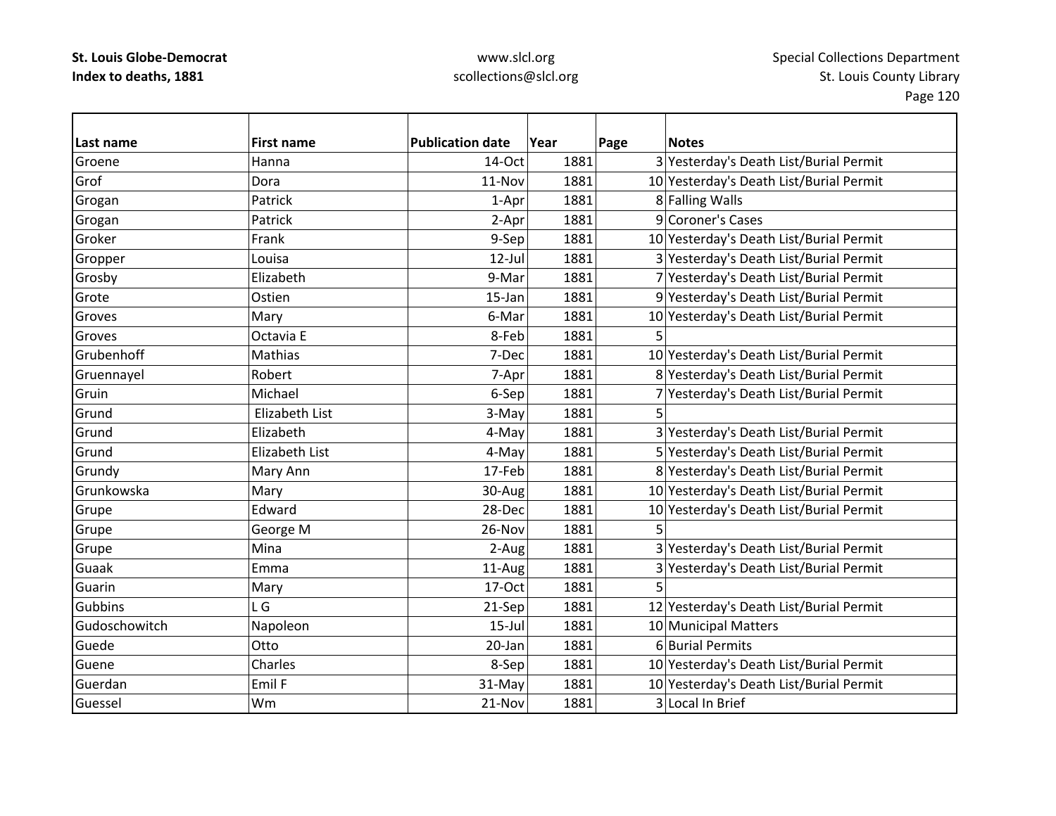**St. Louis Globe-Democrat**
**Index to deaths, 1881**

www.slcl.org
scollections@slcl.org

Special Collections Department
St. Louis County Library

| Last name | First name | Publication date | Year | Page | Notes |
|---|---|---|---|---|---|
| Groene | Hanna | 14-Oct | 1881 | 3 | Yesterday's Death List/Burial Permit |
| Grof | Dora | 11-Nov | 1881 | 10 | Yesterday's Death List/Burial Permit |
| Grogan | Patrick | 1-Apr | 1881 | 8 | Falling Walls |
| Grogan | Patrick | 2-Apr | 1881 | 9 | Coroner's Cases |
| Groker | Frank | 9-Sep | 1881 | 10 | Yesterday's Death List/Burial Permit |
| Gropper | Louisa | 12-Jul | 1881 | 3 | Yesterday's Death List/Burial Permit |
| Grosby | Elizabeth | 9-Mar | 1881 | 7 | Yesterday's Death List/Burial Permit |
| Grote | Ostien | 15-Jan | 1881 | 9 | Yesterday's Death List/Burial Permit |
| Groves | Mary | 6-Mar | 1881 | 10 | Yesterday's Death List/Burial Permit |
| Groves | Octavia E | 8-Feb | 1881 | 5 | |
| Grubenhoff | Mathias | 7-Dec | 1881 | 10 | Yesterday's Death List/Burial Permit |
| Gruennayel | Robert | 7-Apr | 1881 | 8 | Yesterday's Death List/Burial Permit |
| Gruin | Michael | 6-Sep | 1881 | 7 | Yesterday's Death List/Burial Permit |
| Grund | Elizabeth List | 3-May | 1881 | 5 | |
| Grund | Elizabeth | 4-May | 1881 | 3 | Yesterday's Death List/Burial Permit |
| Grund | Elizabeth List | 4-May | 1881 | 5 | Yesterday's Death List/Burial Permit |
| Grundy | Mary Ann | 17-Feb | 1881 | 8 | Yesterday's Death List/Burial Permit |
| Grunkowska | Mary | 30-Aug | 1881 | 10 | Yesterday's Death List/Burial Permit |
| Grupe | Edward | 28-Dec | 1881 | 10 | Yesterday's Death List/Burial Permit |
| Grupe | George M | 26-Nov | 1881 | 5 | |
| Grupe | Mina | 2-Aug | 1881 | 3 | Yesterday's Death List/Burial Permit |
| Guaak | Emma | 11-Aug | 1881 | 3 | Yesterday's Death List/Burial Permit |
| Guarin | Mary | 17-Oct | 1881 | 5 | |
| Gubbins | L G | 21-Sep | 1881 | 12 | Yesterday's Death List/Burial Permit |
| Gudoschowitch | Napoleon | 15-Jul | 1881 | 10 | Municipal Matters |
| Guede | Otto | 20-Jan | 1881 | 6 | Burial Permits |
| Guene | Charles | 8-Sep | 1881 | 10 | Yesterday's Death List/Burial Permit |
| Guerdan | Emil F | 31-May | 1881 | 10 | Yesterday's Death List/Burial Permit |
| Guessel | Wm | 21-Nov | 1881 | 3 | Local In Brief |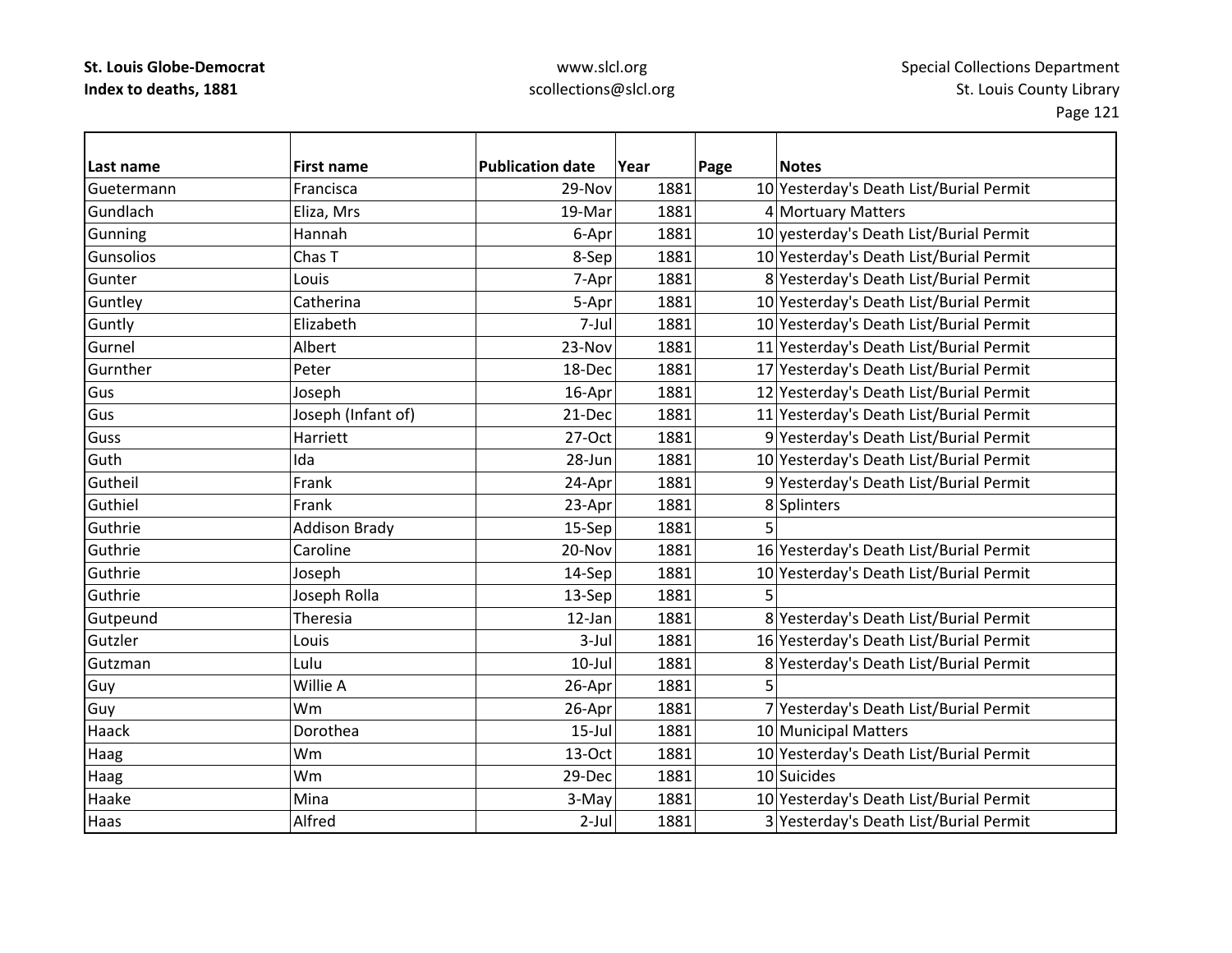**St. Louis Globe-Democrat**
**Index to deaths, 1881**

www.slcl.org
scollections@slcl.org

Special Collections Department
St. Louis County Library

| Last name | First name | Publication date | Year | Page | Notes |
|---|---|---|---|---|---|
| Guetermann | Francisca | 29-Nov | 1881 | 10 | Yesterday's Death List/Burial Permit |
| Gundlach | Eliza, Mrs | 19-Mar | 1881 | 4 | Mortuary Matters |
| Gunning | Hannah | 6-Apr | 1881 | 10 | yesterday's Death List/Burial Permit |
| Gunsolios | Chas T | 8-Sep | 1881 | 10 | Yesterday's Death List/Burial Permit |
| Gunter | Louis | 7-Apr | 1881 | 8 | Yesterday's Death List/Burial Permit |
| Guntley | Catherina | 5-Apr | 1881 | 10 | Yesterday's Death List/Burial Permit |
| Guntly | Elizabeth | 7-Jul | 1881 | 10 | Yesterday's Death List/Burial Permit |
| Gurnel | Albert | 23-Nov | 1881 | 11 | Yesterday's Death List/Burial Permit |
| Gurnther | Peter | 18-Dec | 1881 | 17 | Yesterday's Death List/Burial Permit |
| Gus | Joseph | 16-Apr | 1881 | 12 | Yesterday's Death List/Burial Permit |
| Gus | Joseph (Infant of) | 21-Dec | 1881 | 11 | Yesterday's Death List/Burial Permit |
| Guss | Harriett | 27-Oct | 1881 | 9 | Yesterday's Death List/Burial Permit |
| Guth | Ida | 28-Jun | 1881 | 10 | Yesterday's Death List/Burial Permit |
| Gutheil | Frank | 24-Apr | 1881 | 9 | Yesterday's Death List/Burial Permit |
| Guthiel | Frank | 23-Apr | 1881 | 8 | Splinters |
| Guthrie | Addison Brady | 15-Sep | 1881 | 5 | |
| Guthrie | Caroline | 20-Nov | 1881 | 16 | Yesterday's Death List/Burial Permit |
| Guthrie | Joseph | 14-Sep | 1881 | 10 | Yesterday's Death List/Burial Permit |
| Guthrie | Joseph Rolla | 13-Sep | 1881 | 5 | |
| Gutpeund | Theresia | 12-Jan | 1881 | 8 | Yesterday's Death List/Burial Permit |
| Gutzler | Louis | 3-Jul | 1881 | 16 | Yesterday's Death List/Burial Permit |
| Gutzman | Lulu | 10-Jul | 1881 | 8 | Yesterday's Death List/Burial Permit |
| Guy | Willie A | 26-Apr | 1881 | 5 | |
| Guy | Wm | 26-Apr | 1881 | 7 | Yesterday's Death List/Burial Permit |
| Haack | Dorothea | 15-Jul | 1881 | 10 | Municipal Matters |
| Haag | Wm | 13-Oct | 1881 | 10 | Yesterday's Death List/Burial Permit |
| Haag | Wm | 29-Dec | 1881 | 10 | Suicides |
| Haake | Mina | 3-May | 1881 | 10 | Yesterday's Death List/Burial Permit |
| Haas | Alfred | 2-Jul | 1881 | 3 | Yesterday's Death List/Burial Permit |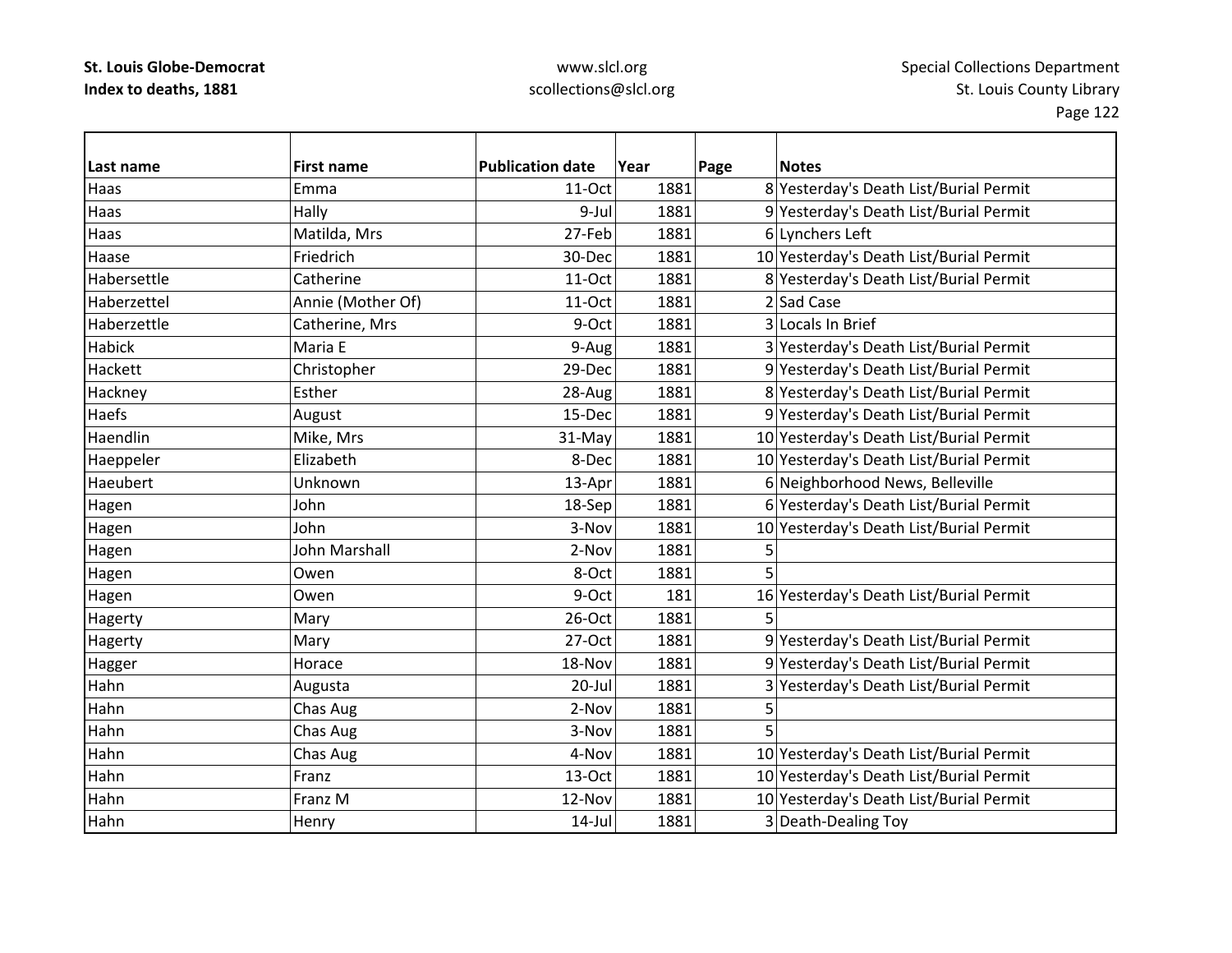**St. Louis Globe-Democrat**
**Index to deaths, 1881**

www.slcl.org
scollections@slcl.org

Special Collections Department
St. Louis County Library

| Last name | First name | Publication date | Year | Page | Notes |
|---|---|---|---|---|---|
| Haas | Emma | 11-Oct | 1881 | 8 | Yesterday's Death List/Burial Permit |
| Haas | Hally | 9-Jul | 1881 | 9 | Yesterday's Death List/Burial Permit |
| Haas | Matilda, Mrs | 27-Feb | 1881 | 6 | Lynchers Left |
| Haase | Friedrich | 30-Dec | 1881 | 10 | Yesterday's Death List/Burial Permit |
| Habersettle | Catherine | 11-Oct | 1881 | 8 | Yesterday's Death List/Burial Permit |
| Haberzettel | Annie (Mother Of) | 11-Oct | 1881 | 2 | Sad Case |
| Haberzettle | Catherine, Mrs | 9-Oct | 1881 | 3 | Locals In Brief |
| Habick | Maria E | 9-Aug | 1881 | 3 | Yesterday's Death List/Burial Permit |
| Hackett | Christopher | 29-Dec | 1881 | 9 | Yesterday's Death List/Burial Permit |
| Hackney | Esther | 28-Aug | 1881 | 8 | Yesterday's Death List/Burial Permit |
| Haefs | August | 15-Dec | 1881 | 9 | Yesterday's Death List/Burial Permit |
| Haendlin | Mike, Mrs | 31-May | 1881 | 10 | Yesterday's Death List/Burial Permit |
| Haeppeler | Elizabeth | 8-Dec | 1881 | 10 | Yesterday's Death List/Burial Permit |
| Haeubert | Unknown | 13-Apr | 1881 | 6 | Neighborhood News, Belleville |
| Hagen | John | 18-Sep | 1881 | 6 | Yesterday's Death List/Burial Permit |
| Hagen | John | 3-Nov | 1881 | 10 | Yesterday's Death List/Burial Permit |
| Hagen | John Marshall | 2-Nov | 1881 | 5 | |
| Hagen | Owen | 8-Oct | 1881 | 5 | |
| Hagen | Owen | 9-Oct | 181 | 16 | Yesterday's Death List/Burial Permit |
| Hagerty | Mary | 26-Oct | 1881 | 5 | |
| Hagerty | Mary | 27-Oct | 1881 | 9 | Yesterday's Death List/Burial Permit |
| Hagger | Horace | 18-Nov | 1881 | 9 | Yesterday's Death List/Burial Permit |
| Hahn | Augusta | 20-Jul | 1881 | 3 | Yesterday's Death List/Burial Permit |
| Hahn | Chas Aug | 2-Nov | 1881 | 5 | |
| Hahn | Chas Aug | 3-Nov | 1881 | 5 | |
| Hahn | Chas Aug | 4-Nov | 1881 | 10 | Yesterday's Death List/Burial Permit |
| Hahn | Franz | 13-Oct | 1881 | 10 | Yesterday's Death List/Burial Permit |
| Hahn | Franz M | 12-Nov | 1881 | 10 | Yesterday's Death List/Burial Permit |
| Hahn | Henry | 14-Jul | 1881 | 3 | Death-Dealing Toy |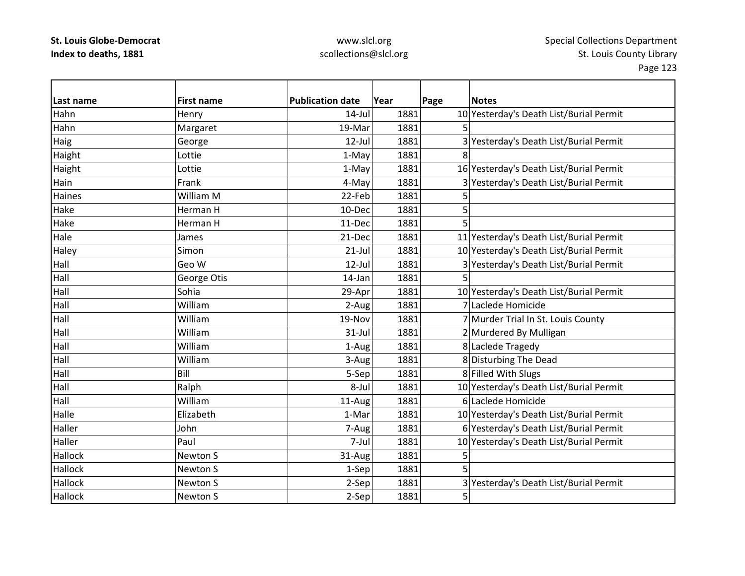| Last name | First name | Publication date | Year | Page | Notes |
|---|---|---|---|---|---|
| Hahn | Henry | 14-Jul | 1881 | 10 | Yesterday's Death List/Burial Permit |
| Hahn | Margaret | 19-Mar | 1881 | 5 | |
| Haig | George | 12-Jul | 1881 | 3 | Yesterday's Death List/Burial Permit |
| Haight | Lottie | 1-May | 1881 | 8 | |
| Haight | Lottie | 1-May | 1881 | 16 | Yesterday's Death List/Burial Permit |
| Hain | Frank | 4-May | 1881 | 3 | Yesterday's Death List/Burial Permit |
| Haines | William M | 22-Feb | 1881 | 5 | |
| Hake | Herman H | 10-Dec | 1881 | 5 | |
| Hake | Herman H | 11-Dec | 1881 | 5 | |
| Hale | James | 21-Dec | 1881 | 11 | Yesterday's Death List/Burial Permit |
| Haley | Simon | 21-Jul | 1881 | 10 | Yesterday's Death List/Burial Permit |
| Hall | Geo W | 12-Jul | 1881 | 3 | Yesterday's Death List/Burial Permit |
| Hall | George Otis | 14-Jan | 1881 | 5 | |
| Hall | Sohia | 29-Apr | 1881 | 10 | Yesterday's Death List/Burial Permit |
| Hall | William | 2-Aug | 1881 | 7 | Laclede Homicide |
| Hall | William | 19-Nov | 1881 | 7 | Murder Trial In St. Louis County |
| Hall | William | 31-Jul | 1881 | 2 | Murdered By Mulligan |
| Hall | William | 1-Aug | 1881 | 8 | Laclede Tragedy |
| Hall | William | 3-Aug | 1881 | 8 | Disturbing The Dead |
| Hall | Bill | 5-Sep | 1881 | 8 | Filled With Slugs |
| Hall | Ralph | 8-Jul | 1881 | 10 | Yesterday's Death List/Burial Permit |
| Hall | William | 11-Aug | 1881 | 6 | Laclede Homicide |
| Halle | Elizabeth | 1-Mar | 1881 | 10 | Yesterday's Death List/Burial Permit |
| Haller | John | 7-Aug | 1881 | 6 | Yesterday's Death List/Burial Permit |
| Haller | Paul | 7-Jul | 1881 | 10 | Yesterday's Death List/Burial Permit |
| Hallock | Newton S | 31-Aug | 1881 | 5 | |
| Hallock | Newton S | 1-Sep | 1881 | 5 | |
| Hallock | Newton S | 2-Sep | 1881 | 3 | Yesterday's Death List/Burial Permit |
| Hallock | Newton S | 2-Sep | 1881 | 5 | |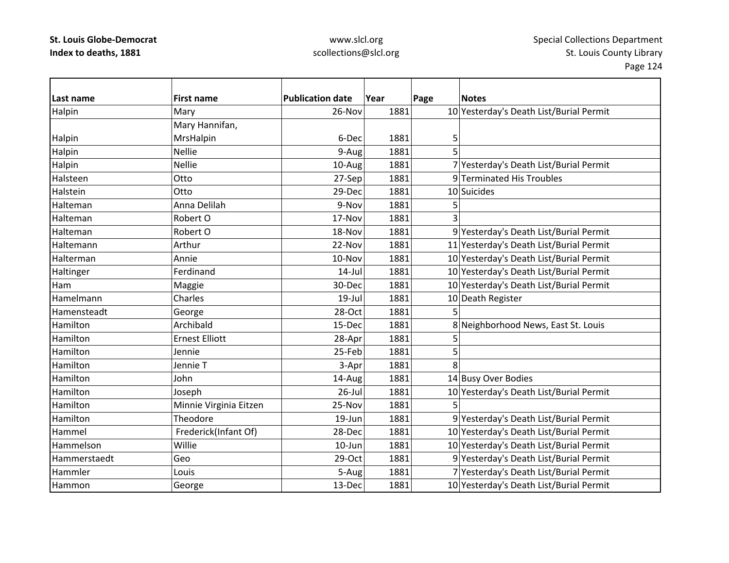| Last name | First name | Publication date | Year | Page | Notes |
|---|---|---|---|---|---|
| Halpin | Mary | 26-Nov | 1881 | 10 | Yesterday's Death List/Burial Permit |
| Halpin | Mary Hannifan, MrsHalpin | 6-Dec | 1881 | 5 | |
| Halpin | Nellie | 9-Aug | 1881 | 5 | |
| Halpin | Nellie | 10-Aug | 1881 | 7 | Yesterday's Death List/Burial Permit |
| Halsteen | Otto | 27-Sep | 1881 | 9 | Terminated His Troubles |
| Halstein | Otto | 29-Dec | 1881 | 10 | Suicides |
| Halteman | Anna Delilah | 9-Nov | 1881 | 5 | |
| Halteman | Robert O | 17-Nov | 1881 | 3 | |
| Halteman | Robert O | 18-Nov | 1881 | 9 | Yesterday's Death List/Burial Permit |
| Haltemann | Arthur | 22-Nov | 1881 | 11 | Yesterday's Death List/Burial Permit |
| Halterman | Annie | 10-Nov | 1881 | 10 | Yesterday's Death List/Burial Permit |
| Haltinger | Ferdinand | 14-Jul | 1881 | 10 | Yesterday's Death List/Burial Permit |
| Ham | Maggie | 30-Dec | 1881 | 10 | Yesterday's Death List/Burial Permit |
| Hamelmann | Charles | 19-Jul | 1881 | 10 | Death Register |
| Hamensteadt | George | 28-Oct | 1881 | 5 | |
| Hamilton | Archibald | 15-Dec | 1881 | 8 | Neighborhood News, East St. Louis |
| Hamilton | Ernest Elliott | 28-Apr | 1881 | 5 | |
| Hamilton | Jennie | 25-Feb | 1881 | 5 | |
| Hamilton | Jennie T | 3-Apr | 1881 | 8 | |
| Hamilton | John | 14-Aug | 1881 | 14 | Busy Over Bodies |
| Hamilton | Joseph | 26-Jul | 1881 | 10 | Yesterday's Death List/Burial Permit |
| Hamilton | Minnie Virginia Eitzen | 25-Nov | 1881 | 5 | |
| Hamilton | Theodore | 19-Jun | 1881 | 9 | Yesterday's Death List/Burial Permit |
| Hammel | Frederick(Infant Of) | 28-Dec | 1881 | 10 | Yesterday's Death List/Burial Permit |
| Hammelson | Willie | 10-Jun | 1881 | 10 | Yesterday's Death List/Burial Permit |
| Hammerstaedt | Geo | 29-Oct | 1881 | 9 | Yesterday's Death List/Burial Permit |
| Hammler | Louis | 5-Aug | 1881 | 7 | Yesterday's Death List/Burial Permit |
| Hammon | George | 13-Dec | 1881 | 10 | Yesterday's Death List/Burial Permit |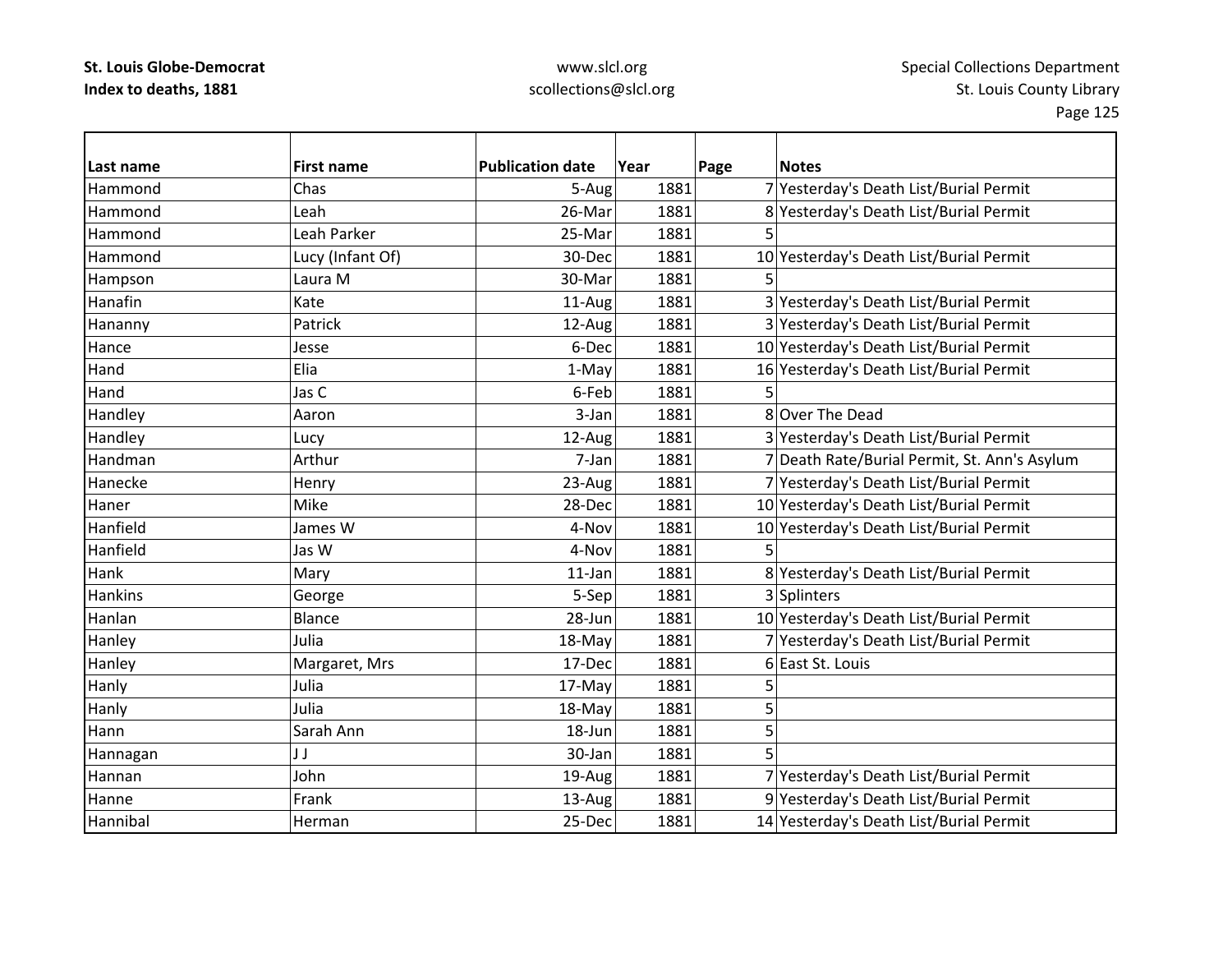| Last name | First name | Publication date | Year | Page | Notes |
|---|---|---|---|---|---|
| Hammond | Chas | 5-Aug | 1881 | 7 | Yesterday's Death List/Burial Permit |
| Hammond | Leah | 26-Mar | 1881 | 8 | Yesterday's Death List/Burial Permit |
| Hammond | Leah Parker | 25-Mar | 1881 | 5 | |
| Hammond | Lucy (Infant Of) | 30-Dec | 1881 | 10 | Yesterday's Death List/Burial Permit |
| Hampson | Laura M | 30-Mar | 1881 | 5 | |
| Hanafin | Kate | 11-Aug | 1881 | 3 | Yesterday's Death List/Burial Permit |
| Hananny | Patrick | 12-Aug | 1881 | 3 | Yesterday's Death List/Burial Permit |
| Hance | Jesse | 6-Dec | 1881 | 10 | Yesterday's Death List/Burial Permit |
| Hand | Elia | 1-May | 1881 | 16 | Yesterday's Death List/Burial Permit |
| Hand | Jas C | 6-Feb | 1881 | 5 | |
| Handley | Aaron | 3-Jan | 1881 | 8 | Over The Dead |
| Handley | Lucy | 12-Aug | 1881 | 3 | Yesterday's Death List/Burial Permit |
| Handman | Arthur | 7-Jan | 1881 | 7 | Death Rate/Burial Permit, St. Ann's Asylum |
| Hanecke | Henry | 23-Aug | 1881 | 7 | Yesterday's Death List/Burial Permit |
| Haner | Mike | 28-Dec | 1881 | 10 | Yesterday's Death List/Burial Permit |
| Hanfield | James W | 4-Nov | 1881 | 10 | Yesterday's Death List/Burial Permit |
| Hanfield | Jas W | 4-Nov | 1881 | 5 | |
| Hank | Mary | 11-Jan | 1881 | 8 | Yesterday's Death List/Burial Permit |
| Hankins | George | 5-Sep | 1881 | 3 | Splinters |
| Hanlan | Blance | 28-Jun | 1881 | 10 | Yesterday's Death List/Burial Permit |
| Hanley | Julia | 18-May | 1881 | 7 | Yesterday's Death List/Burial Permit |
| Hanley | Margaret, Mrs | 17-Dec | 1881 | 6 | East St. Louis |
| Hanly | Julia | 17-May | 1881 | 5 | |
| Hanly | Julia | 18-May | 1881 | 5 | |
| Hann | Sarah Ann | 18-Jun | 1881 | 5 | |
| Hannagan | J J | 30-Jan | 1881 | 5 | |
| Hannan | John | 19-Aug | 1881 | 7 | Yesterday's Death List/Burial Permit |
| Hanne | Frank | 13-Aug | 1881 | 9 | Yesterday's Death List/Burial Permit |
| Hannibal | Herman | 25-Dec | 1881 | 14 | Yesterday's Death List/Burial Permit |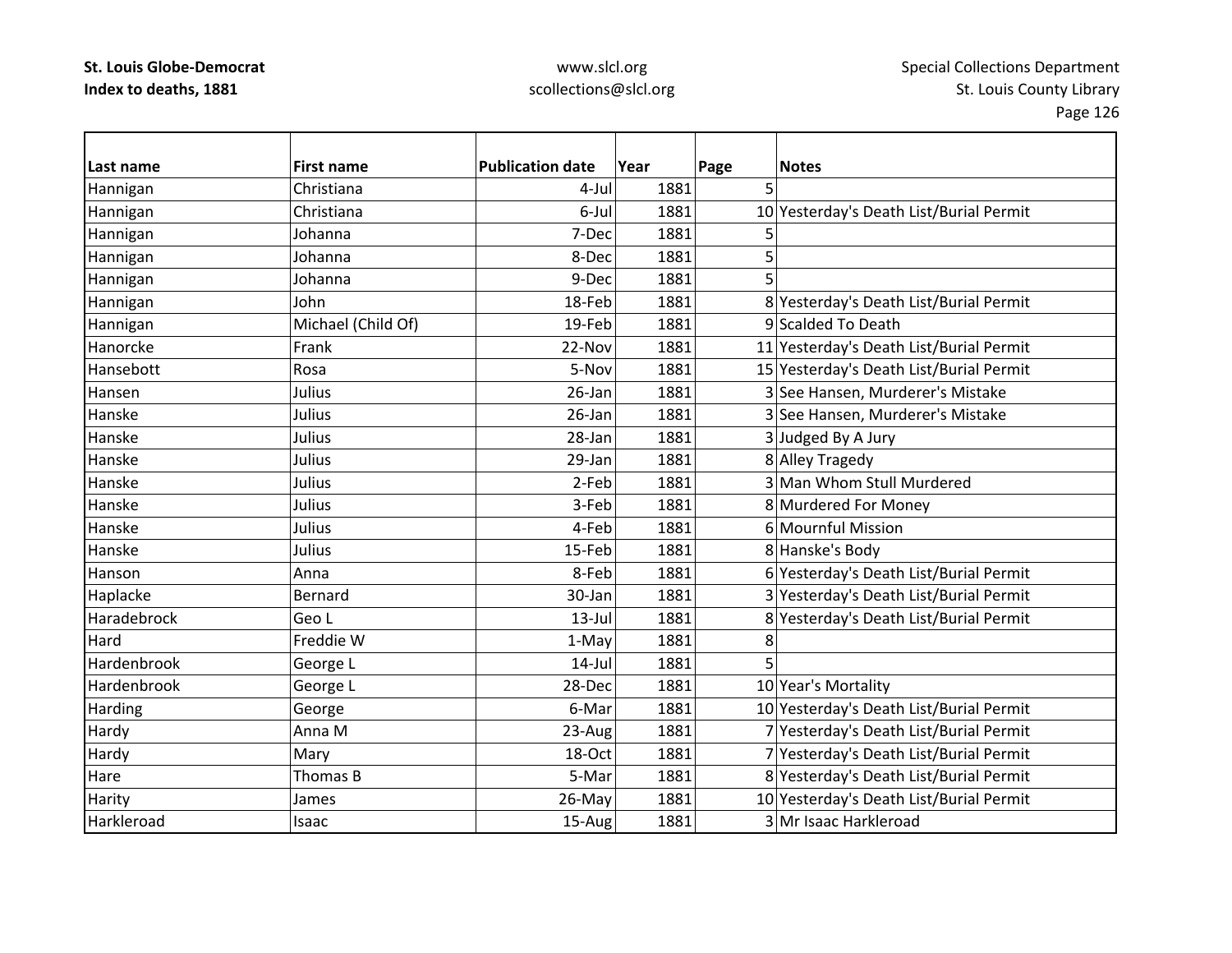| Last name | First name | Publication date | Year | Page | Notes |
|---|---|---|---|---|---|
| Hannigan | Christiana | 4-Jul | 1881 | 5 | |
| Hannigan | Christiana | 6-Jul | 1881 | 10 | Yesterday's Death List/Burial Permit |
| Hannigan | Johanna | 7-Dec | 1881 | 5 | |
| Hannigan | Johanna | 8-Dec | 1881 | 5 | |
| Hannigan | Johanna | 9-Dec | 1881 | 5 | |
| Hannigan | John | 18-Feb | 1881 | 8 | Yesterday's Death List/Burial Permit |
| Hannigan | Michael (Child Of) | 19-Feb | 1881 | 9 | Scalded To Death |
| Hanorcke | Frank | 22-Nov | 1881 | 11 | Yesterday's Death List/Burial Permit |
| Hansebott | Rosa | 5-Nov | 1881 | 15 | Yesterday's Death List/Burial Permit |
| Hansen | Julius | 26-Jan | 1881 | 3 | See Hansen, Murderer's Mistake |
| Hanske | Julius | 26-Jan | 1881 | 3 | See Hansen, Murderer's Mistake |
| Hanske | Julius | 28-Jan | 1881 | 3 | Judged By A Jury |
| Hanske | Julius | 29-Jan | 1881 | 8 | Alley Tragedy |
| Hanske | Julius | 2-Feb | 1881 | 3 | Man Whom Stull Murdered |
| Hanske | Julius | 3-Feb | 1881 | 8 | Murdered For Money |
| Hanske | Julius | 4-Feb | 1881 | 6 | Mournful Mission |
| Hanske | Julius | 15-Feb | 1881 | 8 | Hanske's Body |
| Hanson | Anna | 8-Feb | 1881 | 6 | Yesterday's Death List/Burial Permit |
| Haplacke | Bernard | 30-Jan | 1881 | 3 | Yesterday's Death List/Burial Permit |
| Haradebrock | Geo L | 13-Jul | 1881 | 8 | Yesterday's Death List/Burial Permit |
| Hard | Freddie W | 1-May | 1881 | 8 | |
| Hardenbrook | George L | 14-Jul | 1881 | 5 | |
| Hardenbrook | George L | 28-Dec | 1881 | 10 | Year's Mortality |
| Harding | George | 6-Mar | 1881 | 10 | Yesterday's Death List/Burial Permit |
| Hardy | Anna M | 23-Aug | 1881 | 7 | Yesterday's Death List/Burial Permit |
| Hardy | Mary | 18-Oct | 1881 | 7 | Yesterday's Death List/Burial Permit |
| Hare | Thomas B | 5-Mar | 1881 | 8 | Yesterday's Death List/Burial Permit |
| Harity | James | 26-May | 1881 | 10 | Yesterday's Death List/Burial Permit |
| Harkleroad | Isaac | 15-Aug | 1881 | 3 | Mr Isaac Harkleroad |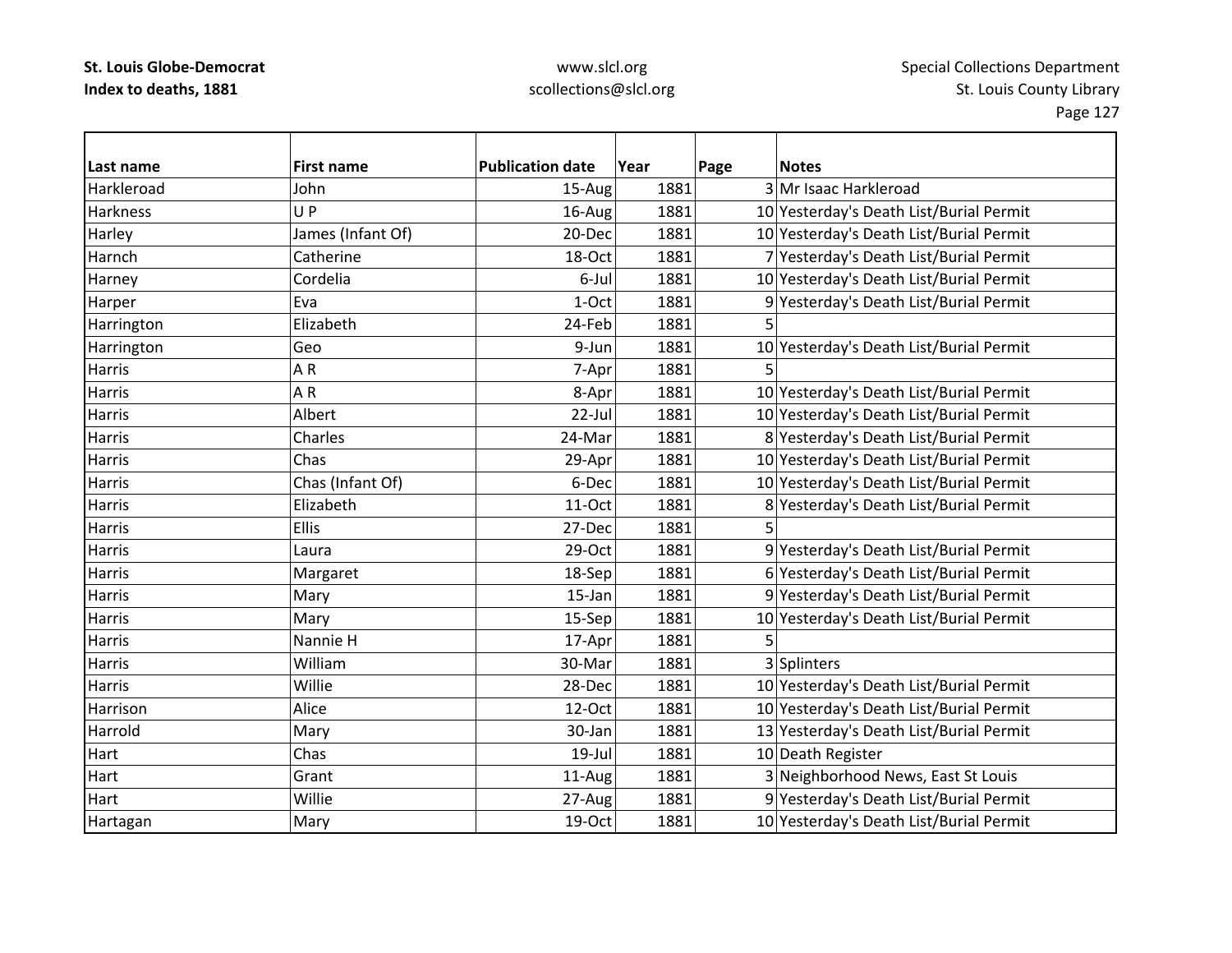| Last name | First name | Publication date | Year | Page | Notes |
|---|---|---|---|---|---|
| Harkleroad | John | 15-Aug | 1881 | 3 | Mr Isaac Harkleroad |
| Harkness | U P | 16-Aug | 1881 | 10 | Yesterday's Death List/Burial Permit |
| Harley | James (Infant Of) | 20-Dec | 1881 | 10 | Yesterday's Death List/Burial Permit |
| Harnch | Catherine | 18-Oct | 1881 | 7 | Yesterday's Death List/Burial Permit |
| Harney | Cordelia | 6-Jul | 1881 | 10 | Yesterday's Death List/Burial Permit |
| Harper | Eva | 1-Oct | 1881 | 9 | Yesterday's Death List/Burial Permit |
| Harrington | Elizabeth | 24-Feb | 1881 | 5 | |
| Harrington | Geo | 9-Jun | 1881 | 10 | Yesterday's Death List/Burial Permit |
| Harris | A R | 7-Apr | 1881 | 5 | |
| Harris | A R | 8-Apr | 1881 | 10 | Yesterday's Death List/Burial Permit |
| Harris | Albert | 22-Jul | 1881 | 10 | Yesterday's Death List/Burial Permit |
| Harris | Charles | 24-Mar | 1881 | 8 | Yesterday's Death List/Burial Permit |
| Harris | Chas | 29-Apr | 1881 | 10 | Yesterday's Death List/Burial Permit |
| Harris | Chas (Infant Of) | 6-Dec | 1881 | 10 | Yesterday's Death List/Burial Permit |
| Harris | Elizabeth | 11-Oct | 1881 | 8 | Yesterday's Death List/Burial Permit |
| Harris | Ellis | 27-Dec | 1881 | 5 | |
| Harris | Laura | 29-Oct | 1881 | 9 | Yesterday's Death List/Burial Permit |
| Harris | Margaret | 18-Sep | 1881 | 6 | Yesterday's Death List/Burial Permit |
| Harris | Mary | 15-Jan | 1881 | 9 | Yesterday's Death List/Burial Permit |
| Harris | Mary | 15-Sep | 1881 | 10 | Yesterday's Death List/Burial Permit |
| Harris | Nannie H | 17-Apr | 1881 | 5 | |
| Harris | William | 30-Mar | 1881 | 3 | Splinters |
| Harris | Willie | 28-Dec | 1881 | 10 | Yesterday's Death List/Burial Permit |
| Harrison | Alice | 12-Oct | 1881 | 10 | Yesterday's Death List/Burial Permit |
| Harrold | Mary | 30-Jan | 1881 | 13 | Yesterday's Death List/Burial Permit |
| Hart | Chas | 19-Jul | 1881 | 10 | Death Register |
| Hart | Grant | 11-Aug | 1881 | 3 | Neighborhood News, East St Louis |
| Hart | Willie | 27-Aug | 1881 | 9 | Yesterday's Death List/Burial Permit |
| Hartagan | Mary | 19-Oct | 1881 | 10 | Yesterday's Death List/Burial Permit |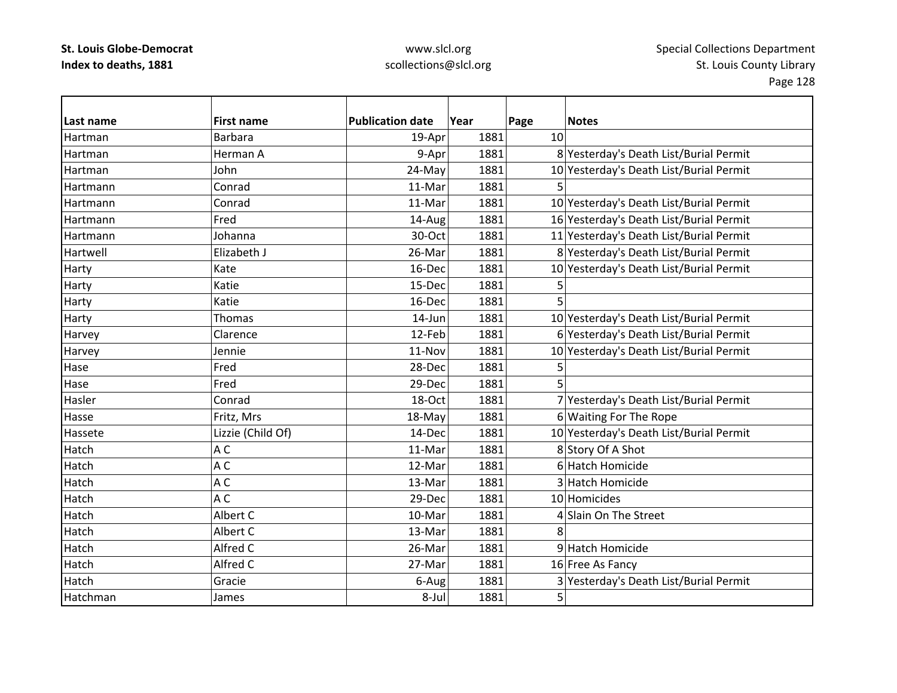| Last name | First name | Publication date | Year | Page | Notes |
|---|---|---|---|---|---|
| Hartman | Barbara | 19-Apr | 1881 | 10 | |
| Hartman | Herman A | 9-Apr | 1881 | 8 | Yesterday's Death List/Burial Permit |
| Hartman | John | 24-May | 1881 | 10 | Yesterday's Death List/Burial Permit |
| Hartmann | Conrad | 11-Mar | 1881 | 5 | |
| Hartmann | Conrad | 11-Mar | 1881 | 10 | Yesterday's Death List/Burial Permit |
| Hartmann | Fred | 14-Aug | 1881 | 16 | Yesterday's Death List/Burial Permit |
| Hartmann | Johanna | 30-Oct | 1881 | 11 | Yesterday's Death List/Burial Permit |
| Hartwell | Elizabeth J | 26-Mar | 1881 | 8 | Yesterday's Death List/Burial Permit |
| Harty | Kate | 16-Dec | 1881 | 10 | Yesterday's Death List/Burial Permit |
| Harty | Katie | 15-Dec | 1881 | 5 | |
| Harty | Katie | 16-Dec | 1881 | 5 | |
| Harty | Thomas | 14-Jun | 1881 | 10 | Yesterday's Death List/Burial Permit |
| Harvey | Clarence | 12-Feb | 1881 | 6 | Yesterday's Death List/Burial Permit |
| Harvey | Jennie | 11-Nov | 1881 | 10 | Yesterday's Death List/Burial Permit |
| Hase | Fred | 28-Dec | 1881 | 5 | |
| Hase | Fred | 29-Dec | 1881 | 5 | |
| Hasler | Conrad | 18-Oct | 1881 | 7 | Yesterday's Death List/Burial Permit |
| Hasse | Fritz, Mrs | 18-May | 1881 | 6 | Waiting For The Rope |
| Hassete | Lizzie (Child Of) | 14-Dec | 1881 | 10 | Yesterday's Death List/Burial Permit |
| Hatch | A C | 11-Mar | 1881 | 8 | Story Of A Shot |
| Hatch | A C | 12-Mar | 1881 | 6 | Hatch Homicide |
| Hatch | A C | 13-Mar | 1881 | 3 | Hatch Homicide |
| Hatch | A C | 29-Dec | 1881 | 10 | Homicides |
| Hatch | Albert C | 10-Mar | 1881 | 4 | Slain On The Street |
| Hatch | Albert C | 13-Mar | 1881 | 8 | |
| Hatch | Alfred C | 26-Mar | 1881 | 9 | Hatch Homicide |
| Hatch | Alfred C | 27-Mar | 1881 | 16 | Free As Fancy |
| Hatch | Gracie | 6-Aug | 1881 | 3 | Yesterday's Death List/Burial Permit |
| Hatchman | James | 8-Jul | 1881 | 5 | |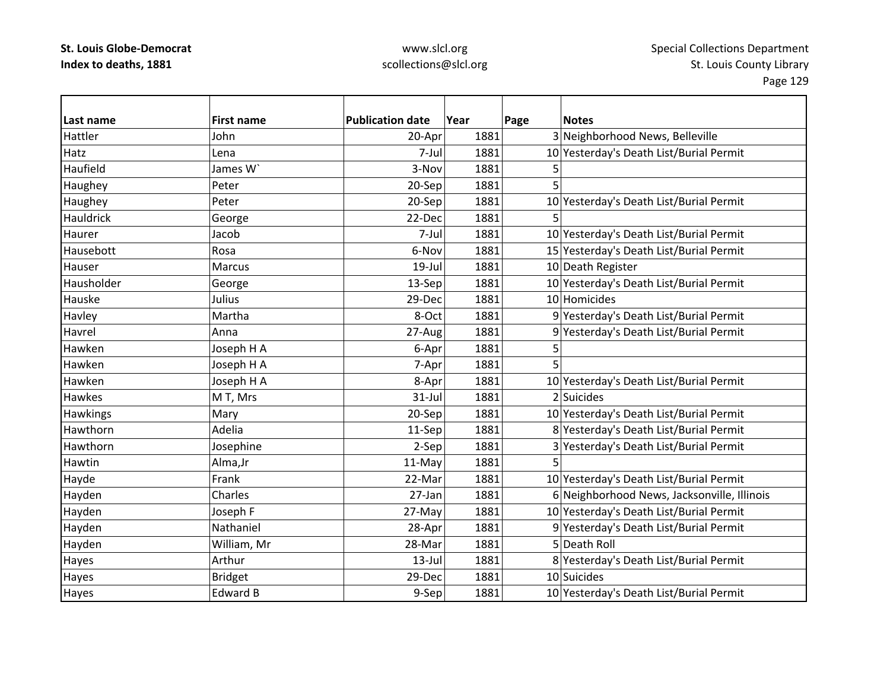| Last name | First name | Publication date | Year | Page | Notes |
|---|---|---|---|---|---|
| Hattler | John | 20-Apr | 1881 | 3 | Neighborhood News, Belleville |
| Hatz | Lena | 7-Jul | 1881 | 10 | Yesterday's Death List/Burial Permit |
| Haufield | James W` | 3-Nov | 1881 | 5 | |
| Haughey | Peter | 20-Sep | 1881 | 5 | |
| Haughey | Peter | 20-Sep | 1881 | 10 | Yesterday's Death List/Burial Permit |
| Hauldrick | George | 22-Dec | 1881 | 5 | |
| Haurer | Jacob | 7-Jul | 1881 | 10 | Yesterday's Death List/Burial Permit |
| Hausebott | Rosa | 6-Nov | 1881 | 15 | Yesterday's Death List/Burial Permit |
| Hauser | Marcus | 19-Jul | 1881 | 10 | Death Register |
| Hausholder | George | 13-Sep | 1881 | 10 | Yesterday's Death List/Burial Permit |
| Hauske | Julius | 29-Dec | 1881 | 10 | Homicides |
| Havley | Martha | 8-Oct | 1881 | 9 | Yesterday's Death List/Burial Permit |
| Havrel | Anna | 27-Aug | 1881 | 9 | Yesterday's Death List/Burial Permit |
| Hawken | Joseph H A | 6-Apr | 1881 | 5 | |
| Hawken | Joseph H A | 7-Apr | 1881 | 5 | |
| Hawken | Joseph H A | 8-Apr | 1881 | 10 | Yesterday's Death List/Burial Permit |
| Hawkes | M T, Mrs | 31-Jul | 1881 | 2 | Suicides |
| Hawkings | Mary | 20-Sep | 1881 | 10 | Yesterday's Death List/Burial Permit |
| Hawthorn | Adelia | 11-Sep | 1881 | 8 | Yesterday's Death List/Burial Permit |
| Hawthorn | Josephine | 2-Sep | 1881 | 3 | Yesterday's Death List/Burial Permit |
| Hawtin | Alma,Jr | 11-May | 1881 | 5 | |
| Hayde | Frank | 22-Mar | 1881 | 10 | Yesterday's Death List/Burial Permit |
| Hayden | Charles | 27-Jan | 1881 | 6 | Neighborhood News, Jacksonville, Illinois |
| Hayden | Joseph F | 27-May | 1881 | 10 | Yesterday's Death List/Burial Permit |
| Hayden | Nathaniel | 28-Apr | 1881 | 9 | Yesterday's Death List/Burial Permit |
| Hayden | William, Mr | 28-Mar | 1881 | 5 | Death Roll |
| Hayes | Arthur | 13-Jul | 1881 | 8 | Yesterday's Death List/Burial Permit |
| Hayes | Bridget | 29-Dec | 1881 | 10 | Suicides |
| Hayes | Edward B | 9-Sep | 1881 | 10 | Yesterday's Death List/Burial Permit |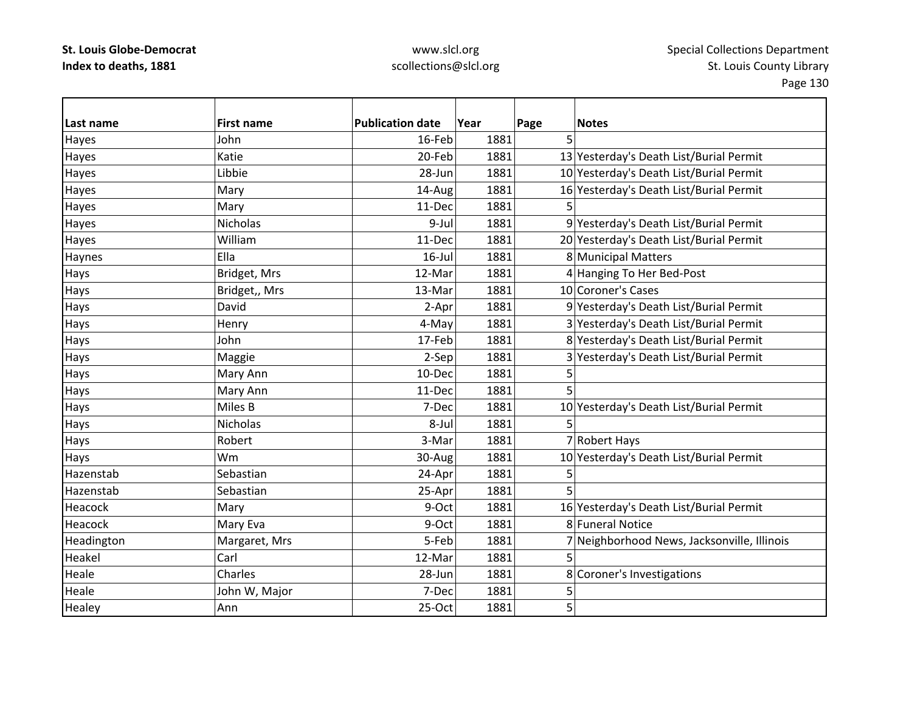| Last name | First name | Publication date | Year | Page | Notes |
|---|---|---|---|---|---|
| Hayes | John | 16-Feb | 1881 | 5 | |
| Hayes | Katie | 20-Feb | 1881 | 13 | Yesterday's Death List/Burial Permit |
| Hayes | Libbie | 28-Jun | 1881 | 10 | Yesterday's Death List/Burial Permit |
| Hayes | Mary | 14-Aug | 1881 | 16 | Yesterday's Death List/Burial Permit |
| Hayes | Mary | 11-Dec | 1881 | 5 | |
| Hayes | Nicholas | 9-Jul | 1881 | 9 | Yesterday's Death List/Burial Permit |
| Hayes | William | 11-Dec | 1881 | 20 | Yesterday's Death List/Burial Permit |
| Haynes | Ella | 16-Jul | 1881 | 8 | Municipal Matters |
| Hays | Bridget, Mrs | 12-Mar | 1881 | 4 | Hanging To Her Bed-Post |
| Hays | Bridget,, Mrs | 13-Mar | 1881 | 10 | Coroner's Cases |
| Hays | David | 2-Apr | 1881 | 9 | Yesterday's Death List/Burial Permit |
| Hays | Henry | 4-May | 1881 | 3 | Yesterday's Death List/Burial Permit |
| Hays | John | 17-Feb | 1881 | 8 | Yesterday's Death List/Burial Permit |
| Hays | Maggie | 2-Sep | 1881 | 3 | Yesterday's Death List/Burial Permit |
| Hays | Mary Ann | 10-Dec | 1881 | 5 | |
| Hays | Mary Ann | 11-Dec | 1881 | 5 | |
| Hays | Miles B | 7-Dec | 1881 | 10 | Yesterday's Death List/Burial Permit |
| Hays | Nicholas | 8-Jul | 1881 | 5 | |
| Hays | Robert | 3-Mar | 1881 | 7 | Robert Hays |
| Hays | Wm | 30-Aug | 1881 | 10 | Yesterday's Death List/Burial Permit |
| Hazenstab | Sebastian | 24-Apr | 1881 | 5 | |
| Hazenstab | Sebastian | 25-Apr | 1881 | 5 | |
| Heacock | Mary | 9-Oct | 1881 | 16 | Yesterday's Death List/Burial Permit |
| Heacock | Mary Eva | 9-Oct | 1881 | 8 | Funeral Notice |
| Headington | Margaret, Mrs | 5-Feb | 1881 | 7 | Neighborhood News, Jacksonville, Illinois |
| Heakel | Carl | 12-Mar | 1881 | 5 | |
| Heale | Charles | 28-Jun | 1881 | 8 | Coroner's Investigations |
| Heale | John W, Major | 7-Dec | 1881 | 5 | |
| Healey | Ann | 25-Oct | 1881 | 5 | |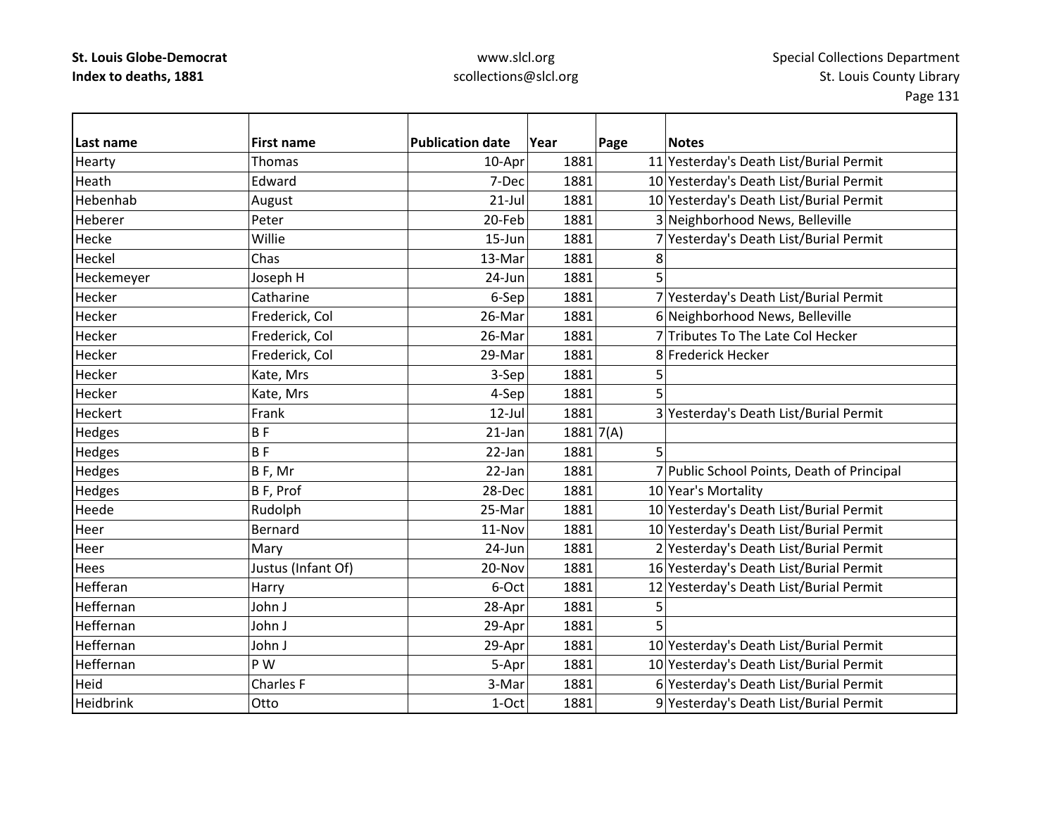| Last name | First name | Publication date | Year | Page | Notes |
|---|---|---|---|---|---|
| Hearty | Thomas | 10-Apr | 1881 | 11 | Yesterday's Death List/Burial Permit |
| Heath | Edward | 7-Dec | 1881 | 10 | Yesterday's Death List/Burial Permit |
| Hebenhab | August | 21-Jul | 1881 | 10 | Yesterday's Death List/Burial Permit |
| Heberer | Peter | 20-Feb | 1881 | 3 | Neighborhood News, Belleville |
| Hecke | Willie | 15-Jun | 1881 | 7 | Yesterday's Death List/Burial Permit |
| Heckel | Chas | 13-Mar | 1881 | 8 | |
| Heckemeyer | Joseph H | 24-Jun | 1881 | 5 | |
| Hecker | Catharine | 6-Sep | 1881 | 7 | Yesterday's Death List/Burial Permit |
| Hecker | Frederick, Col | 26-Mar | 1881 | 6 | Neighborhood News, Belleville |
| Hecker | Frederick, Col | 26-Mar | 1881 | 7 | Tributes To The Late Col Hecker |
| Hecker | Frederick, Col | 29-Mar | 1881 | 8 | Frederick Hecker |
| Hecker | Kate, Mrs | 3-Sep | 1881 | 5 | |
| Hecker | Kate, Mrs | 4-Sep | 1881 | 5 | |
| Heckert | Frank | 12-Jul | 1881 | 3 | Yesterday's Death List/Burial Permit |
| Hedges | B F | 21-Jan | 1881 | 7(A) | |
| Hedges | B F | 22-Jan | 1881 | 5 | |
| Hedges | B F, Mr | 22-Jan | 1881 | 7 | Public School Points, Death of Principal |
| Hedges | B F, Prof | 28-Dec | 1881 | 10 | Year's Mortality |
| Heede | Rudolph | 25-Mar | 1881 | 10 | Yesterday's Death List/Burial Permit |
| Heer | Bernard | 11-Nov | 1881 | 10 | Yesterday's Death List/Burial Permit |
| Heer | Mary | 24-Jun | 1881 | 2 | Yesterday's Death List/Burial Permit |
| Hees | Justus (Infant Of) | 20-Nov | 1881 | 16 | Yesterday's Death List/Burial Permit |
| Hefferan | Harry | 6-Oct | 1881 | 12 | Yesterday's Death List/Burial Permit |
| Heffernan | John J | 28-Apr | 1881 | 5 | |
| Heffernan | John J | 29-Apr | 1881 | 5 | |
| Heffernan | John J | 29-Apr | 1881 | 10 | Yesterday's Death List/Burial Permit |
| Heffernan | P W | 5-Apr | 1881 | 10 | Yesterday's Death List/Burial Permit |
| Heid | Charles F | 3-Mar | 1881 | 6 | Yesterday's Death List/Burial Permit |
| Heidbrink | Otto | 1-Oct | 1881 | 9 | Yesterday's Death List/Burial Permit |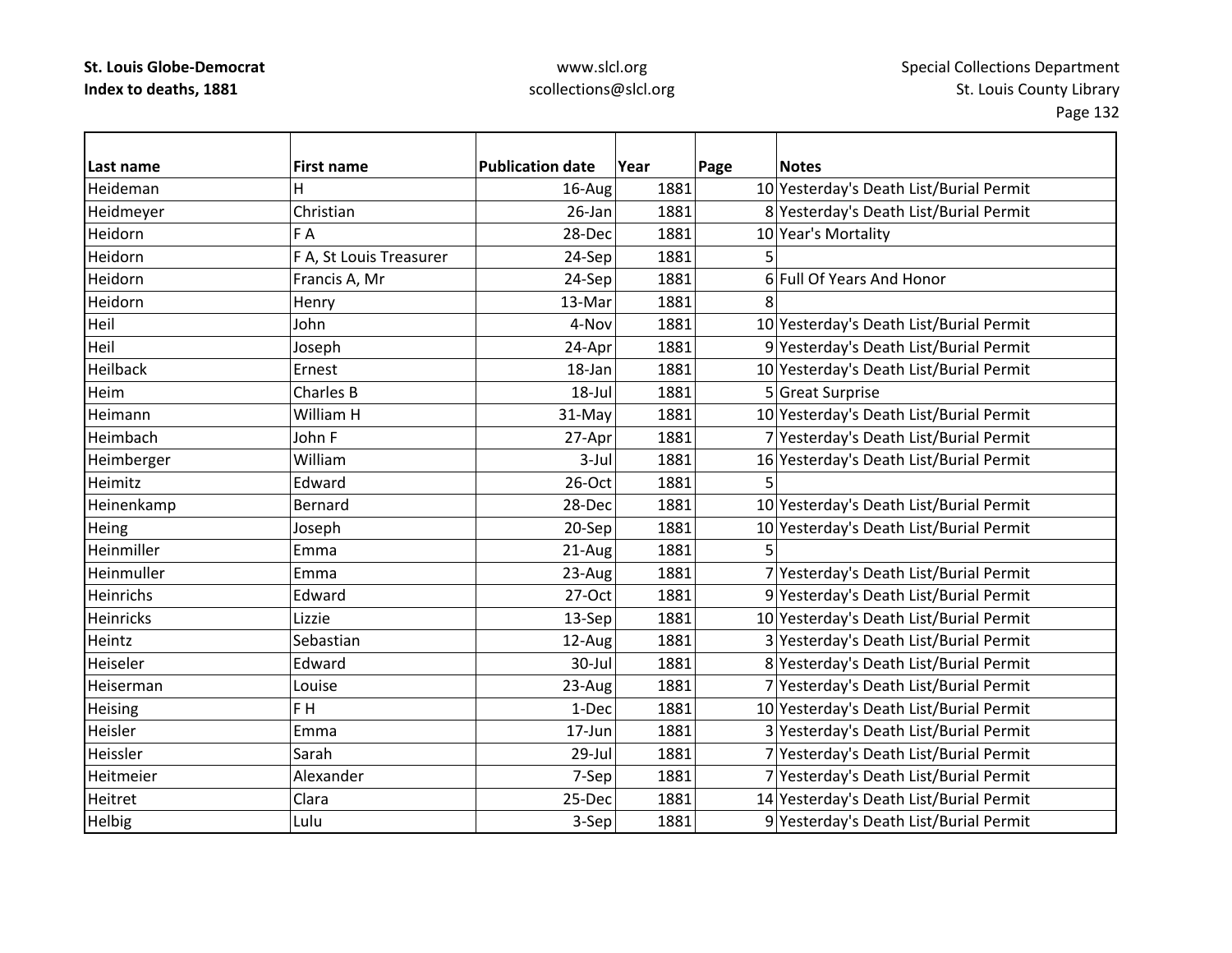| Last name | First name | Publication date | Year | Page | Notes |
|---|---|---|---|---|---|
| Heideman | H | 16-Aug | 1881 | 10 | Yesterday's Death List/Burial Permit |
| Heidmeyer | Christian | 26-Jan | 1881 | 8 | Yesterday's Death List/Burial Permit |
| Heidorn | F A | 28-Dec | 1881 | 10 | Year's Mortality |
| Heidorn | F A, St Louis Treasurer | 24-Sep | 1881 | 5 | |
| Heidorn | Francis A, Mr | 24-Sep | 1881 | 6 | Full Of Years And Honor |
| Heidorn | Henry | 13-Mar | 1881 | 8 | |
| Heil | John | 4-Nov | 1881 | 10 | Yesterday's Death List/Burial Permit |
| Heil | Joseph | 24-Apr | 1881 | 9 | Yesterday's Death List/Burial Permit |
| Heilback | Ernest | 18-Jan | 1881 | 10 | Yesterday's Death List/Burial Permit |
| Heim | Charles B | 18-Jul | 1881 | 5 | Great Surprise |
| Heimann | William H | 31-May | 1881 | 10 | Yesterday's Death List/Burial Permit |
| Heimbach | John F | 27-Apr | 1881 | 7 | Yesterday's Death List/Burial Permit |
| Heimberger | William | 3-Jul | 1881 | 16 | Yesterday's Death List/Burial Permit |
| Heimitz | Edward | 26-Oct | 1881 | 5 | |
| Heinenkamp | Bernard | 28-Dec | 1881 | 10 | Yesterday's Death List/Burial Permit |
| Heing | Joseph | 20-Sep | 1881 | 10 | Yesterday's Death List/Burial Permit |
| Heinmiller | Emma | 21-Aug | 1881 | 5 | |
| Heinmuller | Emma | 23-Aug | 1881 | 7 | Yesterday's Death List/Burial Permit |
| Heinrichs | Edward | 27-Oct | 1881 | 9 | Yesterday's Death List/Burial Permit |
| Heinricks | Lizzie | 13-Sep | 1881 | 10 | Yesterday's Death List/Burial Permit |
| Heintz | Sebastian | 12-Aug | 1881 | 3 | Yesterday's Death List/Burial Permit |
| Heiseler | Edward | 30-Jul | 1881 | 8 | Yesterday's Death List/Burial Permit |
| Heiserman | Louise | 23-Aug | 1881 | 7 | Yesterday's Death List/Burial Permit |
| Heising | F H | 1-Dec | 1881 | 10 | Yesterday's Death List/Burial Permit |
| Heisler | Emma | 17-Jun | 1881 | 3 | Yesterday's Death List/Burial Permit |
| Heissler | Sarah | 29-Jul | 1881 | 7 | Yesterday's Death List/Burial Permit |
| Heitmeier | Alexander | 7-Sep | 1881 | 7 | Yesterday's Death List/Burial Permit |
| Heitret | Clara | 25-Dec | 1881 | 14 | Yesterday's Death List/Burial Permit |
| Helbig | Lulu | 3-Sep | 1881 | 9 | Yesterday's Death List/Burial Permit |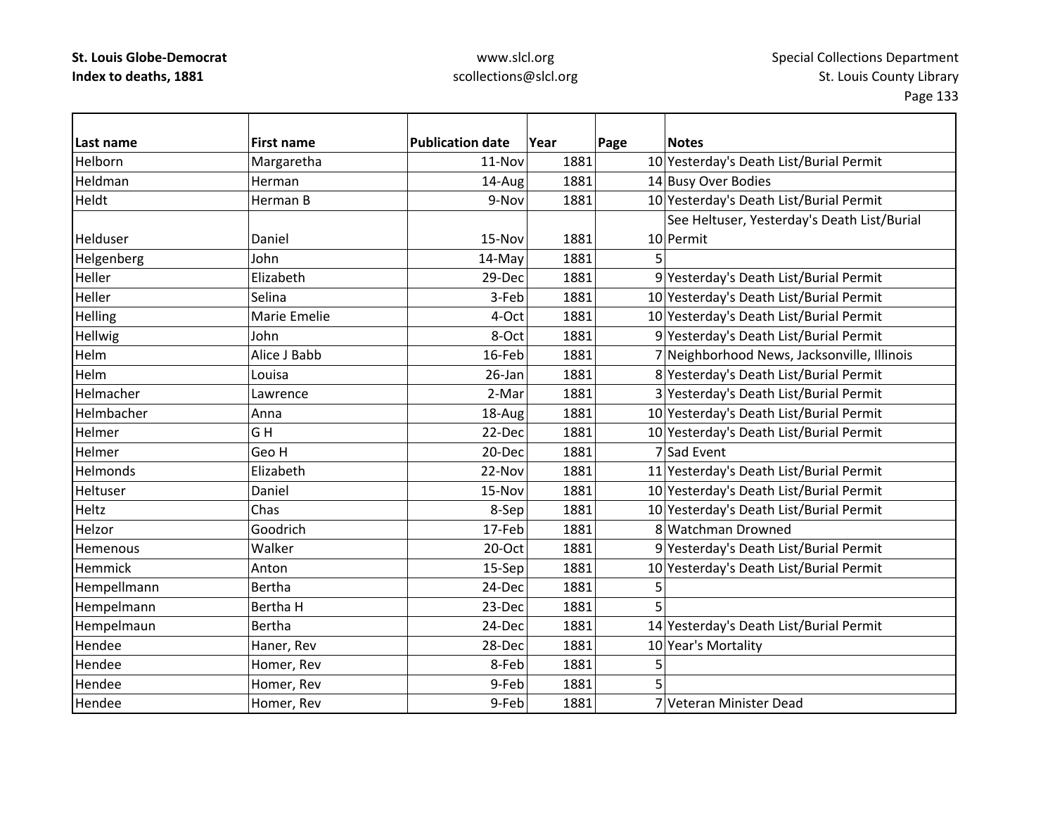| Last name | First name | Publication date | Year | Page | Notes |
|---|---|---|---|---|---|
| Helborn | Margaretha | 11-Nov | 1881 | 10 | Yesterday's Death List/Burial Permit |
| Heldman | Herman | 14-Aug | 1881 | 14 | Busy Over Bodies |
| Heldt | Herman B | 9-Nov | 1881 | 10 | Yesterday's Death List/Burial Permit |
| Helduser | Daniel | 15-Nov | 1881 | 10 | See Heltuser, Yesterday's Death List/Burial Permit |
| Helgenberg | John | 14-May | 1881 | 5 | |
| Heller | Elizabeth | 29-Dec | 1881 | 9 | Yesterday's Death List/Burial Permit |
| Heller | Selina | 3-Feb | 1881 | 10 | Yesterday's Death List/Burial Permit |
| Helling | Marie Emelie | 4-Oct | 1881 | 10 | Yesterday's Death List/Burial Permit |
| Hellwig | John | 8-Oct | 1881 | 9 | Yesterday's Death List/Burial Permit |
| Helm | Alice J Babb | 16-Feb | 1881 | 7 | Neighborhood News, Jacksonville, Illinois |
| Helm | Louisa | 26-Jan | 1881 | 8 | Yesterday's Death List/Burial Permit |
| Helmacher | Lawrence | 2-Mar | 1881 | 3 | Yesterday's Death List/Burial Permit |
| Helmbacher | Anna | 18-Aug | 1881 | 10 | Yesterday's Death List/Burial Permit |
| Helmer | G H | 22-Dec | 1881 | 10 | Yesterday's Death List/Burial Permit |
| Helmer | Geo H | 20-Dec | 1881 | 7 | Sad Event |
| Helmonds | Elizabeth | 22-Nov | 1881 | 11 | Yesterday's Death List/Burial Permit |
| Heltuser | Daniel | 15-Nov | 1881 | 10 | Yesterday's Death List/Burial Permit |
| Heltz | Chas | 8-Sep | 1881 | 10 | Yesterday's Death List/Burial Permit |
| Helzor | Goodrich | 17-Feb | 1881 | 8 | Watchman Drowned |
| Hemenous | Walker | 20-Oct | 1881 | 9 | Yesterday's Death List/Burial Permit |
| Hemmick | Anton | 15-Sep | 1881 | 10 | Yesterday's Death List/Burial Permit |
| Hempellmann | Bertha | 24-Dec | 1881 | 5 | |
| Hempelmann | Bertha H | 23-Dec | 1881 | 5 | |
| Hempelmaun | Bertha | 24-Dec | 1881 | 14 | Yesterday's Death List/Burial Permit |
| Hendee | Haner, Rev | 28-Dec | 1881 | 10 | Year's Mortality |
| Hendee | Homer, Rev | 8-Feb | 1881 | 5 | |
| Hendee | Homer, Rev | 9-Feb | 1881 | 5 | |
| Hendee | Homer, Rev | 9-Feb | 1881 | 7 | Veteran Minister Dead |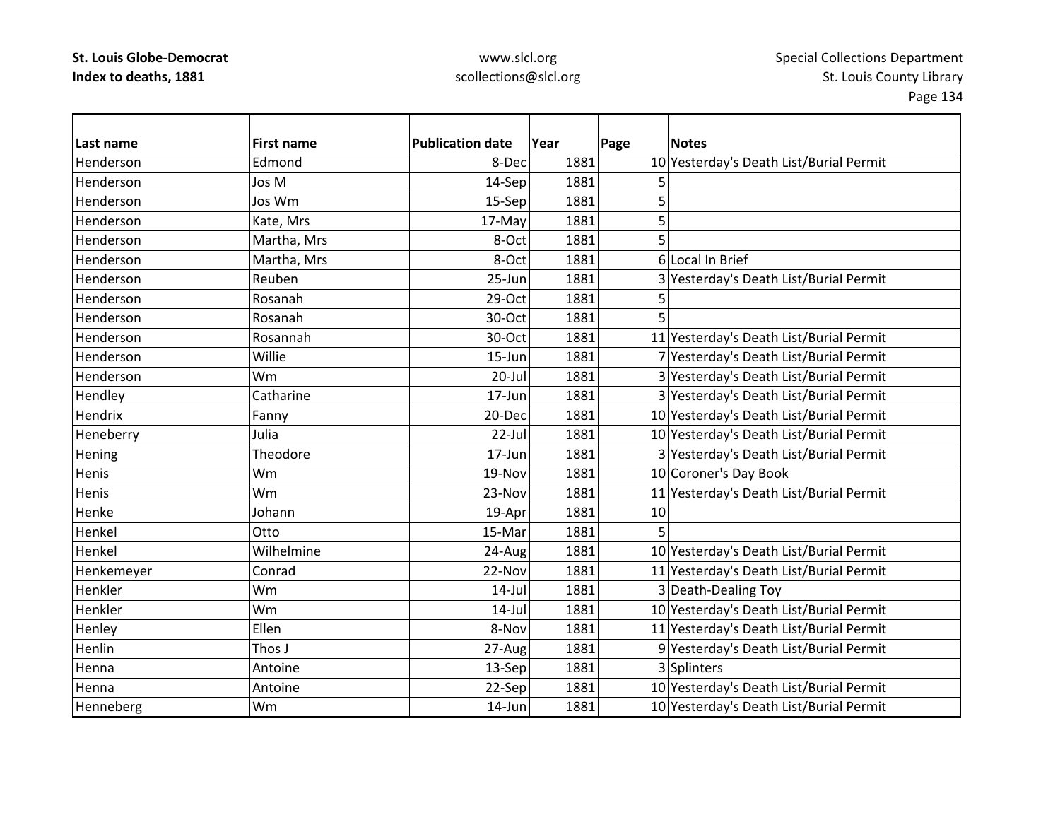| Last name | First name | Publication date | Year | Page | Notes |
|---|---|---|---|---|---|
| Henderson | Edmond | 8-Dec | 1881 | 10 | Yesterday's Death List/Burial Permit |
| Henderson | Jos M | 14-Sep | 1881 | 5 | |
| Henderson | Jos Wm | 15-Sep | 1881 | 5 | |
| Henderson | Kate, Mrs | 17-May | 1881 | 5 | |
| Henderson | Martha, Mrs | 8-Oct | 1881 | 5 | |
| Henderson | Martha, Mrs | 8-Oct | 1881 | 6 | Local In Brief |
| Henderson | Reuben | 25-Jun | 1881 | 3 | Yesterday's Death List/Burial Permit |
| Henderson | Rosanah | 29-Oct | 1881 | 5 | |
| Henderson | Rosanah | 30-Oct | 1881 | 5 | |
| Henderson | Rosannah | 30-Oct | 1881 | 11 | Yesterday's Death List/Burial Permit |
| Henderson | Willie | 15-Jun | 1881 | 7 | Yesterday's Death List/Burial Permit |
| Henderson | Wm | 20-Jul | 1881 | 3 | Yesterday's Death List/Burial Permit |
| Hendley | Catharine | 17-Jun | 1881 | 3 | Yesterday's Death List/Burial Permit |
| Hendrix | Fanny | 20-Dec | 1881 | 10 | Yesterday's Death List/Burial Permit |
| Heneberry | Julia | 22-Jul | 1881 | 10 | Yesterday's Death List/Burial Permit |
| Hening | Theodore | 17-Jun | 1881 | 3 | Yesterday's Death List/Burial Permit |
| Henis | Wm | 19-Nov | 1881 | 10 | Coroner's Day Book |
| Henis | Wm | 23-Nov | 1881 | 11 | Yesterday's Death List/Burial Permit |
| Henke | Johann | 19-Apr | 1881 | 10 | |
| Henkel | Otto | 15-Mar | 1881 | 5 | |
| Henkel | Wilhelmine | 24-Aug | 1881 | 10 | Yesterday's Death List/Burial Permit |
| Henkemeyer | Conrad | 22-Nov | 1881 | 11 | Yesterday's Death List/Burial Permit |
| Henkler | Wm | 14-Jul | 1881 | 3 | Death-Dealing Toy |
| Henkler | Wm | 14-Jul | 1881 | 10 | Yesterday's Death List/Burial Permit |
| Henley | Ellen | 8-Nov | 1881 | 11 | Yesterday's Death List/Burial Permit |
| Henlin | Thos J | 27-Aug | 1881 | 9 | Yesterday's Death List/Burial Permit |
| Henna | Antoine | 13-Sep | 1881 | 3 | Splinters |
| Henna | Antoine | 22-Sep | 1881 | 10 | Yesterday's Death List/Burial Permit |
| Henneberg | Wm | 14-Jun | 1881 | 10 | Yesterday's Death List/Burial Permit |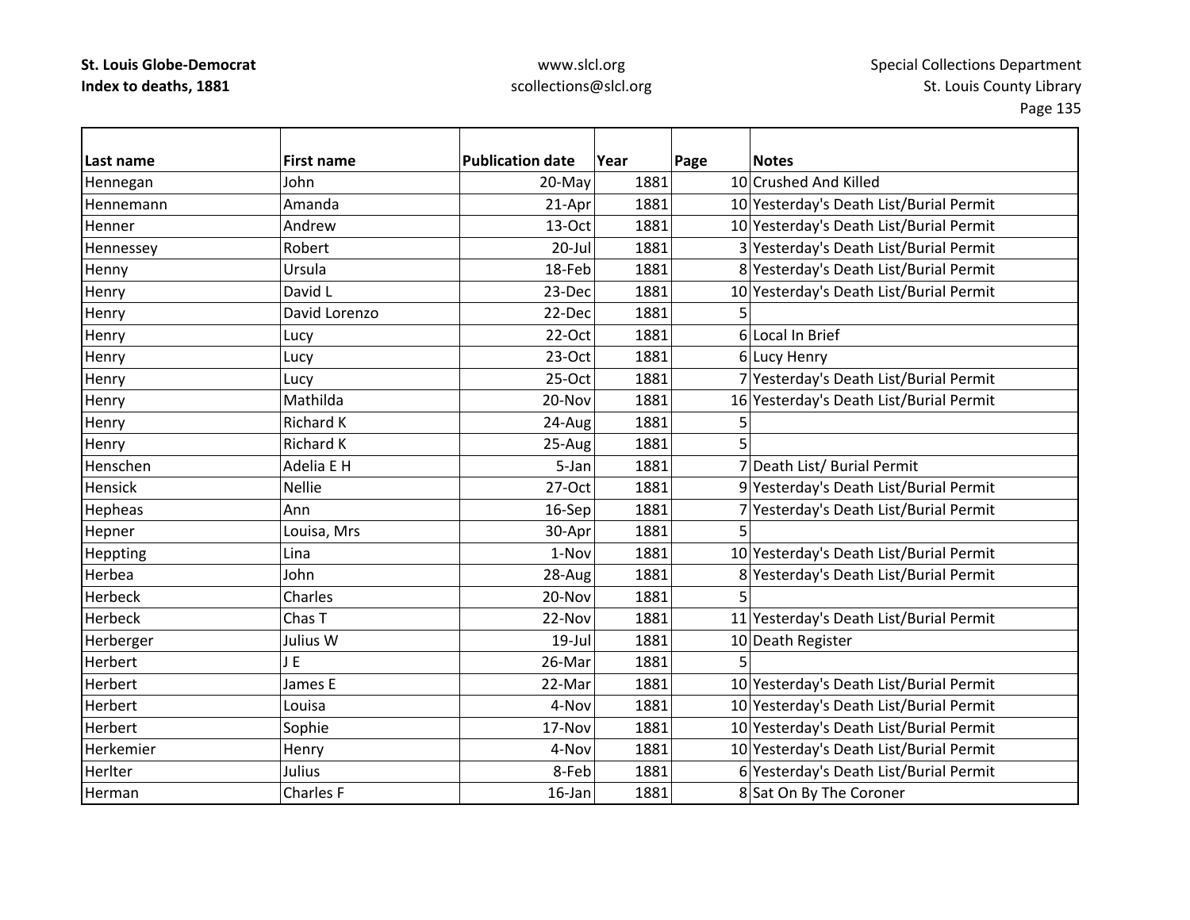| Last name | First name | Publication date | Year | Page | Notes |
|---|---|---|---|---|---|
| Hennegan | John | 20-May | 1881 | 10 | Crushed And Killed |
| Hennemann | Amanda | 21-Apr | 1881 | 10 | Yesterday's Death List/Burial Permit |
| Henner | Andrew | 13-Oct | 1881 | 10 | Yesterday's Death List/Burial Permit |
| Hennessey | Robert | 20-Jul | 1881 | 3 | Yesterday's Death List/Burial Permit |
| Henny | Ursula | 18-Feb | 1881 | 8 | Yesterday's Death List/Burial Permit |
| Henry | David L | 23-Dec | 1881 | 10 | Yesterday's Death List/Burial Permit |
| Henry | David Lorenzo | 22-Dec | 1881 | 5 | |
| Henry | Lucy | 22-Oct | 1881 | 6 | Local In Brief |
| Henry | Lucy | 23-Oct | 1881 | 6 | Lucy Henry |
| Henry | Lucy | 25-Oct | 1881 | 7 | Yesterday's Death List/Burial Permit |
| Henry | Mathilda | 20-Nov | 1881 | 16 | Yesterday's Death List/Burial Permit |
| Henry | Richard K | 24-Aug | 1881 | 5 | |
| Henry | Richard K | 25-Aug | 1881 | 5 | |
| Henschen | Adelia E H | 5-Jan | 1881 | 7 | Death List/ Burial Permit |
| Hensick | Nellie | 27-Oct | 1881 | 9 | Yesterday's Death List/Burial Permit |
| Hepheas | Ann | 16-Sep | 1881 | 7 | Yesterday's Death List/Burial Permit |
| Hepner | Louisa, Mrs | 30-Apr | 1881 | 5 | |
| Heppting | Lina | 1-Nov | 1881 | 10 | Yesterday's Death List/Burial Permit |
| Herbea | John | 28-Aug | 1881 | 8 | Yesterday's Death List/Burial Permit |
| Herbeck | Charles | 20-Nov | 1881 | 5 | |
| Herbeck | Chas T | 22-Nov | 1881 | 11 | Yesterday's Death List/Burial Permit |
| Herberger | Julius W | 19-Jul | 1881 | 10 | Death Register |
| Herbert | J E | 26-Mar | 1881 | 5 | |
| Herbert | James E | 22-Mar | 1881 | 10 | Yesterday's Death List/Burial Permit |
| Herbert | Louisa | 4-Nov | 1881 | 10 | Yesterday's Death List/Burial Permit |
| Herbert | Sophie | 17-Nov | 1881 | 10 | Yesterday's Death List/Burial Permit |
| Herkemier | Henry | 4-Nov | 1881 | 10 | Yesterday's Death List/Burial Permit |
| Herlter | Julius | 8-Feb | 1881 | 6 | Yesterday's Death List/Burial Permit |
| Herman | Charles F | 16-Jan | 1881 | 8 | Sat On By The Coroner |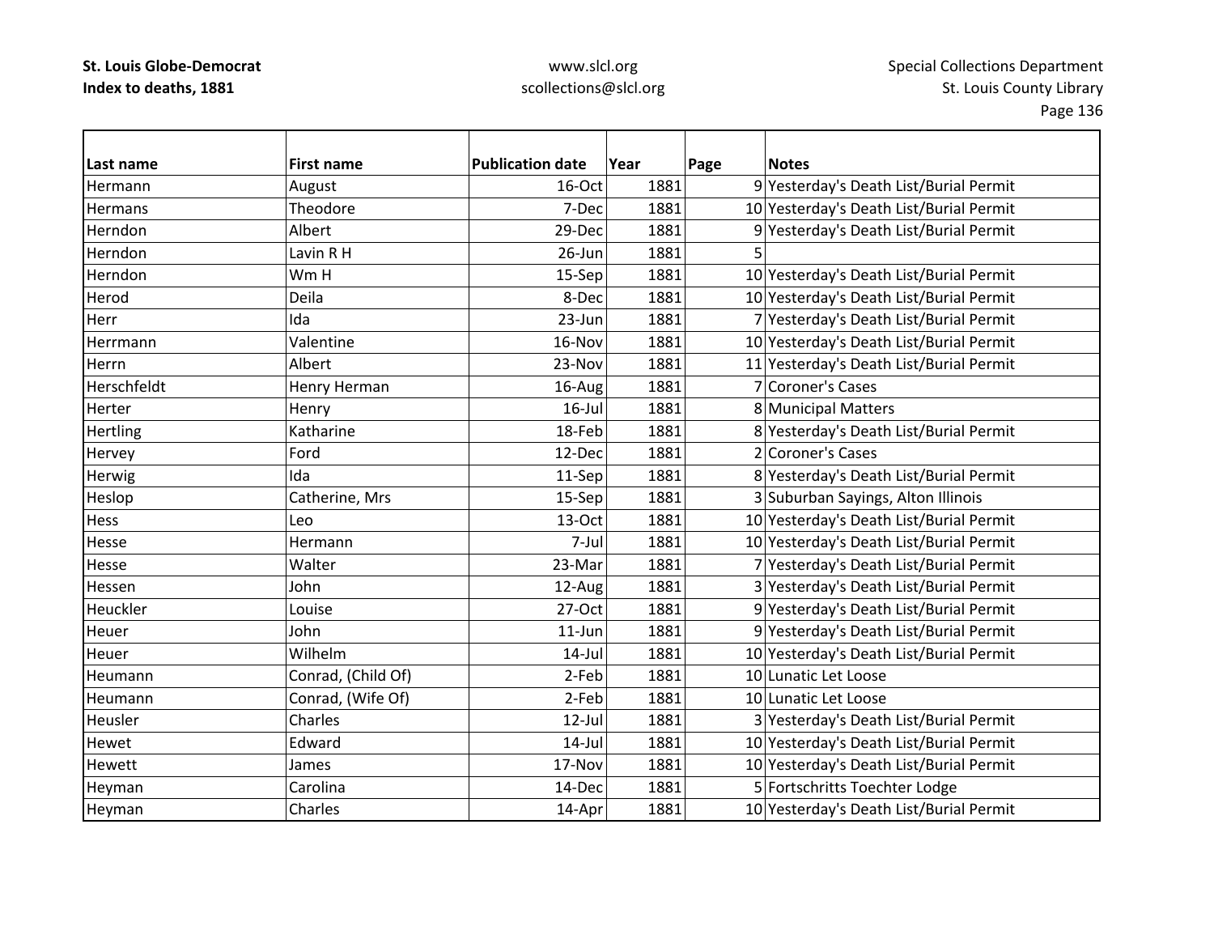| Last name | First name | Publication date | Year | Page | Notes |
|---|---|---|---|---|---|
| Hermann | August | 16-Oct | 1881 | 9 | Yesterday's Death List/Burial Permit |
| Hermans | Theodore | 7-Dec | 1881 | 10 | Yesterday's Death List/Burial Permit |
| Herndon | Albert | 29-Dec | 1881 | 9 | Yesterday's Death List/Burial Permit |
| Herndon | Lavin R H | 26-Jun | 1881 | 5 | |
| Herndon | Wm H | 15-Sep | 1881 | 10 | Yesterday's Death List/Burial Permit |
| Herod | Deila | 8-Dec | 1881 | 10 | Yesterday's Death List/Burial Permit |
| Herr | Ida | 23-Jun | 1881 | 7 | Yesterday's Death List/Burial Permit |
| Herrmann | Valentine | 16-Nov | 1881 | 10 | Yesterday's Death List/Burial Permit |
| Herrn | Albert | 23-Nov | 1881 | 11 | Yesterday's Death List/Burial Permit |
| Herschfeldt | Henry Herman | 16-Aug | 1881 | 7 | Coroner's Cases |
| Herter | Henry | 16-Jul | 1881 | 8 | Municipal Matters |
| Hertling | Katharine | 18-Feb | 1881 | 8 | Yesterday's Death List/Burial Permit |
| Hervey | Ford | 12-Dec | 1881 | 2 | Coroner's Cases |
| Herwig | Ida | 11-Sep | 1881 | 8 | Yesterday's Death List/Burial Permit |
| Heslop | Catherine, Mrs | 15-Sep | 1881 | 3 | Suburban Sayings, Alton Illinois |
| Hess | Leo | 13-Oct | 1881 | 10 | Yesterday's Death List/Burial Permit |
| Hesse | Hermann | 7-Jul | 1881 | 10 | Yesterday's Death List/Burial Permit |
| Hesse | Walter | 23-Mar | 1881 | 7 | Yesterday's Death List/Burial Permit |
| Hessen | John | 12-Aug | 1881 | 3 | Yesterday's Death List/Burial Permit |
| Heuckler | Louise | 27-Oct | 1881 | 9 | Yesterday's Death List/Burial Permit |
| Heuer | John | 11-Jun | 1881 | 9 | Yesterday's Death List/Burial Permit |
| Heuer | Wilhelm | 14-Jul | 1881 | 10 | Yesterday's Death List/Burial Permit |
| Heumann | Conrad, (Child Of) | 2-Feb | 1881 | 10 | Lunatic Let Loose |
| Heumann | Conrad, (Wife Of) | 2-Feb | 1881 | 10 | Lunatic Let Loose |
| Heusler | Charles | 12-Jul | 1881 | 3 | Yesterday's Death List/Burial Permit |
| Hewet | Edward | 14-Jul | 1881 | 10 | Yesterday's Death List/Burial Permit |
| Hewett | James | 17-Nov | 1881 | 10 | Yesterday's Death List/Burial Permit |
| Heyman | Carolina | 14-Dec | 1881 | 5 | Fortschritts Toechter Lodge |
| Heyman | Charles | 14-Apr | 1881 | 10 | Yesterday's Death List/Burial Permit |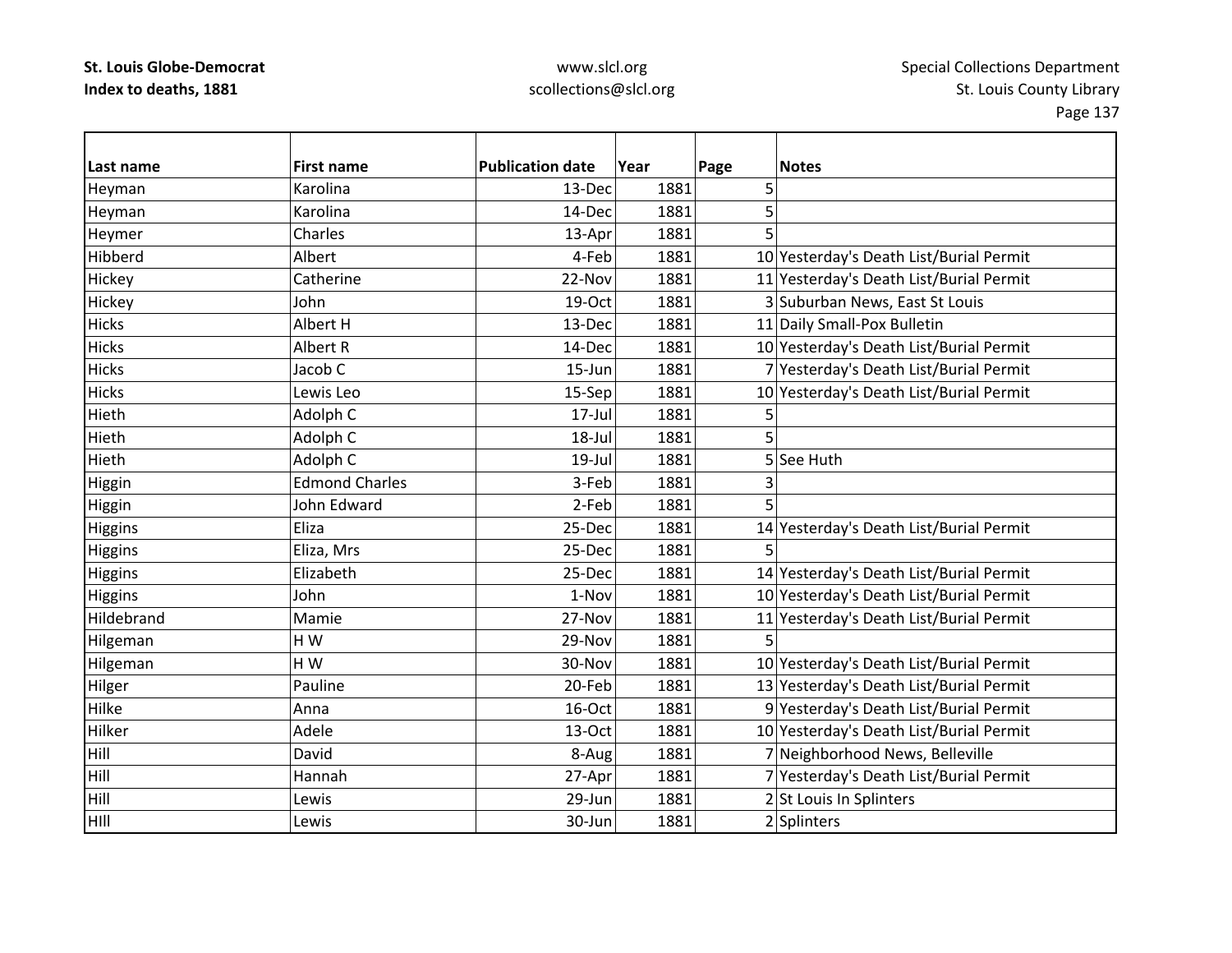| Last name | First name | Publication date | Year | Page | Notes |
|---|---|---|---|---|---|
| Heyman | Karolina | 13-Dec | 1881 | 5 | |
| Heyman | Karolina | 14-Dec | 1881 | 5 | |
| Heymer | Charles | 13-Apr | 1881 | 5 | |
| Hibberd | Albert | 4-Feb | 1881 | 10 | Yesterday's Death List/Burial Permit |
| Hickey | Catherine | 22-Nov | 1881 | 11 | Yesterday's Death List/Burial Permit |
| Hickey | John | 19-Oct | 1881 | 3 | Suburban News, East St Louis |
| Hicks | Albert H | 13-Dec | 1881 | 11 | Daily Small-Pox Bulletin |
| Hicks | Albert R | 14-Dec | 1881 | 10 | Yesterday's Death List/Burial Permit |
| Hicks | Jacob C | 15-Jun | 1881 | 7 | Yesterday's Death List/Burial Permit |
| Hicks | Lewis Leo | 15-Sep | 1881 | 10 | Yesterday's Death List/Burial Permit |
| Hieth | Adolph C | 17-Jul | 1881 | 5 | |
| Hieth | Adolph C | 18-Jul | 1881 | 5 | |
| Hieth | Adolph C | 19-Jul | 1881 | 5 | See Huth |
| Higgin | Edmond Charles | 3-Feb | 1881 | 3 | |
| Higgin | John Edward | 2-Feb | 1881 | 5 | |
| Higgins | Eliza | 25-Dec | 1881 | 14 | Yesterday's Death List/Burial Permit |
| Higgins | Eliza, Mrs | 25-Dec | 1881 | 5 | |
| Higgins | Elizabeth | 25-Dec | 1881 | 14 | Yesterday's Death List/Burial Permit |
| Higgins | John | 1-Nov | 1881 | 10 | Yesterday's Death List/Burial Permit |
| Hildebrand | Mamie | 27-Nov | 1881 | 11 | Yesterday's Death List/Burial Permit |
| Hilgeman | H W | 29-Nov | 1881 | 5 | |
| Hilgeman | H W | 30-Nov | 1881 | 10 | Yesterday's Death List/Burial Permit |
| Hilger | Pauline | 20-Feb | 1881 | 13 | Yesterday's Death List/Burial Permit |
| Hilke | Anna | 16-Oct | 1881 | 9 | Yesterday's Death List/Burial Permit |
| Hilker | Adele | 13-Oct | 1881 | 10 | Yesterday's Death List/Burial Permit |
| Hill | David | 8-Aug | 1881 | 7 | Neighborhood News, Belleville |
| Hill | Hannah | 27-Apr | 1881 | 7 | Yesterday's Death List/Burial Permit |
| Hill | Lewis | 29-Jun | 1881 | 2 | St Louis In Splinters |
| HIll | Lewis | 30-Jun | 1881 | 2 | Splinters |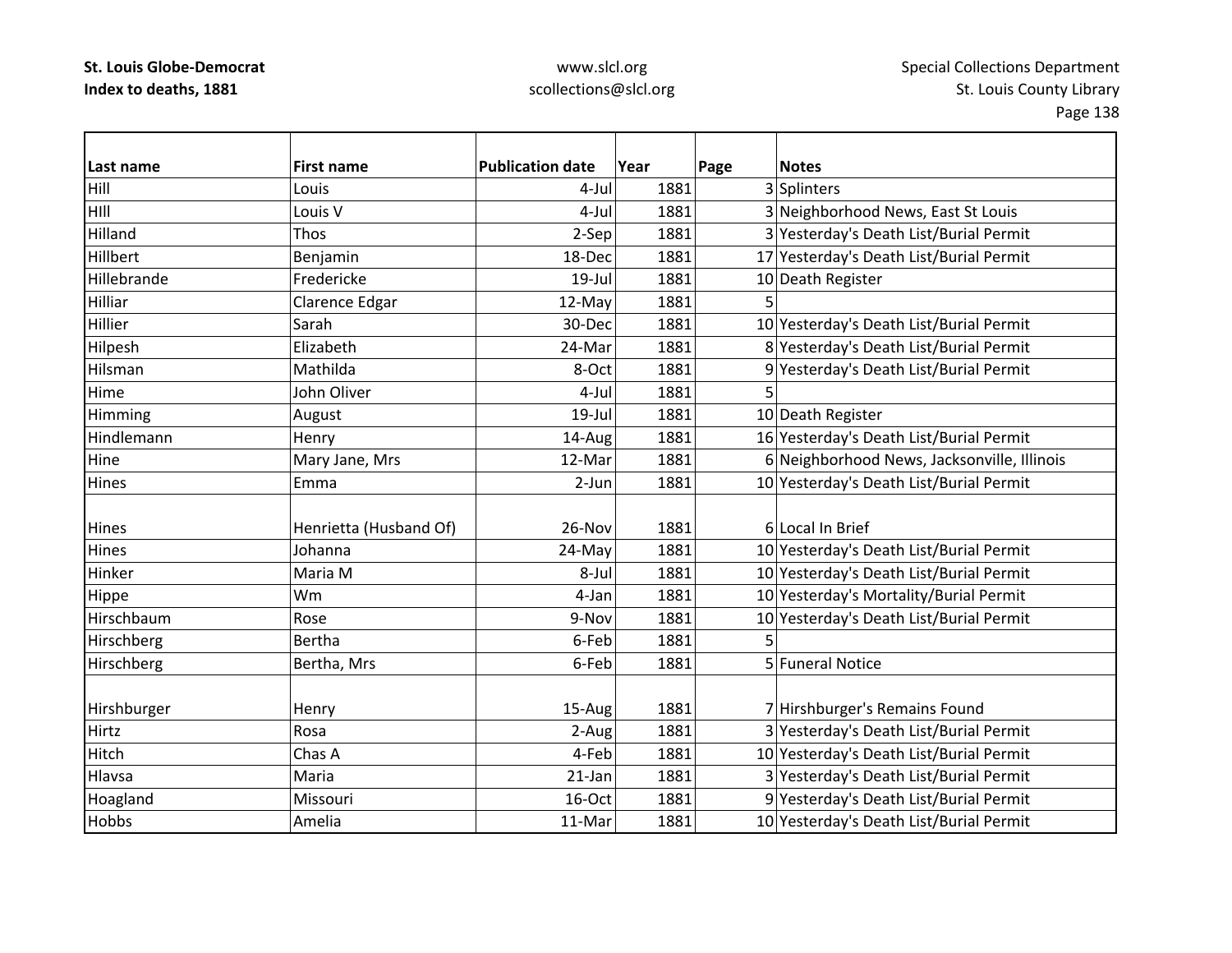**St. Louis Globe-Democrat**
**Index to deaths, 1881**

www.slcl.org
scollections@slcl.org

Special Collections Department
St. Louis County Library

| Last name | First name | Publication date | Year | Page | Notes |
|---|---|---|---|---|---|
| Hill | Louis | 4-Jul | 1881 | 3 | Splinters |
| HIll | Louis V | 4-Jul | 1881 | 3 | Neighborhood News, East St Louis |
| Hilland | Thos | 2-Sep | 1881 | 3 | Yesterday's Death List/Burial Permit |
| Hillbert | Benjamin | 18-Dec | 1881 | 17 | Yesterday's Death List/Burial Permit |
| Hillebrande | Fredericke | 19-Jul | 1881 | 10 | Death Register |
| Hilliar | Clarence Edgar | 12-May | 1881 | 5 | |
| Hillier | Sarah | 30-Dec | 1881 | 10 | Yesterday's Death List/Burial Permit |
| Hilpesh | Elizabeth | 24-Mar | 1881 | 8 | Yesterday's Death List/Burial Permit |
| Hilsman | Mathilda | 8-Oct | 1881 | 9 | Yesterday's Death List/Burial Permit |
| Hime | John Oliver | 4-Jul | 1881 | 5 | |
| Himming | August | 19-Jul | 1881 | 10 | Death Register |
| Hindlemann | Henry | 14-Aug | 1881 | 16 | Yesterday's Death List/Burial Permit |
| Hine | Mary Jane, Mrs | 12-Mar | 1881 | 6 | Neighborhood News, Jacksonville, Illinois |
| Hines | Emma | 2-Jun | 1881 | 10 | Yesterday's Death List/Burial Permit |
| Hines | Henrietta (Husband Of) | 26-Nov | 1881 | 6 | Local In Brief |
| Hines | Johanna | 24-May | 1881 | 10 | Yesterday's Death List/Burial Permit |
| Hinker | Maria M | 8-Jul | 1881 | 10 | Yesterday's Death List/Burial Permit |
| Hippe | Wm | 4-Jan | 1881 | 10 | Yesterday's Mortality/Burial Permit |
| Hirschbaum | Rose | 9-Nov | 1881 | 10 | Yesterday's Death List/Burial Permit |
| Hirschberg | Bertha | 6-Feb | 1881 | 5 | |
| Hirschberg | Bertha, Mrs | 6-Feb | 1881 | 5 | Funeral Notice |
| Hirshburger | Henry | 15-Aug | 1881 | 7 | Hirshburger's Remains Found |
| Hirtz | Rosa | 2-Aug | 1881 | 3 | Yesterday's Death List/Burial Permit |
| Hitch | Chas A | 4-Feb | 1881 | 10 | Yesterday's Death List/Burial Permit |
| Hlavsa | Maria | 21-Jan | 1881 | 3 | Yesterday's Death List/Burial Permit |
| Hoagland | Missouri | 16-Oct | 1881 | 9 | Yesterday's Death List/Burial Permit |
| Hobbs | Amelia | 11-Mar | 1881 | 10 | Yesterday's Death List/Burial Permit |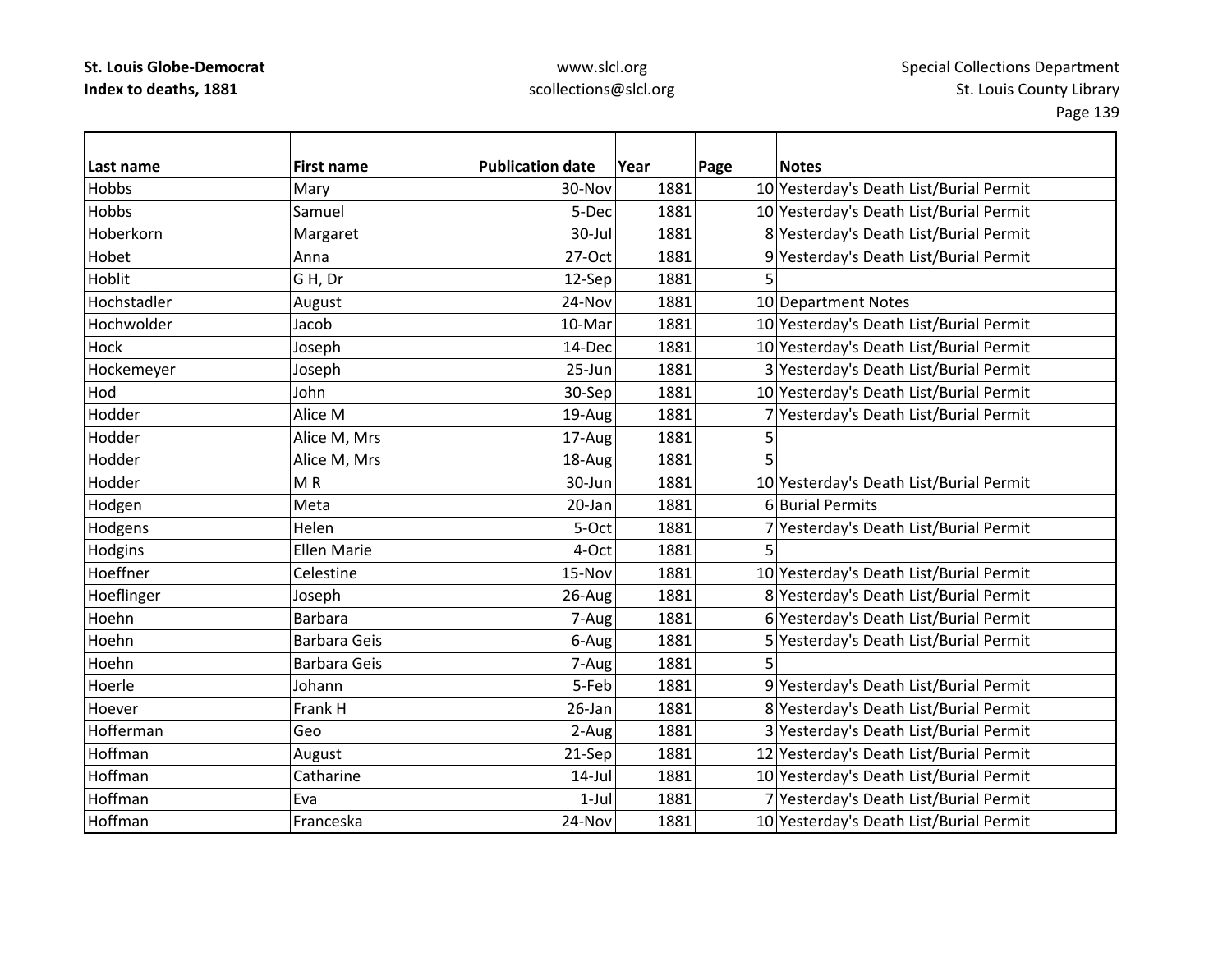| Last name | First name | Publication date | Year | Page | Notes |
|---|---|---|---|---|---|
| Hobbs | Mary | 30-Nov | 1881 | 10 | Yesterday's Death List/Burial Permit |
| Hobbs | Samuel | 5-Dec | 1881 | 10 | Yesterday's Death List/Burial Permit |
| Hoberkorn | Margaret | 30-Jul | 1881 | 8 | Yesterday's Death List/Burial Permit |
| Hobet | Anna | 27-Oct | 1881 | 9 | Yesterday's Death List/Burial Permit |
| Hoblit | G H, Dr | 12-Sep | 1881 | 5 | |
| Hochstadler | August | 24-Nov | 1881 | 10 | Department Notes |
| Hochwolder | Jacob | 10-Mar | 1881 | 10 | Yesterday's Death List/Burial Permit |
| Hock | Joseph | 14-Dec | 1881 | 10 | Yesterday's Death List/Burial Permit |
| Hockemeyer | Joseph | 25-Jun | 1881 | 3 | Yesterday's Death List/Burial Permit |
| Hod | John | 30-Sep | 1881 | 10 | Yesterday's Death List/Burial Permit |
| Hodder | Alice M | 19-Aug | 1881 | 7 | Yesterday's Death List/Burial Permit |
| Hodder | Alice M, Mrs | 17-Aug | 1881 | 5 | |
| Hodder | Alice M, Mrs | 18-Aug | 1881 | 5 | |
| Hodder | M R | 30-Jun | 1881 | 10 | Yesterday's Death List/Burial Permit |
| Hodgen | Meta | 20-Jan | 1881 | 6 | Burial Permits |
| Hodgens | Helen | 5-Oct | 1881 | 7 | Yesterday's Death List/Burial Permit |
| Hodgins | Ellen Marie | 4-Oct | 1881 | 5 | |
| Hoeffner | Celestine | 15-Nov | 1881 | 10 | Yesterday's Death List/Burial Permit |
| Hoeflinger | Joseph | 26-Aug | 1881 | 8 | Yesterday's Death List/Burial Permit |
| Hoehn | Barbara | 7-Aug | 1881 | 6 | Yesterday's Death List/Burial Permit |
| Hoehn | Barbara Geis | 6-Aug | 1881 | 5 | Yesterday's Death List/Burial Permit |
| Hoehn | Barbara Geis | 7-Aug | 1881 | 5 | |
| Hoerle | Johann | 5-Feb | 1881 | 9 | Yesterday's Death List/Burial Permit |
| Hoever | Frank H | 26-Jan | 1881 | 8 | Yesterday's Death List/Burial Permit |
| Hofferman | Geo | 2-Aug | 1881 | 3 | Yesterday's Death List/Burial Permit |
| Hoffman | August | 21-Sep | 1881 | 12 | Yesterday's Death List/Burial Permit |
| Hoffman | Catharine | 14-Jul | 1881 | 10 | Yesterday's Death List/Burial Permit |
| Hoffman | Eva | 1-Jul | 1881 | 7 | Yesterday's Death List/Burial Permit |
| Hoffman | Franceska | 24-Nov | 1881 | 10 | Yesterday's Death List/Burial Permit |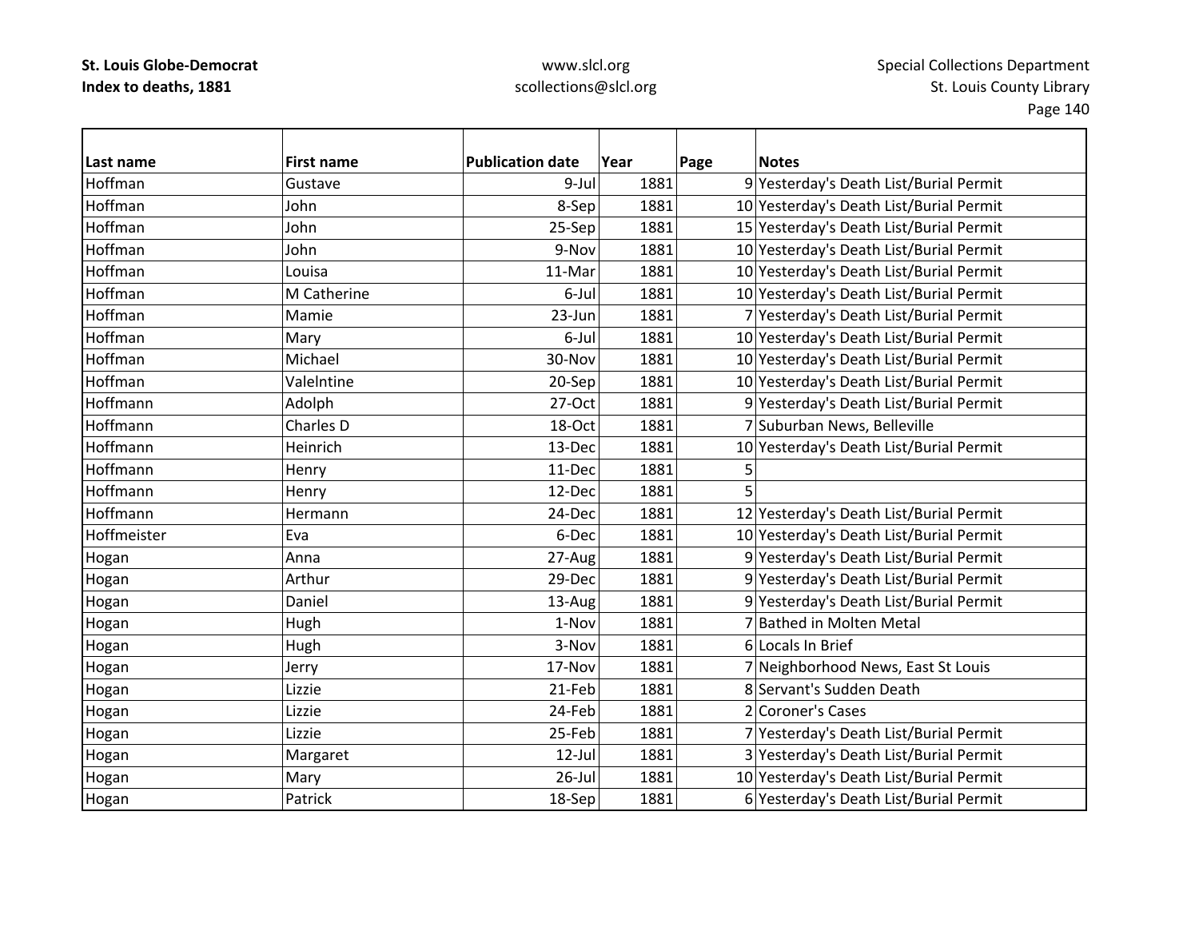| Last name | First name | Publication date | Year | Page | Notes |
|---|---|---|---|---|---|
| Hoffman | Gustave | 9-Jul | 1881 | 9 | Yesterday's Death List/Burial Permit |
| Hoffman | John | 8-Sep | 1881 | 10 | Yesterday's Death List/Burial Permit |
| Hoffman | John | 25-Sep | 1881 | 15 | Yesterday's Death List/Burial Permit |
| Hoffman | John | 9-Nov | 1881 | 10 | Yesterday's Death List/Burial Permit |
| Hoffman | Louisa | 11-Mar | 1881 | 10 | Yesterday's Death List/Burial Permit |
| Hoffman | M Catherine | 6-Jul | 1881 | 10 | Yesterday's Death List/Burial Permit |
| Hoffman | Mamie | 23-Jun | 1881 | 7 | Yesterday's Death List/Burial Permit |
| Hoffman | Mary | 6-Jul | 1881 | 10 | Yesterday's Death List/Burial Permit |
| Hoffman | Michael | 30-Nov | 1881 | 10 | Yesterday's Death List/Burial Permit |
| Hoffman | Valelntine | 20-Sep | 1881 | 10 | Yesterday's Death List/Burial Permit |
| Hoffmann | Adolph | 27-Oct | 1881 | 9 | Yesterday's Death List/Burial Permit |
| Hoffmann | Charles D | 18-Oct | 1881 | 7 | Suburban News, Belleville |
| Hoffmann | Heinrich | 13-Dec | 1881 | 10 | Yesterday's Death List/Burial Permit |
| Hoffmann | Henry | 11-Dec | 1881 | 5 | |
| Hoffmann | Henry | 12-Dec | 1881 | 5 | |
| Hoffmann | Hermann | 24-Dec | 1881 | 12 | Yesterday's Death List/Burial Permit |
| Hoffmeister | Eva | 6-Dec | 1881 | 10 | Yesterday's Death List/Burial Permit |
| Hogan | Anna | 27-Aug | 1881 | 9 | Yesterday's Death List/Burial Permit |
| Hogan | Arthur | 29-Dec | 1881 | 9 | Yesterday's Death List/Burial Permit |
| Hogan | Daniel | 13-Aug | 1881 | 9 | Yesterday's Death List/Burial Permit |
| Hogan | Hugh | 1-Nov | 1881 | 7 | Bathed in Molten Metal |
| Hogan | Hugh | 3-Nov | 1881 | 6 | Locals In Brief |
| Hogan | Jerry | 17-Nov | 1881 | 7 | Neighborhood News, East St Louis |
| Hogan | Lizzie | 21-Feb | 1881 | 8 | Servant's Sudden Death |
| Hogan | Lizzie | 24-Feb | 1881 | 2 | Coroner's Cases |
| Hogan | Lizzie | 25-Feb | 1881 | 7 | Yesterday's Death List/Burial Permit |
| Hogan | Margaret | 12-Jul | 1881 | 3 | Yesterday's Death List/Burial Permit |
| Hogan | Mary | 26-Jul | 1881 | 10 | Yesterday's Death List/Burial Permit |
| Hogan | Patrick | 18-Sep | 1881 | 6 | Yesterday's Death List/Burial Permit |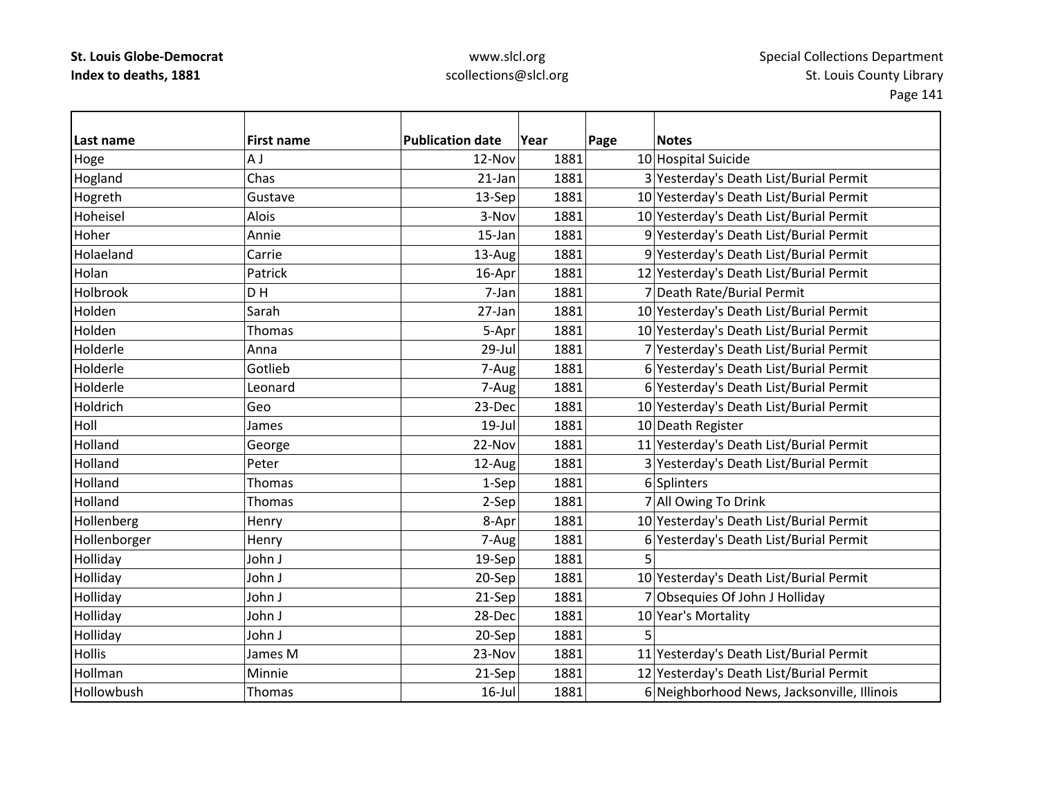| Last name | First name | Publication date | Year | Page | Notes |
|---|---|---|---|---|---|
| Hoge | A J | 12-Nov | 1881 | 10 | Hospital Suicide |
| Hogland | Chas | 21-Jan | 1881 | 3 | Yesterday's Death List/Burial Permit |
| Hogreth | Gustave | 13-Sep | 1881 | 10 | Yesterday's Death List/Burial Permit |
| Hoheisel | Alois | 3-Nov | 1881 | 10 | Yesterday's Death List/Burial Permit |
| Hoher | Annie | 15-Jan | 1881 | 9 | Yesterday's Death List/Burial Permit |
| Holaeland | Carrie | 13-Aug | 1881 | 9 | Yesterday's Death List/Burial Permit |
| Holan | Patrick | 16-Apr | 1881 | 12 | Yesterday's Death List/Burial Permit |
| Holbrook | D H | 7-Jan | 1881 | 7 | Death Rate/Burial Permit |
| Holden | Sarah | 27-Jan | 1881 | 10 | Yesterday's Death List/Burial Permit |
| Holden | Thomas | 5-Apr | 1881 | 10 | Yesterday's Death List/Burial Permit |
| Holderle | Anna | 29-Jul | 1881 | 7 | Yesterday's Death List/Burial Permit |
| Holderle | Gotlieb | 7-Aug | 1881 | 6 | Yesterday's Death List/Burial Permit |
| Holderle | Leonard | 7-Aug | 1881 | 6 | Yesterday's Death List/Burial Permit |
| Holdrich | Geo | 23-Dec | 1881 | 10 | Yesterday's Death List/Burial Permit |
| Holl | James | 19-Jul | 1881 | 10 | Death Register |
| Holland | George | 22-Nov | 1881 | 11 | Yesterday's Death List/Burial Permit |
| Holland | Peter | 12-Aug | 1881 | 3 | Yesterday's Death List/Burial Permit |
| Holland | Thomas | 1-Sep | 1881 | 6 | Splinters |
| Holland | Thomas | 2-Sep | 1881 | 7 | All Owing To Drink |
| Hollenberg | Henry | 8-Apr | 1881 | 10 | Yesterday's Death List/Burial Permit |
| Hollenborger | Henry | 7-Aug | 1881 | 6 | Yesterday's Death List/Burial Permit |
| Holliday | John J | 19-Sep | 1881 | 5 | |
| Holliday | John J | 20-Sep | 1881 | 10 | Yesterday's Death List/Burial Permit |
| Holliday | John J | 21-Sep | 1881 | 7 | Obsequies Of John J Holliday |
| Holliday | John J | 28-Dec | 1881 | 10 | Year's Mortality |
| Holliday | John J | 20-Sep | 1881 | 5 | |
| Hollis | James M | 23-Nov | 1881 | 11 | Yesterday's Death List/Burial Permit |
| Hollman | Minnie | 21-Sep | 1881 | 12 | Yesterday's Death List/Burial Permit |
| Hollowbush | Thomas | 16-Jul | 1881 | 6 | Neighborhood News, Jacksonville, Illinois |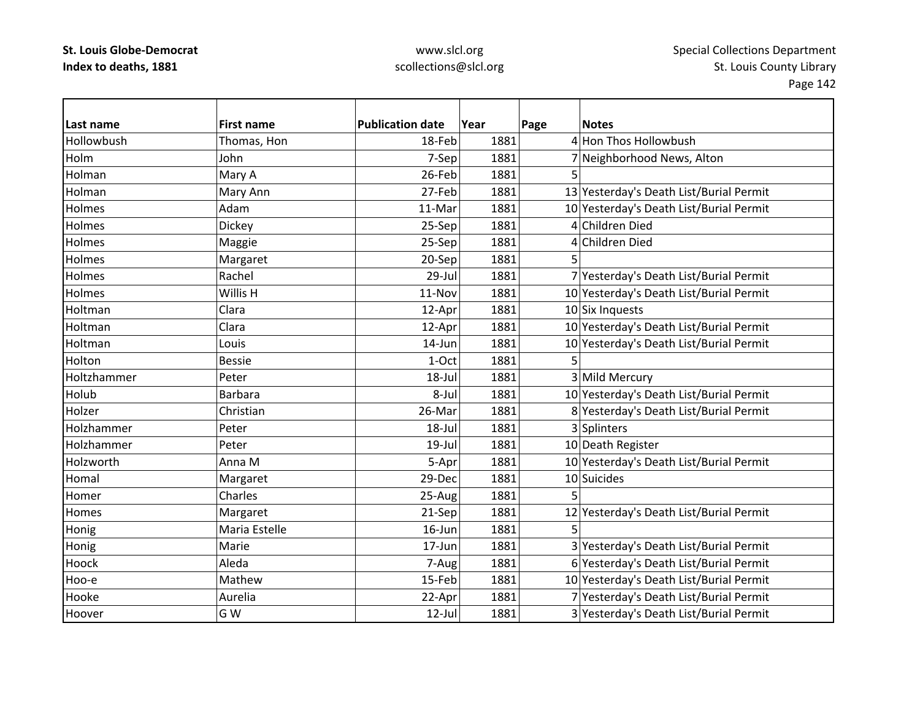| Last name | First name | Publication date | Year | Page | Notes |
|---|---|---|---|---|---|
| Hollowbush | Thomas, Hon | 18-Feb | 1881 | 4 | Hon Thos Hollowbush |
| Holm | John | 7-Sep | 1881 | 7 | Neighborhood News, Alton |
| Holman | Mary A | 26-Feb | 1881 | 5 | |
| Holman | Mary Ann | 27-Feb | 1881 | 13 | Yesterday's Death List/Burial Permit |
| Holmes | Adam | 11-Mar | 1881 | 10 | Yesterday's Death List/Burial Permit |
| Holmes | Dickey | 25-Sep | 1881 | 4 | Children Died |
| Holmes | Maggie | 25-Sep | 1881 | 4 | Children Died |
| Holmes | Margaret | 20-Sep | 1881 | 5 | |
| Holmes | Rachel | 29-Jul | 1881 | 7 | Yesterday's Death List/Burial Permit |
| Holmes | Willis H | 11-Nov | 1881 | 10 | Yesterday's Death List/Burial Permit |
| Holtman | Clara | 12-Apr | 1881 | 10 | Six Inquests |
| Holtman | Clara | 12-Apr | 1881 | 10 | Yesterday's Death List/Burial Permit |
| Holtman | Louis | 14-Jun | 1881 | 10 | Yesterday's Death List/Burial Permit |
| Holton | Bessie | 1-Oct | 1881 | 5 | |
| Holtzhammer | Peter | 18-Jul | 1881 | 3 | Mild Mercury |
| Holub | Barbara | 8-Jul | 1881 | 10 | Yesterday's Death List/Burial Permit |
| Holzer | Christian | 26-Mar | 1881 | 8 | Yesterday's Death List/Burial Permit |
| Holzhammer | Peter | 18-Jul | 1881 | 3 | Splinters |
| Holzhammer | Peter | 19-Jul | 1881 | 10 | Death Register |
| Holzworth | Anna M | 5-Apr | 1881 | 10 | Yesterday's Death List/Burial Permit |
| Homal | Margaret | 29-Dec | 1881 | 10 | Suicides |
| Homer | Charles | 25-Aug | 1881 | 5 | |
| Homes | Margaret | 21-Sep | 1881 | 12 | Yesterday's Death List/Burial Permit |
| Honig | Maria Estelle | 16-Jun | 1881 | 5 | |
| Honig | Marie | 17-Jun | 1881 | 3 | Yesterday's Death List/Burial Permit |
| Hoock | Aleda | 7-Aug | 1881 | 6 | Yesterday's Death List/Burial Permit |
| Hoo-e | Mathew | 15-Feb | 1881 | 10 | Yesterday's Death List/Burial Permit |
| Hooke | Aurelia | 22-Apr | 1881 | 7 | Yesterday's Death List/Burial Permit |
| Hoover | G W | 12-Jul | 1881 | 3 | Yesterday's Death List/Burial Permit |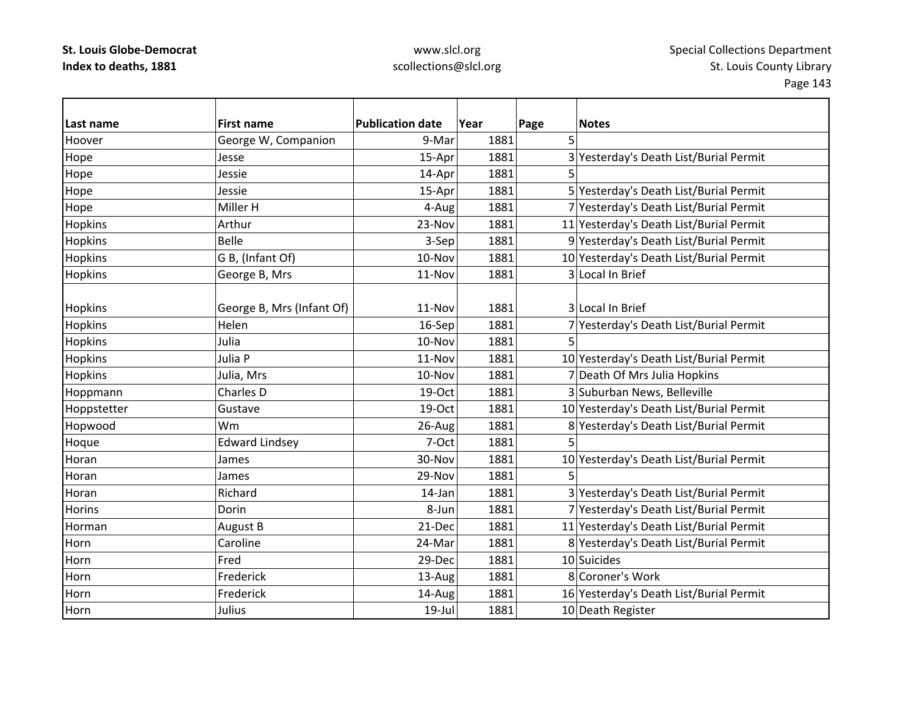| Last name | First name | Publication date | Year | Page | Notes |
|---|---|---|---|---|---|
| Hoover | George W, Companion | 9-Mar | 1881 | 5 | |
| Hope | Jesse | 15-Apr | 1881 | 3 | Yesterday's Death List/Burial Permit |
| Hope | Jessie | 14-Apr | 1881 | 5 | |
| Hope | Jessie | 15-Apr | 1881 | 5 | Yesterday's Death List/Burial Permit |
| Hope | Miller H | 4-Aug | 1881 | 7 | Yesterday's Death List/Burial Permit |
| Hopkins | Arthur | 23-Nov | 1881 | 11 | Yesterday's Death List/Burial Permit |
| Hopkins | Belle | 3-Sep | 1881 | 9 | Yesterday's Death List/Burial Permit |
| Hopkins | G B, (Infant Of) | 10-Nov | 1881 | 10 | Yesterday's Death List/Burial Permit |
| Hopkins | George B, Mrs | 11-Nov | 1881 | 3 | Local In Brief |
| Hopkins | George B, Mrs (Infant Of) | 11-Nov | 1881 | 3 | Local In Brief |
| Hopkins | Helen | 16-Sep | 1881 | 7 | Yesterday's Death List/Burial Permit |
| Hopkins | Julia | 10-Nov | 1881 | 5 | |
| Hopkins | Julia P | 11-Nov | 1881 | 10 | Yesterday's Death List/Burial Permit |
| Hopkins | Julia, Mrs | 10-Nov | 1881 | 7 | Death Of Mrs Julia Hopkins |
| Hoppmann | Charles D | 19-Oct | 1881 | 3 | Suburban News, Belleville |
| Hoppstetter | Gustave | 19-Oct | 1881 | 10 | Yesterday's Death List/Burial Permit |
| Hopwood | Wm | 26-Aug | 1881 | 8 | Yesterday's Death List/Burial Permit |
| Hoque | Edward Lindsey | 7-Oct | 1881 | 5 | |
| Horan | James | 30-Nov | 1881 | 10 | Yesterday's Death List/Burial Permit |
| Horan | James | 29-Nov | 1881 | 5 | |
| Horan | Richard | 14-Jan | 1881 | 3 | Yesterday's Death List/Burial Permit |
| Horins | Dorin | 8-Jun | 1881 | 7 | Yesterday's Death List/Burial Permit |
| Horman | August B | 21-Dec | 1881 | 11 | Yesterday's Death List/Burial Permit |
| Horn | Caroline | 24-Mar | 1881 | 8 | Yesterday's Death List/Burial Permit |
| Horn | Fred | 29-Dec | 1881 | 10 | Suicides |
| Horn | Frederick | 13-Aug | 1881 | 8 | Coroner's Work |
| Horn | Frederick | 14-Aug | 1881 | 16 | Yesterday's Death List/Burial Permit |
| Horn | Julius | 19-Jul | 1881 | 10 | Death Register |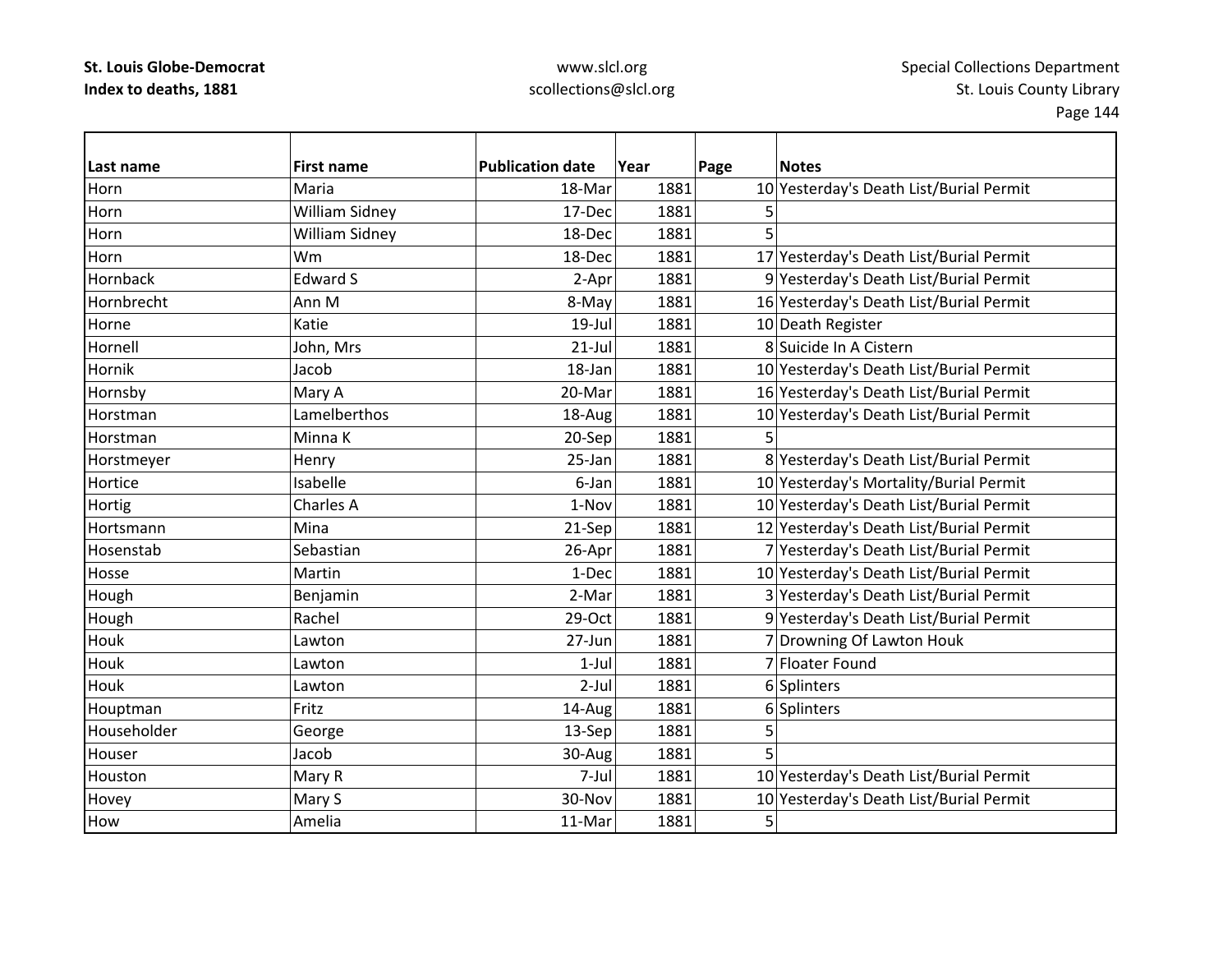| Last name | First name | Publication date | Year | Page | Notes |
|---|---|---|---|---|---|
| Horn | Maria | 18-Mar | 1881 | 10 | Yesterday's Death List/Burial Permit |
| Horn | William Sidney | 17-Dec | 1881 | 5 | |
| Horn | William Sidney | 18-Dec | 1881 | 5 | |
| Horn | Wm | 18-Dec | 1881 | 17 | Yesterday's Death List/Burial Permit |
| Hornback | Edward S | 2-Apr | 1881 | 9 | Yesterday's Death List/Burial Permit |
| Hornbrecht | Ann M | 8-May | 1881 | 16 | Yesterday's Death List/Burial Permit |
| Horne | Katie | 19-Jul | 1881 | 10 | Death Register |
| Hornell | John, Mrs | 21-Jul | 1881 | 8 | Suicide In A Cistern |
| Hornik | Jacob | 18-Jan | 1881 | 10 | Yesterday's Death List/Burial Permit |
| Hornsby | Mary A | 20-Mar | 1881 | 16 | Yesterday's Death List/Burial Permit |
| Horstman | Lamelberthos | 18-Aug | 1881 | 10 | Yesterday's Death List/Burial Permit |
| Horstman | Minna K | 20-Sep | 1881 | 5 | |
| Horstmeyer | Henry | 25-Jan | 1881 | 8 | Yesterday's Death List/Burial Permit |
| Hortice | Isabelle | 6-Jan | 1881 | 10 | Yesterday's Mortality/Burial Permit |
| Hortig | Charles A | 1-Nov | 1881 | 10 | Yesterday's Death List/Burial Permit |
| Hortsmann | Mina | 21-Sep | 1881 | 12 | Yesterday's Death List/Burial Permit |
| Hosenstab | Sebastian | 26-Apr | 1881 | 7 | Yesterday's Death List/Burial Permit |
| Hosse | Martin | 1-Dec | 1881 | 10 | Yesterday's Death List/Burial Permit |
| Hough | Benjamin | 2-Mar | 1881 | 3 | Yesterday's Death List/Burial Permit |
| Hough | Rachel | 29-Oct | 1881 | 9 | Yesterday's Death List/Burial Permit |
| Houk | Lawton | 27-Jun | 1881 | 7 | Drowning Of Lawton Houk |
| Houk | Lawton | 1-Jul | 1881 | 7 | Floater Found |
| Houk | Lawton | 2-Jul | 1881 | 6 | Splinters |
| Houptman | Fritz | 14-Aug | 1881 | 6 | Splinters |
| Householder | George | 13-Sep | 1881 | 5 | |
| Houser | Jacob | 30-Aug | 1881 | 5 | |
| Houston | Mary R | 7-Jul | 1881 | 10 | Yesterday's Death List/Burial Permit |
| Hovey | Mary S | 30-Nov | 1881 | 10 | Yesterday's Death List/Burial Permit |
| How | Amelia | 11-Mar | 1881 | 5 | |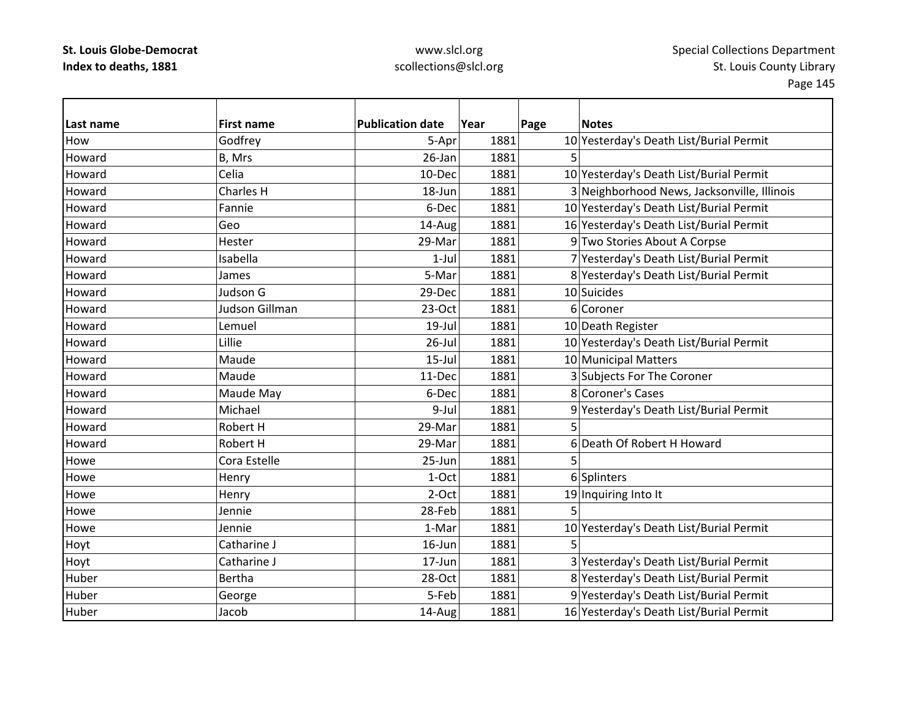| Last name | First name | Publication date | Year | Page | Notes |
|---|---|---|---|---|---|
| How | Godfrey | 5-Apr | 1881 | 10 | Yesterday's Death List/Burial Permit |
| Howard | B, Mrs | 26-Jan | 1881 | 5 | |
| Howard | Celia | 10-Dec | 1881 | 10 | Yesterday's Death List/Burial Permit |
| Howard | Charles H | 18-Jun | 1881 | 3 | Neighborhood News, Jacksonville, Illinois |
| Howard | Fannie | 6-Dec | 1881 | 10 | Yesterday's Death List/Burial Permit |
| Howard | Geo | 14-Aug | 1881 | 16 | Yesterday's Death List/Burial Permit |
| Howard | Hester | 29-Mar | 1881 | 9 | Two Stories About A Corpse |
| Howard | Isabella | 1-Jul | 1881 | 7 | Yesterday's Death List/Burial Permit |
| Howard | James | 5-Mar | 1881 | 8 | Yesterday's Death List/Burial Permit |
| Howard | Judson G | 29-Dec | 1881 | 10 | Suicides |
| Howard | Judson Gillman | 23-Oct | 1881 | 6 | Coroner |
| Howard | Lemuel | 19-Jul | 1881 | 10 | Death Register |
| Howard | Lillie | 26-Jul | 1881 | 10 | Yesterday's Death List/Burial Permit |
| Howard | Maude | 15-Jul | 1881 | 10 | Municipal Matters |
| Howard | Maude | 11-Dec | 1881 | 3 | Subjects For The Coroner |
| Howard | Maude May | 6-Dec | 1881 | 8 | Coroner's Cases |
| Howard | Michael | 9-Jul | 1881 | 9 | Yesterday's Death List/Burial Permit |
| Howard | Robert H | 29-Mar | 1881 | 5 | |
| Howard | Robert H | 29-Mar | 1881 | 6 | Death Of Robert H Howard |
| Howe | Cora Estelle | 25-Jun | 1881 | 5 | |
| Howe | Henry | 1-Oct | 1881 | 6 | Splinters |
| Howe | Henry | 2-Oct | 1881 | 19 | Inquiring Into It |
| Howe | Jennie | 28-Feb | 1881 | 5 | |
| Howe | Jennie | 1-Mar | 1881 | 10 | Yesterday's Death List/Burial Permit |
| Hoyt | Catharine J | 16-Jun | 1881 | 5 | |
| Hoyt | Catharine J | 17-Jun | 1881 | 3 | Yesterday's Death List/Burial Permit |
| Huber | Bertha | 28-Oct | 1881 | 8 | Yesterday's Death List/Burial Permit |
| Huber | George | 5-Feb | 1881 | 9 | Yesterday's Death List/Burial Permit |
| Huber | Jacob | 14-Aug | 1881 | 16 | Yesterday's Death List/Burial Permit |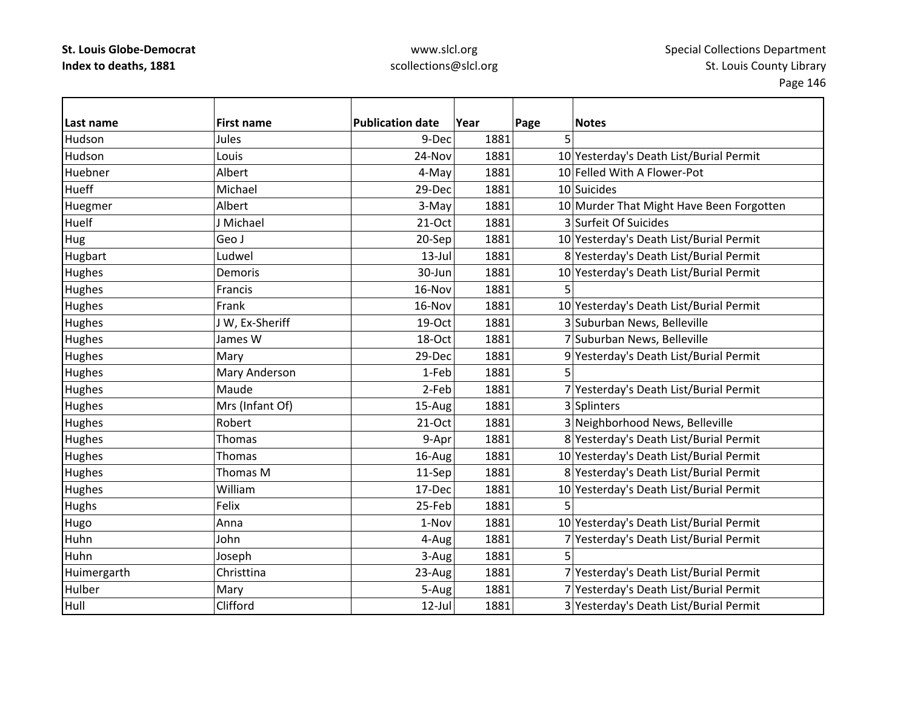| Last name | First name | Publication date | Year | Page | Notes |
|---|---|---|---|---|---|
| Hudson | Jules | 9-Dec | 1881 | 5 | |
| Hudson | Louis | 24-Nov | 1881 | 10 | Yesterday's Death List/Burial Permit |
| Huebner | Albert | 4-May | 1881 | 10 | Felled With A Flower-Pot |
| Hueff | Michael | 29-Dec | 1881 | 10 | Suicides |
| Huegmer | Albert | 3-May | 1881 | 10 | Murder That Might Have Been Forgotten |
| Huelf | J Michael | 21-Oct | 1881 | 3 | Surfeit Of Suicides |
| Hug | Geo J | 20-Sep | 1881 | 10 | Yesterday's Death List/Burial Permit |
| Hugbart | Ludwel | 13-Jul | 1881 | 8 | Yesterday's Death List/Burial Permit |
| Hughes | Demoris | 30-Jun | 1881 | 10 | Yesterday's Death List/Burial Permit |
| Hughes | Francis | 16-Nov | 1881 | 5 | |
| Hughes | Frank | 16-Nov | 1881 | 10 | Yesterday's Death List/Burial Permit |
| Hughes | J W, Ex-Sheriff | 19-Oct | 1881 | 3 | Suburban News, Belleville |
| Hughes | James W | 18-Oct | 1881 | 7 | Suburban News, Belleville |
| Hughes | Mary | 29-Dec | 1881 | 9 | Yesterday's Death List/Burial Permit |
| Hughes | Mary Anderson | 1-Feb | 1881 | 5 | |
| Hughes | Maude | 2-Feb | 1881 | 7 | Yesterday's Death List/Burial Permit |
| Hughes | Mrs (Infant Of) | 15-Aug | 1881 | 3 | Splinters |
| Hughes | Robert | 21-Oct | 1881 | 3 | Neighborhood News, Belleville |
| Hughes | Thomas | 9-Apr | 1881 | 8 | Yesterday's Death List/Burial Permit |
| Hughes | Thomas | 16-Aug | 1881 | 10 | Yesterday's Death List/Burial Permit |
| Hughes | Thomas M | 11-Sep | 1881 | 8 | Yesterday's Death List/Burial Permit |
| Hughes | William | 17-Dec | 1881 | 10 | Yesterday's Death List/Burial Permit |
| Hughs | Felix | 25-Feb | 1881 | 5 | |
| Hugo | Anna | 1-Nov | 1881 | 10 | Yesterday's Death List/Burial Permit |
| Huhn | John | 4-Aug | 1881 | 7 | Yesterday's Death List/Burial Permit |
| Huhn | Joseph | 3-Aug | 1881 | 5 | |
| Huimergarth | Christtina | 23-Aug | 1881 | 7 | Yesterday's Death List/Burial Permit |
| Hulber | Mary | 5-Aug | 1881 | 7 | Yesterday's Death List/Burial Permit |
| Hull | Clifford | 12-Jul | 1881 | 3 | Yesterday's Death List/Burial Permit |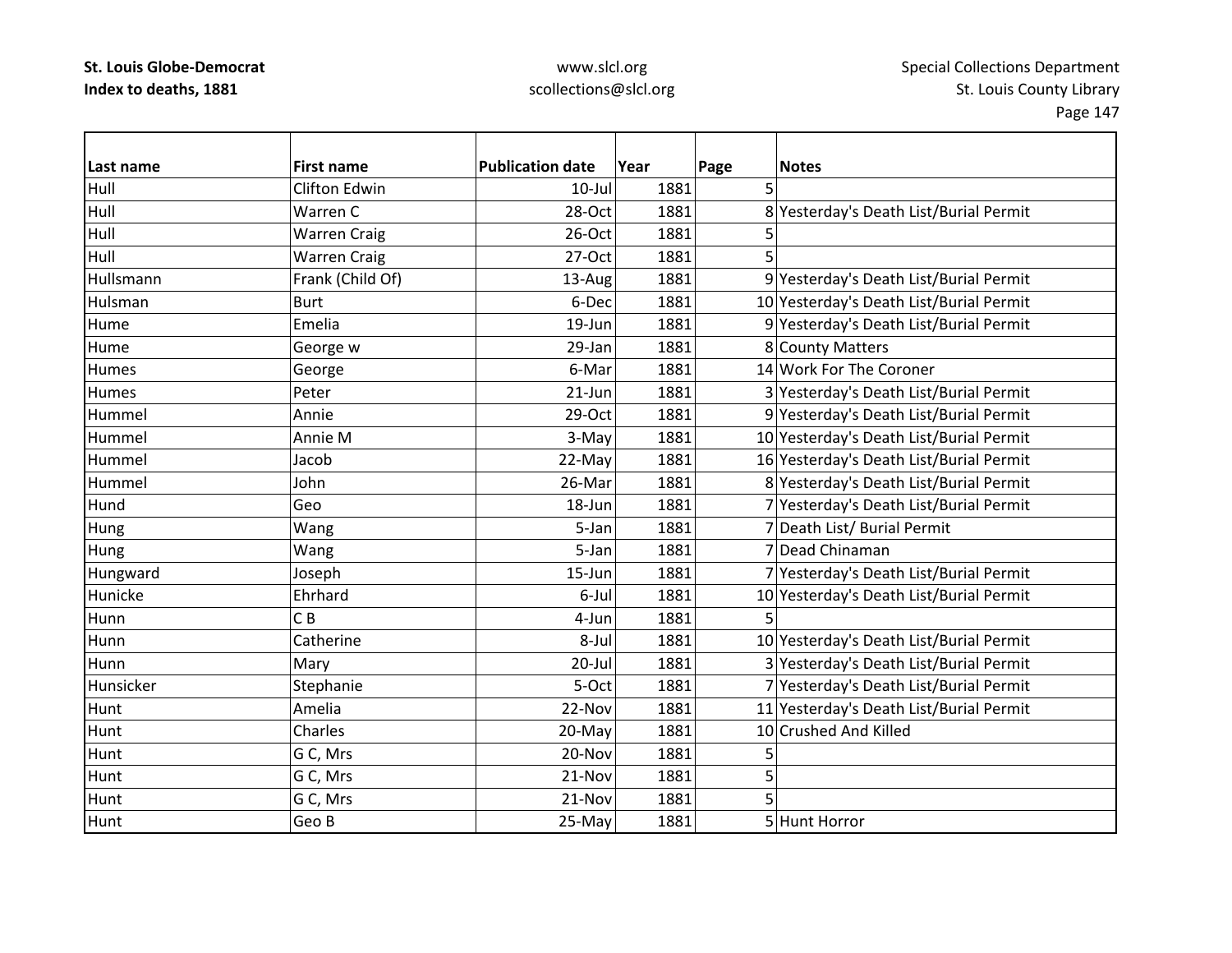**St. Louis Globe-Democrat**
**Index to deaths, 1881**

www.slcl.org
scollections@slcl.org

Special Collections Department
St. Louis County Library

| Last name | First name | Publication date | Year | Page | Notes |
|---|---|---|---|---|---|
| Hull | Clifton Edwin | 10-Jul | 1881 | 5 | |
| Hull | Warren C | 28-Oct | 1881 | 8 | Yesterday's Death List/Burial Permit |
| Hull | Warren Craig | 26-Oct | 1881 | 5 | |
| Hull | Warren Craig | 27-Oct | 1881 | 5 | |
| Hullsmann | Frank (Child Of) | 13-Aug | 1881 | 9 | Yesterday's Death List/Burial Permit |
| Hulsman | Burt | 6-Dec | 1881 | 10 | Yesterday's Death List/Burial Permit |
| Hume | Emelia | 19-Jun | 1881 | 9 | Yesterday's Death List/Burial Permit |
| Hume | George w | 29-Jan | 1881 | 8 | County Matters |
| Humes | George | 6-Mar | 1881 | 14 | Work For The Coroner |
| Humes | Peter | 21-Jun | 1881 | 3 | Yesterday's Death List/Burial Permit |
| Hummel | Annie | 29-Oct | 1881 | 9 | Yesterday's Death List/Burial Permit |
| Hummel | Annie M | 3-May | 1881 | 10 | Yesterday's Death List/Burial Permit |
| Hummel | Jacob | 22-May | 1881 | 16 | Yesterday's Death List/Burial Permit |
| Hummel | John | 26-Mar | 1881 | 8 | Yesterday's Death List/Burial Permit |
| Hund | Geo | 18-Jun | 1881 | 7 | Yesterday's Death List/Burial Permit |
| Hung | Wang | 5-Jan | 1881 | 7 | Death List/ Burial Permit |
| Hung | Wang | 5-Jan | 1881 | 7 | Dead Chinaman |
| Hungward | Joseph | 15-Jun | 1881 | 7 | Yesterday's Death List/Burial Permit |
| Hunicke | Ehrhard | 6-Jul | 1881 | 10 | Yesterday's Death List/Burial Permit |
| Hunn | C B | 4-Jun | 1881 | 5 | |
| Hunn | Catherine | 8-Jul | 1881 | 10 | Yesterday's Death List/Burial Permit |
| Hunn | Mary | 20-Jul | 1881 | 3 | Yesterday's Death List/Burial Permit |
| Hunsicker | Stephanie | 5-Oct | 1881 | 7 | Yesterday's Death List/Burial Permit |
| Hunt | Amelia | 22-Nov | 1881 | 11 | Yesterday's Death List/Burial Permit |
| Hunt | Charles | 20-May | 1881 | 10 | Crushed And Killed |
| Hunt | G C, Mrs | 20-Nov | 1881 | 5 | |
| Hunt | G C, Mrs | 21-Nov | 1881 | 5 | |
| Hunt | G C, Mrs | 21-Nov | 1881 | 5 | |
| Hunt | Geo B | 25-May | 1881 | 5 | Hunt Horror |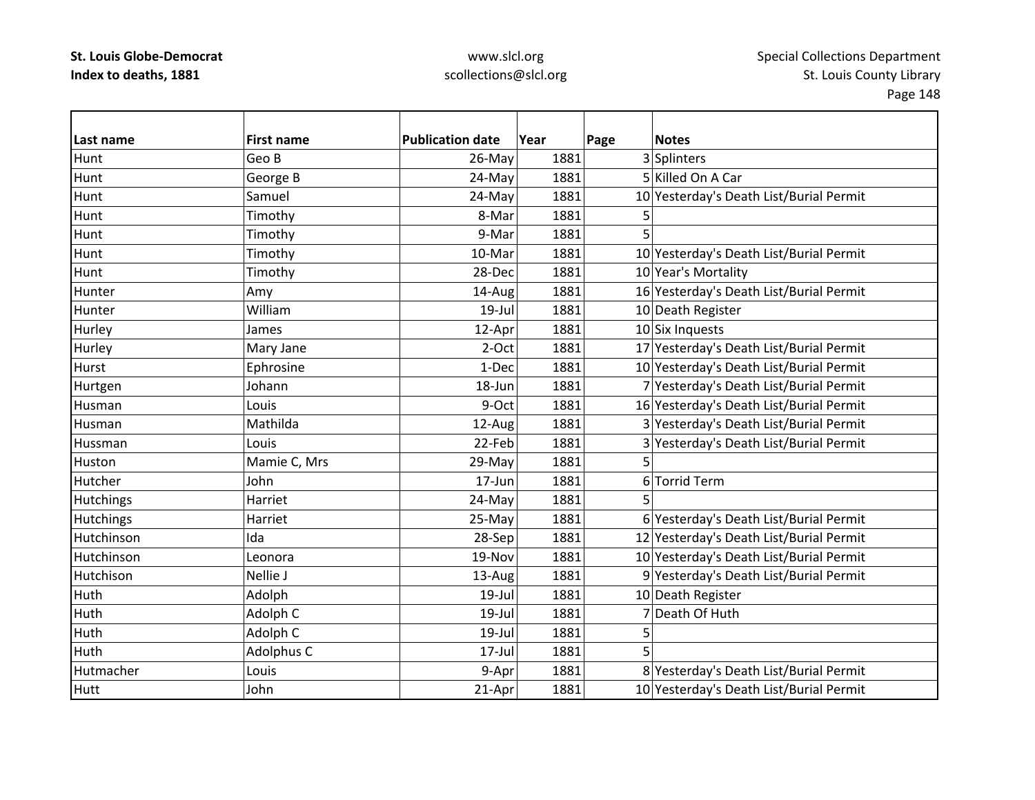| Last name | First name | Publication date | Year | Page | Notes |
|---|---|---|---|---|---|
| Hunt | Geo B | 26-May | 1881 | 3 | Splinters |
| Hunt | George B | 24-May | 1881 | 5 | Killed On A Car |
| Hunt | Samuel | 24-May | 1881 | 10 | Yesterday's Death List/Burial Permit |
| Hunt | Timothy | 8-Mar | 1881 | 5 | |
| Hunt | Timothy | 9-Mar | 1881 | 5 | |
| Hunt | Timothy | 10-Mar | 1881 | 10 | Yesterday's Death List/Burial Permit |
| Hunt | Timothy | 28-Dec | 1881 | 10 | Year's Mortality |
| Hunter | Amy | 14-Aug | 1881 | 16 | Yesterday's Death List/Burial Permit |
| Hunter | William | 19-Jul | 1881 | 10 | Death Register |
| Hurley | James | 12-Apr | 1881 | 10 | Six Inquests |
| Hurley | Mary Jane | 2-Oct | 1881 | 17 | Yesterday's Death List/Burial Permit |
| Hurst | Ephrosine | 1-Dec | 1881 | 10 | Yesterday's Death List/Burial Permit |
| Hurtgen | Johann | 18-Jun | 1881 | 7 | Yesterday's Death List/Burial Permit |
| Husman | Louis | 9-Oct | 1881 | 16 | Yesterday's Death List/Burial Permit |
| Husman | Mathilda | 12-Aug | 1881 | 3 | Yesterday's Death List/Burial Permit |
| Hussman | Louis | 22-Feb | 1881 | 3 | Yesterday's Death List/Burial Permit |
| Huston | Mamie C, Mrs | 29-May | 1881 | 5 | |
| Hutcher | John | 17-Jun | 1881 | 6 | Torrid Term |
| Hutchings | Harriet | 24-May | 1881 | 5 | |
| Hutchings | Harriet | 25-May | 1881 | 6 | Yesterday's Death List/Burial Permit |
| Hutchinson | Ida | 28-Sep | 1881 | 12 | Yesterday's Death List/Burial Permit |
| Hutchinson | Leonora | 19-Nov | 1881 | 10 | Yesterday's Death List/Burial Permit |
| Hutchison | Nellie J | 13-Aug | 1881 | 9 | Yesterday's Death List/Burial Permit |
| Huth | Adolph | 19-Jul | 1881 | 10 | Death Register |
| Huth | Adolph C | 19-Jul | 1881 | 7 | Death Of Huth |
| Huth | Adolph C | 19-Jul | 1881 | 5 | |
| Huth | Adolphus C | 17-Jul | 1881 | 5 | |
| Hutmacher | Louis | 9-Apr | 1881 | 8 | Yesterday's Death List/Burial Permit |
| Hutt | John | 21-Apr | 1881 | 10 | Yesterday's Death List/Burial Permit |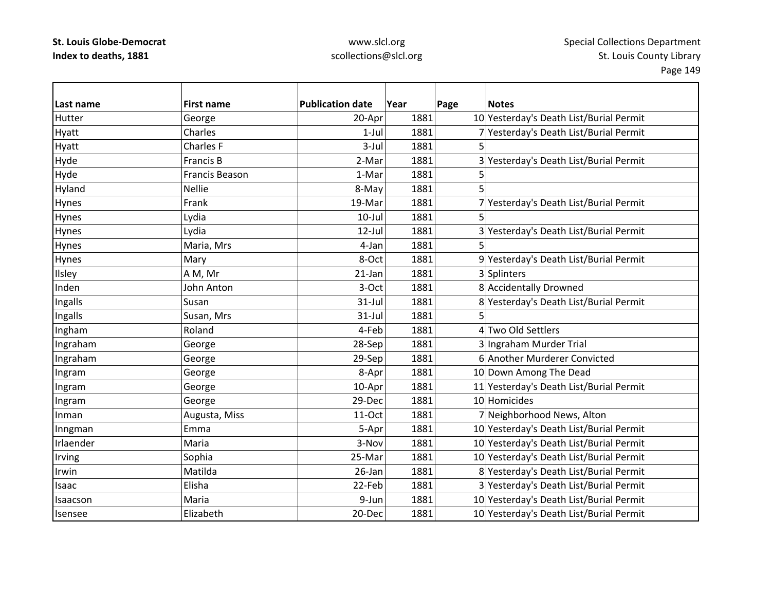| Last name | First name | Publication date | Year | Page | Notes |
|---|---|---|---|---|---|
| Hutter | George | 20-Apr | 1881 | 10 | Yesterday's Death List/Burial Permit |
| Hyatt | Charles | 1-Jul | 1881 | 7 | Yesterday's Death List/Burial Permit |
| Hyatt | Charles F | 3-Jul | 1881 | 5 | |
| Hyde | Francis B | 2-Mar | 1881 | 3 | Yesterday's Death List/Burial Permit |
| Hyde | Francis Beason | 1-Mar | 1881 | 5 | |
| Hyland | Nellie | 8-May | 1881 | 5 | |
| Hynes | Frank | 19-Mar | 1881 | 7 | Yesterday's Death List/Burial Permit |
| Hynes | Lydia | 10-Jul | 1881 | 5 | |
| Hynes | Lydia | 12-Jul | 1881 | 3 | Yesterday's Death List/Burial Permit |
| Hynes | Maria, Mrs | 4-Jan | 1881 | 5 | |
| Hynes | Mary | 8-Oct | 1881 | 9 | Yesterday's Death List/Burial Permit |
| Ilsley | A M, Mr | 21-Jan | 1881 | 3 | Splinters |
| Inden | John Anton | 3-Oct | 1881 | 8 | Accidentally Drowned |
| Ingalls | Susan | 31-Jul | 1881 | 8 | Yesterday's Death List/Burial Permit |
| Ingalls | Susan, Mrs | 31-Jul | 1881 | 5 | |
| Ingham | Roland | 4-Feb | 1881 | 4 | Two Old Settlers |
| Ingraham | George | 28-Sep | 1881 | 3 | Ingraham Murder Trial |
| Ingraham | George | 29-Sep | 1881 | 6 | Another Murderer Convicted |
| Ingram | George | 8-Apr | 1881 | 10 | Down Among The Dead |
| Ingram | George | 10-Apr | 1881 | 11 | Yesterday's Death List/Burial Permit |
| Ingram | George | 29-Dec | 1881 | 10 | Homicides |
| Inman | Augusta, Miss | 11-Oct | 1881 | 7 | Neighborhood News, Alton |
| Inngman | Emma | 5-Apr | 1881 | 10 | Yesterday's Death List/Burial Permit |
| Irlaender | Maria | 3-Nov | 1881 | 10 | Yesterday's Death List/Burial Permit |
| Irving | Sophia | 25-Mar | 1881 | 10 | Yesterday's Death List/Burial Permit |
| Irwin | Matilda | 26-Jan | 1881 | 8 | Yesterday's Death List/Burial Permit |
| Isaac | Elisha | 22-Feb | 1881 | 3 | Yesterday's Death List/Burial Permit |
| Isaacson | Maria | 9-Jun | 1881 | 10 | Yesterday's Death List/Burial Permit |
| Isensee | Elizabeth | 20-Dec | 1881 | 10 | Yesterday's Death List/Burial Permit |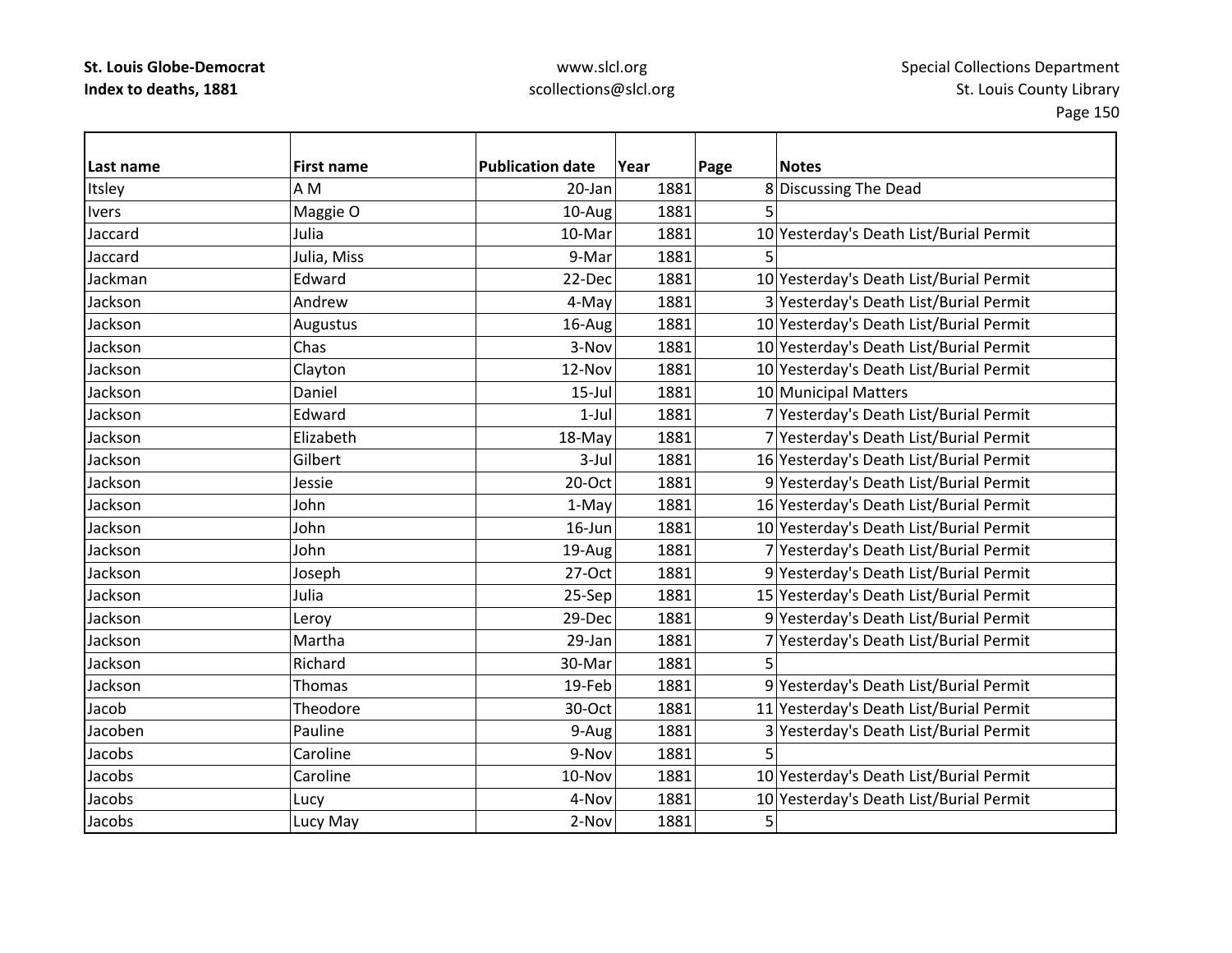| Last name | First name | Publication date | Year | Page | Notes |
|---|---|---|---|---|---|
| Itsley | A M | 20-Jan | 1881 | 8 | Discussing The Dead |
| Ivers | Maggie O | 10-Aug | 1881 | 5 | |
| Jaccard | Julia | 10-Mar | 1881 | 10 | Yesterday's Death List/Burial Permit |
| Jaccard | Julia, Miss | 9-Mar | 1881 | 5 | |
| Jackman | Edward | 22-Dec | 1881 | 10 | Yesterday's Death List/Burial Permit |
| Jackson | Andrew | 4-May | 1881 | 3 | Yesterday's Death List/Burial Permit |
| Jackson | Augustus | 16-Aug | 1881 | 10 | Yesterday's Death List/Burial Permit |
| Jackson | Chas | 3-Nov | 1881 | 10 | Yesterday's Death List/Burial Permit |
| Jackson | Clayton | 12-Nov | 1881 | 10 | Yesterday's Death List/Burial Permit |
| Jackson | Daniel | 15-Jul | 1881 | 10 | Municipal Matters |
| Jackson | Edward | 1-Jul | 1881 | 7 | Yesterday's Death List/Burial Permit |
| Jackson | Elizabeth | 18-May | 1881 | 7 | Yesterday's Death List/Burial Permit |
| Jackson | Gilbert | 3-Jul | 1881 | 16 | Yesterday's Death List/Burial Permit |
| Jackson | Jessie | 20-Oct | 1881 | 9 | Yesterday's Death List/Burial Permit |
| Jackson | John | 1-May | 1881 | 16 | Yesterday's Death List/Burial Permit |
| Jackson | John | 16-Jun | 1881 | 10 | Yesterday's Death List/Burial Permit |
| Jackson | John | 19-Aug | 1881 | 7 | Yesterday's Death List/Burial Permit |
| Jackson | Joseph | 27-Oct | 1881 | 9 | Yesterday's Death List/Burial Permit |
| Jackson | Julia | 25-Sep | 1881 | 15 | Yesterday's Death List/Burial Permit |
| Jackson | Leroy | 29-Dec | 1881 | 9 | Yesterday's Death List/Burial Permit |
| Jackson | Martha | 29-Jan | 1881 | 7 | Yesterday's Death List/Burial Permit |
| Jackson | Richard | 30-Mar | 1881 | 5 | |
| Jackson | Thomas | 19-Feb | 1881 | 9 | Yesterday's Death List/Burial Permit |
| Jacob | Theodore | 30-Oct | 1881 | 11 | Yesterday's Death List/Burial Permit |
| Jacoben | Pauline | 9-Aug | 1881 | 3 | Yesterday's Death List/Burial Permit |
| Jacobs | Caroline | 9-Nov | 1881 | 5 | |
| Jacobs | Caroline | 10-Nov | 1881 | 10 | Yesterday's Death List/Burial Permit |
| Jacobs | Lucy | 4-Nov | 1881 | 10 | Yesterday's Death List/Burial Permit |
| Jacobs | Lucy May | 2-Nov | 1881 | 5 | |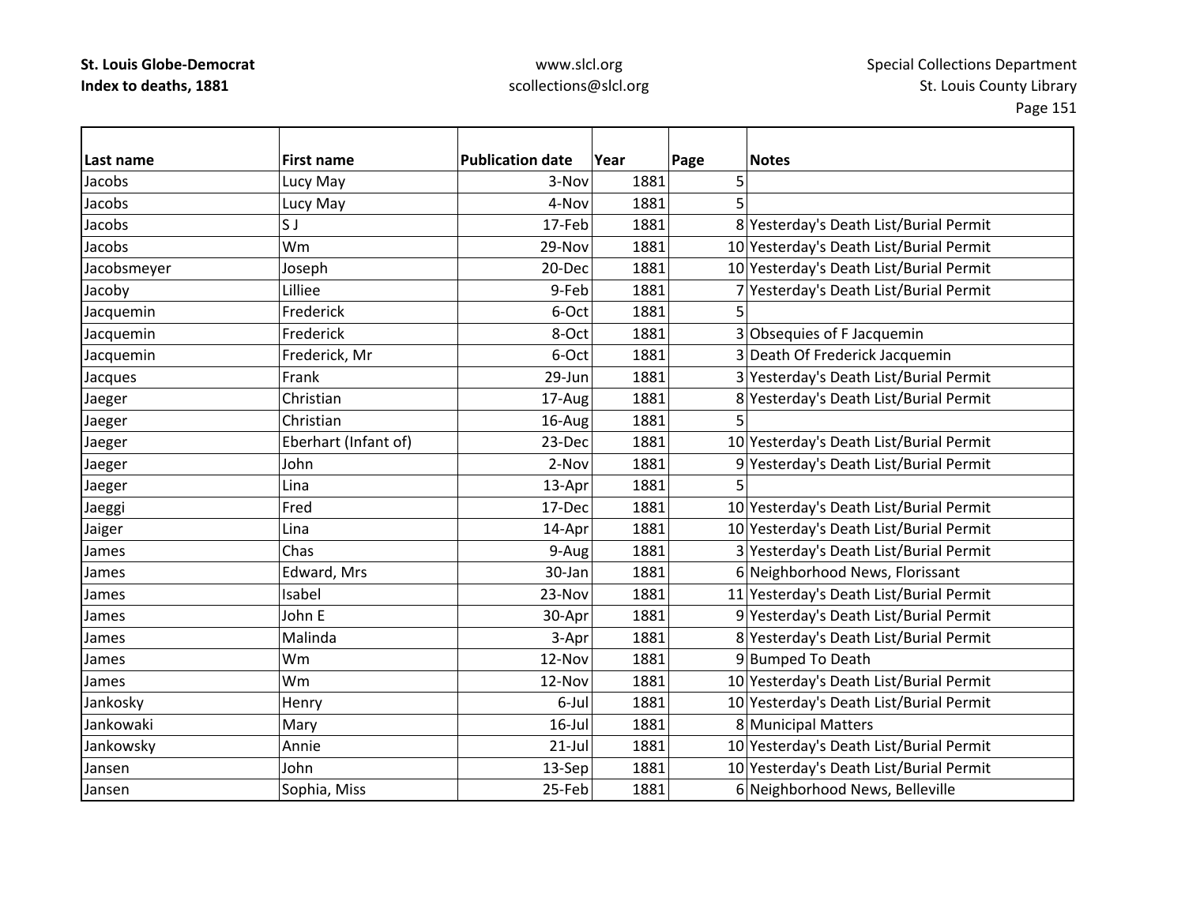| Last name | First name | Publication date | Year | Page | Notes |
|---|---|---|---|---|---|
| Jacobs | Lucy May | 3-Nov | 1881 | 5 | |
| Jacobs | Lucy May | 4-Nov | 1881 | 5 | |
| Jacobs | S J | 17-Feb | 1881 | 8 | Yesterday's Death List/Burial Permit |
| Jacobs | Wm | 29-Nov | 1881 | 10 | Yesterday's Death List/Burial Permit |
| Jacobsmeyer | Joseph | 20-Dec | 1881 | 10 | Yesterday's Death List/Burial Permit |
| Jacoby | Lilliee | 9-Feb | 1881 | 7 | Yesterday's Death List/Burial Permit |
| Jacquemin | Frederick | 6-Oct | 1881 | 5 | |
| Jacquemin | Frederick | 8-Oct | 1881 | 3 | Obsequies of F Jacquemin |
| Jacquemin | Frederick, Mr | 6-Oct | 1881 | 3 | Death Of Frederick Jacquemin |
| Jacques | Frank | 29-Jun | 1881 | 3 | Yesterday's Death List/Burial Permit |
| Jaeger | Christian | 17-Aug | 1881 | 8 | Yesterday's Death List/Burial Permit |
| Jaeger | Christian | 16-Aug | 1881 | 5 | |
| Jaeger | Eberhart (Infant of) | 23-Dec | 1881 | 10 | Yesterday's Death List/Burial Permit |
| Jaeger | John | 2-Nov | 1881 | 9 | Yesterday's Death List/Burial Permit |
| Jaeger | Lina | 13-Apr | 1881 | 5 | |
| Jaeggi | Fred | 17-Dec | 1881 | 10 | Yesterday's Death List/Burial Permit |
| Jaiger | Lina | 14-Apr | 1881 | 10 | Yesterday's Death List/Burial Permit |
| James | Chas | 9-Aug | 1881 | 3 | Yesterday's Death List/Burial Permit |
| James | Edward, Mrs | 30-Jan | 1881 | 6 | Neighborhood News, Florissant |
| James | Isabel | 23-Nov | 1881 | 11 | Yesterday's Death List/Burial Permit |
| James | John E | 30-Apr | 1881 | 9 | Yesterday's Death List/Burial Permit |
| James | Malinda | 3-Apr | 1881 | 8 | Yesterday's Death List/Burial Permit |
| James | Wm | 12-Nov | 1881 | 9 | Bumped To Death |
| James | Wm | 12-Nov | 1881 | 10 | Yesterday's Death List/Burial Permit |
| Jankosky | Henry | 6-Jul | 1881 | 10 | Yesterday's Death List/Burial Permit |
| Jankowaki | Mary | 16-Jul | 1881 | 8 | Municipal Matters |
| Jankowsky | Annie | 21-Jul | 1881 | 10 | Yesterday's Death List/Burial Permit |
| Jansen | John | 13-Sep | 1881 | 10 | Yesterday's Death List/Burial Permit |
| Jansen | Sophia, Miss | 25-Feb | 1881 | 6 | Neighborhood News, Belleville |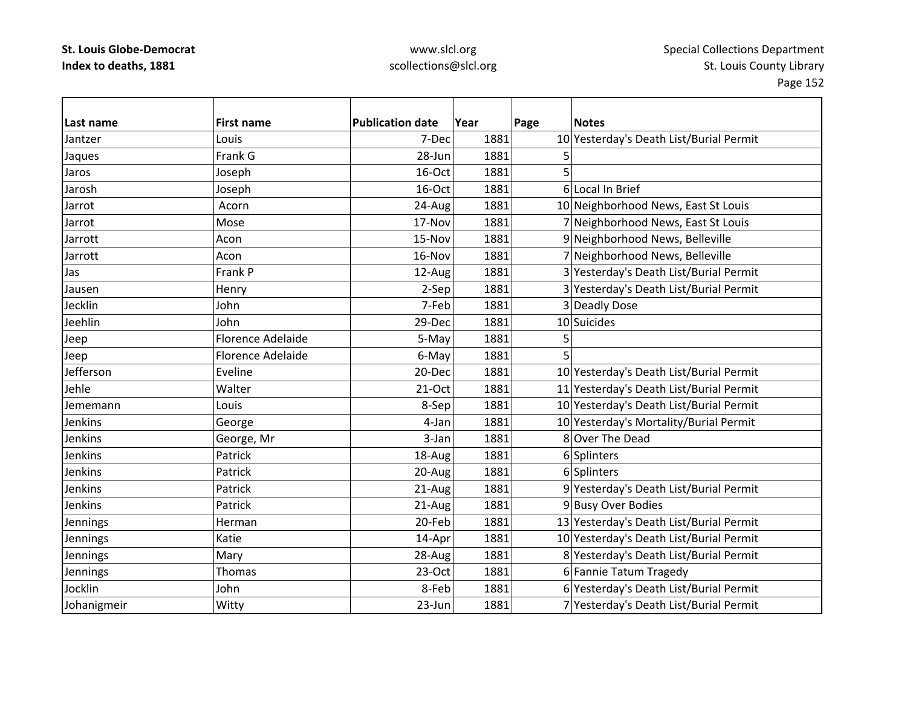**St. Louis Globe-Democrat**
**Index to deaths, 1881**

www.slcl.org
scollections@slcl.org

Special Collections Department
St. Louis County Library

| Last name | First name | Publication date | Year | Page | Notes |
|---|---|---|---|---|---|
| Jantzer | Louis | 7-Dec | 1881 | 10 | Yesterday's Death List/Burial Permit |
| Jaques | Frank G | 28-Jun | 1881 | 5 | |
| Jaros | Joseph | 16-Oct | 1881 | 5 | |
| Jarosh | Joseph | 16-Oct | 1881 | 6 | Local In Brief |
| Jarrot | Acorn | 24-Aug | 1881 | 10 | Neighborhood News, East St Louis |
| Jarrot | Mose | 17-Nov | 1881 | 7 | Neighborhood News, East St Louis |
| Jarrott | Acon | 15-Nov | 1881 | 9 | Neighborhood News, Belleville |
| Jarrott | Acon | 16-Nov | 1881 | 7 | Neighborhood News, Belleville |
| Jas | Frank P | 12-Aug | 1881 | 3 | Yesterday's Death List/Burial Permit |
| Jausen | Henry | 2-Sep | 1881 | 3 | Yesterday's Death List/Burial Permit |
| Jecklin | John | 7-Feb | 1881 | 3 | Deadly Dose |
| Jeehlin | John | 29-Dec | 1881 | 10 | Suicides |
| Jeep | Florence Adelaide | 5-May | 1881 | 5 | |
| Jeep | Florence Adelaide | 6-May | 1881 | 5 | |
| Jefferson | Eveline | 20-Dec | 1881 | 10 | Yesterday's Death List/Burial Permit |
| Jehle | Walter | 21-Oct | 1881 | 11 | Yesterday's Death List/Burial Permit |
| Jememann | Louis | 8-Sep | 1881 | 10 | Yesterday's Death List/Burial Permit |
| Jenkins | George | 4-Jan | 1881 | 10 | Yesterday's Mortality/Burial Permit |
| Jenkins | George, Mr | 3-Jan | 1881 | 8 | Over The Dead |
| Jenkins | Patrick | 18-Aug | 1881 | 6 | Splinters |
| Jenkins | Patrick | 20-Aug | 1881 | 6 | Splinters |
| Jenkins | Patrick | 21-Aug | 1881 | 9 | Yesterday's Death List/Burial Permit |
| Jenkins | Patrick | 21-Aug | 1881 | 9 | Busy Over Bodies |
| Jennings | Herman | 20-Feb | 1881 | 13 | Yesterday's Death List/Burial Permit |
| Jennings | Katie | 14-Apr | 1881 | 10 | Yesterday's Death List/Burial Permit |
| Jennings | Mary | 28-Aug | 1881 | 8 | Yesterday's Death List/Burial Permit |
| Jennings | Thomas | 23-Oct | 1881 | 6 | Fannie Tatum Tragedy |
| Jocklin | John | 8-Feb | 1881 | 6 | Yesterday's Death List/Burial Permit |
| Johanigmeir | Witty | 23-Jun | 1881 | 7 | Yesterday's Death List/Burial Permit |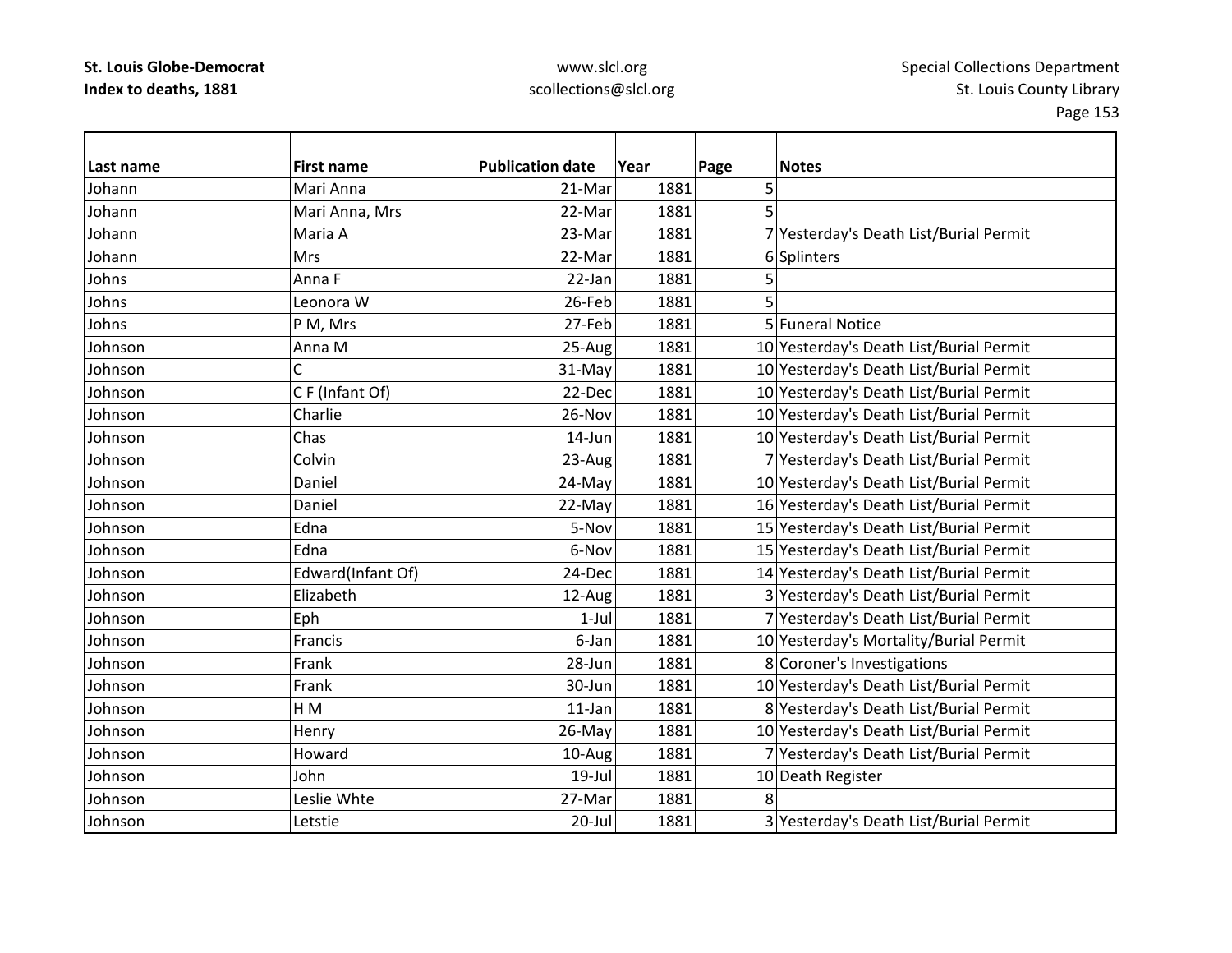| Last name | First name | Publication date | Year | Page | Notes |
|---|---|---|---|---|---|
| Johann | Mari Anna | 21-Mar | 1881 | 5 | |
| Johann | Mari Anna, Mrs | 22-Mar | 1881 | 5 | |
| Johann | Maria A | 23-Mar | 1881 | 7 | Yesterday's Death List/Burial Permit |
| Johann | Mrs | 22-Mar | 1881 | 6 | Splinters |
| Johns | Anna F | 22-Jan | 1881 | 5 | |
| Johns | Leonora W | 26-Feb | 1881 | 5 | |
| Johns | P M, Mrs | 27-Feb | 1881 | 5 | Funeral Notice |
| Johnson | Anna M | 25-Aug | 1881 | 10 | Yesterday's Death List/Burial Permit |
| Johnson | C | 31-May | 1881 | 10 | Yesterday's Death List/Burial Permit |
| Johnson | C F (Infant Of) | 22-Dec | 1881 | 10 | Yesterday's Death List/Burial Permit |
| Johnson | Charlie | 26-Nov | 1881 | 10 | Yesterday's Death List/Burial Permit |
| Johnson | Chas | 14-Jun | 1881 | 10 | Yesterday's Death List/Burial Permit |
| Johnson | Colvin | 23-Aug | 1881 | 7 | Yesterday's Death List/Burial Permit |
| Johnson | Daniel | 24-May | 1881 | 10 | Yesterday's Death List/Burial Permit |
| Johnson | Daniel | 22-May | 1881 | 16 | Yesterday's Death List/Burial Permit |
| Johnson | Edna | 5-Nov | 1881 | 15 | Yesterday's Death List/Burial Permit |
| Johnson | Edna | 6-Nov | 1881 | 15 | Yesterday's Death List/Burial Permit |
| Johnson | Edward(Infant Of) | 24-Dec | 1881 | 14 | Yesterday's Death List/Burial Permit |
| Johnson | Elizabeth | 12-Aug | 1881 | 3 | Yesterday's Death List/Burial Permit |
| Johnson | Eph | 1-Jul | 1881 | 7 | Yesterday's Death List/Burial Permit |
| Johnson | Francis | 6-Jan | 1881 | 10 | Yesterday's Mortality/Burial Permit |
| Johnson | Frank | 28-Jun | 1881 | 8 | Coroner's Investigations |
| Johnson | Frank | 30-Jun | 1881 | 10 | Yesterday's Death List/Burial Permit |
| Johnson | H M | 11-Jan | 1881 | 8 | Yesterday's Death List/Burial Permit |
| Johnson | Henry | 26-May | 1881 | 10 | Yesterday's Death List/Burial Permit |
| Johnson | Howard | 10-Aug | 1881 | 7 | Yesterday's Death List/Burial Permit |
| Johnson | John | 19-Jul | 1881 | 10 | Death Register |
| Johnson | Leslie Whte | 27-Mar | 1881 | 8 | |
| Johnson | Letstie | 20-Jul | 1881 | 3 | Yesterday's Death List/Burial Permit |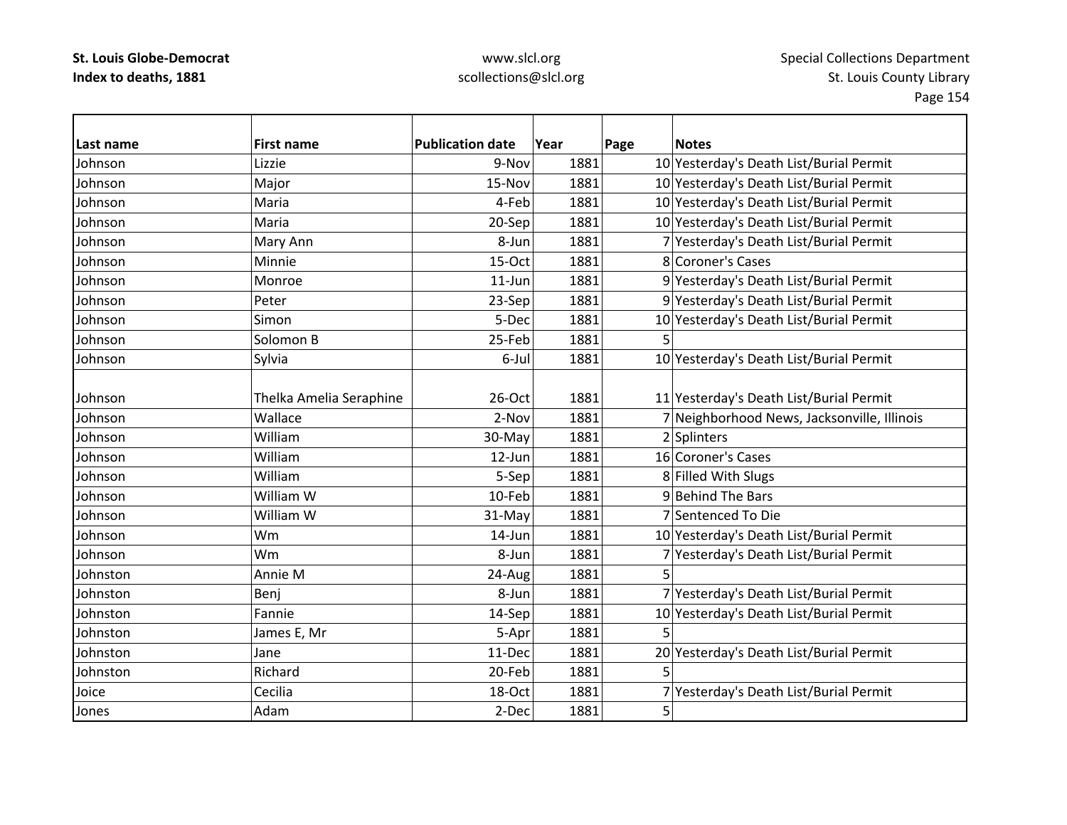| Last name | First name | Publication date | Year | Page | Notes |
|---|---|---|---|---|---|
| Johnson | Lizzie | 9-Nov | 1881 | 10 | Yesterday's Death List/Burial Permit |
| Johnson | Major | 15-Nov | 1881 | 10 | Yesterday's Death List/Burial Permit |
| Johnson | Maria | 4-Feb | 1881 | 10 | Yesterday's Death List/Burial Permit |
| Johnson | Maria | 20-Sep | 1881 | 10 | Yesterday's Death List/Burial Permit |
| Johnson | Mary Ann | 8-Jun | 1881 | 7 | Yesterday's Death List/Burial Permit |
| Johnson | Minnie | 15-Oct | 1881 | 8 | Coroner's Cases |
| Johnson | Monroe | 11-Jun | 1881 | 9 | Yesterday's Death List/Burial Permit |
| Johnson | Peter | 23-Sep | 1881 | 9 | Yesterday's Death List/Burial Permit |
| Johnson | Simon | 5-Dec | 1881 | 10 | Yesterday's Death List/Burial Permit |
| Johnson | Solomon B | 25-Feb | 1881 | 5 | |
| Johnson | Sylvia | 6-Jul | 1881 | 10 | Yesterday's Death List/Burial Permit |
| Johnson | Thelka Amelia Seraphine | 26-Oct | 1881 | 11 | Yesterday's Death List/Burial Permit |
| Johnson | Wallace | 2-Nov | 1881 | 7 | Neighborhood News, Jacksonville, Illinois |
| Johnson | William | 30-May | 1881 | 2 | Splinters |
| Johnson | William | 12-Jun | 1881 | 16 | Coroner's Cases |
| Johnson | William | 5-Sep | 1881 | 8 | Filled With Slugs |
| Johnson | William W | 10-Feb | 1881 | 9 | Behind The Bars |
| Johnson | William W | 31-May | 1881 | 7 | Sentenced To Die |
| Johnson | Wm | 14-Jun | 1881 | 10 | Yesterday's Death List/Burial Permit |
| Johnson | Wm | 8-Jun | 1881 | 7 | Yesterday's Death List/Burial Permit |
| Johnston | Annie M | 24-Aug | 1881 | 5 | |
| Johnston | Benj | 8-Jun | 1881 | 7 | Yesterday's Death List/Burial Permit |
| Johnston | Fannie | 14-Sep | 1881 | 10 | Yesterday's Death List/Burial Permit |
| Johnston | James E, Mr | 5-Apr | 1881 | 5 | |
| Johnston | Jane | 11-Dec | 1881 | 20 | Yesterday's Death List/Burial Permit |
| Johnston | Richard | 20-Feb | 1881 | 5 | |
| Joice | Cecilia | 18-Oct | 1881 | 7 | Yesterday's Death List/Burial Permit |
| Jones | Adam | 2-Dec | 1881 | 5 | |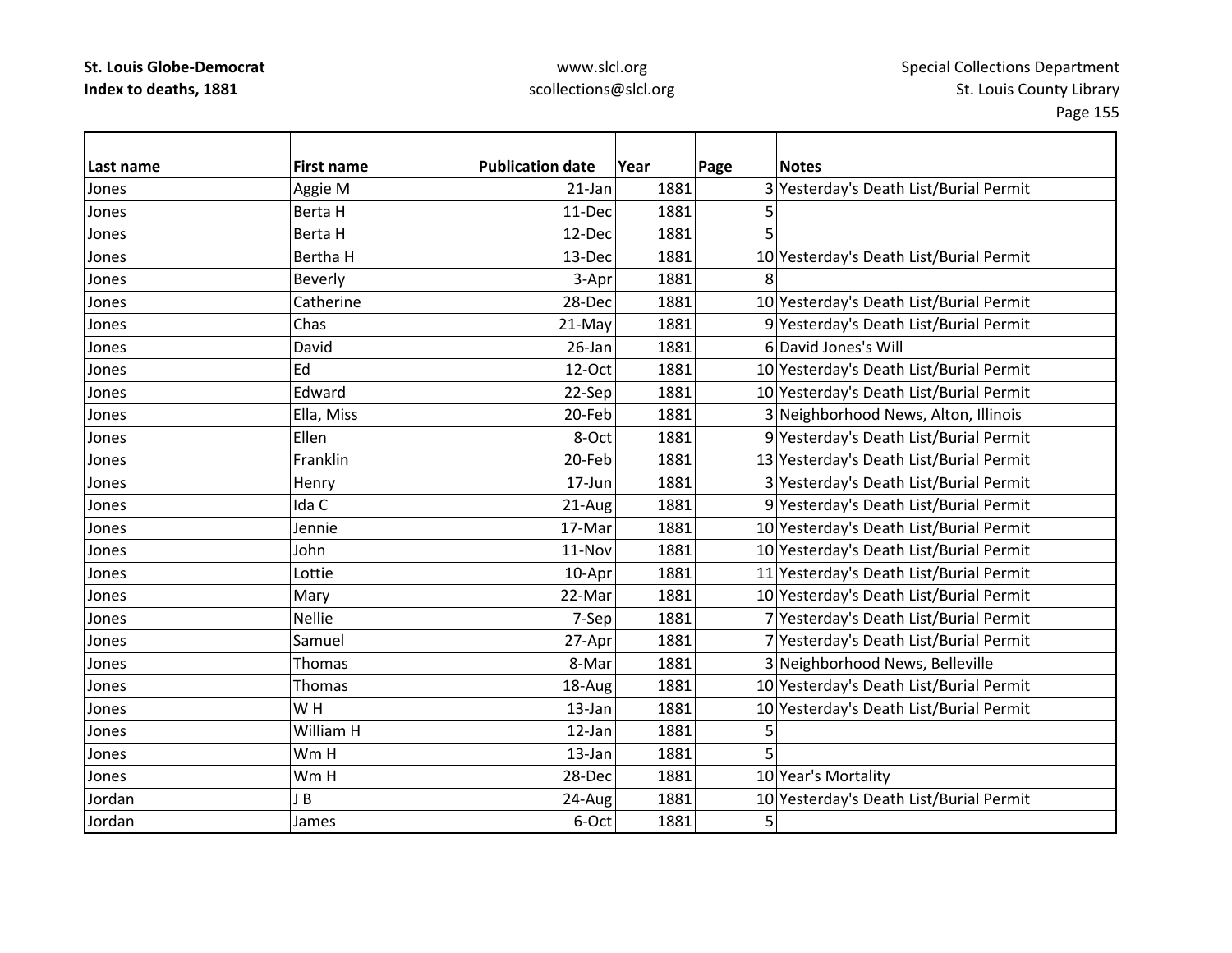| Last name | First name | Publication date | Year | Page | Notes |
|---|---|---|---|---|---|
| Jones | Aggie M | 21-Jan | 1881 | 3 | Yesterday's Death List/Burial Permit |
| Jones | Berta H | 11-Dec | 1881 | 5 | |
| Jones | Berta H | 12-Dec | 1881 | 5 | |
| Jones | Bertha H | 13-Dec | 1881 | 10 | Yesterday's Death List/Burial Permit |
| Jones | Beverly | 3-Apr | 1881 | 8 | |
| Jones | Catherine | 28-Dec | 1881 | 10 | Yesterday's Death List/Burial Permit |
| Jones | Chas | 21-May | 1881 | 9 | Yesterday's Death List/Burial Permit |
| Jones | David | 26-Jan | 1881 | 6 | David Jones's Will |
| Jones | Ed | 12-Oct | 1881 | 10 | Yesterday's Death List/Burial Permit |
| Jones | Edward | 22-Sep | 1881 | 10 | Yesterday's Death List/Burial Permit |
| Jones | Ella, Miss | 20-Feb | 1881 | 3 | Neighborhood News, Alton, Illinois |
| Jones | Ellen | 8-Oct | 1881 | 9 | Yesterday's Death List/Burial Permit |
| Jones | Franklin | 20-Feb | 1881 | 13 | Yesterday's Death List/Burial Permit |
| Jones | Henry | 17-Jun | 1881 | 3 | Yesterday's Death List/Burial Permit |
| Jones | Ida C | 21-Aug | 1881 | 9 | Yesterday's Death List/Burial Permit |
| Jones | Jennie | 17-Mar | 1881 | 10 | Yesterday's Death List/Burial Permit |
| Jones | John | 11-Nov | 1881 | 10 | Yesterday's Death List/Burial Permit |
| Jones | Lottie | 10-Apr | 1881 | 11 | Yesterday's Death List/Burial Permit |
| Jones | Mary | 22-Mar | 1881 | 10 | Yesterday's Death List/Burial Permit |
| Jones | Nellie | 7-Sep | 1881 | 7 | Yesterday's Death List/Burial Permit |
| Jones | Samuel | 27-Apr | 1881 | 7 | Yesterday's Death List/Burial Permit |
| Jones | Thomas | 8-Mar | 1881 | 3 | Neighborhood News, Belleville |
| Jones | Thomas | 18-Aug | 1881 | 10 | Yesterday's Death List/Burial Permit |
| Jones | W H | 13-Jan | 1881 | 10 | Yesterday's Death List/Burial Permit |
| Jones | William H | 12-Jan | 1881 | 5 | |
| Jones | Wm H | 13-Jan | 1881 | 5 | |
| Jones | Wm H | 28-Dec | 1881 | 10 | Year's Mortality |
| Jordan | J B | 24-Aug | 1881 | 10 | Yesterday's Death List/Burial Permit |
| Jordan | James | 6-Oct | 1881 | 5 | |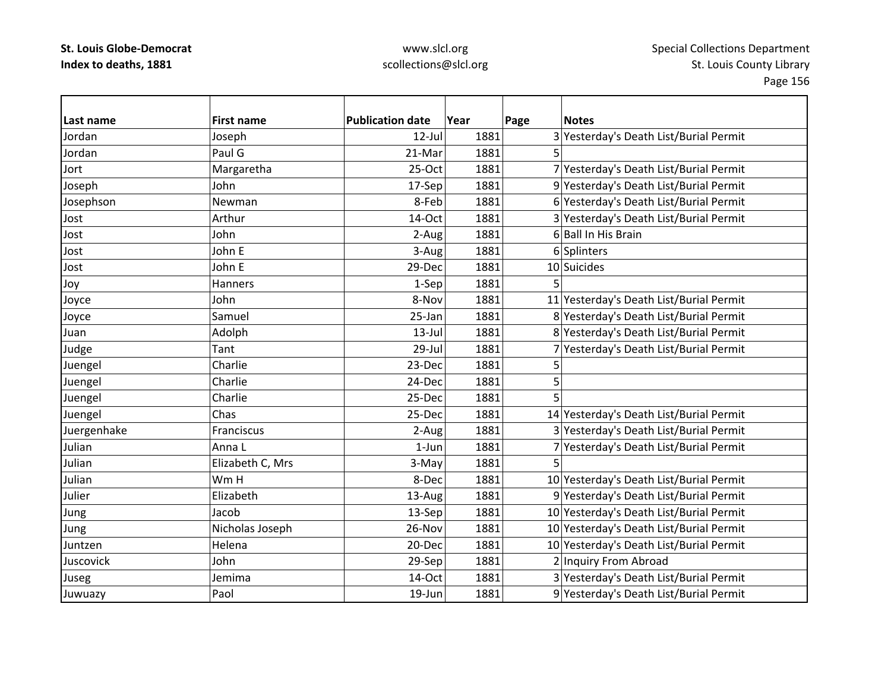| Last name | First name | Publication date | Year | Page | Notes |
|---|---|---|---|---|---|
| Jordan | Joseph | 12-Jul | 1881 | 3 | Yesterday's Death List/Burial Permit |
| Jordan | Paul G | 21-Mar | 1881 | 5 | |
| Jort | Margaretha | 25-Oct | 1881 | 7 | Yesterday's Death List/Burial Permit |
| Joseph | John | 17-Sep | 1881 | 9 | Yesterday's Death List/Burial Permit |
| Josephson | Newman | 8-Feb | 1881 | 6 | Yesterday's Death List/Burial Permit |
| Jost | Arthur | 14-Oct | 1881 | 3 | Yesterday's Death List/Burial Permit |
| Jost | John | 2-Aug | 1881 | 6 | Ball In His Brain |
| Jost | John E | 3-Aug | 1881 | 6 | Splinters |
| Jost | John E | 29-Dec | 1881 | 10 | Suicides |
| Joy | Hanners | 1-Sep | 1881 | 5 | |
| Joyce | John | 8-Nov | 1881 | 11 | Yesterday's Death List/Burial Permit |
| Joyce | Samuel | 25-Jan | 1881 | 8 | Yesterday's Death List/Burial Permit |
| Juan | Adolph | 13-Jul | 1881 | 8 | Yesterday's Death List/Burial Permit |
| Judge | Tant | 29-Jul | 1881 | 7 | Yesterday's Death List/Burial Permit |
| Juengel | Charlie | 23-Dec | 1881 | 5 | |
| Juengel | Charlie | 24-Dec | 1881 | 5 | |
| Juengel | Charlie | 25-Dec | 1881 | 5 | |
| Juengel | Chas | 25-Dec | 1881 | 14 | Yesterday's Death List/Burial Permit |
| Juergenhake | Franciscus | 2-Aug | 1881 | 3 | Yesterday's Death List/Burial Permit |
| Julian | Anna L | 1-Jun | 1881 | 7 | Yesterday's Death List/Burial Permit |
| Julian | Elizabeth C, Mrs | 3-May | 1881 | 5 | |
| Julian | Wm H | 8-Dec | 1881 | 10 | Yesterday's Death List/Burial Permit |
| Julier | Elizabeth | 13-Aug | 1881 | 9 | Yesterday's Death List/Burial Permit |
| Jung | Jacob | 13-Sep | 1881 | 10 | Yesterday's Death List/Burial Permit |
| Jung | Nicholas Joseph | 26-Nov | 1881 | 10 | Yesterday's Death List/Burial Permit |
| Juntzen | Helena | 20-Dec | 1881 | 10 | Yesterday's Death List/Burial Permit |
| Juscovick | John | 29-Sep | 1881 | 2 | Inquiry From Abroad |
| Juseg | Jemima | 14-Oct | 1881 | 3 | Yesterday's Death List/Burial Permit |
| Juwuazy | Paol | 19-Jun | 1881 | 9 | Yesterday's Death List/Burial Permit |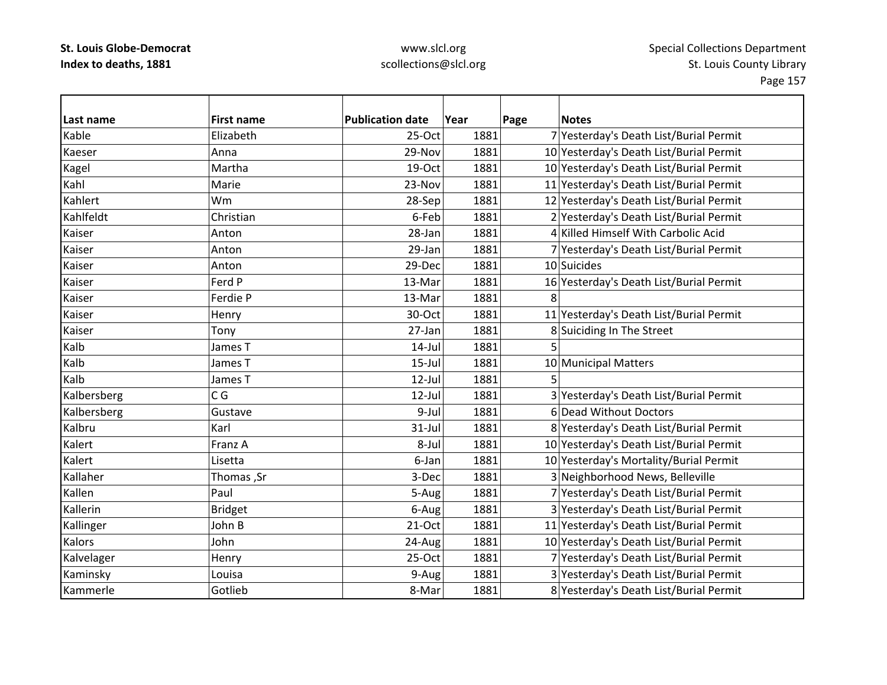| Last name | First name | Publication date | Year | Page | Notes |
|---|---|---|---|---|---|
| Kable | Elizabeth | 25-Oct | 1881 | 7 | Yesterday's Death List/Burial Permit |
| Kaeser | Anna | 29-Nov | 1881 | 10 | Yesterday's Death List/Burial Permit |
| Kagel | Martha | 19-Oct | 1881 | 10 | Yesterday's Death List/Burial Permit |
| Kahl | Marie | 23-Nov | 1881 | 11 | Yesterday's Death List/Burial Permit |
| Kahlert | Wm | 28-Sep | 1881 | 12 | Yesterday's Death List/Burial Permit |
| Kahlfeldt | Christian | 6-Feb | 1881 | 2 | Yesterday's Death List/Burial Permit |
| Kaiser | Anton | 28-Jan | 1881 | 4 | Killed Himself With Carbolic Acid |
| Kaiser | Anton | 29-Jan | 1881 | 7 | Yesterday's Death List/Burial Permit |
| Kaiser | Anton | 29-Dec | 1881 | 10 | Suicides |
| Kaiser | Ferd P | 13-Mar | 1881 | 16 | Yesterday's Death List/Burial Permit |
| Kaiser | Ferdie P | 13-Mar | 1881 | 8 | |
| Kaiser | Henry | 30-Oct | 1881 | 11 | Yesterday's Death List/Burial Permit |
| Kaiser | Tony | 27-Jan | 1881 | 8 | Suiciding In The Street |
| Kalb | James T | 14-Jul | 1881 | 5 | |
| Kalb | James T | 15-Jul | 1881 | 10 | Municipal Matters |
| Kalb | James T | 12-Jul | 1881 | 5 | |
| Kalbersberg | C G | 12-Jul | 1881 | 3 | Yesterday's Death List/Burial Permit |
| Kalbersberg | Gustave | 9-Jul | 1881 | 6 | Dead Without Doctors |
| Kalbru | Karl | 31-Jul | 1881 | 8 | Yesterday's Death List/Burial Permit |
| Kalert | Franz A | 8-Jul | 1881 | 10 | Yesterday's Death List/Burial Permit |
| Kalert | Lisetta | 6-Jan | 1881 | 10 | Yesterday's Mortality/Burial Permit |
| Kallaher | Thomas ,Sr | 3-Dec | 1881 | 3 | Neighborhood News, Belleville |
| Kallen | Paul | 5-Aug | 1881 | 7 | Yesterday's Death List/Burial Permit |
| Kallerin | Bridget | 6-Aug | 1881 | 3 | Yesterday's Death List/Burial Permit |
| Kallinger | John B | 21-Oct | 1881 | 11 | Yesterday's Death List/Burial Permit |
| Kalors | John | 24-Aug | 1881 | 10 | Yesterday's Death List/Burial Permit |
| Kalvelager | Henry | 25-Oct | 1881 | 7 | Yesterday's Death List/Burial Permit |
| Kaminsky | Louisa | 9-Aug | 1881 | 3 | Yesterday's Death List/Burial Permit |
| Kammerle | Gotlieb | 8-Mar | 1881 | 8 | Yesterday's Death List/Burial Permit |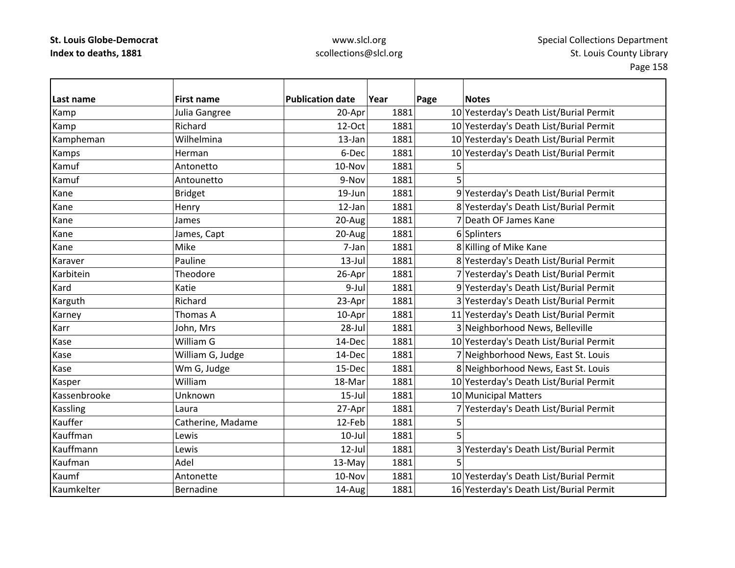| Last name | First name | Publication date | Year | Page | Notes |
|---|---|---|---|---|---|
| Kamp | Julia Gangree | 20-Apr | 1881 | 10 | Yesterday's Death List/Burial Permit |
| Kamp | Richard | 12-Oct | 1881 | 10 | Yesterday's Death List/Burial Permit |
| Kampheman | Wilhelmina | 13-Jan | 1881 | 10 | Yesterday's Death List/Burial Permit |
| Kamps | Herman | 6-Dec | 1881 | 10 | Yesterday's Death List/Burial Permit |
| Kamuf | Antonetto | 10-Nov | 1881 | 5 | |
| Kamuf | Antounetto | 9-Nov | 1881 | 5 | |
| Kane | Bridget | 19-Jun | 1881 | 9 | Yesterday's Death List/Burial Permit |
| Kane | Henry | 12-Jan | 1881 | 8 | Yesterday's Death List/Burial Permit |
| Kane | James | 20-Aug | 1881 | 7 | Death OF James Kane |
| Kane | James, Capt | 20-Aug | 1881 | 6 | Splinters |
| Kane | Mike | 7-Jan | 1881 | 8 | Killing of Mike Kane |
| Karaver | Pauline | 13-Jul | 1881 | 8 | Yesterday's Death List/Burial Permit |
| Karbitein | Theodore | 26-Apr | 1881 | 7 | Yesterday's Death List/Burial Permit |
| Kard | Katie | 9-Jul | 1881 | 9 | Yesterday's Death List/Burial Permit |
| Karguth | Richard | 23-Apr | 1881 | 3 | Yesterday's Death List/Burial Permit |
| Karney | Thomas A | 10-Apr | 1881 | 11 | Yesterday's Death List/Burial Permit |
| Karr | John, Mrs | 28-Jul | 1881 | 3 | Neighborhood News, Belleville |
| Kase | William G | 14-Dec | 1881 | 10 | Yesterday's Death List/Burial Permit |
| Kase | William G, Judge | 14-Dec | 1881 | 7 | Neighborhood News, East St. Louis |
| Kase | Wm G, Judge | 15-Dec | 1881 | 8 | Neighborhood News, East St. Louis |
| Kasper | William | 18-Mar | 1881 | 10 | Yesterday's Death List/Burial Permit |
| Kassenbrooke | Unknown | 15-Jul | 1881 | 10 | Municipal Matters |
| Kassling | Laura | 27-Apr | 1881 | 7 | Yesterday's Death List/Burial Permit |
| Kauffer | Catherine, Madame | 12-Feb | 1881 | 5 | |
| Kauffman | Lewis | 10-Jul | 1881 | 5 | |
| Kauffmann | Lewis | 12-Jul | 1881 | 3 | Yesterday's Death List/Burial Permit |
| Kaufman | Adel | 13-May | 1881 | 5 | |
| Kaumf | Antonette | 10-Nov | 1881 | 10 | Yesterday's Death List/Burial Permit |
| Kaumkelter | Bernadine | 14-Aug | 1881 | 16 | Yesterday's Death List/Burial Permit |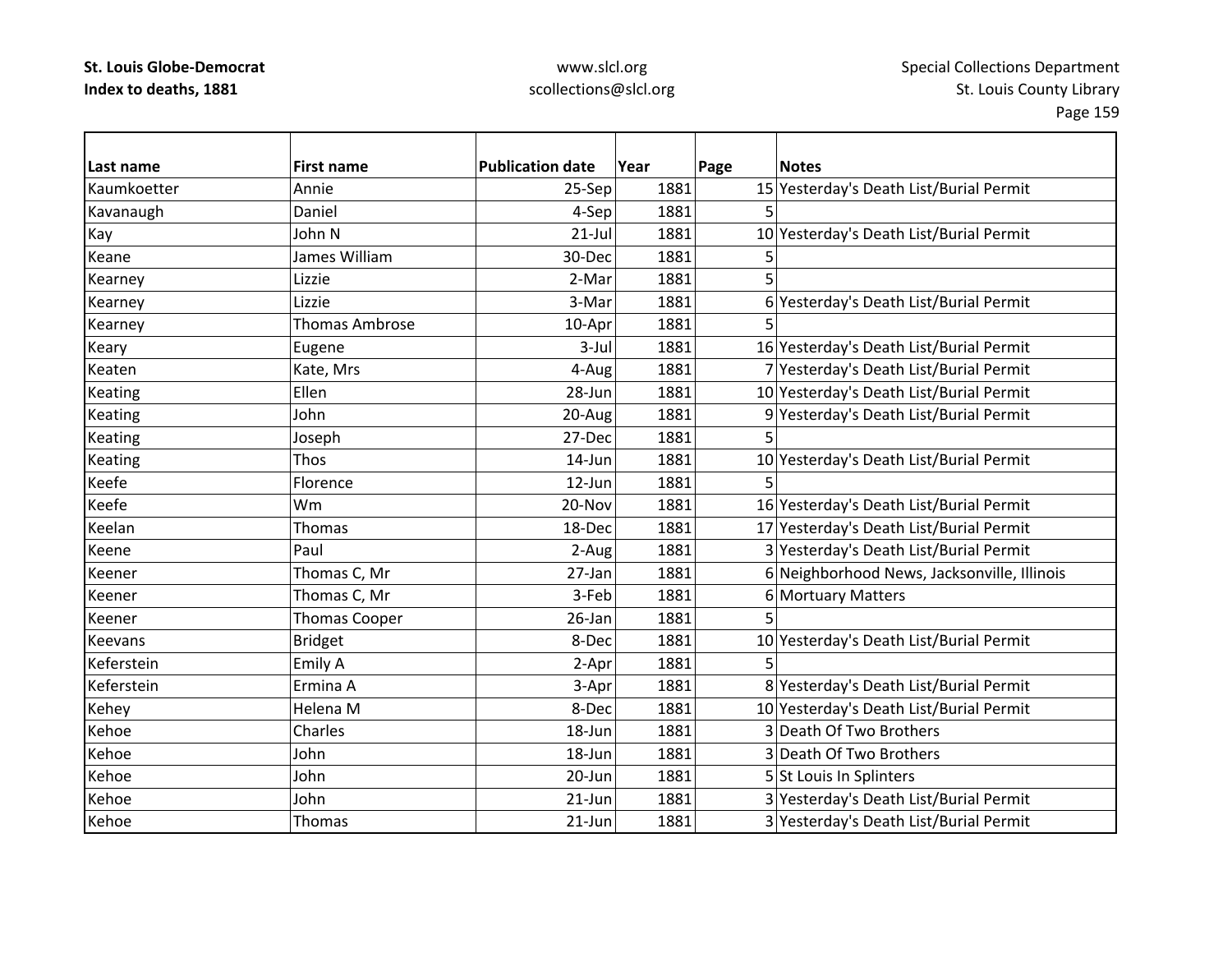| Last name | First name | Publication date | Year | Page | Notes |
|---|---|---|---|---|---|
| Kaumkoetter | Annie | 25-Sep | 1881 | 15 | Yesterday's Death List/Burial Permit |
| Kavanaugh | Daniel | 4-Sep | 1881 | 5 | |
| Kay | John N | 21-Jul | 1881 | 10 | Yesterday's Death List/Burial Permit |
| Keane | James William | 30-Dec | 1881 | 5 | |
| Kearney | Lizzie | 2-Mar | 1881 | 5 | |
| Kearney | Lizzie | 3-Mar | 1881 | 6 | Yesterday's Death List/Burial Permit |
| Kearney | Thomas Ambrose | 10-Apr | 1881 | 5 | |
| Keary | Eugene | 3-Jul | 1881 | 16 | Yesterday's Death List/Burial Permit |
| Keaten | Kate, Mrs | 4-Aug | 1881 | 7 | Yesterday's Death List/Burial Permit |
| Keating | Ellen | 28-Jun | 1881 | 10 | Yesterday's Death List/Burial Permit |
| Keating | John | 20-Aug | 1881 | 9 | Yesterday's Death List/Burial Permit |
| Keating | Joseph | 27-Dec | 1881 | 5 | |
| Keating | Thos | 14-Jun | 1881 | 10 | Yesterday's Death List/Burial Permit |
| Keefe | Florence | 12-Jun | 1881 | 5 | |
| Keefe | Wm | 20-Nov | 1881 | 16 | Yesterday's Death List/Burial Permit |
| Keelan | Thomas | 18-Dec | 1881 | 17 | Yesterday's Death List/Burial Permit |
| Keene | Paul | 2-Aug | 1881 | 3 | Yesterday's Death List/Burial Permit |
| Keener | Thomas C, Mr | 27-Jan | 1881 | 6 | Neighborhood News, Jacksonville, Illinois |
| Keener | Thomas C, Mr | 3-Feb | 1881 | 6 | Mortuary Matters |
| Keener | Thomas Cooper | 26-Jan | 1881 | 5 | |
| Keevans | Bridget | 8-Dec | 1881 | 10 | Yesterday's Death List/Burial Permit |
| Keferstein | Emily A | 2-Apr | 1881 | 5 | |
| Keferstein | Ermina A | 3-Apr | 1881 | 8 | Yesterday's Death List/Burial Permit |
| Kehey | Helena M | 8-Dec | 1881 | 10 | Yesterday's Death List/Burial Permit |
| Kehoe | Charles | 18-Jun | 1881 | 3 | Death Of Two Brothers |
| Kehoe | John | 18-Jun | 1881 | 3 | Death Of Two Brothers |
| Kehoe | John | 20-Jun | 1881 | 5 | St Louis In Splinters |
| Kehoe | John | 21-Jun | 1881 | 3 | Yesterday's Death List/Burial Permit |
| Kehoe | Thomas | 21-Jun | 1881 | 3 | Yesterday's Death List/Burial Permit |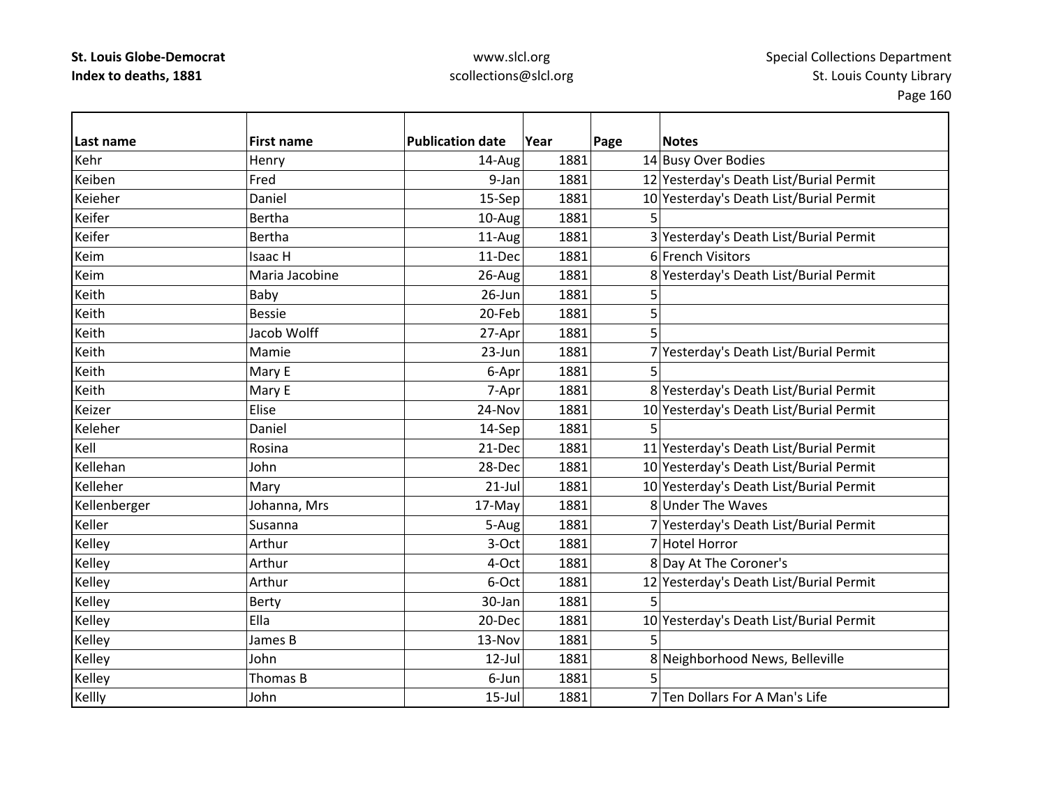**St. Louis Globe-Democrat**
**Index to deaths, 1881**

www.slcl.org
scollections@slcl.org

Special Collections Department
St. Louis County Library

| Last name | First name | Publication date | Year | Page | Notes |
|---|---|---|---|---|---|
| Kehr | Henry | 14-Aug | 1881 | 14 | Busy Over Bodies |
| Keiben | Fred | 9-Jan | 1881 | 12 | Yesterday's Death List/Burial Permit |
| Keieher | Daniel | 15-Sep | 1881 | 10 | Yesterday's Death List/Burial Permit |
| Keifer | Bertha | 10-Aug | 1881 | 5 | |
| Keifer | Bertha | 11-Aug | 1881 | 3 | Yesterday's Death List/Burial Permit |
| Keim | Isaac H | 11-Dec | 1881 | 6 | French Visitors |
| Keim | Maria Jacobine | 26-Aug | 1881 | 8 | Yesterday's Death List/Burial Permit |
| Keith | Baby | 26-Jun | 1881 | 5 | |
| Keith | Bessie | 20-Feb | 1881 | 5 | |
| Keith | Jacob Wolff | 27-Apr | 1881 | 5 | |
| Keith | Mamie | 23-Jun | 1881 | 7 | Yesterday's Death List/Burial Permit |
| Keith | Mary E | 6-Apr | 1881 | 5 | |
| Keith | Mary E | 7-Apr | 1881 | 8 | Yesterday's Death List/Burial Permit |
| Keizer | Elise | 24-Nov | 1881 | 10 | Yesterday's Death List/Burial Permit |
| Keleher | Daniel | 14-Sep | 1881 | 5 | |
| Kell | Rosina | 21-Dec | 1881 | 11 | Yesterday's Death List/Burial Permit |
| Kellehan | John | 28-Dec | 1881 | 10 | Yesterday's Death List/Burial Permit |
| Kelleher | Mary | 21-Jul | 1881 | 10 | Yesterday's Death List/Burial Permit |
| Kellenberger | Johanna, Mrs | 17-May | 1881 | 8 | Under The Waves |
| Keller | Susanna | 5-Aug | 1881 | 7 | Yesterday's Death List/Burial Permit |
| Kelley | Arthur | 3-Oct | 1881 | 7 | Hotel Horror |
| Kelley | Arthur | 4-Oct | 1881 | 8 | Day At The Coroner's |
| Kelley | Arthur | 6-Oct | 1881 | 12 | Yesterday's Death List/Burial Permit |
| Kelley | Berty | 30-Jan | 1881 | 5 | |
| Kelley | Ella | 20-Dec | 1881 | 10 | Yesterday's Death List/Burial Permit |
| Kelley | James B | 13-Nov | 1881 | 5 | |
| Kelley | John | 12-Jul | 1881 | 8 | Neighborhood News, Belleville |
| Kelley | Thomas B | 6-Jun | 1881 | 5 | |
| Kellly | John | 15-Jul | 1881 | 7 | Ten Dollars For A Man's Life |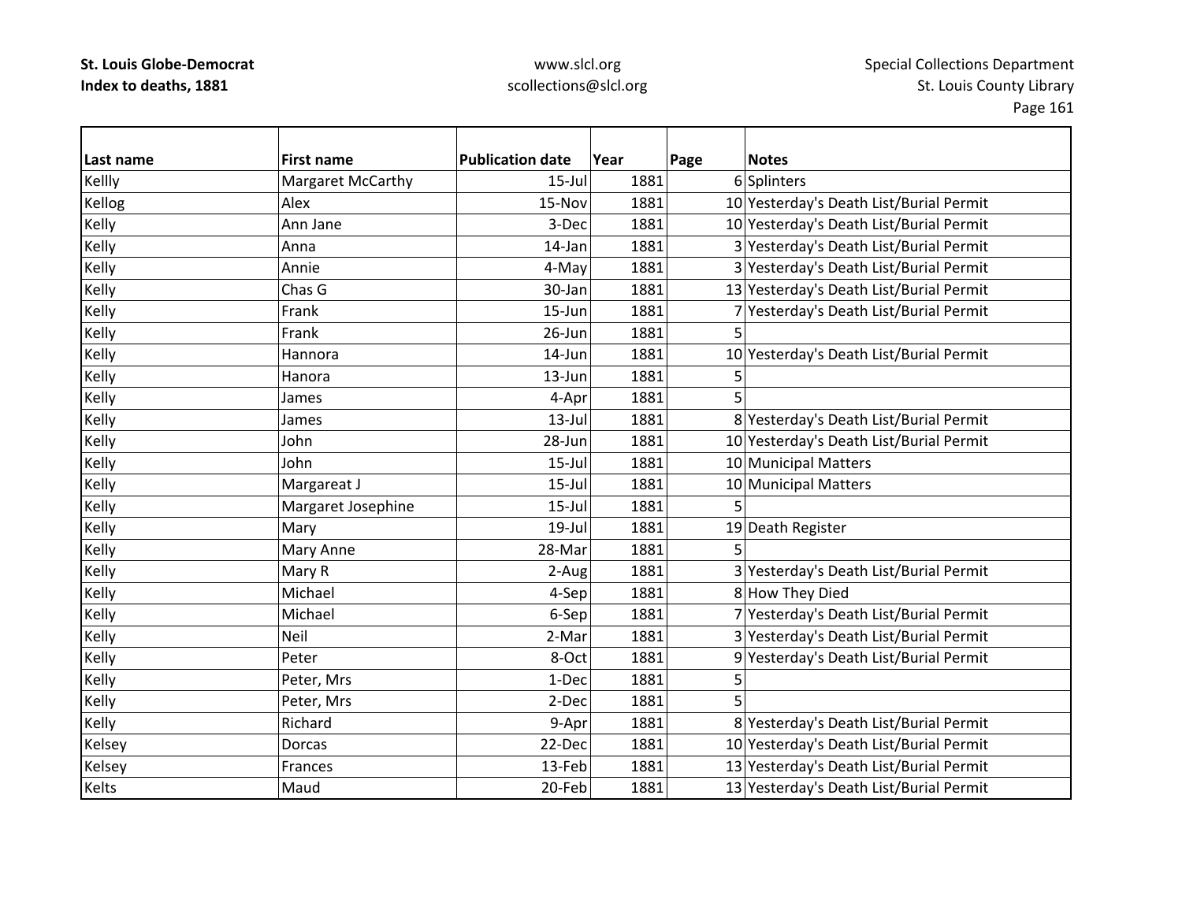| Last name | First name | Publication date | Year | Page | Notes |
|---|---|---|---|---|---|
| Kellly | Margaret McCarthy | 15-Jul | 1881 | 6 | Splinters |
| Kellog | Alex | 15-Nov | 1881 | 10 | Yesterday's Death List/Burial Permit |
| Kelly | Ann Jane | 3-Dec | 1881 | 10 | Yesterday's Death List/Burial Permit |
| Kelly | Anna | 14-Jan | 1881 | 3 | Yesterday's Death List/Burial Permit |
| Kelly | Annie | 4-May | 1881 | 3 | Yesterday's Death List/Burial Permit |
| Kelly | Chas G | 30-Jan | 1881 | 13 | Yesterday's Death List/Burial Permit |
| Kelly | Frank | 15-Jun | 1881 | 7 | Yesterday's Death List/Burial Permit |
| Kelly | Frank | 26-Jun | 1881 | 5 | |
| Kelly | Hannora | 14-Jun | 1881 | 10 | Yesterday's Death List/Burial Permit |
| Kelly | Hanora | 13-Jun | 1881 | 5 | |
| Kelly | James | 4-Apr | 1881 | 5 | |
| Kelly | James | 13-Jul | 1881 | 8 | Yesterday's Death List/Burial Permit |
| Kelly | John | 28-Jun | 1881 | 10 | Yesterday's Death List/Burial Permit |
| Kelly | John | 15-Jul | 1881 | 10 | Municipal Matters |
| Kelly | Margareat J | 15-Jul | 1881 | 10 | Municipal Matters |
| Kelly | Margaret Josephine | 15-Jul | 1881 | 5 | |
| Kelly | Mary | 19-Jul | 1881 | 19 | Death Register |
| Kelly | Mary Anne | 28-Mar | 1881 | 5 | |
| Kelly | Mary R | 2-Aug | 1881 | 3 | Yesterday's Death List/Burial Permit |
| Kelly | Michael | 4-Sep | 1881 | 8 | How They Died |
| Kelly | Michael | 6-Sep | 1881 | 7 | Yesterday's Death List/Burial Permit |
| Kelly | Neil | 2-Mar | 1881 | 3 | Yesterday's Death List/Burial Permit |
| Kelly | Peter | 8-Oct | 1881 | 9 | Yesterday's Death List/Burial Permit |
| Kelly | Peter, Mrs | 1-Dec | 1881 | 5 | |
| Kelly | Peter, Mrs | 2-Dec | 1881 | 5 | |
| Kelly | Richard | 9-Apr | 1881 | 8 | Yesterday's Death List/Burial Permit |
| Kelsey | Dorcas | 22-Dec | 1881 | 10 | Yesterday's Death List/Burial Permit |
| Kelsey | Frances | 13-Feb | 1881 | 13 | Yesterday's Death List/Burial Permit |
| Kelts | Maud | 20-Feb | 1881 | 13 | Yesterday's Death List/Burial Permit |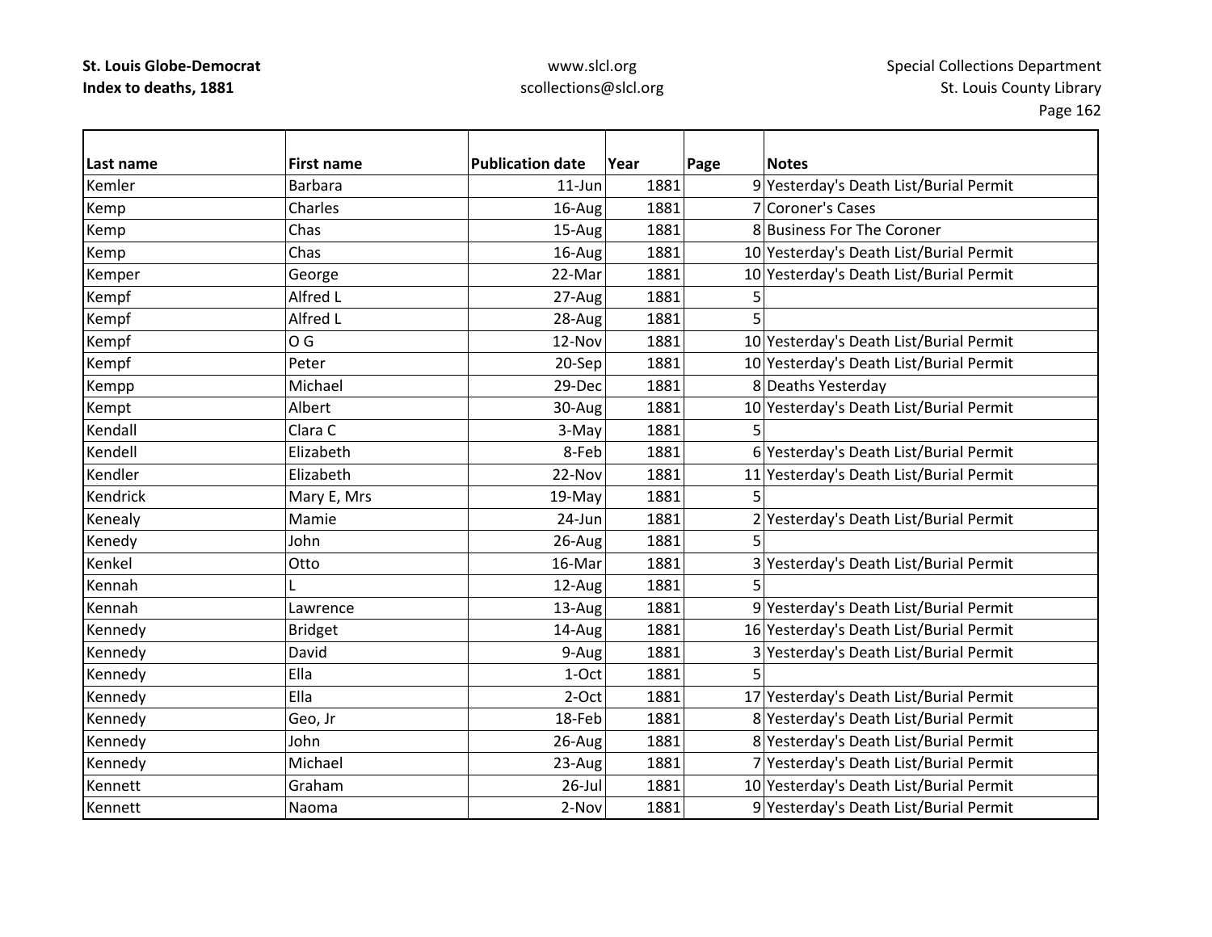| Last name | First name | Publication date | Year | Page | Notes |
|---|---|---|---|---|---|
| Kemler | Barbara | 11-Jun | 1881 | 9 | Yesterday's Death List/Burial Permit |
| Kemp | Charles | 16-Aug | 1881 | 7 | Coroner's Cases |
| Kemp | Chas | 15-Aug | 1881 | 8 | Business For The Coroner |
| Kemp | Chas | 16-Aug | 1881 | 10 | Yesterday's Death List/Burial Permit |
| Kemper | George | 22-Mar | 1881 | 10 | Yesterday's Death List/Burial Permit |
| Kempf | Alfred L | 27-Aug | 1881 | 5 | |
| Kempf | Alfred L | 28-Aug | 1881 | 5 | |
| Kempf | O G | 12-Nov | 1881 | 10 | Yesterday's Death List/Burial Permit |
| Kempf | Peter | 20-Sep | 1881 | 10 | Yesterday's Death List/Burial Permit |
| Kempp | Michael | 29-Dec | 1881 | 8 | Deaths Yesterday |
| Kempt | Albert | 30-Aug | 1881 | 10 | Yesterday's Death List/Burial Permit |
| Kendall | Clara C | 3-May | 1881 | 5 | |
| Kendell | Elizabeth | 8-Feb | 1881 | 6 | Yesterday's Death List/Burial Permit |
| Kendler | Elizabeth | 22-Nov | 1881 | 11 | Yesterday's Death List/Burial Permit |
| Kendrick | Mary E, Mrs | 19-May | 1881 | 5 | |
| Kenealy | Mamie | 24-Jun | 1881 | 2 | Yesterday's Death List/Burial Permit |
| Kenedy | John | 26-Aug | 1881 | 5 | |
| Kenkel | Otto | 16-Mar | 1881 | 3 | Yesterday's Death List/Burial Permit |
| Kennah | L | 12-Aug | 1881 | 5 | |
| Kennah | Lawrence | 13-Aug | 1881 | 9 | Yesterday's Death List/Burial Permit |
| Kennedy | Bridget | 14-Aug | 1881 | 16 | Yesterday's Death List/Burial Permit |
| Kennedy | David | 9-Aug | 1881 | 3 | Yesterday's Death List/Burial Permit |
| Kennedy | Ella | 1-Oct | 1881 | 5 | |
| Kennedy | Ella | 2-Oct | 1881 | 17 | Yesterday's Death List/Burial Permit |
| Kennedy | Geo, Jr | 18-Feb | 1881 | 8 | Yesterday's Death List/Burial Permit |
| Kennedy | John | 26-Aug | 1881 | 8 | Yesterday's Death List/Burial Permit |
| Kennedy | Michael | 23-Aug | 1881 | 7 | Yesterday's Death List/Burial Permit |
| Kennett | Graham | 26-Jul | 1881 | 10 | Yesterday's Death List/Burial Permit |
| Kennett | Naoma | 2-Nov | 1881 | 9 | Yesterday's Death List/Burial Permit |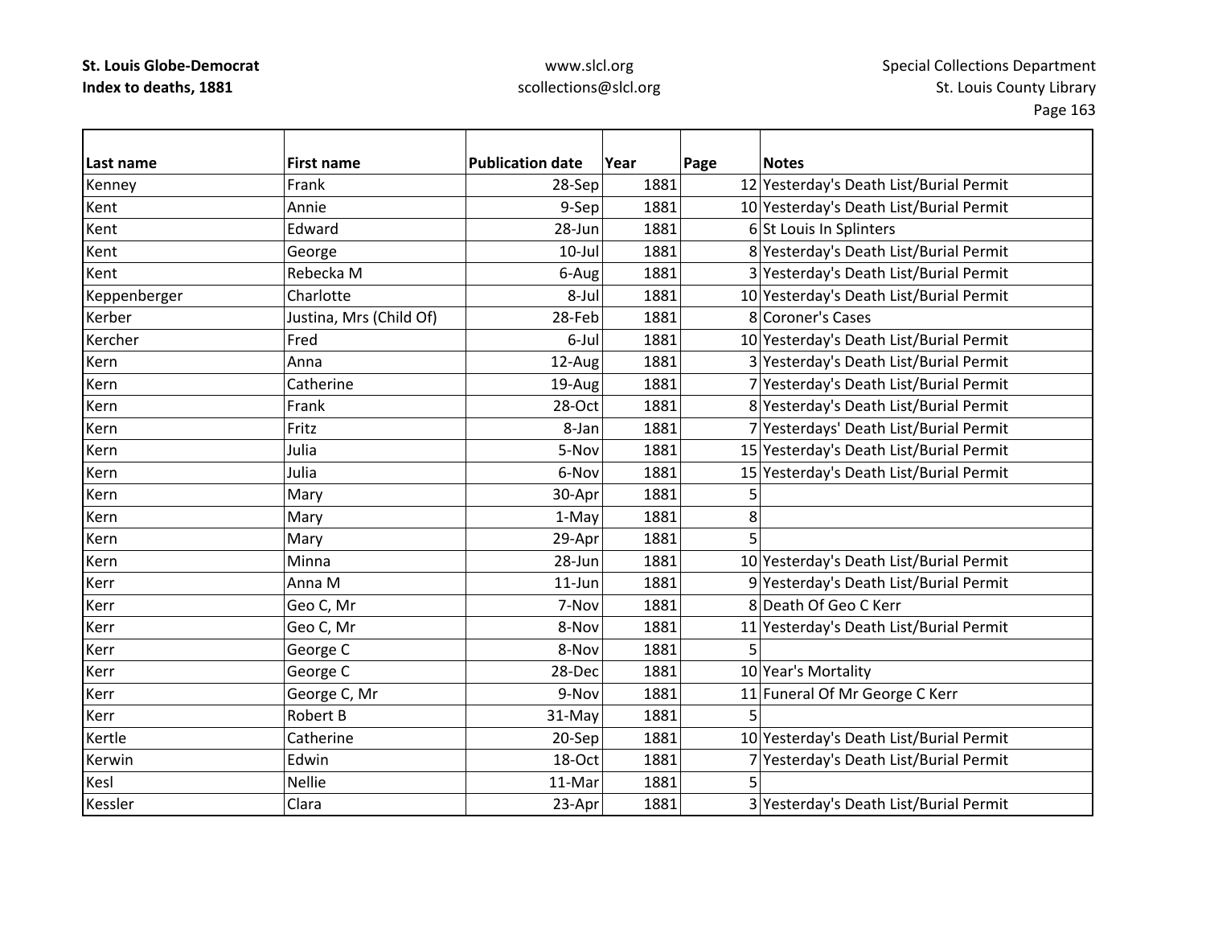**St. Louis Globe-Democrat**
**Index to deaths, 1881**

www.slcl.org
scollections@slcl.org

Special Collections Department
St. Louis County Library

| Last name | First name | Publication date | Year | Page | Notes |
|---|---|---|---|---|---|
| Kenney | Frank | 28-Sep | 1881 | 12 | Yesterday's Death List/Burial Permit |
| Kent | Annie | 9-Sep | 1881 | 10 | Yesterday's Death List/Burial Permit |
| Kent | Edward | 28-Jun | 1881 | 6 | St Louis In Splinters |
| Kent | George | 10-Jul | 1881 | 8 | Yesterday's Death List/Burial Permit |
| Kent | Rebecka M | 6-Aug | 1881 | 3 | Yesterday's Death List/Burial Permit |
| Keppenberger | Charlotte | 8-Jul | 1881 | 10 | Yesterday's Death List/Burial Permit |
| Kerber | Justina, Mrs (Child Of) | 28-Feb | 1881 | 8 | Coroner's Cases |
| Kercher | Fred | 6-Jul | 1881 | 10 | Yesterday's Death List/Burial Permit |
| Kern | Anna | 12-Aug | 1881 | 3 | Yesterday's Death List/Burial Permit |
| Kern | Catherine | 19-Aug | 1881 | 7 | Yesterday's Death List/Burial Permit |
| Kern | Frank | 28-Oct | 1881 | 8 | Yesterday's Death List/Burial Permit |
| Kern | Fritz | 8-Jan | 1881 | 7 | Yesterdays' Death List/Burial Permit |
| Kern | Julia | 5-Nov | 1881 | 15 | Yesterday's Death List/Burial Permit |
| Kern | Julia | 6-Nov | 1881 | 15 | Yesterday's Death List/Burial Permit |
| Kern | Mary | 30-Apr | 1881 | 5 | |
| Kern | Mary | 1-May | 1881 | 8 | |
| Kern | Mary | 29-Apr | 1881 | 5 | |
| Kern | Minna | 28-Jun | 1881 | 10 | Yesterday's Death List/Burial Permit |
| Kerr | Anna M | 11-Jun | 1881 | 9 | Yesterday's Death List/Burial Permit |
| Kerr | Geo C, Mr | 7-Nov | 1881 | 8 | Death Of Geo C Kerr |
| Kerr | Geo C, Mr | 8-Nov | 1881 | 11 | Yesterday's Death List/Burial Permit |
| Kerr | George C | 8-Nov | 1881 | 5 | |
| Kerr | George C | 28-Dec | 1881 | 10 | Year's Mortality |
| Kerr | George C, Mr | 9-Nov | 1881 | 11 | Funeral Of Mr George C Kerr |
| Kerr | Robert B | 31-May | 1881 | 5 | |
| Kertle | Catherine | 20-Sep | 1881 | 10 | Yesterday's Death List/Burial Permit |
| Kerwin | Edwin | 18-Oct | 1881 | 7 | Yesterday's Death List/Burial Permit |
| Kesl | Nellie | 11-Mar | 1881 | 5 | |
| Kessler | Clara | 23-Apr | 1881 | 3 | Yesterday's Death List/Burial Permit |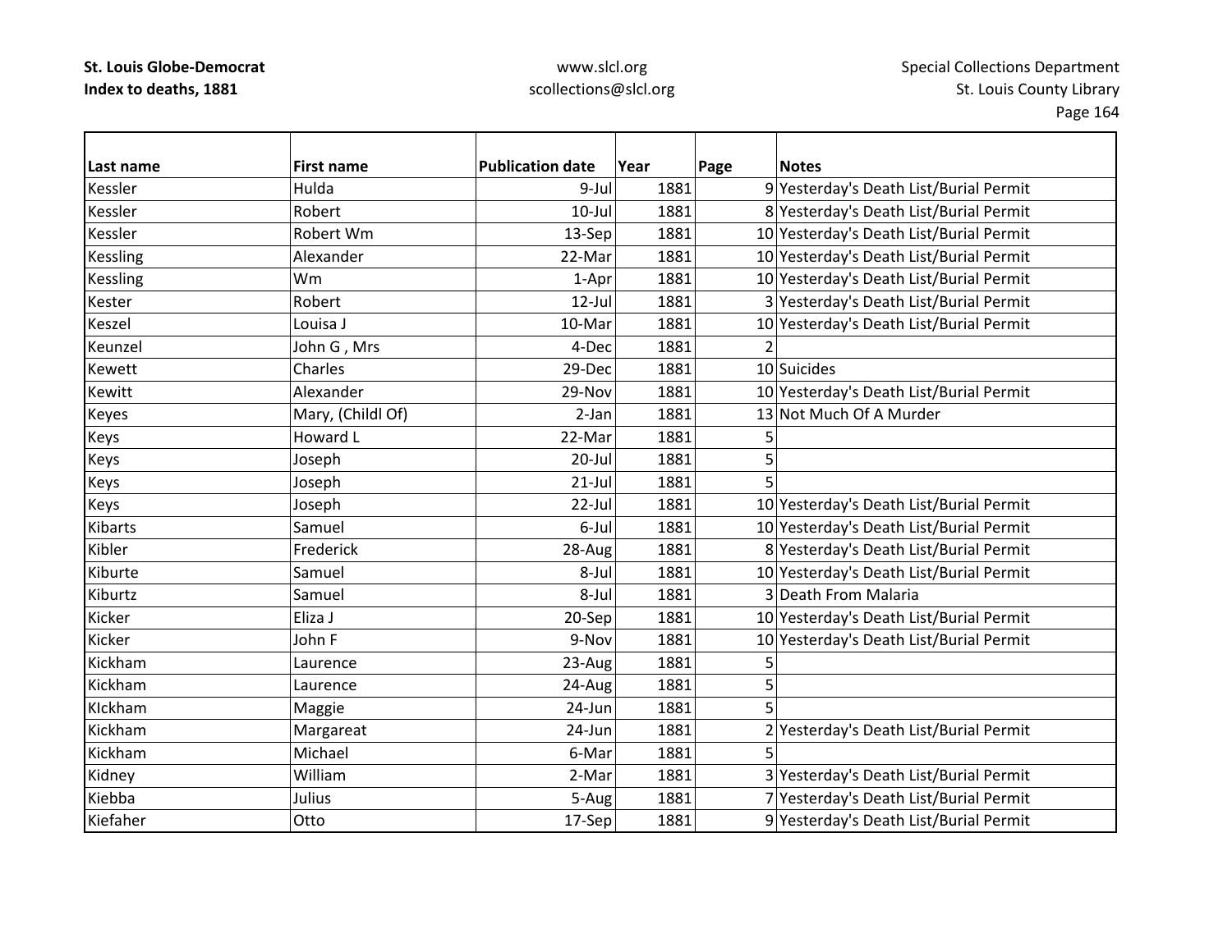**St. Louis Globe-Democrat**
**Index to deaths, 1881**

www.slcl.org
scollections@slcl.org

Special Collections Department
St. Louis County Library

| Last name | First name | Publication date | Year | Page | Notes |
|---|---|---|---|---|---|
| Kessler | Hulda | 9-Jul | 1881 | 9 | Yesterday's Death List/Burial Permit |
| Kessler | Robert | 10-Jul | 1881 | 8 | Yesterday's Death List/Burial Permit |
| Kessler | Robert Wm | 13-Sep | 1881 | 10 | Yesterday's Death List/Burial Permit |
| Kessling | Alexander | 22-Mar | 1881 | 10 | Yesterday's Death List/Burial Permit |
| Kessling | Wm | 1-Apr | 1881 | 10 | Yesterday's Death List/Burial Permit |
| Kester | Robert | 12-Jul | 1881 | 3 | Yesterday's Death List/Burial Permit |
| Keszel | Louisa J | 10-Mar | 1881 | 10 | Yesterday's Death List/Burial Permit |
| Keunzel | John G , Mrs | 4-Dec | 1881 | 2 | |
| Kewett | Charles | 29-Dec | 1881 | 10 | Suicides |
| Kewitt | Alexander | 29-Nov | 1881 | 10 | Yesterday's Death List/Burial Permit |
| Keyes | Mary, (Childl Of) | 2-Jan | 1881 | 13 | Not Much Of A Murder |
| Keys | Howard L | 22-Mar | 1881 | 5 | |
| Keys | Joseph | 20-Jul | 1881 | 5 | |
| Keys | Joseph | 21-Jul | 1881 | 5 | |
| Keys | Joseph | 22-Jul | 1881 | 10 | Yesterday's Death List/Burial Permit |
| Kibarts | Samuel | 6-Jul | 1881 | 10 | Yesterday's Death List/Burial Permit |
| Kibler | Frederick | 28-Aug | 1881 | 8 | Yesterday's Death List/Burial Permit |
| Kiburte | Samuel | 8-Jul | 1881 | 10 | Yesterday's Death List/Burial Permit |
| Kiburtz | Samuel | 8-Jul | 1881 | 3 | Death From Malaria |
| Kicker | Eliza J | 20-Sep | 1881 | 10 | Yesterday's Death List/Burial Permit |
| Kicker | John F | 9-Nov | 1881 | 10 | Yesterday's Death List/Burial Permit |
| Kickham | Laurence | 23-Aug | 1881 | 5 | |
| Kickham | Laurence | 24-Aug | 1881 | 5 | |
| KIckham | Maggie | 24-Jun | 1881 | 5 | |
| Kickham | Margareat | 24-Jun | 1881 | 2 | Yesterday's Death List/Burial Permit |
| Kickham | Michael | 6-Mar | 1881 | 5 | |
| Kidney | William | 2-Mar | 1881 | 3 | Yesterday's Death List/Burial Permit |
| Kiebba | Julius | 5-Aug | 1881 | 7 | Yesterday's Death List/Burial Permit |
| Kiefaher | Otto | 17-Sep | 1881 | 9 | Yesterday's Death List/Burial Permit |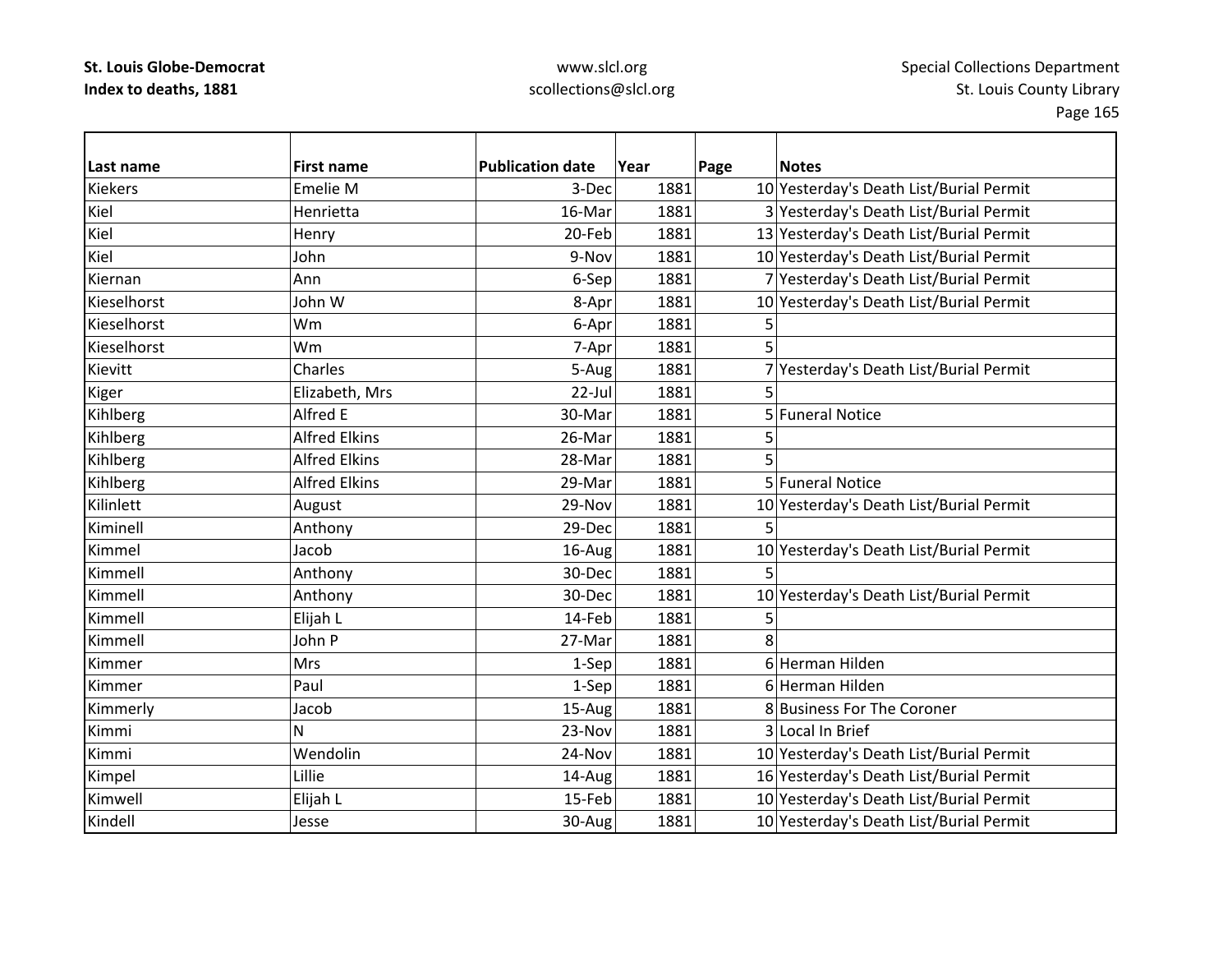| Last name | First name | Publication date | Year | Page | Notes |
|---|---|---|---|---|---|
| Kiekers | Emelie M | 3-Dec | 1881 | 10 | Yesterday's Death List/Burial Permit |
| Kiel | Henrietta | 16-Mar | 1881 | 3 | Yesterday's Death List/Burial Permit |
| Kiel | Henry | 20-Feb | 1881 | 13 | Yesterday's Death List/Burial Permit |
| Kiel | John | 9-Nov | 1881 | 10 | Yesterday's Death List/Burial Permit |
| Kiernan | Ann | 6-Sep | 1881 | 7 | Yesterday's Death List/Burial Permit |
| Kieselhorst | John W | 8-Apr | 1881 | 10 | Yesterday's Death List/Burial Permit |
| Kieselhorst | Wm | 6-Apr | 1881 | 5 | |
| Kieselhorst | Wm | 7-Apr | 1881 | 5 | |
| Kievitt | Charles | 5-Aug | 1881 | 7 | Yesterday's Death List/Burial Permit |
| Kiger | Elizabeth, Mrs | 22-Jul | 1881 | 5 | |
| Kihlberg | Alfred E | 30-Mar | 1881 | 5 | Funeral Notice |
| Kihlberg | Alfred Elkins | 26-Mar | 1881 | 5 | |
| Kihlberg | Alfred Elkins | 28-Mar | 1881 | 5 | |
| Kihlberg | Alfred Elkins | 29-Mar | 1881 | 5 | Funeral Notice |
| Kilinlett | August | 29-Nov | 1881 | 10 | Yesterday's Death List/Burial Permit |
| Kiminell | Anthony | 29-Dec | 1881 | 5 | |
| Kimmel | Jacob | 16-Aug | 1881 | 10 | Yesterday's Death List/Burial Permit |
| Kimmell | Anthony | 30-Dec | 1881 | 5 | |
| Kimmell | Anthony | 30-Dec | 1881 | 10 | Yesterday's Death List/Burial Permit |
| Kimmell | Elijah L | 14-Feb | 1881 | 5 | |
| Kimmell | John P | 27-Mar | 1881 | 8 | |
| Kimmer | Mrs | 1-Sep | 1881 | 6 | Herman Hilden |
| Kimmer | Paul | 1-Sep | 1881 | 6 | Herman Hilden |
| Kimmerly | Jacob | 15-Aug | 1881 | 8 | Business For The Coroner |
| Kimmi | N | 23-Nov | 1881 | 3 | Local In Brief |
| Kimmi | Wendolin | 24-Nov | 1881 | 10 | Yesterday's Death List/Burial Permit |
| Kimpel | Lillie | 14-Aug | 1881 | 16 | Yesterday's Death List/Burial Permit |
| Kimwell | Elijah L | 15-Feb | 1881 | 10 | Yesterday's Death List/Burial Permit |
| Kindell | Jesse | 30-Aug | 1881 | 10 | Yesterday's Death List/Burial Permit |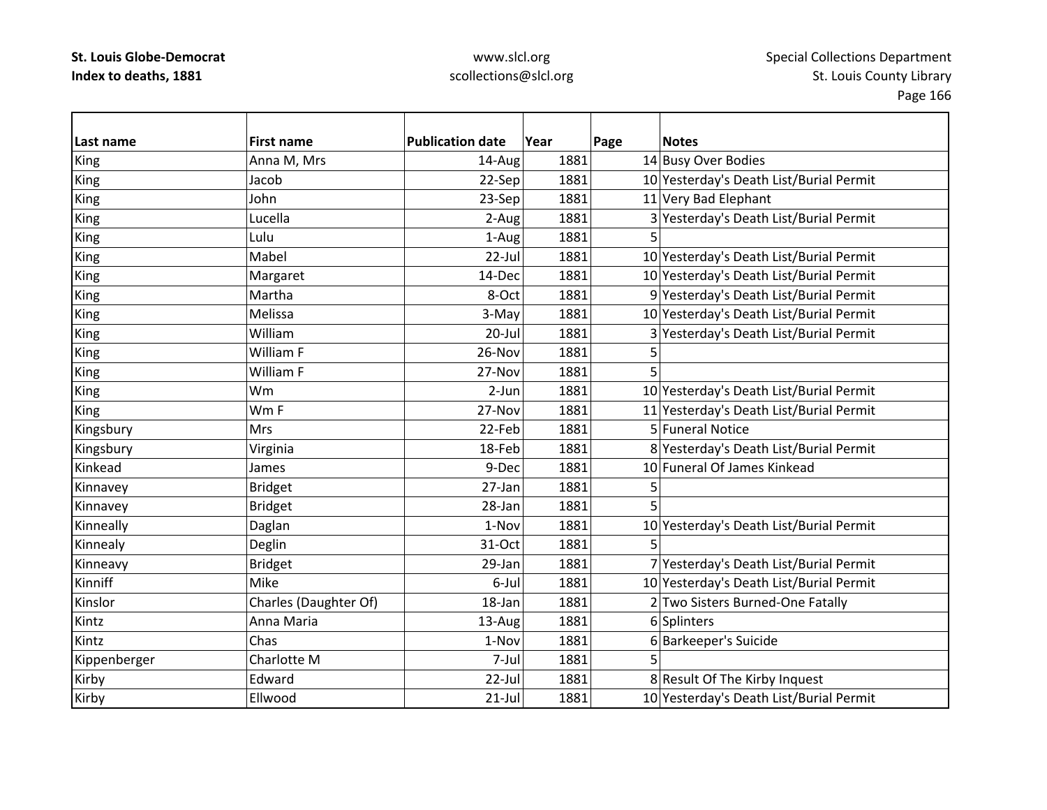**St. Louis Globe-Democrat**
**Index to deaths, 1881**

www.slcl.org
scollections@slcl.org

Special Collections Department
St. Louis County Library

| Last name | First name | Publication date | Year | Page | Notes |
|---|---|---|---|---|---|
| King | Anna M, Mrs | 14-Aug | 1881 | 14 | Busy Over Bodies |
| King | Jacob | 22-Sep | 1881 | 10 | Yesterday's Death List/Burial Permit |
| King | John | 23-Sep | 1881 | 11 | Very Bad Elephant |
| King | Lucella | 2-Aug | 1881 | 3 | Yesterday's Death List/Burial Permit |
| King | Lulu | 1-Aug | 1881 | 5 | |
| King | Mabel | 22-Jul | 1881 | 10 | Yesterday's Death List/Burial Permit |
| King | Margaret | 14-Dec | 1881 | 10 | Yesterday's Death List/Burial Permit |
| King | Martha | 8-Oct | 1881 | 9 | Yesterday's Death List/Burial Permit |
| King | Melissa | 3-May | 1881 | 10 | Yesterday's Death List/Burial Permit |
| King | William | 20-Jul | 1881 | 3 | Yesterday's Death List/Burial Permit |
| King | William F | 26-Nov | 1881 | 5 | |
| King | William F | 27-Nov | 1881 | 5 | |
| King | Wm | 2-Jun | 1881 | 10 | Yesterday's Death List/Burial Permit |
| King | Wm F | 27-Nov | 1881 | 11 | Yesterday's Death List/Burial Permit |
| Kingsbury | Mrs | 22-Feb | 1881 | 5 | Funeral Notice |
| Kingsbury | Virginia | 18-Feb | 1881 | 8 | Yesterday's Death List/Burial Permit |
| Kinkead | James | 9-Dec | 1881 | 10 | Funeral Of James Kinkead |
| Kinnavey | Bridget | 27-Jan | 1881 | 5 | |
| Kinnavey | Bridget | 28-Jan | 1881 | 5 | |
| Kinneally | Daglan | 1-Nov | 1881 | 10 | Yesterday's Death List/Burial Permit |
| Kinnealy | Deglin | 31-Oct | 1881 | 5 | |
| Kinneavy | Bridget | 29-Jan | 1881 | 7 | Yesterday's Death List/Burial Permit |
| Kinniff | Mike | 6-Jul | 1881 | 10 | Yesterday's Death List/Burial Permit |
| Kinslor | Charles (Daughter Of) | 18-Jan | 1881 | 2 | Two Sisters Burned-One Fatally |
| Kintz | Anna Maria | 13-Aug | 1881 | 6 | Splinters |
| Kintz | Chas | 1-Nov | 1881 | 6 | Barkeeper's Suicide |
| Kippenberger | Charlotte M | 7-Jul | 1881 | 5 | |
| Kirby | Edward | 22-Jul | 1881 | 8 | Result Of The Kirby Inquest |
| Kirby | Ellwood | 21-Jul | 1881 | 10 | Yesterday's Death List/Burial Permit |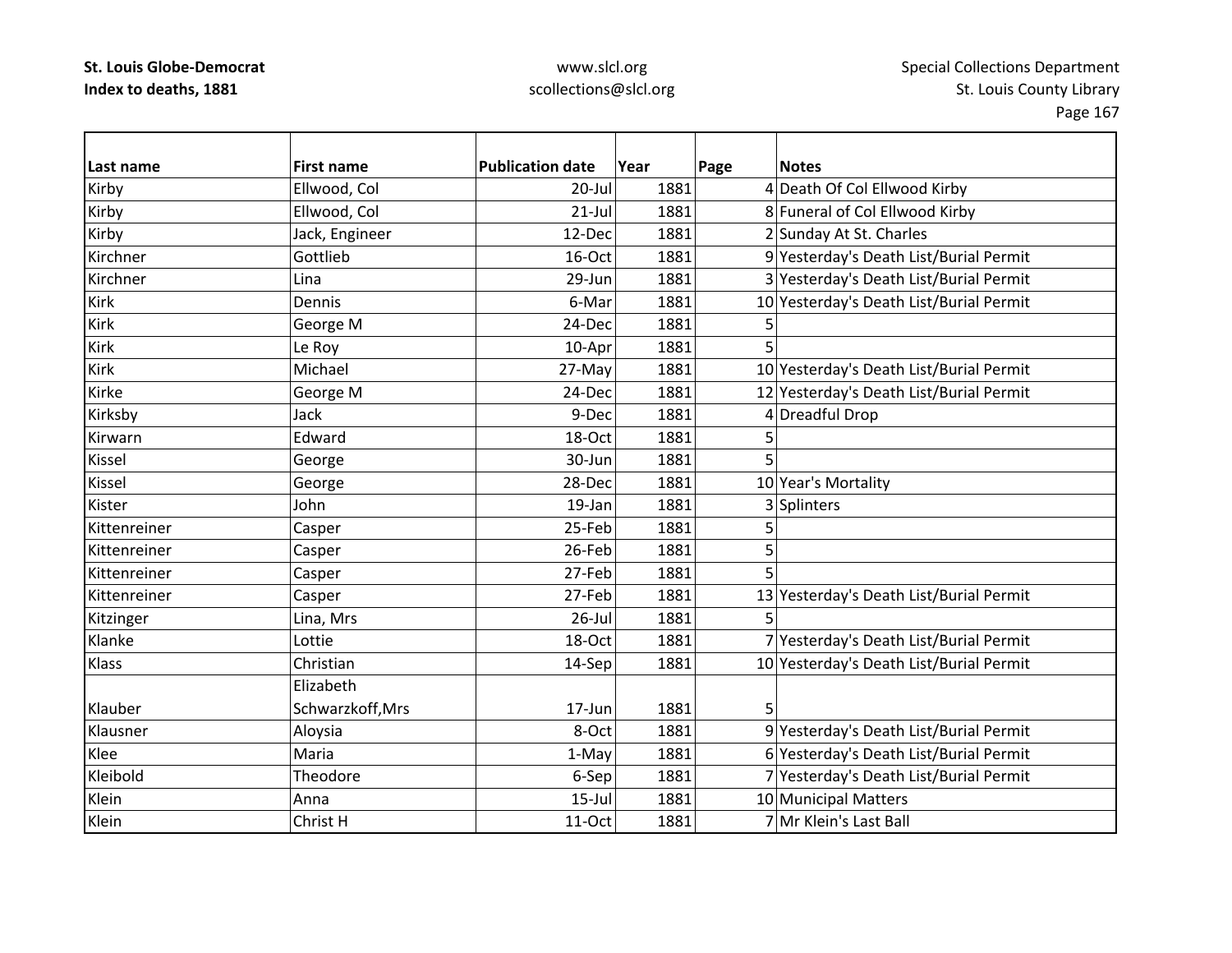| Last name | First name | Publication date | Year | Page | Notes |
|---|---|---|---|---|---|
| Kirby | Ellwood, Col | 20-Jul | 1881 | 4 | Death Of Col Ellwood Kirby |
| Kirby | Ellwood, Col | 21-Jul | 1881 | 8 | Funeral of Col Ellwood Kirby |
| Kirby | Jack, Engineer | 12-Dec | 1881 | 2 | Sunday At St. Charles |
| Kirchner | Gottlieb | 16-Oct | 1881 | 9 | Yesterday's Death List/Burial Permit |
| Kirchner | Lina | 29-Jun | 1881 | 3 | Yesterday's Death List/Burial Permit |
| Kirk | Dennis | 6-Mar | 1881 | 10 | Yesterday's Death List/Burial Permit |
| Kirk | George M | 24-Dec | 1881 | 5 | |
| Kirk | Le Roy | 10-Apr | 1881 | 5 | |
| Kirk | Michael | 27-May | 1881 | 10 | Yesterday's Death List/Burial Permit |
| Kirke | George M | 24-Dec | 1881 | 12 | Yesterday's Death List/Burial Permit |
| Kirksby | Jack | 9-Dec | 1881 | 4 | Dreadful Drop |
| Kirwarn | Edward | 18-Oct | 1881 | 5 | |
| Kissel | George | 30-Jun | 1881 | 5 | |
| Kissel | George | 28-Dec | 1881 | 10 | Year's Mortality |
| Kister | John | 19-Jan | 1881 | 3 | Splinters |
| Kittenreiner | Casper | 25-Feb | 1881 | 5 | |
| Kittenreiner | Casper | 26-Feb | 1881 | 5 | |
| Kittenreiner | Casper | 27-Feb | 1881 | 5 | |
| Kittenreiner | Casper | 27-Feb | 1881 | 13 | Yesterday's Death List/Burial Permit |
| Kitzinger | Lina, Mrs | 26-Jul | 1881 | 5 | |
| Klanke | Lottie | 18-Oct | 1881 | 7 | Yesterday's Death List/Burial Permit |
| Klass | Christian | 14-Sep | 1881 | 10 | Yesterday's Death List/Burial Permit |
| Klauber | Elizabeth Schwarzkoff,Mrs | 17-Jun | 1881 | 5 | |
| Klausner | Aloysia | 8-Oct | 1881 | 9 | Yesterday's Death List/Burial Permit |
| Klee | Maria | 1-May | 1881 | 6 | Yesterday's Death List/Burial Permit |
| Kleibold | Theodore | 6-Sep | 1881 | 7 | Yesterday's Death List/Burial Permit |
| Klein | Anna | 15-Jul | 1881 | 10 | Municipal Matters |
| Klein | Christ H | 11-Oct | 1881 | 7 | Mr Klein's Last Ball |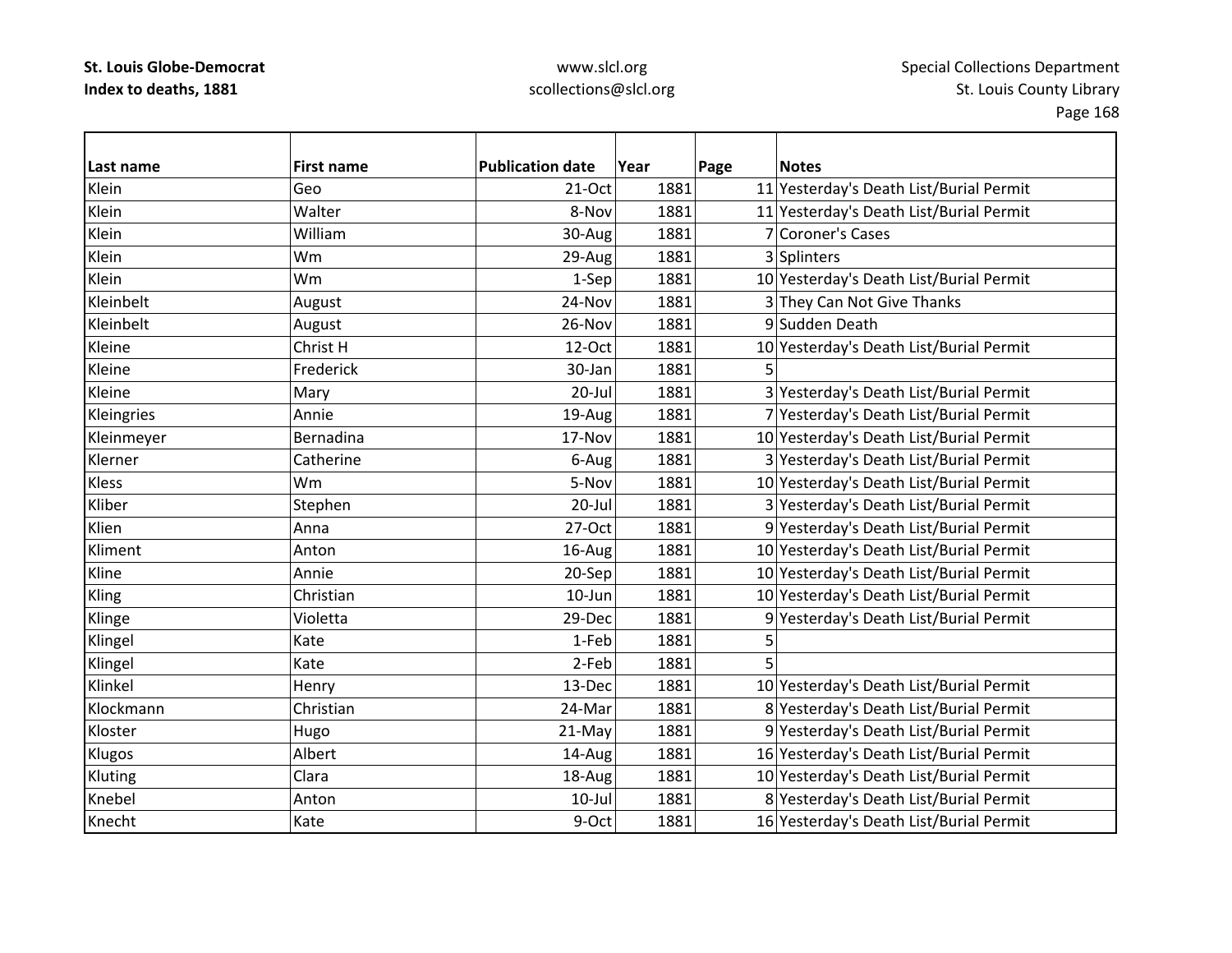**St. Louis Globe-Democrat**
**Index to deaths, 1881**

www.slcl.org
scollections@slcl.org

Special Collections Department
St. Louis County Library

| Last name | First name | Publication date | Year | Page | Notes |
|---|---|---|---|---|---|
| Klein | Geo | 21-Oct | 1881 | 11 | Yesterday's Death List/Burial Permit |
| Klein | Walter | 8-Nov | 1881 | 11 | Yesterday's Death List/Burial Permit |
| Klein | William | 30-Aug | 1881 | 7 | Coroner's Cases |
| Klein | Wm | 29-Aug | 1881 | 3 | Splinters |
| Klein | Wm | 1-Sep | 1881 | 10 | Yesterday's Death List/Burial Permit |
| Kleinbelt | August | 24-Nov | 1881 | 3 | They Can Not Give Thanks |
| Kleinbelt | August | 26-Nov | 1881 | 9 | Sudden Death |
| Kleine | Christ H | 12-Oct | 1881 | 10 | Yesterday's Death List/Burial Permit |
| Kleine | Frederick | 30-Jan | 1881 | 5 | |
| Kleine | Mary | 20-Jul | 1881 | 3 | Yesterday's Death List/Burial Permit |
| Kleingries | Annie | 19-Aug | 1881 | 7 | Yesterday's Death List/Burial Permit |
| Kleinmeyer | Bernadina | 17-Nov | 1881 | 10 | Yesterday's Death List/Burial Permit |
| Klerner | Catherine | 6-Aug | 1881 | 3 | Yesterday's Death List/Burial Permit |
| Kless | Wm | 5-Nov | 1881 | 10 | Yesterday's Death List/Burial Permit |
| Kliber | Stephen | 20-Jul | 1881 | 3 | Yesterday's Death List/Burial Permit |
| Klien | Anna | 27-Oct | 1881 | 9 | Yesterday's Death List/Burial Permit |
| Kliment | Anton | 16-Aug | 1881 | 10 | Yesterday's Death List/Burial Permit |
| Kline | Annie | 20-Sep | 1881 | 10 | Yesterday's Death List/Burial Permit |
| Kling | Christian | 10-Jun | 1881 | 10 | Yesterday's Death List/Burial Permit |
| Klinge | Violetta | 29-Dec | 1881 | 9 | Yesterday's Death List/Burial Permit |
| Klingel | Kate | 1-Feb | 1881 | 5 | |
| Klingel | Kate | 2-Feb | 1881 | 5 | |
| Klinkel | Henry | 13-Dec | 1881 | 10 | Yesterday's Death List/Burial Permit |
| Klockmann | Christian | 24-Mar | 1881 | 8 | Yesterday's Death List/Burial Permit |
| Kloster | Hugo | 21-May | 1881 | 9 | Yesterday's Death List/Burial Permit |
| Klugos | Albert | 14-Aug | 1881 | 16 | Yesterday's Death List/Burial Permit |
| Kluting | Clara | 18-Aug | 1881 | 10 | Yesterday's Death List/Burial Permit |
| Knebel | Anton | 10-Jul | 1881 | 8 | Yesterday's Death List/Burial Permit |
| Knecht | Kate | 9-Oct | 1881 | 16 | Yesterday's Death List/Burial Permit |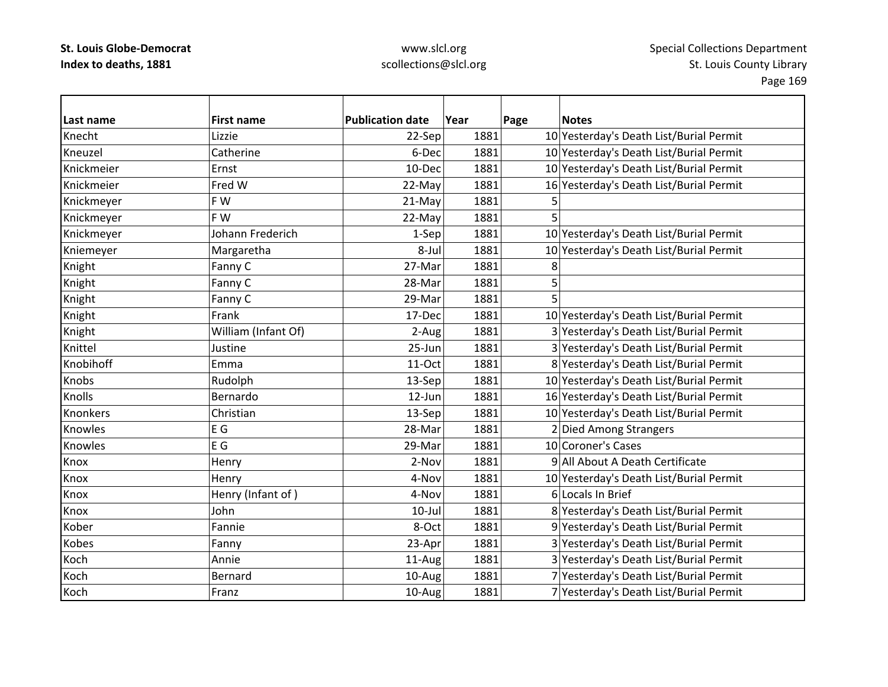| Last name | First name | Publication date | Year | Page | Notes |
|---|---|---|---|---|---|
| Knecht | Lizzie | 22-Sep | 1881 | 10 | Yesterday's Death List/Burial Permit |
| Kneuzel | Catherine | 6-Dec | 1881 | 10 | Yesterday's Death List/Burial Permit |
| Knickmeier | Ernst | 10-Dec | 1881 | 10 | Yesterday's Death List/Burial Permit |
| Knickmeier | Fred W | 22-May | 1881 | 16 | Yesterday's Death List/Burial Permit |
| Knickmeyer | F W | 21-May | 1881 | 5 | |
| Knickmeyer | F W | 22-May | 1881 | 5 | |
| Knickmeyer | Johann Frederich | 1-Sep | 1881 | 10 | Yesterday's Death List/Burial Permit |
| Kniemeyer | Margaretha | 8-Jul | 1881 | 10 | Yesterday's Death List/Burial Permit |
| Knight | Fanny C | 27-Mar | 1881 | 8 | |
| Knight | Fanny C | 28-Mar | 1881 | 5 | |
| Knight | Fanny C | 29-Mar | 1881 | 5 | |
| Knight | Frank | 17-Dec | 1881 | 10 | Yesterday's Death List/Burial Permit |
| Knight | William (Infant Of) | 2-Aug | 1881 | 3 | Yesterday's Death List/Burial Permit |
| Knittel | Justine | 25-Jun | 1881 | 3 | Yesterday's Death List/Burial Permit |
| Knobihoff | Emma | 11-Oct | 1881 | 8 | Yesterday's Death List/Burial Permit |
| Knobs | Rudolph | 13-Sep | 1881 | 10 | Yesterday's Death List/Burial Permit |
| Knolls | Bernardo | 12-Jun | 1881 | 16 | Yesterday's Death List/Burial Permit |
| Knonkers | Christian | 13-Sep | 1881 | 10 | Yesterday's Death List/Burial Permit |
| Knowles | E G | 28-Mar | 1881 | 2 | Died Among Strangers |
| Knowles | E G | 29-Mar | 1881 | 10 | Coroner's Cases |
| Knox | Henry | 2-Nov | 1881 | 9 | All About A Death Certificate |
| Knox | Henry | 4-Nov | 1881 | 10 | Yesterday's Death List/Burial Permit |
| Knox | Henry (Infant of ) | 4-Nov | 1881 | 6 | Locals In Brief |
| Knox | John | 10-Jul | 1881 | 8 | Yesterday's Death List/Burial Permit |
| Kober | Fannie | 8-Oct | 1881 | 9 | Yesterday's Death List/Burial Permit |
| Kobes | Fanny | 23-Apr | 1881 | 3 | Yesterday's Death List/Burial Permit |
| Koch | Annie | 11-Aug | 1881 | 3 | Yesterday's Death List/Burial Permit |
| Koch | Bernard | 10-Aug | 1881 | 7 | Yesterday's Death List/Burial Permit |
| Koch | Franz | 10-Aug | 1881 | 7 | Yesterday's Death List/Burial Permit |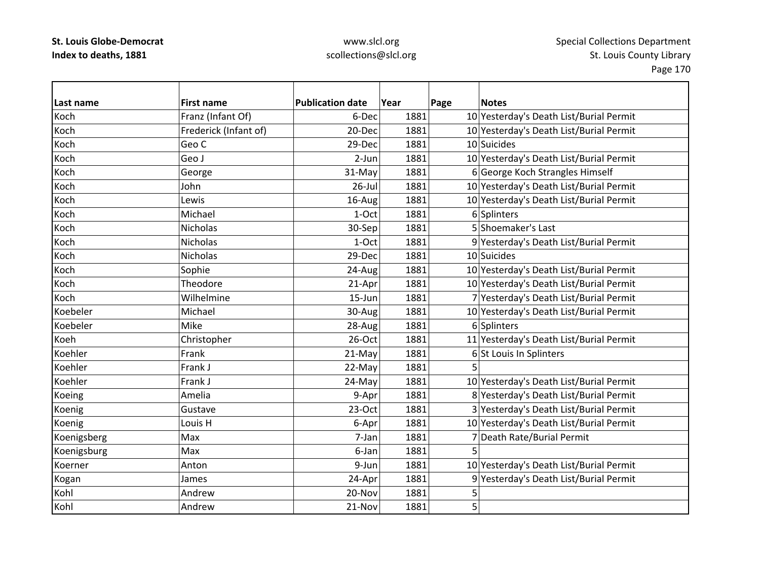**St. Louis Globe-Democrat**
**Index to deaths, 1881**

www.slcl.org
scollections@slcl.org

Special Collections Department
St. Louis County Library

| Last name | First name | Publication date | Year | Page | Notes |
|---|---|---|---|---|---|
| Koch | Franz (Infant Of) | 6-Dec | 1881 | 10 | Yesterday's Death List/Burial Permit |
| Koch | Frederick (Infant of) | 20-Dec | 1881 | 10 | Yesterday's Death List/Burial Permit |
| Koch | Geo C | 29-Dec | 1881 | 10 | Suicides |
| Koch | Geo J | 2-Jun | 1881 | 10 | Yesterday's Death List/Burial Permit |
| Koch | George | 31-May | 1881 | 6 | George Koch Strangles Himself |
| Koch | John | 26-Jul | 1881 | 10 | Yesterday's Death List/Burial Permit |
| Koch | Lewis | 16-Aug | 1881 | 10 | Yesterday's Death List/Burial Permit |
| Koch | Michael | 1-Oct | 1881 | 6 | Splinters |
| Koch | Nicholas | 30-Sep | 1881 | 5 | Shoemaker's Last |
| Koch | Nicholas | 1-Oct | 1881 | 9 | Yesterday's Death List/Burial Permit |
| Koch | Nicholas | 29-Dec | 1881 | 10 | Suicides |
| Koch | Sophie | 24-Aug | 1881 | 10 | Yesterday's Death List/Burial Permit |
| Koch | Theodore | 21-Apr | 1881 | 10 | Yesterday's Death List/Burial Permit |
| Koch | Wilhelmine | 15-Jun | 1881 | 7 | Yesterday's Death List/Burial Permit |
| Koebeler | Michael | 30-Aug | 1881 | 10 | Yesterday's Death List/Burial Permit |
| Koebeler | Mike | 28-Aug | 1881 | 6 | Splinters |
| Koeh | Christopher | 26-Oct | 1881 | 11 | Yesterday's Death List/Burial Permit |
| Koehler | Frank | 21-May | 1881 | 6 | St Louis In Splinters |
| Koehler | Frank J | 22-May | 1881 | 5 | |
| Koehler | Frank J | 24-May | 1881 | 10 | Yesterday's Death List/Burial Permit |
| Koeing | Amelia | 9-Apr | 1881 | 8 | Yesterday's Death List/Burial Permit |
| Koenig | Gustave | 23-Oct | 1881 | 3 | Yesterday's Death List/Burial Permit |
| Koenig | Louis H | 6-Apr | 1881 | 10 | Yesterday's Death List/Burial Permit |
| Koenigsberg | Max | 7-Jan | 1881 | 7 | Death Rate/Burial Permit |
| Koenigsburg | Max | 6-Jan | 1881 | 5 | |
| Koerner | Anton | 9-Jun | 1881 | 10 | Yesterday's Death List/Burial Permit |
| Kogan | James | 24-Apr | 1881 | 9 | Yesterday's Death List/Burial Permit |
| Kohl | Andrew | 20-Nov | 1881 | 5 | |
| Kohl | Andrew | 21-Nov | 1881 | 5 | |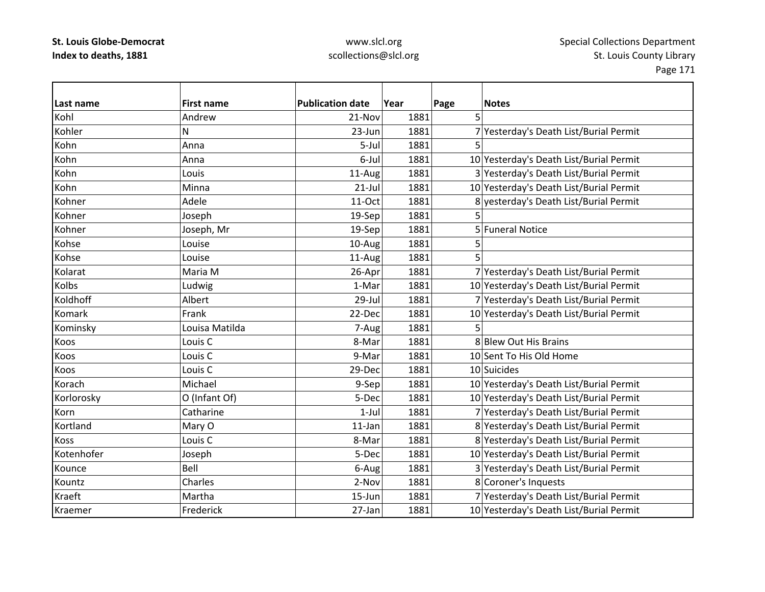**St. Louis Globe-Democrat**
**Index to deaths, 1881**

www.slcl.org
scollections@slcl.org

Special Collections Department
St. Louis County Library

| Last name | First name | Publication date | Year | Page | Notes |
|---|---|---|---|---|---|
| Kohl | Andrew | 21-Nov | 1881 | 5 | |
| Kohler | N | 23-Jun | 1881 | 7 | Yesterday's Death List/Burial Permit |
| Kohn | Anna | 5-Jul | 1881 | 5 | |
| Kohn | Anna | 6-Jul | 1881 | 10 | Yesterday's Death List/Burial Permit |
| Kohn | Louis | 11-Aug | 1881 | 3 | Yesterday's Death List/Burial Permit |
| Kohn | Minna | 21-Jul | 1881 | 10 | Yesterday's Death List/Burial Permit |
| Kohner | Adele | 11-Oct | 1881 | 8 | yesterday's Death List/Burial Permit |
| Kohner | Joseph | 19-Sep | 1881 | 5 | |
| Kohner | Joseph, Mr | 19-Sep | 1881 | 5 | Funeral Notice |
| Kohse | Louise | 10-Aug | 1881 | 5 | |
| Kohse | Louise | 11-Aug | 1881 | 5 | |
| Kolarat | Maria M | 26-Apr | 1881 | 7 | Yesterday's Death List/Burial Permit |
| Kolbs | Ludwig | 1-Mar | 1881 | 10 | Yesterday's Death List/Burial Permit |
| Koldhoff | Albert | 29-Jul | 1881 | 7 | Yesterday's Death List/Burial Permit |
| Komark | Frank | 22-Dec | 1881 | 10 | Yesterday's Death List/Burial Permit |
| Kominsky | Louisa Matilda | 7-Aug | 1881 | 5 | |
| Koos | Louis C | 8-Mar | 1881 | 8 | Blew Out His Brains |
| Koos | Louis C | 9-Mar | 1881 | 10 | Sent To His Old Home |
| Koos | Louis C | 29-Dec | 1881 | 10 | Suicides |
| Korach | Michael | 9-Sep | 1881 | 10 | Yesterday's Death List/Burial Permit |
| Korlorosky | O (Infant Of) | 5-Dec | 1881 | 10 | Yesterday's Death List/Burial Permit |
| Korn | Catharine | 1-Jul | 1881 | 7 | Yesterday's Death List/Burial Permit |
| Kortland | Mary O | 11-Jan | 1881 | 8 | Yesterday's Death List/Burial Permit |
| Koss | Louis C | 8-Mar | 1881 | 8 | Yesterday's Death List/Burial Permit |
| Kotenhofer | Joseph | 5-Dec | 1881 | 10 | Yesterday's Death List/Burial Permit |
| Kounce | Bell | 6-Aug | 1881 | 3 | Yesterday's Death List/Burial Permit |
| Kountz | Charles | 2-Nov | 1881 | 8 | Coroner's Inquests |
| Kraeft | Martha | 15-Jun | 1881 | 7 | Yesterday's Death List/Burial Permit |
| Kraemer | Frederick | 27-Jan | 1881 | 10 | Yesterday's Death List/Burial Permit |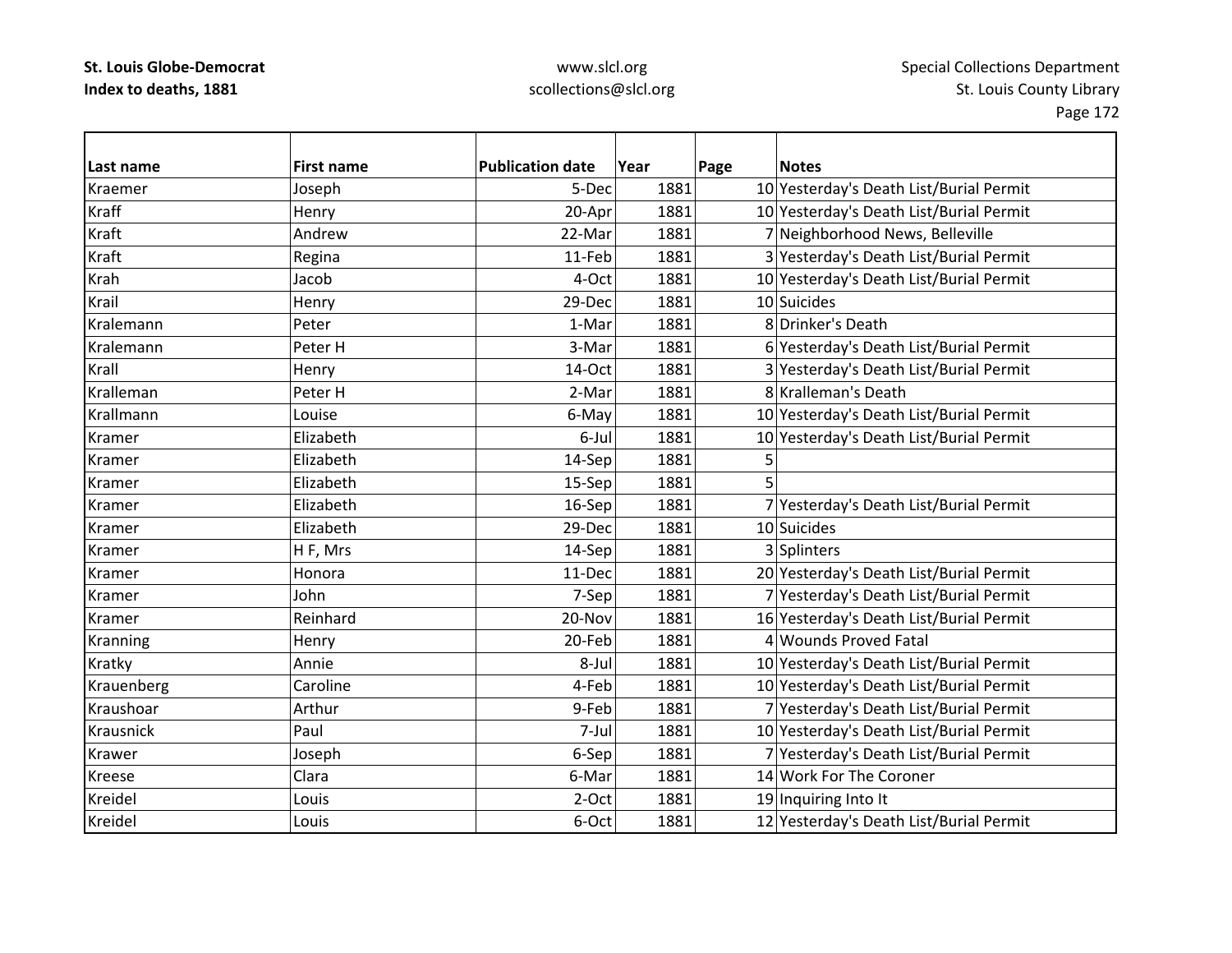| Last name | First name | Publication date | Year | Page | Notes |
|---|---|---|---|---|---|
| Kraemer | Joseph | 5-Dec | 1881 | 10 | Yesterday's Death List/Burial Permit |
| Kraff | Henry | 20-Apr | 1881 | 10 | Yesterday's Death List/Burial Permit |
| Kraft | Andrew | 22-Mar | 1881 | 7 | Neighborhood News, Belleville |
| Kraft | Regina | 11-Feb | 1881 | 3 | Yesterday's Death List/Burial Permit |
| Krah | Jacob | 4-Oct | 1881 | 10 | Yesterday's Death List/Burial Permit |
| Krail | Henry | 29-Dec | 1881 | 10 | Suicides |
| Kralemann | Peter | 1-Mar | 1881 | 8 | Drinker's Death |
| Kralemann | Peter H | 3-Mar | 1881 | 6 | Yesterday's Death List/Burial Permit |
| Krall | Henry | 14-Oct | 1881 | 3 | Yesterday's Death List/Burial Permit |
| Kralleman | Peter H | 2-Mar | 1881 | 8 | Kralleman's Death |
| Krallmann | Louise | 6-May | 1881 | 10 | Yesterday's Death List/Burial Permit |
| Kramer | Elizabeth | 6-Jul | 1881 | 10 | Yesterday's Death List/Burial Permit |
| Kramer | Elizabeth | 14-Sep | 1881 | 5 | |
| Kramer | Elizabeth | 15-Sep | 1881 | 5 | |
| Kramer | Elizabeth | 16-Sep | 1881 | 7 | Yesterday's Death List/Burial Permit |
| Kramer | Elizabeth | 29-Dec | 1881 | 10 | Suicides |
| Kramer | H F, Mrs | 14-Sep | 1881 | 3 | Splinters |
| Kramer | Honora | 11-Dec | 1881 | 20 | Yesterday's Death List/Burial Permit |
| Kramer | John | 7-Sep | 1881 | 7 | Yesterday's Death List/Burial Permit |
| Kramer | Reinhard | 20-Nov | 1881 | 16 | Yesterday's Death List/Burial Permit |
| Kranning | Henry | 20-Feb | 1881 | 4 | Wounds Proved Fatal |
| Kratky | Annie | 8-Jul | 1881 | 10 | Yesterday's Death List/Burial Permit |
| Krauenberg | Caroline | 4-Feb | 1881 | 10 | Yesterday's Death List/Burial Permit |
| Kraushoar | Arthur | 9-Feb | 1881 | 7 | Yesterday's Death List/Burial Permit |
| Krausnick | Paul | 7-Jul | 1881 | 10 | Yesterday's Death List/Burial Permit |
| Krawer | Joseph | 6-Sep | 1881 | 7 | Yesterday's Death List/Burial Permit |
| Kreese | Clara | 6-Mar | 1881 | 14 | Work For The Coroner |
| Kreidel | Louis | 2-Oct | 1881 | 19 | Inquiring Into It |
| Kreidel | Louis | 6-Oct | 1881 | 12 | Yesterday's Death List/Burial Permit |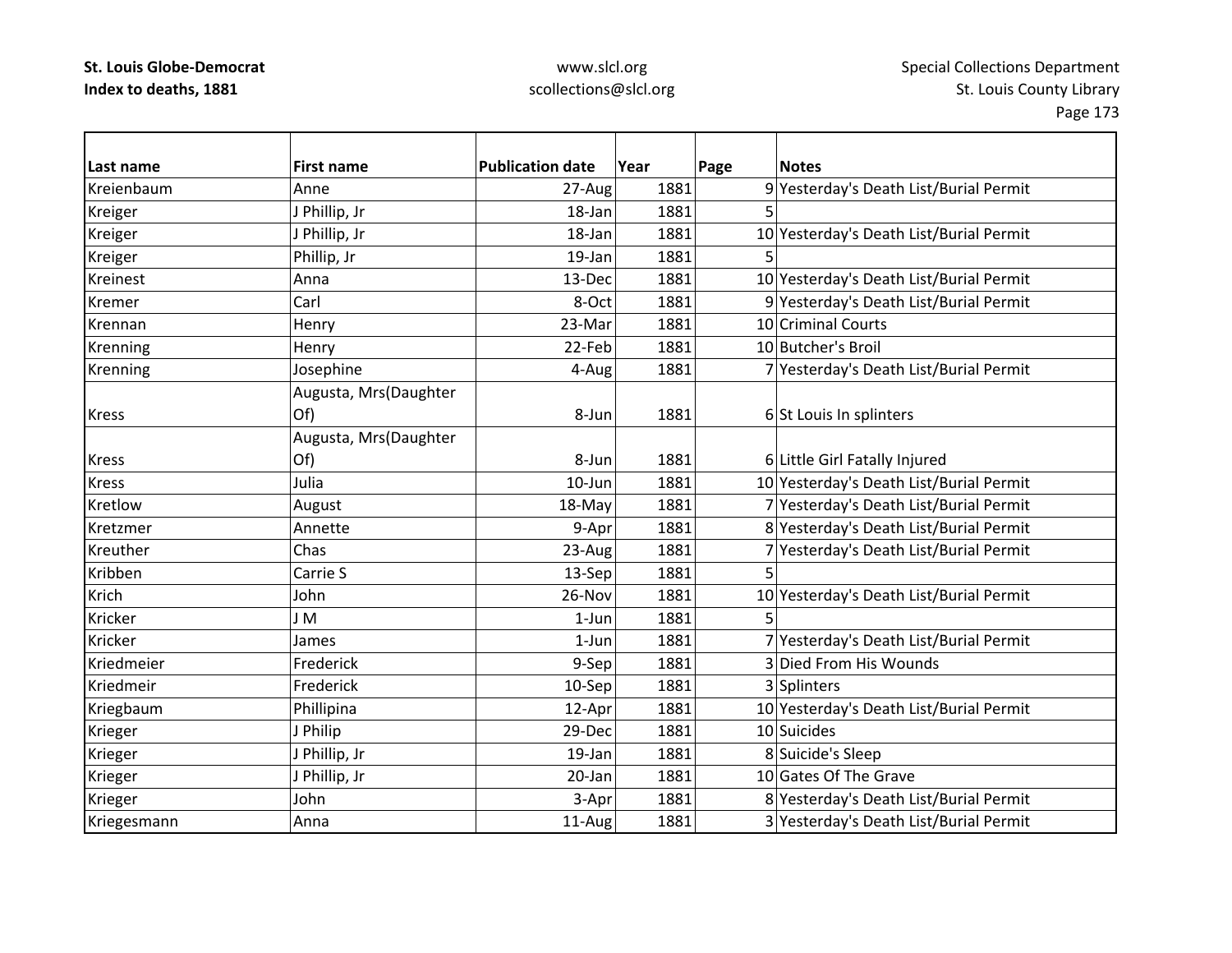**St. Louis Globe-Democrat**
**Index to deaths, 1881**

www.slcl.org
scollections@slcl.org

Special Collections Department
St. Louis County Library

| Last name | First name | Publication date | Year | Page | Notes |
|---|---|---|---|---|---|
| Kreienbaum | Anne | 27-Aug | 1881 | 9 | Yesterday's Death List/Burial Permit |
| Kreiger | J Phillip, Jr | 18-Jan | 1881 | 5 | |
| Kreiger | J Phillip, Jr | 18-Jan | 1881 | 10 | Yesterday's Death List/Burial Permit |
| Kreiger | Phillip, Jr | 19-Jan | 1881 | 5 | |
| Kreinest | Anna | 13-Dec | 1881 | 10 | Yesterday's Death List/Burial Permit |
| Kremer | Carl | 8-Oct | 1881 | 9 | Yesterday's Death List/Burial Permit |
| Krennan | Henry | 23-Mar | 1881 | 10 | Criminal Courts |
| Krenning | Henry | 22-Feb | 1881 | 10 | Butcher's Broil |
| Krenning | Josephine | 4-Aug | 1881 | 7 | Yesterday's Death List/Burial Permit |
| Kress | Augusta, Mrs(Daughter Of) | 8-Jun | 1881 | 6 | St Louis In splinters |
| Kress | Augusta, Mrs(Daughter Of) | 8-Jun | 1881 | 6 | Little Girl Fatally Injured |
| Kress | Julia | 10-Jun | 1881 | 10 | Yesterday's Death List/Burial Permit |
| Kretlow | August | 18-May | 1881 | 7 | Yesterday's Death List/Burial Permit |
| Kretzmer | Annette | 9-Apr | 1881 | 8 | Yesterday's Death List/Burial Permit |
| Kreuther | Chas | 23-Aug | 1881 | 7 | Yesterday's Death List/Burial Permit |
| Kribben | Carrie S | 13-Sep | 1881 | 5 | |
| Krich | John | 26-Nov | 1881 | 10 | Yesterday's Death List/Burial Permit |
| Kricker | J M | 1-Jun | 1881 | 5 | |
| Kricker | James | 1-Jun | 1881 | 7 | Yesterday's Death List/Burial Permit |
| Kriedmeier | Frederick | 9-Sep | 1881 | 3 | Died From His Wounds |
| Kriedmeir | Frederick | 10-Sep | 1881 | 3 | Splinters |
| Kriegbaum | Phillipina | 12-Apr | 1881 | 10 | Yesterday's Death List/Burial Permit |
| Krieger | J Philip | 29-Dec | 1881 | 10 | Suicides |
| Krieger | J Phillip, Jr | 19-Jan | 1881 | 8 | Suicide's Sleep |
| Krieger | J Phillip, Jr | 20-Jan | 1881 | 10 | Gates Of The Grave |
| Krieger | John | 3-Apr | 1881 | 8 | Yesterday's Death List/Burial Permit |
| Kriegesmann | Anna | 11-Aug | 1881 | 3 | Yesterday's Death List/Burial Permit |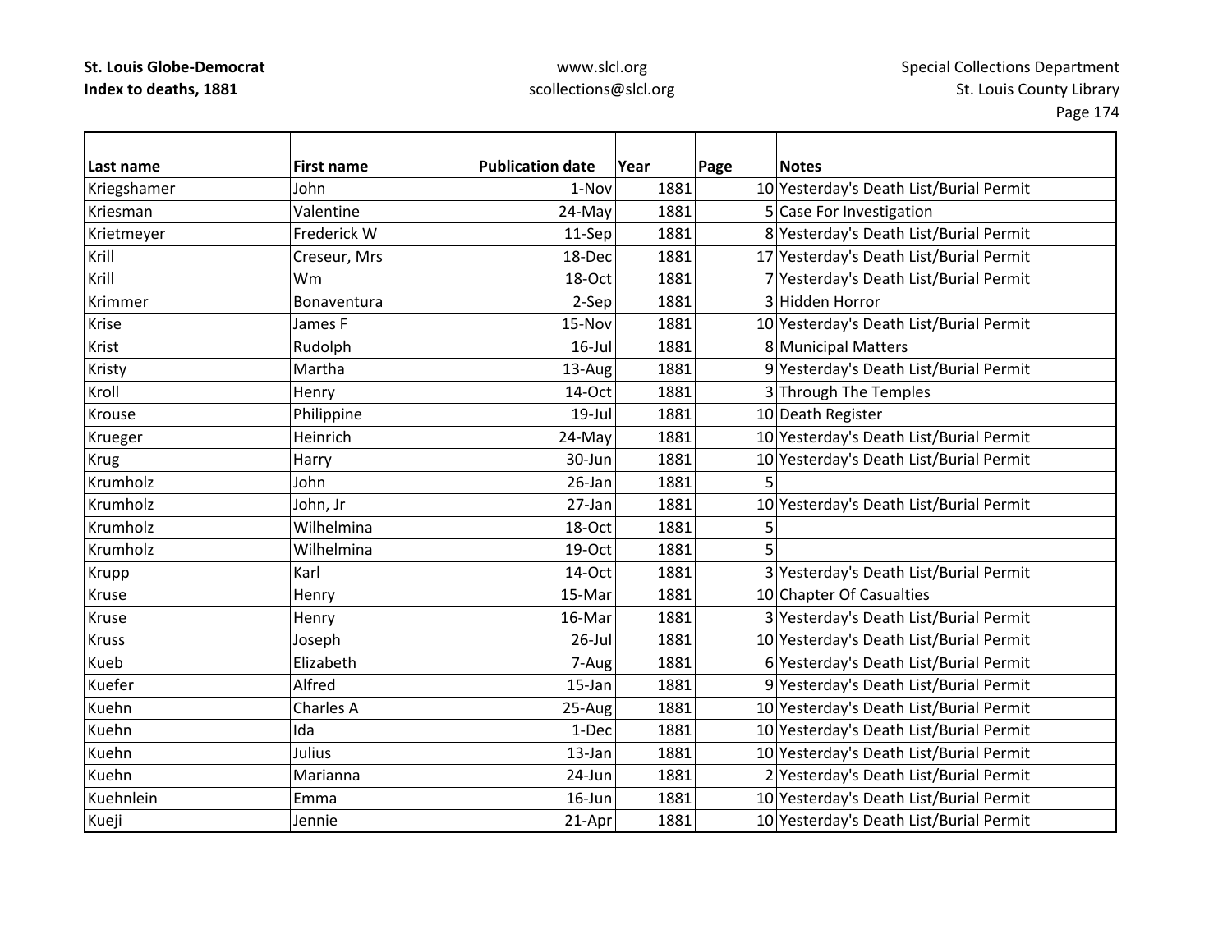| Last name | First name | Publication date | Year | Page | Notes |
|---|---|---|---|---|---|
| Kriegshamer | John | 1-Nov | 1881 | 10 | Yesterday's Death List/Burial Permit |
| Kriesman | Valentine | 24-May | 1881 | 5 | Case For Investigation |
| Krietmeyer | Frederick W | 11-Sep | 1881 | 8 | Yesterday's Death List/Burial Permit |
| Krill | Creseur, Mrs | 18-Dec | 1881 | 17 | Yesterday's Death List/Burial Permit |
| Krill | Wm | 18-Oct | 1881 | 7 | Yesterday's Death List/Burial Permit |
| Krimmer | Bonaventura | 2-Sep | 1881 | 3 | Hidden Horror |
| Krise | James F | 15-Nov | 1881 | 10 | Yesterday's Death List/Burial Permit |
| Krist | Rudolph | 16-Jul | 1881 | 8 | Municipal Matters |
| Kristy | Martha | 13-Aug | 1881 | 9 | Yesterday's Death List/Burial Permit |
| Kroll | Henry | 14-Oct | 1881 | 3 | Through The Temples |
| Krouse | Philippine | 19-Jul | 1881 | 10 | Death Register |
| Krueger | Heinrich | 24-May | 1881 | 10 | Yesterday's Death List/Burial Permit |
| Krug | Harry | 30-Jun | 1881 | 10 | Yesterday's Death List/Burial Permit |
| Krumholz | John | 26-Jan | 1881 | 5 | |
| Krumholz | John, Jr | 27-Jan | 1881 | 10 | Yesterday's Death List/Burial Permit |
| Krumholz | Wilhelmina | 18-Oct | 1881 | 5 | |
| Krumholz | Wilhelmina | 19-Oct | 1881 | 5 | |
| Krupp | Karl | 14-Oct | 1881 | 3 | Yesterday's Death List/Burial Permit |
| Kruse | Henry | 15-Mar | 1881 | 10 | Chapter Of Casualties |
| Kruse | Henry | 16-Mar | 1881 | 3 | Yesterday's Death List/Burial Permit |
| Kruss | Joseph | 26-Jul | 1881 | 10 | Yesterday's Death List/Burial Permit |
| Kueb | Elizabeth | 7-Aug | 1881 | 6 | Yesterday's Death List/Burial Permit |
| Kuefer | Alfred | 15-Jan | 1881 | 9 | Yesterday's Death List/Burial Permit |
| Kuehn | Charles A | 25-Aug | 1881 | 10 | Yesterday's Death List/Burial Permit |
| Kuehn | Ida | 1-Dec | 1881 | 10 | Yesterday's Death List/Burial Permit |
| Kuehn | Julius | 13-Jan | 1881 | 10 | Yesterday's Death List/Burial Permit |
| Kuehn | Marianna | 24-Jun | 1881 | 2 | Yesterday's Death List/Burial Permit |
| Kuehnlein | Emma | 16-Jun | 1881 | 10 | Yesterday's Death List/Burial Permit |
| Kueji | Jennie | 21-Apr | 1881 | 10 | Yesterday's Death List/Burial Permit |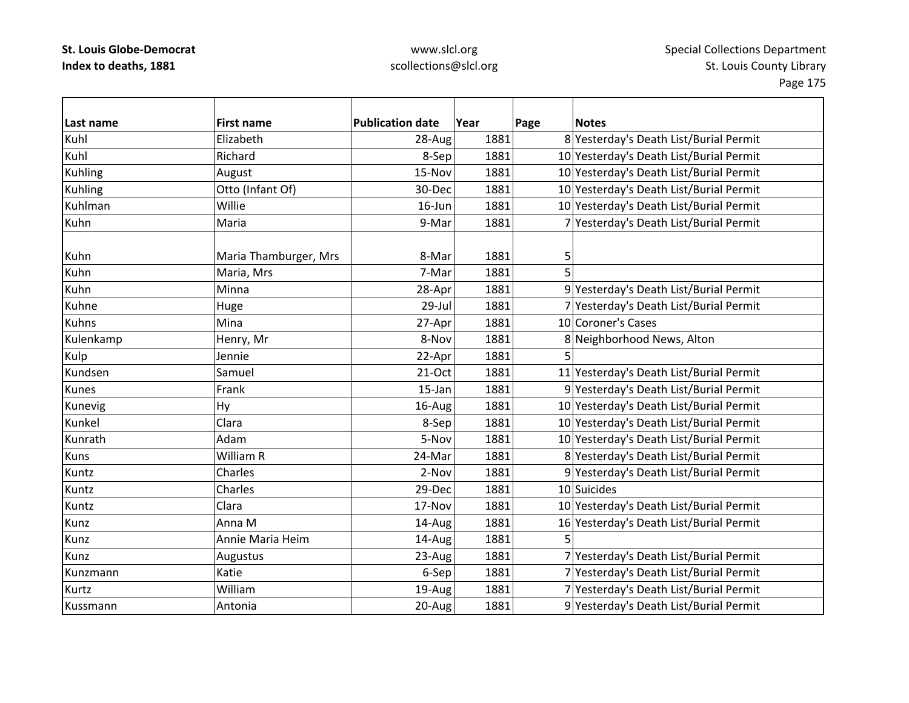| Last name | First name | Publication date | Year | Page | Notes |
|---|---|---|---|---|---|
| Kuhl | Elizabeth | 28-Aug | 1881 | 8 | Yesterday's Death List/Burial Permit |
| Kuhl | Richard | 8-Sep | 1881 | 10 | Yesterday's Death List/Burial Permit |
| Kuhling | August | 15-Nov | 1881 | 10 | Yesterday's Death List/Burial Permit |
| Kuhling | Otto (Infant Of) | 30-Dec | 1881 | 10 | Yesterday's Death List/Burial Permit |
| Kuhlman | Willie | 16-Jun | 1881 | 10 | Yesterday's Death List/Burial Permit |
| Kuhn | Maria | 9-Mar | 1881 | 7 | Yesterday's Death List/Burial Permit |
| Kuhn | Maria Thamburger, Mrs | 8-Mar | 1881 | 5 | |
| Kuhn | Maria, Mrs | 7-Mar | 1881 | 5 | |
| Kuhn | Minna | 28-Apr | 1881 | 9 | Yesterday's Death List/Burial Permit |
| Kuhne | Huge | 29-Jul | 1881 | 7 | Yesterday's Death List/Burial Permit |
| Kuhns | Mina | 27-Apr | 1881 | 10 | Coroner's Cases |
| Kulenkamp | Henry, Mr | 8-Nov | 1881 | 8 | Neighborhood News, Alton |
| Kulp | Jennie | 22-Apr | 1881 | 5 | |
| Kundsen | Samuel | 21-Oct | 1881 | 11 | Yesterday's Death List/Burial Permit |
| Kunes | Frank | 15-Jan | 1881 | 9 | Yesterday's Death List/Burial Permit |
| Kunevig | Hy | 16-Aug | 1881 | 10 | Yesterday's Death List/Burial Permit |
| Kunkel | Clara | 8-Sep | 1881 | 10 | Yesterday's Death List/Burial Permit |
| Kunrath | Adam | 5-Nov | 1881 | 10 | Yesterday's Death List/Burial Permit |
| Kuns | William R | 24-Mar | 1881 | 8 | Yesterday's Death List/Burial Permit |
| Kuntz | Charles | 2-Nov | 1881 | 9 | Yesterday's Death List/Burial Permit |
| Kuntz | Charles | 29-Dec | 1881 | 10 | Suicides |
| Kuntz | Clara | 17-Nov | 1881 | 10 | Yesterday's Death List/Burial Permit |
| Kunz | Anna M | 14-Aug | 1881 | 16 | Yesterday's Death List/Burial Permit |
| Kunz | Annie Maria Heim | 14-Aug | 1881 | 5 | |
| Kunz | Augustus | 23-Aug | 1881 | 7 | Yesterday's Death List/Burial Permit |
| Kunzmann | Katie | 6-Sep | 1881 | 7 | Yesterday's Death List/Burial Permit |
| Kurtz | William | 19-Aug | 1881 | 7 | Yesterday's Death List/Burial Permit |
| Kussmann | Antonia | 20-Aug | 1881 | 9 | Yesterday's Death List/Burial Permit |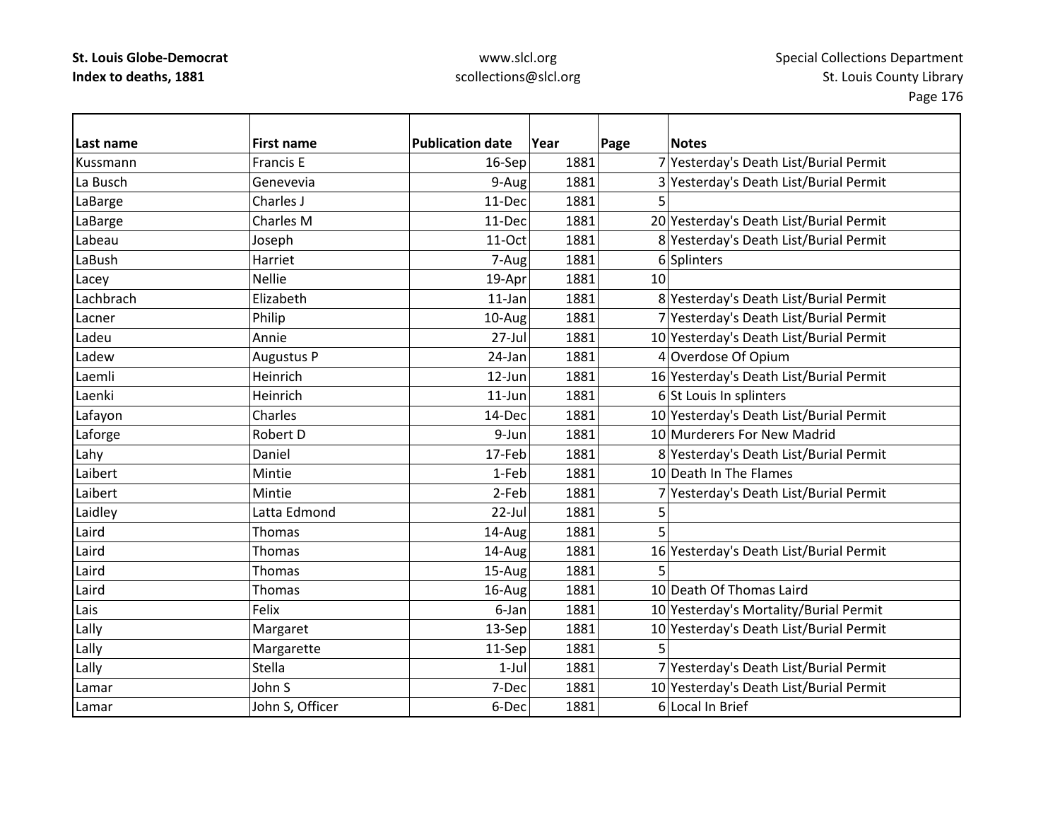| Last name | First name | Publication date | Year | Page | Notes |
|---|---|---|---|---|---|
| Kussmann | Francis E | 16-Sep | 1881 | 7 | Yesterday's Death List/Burial Permit |
| La Busch | Genevevia | 9-Aug | 1881 | 3 | Yesterday's Death List/Burial Permit |
| LaBarge | Charles J | 11-Dec | 1881 | 5 | |
| LaBarge | Charles M | 11-Dec | 1881 | 20 | Yesterday's Death List/Burial Permit |
| Labeau | Joseph | 11-Oct | 1881 | 8 | Yesterday's Death List/Burial Permit |
| LaBush | Harriet | 7-Aug | 1881 | 6 | Splinters |
| Lacey | Nellie | 19-Apr | 1881 | 10 | |
| Lachbrach | Elizabeth | 11-Jan | 1881 | 8 | Yesterday's Death List/Burial Permit |
| Lacner | Philip | 10-Aug | 1881 | 7 | Yesterday's Death List/Burial Permit |
| Ladeu | Annie | 27-Jul | 1881 | 10 | Yesterday's Death List/Burial Permit |
| Ladew | Augustus P | 24-Jan | 1881 | 4 | Overdose Of Opium |
| Laemli | Heinrich | 12-Jun | 1881 | 16 | Yesterday's Death List/Burial Permit |
| Laenki | Heinrich | 11-Jun | 1881 | 6 | St Louis In splinters |
| Lafayon | Charles | 14-Dec | 1881 | 10 | Yesterday's Death List/Burial Permit |
| Laforge | Robert D | 9-Jun | 1881 | 10 | Murderers For New Madrid |
| Lahy | Daniel | 17-Feb | 1881 | 8 | Yesterday's Death List/Burial Permit |
| Laibert | Mintie | 1-Feb | 1881 | 10 | Death In The Flames |
| Laibert | Mintie | 2-Feb | 1881 | 7 | Yesterday's Death List/Burial Permit |
| Laidley | Latta Edmond | 22-Jul | 1881 | 5 | |
| Laird | Thomas | 14-Aug | 1881 | 5 | |
| Laird | Thomas | 14-Aug | 1881 | 16 | Yesterday's Death List/Burial Permit |
| Laird | Thomas | 15-Aug | 1881 | 5 | |
| Laird | Thomas | 16-Aug | 1881 | 10 | Death Of Thomas Laird |
| Lais | Felix | 6-Jan | 1881 | 10 | Yesterday's Mortality/Burial Permit |
| Lally | Margaret | 13-Sep | 1881 | 10 | Yesterday's Death List/Burial Permit |
| Lally | Margarette | 11-Sep | 1881 | 5 | |
| Lally | Stella | 1-Jul | 1881 | 7 | Yesterday's Death List/Burial Permit |
| Lamar | John S | 7-Dec | 1881 | 10 | Yesterday's Death List/Burial Permit |
| Lamar | John S, Officer | 6-Dec | 1881 | 6 | Local In Brief |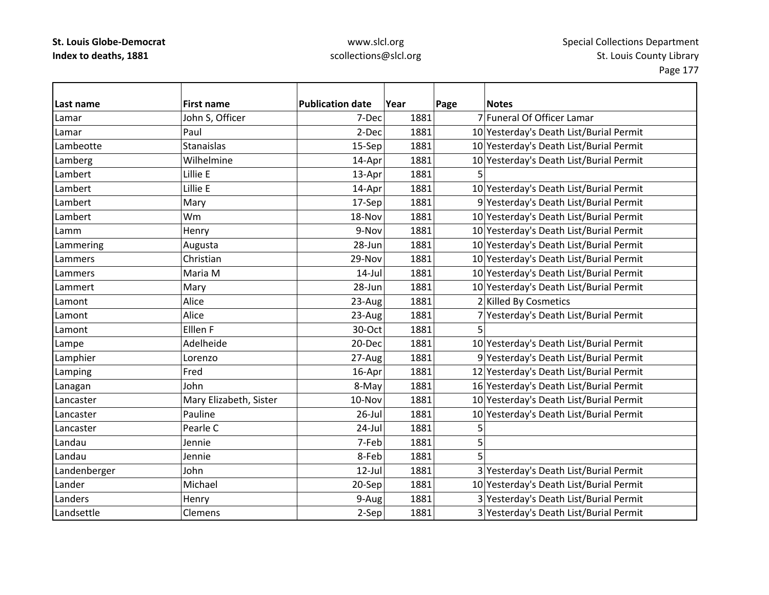| Last name | First name | Publication date | Year | Page | Notes |
|---|---|---|---|---|---|
| Lamar | John S, Officer | 7-Dec | 1881 | 7 | Funeral Of Officer Lamar |
| Lamar | Paul | 2-Dec | 1881 | 10 | Yesterday's Death List/Burial Permit |
| Lambeotte | Stanaislas | 15-Sep | 1881 | 10 | Yesterday's Death List/Burial Permit |
| Lamberg | Wilhelmine | 14-Apr | 1881 | 10 | Yesterday's Death List/Burial Permit |
| Lambert | Lillie E | 13-Apr | 1881 | 5 | |
| Lambert | Lillie E | 14-Apr | 1881 | 10 | Yesterday's Death List/Burial Permit |
| Lambert | Mary | 17-Sep | 1881 | 9 | Yesterday's Death List/Burial Permit |
| Lambert | Wm | 18-Nov | 1881 | 10 | Yesterday's Death List/Burial Permit |
| Lamm | Henry | 9-Nov | 1881 | 10 | Yesterday's Death List/Burial Permit |
| Lammering | Augusta | 28-Jun | 1881 | 10 | Yesterday's Death List/Burial Permit |
| Lammers | Christian | 29-Nov | 1881 | 10 | Yesterday's Death List/Burial Permit |
| Lammers | Maria M | 14-Jul | 1881 | 10 | Yesterday's Death List/Burial Permit |
| Lammert | Mary | 28-Jun | 1881 | 10 | Yesterday's Death List/Burial Permit |
| Lamont | Alice | 23-Aug | 1881 | 2 | Killed By Cosmetics |
| Lamont | Alice | 23-Aug | 1881 | 7 | Yesterday's Death List/Burial Permit |
| Lamont | Elllen F | 30-Oct | 1881 | 5 | |
| Lampe | Adelheide | 20-Dec | 1881 | 10 | Yesterday's Death List/Burial Permit |
| Lamphier | Lorenzo | 27-Aug | 1881 | 9 | Yesterday's Death List/Burial Permit |
| Lamping | Fred | 16-Apr | 1881 | 12 | Yesterday's Death List/Burial Permit |
| Lanagan | John | 8-May | 1881 | 16 | Yesterday's Death List/Burial Permit |
| Lancaster | Mary Elizabeth, Sister | 10-Nov | 1881 | 10 | Yesterday's Death List/Burial Permit |
| Lancaster | Pauline | 26-Jul | 1881 | 10 | Yesterday's Death List/Burial Permit |
| Lancaster | Pearle C | 24-Jul | 1881 | 5 | |
| Landau | Jennie | 7-Feb | 1881 | 5 | |
| Landau | Jennie | 8-Feb | 1881 | 5 | |
| Landenberger | John | 12-Jul | 1881 | 3 | Yesterday's Death List/Burial Permit |
| Lander | Michael | 20-Sep | 1881 | 10 | Yesterday's Death List/Burial Permit |
| Landers | Henry | 9-Aug | 1881 | 3 | Yesterday's Death List/Burial Permit |
| Landsettle | Clemens | 2-Sep | 1881 | 3 | Yesterday's Death List/Burial Permit |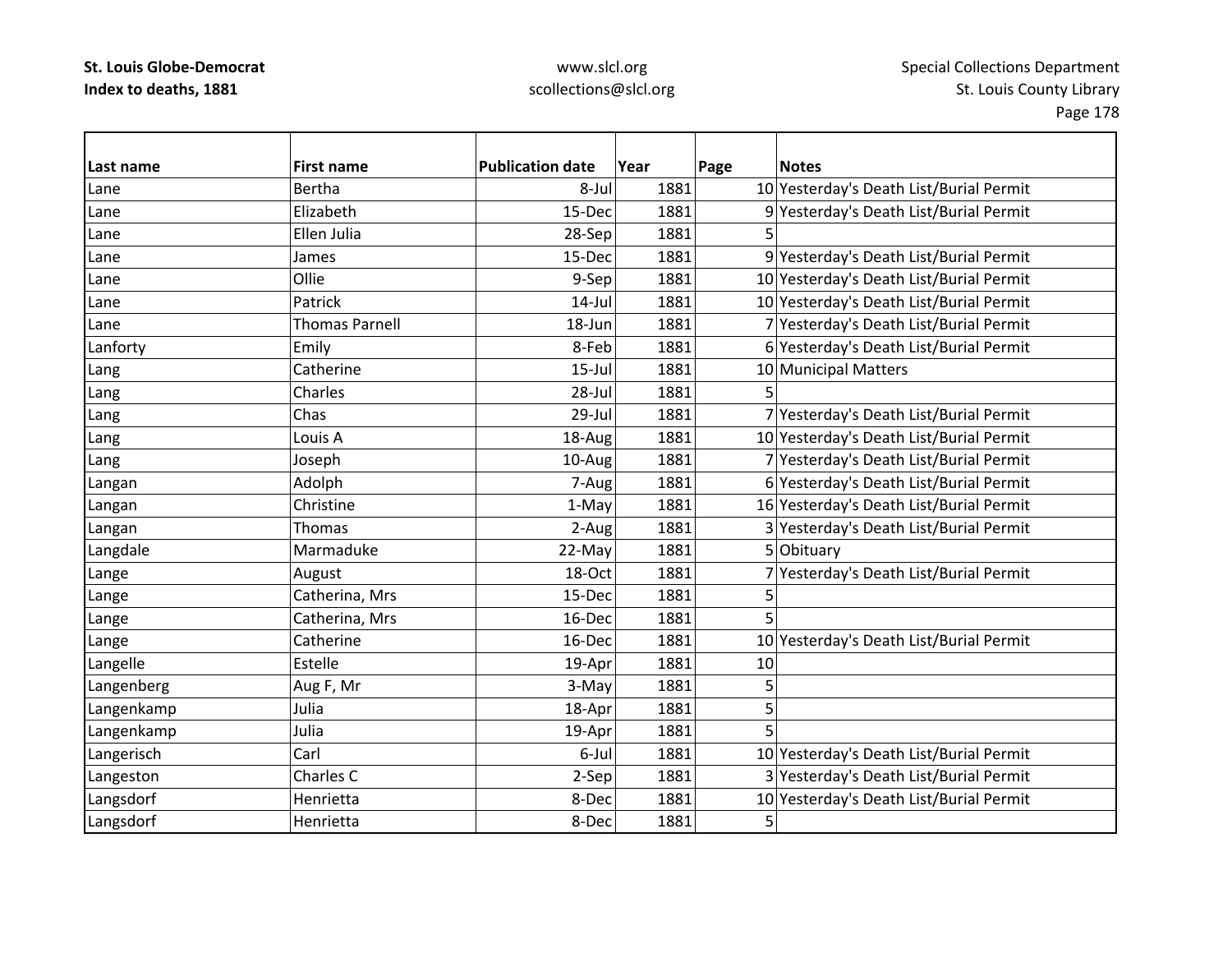**St. Louis Globe-Democrat**
**Index to deaths, 1881**

www.slcl.org
scollections@slcl.org

Special Collections Department
St. Louis County Library

| Last name | First name | Publication date | Year | Page | Notes |
|---|---|---|---|---|---|
| Lane | Bertha | 8-Jul | 1881 | 10 | Yesterday's Death List/Burial Permit |
| Lane | Elizabeth | 15-Dec | 1881 | 9 | Yesterday's Death List/Burial Permit |
| Lane | Ellen Julia | 28-Sep | 1881 | 5 | |
| Lane | James | 15-Dec | 1881 | 9 | Yesterday's Death List/Burial Permit |
| Lane | Ollie | 9-Sep | 1881 | 10 | Yesterday's Death List/Burial Permit |
| Lane | Patrick | 14-Jul | 1881 | 10 | Yesterday's Death List/Burial Permit |
| Lane | Thomas Parnell | 18-Jun | 1881 | 7 | Yesterday's Death List/Burial Permit |
| Lanforty | Emily | 8-Feb | 1881 | 6 | Yesterday's Death List/Burial Permit |
| Lang | Catherine | 15-Jul | 1881 | 10 | Municipal Matters |
| Lang | Charles | 28-Jul | 1881 | 5 | |
| Lang | Chas | 29-Jul | 1881 | 7 | Yesterday's Death List/Burial Permit |
| Lang | Louis A | 18-Aug | 1881 | 10 | Yesterday's Death List/Burial Permit |
| Lang | Joseph | 10-Aug | 1881 | 7 | Yesterday's Death List/Burial Permit |
| Langan | Adolph | 7-Aug | 1881 | 6 | Yesterday's Death List/Burial Permit |
| Langan | Christine | 1-May | 1881 | 16 | Yesterday's Death List/Burial Permit |
| Langan | Thomas | 2-Aug | 1881 | 3 | Yesterday's Death List/Burial Permit |
| Langdale | Marmaduke | 22-May | 1881 | 5 | Obituary |
| Lange | August | 18-Oct | 1881 | 7 | Yesterday's Death List/Burial Permit |
| Lange | Catherina, Mrs | 15-Dec | 1881 | 5 | |
| Lange | Catherina, Mrs | 16-Dec | 1881 | 5 | |
| Lange | Catherine | 16-Dec | 1881 | 10 | Yesterday's Death List/Burial Permit |
| Langelle | Estelle | 19-Apr | 1881 | 10 | |
| Langenberg | Aug F, Mr | 3-May | 1881 | 5 | |
| Langenkamp | Julia | 18-Apr | 1881 | 5 | |
| Langenkamp | Julia | 19-Apr | 1881 | 5 | |
| Langerisch | Carl | 6-Jul | 1881 | 10 | Yesterday's Death List/Burial Permit |
| Langeston | Charles C | 2-Sep | 1881 | 3 | Yesterday's Death List/Burial Permit |
| Langsdorf | Henrietta | 8-Dec | 1881 | 10 | Yesterday's Death List/Burial Permit |
| Langsdorf | Henrietta | 8-Dec | 1881 | 5 | |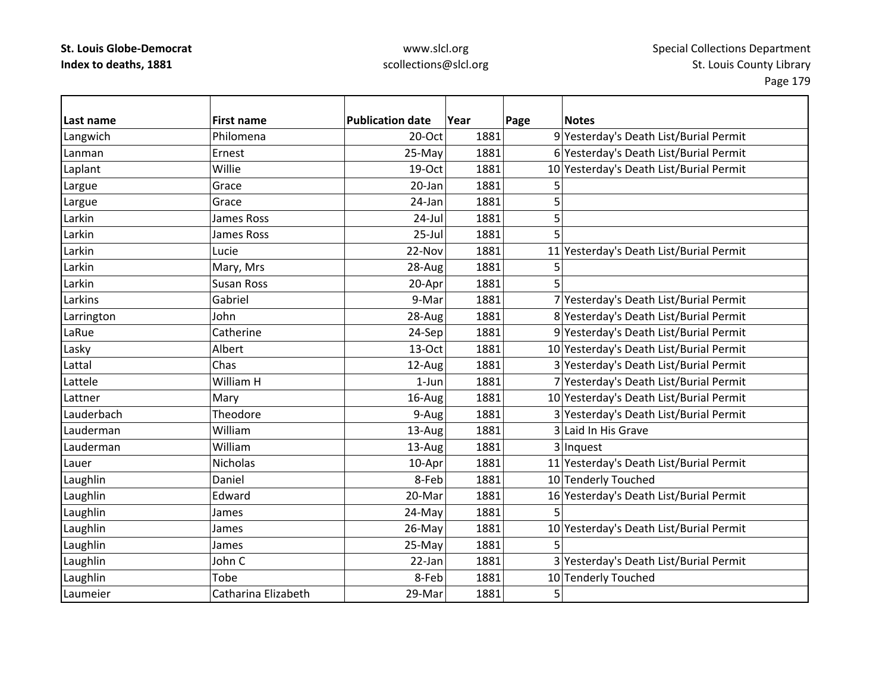| Last name | First name | Publication date | Year | Page | Notes |
|---|---|---|---|---|---|
| Langwich | Philomena | 20-Oct | 1881 | 9 | Yesterday's Death List/Burial Permit |
| Lanman | Ernest | 25-May | 1881 | 6 | Yesterday's Death List/Burial Permit |
| Laplant | Willie | 19-Oct | 1881 | 10 | Yesterday's Death List/Burial Permit |
| Largue | Grace | 20-Jan | 1881 | 5 | |
| Largue | Grace | 24-Jan | 1881 | 5 | |
| Larkin | James Ross | 24-Jul | 1881 | 5 | |
| Larkin | James Ross | 25-Jul | 1881 | 5 | |
| Larkin | Lucie | 22-Nov | 1881 | 11 | Yesterday's Death List/Burial Permit |
| Larkin | Mary, Mrs | 28-Aug | 1881 | 5 | |
| Larkin | Susan Ross | 20-Apr | 1881 | 5 | |
| Larkins | Gabriel | 9-Mar | 1881 | 7 | Yesterday's Death List/Burial Permit |
| Larrington | John | 28-Aug | 1881 | 8 | Yesterday's Death List/Burial Permit |
| LaRue | Catherine | 24-Sep | 1881 | 9 | Yesterday's Death List/Burial Permit |
| Lasky | Albert | 13-Oct | 1881 | 10 | Yesterday's Death List/Burial Permit |
| Lattal | Chas | 12-Aug | 1881 | 3 | Yesterday's Death List/Burial Permit |
| Lattele | William H | 1-Jun | 1881 | 7 | Yesterday's Death List/Burial Permit |
| Lattner | Mary | 16-Aug | 1881 | 10 | Yesterday's Death List/Burial Permit |
| Lauderbach | Theodore | 9-Aug | 1881 | 3 | Yesterday's Death List/Burial Permit |
| Lauderman | William | 13-Aug | 1881 | 3 | Laid In His Grave |
| Lauderman | William | 13-Aug | 1881 | 3 | Inquest |
| Lauer | Nicholas | 10-Apr | 1881 | 11 | Yesterday's Death List/Burial Permit |
| Laughlin | Daniel | 8-Feb | 1881 | 10 | Tenderly Touched |
| Laughlin | Edward | 20-Mar | 1881 | 16 | Yesterday's Death List/Burial Permit |
| Laughlin | James | 24-May | 1881 | 5 | |
| Laughlin | James | 26-May | 1881 | 10 | Yesterday's Death List/Burial Permit |
| Laughlin | James | 25-May | 1881 | 5 | |
| Laughlin | John C | 22-Jan | 1881 | 3 | Yesterday's Death List/Burial Permit |
| Laughlin | Tobe | 8-Feb | 1881 | 10 | Tenderly Touched |
| Laumeier | Catharina Elizabeth | 29-Mar | 1881 | 5 | |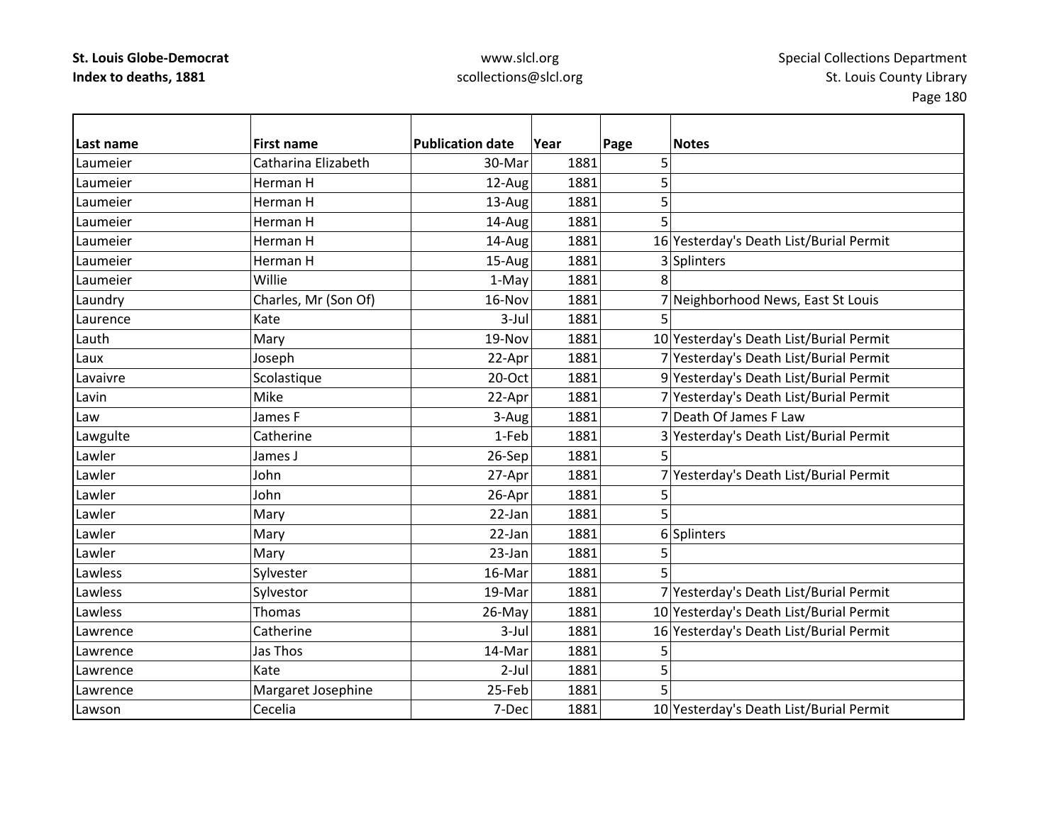| Last name | First name | Publication date | Year | Page | Notes |
|---|---|---|---|---|---|
| Laumeier | Catharina Elizabeth | 30-Mar | 1881 | 5 | |
| Laumeier | Herman H | 12-Aug | 1881 | 5 | |
| Laumeier | Herman H | 13-Aug | 1881 | 5 | |
| Laumeier | Herman H | 14-Aug | 1881 | 5 | |
| Laumeier | Herman H | 14-Aug | 1881 | 16 | Yesterday's Death List/Burial Permit |
| Laumeier | Herman H | 15-Aug | 1881 | 3 | Splinters |
| Laumeier | Willie | 1-May | 1881 | 8 | |
| Laundry | Charles, Mr (Son Of) | 16-Nov | 1881 | 7 | Neighborhood News, East St Louis |
| Laurence | Kate | 3-Jul | 1881 | 5 | |
| Lauth | Mary | 19-Nov | 1881 | 10 | Yesterday's Death List/Burial Permit |
| Laux | Joseph | 22-Apr | 1881 | 7 | Yesterday's Death List/Burial Permit |
| Lavaivre | Scolastique | 20-Oct | 1881 | 9 | Yesterday's Death List/Burial Permit |
| Lavin | Mike | 22-Apr | 1881 | 7 | Yesterday's Death List/Burial Permit |
| Law | James F | 3-Aug | 1881 | 7 | Death Of James F Law |
| Lawgulte | Catherine | 1-Feb | 1881 | 3 | Yesterday's Death List/Burial Permit |
| Lawler | James J | 26-Sep | 1881 | 5 | |
| Lawler | John | 27-Apr | 1881 | 7 | Yesterday's Death List/Burial Permit |
| Lawler | John | 26-Apr | 1881 | 5 | |
| Lawler | Mary | 22-Jan | 1881 | 5 | |
| Lawler | Mary | 22-Jan | 1881 | 6 | Splinters |
| Lawler | Mary | 23-Jan | 1881 | 5 | |
| Lawless | Sylvester | 16-Mar | 1881 | 5 | |
| Lawless | Sylvestor | 19-Mar | 1881 | 7 | Yesterday's Death List/Burial Permit |
| Lawless | Thomas | 26-May | 1881 | 10 | Yesterday's Death List/Burial Permit |
| Lawrence | Catherine | 3-Jul | 1881 | 16 | Yesterday's Death List/Burial Permit |
| Lawrence | Jas Thos | 14-Mar | 1881 | 5 | |
| Lawrence | Kate | 2-Jul | 1881 | 5 | |
| Lawrence | Margaret Josephine | 25-Feb | 1881 | 5 | |
| Lawson | Cecelia | 7-Dec | 1881 | 10 | Yesterday's Death List/Burial Permit |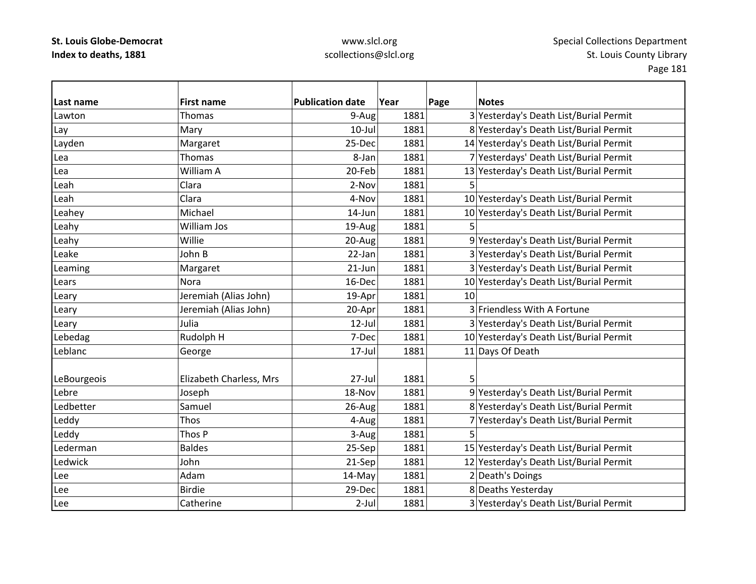| Last name | First name | Publication date | Year | Page | Notes |
|---|---|---|---|---|---|
| Lawton | Thomas | 9-Aug | 1881 | 3 | Yesterday's Death List/Burial Permit |
| Lay | Mary | 10-Jul | 1881 | 8 | Yesterday's Death List/Burial Permit |
| Layden | Margaret | 25-Dec | 1881 | 14 | Yesterday's Death List/Burial Permit |
| Lea | Thomas | 8-Jan | 1881 | 7 | Yesterdays' Death List/Burial Permit |
| Lea | William A | 20-Feb | 1881 | 13 | Yesterday's Death List/Burial Permit |
| Leah | Clara | 2-Nov | 1881 | 5 | |
| Leah | Clara | 4-Nov | 1881 | 10 | Yesterday's Death List/Burial Permit |
| Leahey | Michael | 14-Jun | 1881 | 10 | Yesterday's Death List/Burial Permit |
| Leahy | William Jos | 19-Aug | 1881 | 5 | |
| Leahy | Willie | 20-Aug | 1881 | 9 | Yesterday's Death List/Burial Permit |
| Leake | John B | 22-Jan | 1881 | 3 | Yesterday's Death List/Burial Permit |
| Leaming | Margaret | 21-Jun | 1881 | 3 | Yesterday's Death List/Burial Permit |
| Lears | Nora | 16-Dec | 1881 | 10 | Yesterday's Death List/Burial Permit |
| Leary | Jeremiah (Alias John) | 19-Apr | 1881 | 10 | |
| Leary | Jeremiah (Alias John) | 20-Apr | 1881 | 3 | Friendless With A Fortune |
| Leary | Julia | 12-Jul | 1881 | 3 | Yesterday's Death List/Burial Permit |
| Lebedag | Rudolph H | 7-Dec | 1881 | 10 | Yesterday's Death List/Burial Permit |
| Leblanc | George | 17-Jul | 1881 | 11 | Days Of Death |
| LeBourgeois | Elizabeth Charless, Mrs | 27-Jul | 1881 | 5 | |
| Lebre | Joseph | 18-Nov | 1881 | 9 | Yesterday's Death List/Burial Permit |
| Ledbetter | Samuel | 26-Aug | 1881 | 8 | Yesterday's Death List/Burial Permit |
| Leddy | Thos | 4-Aug | 1881 | 7 | Yesterday's Death List/Burial Permit |
| Leddy | Thos P | 3-Aug | 1881 | 5 | |
| Lederman | Baldes | 25-Sep | 1881 | 15 | Yesterday's Death List/Burial Permit |
| Ledwick | John | 21-Sep | 1881 | 12 | Yesterday's Death List/Burial Permit |
| Lee | Adam | 14-May | 1881 | 2 | Death's Doings |
| Lee | Birdie | 29-Dec | 1881 | 8 | Deaths Yesterday |
| Lee | Catherine | 2-Jul | 1881 | 3 | Yesterday's Death List/Burial Permit |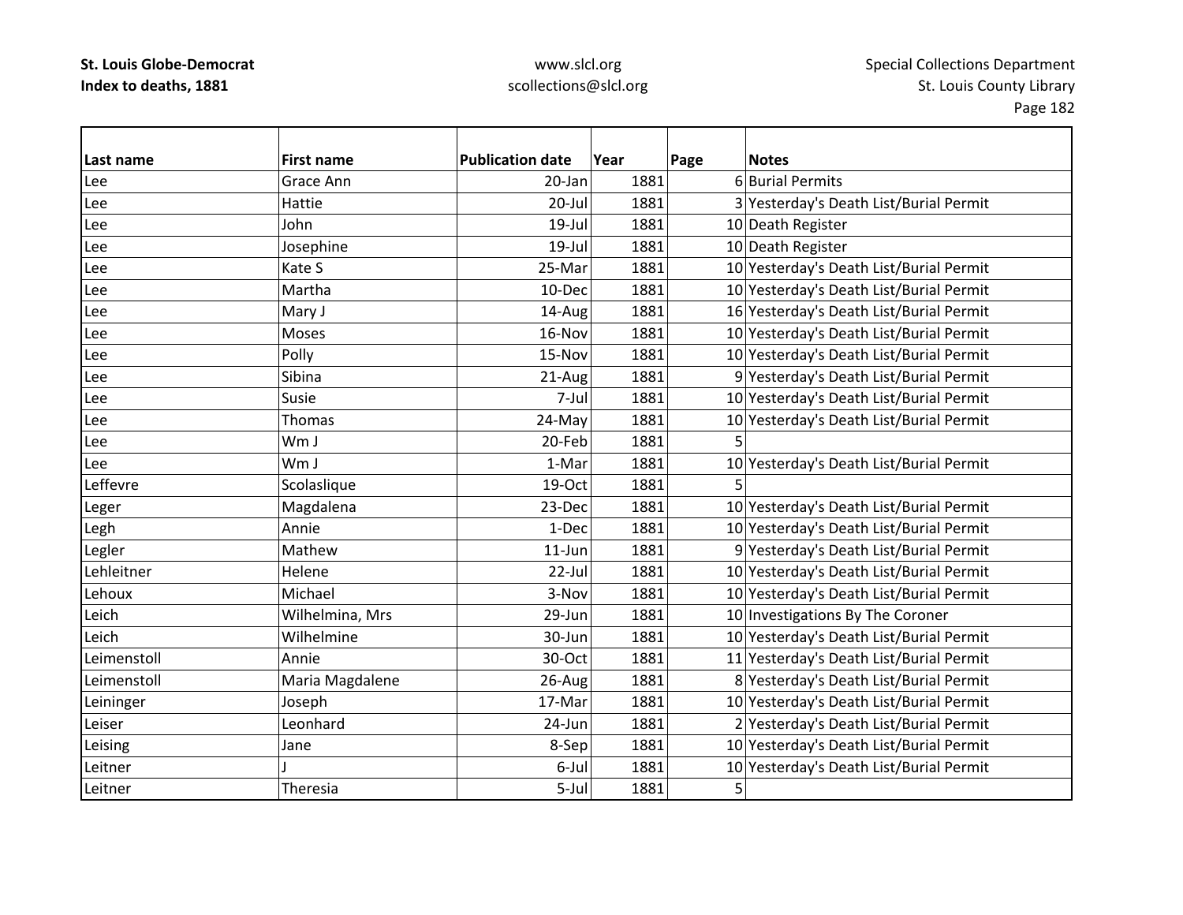| Last name | First name | Publication date | Year | Page | Notes |
|---|---|---|---|---|---|
| Lee | Grace Ann | 20-Jan | 1881 | 6 | Burial Permits |
| Lee | Hattie | 20-Jul | 1881 | 3 | Yesterday's Death List/Burial Permit |
| Lee | John | 19-Jul | 1881 | 10 | Death Register |
| Lee | Josephine | 19-Jul | 1881 | 10 | Death Register |
| Lee | Kate S | 25-Mar | 1881 | 10 | Yesterday's Death List/Burial Permit |
| Lee | Martha | 10-Dec | 1881 | 10 | Yesterday's Death List/Burial Permit |
| Lee | Mary J | 14-Aug | 1881 | 16 | Yesterday's Death List/Burial Permit |
| Lee | Moses | 16-Nov | 1881 | 10 | Yesterday's Death List/Burial Permit |
| Lee | Polly | 15-Nov | 1881 | 10 | Yesterday's Death List/Burial Permit |
| Lee | Sibina | 21-Aug | 1881 | 9 | Yesterday's Death List/Burial Permit |
| Lee | Susie | 7-Jul | 1881 | 10 | Yesterday's Death List/Burial Permit |
| Lee | Thomas | 24-May | 1881 | 10 | Yesterday's Death List/Burial Permit |
| Lee | Wm J | 20-Feb | 1881 | 5 | |
| Lee | Wm J | 1-Mar | 1881 | 10 | Yesterday's Death List/Burial Permit |
| Leffevre | Scolaslique | 19-Oct | 1881 | 5 | |
| Leger | Magdalena | 23-Dec | 1881 | 10 | Yesterday's Death List/Burial Permit |
| Legh | Annie | 1-Dec | 1881 | 10 | Yesterday's Death List/Burial Permit |
| Legler | Mathew | 11-Jun | 1881 | 9 | Yesterday's Death List/Burial Permit |
| Lehleitner | Helene | 22-Jul | 1881 | 10 | Yesterday's Death List/Burial Permit |
| Lehoux | Michael | 3-Nov | 1881 | 10 | Yesterday's Death List/Burial Permit |
| Leich | Wilhelmina, Mrs | 29-Jun | 1881 | 10 | Investigations By The Coroner |
| Leich | Wilhelmine | 30-Jun | 1881 | 10 | Yesterday's Death List/Burial Permit |
| Leimenstoll | Annie | 30-Oct | 1881 | 11 | Yesterday's Death List/Burial Permit |
| Leimenstoll | Maria Magdalene | 26-Aug | 1881 | 8 | Yesterday's Death List/Burial Permit |
| Leininger | Joseph | 17-Mar | 1881 | 10 | Yesterday's Death List/Burial Permit |
| Leiser | Leonhard | 24-Jun | 1881 | 2 | Yesterday's Death List/Burial Permit |
| Leising | Jane | 8-Sep | 1881 | 10 | Yesterday's Death List/Burial Permit |
| Leitner | J | 6-Jul | 1881 | 10 | Yesterday's Death List/Burial Permit |
| Leitner | Theresia | 5-Jul | 1881 | 5 | |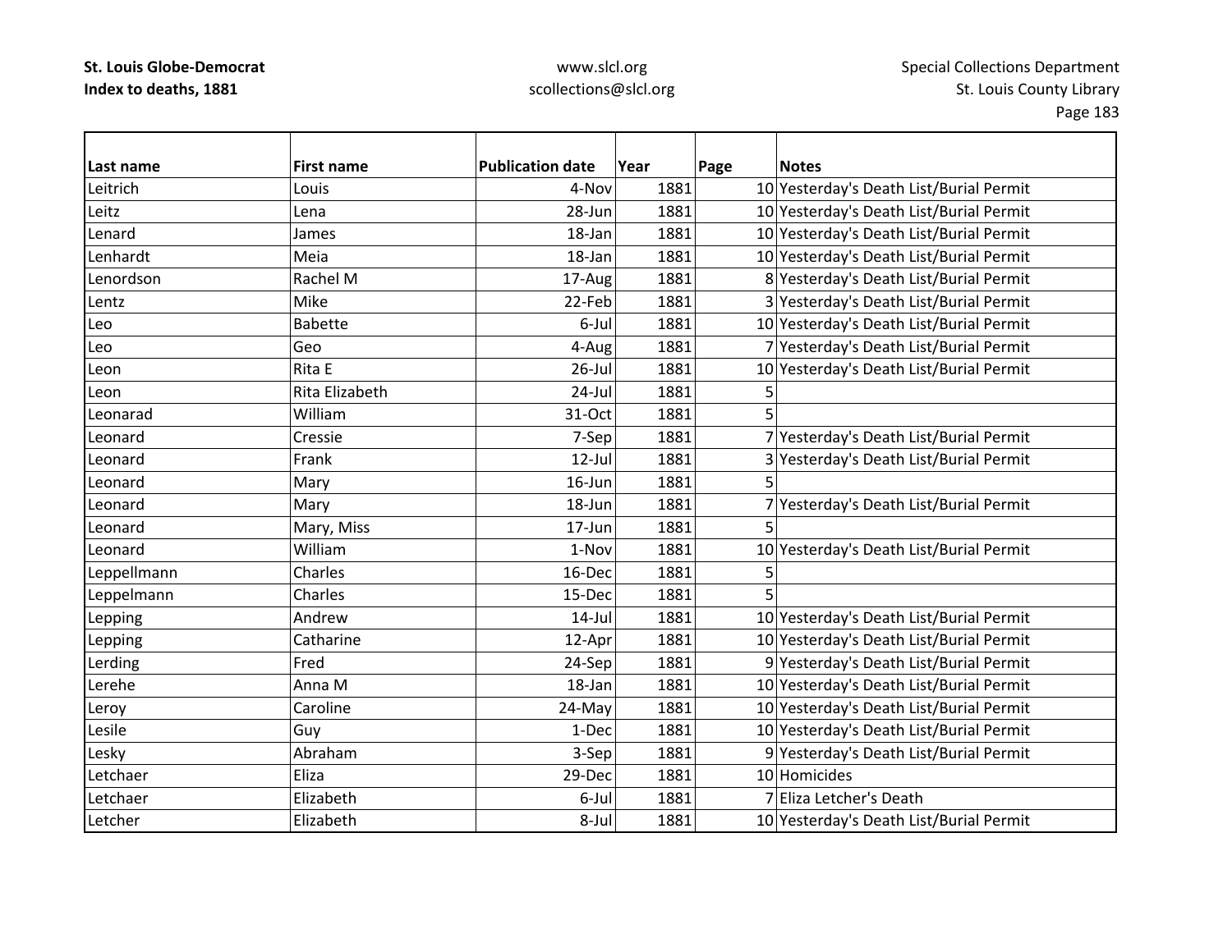| Last name | First name | Publication date | Year | Page | Notes |
|---|---|---|---|---|---|
| Leitrich | Louis | 4-Nov | 1881 | 10 | Yesterday's Death List/Burial Permit |
| Leitz | Lena | 28-Jun | 1881 | 10 | Yesterday's Death List/Burial Permit |
| Lenard | James | 18-Jan | 1881 | 10 | Yesterday's Death List/Burial Permit |
| Lenhardt | Meia | 18-Jan | 1881 | 10 | Yesterday's Death List/Burial Permit |
| Lenordson | Rachel M | 17-Aug | 1881 | 8 | Yesterday's Death List/Burial Permit |
| Lentz | Mike | 22-Feb | 1881 | 3 | Yesterday's Death List/Burial Permit |
| Leo | Babette | 6-Jul | 1881 | 10 | Yesterday's Death List/Burial Permit |
| Leo | Geo | 4-Aug | 1881 | 7 | Yesterday's Death List/Burial Permit |
| Leon | Rita E | 26-Jul | 1881 | 10 | Yesterday's Death List/Burial Permit |
| Leon | Rita Elizabeth | 24-Jul | 1881 | 5 | |
| Leonarad | William | 31-Oct | 1881 | 5 | |
| Leonard | Cressie | 7-Sep | 1881 | 7 | Yesterday's Death List/Burial Permit |
| Leonard | Frank | 12-Jul | 1881 | 3 | Yesterday's Death List/Burial Permit |
| Leonard | Mary | 16-Jun | 1881 | 5 | |
| Leonard | Mary | 18-Jun | 1881 | 7 | Yesterday's Death List/Burial Permit |
| Leonard | Mary, Miss | 17-Jun | 1881 | 5 | |
| Leonard | William | 1-Nov | 1881 | 10 | Yesterday's Death List/Burial Permit |
| Leppellmann | Charles | 16-Dec | 1881 | 5 | |
| Leppelmann | Charles | 15-Dec | 1881 | 5 | |
| Lepping | Andrew | 14-Jul | 1881 | 10 | Yesterday's Death List/Burial Permit |
| Lepping | Catharine | 12-Apr | 1881 | 10 | Yesterday's Death List/Burial Permit |
| Lerding | Fred | 24-Sep | 1881 | 9 | Yesterday's Death List/Burial Permit |
| Lerehe | Anna M | 18-Jan | 1881 | 10 | Yesterday's Death List/Burial Permit |
| Leroy | Caroline | 24-May | 1881 | 10 | Yesterday's Death List/Burial Permit |
| Lesile | Guy | 1-Dec | 1881 | 10 | Yesterday's Death List/Burial Permit |
| Lesky | Abraham | 3-Sep | 1881 | 9 | Yesterday's Death List/Burial Permit |
| Letchaer | Eliza | 29-Dec | 1881 | 10 | Homicides |
| Letchaer | Elizabeth | 6-Jul | 1881 | 7 | Eliza Letcher's Death |
| Letcher | Elizabeth | 8-Jul | 1881 | 10 | Yesterday's Death List/Burial Permit |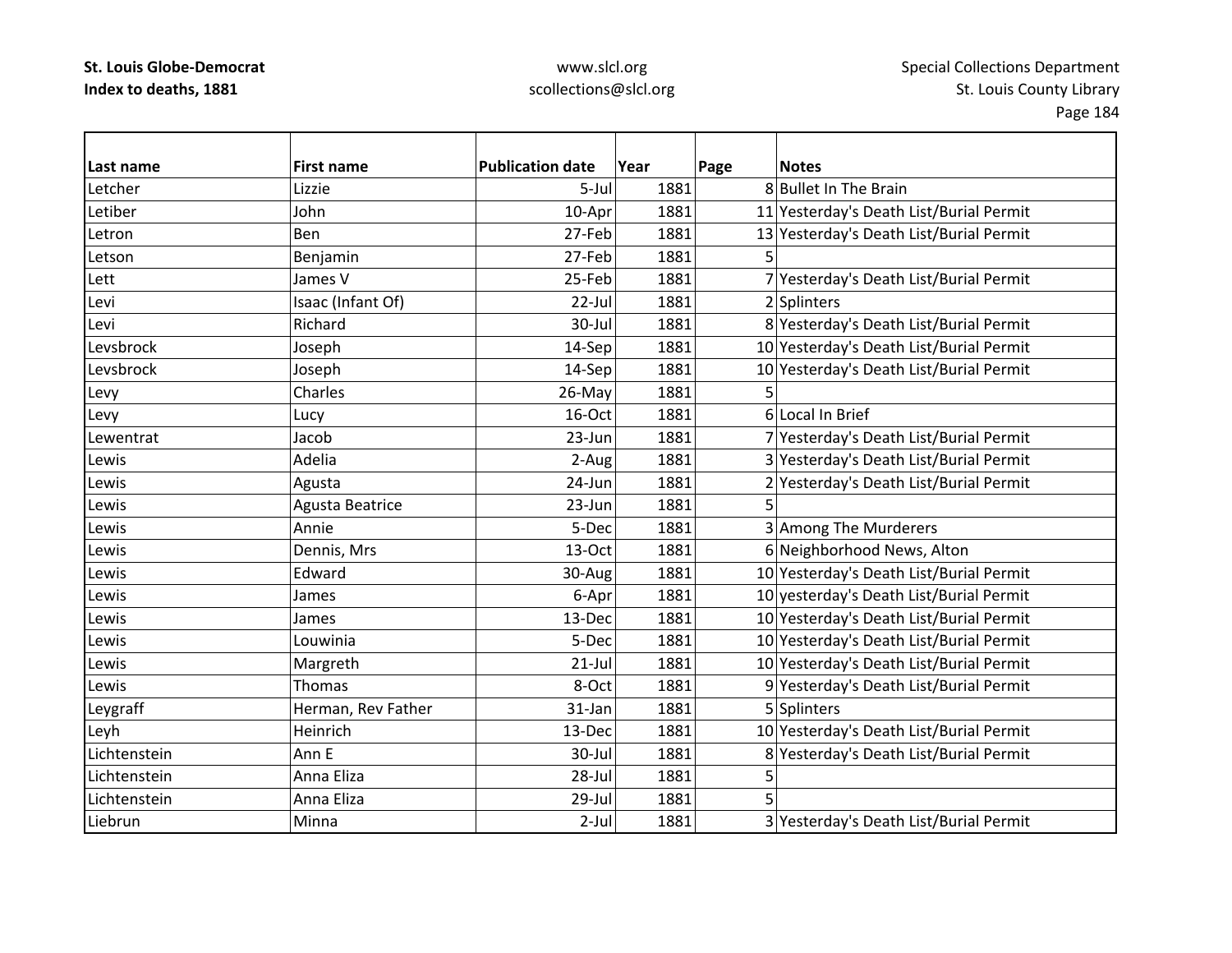| Last name | First name | Publication date | Year | Page | Notes |
|---|---|---|---|---|---|
| Letcher | Lizzie | 5-Jul | 1881 | 8 | Bullet In The Brain |
| Letiber | John | 10-Apr | 1881 | 11 | Yesterday's Death List/Burial Permit |
| Letron | Ben | 27-Feb | 1881 | 13 | Yesterday's Death List/Burial Permit |
| Letson | Benjamin | 27-Feb | 1881 | 5 | |
| Lett | James V | 25-Feb | 1881 | 7 | Yesterday's Death List/Burial Permit |
| Levi | Isaac (Infant Of) | 22-Jul | 1881 | 2 | Splinters |
| Levi | Richard | 30-Jul | 1881 | 8 | Yesterday's Death List/Burial Permit |
| Levsbrock | Joseph | 14-Sep | 1881 | 10 | Yesterday's Death List/Burial Permit |
| Levsbrock | Joseph | 14-Sep | 1881 | 10 | Yesterday's Death List/Burial Permit |
| Levy | Charles | 26-May | 1881 | 5 | |
| Levy | Lucy | 16-Oct | 1881 | 6 | Local In Brief |
| Lewentrat | Jacob | 23-Jun | 1881 | 7 | Yesterday's Death List/Burial Permit |
| Lewis | Adelia | 2-Aug | 1881 | 3 | Yesterday's Death List/Burial Permit |
| Lewis | Agusta | 24-Jun | 1881 | 2 | Yesterday's Death List/Burial Permit |
| Lewis | Agusta Beatrice | 23-Jun | 1881 | 5 | |
| Lewis | Annie | 5-Dec | 1881 | 3 | Among The Murderers |
| Lewis | Dennis, Mrs | 13-Oct | 1881 | 6 | Neighborhood News, Alton |
| Lewis | Edward | 30-Aug | 1881 | 10 | Yesterday's Death List/Burial Permit |
| Lewis | James | 6-Apr | 1881 | 10 | yesterday's Death List/Burial Permit |
| Lewis | James | 13-Dec | 1881 | 10 | Yesterday's Death List/Burial Permit |
| Lewis | Louwinia | 5-Dec | 1881 | 10 | Yesterday's Death List/Burial Permit |
| Lewis | Margreth | 21-Jul | 1881 | 10 | Yesterday's Death List/Burial Permit |
| Lewis | Thomas | 8-Oct | 1881 | 9 | Yesterday's Death List/Burial Permit |
| Leygraff | Herman, Rev Father | 31-Jan | 1881 | 5 | Splinters |
| Leyh | Heinrich | 13-Dec | 1881 | 10 | Yesterday's Death List/Burial Permit |
| Lichtenstein | Ann E | 30-Jul | 1881 | 8 | Yesterday's Death List/Burial Permit |
| Lichtenstein | Anna Eliza | 28-Jul | 1881 | 5 | |
| Lichtenstein | Anna Eliza | 29-Jul | 1881 | 5 | |
| Liebrun | Minna | 2-Jul | 1881 | 3 | Yesterday's Death List/Burial Permit |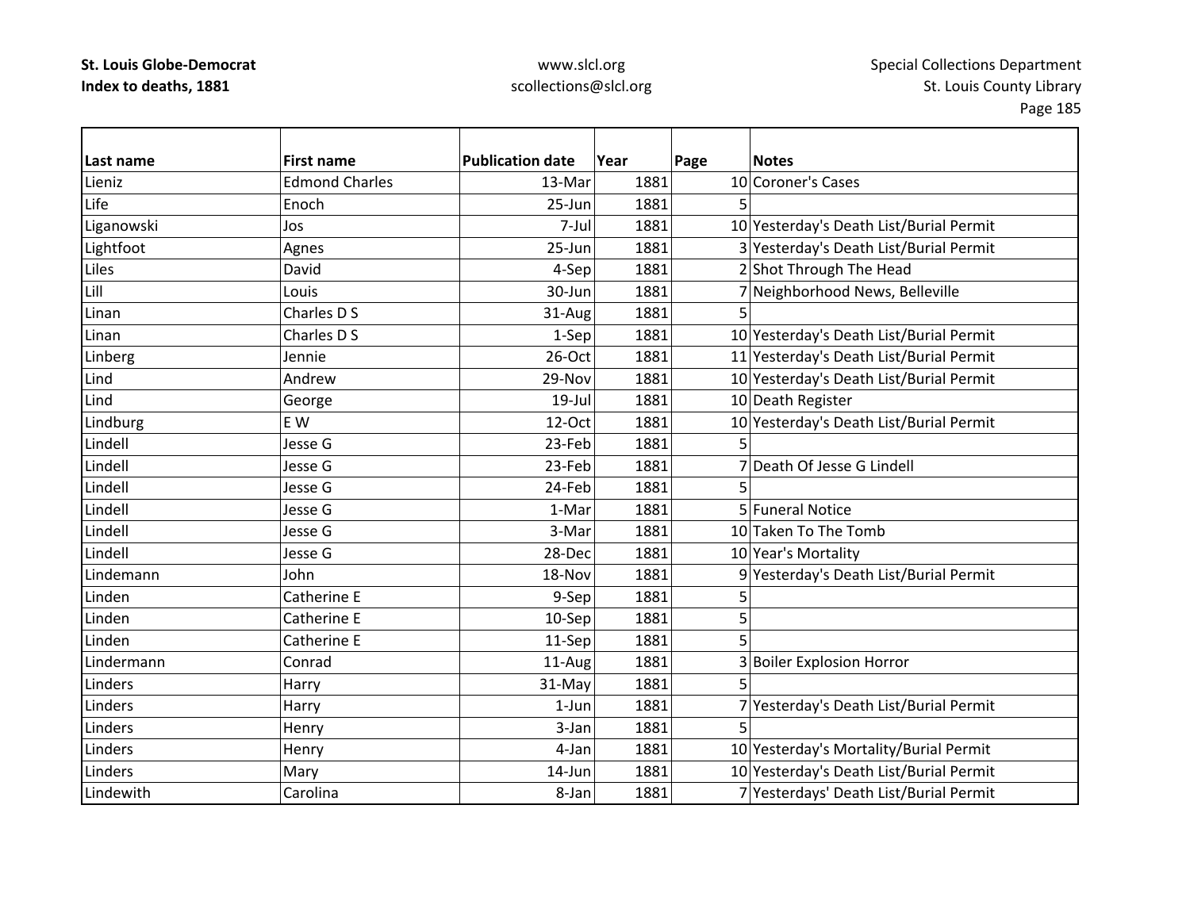**St. Louis Globe-Democrat**
**Index to deaths, 1881**

www.slcl.org
scollections@slcl.org

Special Collections Department
St. Louis County Library

| Last name | First name | Publication date | Year | Page | Notes |
|---|---|---|---|---|---|
| Lieniz | Edmond Charles | 13-Mar | 1881 | 10 | Coroner's Cases |
| Life | Enoch | 25-Jun | 1881 | 5 | |
| Liganowski | Jos | 7-Jul | 1881 | 10 | Yesterday's Death List/Burial Permit |
| Lightfoot | Agnes | 25-Jun | 1881 | 3 | Yesterday's Death List/Burial Permit |
| Liles | David | 4-Sep | 1881 | 2 | Shot Through The Head |
| Lill | Louis | 30-Jun | 1881 | 7 | Neighborhood News, Belleville |
| Linan | Charles D S | 31-Aug | 1881 | 5 | |
| Linan | Charles D S | 1-Sep | 1881 | 10 | Yesterday's Death List/Burial Permit |
| Linberg | Jennie | 26-Oct | 1881 | 11 | Yesterday's Death List/Burial Permit |
| Lind | Andrew | 29-Nov | 1881 | 10 | Yesterday's Death List/Burial Permit |
| Lind | George | 19-Jul | 1881 | 10 | Death Register |
| Lindburg | E W | 12-Oct | 1881 | 10 | Yesterday's Death List/Burial Permit |
| Lindell | Jesse G | 23-Feb | 1881 | 5 | |
| Lindell | Jesse G | 23-Feb | 1881 | 7 | Death Of Jesse G Lindell |
| Lindell | Jesse G | 24-Feb | 1881 | 5 | |
| Lindell | Jesse G | 1-Mar | 1881 | 5 | Funeral Notice |
| Lindell | Jesse G | 3-Mar | 1881 | 10 | Taken To The Tomb |
| Lindell | Jesse G | 28-Dec | 1881 | 10 | Year's Mortality |
| Lindemann | John | 18-Nov | 1881 | 9 | Yesterday's Death List/Burial Permit |
| Linden | Catherine E | 9-Sep | 1881 | 5 | |
| Linden | Catherine E | 10-Sep | 1881 | 5 | |
| Linden | Catherine E | 11-Sep | 1881 | 5 | |
| Lindermann | Conrad | 11-Aug | 1881 | 3 | Boiler Explosion Horror |
| Linders | Harry | 31-May | 1881 | 5 | |
| Linders | Harry | 1-Jun | 1881 | 7 | Yesterday's Death List/Burial Permit |
| Linders | Henry | 3-Jan | 1881 | 5 | |
| Linders | Henry | 4-Jan | 1881 | 10 | Yesterday's Mortality/Burial Permit |
| Linders | Mary | 14-Jun | 1881 | 10 | Yesterday's Death List/Burial Permit |
| Lindewith | Carolina | 8-Jan | 1881 | 7 | Yesterdays' Death List/Burial Permit |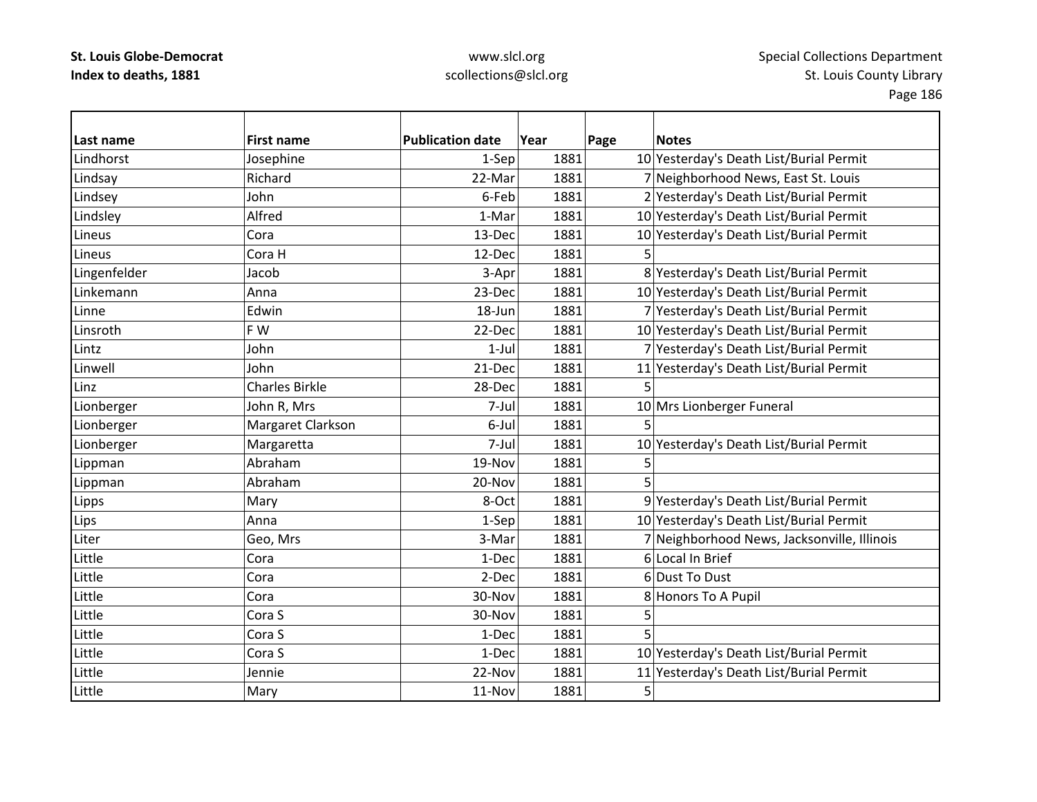**St. Louis Globe-Democrat**
**Index to deaths, 1881**

www.slcl.org
scollections@slcl.org

Special Collections Department
St. Louis County Library

| Last name | First name | Publication date | Year | Page | Notes |
|---|---|---|---|---|---|
| Lindhorst | Josephine | 1-Sep | 1881 | 10 | Yesterday's Death List/Burial Permit |
| Lindsay | Richard | 22-Mar | 1881 | 7 | Neighborhood News, East St. Louis |
| Lindsey | John | 6-Feb | 1881 | 2 | Yesterday's Death List/Burial Permit |
| Lindsley | Alfred | 1-Mar | 1881 | 10 | Yesterday's Death List/Burial Permit |
| Lineus | Cora | 13-Dec | 1881 | 10 | Yesterday's Death List/Burial Permit |
| Lineus | Cora H | 12-Dec | 1881 | 5 | |
| Lingenfelder | Jacob | 3-Apr | 1881 | 8 | Yesterday's Death List/Burial Permit |
| Linkemann | Anna | 23-Dec | 1881 | 10 | Yesterday's Death List/Burial Permit |
| Linne | Edwin | 18-Jun | 1881 | 7 | Yesterday's Death List/Burial Permit |
| Linsroth | F W | 22-Dec | 1881 | 10 | Yesterday's Death List/Burial Permit |
| Lintz | John | 1-Jul | 1881 | 7 | Yesterday's Death List/Burial Permit |
| Linwell | John | 21-Dec | 1881 | 11 | Yesterday's Death List/Burial Permit |
| Linz | Charles Birkle | 28-Dec | 1881 | 5 | |
| Lionberger | John R, Mrs | 7-Jul | 1881 | 10 | Mrs Lionberger Funeral |
| Lionberger | Margaret Clarkson | 6-Jul | 1881 | 5 | |
| Lionberger | Margaretta | 7-Jul | 1881 | 10 | Yesterday's Death List/Burial Permit |
| Lippman | Abraham | 19-Nov | 1881 | 5 | |
| Lippman | Abraham | 20-Nov | 1881 | 5 | |
| Lipps | Mary | 8-Oct | 1881 | 9 | Yesterday's Death List/Burial Permit |
| Lips | Anna | 1-Sep | 1881 | 10 | Yesterday's Death List/Burial Permit |
| Liter | Geo, Mrs | 3-Mar | 1881 | 7 | Neighborhood News, Jacksonville, Illinois |
| Little | Cora | 1-Dec | 1881 | 6 | Local In Brief |
| Little | Cora | 2-Dec | 1881 | 6 | Dust To Dust |
| Little | Cora | 30-Nov | 1881 | 8 | Honors To A Pupil |
| Little | Cora S | 30-Nov | 1881 | 5 | |
| Little | Cora S | 1-Dec | 1881 | 5 | |
| Little | Cora S | 1-Dec | 1881 | 10 | Yesterday's Death List/Burial Permit |
| Little | Jennie | 22-Nov | 1881 | 11 | Yesterday's Death List/Burial Permit |
| Little | Mary | 11-Nov | 1881 | 5 | |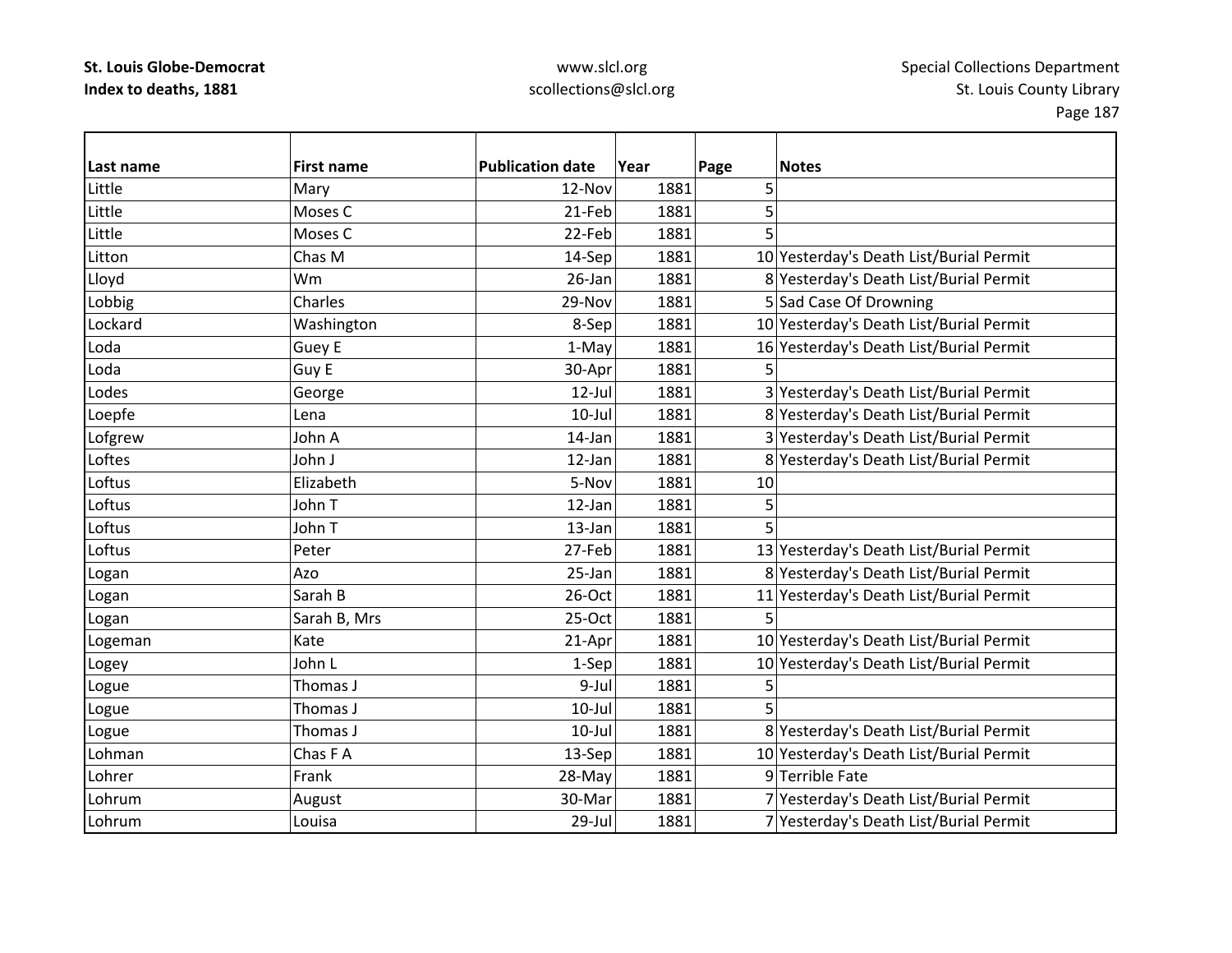| Last name | First name | Publication date | Year | Page | Notes |
|---|---|---|---|---|---|
| Little | Mary | 12-Nov | 1881 | 5 | |
| Little | Moses C | 21-Feb | 1881 | 5 | |
| Little | Moses C | 22-Feb | 1881 | 5 | |
| Litton | Chas M | 14-Sep | 1881 | 10 | Yesterday's Death List/Burial Permit |
| Lloyd | Wm | 26-Jan | 1881 | 8 | Yesterday's Death List/Burial Permit |
| Lobbig | Charles | 29-Nov | 1881 | 5 | Sad Case Of Drowning |
| Lockard | Washington | 8-Sep | 1881 | 10 | Yesterday's Death List/Burial Permit |
| Loda | Guey E | 1-May | 1881 | 16 | Yesterday's Death List/Burial Permit |
| Loda | Guy E | 30-Apr | 1881 | 5 | |
| Lodes | George | 12-Jul | 1881 | 3 | Yesterday's Death List/Burial Permit |
| Loepfe | Lena | 10-Jul | 1881 | 8 | Yesterday's Death List/Burial Permit |
| Lofgrew | John A | 14-Jan | 1881 | 3 | Yesterday's Death List/Burial Permit |
| Loftes | John J | 12-Jan | 1881 | 8 | Yesterday's Death List/Burial Permit |
| Loftus | Elizabeth | 5-Nov | 1881 | 10 | |
| Loftus | John T | 12-Jan | 1881 | 5 | |
| Loftus | John T | 13-Jan | 1881 | 5 | |
| Loftus | Peter | 27-Feb | 1881 | 13 | Yesterday's Death List/Burial Permit |
| Logan | Azo | 25-Jan | 1881 | 8 | Yesterday's Death List/Burial Permit |
| Logan | Sarah B | 26-Oct | 1881 | 11 | Yesterday's Death List/Burial Permit |
| Logan | Sarah B, Mrs | 25-Oct | 1881 | 5 | |
| Logeman | Kate | 21-Apr | 1881 | 10 | Yesterday's Death List/Burial Permit |
| Logey | John L | 1-Sep | 1881 | 10 | Yesterday's Death List/Burial Permit |
| Logue | Thomas J | 9-Jul | 1881 | 5 | |
| Logue | Thomas J | 10-Jul | 1881 | 5 | |
| Logue | Thomas J | 10-Jul | 1881 | 8 | Yesterday's Death List/Burial Permit |
| Lohman | Chas F A | 13-Sep | 1881 | 10 | Yesterday's Death List/Burial Permit |
| Lohrer | Frank | 28-May | 1881 | 9 | Terrible Fate |
| Lohrum | August | 30-Mar | 1881 | 7 | Yesterday's Death List/Burial Permit |
| Lohrum | Louisa | 29-Jul | 1881 | 7 | Yesterday's Death List/Burial Permit |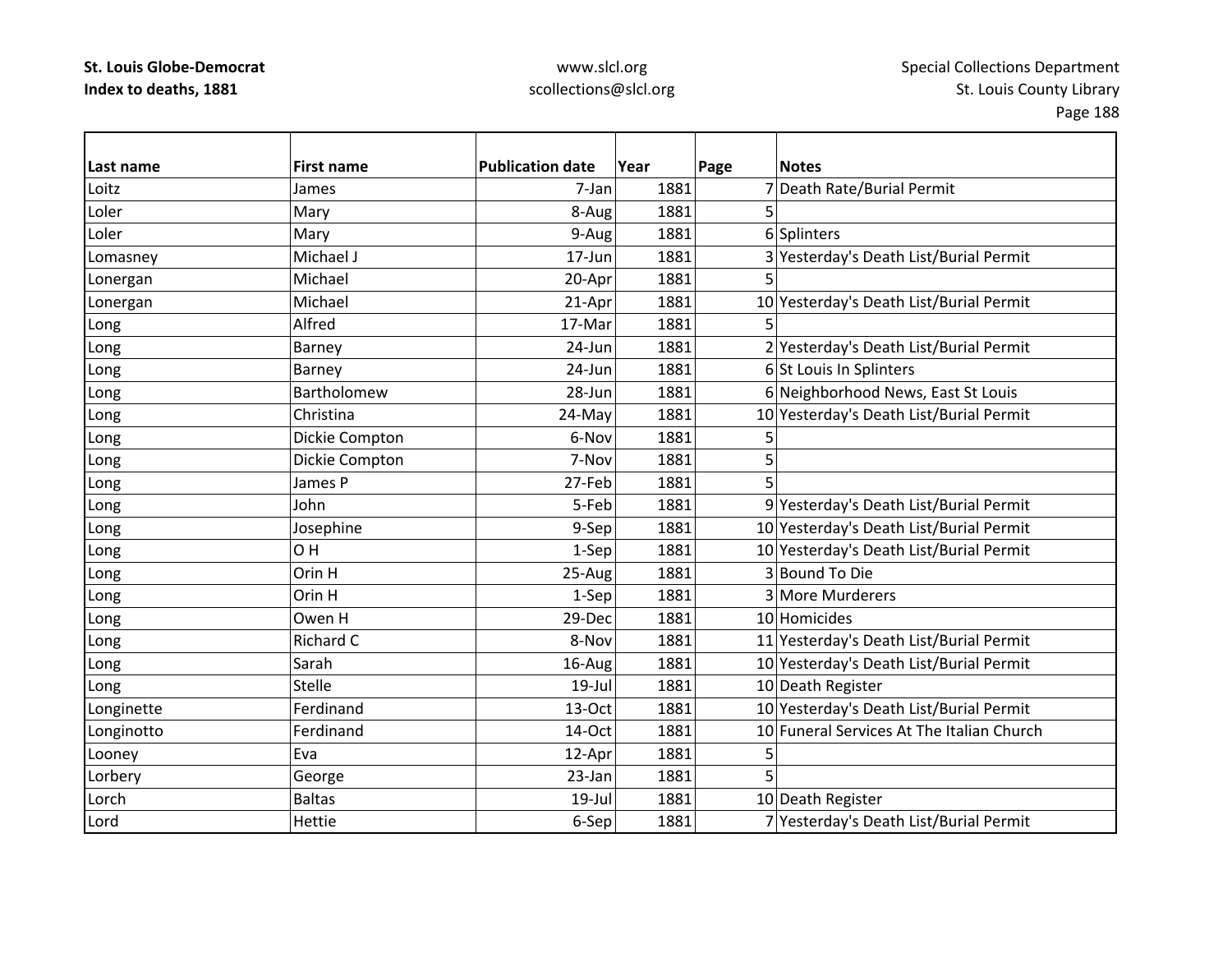| Last name | First name | Publication date | Year | Page | Notes |
|---|---|---|---|---|---|
| Loitz | James | 7-Jan | 1881 | 7 | Death Rate/Burial Permit |
| Loler | Mary | 8-Aug | 1881 | 5 | |
| Loler | Mary | 9-Aug | 1881 | 6 | Splinters |
| Lomasney | Michael J | 17-Jun | 1881 | 3 | Yesterday's Death List/Burial Permit |
| Lonergan | Michael | 20-Apr | 1881 | 5 | |
| Lonergan | Michael | 21-Apr | 1881 | 10 | Yesterday's Death List/Burial Permit |
| Long | Alfred | 17-Mar | 1881 | 5 | |
| Long | Barney | 24-Jun | 1881 | 2 | Yesterday's Death List/Burial Permit |
| Long | Barney | 24-Jun | 1881 | 6 | St Louis In Splinters |
| Long | Bartholomew | 28-Jun | 1881 | 6 | Neighborhood News, East St Louis |
| Long | Christina | 24-May | 1881 | 10 | Yesterday's Death List/Burial Permit |
| Long | Dickie Compton | 6-Nov | 1881 | 5 | |
| Long | Dickie Compton | 7-Nov | 1881 | 5 | |
| Long | James P | 27-Feb | 1881 | 5 | |
| Long | John | 5-Feb | 1881 | 9 | Yesterday's Death List/Burial Permit |
| Long | Josephine | 9-Sep | 1881 | 10 | Yesterday's Death List/Burial Permit |
| Long | O H | 1-Sep | 1881 | 10 | Yesterday's Death List/Burial Permit |
| Long | Orin H | 25-Aug | 1881 | 3 | Bound To Die |
| Long | Orin H | 1-Sep | 1881 | 3 | More Murderers |
| Long | Owen H | 29-Dec | 1881 | 10 | Homicides |
| Long | Richard C | 8-Nov | 1881 | 11 | Yesterday's Death List/Burial Permit |
| Long | Sarah | 16-Aug | 1881 | 10 | Yesterday's Death List/Burial Permit |
| Long | Stelle | 19-Jul | 1881 | 10 | Death Register |
| Longinette | Ferdinand | 13-Oct | 1881 | 10 | Yesterday's Death List/Burial Permit |
| Longinotto | Ferdinand | 14-Oct | 1881 | 10 | Funeral Services At The Italian Church |
| Looney | Eva | 12-Apr | 1881 | 5 | |
| Lorbery | George | 23-Jan | 1881 | 5 | |
| Lorch | Baltas | 19-Jul | 1881 | 10 | Death Register |
| Lord | Hettie | 6-Sep | 1881 | 7 | Yesterday's Death List/Burial Permit |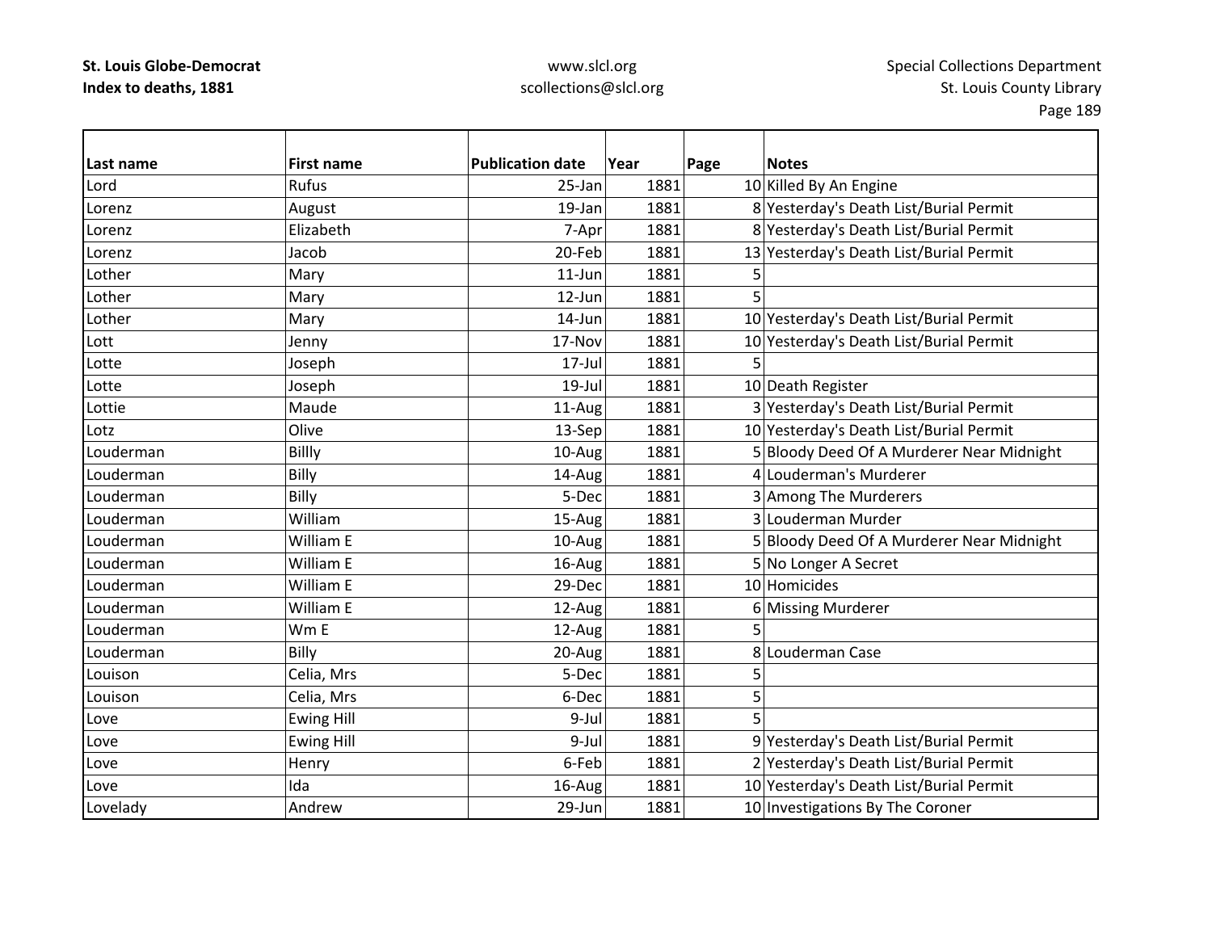| Last name | First name | Publication date | Year | Page | Notes |
|---|---|---|---|---|---|
| Lord | Rufus | 25-Jan | 1881 | 10 | Killed By An Engine |
| Lorenz | August | 19-Jan | 1881 | 8 | Yesterday's Death List/Burial Permit |
| Lorenz | Elizabeth | 7-Apr | 1881 | 8 | Yesterday's Death List/Burial Permit |
| Lorenz | Jacob | 20-Feb | 1881 | 13 | Yesterday's Death List/Burial Permit |
| Lother | Mary | 11-Jun | 1881 | 5 | |
| Lother | Mary | 12-Jun | 1881 | 5 | |
| Lother | Mary | 14-Jun | 1881 | 10 | Yesterday's Death List/Burial Permit |
| Lott | Jenny | 17-Nov | 1881 | 10 | Yesterday's Death List/Burial Permit |
| Lotte | Joseph | 17-Jul | 1881 | 5 | |
| Lotte | Joseph | 19-Jul | 1881 | 10 | Death Register |
| Lottie | Maude | 11-Aug | 1881 | 3 | Yesterday's Death List/Burial Permit |
| Lotz | Olive | 13-Sep | 1881 | 10 | Yesterday's Death List/Burial Permit |
| Louderman | Billly | 10-Aug | 1881 | 5 | Bloody Deed Of A Murderer Near Midnight |
| Louderman | Billy | 14-Aug | 1881 | 4 | Louderman's Murderer |
| Louderman | Billy | 5-Dec | 1881 | 3 | Among The Murderers |
| Louderman | William | 15-Aug | 1881 | 3 | Louderman Murder |
| Louderman | William E | 10-Aug | 1881 | 5 | Bloody Deed Of A Murderer Near Midnight |
| Louderman | William E | 16-Aug | 1881 | 5 | No Longer A Secret |
| Louderman | William E | 29-Dec | 1881 | 10 | Homicides |
| Louderman | William E | 12-Aug | 1881 | 6 | Missing Murderer |
| Louderman | Wm E | 12-Aug | 1881 | 5 | |
| Louderman | Billy | 20-Aug | 1881 | 8 | Louderman Case |
| Louison | Celia, Mrs | 5-Dec | 1881 | 5 | |
| Louison | Celia, Mrs | 6-Dec | 1881 | 5 | |
| Love | Ewing Hill | 9-Jul | 1881 | 5 | |
| Love | Ewing Hill | 9-Jul | 1881 | 9 | Yesterday's Death List/Burial Permit |
| Love | Henry | 6-Feb | 1881 | 2 | Yesterday's Death List/Burial Permit |
| Love | Ida | 16-Aug | 1881 | 10 | Yesterday's Death List/Burial Permit |
| Lovelady | Andrew | 29-Jun | 1881 | 10 | Investigations By The Coroner |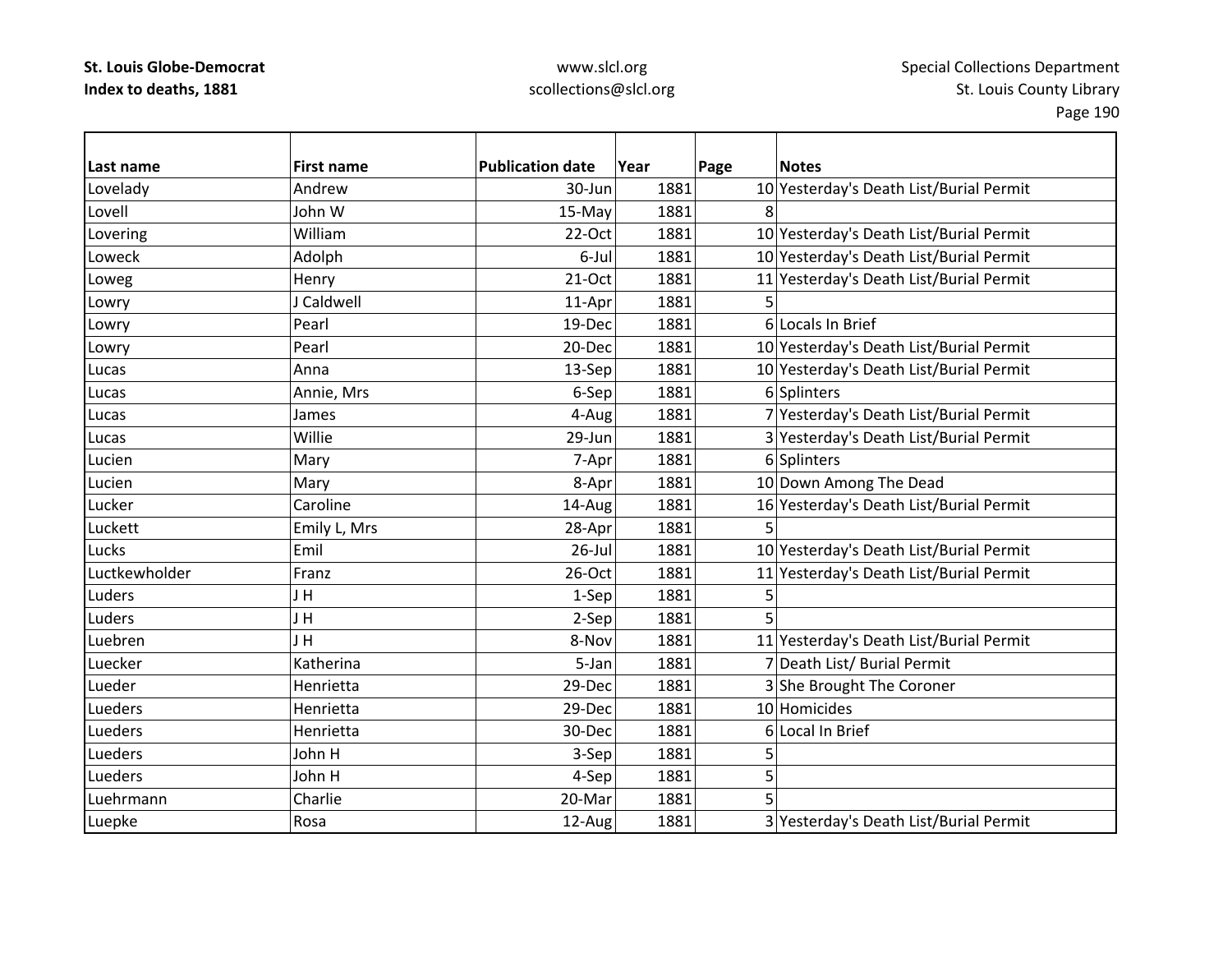| Last name | First name | Publication date | Year | Page | Notes |
|---|---|---|---|---|---|
| Lovelady | Andrew | 30-Jun | 1881 | 10 | Yesterday's Death List/Burial Permit |
| Lovell | John W | 15-May | 1881 | 8 | |
| Lovering | William | 22-Oct | 1881 | 10 | Yesterday's Death List/Burial Permit |
| Loweck | Adolph | 6-Jul | 1881 | 10 | Yesterday's Death List/Burial Permit |
| Loweg | Henry | 21-Oct | 1881 | 11 | Yesterday's Death List/Burial Permit |
| Lowry | J Caldwell | 11-Apr | 1881 | 5 | |
| Lowry | Pearl | 19-Dec | 1881 | 6 | Locals In Brief |
| Lowry | Pearl | 20-Dec | 1881 | 10 | Yesterday's Death List/Burial Permit |
| Lucas | Anna | 13-Sep | 1881 | 10 | Yesterday's Death List/Burial Permit |
| Lucas | Annie, Mrs | 6-Sep | 1881 | 6 | Splinters |
| Lucas | James | 4-Aug | 1881 | 7 | Yesterday's Death List/Burial Permit |
| Lucas | Willie | 29-Jun | 1881 | 3 | Yesterday's Death List/Burial Permit |
| Lucien | Mary | 7-Apr | 1881 | 6 | Splinters |
| Lucien | Mary | 8-Apr | 1881 | 10 | Down Among The Dead |
| Lucker | Caroline | 14-Aug | 1881 | 16 | Yesterday's Death List/Burial Permit |
| Luckett | Emily L, Mrs | 28-Apr | 1881 | 5 | |
| Lucks | Emil | 26-Jul | 1881 | 10 | Yesterday's Death List/Burial Permit |
| Luctkewholder | Franz | 26-Oct | 1881 | 11 | Yesterday's Death List/Burial Permit |
| Luders | J H | 1-Sep | 1881 | 5 | |
| Luders | J H | 2-Sep | 1881 | 5 | |
| Luebren | J H | 8-Nov | 1881 | 11 | Yesterday's Death List/Burial Permit |
| Luecker | Katherina | 5-Jan | 1881 | 7 | Death List/ Burial Permit |
| Lueder | Henrietta | 29-Dec | 1881 | 3 | She Brought The Coroner |
| Lueders | Henrietta | 29-Dec | 1881 | 10 | Homicides |
| Lueders | Henrietta | 30-Dec | 1881 | 6 | Local In Brief |
| Lueders | John H | 3-Sep | 1881 | 5 | |
| Lueders | John H | 4-Sep | 1881 | 5 | |
| Luehrmann | Charlie | 20-Mar | 1881 | 5 | |
| Luepke | Rosa | 12-Aug | 1881 | 3 | Yesterday's Death List/Burial Permit |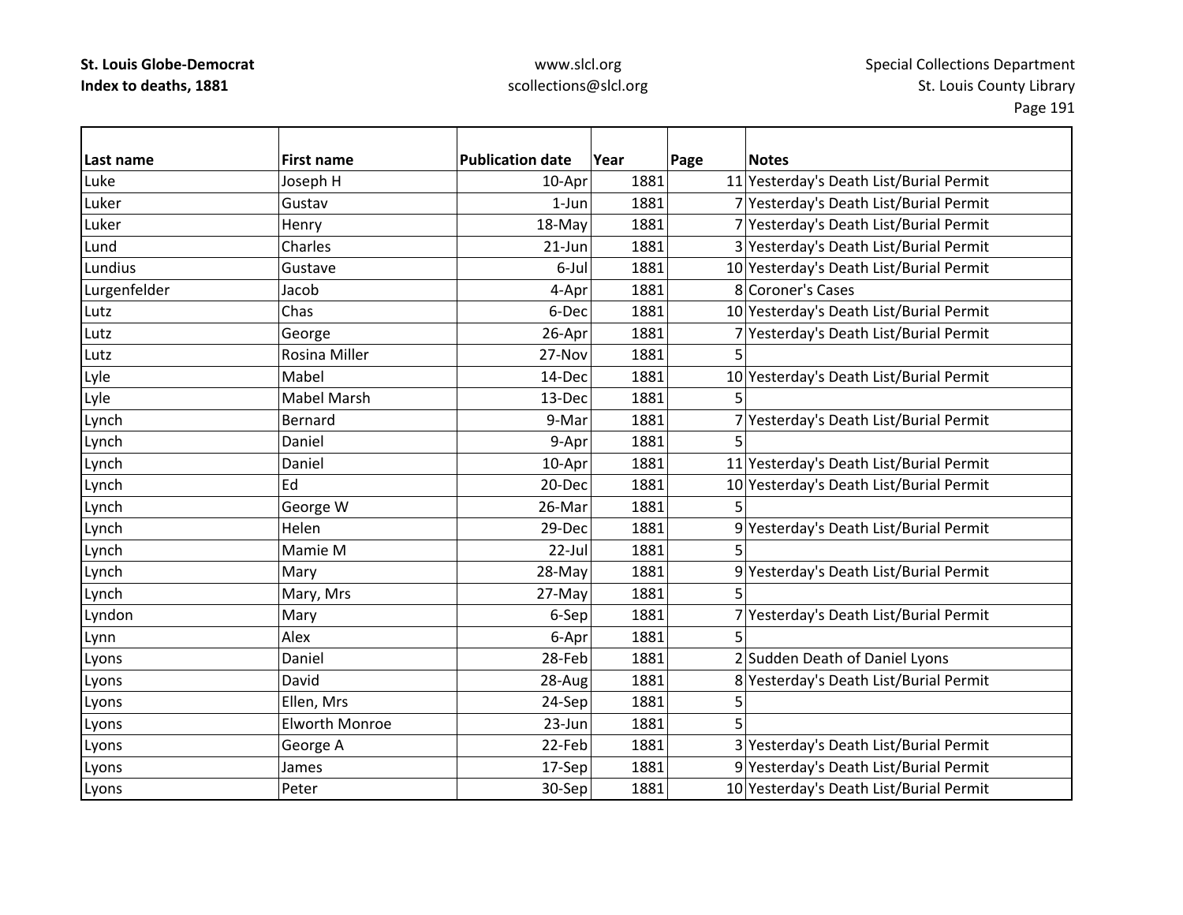| Last name | First name | Publication date | Year | Page | Notes |
|---|---|---|---|---|---|
| Luke | Joseph H | 10-Apr | 1881 | 11 | Yesterday's Death List/Burial Permit |
| Luker | Gustav | 1-Jun | 1881 | 7 | Yesterday's Death List/Burial Permit |
| Luker | Henry | 18-May | 1881 | 7 | Yesterday's Death List/Burial Permit |
| Lund | Charles | 21-Jun | 1881 | 3 | Yesterday's Death List/Burial Permit |
| Lundius | Gustave | 6-Jul | 1881 | 10 | Yesterday's Death List/Burial Permit |
| Lurgenfelder | Jacob | 4-Apr | 1881 | 8 | Coroner's Cases |
| Lutz | Chas | 6-Dec | 1881 | 10 | Yesterday's Death List/Burial Permit |
| Lutz | George | 26-Apr | 1881 | 7 | Yesterday's Death List/Burial Permit |
| Lutz | Rosina Miller | 27-Nov | 1881 | 5 | |
| Lyle | Mabel | 14-Dec | 1881 | 10 | Yesterday's Death List/Burial Permit |
| Lyle | Mabel Marsh | 13-Dec | 1881 | 5 | |
| Lynch | Bernard | 9-Mar | 1881 | 7 | Yesterday's Death List/Burial Permit |
| Lynch | Daniel | 9-Apr | 1881 | 5 | |
| Lynch | Daniel | 10-Apr | 1881 | 11 | Yesterday's Death List/Burial Permit |
| Lynch | Ed | 20-Dec | 1881 | 10 | Yesterday's Death List/Burial Permit |
| Lynch | George W | 26-Mar | 1881 | 5 | |
| Lynch | Helen | 29-Dec | 1881 | 9 | Yesterday's Death List/Burial Permit |
| Lynch | Mamie M | 22-Jul | 1881 | 5 | |
| Lynch | Mary | 28-May | 1881 | 9 | Yesterday's Death List/Burial Permit |
| Lynch | Mary, Mrs | 27-May | 1881 | 5 | |
| Lyndon | Mary | 6-Sep | 1881 | 7 | Yesterday's Death List/Burial Permit |
| Lynn | Alex | 6-Apr | 1881 | 5 | |
| Lyons | Daniel | 28-Feb | 1881 | 2 | Sudden Death of Daniel Lyons |
| Lyons | David | 28-Aug | 1881 | 8 | Yesterday's Death List/Burial Permit |
| Lyons | Ellen, Mrs | 24-Sep | 1881 | 5 | |
| Lyons | Elworth Monroe | 23-Jun | 1881 | 5 | |
| Lyons | George A | 22-Feb | 1881 | 3 | Yesterday's Death List/Burial Permit |
| Lyons | James | 17-Sep | 1881 | 9 | Yesterday's Death List/Burial Permit |
| Lyons | Peter | 30-Sep | 1881 | 10 | Yesterday's Death List/Burial Permit |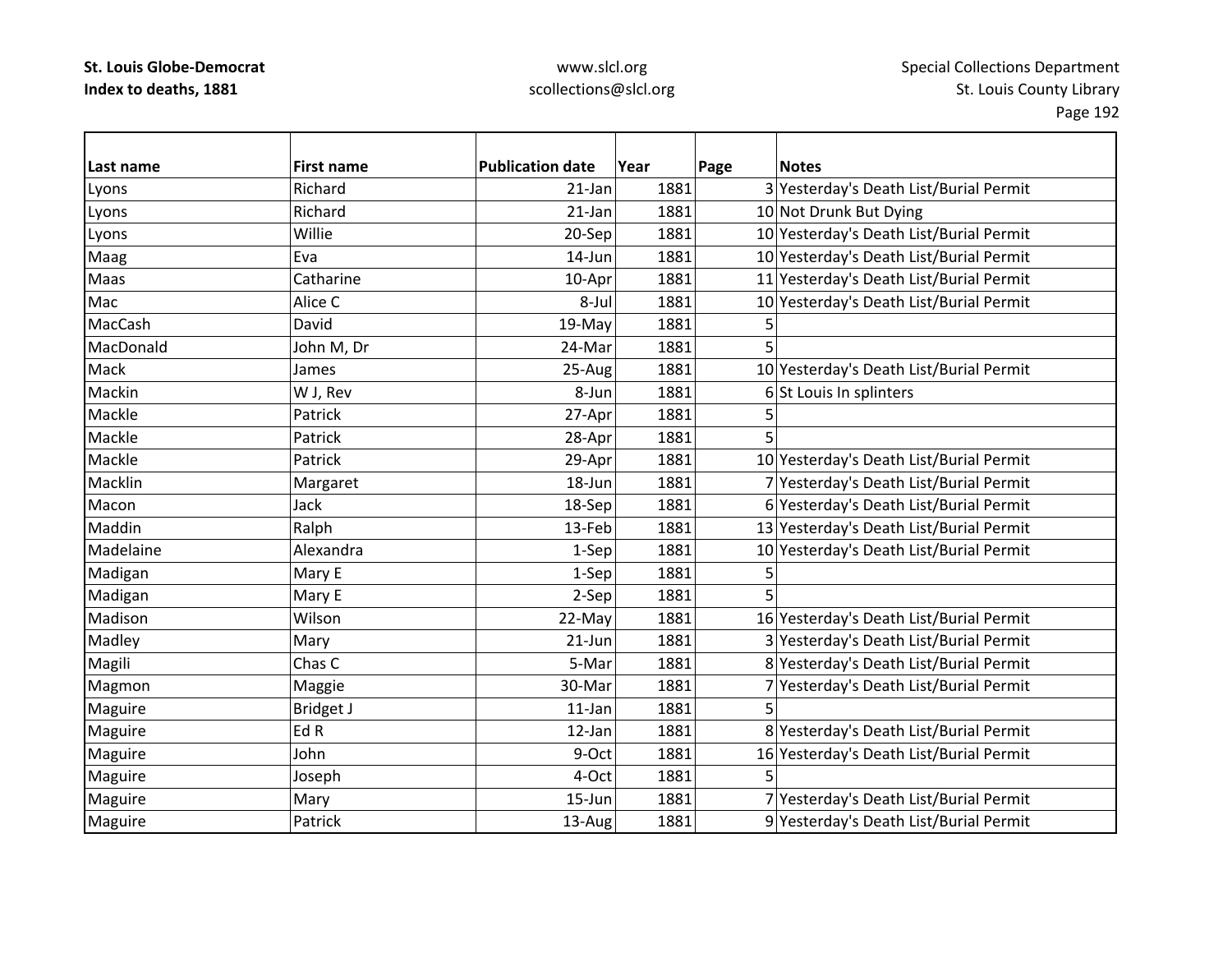**St. Louis Globe-Democrat**
**Index to deaths, 1881**

www.slcl.org
scollections@slcl.org

Special Collections Department
St. Louis County Library

| Last name | First name | Publication date | Year | Page | Notes |
|---|---|---|---|---|---|
| Lyons | Richard | 21-Jan | 1881 | 3 | Yesterday's Death List/Burial Permit |
| Lyons | Richard | 21-Jan | 1881 | 10 | Not Drunk But Dying |
| Lyons | Willie | 20-Sep | 1881 | 10 | Yesterday's Death List/Burial Permit |
| Maag | Eva | 14-Jun | 1881 | 10 | Yesterday's Death List/Burial Permit |
| Maas | Catharine | 10-Apr | 1881 | 11 | Yesterday's Death List/Burial Permit |
| Mac | Alice C | 8-Jul | 1881 | 10 | Yesterday's Death List/Burial Permit |
| MacCash | David | 19-May | 1881 | 5 | |
| MacDonald | John M, Dr | 24-Mar | 1881 | 5 | |
| Mack | James | 25-Aug | 1881 | 10 | Yesterday's Death List/Burial Permit |
| Mackin | W J, Rev | 8-Jun | 1881 | 6 | St Louis In splinters |
| Mackle | Patrick | 27-Apr | 1881 | 5 | |
| Mackle | Patrick | 28-Apr | 1881 | 5 | |
| Mackle | Patrick | 29-Apr | 1881 | 10 | Yesterday's Death List/Burial Permit |
| Macklin | Margaret | 18-Jun | 1881 | 7 | Yesterday's Death List/Burial Permit |
| Macon | Jack | 18-Sep | 1881 | 6 | Yesterday's Death List/Burial Permit |
| Maddin | Ralph | 13-Feb | 1881 | 13 | Yesterday's Death List/Burial Permit |
| Madelaine | Alexandra | 1-Sep | 1881 | 10 | Yesterday's Death List/Burial Permit |
| Madigan | Mary E | 1-Sep | 1881 | 5 | |
| Madigan | Mary E | 2-Sep | 1881 | 5 | |
| Madison | Wilson | 22-May | 1881 | 16 | Yesterday's Death List/Burial Permit |
| Madley | Mary | 21-Jun | 1881 | 3 | Yesterday's Death List/Burial Permit |
| Magili | Chas C | 5-Mar | 1881 | 8 | Yesterday's Death List/Burial Permit |
| Magmon | Maggie | 30-Mar | 1881 | 7 | Yesterday's Death List/Burial Permit |
| Maguire | Bridget J | 11-Jan | 1881 | 5 | |
| Maguire | Ed R | 12-Jan | 1881 | 8 | Yesterday's Death List/Burial Permit |
| Maguire | John | 9-Oct | 1881 | 16 | Yesterday's Death List/Burial Permit |
| Maguire | Joseph | 4-Oct | 1881 | 5 | |
| Maguire | Mary | 15-Jun | 1881 | 7 | Yesterday's Death List/Burial Permit |
| Maguire | Patrick | 13-Aug | 1881 | 9 | Yesterday's Death List/Burial Permit |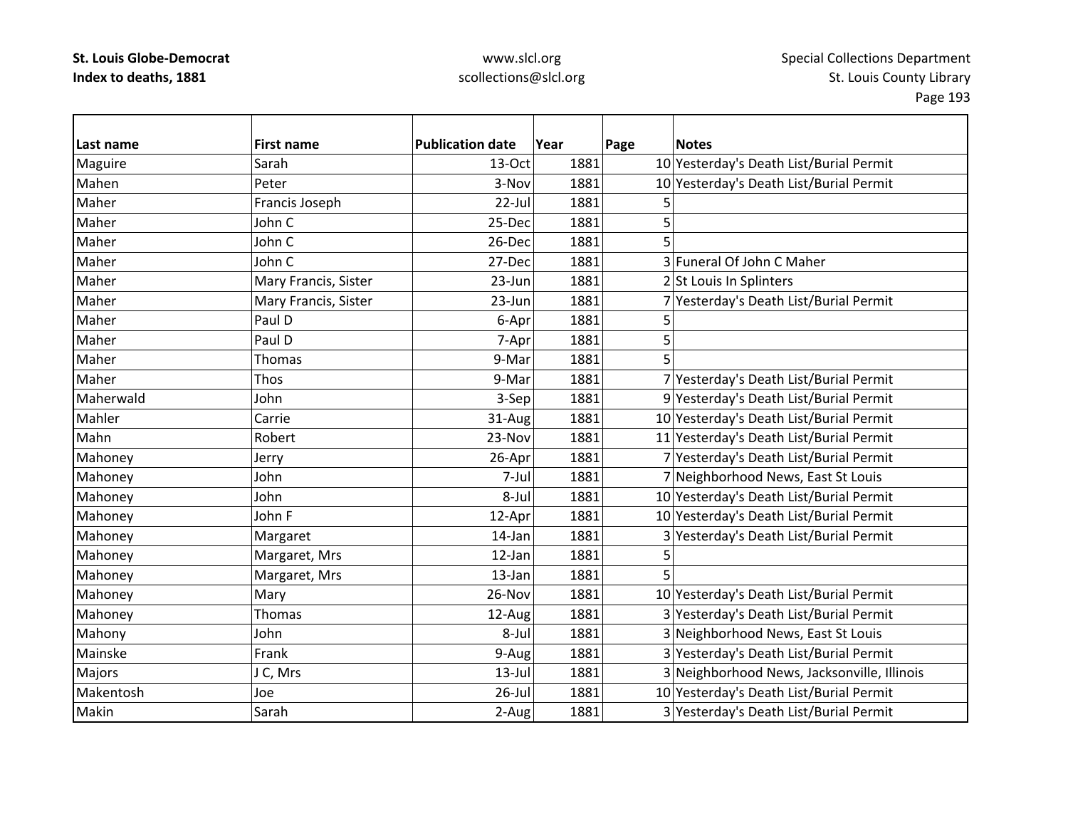| Last name | First name | Publication date | Year | Page | Notes |
|---|---|---|---|---|---|
| Maguire | Sarah | 13-Oct | 1881 | 10 | Yesterday's Death List/Burial Permit |
| Mahen | Peter | 3-Nov | 1881 | 10 | Yesterday's Death List/Burial Permit |
| Maher | Francis Joseph | 22-Jul | 1881 | 5 | |
| Maher | John C | 25-Dec | 1881 | 5 | |
| Maher | John C | 26-Dec | 1881 | 5 | |
| Maher | John C | 27-Dec | 1881 | 3 | Funeral Of John C Maher |
| Maher | Mary Francis, Sister | 23-Jun | 1881 | 2 | St Louis In Splinters |
| Maher | Mary Francis, Sister | 23-Jun | 1881 | 7 | Yesterday's Death List/Burial Permit |
| Maher | Paul D | 6-Apr | 1881 | 5 | |
| Maher | Paul D | 7-Apr | 1881 | 5 | |
| Maher | Thomas | 9-Mar | 1881 | 5 | |
| Maher | Thos | 9-Mar | 1881 | 7 | Yesterday's Death List/Burial Permit |
| Maherwald | John | 3-Sep | 1881 | 9 | Yesterday's Death List/Burial Permit |
| Mahler | Carrie | 31-Aug | 1881 | 10 | Yesterday's Death List/Burial Permit |
| Mahn | Robert | 23-Nov | 1881 | 11 | Yesterday's Death List/Burial Permit |
| Mahoney | Jerry | 26-Apr | 1881 | 7 | Yesterday's Death List/Burial Permit |
| Mahoney | John | 7-Jul | 1881 | 7 | Neighborhood News, East St Louis |
| Mahoney | John | 8-Jul | 1881 | 10 | Yesterday's Death List/Burial Permit |
| Mahoney | John F | 12-Apr | 1881 | 10 | Yesterday's Death List/Burial Permit |
| Mahoney | Margaret | 14-Jan | 1881 | 3 | Yesterday's Death List/Burial Permit |
| Mahoney | Margaret, Mrs | 12-Jan | 1881 | 5 | |
| Mahoney | Margaret, Mrs | 13-Jan | 1881 | 5 | |
| Mahoney | Mary | 26-Nov | 1881 | 10 | Yesterday's Death List/Burial Permit |
| Mahoney | Thomas | 12-Aug | 1881 | 3 | Yesterday's Death List/Burial Permit |
| Mahony | John | 8-Jul | 1881 | 3 | Neighborhood News, East St Louis |
| Mainske | Frank | 9-Aug | 1881 | 3 | Yesterday's Death List/Burial Permit |
| Majors | J C, Mrs | 13-Jul | 1881 | 3 | Neighborhood News, Jacksonville, Illinois |
| Makentosh | Joe | 26-Jul | 1881 | 10 | Yesterday's Death List/Burial Permit |
| Makin | Sarah | 2-Aug | 1881 | 3 | Yesterday's Death List/Burial Permit |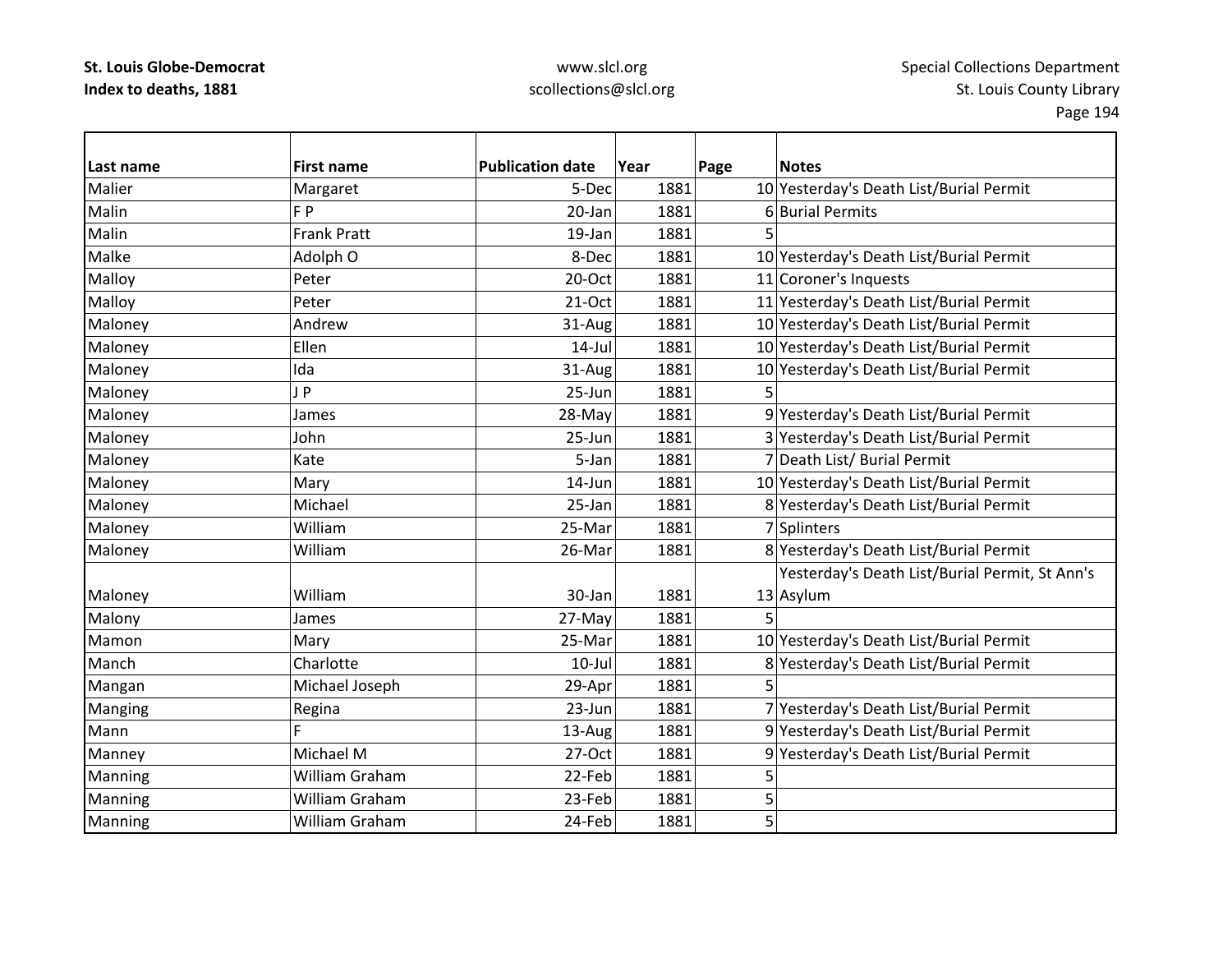**St. Louis Globe-Democrat**
**Index to deaths, 1881**

www.slcl.org
scollections@slcl.org

Special Collections Department
St. Louis County Library

| Last name | First name | Publication date | Year | Page | Notes |
|---|---|---|---|---|---|
| Malier | Margaret | 5-Dec | 1881 | 10 | Yesterday's Death List/Burial Permit |
| Malin | F P | 20-Jan | 1881 | 6 | Burial Permits |
| Malin | Frank Pratt | 19-Jan | 1881 | 5 | |
| Malke | Adolph O | 8-Dec | 1881 | 10 | Yesterday's Death List/Burial Permit |
| Malloy | Peter | 20-Oct | 1881 | 11 | Coroner's Inquests |
| Malloy | Peter | 21-Oct | 1881 | 11 | Yesterday's Death List/Burial Permit |
| Maloney | Andrew | 31-Aug | 1881 | 10 | Yesterday's Death List/Burial Permit |
| Maloney | Ellen | 14-Jul | 1881 | 10 | Yesterday's Death List/Burial Permit |
| Maloney | Ida | 31-Aug | 1881 | 10 | Yesterday's Death List/Burial Permit |
| Maloney | J P | 25-Jun | 1881 | 5 | |
| Maloney | James | 28-May | 1881 | 9 | Yesterday's Death List/Burial Permit |
| Maloney | John | 25-Jun | 1881 | 3 | Yesterday's Death List/Burial Permit |
| Maloney | Kate | 5-Jan | 1881 | 7 | Death List/ Burial Permit |
| Maloney | Mary | 14-Jun | 1881 | 10 | Yesterday's Death List/Burial Permit |
| Maloney | Michael | 25-Jan | 1881 | 8 | Yesterday's Death List/Burial Permit |
| Maloney | William | 25-Mar | 1881 | 7 | Splinters |
| Maloney | William | 26-Mar | 1881 | 8 | Yesterday's Death List/Burial Permit |
| Maloney | William | 30-Jan | 1881 | 13 | Yesterday's Death List/Burial Permit, St Ann's Asylum |
| Malony | James | 27-May | 1881 | 5 | |
| Mamon | Mary | 25-Mar | 1881 | 10 | Yesterday's Death List/Burial Permit |
| Manch | Charlotte | 10-Jul | 1881 | 8 | Yesterday's Death List/Burial Permit |
| Mangan | Michael Joseph | 29-Apr | 1881 | 5 | |
| Manging | Regina | 23-Jun | 1881 | 7 | Yesterday's Death List/Burial Permit |
| Mann | F | 13-Aug | 1881 | 9 | Yesterday's Death List/Burial Permit |
| Manney | Michael M | 27-Oct | 1881 | 9 | Yesterday's Death List/Burial Permit |
| Manning | William Graham | 22-Feb | 1881 | 5 | |
| Manning | William Graham | 23-Feb | 1881 | 5 | |
| Manning | William Graham | 24-Feb | 1881 | 5 | |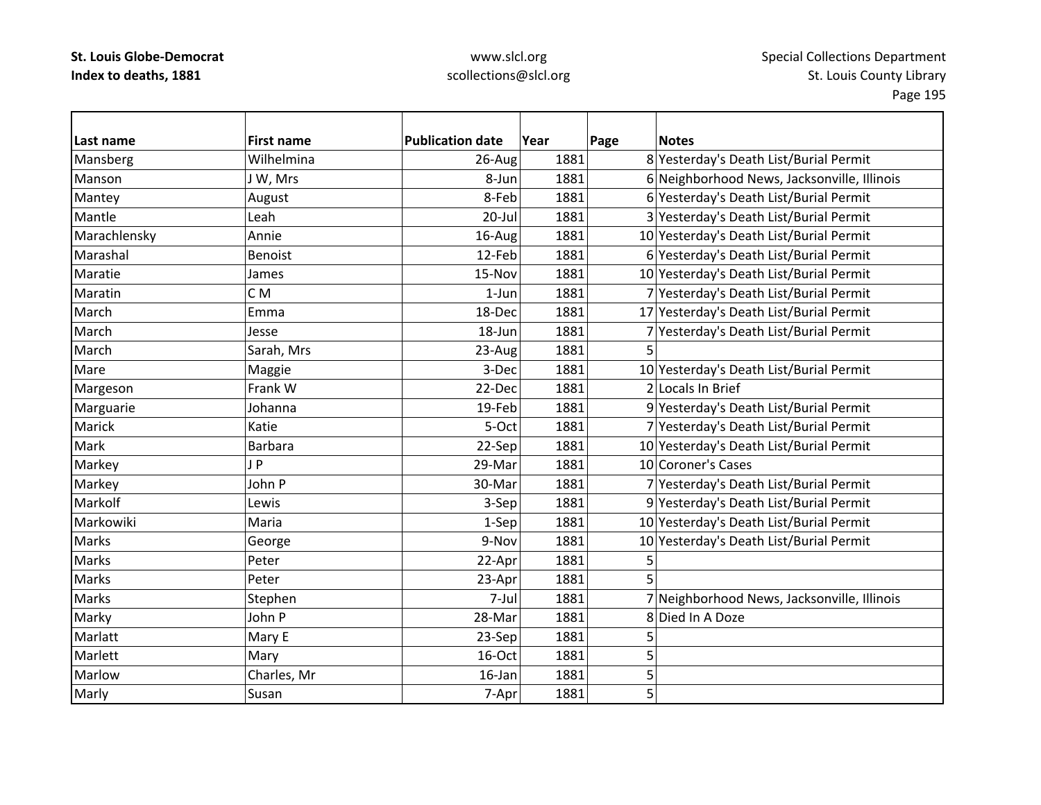| Last name | First name | Publication date | Year | Page | Notes |
|---|---|---|---|---|---|
| Mansberg | Wilhelmina | 26-Aug | 1881 | 8 | Yesterday's Death List/Burial Permit |
| Manson | J W, Mrs | 8-Jun | 1881 | 6 | Neighborhood News, Jacksonville, Illinois |
| Mantey | August | 8-Feb | 1881 | 6 | Yesterday's Death List/Burial Permit |
| Mantle | Leah | 20-Jul | 1881 | 3 | Yesterday's Death List/Burial Permit |
| Marachlensky | Annie | 16-Aug | 1881 | 10 | Yesterday's Death List/Burial Permit |
| Marashal | Benoist | 12-Feb | 1881 | 6 | Yesterday's Death List/Burial Permit |
| Maratie | James | 15-Nov | 1881 | 10 | Yesterday's Death List/Burial Permit |
| Maratin | C M | 1-Jun | 1881 | 7 | Yesterday's Death List/Burial Permit |
| March | Emma | 18-Dec | 1881 | 17 | Yesterday's Death List/Burial Permit |
| March | Jesse | 18-Jun | 1881 | 7 | Yesterday's Death List/Burial Permit |
| March | Sarah, Mrs | 23-Aug | 1881 | 5 | |
| Mare | Maggie | 3-Dec | 1881 | 10 | Yesterday's Death List/Burial Permit |
| Margeson | Frank W | 22-Dec | 1881 | 2 | Locals In Brief |
| Marguarie | Johanna | 19-Feb | 1881 | 9 | Yesterday's Death List/Burial Permit |
| Marick | Katie | 5-Oct | 1881 | 7 | Yesterday's Death List/Burial Permit |
| Mark | Barbara | 22-Sep | 1881 | 10 | Yesterday's Death List/Burial Permit |
| Markey | J P | 29-Mar | 1881 | 10 | Coroner's Cases |
| Markey | John P | 30-Mar | 1881 | 7 | Yesterday's Death List/Burial Permit |
| Markolf | Lewis | 3-Sep | 1881 | 9 | Yesterday's Death List/Burial Permit |
| Markowiki | Maria | 1-Sep | 1881 | 10 | Yesterday's Death List/Burial Permit |
| Marks | George | 9-Nov | 1881 | 10 | Yesterday's Death List/Burial Permit |
| Marks | Peter | 22-Apr | 1881 | 5 | |
| Marks | Peter | 23-Apr | 1881 | 5 | |
| Marks | Stephen | 7-Jul | 1881 | 7 | Neighborhood News, Jacksonville, Illinois |
| Marky | John P | 28-Mar | 1881 | 8 | Died In A Doze |
| Marlatt | Mary E | 23-Sep | 1881 | 5 | |
| Marlett | Mary | 16-Oct | 1881 | 5 | |
| Marlow | Charles, Mr | 16-Jan | 1881 | 5 | |
| Marly | Susan | 7-Apr | 1881 | 5 | |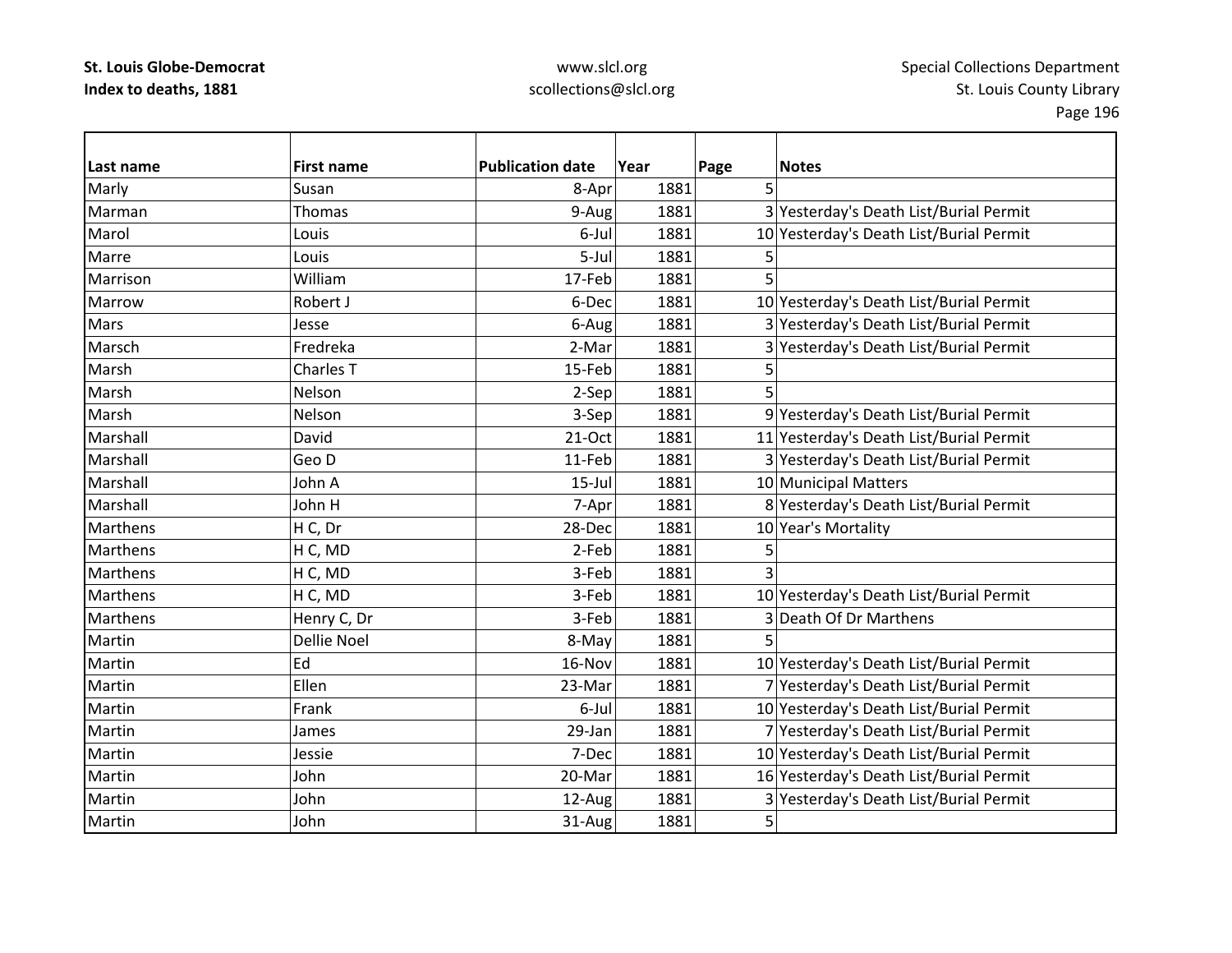| Last name | First name | Publication date | Year | Page | Notes |
|---|---|---|---|---|---|
| Marly | Susan | 8-Apr | 1881 | 5 | |
| Marman | Thomas | 9-Aug | 1881 | 3 | Yesterday's Death List/Burial Permit |
| Marol | Louis | 6-Jul | 1881 | 10 | Yesterday's Death List/Burial Permit |
| Marre | Louis | 5-Jul | 1881 | 5 | |
| Marrison | William | 17-Feb | 1881 | 5 | |
| Marrow | Robert J | 6-Dec | 1881 | 10 | Yesterday's Death List/Burial Permit |
| Mars | Jesse | 6-Aug | 1881 | 3 | Yesterday's Death List/Burial Permit |
| Marsch | Fredreka | 2-Mar | 1881 | 3 | Yesterday's Death List/Burial Permit |
| Marsh | Charles T | 15-Feb | 1881 | 5 | |
| Marsh | Nelson | 2-Sep | 1881 | 5 | |
| Marsh | Nelson | 3-Sep | 1881 | 9 | Yesterday's Death List/Burial Permit |
| Marshall | David | 21-Oct | 1881 | 11 | Yesterday's Death List/Burial Permit |
| Marshall | Geo D | 11-Feb | 1881 | 3 | Yesterday's Death List/Burial Permit |
| Marshall | John A | 15-Jul | 1881 | 10 | Municipal Matters |
| Marshall | John H | 7-Apr | 1881 | 8 | Yesterday's Death List/Burial Permit |
| Marthens | H C, Dr | 28-Dec | 1881 | 10 | Year's Mortality |
| Marthens | H C, MD | 2-Feb | 1881 | 5 | |
| Marthens | H C, MD | 3-Feb | 1881 | 3 | |
| Marthens | H C, MD | 3-Feb | 1881 | 10 | Yesterday's Death List/Burial Permit |
| Marthens | Henry C, Dr | 3-Feb | 1881 | 3 | Death Of Dr Marthens |
| Martin | Dellie Noel | 8-May | 1881 | 5 | |
| Martin | Ed | 16-Nov | 1881 | 10 | Yesterday's Death List/Burial Permit |
| Martin | Ellen | 23-Mar | 1881 | 7 | Yesterday's Death List/Burial Permit |
| Martin | Frank | 6-Jul | 1881 | 10 | Yesterday's Death List/Burial Permit |
| Martin | James | 29-Jan | 1881 | 7 | Yesterday's Death List/Burial Permit |
| Martin | Jessie | 7-Dec | 1881 | 10 | Yesterday's Death List/Burial Permit |
| Martin | John | 20-Mar | 1881 | 16 | Yesterday's Death List/Burial Permit |
| Martin | John | 12-Aug | 1881 | 3 | Yesterday's Death List/Burial Permit |
| Martin | John | 31-Aug | 1881 | 5 | |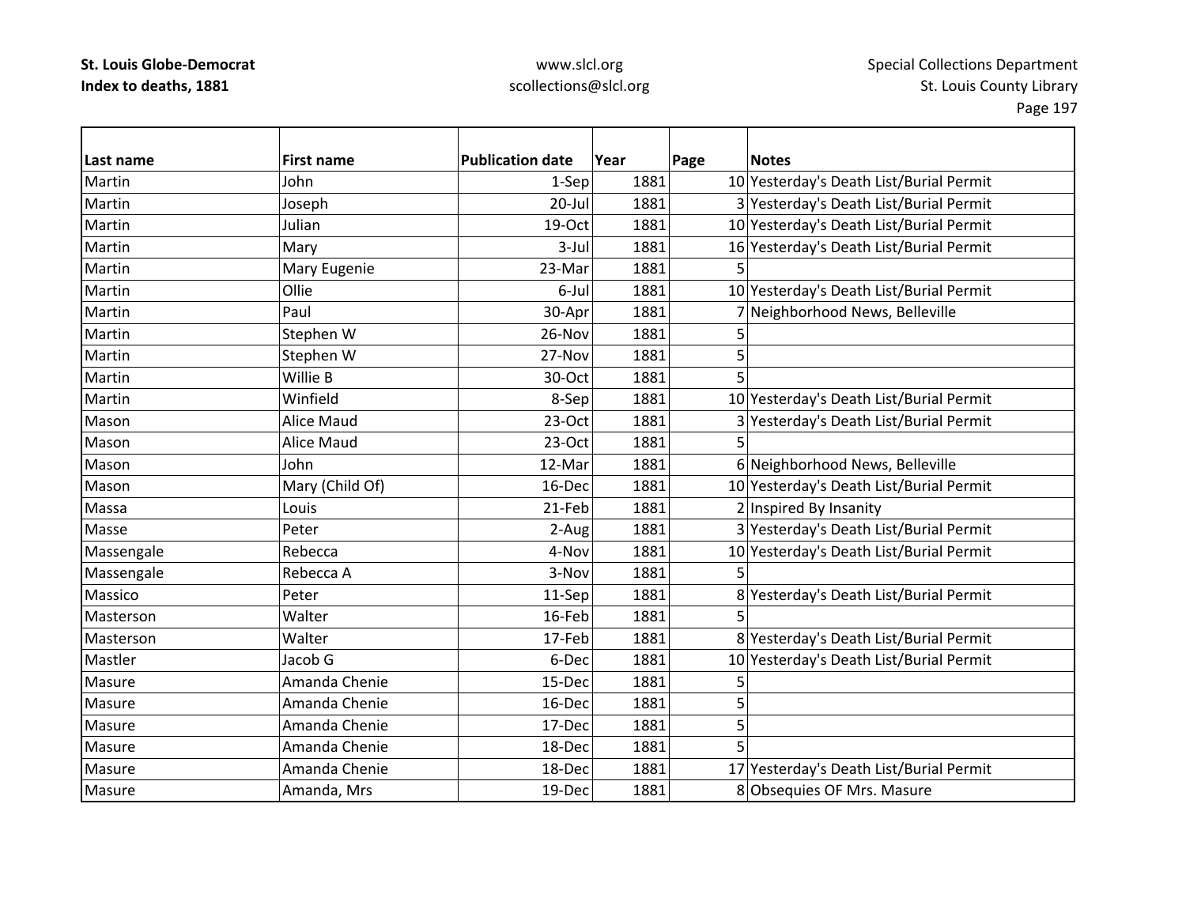**St. Louis Globe-Democrat**
**Index to deaths, 1881**

www.slcl.org
scollections@slcl.org

Special Collections Department
St. Louis County Library

| Last name | First name | Publication date | Year | Page | Notes |
|---|---|---|---|---|---|
| Martin | John | 1-Sep | 1881 | 10 | Yesterday's Death List/Burial Permit |
| Martin | Joseph | 20-Jul | 1881 | 3 | Yesterday's Death List/Burial Permit |
| Martin | Julian | 19-Oct | 1881 | 10 | Yesterday's Death List/Burial Permit |
| Martin | Mary | 3-Jul | 1881 | 16 | Yesterday's Death List/Burial Permit |
| Martin | Mary Eugenie | 23-Mar | 1881 | 5 | |
| Martin | Ollie | 6-Jul | 1881 | 10 | Yesterday's Death List/Burial Permit |
| Martin | Paul | 30-Apr | 1881 | 7 | Neighborhood News, Belleville |
| Martin | Stephen W | 26-Nov | 1881 | 5 | |
| Martin | Stephen W | 27-Nov | 1881 | 5 | |
| Martin | Willie B | 30-Oct | 1881 | 5 | |
| Martin | Winfield | 8-Sep | 1881 | 10 | Yesterday's Death List/Burial Permit |
| Mason | Alice Maud | 23-Oct | 1881 | 3 | Yesterday's Death List/Burial Permit |
| Mason | Alice Maud | 23-Oct | 1881 | 5 | |
| Mason | John | 12-Mar | 1881 | 6 | Neighborhood News, Belleville |
| Mason | Mary (Child Of) | 16-Dec | 1881 | 10 | Yesterday's Death List/Burial Permit |
| Massa | Louis | 21-Feb | 1881 | 2 | Inspired By Insanity |
| Masse | Peter | 2-Aug | 1881 | 3 | Yesterday's Death List/Burial Permit |
| Massengale | Rebecca | 4-Nov | 1881 | 10 | Yesterday's Death List/Burial Permit |
| Massengale | Rebecca A | 3-Nov | 1881 | 5 | |
| Massico | Peter | 11-Sep | 1881 | 8 | Yesterday's Death List/Burial Permit |
| Masterson | Walter | 16-Feb | 1881 | 5 | |
| Masterson | Walter | 17-Feb | 1881 | 8 | Yesterday's Death List/Burial Permit |
| Mastler | Jacob G | 6-Dec | 1881 | 10 | Yesterday's Death List/Burial Permit |
| Masure | Amanda Chenie | 15-Dec | 1881 | 5 | |
| Masure | Amanda Chenie | 16-Dec | 1881 | 5 | |
| Masure | Amanda Chenie | 17-Dec | 1881 | 5 | |
| Masure | Amanda Chenie | 18-Dec | 1881 | 5 | |
| Masure | Amanda Chenie | 18-Dec | 1881 | 17 | Yesterday's Death List/Burial Permit |
| Masure | Amanda, Mrs | 19-Dec | 1881 | 8 | Obsequies OF Mrs. Masure |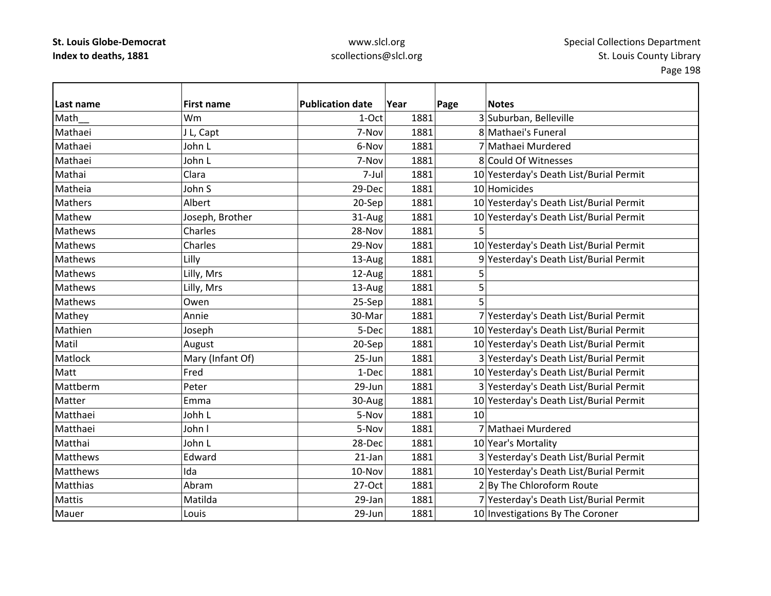**St. Louis Globe-Democrat**
**Index to deaths, 1881**

www.slcl.org
scollections@slcl.org

Special Collections Department
St. Louis County Library

| Last name | First name | Publication date | Year | Page | Notes |
|---|---|---|---|---|---|
| Math__ | Wm | 1-Oct | 1881 | 3 | Suburban, Belleville |
| Mathaei | J L, Capt | 7-Nov | 1881 | 8 | Mathaei's Funeral |
| Mathaei | John L | 6-Nov | 1881 | 7 | Mathaei Murdered |
| Mathaei | John L | 7-Nov | 1881 | 8 | Could Of Witnesses |
| Mathai | Clara | 7-Jul | 1881 | 10 | Yesterday's Death List/Burial Permit |
| Matheia | John S | 29-Dec | 1881 | 10 | Homicides |
| Mathers | Albert | 20-Sep | 1881 | 10 | Yesterday's Death List/Burial Permit |
| Mathew | Joseph, Brother | 31-Aug | 1881 | 10 | Yesterday's Death List/Burial Permit |
| Mathews | Charles | 28-Nov | 1881 | 5 | |
| Mathews | Charles | 29-Nov | 1881 | 10 | Yesterday's Death List/Burial Permit |
| Mathews | Lilly | 13-Aug | 1881 | 9 | Yesterday's Death List/Burial Permit |
| Mathews | Lilly, Mrs | 12-Aug | 1881 | 5 | |
| Mathews | Lilly, Mrs | 13-Aug | 1881 | 5 | |
| Mathews | Owen | 25-Sep | 1881 | 5 | |
| Mathey | Annie | 30-Mar | 1881 | 7 | Yesterday's Death List/Burial Permit |
| Mathien | Joseph | 5-Dec | 1881 | 10 | Yesterday's Death List/Burial Permit |
| Matil | August | 20-Sep | 1881 | 10 | Yesterday's Death List/Burial Permit |
| Matlock | Mary (Infant Of) | 25-Jun | 1881 | 3 | Yesterday's Death List/Burial Permit |
| Matt | Fred | 1-Dec | 1881 | 10 | Yesterday's Death List/Burial Permit |
| Mattberm | Peter | 29-Jun | 1881 | 3 | Yesterday's Death List/Burial Permit |
| Matter | Emma | 30-Aug | 1881 | 10 | Yesterday's Death List/Burial Permit |
| Matthaei | Johh L | 5-Nov | 1881 | 10 | |
| Matthaei | John l | 5-Nov | 1881 | 7 | Mathaei Murdered |
| Matthai | John L | 28-Dec | 1881 | 10 | Year's Mortality |
| Matthews | Edward | 21-Jan | 1881 | 3 | Yesterday's Death List/Burial Permit |
| Matthews | Ida | 10-Nov | 1881 | 10 | Yesterday's Death List/Burial Permit |
| Matthias | Abram | 27-Oct | 1881 | 2 | By The Chloroform Route |
| Mattis | Matilda | 29-Jan | 1881 | 7 | Yesterday's Death List/Burial Permit |
| Mauer | Louis | 29-Jun | 1881 | 10 | Investigations By The Coroner |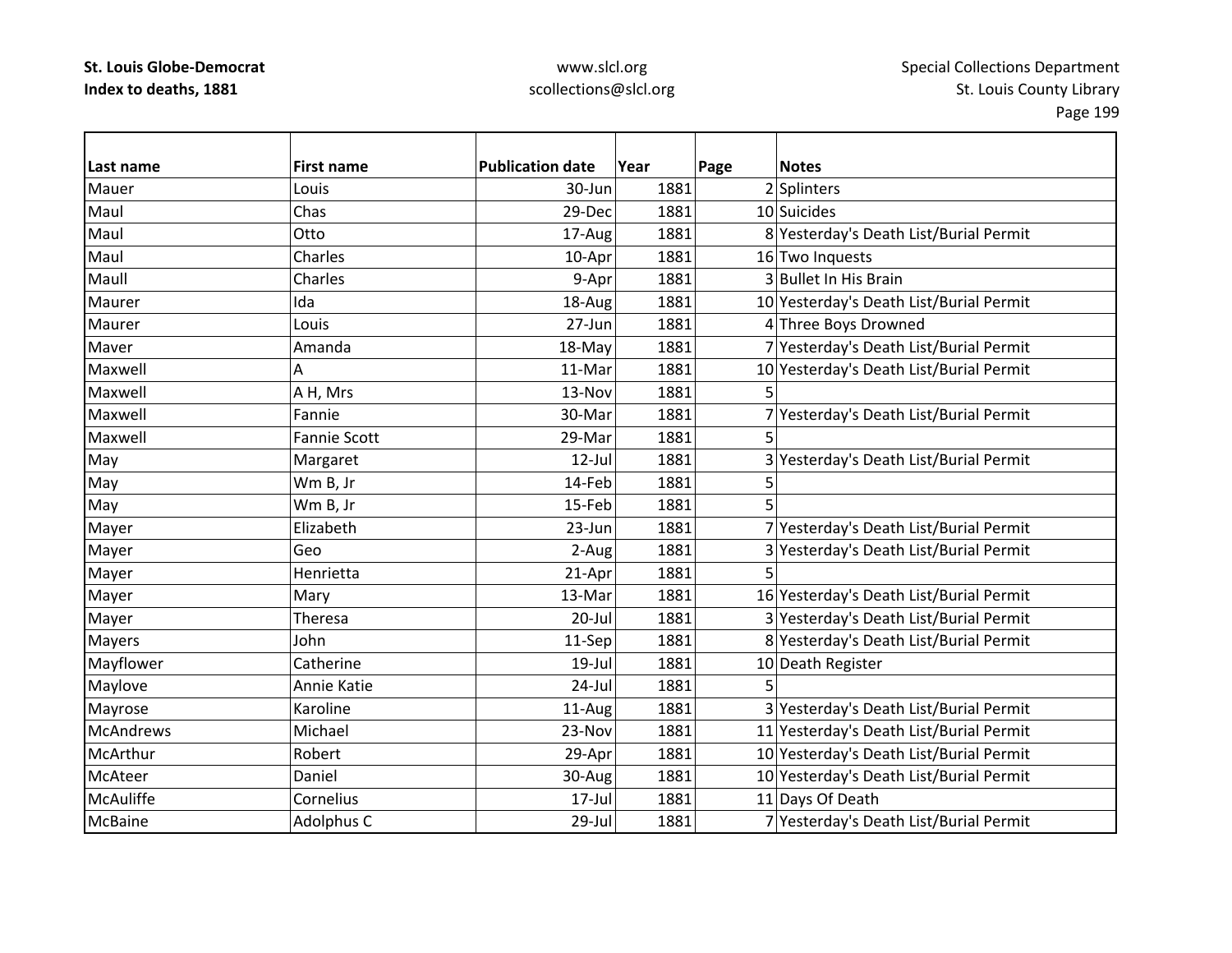**St. Louis Globe-Democrat**
**Index to deaths, 1881**

www.slcl.org
scollections@slcl.org

Special Collections Department
St. Louis County Library

| Last name | First name | Publication date | Year | Page | Notes |
|---|---|---|---|---|---|
| Mauer | Louis | 30-Jun | 1881 | 2 | Splinters |
| Maul | Chas | 29-Dec | 1881 | 10 | Suicides |
| Maul | Otto | 17-Aug | 1881 | 8 | Yesterday's Death List/Burial Permit |
| Maul | Charles | 10-Apr | 1881 | 16 | Two Inquests |
| Maull | Charles | 9-Apr | 1881 | 3 | Bullet In His Brain |
| Maurer | Ida | 18-Aug | 1881 | 10 | Yesterday's Death List/Burial Permit |
| Maurer | Louis | 27-Jun | 1881 | 4 | Three Boys Drowned |
| Maver | Amanda | 18-May | 1881 | 7 | Yesterday's Death List/Burial Permit |
| Maxwell | A | 11-Mar | 1881 | 10 | Yesterday's Death List/Burial Permit |
| Maxwell | A H, Mrs | 13-Nov | 1881 | 5 | |
| Maxwell | Fannie | 30-Mar | 1881 | 7 | Yesterday's Death List/Burial Permit |
| Maxwell | Fannie Scott | 29-Mar | 1881 | 5 | |
| May | Margaret | 12-Jul | 1881 | 3 | Yesterday's Death List/Burial Permit |
| May | Wm B, Jr | 14-Feb | 1881 | 5 | |
| May | Wm B, Jr | 15-Feb | 1881 | 5 | |
| Mayer | Elizabeth | 23-Jun | 1881 | 7 | Yesterday's Death List/Burial Permit |
| Mayer | Geo | 2-Aug | 1881 | 3 | Yesterday's Death List/Burial Permit |
| Mayer | Henrietta | 21-Apr | 1881 | 5 | |
| Mayer | Mary | 13-Mar | 1881 | 16 | Yesterday's Death List/Burial Permit |
| Mayer | Theresa | 20-Jul | 1881 | 3 | Yesterday's Death List/Burial Permit |
| Mayers | John | 11-Sep | 1881 | 8 | Yesterday's Death List/Burial Permit |
| Mayflower | Catherine | 19-Jul | 1881 | 10 | Death Register |
| Maylove | Annie Katie | 24-Jul | 1881 | 5 | |
| Mayrose | Karoline | 11-Aug | 1881 | 3 | Yesterday's Death List/Burial Permit |
| McAndrews | Michael | 23-Nov | 1881 | 11 | Yesterday's Death List/Burial Permit |
| McArthur | Robert | 29-Apr | 1881 | 10 | Yesterday's Death List/Burial Permit |
| McAteer | Daniel | 30-Aug | 1881 | 10 | Yesterday's Death List/Burial Permit |
| McAuliffe | Cornelius | 17-Jul | 1881 | 11 | Days Of Death |
| McBaine | Adolphus C | 29-Jul | 1881 | 7 | Yesterday's Death List/Burial Permit |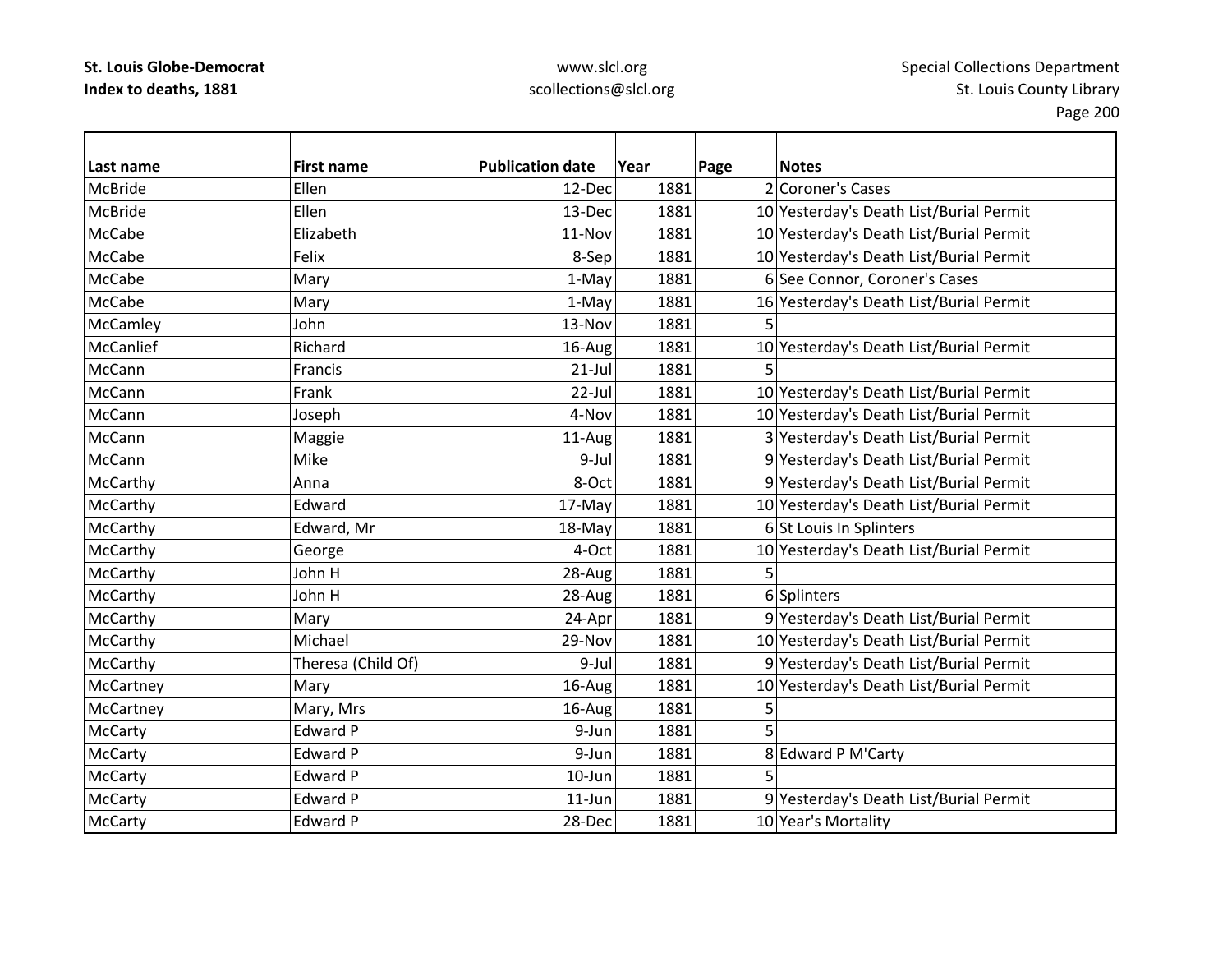| Last name | First name | Publication date | Year | Page | Notes |
|---|---|---|---|---|---|
| McBride | Ellen | 12-Dec | 1881 | 2 | Coroner's Cases |
| McBride | Ellen | 13-Dec | 1881 | 10 | Yesterday's Death List/Burial Permit |
| McCabe | Elizabeth | 11-Nov | 1881 | 10 | Yesterday's Death List/Burial Permit |
| McCabe | Felix | 8-Sep | 1881 | 10 | Yesterday's Death List/Burial Permit |
| McCabe | Mary | 1-May | 1881 | 6 | See Connor, Coroner's Cases |
| McCabe | Mary | 1-May | 1881 | 16 | Yesterday's Death List/Burial Permit |
| McCamley | John | 13-Nov | 1881 | 5 | |
| McCanlief | Richard | 16-Aug | 1881 | 10 | Yesterday's Death List/Burial Permit |
| McCann | Francis | 21-Jul | 1881 | 5 | |
| McCann | Frank | 22-Jul | 1881 | 10 | Yesterday's Death List/Burial Permit |
| McCann | Joseph | 4-Nov | 1881 | 10 | Yesterday's Death List/Burial Permit |
| McCann | Maggie | 11-Aug | 1881 | 3 | Yesterday's Death List/Burial Permit |
| McCann | Mike | 9-Jul | 1881 | 9 | Yesterday's Death List/Burial Permit |
| McCarthy | Anna | 8-Oct | 1881 | 9 | Yesterday's Death List/Burial Permit |
| McCarthy | Edward | 17-May | 1881 | 10 | Yesterday's Death List/Burial Permit |
| McCarthy | Edward, Mr | 18-May | 1881 | 6 | St Louis In Splinters |
| McCarthy | George | 4-Oct | 1881 | 10 | Yesterday's Death List/Burial Permit |
| McCarthy | John H | 28-Aug | 1881 | 5 | |
| McCarthy | John H | 28-Aug | 1881 | 6 | Splinters |
| McCarthy | Mary | 24-Apr | 1881 | 9 | Yesterday's Death List/Burial Permit |
| McCarthy | Michael | 29-Nov | 1881 | 10 | Yesterday's Death List/Burial Permit |
| McCarthy | Theresa (Child Of) | 9-Jul | 1881 | 9 | Yesterday's Death List/Burial Permit |
| McCartney | Mary | 16-Aug | 1881 | 10 | Yesterday's Death List/Burial Permit |
| McCartney | Mary, Mrs | 16-Aug | 1881 | 5 | |
| McCarty | Edward P | 9-Jun | 1881 | 5 | |
| McCarty | Edward P | 9-Jun | 1881 | 8 | Edward P M'Carty |
| McCarty | Edward P | 10-Jun | 1881 | 5 | |
| McCarty | Edward P | 11-Jun | 1881 | 9 | Yesterday's Death List/Burial Permit |
| McCarty | Edward P | 28-Dec | 1881 | 10 | Year's Mortality |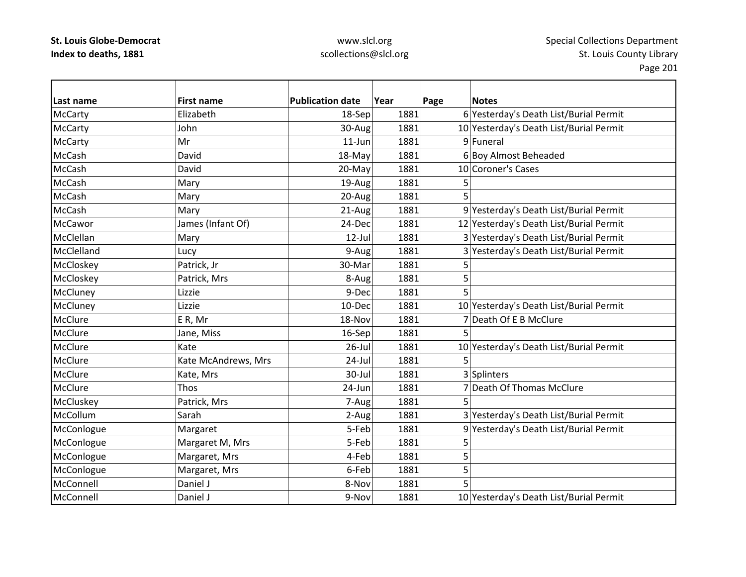| Last name | First name | Publication date | Year | Page | Notes |
|---|---|---|---|---|---|
| McCarty | Elizabeth | 18-Sep | 1881 | 6 | Yesterday's Death List/Burial Permit |
| McCarty | John | 30-Aug | 1881 | 10 | Yesterday's Death List/Burial Permit |
| McCarty | Mr | 11-Jun | 1881 | 9 | Funeral |
| McCash | David | 18-May | 1881 | 6 | Boy Almost Beheaded |
| McCash | David | 20-May | 1881 | 10 | Coroner's Cases |
| McCash | Mary | 19-Aug | 1881 | 5 | |
| McCash | Mary | 20-Aug | 1881 | 5 | |
| McCash | Mary | 21-Aug | 1881 | 9 | Yesterday's Death List/Burial Permit |
| McCawor | James (Infant Of) | 24-Dec | 1881 | 12 | Yesterday's Death List/Burial Permit |
| McClellan | Mary | 12-Jul | 1881 | 3 | Yesterday's Death List/Burial Permit |
| McClelland | Lucy | 9-Aug | 1881 | 3 | Yesterday's Death List/Burial Permit |
| McCloskey | Patrick, Jr | 30-Mar | 1881 | 5 | |
| McCloskey | Patrick, Mrs | 8-Aug | 1881 | 5 | |
| McCluney | Lizzie | 9-Dec | 1881 | 5 | |
| McCluney | Lizzie | 10-Dec | 1881 | 10 | Yesterday's Death List/Burial Permit |
| McClure | E R, Mr | 18-Nov | 1881 | 7 | Death Of E B McClure |
| McClure | Jane, Miss | 16-Sep | 1881 | 5 | |
| McClure | Kate | 26-Jul | 1881 | 10 | Yesterday's Death List/Burial Permit |
| McClure | Kate McAndrews, Mrs | 24-Jul | 1881 | 5 | |
| McClure | Kate, Mrs | 30-Jul | 1881 | 3 | Splinters |
| McClure | Thos | 24-Jun | 1881 | 7 | Death Of Thomas McClure |
| McCluskey | Patrick, Mrs | 7-Aug | 1881 | 5 | |
| McCollum | Sarah | 2-Aug | 1881 | 3 | Yesterday's Death List/Burial Permit |
| McConlogue | Margaret | 5-Feb | 1881 | 9 | Yesterday's Death List/Burial Permit |
| McConlogue | Margaret M, Mrs | 5-Feb | 1881 | 5 | |
| McConlogue | Margaret, Mrs | 4-Feb | 1881 | 5 | |
| McConlogue | Margaret, Mrs | 6-Feb | 1881 | 5 | |
| McConnell | Daniel J | 8-Nov | 1881 | 5 | |
| McConnell | Daniel J | 9-Nov | 1881 | 10 | Yesterday's Death List/Burial Permit |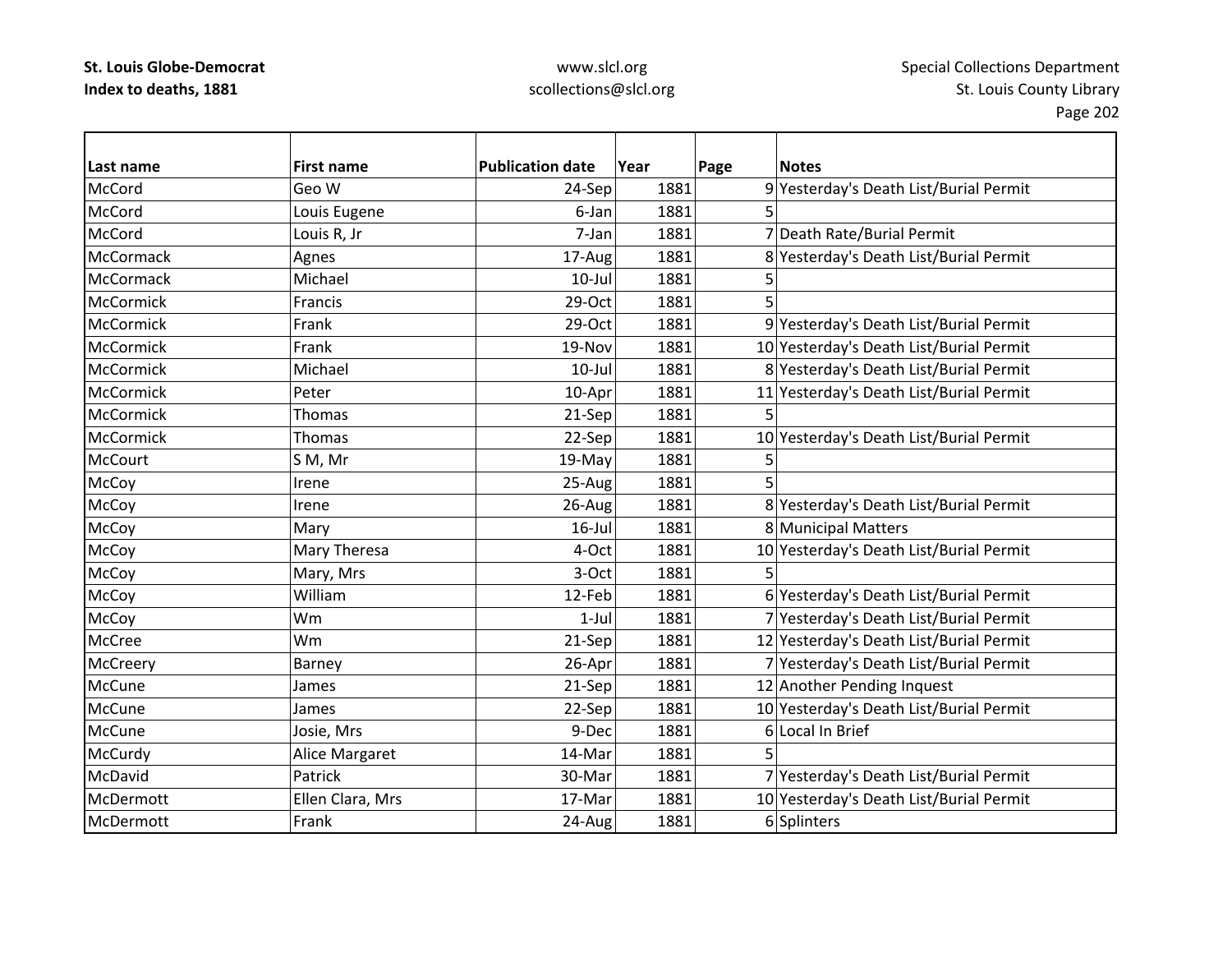| Last name | First name | Publication date | Year | Page | Notes |
|---|---|---|---|---|---|
| McCord | Geo W | 24-Sep | 1881 | 9 | Yesterday's Death List/Burial Permit |
| McCord | Louis Eugene | 6-Jan | 1881 | 5 | |
| McCord | Louis R, Jr | 7-Jan | 1881 | 7 | Death Rate/Burial Permit |
| McCormack | Agnes | 17-Aug | 1881 | 8 | Yesterday's Death List/Burial Permit |
| McCormack | Michael | 10-Jul | 1881 | 5 | |
| McCormick | Francis | 29-Oct | 1881 | 5 | |
| McCormick | Frank | 29-Oct | 1881 | 9 | Yesterday's Death List/Burial Permit |
| McCormick | Frank | 19-Nov | 1881 | 10 | Yesterday's Death List/Burial Permit |
| McCormick | Michael | 10-Jul | 1881 | 8 | Yesterday's Death List/Burial Permit |
| McCormick | Peter | 10-Apr | 1881 | 11 | Yesterday's Death List/Burial Permit |
| McCormick | Thomas | 21-Sep | 1881 | 5 | |
| McCormick | Thomas | 22-Sep | 1881 | 10 | Yesterday's Death List/Burial Permit |
| McCourt | S M, Mr | 19-May | 1881 | 5 | |
| McCoy | Irene | 25-Aug | 1881 | 5 | |
| McCoy | Irene | 26-Aug | 1881 | 8 | Yesterday's Death List/Burial Permit |
| McCoy | Mary | 16-Jul | 1881 | 8 | Municipal Matters |
| McCoy | Mary Theresa | 4-Oct | 1881 | 10 | Yesterday's Death List/Burial Permit |
| McCoy | Mary, Mrs | 3-Oct | 1881 | 5 | |
| McCoy | William | 12-Feb | 1881 | 6 | Yesterday's Death List/Burial Permit |
| McCoy | Wm | 1-Jul | 1881 | 7 | Yesterday's Death List/Burial Permit |
| McCree | Wm | 21-Sep | 1881 | 12 | Yesterday's Death List/Burial Permit |
| McCreery | Barney | 26-Apr | 1881 | 7 | Yesterday's Death List/Burial Permit |
| McCune | James | 21-Sep | 1881 | 12 | Another Pending Inquest |
| McCune | James | 22-Sep | 1881 | 10 | Yesterday's Death List/Burial Permit |
| McCune | Josie, Mrs | 9-Dec | 1881 | 6 | Local In Brief |
| McCurdy | Alice Margaret | 14-Mar | 1881 | 5 | |
| McDavid | Patrick | 30-Mar | 1881 | 7 | Yesterday's Death List/Burial Permit |
| McDermott | Ellen Clara, Mrs | 17-Mar | 1881 | 10 | Yesterday's Death List/Burial Permit |
| McDermott | Frank | 24-Aug | 1881 | 6 | Splinters |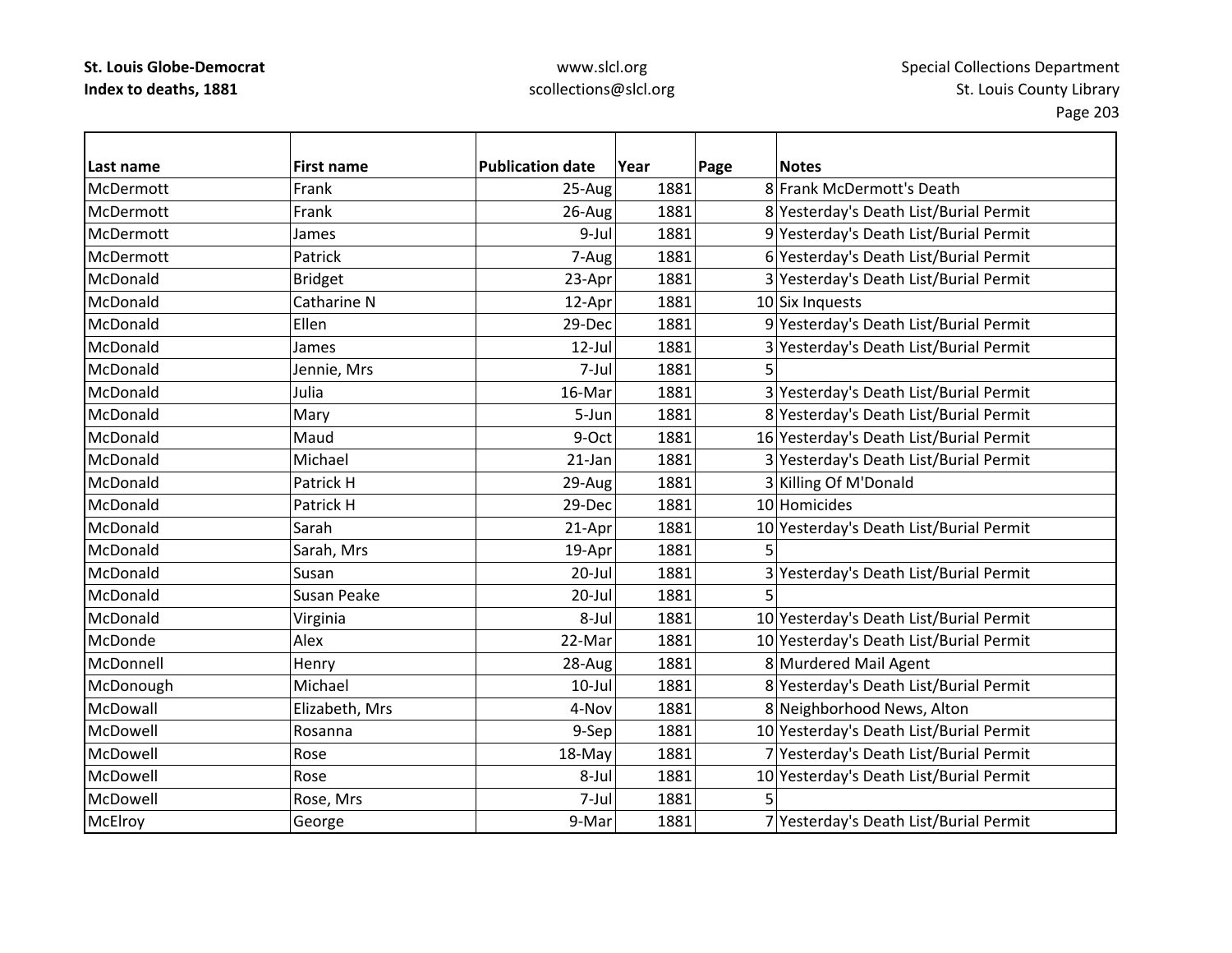| Last name | First name | Publication date | Year | Page | Notes |
|---|---|---|---|---|---|
| McDermott | Frank | 25-Aug | 1881 | 8 | Frank McDermott's Death |
| McDermott | Frank | 26-Aug | 1881 | 8 | Yesterday's Death List/Burial Permit |
| McDermott | James | 9-Jul | 1881 | 9 | Yesterday's Death List/Burial Permit |
| McDermott | Patrick | 7-Aug | 1881 | 6 | Yesterday's Death List/Burial Permit |
| McDonald | Bridget | 23-Apr | 1881 | 3 | Yesterday's Death List/Burial Permit |
| McDonald | Catharine N | 12-Apr | 1881 | 10 | Six Inquests |
| McDonald | Ellen | 29-Dec | 1881 | 9 | Yesterday's Death List/Burial Permit |
| McDonald | James | 12-Jul | 1881 | 3 | Yesterday's Death List/Burial Permit |
| McDonald | Jennie, Mrs | 7-Jul | 1881 | 5 | |
| McDonald | Julia | 16-Mar | 1881 | 3 | Yesterday's Death List/Burial Permit |
| McDonald | Mary | 5-Jun | 1881 | 8 | Yesterday's Death List/Burial Permit |
| McDonald | Maud | 9-Oct | 1881 | 16 | Yesterday's Death List/Burial Permit |
| McDonald | Michael | 21-Jan | 1881 | 3 | Yesterday's Death List/Burial Permit |
| McDonald | Patrick H | 29-Aug | 1881 | 3 | Killing Of M'Donald |
| McDonald | Patrick H | 29-Dec | 1881 | 10 | Homicides |
| McDonald | Sarah | 21-Apr | 1881 | 10 | Yesterday's Death List/Burial Permit |
| McDonald | Sarah, Mrs | 19-Apr | 1881 | 5 | |
| McDonald | Susan | 20-Jul | 1881 | 3 | Yesterday's Death List/Burial Permit |
| McDonald | Susan Peake | 20-Jul | 1881 | 5 | |
| McDonald | Virginia | 8-Jul | 1881 | 10 | Yesterday's Death List/Burial Permit |
| McDonde | Alex | 22-Mar | 1881 | 10 | Yesterday's Death List/Burial Permit |
| McDonnell | Henry | 28-Aug | 1881 | 8 | Murdered Mail Agent |
| McDonough | Michael | 10-Jul | 1881 | 8 | Yesterday's Death List/Burial Permit |
| McDowall | Elizabeth, Mrs | 4-Nov | 1881 | 8 | Neighborhood News, Alton |
| McDowell | Rosanna | 9-Sep | 1881 | 10 | Yesterday's Death List/Burial Permit |
| McDowell | Rose | 18-May | 1881 | 7 | Yesterday's Death List/Burial Permit |
| McDowell | Rose | 8-Jul | 1881 | 10 | Yesterday's Death List/Burial Permit |
| McDowell | Rose, Mrs | 7-Jul | 1881 | 5 | |
| McElroy | George | 9-Mar | 1881 | 7 | Yesterday's Death List/Burial Permit |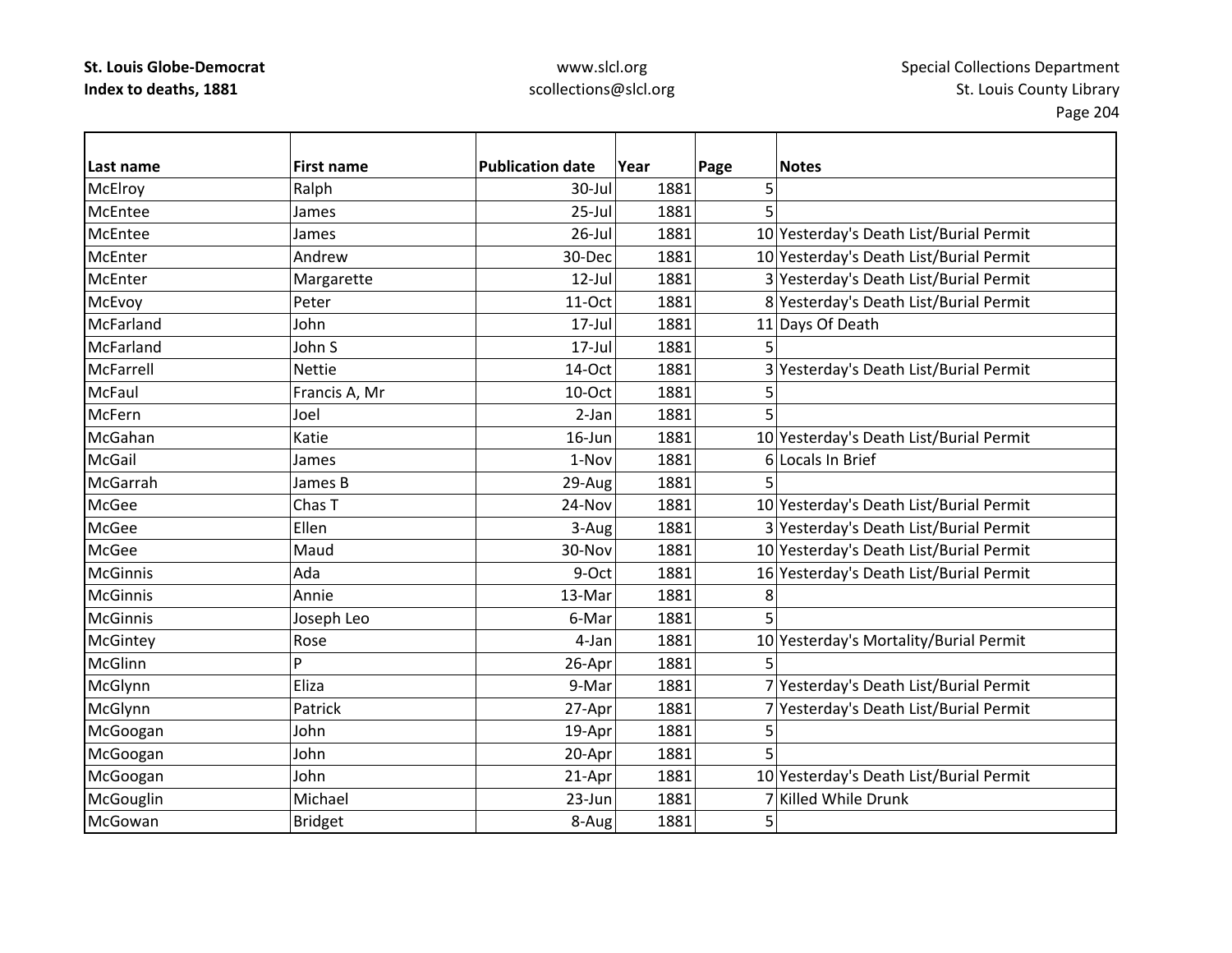**St. Louis Globe-Democrat**
**Index to deaths, 1881**

www.slcl.org
scollections@slcl.org

Special Collections Department
St. Louis County Library

| Last name | First name | Publication date | Year | Page | Notes |
|---|---|---|---|---|---|
| McElroy | Ralph | 30-Jul | 1881 | 5 | |
| McEntee | James | 25-Jul | 1881 | 5 | |
| McEntee | James | 26-Jul | 1881 | 10 | Yesterday's Death List/Burial Permit |
| McEnter | Andrew | 30-Dec | 1881 | 10 | Yesterday's Death List/Burial Permit |
| McEnter | Margarette | 12-Jul | 1881 | 3 | Yesterday's Death List/Burial Permit |
| McEvoy | Peter | 11-Oct | 1881 | 8 | Yesterday's Death List/Burial Permit |
| McFarland | John | 17-Jul | 1881 | 11 | Days Of Death |
| McFarland | John S | 17-Jul | 1881 | 5 | |
| McFarrell | Nettie | 14-Oct | 1881 | 3 | Yesterday's Death List/Burial Permit |
| McFaul | Francis A, Mr | 10-Oct | 1881 | 5 | |
| McFern | Joel | 2-Jan | 1881 | 5 | |
| McGahan | Katie | 16-Jun | 1881 | 10 | Yesterday's Death List/Burial Permit |
| McGail | James | 1-Nov | 1881 | 6 | Locals In Brief |
| McGarrah | James B | 29-Aug | 1881 | 5 | |
| McGee | Chas T | 24-Nov | 1881 | 10 | Yesterday's Death List/Burial Permit |
| McGee | Ellen | 3-Aug | 1881 | 3 | Yesterday's Death List/Burial Permit |
| McGee | Maud | 30-Nov | 1881 | 10 | Yesterday's Death List/Burial Permit |
| McGinnis | Ada | 9-Oct | 1881 | 16 | Yesterday's Death List/Burial Permit |
| McGinnis | Annie | 13-Mar | 1881 | 8 | |
| McGinnis | Joseph Leo | 6-Mar | 1881 | 5 | |
| McGintey | Rose | 4-Jan | 1881 | 10 | Yesterday's Mortality/Burial Permit |
| McGlinn | P | 26-Apr | 1881 | 5 | |
| McGlynn | Eliza | 9-Mar | 1881 | 7 | Yesterday's Death List/Burial Permit |
| McGlynn | Patrick | 27-Apr | 1881 | 7 | Yesterday's Death List/Burial Permit |
| McGoogan | John | 19-Apr | 1881 | 5 | |
| McGoogan | John | 20-Apr | 1881 | 5 | |
| McGoogan | John | 21-Apr | 1881 | 10 | Yesterday's Death List/Burial Permit |
| McGouglin | Michael | 23-Jun | 1881 | 7 | Killed While Drunk |
| McGowan | Bridget | 8-Aug | 1881 | 5 | |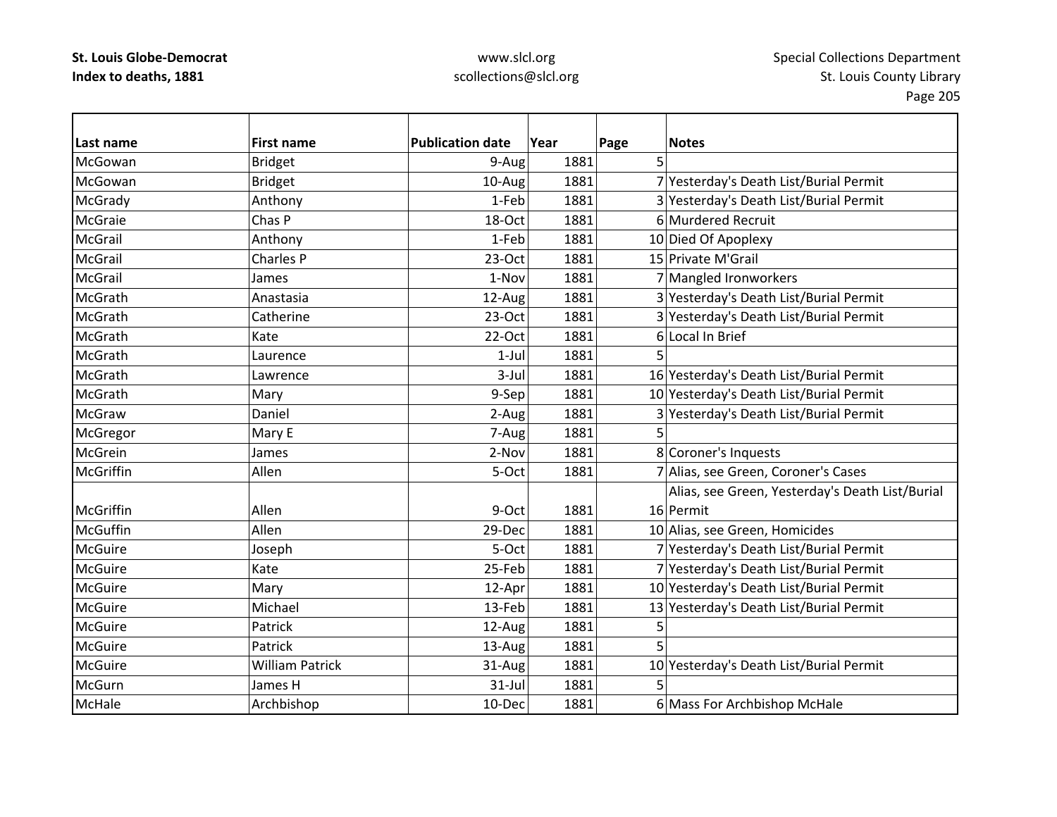**St. Louis Globe-Democrat**
**Index to deaths, 1881**

www.slcl.org
scollections@slcl.org

Special Collections Department
St. Louis County Library

| Last name | First name | Publication date | Year | Page | Notes |
|---|---|---|---|---|---|
| McGowan | Bridget | 9-Aug | 1881 | 5 | |
| McGowan | Bridget | 10-Aug | 1881 | 7 | Yesterday's Death List/Burial Permit |
| McGrady | Anthony | 1-Feb | 1881 | 3 | Yesterday's Death List/Burial Permit |
| McGraie | Chas P | 18-Oct | 1881 | 6 | Murdered Recruit |
| McGrail | Anthony | 1-Feb | 1881 | 10 | Died Of Apoplexy |
| McGrail | Charles P | 23-Oct | 1881 | 15 | Private M'Grail |
| McGrail | James | 1-Nov | 1881 | 7 | Mangled Ironworkers |
| McGrath | Anastasia | 12-Aug | 1881 | 3 | Yesterday's Death List/Burial Permit |
| McGrath | Catherine | 23-Oct | 1881 | 3 | Yesterday's Death List/Burial Permit |
| McGrath | Kate | 22-Oct | 1881 | 6 | Local In Brief |
| McGrath | Laurence | 1-Jul | 1881 | 5 | |
| McGrath | Lawrence | 3-Jul | 1881 | 16 | Yesterday's Death List/Burial Permit |
| McGrath | Mary | 9-Sep | 1881 | 10 | Yesterday's Death List/Burial Permit |
| McGraw | Daniel | 2-Aug | 1881 | 3 | Yesterday's Death List/Burial Permit |
| McGregor | Mary E | 7-Aug | 1881 | 5 | |
| McGrein | James | 2-Nov | 1881 | 8 | Coroner's Inquests |
| McGriffin | Allen | 5-Oct | 1881 | 7 | Alias, see Green, Coroner's Cases |
| McGriffin | Allen | 9-Oct | 1881 | 16 | Alias, see Green, Yesterday's Death List/Burial Permit |
| McGuffin | Allen | 29-Dec | 1881 | 10 | Alias, see Green, Homicides |
| McGuire | Joseph | 5-Oct | 1881 | 7 | Yesterday's Death List/Burial Permit |
| McGuire | Kate | 25-Feb | 1881 | 7 | Yesterday's Death List/Burial Permit |
| McGuire | Mary | 12-Apr | 1881 | 10 | Yesterday's Death List/Burial Permit |
| McGuire | Michael | 13-Feb | 1881 | 13 | Yesterday's Death List/Burial Permit |
| McGuire | Patrick | 12-Aug | 1881 | 5 | |
| McGuire | Patrick | 13-Aug | 1881 | 5 | |
| McGuire | William Patrick | 31-Aug | 1881 | 10 | Yesterday's Death List/Burial Permit |
| McGurn | James H | 31-Jul | 1881 | 5 | |
| McHale | Archbishop | 10-Dec | 1881 | 6 | Mass For Archbishop McHale |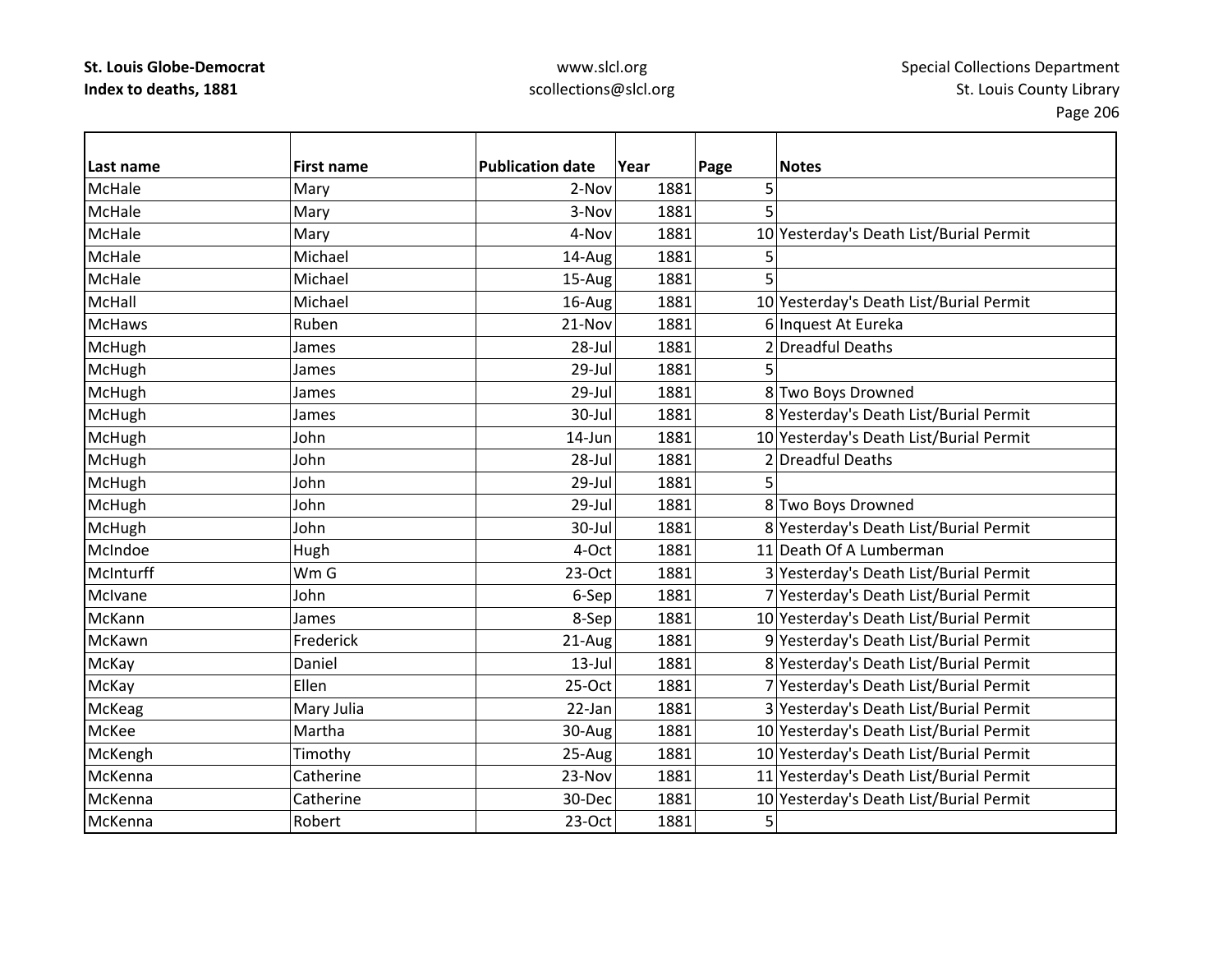| Last name | First name | Publication date | Year | Page | Notes |
|---|---|---|---|---|---|
| McHale | Mary | 2-Nov | 1881 | 5 | |
| McHale | Mary | 3-Nov | 1881 | 5 | |
| McHale | Mary | 4-Nov | 1881 | 10 | Yesterday's Death List/Burial Permit |
| McHale | Michael | 14-Aug | 1881 | 5 | |
| McHale | Michael | 15-Aug | 1881 | 5 | |
| McHall | Michael | 16-Aug | 1881 | 10 | Yesterday's Death List/Burial Permit |
| McHaws | Ruben | 21-Nov | 1881 | 6 | Inquest At Eureka |
| McHugh | James | 28-Jul | 1881 | 2 | Dreadful Deaths |
| McHugh | James | 29-Jul | 1881 | 5 | |
| McHugh | James | 29-Jul | 1881 | 8 | Two Boys Drowned |
| McHugh | James | 30-Jul | 1881 | 8 | Yesterday's Death List/Burial Permit |
| McHugh | John | 14-Jun | 1881 | 10 | Yesterday's Death List/Burial Permit |
| McHugh | John | 28-Jul | 1881 | 2 | Dreadful Deaths |
| McHugh | John | 29-Jul | 1881 | 5 | |
| McHugh | John | 29-Jul | 1881 | 8 | Two Boys Drowned |
| McHugh | John | 30-Jul | 1881 | 8 | Yesterday's Death List/Burial Permit |
| McIndoe | Hugh | 4-Oct | 1881 | 11 | Death Of A Lumberman |
| McInturff | Wm G | 23-Oct | 1881 | 3 | Yesterday's Death List/Burial Permit |
| McIvane | John | 6-Sep | 1881 | 7 | Yesterday's Death List/Burial Permit |
| McKann | James | 8-Sep | 1881 | 10 | Yesterday's Death List/Burial Permit |
| McKawn | Frederick | 21-Aug | 1881 | 9 | Yesterday's Death List/Burial Permit |
| McKay | Daniel | 13-Jul | 1881 | 8 | Yesterday's Death List/Burial Permit |
| McKay | Ellen | 25-Oct | 1881 | 7 | Yesterday's Death List/Burial Permit |
| McKeag | Mary Julia | 22-Jan | 1881 | 3 | Yesterday's Death List/Burial Permit |
| McKee | Martha | 30-Aug | 1881 | 10 | Yesterday's Death List/Burial Permit |
| McKengh | Timothy | 25-Aug | 1881 | 10 | Yesterday's Death List/Burial Permit |
| McKenna | Catherine | 23-Nov | 1881 | 11 | Yesterday's Death List/Burial Permit |
| McKenna | Catherine | 30-Dec | 1881 | 10 | Yesterday's Death List/Burial Permit |
| McKenna | Robert | 23-Oct | 1881 | 5 | |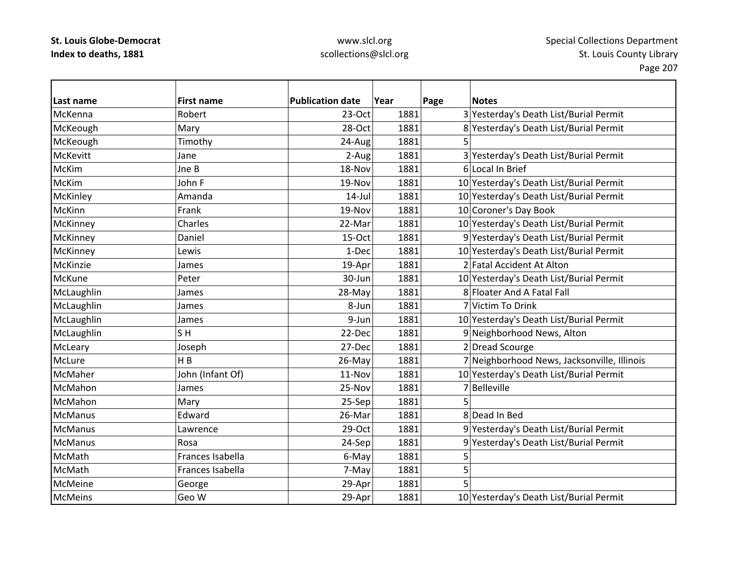| Last name | First name | Publication date | Year | Page | Notes |
|---|---|---|---|---|---|
| McKenna | Robert | 23-Oct | 1881 | 3 | Yesterday's Death List/Burial Permit |
| McKeough | Mary | 28-Oct | 1881 | 8 | Yesterday's Death List/Burial Permit |
| McKeough | Timothy | 24-Aug | 1881 | 5 | |
| McKevitt | Jane | 2-Aug | 1881 | 3 | Yesterday's Death List/Burial Permit |
| McKim | Jne B | 18-Nov | 1881 | 6 | Local In Brief |
| McKim | John F | 19-Nov | 1881 | 10 | Yesterday's Death List/Burial Permit |
| McKinley | Amanda | 14-Jul | 1881 | 10 | Yesterday's Death List/Burial Permit |
| McKinn | Frank | 19-Nov | 1881 | 10 | Coroner's Day Book |
| McKinney | Charles | 22-Mar | 1881 | 10 | Yesterday's Death List/Burial Permit |
| McKinney | Daniel | 15-Oct | 1881 | 9 | Yesterday's Death List/Burial Permit |
| McKinney | Lewis | 1-Dec | 1881 | 10 | Yesterday's Death List/Burial Permit |
| McKinzie | James | 19-Apr | 1881 | 2 | Fatal Accident At Alton |
| McKune | Peter | 30-Jun | 1881 | 10 | Yesterday's Death List/Burial Permit |
| McLaughlin | James | 28-May | 1881 | 8 | Floater And A Fatal Fall |
| McLaughlin | James | 8-Jun | 1881 | 7 | Victim To Drink |
| McLaughlin | James | 9-Jun | 1881 | 10 | Yesterday's Death List/Burial Permit |
| McLaughlin | S H | 22-Dec | 1881 | 9 | Neighborhood News, Alton |
| McLeary | Joseph | 27-Dec | 1881 | 2 | Dread Scourge |
| McLure | H B | 26-May | 1881 | 7 | Neighborhood News, Jacksonville, Illinois |
| McMaher | John (Infant Of) | 11-Nov | 1881 | 10 | Yesterday's Death List/Burial Permit |
| McMahon | James | 25-Nov | 1881 | 7 | Belleville |
| McMahon | Mary | 25-Sep | 1881 | 5 | |
| McManus | Edward | 26-Mar | 1881 | 8 | Dead In Bed |
| McManus | Lawrence | 29-Oct | 1881 | 9 | Yesterday's Death List/Burial Permit |
| McManus | Rosa | 24-Sep | 1881 | 9 | Yesterday's Death List/Burial Permit |
| McMath | Frances Isabella | 6-May | 1881 | 5 | |
| McMath | Frances Isabella | 7-May | 1881 | 5 | |
| McMeine | George | 29-Apr | 1881 | 5 | |
| McMeins | Geo W | 29-Apr | 1881 | 10 | Yesterday's Death List/Burial Permit |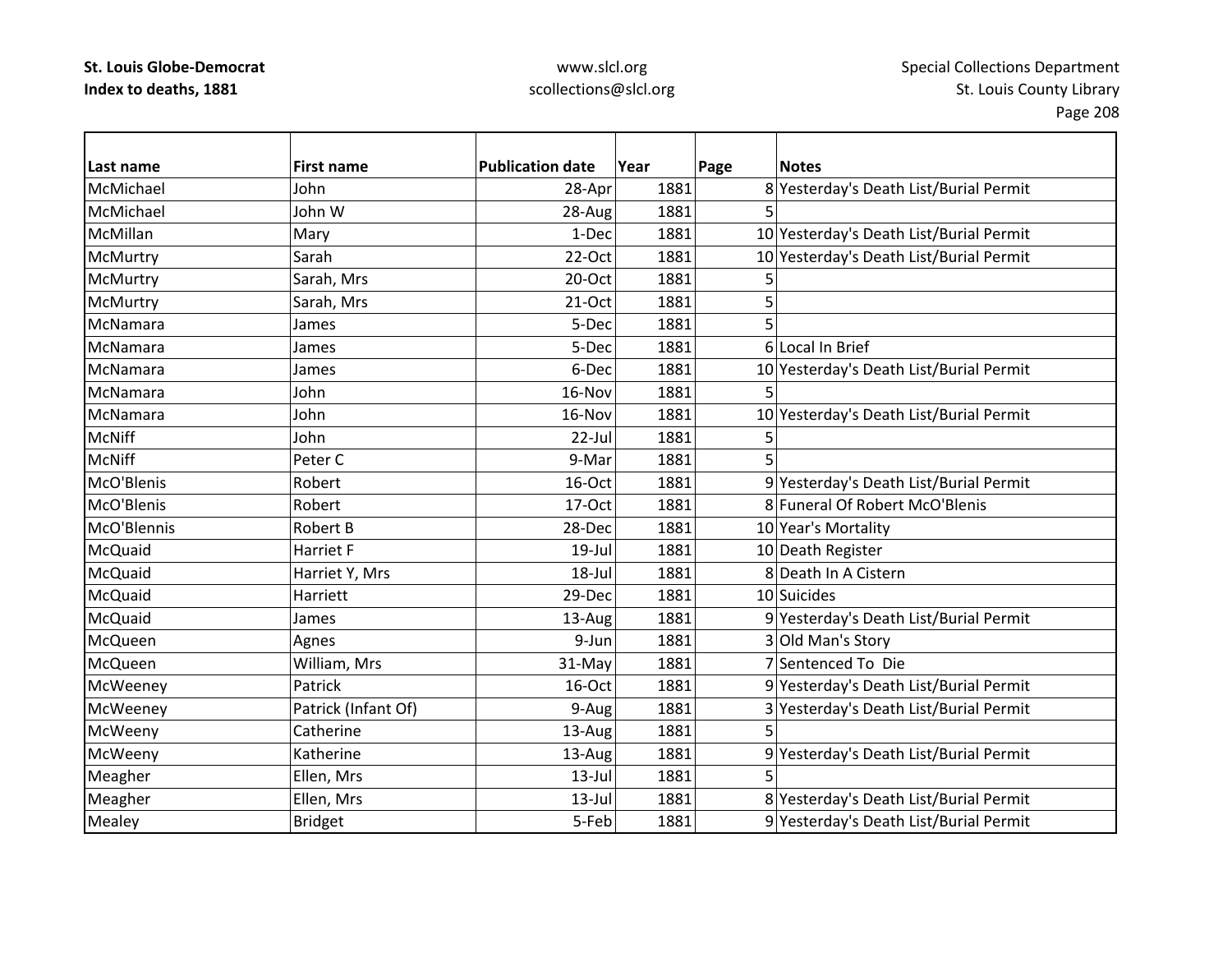**St. Louis Globe-Democrat**
**Index to deaths, 1881**

www.slcl.org
scollections@slcl.org

Special Collections Department
St. Louis County Library

| Last name | First name | Publication date | Year | Page | Notes |
|---|---|---|---|---|---|
| McMichael | John | 28-Apr | 1881 | 8 | Yesterday's Death List/Burial Permit |
| McMichael | John W | 28-Aug | 1881 | 5 | |
| McMillan | Mary | 1-Dec | 1881 | 10 | Yesterday's Death List/Burial Permit |
| McMurtry | Sarah | 22-Oct | 1881 | 10 | Yesterday's Death List/Burial Permit |
| McMurtry | Sarah, Mrs | 20-Oct | 1881 | 5 | |
| McMurtry | Sarah, Mrs | 21-Oct | 1881 | 5 | |
| McNamara | James | 5-Dec | 1881 | 5 | |
| McNamara | James | 5-Dec | 1881 | 6 | Local In Brief |
| McNamara | James | 6-Dec | 1881 | 10 | Yesterday's Death List/Burial Permit |
| McNamara | John | 16-Nov | 1881 | 5 | |
| McNamara | John | 16-Nov | 1881 | 10 | Yesterday's Death List/Burial Permit |
| McNiff | John | 22-Jul | 1881 | 5 | |
| McNiff | Peter C | 9-Mar | 1881 | 5 | |
| McO'Blenis | Robert | 16-Oct | 1881 | 9 | Yesterday's Death List/Burial Permit |
| McO'Blenis | Robert | 17-Oct | 1881 | 8 | Funeral Of Robert McO'Blenis |
| McO'Blennis | Robert B | 28-Dec | 1881 | 10 | Year's Mortality |
| McQuaid | Harriet F | 19-Jul | 1881 | 10 | Death Register |
| McQuaid | Harriet Y, Mrs | 18-Jul | 1881 | 8 | Death In A Cistern |
| McQuaid | Harriett | 29-Dec | 1881 | 10 | Suicides |
| McQuaid | James | 13-Aug | 1881 | 9 | Yesterday's Death List/Burial Permit |
| McQueen | Agnes | 9-Jun | 1881 | 3 | Old Man's Story |
| McQueen | William, Mrs | 31-May | 1881 | 7 | Sentenced To Die |
| McWeeney | Patrick | 16-Oct | 1881 | 9 | Yesterday's Death List/Burial Permit |
| McWeeney | Patrick (Infant Of) | 9-Aug | 1881 | 3 | Yesterday's Death List/Burial Permit |
| McWeeny | Catherine | 13-Aug | 1881 | 5 | |
| McWeeny | Katherine | 13-Aug | 1881 | 9 | Yesterday's Death List/Burial Permit |
| Meagher | Ellen, Mrs | 13-Jul | 1881 | 5 | |
| Meagher | Ellen, Mrs | 13-Jul | 1881 | 8 | Yesterday's Death List/Burial Permit |
| Mealey | Bridget | 5-Feb | 1881 | 9 | Yesterday's Death List/Burial Permit |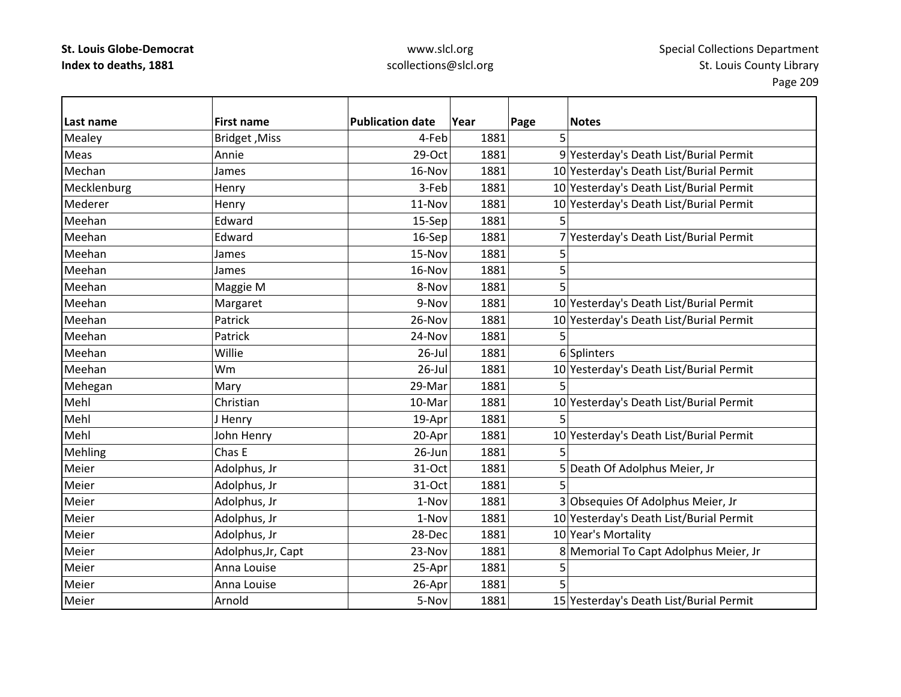**St. Louis Globe-Democrat**
**Index to deaths, 1881**

www.slcl.org
scollections@slcl.org

Special Collections Department
St. Louis County Library

| Last name | First name | Publication date | Year | Page | Notes |
|---|---|---|---|---|---|
| Mealey | Bridget ,Miss | 4-Feb | 1881 | 5 | |
| Meas | Annie | 29-Oct | 1881 | 9 | Yesterday's Death List/Burial Permit |
| Mechan | James | 16-Nov | 1881 | 10 | Yesterday's Death List/Burial Permit |
| Mecklenburg | Henry | 3-Feb | 1881 | 10 | Yesterday's Death List/Burial Permit |
| Mederer | Henry | 11-Nov | 1881 | 10 | Yesterday's Death List/Burial Permit |
| Meehan | Edward | 15-Sep | 1881 | 5 | |
| Meehan | Edward | 16-Sep | 1881 | 7 | Yesterday's Death List/Burial Permit |
| Meehan | James | 15-Nov | 1881 | 5 | |
| Meehan | James | 16-Nov | 1881 | 5 | |
| Meehan | Maggie M | 8-Nov | 1881 | 5 | |
| Meehan | Margaret | 9-Nov | 1881 | 10 | Yesterday's Death List/Burial Permit |
| Meehan | Patrick | 26-Nov | 1881 | 10 | Yesterday's Death List/Burial Permit |
| Meehan | Patrick | 24-Nov | 1881 | 5 | |
| Meehan | Willie | 26-Jul | 1881 | 6 | Splinters |
| Meehan | Wm | 26-Jul | 1881 | 10 | Yesterday's Death List/Burial Permit |
| Mehegan | Mary | 29-Mar | 1881 | 5 | |
| Mehl | Christian | 10-Mar | 1881 | 10 | Yesterday's Death List/Burial Permit |
| Mehl | J Henry | 19-Apr | 1881 | 5 | |
| Mehl | John Henry | 20-Apr | 1881 | 10 | Yesterday's Death List/Burial Permit |
| Mehling | Chas E | 26-Jun | 1881 | 5 | |
| Meier | Adolphus, Jr | 31-Oct | 1881 | 5 | Death Of Adolphus Meier, Jr |
| Meier | Adolphus, Jr | 31-Oct | 1881 | 5 | |
| Meier | Adolphus, Jr | 1-Nov | 1881 | 3 | Obsequies Of Adolphus Meier, Jr |
| Meier | Adolphus, Jr | 1-Nov | 1881 | 10 | Yesterday's Death List/Burial Permit |
| Meier | Adolphus, Jr | 28-Dec | 1881 | 10 | Year's Mortality |
| Meier | Adolphus,Jr, Capt | 23-Nov | 1881 | 8 | Memorial To Capt Adolphus Meier, Jr |
| Meier | Anna Louise | 25-Apr | 1881 | 5 | |
| Meier | Anna Louise | 26-Apr | 1881 | 5 | |
| Meier | Arnold | 5-Nov | 1881 | 15 | Yesterday's Death List/Burial Permit |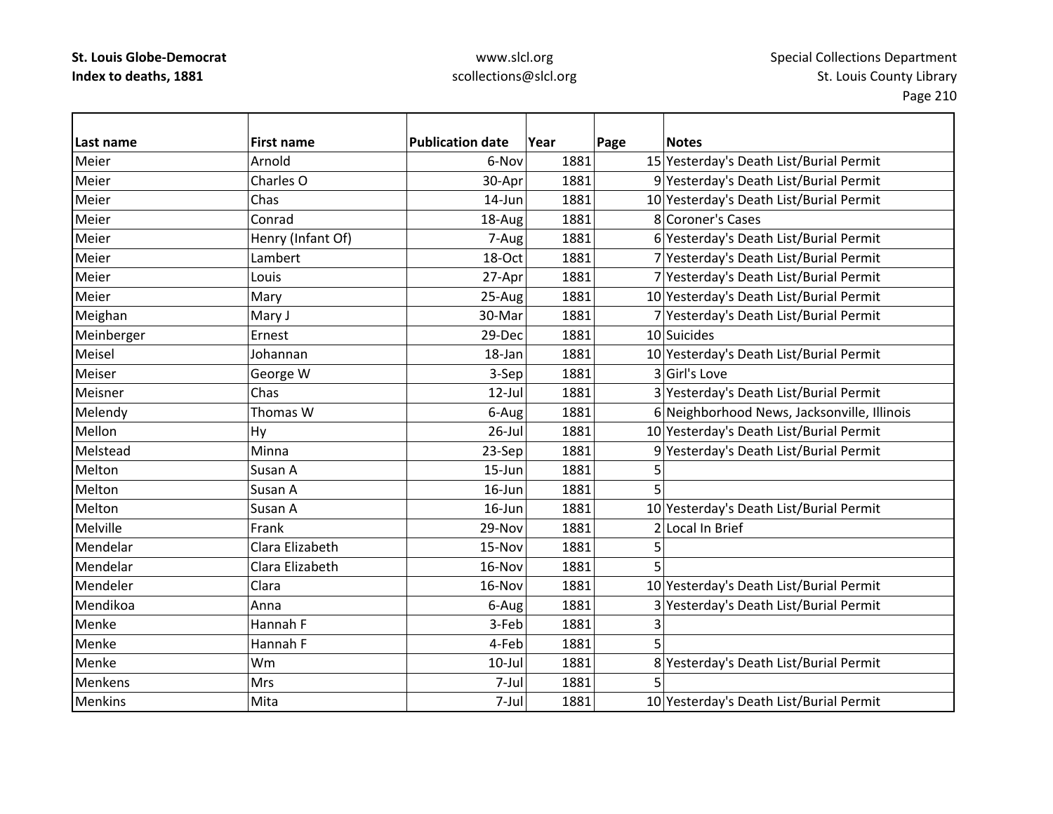| Last name | First name | Publication date | Year | Page | Notes |
|---|---|---|---|---|---|
| Meier | Arnold | 6-Nov | 1881 | 15 | Yesterday's Death List/Burial Permit |
| Meier | Charles O | 30-Apr | 1881 | 9 | Yesterday's Death List/Burial Permit |
| Meier | Chas | 14-Jun | 1881 | 10 | Yesterday's Death List/Burial Permit |
| Meier | Conrad | 18-Aug | 1881 | 8 | Coroner's Cases |
| Meier | Henry (Infant Of) | 7-Aug | 1881 | 6 | Yesterday's Death List/Burial Permit |
| Meier | Lambert | 18-Oct | 1881 | 7 | Yesterday's Death List/Burial Permit |
| Meier | Louis | 27-Apr | 1881 | 7 | Yesterday's Death List/Burial Permit |
| Meier | Mary | 25-Aug | 1881 | 10 | Yesterday's Death List/Burial Permit |
| Meighan | Mary J | 30-Mar | 1881 | 7 | Yesterday's Death List/Burial Permit |
| Meinberger | Ernest | 29-Dec | 1881 | 10 | Suicides |
| Meisel | Johannan | 18-Jan | 1881 | 10 | Yesterday's Death List/Burial Permit |
| Meiser | George W | 3-Sep | 1881 | 3 | Girl's Love |
| Meisner | Chas | 12-Jul | 1881 | 3 | Yesterday's Death List/Burial Permit |
| Melendy | Thomas W | 6-Aug | 1881 | 6 | Neighborhood News, Jacksonville, Illinois |
| Mellon | Hy | 26-Jul | 1881 | 10 | Yesterday's Death List/Burial Permit |
| Melstead | Minna | 23-Sep | 1881 | 9 | Yesterday's Death List/Burial Permit |
| Melton | Susan A | 15-Jun | 1881 | 5 | |
| Melton | Susan A | 16-Jun | 1881 | 5 | |
| Melton | Susan A | 16-Jun | 1881 | 10 | Yesterday's Death List/Burial Permit |
| Melville | Frank | 29-Nov | 1881 | 2 | Local In Brief |
| Mendelar | Clara Elizabeth | 15-Nov | 1881 | 5 | |
| Mendelar | Clara Elizabeth | 16-Nov | 1881 | 5 | |
| Mendeler | Clara | 16-Nov | 1881 | 10 | Yesterday's Death List/Burial Permit |
| Mendikoa | Anna | 6-Aug | 1881 | 3 | Yesterday's Death List/Burial Permit |
| Menke | Hannah F | 3-Feb | 1881 | 3 | |
| Menke | Hannah F | 4-Feb | 1881 | 5 | |
| Menke | Wm | 10-Jul | 1881 | 8 | Yesterday's Death List/Burial Permit |
| Menkens | Mrs | 7-Jul | 1881 | 5 | |
| Menkins | Mita | 7-Jul | 1881 | 10 | Yesterday's Death List/Burial Permit |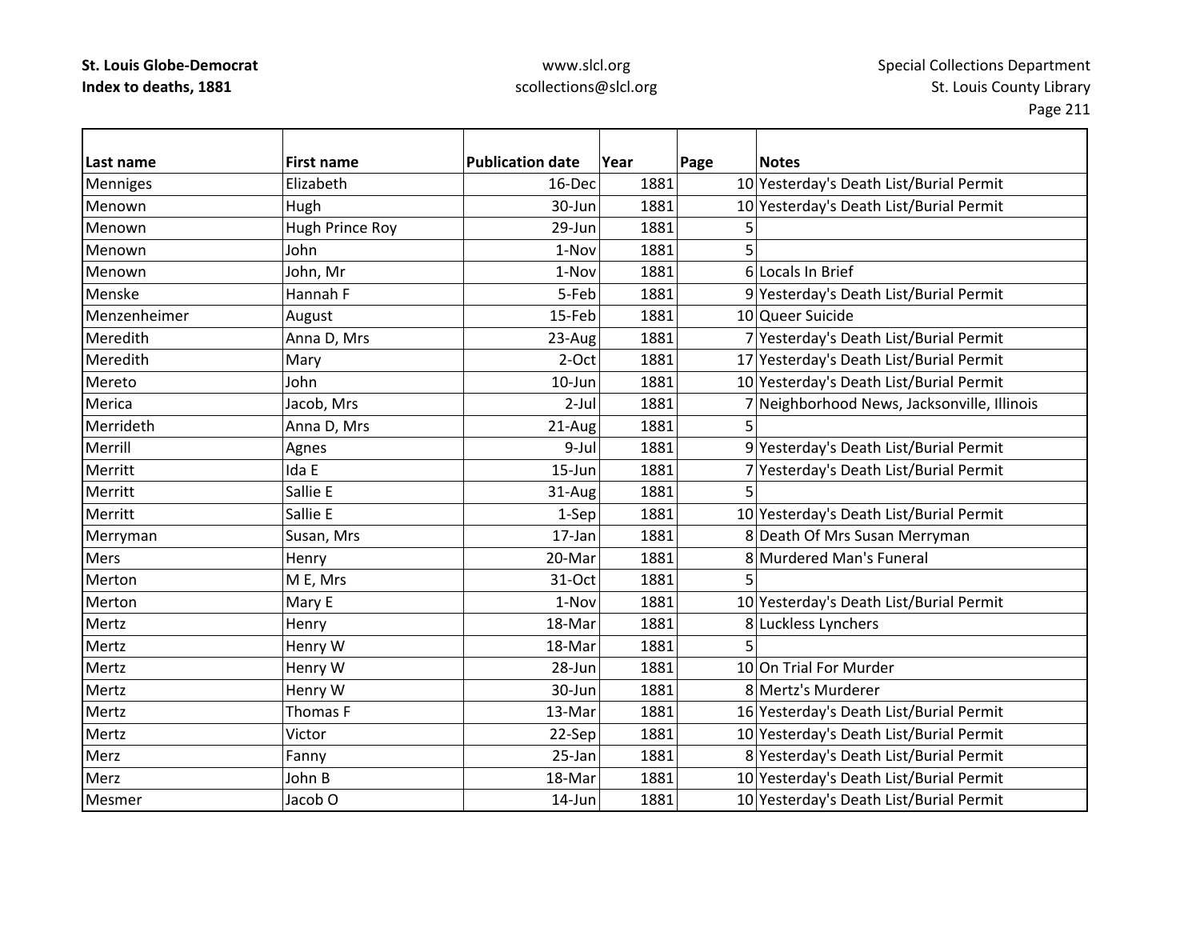| Last name | First name | Publication date | Year | Page | Notes |
|---|---|---|---|---|---|
| Menniges | Elizabeth | 16-Dec | 1881 | 10 | Yesterday's Death List/Burial Permit |
| Menown | Hugh | 30-Jun | 1881 | 10 | Yesterday's Death List/Burial Permit |
| Menown | Hugh Prince Roy | 29-Jun | 1881 | 5 | |
| Menown | John | 1-Nov | 1881 | 5 | |
| Menown | John, Mr | 1-Nov | 1881 | 6 | Locals In Brief |
| Menske | Hannah F | 5-Feb | 1881 | 9 | Yesterday's Death List/Burial Permit |
| Menzenheimer | August | 15-Feb | 1881 | 10 | Queer Suicide |
| Meredith | Anna D, Mrs | 23-Aug | 1881 | 7 | Yesterday's Death List/Burial Permit |
| Meredith | Mary | 2-Oct | 1881 | 17 | Yesterday's Death List/Burial Permit |
| Mereto | John | 10-Jun | 1881 | 10 | Yesterday's Death List/Burial Permit |
| Merica | Jacob, Mrs | 2-Jul | 1881 | 7 | Neighborhood News, Jacksonville, Illinois |
| Merrideth | Anna D, Mrs | 21-Aug | 1881 | 5 | |
| Merrill | Agnes | 9-Jul | 1881 | 9 | Yesterday's Death List/Burial Permit |
| Merritt | Ida E | 15-Jun | 1881 | 7 | Yesterday's Death List/Burial Permit |
| Merritt | Sallie E | 31-Aug | 1881 | 5 | |
| Merritt | Sallie E | 1-Sep | 1881 | 10 | Yesterday's Death List/Burial Permit |
| Merryman | Susan, Mrs | 17-Jan | 1881 | 8 | Death Of Mrs Susan Merryman |
| Mers | Henry | 20-Mar | 1881 | 8 | Murdered Man's Funeral |
| Merton | M E, Mrs | 31-Oct | 1881 | 5 | |
| Merton | Mary E | 1-Nov | 1881 | 10 | Yesterday's Death List/Burial Permit |
| Mertz | Henry | 18-Mar | 1881 | 8 | Luckless Lynchers |
| Mertz | Henry W | 18-Mar | 1881 | 5 | |
| Mertz | Henry W | 28-Jun | 1881 | 10 | On Trial For Murder |
| Mertz | Henry W | 30-Jun | 1881 | 8 | Mertz's Murderer |
| Mertz | Thomas F | 13-Mar | 1881 | 16 | Yesterday's Death List/Burial Permit |
| Mertz | Victor | 22-Sep | 1881 | 10 | Yesterday's Death List/Burial Permit |
| Merz | Fanny | 25-Jan | 1881 | 8 | Yesterday's Death List/Burial Permit |
| Merz | John B | 18-Mar | 1881 | 10 | Yesterday's Death List/Burial Permit |
| Mesmer | Jacob O | 14-Jun | 1881 | 10 | Yesterday's Death List/Burial Permit |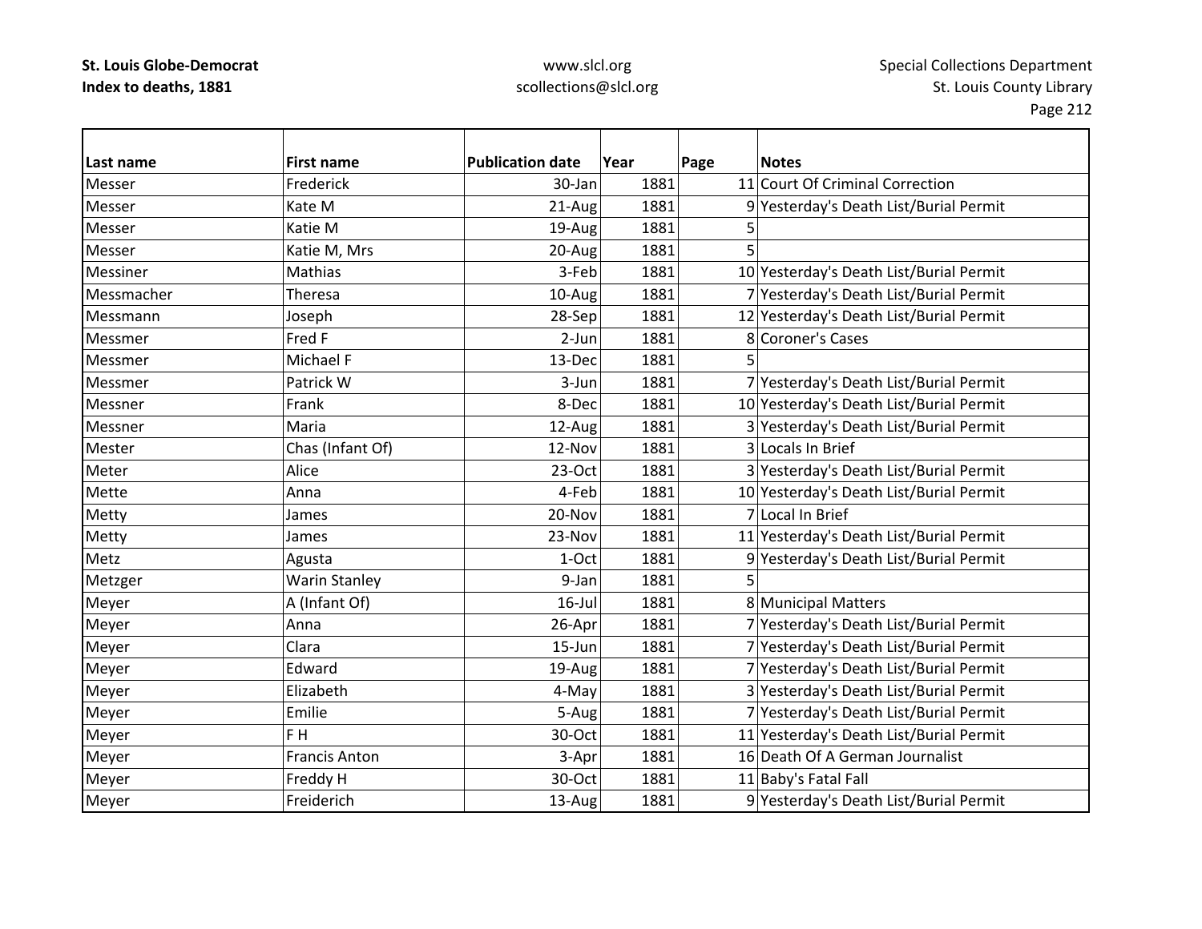**St. Louis Globe-Democrat**
**Index to deaths, 1881**

www.slcl.org
scollections@slcl.org

Special Collections Department
St. Louis County Library

| Last name | First name | Publication date | Year | Page | Notes |
|---|---|---|---|---|---|
| Messer | Frederick | 30-Jan | 1881 | 11 | Court Of Criminal Correction |
| Messer | Kate M | 21-Aug | 1881 | 9 | Yesterday's Death List/Burial Permit |
| Messer | Katie M | 19-Aug | 1881 | 5 | |
| Messer | Katie M, Mrs | 20-Aug | 1881 | 5 | |
| Messiner | Mathias | 3-Feb | 1881 | 10 | Yesterday's Death List/Burial Permit |
| Messmacher | Theresa | 10-Aug | 1881 | 7 | Yesterday's Death List/Burial Permit |
| Messmann | Joseph | 28-Sep | 1881 | 12 | Yesterday's Death List/Burial Permit |
| Messmer | Fred F | 2-Jun | 1881 | 8 | Coroner's Cases |
| Messmer | Michael F | 13-Dec | 1881 | 5 | |
| Messmer | Patrick W | 3-Jun | 1881 | 7 | Yesterday's Death List/Burial Permit |
| Messner | Frank | 8-Dec | 1881 | 10 | Yesterday's Death List/Burial Permit |
| Messner | Maria | 12-Aug | 1881 | 3 | Yesterday's Death List/Burial Permit |
| Mester | Chas (Infant Of) | 12-Nov | 1881 | 3 | Locals In Brief |
| Meter | Alice | 23-Oct | 1881 | 3 | Yesterday's Death List/Burial Permit |
| Mette | Anna | 4-Feb | 1881 | 10 | Yesterday's Death List/Burial Permit |
| Metty | James | 20-Nov | 1881 | 7 | Local In Brief |
| Metty | James | 23-Nov | 1881 | 11 | Yesterday's Death List/Burial Permit |
| Metz | Agusta | 1-Oct | 1881 | 9 | Yesterday's Death List/Burial Permit |
| Metzger | Warin Stanley | 9-Jan | 1881 | 5 | |
| Meyer | A (Infant Of) | 16-Jul | 1881 | 8 | Municipal Matters |
| Meyer | Anna | 26-Apr | 1881 | 7 | Yesterday's Death List/Burial Permit |
| Meyer | Clara | 15-Jun | 1881 | 7 | Yesterday's Death List/Burial Permit |
| Meyer | Edward | 19-Aug | 1881 | 7 | Yesterday's Death List/Burial Permit |
| Meyer | Elizabeth | 4-May | 1881 | 3 | Yesterday's Death List/Burial Permit |
| Meyer | Emilie | 5-Aug | 1881 | 7 | Yesterday's Death List/Burial Permit |
| Meyer | F H | 30-Oct | 1881 | 11 | Yesterday's Death List/Burial Permit |
| Meyer | Francis Anton | 3-Apr | 1881 | 16 | Death Of A German Journalist |
| Meyer | Freddy H | 30-Oct | 1881 | 11 | Baby's Fatal Fall |
| Meyer | Freiderich | 13-Aug | 1881 | 9 | Yesterday's Death List/Burial Permit |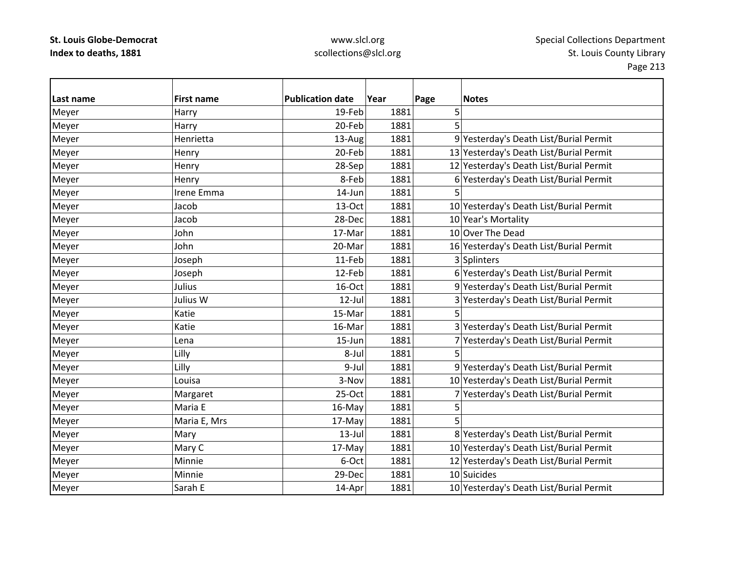**St. Louis Globe-Democrat**
**Index to deaths, 1881**

www.slcl.org
scollections@slcl.org

Special Collections Department
St. Louis County Library

| Last name | First name | Publication date | Year | Page | Notes |
|---|---|---|---|---|---|
| Meyer | Harry | 19-Feb | 1881 | 5 | |
| Meyer | Harry | 20-Feb | 1881 | 5 | |
| Meyer | Henrietta | 13-Aug | 1881 | 9 | Yesterday's Death List/Burial Permit |
| Meyer | Henry | 20-Feb | 1881 | 13 | Yesterday's Death List/Burial Permit |
| Meyer | Henry | 28-Sep | 1881 | 12 | Yesterday's Death List/Burial Permit |
| Meyer | Henry | 8-Feb | 1881 | 6 | Yesterday's Death List/Burial Permit |
| Meyer | Irene Emma | 14-Jun | 1881 | 5 | |
| Meyer | Jacob | 13-Oct | 1881 | 10 | Yesterday's Death List/Burial Permit |
| Meyer | Jacob | 28-Dec | 1881 | 10 | Year's Mortality |
| Meyer | John | 17-Mar | 1881 | 10 | Over The Dead |
| Meyer | John | 20-Mar | 1881 | 16 | Yesterday's Death List/Burial Permit |
| Meyer | Joseph | 11-Feb | 1881 | 3 | Splinters |
| Meyer | Joseph | 12-Feb | 1881 | 6 | Yesterday's Death List/Burial Permit |
| Meyer | Julius | 16-Oct | 1881 | 9 | Yesterday's Death List/Burial Permit |
| Meyer | Julius W | 12-Jul | 1881 | 3 | Yesterday's Death List/Burial Permit |
| Meyer | Katie | 15-Mar | 1881 | 5 | |
| Meyer | Katie | 16-Mar | 1881 | 3 | Yesterday's Death List/Burial Permit |
| Meyer | Lena | 15-Jun | 1881 | 7 | Yesterday's Death List/Burial Permit |
| Meyer | Lilly | 8-Jul | 1881 | 5 | |
| Meyer | Lilly | 9-Jul | 1881 | 9 | Yesterday's Death List/Burial Permit |
| Meyer | Louisa | 3-Nov | 1881 | 10 | Yesterday's Death List/Burial Permit |
| Meyer | Margaret | 25-Oct | 1881 | 7 | Yesterday's Death List/Burial Permit |
| Meyer | Maria E | 16-May | 1881 | 5 | |
| Meyer | Maria E, Mrs | 17-May | 1881 | 5 | |
| Meyer | Mary | 13-Jul | 1881 | 8 | Yesterday's Death List/Burial Permit |
| Meyer | Mary C | 17-May | 1881 | 10 | Yesterday's Death List/Burial Permit |
| Meyer | Minnie | 6-Oct | 1881 | 12 | Yesterday's Death List/Burial Permit |
| Meyer | Minnie | 29-Dec | 1881 | 10 | Suicides |
| Meyer | Sarah E | 14-Apr | 1881 | 10 | Yesterday's Death List/Burial Permit |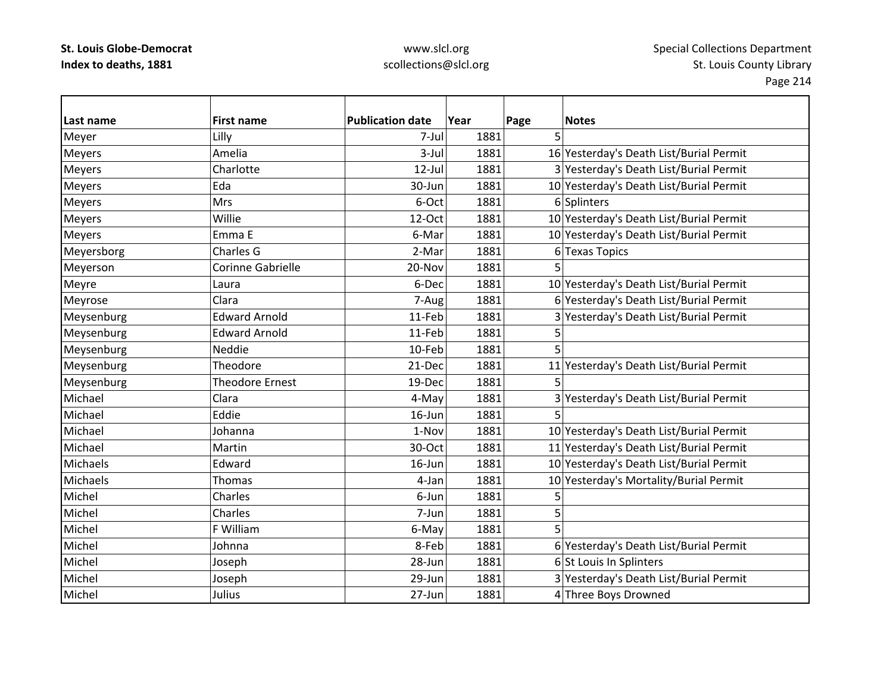| Last name | First name | Publication date | Year | Page | Notes |
|---|---|---|---|---|---|
| Meyer | Lilly | 7-Jul | 1881 | 5 | |
| Meyers | Amelia | 3-Jul | 1881 | 16 | Yesterday's Death List/Burial Permit |
| Meyers | Charlotte | 12-Jul | 1881 | 3 | Yesterday's Death List/Burial Permit |
| Meyers | Eda | 30-Jun | 1881 | 10 | Yesterday's Death List/Burial Permit |
| Meyers | Mrs | 6-Oct | 1881 | 6 | Splinters |
| Meyers | Willie | 12-Oct | 1881 | 10 | Yesterday's Death List/Burial Permit |
| Meyers | Emma E | 6-Mar | 1881 | 10 | Yesterday's Death List/Burial Permit |
| Meyersborg | Charles G | 2-Mar | 1881 | 6 | Texas Topics |
| Meyerson | Corinne Gabrielle | 20-Nov | 1881 | 5 | |
| Meyre | Laura | 6-Dec | 1881 | 10 | Yesterday's Death List/Burial Permit |
| Meyrose | Clara | 7-Aug | 1881 | 6 | Yesterday's Death List/Burial Permit |
| Meysenburg | Edward Arnold | 11-Feb | 1881 | 3 | Yesterday's Death List/Burial Permit |
| Meysenburg | Edward Arnold | 11-Feb | 1881 | 5 | |
| Meysenburg | Neddie | 10-Feb | 1881 | 5 | |
| Meysenburg | Theodore | 21-Dec | 1881 | 11 | Yesterday's Death List/Burial Permit |
| Meysenburg | Theodore Ernest | 19-Dec | 1881 | 5 | |
| Michael | Clara | 4-May | 1881 | 3 | Yesterday's Death List/Burial Permit |
| Michael | Eddie | 16-Jun | 1881 | 5 | |
| Michael | Johanna | 1-Nov | 1881 | 10 | Yesterday's Death List/Burial Permit |
| Michael | Martin | 30-Oct | 1881 | 11 | Yesterday's Death List/Burial Permit |
| Michaels | Edward | 16-Jun | 1881 | 10 | Yesterday's Death List/Burial Permit |
| Michaels | Thomas | 4-Jan | 1881 | 10 | Yesterday's Mortality/Burial Permit |
| Michel | Charles | 6-Jun | 1881 | 5 | |
| Michel | Charles | 7-Jun | 1881 | 5 | |
| Michel | F William | 6-May | 1881 | 5 | |
| Michel | Johnna | 8-Feb | 1881 | 6 | Yesterday's Death List/Burial Permit |
| Michel | Joseph | 28-Jun | 1881 | 6 | St Louis In Splinters |
| Michel | Joseph | 29-Jun | 1881 | 3 | Yesterday's Death List/Burial Permit |
| Michel | Julius | 27-Jun | 1881 | 4 | Three Boys Drowned |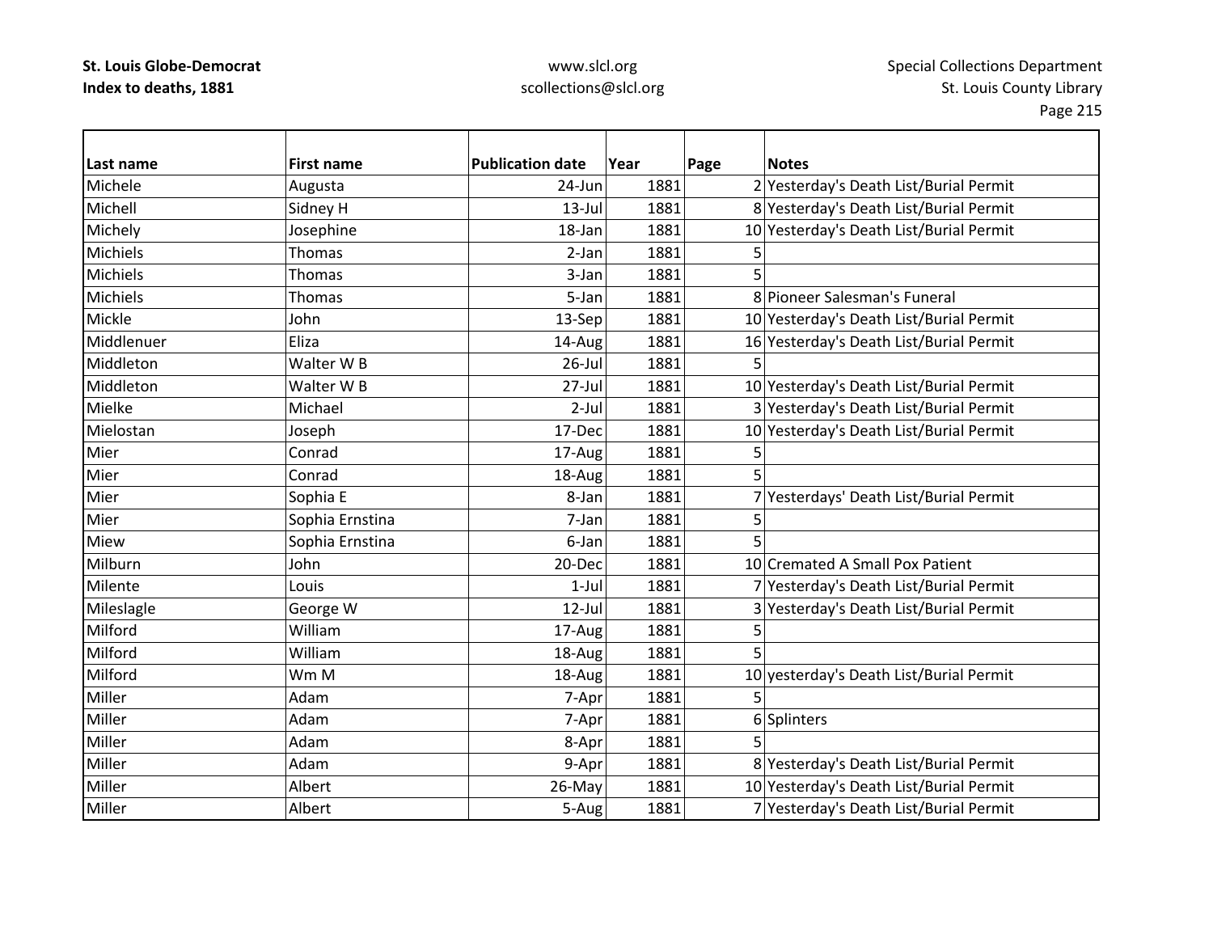**St. Louis Globe-Democrat**
**Index to deaths, 1881**

www.slcl.org
scollections@slcl.org

Special Collections Department
St. Louis County Library

| Last name | First name | Publication date | Year | Page | Notes |
|---|---|---|---|---|---|
| Michele | Augusta | 24-Jun | 1881 | 2 | Yesterday's Death List/Burial Permit |
| Michell | Sidney H | 13-Jul | 1881 | 8 | Yesterday's Death List/Burial Permit |
| Michely | Josephine | 18-Jan | 1881 | 10 | Yesterday's Death List/Burial Permit |
| Michiels | Thomas | 2-Jan | 1881 | 5 | |
| Michiels | Thomas | 3-Jan | 1881 | 5 | |
| Michiels | Thomas | 5-Jan | 1881 | 8 | Pioneer Salesman's Funeral |
| Mickle | John | 13-Sep | 1881 | 10 | Yesterday's Death List/Burial Permit |
| Middlenuer | Eliza | 14-Aug | 1881 | 16 | Yesterday's Death List/Burial Permit |
| Middleton | Walter W B | 26-Jul | 1881 | 5 | |
| Middleton | Walter W B | 27-Jul | 1881 | 10 | Yesterday's Death List/Burial Permit |
| Mielke | Michael | 2-Jul | 1881 | 3 | Yesterday's Death List/Burial Permit |
| Mielostan | Joseph | 17-Dec | 1881 | 10 | Yesterday's Death List/Burial Permit |
| Mier | Conrad | 17-Aug | 1881 | 5 | |
| Mier | Conrad | 18-Aug | 1881 | 5 | |
| Mier | Sophia E | 8-Jan | 1881 | 7 | Yesterdays' Death List/Burial Permit |
| Mier | Sophia Ernstina | 7-Jan | 1881 | 5 | |
| Miew | Sophia Ernstina | 6-Jan | 1881 | 5 | |
| Milburn | John | 20-Dec | 1881 | 10 | Cremated A Small Pox Patient |
| Milente | Louis | 1-Jul | 1881 | 7 | Yesterday's Death List/Burial Permit |
| Mileslagle | George W | 12-Jul | 1881 | 3 | Yesterday's Death List/Burial Permit |
| Milford | William | 17-Aug | 1881 | 5 | |
| Milford | William | 18-Aug | 1881 | 5 | |
| Milford | Wm M | 18-Aug | 1881 | 10 | yesterday's Death List/Burial Permit |
| Miller | Adam | 7-Apr | 1881 | 5 | |
| Miller | Adam | 7-Apr | 1881 | 6 | Splinters |
| Miller | Adam | 8-Apr | 1881 | 5 | |
| Miller | Adam | 9-Apr | 1881 | 8 | Yesterday's Death List/Burial Permit |
| Miller | Albert | 26-May | 1881 | 10 | Yesterday's Death List/Burial Permit |
| Miller | Albert | 5-Aug | 1881 | 7 | Yesterday's Death List/Burial Permit |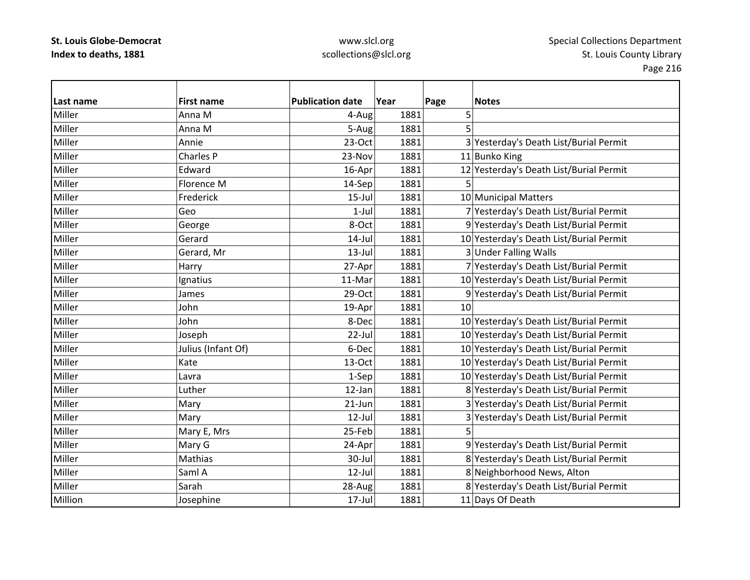| Last name | First name | Publication date | Year | Page | Notes |
|---|---|---|---|---|---|
| Miller | Anna M | 4-Aug | 1881 | 5 | |
| Miller | Anna M | 5-Aug | 1881 | 5 | |
| Miller | Annie | 23-Oct | 1881 | 3 | Yesterday's Death List/Burial Permit |
| Miller | Charles P | 23-Nov | 1881 | 11 | Bunko King |
| Miller | Edward | 16-Apr | 1881 | 12 | Yesterday's Death List/Burial Permit |
| Miller | Florence M | 14-Sep | 1881 | 5 | |
| Miller | Frederick | 15-Jul | 1881 | 10 | Municipal Matters |
| Miller | Geo | 1-Jul | 1881 | 7 | Yesterday's Death List/Burial Permit |
| Miller | George | 8-Oct | 1881 | 9 | Yesterday's Death List/Burial Permit |
| Miller | Gerard | 14-Jul | 1881 | 10 | Yesterday's Death List/Burial Permit |
| Miller | Gerard, Mr | 13-Jul | 1881 | 3 | Under Falling Walls |
| Miller | Harry | 27-Apr | 1881 | 7 | Yesterday's Death List/Burial Permit |
| Miller | Ignatius | 11-Mar | 1881 | 10 | Yesterday's Death List/Burial Permit |
| Miller | James | 29-Oct | 1881 | 9 | Yesterday's Death List/Burial Permit |
| Miller | John | 19-Apr | 1881 | 10 | |
| Miller | John | 8-Dec | 1881 | 10 | Yesterday's Death List/Burial Permit |
| Miller | Joseph | 22-Jul | 1881 | 10 | Yesterday's Death List/Burial Permit |
| Miller | Julius (Infant Of) | 6-Dec | 1881 | 10 | Yesterday's Death List/Burial Permit |
| Miller | Kate | 13-Oct | 1881 | 10 | Yesterday's Death List/Burial Permit |
| Miller | Lavra | 1-Sep | 1881 | 10 | Yesterday's Death List/Burial Permit |
| Miller | Luther | 12-Jan | 1881 | 8 | Yesterday's Death List/Burial Permit |
| Miller | Mary | 21-Jun | 1881 | 3 | Yesterday's Death List/Burial Permit |
| Miller | Mary | 12-Jul | 1881 | 3 | Yesterday's Death List/Burial Permit |
| Miller | Mary E, Mrs | 25-Feb | 1881 | 5 | |
| Miller | Mary G | 24-Apr | 1881 | 9 | Yesterday's Death List/Burial Permit |
| Miller | Mathias | 30-Jul | 1881 | 8 | Yesterday's Death List/Burial Permit |
| Miller | Saml A | 12-Jul | 1881 | 8 | Neighborhood News, Alton |
| Miller | Sarah | 28-Aug | 1881 | 8 | Yesterday's Death List/Burial Permit |
| Million | Josephine | 17-Jul | 1881 | 11 | Days Of Death |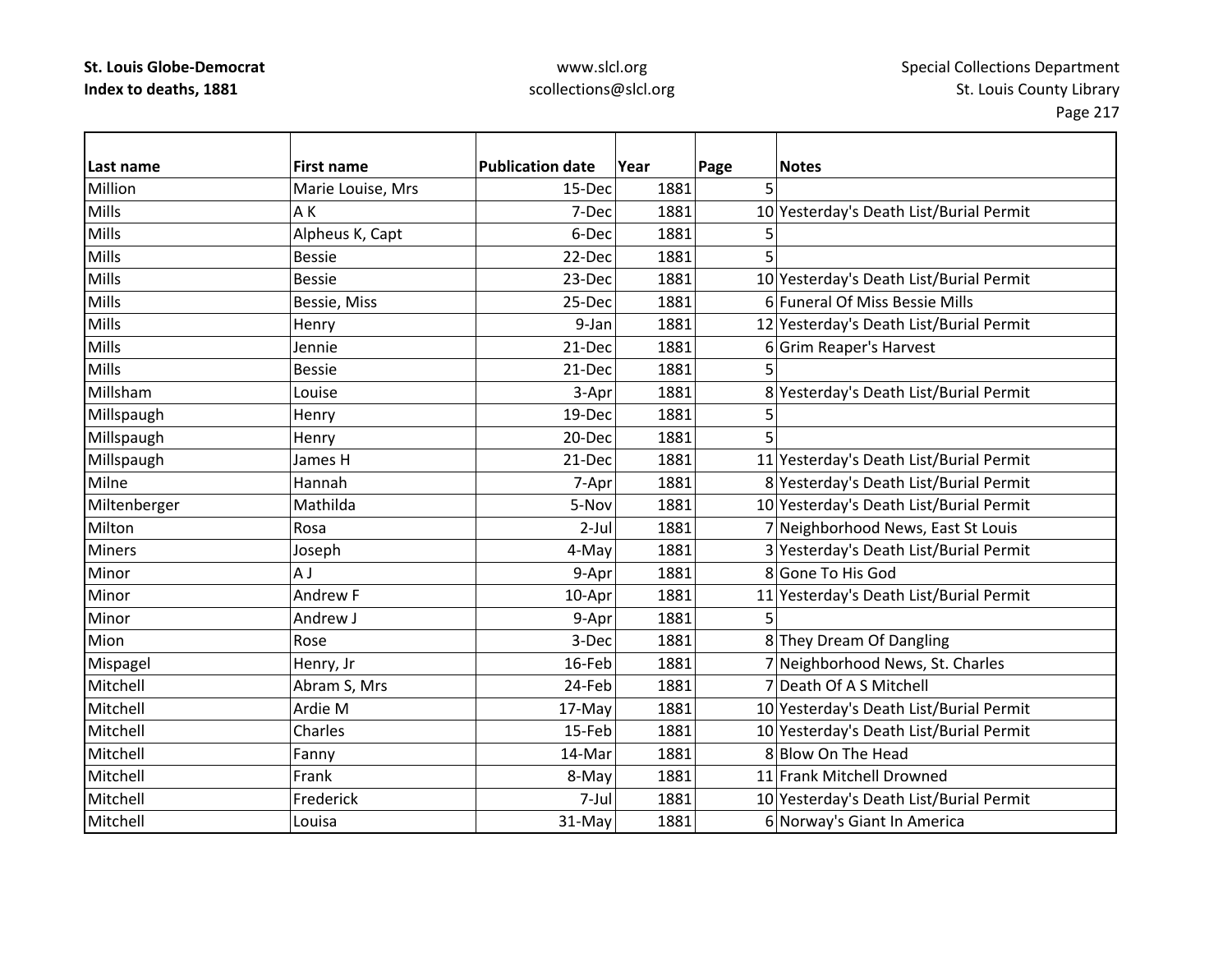| Last name | First name | Publication date | Year | Page | Notes |
|---|---|---|---|---|---|
| Million | Marie Louise, Mrs | 15-Dec | 1881 | 5 | |
| Mills | A K | 7-Dec | 1881 | 10 | Yesterday's Death List/Burial Permit |
| Mills | Alpheus K, Capt | 6-Dec | 1881 | 5 | |
| Mills | Bessie | 22-Dec | 1881 | 5 | |
| Mills | Bessie | 23-Dec | 1881 | 10 | Yesterday's Death List/Burial Permit |
| Mills | Bessie, Miss | 25-Dec | 1881 | 6 | Funeral Of Miss Bessie Mills |
| Mills | Henry | 9-Jan | 1881 | 12 | Yesterday's Death List/Burial Permit |
| Mills | Jennie | 21-Dec | 1881 | 6 | Grim Reaper's Harvest |
| Mills | Bessie | 21-Dec | 1881 | 5 | |
| Millsham | Louise | 3-Apr | 1881 | 8 | Yesterday's Death List/Burial Permit |
| Millspaugh | Henry | 19-Dec | 1881 | 5 | |
| Millspaugh | Henry | 20-Dec | 1881 | 5 | |
| Millspaugh | James H | 21-Dec | 1881 | 11 | Yesterday's Death List/Burial Permit |
| Milne | Hannah | 7-Apr | 1881 | 8 | Yesterday's Death List/Burial Permit |
| Miltenberger | Mathilda | 5-Nov | 1881 | 10 | Yesterday's Death List/Burial Permit |
| Milton | Rosa | 2-Jul | 1881 | 7 | Neighborhood News, East St Louis |
| Miners | Joseph | 4-May | 1881 | 3 | Yesterday's Death List/Burial Permit |
| Minor | A J | 9-Apr | 1881 | 8 | Gone To His God |
| Minor | Andrew F | 10-Apr | 1881 | 11 | Yesterday's Death List/Burial Permit |
| Minor | Andrew J | 9-Apr | 1881 | 5 | |
| Mion | Rose | 3-Dec | 1881 | 8 | They Dream Of Dangling |
| Mispagel | Henry, Jr | 16-Feb | 1881 | 7 | Neighborhood News, St. Charles |
| Mitchell | Abram S, Mrs | 24-Feb | 1881 | 7 | Death Of A S Mitchell |
| Mitchell | Ardie M | 17-May | 1881 | 10 | Yesterday's Death List/Burial Permit |
| Mitchell | Charles | 15-Feb | 1881 | 10 | Yesterday's Death List/Burial Permit |
| Mitchell | Fanny | 14-Mar | 1881 | 8 | Blow On The Head |
| Mitchell | Frank | 8-May | 1881 | 11 | Frank Mitchell Drowned |
| Mitchell | Frederick | 7-Jul | 1881 | 10 | Yesterday's Death List/Burial Permit |
| Mitchell | Louisa | 31-May | 1881 | 6 | Norway's Giant In America |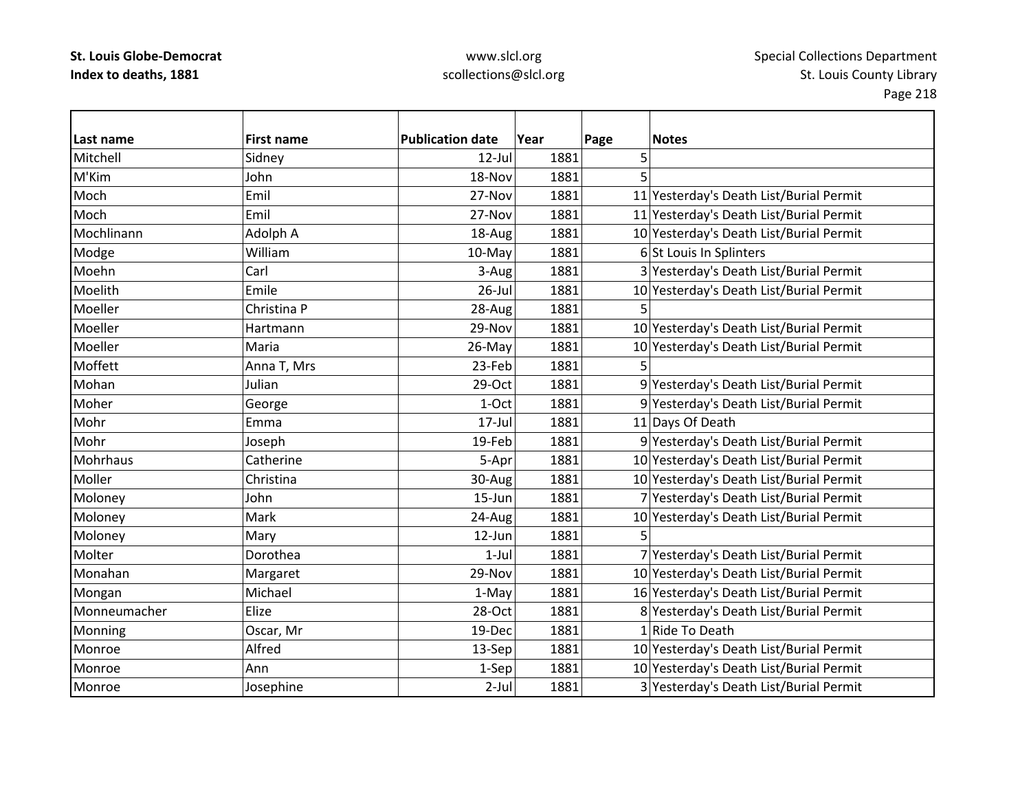| Last name | First name | Publication date | Year | Page | Notes |
|---|---|---|---|---|---|
| Mitchell | Sidney | 12-Jul | 1881 | 5 | |
| M'Kim | John | 18-Nov | 1881 | 5 | |
| Moch | Emil | 27-Nov | 1881 | 11 | Yesterday's Death List/Burial Permit |
| Moch | Emil | 27-Nov | 1881 | 11 | Yesterday's Death List/Burial Permit |
| Mochlinann | Adolph A | 18-Aug | 1881 | 10 | Yesterday's Death List/Burial Permit |
| Modge | William | 10-May | 1881 | 6 | St Louis In Splinters |
| Moehn | Carl | 3-Aug | 1881 | 3 | Yesterday's Death List/Burial Permit |
| Moelith | Emile | 26-Jul | 1881 | 10 | Yesterday's Death List/Burial Permit |
| Moeller | Christina P | 28-Aug | 1881 | 5 | |
| Moeller | Hartmann | 29-Nov | 1881 | 10 | Yesterday's Death List/Burial Permit |
| Moeller | Maria | 26-May | 1881 | 10 | Yesterday's Death List/Burial Permit |
| Moffett | Anna T, Mrs | 23-Feb | 1881 | 5 | |
| Mohan | Julian | 29-Oct | 1881 | 9 | Yesterday's Death List/Burial Permit |
| Moher | George | 1-Oct | 1881 | 9 | Yesterday's Death List/Burial Permit |
| Mohr | Emma | 17-Jul | 1881 | 11 | Days Of Death |
| Mohr | Joseph | 19-Feb | 1881 | 9 | Yesterday's Death List/Burial Permit |
| Mohrhaus | Catherine | 5-Apr | 1881 | 10 | Yesterday's Death List/Burial Permit |
| Moller | Christina | 30-Aug | 1881 | 10 | Yesterday's Death List/Burial Permit |
| Moloney | John | 15-Jun | 1881 | 7 | Yesterday's Death List/Burial Permit |
| Moloney | Mark | 24-Aug | 1881 | 10 | Yesterday's Death List/Burial Permit |
| Moloney | Mary | 12-Jun | 1881 | 5 | |
| Molter | Dorothea | 1-Jul | 1881 | 7 | Yesterday's Death List/Burial Permit |
| Monahan | Margaret | 29-Nov | 1881 | 10 | Yesterday's Death List/Burial Permit |
| Mongan | Michael | 1-May | 1881 | 16 | Yesterday's Death List/Burial Permit |
| Monneumacher | Elize | 28-Oct | 1881 | 8 | Yesterday's Death List/Burial Permit |
| Monning | Oscar, Mr | 19-Dec | 1881 | 1 | Ride To Death |
| Monroe | Alfred | 13-Sep | 1881 | 10 | Yesterday's Death List/Burial Permit |
| Monroe | Ann | 1-Sep | 1881 | 10 | Yesterday's Death List/Burial Permit |
| Monroe | Josephine | 2-Jul | 1881 | 3 | Yesterday's Death List/Burial Permit |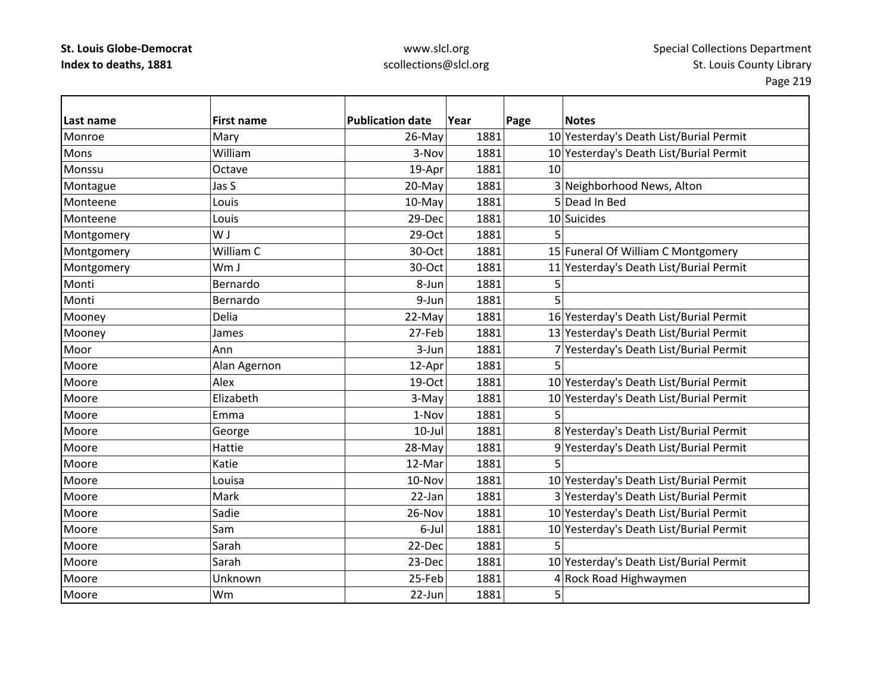| Last name | First name | Publication date | Year | Page | Notes |
|---|---|---|---|---|---|
| Monroe | Mary | 26-May | 1881 | 10 | Yesterday's Death List/Burial Permit |
| Mons | William | 3-Nov | 1881 | 10 | Yesterday's Death List/Burial Permit |
| Monssu | Octave | 19-Apr | 1881 | 10 | |
| Montague | Jas S | 20-May | 1881 | 3 | Neighborhood News, Alton |
| Monteene | Louis | 10-May | 1881 | 5 | Dead In Bed |
| Monteene | Louis | 29-Dec | 1881 | 10 | Suicides |
| Montgomery | W J | 29-Oct | 1881 | 5 | |
| Montgomery | William C | 30-Oct | 1881 | 15 | Funeral Of William C Montgomery |
| Montgomery | Wm J | 30-Oct | 1881 | 11 | Yesterday's Death List/Burial Permit |
| Monti | Bernardo | 8-Jun | 1881 | 5 | |
| Monti | Bernardo | 9-Jun | 1881 | 5 | |
| Mooney | Delia | 22-May | 1881 | 16 | Yesterday's Death List/Burial Permit |
| Mooney | James | 27-Feb | 1881 | 13 | Yesterday's Death List/Burial Permit |
| Moor | Ann | 3-Jun | 1881 | 7 | Yesterday's Death List/Burial Permit |
| Moore | Alan Agernon | 12-Apr | 1881 | 5 | |
| Moore | Alex | 19-Oct | 1881 | 10 | Yesterday's Death List/Burial Permit |
| Moore | Elizabeth | 3-May | 1881 | 10 | Yesterday's Death List/Burial Permit |
| Moore | Emma | 1-Nov | 1881 | 5 | |
| Moore | George | 10-Jul | 1881 | 8 | Yesterday's Death List/Burial Permit |
| Moore | Hattie | 28-May | 1881 | 9 | Yesterday's Death List/Burial Permit |
| Moore | Katie | 12-Mar | 1881 | 5 | |
| Moore | Louisa | 10-Nov | 1881 | 10 | Yesterday's Death List/Burial Permit |
| Moore | Mark | 22-Jan | 1881 | 3 | Yesterday's Death List/Burial Permit |
| Moore | Sadie | 26-Nov | 1881 | 10 | Yesterday's Death List/Burial Permit |
| Moore | Sam | 6-Jul | 1881 | 10 | Yesterday's Death List/Burial Permit |
| Moore | Sarah | 22-Dec | 1881 | 5 | |
| Moore | Sarah | 23-Dec | 1881 | 10 | Yesterday's Death List/Burial Permit |
| Moore | Unknown | 25-Feb | 1881 | 4 | Rock Road Highwaymen |
| Moore | Wm | 22-Jun | 1881 | 5 | |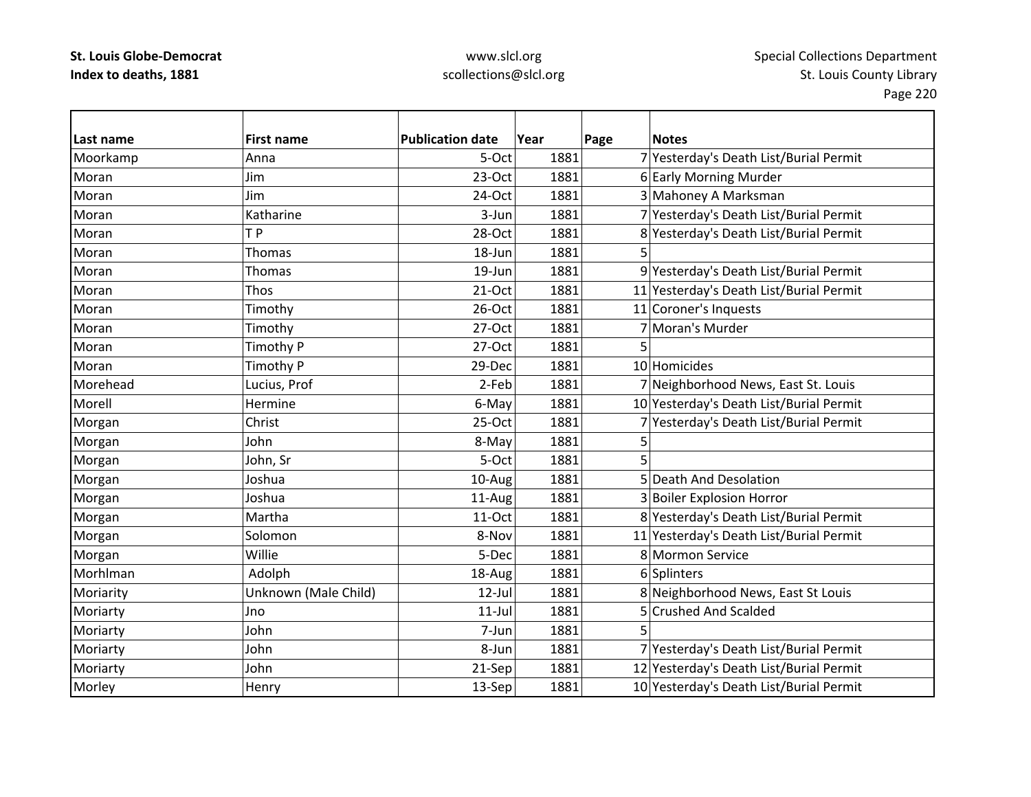**St. Louis Globe-Democrat**
**Index to deaths, 1881**

www.slcl.org
scollections@slcl.org

Special Collections Department
St. Louis County Library

| Last name | First name | Publication date | Year | Page | Notes |
|---|---|---|---|---|---|
| Moorkamp | Anna | 5-Oct | 1881 | 7 | Yesterday's Death List/Burial Permit |
| Moran | Jim | 23-Oct | 1881 | 6 | Early Morning Murder |
| Moran | Jim | 24-Oct | 1881 | 3 | Mahoney A Marksman |
| Moran | Katharine | 3-Jun | 1881 | 7 | Yesterday's Death List/Burial Permit |
| Moran | T P | 28-Oct | 1881 | 8 | Yesterday's Death List/Burial Permit |
| Moran | Thomas | 18-Jun | 1881 | 5 | |
| Moran | Thomas | 19-Jun | 1881 | 9 | Yesterday's Death List/Burial Permit |
| Moran | Thos | 21-Oct | 1881 | 11 | Yesterday's Death List/Burial Permit |
| Moran | Timothy | 26-Oct | 1881 | 11 | Coroner's Inquests |
| Moran | Timothy | 27-Oct | 1881 | 7 | Moran's Murder |
| Moran | Timothy P | 27-Oct | 1881 | 5 | |
| Moran | Timothy P | 29-Dec | 1881 | 10 | Homicides |
| Morehead | Lucius, Prof | 2-Feb | 1881 | 7 | Neighborhood News, East St. Louis |
| Morell | Hermine | 6-May | 1881 | 10 | Yesterday's Death List/Burial Permit |
| Morgan | Christ | 25-Oct | 1881 | 7 | Yesterday's Death List/Burial Permit |
| Morgan | John | 8-May | 1881 | 5 | |
| Morgan | John, Sr | 5-Oct | 1881 | 5 | |
| Morgan | Joshua | 10-Aug | 1881 | 5 | Death And Desolation |
| Morgan | Joshua | 11-Aug | 1881 | 3 | Boiler Explosion Horror |
| Morgan | Martha | 11-Oct | 1881 | 8 | Yesterday's Death List/Burial Permit |
| Morgan | Solomon | 8-Nov | 1881 | 11 | Yesterday's Death List/Burial Permit |
| Morgan | Willie | 5-Dec | 1881 | 8 | Mormon Service |
| Morhlman | Adolph | 18-Aug | 1881 | 6 | Splinters |
| Moriarity | Unknown (Male Child) | 12-Jul | 1881 | 8 | Neighborhood News, East St Louis |
| Moriarty | Jno | 11-Jul | 1881 | 5 | Crushed And Scalded |
| Moriarty | John | 7-Jun | 1881 | 5 | |
| Moriarty | John | 8-Jun | 1881 | 7 | Yesterday's Death List/Burial Permit |
| Moriarty | John | 21-Sep | 1881 | 12 | Yesterday's Death List/Burial Permit |
| Morley | Henry | 13-Sep | 1881 | 10 | Yesterday's Death List/Burial Permit |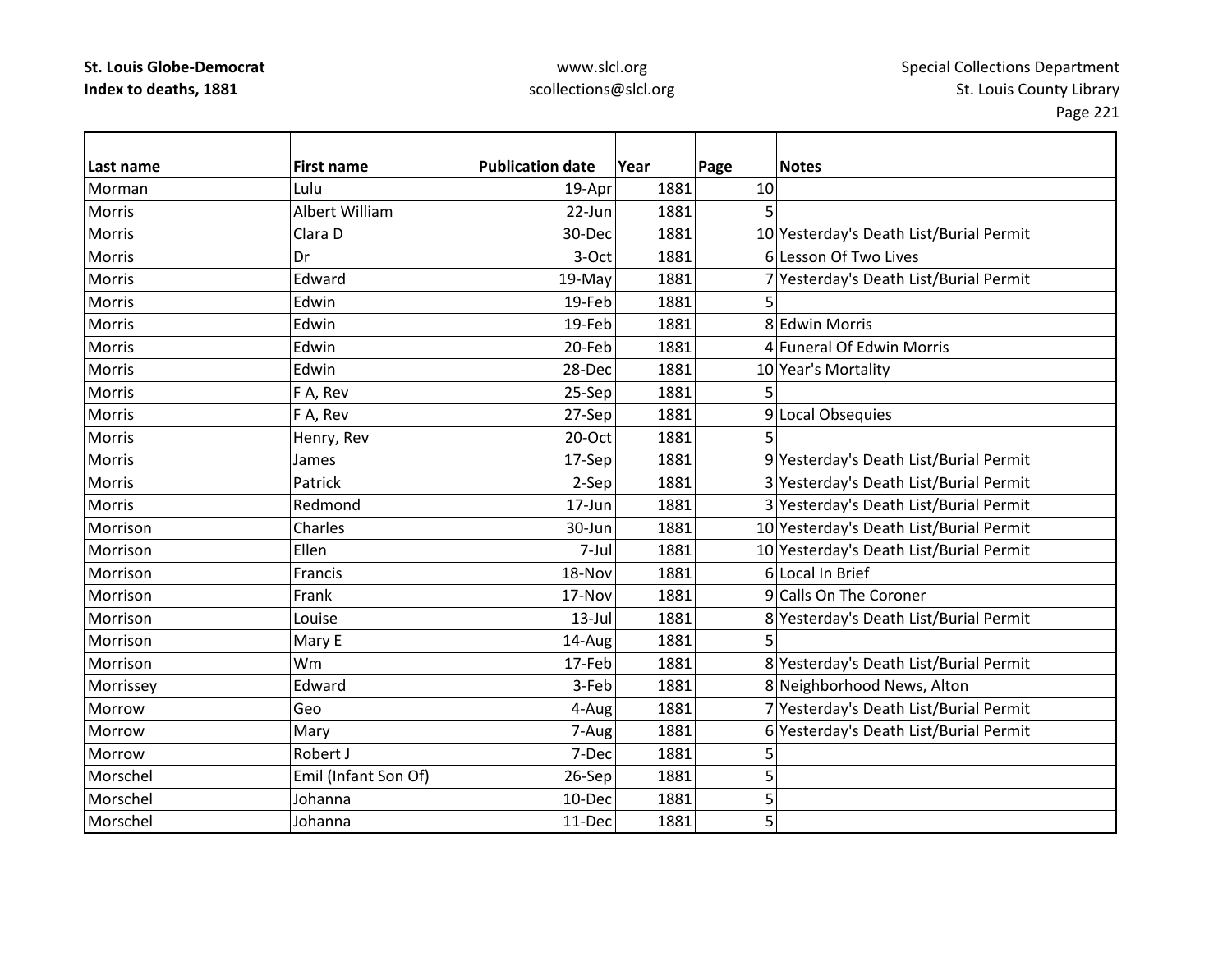**St. Louis Globe-Democrat**
**Index to deaths, 1881**

www.slcl.org
scollections@slcl.org

Special Collections Department
St. Louis County Library

| Last name | First name | Publication date | Year | Page | Notes |
|---|---|---|---|---|---|
| Morman | Lulu | 19-Apr | 1881 | 10 | |
| Morris | Albert William | 22-Jun | 1881 | 5 | |
| Morris | Clara D | 30-Dec | 1881 | 10 | Yesterday's Death List/Burial Permit |
| Morris | Dr | 3-Oct | 1881 | 6 | Lesson Of Two Lives |
| Morris | Edward | 19-May | 1881 | 7 | Yesterday's Death List/Burial Permit |
| Morris | Edwin | 19-Feb | 1881 | 5 | |
| Morris | Edwin | 19-Feb | 1881 | 8 | Edwin Morris |
| Morris | Edwin | 20-Feb | 1881 | 4 | Funeral Of Edwin Morris |
| Morris | Edwin | 28-Dec | 1881 | 10 | Year's Mortality |
| Morris | F A, Rev | 25-Sep | 1881 | 5 | |
| Morris | F A, Rev | 27-Sep | 1881 | 9 | Local Obsequies |
| Morris | Henry, Rev | 20-Oct | 1881 | 5 | |
| Morris | James | 17-Sep | 1881 | 9 | Yesterday's Death List/Burial Permit |
| Morris | Patrick | 2-Sep | 1881 | 3 | Yesterday's Death List/Burial Permit |
| Morris | Redmond | 17-Jun | 1881 | 3 | Yesterday's Death List/Burial Permit |
| Morrison | Charles | 30-Jun | 1881 | 10 | Yesterday's Death List/Burial Permit |
| Morrison | Ellen | 7-Jul | 1881 | 10 | Yesterday's Death List/Burial Permit |
| Morrison | Francis | 18-Nov | 1881 | 6 | Local In Brief |
| Morrison | Frank | 17-Nov | 1881 | 9 | Calls On The Coroner |
| Morrison | Louise | 13-Jul | 1881 | 8 | Yesterday's Death List/Burial Permit |
| Morrison | Mary E | 14-Aug | 1881 | 5 | |
| Morrison | Wm | 17-Feb | 1881 | 8 | Yesterday's Death List/Burial Permit |
| Morrissey | Edward | 3-Feb | 1881 | 8 | Neighborhood News, Alton |
| Morrow | Geo | 4-Aug | 1881 | 7 | Yesterday's Death List/Burial Permit |
| Morrow | Mary | 7-Aug | 1881 | 6 | Yesterday's Death List/Burial Permit |
| Morrow | Robert J | 7-Dec | 1881 | 5 | |
| Morschel | Emil (Infant Son Of) | 26-Sep | 1881 | 5 | |
| Morschel | Johanna | 10-Dec | 1881 | 5 | |
| Morschel | Johanna | 11-Dec | 1881 | 5 | |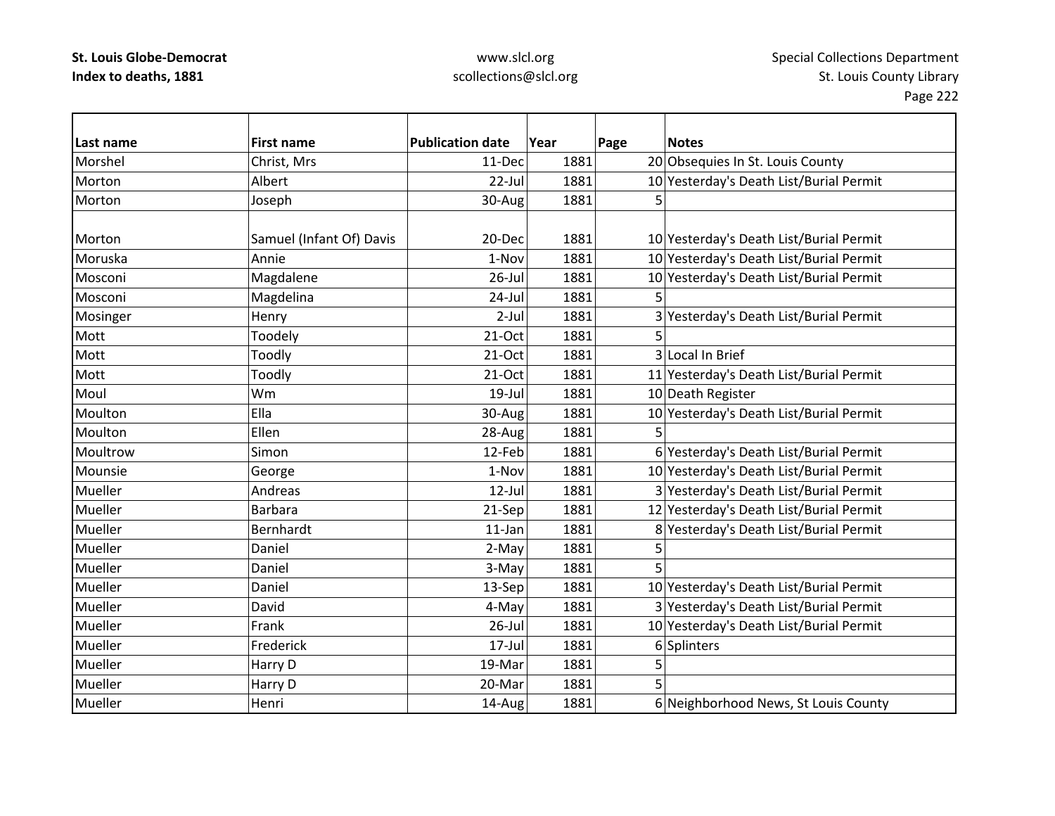| Last name | First name | Publication date | Year | Page | Notes |
|---|---|---|---|---|---|
| Morshel | Christ, Mrs | 11-Dec | 1881 | 20 | Obsequies In St. Louis County |
| Morton | Albert | 22-Jul | 1881 | 10 | Yesterday's Death List/Burial Permit |
| Morton | Joseph | 30-Aug | 1881 | 5 | |
| Morton | Samuel (Infant Of) Davis | 20-Dec | 1881 | 10 | Yesterday's Death List/Burial Permit |
| Moruska | Annie | 1-Nov | 1881 | 10 | Yesterday's Death List/Burial Permit |
| Mosconi | Magdalene | 26-Jul | 1881 | 10 | Yesterday's Death List/Burial Permit |
| Mosconi | Magdelina | 24-Jul | 1881 | 5 | |
| Mosinger | Henry | 2-Jul | 1881 | 3 | Yesterday's Death List/Burial Permit |
| Mott | Toodely | 21-Oct | 1881 | 5 | |
| Mott | Toodly | 21-Oct | 1881 | 3 | Local In Brief |
| Mott | Toodly | 21-Oct | 1881 | 11 | Yesterday's Death List/Burial Permit |
| Moul | Wm | 19-Jul | 1881 | 10 | Death Register |
| Moulton | Ella | 30-Aug | 1881 | 10 | Yesterday's Death List/Burial Permit |
| Moulton | Ellen | 28-Aug | 1881 | 5 | |
| Moultrow | Simon | 12-Feb | 1881 | 6 | Yesterday's Death List/Burial Permit |
| Mounsie | George | 1-Nov | 1881 | 10 | Yesterday's Death List/Burial Permit |
| Mueller | Andreas | 12-Jul | 1881 | 3 | Yesterday's Death List/Burial Permit |
| Mueller | Barbara | 21-Sep | 1881 | 12 | Yesterday's Death List/Burial Permit |
| Mueller | Bernhardt | 11-Jan | 1881 | 8 | Yesterday's Death List/Burial Permit |
| Mueller | Daniel | 2-May | 1881 | 5 | |
| Mueller | Daniel | 3-May | 1881 | 5 | |
| Mueller | Daniel | 13-Sep | 1881 | 10 | Yesterday's Death List/Burial Permit |
| Mueller | David | 4-May | 1881 | 3 | Yesterday's Death List/Burial Permit |
| Mueller | Frank | 26-Jul | 1881 | 10 | Yesterday's Death List/Burial Permit |
| Mueller | Frederick | 17-Jul | 1881 | 6 | Splinters |
| Mueller | Harry D | 19-Mar | 1881 | 5 | |
| Mueller | Harry D | 20-Mar | 1881 | 5 | |
| Mueller | Henri | 14-Aug | 1881 | 6 | Neighborhood News, St Louis County |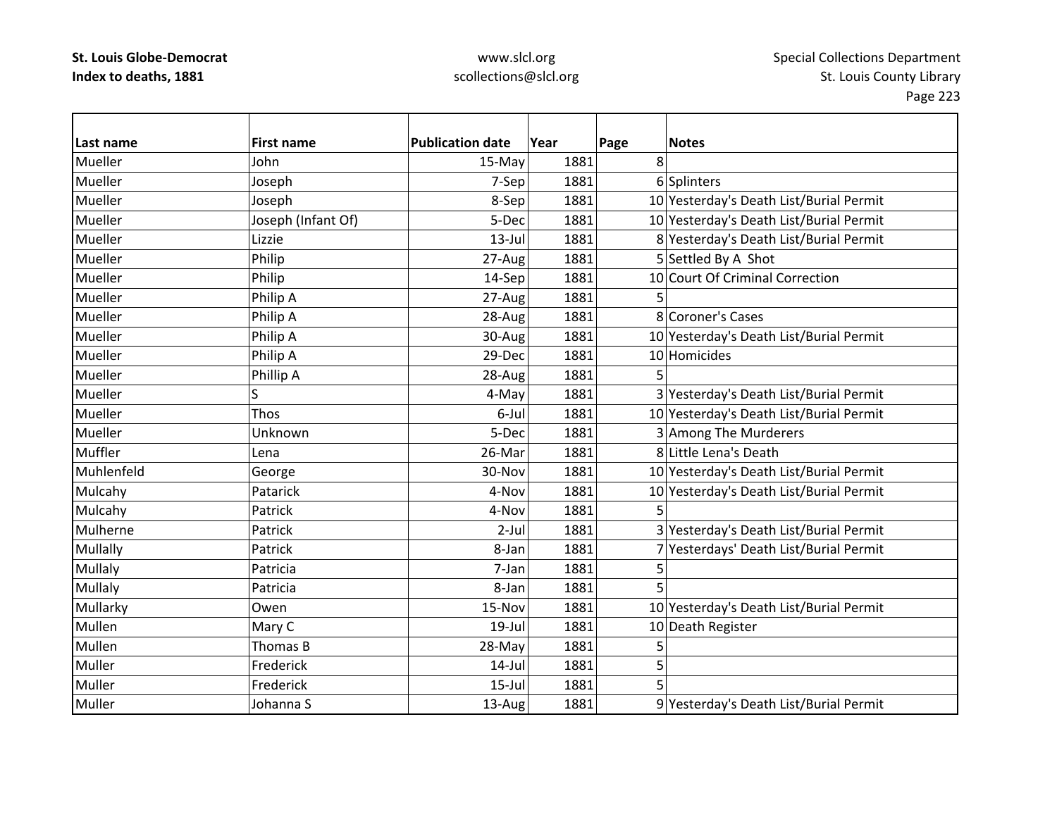| Last name | First name | Publication date | Year | Page | Notes |
|---|---|---|---|---|---|
| Mueller | John | 15-May | 1881 | 8 | |
| Mueller | Joseph | 7-Sep | 1881 | 6 | Splinters |
| Mueller | Joseph | 8-Sep | 1881 | 10 | Yesterday's Death List/Burial Permit |
| Mueller | Joseph (Infant Of) | 5-Dec | 1881 | 10 | Yesterday's Death List/Burial Permit |
| Mueller | Lizzie | 13-Jul | 1881 | 8 | Yesterday's Death List/Burial Permit |
| Mueller | Philip | 27-Aug | 1881 | 5 | Settled By A Shot |
| Mueller | Philip | 14-Sep | 1881 | 10 | Court Of Criminal Correction |
| Mueller | Philip A | 27-Aug | 1881 | 5 | |
| Mueller | Philip A | 28-Aug | 1881 | 8 | Coroner's Cases |
| Mueller | Philip A | 30-Aug | 1881 | 10 | Yesterday's Death List/Burial Permit |
| Mueller | Philip A | 29-Dec | 1881 | 10 | Homicides |
| Mueller | Phillip A | 28-Aug | 1881 | 5 | |
| Mueller | S | 4-May | 1881 | 3 | Yesterday's Death List/Burial Permit |
| Mueller | Thos | 6-Jul | 1881 | 10 | Yesterday's Death List/Burial Permit |
| Mueller | Unknown | 5-Dec | 1881 | 3 | Among The Murderers |
| Muffler | Lena | 26-Mar | 1881 | 8 | Little Lena's Death |
| Muhlenfeld | George | 30-Nov | 1881 | 10 | Yesterday's Death List/Burial Permit |
| Mulcahy | Patarick | 4-Nov | 1881 | 10 | Yesterday's Death List/Burial Permit |
| Mulcahy | Patrick | 4-Nov | 1881 | 5 | |
| Mulherne | Patrick | 2-Jul | 1881 | 3 | Yesterday's Death List/Burial Permit |
| Mullally | Patrick | 8-Jan | 1881 | 7 | Yesterdays' Death List/Burial Permit |
| Mullaly | Patricia | 7-Jan | 1881 | 5 | |
| Mullaly | Patricia | 8-Jan | 1881 | 5 | |
| Mullarky | Owen | 15-Nov | 1881 | 10 | Yesterday's Death List/Burial Permit |
| Mullen | Mary C | 19-Jul | 1881 | 10 | Death Register |
| Mullen | Thomas B | 28-May | 1881 | 5 | |
| Muller | Frederick | 14-Jul | 1881 | 5 | |
| Muller | Frederick | 15-Jul | 1881 | 5 | |
| Muller | Johanna S | 13-Aug | 1881 | 9 | Yesterday's Death List/Burial Permit |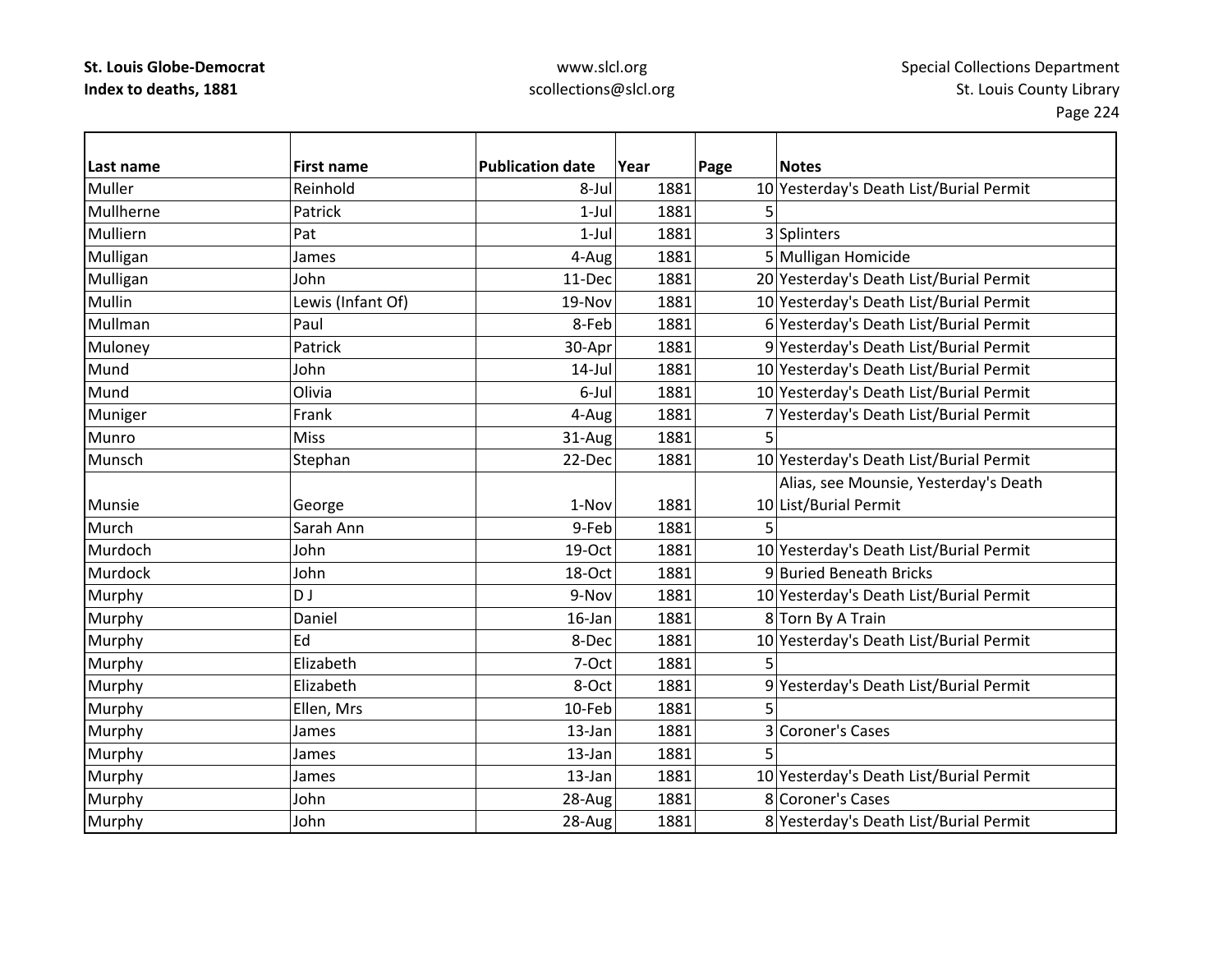| Last name | First name | Publication date | Year | Page | Notes |
|---|---|---|---|---|---|
| Muller | Reinhold | 8-Jul | 1881 | 10 | Yesterday's Death List/Burial Permit |
| Mullherne | Patrick | 1-Jul | 1881 | 5 | |
| Mulliern | Pat | 1-Jul | 1881 | 3 | Splinters |
| Mulligan | James | 4-Aug | 1881 | 5 | Mulligan Homicide |
| Mulligan | John | 11-Dec | 1881 | 20 | Yesterday's Death List/Burial Permit |
| Mullin | Lewis (Infant Of) | 19-Nov | 1881 | 10 | Yesterday's Death List/Burial Permit |
| Mullman | Paul | 8-Feb | 1881 | 6 | Yesterday's Death List/Burial Permit |
| Muloney | Patrick | 30-Apr | 1881 | 9 | Yesterday's Death List/Burial Permit |
| Mund | John | 14-Jul | 1881 | 10 | Yesterday's Death List/Burial Permit |
| Mund | Olivia | 6-Jul | 1881 | 10 | Yesterday's Death List/Burial Permit |
| Muniger | Frank | 4-Aug | 1881 | 7 | Yesterday's Death List/Burial Permit |
| Munro | Miss | 31-Aug | 1881 | 5 | |
| Munsch | Stephan | 22-Dec | 1881 | 10 | Yesterday's Death List/Burial Permit |
| Munsie | George | 1-Nov | 1881 | 10 | Alias, see Mounsie, Yesterday's Death List/Burial Permit |
| Murch | Sarah Ann | 9-Feb | 1881 | 5 | |
| Murdoch | John | 19-Oct | 1881 | 10 | Yesterday's Death List/Burial Permit |
| Murdock | John | 18-Oct | 1881 | 9 | Buried Beneath Bricks |
| Murphy | D J | 9-Nov | 1881 | 10 | Yesterday's Death List/Burial Permit |
| Murphy | Daniel | 16-Jan | 1881 | 8 | Torn By A Train |
| Murphy | Ed | 8-Dec | 1881 | 10 | Yesterday's Death List/Burial Permit |
| Murphy | Elizabeth | 7-Oct | 1881 | 5 | |
| Murphy | Elizabeth | 8-Oct | 1881 | 9 | Yesterday's Death List/Burial Permit |
| Murphy | Ellen, Mrs | 10-Feb | 1881 | 5 | |
| Murphy | James | 13-Jan | 1881 | 3 | Coroner's Cases |
| Murphy | James | 13-Jan | 1881 | 5 | |
| Murphy | James | 13-Jan | 1881 | 10 | Yesterday's Death List/Burial Permit |
| Murphy | John | 28-Aug | 1881 | 8 | Coroner's Cases |
| Murphy | John | 28-Aug | 1881 | 8 | Yesterday's Death List/Burial Permit |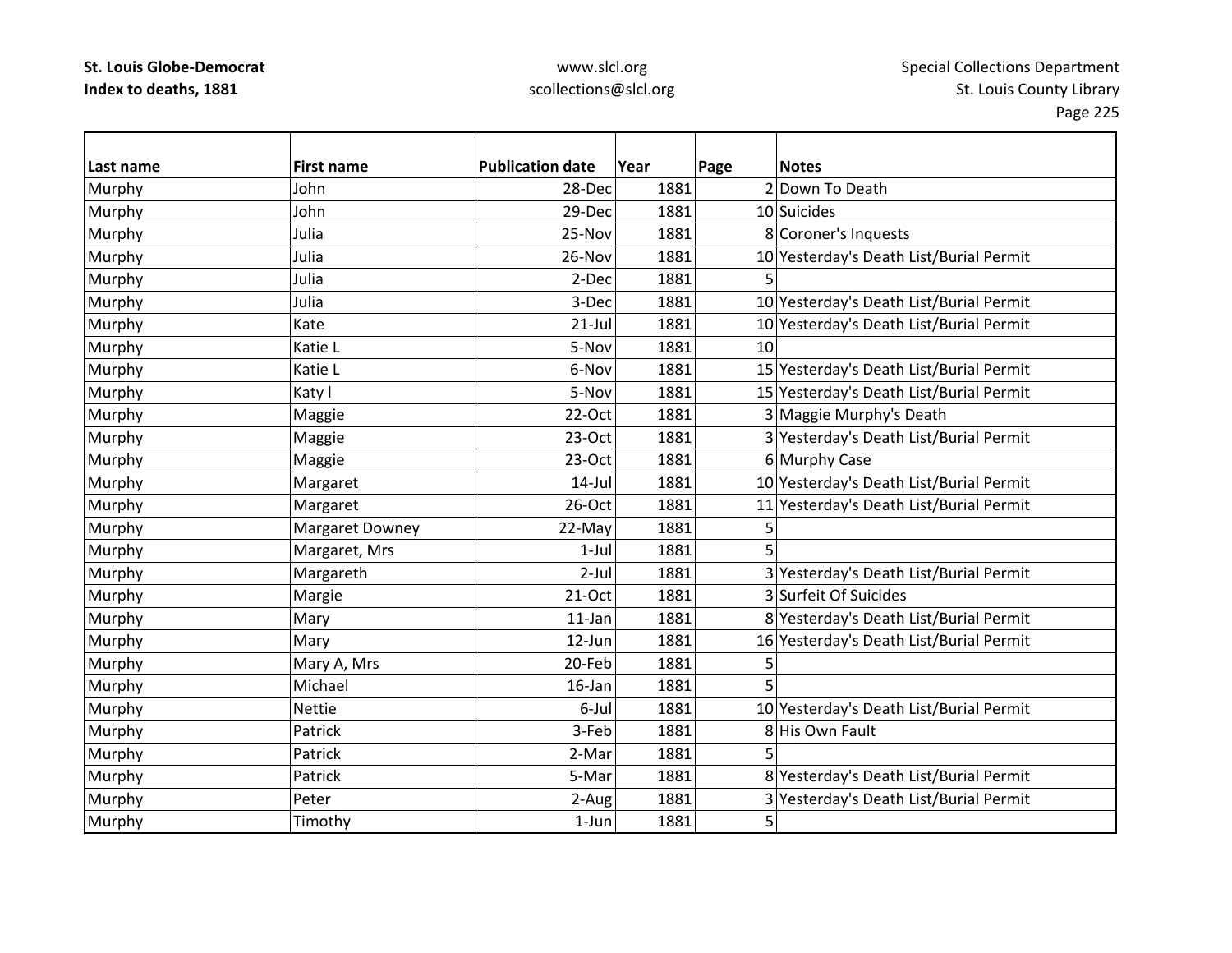| Last name | First name | Publication date | Year | Page | Notes |
|---|---|---|---|---|---|
| Murphy | John | 28-Dec | 1881 | 2 | Down To Death |
| Murphy | John | 29-Dec | 1881 | 10 | Suicides |
| Murphy | Julia | 25-Nov | 1881 | 8 | Coroner's Inquests |
| Murphy | Julia | 26-Nov | 1881 | 10 | Yesterday's Death List/Burial Permit |
| Murphy | Julia | 2-Dec | 1881 | 5 | |
| Murphy | Julia | 3-Dec | 1881 | 10 | Yesterday's Death List/Burial Permit |
| Murphy | Kate | 21-Jul | 1881 | 10 | Yesterday's Death List/Burial Permit |
| Murphy | Katie L | 5-Nov | 1881 | 10 | |
| Murphy | Katie L | 6-Nov | 1881 | 15 | Yesterday's Death List/Burial Permit |
| Murphy | Katy l | 5-Nov | 1881 | 15 | Yesterday's Death List/Burial Permit |
| Murphy | Maggie | 22-Oct | 1881 | 3 | Maggie Murphy's Death |
| Murphy | Maggie | 23-Oct | 1881 | 3 | Yesterday's Death List/Burial Permit |
| Murphy | Maggie | 23-Oct | 1881 | 6 | Murphy Case |
| Murphy | Margaret | 14-Jul | 1881 | 10 | Yesterday's Death List/Burial Permit |
| Murphy | Margaret | 26-Oct | 1881 | 11 | Yesterday's Death List/Burial Permit |
| Murphy | Margaret Downey | 22-May | 1881 | 5 | |
| Murphy | Margaret, Mrs | 1-Jul | 1881 | 5 | |
| Murphy | Margareth | 2-Jul | 1881 | 3 | Yesterday's Death List/Burial Permit |
| Murphy | Margie | 21-Oct | 1881 | 3 | Surfeit Of Suicides |
| Murphy | Mary | 11-Jan | 1881 | 8 | Yesterday's Death List/Burial Permit |
| Murphy | Mary | 12-Jun | 1881 | 16 | Yesterday's Death List/Burial Permit |
| Murphy | Mary A, Mrs | 20-Feb | 1881 | 5 | |
| Murphy | Michael | 16-Jan | 1881 | 5 | |
| Murphy | Nettie | 6-Jul | 1881 | 10 | Yesterday's Death List/Burial Permit |
| Murphy | Patrick | 3-Feb | 1881 | 8 | His Own Fault |
| Murphy | Patrick | 2-Mar | 1881 | 5 | |
| Murphy | Patrick | 5-Mar | 1881 | 8 | Yesterday's Death List/Burial Permit |
| Murphy | Peter | 2-Aug | 1881 | 3 | Yesterday's Death List/Burial Permit |
| Murphy | Timothy | 1-Jun | 1881 | 5 | |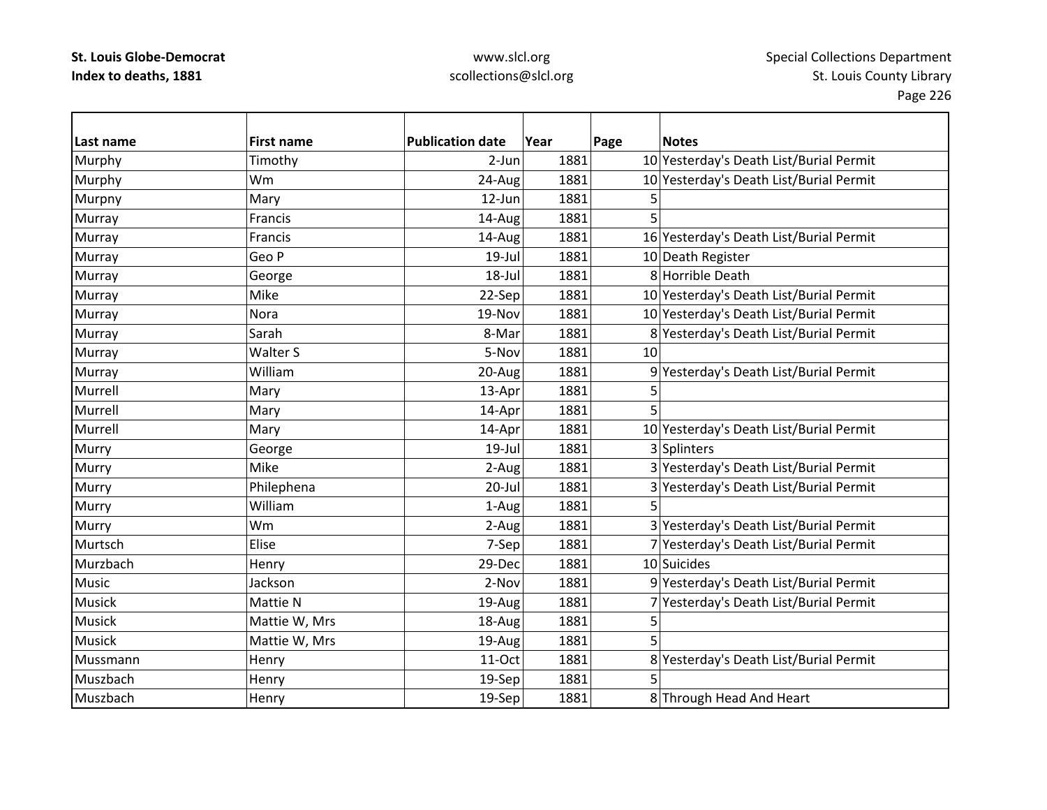**St. Louis Globe-Democrat**
**Index to deaths, 1881**

www.slcl.org
scollections@slcl.org

Special Collections Department
St. Louis County Library

| Last name | First name | Publication date | Year | Page | Notes |
|---|---|---|---|---|---|
| Murphy | Timothy | 2-Jun | 1881 | 10 | Yesterday's Death List/Burial Permit |
| Murphy | Wm | 24-Aug | 1881 | 10 | Yesterday's Death List/Burial Permit |
| Murpny | Mary | 12-Jun | 1881 | 5 | |
| Murray | Francis | 14-Aug | 1881 | 5 | |
| Murray | Francis | 14-Aug | 1881 | 16 | Yesterday's Death List/Burial Permit |
| Murray | Geo P | 19-Jul | 1881 | 10 | Death Register |
| Murray | George | 18-Jul | 1881 | 8 | Horrible Death |
| Murray | Mike | 22-Sep | 1881 | 10 | Yesterday's Death List/Burial Permit |
| Murray | Nora | 19-Nov | 1881 | 10 | Yesterday's Death List/Burial Permit |
| Murray | Sarah | 8-Mar | 1881 | 8 | Yesterday's Death List/Burial Permit |
| Murray | Walter S | 5-Nov | 1881 | 10 | |
| Murray | William | 20-Aug | 1881 | 9 | Yesterday's Death List/Burial Permit |
| Murrell | Mary | 13-Apr | 1881 | 5 | |
| Murrell | Mary | 14-Apr | 1881 | 5 | |
| Murrell | Mary | 14-Apr | 1881 | 10 | Yesterday's Death List/Burial Permit |
| Murry | George | 19-Jul | 1881 | 3 | Splinters |
| Murry | Mike | 2-Aug | 1881 | 3 | Yesterday's Death List/Burial Permit |
| Murry | Philephena | 20-Jul | 1881 | 3 | Yesterday's Death List/Burial Permit |
| Murry | William | 1-Aug | 1881 | 5 | |
| Murry | Wm | 2-Aug | 1881 | 3 | Yesterday's Death List/Burial Permit |
| Murtsch | Elise | 7-Sep | 1881 | 7 | Yesterday's Death List/Burial Permit |
| Murzbach | Henry | 29-Dec | 1881 | 10 | Suicides |
| Music | Jackson | 2-Nov | 1881 | 9 | Yesterday's Death List/Burial Permit |
| Musick | Mattie N | 19-Aug | 1881 | 7 | Yesterday's Death List/Burial Permit |
| Musick | Mattie W, Mrs | 18-Aug | 1881 | 5 | |
| Musick | Mattie W, Mrs | 19-Aug | 1881 | 5 | |
| Mussmann | Henry | 11-Oct | 1881 | 8 | Yesterday's Death List/Burial Permit |
| Muszbach | Henry | 19-Sep | 1881 | 5 | |
| Muszbach | Henry | 19-Sep | 1881 | 8 | Through Head And Heart |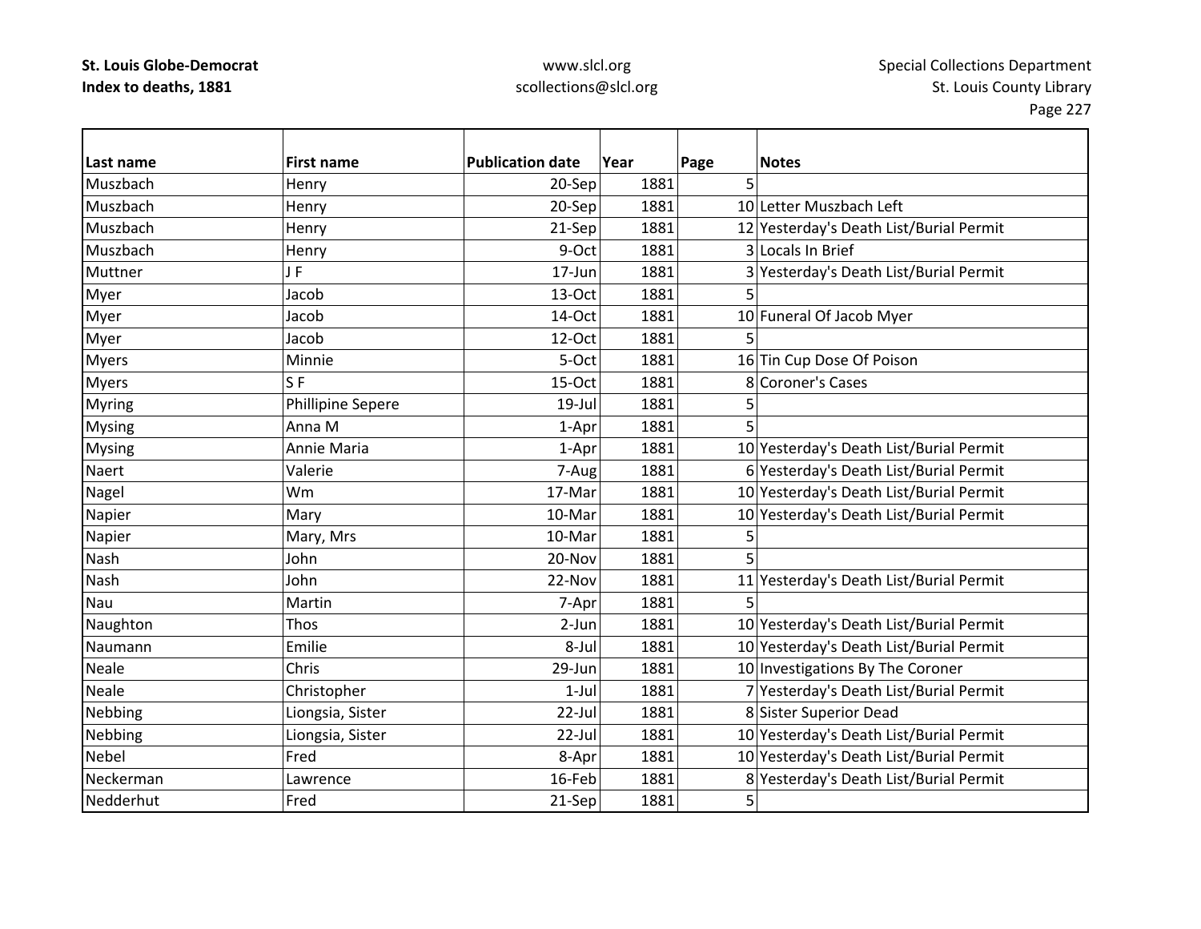| Last name | First name | Publication date | Year | Page | Notes |
|---|---|---|---|---|---|
| Muszbach | Henry | 20-Sep | 1881 | 5 | |
| Muszbach | Henry | 20-Sep | 1881 | 10 | Letter Muszbach Left |
| Muszbach | Henry | 21-Sep | 1881 | 12 | Yesterday's Death List/Burial Permit |
| Muszbach | Henry | 9-Oct | 1881 | 3 | Locals In Brief |
| Muttner | J F | 17-Jun | 1881 | 3 | Yesterday's Death List/Burial Permit |
| Myer | Jacob | 13-Oct | 1881 | 5 | |
| Myer | Jacob | 14-Oct | 1881 | 10 | Funeral Of Jacob Myer |
| Myer | Jacob | 12-Oct | 1881 | 5 | |
| Myers | Minnie | 5-Oct | 1881 | 16 | Tin Cup Dose Of Poison |
| Myers | S F | 15-Oct | 1881 | 8 | Coroner's Cases |
| Myring | Phillipine Sepere | 19-Jul | 1881 | 5 | |
| Mysing | Anna M | 1-Apr | 1881 | 5 | |
| Mysing | Annie Maria | 1-Apr | 1881 | 10 | Yesterday's Death List/Burial Permit |
| Naert | Valerie | 7-Aug | 1881 | 6 | Yesterday's Death List/Burial Permit |
| Nagel | Wm | 17-Mar | 1881 | 10 | Yesterday's Death List/Burial Permit |
| Napier | Mary | 10-Mar | 1881 | 10 | Yesterday's Death List/Burial Permit |
| Napier | Mary, Mrs | 10-Mar | 1881 | 5 | |
| Nash | John | 20-Nov | 1881 | 5 | |
| Nash | John | 22-Nov | 1881 | 11 | Yesterday's Death List/Burial Permit |
| Nau | Martin | 7-Apr | 1881 | 5 | |
| Naughton | Thos | 2-Jun | 1881 | 10 | Yesterday's Death List/Burial Permit |
| Naumann | Emilie | 8-Jul | 1881 | 10 | Yesterday's Death List/Burial Permit |
| Neale | Chris | 29-Jun | 1881 | 10 | Investigations By The Coroner |
| Neale | Christopher | 1-Jul | 1881 | 7 | Yesterday's Death List/Burial Permit |
| Nebbing | Liongsia, Sister | 22-Jul | 1881 | 8 | Sister Superior Dead |
| Nebbing | Liongsia, Sister | 22-Jul | 1881 | 10 | Yesterday's Death List/Burial Permit |
| Nebel | Fred | 8-Apr | 1881 | 10 | Yesterday's Death List/Burial Permit |
| Neckerman | Lawrence | 16-Feb | 1881 | 8 | Yesterday's Death List/Burial Permit |
| Nedderhut | Fred | 21-Sep | 1881 | 5 | |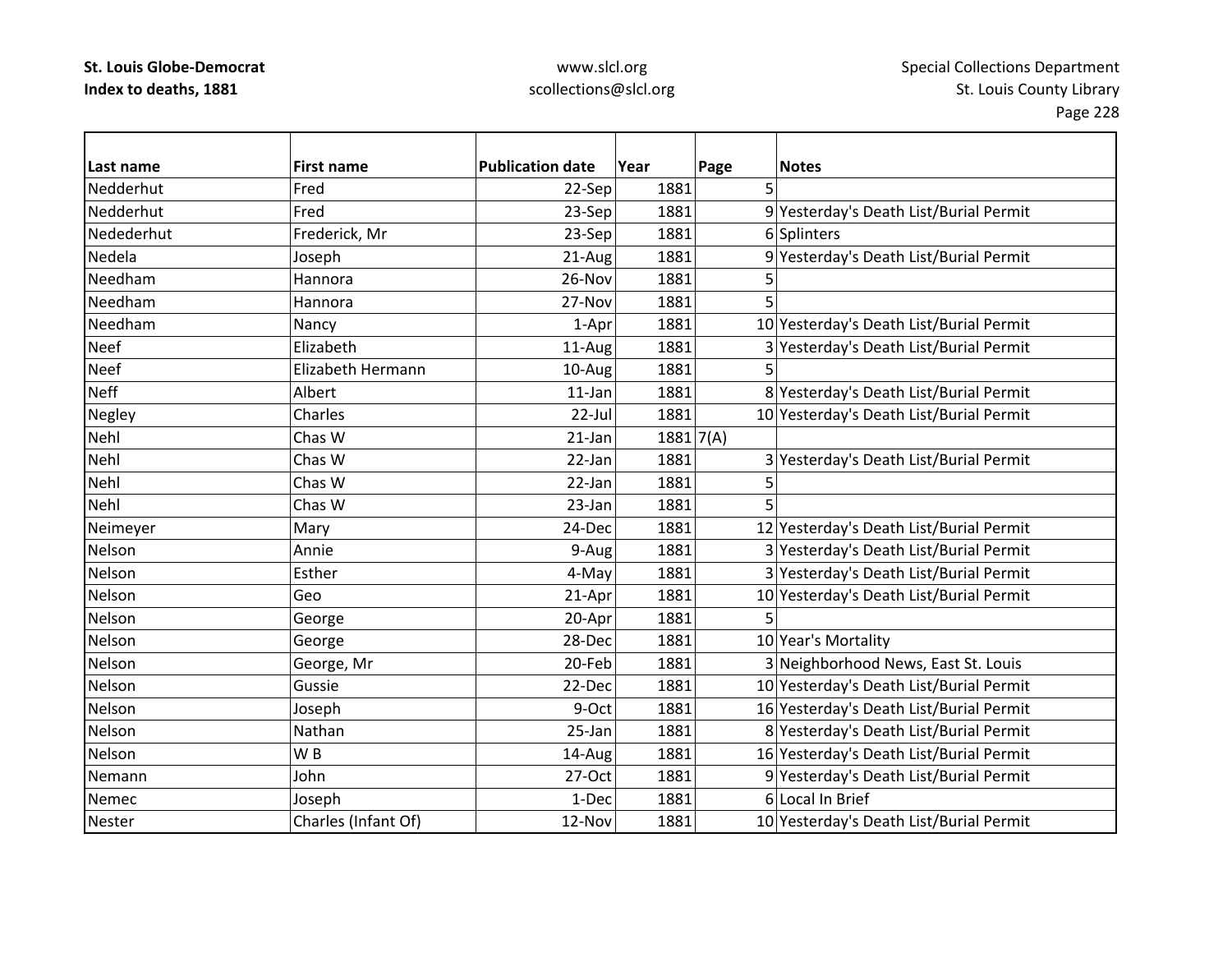**St. Louis Globe-Democrat**
**Index to deaths, 1881**

www.slcl.org
scollections@slcl.org

Special Collections Department
St. Louis County Library

| Last name | First name | Publication date | Year | Page | Notes |
|---|---|---|---|---|---|
| Nedderhut | Fred | 22-Sep | 1881 | 5 | |
| Nedderhut | Fred | 23-Sep | 1881 | 9 | Yesterday's Death List/Burial Permit |
| Nedederhut | Frederick, Mr | 23-Sep | 1881 | 6 | Splinters |
| Nedela | Joseph | 21-Aug | 1881 | 9 | Yesterday's Death List/Burial Permit |
| Needham | Hannora | 26-Nov | 1881 | 5 | |
| Needham | Hannora | 27-Nov | 1881 | 5 | |
| Needham | Nancy | 1-Apr | 1881 | 10 | Yesterday's Death List/Burial Permit |
| Neef | Elizabeth | 11-Aug | 1881 | 3 | Yesterday's Death List/Burial Permit |
| Neef | Elizabeth Hermann | 10-Aug | 1881 | 5 | |
| Neff | Albert | 11-Jan | 1881 | 8 | Yesterday's Death List/Burial Permit |
| Negley | Charles | 22-Jul | 1881 | 10 | Yesterday's Death List/Burial Permit |
| Nehl | Chas W | 21-Jan | 1881 | 7(A) | |
| Nehl | Chas W | 22-Jan | 1881 | 3 | Yesterday's Death List/Burial Permit |
| Nehl | Chas W | 22-Jan | 1881 | 5 | |
| Nehl | Chas W | 23-Jan | 1881 | 5 | |
| Neimeyer | Mary | 24-Dec | 1881 | 12 | Yesterday's Death List/Burial Permit |
| Nelson | Annie | 9-Aug | 1881 | 3 | Yesterday's Death List/Burial Permit |
| Nelson | Esther | 4-May | 1881 | 3 | Yesterday's Death List/Burial Permit |
| Nelson | Geo | 21-Apr | 1881 | 10 | Yesterday's Death List/Burial Permit |
| Nelson | George | 20-Apr | 1881 | 5 | |
| Nelson | George | 28-Dec | 1881 | 10 | Year's Mortality |
| Nelson | George, Mr | 20-Feb | 1881 | 3 | Neighborhood News, East St. Louis |
| Nelson | Gussie | 22-Dec | 1881 | 10 | Yesterday's Death List/Burial Permit |
| Nelson | Joseph | 9-Oct | 1881 | 16 | Yesterday's Death List/Burial Permit |
| Nelson | Nathan | 25-Jan | 1881 | 8 | Yesterday's Death List/Burial Permit |
| Nelson | W B | 14-Aug | 1881 | 16 | Yesterday's Death List/Burial Permit |
| Nemann | John | 27-Oct | 1881 | 9 | Yesterday's Death List/Burial Permit |
| Nemec | Joseph | 1-Dec | 1881 | 6 | Local In Brief |
| Nester | Charles (Infant Of) | 12-Nov | 1881 | 10 | Yesterday's Death List/Burial Permit |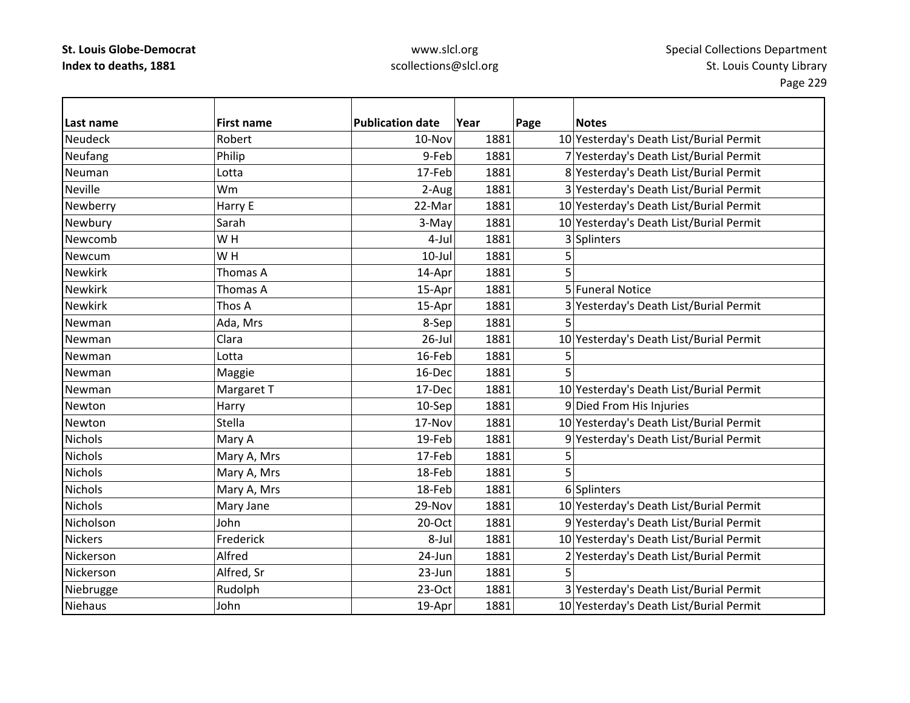| Last name | First name | Publication date | Year | Page | Notes |
|---|---|---|---|---|---|
| Neudeck | Robert | 10-Nov | 1881 | 10 | Yesterday's Death List/Burial Permit |
| Neufang | Philip | 9-Feb | 1881 | 7 | Yesterday's Death List/Burial Permit |
| Neuman | Lotta | 17-Feb | 1881 | 8 | Yesterday's Death List/Burial Permit |
| Neville | Wm | 2-Aug | 1881 | 3 | Yesterday's Death List/Burial Permit |
| Newberry | Harry E | 22-Mar | 1881 | 10 | Yesterday's Death List/Burial Permit |
| Newbury | Sarah | 3-May | 1881 | 10 | Yesterday's Death List/Burial Permit |
| Newcomb | W H | 4-Jul | 1881 | 3 | Splinters |
| Newcum | W H | 10-Jul | 1881 | 5 | |
| Newkirk | Thomas A | 14-Apr | 1881 | 5 | |
| Newkirk | Thomas A | 15-Apr | 1881 | 5 | Funeral Notice |
| Newkirk | Thos A | 15-Apr | 1881 | 3 | Yesterday's Death List/Burial Permit |
| Newman | Ada, Mrs | 8-Sep | 1881 | 5 | |
| Newman | Clara | 26-Jul | 1881 | 10 | Yesterday's Death List/Burial Permit |
| Newman | Lotta | 16-Feb | 1881 | 5 | |
| Newman | Maggie | 16-Dec | 1881 | 5 | |
| Newman | Margaret T | 17-Dec | 1881 | 10 | Yesterday's Death List/Burial Permit |
| Newton | Harry | 10-Sep | 1881 | 9 | Died From His Injuries |
| Newton | Stella | 17-Nov | 1881 | 10 | Yesterday's Death List/Burial Permit |
| Nichols | Mary A | 19-Feb | 1881 | 9 | Yesterday's Death List/Burial Permit |
| Nichols | Mary A, Mrs | 17-Feb | 1881 | 5 | |
| Nichols | Mary A, Mrs | 18-Feb | 1881 | 5 | |
| Nichols | Mary A, Mrs | 18-Feb | 1881 | 6 | Splinters |
| Nichols | Mary Jane | 29-Nov | 1881 | 10 | Yesterday's Death List/Burial Permit |
| Nicholson | John | 20-Oct | 1881 | 9 | Yesterday's Death List/Burial Permit |
| Nickers | Frederick | 8-Jul | 1881 | 10 | Yesterday's Death List/Burial Permit |
| Nickerson | Alfred | 24-Jun | 1881 | 2 | Yesterday's Death List/Burial Permit |
| Nickerson | Alfred, Sr | 23-Jun | 1881 | 5 | |
| Niebrugge | Rudolph | 23-Oct | 1881 | 3 | Yesterday's Death List/Burial Permit |
| Niehaus | John | 19-Apr | 1881 | 10 | Yesterday's Death List/Burial Permit |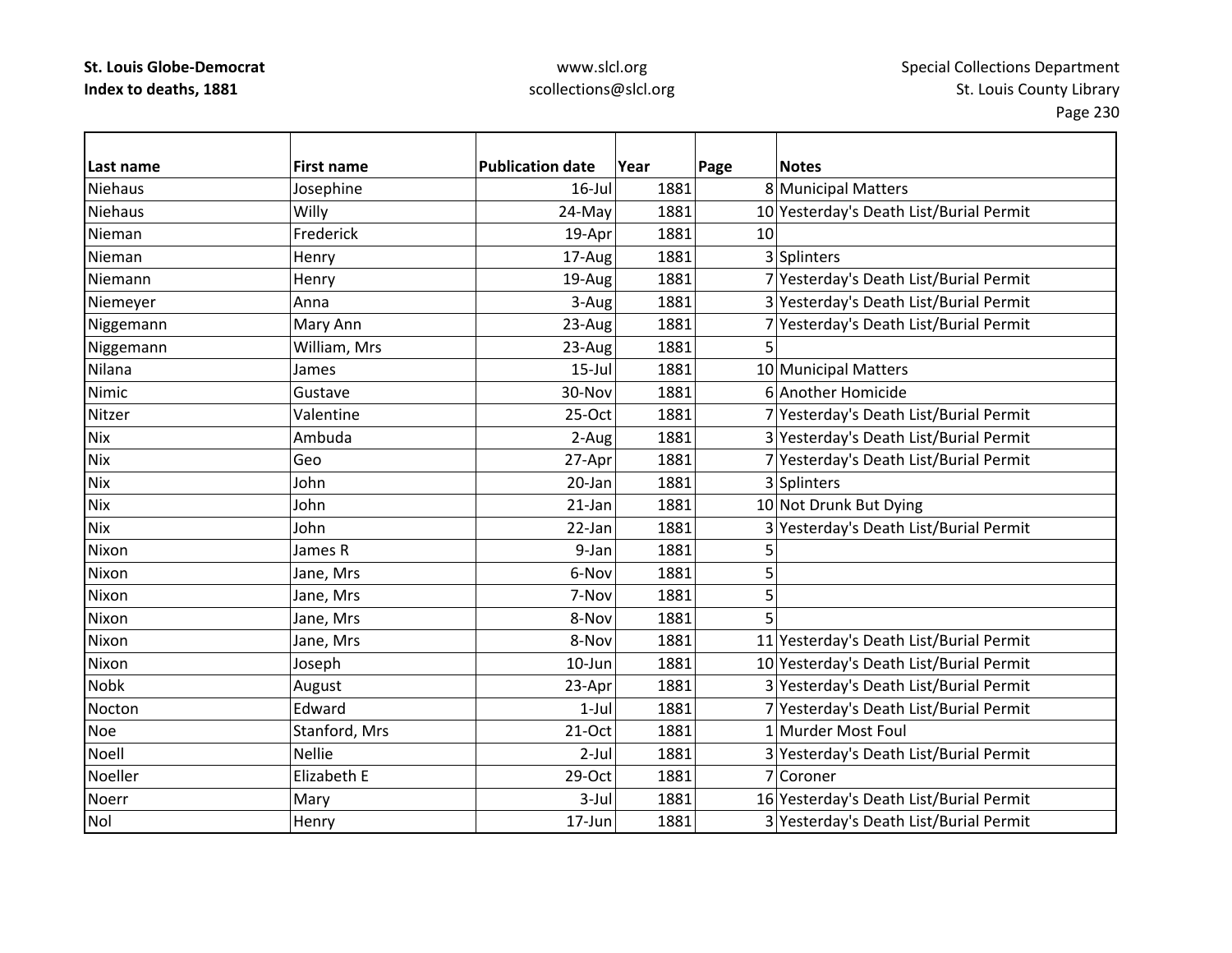| Last name | First name | Publication date | Year | Page | Notes |
|---|---|---|---|---|---|
| Niehaus | Josephine | 16-Jul | 1881 | 8 | Municipal Matters |
| Niehaus | Willy | 24-May | 1881 | 10 | Yesterday's Death List/Burial Permit |
| Nieman | Frederick | 19-Apr | 1881 | 10 | |
| Nieman | Henry | 17-Aug | 1881 | 3 | Splinters |
| Niemann | Henry | 19-Aug | 1881 | 7 | Yesterday's Death List/Burial Permit |
| Niemeyer | Anna | 3-Aug | 1881 | 3 | Yesterday's Death List/Burial Permit |
| Niggemann | Mary Ann | 23-Aug | 1881 | 7 | Yesterday's Death List/Burial Permit |
| Niggemann | William, Mrs | 23-Aug | 1881 | 5 | |
| Nilana | James | 15-Jul | 1881 | 10 | Municipal Matters |
| Nimic | Gustave | 30-Nov | 1881 | 6 | Another Homicide |
| Nitzer | Valentine | 25-Oct | 1881 | 7 | Yesterday's Death List/Burial Permit |
| Nix | Ambuda | 2-Aug | 1881 | 3 | Yesterday's Death List/Burial Permit |
| Nix | Geo | 27-Apr | 1881 | 7 | Yesterday's Death List/Burial Permit |
| Nix | John | 20-Jan | 1881 | 3 | Splinters |
| Nix | John | 21-Jan | 1881 | 10 | Not Drunk But Dying |
| Nix | John | 22-Jan | 1881 | 3 | Yesterday's Death List/Burial Permit |
| Nixon | James R | 9-Jan | 1881 | 5 | |
| Nixon | Jane, Mrs | 6-Nov | 1881 | 5 | |
| Nixon | Jane, Mrs | 7-Nov | 1881 | 5 | |
| Nixon | Jane, Mrs | 8-Nov | 1881 | 5 | |
| Nixon | Jane, Mrs | 8-Nov | 1881 | 11 | Yesterday's Death List/Burial Permit |
| Nixon | Joseph | 10-Jun | 1881 | 10 | Yesterday's Death List/Burial Permit |
| Nobk | August | 23-Apr | 1881 | 3 | Yesterday's Death List/Burial Permit |
| Nocton | Edward | 1-Jul | 1881 | 7 | Yesterday's Death List/Burial Permit |
| Noe | Stanford, Mrs | 21-Oct | 1881 | 1 | Murder Most Foul |
| Noell | Nellie | 2-Jul | 1881 | 3 | Yesterday's Death List/Burial Permit |
| Noeller | Elizabeth E | 29-Oct | 1881 | 7 | Coroner |
| Noerr | Mary | 3-Jul | 1881 | 16 | Yesterday's Death List/Burial Permit |
| Nol | Henry | 17-Jun | 1881 | 3 | Yesterday's Death List/Burial Permit |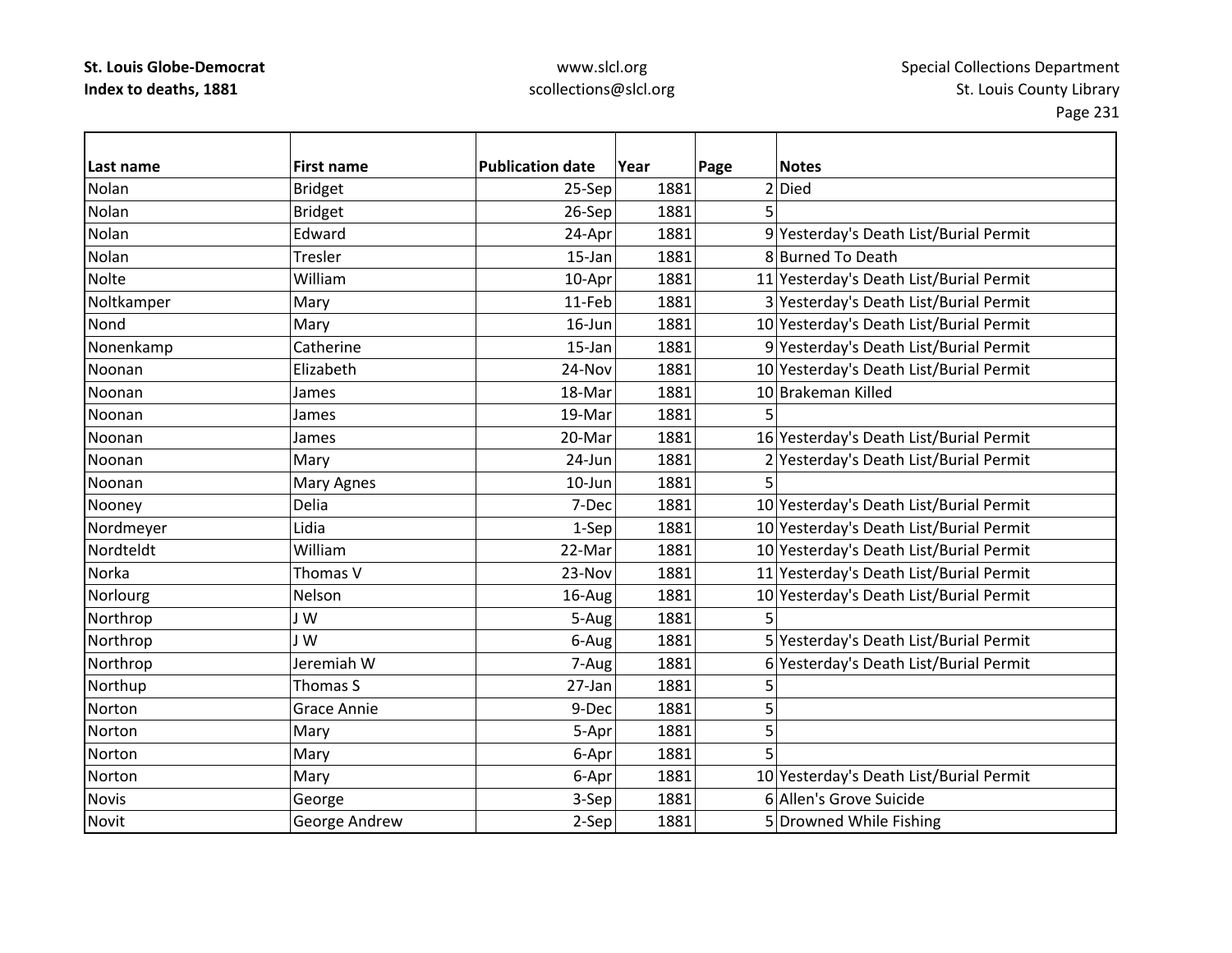**St. Louis Globe-Democrat**
**Index to deaths, 1881**

www.slcl.org
scollections@slcl.org

Special Collections Department
St. Louis County Library

| Last name | First name | Publication date | Year | Page | Notes |
|---|---|---|---|---|---|
| Nolan | Bridget | 25-Sep | 1881 | 2 | Died |
| Nolan | Bridget | 26-Sep | 1881 | 5 | |
| Nolan | Edward | 24-Apr | 1881 | 9 | Yesterday's Death List/Burial Permit |
| Nolan | Tresler | 15-Jan | 1881 | 8 | Burned To Death |
| Nolte | William | 10-Apr | 1881 | 11 | Yesterday's Death List/Burial Permit |
| Noltkamper | Mary | 11-Feb | 1881 | 3 | Yesterday's Death List/Burial Permit |
| Nond | Mary | 16-Jun | 1881 | 10 | Yesterday's Death List/Burial Permit |
| Nonenkamp | Catherine | 15-Jan | 1881 | 9 | Yesterday's Death List/Burial Permit |
| Noonan | Elizabeth | 24-Nov | 1881 | 10 | Yesterday's Death List/Burial Permit |
| Noonan | James | 18-Mar | 1881 | 10 | Brakeman Killed |
| Noonan | James | 19-Mar | 1881 | 5 | |
| Noonan | James | 20-Mar | 1881 | 16 | Yesterday's Death List/Burial Permit |
| Noonan | Mary | 24-Jun | 1881 | 2 | Yesterday's Death List/Burial Permit |
| Noonan | Mary Agnes | 10-Jun | 1881 | 5 | |
| Nooney | Delia | 7-Dec | 1881 | 10 | Yesterday's Death List/Burial Permit |
| Nordmeyer | Lidia | 1-Sep | 1881 | 10 | Yesterday's Death List/Burial Permit |
| Nordteldt | William | 22-Mar | 1881 | 10 | Yesterday's Death List/Burial Permit |
| Norka | Thomas V | 23-Nov | 1881 | 11 | Yesterday's Death List/Burial Permit |
| Norlourg | Nelson | 16-Aug | 1881 | 10 | Yesterday's Death List/Burial Permit |
| Northrop | J W | 5-Aug | 1881 | 5 | |
| Northrop | J W | 6-Aug | 1881 | 5 | Yesterday's Death List/Burial Permit |
| Northrop | Jeremiah W | 7-Aug | 1881 | 6 | Yesterday's Death List/Burial Permit |
| Northup | Thomas S | 27-Jan | 1881 | 5 | |
| Norton | Grace Annie | 9-Dec | 1881 | 5 | |
| Norton | Mary | 5-Apr | 1881 | 5 | |
| Norton | Mary | 6-Apr | 1881 | 5 | |
| Norton | Mary | 6-Apr | 1881 | 10 | Yesterday's Death List/Burial Permit |
| Novis | George | 3-Sep | 1881 | 6 | Allen's Grove Suicide |
| Novit | George Andrew | 2-Sep | 1881 | 5 | Drowned While Fishing |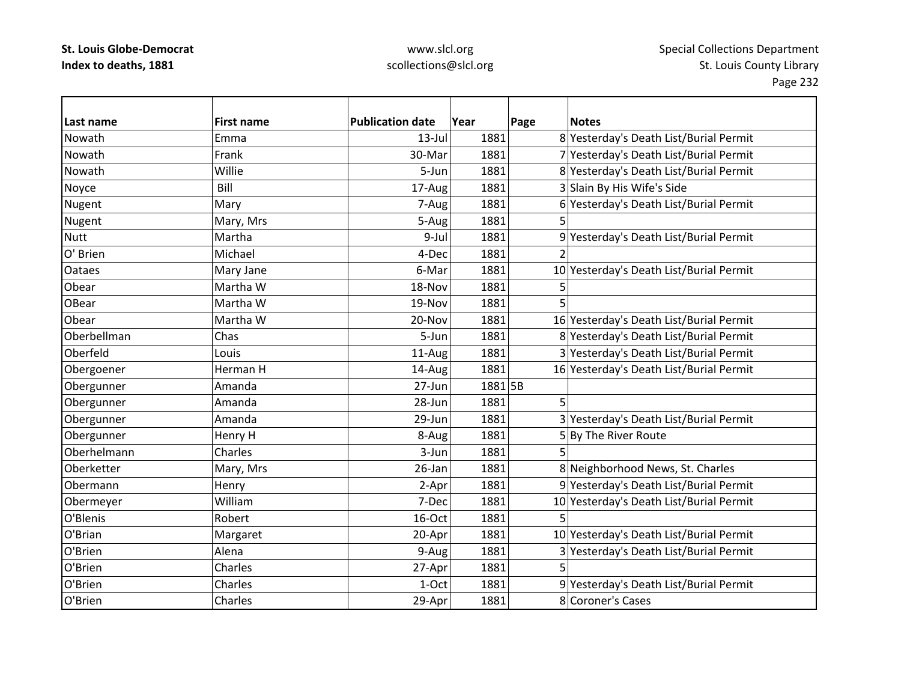**St. Louis Globe-Democrat**
**Index to deaths, 1881**

www.slcl.org
scollections@slcl.org

Special Collections Department
St. Louis County Library

| Last name | First name | Publication date | Year | Page | Notes |
|---|---|---|---|---|---|
| Nowath | Emma | 13-Jul | 1881 | 8 | Yesterday's Death List/Burial Permit |
| Nowath | Frank | 30-Mar | 1881 | 7 | Yesterday's Death List/Burial Permit |
| Nowath | Willie | 5-Jun | 1881 | 8 | Yesterday's Death List/Burial Permit |
| Noyce | Bill | 17-Aug | 1881 | 3 | Slain By His Wife's Side |
| Nugent | Mary | 7-Aug | 1881 | 6 | Yesterday's Death List/Burial Permit |
| Nugent | Mary, Mrs | 5-Aug | 1881 | 5 | |
| Nutt | Martha | 9-Jul | 1881 | 9 | Yesterday's Death List/Burial Permit |
| O' Brien | Michael | 4-Dec | 1881 | 2 | |
| Oataes | Mary Jane | 6-Mar | 1881 | 10 | Yesterday's Death List/Burial Permit |
| Obear | Martha W | 18-Nov | 1881 | 5 | |
| OBear | Martha W | 19-Nov | 1881 | 5 | |
| Obear | Martha W | 20-Nov | 1881 | 16 | Yesterday's Death List/Burial Permit |
| Oberbellman | Chas | 5-Jun | 1881 | 8 | Yesterday's Death List/Burial Permit |
| Oberfeld | Louis | 11-Aug | 1881 | 3 | Yesterday's Death List/Burial Permit |
| Obergoener | Herman H | 14-Aug | 1881 | 16 | Yesterday's Death List/Burial Permit |
| Obergunner | Amanda | 27-Jun | 1881 | 5B | |
| Obergunner | Amanda | 28-Jun | 1881 | 5 | |
| Obergunner | Amanda | 29-Jun | 1881 | 3 | Yesterday's Death List/Burial Permit |
| Obergunner | Henry H | 8-Aug | 1881 | 5 | By The River Route |
| Oberhelmann | Charles | 3-Jun | 1881 | 5 | |
| Oberketter | Mary, Mrs | 26-Jan | 1881 | 8 | Neighborhood News, St. Charles |
| Obermann | Henry | 2-Apr | 1881 | 9 | Yesterday's Death List/Burial Permit |
| Obermeyer | William | 7-Dec | 1881 | 10 | Yesterday's Death List/Burial Permit |
| O'Blenis | Robert | 16-Oct | 1881 | 5 | |
| O'Brian | Margaret | 20-Apr | 1881 | 10 | Yesterday's Death List/Burial Permit |
| O'Brien | Alena | 9-Aug | 1881 | 3 | Yesterday's Death List/Burial Permit |
| O'Brien | Charles | 27-Apr | 1881 | 5 | |
| O'Brien | Charles | 1-Oct | 1881 | 9 | Yesterday's Death List/Burial Permit |
| O'Brien | Charles | 29-Apr | 1881 | 8 | Coroner's Cases |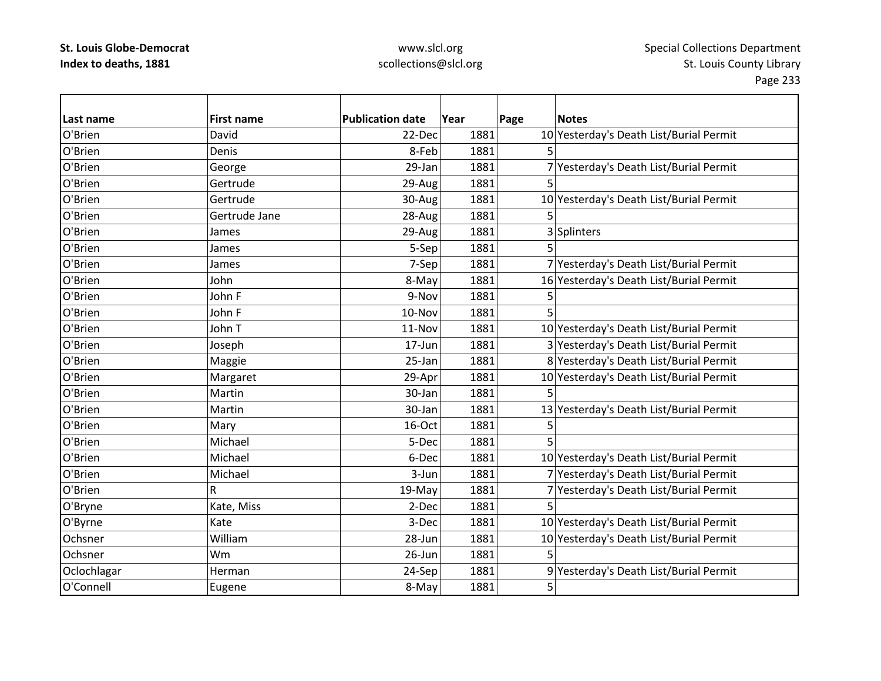| Last name | First name | Publication date | Year | Page | Notes |
|---|---|---|---|---|---|
| O'Brien | David | 22-Dec | 1881 | 10 | Yesterday's Death List/Burial Permit |
| O'Brien | Denis | 8-Feb | 1881 | 5 | |
| O'Brien | George | 29-Jan | 1881 | 7 | Yesterday's Death List/Burial Permit |
| O'Brien | Gertrude | 29-Aug | 1881 | 5 | |
| O'Brien | Gertrude | 30-Aug | 1881 | 10 | Yesterday's Death List/Burial Permit |
| O'Brien | Gertrude Jane | 28-Aug | 1881 | 5 | |
| O'Brien | James | 29-Aug | 1881 | 3 | Splinters |
| O'Brien | James | 5-Sep | 1881 | 5 | |
| O'Brien | James | 7-Sep | 1881 | 7 | Yesterday's Death List/Burial Permit |
| O'Brien | John | 8-May | 1881 | 16 | Yesterday's Death List/Burial Permit |
| O'Brien | John F | 9-Nov | 1881 | 5 | |
| O'Brien | John F | 10-Nov | 1881 | 5 | |
| O'Brien | John T | 11-Nov | 1881 | 10 | Yesterday's Death List/Burial Permit |
| O'Brien | Joseph | 17-Jun | 1881 | 3 | Yesterday's Death List/Burial Permit |
| O'Brien | Maggie | 25-Jan | 1881 | 8 | Yesterday's Death List/Burial Permit |
| O'Brien | Margaret | 29-Apr | 1881 | 10 | Yesterday's Death List/Burial Permit |
| O'Brien | Martin | 30-Jan | 1881 | 5 | |
| O'Brien | Martin | 30-Jan | 1881 | 13 | Yesterday's Death List/Burial Permit |
| O'Brien | Mary | 16-Oct | 1881 | 5 | |
| O'Brien | Michael | 5-Dec | 1881 | 5 | |
| O'Brien | Michael | 6-Dec | 1881 | 10 | Yesterday's Death List/Burial Permit |
| O'Brien | Michael | 3-Jun | 1881 | 7 | Yesterday's Death List/Burial Permit |
| O'Brien | R | 19-May | 1881 | 7 | Yesterday's Death List/Burial Permit |
| O'Bryne | Kate, Miss | 2-Dec | 1881 | 5 | |
| O'Byrne | Kate | 3-Dec | 1881 | 10 | Yesterday's Death List/Burial Permit |
| Ochsner | William | 28-Jun | 1881 | 10 | Yesterday's Death List/Burial Permit |
| Ochsner | Wm | 26-Jun | 1881 | 5 | |
| Oclochlagar | Herman | 24-Sep | 1881 | 9 | Yesterday's Death List/Burial Permit |
| O'Connell | Eugene | 8-May | 1881 | 5 | |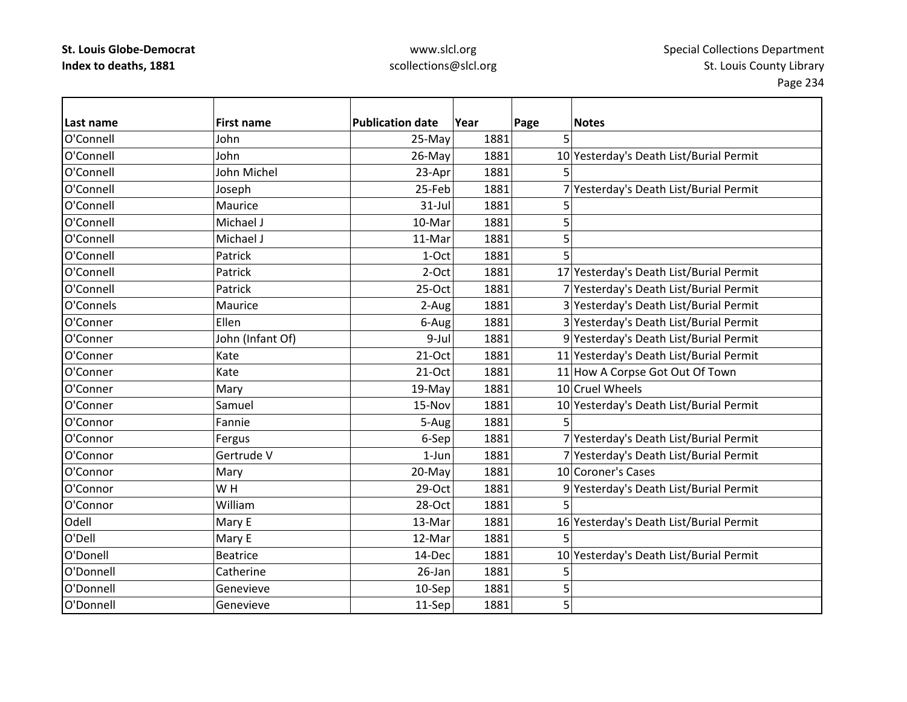| Last name | First name | Publication date | Year | Page | Notes |
|---|---|---|---|---|---|
| O'Connell | John | 25-May | 1881 | 5 | |
| O'Connell | John | 26-May | 1881 | 10 | Yesterday's Death List/Burial Permit |
| O'Connell | John Michel | 23-Apr | 1881 | 5 | |
| O'Connell | Joseph | 25-Feb | 1881 | 7 | Yesterday's Death List/Burial Permit |
| O'Connell | Maurice | 31-Jul | 1881 | 5 | |
| O'Connell | Michael J | 10-Mar | 1881 | 5 | |
| O'Connell | Michael J | 11-Mar | 1881 | 5 | |
| O'Connell | Patrick | 1-Oct | 1881 | 5 | |
| O'Connell | Patrick | 2-Oct | 1881 | 17 | Yesterday's Death List/Burial Permit |
| O'Connell | Patrick | 25-Oct | 1881 | 7 | Yesterday's Death List/Burial Permit |
| O'Connels | Maurice | 2-Aug | 1881 | 3 | Yesterday's Death List/Burial Permit |
| O'Conner | Ellen | 6-Aug | 1881 | 3 | Yesterday's Death List/Burial Permit |
| O'Conner | John (Infant Of) | 9-Jul | 1881 | 9 | Yesterday's Death List/Burial Permit |
| O'Conner | Kate | 21-Oct | 1881 | 11 | Yesterday's Death List/Burial Permit |
| O'Conner | Kate | 21-Oct | 1881 | 11 | How A Corpse Got Out Of Town |
| O'Conner | Mary | 19-May | 1881 | 10 | Cruel Wheels |
| O'Conner | Samuel | 15-Nov | 1881 | 10 | Yesterday's Death List/Burial Permit |
| O'Connor | Fannie | 5-Aug | 1881 | 5 | |
| O'Connor | Fergus | 6-Sep | 1881 | 7 | Yesterday's Death List/Burial Permit |
| O'Connor | Gertrude V | 1-Jun | 1881 | 7 | Yesterday's Death List/Burial Permit |
| O'Connor | Mary | 20-May | 1881 | 10 | Coroner's Cases |
| O'Connor | W H | 29-Oct | 1881 | 9 | Yesterday's Death List/Burial Permit |
| O'Connor | William | 28-Oct | 1881 | 5 | |
| Odell | Mary E | 13-Mar | 1881 | 16 | Yesterday's Death List/Burial Permit |
| O'Dell | Mary E | 12-Mar | 1881 | 5 | |
| O'Donell | Beatrice | 14-Dec | 1881 | 10 | Yesterday's Death List/Burial Permit |
| O'Donnell | Catherine | 26-Jan | 1881 | 5 | |
| O'Donnell | Genevieve | 10-Sep | 1881 | 5 | |
| O'Donnell | Genevieve | 11-Sep | 1881 | 5 | |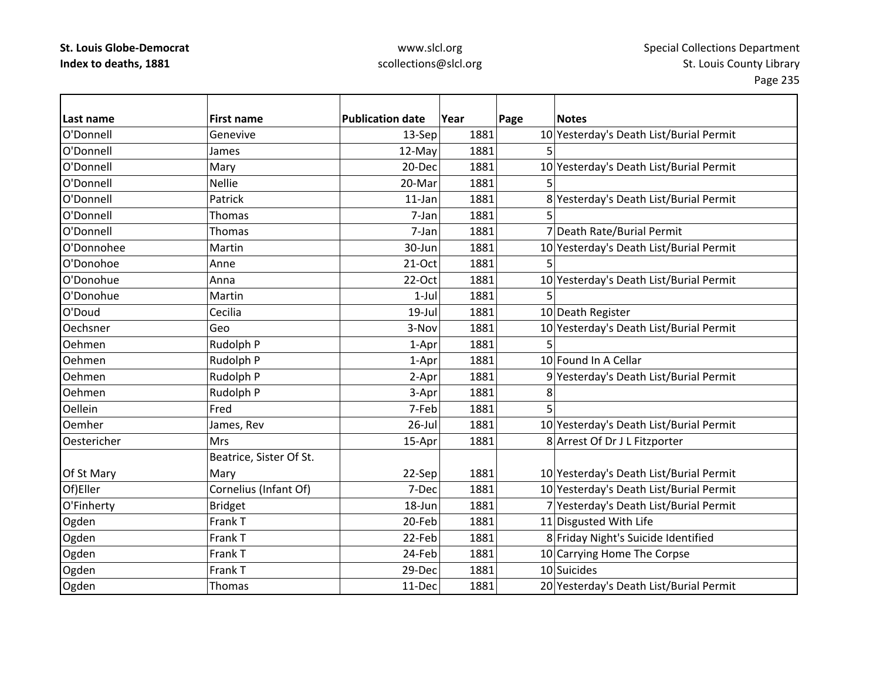| Last name | First name | Publication date | Year | Page | Notes |
|---|---|---|---|---|---|
| O'Donnell | Genevive | 13-Sep | 1881 | 10 | Yesterday's Death List/Burial Permit |
| O'Donnell | James | 12-May | 1881 | 5 | |
| O'Donnell | Mary | 20-Dec | 1881 | 10 | Yesterday's Death List/Burial Permit |
| O'Donnell | Nellie | 20-Mar | 1881 | 5 | |
| O'Donnell | Patrick | 11-Jan | 1881 | 8 | Yesterday's Death List/Burial Permit |
| O'Donnell | Thomas | 7-Jan | 1881 | 5 | |
| O'Donnell | Thomas | 7-Jan | 1881 | 7 | Death Rate/Burial Permit |
| O'Donnohee | Martin | 30-Jun | 1881 | 10 | Yesterday's Death List/Burial Permit |
| O'Donohoe | Anne | 21-Oct | 1881 | 5 | |
| O'Donohue | Anna | 22-Oct | 1881 | 10 | Yesterday's Death List/Burial Permit |
| O'Donohue | Martin | 1-Jul | 1881 | 5 | |
| O'Doud | Cecilia | 19-Jul | 1881 | 10 | Death Register |
| Oechsner | Geo | 3-Nov | 1881 | 10 | Yesterday's Death List/Burial Permit |
| Oehmen | Rudolph P | 1-Apr | 1881 | 5 | |
| Oehmen | Rudolph P | 1-Apr | 1881 | 10 | Found In A Cellar |
| Oehmen | Rudolph P | 2-Apr | 1881 | 9 | Yesterday's Death List/Burial Permit |
| Oehmen | Rudolph P | 3-Apr | 1881 | 8 | |
| Oellein | Fred | 7-Feb | 1881 | 5 | |
| Oemher | James, Rev | 26-Jul | 1881 | 10 | Yesterday's Death List/Burial Permit |
| Oestericher | Mrs | 15-Apr | 1881 | 8 | Arrest Of Dr J L Fitzporter |
| Of St Mary | Beatrice, Sister Of St. Mary | 22-Sep | 1881 | 10 | Yesterday's Death List/Burial Permit |
| Of)Eller | Cornelius (Infant Of) | 7-Dec | 1881 | 10 | Yesterday's Death List/Burial Permit |
| O'Finherty | Bridget | 18-Jun | 1881 | 7 | Yesterday's Death List/Burial Permit |
| Ogden | Frank T | 20-Feb | 1881 | 11 | Disgusted With Life |
| Ogden | Frank T | 22-Feb | 1881 | 8 | Friday Night's Suicide Identified |
| Ogden | Frank T | 24-Feb | 1881 | 10 | Carrying Home The Corpse |
| Ogden | Frank T | 29-Dec | 1881 | 10 | Suicides |
| Ogden | Thomas | 11-Dec | 1881 | 20 | Yesterday's Death List/Burial Permit |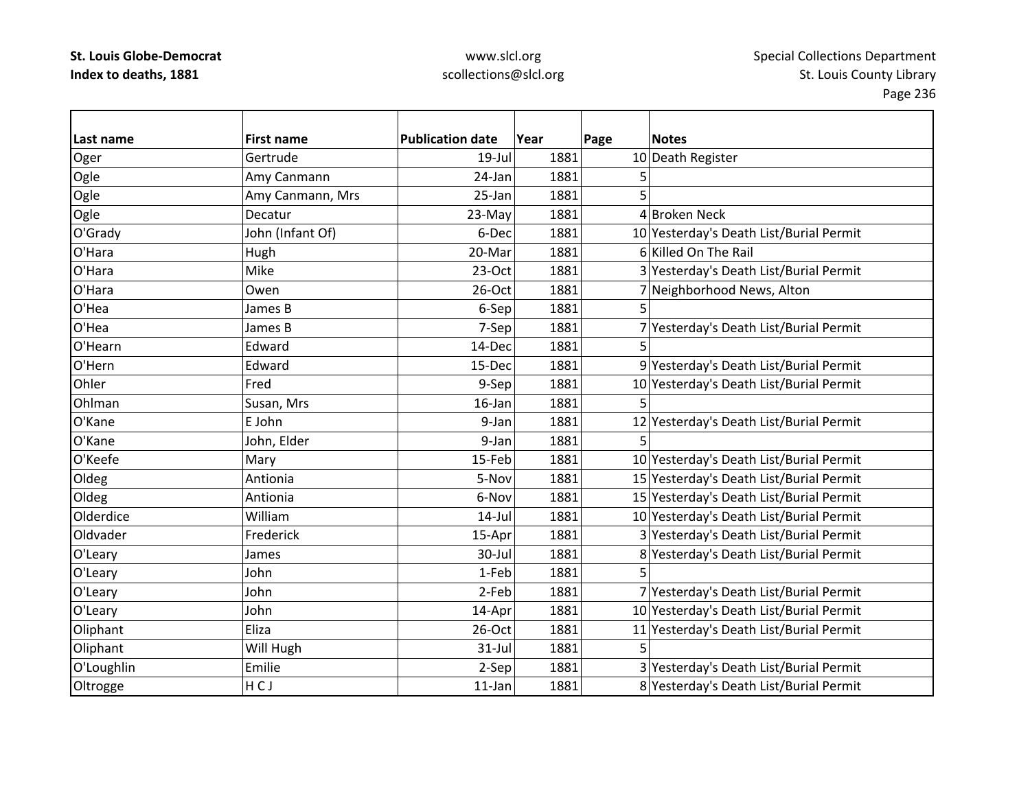| Last name | First name | Publication date | Year | Page | Notes |
|---|---|---|---|---|---|
| Oger | Gertrude | 19-Jul | 1881 | 10 | Death Register |
| Ogle | Amy Canmann | 24-Jan | 1881 | 5 | |
| Ogle | Amy Canmann, Mrs | 25-Jan | 1881 | 5 | |
| Ogle | Decatur | 23-May | 1881 | 4 | Broken Neck |
| O'Grady | John (Infant Of) | 6-Dec | 1881 | 10 | Yesterday's Death List/Burial Permit |
| O'Hara | Hugh | 20-Mar | 1881 | 6 | Killed On The Rail |
| O'Hara | Mike | 23-Oct | 1881 | 3 | Yesterday's Death List/Burial Permit |
| O'Hara | Owen | 26-Oct | 1881 | 7 | Neighborhood News, Alton |
| O'Hea | James B | 6-Sep | 1881 | 5 | |
| O'Hea | James B | 7-Sep | 1881 | 7 | Yesterday's Death List/Burial Permit |
| O'Hearn | Edward | 14-Dec | 1881 | 5 | |
| O'Hern | Edward | 15-Dec | 1881 | 9 | Yesterday's Death List/Burial Permit |
| Ohler | Fred | 9-Sep | 1881 | 10 | Yesterday's Death List/Burial Permit |
| Ohlman | Susan, Mrs | 16-Jan | 1881 | 5 | |
| O'Kane | E John | 9-Jan | 1881 | 12 | Yesterday's Death List/Burial Permit |
| O'Kane | John, Elder | 9-Jan | 1881 | 5 | |
| O'Keefe | Mary | 15-Feb | 1881 | 10 | Yesterday's Death List/Burial Permit |
| Oldeg | Antionia | 5-Nov | 1881 | 15 | Yesterday's Death List/Burial Permit |
| Oldeg | Antionia | 6-Nov | 1881 | 15 | Yesterday's Death List/Burial Permit |
| Olderdice | William | 14-Jul | 1881 | 10 | Yesterday's Death List/Burial Permit |
| Oldvader | Frederick | 15-Apr | 1881 | 3 | Yesterday's Death List/Burial Permit |
| O'Leary | James | 30-Jul | 1881 | 8 | Yesterday's Death List/Burial Permit |
| O'Leary | John | 1-Feb | 1881 | 5 | |
| O'Leary | John | 2-Feb | 1881 | 7 | Yesterday's Death List/Burial Permit |
| O'Leary | John | 14-Apr | 1881 | 10 | Yesterday's Death List/Burial Permit |
| Oliphant | Eliza | 26-Oct | 1881 | 11 | Yesterday's Death List/Burial Permit |
| Oliphant | Will Hugh | 31-Jul | 1881 | 5 | |
| O'Loughlin | Emilie | 2-Sep | 1881 | 3 | Yesterday's Death List/Burial Permit |
| Oltrogge | H C J | 11-Jan | 1881 | 8 | Yesterday's Death List/Burial Permit |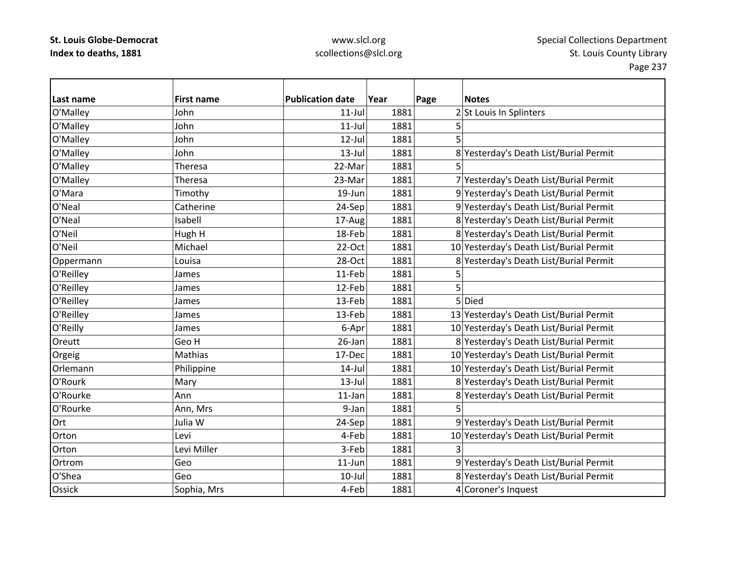| Last name | First name | Publication date | Year | Page | Notes |
|---|---|---|---|---|---|
| O'Malley | John | 11-Jul | 1881 | 2 | St Louis In Splinters |
| O'Malley | John | 11-Jul | 1881 | 5 | |
| O'Malley | John | 12-Jul | 1881 | 5 | |
| O'Malley | John | 13-Jul | 1881 | 8 | Yesterday's Death List/Burial Permit |
| O'Malley | Theresa | 22-Mar | 1881 | 5 | |
| O'Malley | Theresa | 23-Mar | 1881 | 7 | Yesterday's Death List/Burial Permit |
| O'Mara | Timothy | 19-Jun | 1881 | 9 | Yesterday's Death List/Burial Permit |
| O'Neal | Catherine | 24-Sep | 1881 | 9 | Yesterday's Death List/Burial Permit |
| O'Neal | Isabell | 17-Aug | 1881 | 8 | Yesterday's Death List/Burial Permit |
| O'Neil | Hugh H | 18-Feb | 1881 | 8 | Yesterday's Death List/Burial Permit |
| O'Neil | Michael | 22-Oct | 1881 | 10 | Yesterday's Death List/Burial Permit |
| Oppermann | Louisa | 28-Oct | 1881 | 8 | Yesterday's Death List/Burial Permit |
| O'Reilley | James | 11-Feb | 1881 | 5 | |
| O'Reilley | James | 12-Feb | 1881 | 5 | |
| O'Reilley | James | 13-Feb | 1881 | 5 | Died |
| O'Reilley | James | 13-Feb | 1881 | 13 | Yesterday's Death List/Burial Permit |
| O'Reilly | James | 6-Apr | 1881 | 10 | Yesterday's Death List/Burial Permit |
| Oreutt | Geo H | 26-Jan | 1881 | 8 | Yesterday's Death List/Burial Permit |
| Orgeig | Mathias | 17-Dec | 1881 | 10 | Yesterday's Death List/Burial Permit |
| Orlemann | Philippine | 14-Jul | 1881 | 10 | Yesterday's Death List/Burial Permit |
| O'Rourk | Mary | 13-Jul | 1881 | 8 | Yesterday's Death List/Burial Permit |
| O'Rourke | Ann | 11-Jan | 1881 | 8 | Yesterday's Death List/Burial Permit |
| O'Rourke | Ann, Mrs | 9-Jan | 1881 | 5 | |
| Ort | Julia W | 24-Sep | 1881 | 9 | Yesterday's Death List/Burial Permit |
| Orton | Levi | 4-Feb | 1881 | 10 | Yesterday's Death List/Burial Permit |
| Orton | Levi Miller | 3-Feb | 1881 | 3 | |
| Ortrom | Geo | 11-Jun | 1881 | 9 | Yesterday's Death List/Burial Permit |
| O'Shea | Geo | 10-Jul | 1881 | 8 | Yesterday's Death List/Burial Permit |
| Ossick | Sophia, Mrs | 4-Feb | 1881 | 4 | Coroner's Inquest |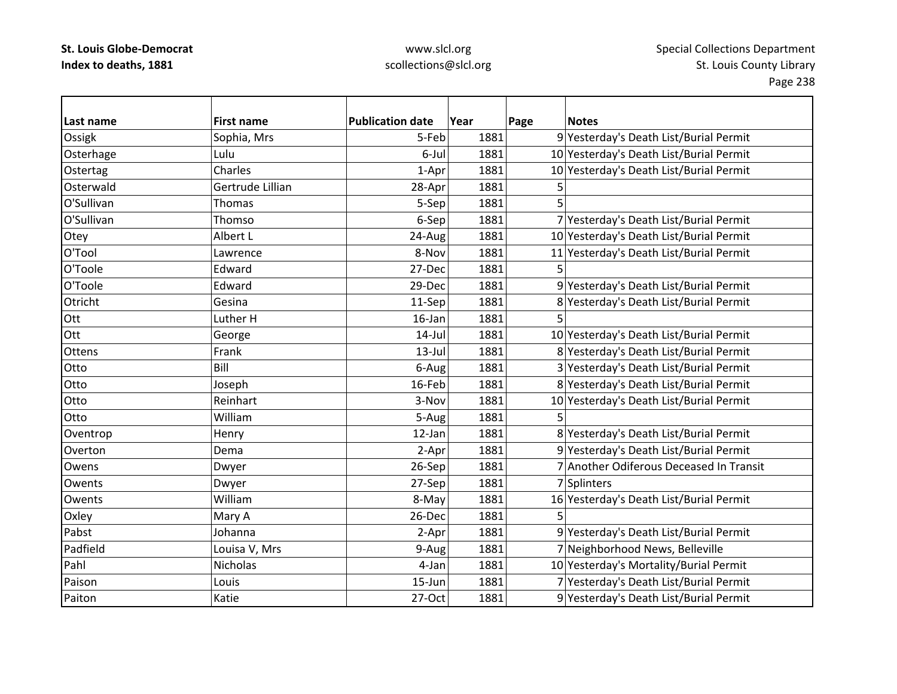| Last name | First name | Publication date | Year | Page | Notes |
|---|---|---|---|---|---|
| Ossigk | Sophia, Mrs | 5-Feb | 1881 | 9 | Yesterday's Death List/Burial Permit |
| Osterhage | Lulu | 6-Jul | 1881 | 10 | Yesterday's Death List/Burial Permit |
| Ostertag | Charles | 1-Apr | 1881 | 10 | Yesterday's Death List/Burial Permit |
| Osterwald | Gertrude Lillian | 28-Apr | 1881 | 5 | |
| O'Sullivan | Thomas | 5-Sep | 1881 | 5 | |
| O'Sullivan | Thomso | 6-Sep | 1881 | 7 | Yesterday's Death List/Burial Permit |
| Otey | Albert L | 24-Aug | 1881 | 10 | Yesterday's Death List/Burial Permit |
| O'Tool | Lawrence | 8-Nov | 1881 | 11 | Yesterday's Death List/Burial Permit |
| O'Toole | Edward | 27-Dec | 1881 | 5 | |
| O'Toole | Edward | 29-Dec | 1881 | 9 | Yesterday's Death List/Burial Permit |
| Otricht | Gesina | 11-Sep | 1881 | 8 | Yesterday's Death List/Burial Permit |
| Ott | Luther H | 16-Jan | 1881 | 5 | |
| Ott | George | 14-Jul | 1881 | 10 | Yesterday's Death List/Burial Permit |
| Ottens | Frank | 13-Jul | 1881 | 8 | Yesterday's Death List/Burial Permit |
| Otto | Bill | 6-Aug | 1881 | 3 | Yesterday's Death List/Burial Permit |
| Otto | Joseph | 16-Feb | 1881 | 8 | Yesterday's Death List/Burial Permit |
| Otto | Reinhart | 3-Nov | 1881 | 10 | Yesterday's Death List/Burial Permit |
| Otto | William | 5-Aug | 1881 | 5 | |
| Oventrop | Henry | 12-Jan | 1881 | 8 | Yesterday's Death List/Burial Permit |
| Overton | Dema | 2-Apr | 1881 | 9 | Yesterday's Death List/Burial Permit |
| Owens | Dwyer | 26-Sep | 1881 | 7 | Another Odiferous Deceased In Transit |
| Owents | Dwyer | 27-Sep | 1881 | 7 | Splinters |
| Owents | William | 8-May | 1881 | 16 | Yesterday's Death List/Burial Permit |
| Oxley | Mary A | 26-Dec | 1881 | 5 | |
| Pabst | Johanna | 2-Apr | 1881 | 9 | Yesterday's Death List/Burial Permit |
| Padfield | Louisa V, Mrs | 9-Aug | 1881 | 7 | Neighborhood News, Belleville |
| Pahl | Nicholas | 4-Jan | 1881 | 10 | Yesterday's Mortality/Burial Permit |
| Paison | Louis | 15-Jun | 1881 | 7 | Yesterday's Death List/Burial Permit |
| Paiton | Katie | 27-Oct | 1881 | 9 | Yesterday's Death List/Burial Permit |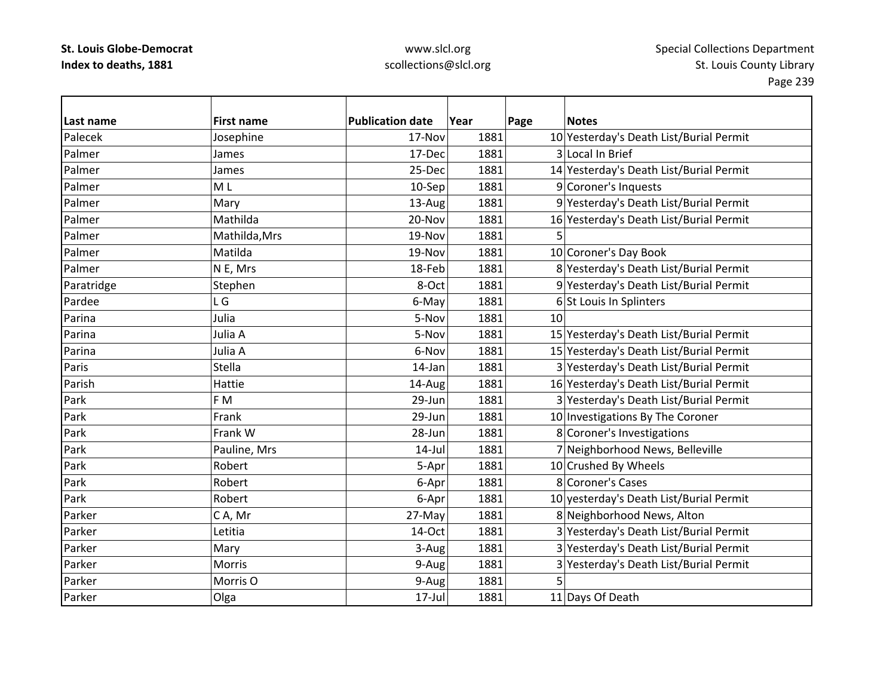**St. Louis Globe-Democrat**
**Index to deaths, 1881**

www.slcl.org
scollections@slcl.org

Special Collections Department
St. Louis County Library

| Last name | First name | Publication date | Year | Page | Notes |
|---|---|---|---|---|---|
| Palecek | Josephine | 17-Nov | 1881 | 10 | Yesterday's Death List/Burial Permit |
| Palmer | James | 17-Dec | 1881 | 3 | Local In Brief |
| Palmer | James | 25-Dec | 1881 | 14 | Yesterday's Death List/Burial Permit |
| Palmer | M L | 10-Sep | 1881 | 9 | Coroner's Inquests |
| Palmer | Mary | 13-Aug | 1881 | 9 | Yesterday's Death List/Burial Permit |
| Palmer | Mathilda | 20-Nov | 1881 | 16 | Yesterday's Death List/Burial Permit |
| Palmer | Mathilda,Mrs | 19-Nov | 1881 | 5 | |
| Palmer | Matilda | 19-Nov | 1881 | 10 | Coroner's Day Book |
| Palmer | N E, Mrs | 18-Feb | 1881 | 8 | Yesterday's Death List/Burial Permit |
| Paratridge | Stephen | 8-Oct | 1881 | 9 | Yesterday's Death List/Burial Permit |
| Pardee | L G | 6-May | 1881 | 6 | St Louis In Splinters |
| Parina | Julia | 5-Nov | 1881 | 10 | |
| Parina | Julia A | 5-Nov | 1881 | 15 | Yesterday's Death List/Burial Permit |
| Parina | Julia A | 6-Nov | 1881 | 15 | Yesterday's Death List/Burial Permit |
| Paris | Stella | 14-Jan | 1881 | 3 | Yesterday's Death List/Burial Permit |
| Parish | Hattie | 14-Aug | 1881 | 16 | Yesterday's Death List/Burial Permit |
| Park | F M | 29-Jun | 1881 | 3 | Yesterday's Death List/Burial Permit |
| Park | Frank | 29-Jun | 1881 | 10 | Investigations By The Coroner |
| Park | Frank W | 28-Jun | 1881 | 8 | Coroner's Investigations |
| Park | Pauline, Mrs | 14-Jul | 1881 | 7 | Neighborhood News, Belleville |
| Park | Robert | 5-Apr | 1881 | 10 | Crushed By Wheels |
| Park | Robert | 6-Apr | 1881 | 8 | Coroner's Cases |
| Park | Robert | 6-Apr | 1881 | 10 | yesterday's Death List/Burial Permit |
| Parker | C A, Mr | 27-May | 1881 | 8 | Neighborhood News, Alton |
| Parker | Letitia | 14-Oct | 1881 | 3 | Yesterday's Death List/Burial Permit |
| Parker | Mary | 3-Aug | 1881 | 3 | Yesterday's Death List/Burial Permit |
| Parker | Morris | 9-Aug | 1881 | 3 | Yesterday's Death List/Burial Permit |
| Parker | Morris O | 9-Aug | 1881 | 5 | |
| Parker | Olga | 17-Jul | 1881 | 11 | Days Of Death |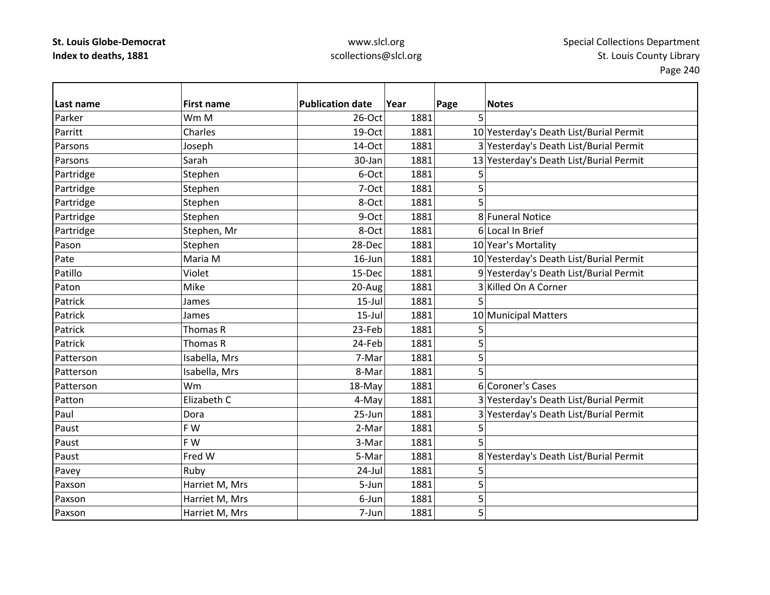| Last name | First name | Publication date | Year | Page | Notes |
|---|---|---|---|---|---|
| Parker | Wm M | 26-Oct | 1881 | 5 | |
| Parritt | Charles | 19-Oct | 1881 | 10 | Yesterday's Death List/Burial Permit |
| Parsons | Joseph | 14-Oct | 1881 | 3 | Yesterday's Death List/Burial Permit |
| Parsons | Sarah | 30-Jan | 1881 | 13 | Yesterday's Death List/Burial Permit |
| Partridge | Stephen | 6-Oct | 1881 | 5 | |
| Partridge | Stephen | 7-Oct | 1881 | 5 | |
| Partridge | Stephen | 8-Oct | 1881 | 5 | |
| Partridge | Stephen | 9-Oct | 1881 | 8 | Funeral Notice |
| Partridge | Stephen, Mr | 8-Oct | 1881 | 6 | Local In Brief |
| Pason | Stephen | 28-Dec | 1881 | 10 | Year's Mortality |
| Pate | Maria M | 16-Jun | 1881 | 10 | Yesterday's Death List/Burial Permit |
| Patillo | Violet | 15-Dec | 1881 | 9 | Yesterday's Death List/Burial Permit |
| Paton | Mike | 20-Aug | 1881 | 3 | Killed On A Corner |
| Patrick | James | 15-Jul | 1881 | 5 | |
| Patrick | James | 15-Jul | 1881 | 10 | Municipal Matters |
| Patrick | Thomas R | 23-Feb | 1881 | 5 | |
| Patrick | Thomas R | 24-Feb | 1881 | 5 | |
| Patterson | Isabella, Mrs | 7-Mar | 1881 | 5 | |
| Patterson | Isabella, Mrs | 8-Mar | 1881 | 5 | |
| Patterson | Wm | 18-May | 1881 | 6 | Coroner's Cases |
| Patton | Elizabeth C | 4-May | 1881 | 3 | Yesterday's Death List/Burial Permit |
| Paul | Dora | 25-Jun | 1881 | 3 | Yesterday's Death List/Burial Permit |
| Paust | F W | 2-Mar | 1881 | 5 | |
| Paust | F W | 3-Mar | 1881 | 5 | |
| Paust | Fred W | 5-Mar | 1881 | 8 | Yesterday's Death List/Burial Permit |
| Pavey | Ruby | 24-Jul | 1881 | 5 | |
| Paxson | Harriet M, Mrs | 5-Jun | 1881 | 5 | |
| Paxson | Harriet M, Mrs | 6-Jun | 1881 | 5 | |
| Paxson | Harriet M, Mrs | 7-Jun | 1881 | 5 | |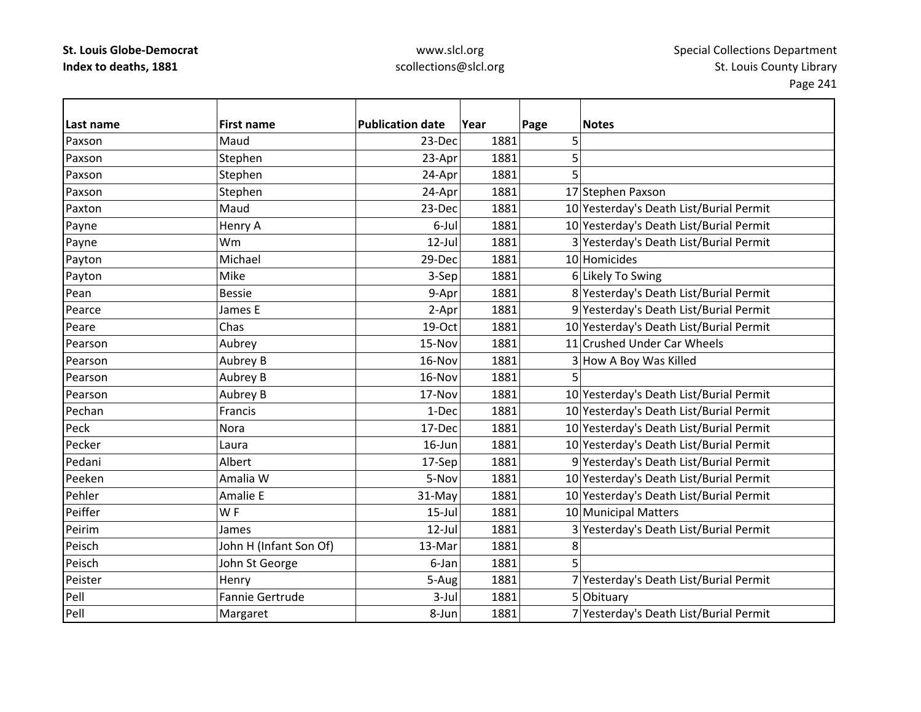| Last name | First name | Publication date | Year | Page | Notes |
|---|---|---|---|---|---|
| Paxson | Maud | 23-Dec | 1881 | 5 | |
| Paxson | Stephen | 23-Apr | 1881 | 5 | |
| Paxson | Stephen | 24-Apr | 1881 | 5 | |
| Paxson | Stephen | 24-Apr | 1881 | 17 | Stephen Paxson |
| Paxton | Maud | 23-Dec | 1881 | 10 | Yesterday's Death List/Burial Permit |
| Payne | Henry A | 6-Jul | 1881 | 10 | Yesterday's Death List/Burial Permit |
| Payne | Wm | 12-Jul | 1881 | 3 | Yesterday's Death List/Burial Permit |
| Payton | Michael | 29-Dec | 1881 | 10 | Homicides |
| Payton | Mike | 3-Sep | 1881 | 6 | Likely To Swing |
| Pean | Bessie | 9-Apr | 1881 | 8 | Yesterday's Death List/Burial Permit |
| Pearce | James E | 2-Apr | 1881 | 9 | Yesterday's Death List/Burial Permit |
| Peare | Chas | 19-Oct | 1881 | 10 | Yesterday's Death List/Burial Permit |
| Pearson | Aubrey | 15-Nov | 1881 | 11 | Crushed Under Car Wheels |
| Pearson | Aubrey B | 16-Nov | 1881 | 3 | How A Boy Was Killed |
| Pearson | Aubrey B | 16-Nov | 1881 | 5 | |
| Pearson | Aubrey B | 17-Nov | 1881 | 10 | Yesterday's Death List/Burial Permit |
| Pechan | Francis | 1-Dec | 1881 | 10 | Yesterday's Death List/Burial Permit |
| Peck | Nora | 17-Dec | 1881 | 10 | Yesterday's Death List/Burial Permit |
| Pecker | Laura | 16-Jun | 1881 | 10 | Yesterday's Death List/Burial Permit |
| Pedani | Albert | 17-Sep | 1881 | 9 | Yesterday's Death List/Burial Permit |
| Peeken | Amalia W | 5-Nov | 1881 | 10 | Yesterday's Death List/Burial Permit |
| Pehler | Amalie E | 31-May | 1881 | 10 | Yesterday's Death List/Burial Permit |
| Peiffer | W F | 15-Jul | 1881 | 10 | Municipal Matters |
| Peirim | James | 12-Jul | 1881 | 3 | Yesterday's Death List/Burial Permit |
| Peisch | John H (Infant Son Of) | 13-Mar | 1881 | 8 | |
| Peisch | John St George | 6-Jan | 1881 | 5 | |
| Peister | Henry | 5-Aug | 1881 | 7 | Yesterday's Death List/Burial Permit |
| Pell | Fannie Gertrude | 3-Jul | 1881 | 5 | Obituary |
| Pell | Margaret | 8-Jun | 1881 | 7 | Yesterday's Death List/Burial Permit |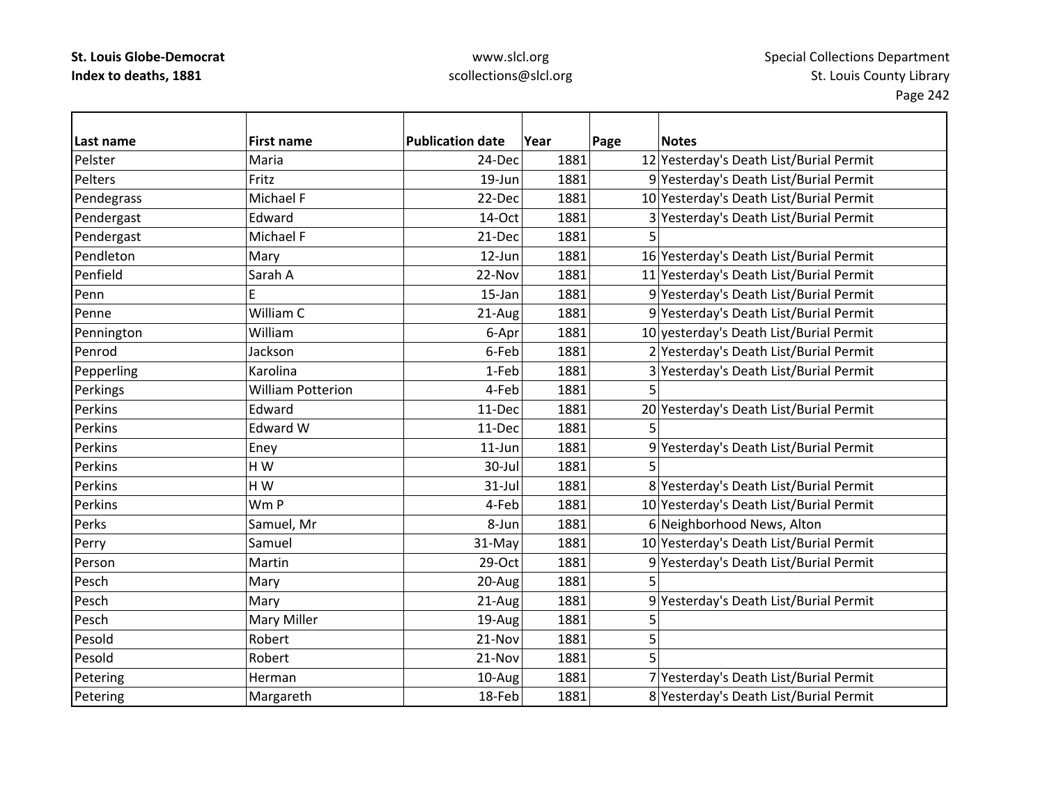| Last name | First name | Publication date | Year | Page | Notes |
|---|---|---|---|---|---|
| Pelster | Maria | 24-Dec | 1881 | 12 | Yesterday's Death List/Burial Permit |
| Pelters | Fritz | 19-Jun | 1881 | 9 | Yesterday's Death List/Burial Permit |
| Pendegrass | Michael F | 22-Dec | 1881 | 10 | Yesterday's Death List/Burial Permit |
| Pendergast | Edward | 14-Oct | 1881 | 3 | Yesterday's Death List/Burial Permit |
| Pendergast | Michael F | 21-Dec | 1881 | 5 | |
| Pendleton | Mary | 12-Jun | 1881 | 16 | Yesterday's Death List/Burial Permit |
| Penfield | Sarah A | 22-Nov | 1881 | 11 | Yesterday's Death List/Burial Permit |
| Penn | E | 15-Jan | 1881 | 9 | Yesterday's Death List/Burial Permit |
| Penne | William C | 21-Aug | 1881 | 9 | Yesterday's Death List/Burial Permit |
| Pennington | William | 6-Apr | 1881 | 10 | yesterday's Death List/Burial Permit |
| Penrod | Jackson | 6-Feb | 1881 | 2 | Yesterday's Death List/Burial Permit |
| Pepperling | Karolina | 1-Feb | 1881 | 3 | Yesterday's Death List/Burial Permit |
| Perkings | William Potterion | 4-Feb | 1881 | 5 | |
| Perkins | Edward | 11-Dec | 1881 | 20 | Yesterday's Death List/Burial Permit |
| Perkins | Edward W | 11-Dec | 1881 | 5 | |
| Perkins | Eney | 11-Jun | 1881 | 9 | Yesterday's Death List/Burial Permit |
| Perkins | H W | 30-Jul | 1881 | 5 | |
| Perkins | H W | 31-Jul | 1881 | 8 | Yesterday's Death List/Burial Permit |
| Perkins | Wm P | 4-Feb | 1881 | 10 | Yesterday's Death List/Burial Permit |
| Perks | Samuel, Mr | 8-Jun | 1881 | 6 | Neighborhood News, Alton |
| Perry | Samuel | 31-May | 1881 | 10 | Yesterday's Death List/Burial Permit |
| Person | Martin | 29-Oct | 1881 | 9 | Yesterday's Death List/Burial Permit |
| Pesch | Mary | 20-Aug | 1881 | 5 | |
| Pesch | Mary | 21-Aug | 1881 | 9 | Yesterday's Death List/Burial Permit |
| Pesch | Mary Miller | 19-Aug | 1881 | 5 | |
| Pesold | Robert | 21-Nov | 1881 | 5 | |
| Pesold | Robert | 21-Nov | 1881 | 5 | |
| Petering | Herman | 10-Aug | 1881 | 7 | Yesterday's Death List/Burial Permit |
| Petering | Margareth | 18-Feb | 1881 | 8 | Yesterday's Death List/Burial Permit |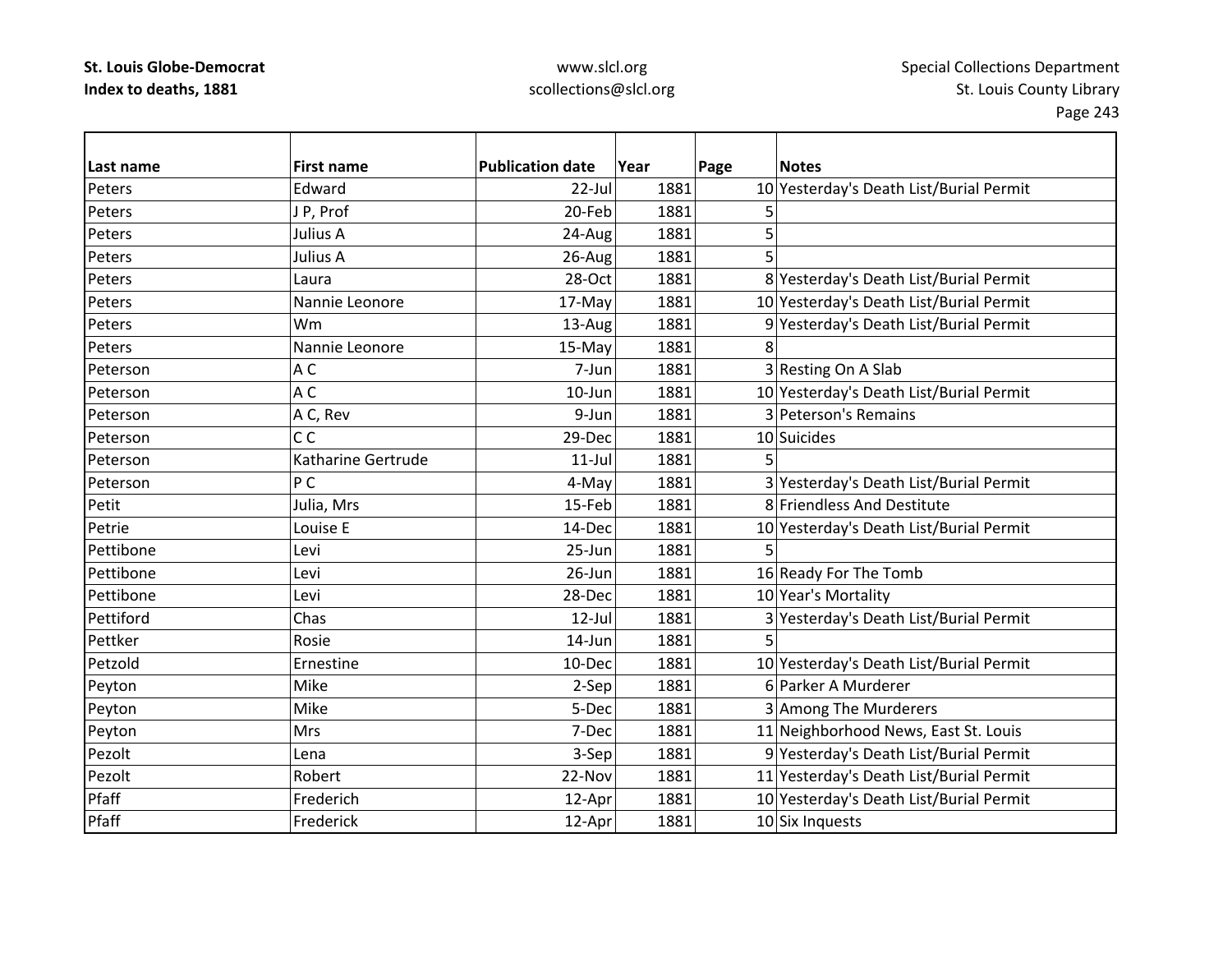**St. Louis Globe-Democrat**
**Index to deaths, 1881**

www.slcl.org
scollections@slcl.org

Special Collections Department
St. Louis County Library

| Last name | First name | Publication date | Year | Page | Notes |
|---|---|---|---|---|---|
| Peters | Edward | 22-Jul | 1881 | 10 | Yesterday's Death List/Burial Permit |
| Peters | J P, Prof | 20-Feb | 1881 | 5 | |
| Peters | Julius A | 24-Aug | 1881 | 5 | |
| Peters | Julius A | 26-Aug | 1881 | 5 | |
| Peters | Laura | 28-Oct | 1881 | 8 | Yesterday's Death List/Burial Permit |
| Peters | Nannie Leonore | 17-May | 1881 | 10 | Yesterday's Death List/Burial Permit |
| Peters | Wm | 13-Aug | 1881 | 9 | Yesterday's Death List/Burial Permit |
| Peters | Nannie Leonore | 15-May | 1881 | 8 | |
| Peterson | A C | 7-Jun | 1881 | 3 | Resting On A Slab |
| Peterson | A C | 10-Jun | 1881 | 10 | Yesterday's Death List/Burial Permit |
| Peterson | A C, Rev | 9-Jun | 1881 | 3 | Peterson's Remains |
| Peterson | C C | 29-Dec | 1881 | 10 | Suicides |
| Peterson | Katharine Gertrude | 11-Jul | 1881 | 5 | |
| Peterson | P C | 4-May | 1881 | 3 | Yesterday's Death List/Burial Permit |
| Petit | Julia, Mrs | 15-Feb | 1881 | 8 | Friendless And Destitute |
| Petrie | Louise E | 14-Dec | 1881 | 10 | Yesterday's Death List/Burial Permit |
| Pettibone | Levi | 25-Jun | 1881 | 5 | |
| Pettibone | Levi | 26-Jun | 1881 | 16 | Ready For The Tomb |
| Pettibone | Levi | 28-Dec | 1881 | 10 | Year's Mortality |
| Pettiford | Chas | 12-Jul | 1881 | 3 | Yesterday's Death List/Burial Permit |
| Pettker | Rosie | 14-Jun | 1881 | 5 | |
| Petzold | Ernestine | 10-Dec | 1881 | 10 | Yesterday's Death List/Burial Permit |
| Peyton | Mike | 2-Sep | 1881 | 6 | Parker A Murderer |
| Peyton | Mike | 5-Dec | 1881 | 3 | Among The Murderers |
| Peyton | Mrs | 7-Dec | 1881 | 11 | Neighborhood News, East St. Louis |
| Pezolt | Lena | 3-Sep | 1881 | 9 | Yesterday's Death List/Burial Permit |
| Pezolt | Robert | 22-Nov | 1881 | 11 | Yesterday's Death List/Burial Permit |
| Pfaff | Frederich | 12-Apr | 1881 | 10 | Yesterday's Death List/Burial Permit |
| Pfaff | Frederick | 12-Apr | 1881 | 10 | Six Inquests |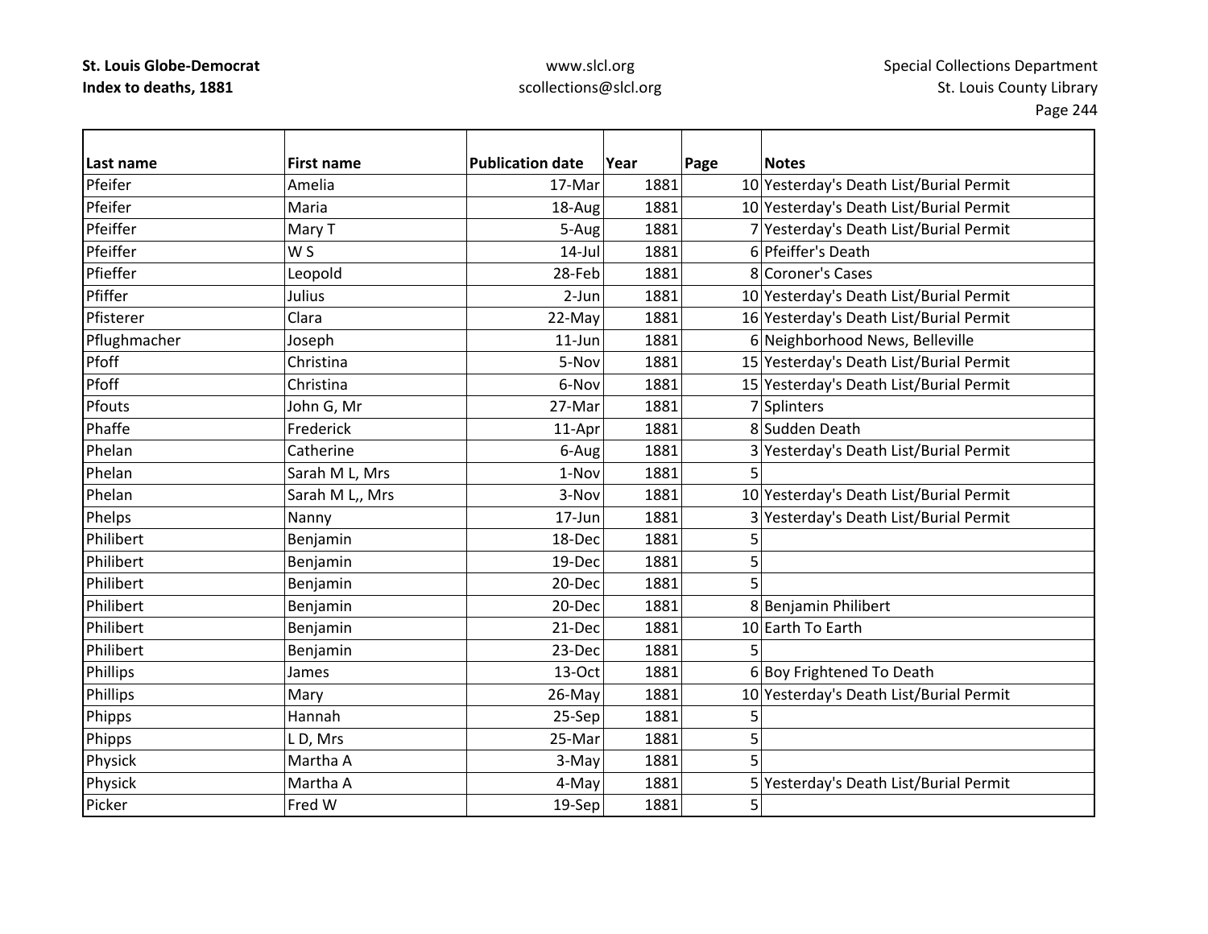| Last name | First name | Publication date | Year | Page | Notes |
|---|---|---|---|---|---|
| Pfeifer | Amelia | 17-Mar | 1881 | 10 | Yesterday's Death List/Burial Permit |
| Pfeifer | Maria | 18-Aug | 1881 | 10 | Yesterday's Death List/Burial Permit |
| Pfeiffer | Mary T | 5-Aug | 1881 | 7 | Yesterday's Death List/Burial Permit |
| Pfeiffer | W S | 14-Jul | 1881 | 6 | Pfeiffer's Death |
| Pfieffer | Leopold | 28-Feb | 1881 | 8 | Coroner's Cases |
| Pfiffer | Julius | 2-Jun | 1881 | 10 | Yesterday's Death List/Burial Permit |
| Pfisterer | Clara | 22-May | 1881 | 16 | Yesterday's Death List/Burial Permit |
| Pflughmacher | Joseph | 11-Jun | 1881 | 6 | Neighborhood News, Belleville |
| Pfoff | Christina | 5-Nov | 1881 | 15 | Yesterday's Death List/Burial Permit |
| Pfoff | Christina | 6-Nov | 1881 | 15 | Yesterday's Death List/Burial Permit |
| Pfouts | John G, Mr | 27-Mar | 1881 | 7 | Splinters |
| Phaffe | Frederick | 11-Apr | 1881 | 8 | Sudden Death |
| Phelan | Catherine | 6-Aug | 1881 | 3 | Yesterday's Death List/Burial Permit |
| Phelan | Sarah M L, Mrs | 1-Nov | 1881 | 5 | |
| Phelan | Sarah M L,, Mrs | 3-Nov | 1881 | 10 | Yesterday's Death List/Burial Permit |
| Phelps | Nanny | 17-Jun | 1881 | 3 | Yesterday's Death List/Burial Permit |
| Philibert | Benjamin | 18-Dec | 1881 | 5 | |
| Philibert | Benjamin | 19-Dec | 1881 | 5 | |
| Philibert | Benjamin | 20-Dec | 1881 | 5 | |
| Philibert | Benjamin | 20-Dec | 1881 | 8 | Benjamin Philibert |
| Philibert | Benjamin | 21-Dec | 1881 | 10 | Earth To Earth |
| Philibert | Benjamin | 23-Dec | 1881 | 5 | |
| Phillips | James | 13-Oct | 1881 | 6 | Boy Frightened To Death |
| Phillips | Mary | 26-May | 1881 | 10 | Yesterday's Death List/Burial Permit |
| Phipps | Hannah | 25-Sep | 1881 | 5 | |
| Phipps | L D, Mrs | 25-Mar | 1881 | 5 | |
| Physick | Martha A | 3-May | 1881 | 5 | |
| Physick | Martha A | 4-May | 1881 | 5 | Yesterday's Death List/Burial Permit |
| Picker | Fred W | 19-Sep | 1881 | 5 | |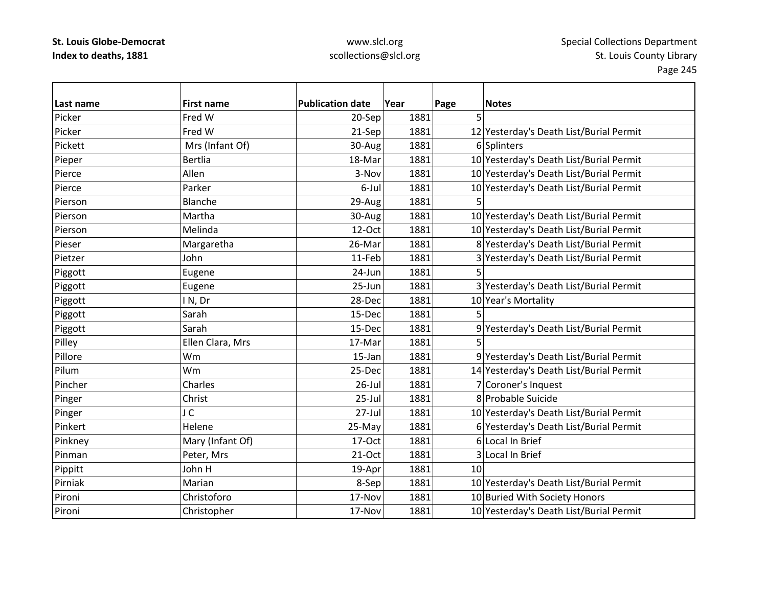| Last name | First name | Publication date | Year | Page | Notes |
|---|---|---|---|---|---|
| Picker | Fred W | 20-Sep | 1881 | 5 | |
| Picker | Fred W | 21-Sep | 1881 | 12 | Yesterday's Death List/Burial Permit |
| Pickett | Mrs (Infant Of) | 30-Aug | 1881 | 6 | Splinters |
| Pieper | Bertlia | 18-Mar | 1881 | 10 | Yesterday's Death List/Burial Permit |
| Pierce | Allen | 3-Nov | 1881 | 10 | Yesterday's Death List/Burial Permit |
| Pierce | Parker | 6-Jul | 1881 | 10 | Yesterday's Death List/Burial Permit |
| Pierson | Blanche | 29-Aug | 1881 | 5 | |
| Pierson | Martha | 30-Aug | 1881 | 10 | Yesterday's Death List/Burial Permit |
| Pierson | Melinda | 12-Oct | 1881 | 10 | Yesterday's Death List/Burial Permit |
| Pieser | Margaretha | 26-Mar | 1881 | 8 | Yesterday's Death List/Burial Permit |
| Pietzer | John | 11-Feb | 1881 | 3 | Yesterday's Death List/Burial Permit |
| Piggott | Eugene | 24-Jun | 1881 | 5 | |
| Piggott | Eugene | 25-Jun | 1881 | 3 | Yesterday's Death List/Burial Permit |
| Piggott | I N, Dr | 28-Dec | 1881 | 10 | Year's Mortality |
| Piggott | Sarah | 15-Dec | 1881 | 5 | |
| Piggott | Sarah | 15-Dec | 1881 | 9 | Yesterday's Death List/Burial Permit |
| Pilley | Ellen Clara, Mrs | 17-Mar | 1881 | 5 | |
| Pillore | Wm | 15-Jan | 1881 | 9 | Yesterday's Death List/Burial Permit |
| Pilum | Wm | 25-Dec | 1881 | 14 | Yesterday's Death List/Burial Permit |
| Pincher | Charles | 26-Jul | 1881 | 7 | Coroner's Inquest |
| Pinger | Christ | 25-Jul | 1881 | 8 | Probable Suicide |
| Pinger | J C | 27-Jul | 1881 | 10 | Yesterday's Death List/Burial Permit |
| Pinkert | Helene | 25-May | 1881 | 6 | Yesterday's Death List/Burial Permit |
| Pinkney | Mary (Infant Of) | 17-Oct | 1881 | 6 | Local In Brief |
| Pinman | Peter, Mrs | 21-Oct | 1881 | 3 | Local In Brief |
| Pippitt | John H | 19-Apr | 1881 | 10 | |
| Pirniak | Marian | 8-Sep | 1881 | 10 | Yesterday's Death List/Burial Permit |
| Pironi | Christoforo | 17-Nov | 1881 | 10 | Buried With Society Honors |
| Pironi | Christopher | 17-Nov | 1881 | 10 | Yesterday's Death List/Burial Permit |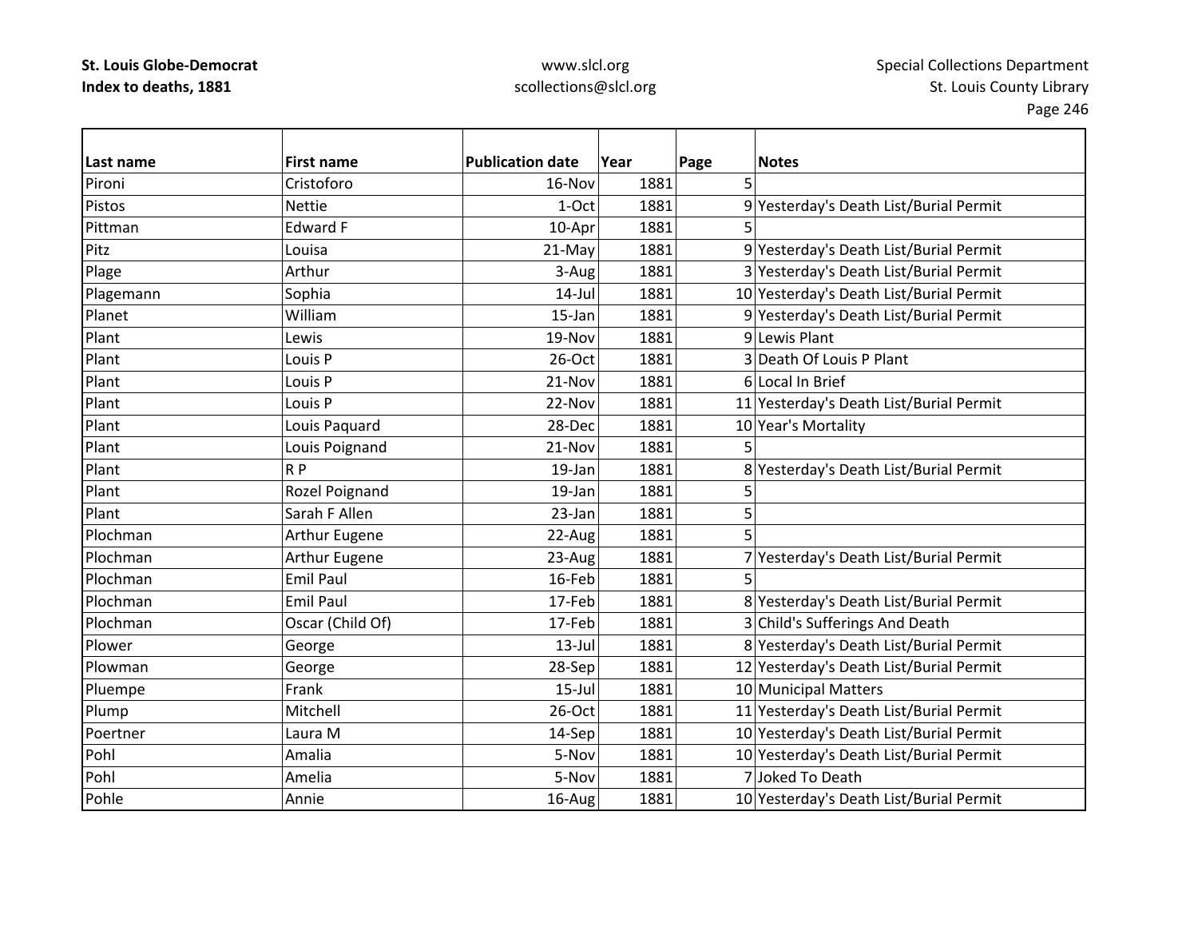| Last name | First name | Publication date | Year | Page | Notes |
|---|---|---|---|---|---|
| Pironi | Cristoforo | 16-Nov | 1881 | 5 | |
| Pistos | Nettie | 1-Oct | 1881 | 9 | Yesterday's Death List/Burial Permit |
| Pittman | Edward F | 10-Apr | 1881 | 5 | |
| Pitz | Louisa | 21-May | 1881 | 9 | Yesterday's Death List/Burial Permit |
| Plage | Arthur | 3-Aug | 1881 | 3 | Yesterday's Death List/Burial Permit |
| Plagemann | Sophia | 14-Jul | 1881 | 10 | Yesterday's Death List/Burial Permit |
| Planet | William | 15-Jan | 1881 | 9 | Yesterday's Death List/Burial Permit |
| Plant | Lewis | 19-Nov | 1881 | 9 | Lewis Plant |
| Plant | Louis P | 26-Oct | 1881 | 3 | Death Of Louis P Plant |
| Plant | Louis P | 21-Nov | 1881 | 6 | Local In Brief |
| Plant | Louis P | 22-Nov | 1881 | 11 | Yesterday's Death List/Burial Permit |
| Plant | Louis Paquard | 28-Dec | 1881 | 10 | Year's Mortality |
| Plant | Louis Poignand | 21-Nov | 1881 | 5 | |
| Plant | R P | 19-Jan | 1881 | 8 | Yesterday's Death List/Burial Permit |
| Plant | Rozel Poignand | 19-Jan | 1881 | 5 | |
| Plant | Sarah F Allen | 23-Jan | 1881 | 5 | |
| Plochman | Arthur Eugene | 22-Aug | 1881 | 5 | |
| Plochman | Arthur Eugene | 23-Aug | 1881 | 7 | Yesterday's Death List/Burial Permit |
| Plochman | Emil Paul | 16-Feb | 1881 | 5 | |
| Plochman | Emil Paul | 17-Feb | 1881 | 8 | Yesterday's Death List/Burial Permit |
| Plochman | Oscar (Child Of) | 17-Feb | 1881 | 3 | Child's Sufferings And Death |
| Plower | George | 13-Jul | 1881 | 8 | Yesterday's Death List/Burial Permit |
| Plowman | George | 28-Sep | 1881 | 12 | Yesterday's Death List/Burial Permit |
| Pluempe | Frank | 15-Jul | 1881 | 10 | Municipal Matters |
| Plump | Mitchell | 26-Oct | 1881 | 11 | Yesterday's Death List/Burial Permit |
| Poertner | Laura M | 14-Sep | 1881 | 10 | Yesterday's Death List/Burial Permit |
| Pohl | Amalia | 5-Nov | 1881 | 10 | Yesterday's Death List/Burial Permit |
| Pohl | Amelia | 5-Nov | 1881 | 7 | Joked To Death |
| Pohle | Annie | 16-Aug | 1881 | 10 | Yesterday's Death List/Burial Permit |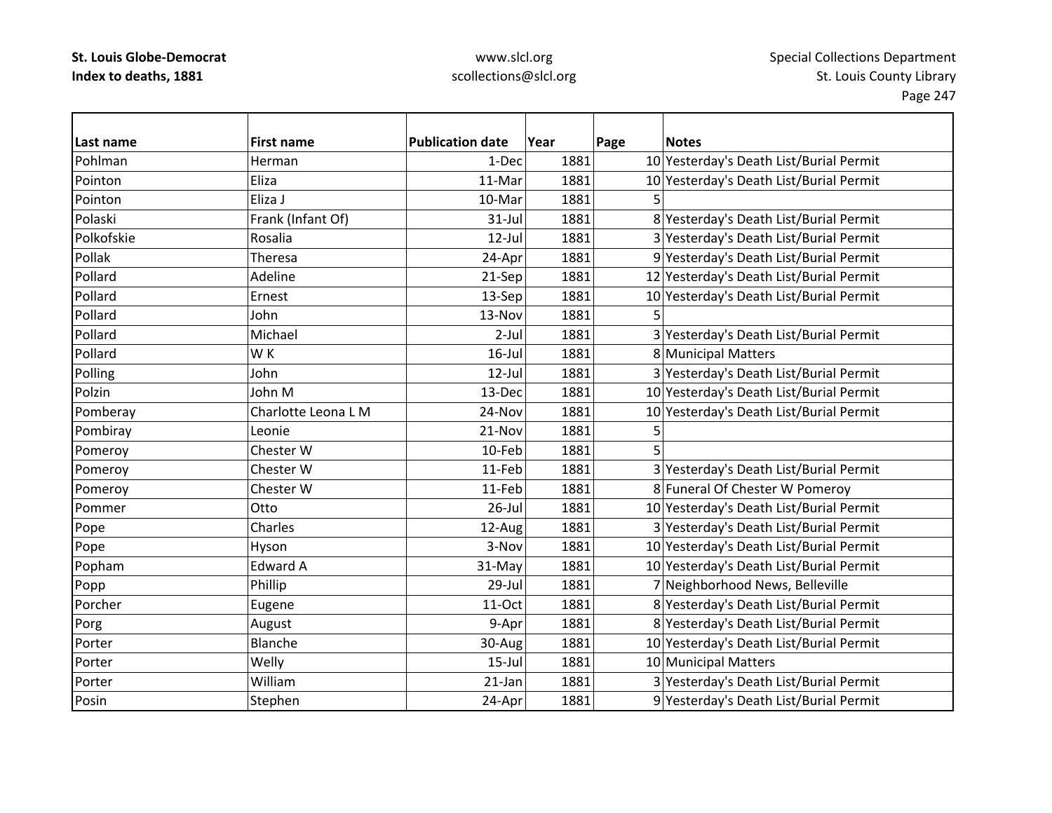| Last name | First name | Publication date | Year | Page | Notes |
|---|---|---|---|---|---|
| Pohlman | Herman | 1-Dec | 1881 | 10 | Yesterday's Death List/Burial Permit |
| Pointon | Eliza | 11-Mar | 1881 | 10 | Yesterday's Death List/Burial Permit |
| Pointon | Eliza J | 10-Mar | 1881 | 5 | |
| Polaski | Frank (Infant Of) | 31-Jul | 1881 | 8 | Yesterday's Death List/Burial Permit |
| Polkofskie | Rosalia | 12-Jul | 1881 | 3 | Yesterday's Death List/Burial Permit |
| Pollak | Theresa | 24-Apr | 1881 | 9 | Yesterday's Death List/Burial Permit |
| Pollard | Adeline | 21-Sep | 1881 | 12 | Yesterday's Death List/Burial Permit |
| Pollard | Ernest | 13-Sep | 1881 | 10 | Yesterday's Death List/Burial Permit |
| Pollard | John | 13-Nov | 1881 | 5 | |
| Pollard | Michael | 2-Jul | 1881 | 3 | Yesterday's Death List/Burial Permit |
| Pollard | W K | 16-Jul | 1881 | 8 | Municipal Matters |
| Polling | John | 12-Jul | 1881 | 3 | Yesterday's Death List/Burial Permit |
| Polzin | John M | 13-Dec | 1881 | 10 | Yesterday's Death List/Burial Permit |
| Pomberay | Charlotte Leona L M | 24-Nov | 1881 | 10 | Yesterday's Death List/Burial Permit |
| Pombiray | Leonie | 21-Nov | 1881 | 5 | |
| Pomeroy | Chester W | 10-Feb | 1881 | 5 | |
| Pomeroy | Chester W | 11-Feb | 1881 | 3 | Yesterday's Death List/Burial Permit |
| Pomeroy | Chester W | 11-Feb | 1881 | 8 | Funeral Of Chester W Pomeroy |
| Pommer | Otto | 26-Jul | 1881 | 10 | Yesterday's Death List/Burial Permit |
| Pope | Charles | 12-Aug | 1881 | 3 | Yesterday's Death List/Burial Permit |
| Pope | Hyson | 3-Nov | 1881 | 10 | Yesterday's Death List/Burial Permit |
| Popham | Edward A | 31-May | 1881 | 10 | Yesterday's Death List/Burial Permit |
| Popp | Phillip | 29-Jul | 1881 | 7 | Neighborhood News, Belleville |
| Porcher | Eugene | 11-Oct | 1881 | 8 | Yesterday's Death List/Burial Permit |
| Porg | August | 9-Apr | 1881 | 8 | Yesterday's Death List/Burial Permit |
| Porter | Blanche | 30-Aug | 1881 | 10 | Yesterday's Death List/Burial Permit |
| Porter | Welly | 15-Jul | 1881 | 10 | Municipal Matters |
| Porter | William | 21-Jan | 1881 | 3 | Yesterday's Death List/Burial Permit |
| Posin | Stephen | 24-Apr | 1881 | 9 | Yesterday's Death List/Burial Permit |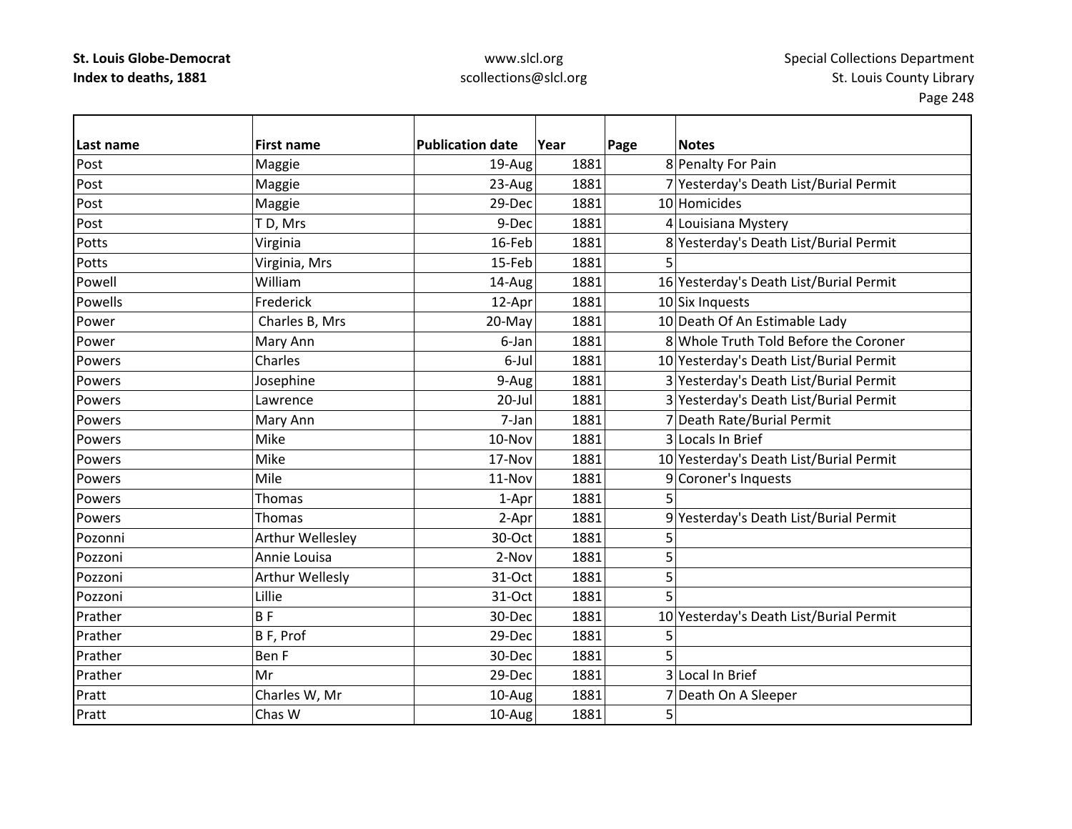| Last name | First name | Publication date | Year | Page | Notes |
|---|---|---|---|---|---|
| Post | Maggie | 19-Aug | 1881 | 8 | Penalty For Pain |
| Post | Maggie | 23-Aug | 1881 | 7 | Yesterday's Death List/Burial Permit |
| Post | Maggie | 29-Dec | 1881 | 10 | Homicides |
| Post | T D, Mrs | 9-Dec | 1881 | 4 | Louisiana Mystery |
| Potts | Virginia | 16-Feb | 1881 | 8 | Yesterday's Death List/Burial Permit |
| Potts | Virginia, Mrs | 15-Feb | 1881 | 5 | |
| Powell | William | 14-Aug | 1881 | 16 | Yesterday's Death List/Burial Permit |
| Powells | Frederick | 12-Apr | 1881 | 10 | Six Inquests |
| Power | Charles B, Mrs | 20-May | 1881 | 10 | Death Of An Estimable Lady |
| Power | Mary Ann | 6-Jan | 1881 | 8 | Whole Truth Told Before the Coroner |
| Powers | Charles | 6-Jul | 1881 | 10 | Yesterday's Death List/Burial Permit |
| Powers | Josephine | 9-Aug | 1881 | 3 | Yesterday's Death List/Burial Permit |
| Powers | Lawrence | 20-Jul | 1881 | 3 | Yesterday's Death List/Burial Permit |
| Powers | Mary Ann | 7-Jan | 1881 | 7 | Death Rate/Burial Permit |
| Powers | Mike | 10-Nov | 1881 | 3 | Locals In Brief |
| Powers | Mike | 17-Nov | 1881 | 10 | Yesterday's Death List/Burial Permit |
| Powers | Mile | 11-Nov | 1881 | 9 | Coroner's Inquests |
| Powers | Thomas | 1-Apr | 1881 | 5 | |
| Powers | Thomas | 2-Apr | 1881 | 9 | Yesterday's Death List/Burial Permit |
| Pozonni | Arthur Wellesley | 30-Oct | 1881 | 5 | |
| Pozzoni | Annie Louisa | 2-Nov | 1881 | 5 | |
| Pozzoni | Arthur Wellesly | 31-Oct | 1881 | 5 | |
| Pozzoni | Lillie | 31-Oct | 1881 | 5 | |
| Prather | B F | 30-Dec | 1881 | 10 | Yesterday's Death List/Burial Permit |
| Prather | B F, Prof | 29-Dec | 1881 | 5 | |
| Prather | Ben F | 30-Dec | 1881 | 5 | |
| Prather | Mr | 29-Dec | 1881 | 3 | Local In Brief |
| Pratt | Charles W, Mr | 10-Aug | 1881 | 7 | Death On A Sleeper |
| Pratt | Chas W | 10-Aug | 1881 | 5 | |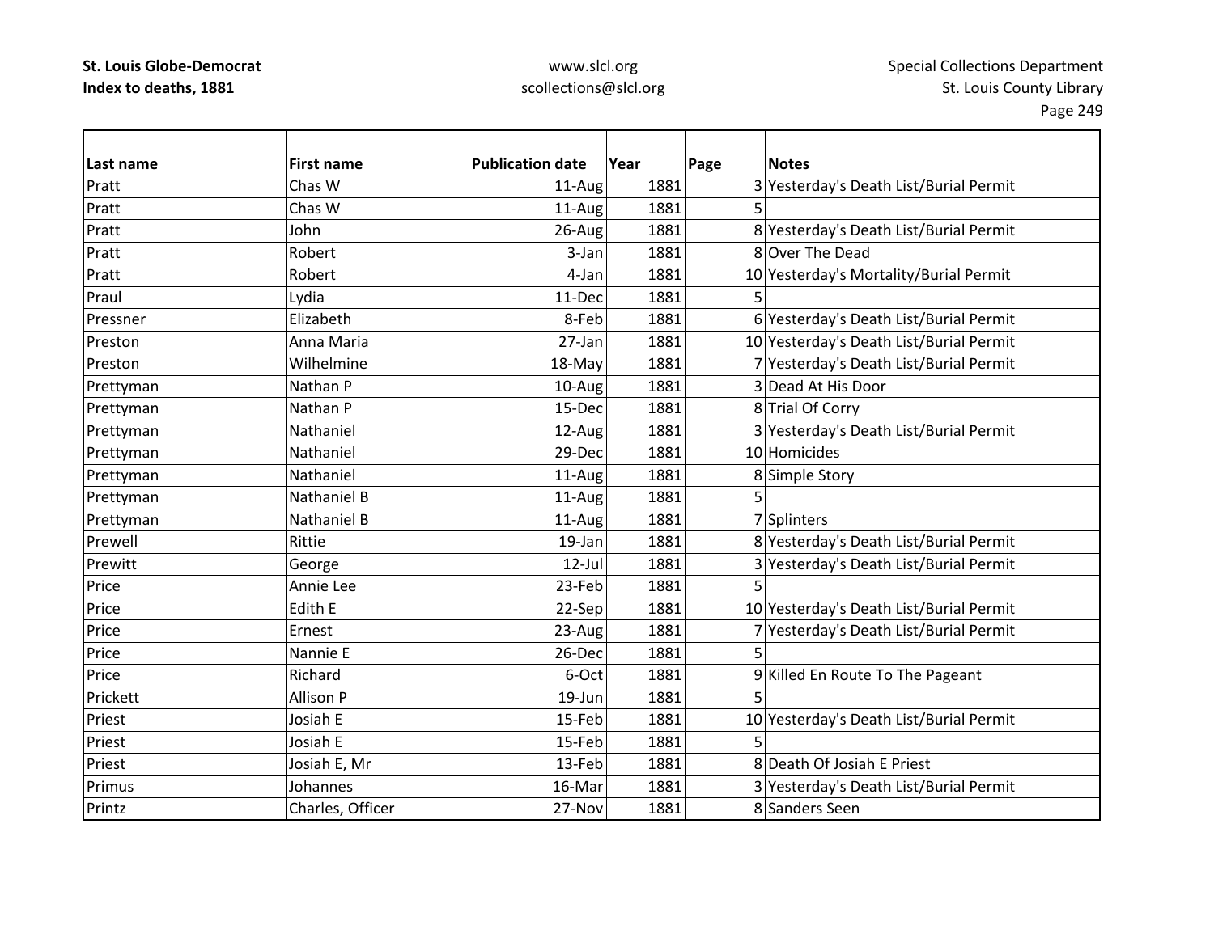| Last name | First name | Publication date | Year | Page | Notes |
|---|---|---|---|---|---|
| Pratt | Chas W | 11-Aug | 1881 | 3 | Yesterday's Death List/Burial Permit |
| Pratt | Chas W | 11-Aug | 1881 | 5 | |
| Pratt | John | 26-Aug | 1881 | 8 | Yesterday's Death List/Burial Permit |
| Pratt | Robert | 3-Jan | 1881 | 8 | Over The Dead |
| Pratt | Robert | 4-Jan | 1881 | 10 | Yesterday's Mortality/Burial Permit |
| Praul | Lydia | 11-Dec | 1881 | 5 | |
| Pressner | Elizabeth | 8-Feb | 1881 | 6 | Yesterday's Death List/Burial Permit |
| Preston | Anna Maria | 27-Jan | 1881 | 10 | Yesterday's Death List/Burial Permit |
| Preston | Wilhelmine | 18-May | 1881 | 7 | Yesterday's Death List/Burial Permit |
| Prettyman | Nathan P | 10-Aug | 1881 | 3 | Dead At His Door |
| Prettyman | Nathan P | 15-Dec | 1881 | 8 | Trial Of Corry |
| Prettyman | Nathaniel | 12-Aug | 1881 | 3 | Yesterday's Death List/Burial Permit |
| Prettyman | Nathaniel | 29-Dec | 1881 | 10 | Homicides |
| Prettyman | Nathaniel | 11-Aug | 1881 | 8 | Simple Story |
| Prettyman | Nathaniel B | 11-Aug | 1881 | 5 | |
| Prettyman | Nathaniel B | 11-Aug | 1881 | 7 | Splinters |
| Prewell | Rittie | 19-Jan | 1881 | 8 | Yesterday's Death List/Burial Permit |
| Prewitt | George | 12-Jul | 1881 | 3 | Yesterday's Death List/Burial Permit |
| Price | Annie Lee | 23-Feb | 1881 | 5 | |
| Price | Edith E | 22-Sep | 1881 | 10 | Yesterday's Death List/Burial Permit |
| Price | Ernest | 23-Aug | 1881 | 7 | Yesterday's Death List/Burial Permit |
| Price | Nannie E | 26-Dec | 1881 | 5 | |
| Price | Richard | 6-Oct | 1881 | 9 | Killed En Route To The Pageant |
| Prickett | Allison P | 19-Jun | 1881 | 5 | |
| Priest | Josiah E | 15-Feb | 1881 | 10 | Yesterday's Death List/Burial Permit |
| Priest | Josiah E | 15-Feb | 1881 | 5 | |
| Priest | Josiah E, Mr | 13-Feb | 1881 | 8 | Death Of Josiah E Priest |
| Primus | Johannes | 16-Mar | 1881 | 3 | Yesterday's Death List/Burial Permit |
| Printz | Charles, Officer | 27-Nov | 1881 | 8 | Sanders Seen |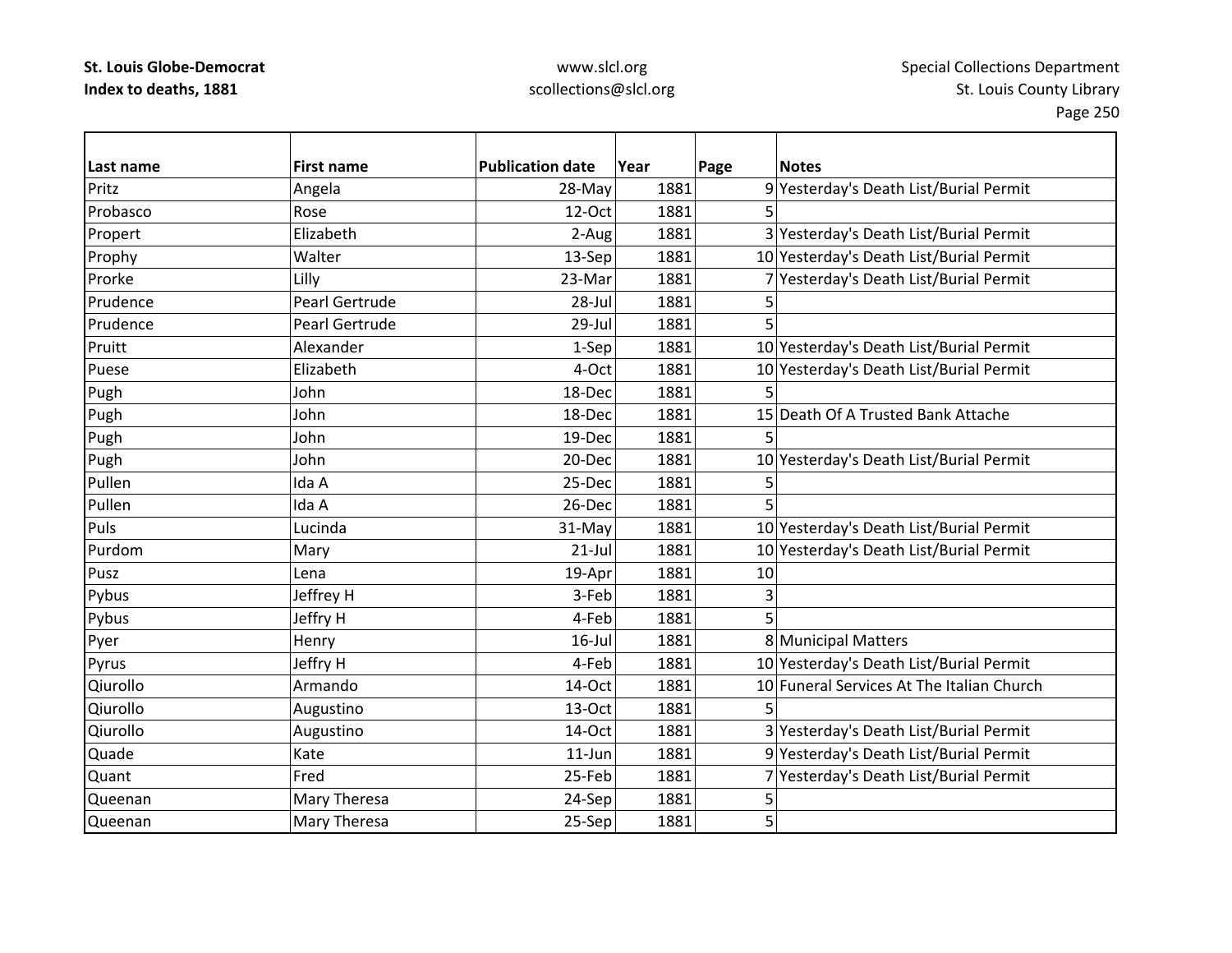| Last name | First name | Publication date | Year | Page | Notes |
|---|---|---|---|---|---|
| Pritz | Angela | 28-May | 1881 | 9 | Yesterday's Death List/Burial Permit |
| Probasco | Rose | 12-Oct | 1881 | 5 | |
| Propert | Elizabeth | 2-Aug | 1881 | 3 | Yesterday's Death List/Burial Permit |
| Prophy | Walter | 13-Sep | 1881 | 10 | Yesterday's Death List/Burial Permit |
| Prorke | Lilly | 23-Mar | 1881 | 7 | Yesterday's Death List/Burial Permit |
| Prudence | Pearl Gertrude | 28-Jul | 1881 | 5 | |
| Prudence | Pearl Gertrude | 29-Jul | 1881 | 5 | |
| Pruitt | Alexander | 1-Sep | 1881 | 10 | Yesterday's Death List/Burial Permit |
| Puese | Elizabeth | 4-Oct | 1881 | 10 | Yesterday's Death List/Burial Permit |
| Pugh | John | 18-Dec | 1881 | 5 | |
| Pugh | John | 18-Dec | 1881 | 15 | Death Of A Trusted Bank Attache |
| Pugh | John | 19-Dec | 1881 | 5 | |
| Pugh | John | 20-Dec | 1881 | 10 | Yesterday's Death List/Burial Permit |
| Pullen | Ida A | 25-Dec | 1881 | 5 | |
| Pullen | Ida A | 26-Dec | 1881 | 5 | |
| Puls | Lucinda | 31-May | 1881 | 10 | Yesterday's Death List/Burial Permit |
| Purdom | Mary | 21-Jul | 1881 | 10 | Yesterday's Death List/Burial Permit |
| Pusz | Lena | 19-Apr | 1881 | 10 | |
| Pybus | Jeffrey H | 3-Feb | 1881 | 3 | |
| Pybus | Jeffry H | 4-Feb | 1881 | 5 | |
| Pyer | Henry | 16-Jul | 1881 | 8 | Municipal Matters |
| Pyrus | Jeffry H | 4-Feb | 1881 | 10 | Yesterday's Death List/Burial Permit |
| Qiurollo | Armando | 14-Oct | 1881 | 10 | Funeral Services At The Italian Church |
| Qiurollo | Augustino | 13-Oct | 1881 | 5 | |
| Qiurollo | Augustino | 14-Oct | 1881 | 3 | Yesterday's Death List/Burial Permit |
| Quade | Kate | 11-Jun | 1881 | 9 | Yesterday's Death List/Burial Permit |
| Quant | Fred | 25-Feb | 1881 | 7 | Yesterday's Death List/Burial Permit |
| Queenan | Mary Theresa | 24-Sep | 1881 | 5 | |
| Queenan | Mary Theresa | 25-Sep | 1881 | 5 | |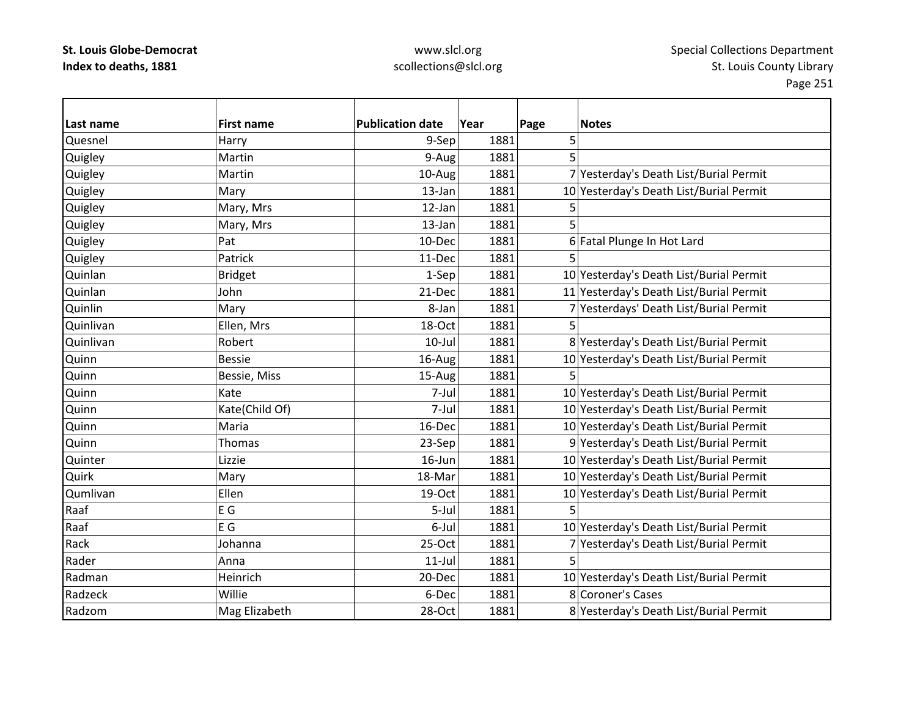| Last name | First name | Publication date | Year | Page | Notes |
|---|---|---|---|---|---|
| Quesnel | Harry | 9-Sep | 1881 | 5 | |
| Quigley | Martin | 9-Aug | 1881 | 5 | |
| Quigley | Martin | 10-Aug | 1881 | 7 | Yesterday's Death List/Burial Permit |
| Quigley | Mary | 13-Jan | 1881 | 10 | Yesterday's Death List/Burial Permit |
| Quigley | Mary, Mrs | 12-Jan | 1881 | 5 | |
| Quigley | Mary, Mrs | 13-Jan | 1881 | 5 | |
| Quigley | Pat | 10-Dec | 1881 | 6 | Fatal Plunge In Hot Lard |
| Quigley | Patrick | 11-Dec | 1881 | 5 | |
| Quinlan | Bridget | 1-Sep | 1881 | 10 | Yesterday's Death List/Burial Permit |
| Quinlan | John | 21-Dec | 1881 | 11 | Yesterday's Death List/Burial Permit |
| Quinlin | Mary | 8-Jan | 1881 | 7 | Yesterdays' Death List/Burial Permit |
| Quinlivan | Ellen, Mrs | 18-Oct | 1881 | 5 | |
| Quinlivan | Robert | 10-Jul | 1881 | 8 | Yesterday's Death List/Burial Permit |
| Quinn | Bessie | 16-Aug | 1881 | 10 | Yesterday's Death List/Burial Permit |
| Quinn | Bessie, Miss | 15-Aug | 1881 | 5 | |
| Quinn | Kate | 7-Jul | 1881 | 10 | Yesterday's Death List/Burial Permit |
| Quinn | Kate(Child Of) | 7-Jul | 1881 | 10 | Yesterday's Death List/Burial Permit |
| Quinn | Maria | 16-Dec | 1881 | 10 | Yesterday's Death List/Burial Permit |
| Quinn | Thomas | 23-Sep | 1881 | 9 | Yesterday's Death List/Burial Permit |
| Quinter | Lizzie | 16-Jun | 1881 | 10 | Yesterday's Death List/Burial Permit |
| Quirk | Mary | 18-Mar | 1881 | 10 | Yesterday's Death List/Burial Permit |
| Qumlivan | Ellen | 19-Oct | 1881 | 10 | Yesterday's Death List/Burial Permit |
| Raaf | E G | 5-Jul | 1881 | 5 | |
| Raaf | E G | 6-Jul | 1881 | 10 | Yesterday's Death List/Burial Permit |
| Rack | Johanna | 25-Oct | 1881 | 7 | Yesterday's Death List/Burial Permit |
| Rader | Anna | 11-Jul | 1881 | 5 | |
| Radman | Heinrich | 20-Dec | 1881 | 10 | Yesterday's Death List/Burial Permit |
| Radzeck | Willie | 6-Dec | 1881 | 8 | Coroner's Cases |
| Radzom | Mag Elizabeth | 28-Oct | 1881 | 8 | Yesterday's Death List/Burial Permit |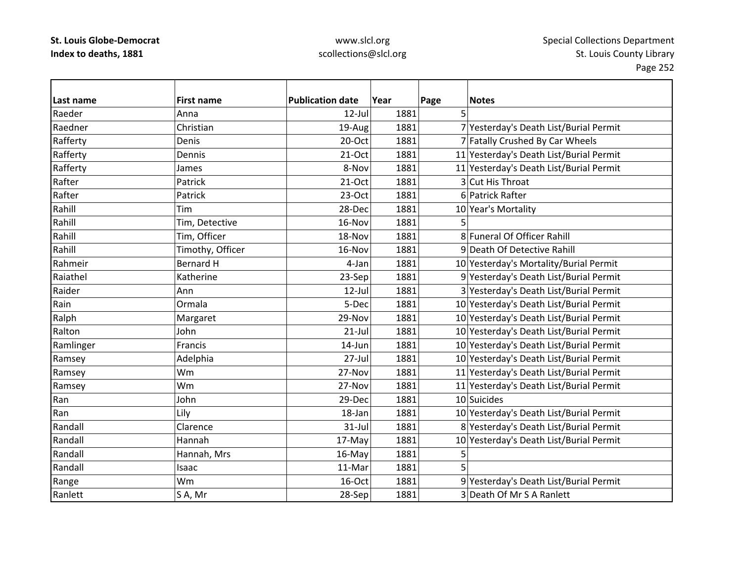**St. Louis Globe-Democrat**
**Index to deaths, 1881**

www.slcl.org
scollections@slcl.org

Special Collections Department
St. Louis County Library

| Last name | First name | Publication date | Year | Page | Notes |
|---|---|---|---|---|---|
| Raeder | Anna | 12-Jul | 1881 | 5 | |
| Raedner | Christian | 19-Aug | 1881 | 7 | Yesterday's Death List/Burial Permit |
| Rafferty | Denis | 20-Oct | 1881 | 7 | Fatally Crushed By Car Wheels |
| Rafferty | Dennis | 21-Oct | 1881 | 11 | Yesterday's Death List/Burial Permit |
| Rafferty | James | 8-Nov | 1881 | 11 | Yesterday's Death List/Burial Permit |
| Rafter | Patrick | 21-Oct | 1881 | 3 | Cut His Throat |
| Rafter | Patrick | 23-Oct | 1881 | 6 | Patrick Rafter |
| Rahill | Tim | 28-Dec | 1881 | 10 | Year's Mortality |
| Rahill | Tim, Detective | 16-Nov | 1881 | 5 | |
| Rahill | Tim, Officer | 18-Nov | 1881 | 8 | Funeral Of Officer Rahill |
| Rahill | Timothy, Officer | 16-Nov | 1881 | 9 | Death Of Detective Rahill |
| Rahmeir | Bernard H | 4-Jan | 1881 | 10 | Yesterday's Mortality/Burial Permit |
| Raiathel | Katherine | 23-Sep | 1881 | 9 | Yesterday's Death List/Burial Permit |
| Raider | Ann | 12-Jul | 1881 | 3 | Yesterday's Death List/Burial Permit |
| Rain | Ormala | 5-Dec | 1881 | 10 | Yesterday's Death List/Burial Permit |
| Ralph | Margaret | 29-Nov | 1881 | 10 | Yesterday's Death List/Burial Permit |
| Ralton | John | 21-Jul | 1881 | 10 | Yesterday's Death List/Burial Permit |
| Ramlinger | Francis | 14-Jun | 1881 | 10 | Yesterday's Death List/Burial Permit |
| Ramsey | Adelphia | 27-Jul | 1881 | 10 | Yesterday's Death List/Burial Permit |
| Ramsey | Wm | 27-Nov | 1881 | 11 | Yesterday's Death List/Burial Permit |
| Ramsey | Wm | 27-Nov | 1881 | 11 | Yesterday's Death List/Burial Permit |
| Ran | John | 29-Dec | 1881 | 10 | Suicides |
| Ran | Lily | 18-Jan | 1881 | 10 | Yesterday's Death List/Burial Permit |
| Randall | Clarence | 31-Jul | 1881 | 8 | Yesterday's Death List/Burial Permit |
| Randall | Hannah | 17-May | 1881 | 10 | Yesterday's Death List/Burial Permit |
| Randall | Hannah, Mrs | 16-May | 1881 | 5 | |
| Randall | Isaac | 11-Mar | 1881 | 5 | |
| Range | Wm | 16-Oct | 1881 | 9 | Yesterday's Death List/Burial Permit |
| Ranlett | S A, Mr | 28-Sep | 1881 | 3 | Death Of Mr S A Ranlett |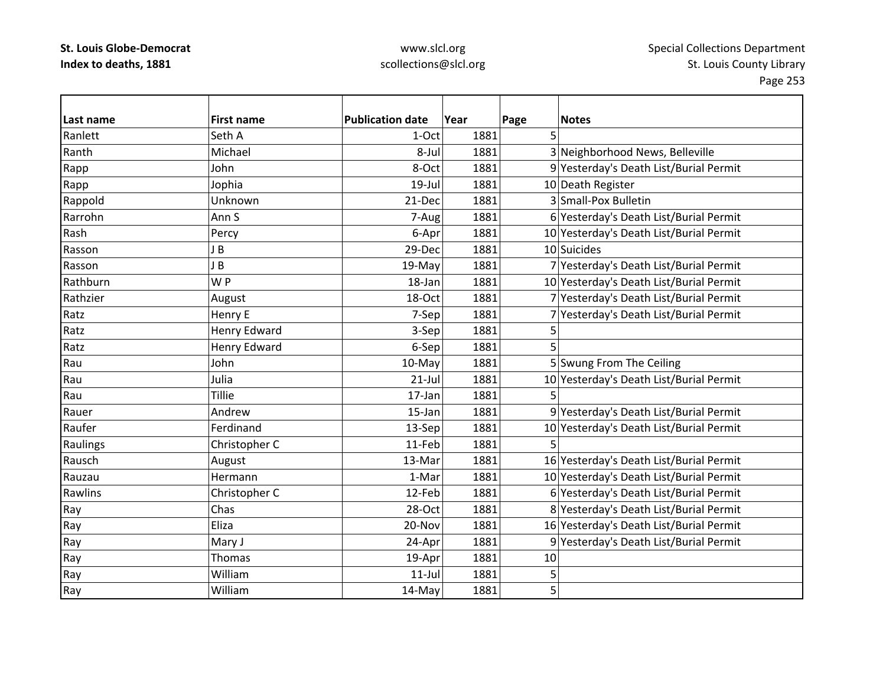| Last name | First name | Publication date | Year | Page | Notes |
|---|---|---|---|---|---|
| Ranlett | Seth A | 1-Oct | 1881 | 5 | |
| Ranth | Michael | 8-Jul | 1881 | 3 | Neighborhood News, Belleville |
| Rapp | John | 8-Oct | 1881 | 9 | Yesterday's Death List/Burial Permit |
| Rapp | Jophia | 19-Jul | 1881 | 10 | Death Register |
| Rappold | Unknown | 21-Dec | 1881 | 3 | Small-Pox Bulletin |
| Rarrohn | Ann S | 7-Aug | 1881 | 6 | Yesterday's Death List/Burial Permit |
| Rash | Percy | 6-Apr | 1881 | 10 | Yesterday's Death List/Burial Permit |
| Rasson | J B | 29-Dec | 1881 | 10 | Suicides |
| Rasson | J B | 19-May | 1881 | 7 | Yesterday's Death List/Burial Permit |
| Rathburn | W P | 18-Jan | 1881 | 10 | Yesterday's Death List/Burial Permit |
| Rathzier | August | 18-Oct | 1881 | 7 | Yesterday's Death List/Burial Permit |
| Ratz | Henry E | 7-Sep | 1881 | 7 | Yesterday's Death List/Burial Permit |
| Ratz | Henry Edward | 3-Sep | 1881 | 5 | |
| Ratz | Henry Edward | 6-Sep | 1881 | 5 | |
| Rau | John | 10-May | 1881 | 5 | Swung From The Ceiling |
| Rau | Julia | 21-Jul | 1881 | 10 | Yesterday's Death List/Burial Permit |
| Rau | Tillie | 17-Jan | 1881 | 5 | |
| Rauer | Andrew | 15-Jan | 1881 | 9 | Yesterday's Death List/Burial Permit |
| Raufer | Ferdinand | 13-Sep | 1881 | 10 | Yesterday's Death List/Burial Permit |
| Raulings | Christopher C | 11-Feb | 1881 | 5 | |
| Rausch | August | 13-Mar | 1881 | 16 | Yesterday's Death List/Burial Permit |
| Rauzau | Hermann | 1-Mar | 1881 | 10 | Yesterday's Death List/Burial Permit |
| Rawlins | Christopher C | 12-Feb | 1881 | 6 | Yesterday's Death List/Burial Permit |
| Ray | Chas | 28-Oct | 1881 | 8 | Yesterday's Death List/Burial Permit |
| Ray | Eliza | 20-Nov | 1881 | 16 | Yesterday's Death List/Burial Permit |
| Ray | Mary J | 24-Apr | 1881 | 9 | Yesterday's Death List/Burial Permit |
| Ray | Thomas | 19-Apr | 1881 | 10 | |
| Ray | William | 11-Jul | 1881 | 5 | |
| Ray | William | 14-May | 1881 | 5 | |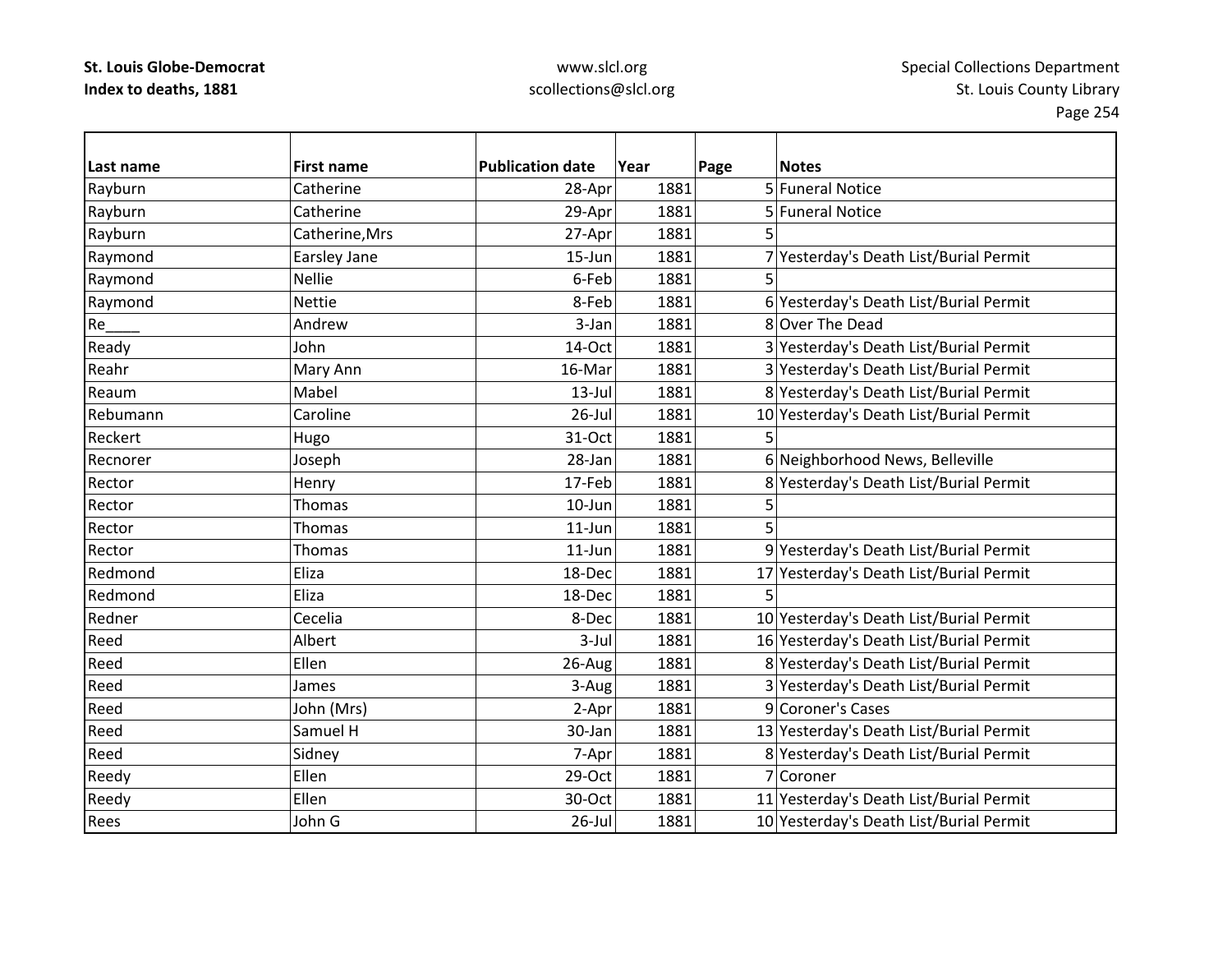**St. Louis Globe-Democrat**
**Index to deaths, 1881**

www.slcl.org
scollections@slcl.org

Special Collections Department
St. Louis County Library

| Last name | First name | Publication date | Year | Page | Notes |
|---|---|---|---|---|---|
| Rayburn | Catherine | 28-Apr | 1881 | 5 | Funeral Notice |
| Rayburn | Catherine | 29-Apr | 1881 | 5 | Funeral Notice |
| Rayburn | Catherine,Mrs | 27-Apr | 1881 | 5 | |
| Raymond | Earsley Jane | 15-Jun | 1881 | 7 | Yesterday's Death List/Burial Permit |
| Raymond | Nellie | 6-Feb | 1881 | 5 | |
| Raymond | Nettie | 8-Feb | 1881 | 6 | Yesterday's Death List/Burial Permit |
| Re____ | Andrew | 3-Jan | 1881 | 8 | Over The Dead |
| Ready | John | 14-Oct | 1881 | 3 | Yesterday's Death List/Burial Permit |
| Reahr | Mary Ann | 16-Mar | 1881 | 3 | Yesterday's Death List/Burial Permit |
| Reaum | Mabel | 13-Jul | 1881 | 8 | Yesterday's Death List/Burial Permit |
| Rebumann | Caroline | 26-Jul | 1881 | 10 | Yesterday's Death List/Burial Permit |
| Reckert | Hugo | 31-Oct | 1881 | 5 | |
| Recnorer | Joseph | 28-Jan | 1881 | 6 | Neighborhood News, Belleville |
| Rector | Henry | 17-Feb | 1881 | 8 | Yesterday's Death List/Burial Permit |
| Rector | Thomas | 10-Jun | 1881 | 5 | |
| Rector | Thomas | 11-Jun | 1881 | 5 | |
| Rector | Thomas | 11-Jun | 1881 | 9 | Yesterday's Death List/Burial Permit |
| Redmond | Eliza | 18-Dec | 1881 | 17 | Yesterday's Death List/Burial Permit |
| Redmond | Eliza | 18-Dec | 1881 | 5 | |
| Redner | Cecelia | 8-Dec | 1881 | 10 | Yesterday's Death List/Burial Permit |
| Reed | Albert | 3-Jul | 1881 | 16 | Yesterday's Death List/Burial Permit |
| Reed | Ellen | 26-Aug | 1881 | 8 | Yesterday's Death List/Burial Permit |
| Reed | James | 3-Aug | 1881 | 3 | Yesterday's Death List/Burial Permit |
| Reed | John (Mrs) | 2-Apr | 1881 | 9 | Coroner's Cases |
| Reed | Samuel H | 30-Jan | 1881 | 13 | Yesterday's Death List/Burial Permit |
| Reed | Sidney | 7-Apr | 1881 | 8 | Yesterday's Death List/Burial Permit |
| Reedy | Ellen | 29-Oct | 1881 | 7 | Coroner |
| Reedy | Ellen | 30-Oct | 1881 | 11 | Yesterday's Death List/Burial Permit |
| Rees | John G | 26-Jul | 1881 | 10 | Yesterday's Death List/Burial Permit |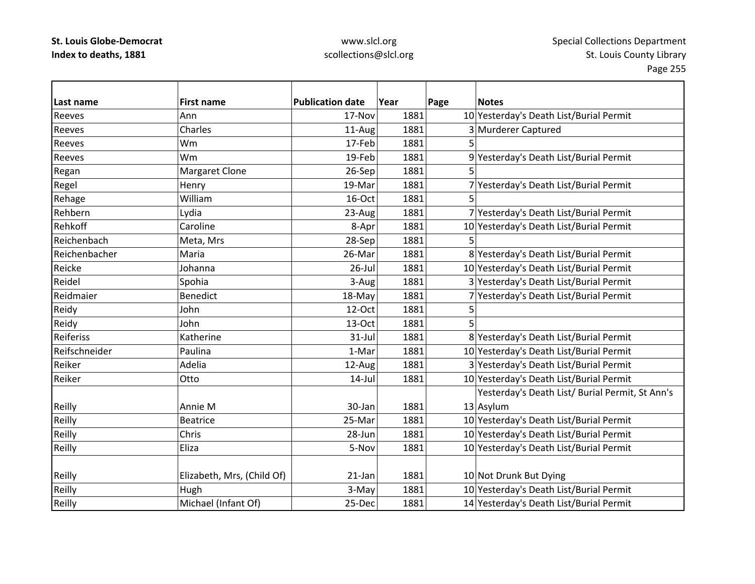| Last name | First name | Publication date | Year | Page | Notes |
|---|---|---|---|---|---|
| Reeves | Ann | 17-Nov | 1881 | 10 | Yesterday's Death List/Burial Permit |
| Reeves | Charles | 11-Aug | 1881 | 3 | Murderer Captured |
| Reeves | Wm | 17-Feb | 1881 | 5 | |
| Reeves | Wm | 19-Feb | 1881 | 9 | Yesterday's Death List/Burial Permit |
| Regan | Margaret Clone | 26-Sep | 1881 | 5 | |
| Regel | Henry | 19-Mar | 1881 | 7 | Yesterday's Death List/Burial Permit |
| Rehage | William | 16-Oct | 1881 | 5 | |
| Rehbern | Lydia | 23-Aug | 1881 | 7 | Yesterday's Death List/Burial Permit |
| Rehkoff | Caroline | 8-Apr | 1881 | 10 | Yesterday's Death List/Burial Permit |
| Reichenbach | Meta, Mrs | 28-Sep | 1881 | 5 | |
| Reichenbacher | Maria | 26-Mar | 1881 | 8 | Yesterday's Death List/Burial Permit |
| Reicke | Johanna | 26-Jul | 1881 | 10 | Yesterday's Death List/Burial Permit |
| Reidel | Spohia | 3-Aug | 1881 | 3 | Yesterday's Death List/Burial Permit |
| Reidmaier | Benedict | 18-May | 1881 | 7 | Yesterday's Death List/Burial Permit |
| Reidy | John | 12-Oct | 1881 | 5 | |
| Reidy | John | 13-Oct | 1881 | 5 | |
| Reiferiss | Katherine | 31-Jul | 1881 | 8 | Yesterday's Death List/Burial Permit |
| Reifschneider | Paulina | 1-Mar | 1881 | 10 | Yesterday's Death List/Burial Permit |
| Reiker | Adelia | 12-Aug | 1881 | 3 | Yesterday's Death List/Burial Permit |
| Reiker | Otto | 14-Jul | 1881 | 10 | Yesterday's Death List/Burial Permit |
| Reilly | Annie M | 30-Jan | 1881 | 13 | Yesterday's Death List/ Burial Permit, St Ann's Asylum |
| Reilly | Beatrice | 25-Mar | 1881 | 10 | Yesterday's Death List/Burial Permit |
| Reilly | Chris | 28-Jun | 1881 | 10 | Yesterday's Death List/Burial Permit |
| Reilly | Eliza | 5-Nov | 1881 | 10 | Yesterday's Death List/Burial Permit |
| Reilly | Elizabeth, Mrs, (Child Of) | 21-Jan | 1881 | 10 | Not Drunk But Dying |
| Reilly | Hugh | 3-May | 1881 | 10 | Yesterday's Death List/Burial Permit |
| Reilly | Michael (Infant Of) | 25-Dec | 1881 | 14 | Yesterday's Death List/Burial Permit |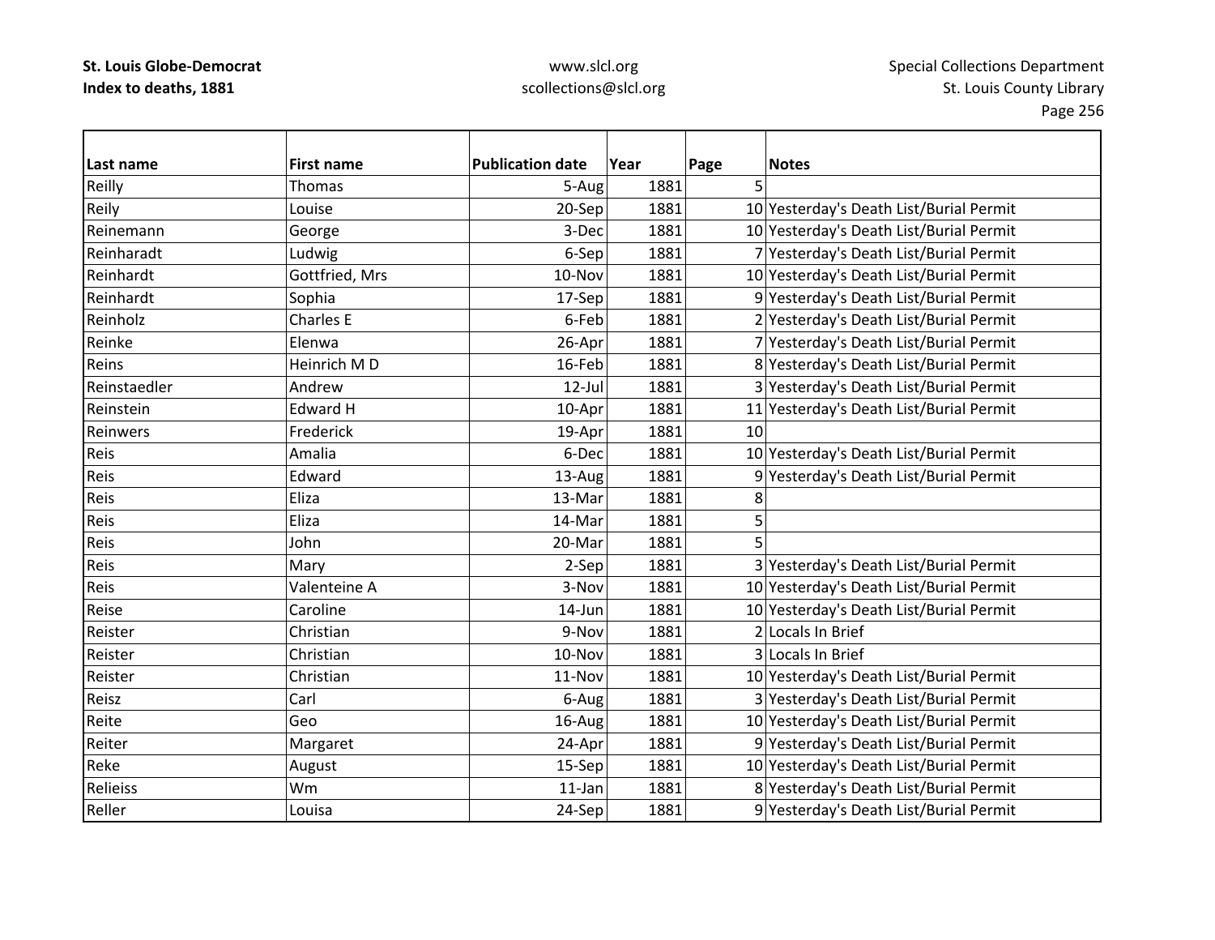| Last name | First name | Publication date | Year | Page | Notes |
|---|---|---|---|---|---|
| Reilly | Thomas | 5-Aug | 1881 | 5 | |
| Reily | Louise | 20-Sep | 1881 | 10 | Yesterday's Death List/Burial Permit |
| Reinemann | George | 3-Dec | 1881 | 10 | Yesterday's Death List/Burial Permit |
| Reinharadt | Ludwig | 6-Sep | 1881 | 7 | Yesterday's Death List/Burial Permit |
| Reinhardt | Gottfried, Mrs | 10-Nov | 1881 | 10 | Yesterday's Death List/Burial Permit |
| Reinhardt | Sophia | 17-Sep | 1881 | 9 | Yesterday's Death List/Burial Permit |
| Reinholz | Charles E | 6-Feb | 1881 | 2 | Yesterday's Death List/Burial Permit |
| Reinke | Elenwa | 26-Apr | 1881 | 7 | Yesterday's Death List/Burial Permit |
| Reins | Heinrich M D | 16-Feb | 1881 | 8 | Yesterday's Death List/Burial Permit |
| Reinstaedler | Andrew | 12-Jul | 1881 | 3 | Yesterday's Death List/Burial Permit |
| Reinstein | Edward H | 10-Apr | 1881 | 11 | Yesterday's Death List/Burial Permit |
| Reinwers | Frederick | 19-Apr | 1881 | 10 | |
| Reis | Amalia | 6-Dec | 1881 | 10 | Yesterday's Death List/Burial Permit |
| Reis | Edward | 13-Aug | 1881 | 9 | Yesterday's Death List/Burial Permit |
| Reis | Eliza | 13-Mar | 1881 | 8 | |
| Reis | Eliza | 14-Mar | 1881 | 5 | |
| Reis | John | 20-Mar | 1881 | 5 | |
| Reis | Mary | 2-Sep | 1881 | 3 | Yesterday's Death List/Burial Permit |
| Reis | Valenteine A | 3-Nov | 1881 | 10 | Yesterday's Death List/Burial Permit |
| Reise | Caroline | 14-Jun | 1881 | 10 | Yesterday's Death List/Burial Permit |
| Reister | Christian | 9-Nov | 1881 | 2 | Locals In Brief |
| Reister | Christian | 10-Nov | 1881 | 3 | Locals In Brief |
| Reister | Christian | 11-Nov | 1881 | 10 | Yesterday's Death List/Burial Permit |
| Reisz | Carl | 6-Aug | 1881 | 3 | Yesterday's Death List/Burial Permit |
| Reite | Geo | 16-Aug | 1881 | 10 | Yesterday's Death List/Burial Permit |
| Reiter | Margaret | 24-Apr | 1881 | 9 | Yesterday's Death List/Burial Permit |
| Reke | August | 15-Sep | 1881 | 10 | Yesterday's Death List/Burial Permit |
| Relieiss | Wm | 11-Jan | 1881 | 8 | Yesterday's Death List/Burial Permit |
| Reller | Louisa | 24-Sep | 1881 | 9 | Yesterday's Death List/Burial Permit |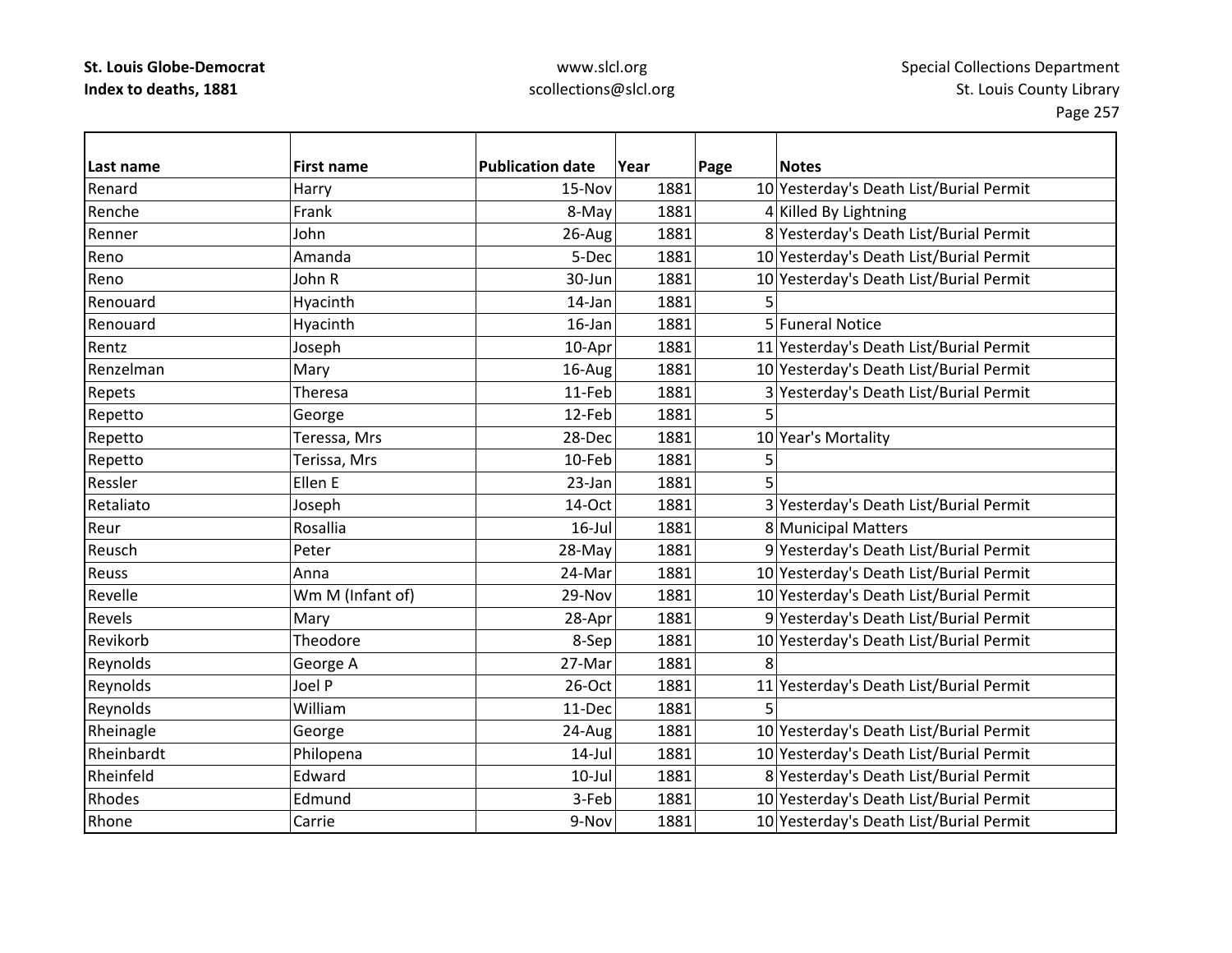| Last name | First name | Publication date | Year | Page | Notes |
|---|---|---|---|---|---|
| Renard | Harry | 15-Nov | 1881 | 10 | Yesterday's Death List/Burial Permit |
| Renche | Frank | 8-May | 1881 | 4 | Killed By Lightning |
| Renner | John | 26-Aug | 1881 | 8 | Yesterday's Death List/Burial Permit |
| Reno | Amanda | 5-Dec | 1881 | 10 | Yesterday's Death List/Burial Permit |
| Reno | John R | 30-Jun | 1881 | 10 | Yesterday's Death List/Burial Permit |
| Renouard | Hyacinth | 14-Jan | 1881 | 5 | |
| Renouard | Hyacinth | 16-Jan | 1881 | 5 | Funeral Notice |
| Rentz | Joseph | 10-Apr | 1881 | 11 | Yesterday's Death List/Burial Permit |
| Renzelman | Mary | 16-Aug | 1881 | 10 | Yesterday's Death List/Burial Permit |
| Repets | Theresa | 11-Feb | 1881 | 3 | Yesterday's Death List/Burial Permit |
| Repetto | George | 12-Feb | 1881 | 5 | |
| Repetto | Teressa, Mrs | 28-Dec | 1881 | 10 | Year's Mortality |
| Repetto | Terissa, Mrs | 10-Feb | 1881 | 5 | |
| Ressler | Ellen E | 23-Jan | 1881 | 5 | |
| Retaliato | Joseph | 14-Oct | 1881 | 3 | Yesterday's Death List/Burial Permit |
| Reur | Rosallia | 16-Jul | 1881 | 8 | Municipal Matters |
| Reusch | Peter | 28-May | 1881 | 9 | Yesterday's Death List/Burial Permit |
| Reuss | Anna | 24-Mar | 1881 | 10 | Yesterday's Death List/Burial Permit |
| Revelle | Wm M (Infant of) | 29-Nov | 1881 | 10 | Yesterday's Death List/Burial Permit |
| Revels | Mary | 28-Apr | 1881 | 9 | Yesterday's Death List/Burial Permit |
| Revikorb | Theodore | 8-Sep | 1881 | 10 | Yesterday's Death List/Burial Permit |
| Reynolds | George A | 27-Mar | 1881 | 8 | |
| Reynolds | Joel P | 26-Oct | 1881 | 11 | Yesterday's Death List/Burial Permit |
| Reynolds | William | 11-Dec | 1881 | 5 | |
| Rheinagle | George | 24-Aug | 1881 | 10 | Yesterday's Death List/Burial Permit |
| Rheinbardt | Philopena | 14-Jul | 1881 | 10 | Yesterday's Death List/Burial Permit |
| Rheinfeld | Edward | 10-Jul | 1881 | 8 | Yesterday's Death List/Burial Permit |
| Rhodes | Edmund | 3-Feb | 1881 | 10 | Yesterday's Death List/Burial Permit |
| Rhone | Carrie | 9-Nov | 1881 | 10 | Yesterday's Death List/Burial Permit |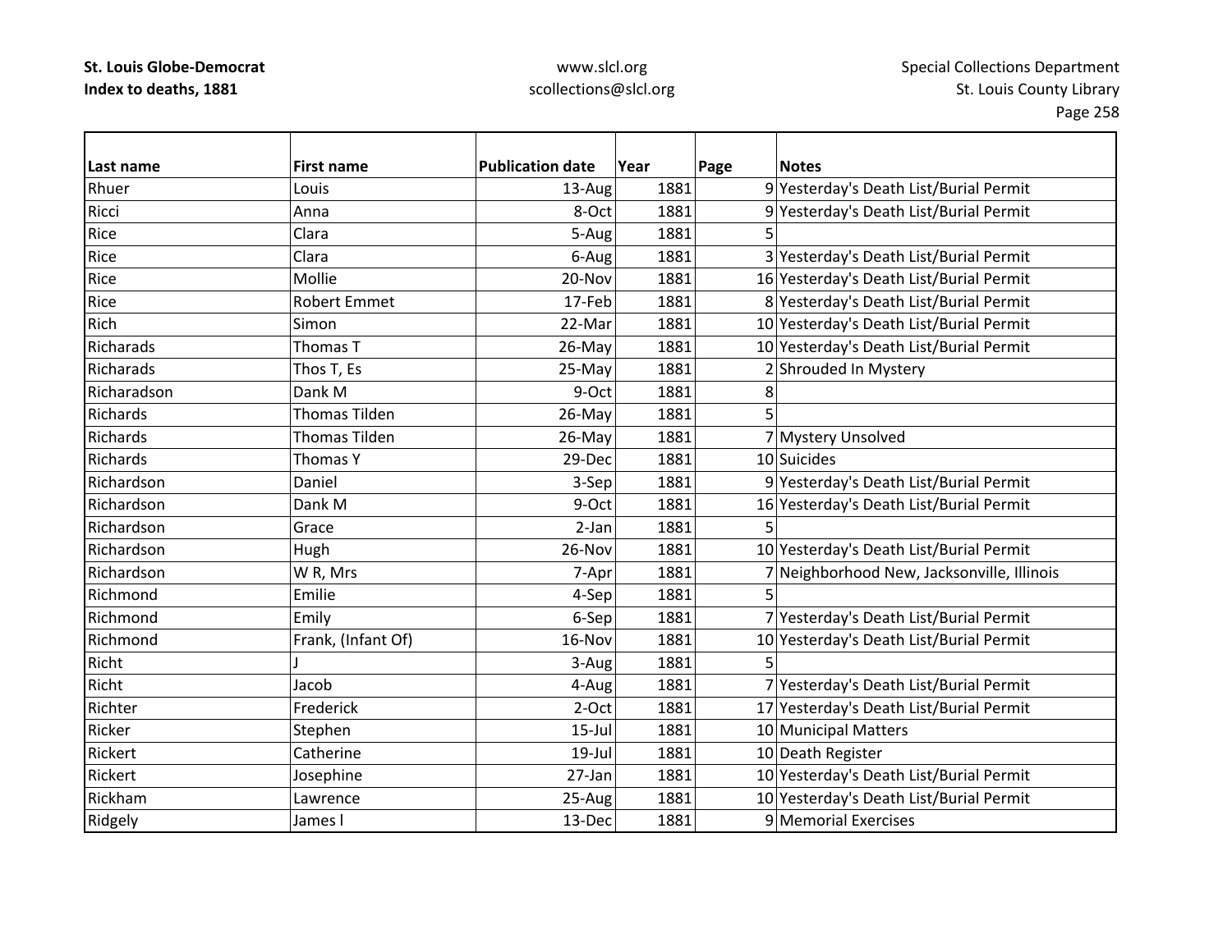| Last name | First name | Publication date | Year | Page | Notes |
|---|---|---|---|---|---|
| Rhuer | Louis | 13-Aug | 1881 | 9 | Yesterday's Death List/Burial Permit |
| Ricci | Anna | 8-Oct | 1881 | 9 | Yesterday's Death List/Burial Permit |
| Rice | Clara | 5-Aug | 1881 | 5 | |
| Rice | Clara | 6-Aug | 1881 | 3 | Yesterday's Death List/Burial Permit |
| Rice | Mollie | 20-Nov | 1881 | 16 | Yesterday's Death List/Burial Permit |
| Rice | Robert Emmet | 17-Feb | 1881 | 8 | Yesterday's Death List/Burial Permit |
| Rich | Simon | 22-Mar | 1881 | 10 | Yesterday's Death List/Burial Permit |
| Richarads | Thomas T | 26-May | 1881 | 10 | Yesterday's Death List/Burial Permit |
| Richarads | Thos T, Es | 25-May | 1881 | 2 | Shrouded In Mystery |
| Richaradson | Dank M | 9-Oct | 1881 | 8 | |
| Richards | Thomas Tilden | 26-May | 1881 | 5 | |
| Richards | Thomas Tilden | 26-May | 1881 | 7 | Mystery Unsolved |
| Richards | Thomas Y | 29-Dec | 1881 | 10 | Suicides |
| Richardson | Daniel | 3-Sep | 1881 | 9 | Yesterday's Death List/Burial Permit |
| Richardson | Dank M | 9-Oct | 1881 | 16 | Yesterday's Death List/Burial Permit |
| Richardson | Grace | 2-Jan | 1881 | 5 | |
| Richardson | Hugh | 26-Nov | 1881 | 10 | Yesterday's Death List/Burial Permit |
| Richardson | W R, Mrs | 7-Apr | 1881 | 7 | Neighborhood New, Jacksonville, Illinois |
| Richmond | Emilie | 4-Sep | 1881 | 5 | |
| Richmond | Emily | 6-Sep | 1881 | 7 | Yesterday's Death List/Burial Permit |
| Richmond | Frank, (Infant Of) | 16-Nov | 1881 | 10 | Yesterday's Death List/Burial Permit |
| Richt | J | 3-Aug | 1881 | 5 | |
| Richt | Jacob | 4-Aug | 1881 | 7 | Yesterday's Death List/Burial Permit |
| Richter | Frederick | 2-Oct | 1881 | 17 | Yesterday's Death List/Burial Permit |
| Ricker | Stephen | 15-Jul | 1881 | 10 | Municipal Matters |
| Rickert | Catherine | 19-Jul | 1881 | 10 | Death Register |
| Rickert | Josephine | 27-Jan | 1881 | 10 | Yesterday's Death List/Burial Permit |
| Rickham | Lawrence | 25-Aug | 1881 | 10 | Yesterday's Death List/Burial Permit |
| Ridgely | James l | 13-Dec | 1881 | 9 | Memorial Exercises |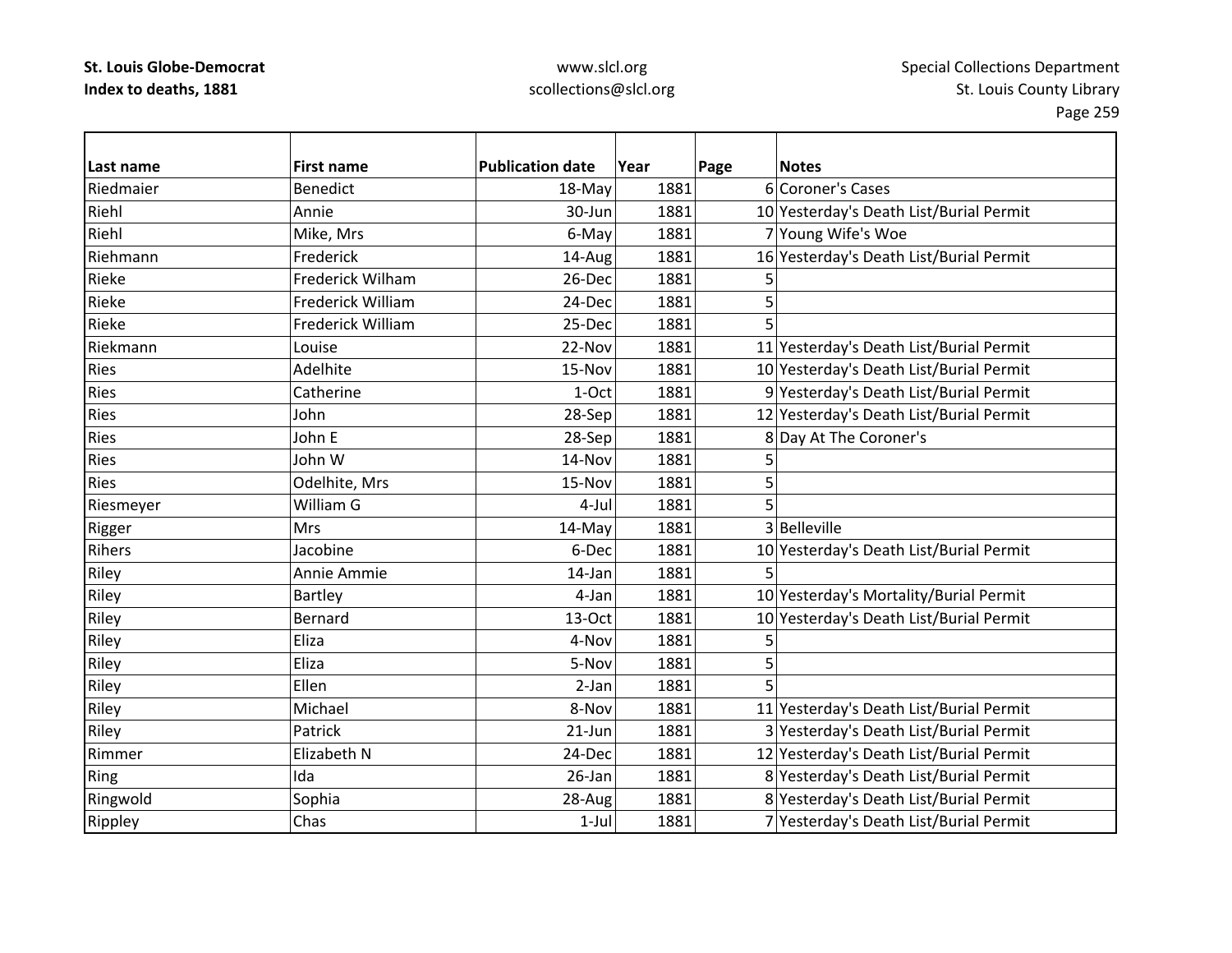| Last name | First name | Publication date | Year | Page | Notes |
|---|---|---|---|---|---|
| Riedmaier | Benedict | 18-May | 1881 | 6 | Coroner's Cases |
| Riehl | Annie | 30-Jun | 1881 | 10 | Yesterday's Death List/Burial Permit |
| Riehl | Mike, Mrs | 6-May | 1881 | 7 | Young Wife's Woe |
| Riehmann | Frederick | 14-Aug | 1881 | 16 | Yesterday's Death List/Burial Permit |
| Rieke | Frederick Wilham | 26-Dec | 1881 | 5 | |
| Rieke | Frederick William | 24-Dec | 1881 | 5 | |
| Rieke | Frederick William | 25-Dec | 1881 | 5 | |
| Riekmann | Louise | 22-Nov | 1881 | 11 | Yesterday's Death List/Burial Permit |
| Ries | Adelhite | 15-Nov | 1881 | 10 | Yesterday's Death List/Burial Permit |
| Ries | Catherine | 1-Oct | 1881 | 9 | Yesterday's Death List/Burial Permit |
| Ries | John | 28-Sep | 1881 | 12 | Yesterday's Death List/Burial Permit |
| Ries | John E | 28-Sep | 1881 | 8 | Day At The Coroner's |
| Ries | John W | 14-Nov | 1881 | 5 | |
| Ries | Odelhite, Mrs | 15-Nov | 1881 | 5 | |
| Riesmeyer | William G | 4-Jul | 1881 | 5 | |
| Rigger | Mrs | 14-May | 1881 | 3 | Belleville |
| Rihers | Jacobine | 6-Dec | 1881 | 10 | Yesterday's Death List/Burial Permit |
| Riley | Annie Ammie | 14-Jan | 1881 | 5 | |
| Riley | Bartley | 4-Jan | 1881 | 10 | Yesterday's Mortality/Burial Permit |
| Riley | Bernard | 13-Oct | 1881 | 10 | Yesterday's Death List/Burial Permit |
| Riley | Eliza | 4-Nov | 1881 | 5 | |
| Riley | Eliza | 5-Nov | 1881 | 5 | |
| Riley | Ellen | 2-Jan | 1881 | 5 | |
| Riley | Michael | 8-Nov | 1881 | 11 | Yesterday's Death List/Burial Permit |
| Riley | Patrick | 21-Jun | 1881 | 3 | Yesterday's Death List/Burial Permit |
| Rimmer | Elizabeth N | 24-Dec | 1881 | 12 | Yesterday's Death List/Burial Permit |
| Ring | Ida | 26-Jan | 1881 | 8 | Yesterday's Death List/Burial Permit |
| Ringwold | Sophia | 28-Aug | 1881 | 8 | Yesterday's Death List/Burial Permit |
| Rippley | Chas | 1-Jul | 1881 | 7 | Yesterday's Death List/Burial Permit |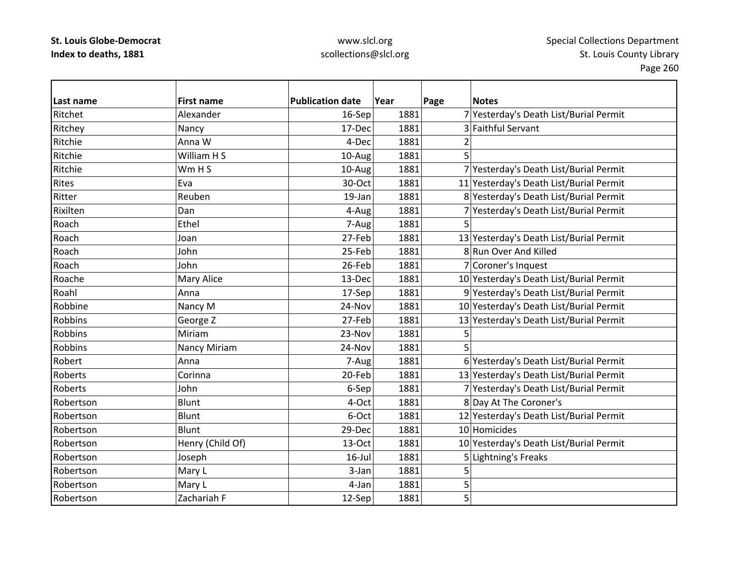| Last name | First name | Publication date | Year | Page | Notes |
|---|---|---|---|---|---|
| Ritchet | Alexander | 16-Sep | 1881 | 7 | Yesterday's Death List/Burial Permit |
| Ritchey | Nancy | 17-Dec | 1881 | 3 | Faithful Servant |
| Ritchie | Anna W | 4-Dec | 1881 | 2 | |
| Ritchie | William H S | 10-Aug | 1881 | 5 | |
| Ritchie | Wm H S | 10-Aug | 1881 | 7 | Yesterday's Death List/Burial Permit |
| Rites | Eva | 30-Oct | 1881 | 11 | Yesterday's Death List/Burial Permit |
| Ritter | Reuben | 19-Jan | 1881 | 8 | Yesterday's Death List/Burial Permit |
| Rixilten | Dan | 4-Aug | 1881 | 7 | Yesterday's Death List/Burial Permit |
| Roach | Ethel | 7-Aug | 1881 | 5 | |
| Roach | Joan | 27-Feb | 1881 | 13 | Yesterday's Death List/Burial Permit |
| Roach | John | 25-Feb | 1881 | 8 | Run Over And Killed |
| Roach | John | 26-Feb | 1881 | 7 | Coroner's Inquest |
| Roache | Mary Alice | 13-Dec | 1881 | 10 | Yesterday's Death List/Burial Permit |
| Roahl | Anna | 17-Sep | 1881 | 9 | Yesterday's Death List/Burial Permit |
| Robbine | Nancy M | 24-Nov | 1881 | 10 | Yesterday's Death List/Burial Permit |
| Robbins | George Z | 27-Feb | 1881 | 13 | Yesterday's Death List/Burial Permit |
| Robbins | Miriam | 23-Nov | 1881 | 5 | |
| Robbins | Nancy Miriam | 24-Nov | 1881 | 5 | |
| Robert | Anna | 7-Aug | 1881 | 6 | Yesterday's Death List/Burial Permit |
| Roberts | Corinna | 20-Feb | 1881 | 13 | Yesterday's Death List/Burial Permit |
| Roberts | John | 6-Sep | 1881 | 7 | Yesterday's Death List/Burial Permit |
| Robertson | Blunt | 4-Oct | 1881 | 8 | Day At The Coroner's |
| Robertson | Blunt | 6-Oct | 1881 | 12 | Yesterday's Death List/Burial Permit |
| Robertson | Blunt | 29-Dec | 1881 | 10 | Homicides |
| Robertson | Henry (Child Of) | 13-Oct | 1881 | 10 | Yesterday's Death List/Burial Permit |
| Robertson | Joseph | 16-Jul | 1881 | 5 | Lightning's Freaks |
| Robertson | Mary L | 3-Jan | 1881 | 5 | |
| Robertson | Mary L | 4-Jan | 1881 | 5 | |
| Robertson | Zachariah F | 12-Sep | 1881 | 5 | |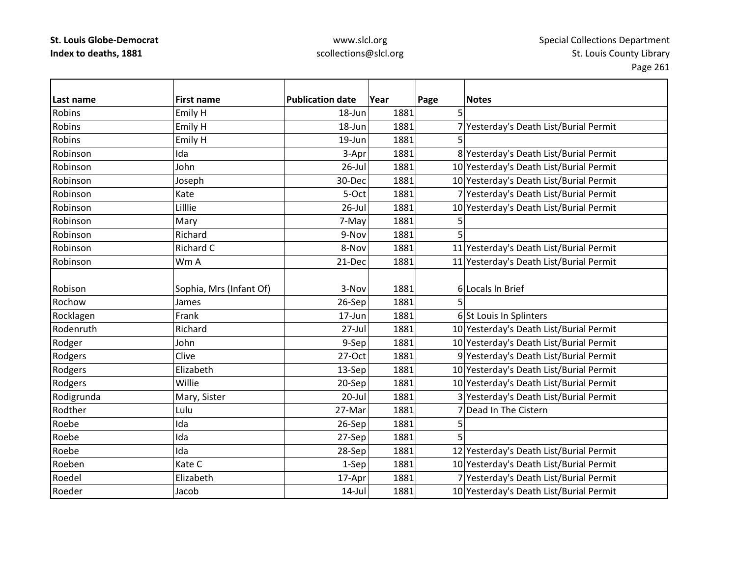**St. Louis Globe-Democrat**
**Index to deaths, 1881**

www.slcl.org
scollections@slcl.org

Special Collections Department
St. Louis County Library

| Last name | First name | Publication date | Year | Page | Notes |
|---|---|---|---|---|---|
| Robins | Emily H | 18-Jun | 1881 | 5 | |
| Robins | Emily H | 18-Jun | 1881 | 7 | Yesterday's Death List/Burial Permit |
| Robins | Emily H | 19-Jun | 1881 | 5 | |
| Robinson | Ida | 3-Apr | 1881 | 8 | Yesterday's Death List/Burial Permit |
| Robinson | John | 26-Jul | 1881 | 10 | Yesterday's Death List/Burial Permit |
| Robinson | Joseph | 30-Dec | 1881 | 10 | Yesterday's Death List/Burial Permit |
| Robinson | Kate | 5-Oct | 1881 | 7 | Yesterday's Death List/Burial Permit |
| Robinson | Lilllie | 26-Jul | 1881 | 10 | Yesterday's Death List/Burial Permit |
| Robinson | Mary | 7-May | 1881 | 5 | |
| Robinson | Richard | 9-Nov | 1881 | 5 | |
| Robinson | Richard C | 8-Nov | 1881 | 11 | Yesterday's Death List/Burial Permit |
| Robinson | Wm A | 21-Dec | 1881 | 11 | Yesterday's Death List/Burial Permit |
| Robison | Sophia, Mrs (Infant Of) | 3-Nov | 1881 | 6 | Locals In Brief |
| Rochow | James | 26-Sep | 1881 | 5 | |
| Rocklagen | Frank | 17-Jun | 1881 | 6 | St Louis In Splinters |
| Rodenruth | Richard | 27-Jul | 1881 | 10 | Yesterday's Death List/Burial Permit |
| Rodger | John | 9-Sep | 1881 | 10 | Yesterday's Death List/Burial Permit |
| Rodgers | Clive | 27-Oct | 1881 | 9 | Yesterday's Death List/Burial Permit |
| Rodgers | Elizabeth | 13-Sep | 1881 | 10 | Yesterday's Death List/Burial Permit |
| Rodgers | Willie | 20-Sep | 1881 | 10 | Yesterday's Death List/Burial Permit |
| Rodigrunda | Mary, Sister | 20-Jul | 1881 | 3 | Yesterday's Death List/Burial Permit |
| Rodther | Lulu | 27-Mar | 1881 | 7 | Dead In The Cistern |
| Roebe | Ida | 26-Sep | 1881 | 5 | |
| Roebe | Ida | 27-Sep | 1881 | 5 | |
| Roebe | Ida | 28-Sep | 1881 | 12 | Yesterday's Death List/Burial Permit |
| Roeben | Kate C | 1-Sep | 1881 | 10 | Yesterday's Death List/Burial Permit |
| Roedel | Elizabeth | 17-Apr | 1881 | 7 | Yesterday's Death List/Burial Permit |
| Roeder | Jacob | 14-Jul | 1881 | 10 | Yesterday's Death List/Burial Permit |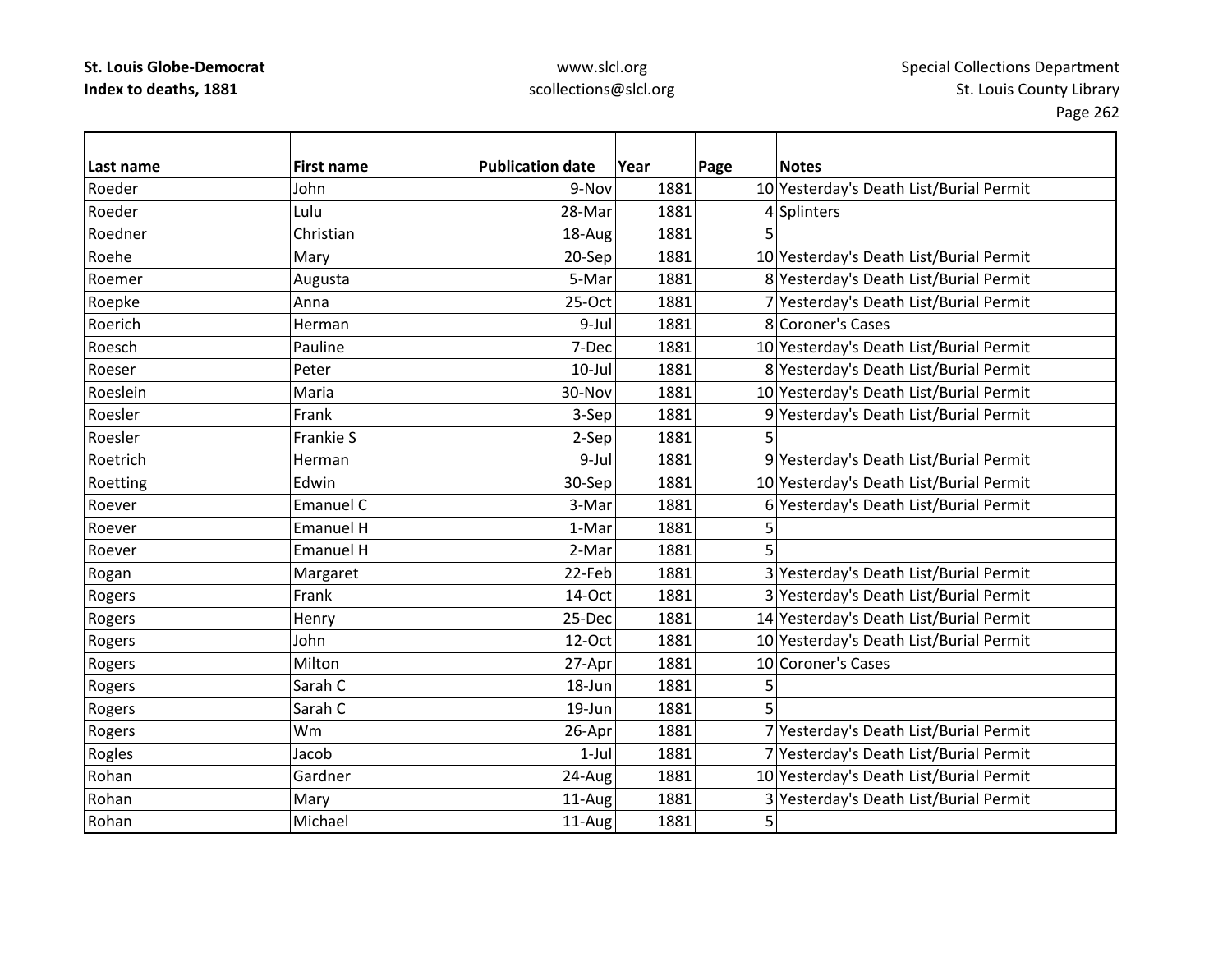| Last name | First name | Publication date | Year | Page | Notes |
|---|---|---|---|---|---|
| Roeder | John | 9-Nov | 1881 | 10 | Yesterday's Death List/Burial Permit |
| Roeder | Lulu | 28-Mar | 1881 | 4 | Splinters |
| Roedner | Christian | 18-Aug | 1881 | 5 | |
| Roehe | Mary | 20-Sep | 1881 | 10 | Yesterday's Death List/Burial Permit |
| Roemer | Augusta | 5-Mar | 1881 | 8 | Yesterday's Death List/Burial Permit |
| Roepke | Anna | 25-Oct | 1881 | 7 | Yesterday's Death List/Burial Permit |
| Roerich | Herman | 9-Jul | 1881 | 8 | Coroner's Cases |
| Roesch | Pauline | 7-Dec | 1881 | 10 | Yesterday's Death List/Burial Permit |
| Roeser | Peter | 10-Jul | 1881 | 8 | Yesterday's Death List/Burial Permit |
| Roeslein | Maria | 30-Nov | 1881 | 10 | Yesterday's Death List/Burial Permit |
| Roesler | Frank | 3-Sep | 1881 | 9 | Yesterday's Death List/Burial Permit |
| Roesler | Frankie S | 2-Sep | 1881 | 5 | |
| Roetrich | Herman | 9-Jul | 1881 | 9 | Yesterday's Death List/Burial Permit |
| Roetting | Edwin | 30-Sep | 1881 | 10 | Yesterday's Death List/Burial Permit |
| Roever | Emanuel C | 3-Mar | 1881 | 6 | Yesterday's Death List/Burial Permit |
| Roever | Emanuel H | 1-Mar | 1881 | 5 | |
| Roever | Emanuel H | 2-Mar | 1881 | 5 | |
| Rogan | Margaret | 22-Feb | 1881 | 3 | Yesterday's Death List/Burial Permit |
| Rogers | Frank | 14-Oct | 1881 | 3 | Yesterday's Death List/Burial Permit |
| Rogers | Henry | 25-Dec | 1881 | 14 | Yesterday's Death List/Burial Permit |
| Rogers | John | 12-Oct | 1881 | 10 | Yesterday's Death List/Burial Permit |
| Rogers | Milton | 27-Apr | 1881 | 10 | Coroner's Cases |
| Rogers | Sarah C | 18-Jun | 1881 | 5 | |
| Rogers | Sarah C | 19-Jun | 1881 | 5 | |
| Rogers | Wm | 26-Apr | 1881 | 7 | Yesterday's Death List/Burial Permit |
| Rogles | Jacob | 1-Jul | 1881 | 7 | Yesterday's Death List/Burial Permit |
| Rohan | Gardner | 24-Aug | 1881 | 10 | Yesterday's Death List/Burial Permit |
| Rohan | Mary | 11-Aug | 1881 | 3 | Yesterday's Death List/Burial Permit |
| Rohan | Michael | 11-Aug | 1881 | 5 | |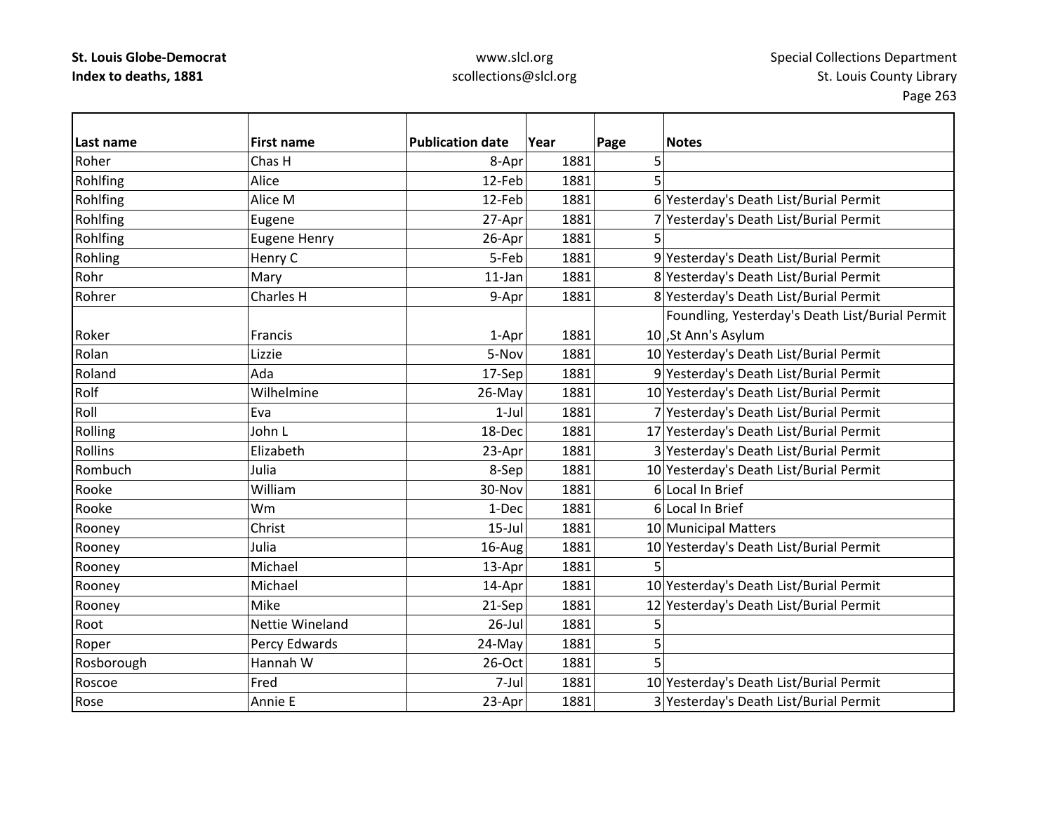**St. Louis Globe-Democrat**
**Index to deaths, 1881**

www.slcl.org
scollections@slcl.org

Special Collections Department
St. Louis County Library

| Last name | First name | Publication date | Year | Page | Notes |
|---|---|---|---|---|---|
| Roher | Chas H | 8-Apr | 1881 | 5 | |
| Rohlfing | Alice | 12-Feb | 1881 | 5 | |
| Rohlfing | Alice M | 12-Feb | 1881 | 6 | Yesterday's Death List/Burial Permit |
| Rohlfing | Eugene | 27-Apr | 1881 | 7 | Yesterday's Death List/Burial Permit |
| Rohlfing | Eugene Henry | 26-Apr | 1881 | 5 | |
| Rohling | Henry C | 5-Feb | 1881 | 9 | Yesterday's Death List/Burial Permit |
| Rohr | Mary | 11-Jan | 1881 | 8 | Yesterday's Death List/Burial Permit |
| Rohrer | Charles H | 9-Apr | 1881 | 8 | Yesterday's Death List/Burial Permit |
| Roker | Francis | 1-Apr | 1881 | 10 | Foundling, Yesterday's Death List/Burial Permit ,St Ann's Asylum |
| Rolan | Lizzie | 5-Nov | 1881 | 10 | Yesterday's Death List/Burial Permit |
| Roland | Ada | 17-Sep | 1881 | 9 | Yesterday's Death List/Burial Permit |
| Rolf | Wilhelmine | 26-May | 1881 | 10 | Yesterday's Death List/Burial Permit |
| Roll | Eva | 1-Jul | 1881 | 7 | Yesterday's Death List/Burial Permit |
| Rolling | John L | 18-Dec | 1881 | 17 | Yesterday's Death List/Burial Permit |
| Rollins | Elizabeth | 23-Apr | 1881 | 3 | Yesterday's Death List/Burial Permit |
| Rombuch | Julia | 8-Sep | 1881 | 10 | Yesterday's Death List/Burial Permit |
| Rooke | William | 30-Nov | 1881 | 6 | Local In Brief |
| Rooke | Wm | 1-Dec | 1881 | 6 | Local In Brief |
| Rooney | Christ | 15-Jul | 1881 | 10 | Municipal Matters |
| Rooney | Julia | 16-Aug | 1881 | 10 | Yesterday's Death List/Burial Permit |
| Rooney | Michael | 13-Apr | 1881 | 5 | |
| Rooney | Michael | 14-Apr | 1881 | 10 | Yesterday's Death List/Burial Permit |
| Rooney | Mike | 21-Sep | 1881 | 12 | Yesterday's Death List/Burial Permit |
| Root | Nettie Wineland | 26-Jul | 1881 | 5 | |
| Roper | Percy Edwards | 24-May | 1881 | 5 | |
| Rosborough | Hannah W | 26-Oct | 1881 | 5 | |
| Roscoe | Fred | 7-Jul | 1881 | 10 | Yesterday's Death List/Burial Permit |
| Rose | Annie E | 23-Apr | 1881 | 3 | Yesterday's Death List/Burial Permit |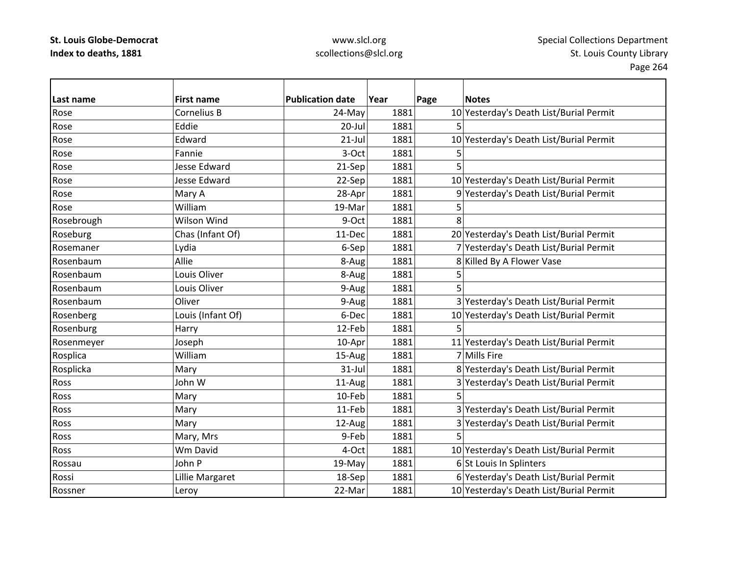| Last name | First name | Publication date | Year | Page | Notes |
|---|---|---|---|---|---|
| Rose | Cornelius B | 24-May | 1881 | 10 | Yesterday's Death List/Burial Permit |
| Rose | Eddie | 20-Jul | 1881 | 5 | |
| Rose | Edward | 21-Jul | 1881 | 10 | Yesterday's Death List/Burial Permit |
| Rose | Fannie | 3-Oct | 1881 | 5 | |
| Rose | Jesse Edward | 21-Sep | 1881 | 5 | |
| Rose | Jesse Edward | 22-Sep | 1881 | 10 | Yesterday's Death List/Burial Permit |
| Rose | Mary A | 28-Apr | 1881 | 9 | Yesterday's Death List/Burial Permit |
| Rose | William | 19-Mar | 1881 | 5 | |
| Rosebrough | Wilson Wind | 9-Oct | 1881 | 8 | |
| Roseburg | Chas (Infant Of) | 11-Dec | 1881 | 20 | Yesterday's Death List/Burial Permit |
| Rosemaner | Lydia | 6-Sep | 1881 | 7 | Yesterday's Death List/Burial Permit |
| Rosenbaum | Allie | 8-Aug | 1881 | 8 | Killed By A Flower Vase |
| Rosenbaum | Louis Oliver | 8-Aug | 1881 | 5 | |
| Rosenbaum | Louis Oliver | 9-Aug | 1881 | 5 | |
| Rosenbaum | Oliver | 9-Aug | 1881 | 3 | Yesterday's Death List/Burial Permit |
| Rosenberg | Louis (Infant Of) | 6-Dec | 1881 | 10 | Yesterday's Death List/Burial Permit |
| Rosenburg | Harry | 12-Feb | 1881 | 5 | |
| Rosenmeyer | Joseph | 10-Apr | 1881 | 11 | Yesterday's Death List/Burial Permit |
| Rosplica | William | 15-Aug | 1881 | 7 | Mills Fire |
| Rosplicka | Mary | 31-Jul | 1881 | 8 | Yesterday's Death List/Burial Permit |
| Ross | John W | 11-Aug | 1881 | 3 | Yesterday's Death List/Burial Permit |
| Ross | Mary | 10-Feb | 1881 | 5 | |
| Ross | Mary | 11-Feb | 1881 | 3 | Yesterday's Death List/Burial Permit |
| Ross | Mary | 12-Aug | 1881 | 3 | Yesterday's Death List/Burial Permit |
| Ross | Mary, Mrs | 9-Feb | 1881 | 5 | |
| Ross | Wm David | 4-Oct | 1881 | 10 | Yesterday's Death List/Burial Permit |
| Rossau | John P | 19-May | 1881 | 6 | St Louis In Splinters |
| Rossi | Lillie Margaret | 18-Sep | 1881 | 6 | Yesterday's Death List/Burial Permit |
| Rossner | Leroy | 22-Mar | 1881 | 10 | Yesterday's Death List/Burial Permit |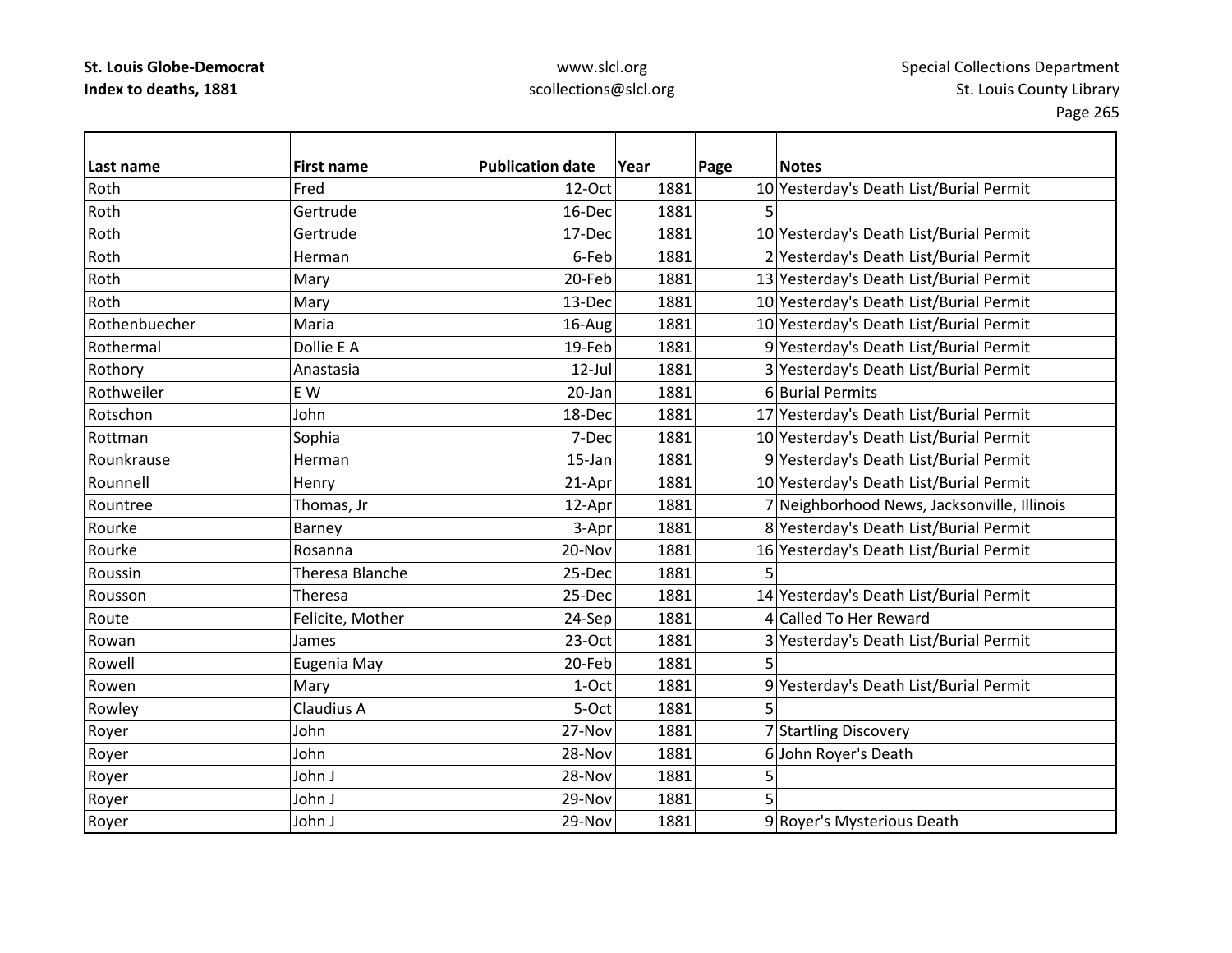| Last name | First name | Publication date | Year | Page | Notes |
|---|---|---|---|---|---|
| Roth | Fred | 12-Oct | 1881 | 10 | Yesterday's Death List/Burial Permit |
| Roth | Gertrude | 16-Dec | 1881 | 5 | |
| Roth | Gertrude | 17-Dec | 1881 | 10 | Yesterday's Death List/Burial Permit |
| Roth | Herman | 6-Feb | 1881 | 2 | Yesterday's Death List/Burial Permit |
| Roth | Mary | 20-Feb | 1881 | 13 | Yesterday's Death List/Burial Permit |
| Roth | Mary | 13-Dec | 1881 | 10 | Yesterday's Death List/Burial Permit |
| Rothenbuecher | Maria | 16-Aug | 1881 | 10 | Yesterday's Death List/Burial Permit |
| Rothermal | Dollie E A | 19-Feb | 1881 | 9 | Yesterday's Death List/Burial Permit |
| Rothory | Anastasia | 12-Jul | 1881 | 3 | Yesterday's Death List/Burial Permit |
| Rothweiler | E W | 20-Jan | 1881 | 6 | Burial Permits |
| Rotschon | John | 18-Dec | 1881 | 17 | Yesterday's Death List/Burial Permit |
| Rottman | Sophia | 7-Dec | 1881 | 10 | Yesterday's Death List/Burial Permit |
| Rounkrause | Herman | 15-Jan | 1881 | 9 | Yesterday's Death List/Burial Permit |
| Rounnell | Henry | 21-Apr | 1881 | 10 | Yesterday's Death List/Burial Permit |
| Rountree | Thomas, Jr | 12-Apr | 1881 | 7 | Neighborhood News, Jacksonville, Illinois |
| Rourke | Barney | 3-Apr | 1881 | 8 | Yesterday's Death List/Burial Permit |
| Rourke | Rosanna | 20-Nov | 1881 | 16 | Yesterday's Death List/Burial Permit |
| Roussin | Theresa Blanche | 25-Dec | 1881 | 5 | |
| Rousson | Theresa | 25-Dec | 1881 | 14 | Yesterday's Death List/Burial Permit |
| Route | Felicite, Mother | 24-Sep | 1881 | 4 | Called To Her Reward |
| Rowan | James | 23-Oct | 1881 | 3 | Yesterday's Death List/Burial Permit |
| Rowell | Eugenia May | 20-Feb | 1881 | 5 | |
| Rowen | Mary | 1-Oct | 1881 | 9 | Yesterday's Death List/Burial Permit |
| Rowley | Claudius A | 5-Oct | 1881 | 5 | |
| Royer | John | 27-Nov | 1881 | 7 | Startling Discovery |
| Royer | John | 28-Nov | 1881 | 6 | John Royer's Death |
| Royer | John J | 28-Nov | 1881 | 5 | |
| Royer | John J | 29-Nov | 1881 | 5 | |
| Royer | John J | 29-Nov | 1881 | 9 | Royer's Mysterious Death |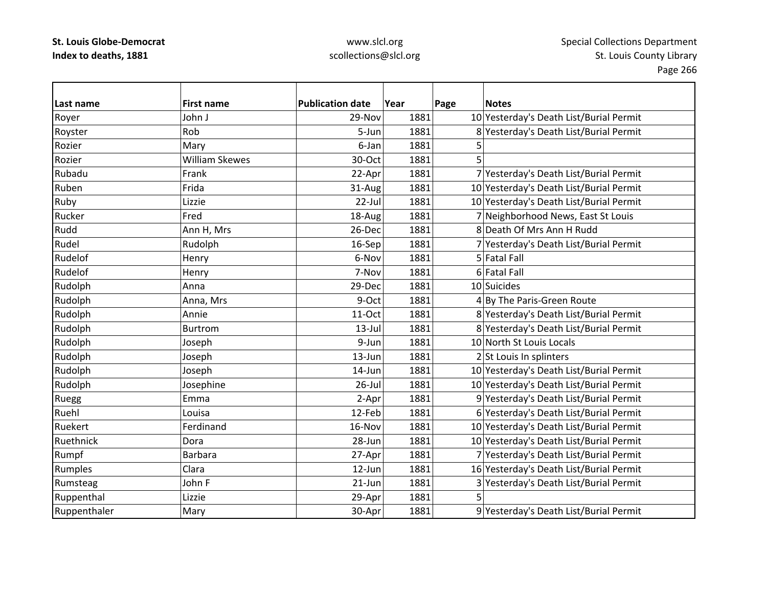| Last name | First name | Publication date | Year | Page | Notes |
|---|---|---|---|---|---|
| Royer | John J | 29-Nov | 1881 | 10 | Yesterday's Death List/Burial Permit |
| Royster | Rob | 5-Jun | 1881 | 8 | Yesterday's Death List/Burial Permit |
| Rozier | Mary | 6-Jan | 1881 | 5 | |
| Rozier | William Skewes | 30-Oct | 1881 | 5 | |
| Rubadu | Frank | 22-Apr | 1881 | 7 | Yesterday's Death List/Burial Permit |
| Ruben | Frida | 31-Aug | 1881 | 10 | Yesterday's Death List/Burial Permit |
| Ruby | Lizzie | 22-Jul | 1881 | 10 | Yesterday's Death List/Burial Permit |
| Rucker | Fred | 18-Aug | 1881 | 7 | Neighborhood News, East St Louis |
| Rudd | Ann H, Mrs | 26-Dec | 1881 | 8 | Death Of Mrs Ann H Rudd |
| Rudel | Rudolph | 16-Sep | 1881 | 7 | Yesterday's Death List/Burial Permit |
| Rudelof | Henry | 6-Nov | 1881 | 5 | Fatal Fall |
| Rudelof | Henry | 7-Nov | 1881 | 6 | Fatal Fall |
| Rudolph | Anna | 29-Dec | 1881 | 10 | Suicides |
| Rudolph | Anna, Mrs | 9-Oct | 1881 | 4 | By The Paris-Green Route |
| Rudolph | Annie | 11-Oct | 1881 | 8 | Yesterday's Death List/Burial Permit |
| Rudolph | Burtrom | 13-Jul | 1881 | 8 | Yesterday's Death List/Burial Permit |
| Rudolph | Joseph | 9-Jun | 1881 | 10 | North St Louis Locals |
| Rudolph | Joseph | 13-Jun | 1881 | 2 | St Louis In splinters |
| Rudolph | Joseph | 14-Jun | 1881 | 10 | Yesterday's Death List/Burial Permit |
| Rudolph | Josephine | 26-Jul | 1881 | 10 | Yesterday's Death List/Burial Permit |
| Ruegg | Emma | 2-Apr | 1881 | 9 | Yesterday's Death List/Burial Permit |
| Ruehl | Louisa | 12-Feb | 1881 | 6 | Yesterday's Death List/Burial Permit |
| Ruekert | Ferdinand | 16-Nov | 1881 | 10 | Yesterday's Death List/Burial Permit |
| Ruethnick | Dora | 28-Jun | 1881 | 10 | Yesterday's Death List/Burial Permit |
| Rumpf | Barbara | 27-Apr | 1881 | 7 | Yesterday's Death List/Burial Permit |
| Rumples | Clara | 12-Jun | 1881 | 16 | Yesterday's Death List/Burial Permit |
| Rumsteag | John F | 21-Jun | 1881 | 3 | Yesterday's Death List/Burial Permit |
| Ruppenthal | Lizzie | 29-Apr | 1881 | 5 | |
| Ruppenthaler | Mary | 30-Apr | 1881 | 9 | Yesterday's Death List/Burial Permit |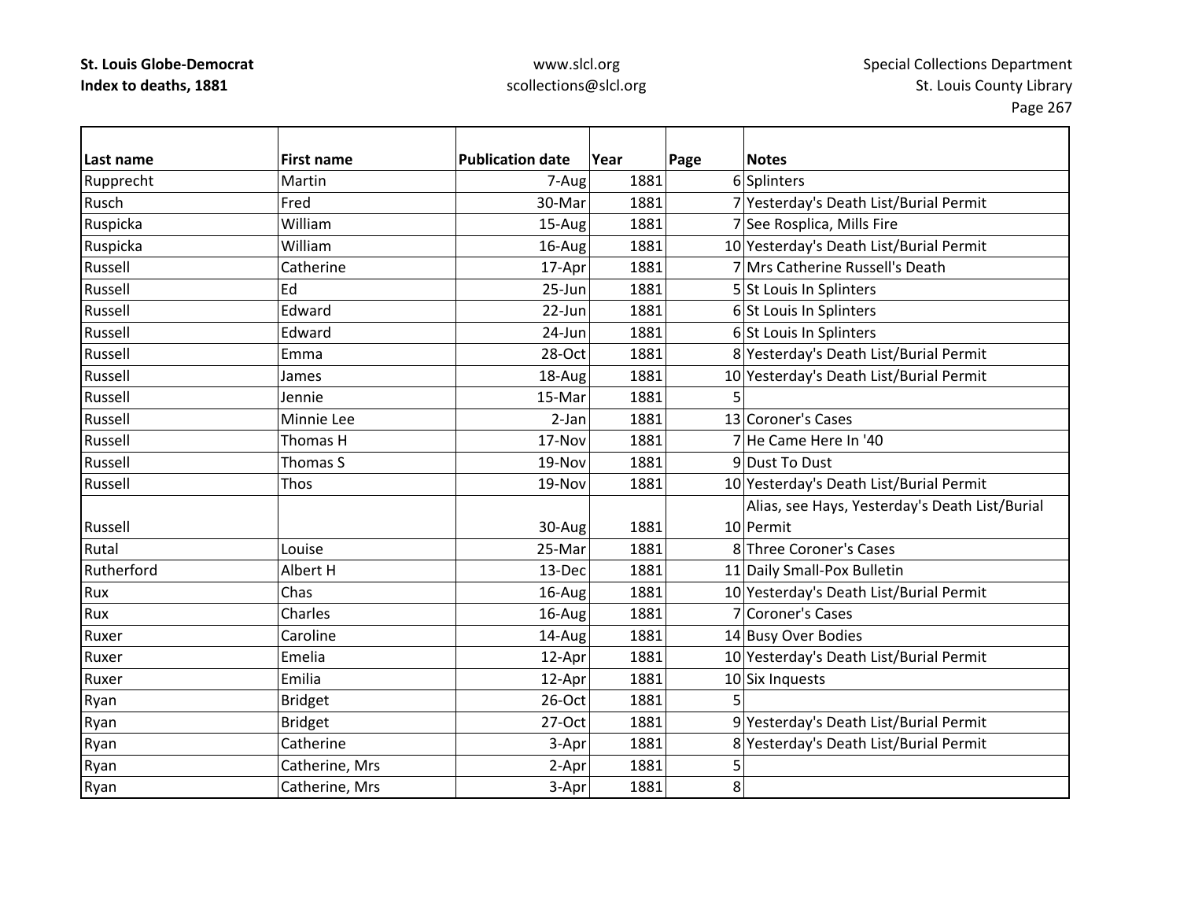| Last name | First name | Publication date | Year | Page | Notes |
|---|---|---|---|---|---|
| Rupprecht | Martin | 7-Aug | 1881 | 6 | Splinters |
| Rusch | Fred | 30-Mar | 1881 | 7 | Yesterday's Death List/Burial Permit |
| Ruspicka | William | 15-Aug | 1881 | 7 | See Rosplica, Mills Fire |
| Ruspicka | William | 16-Aug | 1881 | 10 | Yesterday's Death List/Burial Permit |
| Russell | Catherine | 17-Apr | 1881 | 7 | Mrs Catherine Russell's Death |
| Russell | Ed | 25-Jun | 1881 | 5 | St Louis In Splinters |
| Russell | Edward | 22-Jun | 1881 | 6 | St Louis In Splinters |
| Russell | Edward | 24-Jun | 1881 | 6 | St Louis In Splinters |
| Russell | Emma | 28-Oct | 1881 | 8 | Yesterday's Death List/Burial Permit |
| Russell | James | 18-Aug | 1881 | 10 | Yesterday's Death List/Burial Permit |
| Russell | Jennie | 15-Mar | 1881 | 5 | |
| Russell | Minnie Lee | 2-Jan | 1881 | 13 | Coroner's Cases |
| Russell | Thomas H | 17-Nov | 1881 | 7 | He Came Here In '40 |
| Russell | Thomas S | 19-Nov | 1881 | 9 | Dust To Dust |
| Russell | Thos | 19-Nov | 1881 | 10 | Yesterday's Death List/Burial Permit |
| Russell | | 30-Aug | 1881 | 10 | Alias, see Hays, Yesterday's Death List/Burial Permit |
| Rutal | Louise | 25-Mar | 1881 | 8 | Three Coroner's Cases |
| Rutherford | Albert H | 13-Dec | 1881 | 11 | Daily Small-Pox Bulletin |
| Rux | Chas | 16-Aug | 1881 | 10 | Yesterday's Death List/Burial Permit |
| Rux | Charles | 16-Aug | 1881 | 7 | Coroner's Cases |
| Ruxer | Caroline | 14-Aug | 1881 | 14 | Busy Over Bodies |
| Ruxer | Emelia | 12-Apr | 1881 | 10 | Yesterday's Death List/Burial Permit |
| Ruxer | Emilia | 12-Apr | 1881 | 10 | Six Inquests |
| Ryan | Bridget | 26-Oct | 1881 | 5 | |
| Ryan | Bridget | 27-Oct | 1881 | 9 | Yesterday's Death List/Burial Permit |
| Ryan | Catherine | 3-Apr | 1881 | 8 | Yesterday's Death List/Burial Permit |
| Ryan | Catherine, Mrs | 2-Apr | 1881 | 5 | |
| Ryan | Catherine, Mrs | 3-Apr | 1881 | 8 | |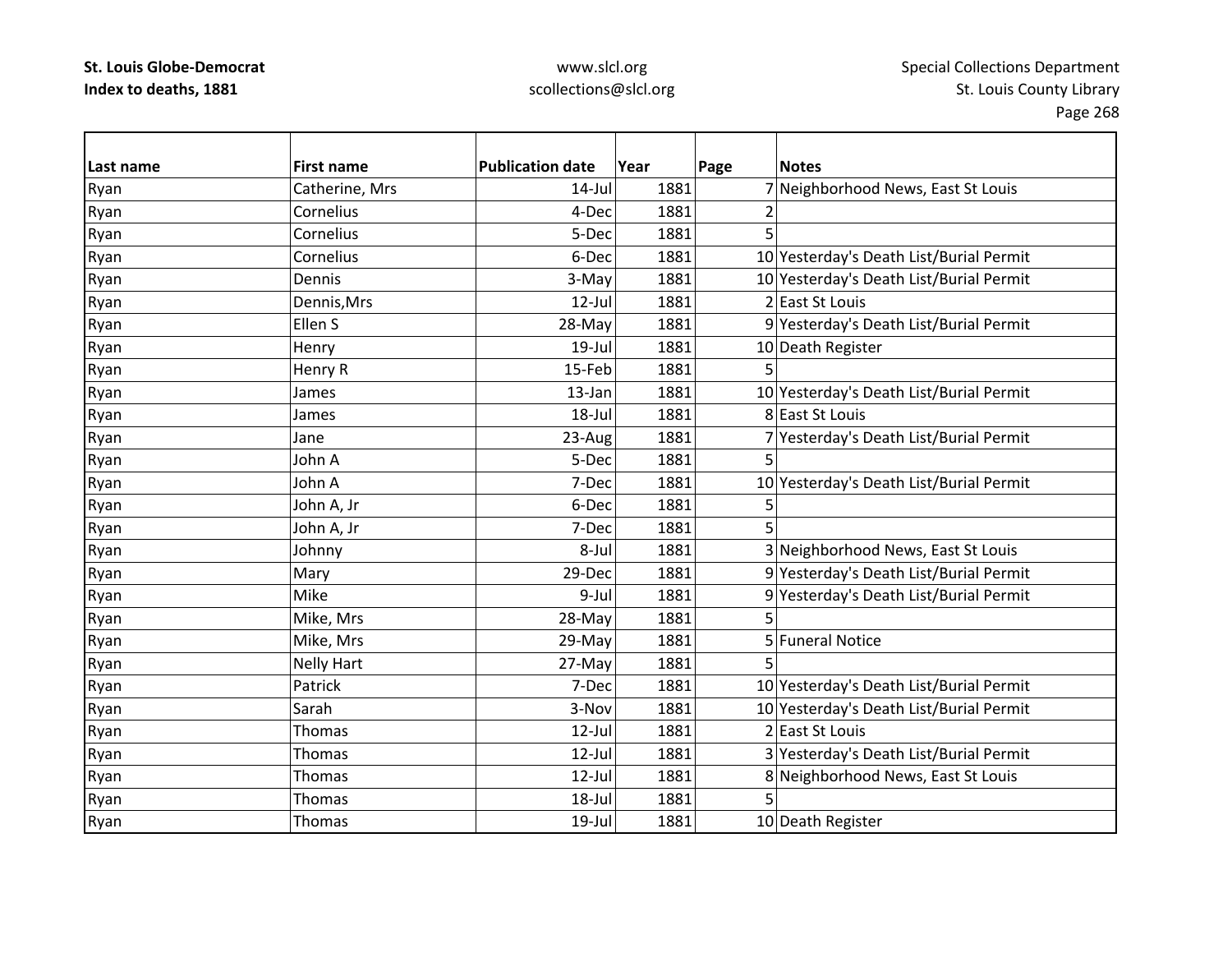| Last name | First name | Publication date | Year | Page | Notes |
|---|---|---|---|---|---|
| Ryan | Catherine, Mrs | 14-Jul | 1881 | 7 | Neighborhood News, East St Louis |
| Ryan | Cornelius | 4-Dec | 1881 | 2 | |
| Ryan | Cornelius | 5-Dec | 1881 | 5 | |
| Ryan | Cornelius | 6-Dec | 1881 | 10 | Yesterday's Death List/Burial Permit |
| Ryan | Dennis | 3-May | 1881 | 10 | Yesterday's Death List/Burial Permit |
| Ryan | Dennis,Mrs | 12-Jul | 1881 | 2 | East St Louis |
| Ryan | Ellen S | 28-May | 1881 | 9 | Yesterday's Death List/Burial Permit |
| Ryan | Henry | 19-Jul | 1881 | 10 | Death Register |
| Ryan | Henry R | 15-Feb | 1881 | 5 | |
| Ryan | James | 13-Jan | 1881 | 10 | Yesterday's Death List/Burial Permit |
| Ryan | James | 18-Jul | 1881 | 8 | East St Louis |
| Ryan | Jane | 23-Aug | 1881 | 7 | Yesterday's Death List/Burial Permit |
| Ryan | John A | 5-Dec | 1881 | 5 | |
| Ryan | John A | 7-Dec | 1881 | 10 | Yesterday's Death List/Burial Permit |
| Ryan | John A, Jr | 6-Dec | 1881 | 5 | |
| Ryan | John A, Jr | 7-Dec | 1881 | 5 | |
| Ryan | Johnny | 8-Jul | 1881 | 3 | Neighborhood News, East St Louis |
| Ryan | Mary | 29-Dec | 1881 | 9 | Yesterday's Death List/Burial Permit |
| Ryan | Mike | 9-Jul | 1881 | 9 | Yesterday's Death List/Burial Permit |
| Ryan | Mike, Mrs | 28-May | 1881 | 5 | |
| Ryan | Mike, Mrs | 29-May | 1881 | 5 | Funeral Notice |
| Ryan | Nelly Hart | 27-May | 1881 | 5 | |
| Ryan | Patrick | 7-Dec | 1881 | 10 | Yesterday's Death List/Burial Permit |
| Ryan | Sarah | 3-Nov | 1881 | 10 | Yesterday's Death List/Burial Permit |
| Ryan | Thomas | 12-Jul | 1881 | 2 | East St Louis |
| Ryan | Thomas | 12-Jul | 1881 | 3 | Yesterday's Death List/Burial Permit |
| Ryan | Thomas | 12-Jul | 1881 | 8 | Neighborhood News, East St Louis |
| Ryan | Thomas | 18-Jul | 1881 | 5 | |
| Ryan | Thomas | 19-Jul | 1881 | 10 | Death Register |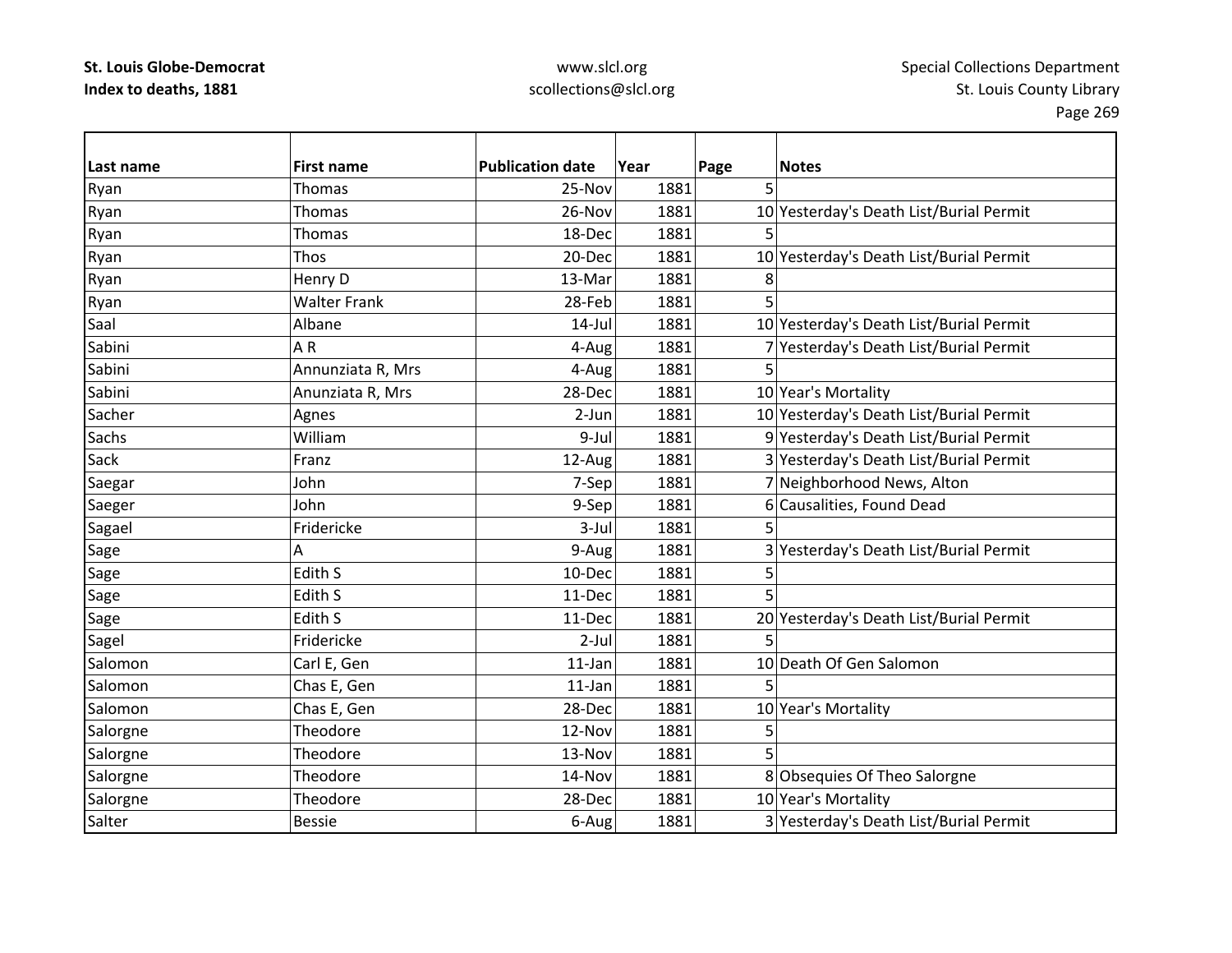| Last name | First name | Publication date | Year | Page | Notes |
|---|---|---|---|---|---|
| Ryan | Thomas | 25-Nov | 1881 | 5 | |
| Ryan | Thomas | 26-Nov | 1881 | 10 | Yesterday's Death List/Burial Permit |
| Ryan | Thomas | 18-Dec | 1881 | 5 | |
| Ryan | Thos | 20-Dec | 1881 | 10 | Yesterday's Death List/Burial Permit |
| Ryan | Henry D | 13-Mar | 1881 | 8 | |
| Ryan | Walter Frank | 28-Feb | 1881 | 5 | |
| Saal | Albane | 14-Jul | 1881 | 10 | Yesterday's Death List/Burial Permit |
| Sabini | A R | 4-Aug | 1881 | 7 | Yesterday's Death List/Burial Permit |
| Sabini | Annunziata R, Mrs | 4-Aug | 1881 | 5 | |
| Sabini | Anunziata R, Mrs | 28-Dec | 1881 | 10 | Year's Mortality |
| Sacher | Agnes | 2-Jun | 1881 | 10 | Yesterday's Death List/Burial Permit |
| Sachs | William | 9-Jul | 1881 | 9 | Yesterday's Death List/Burial Permit |
| Sack | Franz | 12-Aug | 1881 | 3 | Yesterday's Death List/Burial Permit |
| Saegar | John | 7-Sep | 1881 | 7 | Neighborhood News, Alton |
| Saeger | John | 9-Sep | 1881 | 6 | Causalities, Found Dead |
| Sagael | Fridericke | 3-Jul | 1881 | 5 | |
| Sage | A | 9-Aug | 1881 | 3 | Yesterday's Death List/Burial Permit |
| Sage | Edith S | 10-Dec | 1881 | 5 | |
| Sage | Edith S | 11-Dec | 1881 | 5 | |
| Sage | Edith S | 11-Dec | 1881 | 20 | Yesterday's Death List/Burial Permit |
| Sagel | Fridericke | 2-Jul | 1881 | 5 | |
| Salomon | Carl E, Gen | 11-Jan | 1881 | 10 | Death Of Gen Salomon |
| Salomon | Chas E, Gen | 11-Jan | 1881 | 5 | |
| Salomon | Chas E, Gen | 28-Dec | 1881 | 10 | Year's Mortality |
| Salorgne | Theodore | 12-Nov | 1881 | 5 | |
| Salorgne | Theodore | 13-Nov | 1881 | 5 | |
| Salorgne | Theodore | 14-Nov | 1881 | 8 | Obsequies Of Theo Salorgne |
| Salorgne | Theodore | 28-Dec | 1881 | 10 | Year's Mortality |
| Salter | Bessie | 6-Aug | 1881 | 3 | Yesterday's Death List/Burial Permit |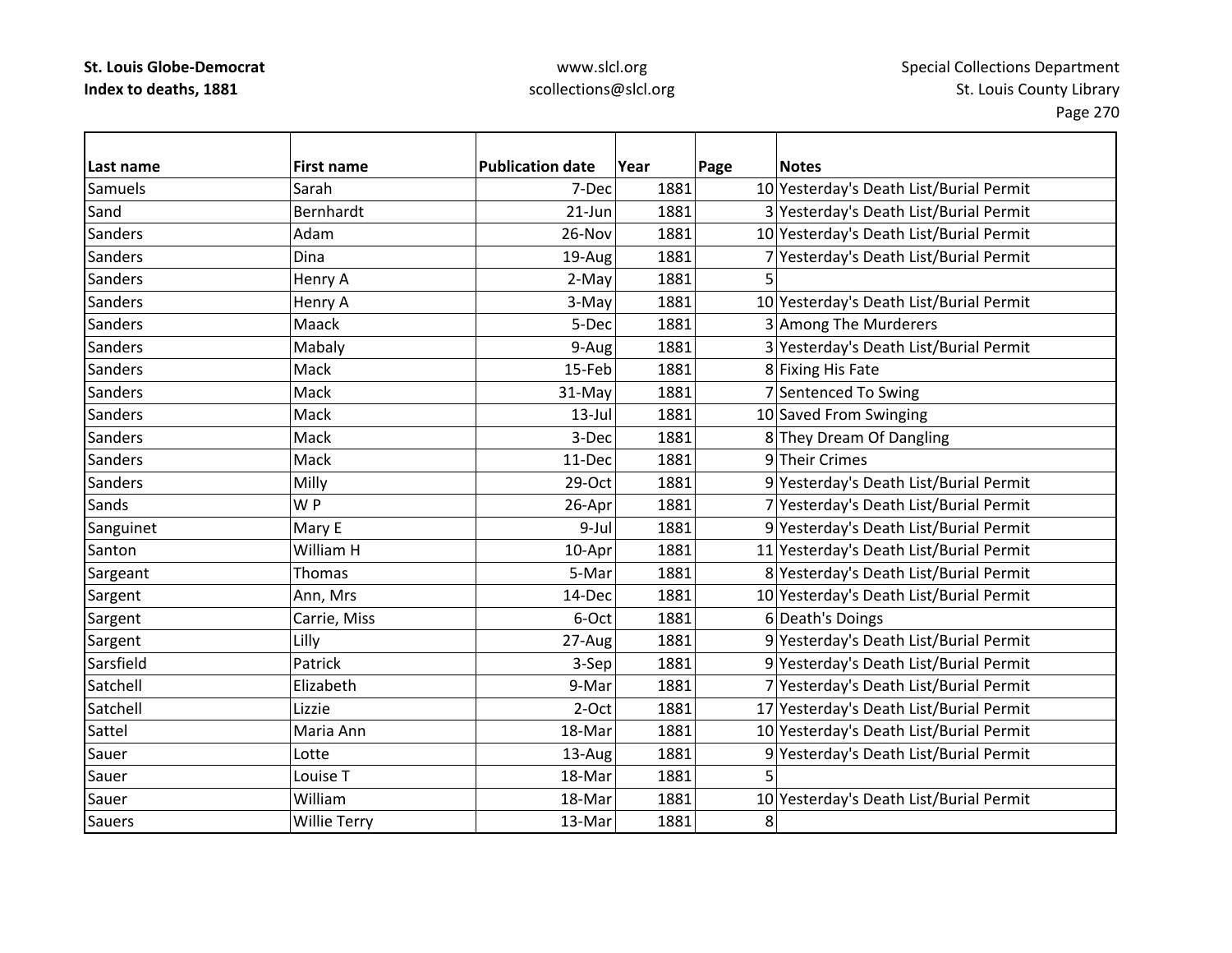| Last name | First name | Publication date | Year | Page | Notes |
|---|---|---|---|---|---|
| Samuels | Sarah | 7-Dec | 1881 | 10 | Yesterday's Death List/Burial Permit |
| Sand | Bernhardt | 21-Jun | 1881 | 3 | Yesterday's Death List/Burial Permit |
| Sanders | Adam | 26-Nov | 1881 | 10 | Yesterday's Death List/Burial Permit |
| Sanders | Dina | 19-Aug | 1881 | 7 | Yesterday's Death List/Burial Permit |
| Sanders | Henry A | 2-May | 1881 | 5 | |
| Sanders | Henry A | 3-May | 1881 | 10 | Yesterday's Death List/Burial Permit |
| Sanders | Maack | 5-Dec | 1881 | 3 | Among The Murderers |
| Sanders | Mabaly | 9-Aug | 1881 | 3 | Yesterday's Death List/Burial Permit |
| Sanders | Mack | 15-Feb | 1881 | 8 | Fixing His Fate |
| Sanders | Mack | 31-May | 1881 | 7 | Sentenced To Swing |
| Sanders | Mack | 13-Jul | 1881 | 10 | Saved From Swinging |
| Sanders | Mack | 3-Dec | 1881 | 8 | They Dream Of Dangling |
| Sanders | Mack | 11-Dec | 1881 | 9 | Their Crimes |
| Sanders | Milly | 29-Oct | 1881 | 9 | Yesterday's Death List/Burial Permit |
| Sands | W P | 26-Apr | 1881 | 7 | Yesterday's Death List/Burial Permit |
| Sanguinet | Mary E | 9-Jul | 1881 | 9 | Yesterday's Death List/Burial Permit |
| Santon | William H | 10-Apr | 1881 | 11 | Yesterday's Death List/Burial Permit |
| Sargeant | Thomas | 5-Mar | 1881 | 8 | Yesterday's Death List/Burial Permit |
| Sargent | Ann, Mrs | 14-Dec | 1881 | 10 | Yesterday's Death List/Burial Permit |
| Sargent | Carrie, Miss | 6-Oct | 1881 | 6 | Death's Doings |
| Sargent | Lilly | 27-Aug | 1881 | 9 | Yesterday's Death List/Burial Permit |
| Sarsfield | Patrick | 3-Sep | 1881 | 9 | Yesterday's Death List/Burial Permit |
| Satchell | Elizabeth | 9-Mar | 1881 | 7 | Yesterday's Death List/Burial Permit |
| Satchell | Lizzie | 2-Oct | 1881 | 17 | Yesterday's Death List/Burial Permit |
| Sattel | Maria Ann | 18-Mar | 1881 | 10 | Yesterday's Death List/Burial Permit |
| Sauer | Lotte | 13-Aug | 1881 | 9 | Yesterday's Death List/Burial Permit |
| Sauer | Louise T | 18-Mar | 1881 | 5 | |
| Sauer | William | 18-Mar | 1881 | 10 | Yesterday's Death List/Burial Permit |
| Sauers | Willie Terry | 13-Mar | 1881 | 8 | |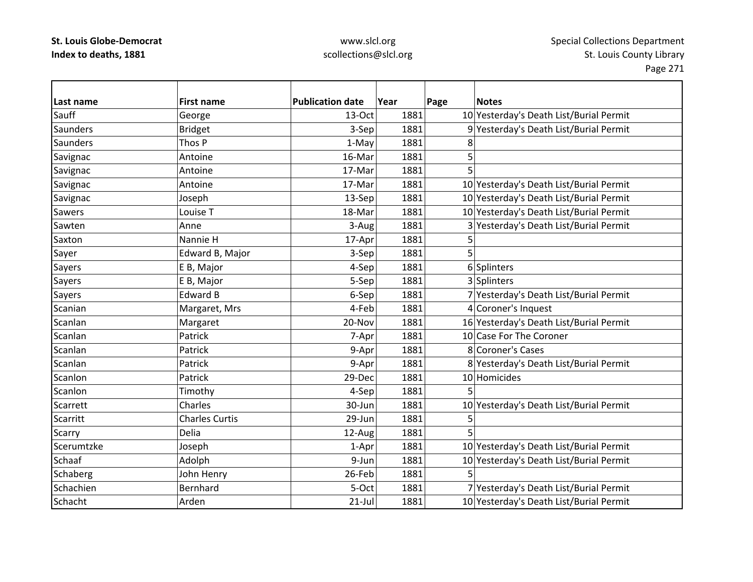**St. Louis Globe-Democrat**
**Index to deaths, 1881**

www.slcl.org
scollections@slcl.org

Special Collections Department
St. Louis County Library

| Last name | First name | Publication date | Year | Page | Notes |
|---|---|---|---|---|---|
| Sauff | George | 13-Oct | 1881 | 10 | Yesterday's Death List/Burial Permit |
| Saunders | Bridget | 3-Sep | 1881 | 9 | Yesterday's Death List/Burial Permit |
| Saunders | Thos P | 1-May | 1881 | 8 | |
| Savignac | Antoine | 16-Mar | 1881 | 5 | |
| Savignac | Antoine | 17-Mar | 1881 | 5 | |
| Savignac | Antoine | 17-Mar | 1881 | 10 | Yesterday's Death List/Burial Permit |
| Savignac | Joseph | 13-Sep | 1881 | 10 | Yesterday's Death List/Burial Permit |
| Sawers | Louise T | 18-Mar | 1881 | 10 | Yesterday's Death List/Burial Permit |
| Sawten | Anne | 3-Aug | 1881 | 3 | Yesterday's Death List/Burial Permit |
| Saxton | Nannie H | 17-Apr | 1881 | 5 | |
| Sayer | Edward B, Major | 3-Sep | 1881 | 5 | |
| Sayers | E B, Major | 4-Sep | 1881 | 6 | Splinters |
| Sayers | E B, Major | 5-Sep | 1881 | 3 | Splinters |
| Sayers | Edward B | 6-Sep | 1881 | 7 | Yesterday's Death List/Burial Permit |
| Scanian | Margaret, Mrs | 4-Feb | 1881 | 4 | Coroner's Inquest |
| Scanlan | Margaret | 20-Nov | 1881 | 16 | Yesterday's Death List/Burial Permit |
| Scanlan | Patrick | 7-Apr | 1881 | 10 | Case For The Coroner |
| Scanlan | Patrick | 9-Apr | 1881 | 8 | Coroner's Cases |
| Scanlan | Patrick | 9-Apr | 1881 | 8 | Yesterday's Death List/Burial Permit |
| Scanlon | Patrick | 29-Dec | 1881 | 10 | Homicides |
| Scanlon | Timothy | 4-Sep | 1881 | 5 | |
| Scarrett | Charles | 30-Jun | 1881 | 10 | Yesterday's Death List/Burial Permit |
| Scarritt | Charles Curtis | 29-Jun | 1881 | 5 | |
| Scarry | Delia | 12-Aug | 1881 | 5 | |
| Scerumtzke | Joseph | 1-Apr | 1881 | 10 | Yesterday's Death List/Burial Permit |
| Schaaf | Adolph | 9-Jun | 1881 | 10 | Yesterday's Death List/Burial Permit |
| Schaberg | John Henry | 26-Feb | 1881 | 5 | |
| Schachien | Bernhard | 5-Oct | 1881 | 7 | Yesterday's Death List/Burial Permit |
| Schacht | Arden | 21-Jul | 1881 | 10 | Yesterday's Death List/Burial Permit |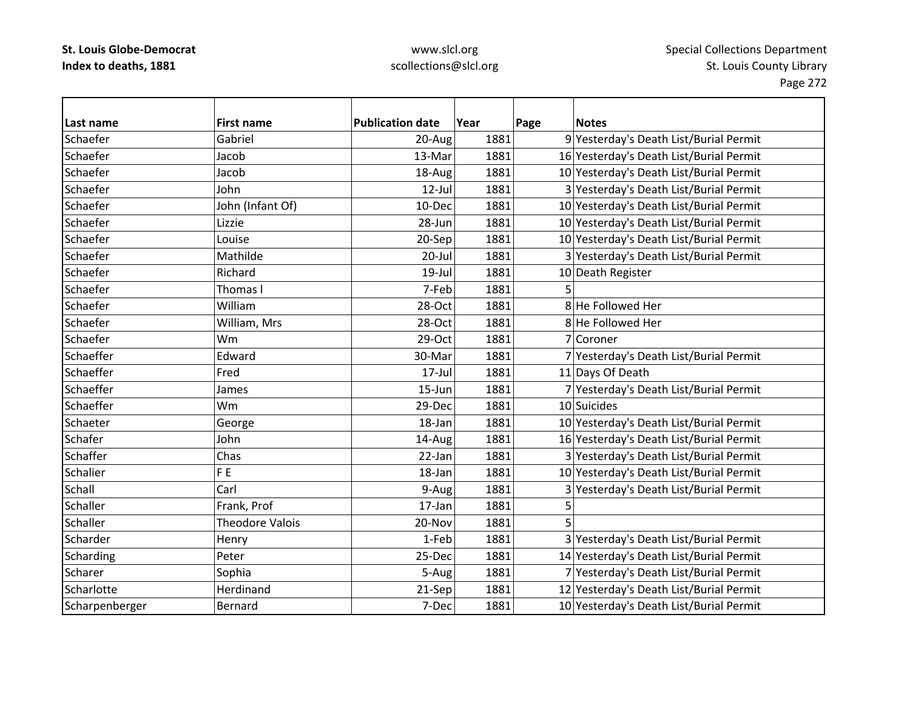| Last name | First name | Publication date | Year | Page | Notes |
|---|---|---|---|---|---|
| Schaefer | Gabriel | 20-Aug | 1881 | 9 | Yesterday's Death List/Burial Permit |
| Schaefer | Jacob | 13-Mar | 1881 | 16 | Yesterday's Death List/Burial Permit |
| Schaefer | Jacob | 18-Aug | 1881 | 10 | Yesterday's Death List/Burial Permit |
| Schaefer | John | 12-Jul | 1881 | 3 | Yesterday's Death List/Burial Permit |
| Schaefer | John (Infant Of) | 10-Dec | 1881 | 10 | Yesterday's Death List/Burial Permit |
| Schaefer | Lizzie | 28-Jun | 1881 | 10 | Yesterday's Death List/Burial Permit |
| Schaefer | Louise | 20-Sep | 1881 | 10 | Yesterday's Death List/Burial Permit |
| Schaefer | Mathilde | 20-Jul | 1881 | 3 | Yesterday's Death List/Burial Permit |
| Schaefer | Richard | 19-Jul | 1881 | 10 | Death Register |
| Schaefer | Thomas l | 7-Feb | 1881 | 5 | |
| Schaefer | William | 28-Oct | 1881 | 8 | He Followed Her |
| Schaefer | William, Mrs | 28-Oct | 1881 | 8 | He Followed Her |
| Schaefer | Wm | 29-Oct | 1881 | 7 | Coroner |
| Schaeffer | Edward | 30-Mar | 1881 | 7 | Yesterday's Death List/Burial Permit |
| Schaeffer | Fred | 17-Jul | 1881 | 11 | Days Of Death |
| Schaeffer | James | 15-Jun | 1881 | 7 | Yesterday's Death List/Burial Permit |
| Schaeffer | Wm | 29-Dec | 1881 | 10 | Suicides |
| Schaeter | George | 18-Jan | 1881 | 10 | Yesterday's Death List/Burial Permit |
| Schafer | John | 14-Aug | 1881 | 16 | Yesterday's Death List/Burial Permit |
| Schaffer | Chas | 22-Jan | 1881 | 3 | Yesterday's Death List/Burial Permit |
| Schalier | F E | 18-Jan | 1881 | 10 | Yesterday's Death List/Burial Permit |
| Schall | Carl | 9-Aug | 1881 | 3 | Yesterday's Death List/Burial Permit |
| Schaller | Frank, Prof | 17-Jan | 1881 | 5 | |
| Schaller | Theodore Valois | 20-Nov | 1881 | 5 | |
| Scharder | Henry | 1-Feb | 1881 | 3 | Yesterday's Death List/Burial Permit |
| Scharding | Peter | 25-Dec | 1881 | 14 | Yesterday's Death List/Burial Permit |
| Scharer | Sophia | 5-Aug | 1881 | 7 | Yesterday's Death List/Burial Permit |
| Scharlotte | Herdinand | 21-Sep | 1881 | 12 | Yesterday's Death List/Burial Permit |
| Scharpenberger | Bernard | 7-Dec | 1881 | 10 | Yesterday's Death List/Burial Permit |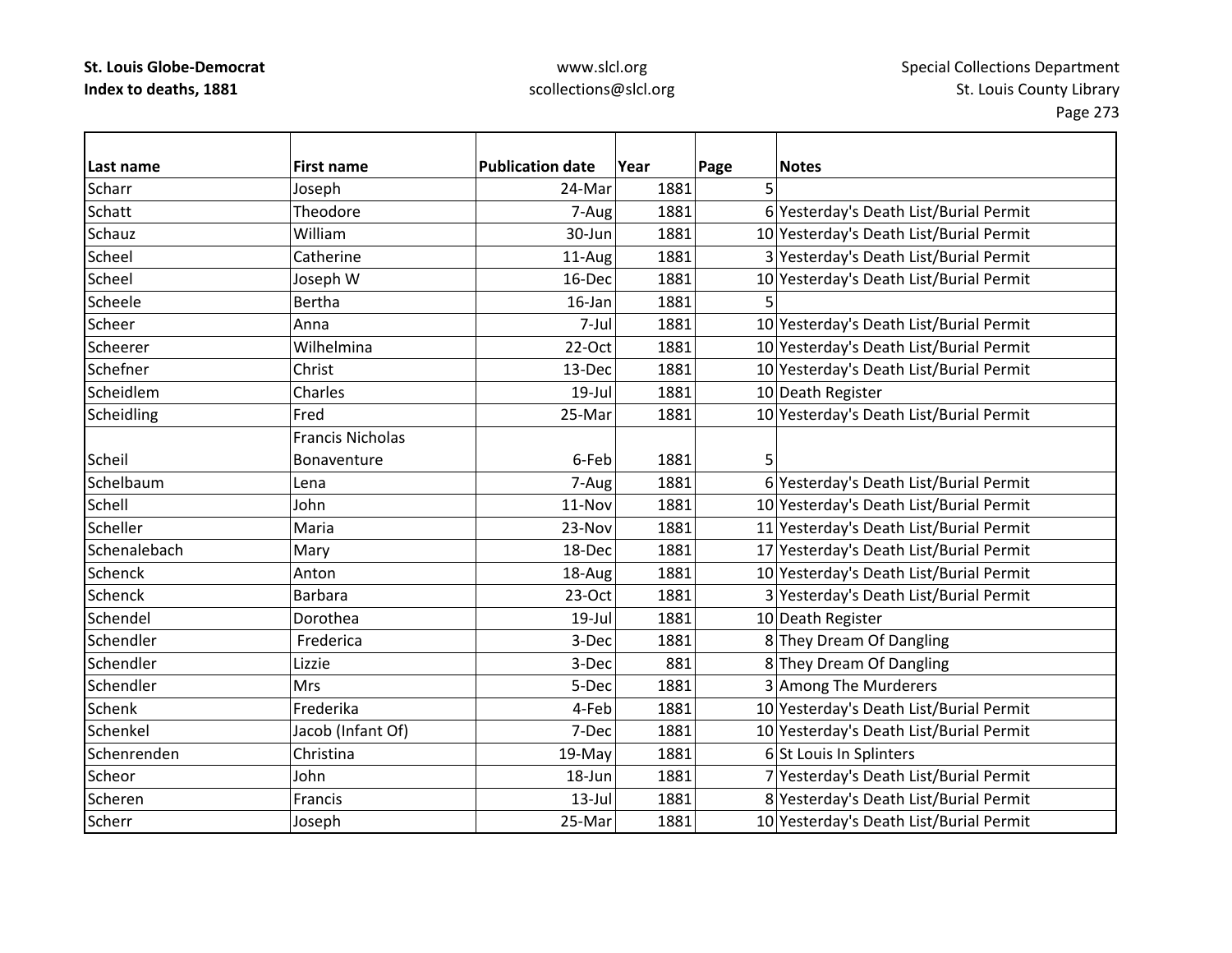**St. Louis Globe-Democrat**
**Index to deaths, 1881**

www.slcl.org
scollections@slcl.org

Special Collections Department
St. Louis County Library

| Last name | First name | Publication date | Year | Page | Notes |
|---|---|---|---|---|---|
| Scharr | Joseph | 24-Mar | 1881 | 5 | |
| Schatt | Theodore | 7-Aug | 1881 | 6 | Yesterday's Death List/Burial Permit |
| Schauz | William | 30-Jun | 1881 | 10 | Yesterday's Death List/Burial Permit |
| Scheel | Catherine | 11-Aug | 1881 | 3 | Yesterday's Death List/Burial Permit |
| Scheel | Joseph W | 16-Dec | 1881 | 10 | Yesterday's Death List/Burial Permit |
| Scheele | Bertha | 16-Jan | 1881 | 5 | |
| Scheer | Anna | 7-Jul | 1881 | 10 | Yesterday's Death List/Burial Permit |
| Scheerer | Wilhelmina | 22-Oct | 1881 | 10 | Yesterday's Death List/Burial Permit |
| Schefner | Christ | 13-Dec | 1881 | 10 | Yesterday's Death List/Burial Permit |
| Scheidlem | Charles | 19-Jul | 1881 | 10 | Death Register |
| Scheidling | Fred | 25-Mar | 1881 | 10 | Yesterday's Death List/Burial Permit |
| Scheil | Francis Nicholas Bonaventure | 6-Feb | 1881 | 5 | |
| Schelbaum | Lena | 7-Aug | 1881 | 6 | Yesterday's Death List/Burial Permit |
| Schell | John | 11-Nov | 1881 | 10 | Yesterday's Death List/Burial Permit |
| Scheller | Maria | 23-Nov | 1881 | 11 | Yesterday's Death List/Burial Permit |
| Schenalebach | Mary | 18-Dec | 1881 | 17 | Yesterday's Death List/Burial Permit |
| Schenck | Anton | 18-Aug | 1881 | 10 | Yesterday's Death List/Burial Permit |
| Schenck | Barbara | 23-Oct | 1881 | 3 | Yesterday's Death List/Burial Permit |
| Schendel | Dorothea | 19-Jul | 1881 | 10 | Death Register |
| Schendler | Frederica | 3-Dec | 1881 | 8 | They Dream Of Dangling |
| Schendler | Lizzie | 3-Dec | 881 | 8 | They Dream Of Dangling |
| Schendler | Mrs | 5-Dec | 1881 | 3 | Among The Murderers |
| Schenk | Frederika | 4-Feb | 1881 | 10 | Yesterday's Death List/Burial Permit |
| Schenkel | Jacob (Infant Of) | 7-Dec | 1881 | 10 | Yesterday's Death List/Burial Permit |
| Schenrenden | Christina | 19-May | 1881 | 6 | St Louis In Splinters |
| Scheor | John | 18-Jun | 1881 | 7 | Yesterday's Death List/Burial Permit |
| Scheren | Francis | 13-Jul | 1881 | 8 | Yesterday's Death List/Burial Permit |
| Scherr | Joseph | 25-Mar | 1881 | 10 | Yesterday's Death List/Burial Permit |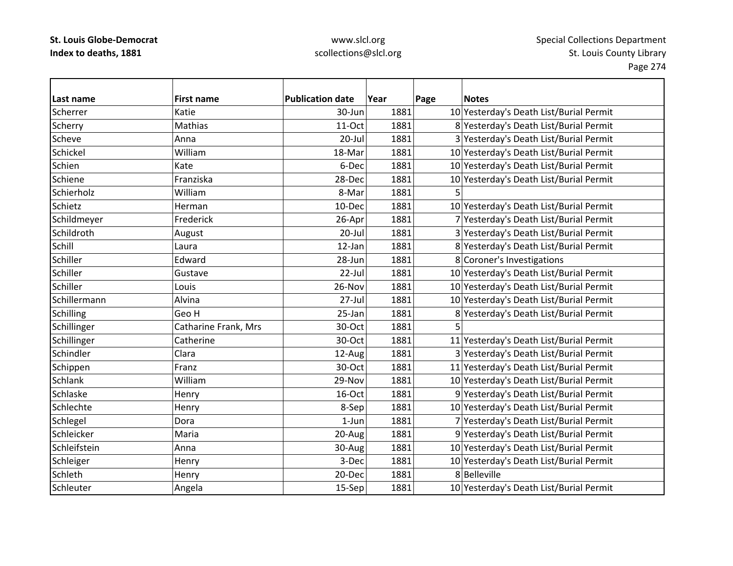| Last name | First name | Publication date | Year | Page | Notes |
|---|---|---|---|---|---|
| Scherrer | Katie | 30-Jun | 1881 | 10 | Yesterday's Death List/Burial Permit |
| Scherry | Mathias | 11-Oct | 1881 | 8 | Yesterday's Death List/Burial Permit |
| Scheve | Anna | 20-Jul | 1881 | 3 | Yesterday's Death List/Burial Permit |
| Schickel | William | 18-Mar | 1881 | 10 | Yesterday's Death List/Burial Permit |
| Schien | Kate | 6-Dec | 1881 | 10 | Yesterday's Death List/Burial Permit |
| Schiene | Franziska | 28-Dec | 1881 | 10 | Yesterday's Death List/Burial Permit |
| Schierholz | William | 8-Mar | 1881 | 5 | |
| Schietz | Herman | 10-Dec | 1881 | 10 | Yesterday's Death List/Burial Permit |
| Schildmeyer | Frederick | 26-Apr | 1881 | 7 | Yesterday's Death List/Burial Permit |
| Schildroth | August | 20-Jul | 1881 | 3 | Yesterday's Death List/Burial Permit |
| Schill | Laura | 12-Jan | 1881 | 8 | Yesterday's Death List/Burial Permit |
| Schiller | Edward | 28-Jun | 1881 | 8 | Coroner's Investigations |
| Schiller | Gustave | 22-Jul | 1881 | 10 | Yesterday's Death List/Burial Permit |
| Schiller | Louis | 26-Nov | 1881 | 10 | Yesterday's Death List/Burial Permit |
| Schillermann | Alvina | 27-Jul | 1881 | 10 | Yesterday's Death List/Burial Permit |
| Schilling | Geo H | 25-Jan | 1881 | 8 | Yesterday's Death List/Burial Permit |
| Schillinger | Catharine Frank, Mrs | 30-Oct | 1881 | 5 | |
| Schillinger | Catherine | 30-Oct | 1881 | 11 | Yesterday's Death List/Burial Permit |
| Schindler | Clara | 12-Aug | 1881 | 3 | Yesterday's Death List/Burial Permit |
| Schippen | Franz | 30-Oct | 1881 | 11 | Yesterday's Death List/Burial Permit |
| Schlank | William | 29-Nov | 1881 | 10 | Yesterday's Death List/Burial Permit |
| Schlaske | Henry | 16-Oct | 1881 | 9 | Yesterday's Death List/Burial Permit |
| Schlechte | Henry | 8-Sep | 1881 | 10 | Yesterday's Death List/Burial Permit |
| Schlegel | Dora | 1-Jun | 1881 | 7 | Yesterday's Death List/Burial Permit |
| Schleicker | Maria | 20-Aug | 1881 | 9 | Yesterday's Death List/Burial Permit |
| Schleifstein | Anna | 30-Aug | 1881 | 10 | Yesterday's Death List/Burial Permit |
| Schleiger | Henry | 3-Dec | 1881 | 10 | Yesterday's Death List/Burial Permit |
| Schleth | Henry | 20-Dec | 1881 | 8 | Belleville |
| Schleuter | Angela | 15-Sep | 1881 | 10 | Yesterday's Death List/Burial Permit |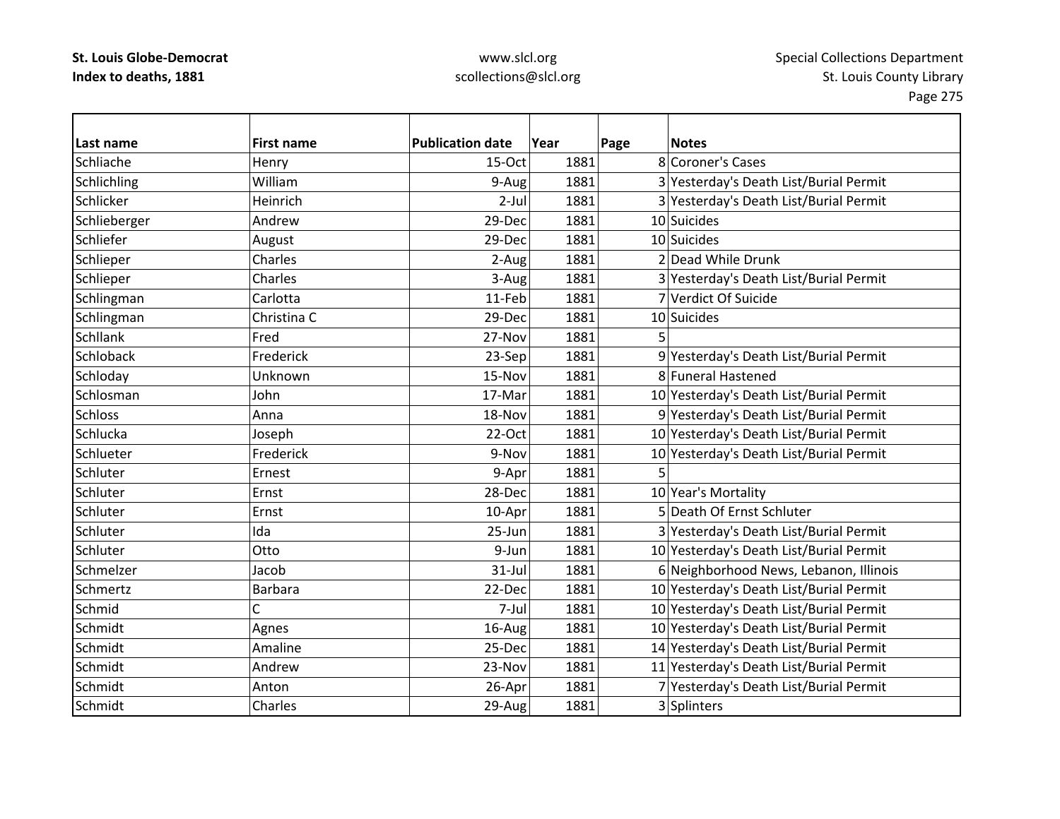**St. Louis Globe-Democrat**
**Index to deaths, 1881**

www.slcl.org
scollections@slcl.org

Special Collections Department
St. Louis County Library

| Last name | First name | Publication date | Year | Page | Notes |
|---|---|---|---|---|---|
| Schliache | Henry | 15-Oct | 1881 | 8 | Coroner's Cases |
| Schlichling | William | 9-Aug | 1881 | 3 | Yesterday's Death List/Burial Permit |
| Schlicker | Heinrich | 2-Jul | 1881 | 3 | Yesterday's Death List/Burial Permit |
| Schlieberger | Andrew | 29-Dec | 1881 | 10 | Suicides |
| Schliefer | August | 29-Dec | 1881 | 10 | Suicides |
| Schlieper | Charles | 2-Aug | 1881 | 2 | Dead While Drunk |
| Schlieper | Charles | 3-Aug | 1881 | 3 | Yesterday's Death List/Burial Permit |
| Schlingman | Carlotta | 11-Feb | 1881 | 7 | Verdict Of Suicide |
| Schlingman | Christina C | 29-Dec | 1881 | 10 | Suicides |
| Schllank | Fred | 27-Nov | 1881 | 5 | |
| Schloback | Frederick | 23-Sep | 1881 | 9 | Yesterday's Death List/Burial Permit |
| Schloday | Unknown | 15-Nov | 1881 | 8 | Funeral Hastened |
| Schlosman | John | 17-Mar | 1881 | 10 | Yesterday's Death List/Burial Permit |
| Schloss | Anna | 18-Nov | 1881 | 9 | Yesterday's Death List/Burial Permit |
| Schlucka | Joseph | 22-Oct | 1881 | 10 | Yesterday's Death List/Burial Permit |
| Schlueter | Frederick | 9-Nov | 1881 | 10 | Yesterday's Death List/Burial Permit |
| Schluter | Ernest | 9-Apr | 1881 | 5 | |
| Schluter | Ernst | 28-Dec | 1881 | 10 | Year's Mortality |
| Schluter | Ernst | 10-Apr | 1881 | 5 | Death Of Ernst Schluter |
| Schluter | Ida | 25-Jun | 1881 | 3 | Yesterday's Death List/Burial Permit |
| Schluter | Otto | 9-Jun | 1881 | 10 | Yesterday's Death List/Burial Permit |
| Schmelzer | Jacob | 31-Jul | 1881 | 6 | Neighborhood News, Lebanon, Illinois |
| Schmertz | Barbara | 22-Dec | 1881 | 10 | Yesterday's Death List/Burial Permit |
| Schmid | C | 7-Jul | 1881 | 10 | Yesterday's Death List/Burial Permit |
| Schmidt | Agnes | 16-Aug | 1881 | 10 | Yesterday's Death List/Burial Permit |
| Schmidt | Amaline | 25-Dec | 1881 | 14 | Yesterday's Death List/Burial Permit |
| Schmidt | Andrew | 23-Nov | 1881 | 11 | Yesterday's Death List/Burial Permit |
| Schmidt | Anton | 26-Apr | 1881 | 7 | Yesterday's Death List/Burial Permit |
| Schmidt | Charles | 29-Aug | 1881 | 3 | Splinters |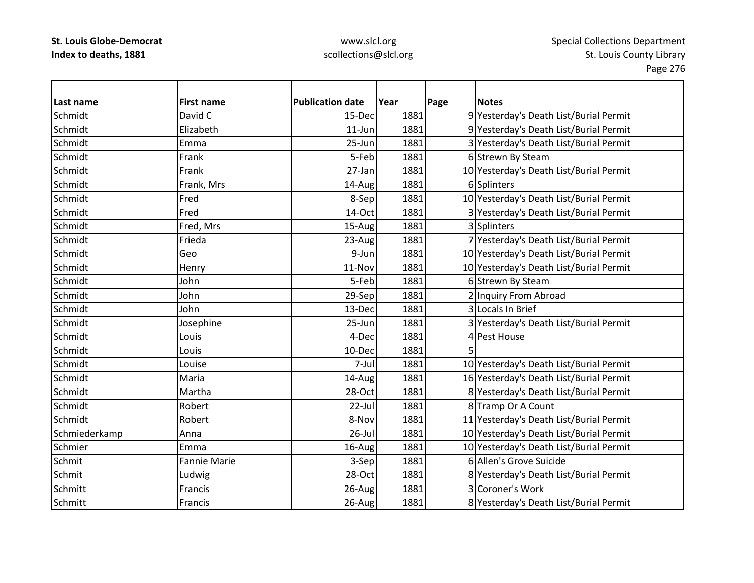| Last name | First name | Publication date | Year | Page | Notes |
|---|---|---|---|---|---|
| Schmidt | David C | 15-Dec | 1881 | 9 | Yesterday's Death List/Burial Permit |
| Schmidt | Elizabeth | 11-Jun | 1881 | 9 | Yesterday's Death List/Burial Permit |
| Schmidt | Emma | 25-Jun | 1881 | 3 | Yesterday's Death List/Burial Permit |
| Schmidt | Frank | 5-Feb | 1881 | 6 | Strewn By Steam |
| Schmidt | Frank | 27-Jan | 1881 | 10 | Yesterday's Death List/Burial Permit |
| Schmidt | Frank, Mrs | 14-Aug | 1881 | 6 | Splinters |
| Schmidt | Fred | 8-Sep | 1881 | 10 | Yesterday's Death List/Burial Permit |
| Schmidt | Fred | 14-Oct | 1881 | 3 | Yesterday's Death List/Burial Permit |
| Schmidt | Fred, Mrs | 15-Aug | 1881 | 3 | Splinters |
| Schmidt | Frieda | 23-Aug | 1881 | 7 | Yesterday's Death List/Burial Permit |
| Schmidt | Geo | 9-Jun | 1881 | 10 | Yesterday's Death List/Burial Permit |
| Schmidt | Henry | 11-Nov | 1881 | 10 | Yesterday's Death List/Burial Permit |
| Schmidt | John | 5-Feb | 1881 | 6 | Strewn By Steam |
| Schmidt | John | 29-Sep | 1881 | 2 | Inquiry From Abroad |
| Schmidt | John | 13-Dec | 1881 | 3 | Locals In Brief |
| Schmidt | Josephine | 25-Jun | 1881 | 3 | Yesterday's Death List/Burial Permit |
| Schmidt | Louis | 4-Dec | 1881 | 4 | Pest House |
| Schmidt | Louis | 10-Dec | 1881 | 5 | |
| Schmidt | Louise | 7-Jul | 1881 | 10 | Yesterday's Death List/Burial Permit |
| Schmidt | Maria | 14-Aug | 1881 | 16 | Yesterday's Death List/Burial Permit |
| Schmidt | Martha | 28-Oct | 1881 | 8 | Yesterday's Death List/Burial Permit |
| Schmidt | Robert | 22-Jul | 1881 | 8 | Tramp Or A Count |
| Schmidt | Robert | 8-Nov | 1881 | 11 | Yesterday's Death List/Burial Permit |
| Schmiederkamp | Anna | 26-Jul | 1881 | 10 | Yesterday's Death List/Burial Permit |
| Schmier | Emma | 16-Aug | 1881 | 10 | Yesterday's Death List/Burial Permit |
| Schmit | Fannie Marie | 3-Sep | 1881 | 6 | Allen's Grove Suicide |
| Schmit | Ludwig | 28-Oct | 1881 | 8 | Yesterday's Death List/Burial Permit |
| Schmitt | Francis | 26-Aug | 1881 | 3 | Coroner's Work |
| Schmitt | Francis | 26-Aug | 1881 | 8 | Yesterday's Death List/Burial Permit |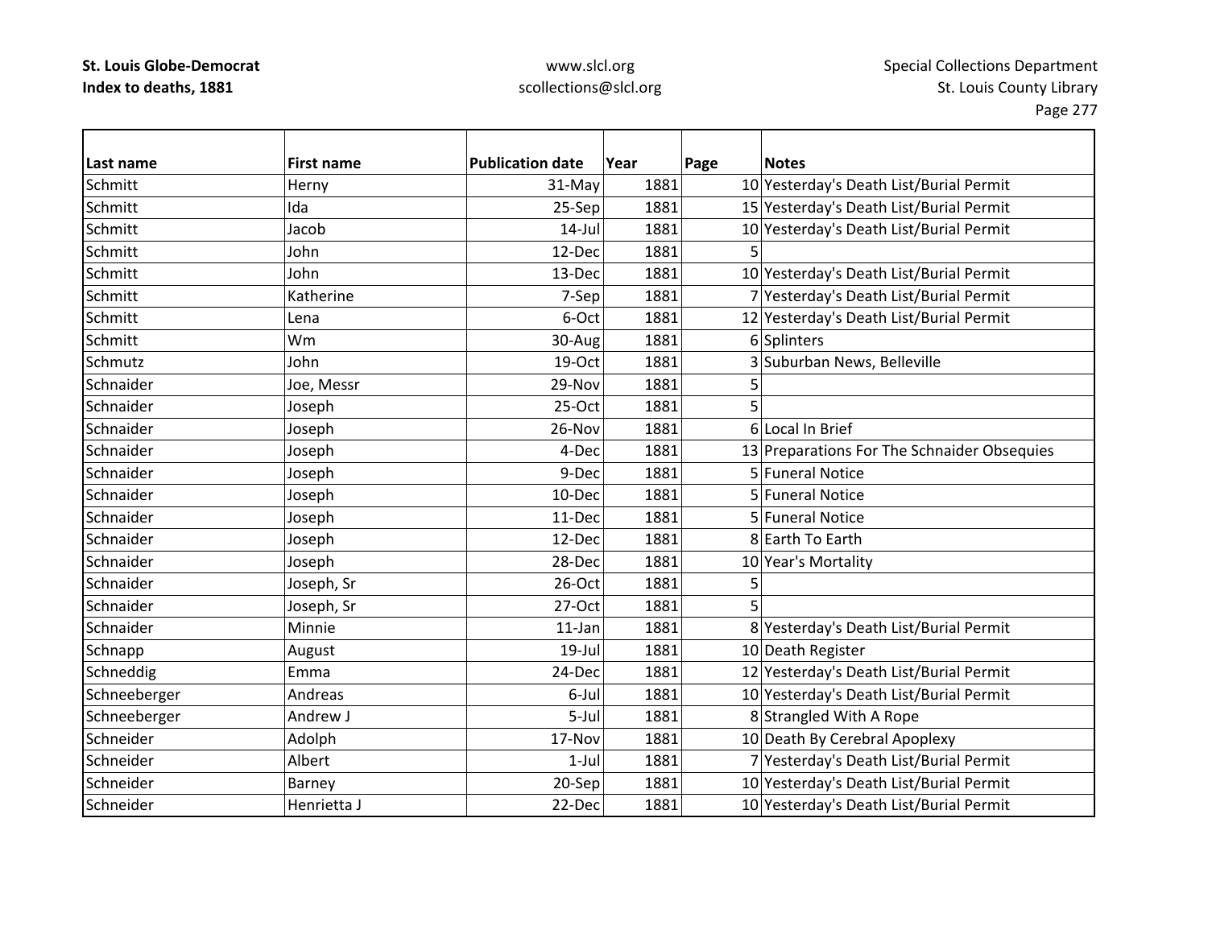**St. Louis Globe-Democrat**
**Index to deaths, 1881**

www.slcl.org
scollections@slcl.org

Special Collections Department
St. Louis County Library

| Last name | First name | Publication date | Year | Page | Notes |
|---|---|---|---|---|---|
| Schmitt | Herny | 31-May | 1881 | 10 | Yesterday's Death List/Burial Permit |
| Schmitt | Ida | 25-Sep | 1881 | 15 | Yesterday's Death List/Burial Permit |
| Schmitt | Jacob | 14-Jul | 1881 | 10 | Yesterday's Death List/Burial Permit |
| Schmitt | John | 12-Dec | 1881 | 5 | |
| Schmitt | John | 13-Dec | 1881 | 10 | Yesterday's Death List/Burial Permit |
| Schmitt | Katherine | 7-Sep | 1881 | 7 | Yesterday's Death List/Burial Permit |
| Schmitt | Lena | 6-Oct | 1881 | 12 | Yesterday's Death List/Burial Permit |
| Schmitt | Wm | 30-Aug | 1881 | 6 | Splinters |
| Schmutz | John | 19-Oct | 1881 | 3 | Suburban News, Belleville |
| Schnaider | Joe, Messr | 29-Nov | 1881 | 5 | |
| Schnaider | Joseph | 25-Oct | 1881 | 5 | |
| Schnaider | Joseph | 26-Nov | 1881 | 6 | Local In Brief |
| Schnaider | Joseph | 4-Dec | 1881 | 13 | Preparations For The Schnaider Obsequies |
| Schnaider | Joseph | 9-Dec | 1881 | 5 | Funeral Notice |
| Schnaider | Joseph | 10-Dec | 1881 | 5 | Funeral Notice |
| Schnaider | Joseph | 11-Dec | 1881 | 5 | Funeral Notice |
| Schnaider | Joseph | 12-Dec | 1881 | 8 | Earth To Earth |
| Schnaider | Joseph | 28-Dec | 1881 | 10 | Year's Mortality |
| Schnaider | Joseph, Sr | 26-Oct | 1881 | 5 | |
| Schnaider | Joseph, Sr | 27-Oct | 1881 | 5 | |
| Schnaider | Minnie | 11-Jan | 1881 | 8 | Yesterday's Death List/Burial Permit |
| Schnapp | August | 19-Jul | 1881 | 10 | Death Register |
| Schneddig | Emma | 24-Dec | 1881 | 12 | Yesterday's Death List/Burial Permit |
| Schneeberger | Andreas | 6-Jul | 1881 | 10 | Yesterday's Death List/Burial Permit |
| Schneeberger | Andrew J | 5-Jul | 1881 | 8 | Strangled With A Rope |
| Schneider | Adolph | 17-Nov | 1881 | 10 | Death By Cerebral Apoplexy |
| Schneider | Albert | 1-Jul | 1881 | 7 | Yesterday's Death List/Burial Permit |
| Schneider | Barney | 20-Sep | 1881 | 10 | Yesterday's Death List/Burial Permit |
| Schneider | Henrietta J | 22-Dec | 1881 | 10 | Yesterday's Death List/Burial Permit |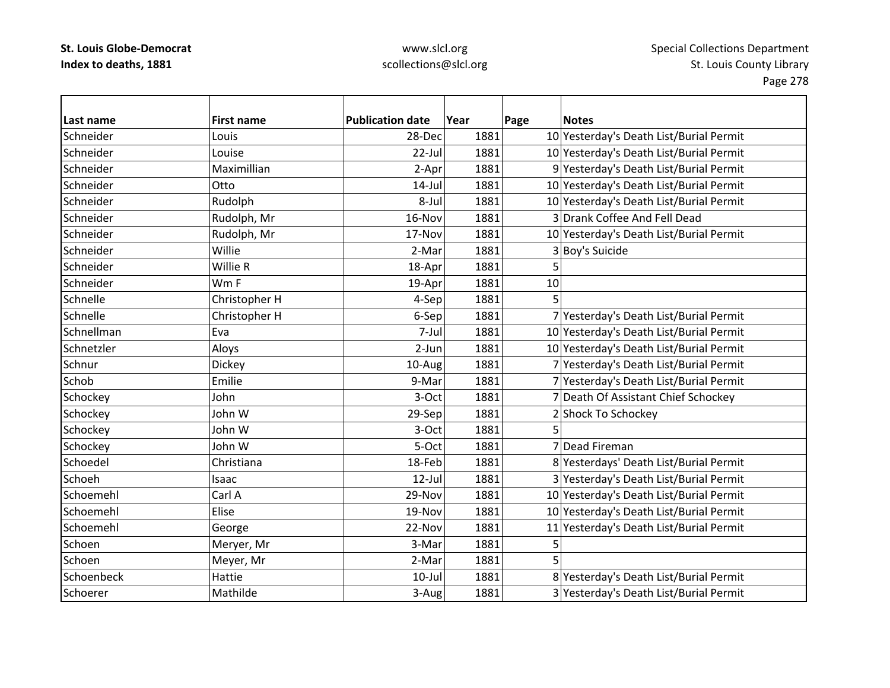| Last name | First name | Publication date | Year | Page | Notes |
|---|---|---|---|---|---|
| Schneider | Louis | 28-Dec | 1881 | 10 | Yesterday's Death List/Burial Permit |
| Schneider | Louise | 22-Jul | 1881 | 10 | Yesterday's Death List/Burial Permit |
| Schneider | Maximillian | 2-Apr | 1881 | 9 | Yesterday's Death List/Burial Permit |
| Schneider | Otto | 14-Jul | 1881 | 10 | Yesterday's Death List/Burial Permit |
| Schneider | Rudolph | 8-Jul | 1881 | 10 | Yesterday's Death List/Burial Permit |
| Schneider | Rudolph, Mr | 16-Nov | 1881 | 3 | Drank Coffee And Fell Dead |
| Schneider | Rudolph, Mr | 17-Nov | 1881 | 10 | Yesterday's Death List/Burial Permit |
| Schneider | Willie | 2-Mar | 1881 | 3 | Boy's Suicide |
| Schneider | Willie R | 18-Apr | 1881 | 5 | |
| Schneider | Wm F | 19-Apr | 1881 | 10 | |
| Schnelle | Christopher H | 4-Sep | 1881 | 5 | |
| Schnelle | Christopher H | 6-Sep | 1881 | 7 | Yesterday's Death List/Burial Permit |
| Schnellman | Eva | 7-Jul | 1881 | 10 | Yesterday's Death List/Burial Permit |
| Schnetzler | Aloys | 2-Jun | 1881 | 10 | Yesterday's Death List/Burial Permit |
| Schnur | Dickey | 10-Aug | 1881 | 7 | Yesterday's Death List/Burial Permit |
| Schob | Emilie | 9-Mar | 1881 | 7 | Yesterday's Death List/Burial Permit |
| Schockey | John | 3-Oct | 1881 | 7 | Death Of Assistant Chief Schockey |
| Schockey | John W | 29-Sep | 1881 | 2 | Shock To Schockey |
| Schockey | John W | 3-Oct | 1881 | 5 | |
| Schockey | John W | 5-Oct | 1881 | 7 | Dead Fireman |
| Schoedel | Christiana | 18-Feb | 1881 | 8 | Yesterdays' Death List/Burial Permit |
| Schoeh | Isaac | 12-Jul | 1881 | 3 | Yesterday's Death List/Burial Permit |
| Schoemehl | Carl A | 29-Nov | 1881 | 10 | Yesterday's Death List/Burial Permit |
| Schoemehl | Elise | 19-Nov | 1881 | 10 | Yesterday's Death List/Burial Permit |
| Schoemehl | George | 22-Nov | 1881 | 11 | Yesterday's Death List/Burial Permit |
| Schoen | Meryer, Mr | 3-Mar | 1881 | 5 | |
| Schoen | Meyer, Mr | 2-Mar | 1881 | 5 | |
| Schoenbeck | Hattie | 10-Jul | 1881 | 8 | Yesterday's Death List/Burial Permit |
| Schoerer | Mathilde | 3-Aug | 1881 | 3 | Yesterday's Death List/Burial Permit |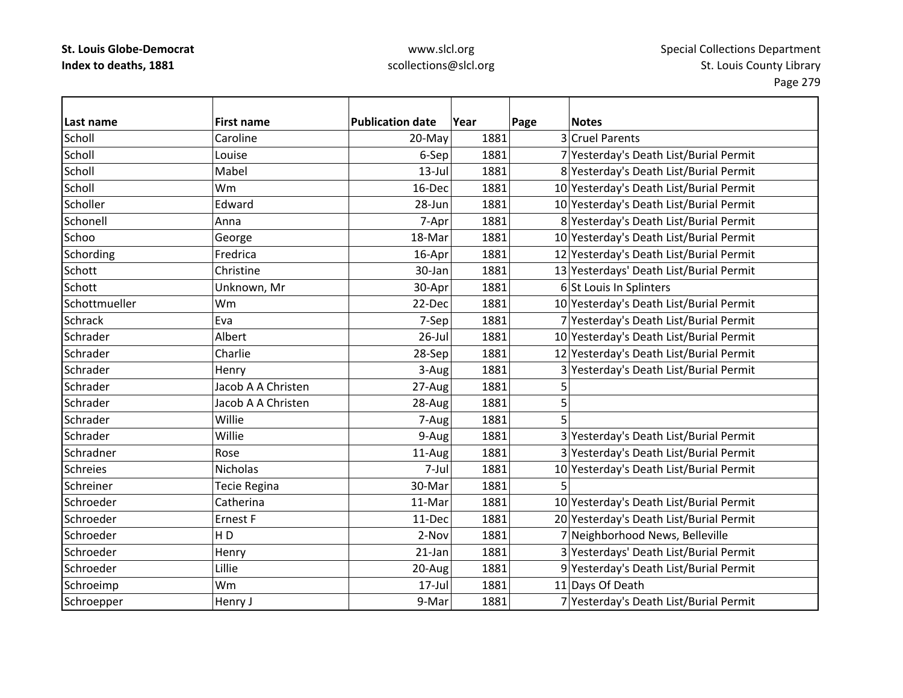| Last name | First name | Publication date | Year | Page | Notes |
|---|---|---|---|---|---|
| Scholl | Caroline | 20-May | 1881 | 3 | Cruel Parents |
| Scholl | Louise | 6-Sep | 1881 | 7 | Yesterday's Death List/Burial Permit |
| Scholl | Mabel | 13-Jul | 1881 | 8 | Yesterday's Death List/Burial Permit |
| Scholl | Wm | 16-Dec | 1881 | 10 | Yesterday's Death List/Burial Permit |
| Scholler | Edward | 28-Jun | 1881 | 10 | Yesterday's Death List/Burial Permit |
| Schonell | Anna | 7-Apr | 1881 | 8 | Yesterday's Death List/Burial Permit |
| Schoo | George | 18-Mar | 1881 | 10 | Yesterday's Death List/Burial Permit |
| Schording | Fredrica | 16-Apr | 1881 | 12 | Yesterday's Death List/Burial Permit |
| Schott | Christine | 30-Jan | 1881 | 13 | Yesterdays' Death List/Burial Permit |
| Schott | Unknown, Mr | 30-Apr | 1881 | 6 | St Louis In Splinters |
| Schottmueller | Wm | 22-Dec | 1881 | 10 | Yesterday's Death List/Burial Permit |
| Schrack | Eva | 7-Sep | 1881 | 7 | Yesterday's Death List/Burial Permit |
| Schrader | Albert | 26-Jul | 1881 | 10 | Yesterday's Death List/Burial Permit |
| Schrader | Charlie | 28-Sep | 1881 | 12 | Yesterday's Death List/Burial Permit |
| Schrader | Henry | 3-Aug | 1881 | 3 | Yesterday's Death List/Burial Permit |
| Schrader | Jacob A A Christen | 27-Aug | 1881 | 5 | |
| Schrader | Jacob A A Christen | 28-Aug | 1881 | 5 | |
| Schrader | Willie | 7-Aug | 1881 | 5 | |
| Schrader | Willie | 9-Aug | 1881 | 3 | Yesterday's Death List/Burial Permit |
| Schradner | Rose | 11-Aug | 1881 | 3 | Yesterday's Death List/Burial Permit |
| Schreies | Nicholas | 7-Jul | 1881 | 10 | Yesterday's Death List/Burial Permit |
| Schreiner | Tecie Regina | 30-Mar | 1881 | 5 | |
| Schroeder | Catherina | 11-Mar | 1881 | 10 | Yesterday's Death List/Burial Permit |
| Schroeder | Ernest F | 11-Dec | 1881 | 20 | Yesterday's Death List/Burial Permit |
| Schroeder | H D | 2-Nov | 1881 | 7 | Neighborhood News, Belleville |
| Schroeder | Henry | 21-Jan | 1881 | 3 | Yesterdays' Death List/Burial Permit |
| Schroeder | Lillie | 20-Aug | 1881 | 9 | Yesterday's Death List/Burial Permit |
| Schroeimp | Wm | 17-Jul | 1881 | 11 | Days Of Death |
| Schroepper | Henry J | 9-Mar | 1881 | 7 | Yesterday's Death List/Burial Permit |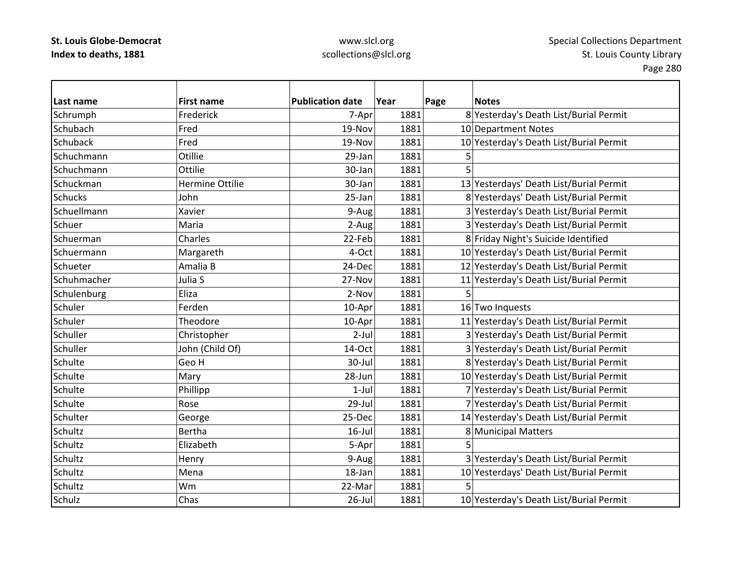| Last name | First name | Publication date | Year | Page | Notes |
|---|---|---|---|---|---|
| Schrumph | Frederick | 7-Apr | 1881 | 8 | Yesterday's Death List/Burial Permit |
| Schubach | Fred | 19-Nov | 1881 | 10 | Department Notes |
| Schuback | Fred | 19-Nov | 1881 | 10 | Yesterday's Death List/Burial Permit |
| Schuchmann | Otillie | 29-Jan | 1881 | 5 | |
| Schuchmann | Ottilie | 30-Jan | 1881 | 5 | |
| Schuckman | Hermine Ottilie | 30-Jan | 1881 | 13 | Yesterdays' Death List/Burial Permit |
| Schucks | John | 25-Jan | 1881 | 8 | Yesterdays' Death List/Burial Permit |
| Schuellmann | Xavier | 9-Aug | 1881 | 3 | Yesterday's Death List/Burial Permit |
| Schuer | Maria | 2-Aug | 1881 | 3 | Yesterday's Death List/Burial Permit |
| Schuerman | Charles | 22-Feb | 1881 | 8 | Friday Night's Suicide Identified |
| Schuermann | Margareth | 4-Oct | 1881 | 10 | Yesterday's Death List/Burial Permit |
| Schueter | Amalia B | 24-Dec | 1881 | 12 | Yesterday's Death List/Burial Permit |
| Schuhmacher | Julia S | 27-Nov | 1881 | 11 | Yesterday's Death List/Burial Permit |
| Schulenburg | Eliza | 2-Nov | 1881 | 5 | |
| Schuler | Ferden | 10-Apr | 1881 | 16 | Two Inquests |
| Schuler | Theodore | 10-Apr | 1881 | 11 | Yesterday's Death List/Burial Permit |
| Schuller | Christopher | 2-Jul | 1881 | 3 | Yesterday's Death List/Burial Permit |
| Schuller | John (Child Of) | 14-Oct | 1881 | 3 | Yesterday's Death List/Burial Permit |
| Schulte | Geo H | 30-Jul | 1881 | 8 | Yesterday's Death List/Burial Permit |
| Schulte | Mary | 28-Jun | 1881 | 10 | Yesterday's Death List/Burial Permit |
| Schulte | Phillipp | 1-Jul | 1881 | 7 | Yesterday's Death List/Burial Permit |
| Schulte | Rose | 29-Jul | 1881 | 7 | Yesterday's Death List/Burial Permit |
| Schulter | George | 25-Dec | 1881 | 14 | Yesterday's Death List/Burial Permit |
| Schultz | Bertha | 16-Jul | 1881 | 8 | Municipal Matters |
| Schultz | Elizabeth | 5-Apr | 1881 | 5 | |
| Schultz | Henry | 9-Aug | 1881 | 3 | Yesterday's Death List/Burial Permit |
| Schultz | Mena | 18-Jan | 1881 | 10 | Yesterdays' Death List/Burial Permit |
| Schultz | Wm | 22-Mar | 1881 | 5 | |
| Schulz | Chas | 26-Jul | 1881 | 10 | Yesterday's Death List/Burial Permit |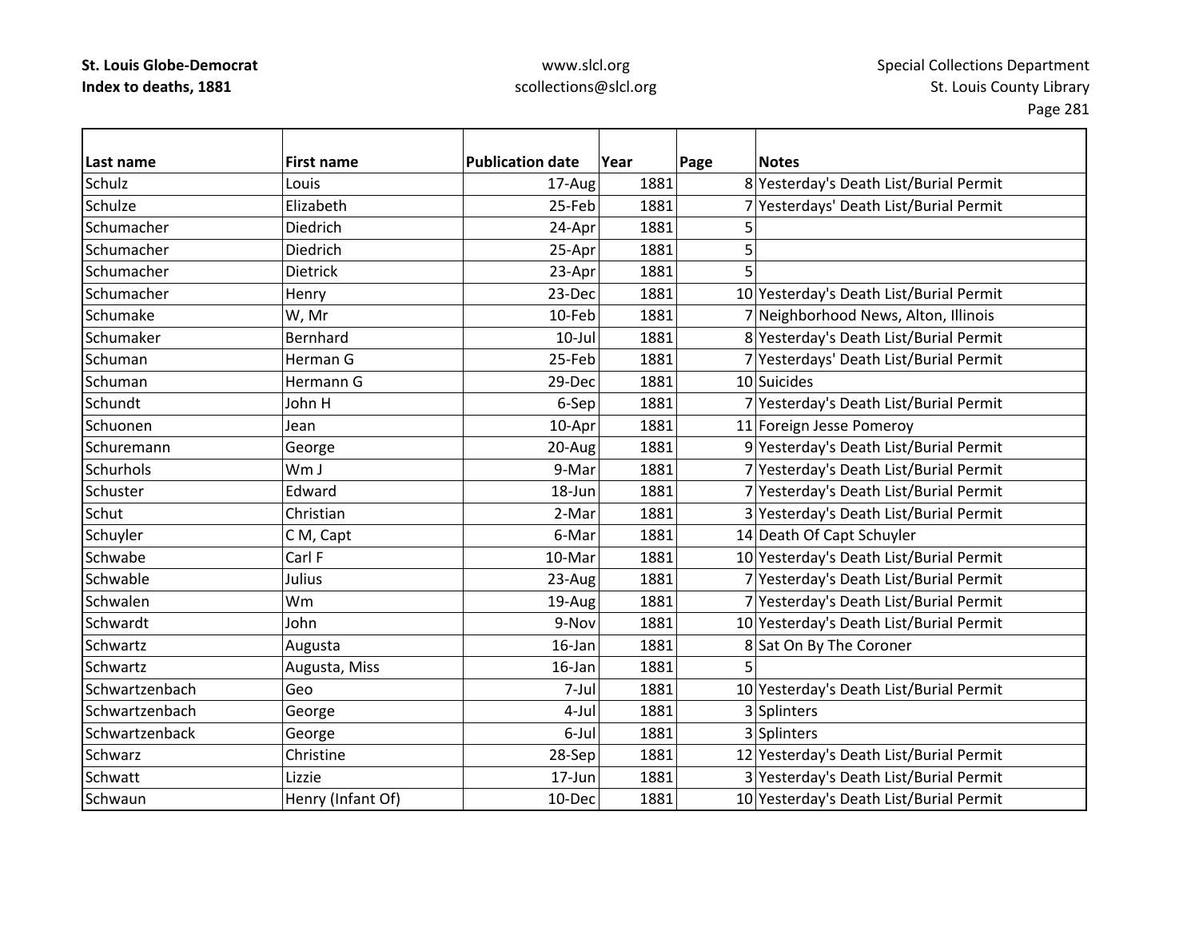**St. Louis Globe-Democrat**
**Index to deaths, 1881**

www.slcl.org
scollections@slcl.org

Special Collections Department
St. Louis County Library

| Last name | First name | Publication date | Year | Page | Notes |
|---|---|---|---|---|---|
| Schulz | Louis | 17-Aug | 1881 | 8 | Yesterday's Death List/Burial Permit |
| Schulze | Elizabeth | 25-Feb | 1881 | 7 | Yesterdays' Death List/Burial Permit |
| Schumacher | Diedrich | 24-Apr | 1881 | 5 | |
| Schumacher | Diedrich | 25-Apr | 1881 | 5 | |
| Schumacher | Dietrick | 23-Apr | 1881 | 5 | |
| Schumacher | Henry | 23-Dec | 1881 | 10 | Yesterday's Death List/Burial Permit |
| Schumake | W, Mr | 10-Feb | 1881 | 7 | Neighborhood News, Alton, Illinois |
| Schumaker | Bernhard | 10-Jul | 1881 | 8 | Yesterday's Death List/Burial Permit |
| Schuman | Herman G | 25-Feb | 1881 | 7 | Yesterdays' Death List/Burial Permit |
| Schuman | Hermann G | 29-Dec | 1881 | 10 | Suicides |
| Schundt | John H | 6-Sep | 1881 | 7 | Yesterday's Death List/Burial Permit |
| Schuonen | Jean | 10-Apr | 1881 | 11 | Foreign Jesse Pomeroy |
| Schuremann | George | 20-Aug | 1881 | 9 | Yesterday's Death List/Burial Permit |
| Schurhols | Wm J | 9-Mar | 1881 | 7 | Yesterday's Death List/Burial Permit |
| Schuster | Edward | 18-Jun | 1881 | 7 | Yesterday's Death List/Burial Permit |
| Schut | Christian | 2-Mar | 1881 | 3 | Yesterday's Death List/Burial Permit |
| Schuyler | C M, Capt | 6-Mar | 1881 | 14 | Death Of Capt Schuyler |
| Schwabe | Carl F | 10-Mar | 1881 | 10 | Yesterday's Death List/Burial Permit |
| Schwable | Julius | 23-Aug | 1881 | 7 | Yesterday's Death List/Burial Permit |
| Schwalen | Wm | 19-Aug | 1881 | 7 | Yesterday's Death List/Burial Permit |
| Schwardt | John | 9-Nov | 1881 | 10 | Yesterday's Death List/Burial Permit |
| Schwartz | Augusta | 16-Jan | 1881 | 8 | Sat On By The Coroner |
| Schwartz | Augusta, Miss | 16-Jan | 1881 | 5 | |
| Schwartzenbach | Geo | 7-Jul | 1881 | 10 | Yesterday's Death List/Burial Permit |
| Schwartzenbach | George | 4-Jul | 1881 | 3 | Splinters |
| Schwartzenback | George | 6-Jul | 1881 | 3 | Splinters |
| Schwarz | Christine | 28-Sep | 1881 | 12 | Yesterday's Death List/Burial Permit |
| Schwatt | Lizzie | 17-Jun | 1881 | 3 | Yesterday's Death List/Burial Permit |
| Schwaun | Henry (Infant Of) | 10-Dec | 1881 | 10 | Yesterday's Death List/Burial Permit |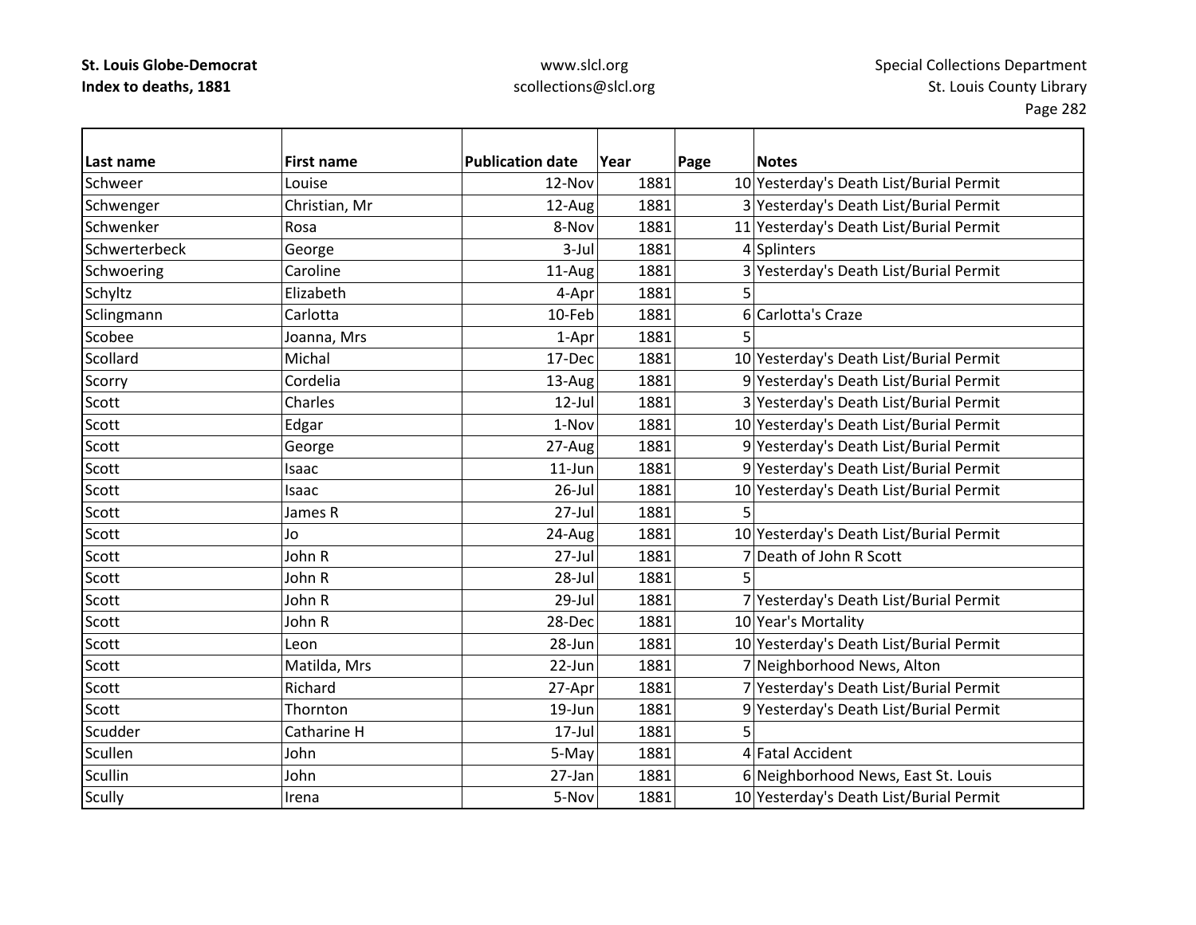| Last name | First name | Publication date | Year | Page | Notes |
|---|---|---|---|---|---|
| Schweer | Louise | 12-Nov | 1881 | 10 | Yesterday's Death List/Burial Permit |
| Schwenger | Christian, Mr | 12-Aug | 1881 | 3 | Yesterday's Death List/Burial Permit |
| Schwenker | Rosa | 8-Nov | 1881 | 11 | Yesterday's Death List/Burial Permit |
| Schwerterbeck | George | 3-Jul | 1881 | 4 | Splinters |
| Schwoering | Caroline | 11-Aug | 1881 | 3 | Yesterday's Death List/Burial Permit |
| Schyltz | Elizabeth | 4-Apr | 1881 | 5 | |
| Sclingmann | Carlotta | 10-Feb | 1881 | 6 | Carlotta's Craze |
| Scobee | Joanna, Mrs | 1-Apr | 1881 | 5 | |
| Scollard | Michal | 17-Dec | 1881 | 10 | Yesterday's Death List/Burial Permit |
| Scorry | Cordelia | 13-Aug | 1881 | 9 | Yesterday's Death List/Burial Permit |
| Scott | Charles | 12-Jul | 1881 | 3 | Yesterday's Death List/Burial Permit |
| Scott | Edgar | 1-Nov | 1881 | 10 | Yesterday's Death List/Burial Permit |
| Scott | George | 27-Aug | 1881 | 9 | Yesterday's Death List/Burial Permit |
| Scott | Isaac | 11-Jun | 1881 | 9 | Yesterday's Death List/Burial Permit |
| Scott | Isaac | 26-Jul | 1881 | 10 | Yesterday's Death List/Burial Permit |
| Scott | James R | 27-Jul | 1881 | 5 | |
| Scott | Jo | 24-Aug | 1881 | 10 | Yesterday's Death List/Burial Permit |
| Scott | John R | 27-Jul | 1881 | 7 | Death of John R Scott |
| Scott | John R | 28-Jul | 1881 | 5 | |
| Scott | John R | 29-Jul | 1881 | 7 | Yesterday's Death List/Burial Permit |
| Scott | John R | 28-Dec | 1881 | 10 | Year's Mortality |
| Scott | Leon | 28-Jun | 1881 | 10 | Yesterday's Death List/Burial Permit |
| Scott | Matilda, Mrs | 22-Jun | 1881 | 7 | Neighborhood News, Alton |
| Scott | Richard | 27-Apr | 1881 | 7 | Yesterday's Death List/Burial Permit |
| Scott | Thornton | 19-Jun | 1881 | 9 | Yesterday's Death List/Burial Permit |
| Scudder | Catharine H | 17-Jul | 1881 | 5 | |
| Scullen | John | 5-May | 1881 | 4 | Fatal Accident |
| Scullin | John | 27-Jan | 1881 | 6 | Neighborhood News, East St. Louis |
| Scully | Irena | 5-Nov | 1881 | 10 | Yesterday's Death List/Burial Permit |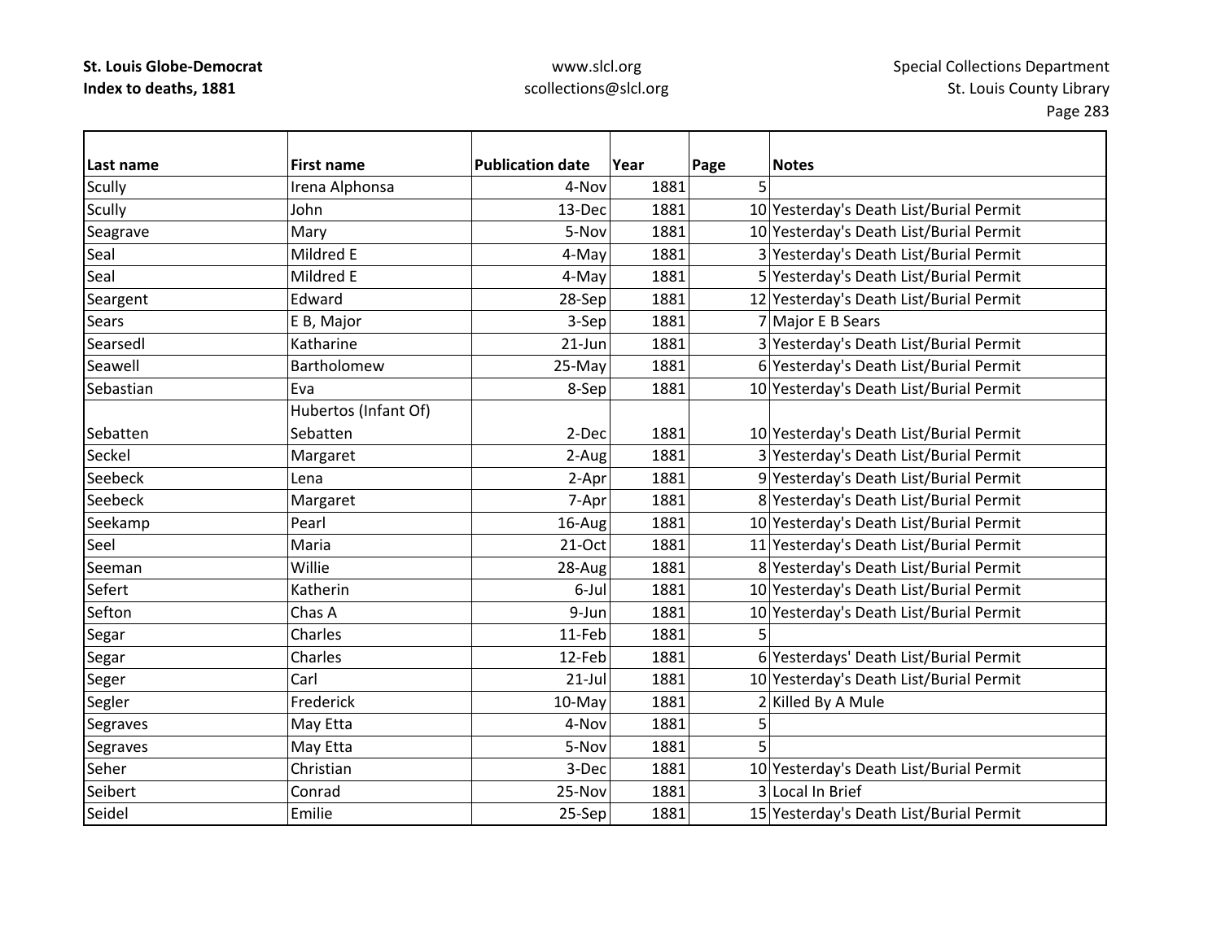| Last name | First name | Publication date | Year | Page | Notes |
|---|---|---|---|---|---|
| Scully | Irena Alphonsa | 4-Nov | 1881 | 5 | |
| Scully | John | 13-Dec | 1881 | 10 | Yesterday's Death List/Burial Permit |
| Seagrave | Mary | 5-Nov | 1881 | 10 | Yesterday's Death List/Burial Permit |
| Seal | Mildred E | 4-May | 1881 | 3 | Yesterday's Death List/Burial Permit |
| Seal | Mildred E | 4-May | 1881 | 5 | Yesterday's Death List/Burial Permit |
| Seargent | Edward | 28-Sep | 1881 | 12 | Yesterday's Death List/Burial Permit |
| Sears | E B, Major | 3-Sep | 1881 | 7 | Major E B Sears |
| Searsedl | Katharine | 21-Jun | 1881 | 3 | Yesterday's Death List/Burial Permit |
| Seawell | Bartholomew | 25-May | 1881 | 6 | Yesterday's Death List/Burial Permit |
| Sebastian | Eva | 8-Sep | 1881 | 10 | Yesterday's Death List/Burial Permit |
| Sebatten | Hubertos (Infant Of) Sebatten | 2-Dec | 1881 | 10 | Yesterday's Death List/Burial Permit |
| Seckel | Margaret | 2-Aug | 1881 | 3 | Yesterday's Death List/Burial Permit |
| Seebeck | Lena | 2-Apr | 1881 | 9 | Yesterday's Death List/Burial Permit |
| Seebeck | Margaret | 7-Apr | 1881 | 8 | Yesterday's Death List/Burial Permit |
| Seekamp | Pearl | 16-Aug | 1881 | 10 | Yesterday's Death List/Burial Permit |
| Seel | Maria | 21-Oct | 1881 | 11 | Yesterday's Death List/Burial Permit |
| Seeman | Willie | 28-Aug | 1881 | 8 | Yesterday's Death List/Burial Permit |
| Sefert | Katherin | 6-Jul | 1881 | 10 | Yesterday's Death List/Burial Permit |
| Sefton | Chas A | 9-Jun | 1881 | 10 | Yesterday's Death List/Burial Permit |
| Segar | Charles | 11-Feb | 1881 | 5 | |
| Segar | Charles | 12-Feb | 1881 | 6 | Yesterdays' Death List/Burial Permit |
| Seger | Carl | 21-Jul | 1881 | 10 | Yesterday's Death List/Burial Permit |
| Segler | Frederick | 10-May | 1881 | 2 | Killed By A Mule |
| Segraves | May Etta | 4-Nov | 1881 | 5 | |
| Segraves | May Etta | 5-Nov | 1881 | 5 | |
| Seher | Christian | 3-Dec | 1881 | 10 | Yesterday's Death List/Burial Permit |
| Seibert | Conrad | 25-Nov | 1881 | 3 | Local In Brief |
| Seidel | Emilie | 25-Sep | 1881 | 15 | Yesterday's Death List/Burial Permit |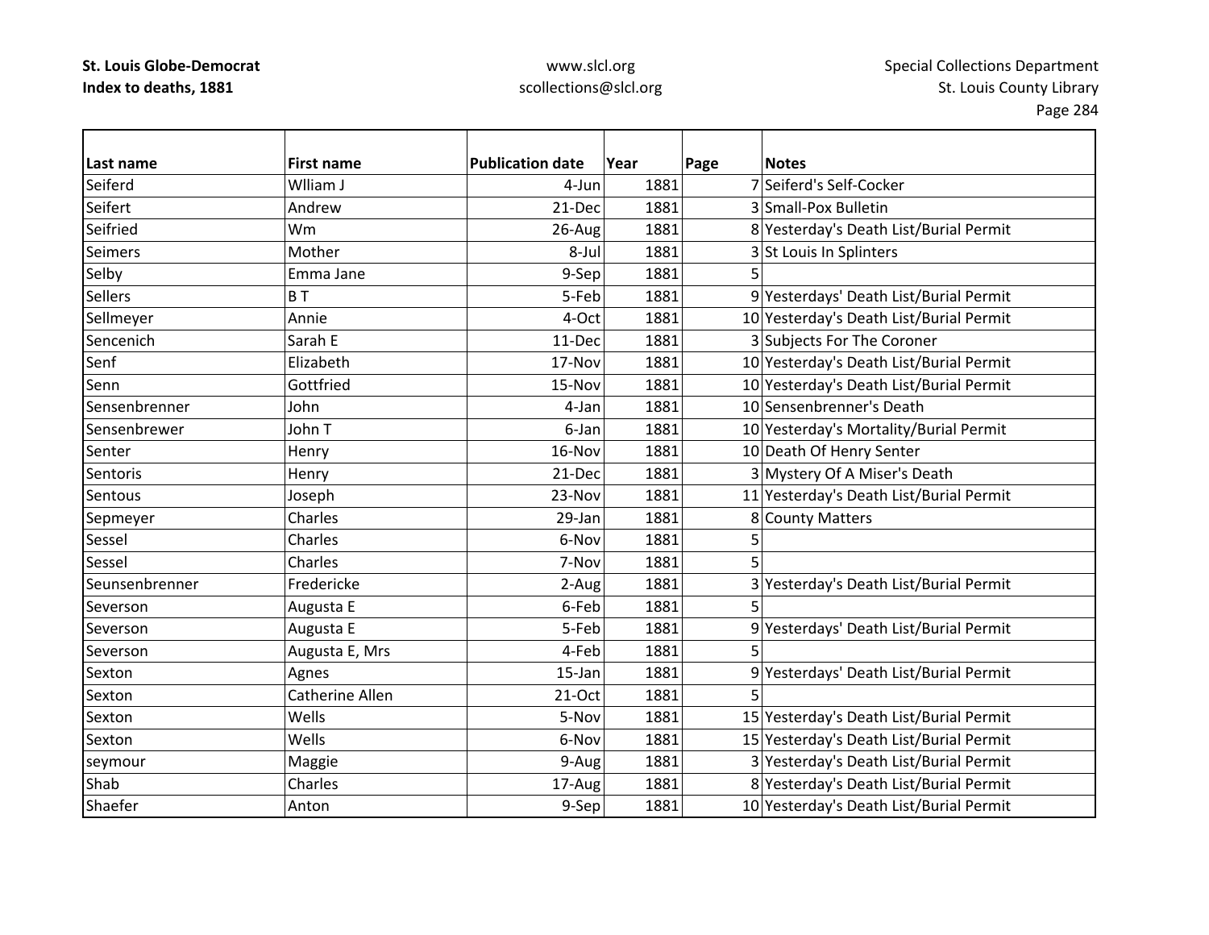| Last name | First name | Publication date | Year | Page | Notes |
|---|---|---|---|---|---|
| Seiferd | Wlliam J | 4-Jun | 1881 | 7 | Seiferd's Self-Cocker |
| Seifert | Andrew | 21-Dec | 1881 | 3 | Small-Pox Bulletin |
| Seifried | Wm | 26-Aug | 1881 | 8 | Yesterday's Death List/Burial Permit |
| Seimers | Mother | 8-Jul | 1881 | 3 | St Louis In Splinters |
| Selby | Emma Jane | 9-Sep | 1881 | 5 | |
| Sellers | B T | 5-Feb | 1881 | 9 | Yesterdays' Death List/Burial Permit |
| Sellmeyer | Annie | 4-Oct | 1881 | 10 | Yesterday's Death List/Burial Permit |
| Sencenich | Sarah E | 11-Dec | 1881 | 3 | Subjects For The Coroner |
| Senf | Elizabeth | 17-Nov | 1881 | 10 | Yesterday's Death List/Burial Permit |
| Senn | Gottfried | 15-Nov | 1881 | 10 | Yesterday's Death List/Burial Permit |
| Sensenbrenner | John | 4-Jan | 1881 | 10 | Sensenbrenner's Death |
| Sensenbrewer | John T | 6-Jan | 1881 | 10 | Yesterday's Mortality/Burial Permit |
| Senter | Henry | 16-Nov | 1881 | 10 | Death Of Henry Senter |
| Sentoris | Henry | 21-Dec | 1881 | 3 | Mystery Of A Miser's Death |
| Sentous | Joseph | 23-Nov | 1881 | 11 | Yesterday's Death List/Burial Permit |
| Sepmeyer | Charles | 29-Jan | 1881 | 8 | County Matters |
| Sessel | Charles | 6-Nov | 1881 | 5 | |
| Sessel | Charles | 7-Nov | 1881 | 5 | |
| Seunsenbrenner | Fredericke | 2-Aug | 1881 | 3 | Yesterday's Death List/Burial Permit |
| Severson | Augusta E | 6-Feb | 1881 | 5 | |
| Severson | Augusta E | 5-Feb | 1881 | 9 | Yesterdays' Death List/Burial Permit |
| Severson | Augusta E, Mrs | 4-Feb | 1881 | 5 | |
| Sexton | Agnes | 15-Jan | 1881 | 9 | Yesterdays' Death List/Burial Permit |
| Sexton | Catherine Allen | 21-Oct | 1881 | 5 | |
| Sexton | Wells | 5-Nov | 1881 | 15 | Yesterday's Death List/Burial Permit |
| Sexton | Wells | 6-Nov | 1881 | 15 | Yesterday's Death List/Burial Permit |
| seymour | Maggie | 9-Aug | 1881 | 3 | Yesterday's Death List/Burial Permit |
| Shab | Charles | 17-Aug | 1881 | 8 | Yesterday's Death List/Burial Permit |
| Shaefer | Anton | 9-Sep | 1881 | 10 | Yesterday's Death List/Burial Permit |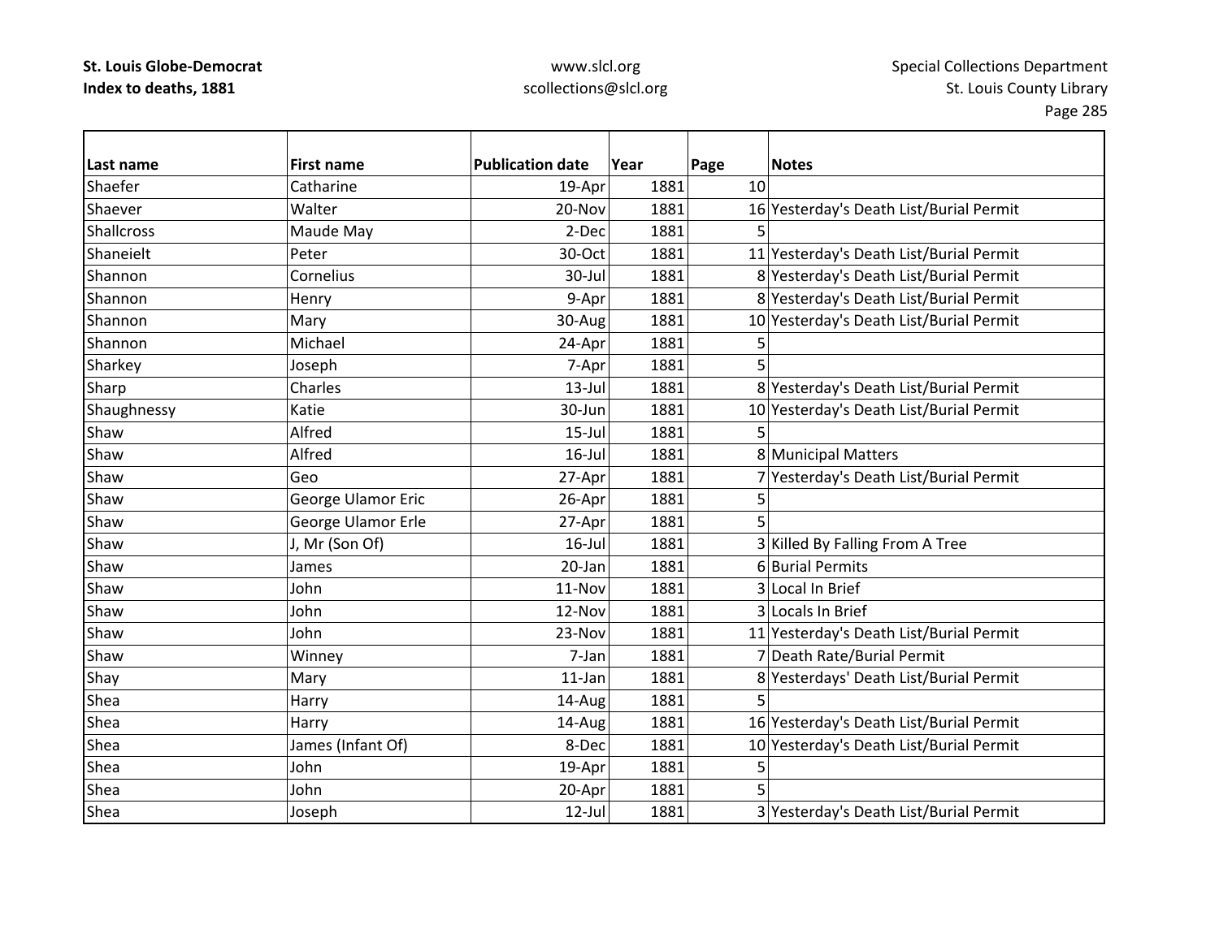**St. Louis Globe-Democrat**
**Index to deaths, 1881**

www.slcl.org
scollections@slcl.org

Special Collections Department
St. Louis County Library

| Last name | First name | Publication date | Year | Page | Notes |
|---|---|---|---|---|---|
| Shaefer | Catharine | 19-Apr | 1881 | 10 | |
| Shaever | Walter | 20-Nov | 1881 | 16 | Yesterday's Death List/Burial Permit |
| Shallcross | Maude May | 2-Dec | 1881 | 5 | |
| Shaneielt | Peter | 30-Oct | 1881 | 11 | Yesterday's Death List/Burial Permit |
| Shannon | Cornelius | 30-Jul | 1881 | 8 | Yesterday's Death List/Burial Permit |
| Shannon | Henry | 9-Apr | 1881 | 8 | Yesterday's Death List/Burial Permit |
| Shannon | Mary | 30-Aug | 1881 | 10 | Yesterday's Death List/Burial Permit |
| Shannon | Michael | 24-Apr | 1881 | 5 | |
| Sharkey | Joseph | 7-Apr | 1881 | 5 | |
| Sharp | Charles | 13-Jul | 1881 | 8 | Yesterday's Death List/Burial Permit |
| Shaughnessy | Katie | 30-Jun | 1881 | 10 | Yesterday's Death List/Burial Permit |
| Shaw | Alfred | 15-Jul | 1881 | 5 | |
| Shaw | Alfred | 16-Jul | 1881 | 8 | Municipal Matters |
| Shaw | Geo | 27-Apr | 1881 | 7 | Yesterday's Death List/Burial Permit |
| Shaw | George Ulamor Eric | 26-Apr | 1881 | 5 | |
| Shaw | George Ulamor Erle | 27-Apr | 1881 | 5 | |
| Shaw | J, Mr (Son Of) | 16-Jul | 1881 | 3 | Killed By Falling From A Tree |
| Shaw | James | 20-Jan | 1881 | 6 | Burial Permits |
| Shaw | John | 11-Nov | 1881 | 3 | Local In Brief |
| Shaw | John | 12-Nov | 1881 | 3 | Locals In Brief |
| Shaw | John | 23-Nov | 1881 | 11 | Yesterday's Death List/Burial Permit |
| Shaw | Winney | 7-Jan | 1881 | 7 | Death Rate/Burial Permit |
| Shay | Mary | 11-Jan | 1881 | 8 | Yesterdays' Death List/Burial Permit |
| Shea | Harry | 14-Aug | 1881 | 5 | |
| Shea | Harry | 14-Aug | 1881 | 16 | Yesterday's Death List/Burial Permit |
| Shea | James (Infant Of) | 8-Dec | 1881 | 10 | Yesterday's Death List/Burial Permit |
| Shea | John | 19-Apr | 1881 | 5 | |
| Shea | John | 20-Apr | 1881 | 5 | |
| Shea | Joseph | 12-Jul | 1881 | 3 | Yesterday's Death List/Burial Permit |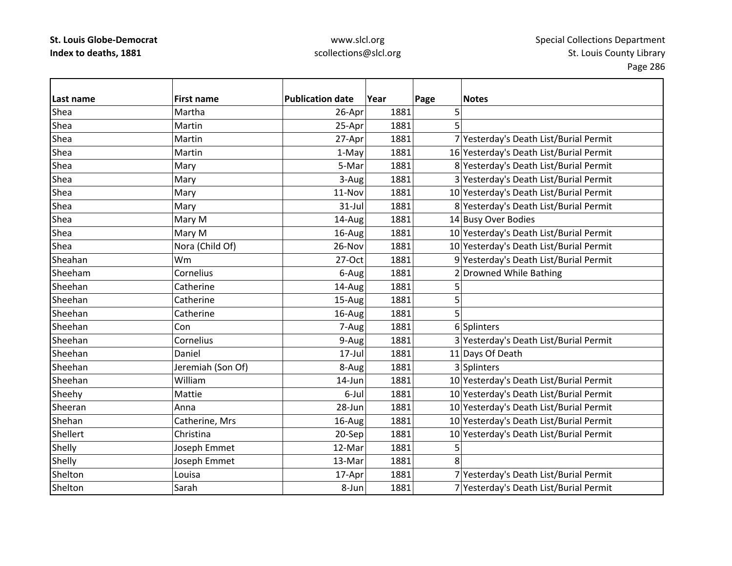| Last name | First name | Publication date | Year | Page | Notes |
|---|---|---|---|---|---|
| Shea | Martha | 26-Apr | 1881 | 5 | |
| Shea | Martin | 25-Apr | 1881 | 5 | |
| Shea | Martin | 27-Apr | 1881 | 7 | Yesterday's Death List/Burial Permit |
| Shea | Martin | 1-May | 1881 | 16 | Yesterday's Death List/Burial Permit |
| Shea | Mary | 5-Mar | 1881 | 8 | Yesterday's Death List/Burial Permit |
| Shea | Mary | 3-Aug | 1881 | 3 | Yesterday's Death List/Burial Permit |
| Shea | Mary | 11-Nov | 1881 | 10 | Yesterday's Death List/Burial Permit |
| Shea | Mary | 31-Jul | 1881 | 8 | Yesterday's Death List/Burial Permit |
| Shea | Mary M | 14-Aug | 1881 | 14 | Busy Over Bodies |
| Shea | Mary M | 16-Aug | 1881 | 10 | Yesterday's Death List/Burial Permit |
| Shea | Nora (Child Of) | 26-Nov | 1881 | 10 | Yesterday's Death List/Burial Permit |
| Sheahan | Wm | 27-Oct | 1881 | 9 | Yesterday's Death List/Burial Permit |
| Sheeham | Cornelius | 6-Aug | 1881 | 2 | Drowned While Bathing |
| Sheehan | Catherine | 14-Aug | 1881 | 5 | |
| Sheehan | Catherine | 15-Aug | 1881 | 5 | |
| Sheehan | Catherine | 16-Aug | 1881 | 5 | |
| Sheehan | Con | 7-Aug | 1881 | 6 | Splinters |
| Sheehan | Cornelius | 9-Aug | 1881 | 3 | Yesterday's Death List/Burial Permit |
| Sheehan | Daniel | 17-Jul | 1881 | 11 | Days Of Death |
| Sheehan | Jeremiah (Son Of) | 8-Aug | 1881 | 3 | Splinters |
| Sheehan | William | 14-Jun | 1881 | 10 | Yesterday's Death List/Burial Permit |
| Sheehy | Mattie | 6-Jul | 1881 | 10 | Yesterday's Death List/Burial Permit |
| Sheeran | Anna | 28-Jun | 1881 | 10 | Yesterday's Death List/Burial Permit |
| Shehan | Catherine, Mrs | 16-Aug | 1881 | 10 | Yesterday's Death List/Burial Permit |
| Shellert | Christina | 20-Sep | 1881 | 10 | Yesterday's Death List/Burial Permit |
| Shelly | Joseph Emmet | 12-Mar | 1881 | 5 | |
| Shelly | Joseph Emmet | 13-Mar | 1881 | 8 | |
| Shelton | Louisa | 17-Apr | 1881 | 7 | Yesterday's Death List/Burial Permit |
| Shelton | Sarah | 8-Jun | 1881 | 7 | Yesterday's Death List/Burial Permit |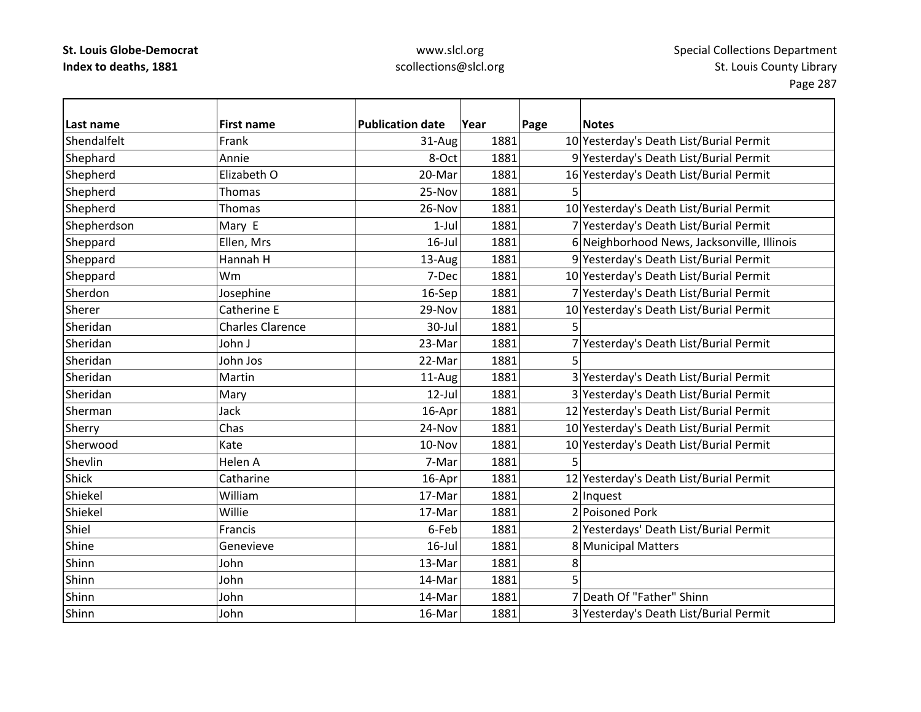| Last name | First name | Publication date | Year | Page | Notes |
|---|---|---|---|---|---|
| Shendalfelt | Frank | 31-Aug | 1881 | 10 | Yesterday's Death List/Burial Permit |
| Shephard | Annie | 8-Oct | 1881 | 9 | Yesterday's Death List/Burial Permit |
| Shepherd | Elizabeth O | 20-Mar | 1881 | 16 | Yesterday's Death List/Burial Permit |
| Shepherd | Thomas | 25-Nov | 1881 | 5 | |
| Shepherd | Thomas | 26-Nov | 1881 | 10 | Yesterday's Death List/Burial Permit |
| Shepherdson | Mary E | 1-Jul | 1881 | 7 | Yesterday's Death List/Burial Permit |
| Sheppard | Ellen, Mrs | 16-Jul | 1881 | 6 | Neighborhood News, Jacksonville, Illinois |
| Sheppard | Hannah H | 13-Aug | 1881 | 9 | Yesterday's Death List/Burial Permit |
| Sheppard | Wm | 7-Dec | 1881 | 10 | Yesterday's Death List/Burial Permit |
| Sherdon | Josephine | 16-Sep | 1881 | 7 | Yesterday's Death List/Burial Permit |
| Sherer | Catherine E | 29-Nov | 1881 | 10 | Yesterday's Death List/Burial Permit |
| Sheridan | Charles Clarence | 30-Jul | 1881 | 5 | |
| Sheridan | John J | 23-Mar | 1881 | 7 | Yesterday's Death List/Burial Permit |
| Sheridan | John Jos | 22-Mar | 1881 | 5 | |
| Sheridan | Martin | 11-Aug | 1881 | 3 | Yesterday's Death List/Burial Permit |
| Sheridan | Mary | 12-Jul | 1881 | 3 | Yesterday's Death List/Burial Permit |
| Sherman | Jack | 16-Apr | 1881 | 12 | Yesterday's Death List/Burial Permit |
| Sherry | Chas | 24-Nov | 1881 | 10 | Yesterday's Death List/Burial Permit |
| Sherwood | Kate | 10-Nov | 1881 | 10 | Yesterday's Death List/Burial Permit |
| Shevlin | Helen A | 7-Mar | 1881 | 5 | |
| Shick | Catharine | 16-Apr | 1881 | 12 | Yesterday's Death List/Burial Permit |
| Shiekel | William | 17-Mar | 1881 | 2 | Inquest |
| Shiekel | Willie | 17-Mar | 1881 | 2 | Poisoned Pork |
| Shiel | Francis | 6-Feb | 1881 | 2 | Yesterdays' Death List/Burial Permit |
| Shine | Genevieve | 16-Jul | 1881 | 8 | Municipal Matters |
| Shinn | John | 13-Mar | 1881 | 8 | |
| Shinn | John | 14-Mar | 1881 | 5 | |
| Shinn | John | 14-Mar | 1881 | 7 | Death Of "Father" Shinn |
| Shinn | John | 16-Mar | 1881 | 3 | Yesterday's Death List/Burial Permit |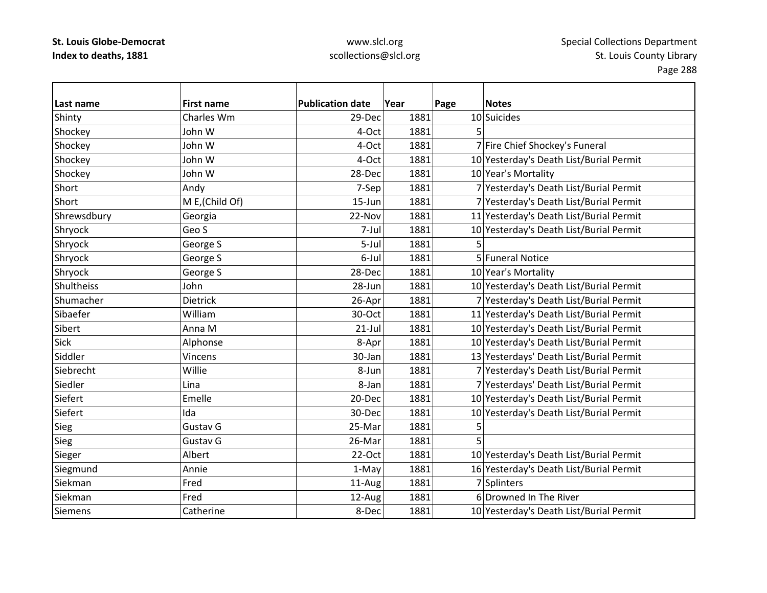| Last name | First name | Publication date | Year | Page | Notes |
|---|---|---|---|---|---|
| Shinty | Charles Wm | 29-Dec | 1881 | 10 | Suicides |
| Shockey | John W | 4-Oct | 1881 | 5 | |
| Shockey | John W | 4-Oct | 1881 | 7 | Fire Chief Shockey's Funeral |
| Shockey | John W | 4-Oct | 1881 | 10 | Yesterday's Death List/Burial Permit |
| Shockey | John W | 28-Dec | 1881 | 10 | Year's Mortality |
| Short | Andy | 7-Sep | 1881 | 7 | Yesterday's Death List/Burial Permit |
| Short | M E,(Child Of) | 15-Jun | 1881 | 7 | Yesterday's Death List/Burial Permit |
| Shrewsdbury | Georgia | 22-Nov | 1881 | 11 | Yesterday's Death List/Burial Permit |
| Shryock | Geo S | 7-Jul | 1881 | 10 | Yesterday's Death List/Burial Permit |
| Shryock | George S | 5-Jul | 1881 | 5 | |
| Shryock | George S | 6-Jul | 1881 | 5 | Funeral Notice |
| Shryock | George S | 28-Dec | 1881 | 10 | Year's Mortality |
| Shultheiss | John | 28-Jun | 1881 | 10 | Yesterday's Death List/Burial Permit |
| Shumacher | Dietrick | 26-Apr | 1881 | 7 | Yesterday's Death List/Burial Permit |
| Sibaefer | William | 30-Oct | 1881 | 11 | Yesterday's Death List/Burial Permit |
| Sibert | Anna M | 21-Jul | 1881 | 10 | Yesterday's Death List/Burial Permit |
| Sick | Alphonse | 8-Apr | 1881 | 10 | Yesterday's Death List/Burial Permit |
| Siddler | Vincens | 30-Jan | 1881 | 13 | Yesterdays' Death List/Burial Permit |
| Siebrecht | Willie | 8-Jun | 1881 | 7 | Yesterday's Death List/Burial Permit |
| Siedler | Lina | 8-Jan | 1881 | 7 | Yesterdays' Death List/Burial Permit |
| Siefert | Emelle | 20-Dec | 1881 | 10 | Yesterday's Death List/Burial Permit |
| Siefert | Ida | 30-Dec | 1881 | 10 | Yesterday's Death List/Burial Permit |
| Sieg | Gustav G | 25-Mar | 1881 | 5 | |
| Sieg | Gustav G | 26-Mar | 1881 | 5 | |
| Sieger | Albert | 22-Oct | 1881 | 10 | Yesterday's Death List/Burial Permit |
| Siegmund | Annie | 1-May | 1881 | 16 | Yesterday's Death List/Burial Permit |
| Siekman | Fred | 11-Aug | 1881 | 7 | Splinters |
| Siekman | Fred | 12-Aug | 1881 | 6 | Drowned In The River |
| Siemens | Catherine | 8-Dec | 1881 | 10 | Yesterday's Death List/Burial Permit |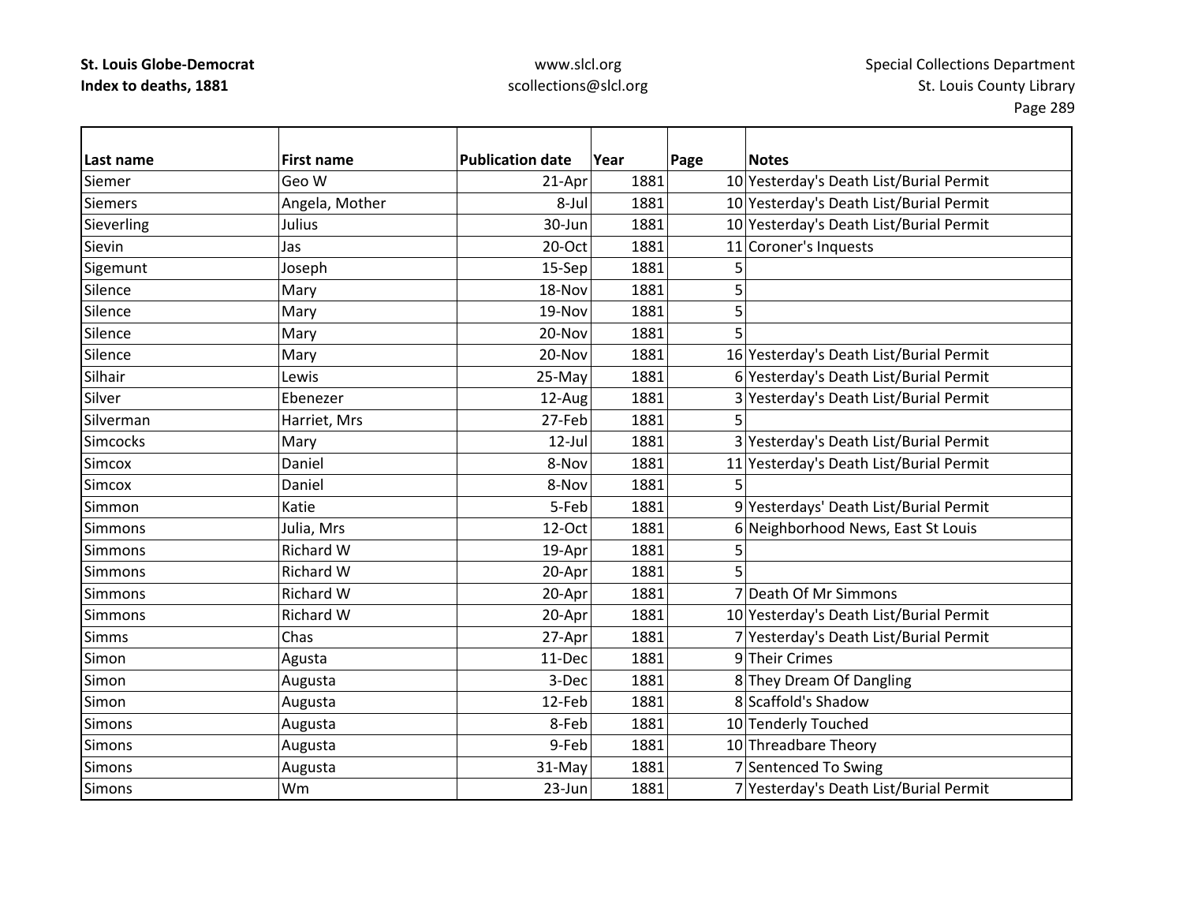**St. Louis Globe-Democrat**
**Index to deaths, 1881**

www.slcl.org
scollections@slcl.org

Special Collections Department
St. Louis County Library

| Last name | First name | Publication date | Year | Page | Notes |
|---|---|---|---|---|---|
| Siemer | Geo W | 21-Apr | 1881 | 10 | Yesterday's Death List/Burial Permit |
| Siemers | Angela, Mother | 8-Jul | 1881 | 10 | Yesterday's Death List/Burial Permit |
| Sieverling | Julius | 30-Jun | 1881 | 10 | Yesterday's Death List/Burial Permit |
| Sievin | Jas | 20-Oct | 1881 | 11 | Coroner's Inquests |
| Sigemunt | Joseph | 15-Sep | 1881 | 5 | |
| Silence | Mary | 18-Nov | 1881 | 5 | |
| Silence | Mary | 19-Nov | 1881 | 5 | |
| Silence | Mary | 20-Nov | 1881 | 5 | |
| Silence | Mary | 20-Nov | 1881 | 16 | Yesterday's Death List/Burial Permit |
| Silhair | Lewis | 25-May | 1881 | 6 | Yesterday's Death List/Burial Permit |
| Silver | Ebenezer | 12-Aug | 1881 | 3 | Yesterday's Death List/Burial Permit |
| Silverman | Harriet, Mrs | 27-Feb | 1881 | 5 | |
| Simcocks | Mary | 12-Jul | 1881 | 3 | Yesterday's Death List/Burial Permit |
| Simcox | Daniel | 8-Nov | 1881 | 11 | Yesterday's Death List/Burial Permit |
| Simcox | Daniel | 8-Nov | 1881 | 5 | |
| Simmon | Katie | 5-Feb | 1881 | 9 | Yesterdays' Death List/Burial Permit |
| Simmons | Julia, Mrs | 12-Oct | 1881 | 6 | Neighborhood News, East St Louis |
| Simmons | Richard W | 19-Apr | 1881 | 5 | |
| Simmons | Richard W | 20-Apr | 1881 | 5 | |
| Simmons | Richard W | 20-Apr | 1881 | 7 | Death Of Mr Simmons |
| Simmons | Richard W | 20-Apr | 1881 | 10 | Yesterday's Death List/Burial Permit |
| Simms | Chas | 27-Apr | 1881 | 7 | Yesterday's Death List/Burial Permit |
| Simon | Agusta | 11-Dec | 1881 | 9 | Their Crimes |
| Simon | Augusta | 3-Dec | 1881 | 8 | They Dream Of Dangling |
| Simon | Augusta | 12-Feb | 1881 | 8 | Scaffold's Shadow |
| Simons | Augusta | 8-Feb | 1881 | 10 | Tenderly Touched |
| Simons | Augusta | 9-Feb | 1881 | 10 | Threadbare Theory |
| Simons | Augusta | 31-May | 1881 | 7 | Sentenced To Swing |
| Simons | Wm | 23-Jun | 1881 | 7 | Yesterday's Death List/Burial Permit |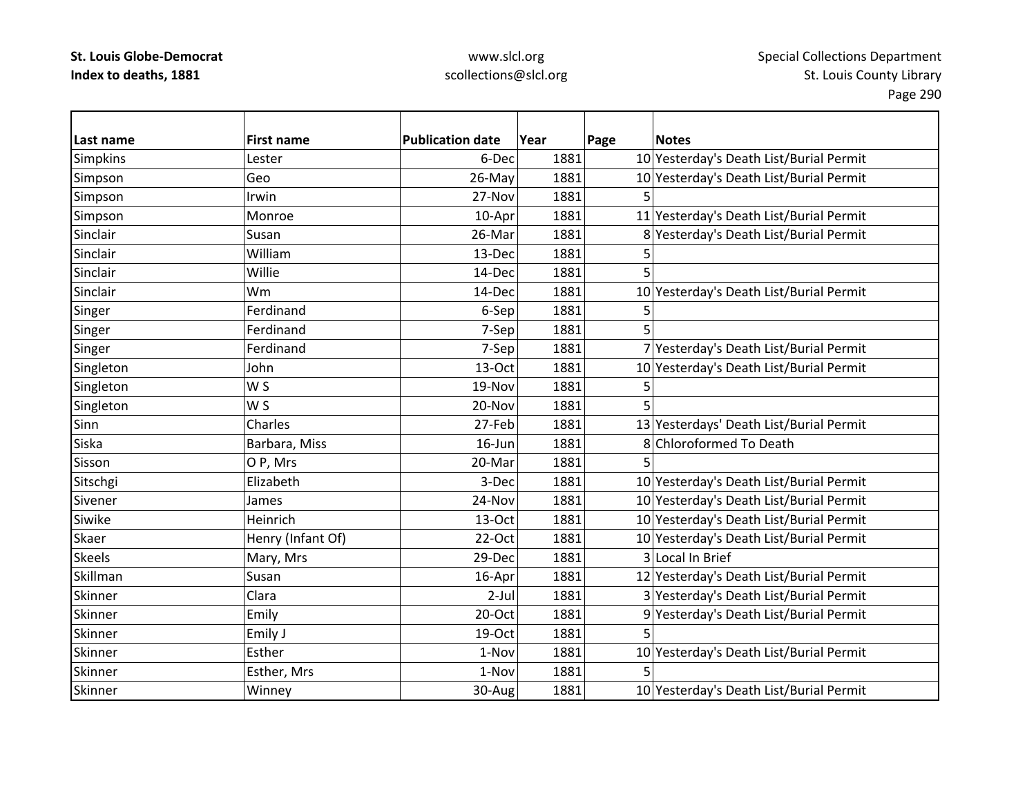**St. Louis Globe-Democrat**
**Index to deaths, 1881**

www.slcl.org
scollections@slcl.org

Special Collections Department
St. Louis County Library

| Last name | First name | Publication date | Year | Page | Notes |
|---|---|---|---|---|---|
| Simpkins | Lester | 6-Dec | 1881 | 10 | Yesterday's Death List/Burial Permit |
| Simpson | Geo | 26-May | 1881 | 10 | Yesterday's Death List/Burial Permit |
| Simpson | Irwin | 27-Nov | 1881 | 5 | |
| Simpson | Monroe | 10-Apr | 1881 | 11 | Yesterday's Death List/Burial Permit |
| Sinclair | Susan | 26-Mar | 1881 | 8 | Yesterday's Death List/Burial Permit |
| Sinclair | William | 13-Dec | 1881 | 5 | |
| Sinclair | Willie | 14-Dec | 1881 | 5 | |
| Sinclair | Wm | 14-Dec | 1881 | 10 | Yesterday's Death List/Burial Permit |
| Singer | Ferdinand | 6-Sep | 1881 | 5 | |
| Singer | Ferdinand | 7-Sep | 1881 | 5 | |
| Singer | Ferdinand | 7-Sep | 1881 | 7 | Yesterday's Death List/Burial Permit |
| Singleton | John | 13-Oct | 1881 | 10 | Yesterday's Death List/Burial Permit |
| Singleton | W S | 19-Nov | 1881 | 5 | |
| Singleton | W S | 20-Nov | 1881 | 5 | |
| Sinn | Charles | 27-Feb | 1881 | 13 | Yesterdays' Death List/Burial Permit |
| Siska | Barbara, Miss | 16-Jun | 1881 | 8 | Chloroformed To Death |
| Sisson | O P, Mrs | 20-Mar | 1881 | 5 | |
| Sitschgi | Elizabeth | 3-Dec | 1881 | 10 | Yesterday's Death List/Burial Permit |
| Sivener | James | 24-Nov | 1881 | 10 | Yesterday's Death List/Burial Permit |
| Siwike | Heinrich | 13-Oct | 1881 | 10 | Yesterday's Death List/Burial Permit |
| Skaer | Henry (Infant Of) | 22-Oct | 1881 | 10 | Yesterday's Death List/Burial Permit |
| Skeels | Mary, Mrs | 29-Dec | 1881 | 3 | Local In Brief |
| Skillman | Susan | 16-Apr | 1881 | 12 | Yesterday's Death List/Burial Permit |
| Skinner | Clara | 2-Jul | 1881 | 3 | Yesterday's Death List/Burial Permit |
| Skinner | Emily | 20-Oct | 1881 | 9 | Yesterday's Death List/Burial Permit |
| Skinner | Emily J | 19-Oct | 1881 | 5 | |
| Skinner | Esther | 1-Nov | 1881 | 10 | Yesterday's Death List/Burial Permit |
| Skinner | Esther, Mrs | 1-Nov | 1881 | 5 | |
| Skinner | Winney | 30-Aug | 1881 | 10 | Yesterday's Death List/Burial Permit |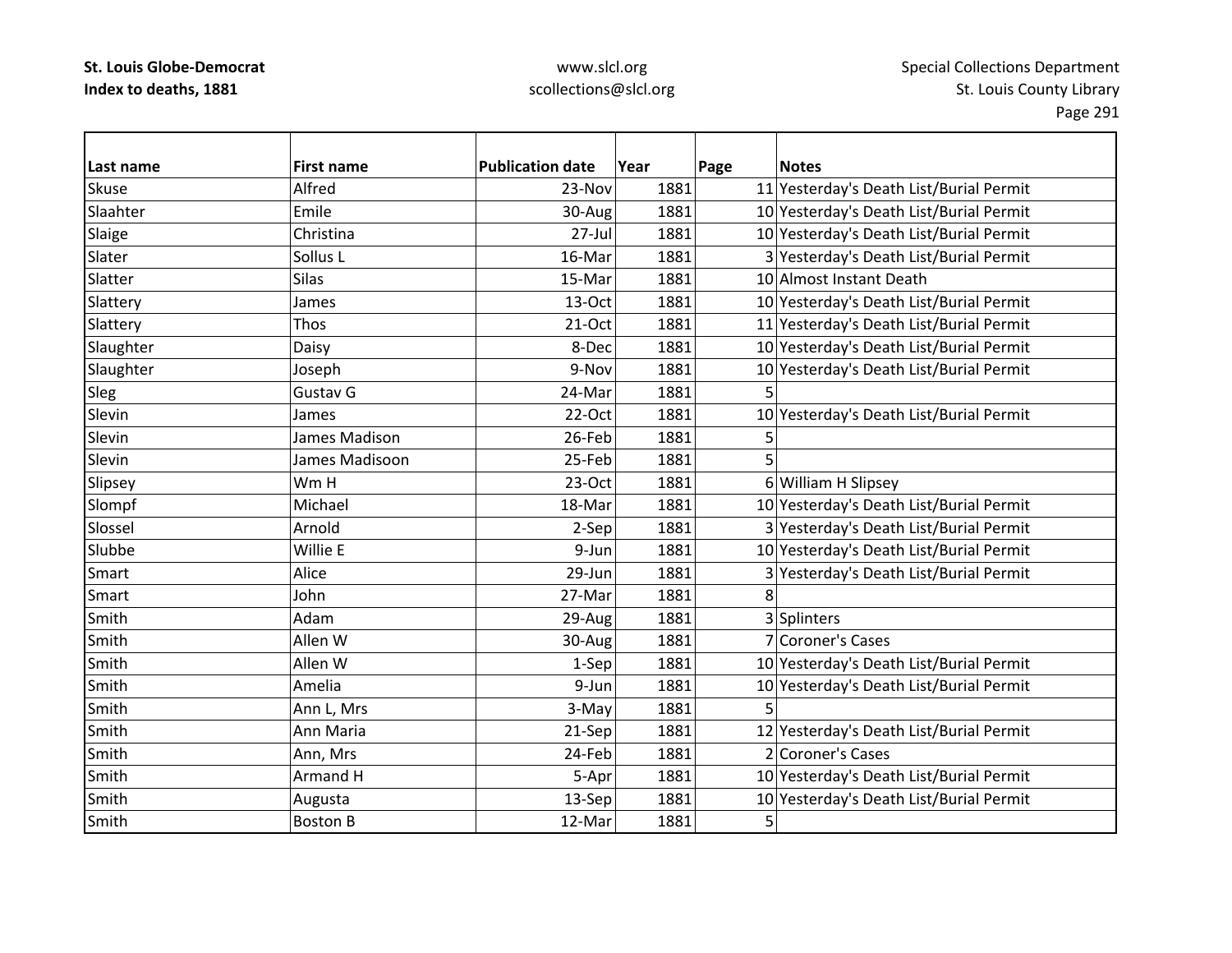| Last name | First name | Publication date | Year | Page | Notes |
|---|---|---|---|---|---|
| Skuse | Alfred | 23-Nov | 1881 | 11 | Yesterday's Death List/Burial Permit |
| Slaahter | Emile | 30-Aug | 1881 | 10 | Yesterday's Death List/Burial Permit |
| Slaige | Christina | 27-Jul | 1881 | 10 | Yesterday's Death List/Burial Permit |
| Slater | Sollus L | 16-Mar | 1881 | 3 | Yesterday's Death List/Burial Permit |
| Slatter | Silas | 15-Mar | 1881 | 10 | Almost Instant Death |
| Slattery | James | 13-Oct | 1881 | 10 | Yesterday's Death List/Burial Permit |
| Slattery | Thos | 21-Oct | 1881 | 11 | Yesterday's Death List/Burial Permit |
| Slaughter | Daisy | 8-Dec | 1881 | 10 | Yesterday's Death List/Burial Permit |
| Slaughter | Joseph | 9-Nov | 1881 | 10 | Yesterday's Death List/Burial Permit |
| Sleg | Gustav G | 24-Mar | 1881 | 5 | |
| Slevin | James | 22-Oct | 1881 | 10 | Yesterday's Death List/Burial Permit |
| Slevin | James Madison | 26-Feb | 1881 | 5 | |
| Slevin | James Madisoon | 25-Feb | 1881 | 5 | |
| Slipsey | Wm H | 23-Oct | 1881 | 6 | William H Slipsey |
| Slompf | Michael | 18-Mar | 1881 | 10 | Yesterday's Death List/Burial Permit |
| Slossel | Arnold | 2-Sep | 1881 | 3 | Yesterday's Death List/Burial Permit |
| Slubbe | Willie E | 9-Jun | 1881 | 10 | Yesterday's Death List/Burial Permit |
| Smart | Alice | 29-Jun | 1881 | 3 | Yesterday's Death List/Burial Permit |
| Smart | John | 27-Mar | 1881 | 8 | |
| Smith | Adam | 29-Aug | 1881 | 3 | Splinters |
| Smith | Allen W | 30-Aug | 1881 | 7 | Coroner's Cases |
| Smith | Allen W | 1-Sep | 1881 | 10 | Yesterday's Death List/Burial Permit |
| Smith | Amelia | 9-Jun | 1881 | 10 | Yesterday's Death List/Burial Permit |
| Smith | Ann L, Mrs | 3-May | 1881 | 5 | |
| Smith | Ann Maria | 21-Sep | 1881 | 12 | Yesterday's Death List/Burial Permit |
| Smith | Ann, Mrs | 24-Feb | 1881 | 2 | Coroner's Cases |
| Smith | Armand H | 5-Apr | 1881 | 10 | Yesterday's Death List/Burial Permit |
| Smith | Augusta | 13-Sep | 1881 | 10 | Yesterday's Death List/Burial Permit |
| Smith | Boston B | 12-Mar | 1881 | 5 | |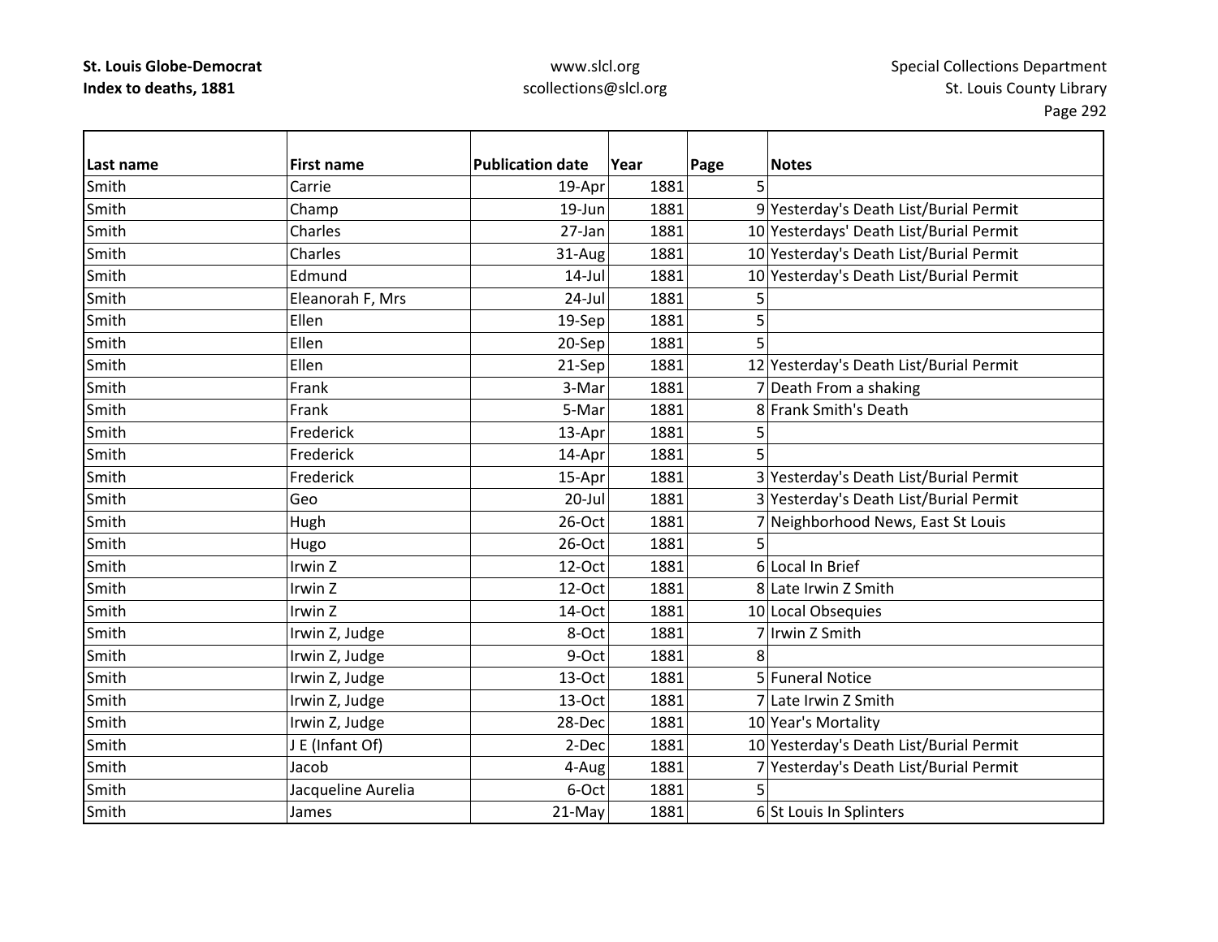| Last name | First name | Publication date | Year | Page | Notes |
|---|---|---|---|---|---|
| Smith | Carrie | 19-Apr | 1881 | 5 | |
| Smith | Champ | 19-Jun | 1881 | 9 | Yesterday's Death List/Burial Permit |
| Smith | Charles | 27-Jan | 1881 | 10 | Yesterdays' Death List/Burial Permit |
| Smith | Charles | 31-Aug | 1881 | 10 | Yesterday's Death List/Burial Permit |
| Smith | Edmund | 14-Jul | 1881 | 10 | Yesterday's Death List/Burial Permit |
| Smith | Eleanorah F, Mrs | 24-Jul | 1881 | 5 | |
| Smith | Ellen | 19-Sep | 1881 | 5 | |
| Smith | Ellen | 20-Sep | 1881 | 5 | |
| Smith | Ellen | 21-Sep | 1881 | 12 | Yesterday's Death List/Burial Permit |
| Smith | Frank | 3-Mar | 1881 | 7 | Death From a shaking |
| Smith | Frank | 5-Mar | 1881 | 8 | Frank Smith's Death |
| Smith | Frederick | 13-Apr | 1881 | 5 | |
| Smith | Frederick | 14-Apr | 1881 | 5 | |
| Smith | Frederick | 15-Apr | 1881 | 3 | Yesterday's Death List/Burial Permit |
| Smith | Geo | 20-Jul | 1881 | 3 | Yesterday's Death List/Burial Permit |
| Smith | Hugh | 26-Oct | 1881 | 7 | Neighborhood News, East St Louis |
| Smith | Hugo | 26-Oct | 1881 | 5 | |
| Smith | Irwin Z | 12-Oct | 1881 | 6 | Local In Brief |
| Smith | Irwin Z | 12-Oct | 1881 | 8 | Late Irwin Z Smith |
| Smith | Irwin Z | 14-Oct | 1881 | 10 | Local Obsequies |
| Smith | Irwin Z, Judge | 8-Oct | 1881 | 7 | Irwin Z Smith |
| Smith | Irwin Z, Judge | 9-Oct | 1881 | 8 | |
| Smith | Irwin Z, Judge | 13-Oct | 1881 | 5 | Funeral Notice |
| Smith | Irwin Z, Judge | 13-Oct | 1881 | 7 | Late Irwin Z Smith |
| Smith | Irwin Z, Judge | 28-Dec | 1881 | 10 | Year's Mortality |
| Smith | J E (Infant Of) | 2-Dec | 1881 | 10 | Yesterday's Death List/Burial Permit |
| Smith | Jacob | 4-Aug | 1881 | 7 | Yesterday's Death List/Burial Permit |
| Smith | Jacqueline Aurelia | 6-Oct | 1881 | 5 | |
| Smith | James | 21-May | 1881 | 6 | St Louis In Splinters |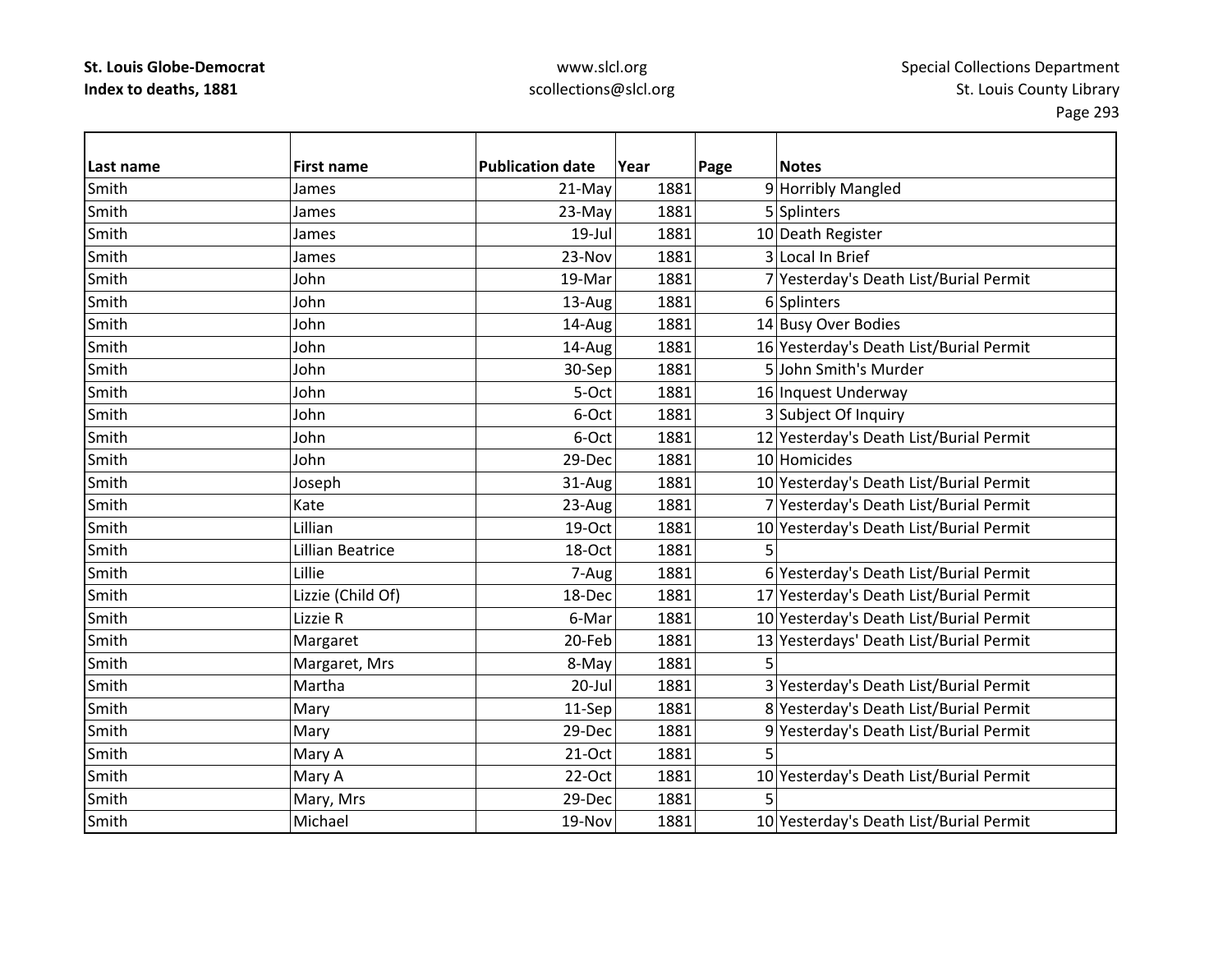**St. Louis Globe-Democrat**
**Index to deaths, 1881**

www.slcl.org
scollections@slcl.org

Special Collections Department
St. Louis County Library

| Last name | First name | Publication date | Year | Page | Notes |
|---|---|---|---|---|---|
| Smith | James | 21-May | 1881 | 9 | Horribly Mangled |
| Smith | James | 23-May | 1881 | 5 | Splinters |
| Smith | James | 19-Jul | 1881 | 10 | Death Register |
| Smith | James | 23-Nov | 1881 | 3 | Local In Brief |
| Smith | John | 19-Mar | 1881 | 7 | Yesterday's Death List/Burial Permit |
| Smith | John | 13-Aug | 1881 | 6 | Splinters |
| Smith | John | 14-Aug | 1881 | 14 | Busy Over Bodies |
| Smith | John | 14-Aug | 1881 | 16 | Yesterday's Death List/Burial Permit |
| Smith | John | 30-Sep | 1881 | 5 | John Smith's Murder |
| Smith | John | 5-Oct | 1881 | 16 | Inquest Underway |
| Smith | John | 6-Oct | 1881 | 3 | Subject Of Inquiry |
| Smith | John | 6-Oct | 1881 | 12 | Yesterday's Death List/Burial Permit |
| Smith | John | 29-Dec | 1881 | 10 | Homicides |
| Smith | Joseph | 31-Aug | 1881 | 10 | Yesterday's Death List/Burial Permit |
| Smith | Kate | 23-Aug | 1881 | 7 | Yesterday's Death List/Burial Permit |
| Smith | Lillian | 19-Oct | 1881 | 10 | Yesterday's Death List/Burial Permit |
| Smith | Lillian Beatrice | 18-Oct | 1881 | 5 | |
| Smith | Lillie | 7-Aug | 1881 | 6 | Yesterday's Death List/Burial Permit |
| Smith | Lizzie (Child Of) | 18-Dec | 1881 | 17 | Yesterday's Death List/Burial Permit |
| Smith | Lizzie R | 6-Mar | 1881 | 10 | Yesterday's Death List/Burial Permit |
| Smith | Margaret | 20-Feb | 1881 | 13 | Yesterdays' Death List/Burial Permit |
| Smith | Margaret, Mrs | 8-May | 1881 | 5 | |
| Smith | Martha | 20-Jul | 1881 | 3 | Yesterday's Death List/Burial Permit |
| Smith | Mary | 11-Sep | 1881 | 8 | Yesterday's Death List/Burial Permit |
| Smith | Mary | 29-Dec | 1881 | 9 | Yesterday's Death List/Burial Permit |
| Smith | Mary A | 21-Oct | 1881 | 5 | |
| Smith | Mary A | 22-Oct | 1881 | 10 | Yesterday's Death List/Burial Permit |
| Smith | Mary, Mrs | 29-Dec | 1881 | 5 | |
| Smith | Michael | 19-Nov | 1881 | 10 | Yesterday's Death List/Burial Permit |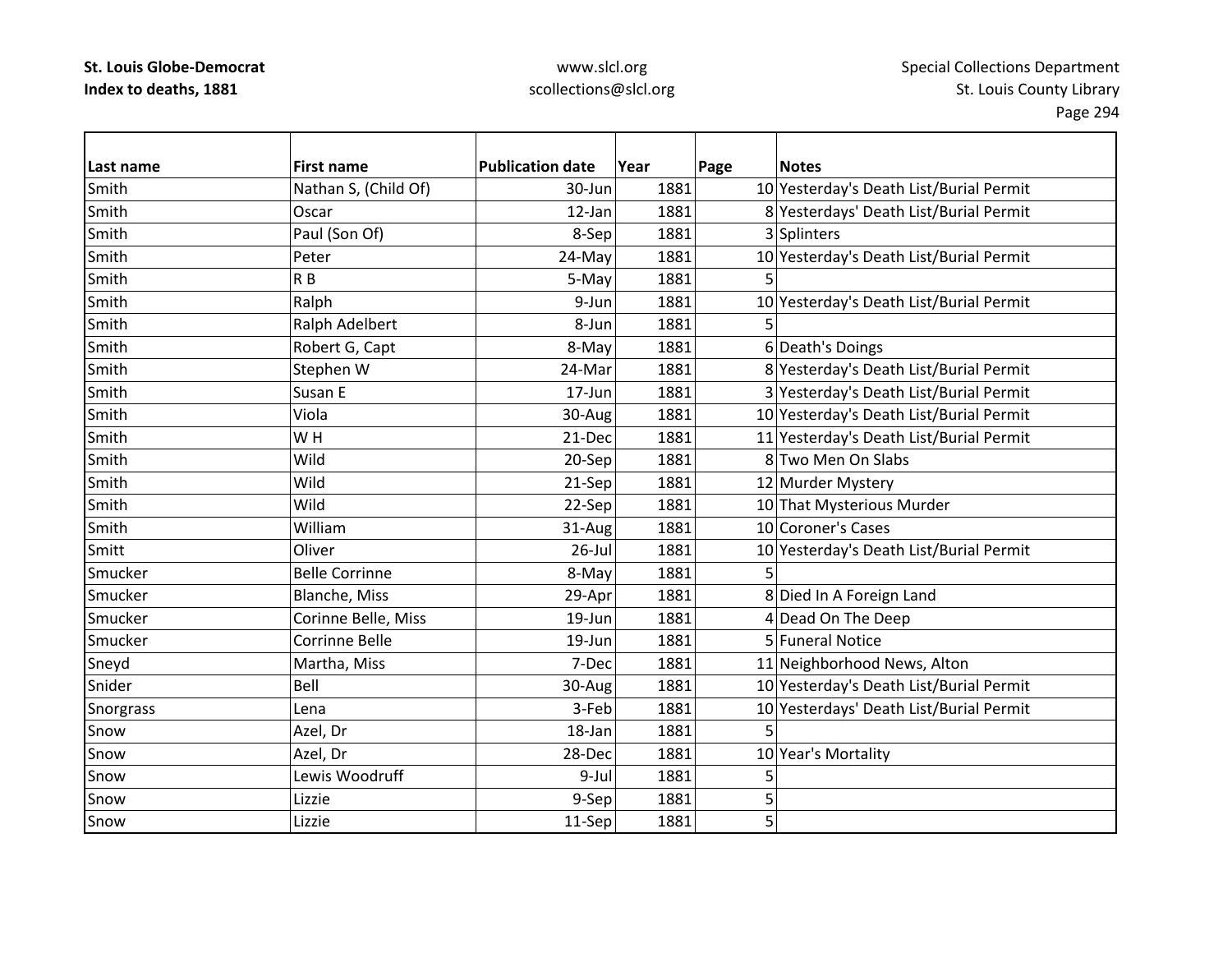**St. Louis Globe-Democrat**
**Index to deaths, 1881**

www.slcl.org
scollections@slcl.org

Special Collections Department
St. Louis County Library

| Last name | First name | Publication date | Year | Page | Notes |
|---|---|---|---|---|---|
| Smith | Nathan S, (Child Of) | 30-Jun | 1881 | 10 | Yesterday's Death List/Burial Permit |
| Smith | Oscar | 12-Jan | 1881 | 8 | Yesterdays' Death List/Burial Permit |
| Smith | Paul (Son Of) | 8-Sep | 1881 | 3 | Splinters |
| Smith | Peter | 24-May | 1881 | 10 | Yesterday's Death List/Burial Permit |
| Smith | R B | 5-May | 1881 | 5 | |
| Smith | Ralph | 9-Jun | 1881 | 10 | Yesterday's Death List/Burial Permit |
| Smith | Ralph Adelbert | 8-Jun | 1881 | 5 | |
| Smith | Robert G, Capt | 8-May | 1881 | 6 | Death's Doings |
| Smith | Stephen W | 24-Mar | 1881 | 8 | Yesterday's Death List/Burial Permit |
| Smith | Susan E | 17-Jun | 1881 | 3 | Yesterday's Death List/Burial Permit |
| Smith | Viola | 30-Aug | 1881 | 10 | Yesterday's Death List/Burial Permit |
| Smith | W H | 21-Dec | 1881 | 11 | Yesterday's Death List/Burial Permit |
| Smith | Wild | 20-Sep | 1881 | 8 | Two Men On Slabs |
| Smith | Wild | 21-Sep | 1881 | 12 | Murder Mystery |
| Smith | Wild | 22-Sep | 1881 | 10 | That Mysterious Murder |
| Smith | William | 31-Aug | 1881 | 10 | Coroner's Cases |
| Smitt | Oliver | 26-Jul | 1881 | 10 | Yesterday's Death List/Burial Permit |
| Smucker | Belle Corrinne | 8-May | 1881 | 5 | |
| Smucker | Blanche, Miss | 29-Apr | 1881 | 8 | Died In A Foreign Land |
| Smucker | Corinne Belle, Miss | 19-Jun | 1881 | 4 | Dead On The Deep |
| Smucker | Corrinne Belle | 19-Jun | 1881 | 5 | Funeral Notice |
| Sneyd | Martha, Miss | 7-Dec | 1881 | 11 | Neighborhood News, Alton |
| Snider | Bell | 30-Aug | 1881 | 10 | Yesterday's Death List/Burial Permit |
| Snorgrass | Lena | 3-Feb | 1881 | 10 | Yesterdays' Death List/Burial Permit |
| Snow | Azel, Dr | 18-Jan | 1881 | 5 | |
| Snow | Azel, Dr | 28-Dec | 1881 | 10 | Year's Mortality |
| Snow | Lewis Woodruff | 9-Jul | 1881 | 5 | |
| Snow | Lizzie | 9-Sep | 1881 | 5 | |
| Snow | Lizzie | 11-Sep | 1881 | 5 | |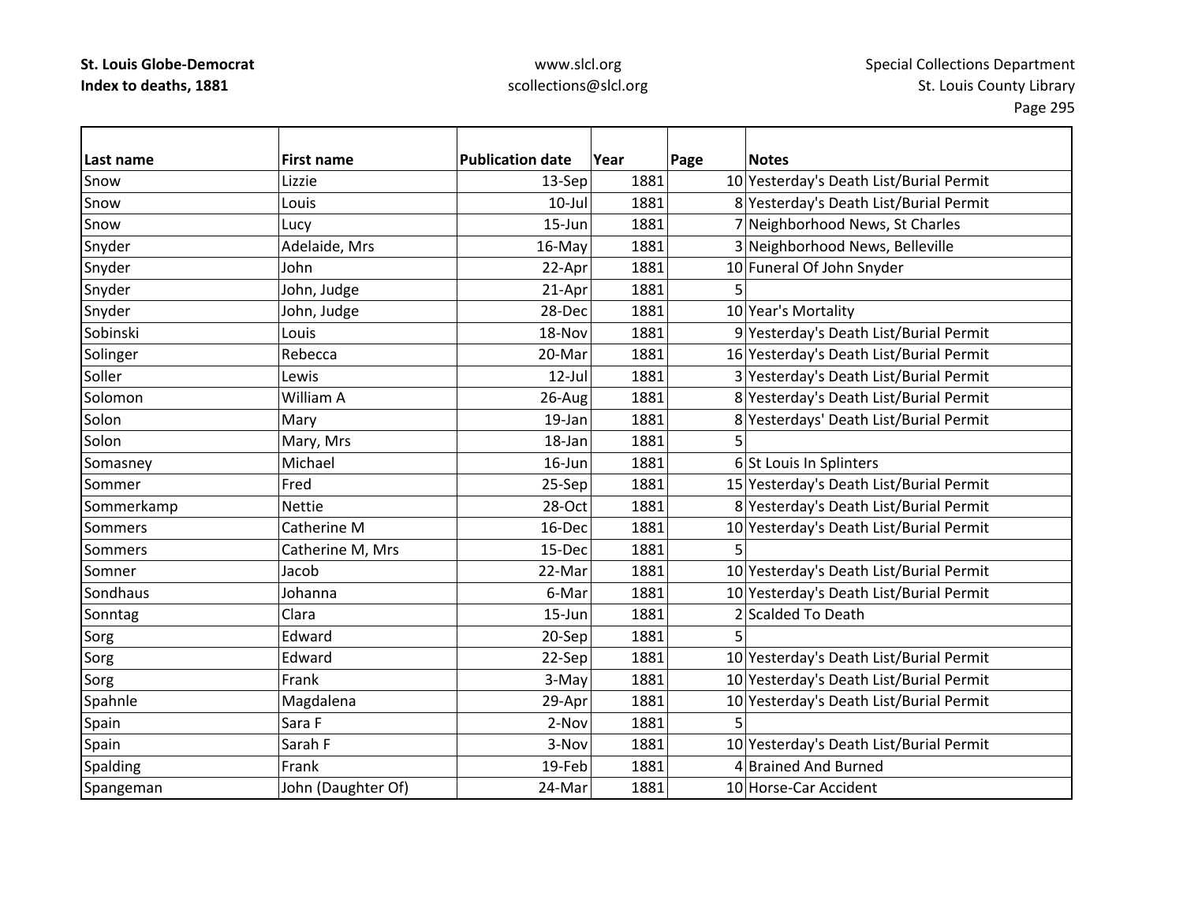| Last name | First name | Publication date | Year | Page | Notes |
|---|---|---|---|---|---|
| Snow | Lizzie | 13-Sep | 1881 | 10 | Yesterday's Death List/Burial Permit |
| Snow | Louis | 10-Jul | 1881 | 8 | Yesterday's Death List/Burial Permit |
| Snow | Lucy | 15-Jun | 1881 | 7 | Neighborhood News, St Charles |
| Snyder | Adelaide, Mrs | 16-May | 1881 | 3 | Neighborhood News, Belleville |
| Snyder | John | 22-Apr | 1881 | 10 | Funeral Of John Snyder |
| Snyder | John, Judge | 21-Apr | 1881 | 5 | |
| Snyder | John, Judge | 28-Dec | 1881 | 10 | Year's Mortality |
| Sobinski | Louis | 18-Nov | 1881 | 9 | Yesterday's Death List/Burial Permit |
| Solinger | Rebecca | 20-Mar | 1881 | 16 | Yesterday's Death List/Burial Permit |
| Soller | Lewis | 12-Jul | 1881 | 3 | Yesterday's Death List/Burial Permit |
| Solomon | William A | 26-Aug | 1881 | 8 | Yesterday's Death List/Burial Permit |
| Solon | Mary | 19-Jan | 1881 | 8 | Yesterdays' Death List/Burial Permit |
| Solon | Mary, Mrs | 18-Jan | 1881 | 5 | |
| Somasney | Michael | 16-Jun | 1881 | 6 | St Louis In Splinters |
| Sommer | Fred | 25-Sep | 1881 | 15 | Yesterday's Death List/Burial Permit |
| Sommerkamp | Nettie | 28-Oct | 1881 | 8 | Yesterday's Death List/Burial Permit |
| Sommers | Catherine M | 16-Dec | 1881 | 10 | Yesterday's Death List/Burial Permit |
| Sommers | Catherine M, Mrs | 15-Dec | 1881 | 5 | |
| Somner | Jacob | 22-Mar | 1881 | 10 | Yesterday's Death List/Burial Permit |
| Sondhaus | Johanna | 6-Mar | 1881 | 10 | Yesterday's Death List/Burial Permit |
| Sonntag | Clara | 15-Jun | 1881 | 2 | Scalded To Death |
| Sorg | Edward | 20-Sep | 1881 | 5 | |
| Sorg | Edward | 22-Sep | 1881 | 10 | Yesterday's Death List/Burial Permit |
| Sorg | Frank | 3-May | 1881 | 10 | Yesterday's Death List/Burial Permit |
| Spahnle | Magdalena | 29-Apr | 1881 | 10 | Yesterday's Death List/Burial Permit |
| Spain | Sara F | 2-Nov | 1881 | 5 | |
| Spain | Sarah F | 3-Nov | 1881 | 10 | Yesterday's Death List/Burial Permit |
| Spalding | Frank | 19-Feb | 1881 | 4 | Brained And Burned |
| Spangeman | John (Daughter Of) | 24-Mar | 1881 | 10 | Horse-Car Accident |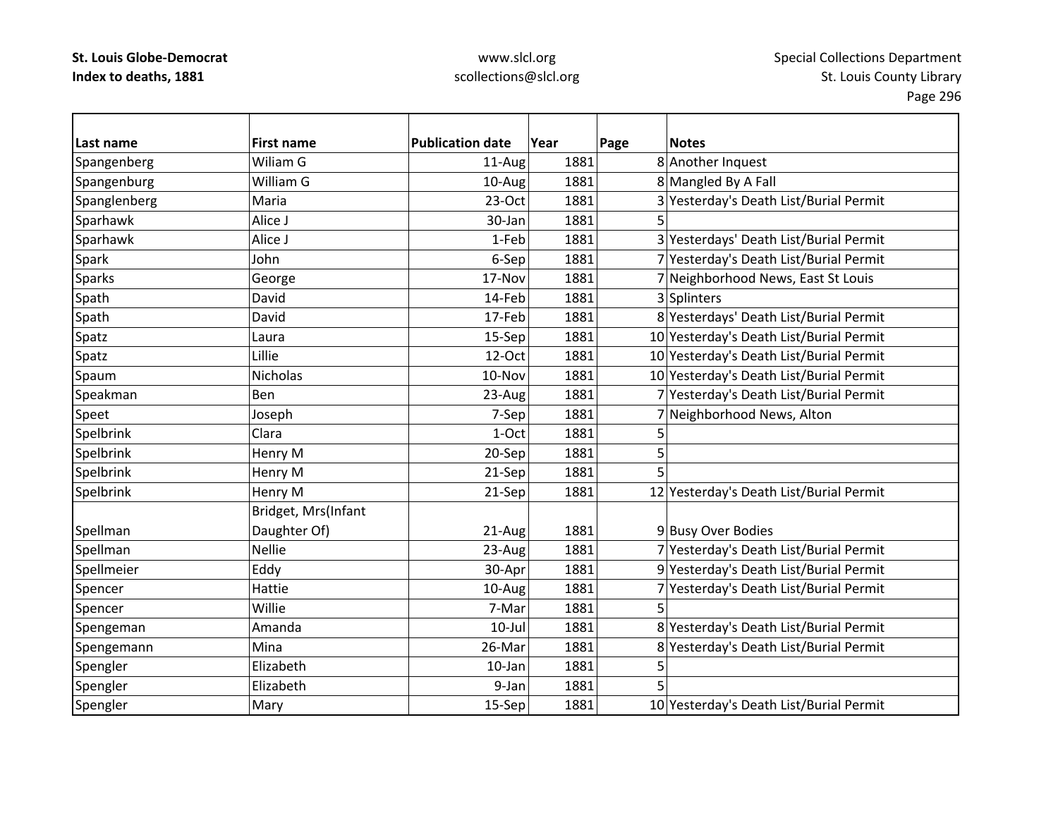**St. Louis Globe-Democrat**
**Index to deaths, 1881**

www.slcl.org
scollections@slcl.org

Special Collections Department
St. Louis County Library

| Last name | First name | Publication date | Year | Page | Notes |
|---|---|---|---|---|---|
| Spangenberg | Wiliam G | 11-Aug | 1881 | 8 | Another Inquest |
| Spangenburg | William G | 10-Aug | 1881 | 8 | Mangled By A Fall |
| Spanglenberg | Maria | 23-Oct | 1881 | 3 | Yesterday's Death List/Burial Permit |
| Sparhawk | Alice J | 30-Jan | 1881 | 5 | |
| Sparhawk | Alice J | 1-Feb | 1881 | 3 | Yesterdays' Death List/Burial Permit |
| Spark | John | 6-Sep | 1881 | 7 | Yesterday's Death List/Burial Permit |
| Sparks | George | 17-Nov | 1881 | 7 | Neighborhood News, East St Louis |
| Spath | David | 14-Feb | 1881 | 3 | Splinters |
| Spath | David | 17-Feb | 1881 | 8 | Yesterdays' Death List/Burial Permit |
| Spatz | Laura | 15-Sep | 1881 | 10 | Yesterday's Death List/Burial Permit |
| Spatz | Lillie | 12-Oct | 1881 | 10 | Yesterday's Death List/Burial Permit |
| Spaum | Nicholas | 10-Nov | 1881 | 10 | Yesterday's Death List/Burial Permit |
| Speakman | Ben | 23-Aug | 1881 | 7 | Yesterday's Death List/Burial Permit |
| Speet | Joseph | 7-Sep | 1881 | 7 | Neighborhood News, Alton |
| Spelbrink | Clara | 1-Oct | 1881 | 5 | |
| Spelbrink | Henry M | 20-Sep | 1881 | 5 | |
| Spelbrink | Henry M | 21-Sep | 1881 | 5 | |
| Spelbrink | Henry M | 21-Sep | 1881 | 12 | Yesterday's Death List/Burial Permit |
| Spellman | Bridget, Mrs(Infant Daughter Of) | 21-Aug | 1881 | 9 | Busy Over Bodies |
| Spellman | Nellie | 23-Aug | 1881 | 7 | Yesterday's Death List/Burial Permit |
| Spellmeier | Eddy | 30-Apr | 1881 | 9 | Yesterday's Death List/Burial Permit |
| Spencer | Hattie | 10-Aug | 1881 | 7 | Yesterday's Death List/Burial Permit |
| Spencer | Willie | 7-Mar | 1881 | 5 | |
| Spengeman | Amanda | 10-Jul | 1881 | 8 | Yesterday's Death List/Burial Permit |
| Spengemann | Mina | 26-Mar | 1881 | 8 | Yesterday's Death List/Burial Permit |
| Spengler | Elizabeth | 10-Jan | 1881 | 5 | |
| Spengler | Elizabeth | 9-Jan | 1881 | 5 | |
| Spengler | Mary | 15-Sep | 1881 | 10 | Yesterday's Death List/Burial Permit |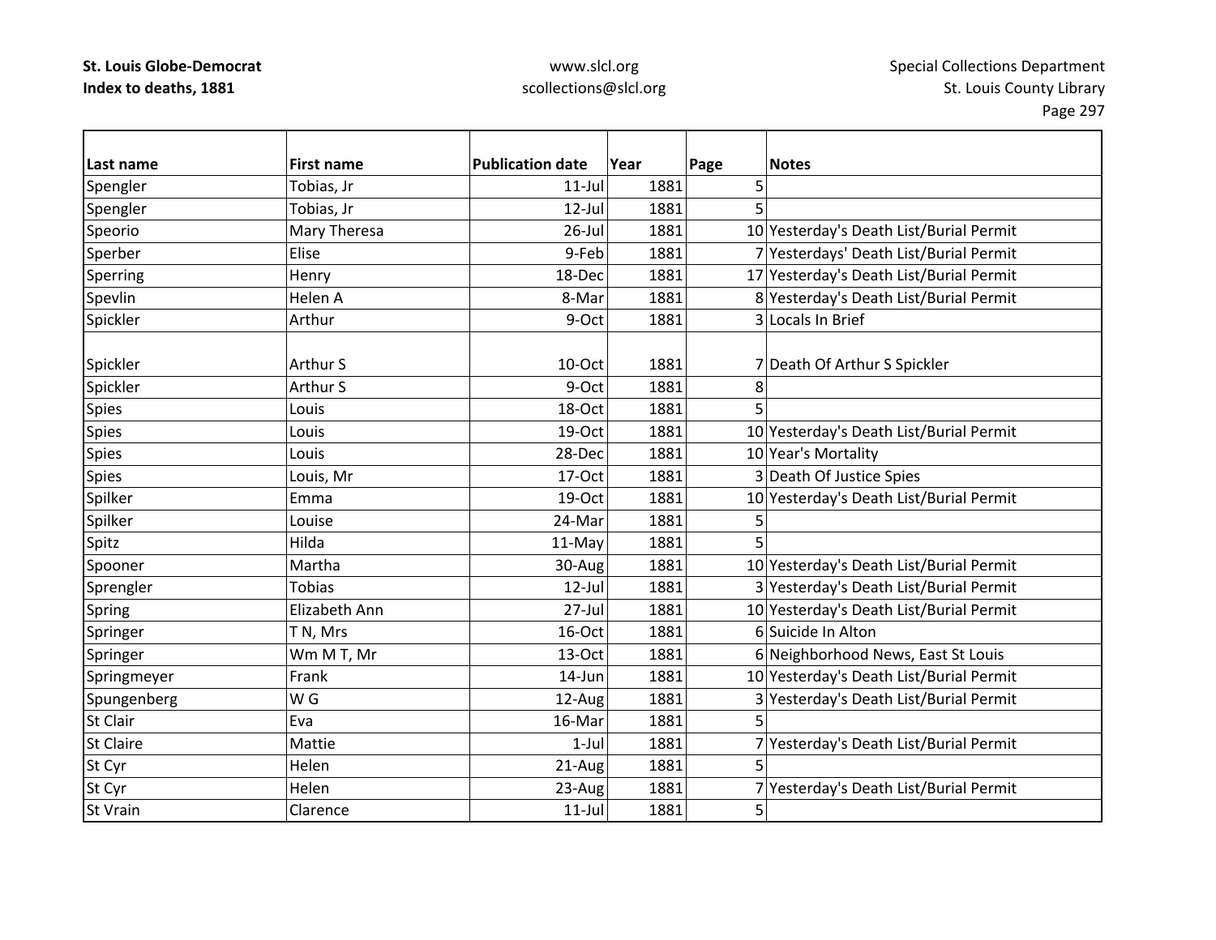| Last name | First name | Publication date | Year | Page | Notes |
|---|---|---|---|---|---|
| Spengler | Tobias, Jr | 11-Jul | 1881 | 5 | |
| Spengler | Tobias, Jr | 12-Jul | 1881 | 5 | |
| Speorio | Mary Theresa | 26-Jul | 1881 | 10 | Yesterday's Death List/Burial Permit |
| Sperber | Elise | 9-Feb | 1881 | 7 | Yesterdays' Death List/Burial Permit |
| Sperring | Henry | 18-Dec | 1881 | 17 | Yesterday's Death List/Burial Permit |
| Spevlin | Helen A | 8-Mar | 1881 | 8 | Yesterday's Death List/Burial Permit |
| Spickler | Arthur | 9-Oct | 1881 | 3 | Locals In Brief |
| Spickler | Arthur S | 10-Oct | 1881 | 7 | Death Of Arthur S Spickler |
| Spickler | Arthur S | 9-Oct | 1881 | 8 | |
| Spies | Louis | 18-Oct | 1881 | 5 | |
| Spies | Louis | 19-Oct | 1881 | 10 | Yesterday's Death List/Burial Permit |
| Spies | Louis | 28-Dec | 1881 | 10 | Year's Mortality |
| Spies | Louis, Mr | 17-Oct | 1881 | 3 | Death Of Justice Spies |
| Spilker | Emma | 19-Oct | 1881 | 10 | Yesterday's Death List/Burial Permit |
| Spilker | Louise | 24-Mar | 1881 | 5 | |
| Spitz | Hilda | 11-May | 1881 | 5 | |
| Spooner | Martha | 30-Aug | 1881 | 10 | Yesterday's Death List/Burial Permit |
| Sprengler | Tobias | 12-Jul | 1881 | 3 | Yesterday's Death List/Burial Permit |
| Spring | Elizabeth Ann | 27-Jul | 1881 | 10 | Yesterday's Death List/Burial Permit |
| Springer | T N, Mrs | 16-Oct | 1881 | 6 | Suicide In Alton |
| Springer | Wm M T, Mr | 13-Oct | 1881 | 6 | Neighborhood News, East St Louis |
| Springmeyer | Frank | 14-Jun | 1881 | 10 | Yesterday's Death List/Burial Permit |
| Spungenberg | W G | 12-Aug | 1881 | 3 | Yesterday's Death List/Burial Permit |
| St Clair | Eva | 16-Mar | 1881 | 5 | |
| St Claire | Mattie | 1-Jul | 1881 | 7 | Yesterday's Death List/Burial Permit |
| St Cyr | Helen | 21-Aug | 1881 | 5 | |
| St Cyr | Helen | 23-Aug | 1881 | 7 | Yesterday's Death List/Burial Permit |
| St Vrain | Clarence | 11-Jul | 1881 | 5 | |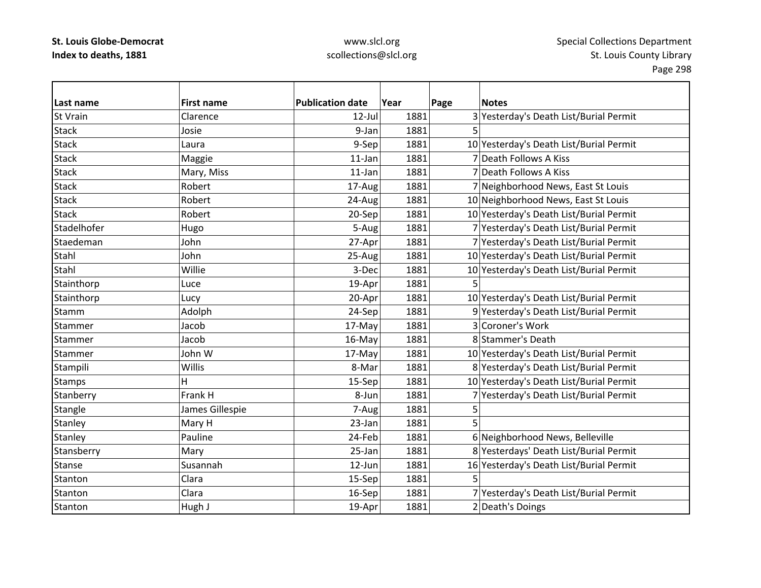| Last name | First name | Publication date | Year | Page | Notes |
|---|---|---|---|---|---|
| St Vrain | Clarence | 12-Jul | 1881 | 3 | Yesterday's Death List/Burial Permit |
| Stack | Josie | 9-Jan | 1881 | 5 | |
| Stack | Laura | 9-Sep | 1881 | 10 | Yesterday's Death List/Burial Permit |
| Stack | Maggie | 11-Jan | 1881 | 7 | Death Follows A Kiss |
| Stack | Mary, Miss | 11-Jan | 1881 | 7 | Death Follows A Kiss |
| Stack | Robert | 17-Aug | 1881 | 7 | Neighborhood News, East St Louis |
| Stack | Robert | 24-Aug | 1881 | 10 | Neighborhood News, East St Louis |
| Stack | Robert | 20-Sep | 1881 | 10 | Yesterday's Death List/Burial Permit |
| Stadelhofer | Hugo | 5-Aug | 1881 | 7 | Yesterday's Death List/Burial Permit |
| Staedeman | John | 27-Apr | 1881 | 7 | Yesterday's Death List/Burial Permit |
| Stahl | John | 25-Aug | 1881 | 10 | Yesterday's Death List/Burial Permit |
| Stahl | Willie | 3-Dec | 1881 | 10 | Yesterday's Death List/Burial Permit |
| Stainthorp | Luce | 19-Apr | 1881 | 5 | |
| Stainthorp | Lucy | 20-Apr | 1881 | 10 | Yesterday's Death List/Burial Permit |
| Stamm | Adolph | 24-Sep | 1881 | 9 | Yesterday's Death List/Burial Permit |
| Stammer | Jacob | 17-May | 1881 | 3 | Coroner's Work |
| Stammer | Jacob | 16-May | 1881 | 8 | Stammer's Death |
| Stammer | John W | 17-May | 1881 | 10 | Yesterday's Death List/Burial Permit |
| Stampili | Willis | 8-Mar | 1881 | 8 | Yesterday's Death List/Burial Permit |
| Stamps | H | 15-Sep | 1881 | 10 | Yesterday's Death List/Burial Permit |
| Stanberry | Frank H | 8-Jun | 1881 | 7 | Yesterday's Death List/Burial Permit |
| Stangle | James Gillespie | 7-Aug | 1881 | 5 | |
| Stanley | Mary H | 23-Jan | 1881 | 5 | |
| Stanley | Pauline | 24-Feb | 1881 | 6 | Neighborhood News, Belleville |
| Stansberry | Mary | 25-Jan | 1881 | 8 | Yesterdays' Death List/Burial Permit |
| Stanse | Susannah | 12-Jun | 1881 | 16 | Yesterday's Death List/Burial Permit |
| Stanton | Clara | 15-Sep | 1881 | 5 | |
| Stanton | Clara | 16-Sep | 1881 | 7 | Yesterday's Death List/Burial Permit |
| Stanton | Hugh J | 19-Apr | 1881 | 2 | Death's Doings |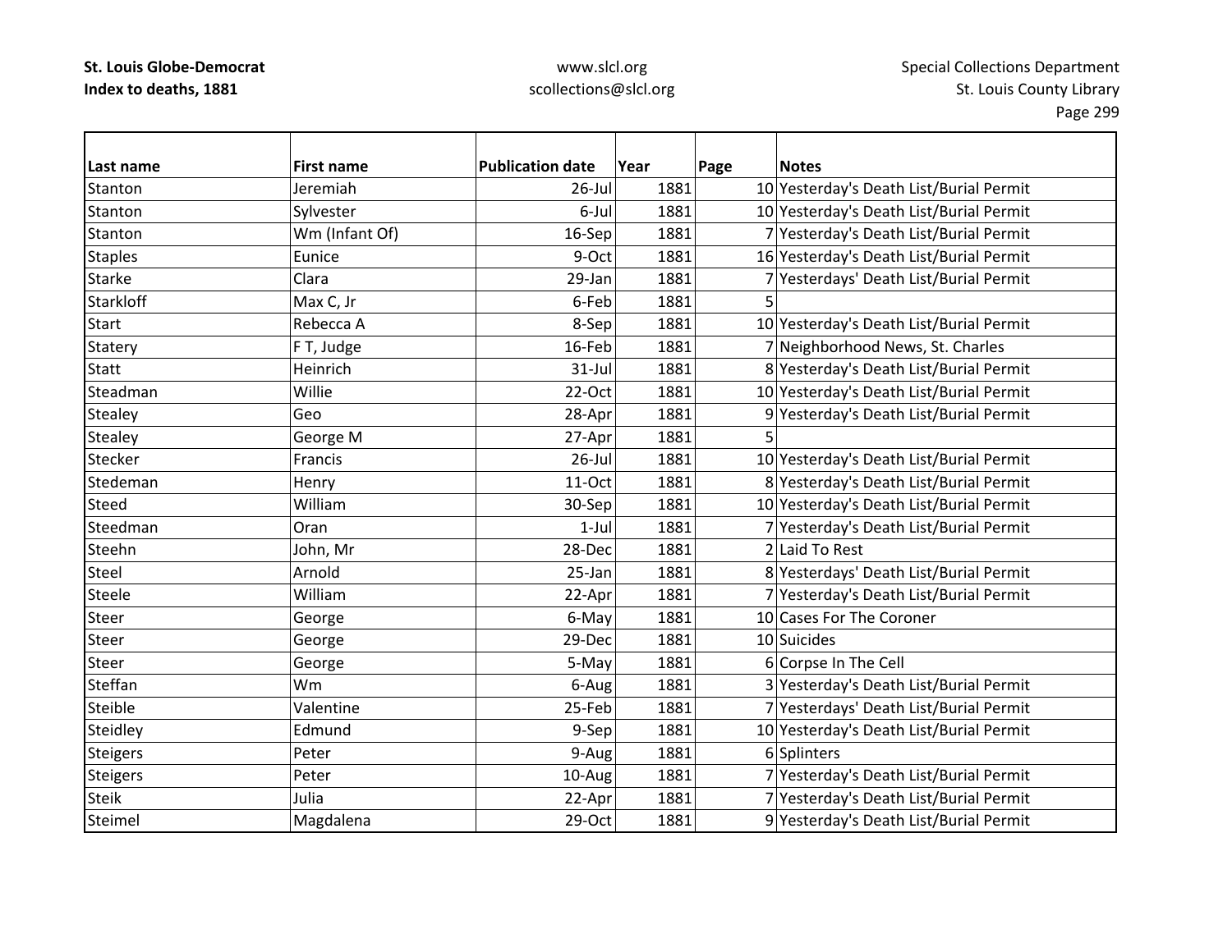| Last name | First name | Publication date | Year | Page | Notes |
|---|---|---|---|---|---|
| Stanton | Jeremiah | 26-Jul | 1881 | 10 | Yesterday's Death List/Burial Permit |
| Stanton | Sylvester | 6-Jul | 1881 | 10 | Yesterday's Death List/Burial Permit |
| Stanton | Wm (Infant Of) | 16-Sep | 1881 | 7 | Yesterday's Death List/Burial Permit |
| Staples | Eunice | 9-Oct | 1881 | 16 | Yesterday's Death List/Burial Permit |
| Starke | Clara | 29-Jan | 1881 | 7 | Yesterdays' Death List/Burial Permit |
| Starkloff | Max C, Jr | 6-Feb | 1881 | 5 | |
| Start | Rebecca A | 8-Sep | 1881 | 10 | Yesterday's Death List/Burial Permit |
| Statery | F T, Judge | 16-Feb | 1881 | 7 | Neighborhood News, St. Charles |
| Statt | Heinrich | 31-Jul | 1881 | 8 | Yesterday's Death List/Burial Permit |
| Steadman | Willie | 22-Oct | 1881 | 10 | Yesterday's Death List/Burial Permit |
| Stealey | Geo | 28-Apr | 1881 | 9 | Yesterday's Death List/Burial Permit |
| Stealey | George M | 27-Apr | 1881 | 5 | |
| Stecker | Francis | 26-Jul | 1881 | 10 | Yesterday's Death List/Burial Permit |
| Stedeman | Henry | 11-Oct | 1881 | 8 | Yesterday's Death List/Burial Permit |
| Steed | William | 30-Sep | 1881 | 10 | Yesterday's Death List/Burial Permit |
| Steedman | Oran | 1-Jul | 1881 | 7 | Yesterday's Death List/Burial Permit |
| Steehn | John, Mr | 28-Dec | 1881 | 2 | Laid To Rest |
| Steel | Arnold | 25-Jan | 1881 | 8 | Yesterdays' Death List/Burial Permit |
| Steele | William | 22-Apr | 1881 | 7 | Yesterday's Death List/Burial Permit |
| Steer | George | 6-May | 1881 | 10 | Cases For The Coroner |
| Steer | George | 29-Dec | 1881 | 10 | Suicides |
| Steer | George | 5-May | 1881 | 6 | Corpse In The Cell |
| Steffan | Wm | 6-Aug | 1881 | 3 | Yesterday's Death List/Burial Permit |
| Steible | Valentine | 25-Feb | 1881 | 7 | Yesterdays' Death List/Burial Permit |
| Steidley | Edmund | 9-Sep | 1881 | 10 | Yesterday's Death List/Burial Permit |
| Steigers | Peter | 9-Aug | 1881 | 6 | Splinters |
| Steigers | Peter | 10-Aug | 1881 | 7 | Yesterday's Death List/Burial Permit |
| Steik | Julia | 22-Apr | 1881 | 7 | Yesterday's Death List/Burial Permit |
| Steimel | Magdalena | 29-Oct | 1881 | 9 | Yesterday's Death List/Burial Permit |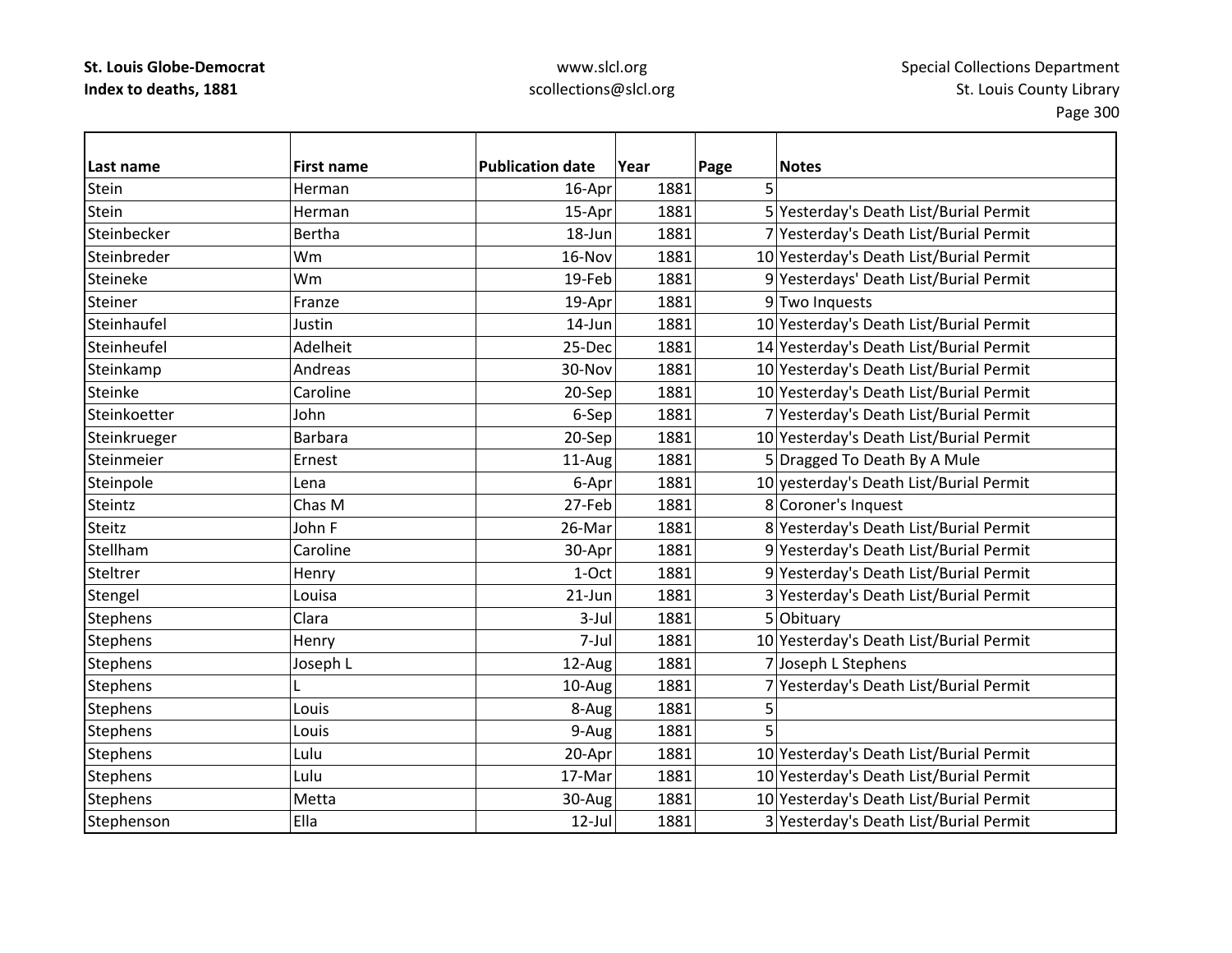**St. Louis Globe-Democrat**
**Index to deaths, 1881**

www.slcl.org
scollections@slcl.org

Special Collections Department
St. Louis County Library

| Last name | First name | Publication date | Year | Page | Notes |
|---|---|---|---|---|---|
| Stein | Herman | 16-Apr | 1881 | 5 | |
| Stein | Herman | 15-Apr | 1881 | 5 | Yesterday's Death List/Burial Permit |
| Steinbecker | Bertha | 18-Jun | 1881 | 7 | Yesterday's Death List/Burial Permit |
| Steinbreder | Wm | 16-Nov | 1881 | 10 | Yesterday's Death List/Burial Permit |
| Steineke | Wm | 19-Feb | 1881 | 9 | Yesterdays' Death List/Burial Permit |
| Steiner | Franze | 19-Apr | 1881 | 9 | Two Inquests |
| Steinhaufel | Justin | 14-Jun | 1881 | 10 | Yesterday's Death List/Burial Permit |
| Steinheufel | Adelheit | 25-Dec | 1881 | 14 | Yesterday's Death List/Burial Permit |
| Steinkamp | Andreas | 30-Nov | 1881 | 10 | Yesterday's Death List/Burial Permit |
| Steinke | Caroline | 20-Sep | 1881 | 10 | Yesterday's Death List/Burial Permit |
| Steinkoetter | John | 6-Sep | 1881 | 7 | Yesterday's Death List/Burial Permit |
| Steinkrueger | Barbara | 20-Sep | 1881 | 10 | Yesterday's Death List/Burial Permit |
| Steinmeier | Ernest | 11-Aug | 1881 | 5 | Dragged To Death By A Mule |
| Steinpole | Lena | 6-Apr | 1881 | 10 | yesterday's Death List/Burial Permit |
| Steintz | Chas M | 27-Feb | 1881 | 8 | Coroner's Inquest |
| Steitz | John F | 26-Mar | 1881 | 8 | Yesterday's Death List/Burial Permit |
| Stellham | Caroline | 30-Apr | 1881 | 9 | Yesterday's Death List/Burial Permit |
| Steltrer | Henry | 1-Oct | 1881 | 9 | Yesterday's Death List/Burial Permit |
| Stengel | Louisa | 21-Jun | 1881 | 3 | Yesterday's Death List/Burial Permit |
| Stephens | Clara | 3-Jul | 1881 | 5 | Obituary |
| Stephens | Henry | 7-Jul | 1881 | 10 | Yesterday's Death List/Burial Permit |
| Stephens | Joseph L | 12-Aug | 1881 | 7 | Joseph L Stephens |
| Stephens | L | 10-Aug | 1881 | 7 | Yesterday's Death List/Burial Permit |
| Stephens | Louis | 8-Aug | 1881 | 5 | |
| Stephens | Louis | 9-Aug | 1881 | 5 | |
| Stephens | Lulu | 20-Apr | 1881 | 10 | Yesterday's Death List/Burial Permit |
| Stephens | Lulu | 17-Mar | 1881 | 10 | Yesterday's Death List/Burial Permit |
| Stephens | Metta | 30-Aug | 1881 | 10 | Yesterday's Death List/Burial Permit |
| Stephenson | Ella | 12-Jul | 1881 | 3 | Yesterday's Death List/Burial Permit |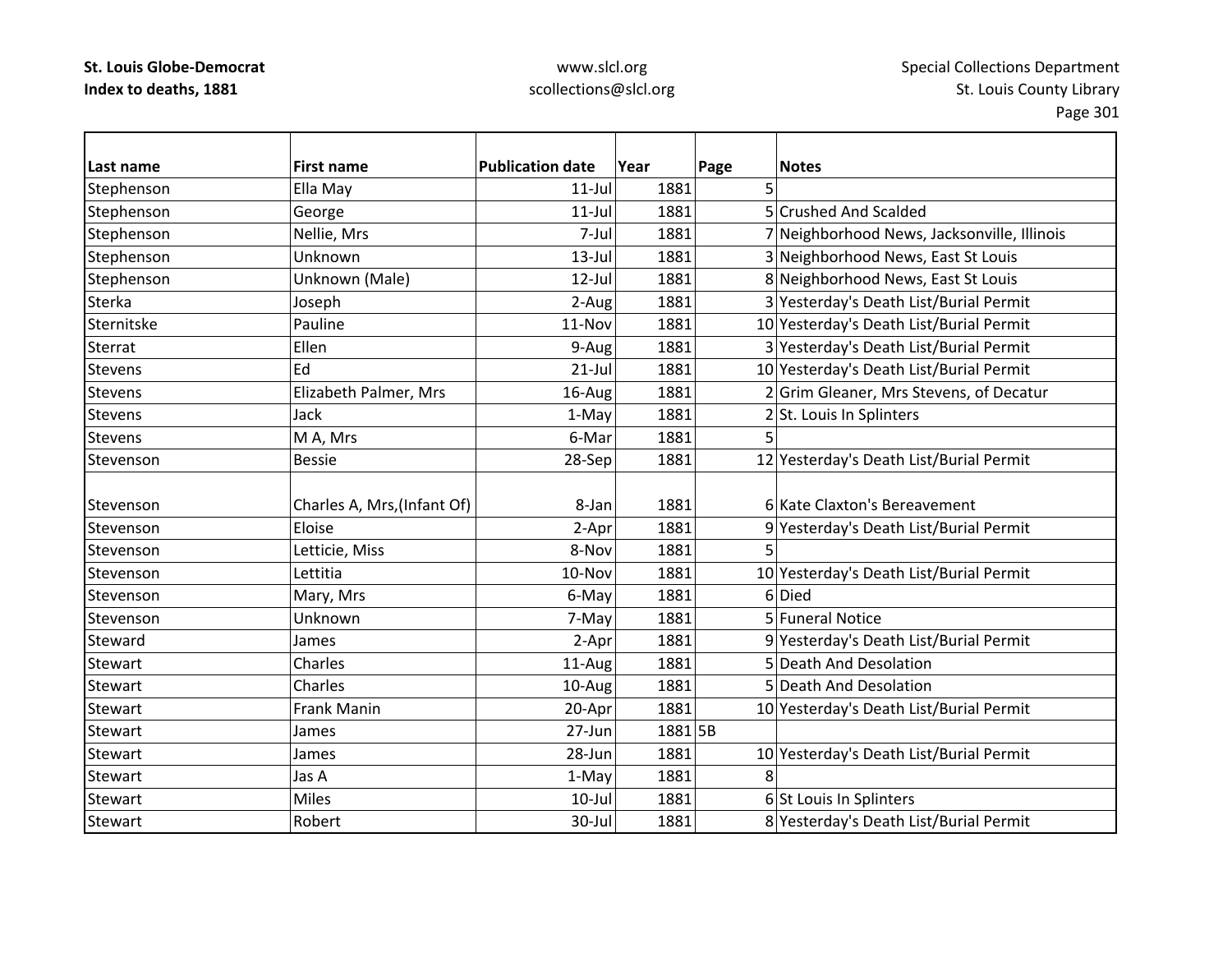| Last name | First name | Publication date | Year | Page | Notes |
|---|---|---|---|---|---|
| Stephenson | Ella May | 11-Jul | 1881 | 5 | |
| Stephenson | George | 11-Jul | 1881 | 5 | Crushed And Scalded |
| Stephenson | Nellie, Mrs | 7-Jul | 1881 | 7 | Neighborhood News, Jacksonville, Illinois |
| Stephenson | Unknown | 13-Jul | 1881 | 3 | Neighborhood News, East St Louis |
| Stephenson | Unknown (Male) | 12-Jul | 1881 | 8 | Neighborhood News, East St Louis |
| Sterka | Joseph | 2-Aug | 1881 | 3 | Yesterday's Death List/Burial Permit |
| Sternitske | Pauline | 11-Nov | 1881 | 10 | Yesterday's Death List/Burial Permit |
| Sterrat | Ellen | 9-Aug | 1881 | 3 | Yesterday's Death List/Burial Permit |
| Stevens | Ed | 21-Jul | 1881 | 10 | Yesterday's Death List/Burial Permit |
| Stevens | Elizabeth Palmer, Mrs | 16-Aug | 1881 | 2 | Grim Gleaner, Mrs Stevens, of Decatur |
| Stevens | Jack | 1-May | 1881 | 2 | St. Louis In Splinters |
| Stevens | M A, Mrs | 6-Mar | 1881 | 5 | |
| Stevenson | Bessie | 28-Sep | 1881 | 12 | Yesterday's Death List/Burial Permit |
| Stevenson | Charles A, Mrs,(Infant Of) | 8-Jan | 1881 | 6 | Kate Claxton's Bereavement |
| Stevenson | Eloise | 2-Apr | 1881 | 9 | Yesterday's Death List/Burial Permit |
| Stevenson | Letticie, Miss | 8-Nov | 1881 | 5 | |
| Stevenson | Lettitia | 10-Nov | 1881 | 10 | Yesterday's Death List/Burial Permit |
| Stevenson | Mary, Mrs | 6-May | 1881 | 6 | Died |
| Stevenson | Unknown | 7-May | 1881 | 5 | Funeral Notice |
| Steward | James | 2-Apr | 1881 | 9 | Yesterday's Death List/Burial Permit |
| Stewart | Charles | 11-Aug | 1881 | 5 | Death And Desolation |
| Stewart | Charles | 10-Aug | 1881 | 5 | Death And Desolation |
| Stewart | Frank Manin | 20-Apr | 1881 | 10 | Yesterday's Death List/Burial Permit |
| Stewart | James | 27-Jun | 1881 | 5B | |
| Stewart | James | 28-Jun | 1881 | 10 | Yesterday's Death List/Burial Permit |
| Stewart | Jas A | 1-May | 1881 | 8 | |
| Stewart | Miles | 10-Jul | 1881 | 6 | St Louis In Splinters |
| Stewart | Robert | 30-Jul | 1881 | 8 | Yesterday's Death List/Burial Permit |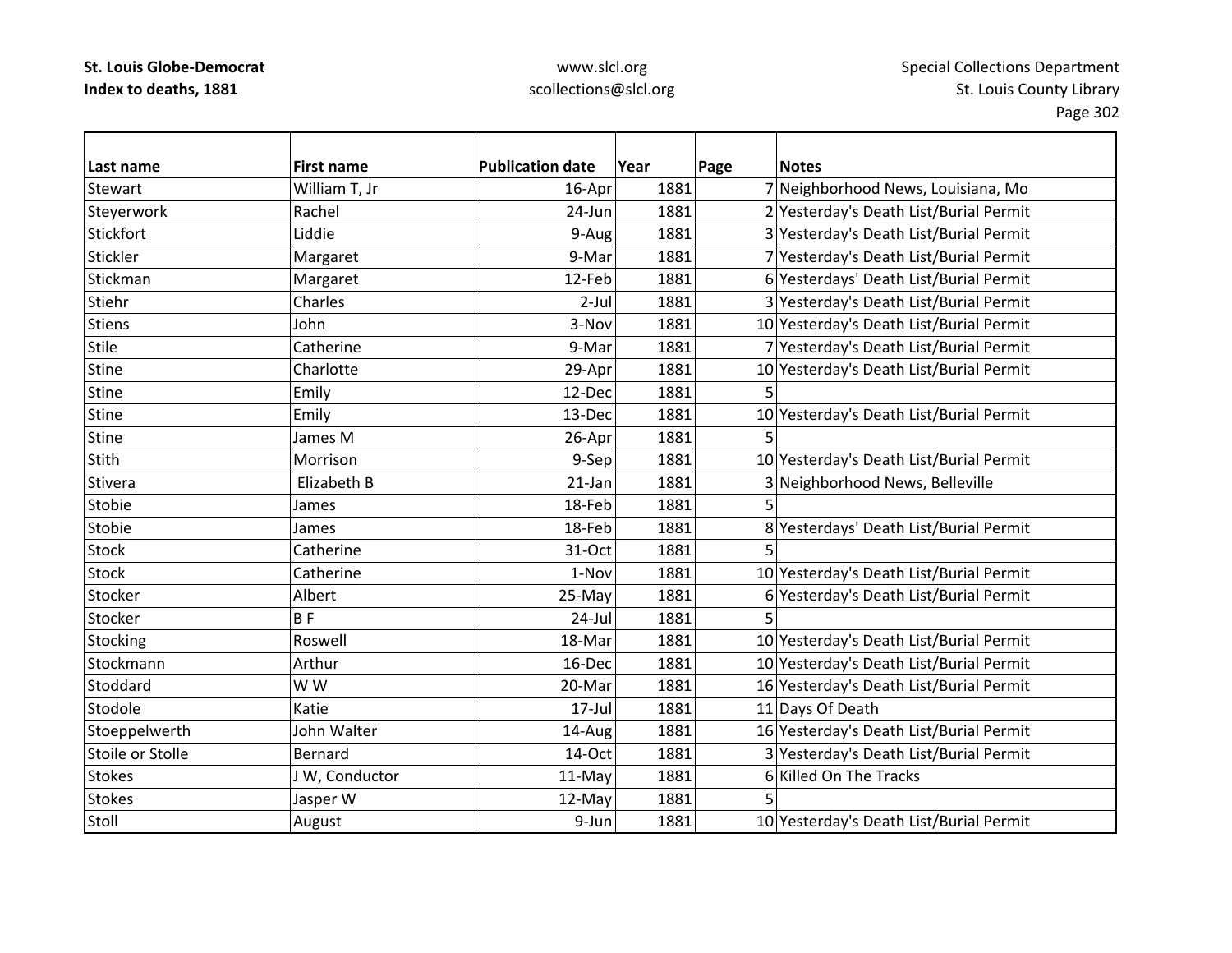| Last name | First name | Publication date | Year | Page | Notes |
|---|---|---|---|---|---|
| Stewart | William T, Jr | 16-Apr | 1881 | 7 | Neighborhood News, Louisiana, Mo |
| Steyerwork | Rachel | 24-Jun | 1881 | 2 | Yesterday's Death List/Burial Permit |
| Stickfort | Liddie | 9-Aug | 1881 | 3 | Yesterday's Death List/Burial Permit |
| Stickler | Margaret | 9-Mar | 1881 | 7 | Yesterday's Death List/Burial Permit |
| Stickman | Margaret | 12-Feb | 1881 | 6 | Yesterdays' Death List/Burial Permit |
| Stiehr | Charles | 2-Jul | 1881 | 3 | Yesterday's Death List/Burial Permit |
| Stiens | John | 3-Nov | 1881 | 10 | Yesterday's Death List/Burial Permit |
| Stile | Catherine | 9-Mar | 1881 | 7 | Yesterday's Death List/Burial Permit |
| Stine | Charlotte | 29-Apr | 1881 | 10 | Yesterday's Death List/Burial Permit |
| Stine | Emily | 12-Dec | 1881 | 5 | |
| Stine | Emily | 13-Dec | 1881 | 10 | Yesterday's Death List/Burial Permit |
| Stine | James M | 26-Apr | 1881 | 5 | |
| Stith | Morrison | 9-Sep | 1881 | 10 | Yesterday's Death List/Burial Permit |
| Stivera | Elizabeth B | 21-Jan | 1881 | 3 | Neighborhood News, Belleville |
| Stobie | James | 18-Feb | 1881 | 5 | |
| Stobie | James | 18-Feb | 1881 | 8 | Yesterdays' Death List/Burial Permit |
| Stock | Catherine | 31-Oct | 1881 | 5 | |
| Stock | Catherine | 1-Nov | 1881 | 10 | Yesterday's Death List/Burial Permit |
| Stocker | Albert | 25-May | 1881 | 6 | Yesterday's Death List/Burial Permit |
| Stocker | B F | 24-Jul | 1881 | 5 | |
| Stocking | Roswell | 18-Mar | 1881 | 10 | Yesterday's Death List/Burial Permit |
| Stockmann | Arthur | 16-Dec | 1881 | 10 | Yesterday's Death List/Burial Permit |
| Stoddard | W W | 20-Mar | 1881 | 16 | Yesterday's Death List/Burial Permit |
| Stodole | Katie | 17-Jul | 1881 | 11 | Days Of Death |
| Stoeppelwerth | John Walter | 14-Aug | 1881 | 16 | Yesterday's Death List/Burial Permit |
| Stoile or Stolle | Bernard | 14-Oct | 1881 | 3 | Yesterday's Death List/Burial Permit |
| Stokes | J W, Conductor | 11-May | 1881 | 6 | Killed On The Tracks |
| Stokes | Jasper W | 12-May | 1881 | 5 | |
| Stoll | August | 9-Jun | 1881 | 10 | Yesterday's Death List/Burial Permit |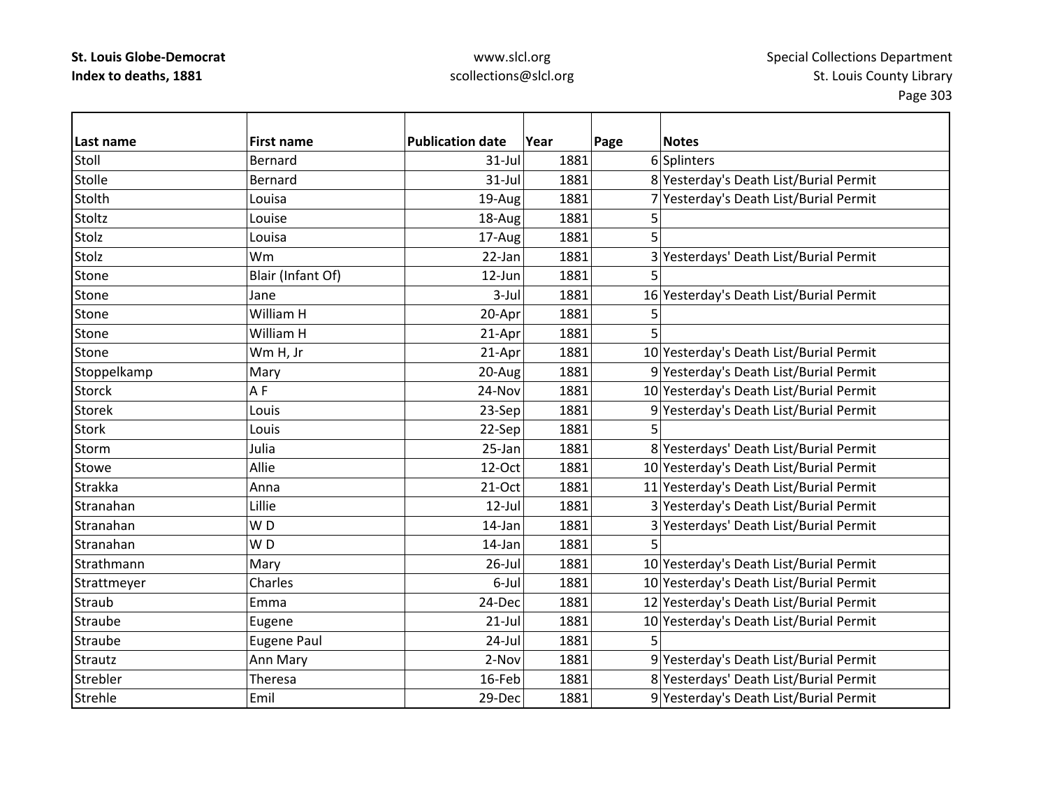| Last name | First name | Publication date | Year | Page | Notes |
|---|---|---|---|---|---|
| Stoll | Bernard | 31-Jul | 1881 | 6 | Splinters |
| Stolle | Bernard | 31-Jul | 1881 | 8 | Yesterday's Death List/Burial Permit |
| Stolth | Louisa | 19-Aug | 1881 | 7 | Yesterday's Death List/Burial Permit |
| Stoltz | Louise | 18-Aug | 1881 | 5 | |
| Stolz | Louisa | 17-Aug | 1881 | 5 | |
| Stolz | Wm | 22-Jan | 1881 | 3 | Yesterdays' Death List/Burial Permit |
| Stone | Blair (Infant Of) | 12-Jun | 1881 | 5 | |
| Stone | Jane | 3-Jul | 1881 | 16 | Yesterday's Death List/Burial Permit |
| Stone | William H | 20-Apr | 1881 | 5 | |
| Stone | William H | 21-Apr | 1881 | 5 | |
| Stone | Wm H, Jr | 21-Apr | 1881 | 10 | Yesterday's Death List/Burial Permit |
| Stoppelkamp | Mary | 20-Aug | 1881 | 9 | Yesterday's Death List/Burial Permit |
| Storck | A F | 24-Nov | 1881 | 10 | Yesterday's Death List/Burial Permit |
| Storek | Louis | 23-Sep | 1881 | 9 | Yesterday's Death List/Burial Permit |
| Stork | Louis | 22-Sep | 1881 | 5 | |
| Storm | Julia | 25-Jan | 1881 | 8 | Yesterdays' Death List/Burial Permit |
| Stowe | Allie | 12-Oct | 1881 | 10 | Yesterday's Death List/Burial Permit |
| Strakka | Anna | 21-Oct | 1881 | 11 | Yesterday's Death List/Burial Permit |
| Stranahan | Lillie | 12-Jul | 1881 | 3 | Yesterday's Death List/Burial Permit |
| Stranahan | W D | 14-Jan | 1881 | 3 | Yesterdays' Death List/Burial Permit |
| Stranahan | W D | 14-Jan | 1881 | 5 | |
| Strathmann | Mary | 26-Jul | 1881 | 10 | Yesterday's Death List/Burial Permit |
| Strattmeyer | Charles | 6-Jul | 1881 | 10 | Yesterday's Death List/Burial Permit |
| Straub | Emma | 24-Dec | 1881 | 12 | Yesterday's Death List/Burial Permit |
| Straube | Eugene | 21-Jul | 1881 | 10 | Yesterday's Death List/Burial Permit |
| Straube | Eugene Paul | 24-Jul | 1881 | 5 | |
| Strautz | Ann Mary | 2-Nov | 1881 | 9 | Yesterday's Death List/Burial Permit |
| Strebler | Theresa | 16-Feb | 1881 | 8 | Yesterdays' Death List/Burial Permit |
| Strehle | Emil | 29-Dec | 1881 | 9 | Yesterday's Death List/Burial Permit |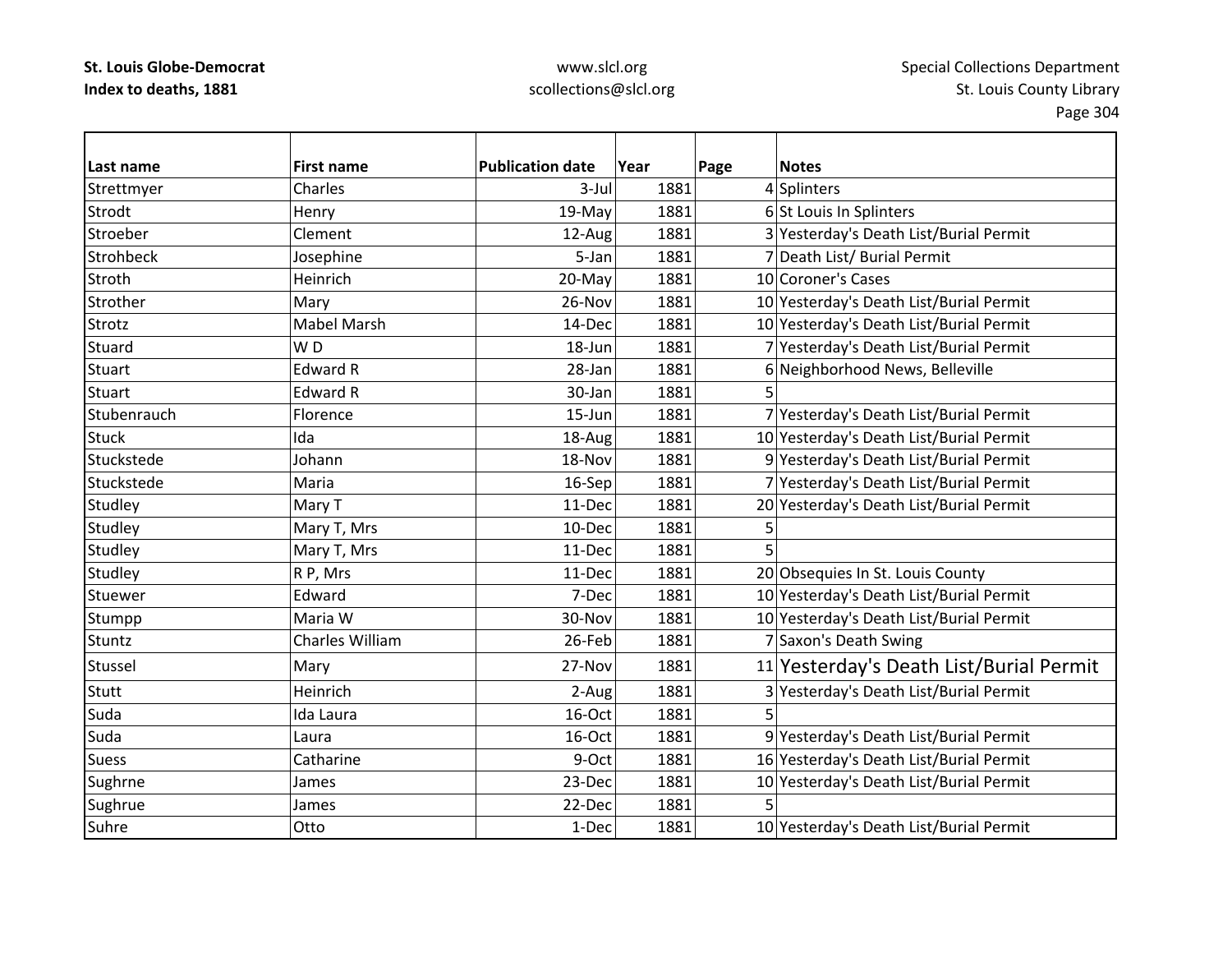| Last name | First name | Publication date | Year | Page | Notes |
|---|---|---|---|---|---|
| Strettmyer | Charles | 3-Jul | 1881 | 4 | Splinters |
| Strodt | Henry | 19-May | 1881 | 6 | St Louis In Splinters |
| Stroeber | Clement | 12-Aug | 1881 | 3 | Yesterday's Death List/Burial Permit |
| Strohbeck | Josephine | 5-Jan | 1881 | 7 | Death List/ Burial Permit |
| Stroth | Heinrich | 20-May | 1881 | 10 | Coroner's Cases |
| Strother | Mary | 26-Nov | 1881 | 10 | Yesterday's Death List/Burial Permit |
| Strotz | Mabel Marsh | 14-Dec | 1881 | 10 | Yesterday's Death List/Burial Permit |
| Stuard | W D | 18-Jun | 1881 | 7 | Yesterday's Death List/Burial Permit |
| Stuart | Edward R | 28-Jan | 1881 | 6 | Neighborhood News, Belleville |
| Stuart | Edward R | 30-Jan | 1881 | 5 | |
| Stubenrauch | Florence | 15-Jun | 1881 | 7 | Yesterday's Death List/Burial Permit |
| Stuck | Ida | 18-Aug | 1881 | 10 | Yesterday's Death List/Burial Permit |
| Stuckstede | Johann | 18-Nov | 1881 | 9 | Yesterday's Death List/Burial Permit |
| Stuckstede | Maria | 16-Sep | 1881 | 7 | Yesterday's Death List/Burial Permit |
| Studley | Mary T | 11-Dec | 1881 | 20 | Yesterday's Death List/Burial Permit |
| Studley | Mary T, Mrs | 10-Dec | 1881 | 5 | |
| Studley | Mary T, Mrs | 11-Dec | 1881 | 5 | |
| Studley | R P, Mrs | 11-Dec | 1881 | 20 | Obsequies In St. Louis County |
| Stuewer | Edward | 7-Dec | 1881 | 10 | Yesterday's Death List/Burial Permit |
| Stumpp | Maria W | 30-Nov | 1881 | 10 | Yesterday's Death List/Burial Permit |
| Stuntz | Charles William | 26-Feb | 1881 | 7 | Saxon's Death Swing |
| Stussel | Mary | 27-Nov | 1881 | 11 | Yesterday's Death List/Burial Permit |
| Stutt | Heinrich | 2-Aug | 1881 | 3 | Yesterday's Death List/Burial Permit |
| Suda | Ida Laura | 16-Oct | 1881 | 5 | |
| Suda | Laura | 16-Oct | 1881 | 9 | Yesterday's Death List/Burial Permit |
| Suess | Catharine | 9-Oct | 1881 | 16 | Yesterday's Death List/Burial Permit |
| Sughrne | James | 23-Dec | 1881 | 10 | Yesterday's Death List/Burial Permit |
| Sughrue | James | 22-Dec | 1881 | 5 | |
| Suhre | Otto | 1-Dec | 1881 | 10 | Yesterday's Death List/Burial Permit |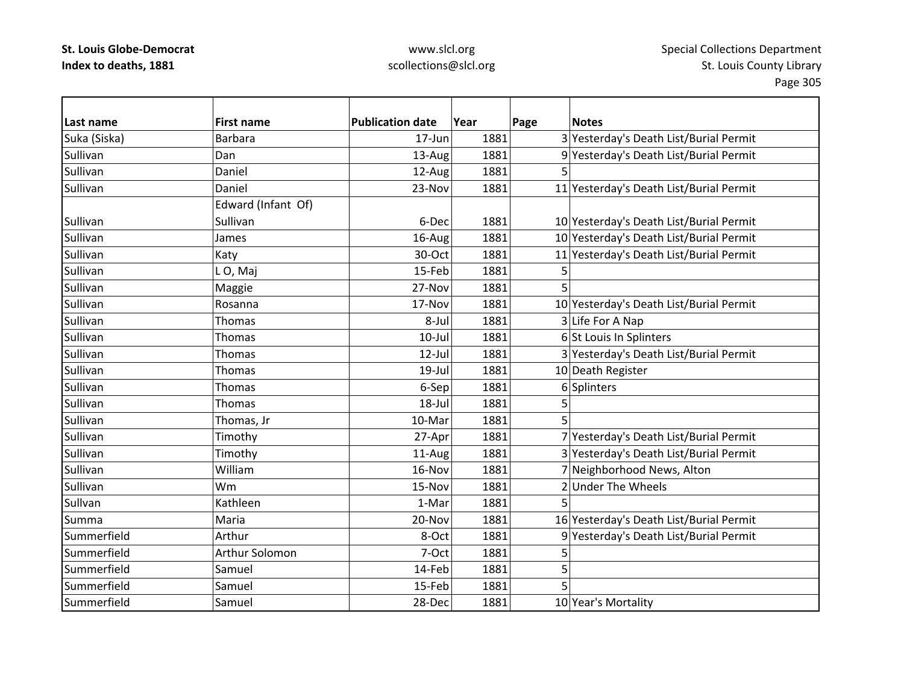| Last name | First name | Publication date | Year | Page | Notes |
|---|---|---|---|---|---|
| Suka (Siska) | Barbara | 17-Jun | 1881 | 3 | Yesterday's Death List/Burial Permit |
| Sullivan | Dan | 13-Aug | 1881 | 9 | Yesterday's Death List/Burial Permit |
| Sullivan | Daniel | 12-Aug | 1881 | 5 | |
| Sullivan | Daniel | 23-Nov | 1881 | 11 | Yesterday's Death List/Burial Permit |
| Sullivan | Edward (Infant Of) Sullivan | 6-Dec | 1881 | 10 | Yesterday's Death List/Burial Permit |
| Sullivan | James | 16-Aug | 1881 | 10 | Yesterday's Death List/Burial Permit |
| Sullivan | Katy | 30-Oct | 1881 | 11 | Yesterday's Death List/Burial Permit |
| Sullivan | L O, Maj | 15-Feb | 1881 | 5 | |
| Sullivan | Maggie | 27-Nov | 1881 | 5 | |
| Sullivan | Rosanna | 17-Nov | 1881 | 10 | Yesterday's Death List/Burial Permit |
| Sullivan | Thomas | 8-Jul | 1881 | 3 | Life For A Nap |
| Sullivan | Thomas | 10-Jul | 1881 | 6 | St Louis In Splinters |
| Sullivan | Thomas | 12-Jul | 1881 | 3 | Yesterday's Death List/Burial Permit |
| Sullivan | Thomas | 19-Jul | 1881 | 10 | Death Register |
| Sullivan | Thomas | 6-Sep | 1881 | 6 | Splinters |
| Sullivan | Thomas | 18-Jul | 1881 | 5 | |
| Sullivan | Thomas, Jr | 10-Mar | 1881 | 5 | |
| Sullivan | Timothy | 27-Apr | 1881 | 7 | Yesterday's Death List/Burial Permit |
| Sullivan | Timothy | 11-Aug | 1881 | 3 | Yesterday's Death List/Burial Permit |
| Sullivan | William | 16-Nov | 1881 | 7 | Neighborhood News, Alton |
| Sullivan | Wm | 15-Nov | 1881 | 2 | Under The Wheels |
| Sullvan | Kathleen | 1-Mar | 1881 | 5 | |
| Summa | Maria | 20-Nov | 1881 | 16 | Yesterday's Death List/Burial Permit |
| Summerfield | Arthur | 8-Oct | 1881 | 9 | Yesterday's Death List/Burial Permit |
| Summerfield | Arthur Solomon | 7-Oct | 1881 | 5 | |
| Summerfield | Samuel | 14-Feb | 1881 | 5 | |
| Summerfield | Samuel | 15-Feb | 1881 | 5 | |
| Summerfield | Samuel | 28-Dec | 1881 | 10 | Year's Mortality |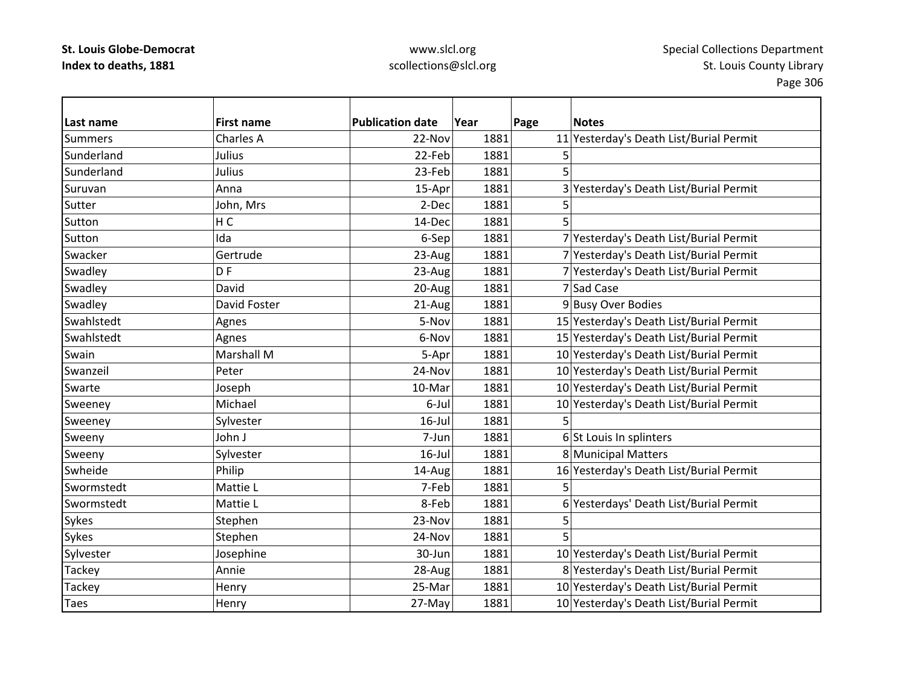| Last name | First name | Publication date | Year | Page | Notes |
|---|---|---|---|---|---|
| Summers | Charles A | 22-Nov | 1881 | 11 | Yesterday's Death List/Burial Permit |
| Sunderland | Julius | 22-Feb | 1881 | 5 | |
| Sunderland | Julius | 23-Feb | 1881 | 5 | |
| Suruvan | Anna | 15-Apr | 1881 | 3 | Yesterday's Death List/Burial Permit |
| Sutter | John, Mrs | 2-Dec | 1881 | 5 | |
| Sutton | H C | 14-Dec | 1881 | 5 | |
| Sutton | Ida | 6-Sep | 1881 | 7 | Yesterday's Death List/Burial Permit |
| Swacker | Gertrude | 23-Aug | 1881 | 7 | Yesterday's Death List/Burial Permit |
| Swadley | D F | 23-Aug | 1881 | 7 | Yesterday's Death List/Burial Permit |
| Swadley | David | 20-Aug | 1881 | 7 | Sad Case |
| Swadley | David Foster | 21-Aug | 1881 | 9 | Busy Over Bodies |
| Swahlstedt | Agnes | 5-Nov | 1881 | 15 | Yesterday's Death List/Burial Permit |
| Swahlstedt | Agnes | 6-Nov | 1881 | 15 | Yesterday's Death List/Burial Permit |
| Swain | Marshall M | 5-Apr | 1881 | 10 | Yesterday's Death List/Burial Permit |
| Swanzeil | Peter | 24-Nov | 1881 | 10 | Yesterday's Death List/Burial Permit |
| Swarte | Joseph | 10-Mar | 1881 | 10 | Yesterday's Death List/Burial Permit |
| Sweeney | Michael | 6-Jul | 1881 | 10 | Yesterday's Death List/Burial Permit |
| Sweeney | Sylvester | 16-Jul | 1881 | 5 | |
| Sweeny | John J | 7-Jun | 1881 | 6 | St Louis In splinters |
| Sweeny | Sylvester | 16-Jul | 1881 | 8 | Municipal Matters |
| Swheide | Philip | 14-Aug | 1881 | 16 | Yesterday's Death List/Burial Permit |
| Swormstedt | Mattie L | 7-Feb | 1881 | 5 | |
| Swormstedt | Mattie L | 8-Feb | 1881 | 6 | Yesterdays' Death List/Burial Permit |
| Sykes | Stephen | 23-Nov | 1881 | 5 | |
| Sykes | Stephen | 24-Nov | 1881 | 5 | |
| Sylvester | Josephine | 30-Jun | 1881 | 10 | Yesterday's Death List/Burial Permit |
| Tackey | Annie | 28-Aug | 1881 | 8 | Yesterday's Death List/Burial Permit |
| Tackey | Henry | 25-Mar | 1881 | 10 | Yesterday's Death List/Burial Permit |
| Taes | Henry | 27-May | 1881 | 10 | Yesterday's Death List/Burial Permit |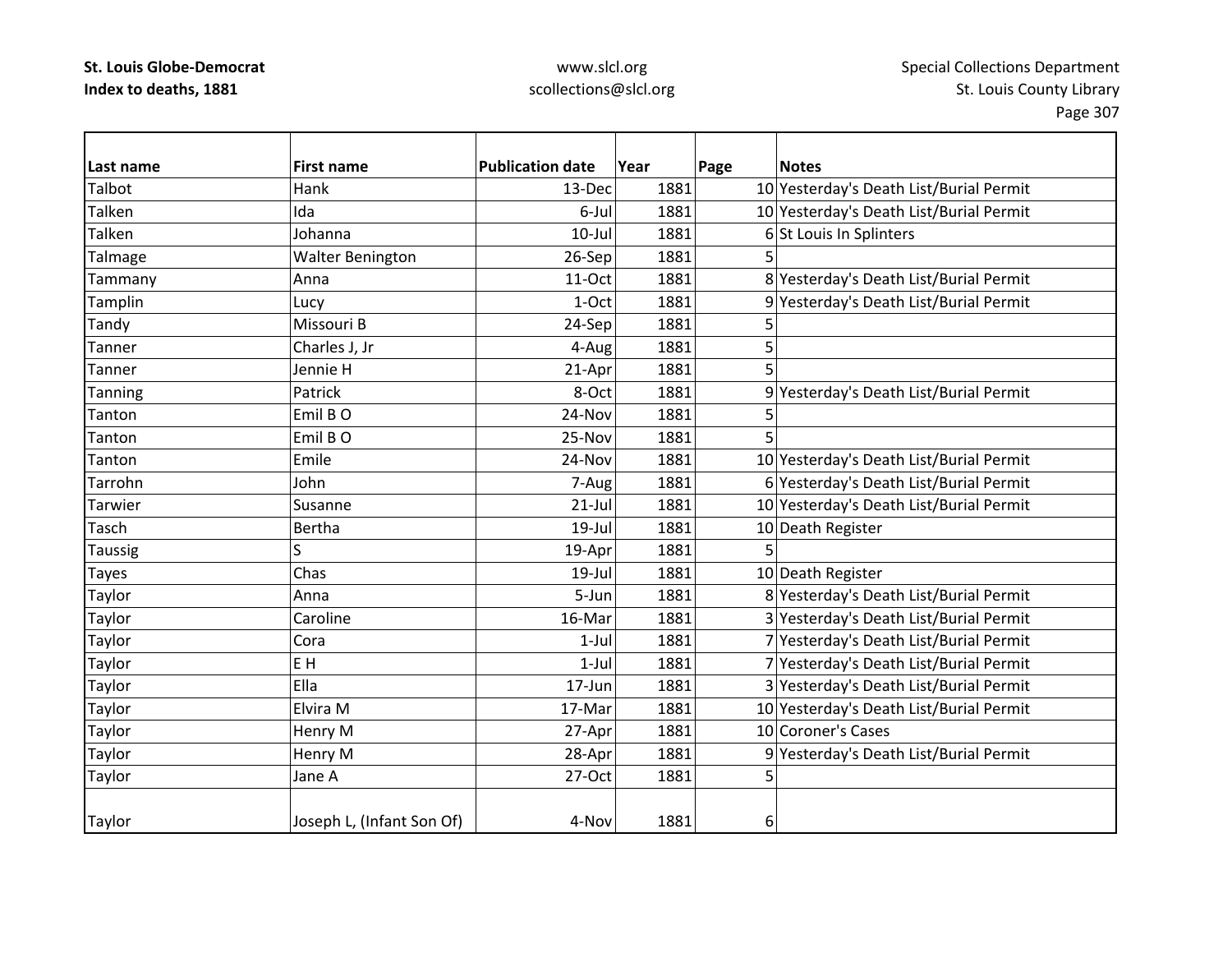| Last name | First name | Publication date | Year | Page | Notes |
|---|---|---|---|---|---|
| Talbot | Hank | 13-Dec | 1881 | 10 | Yesterday's Death List/Burial Permit |
| Talken | Ida | 6-Jul | 1881 | 10 | Yesterday's Death List/Burial Permit |
| Talken | Johanna | 10-Jul | 1881 | 6 | St Louis In Splinters |
| Talmage | Walter Benington | 26-Sep | 1881 | 5 | |
| Tammany | Anna | 11-Oct | 1881 | 8 | Yesterday's Death List/Burial Permit |
| Tamplin | Lucy | 1-Oct | 1881 | 9 | Yesterday's Death List/Burial Permit |
| Tandy | Missouri B | 24-Sep | 1881 | 5 | |
| Tanner | Charles J, Jr | 4-Aug | 1881 | 5 | |
| Tanner | Jennie H | 21-Apr | 1881 | 5 | |
| Tanning | Patrick | 8-Oct | 1881 | 9 | Yesterday's Death List/Burial Permit |
| Tanton | Emil B O | 24-Nov | 1881 | 5 | |
| Tanton | Emil B O | 25-Nov | 1881 | 5 | |
| Tanton | Emile | 24-Nov | 1881 | 10 | Yesterday's Death List/Burial Permit |
| Tarrohn | John | 7-Aug | 1881 | 6 | Yesterday's Death List/Burial Permit |
| Tarwier | Susanne | 21-Jul | 1881 | 10 | Yesterday's Death List/Burial Permit |
| Tasch | Bertha | 19-Jul | 1881 | 10 | Death Register |
| Taussig | S | 19-Apr | 1881 | 5 | |
| Tayes | Chas | 19-Jul | 1881 | 10 | Death Register |
| Taylor | Anna | 5-Jun | 1881 | 8 | Yesterday's Death List/Burial Permit |
| Taylor | Caroline | 16-Mar | 1881 | 3 | Yesterday's Death List/Burial Permit |
| Taylor | Cora | 1-Jul | 1881 | 7 | Yesterday's Death List/Burial Permit |
| Taylor | E H | 1-Jul | 1881 | 7 | Yesterday's Death List/Burial Permit |
| Taylor | Ella | 17-Jun | 1881 | 3 | Yesterday's Death List/Burial Permit |
| Taylor | Elvira M | 17-Mar | 1881 | 10 | Yesterday's Death List/Burial Permit |
| Taylor | Henry M | 27-Apr | 1881 | 10 | Coroner's Cases |
| Taylor | Henry M | 28-Apr | 1881 | 9 | Yesterday's Death List/Burial Permit |
| Taylor | Jane A | 27-Oct | 1881 | 5 | |
| Taylor | Joseph L, (Infant Son Of) | 4-Nov | 1881 | 6 | |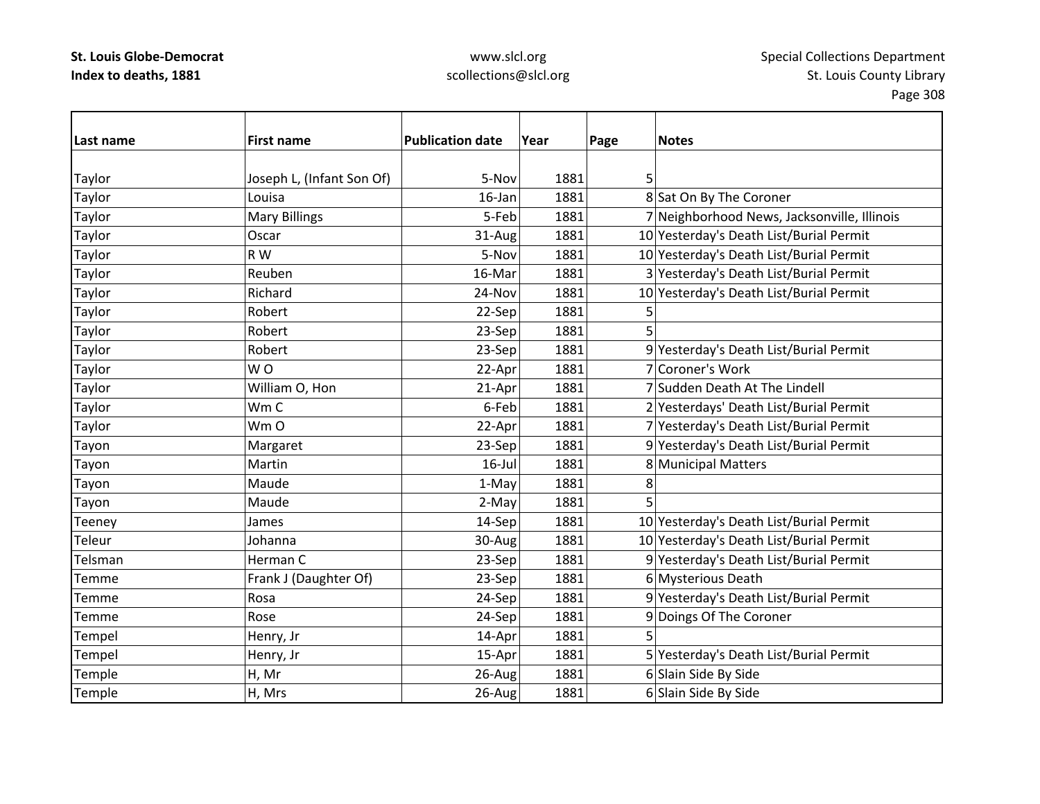| Last name | First name | Publication date | Year | Page | Notes |
|---|---|---|---|---|---|
| Taylor | Joseph L, (Infant Son Of) | 5-Nov | 1881 | 5 | |
| Taylor | Louisa | 16-Jan | 1881 | 8 | Sat On By The Coroner |
| Taylor | Mary Billings | 5-Feb | 1881 | 7 | Neighborhood News, Jacksonville, Illinois |
| Taylor | Oscar | 31-Aug | 1881 | 10 | Yesterday's Death List/Burial Permit |
| Taylor | R W | 5-Nov | 1881 | 10 | Yesterday's Death List/Burial Permit |
| Taylor | Reuben | 16-Mar | 1881 | 3 | Yesterday's Death List/Burial Permit |
| Taylor | Richard | 24-Nov | 1881 | 10 | Yesterday's Death List/Burial Permit |
| Taylor | Robert | 22-Sep | 1881 | 5 | |
| Taylor | Robert | 23-Sep | 1881 | 5 | |
| Taylor | Robert | 23-Sep | 1881 | 9 | Yesterday's Death List/Burial Permit |
| Taylor | W O | 22-Apr | 1881 | 7 | Coroner's Work |
| Taylor | William O, Hon | 21-Apr | 1881 | 7 | Sudden Death At The Lindell |
| Taylor | Wm C | 6-Feb | 1881 | 2 | Yesterdays' Death List/Burial Permit |
| Taylor | Wm O | 22-Apr | 1881 | 7 | Yesterday's Death List/Burial Permit |
| Tayon | Margaret | 23-Sep | 1881 | 9 | Yesterday's Death List/Burial Permit |
| Tayon | Martin | 16-Jul | 1881 | 8 | Municipal Matters |
| Tayon | Maude | 1-May | 1881 | 8 | |
| Tayon | Maude | 2-May | 1881 | 5 | |
| Teeney | James | 14-Sep | 1881 | 10 | Yesterday's Death List/Burial Permit |
| Teleur | Johanna | 30-Aug | 1881 | 10 | Yesterday's Death List/Burial Permit |
| Telsman | Herman C | 23-Sep | 1881 | 9 | Yesterday's Death List/Burial Permit |
| Temme | Frank J (Daughter Of) | 23-Sep | 1881 | 6 | Mysterious Death |
| Temme | Rosa | 24-Sep | 1881 | 9 | Yesterday's Death List/Burial Permit |
| Temme | Rose | 24-Sep | 1881 | 9 | Doings Of The Coroner |
| Tempel | Henry, Jr | 14-Apr | 1881 | 5 | |
| Tempel | Henry, Jr | 15-Apr | 1881 | 5 | Yesterday's Death List/Burial Permit |
| Temple | H, Mr | 26-Aug | 1881 | 6 | Slain Side By Side |
| Temple | H, Mrs | 26-Aug | 1881 | 6 | Slain Side By Side |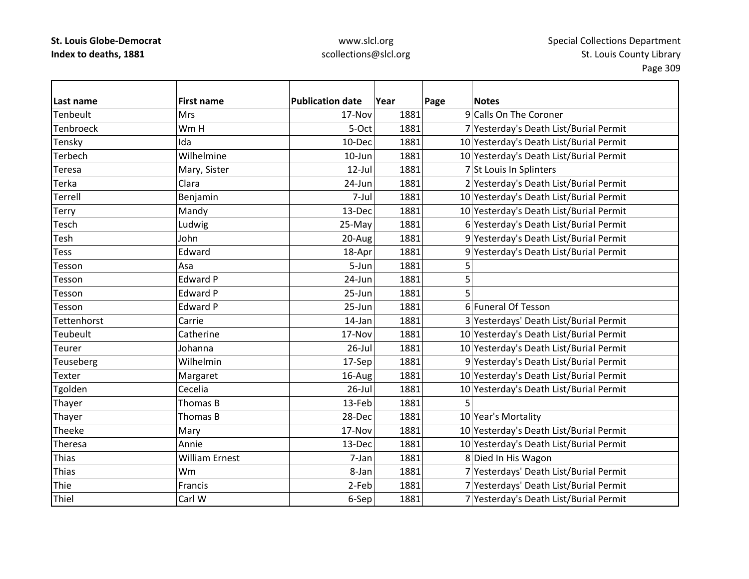| Last name | First name | Publication date | Year | Page | Notes |
|---|---|---|---|---|---|
| Tenbeult | Mrs | 17-Nov | 1881 | 9 | Calls On The Coroner |
| Tenbroeck | Wm H | 5-Oct | 1881 | 7 | Yesterday's Death List/Burial Permit |
| Tensky | Ida | 10-Dec | 1881 | 10 | Yesterday's Death List/Burial Permit |
| Terbech | Wilhelmine | 10-Jun | 1881 | 10 | Yesterday's Death List/Burial Permit |
| Teresa | Mary, Sister | 12-Jul | 1881 | 7 | St Louis In Splinters |
| Terka | Clara | 24-Jun | 1881 | 2 | Yesterday's Death List/Burial Permit |
| Terrell | Benjamin | 7-Jul | 1881 | 10 | Yesterday's Death List/Burial Permit |
| Terry | Mandy | 13-Dec | 1881 | 10 | Yesterday's Death List/Burial Permit |
| Tesch | Ludwig | 25-May | 1881 | 6 | Yesterday's Death List/Burial Permit |
| Tesh | John | 20-Aug | 1881 | 9 | Yesterday's Death List/Burial Permit |
| Tess | Edward | 18-Apr | 1881 | 9 | Yesterday's Death List/Burial Permit |
| Tesson | Asa | 5-Jun | 1881 | 5 | |
| Tesson | Edward P | 24-Jun | 1881 | 5 | |
| Tesson | Edward P | 25-Jun | 1881 | 5 | |
| Tesson | Edward P | 25-Jun | 1881 | 6 | Funeral Of Tesson |
| Tettenhorst | Carrie | 14-Jan | 1881 | 3 | Yesterdays' Death List/Burial Permit |
| Teubeult | Catherine | 17-Nov | 1881 | 10 | Yesterday's Death List/Burial Permit |
| Teurer | Johanna | 26-Jul | 1881 | 10 | Yesterday's Death List/Burial Permit |
| Teuseberg | Wilhelmin | 17-Sep | 1881 | 9 | Yesterday's Death List/Burial Permit |
| Texter | Margaret | 16-Aug | 1881 | 10 | Yesterday's Death List/Burial Permit |
| Tgolden | Cecelia | 26-Jul | 1881 | 10 | Yesterday's Death List/Burial Permit |
| Thayer | Thomas B | 13-Feb | 1881 | 5 | |
| Thayer | Thomas B | 28-Dec | 1881 | 10 | Year's Mortality |
| Theeke | Mary | 17-Nov | 1881 | 10 | Yesterday's Death List/Burial Permit |
| Theresa | Annie | 13-Dec | 1881 | 10 | Yesterday's Death List/Burial Permit |
| Thias | William Ernest | 7-Jan | 1881 | 8 | Died In His Wagon |
| Thias | Wm | 8-Jan | 1881 | 7 | Yesterdays' Death List/Burial Permit |
| Thie | Francis | 2-Feb | 1881 | 7 | Yesterdays' Death List/Burial Permit |
| Thiel | Carl W | 6-Sep | 1881 | 7 | Yesterday's Death List/Burial Permit |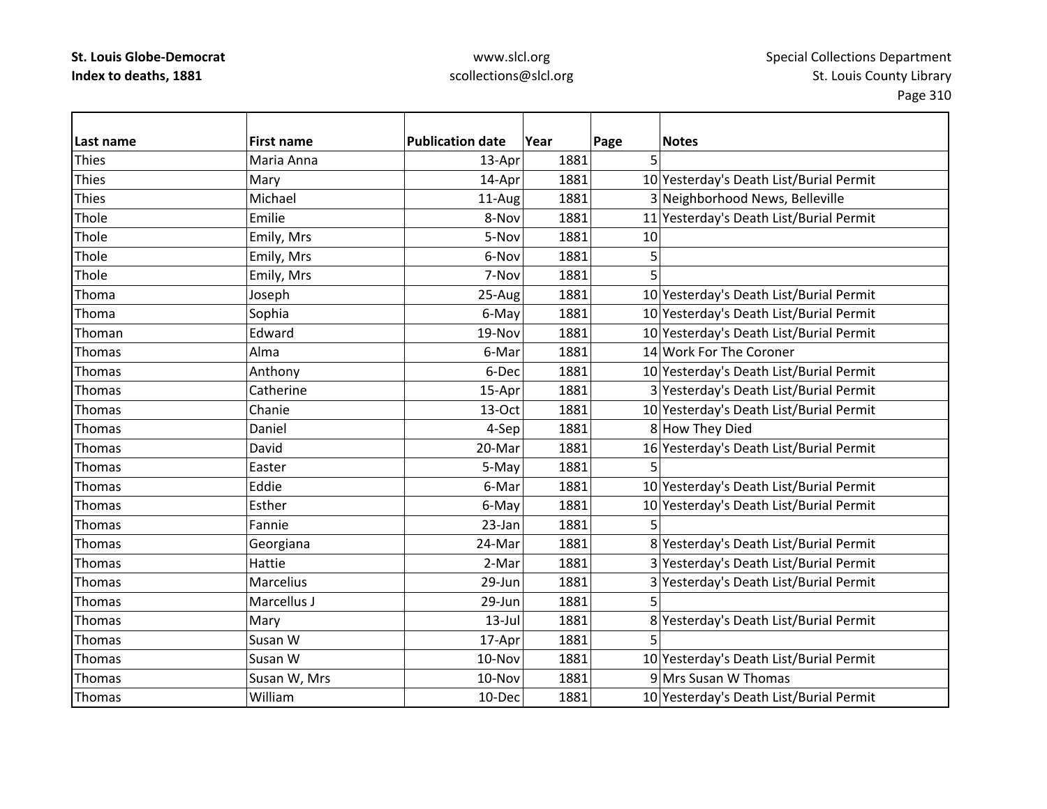**St. Louis Globe-Democrat**
**Index to deaths, 1881**

www.slcl.org
scollections@slcl.org

Special Collections Department
St. Louis County Library

| Last name | First name | Publication date | Year | Page | Notes |
|---|---|---|---|---|---|
| Thies | Maria Anna | 13-Apr | 1881 | 5 | |
| Thies | Mary | 14-Apr | 1881 | 10 | Yesterday's Death List/Burial Permit |
| Thies | Michael | 11-Aug | 1881 | 3 | Neighborhood News, Belleville |
| Thole | Emilie | 8-Nov | 1881 | 11 | Yesterday's Death List/Burial Permit |
| Thole | Emily, Mrs | 5-Nov | 1881 | 10 | |
| Thole | Emily, Mrs | 6-Nov | 1881 | 5 | |
| Thole | Emily, Mrs | 7-Nov | 1881 | 5 | |
| Thoma | Joseph | 25-Aug | 1881 | 10 | Yesterday's Death List/Burial Permit |
| Thoma | Sophia | 6-May | 1881 | 10 | Yesterday's Death List/Burial Permit |
| Thoman | Edward | 19-Nov | 1881 | 10 | Yesterday's Death List/Burial Permit |
| Thomas | Alma | 6-Mar | 1881 | 14 | Work For The Coroner |
| Thomas | Anthony | 6-Dec | 1881 | 10 | Yesterday's Death List/Burial Permit |
| Thomas | Catherine | 15-Apr | 1881 | 3 | Yesterday's Death List/Burial Permit |
| Thomas | Chanie | 13-Oct | 1881 | 10 | Yesterday's Death List/Burial Permit |
| Thomas | Daniel | 4-Sep | 1881 | 8 | How They Died |
| Thomas | David | 20-Mar | 1881 | 16 | Yesterday's Death List/Burial Permit |
| Thomas | Easter | 5-May | 1881 | 5 | |
| Thomas | Eddie | 6-Mar | 1881 | 10 | Yesterday's Death List/Burial Permit |
| Thomas | Esther | 6-May | 1881 | 10 | Yesterday's Death List/Burial Permit |
| Thomas | Fannie | 23-Jan | 1881 | 5 | |
| Thomas | Georgiana | 24-Mar | 1881 | 8 | Yesterday's Death List/Burial Permit |
| Thomas | Hattie | 2-Mar | 1881 | 3 | Yesterday's Death List/Burial Permit |
| Thomas | Marcelius | 29-Jun | 1881 | 3 | Yesterday's Death List/Burial Permit |
| Thomas | Marcellus J | 29-Jun | 1881 | 5 | |
| Thomas | Mary | 13-Jul | 1881 | 8 | Yesterday's Death List/Burial Permit |
| Thomas | Susan W | 17-Apr | 1881 | 5 | |
| Thomas | Susan W | 10-Nov | 1881 | 10 | Yesterday's Death List/Burial Permit |
| Thomas | Susan W, Mrs | 10-Nov | 1881 | 9 | Mrs Susan W Thomas |
| Thomas | William | 10-Dec | 1881 | 10 | Yesterday's Death List/Burial Permit |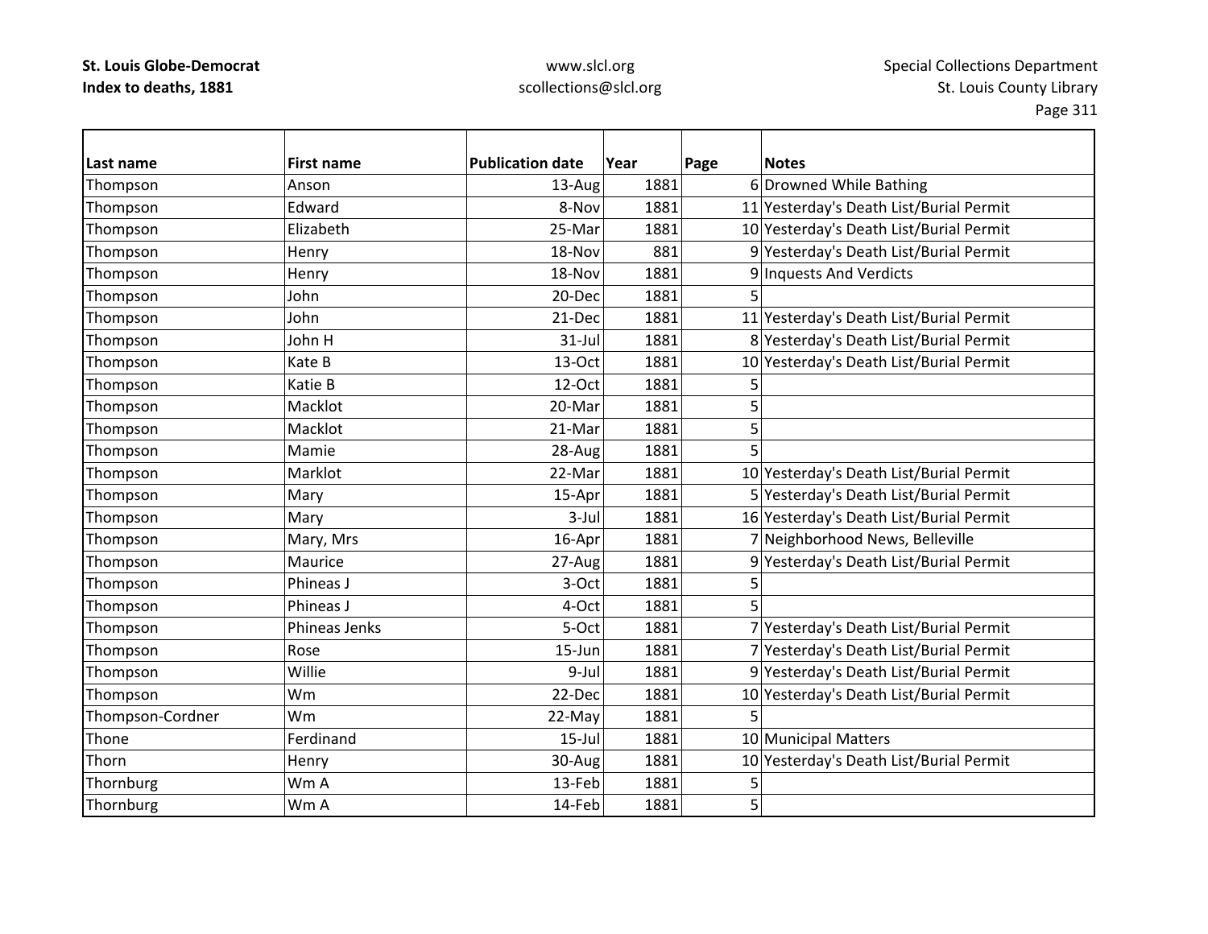| Last name | First name | Publication date | Year | Page | Notes |
|---|---|---|---|---|---|
| Thompson | Anson | 13-Aug | 1881 | 6 | Drowned While Bathing |
| Thompson | Edward | 8-Nov | 1881 | 11 | Yesterday's Death List/Burial Permit |
| Thompson | Elizabeth | 25-Mar | 1881 | 10 | Yesterday's Death List/Burial Permit |
| Thompson | Henry | 18-Nov | 881 | 9 | Yesterday's Death List/Burial Permit |
| Thompson | Henry | 18-Nov | 1881 | 9 | Inquests And Verdicts |
| Thompson | John | 20-Dec | 1881 | 5 | |
| Thompson | John | 21-Dec | 1881 | 11 | Yesterday's Death List/Burial Permit |
| Thompson | John H | 31-Jul | 1881 | 8 | Yesterday's Death List/Burial Permit |
| Thompson | Kate B | 13-Oct | 1881 | 10 | Yesterday's Death List/Burial Permit |
| Thompson | Katie B | 12-Oct | 1881 | 5 | |
| Thompson | Macklot | 20-Mar | 1881 | 5 | |
| Thompson | Macklot | 21-Mar | 1881 | 5 | |
| Thompson | Mamie | 28-Aug | 1881 | 5 | |
| Thompson | Marklot | 22-Mar | 1881 | 10 | Yesterday's Death List/Burial Permit |
| Thompson | Mary | 15-Apr | 1881 | 5 | Yesterday's Death List/Burial Permit |
| Thompson | Mary | 3-Jul | 1881 | 16 | Yesterday's Death List/Burial Permit |
| Thompson | Mary, Mrs | 16-Apr | 1881 | 7 | Neighborhood News, Belleville |
| Thompson | Maurice | 27-Aug | 1881 | 9 | Yesterday's Death List/Burial Permit |
| Thompson | Phineas J | 3-Oct | 1881 | 5 | |
| Thompson | Phineas J | 4-Oct | 1881 | 5 | |
| Thompson | Phineas Jenks | 5-Oct | 1881 | 7 | Yesterday's Death List/Burial Permit |
| Thompson | Rose | 15-Jun | 1881 | 7 | Yesterday's Death List/Burial Permit |
| Thompson | Willie | 9-Jul | 1881 | 9 | Yesterday's Death List/Burial Permit |
| Thompson | Wm | 22-Dec | 1881 | 10 | Yesterday's Death List/Burial Permit |
| Thompson-Cordner | Wm | 22-May | 1881 | 5 | |
| Thone | Ferdinand | 15-Jul | 1881 | 10 | Municipal Matters |
| Thorn | Henry | 30-Aug | 1881 | 10 | Yesterday's Death List/Burial Permit |
| Thornburg | Wm A | 13-Feb | 1881 | 5 | |
| Thornburg | Wm A | 14-Feb | 1881 | 5 | |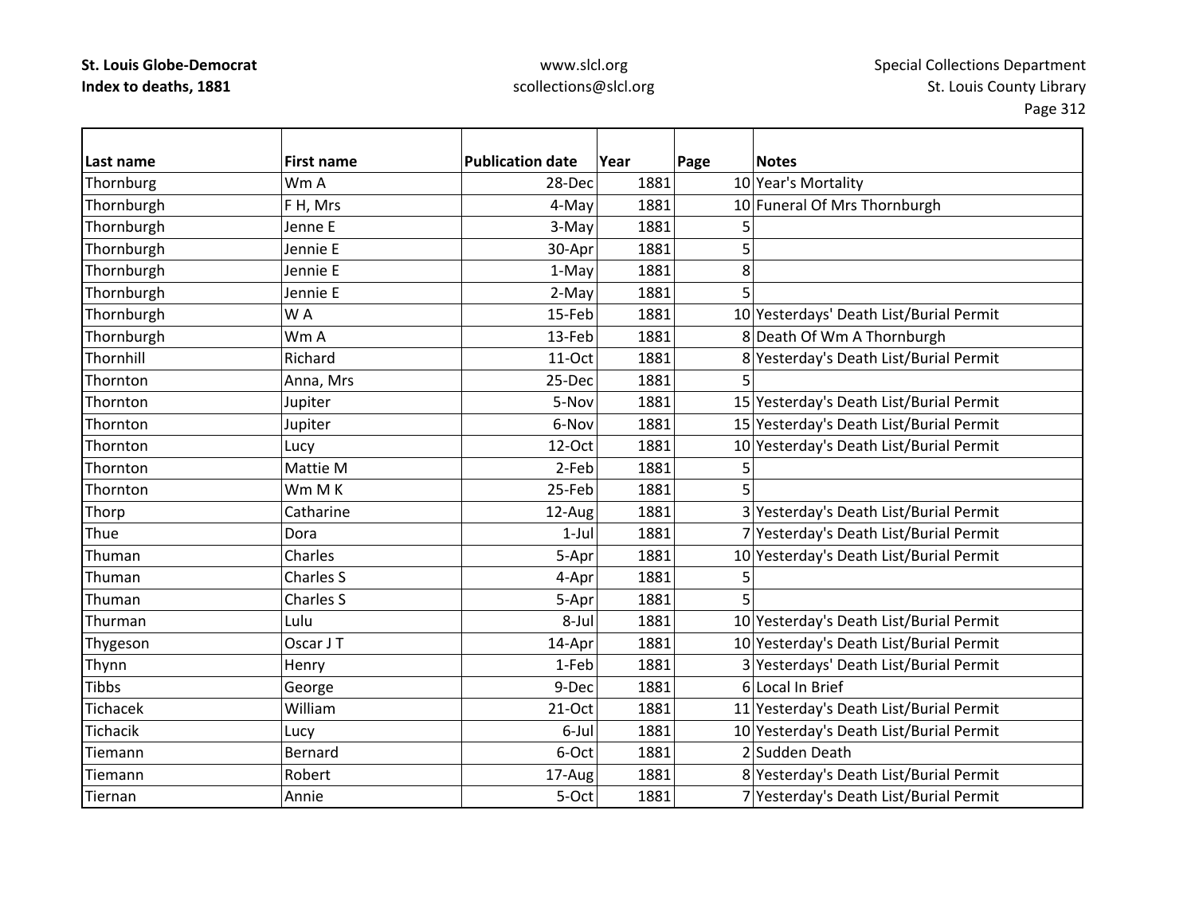**St. Louis Globe-Democrat**
**Index to deaths, 1881**

www.slcl.org
scollections@slcl.org

Special Collections Department
St. Louis County Library

| Last name | First name | Publication date | Year | Page | Notes |
|---|---|---|---|---|---|
| Thornburg | Wm A | 28-Dec | 1881 | 10 | Year's Mortality |
| Thornburgh | F H, Mrs | 4-May | 1881 | 10 | Funeral Of Mrs Thornburgh |
| Thornburgh | Jenne E | 3-May | 1881 | 5 | |
| Thornburgh | Jennie E | 30-Apr | 1881 | 5 | |
| Thornburgh | Jennie E | 1-May | 1881 | 8 | |
| Thornburgh | Jennie E | 2-May | 1881 | 5 | |
| Thornburgh | W A | 15-Feb | 1881 | 10 | Yesterdays' Death List/Burial Permit |
| Thornburgh | Wm A | 13-Feb | 1881 | 8 | Death Of Wm A Thornburgh |
| Thornhill | Richard | 11-Oct | 1881 | 8 | Yesterday's Death List/Burial Permit |
| Thornton | Anna, Mrs | 25-Dec | 1881 | 5 | |
| Thornton | Jupiter | 5-Nov | 1881 | 15 | Yesterday's Death List/Burial Permit |
| Thornton | Jupiter | 6-Nov | 1881 | 15 | Yesterday's Death List/Burial Permit |
| Thornton | Lucy | 12-Oct | 1881 | 10 | Yesterday's Death List/Burial Permit |
| Thornton | Mattie M | 2-Feb | 1881 | 5 | |
| Thornton | Wm M K | 25-Feb | 1881 | 5 | |
| Thorp | Catharine | 12-Aug | 1881 | 3 | Yesterday's Death List/Burial Permit |
| Thue | Dora | 1-Jul | 1881 | 7 | Yesterday's Death List/Burial Permit |
| Thuman | Charles | 5-Apr | 1881 | 10 | Yesterday's Death List/Burial Permit |
| Thuman | Charles S | 4-Apr | 1881 | 5 | |
| Thuman | Charles S | 5-Apr | 1881 | 5 | |
| Thurman | Lulu | 8-Jul | 1881 | 10 | Yesterday's Death List/Burial Permit |
| Thygeson | Oscar J T | 14-Apr | 1881 | 10 | Yesterday's Death List/Burial Permit |
| Thynn | Henry | 1-Feb | 1881 | 3 | Yesterdays' Death List/Burial Permit |
| Tibbs | George | 9-Dec | 1881 | 6 | Local In Brief |
| Tichacek | William | 21-Oct | 1881 | 11 | Yesterday's Death List/Burial Permit |
| Tichacik | Lucy | 6-Jul | 1881 | 10 | Yesterday's Death List/Burial Permit |
| Tiemann | Bernard | 6-Oct | 1881 | 2 | Sudden Death |
| Tiemann | Robert | 17-Aug | 1881 | 8 | Yesterday's Death List/Burial Permit |
| Tiernan | Annie | 5-Oct | 1881 | 7 | Yesterday's Death List/Burial Permit |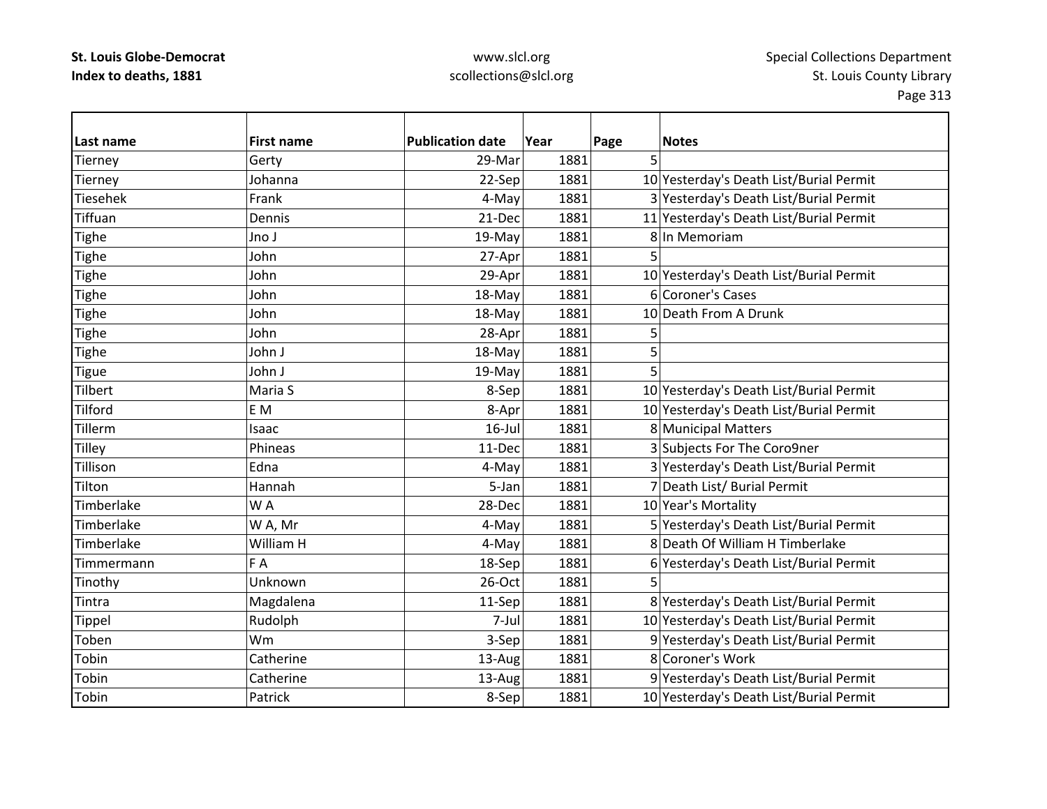| Last name | First name | Publication date | Year | Page | Notes |
|---|---|---|---|---|---|
| Tierney | Gerty | 29-Mar | 1881 | 5 | |
| Tierney | Johanna | 22-Sep | 1881 | 10 | Yesterday's Death List/Burial Permit |
| Tiesehek | Frank | 4-May | 1881 | 3 | Yesterday's Death List/Burial Permit |
| Tiffuan | Dennis | 21-Dec | 1881 | 11 | Yesterday's Death List/Burial Permit |
| Tighe | Jno J | 19-May | 1881 | 8 | In Memoriam |
| Tighe | John | 27-Apr | 1881 | 5 | |
| Tighe | John | 29-Apr | 1881 | 10 | Yesterday's Death List/Burial Permit |
| Tighe | John | 18-May | 1881 | 6 | Coroner's Cases |
| Tighe | John | 18-May | 1881 | 10 | Death From A Drunk |
| Tighe | John | 28-Apr | 1881 | 5 | |
| Tighe | John J | 18-May | 1881 | 5 | |
| Tigue | John J | 19-May | 1881 | 5 | |
| Tilbert | Maria S | 8-Sep | 1881 | 10 | Yesterday's Death List/Burial Permit |
| Tilford | E M | 8-Apr | 1881 | 10 | Yesterday's Death List/Burial Permit |
| Tillerm | Isaac | 16-Jul | 1881 | 8 | Municipal Matters |
| Tilley | Phineas | 11-Dec | 1881 | 3 | Subjects For The Coro9ner |
| Tillison | Edna | 4-May | 1881 | 3 | Yesterday's Death List/Burial Permit |
| Tilton | Hannah | 5-Jan | 1881 | 7 | Death List/ Burial Permit |
| Timberlake | W A | 28-Dec | 1881 | 10 | Year's Mortality |
| Timberlake | W A, Mr | 4-May | 1881 | 5 | Yesterday's Death List/Burial Permit |
| Timberlake | William H | 4-May | 1881 | 8 | Death Of William H Timberlake |
| Timmermann | F A | 18-Sep | 1881 | 6 | Yesterday's Death List/Burial Permit |
| Tinothy | Unknown | 26-Oct | 1881 | 5 | |
| Tintra | Magdalena | 11-Sep | 1881 | 8 | Yesterday's Death List/Burial Permit |
| Tippel | Rudolph | 7-Jul | 1881 | 10 | Yesterday's Death List/Burial Permit |
| Toben | Wm | 3-Sep | 1881 | 9 | Yesterday's Death List/Burial Permit |
| Tobin | Catherine | 13-Aug | 1881 | 8 | Coroner's Work |
| Tobin | Catherine | 13-Aug | 1881 | 9 | Yesterday's Death List/Burial Permit |
| Tobin | Patrick | 8-Sep | 1881 | 10 | Yesterday's Death List/Burial Permit |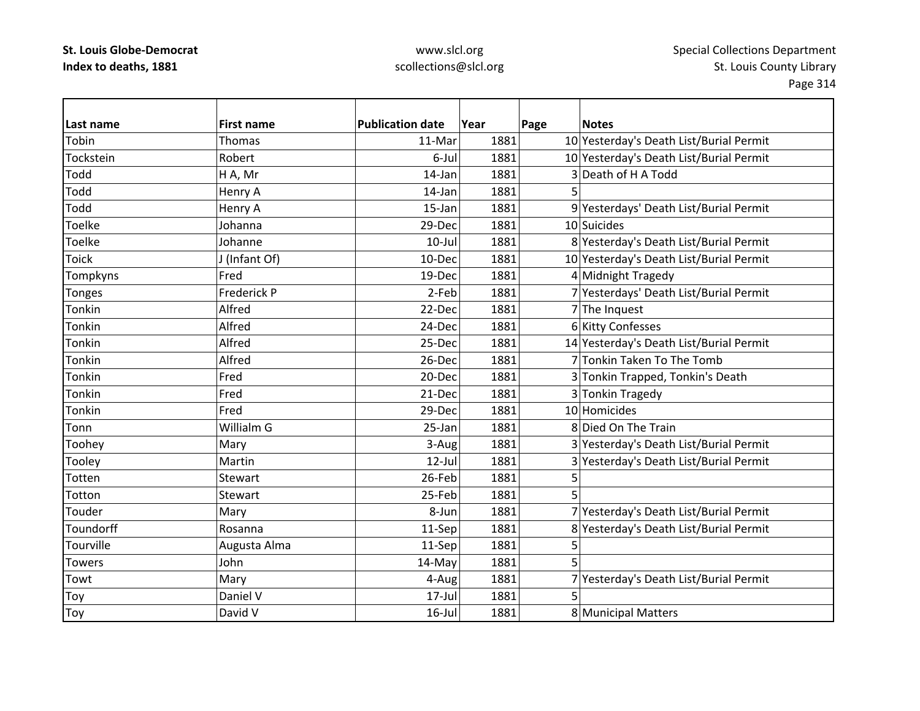| Last name | First name | Publication date | Year | Page | Notes |
|---|---|---|---|---|---|
| Tobin | Thomas | 11-Mar | 1881 | 10 | Yesterday's Death List/Burial Permit |
| Tockstein | Robert | 6-Jul | 1881 | 10 | Yesterday's Death List/Burial Permit |
| Todd | H A, Mr | 14-Jan | 1881 | 3 | Death of H A Todd |
| Todd | Henry A | 14-Jan | 1881 | 5 | |
| Todd | Henry A | 15-Jan | 1881 | 9 | Yesterdays' Death List/Burial Permit |
| Toelke | Johanna | 29-Dec | 1881 | 10 | Suicides |
| Toelke | Johanne | 10-Jul | 1881 | 8 | Yesterday's Death List/Burial Permit |
| Toick | J (Infant Of) | 10-Dec | 1881 | 10 | Yesterday's Death List/Burial Permit |
| Tompkyns | Fred | 19-Dec | 1881 | 4 | Midnight Tragedy |
| Tonges | Frederick P | 2-Feb | 1881 | 7 | Yesterdays' Death List/Burial Permit |
| Tonkin | Alfred | 22-Dec | 1881 | 7 | The Inquest |
| Tonkin | Alfred | 24-Dec | 1881 | 6 | Kitty Confesses |
| Tonkin | Alfred | 25-Dec | 1881 | 14 | Yesterday's Death List/Burial Permit |
| Tonkin | Alfred | 26-Dec | 1881 | 7 | Tonkin Taken To The Tomb |
| Tonkin | Fred | 20-Dec | 1881 | 3 | Tonkin Trapped, Tonkin's Death |
| Tonkin | Fred | 21-Dec | 1881 | 3 | Tonkin Tragedy |
| Tonkin | Fred | 29-Dec | 1881 | 10 | Homicides |
| Tonn | Willialm G | 25-Jan | 1881 | 8 | Died On The Train |
| Toohey | Mary | 3-Aug | 1881 | 3 | Yesterday's Death List/Burial Permit |
| Tooley | Martin | 12-Jul | 1881 | 3 | Yesterday's Death List/Burial Permit |
| Totten | Stewart | 26-Feb | 1881 | 5 | |
| Totton | Stewart | 25-Feb | 1881 | 5 | |
| Touder | Mary | 8-Jun | 1881 | 7 | Yesterday's Death List/Burial Permit |
| Toundorff | Rosanna | 11-Sep | 1881 | 8 | Yesterday's Death List/Burial Permit |
| Tourville | Augusta Alma | 11-Sep | 1881 | 5 | |
| Towers | John | 14-May | 1881 | 5 | |
| Towt | Mary | 4-Aug | 1881 | 7 | Yesterday's Death List/Burial Permit |
| Toy | Daniel V | 17-Jul | 1881 | 5 | |
| Toy | David V | 16-Jul | 1881 | 8 | Municipal Matters |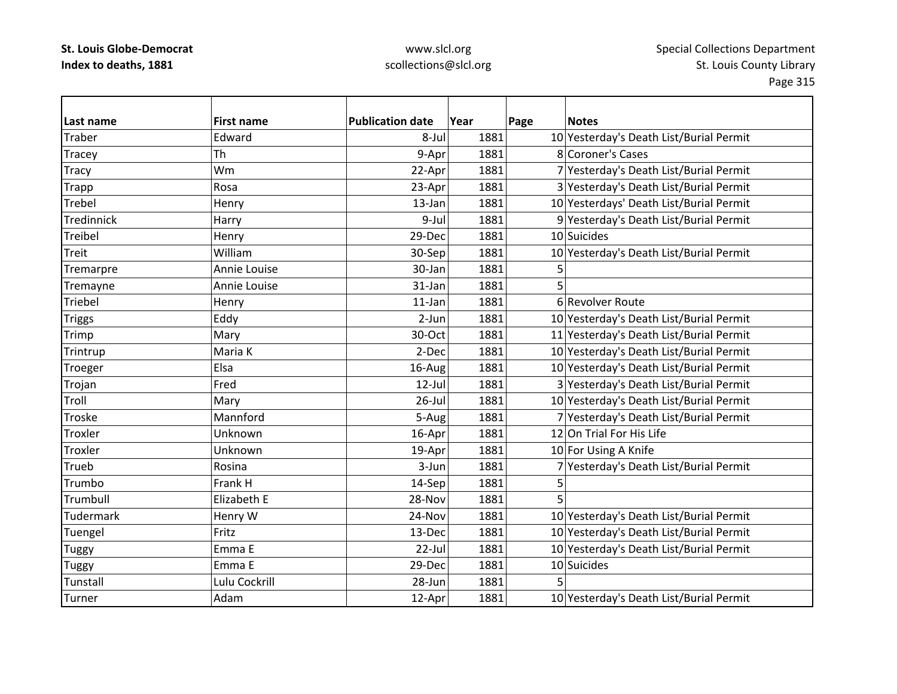**St. Louis Globe-Democrat**
**Index to deaths, 1881**

www.slcl.org
scollections@slcl.org

Special Collections Department
St. Louis County Library

| Last name | First name | Publication date | Year | Page | Notes |
|---|---|---|---|---|---|
| Traber | Edward | 8-Jul | 1881 | 10 | Yesterday's Death List/Burial Permit |
| Tracey | Th | 9-Apr | 1881 | 8 | Coroner's Cases |
| Tracy | Wm | 22-Apr | 1881 | 7 | Yesterday's Death List/Burial Permit |
| Trapp | Rosa | 23-Apr | 1881 | 3 | Yesterday's Death List/Burial Permit |
| Trebel | Henry | 13-Jan | 1881 | 10 | Yesterdays' Death List/Burial Permit |
| Tredinnick | Harry | 9-Jul | 1881 | 9 | Yesterday's Death List/Burial Permit |
| Treibel | Henry | 29-Dec | 1881 | 10 | Suicides |
| Treit | William | 30-Sep | 1881 | 10 | Yesterday's Death List/Burial Permit |
| Tremarpre | Annie Louise | 30-Jan | 1881 | 5 | |
| Tremayne | Annie Louise | 31-Jan | 1881 | 5 | |
| Triebel | Henry | 11-Jan | 1881 | 6 | Revolver Route |
| Triggs | Eddy | 2-Jun | 1881 | 10 | Yesterday's Death List/Burial Permit |
| Trimp | Mary | 30-Oct | 1881 | 11 | Yesterday's Death List/Burial Permit |
| Trintrup | Maria K | 2-Dec | 1881 | 10 | Yesterday's Death List/Burial Permit |
| Troeger | Elsa | 16-Aug | 1881 | 10 | Yesterday's Death List/Burial Permit |
| Trojan | Fred | 12-Jul | 1881 | 3 | Yesterday's Death List/Burial Permit |
| Troll | Mary | 26-Jul | 1881 | 10 | Yesterday's Death List/Burial Permit |
| Troske | Mannford | 5-Aug | 1881 | 7 | Yesterday's Death List/Burial Permit |
| Troxler | Unknown | 16-Apr | 1881 | 12 | On Trial For His Life |
| Troxler | Unknown | 19-Apr | 1881 | 10 | For Using A Knife |
| Trueb | Rosina | 3-Jun | 1881 | 7 | Yesterday's Death List/Burial Permit |
| Trumbo | Frank H | 14-Sep | 1881 | 5 | |
| Trumbull | Elizabeth E | 28-Nov | 1881 | 5 | |
| Tudermark | Henry W | 24-Nov | 1881 | 10 | Yesterday's Death List/Burial Permit |
| Tuengel | Fritz | 13-Dec | 1881 | 10 | Yesterday's Death List/Burial Permit |
| Tuggy | Emma E | 22-Jul | 1881 | 10 | Yesterday's Death List/Burial Permit |
| Tuggy | Emma E | 29-Dec | 1881 | 10 | Suicides |
| Tunstall | Lulu Cockrill | 28-Jun | 1881 | 5 | |
| Turner | Adam | 12-Apr | 1881 | 10 | Yesterday's Death List/Burial Permit |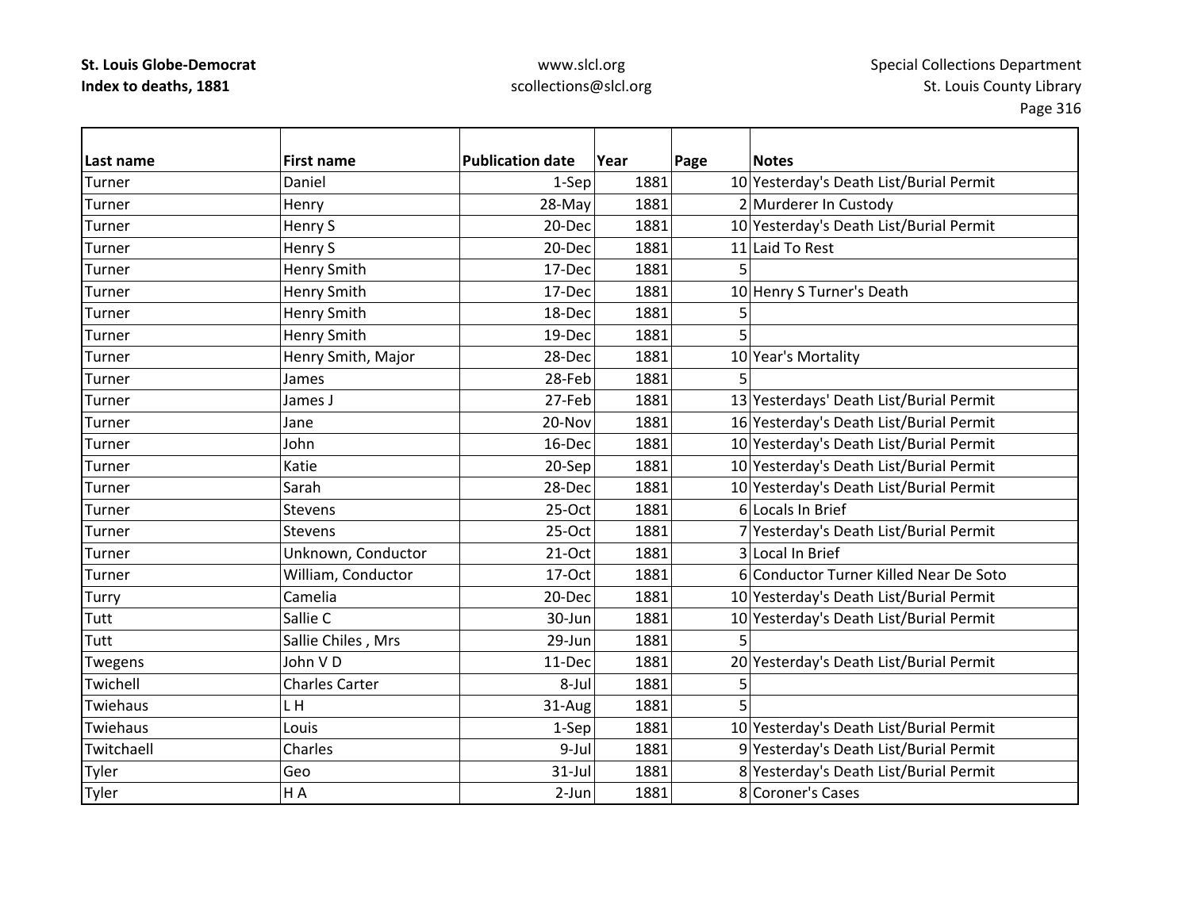**St. Louis Globe-Democrat**
**Index to deaths, 1881**

www.slcl.org
scollections@slcl.org

Special Collections Department
St. Louis County Library

| Last name | First name | Publication date | Year | Page | Notes |
|---|---|---|---|---|---|
| Turner | Daniel | 1-Sep | 1881 | 10 | Yesterday's Death List/Burial Permit |
| Turner | Henry | 28-May | 1881 | 2 | Murderer In Custody |
| Turner | Henry S | 20-Dec | 1881 | 10 | Yesterday's Death List/Burial Permit |
| Turner | Henry S | 20-Dec | 1881 | 11 | Laid To Rest |
| Turner | Henry Smith | 17-Dec | 1881 | 5 | |
| Turner | Henry Smith | 17-Dec | 1881 | 10 | Henry S Turner's Death |
| Turner | Henry Smith | 18-Dec | 1881 | 5 | |
| Turner | Henry Smith | 19-Dec | 1881 | 5 | |
| Turner | Henry Smith, Major | 28-Dec | 1881 | 10 | Year's Mortality |
| Turner | James | 28-Feb | 1881 | 5 | |
| Turner | James J | 27-Feb | 1881 | 13 | Yesterdays' Death List/Burial Permit |
| Turner | Jane | 20-Nov | 1881 | 16 | Yesterday's Death List/Burial Permit |
| Turner | John | 16-Dec | 1881 | 10 | Yesterday's Death List/Burial Permit |
| Turner | Katie | 20-Sep | 1881 | 10 | Yesterday's Death List/Burial Permit |
| Turner | Sarah | 28-Dec | 1881 | 10 | Yesterday's Death List/Burial Permit |
| Turner | Stevens | 25-Oct | 1881 | 6 | Locals In Brief |
| Turner | Stevens | 25-Oct | 1881 | 7 | Yesterday's Death List/Burial Permit |
| Turner | Unknown, Conductor | 21-Oct | 1881 | 3 | Local In Brief |
| Turner | William, Conductor | 17-Oct | 1881 | 6 | Conductor Turner Killed Near De Soto |
| Turry | Camelia | 20-Dec | 1881 | 10 | Yesterday's Death List/Burial Permit |
| Tutt | Sallie C | 30-Jun | 1881 | 10 | Yesterday's Death List/Burial Permit |
| Tutt | Sallie Chiles , Mrs | 29-Jun | 1881 | 5 | |
| Twegens | John V D | 11-Dec | 1881 | 20 | Yesterday's Death List/Burial Permit |
| Twichell | Charles Carter | 8-Jul | 1881 | 5 | |
| Twiehaus | L H | 31-Aug | 1881 | 5 | |
| Twiehaus | Louis | 1-Sep | 1881 | 10 | Yesterday's Death List/Burial Permit |
| Twitchaell | Charles | 9-Jul | 1881 | 9 | Yesterday's Death List/Burial Permit |
| Tyler | Geo | 31-Jul | 1881 | 8 | Yesterday's Death List/Burial Permit |
| Tyler | H A | 2-Jun | 1881 | 8 | Coroner's Cases |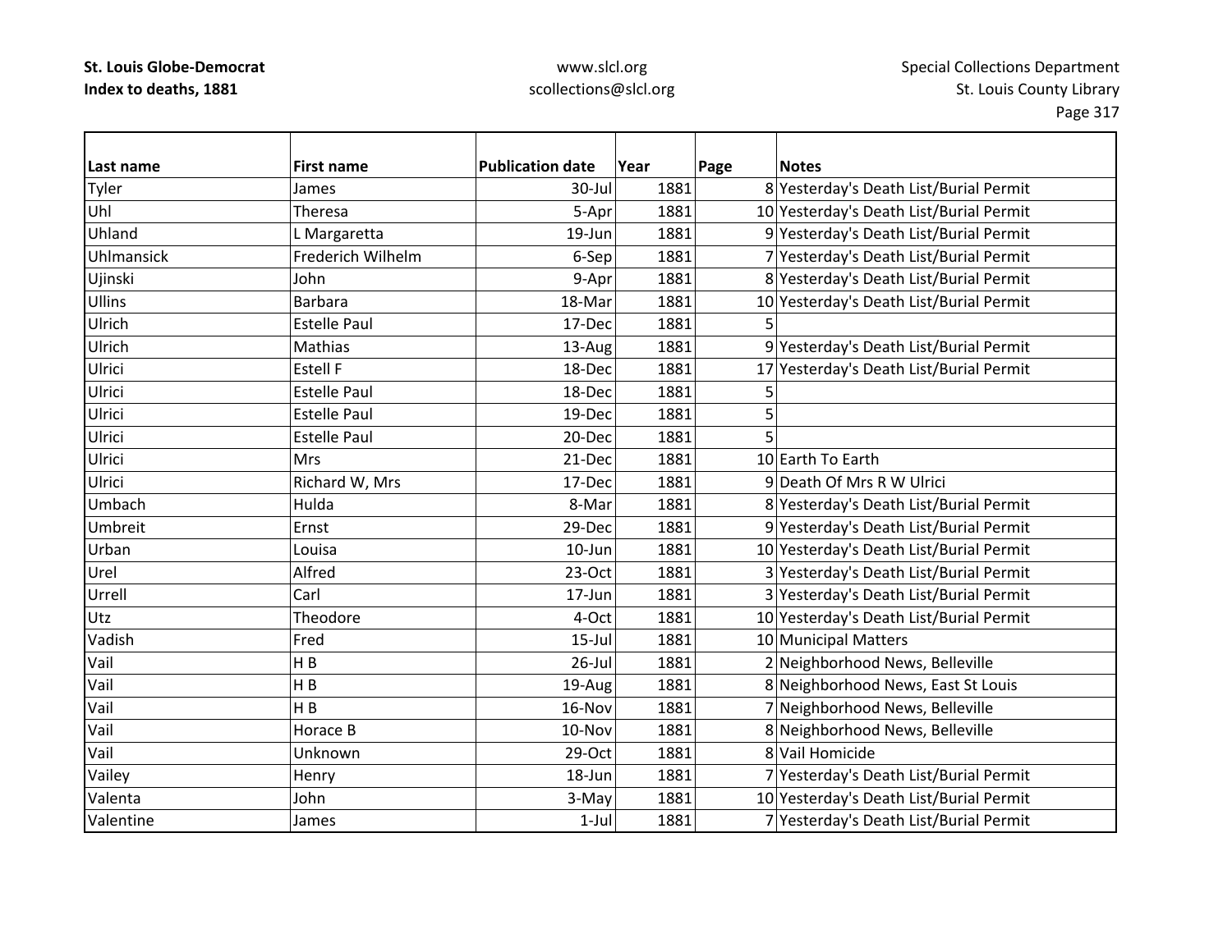| Last name | First name | Publication date | Year | Page | Notes |
|---|---|---|---|---|---|
| Tyler | James | 30-Jul | 1881 | 8 | Yesterday's Death List/Burial Permit |
| Uhl | Theresa | 5-Apr | 1881 | 10 | Yesterday's Death List/Burial Permit |
| Uhland | L Margaretta | 19-Jun | 1881 | 9 | Yesterday's Death List/Burial Permit |
| Uhlmansick | Frederich Wilhelm | 6-Sep | 1881 | 7 | Yesterday's Death List/Burial Permit |
| Ujinski | John | 9-Apr | 1881 | 8 | Yesterday's Death List/Burial Permit |
| Ullins | Barbara | 18-Mar | 1881 | 10 | Yesterday's Death List/Burial Permit |
| Ulrich | Estelle Paul | 17-Dec | 1881 | 5 | |
| Ulrich | Mathias | 13-Aug | 1881 | 9 | Yesterday's Death List/Burial Permit |
| Ulrici | Estell F | 18-Dec | 1881 | 17 | Yesterday's Death List/Burial Permit |
| Ulrici | Estelle Paul | 18-Dec | 1881 | 5 | |
| Ulrici | Estelle Paul | 19-Dec | 1881 | 5 | |
| Ulrici | Estelle Paul | 20-Dec | 1881 | 5 | |
| Ulrici | Mrs | 21-Dec | 1881 | 10 | Earth To Earth |
| Ulrici | Richard W, Mrs | 17-Dec | 1881 | 9 | Death Of Mrs R W Ulrici |
| Umbach | Hulda | 8-Mar | 1881 | 8 | Yesterday's Death List/Burial Permit |
| Umbreit | Ernst | 29-Dec | 1881 | 9 | Yesterday's Death List/Burial Permit |
| Urban | Louisa | 10-Jun | 1881 | 10 | Yesterday's Death List/Burial Permit |
| Urel | Alfred | 23-Oct | 1881 | 3 | Yesterday's Death List/Burial Permit |
| Urrell | Carl | 17-Jun | 1881 | 3 | Yesterday's Death List/Burial Permit |
| Utz | Theodore | 4-Oct | 1881 | 10 | Yesterday's Death List/Burial Permit |
| Vadish | Fred | 15-Jul | 1881 | 10 | Municipal Matters |
| Vail | H B | 26-Jul | 1881 | 2 | Neighborhood News, Belleville |
| Vail | H B | 19-Aug | 1881 | 8 | Neighborhood News, East St Louis |
| Vail | H B | 16-Nov | 1881 | 7 | Neighborhood News, Belleville |
| Vail | Horace B | 10-Nov | 1881 | 8 | Neighborhood News, Belleville |
| Vail | Unknown | 29-Oct | 1881 | 8 | Vail Homicide |
| Vailey | Henry | 18-Jun | 1881 | 7 | Yesterday's Death List/Burial Permit |
| Valenta | John | 3-May | 1881 | 10 | Yesterday's Death List/Burial Permit |
| Valentine | James | 1-Jul | 1881 | 7 | Yesterday's Death List/Burial Permit |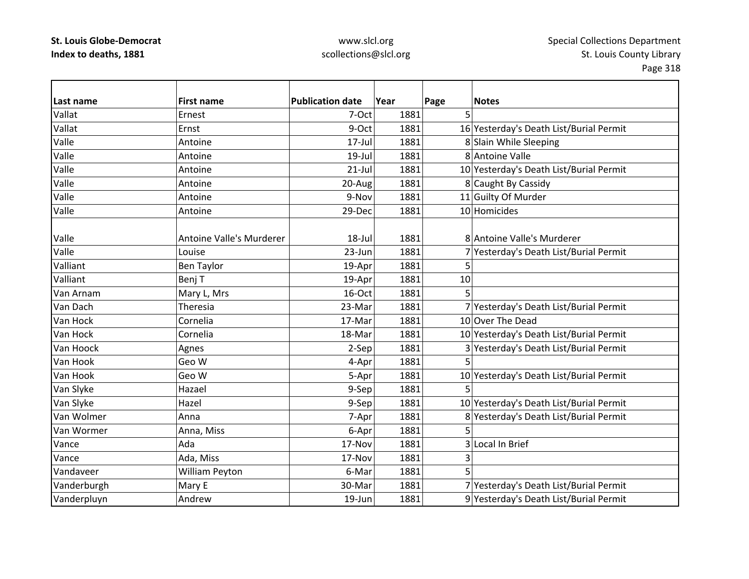**St. Louis Globe-Democrat**
**Index to deaths, 1881**

www.slcl.org
scollections@slcl.org

Special Collections Department
St. Louis County Library

| Last name | First name | Publication date | Year | Page | Notes |
|---|---|---|---|---|---|
| Vallat | Ernest | 7-Oct | 1881 | 5 | |
| Vallat | Ernst | 9-Oct | 1881 | 16 | Yesterday's Death List/Burial Permit |
| Valle | Antoine | 17-Jul | 1881 | 8 | Slain While Sleeping |
| Valle | Antoine | 19-Jul | 1881 | 8 | Antoine Valle |
| Valle | Antoine | 21-Jul | 1881 | 10 | Yesterday's Death List/Burial Permit |
| Valle | Antoine | 20-Aug | 1881 | 8 | Caught By Cassidy |
| Valle | Antoine | 9-Nov | 1881 | 11 | Guilty Of Murder |
| Valle | Antoine | 29-Dec | 1881 | 10 | Homicides |
| Valle | Antoine Valle's Murderer | 18-Jul | 1881 | 8 | Antoine Valle's Murderer |
| Valle | Louise | 23-Jun | 1881 | 7 | Yesterday's Death List/Burial Permit |
| Valliant | Ben Taylor | 19-Apr | 1881 | 5 | |
| Valliant | Benj T | 19-Apr | 1881 | 10 | |
| Van Arnam | Mary L, Mrs | 16-Oct | 1881 | 5 | |
| Van Dach | Theresia | 23-Mar | 1881 | 7 | Yesterday's Death List/Burial Permit |
| Van Hock | Cornelia | 17-Mar | 1881 | 10 | Over The Dead |
| Van Hock | Cornelia | 18-Mar | 1881 | 10 | Yesterday's Death List/Burial Permit |
| Van Hoock | Agnes | 2-Sep | 1881 | 3 | Yesterday's Death List/Burial Permit |
| Van Hook | Geo W | 4-Apr | 1881 | 5 | |
| Van Hook | Geo W | 5-Apr | 1881 | 10 | Yesterday's Death List/Burial Permit |
| Van Slyke | Hazael | 9-Sep | 1881 | 5 | |
| Van Slyke | Hazel | 9-Sep | 1881 | 10 | Yesterday's Death List/Burial Permit |
| Van Wolmer | Anna | 7-Apr | 1881 | 8 | Yesterday's Death List/Burial Permit |
| Van Wormer | Anna, Miss | 6-Apr | 1881 | 5 | |
| Vance | Ada | 17-Nov | 1881 | 3 | Local In Brief |
| Vance | Ada, Miss | 17-Nov | 1881 | 3 | |
| Vandaveer | William Peyton | 6-Mar | 1881 | 5 | |
| Vanderburgh | Mary E | 30-Mar | 1881 | 7 | Yesterday's Death List/Burial Permit |
| Vanderpluyn | Andrew | 19-Jun | 1881 | 9 | Yesterday's Death List/Burial Permit |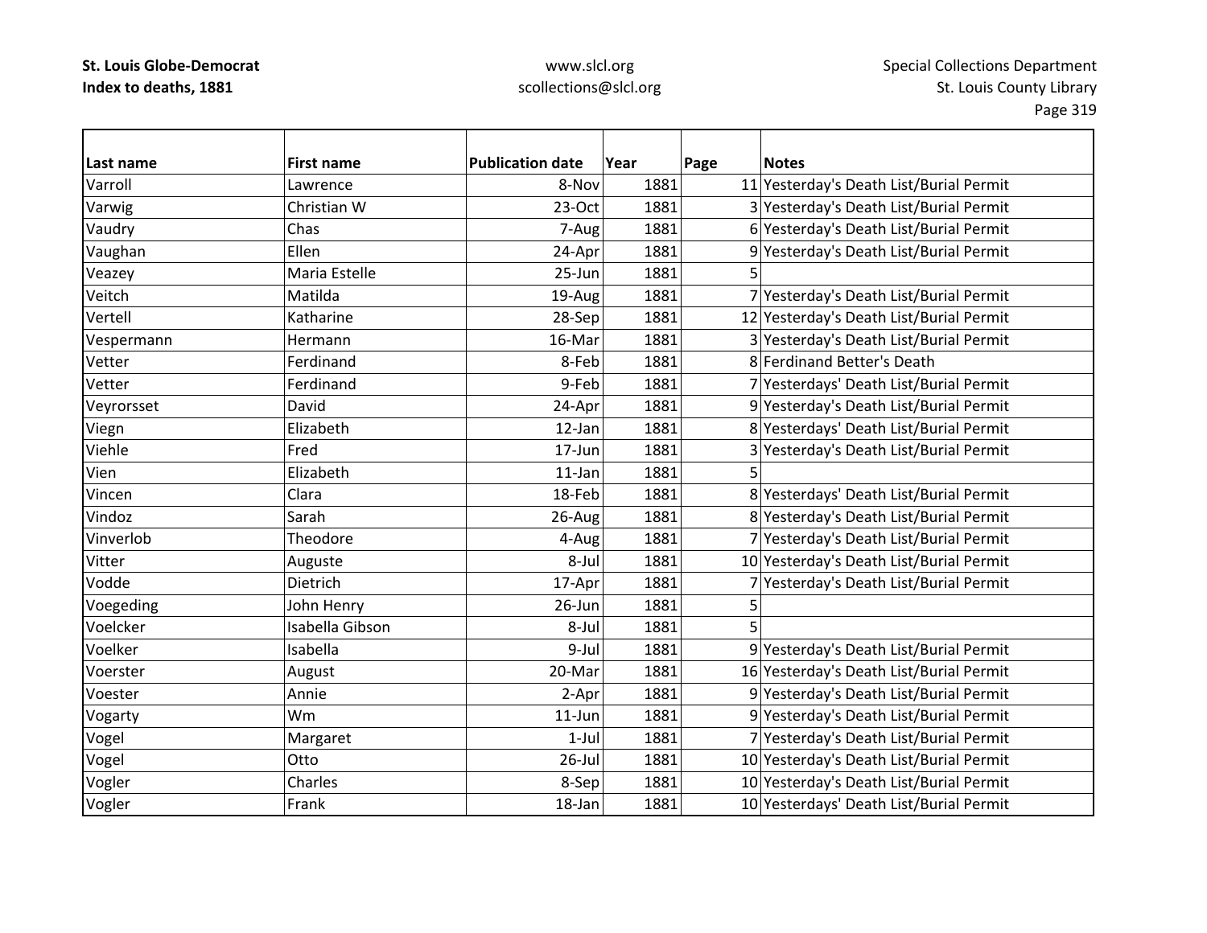| Last name | First name | Publication date | Year | Page | Notes |
|---|---|---|---|---|---|
| Varroll | Lawrence | 8-Nov | 1881 | 11 | Yesterday's Death List/Burial Permit |
| Varwig | Christian W | 23-Oct | 1881 | 3 | Yesterday's Death List/Burial Permit |
| Vaudry | Chas | 7-Aug | 1881 | 6 | Yesterday's Death List/Burial Permit |
| Vaughan | Ellen | 24-Apr | 1881 | 9 | Yesterday's Death List/Burial Permit |
| Veazey | Maria Estelle | 25-Jun | 1881 | 5 | |
| Veitch | Matilda | 19-Aug | 1881 | 7 | Yesterday's Death List/Burial Permit |
| Vertell | Katharine | 28-Sep | 1881 | 12 | Yesterday's Death List/Burial Permit |
| Vespermann | Hermann | 16-Mar | 1881 | 3 | Yesterday's Death List/Burial Permit |
| Vetter | Ferdinand | 8-Feb | 1881 | 8 | Ferdinand Better's Death |
| Vetter | Ferdinand | 9-Feb | 1881 | 7 | Yesterdays' Death List/Burial Permit |
| Veyrorsset | David | 24-Apr | 1881 | 9 | Yesterday's Death List/Burial Permit |
| Viegn | Elizabeth | 12-Jan | 1881 | 8 | Yesterdays' Death List/Burial Permit |
| Viehle | Fred | 17-Jun | 1881 | 3 | Yesterday's Death List/Burial Permit |
| Vien | Elizabeth | 11-Jan | 1881 | 5 | |
| Vincen | Clara | 18-Feb | 1881 | 8 | Yesterdays' Death List/Burial Permit |
| Vindoz | Sarah | 26-Aug | 1881 | 8 | Yesterday's Death List/Burial Permit |
| Vinverlob | Theodore | 4-Aug | 1881 | 7 | Yesterday's Death List/Burial Permit |
| Vitter | Auguste | 8-Jul | 1881 | 10 | Yesterday's Death List/Burial Permit |
| Vodde | Dietrich | 17-Apr | 1881 | 7 | Yesterday's Death List/Burial Permit |
| Voegeding | John Henry | 26-Jun | 1881 | 5 | |
| Voelcker | Isabella Gibson | 8-Jul | 1881 | 5 | |
| Voelker | Isabella | 9-Jul | 1881 | 9 | Yesterday's Death List/Burial Permit |
| Voerster | August | 20-Mar | 1881 | 16 | Yesterday's Death List/Burial Permit |
| Voester | Annie | 2-Apr | 1881 | 9 | Yesterday's Death List/Burial Permit |
| Vogarty | Wm | 11-Jun | 1881 | 9 | Yesterday's Death List/Burial Permit |
| Vogel | Margaret | 1-Jul | 1881 | 7 | Yesterday's Death List/Burial Permit |
| Vogel | Otto | 26-Jul | 1881 | 10 | Yesterday's Death List/Burial Permit |
| Vogler | Charles | 8-Sep | 1881 | 10 | Yesterday's Death List/Burial Permit |
| Vogler | Frank | 18-Jan | 1881 | 10 | Yesterdays' Death List/Burial Permit |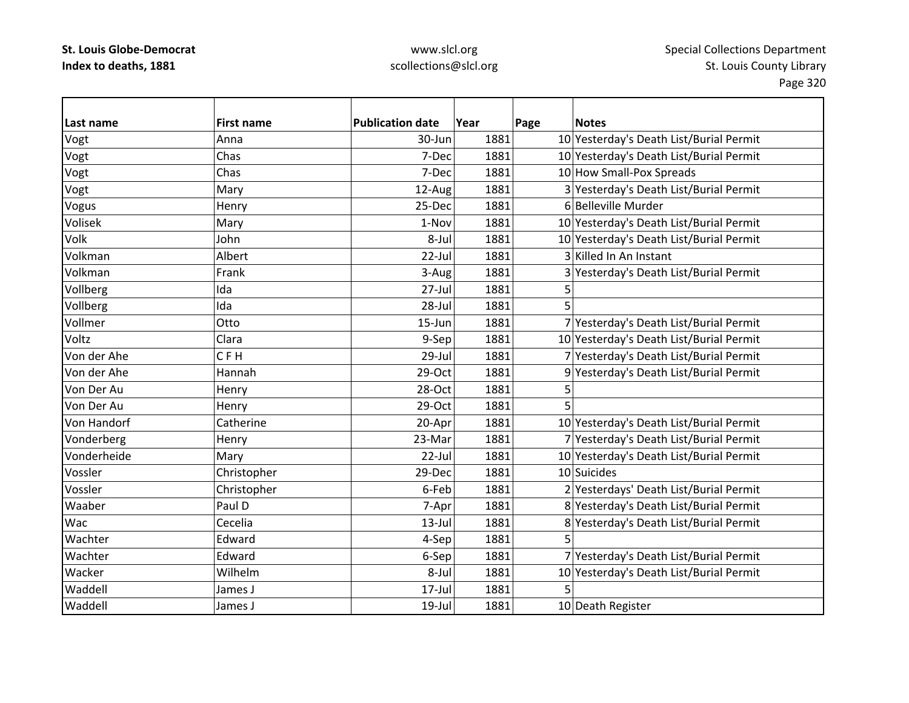**St. Louis Globe-Democrat**
**Index to deaths, 1881**

www.slcl.org
scollections@slcl.org

Special Collections Department
St. Louis County Library

| Last name | First name | Publication date | Year | Page | Notes |
|---|---|---|---|---|---|
| Vogt | Anna | 30-Jun | 1881 | 10 | Yesterday's Death List/Burial Permit |
| Vogt | Chas | 7-Dec | 1881 | 10 | Yesterday's Death List/Burial Permit |
| Vogt | Chas | 7-Dec | 1881 | 10 | How Small-Pox Spreads |
| Vogt | Mary | 12-Aug | 1881 | 3 | Yesterday's Death List/Burial Permit |
| Vogus | Henry | 25-Dec | 1881 | 6 | Belleville Murder |
| Volisek | Mary | 1-Nov | 1881 | 10 | Yesterday's Death List/Burial Permit |
| Volk | John | 8-Jul | 1881 | 10 | Yesterday's Death List/Burial Permit |
| Volkman | Albert | 22-Jul | 1881 | 3 | Killed In An Instant |
| Volkman | Frank | 3-Aug | 1881 | 3 | Yesterday's Death List/Burial Permit |
| Vollberg | Ida | 27-Jul | 1881 | 5 | |
| Vollberg | Ida | 28-Jul | 1881 | 5 | |
| Vollmer | Otto | 15-Jun | 1881 | 7 | Yesterday's Death List/Burial Permit |
| Voltz | Clara | 9-Sep | 1881 | 10 | Yesterday's Death List/Burial Permit |
| Von der Ahe | C F H | 29-Jul | 1881 | 7 | Yesterday's Death List/Burial Permit |
| Von der Ahe | Hannah | 29-Oct | 1881 | 9 | Yesterday's Death List/Burial Permit |
| Von Der Au | Henry | 28-Oct | 1881 | 5 | |
| Von Der Au | Henry | 29-Oct | 1881 | 5 | |
| Von Handorf | Catherine | 20-Apr | 1881 | 10 | Yesterday's Death List/Burial Permit |
| Vonderberg | Henry | 23-Mar | 1881 | 7 | Yesterday's Death List/Burial Permit |
| Vonderheide | Mary | 22-Jul | 1881 | 10 | Yesterday's Death List/Burial Permit |
| Vossler | Christopher | 29-Dec | 1881 | 10 | Suicides |
| Vossler | Christopher | 6-Feb | 1881 | 2 | Yesterdays' Death List/Burial Permit |
| Waaber | Paul D | 7-Apr | 1881 | 8 | Yesterday's Death List/Burial Permit |
| Wac | Cecelia | 13-Jul | 1881 | 8 | Yesterday's Death List/Burial Permit |
| Wachter | Edward | 4-Sep | 1881 | 5 | |
| Wachter | Edward | 6-Sep | 1881 | 7 | Yesterday's Death List/Burial Permit |
| Wacker | Wilhelm | 8-Jul | 1881 | 10 | Yesterday's Death List/Burial Permit |
| Waddell | James J | 17-Jul | 1881 | 5 | |
| Waddell | James J | 19-Jul | 1881 | 10 | Death Register |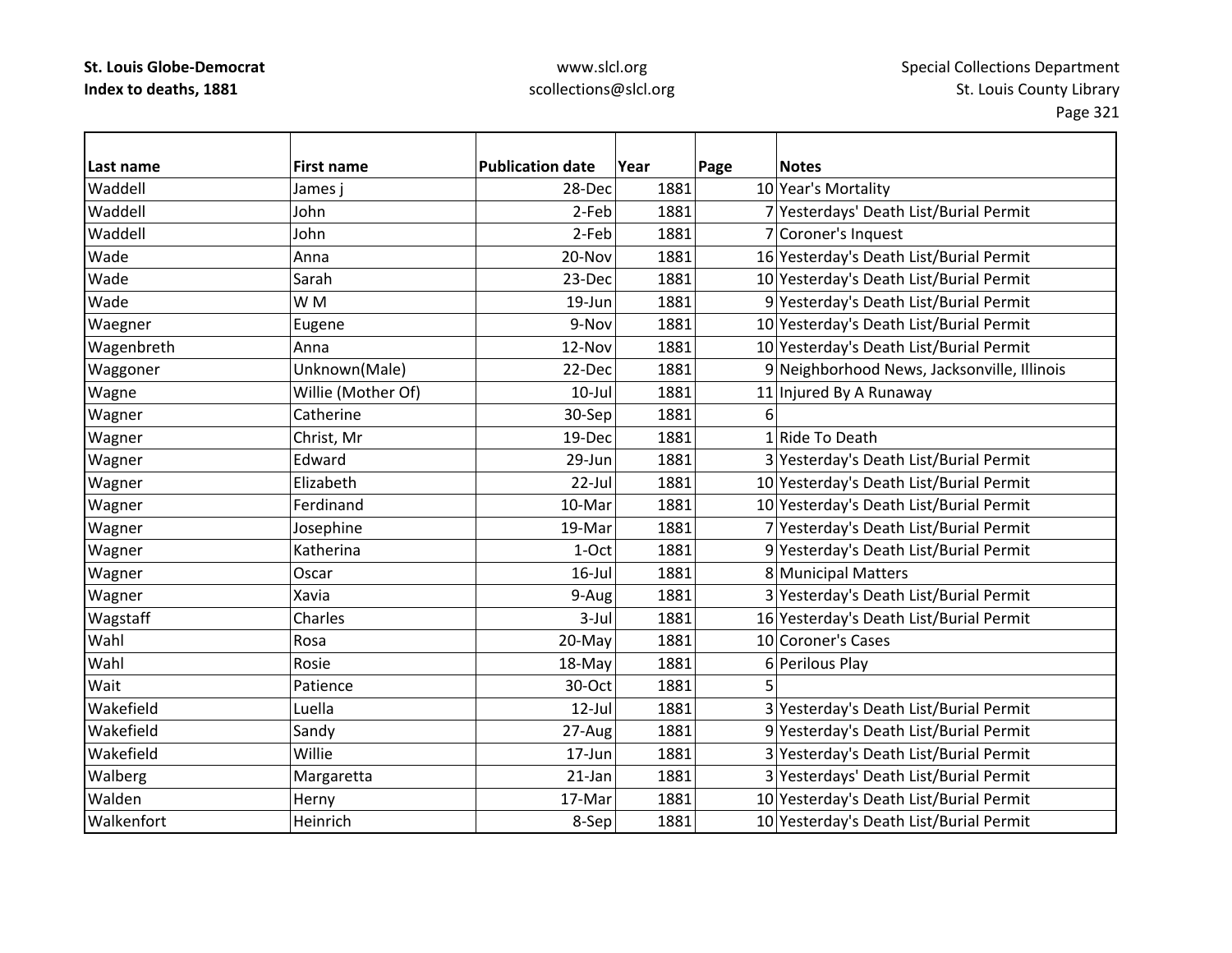**St. Louis Globe-Democrat**
**Index to deaths, 1881**

www.slcl.org
scollections@slcl.org

Special Collections Department
St. Louis County Library

| Last name | First name | Publication date | Year | Page | Notes |
|---|---|---|---|---|---|
| Waddell | James j | 28-Dec | 1881 | 10 | Year's Mortality |
| Waddell | John | 2-Feb | 1881 | 7 | Yesterdays' Death List/Burial Permit |
| Waddell | John | 2-Feb | 1881 | 7 | Coroner's Inquest |
| Wade | Anna | 20-Nov | 1881 | 16 | Yesterday's Death List/Burial Permit |
| Wade | Sarah | 23-Dec | 1881 | 10 | Yesterday's Death List/Burial Permit |
| Wade | W M | 19-Jun | 1881 | 9 | Yesterday's Death List/Burial Permit |
| Waegner | Eugene | 9-Nov | 1881 | 10 | Yesterday's Death List/Burial Permit |
| Wagenbreth | Anna | 12-Nov | 1881 | 10 | Yesterday's Death List/Burial Permit |
| Waggoner | Unknown(Male) | 22-Dec | 1881 | 9 | Neighborhood News, Jacksonville, Illinois |
| Wagne | Willie (Mother Of) | 10-Jul | 1881 | 11 | Injured By A Runaway |
| Wagner | Catherine | 30-Sep | 1881 | 6 | |
| Wagner | Christ, Mr | 19-Dec | 1881 | 1 | Ride To Death |
| Wagner | Edward | 29-Jun | 1881 | 3 | Yesterday's Death List/Burial Permit |
| Wagner | Elizabeth | 22-Jul | 1881 | 10 | Yesterday's Death List/Burial Permit |
| Wagner | Ferdinand | 10-Mar | 1881 | 10 | Yesterday's Death List/Burial Permit |
| Wagner | Josephine | 19-Mar | 1881 | 7 | Yesterday's Death List/Burial Permit |
| Wagner | Katherina | 1-Oct | 1881 | 9 | Yesterday's Death List/Burial Permit |
| Wagner | Oscar | 16-Jul | 1881 | 8 | Municipal Matters |
| Wagner | Xavia | 9-Aug | 1881 | 3 | Yesterday's Death List/Burial Permit |
| Wagstaff | Charles | 3-Jul | 1881 | 16 | Yesterday's Death List/Burial Permit |
| Wahl | Rosa | 20-May | 1881 | 10 | Coroner's Cases |
| Wahl | Rosie | 18-May | 1881 | 6 | Perilous Play |
| Wait | Patience | 30-Oct | 1881 | 5 | |
| Wakefield | Luella | 12-Jul | 1881 | 3 | Yesterday's Death List/Burial Permit |
| Wakefield | Sandy | 27-Aug | 1881 | 9 | Yesterday's Death List/Burial Permit |
| Wakefield | Willie | 17-Jun | 1881 | 3 | Yesterday's Death List/Burial Permit |
| Walberg | Margaretta | 21-Jan | 1881 | 3 | Yesterdays' Death List/Burial Permit |
| Walden | Herny | 17-Mar | 1881 | 10 | Yesterday's Death List/Burial Permit |
| Walkenfort | Heinrich | 8-Sep | 1881 | 10 | Yesterday's Death List/Burial Permit |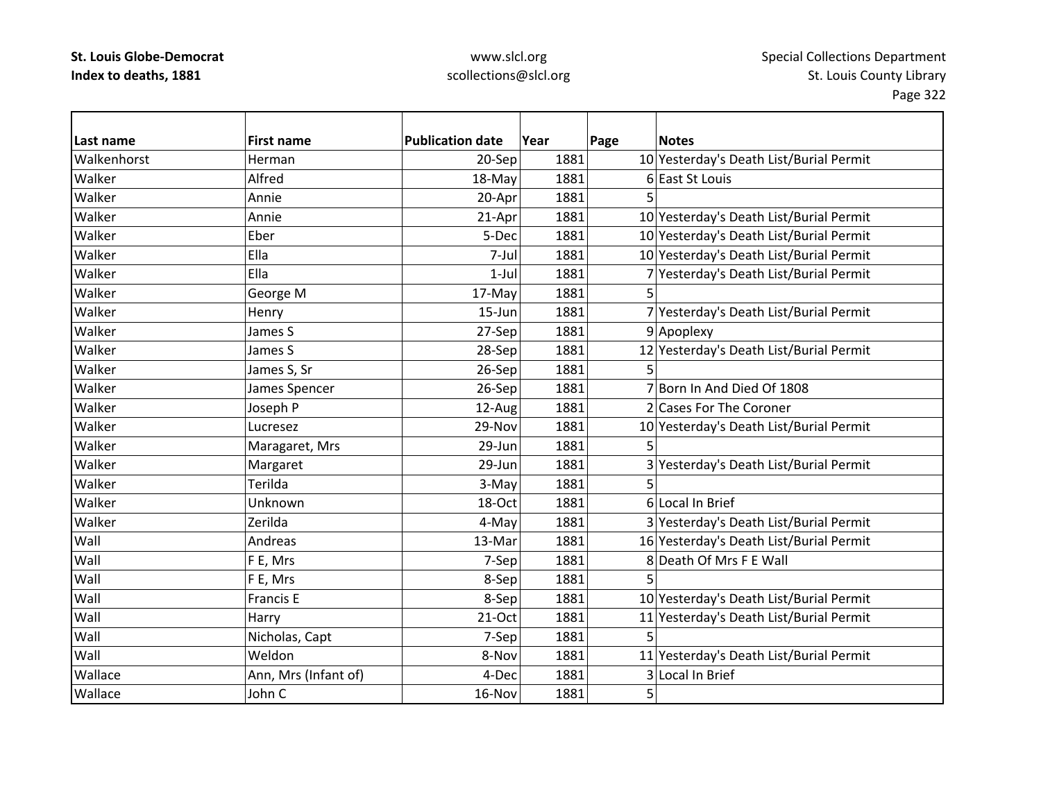**St. Louis Globe-Democrat**
**Index to deaths, 1881**

www.slcl.org
scollections@slcl.org

Special Collections Department
St. Louis County Library

| Last name | First name | Publication date | Year | Page | Notes |
|---|---|---|---|---|---|
| Walkenhorst | Herman | 20-Sep | 1881 | 10 | Yesterday's Death List/Burial Permit |
| Walker | Alfred | 18-May | 1881 | 6 | East St Louis |
| Walker | Annie | 20-Apr | 1881 | 5 | |
| Walker | Annie | 21-Apr | 1881 | 10 | Yesterday's Death List/Burial Permit |
| Walker | Eber | 5-Dec | 1881 | 10 | Yesterday's Death List/Burial Permit |
| Walker | Ella | 7-Jul | 1881 | 10 | Yesterday's Death List/Burial Permit |
| Walker | Ella | 1-Jul | 1881 | 7 | Yesterday's Death List/Burial Permit |
| Walker | George M | 17-May | 1881 | 5 | |
| Walker | Henry | 15-Jun | 1881 | 7 | Yesterday's Death List/Burial Permit |
| Walker | James S | 27-Sep | 1881 | 9 | Apoplexy |
| Walker | James S | 28-Sep | 1881 | 12 | Yesterday's Death List/Burial Permit |
| Walker | James S, Sr | 26-Sep | 1881 | 5 | |
| Walker | James Spencer | 26-Sep | 1881 | 7 | Born In And Died Of 1808 |
| Walker | Joseph P | 12-Aug | 1881 | 2 | Cases For The Coroner |
| Walker | Lucresez | 29-Nov | 1881 | 10 | Yesterday's Death List/Burial Permit |
| Walker | Maragaret, Mrs | 29-Jun | 1881 | 5 | |
| Walker | Margaret | 29-Jun | 1881 | 3 | Yesterday's Death List/Burial Permit |
| Walker | Terilda | 3-May | 1881 | 5 | |
| Walker | Unknown | 18-Oct | 1881 | 6 | Local In Brief |
| Walker | Zerilda | 4-May | 1881 | 3 | Yesterday's Death List/Burial Permit |
| Wall | Andreas | 13-Mar | 1881 | 16 | Yesterday's Death List/Burial Permit |
| Wall | F E, Mrs | 7-Sep | 1881 | 8 | Death Of Mrs F E Wall |
| Wall | F E, Mrs | 8-Sep | 1881 | 5 | |
| Wall | Francis E | 8-Sep | 1881 | 10 | Yesterday's Death List/Burial Permit |
| Wall | Harry | 21-Oct | 1881 | 11 | Yesterday's Death List/Burial Permit |
| Wall | Nicholas, Capt | 7-Sep | 1881 | 5 | |
| Wall | Weldon | 8-Nov | 1881 | 11 | Yesterday's Death List/Burial Permit |
| Wallace | Ann, Mrs (Infant of) | 4-Dec | 1881 | 3 | Local In Brief |
| Wallace | John C | 16-Nov | 1881 | 5 | |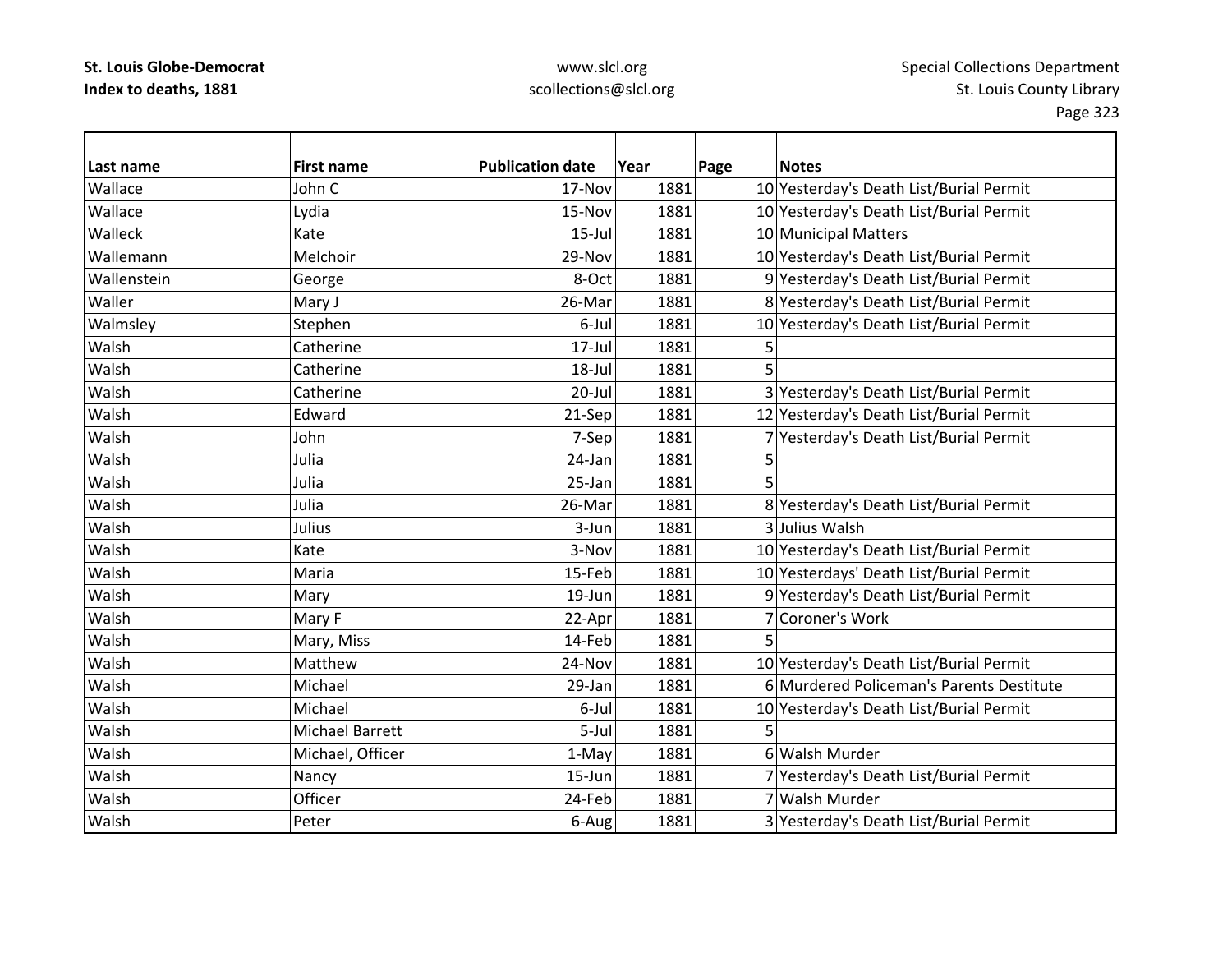**St. Louis Globe-Democrat**
**Index to deaths, 1881**

www.slcl.org
scollections@slcl.org

Special Collections Department
St. Louis County Library

| Last name | First name | Publication date | Year | Page | Notes |
|---|---|---|---|---|---|
| Wallace | John C | 17-Nov | 1881 | 10 | Yesterday's Death List/Burial Permit |
| Wallace | Lydia | 15-Nov | 1881 | 10 | Yesterday's Death List/Burial Permit |
| Walleck | Kate | 15-Jul | 1881 | 10 | Municipal Matters |
| Wallemann | Melchoir | 29-Nov | 1881 | 10 | Yesterday's Death List/Burial Permit |
| Wallenstein | George | 8-Oct | 1881 | 9 | Yesterday's Death List/Burial Permit |
| Waller | Mary J | 26-Mar | 1881 | 8 | Yesterday's Death List/Burial Permit |
| Walmsley | Stephen | 6-Jul | 1881 | 10 | Yesterday's Death List/Burial Permit |
| Walsh | Catherine | 17-Jul | 1881 | 5 | |
| Walsh | Catherine | 18-Jul | 1881 | 5 | |
| Walsh | Catherine | 20-Jul | 1881 | 3 | Yesterday's Death List/Burial Permit |
| Walsh | Edward | 21-Sep | 1881 | 12 | Yesterday's Death List/Burial Permit |
| Walsh | John | 7-Sep | 1881 | 7 | Yesterday's Death List/Burial Permit |
| Walsh | Julia | 24-Jan | 1881 | 5 | |
| Walsh | Julia | 25-Jan | 1881 | 5 | |
| Walsh | Julia | 26-Mar | 1881 | 8 | Yesterday's Death List/Burial Permit |
| Walsh | Julius | 3-Jun | 1881 | 3 | Julius Walsh |
| Walsh | Kate | 3-Nov | 1881 | 10 | Yesterday's Death List/Burial Permit |
| Walsh | Maria | 15-Feb | 1881 | 10 | Yesterdays' Death List/Burial Permit |
| Walsh | Mary | 19-Jun | 1881 | 9 | Yesterday's Death List/Burial Permit |
| Walsh | Mary F | 22-Apr | 1881 | 7 | Coroner's Work |
| Walsh | Mary, Miss | 14-Feb | 1881 | 5 | |
| Walsh | Matthew | 24-Nov | 1881 | 10 | Yesterday's Death List/Burial Permit |
| Walsh | Michael | 29-Jan | 1881 | 6 | Murdered Policeman's Parents Destitute |
| Walsh | Michael | 6-Jul | 1881 | 10 | Yesterday's Death List/Burial Permit |
| Walsh | Michael Barrett | 5-Jul | 1881 | 5 | |
| Walsh | Michael, Officer | 1-May | 1881 | 6 | Walsh Murder |
| Walsh | Nancy | 15-Jun | 1881 | 7 | Yesterday's Death List/Burial Permit |
| Walsh | Officer | 24-Feb | 1881 | 7 | Walsh Murder |
| Walsh | Peter | 6-Aug | 1881 | 3 | Yesterday's Death List/Burial Permit |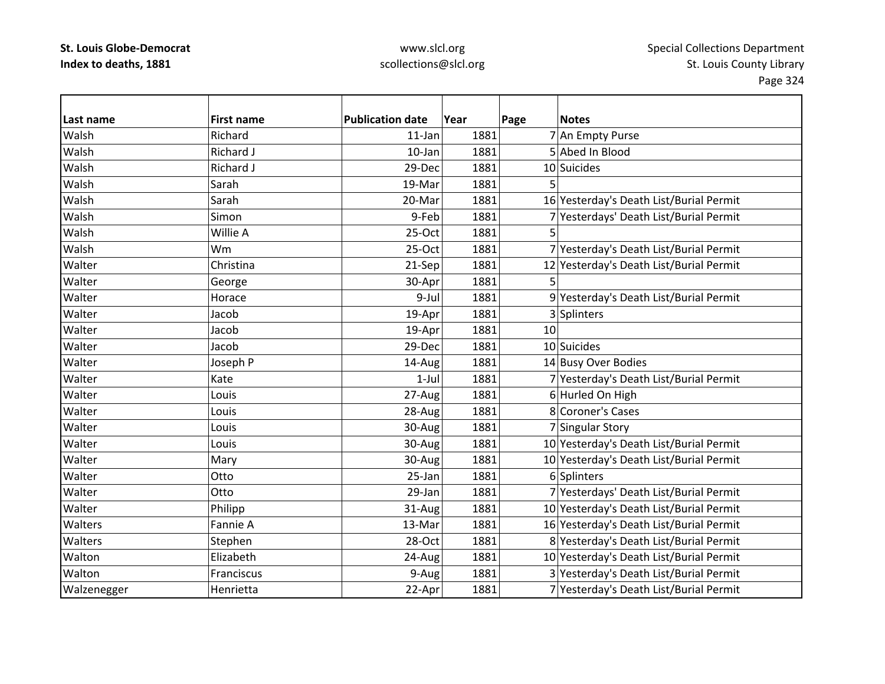| Last name | First name | Publication date | Year | Page | Notes |
|---|---|---|---|---|---|
| Walsh | Richard | 11-Jan | 1881 | 7 | An Empty Purse |
| Walsh | Richard J | 10-Jan | 1881 | 5 | Abed In Blood |
| Walsh | Richard J | 29-Dec | 1881 | 10 | Suicides |
| Walsh | Sarah | 19-Mar | 1881 | 5 | |
| Walsh | Sarah | 20-Mar | 1881 | 16 | Yesterday's Death List/Burial Permit |
| Walsh | Simon | 9-Feb | 1881 | 7 | Yesterdays' Death List/Burial Permit |
| Walsh | Willie A | 25-Oct | 1881 | 5 | |
| Walsh | Wm | 25-Oct | 1881 | 7 | Yesterday's Death List/Burial Permit |
| Walter | Christina | 21-Sep | 1881 | 12 | Yesterday's Death List/Burial Permit |
| Walter | George | 30-Apr | 1881 | 5 | |
| Walter | Horace | 9-Jul | 1881 | 9 | Yesterday's Death List/Burial Permit |
| Walter | Jacob | 19-Apr | 1881 | 3 | Splinters |
| Walter | Jacob | 19-Apr | 1881 | 10 | |
| Walter | Jacob | 29-Dec | 1881 | 10 | Suicides |
| Walter | Joseph P | 14-Aug | 1881 | 14 | Busy Over Bodies |
| Walter | Kate | 1-Jul | 1881 | 7 | Yesterday's Death List/Burial Permit |
| Walter | Louis | 27-Aug | 1881 | 6 | Hurled On High |
| Walter | Louis | 28-Aug | 1881 | 8 | Coroner's Cases |
| Walter | Louis | 30-Aug | 1881 | 7 | Singular Story |
| Walter | Louis | 30-Aug | 1881 | 10 | Yesterday's Death List/Burial Permit |
| Walter | Mary | 30-Aug | 1881 | 10 | Yesterday's Death List/Burial Permit |
| Walter | Otto | 25-Jan | 1881 | 6 | Splinters |
| Walter | Otto | 29-Jan | 1881 | 7 | Yesterdays' Death List/Burial Permit |
| Walter | Philipp | 31-Aug | 1881 | 10 | Yesterday's Death List/Burial Permit |
| Walters | Fannie A | 13-Mar | 1881 | 16 | Yesterday's Death List/Burial Permit |
| Walters | Stephen | 28-Oct | 1881 | 8 | Yesterday's Death List/Burial Permit |
| Walton | Elizabeth | 24-Aug | 1881 | 10 | Yesterday's Death List/Burial Permit |
| Walton | Franciscus | 9-Aug | 1881 | 3 | Yesterday's Death List/Burial Permit |
| Walzenegger | Henrietta | 22-Apr | 1881 | 7 | Yesterday's Death List/Burial Permit |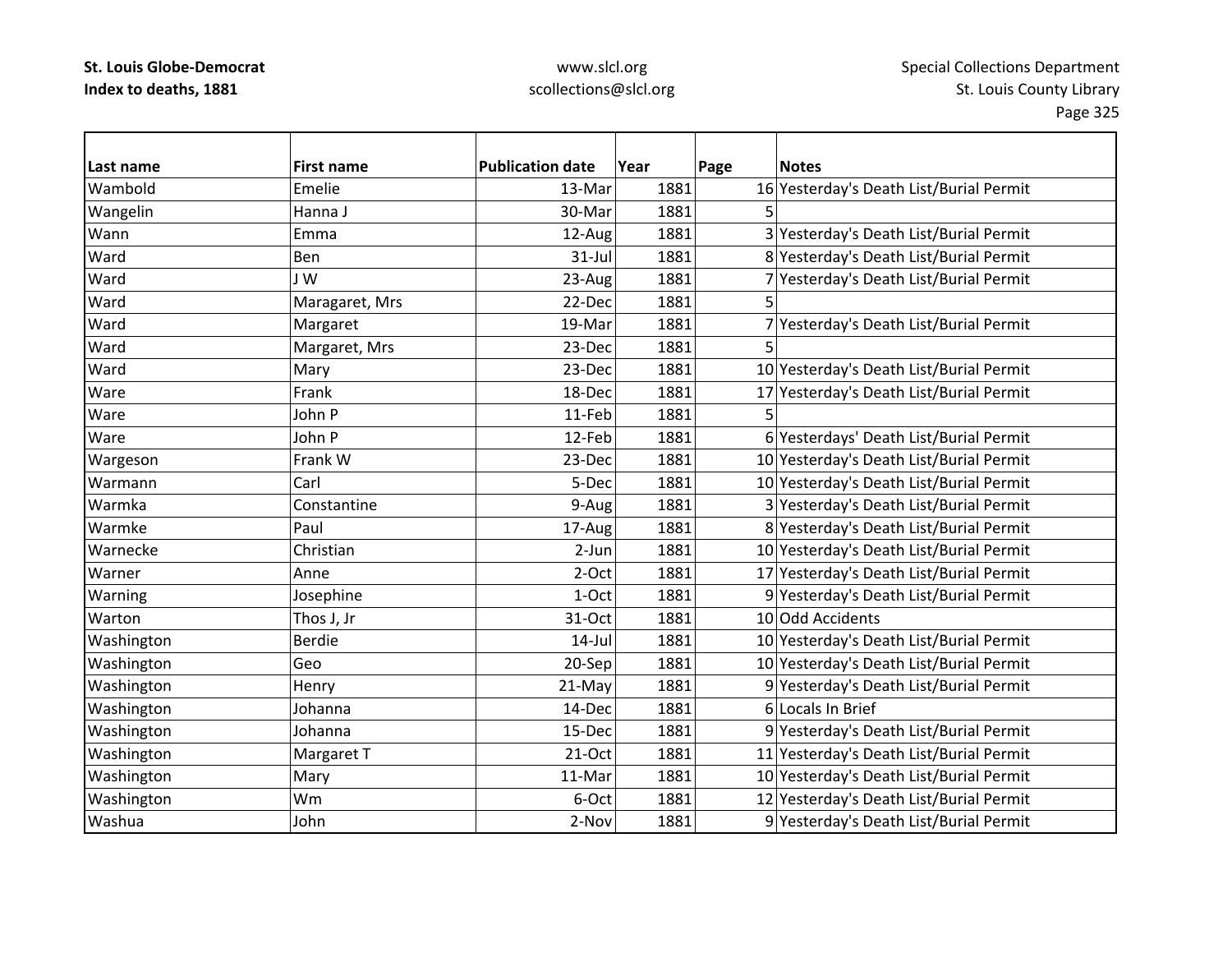**St. Louis Globe-Democrat**
**Index to deaths, 1881**

www.slcl.org
scollections@slcl.org

Special Collections Department
St. Louis County Library

| Last name | First name | Publication date | Year | Page | Notes |
|---|---|---|---|---|---|
| Wambold | Emelie | 13-Mar | 1881 | 16 | Yesterday's Death List/Burial Permit |
| Wangelin | Hanna J | 30-Mar | 1881 | 5 | |
| Wann | Emma | 12-Aug | 1881 | 3 | Yesterday's Death List/Burial Permit |
| Ward | Ben | 31-Jul | 1881 | 8 | Yesterday's Death List/Burial Permit |
| Ward | J W | 23-Aug | 1881 | 7 | Yesterday's Death List/Burial Permit |
| Ward | Maragaret, Mrs | 22-Dec | 1881 | 5 | |
| Ward | Margaret | 19-Mar | 1881 | 7 | Yesterday's Death List/Burial Permit |
| Ward | Margaret, Mrs | 23-Dec | 1881 | 5 | |
| Ward | Mary | 23-Dec | 1881 | 10 | Yesterday's Death List/Burial Permit |
| Ware | Frank | 18-Dec | 1881 | 17 | Yesterday's Death List/Burial Permit |
| Ware | John P | 11-Feb | 1881 | 5 | |
| Ware | John P | 12-Feb | 1881 | 6 | Yesterdays' Death List/Burial Permit |
| Wargeson | Frank W | 23-Dec | 1881 | 10 | Yesterday's Death List/Burial Permit |
| Warmann | Carl | 5-Dec | 1881 | 10 | Yesterday's Death List/Burial Permit |
| Warmka | Constantine | 9-Aug | 1881 | 3 | Yesterday's Death List/Burial Permit |
| Warmke | Paul | 17-Aug | 1881 | 8 | Yesterday's Death List/Burial Permit |
| Warnecke | Christian | 2-Jun | 1881 | 10 | Yesterday's Death List/Burial Permit |
| Warner | Anne | 2-Oct | 1881 | 17 | Yesterday's Death List/Burial Permit |
| Warning | Josephine | 1-Oct | 1881 | 9 | Yesterday's Death List/Burial Permit |
| Warton | Thos J, Jr | 31-Oct | 1881 | 10 | Odd Accidents |
| Washington | Berdie | 14-Jul | 1881 | 10 | Yesterday's Death List/Burial Permit |
| Washington | Geo | 20-Sep | 1881 | 10 | Yesterday's Death List/Burial Permit |
| Washington | Henry | 21-May | 1881 | 9 | Yesterday's Death List/Burial Permit |
| Washington | Johanna | 14-Dec | 1881 | 6 | Locals In Brief |
| Washington | Johanna | 15-Dec | 1881 | 9 | Yesterday's Death List/Burial Permit |
| Washington | Margaret T | 21-Oct | 1881 | 11 | Yesterday's Death List/Burial Permit |
| Washington | Mary | 11-Mar | 1881 | 10 | Yesterday's Death List/Burial Permit |
| Washington | Wm | 6-Oct | 1881 | 12 | Yesterday's Death List/Burial Permit |
| Washua | John | 2-Nov | 1881 | 9 | Yesterday's Death List/Burial Permit |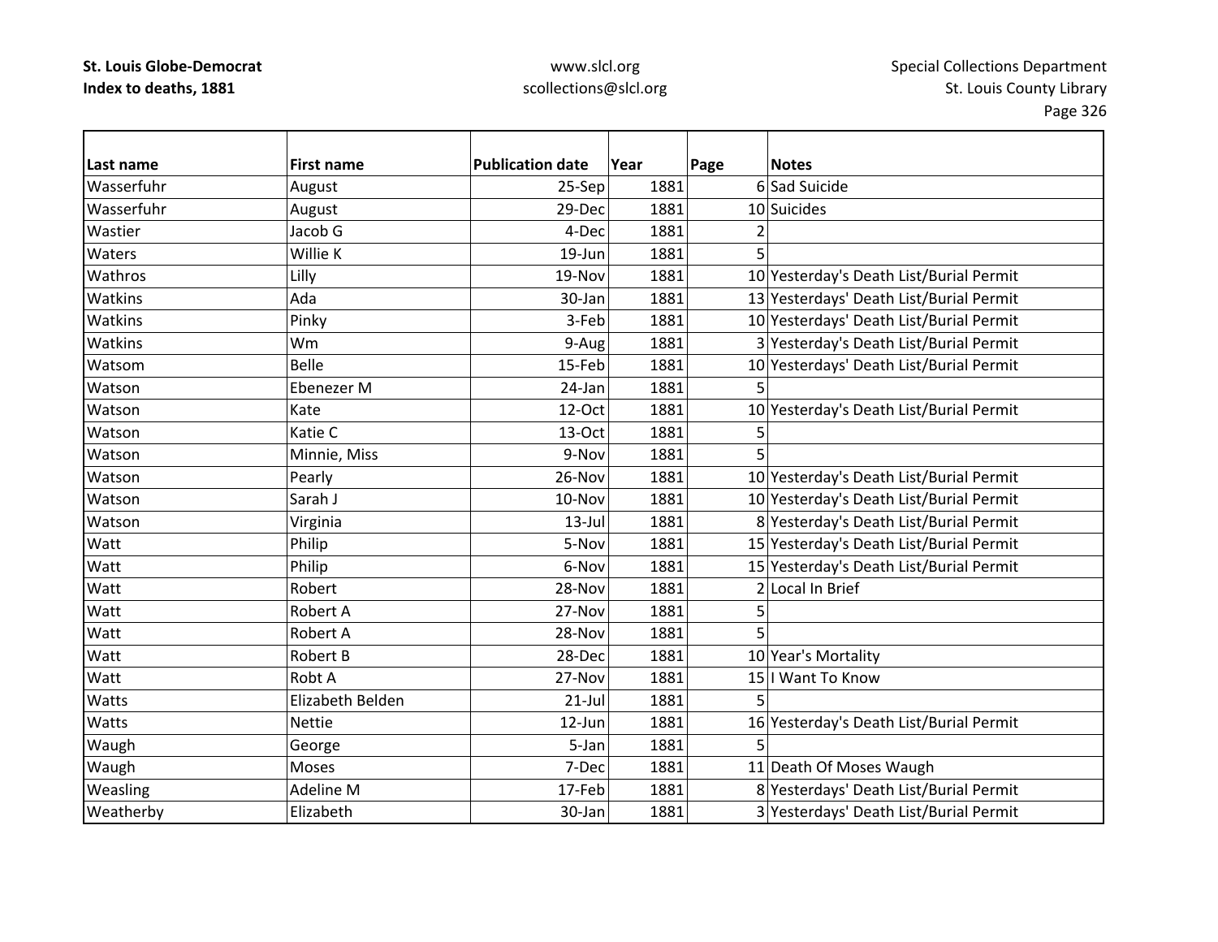**St. Louis Globe-Democrat**
**Index to deaths, 1881**

www.slcl.org
scollections@slcl.org

Special Collections Department
St. Louis County Library

| Last name | First name | Publication date | Year | Page | Notes |
|---|---|---|---|---|---|
| Wasserfuhr | August | 25-Sep | 1881 | 6 | Sad Suicide |
| Wasserfuhr | August | 29-Dec | 1881 | 10 | Suicides |
| Wastier | Jacob G | 4-Dec | 1881 | 2 | |
| Waters | Willie K | 19-Jun | 1881 | 5 | |
| Wathros | Lilly | 19-Nov | 1881 | 10 | Yesterday's Death List/Burial Permit |
| Watkins | Ada | 30-Jan | 1881 | 13 | Yesterdays' Death List/Burial Permit |
| Watkins | Pinky | 3-Feb | 1881 | 10 | Yesterdays' Death List/Burial Permit |
| Watkins | Wm | 9-Aug | 1881 | 3 | Yesterday's Death List/Burial Permit |
| Watsom | Belle | 15-Feb | 1881 | 10 | Yesterdays' Death List/Burial Permit |
| Watson | Ebenezer M | 24-Jan | 1881 | 5 | |
| Watson | Kate | 12-Oct | 1881 | 10 | Yesterday's Death List/Burial Permit |
| Watson | Katie C | 13-Oct | 1881 | 5 | |
| Watson | Minnie, Miss | 9-Nov | 1881 | 5 | |
| Watson | Pearly | 26-Nov | 1881 | 10 | Yesterday's Death List/Burial Permit |
| Watson | Sarah J | 10-Nov | 1881 | 10 | Yesterday's Death List/Burial Permit |
| Watson | Virginia | 13-Jul | 1881 | 8 | Yesterday's Death List/Burial Permit |
| Watt | Philip | 5-Nov | 1881 | 15 | Yesterday's Death List/Burial Permit |
| Watt | Philip | 6-Nov | 1881 | 15 | Yesterday's Death List/Burial Permit |
| Watt | Robert | 28-Nov | 1881 | 2 | Local In Brief |
| Watt | Robert A | 27-Nov | 1881 | 5 | |
| Watt | Robert A | 28-Nov | 1881 | 5 | |
| Watt | Robert B | 28-Dec | 1881 | 10 | Year's Mortality |
| Watt | Robt A | 27-Nov | 1881 | 15 | I Want To Know |
| Watts | Elizabeth Belden | 21-Jul | 1881 | 5 | |
| Watts | Nettie | 12-Jun | 1881 | 16 | Yesterday's Death List/Burial Permit |
| Waugh | George | 5-Jan | 1881 | 5 | |
| Waugh | Moses | 7-Dec | 1881 | 11 | Death Of Moses Waugh |
| Weasling | Adeline M | 17-Feb | 1881 | 8 | Yesterdays' Death List/Burial Permit |
| Weatherby | Elizabeth | 30-Jan | 1881 | 3 | Yesterdays' Death List/Burial Permit |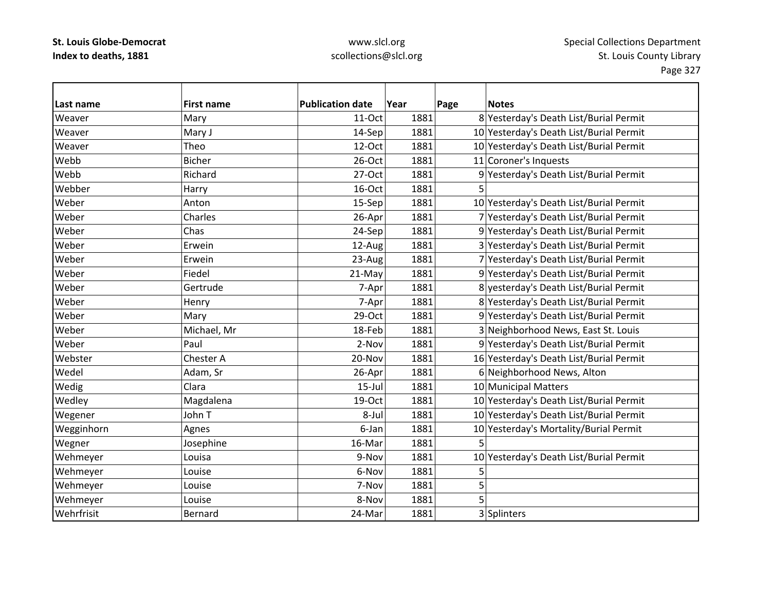| Last name | First name | Publication date | Year | Page | Notes |
|---|---|---|---|---|---|
| Weaver | Mary | 11-Oct | 1881 | 8 | Yesterday's Death List/Burial Permit |
| Weaver | Mary J | 14-Sep | 1881 | 10 | Yesterday's Death List/Burial Permit |
| Weaver | Theo | 12-Oct | 1881 | 10 | Yesterday's Death List/Burial Permit |
| Webb | Bicher | 26-Oct | 1881 | 11 | Coroner's Inquests |
| Webb | Richard | 27-Oct | 1881 | 9 | Yesterday's Death List/Burial Permit |
| Webber | Harry | 16-Oct | 1881 | 5 | |
| Weber | Anton | 15-Sep | 1881 | 10 | Yesterday's Death List/Burial Permit |
| Weber | Charles | 26-Apr | 1881 | 7 | Yesterday's Death List/Burial Permit |
| Weber | Chas | 24-Sep | 1881 | 9 | Yesterday's Death List/Burial Permit |
| Weber | Erwein | 12-Aug | 1881 | 3 | Yesterday's Death List/Burial Permit |
| Weber | Erwein | 23-Aug | 1881 | 7 | Yesterday's Death List/Burial Permit |
| Weber | Fiedel | 21-May | 1881 | 9 | Yesterday's Death List/Burial Permit |
| Weber | Gertrude | 7-Apr | 1881 | 8 | yesterday's Death List/Burial Permit |
| Weber | Henry | 7-Apr | 1881 | 8 | Yesterday's Death List/Burial Permit |
| Weber | Mary | 29-Oct | 1881 | 9 | Yesterday's Death List/Burial Permit |
| Weber | Michael, Mr | 18-Feb | 1881 | 3 | Neighborhood News, East St. Louis |
| Weber | Paul | 2-Nov | 1881 | 9 | Yesterday's Death List/Burial Permit |
| Webster | Chester A | 20-Nov | 1881 | 16 | Yesterday's Death List/Burial Permit |
| Wedel | Adam, Sr | 26-Apr | 1881 | 6 | Neighborhood News, Alton |
| Wedig | Clara | 15-Jul | 1881 | 10 | Municipal Matters |
| Wedley | Magdalena | 19-Oct | 1881 | 10 | Yesterday's Death List/Burial Permit |
| Wegener | John T | 8-Jul | 1881 | 10 | Yesterday's Death List/Burial Permit |
| Wegginhorn | Agnes | 6-Jan | 1881 | 10 | Yesterday's Mortality/Burial Permit |
| Wegner | Josephine | 16-Mar | 1881 | 5 | |
| Wehmeyer | Louisa | 9-Nov | 1881 | 10 | Yesterday's Death List/Burial Permit |
| Wehmeyer | Louise | 6-Nov | 1881 | 5 | |
| Wehmeyer | Louise | 7-Nov | 1881 | 5 | |
| Wehmeyer | Louise | 8-Nov | 1881 | 5 | |
| Wehrfrisit | Bernard | 24-Mar | 1881 | 3 | Splinters |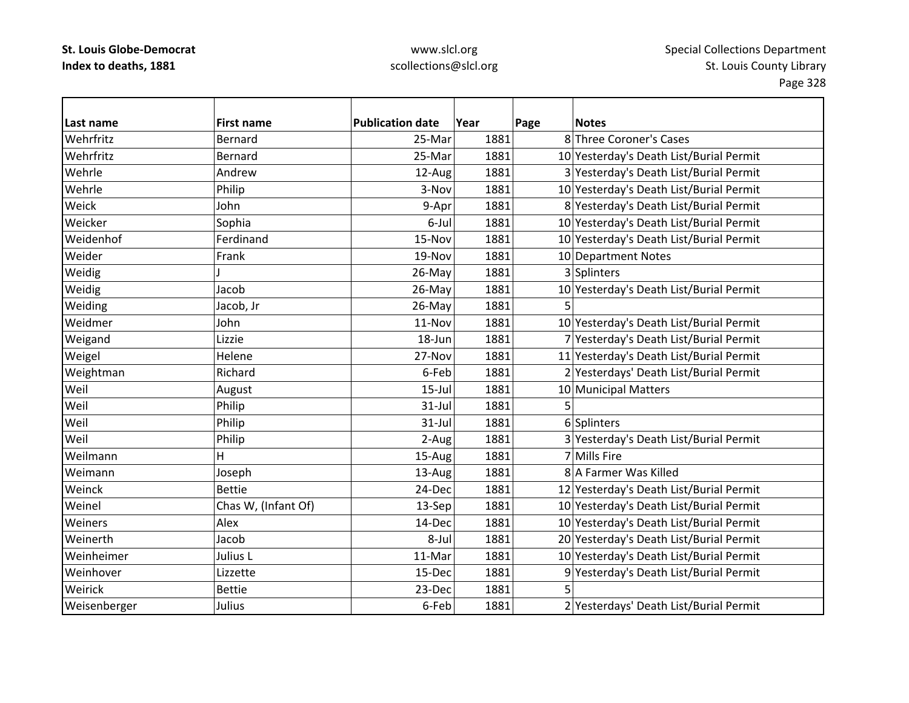**St. Louis Globe-Democrat**
**Index to deaths, 1881**

www.slcl.org
scollections@slcl.org

Special Collections Department
St. Louis County Library

| Last name | First name | Publication date | Year | Page | Notes |
|---|---|---|---|---|---|
| Wehrfritz | Bernard | 25-Mar | 1881 | 8 | Three Coroner's Cases |
| Wehrfritz | Bernard | 25-Mar | 1881 | 10 | Yesterday's Death List/Burial Permit |
| Wehrle | Andrew | 12-Aug | 1881 | 3 | Yesterday's Death List/Burial Permit |
| Wehrle | Philip | 3-Nov | 1881 | 10 | Yesterday's Death List/Burial Permit |
| Weick | John | 9-Apr | 1881 | 8 | Yesterday's Death List/Burial Permit |
| Weicker | Sophia | 6-Jul | 1881 | 10 | Yesterday's Death List/Burial Permit |
| Weidenhof | Ferdinand | 15-Nov | 1881 | 10 | Yesterday's Death List/Burial Permit |
| Weider | Frank | 19-Nov | 1881 | 10 | Department Notes |
| Weidig | J | 26-May | 1881 | 3 | Splinters |
| Weidig | Jacob | 26-May | 1881 | 10 | Yesterday's Death List/Burial Permit |
| Weiding | Jacob, Jr | 26-May | 1881 | 5 | |
| Weidmer | John | 11-Nov | 1881 | 10 | Yesterday's Death List/Burial Permit |
| Weigand | Lizzie | 18-Jun | 1881 | 7 | Yesterday's Death List/Burial Permit |
| Weigel | Helene | 27-Nov | 1881 | 11 | Yesterday's Death List/Burial Permit |
| Weightman | Richard | 6-Feb | 1881 | 2 | Yesterdays' Death List/Burial Permit |
| Weil | August | 15-Jul | 1881 | 10 | Municipal Matters |
| Weil | Philip | 31-Jul | 1881 | 5 | |
| Weil | Philip | 31-Jul | 1881 | 6 | Splinters |
| Weil | Philip | 2-Aug | 1881 | 3 | Yesterday's Death List/Burial Permit |
| Weilmann | H | 15-Aug | 1881 | 7 | Mills Fire |
| Weimann | Joseph | 13-Aug | 1881 | 8 | A Farmer Was Killed |
| Weinck | Bettie | 24-Dec | 1881 | 12 | Yesterday's Death List/Burial Permit |
| Weinel | Chas W, (Infant Of) | 13-Sep | 1881 | 10 | Yesterday's Death List/Burial Permit |
| Weiners | Alex | 14-Dec | 1881 | 10 | Yesterday's Death List/Burial Permit |
| Weinerth | Jacob | 8-Jul | 1881 | 20 | Yesterday's Death List/Burial Permit |
| Weinheimer | Julius L | 11-Mar | 1881 | 10 | Yesterday's Death List/Burial Permit |
| Weinhover | Lizzette | 15-Dec | 1881 | 9 | Yesterday's Death List/Burial Permit |
| Weirick | Bettie | 23-Dec | 1881 | 5 | |
| Weisenberger | Julius | 6-Feb | 1881 | 2 | Yesterdays' Death List/Burial Permit |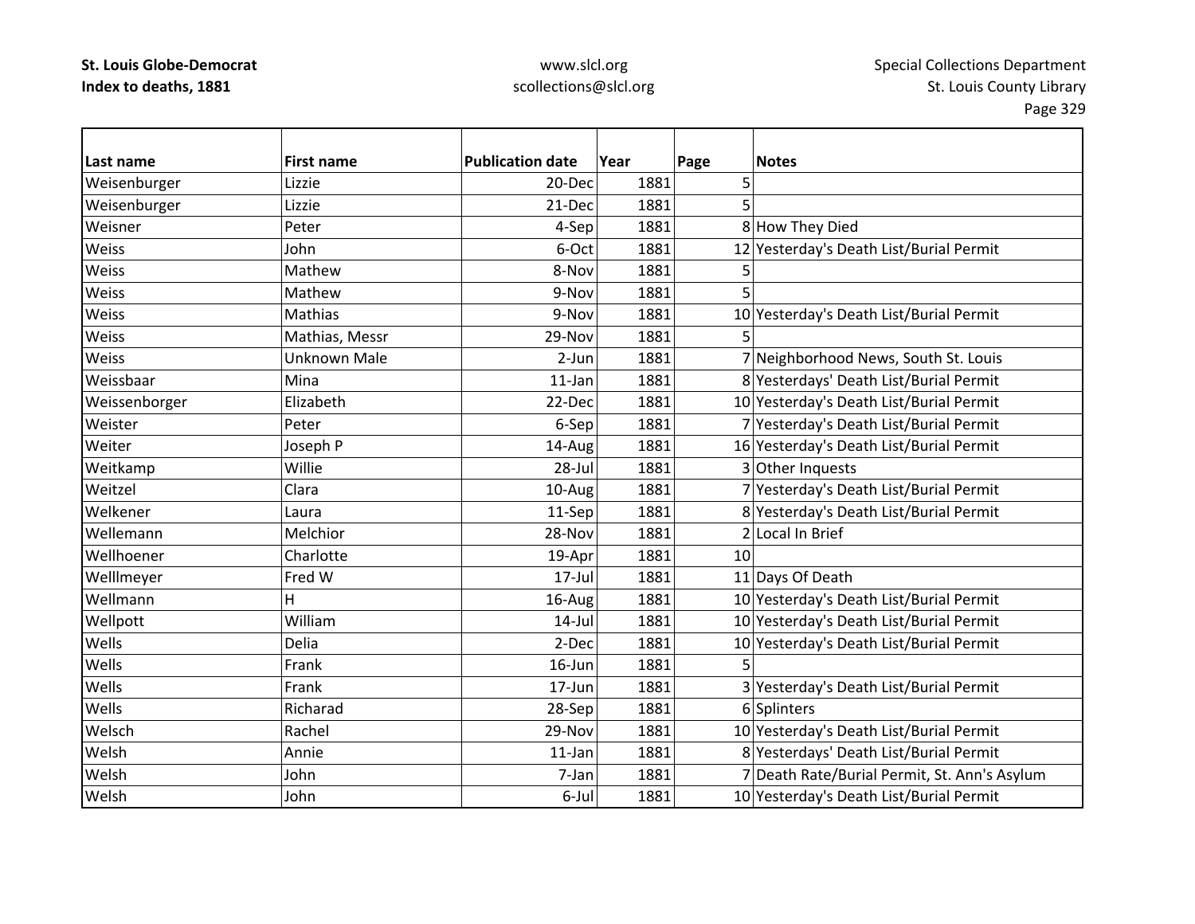| Last name | First name | Publication date | Year | Page | Notes |
|---|---|---|---|---|---|
| Weisenburger | Lizzie | 20-Dec | 1881 | 5 | |
| Weisenburger | Lizzie | 21-Dec | 1881 | 5 | |
| Weisner | Peter | 4-Sep | 1881 | 8 | How They Died |
| Weiss | John | 6-Oct | 1881 | 12 | Yesterday's Death List/Burial Permit |
| Weiss | Mathew | 8-Nov | 1881 | 5 | |
| Weiss | Mathew | 9-Nov | 1881 | 5 | |
| Weiss | Mathias | 9-Nov | 1881 | 10 | Yesterday's Death List/Burial Permit |
| Weiss | Mathias, Messr | 29-Nov | 1881 | 5 | |
| Weiss | Unknown Male | 2-Jun | 1881 | 7 | Neighborhood News, South St. Louis |
| Weissbaar | Mina | 11-Jan | 1881 | 8 | Yesterdays' Death List/Burial Permit |
| Weissenborger | Elizabeth | 22-Dec | 1881 | 10 | Yesterday's Death List/Burial Permit |
| Weister | Peter | 6-Sep | 1881 | 7 | Yesterday's Death List/Burial Permit |
| Weiter | Joseph P | 14-Aug | 1881 | 16 | Yesterday's Death List/Burial Permit |
| Weitkamp | Willie | 28-Jul | 1881 | 3 | Other Inquests |
| Weitzel | Clara | 10-Aug | 1881 | 7 | Yesterday's Death List/Burial Permit |
| Welkener | Laura | 11-Sep | 1881 | 8 | Yesterday's Death List/Burial Permit |
| Wellemann | Melchior | 28-Nov | 1881 | 2 | Local In Brief |
| Wellhoener | Charlotte | 19-Apr | 1881 | 10 | |
| Welllmeyer | Fred W | 17-Jul | 1881 | 11 | Days Of Death |
| Wellmann | H | 16-Aug | 1881 | 10 | Yesterday's Death List/Burial Permit |
| Wellpott | William | 14-Jul | 1881 | 10 | Yesterday's Death List/Burial Permit |
| Wells | Delia | 2-Dec | 1881 | 10 | Yesterday's Death List/Burial Permit |
| Wells | Frank | 16-Jun | 1881 | 5 | |
| Wells | Frank | 17-Jun | 1881 | 3 | Yesterday's Death List/Burial Permit |
| Wells | Richarad | 28-Sep | 1881 | 6 | Splinters |
| Welsch | Rachel | 29-Nov | 1881 | 10 | Yesterday's Death List/Burial Permit |
| Welsh | Annie | 11-Jan | 1881 | 8 | Yesterdays' Death List/Burial Permit |
| Welsh | John | 7-Jan | 1881 | 7 | Death Rate/Burial Permit, St. Ann's Asylum |
| Welsh | John | 6-Jul | 1881 | 10 | Yesterday's Death List/Burial Permit |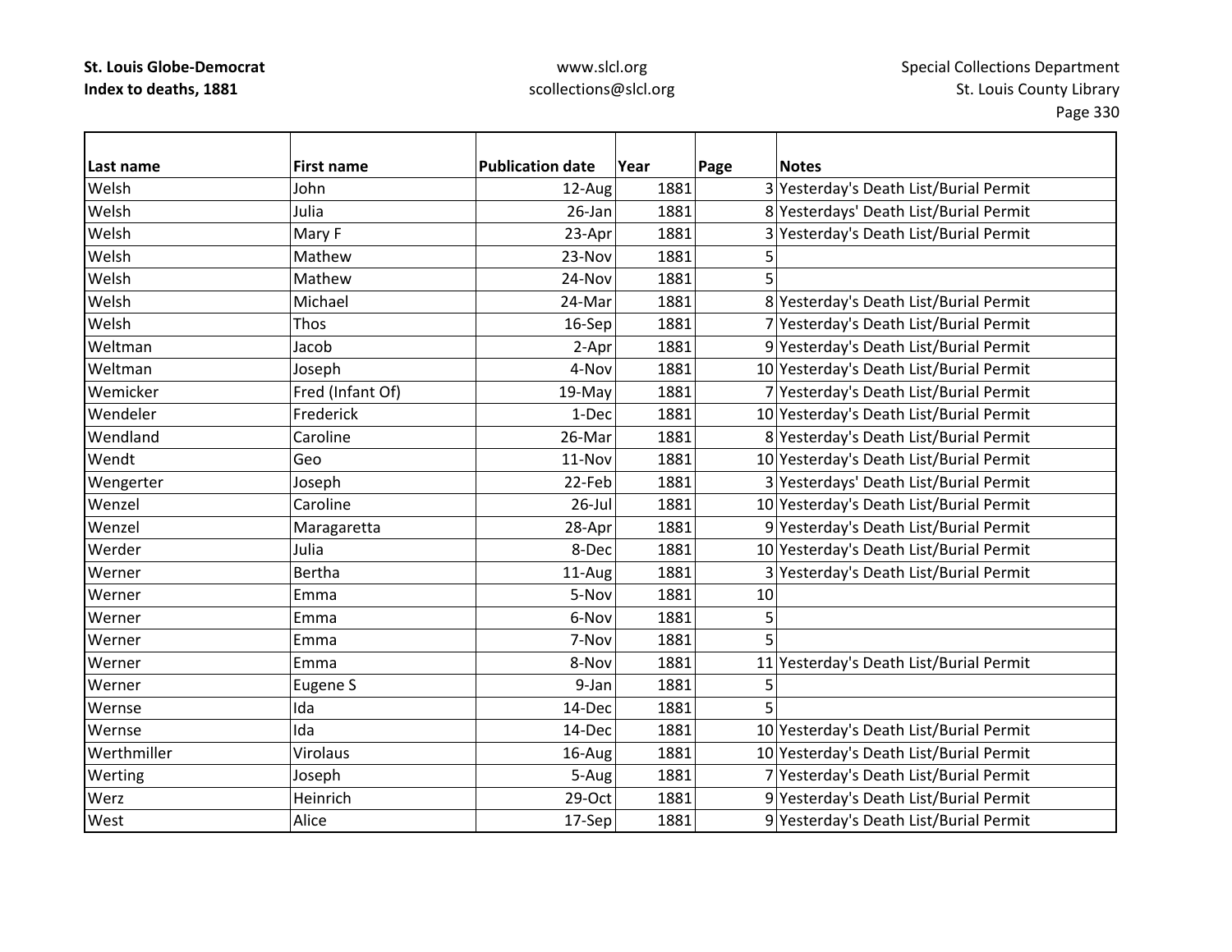**St. Louis Globe-Democrat**
**Index to deaths, 1881**

www.slcl.org
scollections@slcl.org

Special Collections Department
St. Louis County Library

| Last name | First name | Publication date | Year | Page | Notes |
|---|---|---|---|---|---|
| Welsh | John | 12-Aug | 1881 | 3 | Yesterday's Death List/Burial Permit |
| Welsh | Julia | 26-Jan | 1881 | 8 | Yesterdays' Death List/Burial Permit |
| Welsh | Mary F | 23-Apr | 1881 | 3 | Yesterday's Death List/Burial Permit |
| Welsh | Mathew | 23-Nov | 1881 | 5 | |
| Welsh | Mathew | 24-Nov | 1881 | 5 | |
| Welsh | Michael | 24-Mar | 1881 | 8 | Yesterday's Death List/Burial Permit |
| Welsh | Thos | 16-Sep | 1881 | 7 | Yesterday's Death List/Burial Permit |
| Weltman | Jacob | 2-Apr | 1881 | 9 | Yesterday's Death List/Burial Permit |
| Weltman | Joseph | 4-Nov | 1881 | 10 | Yesterday's Death List/Burial Permit |
| Wemicker | Fred (Infant Of) | 19-May | 1881 | 7 | Yesterday's Death List/Burial Permit |
| Wendeler | Frederick | 1-Dec | 1881 | 10 | Yesterday's Death List/Burial Permit |
| Wendland | Caroline | 26-Mar | 1881 | 8 | Yesterday's Death List/Burial Permit |
| Wendt | Geo | 11-Nov | 1881 | 10 | Yesterday's Death List/Burial Permit |
| Wengerter | Joseph | 22-Feb | 1881 | 3 | Yesterdays' Death List/Burial Permit |
| Wenzel | Caroline | 26-Jul | 1881 | 10 | Yesterday's Death List/Burial Permit |
| Wenzel | Maragaretta | 28-Apr | 1881 | 9 | Yesterday's Death List/Burial Permit |
| Werder | Julia | 8-Dec | 1881 | 10 | Yesterday's Death List/Burial Permit |
| Werner | Bertha | 11-Aug | 1881 | 3 | Yesterday's Death List/Burial Permit |
| Werner | Emma | 5-Nov | 1881 | 10 | |
| Werner | Emma | 6-Nov | 1881 | 5 | |
| Werner | Emma | 7-Nov | 1881 | 5 | |
| Werner | Emma | 8-Nov | 1881 | 11 | Yesterday's Death List/Burial Permit |
| Werner | Eugene S | 9-Jan | 1881 | 5 | |
| Wernse | Ida | 14-Dec | 1881 | 5 | |
| Wernse | Ida | 14-Dec | 1881 | 10 | Yesterday's Death List/Burial Permit |
| Werthmiller | Virolaus | 16-Aug | 1881 | 10 | Yesterday's Death List/Burial Permit |
| Werting | Joseph | 5-Aug | 1881 | 7 | Yesterday's Death List/Burial Permit |
| Werz | Heinrich | 29-Oct | 1881 | 9 | Yesterday's Death List/Burial Permit |
| West | Alice | 17-Sep | 1881 | 9 | Yesterday's Death List/Burial Permit |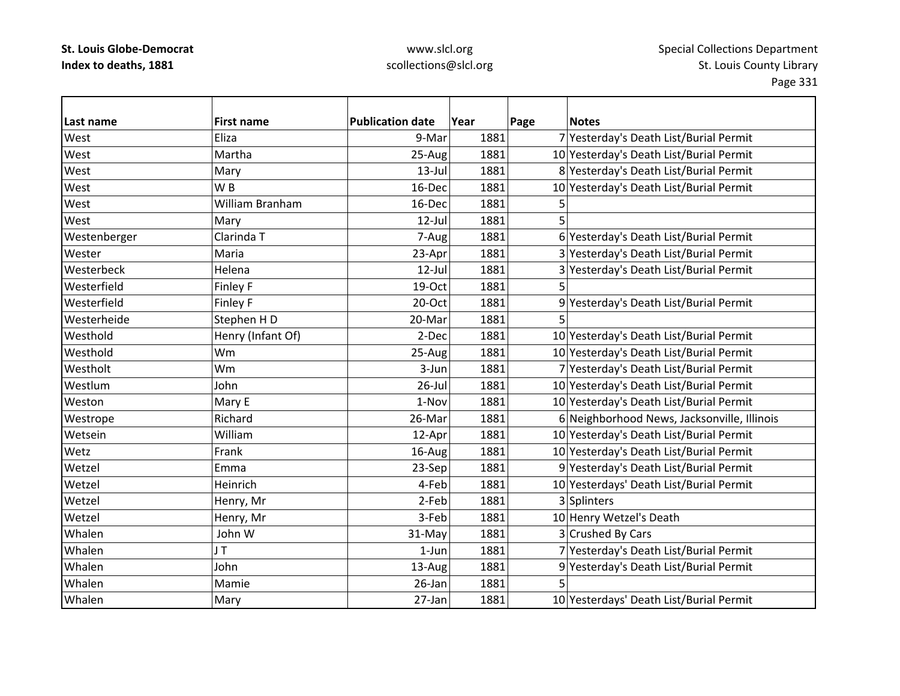**St. Louis Globe-Democrat**
**Index to deaths, 1881**

www.slcl.org
scollections@slcl.org

Special Collections Department
St. Louis County Library

| Last name | First name | Publication date | Year | Page | Notes |
|---|---|---|---|---|---|
| West | Eliza | 9-Mar | 1881 | 7 | Yesterday's Death List/Burial Permit |
| West | Martha | 25-Aug | 1881 | 10 | Yesterday's Death List/Burial Permit |
| West | Mary | 13-Jul | 1881 | 8 | Yesterday's Death List/Burial Permit |
| West | W B | 16-Dec | 1881 | 10 | Yesterday's Death List/Burial Permit |
| West | William Branham | 16-Dec | 1881 | 5 | |
| West | Mary | 12-Jul | 1881 | 5 | |
| Westenberger | Clarinda T | 7-Aug | 1881 | 6 | Yesterday's Death List/Burial Permit |
| Wester | Maria | 23-Apr | 1881 | 3 | Yesterday's Death List/Burial Permit |
| Westerbeck | Helena | 12-Jul | 1881 | 3 | Yesterday's Death List/Burial Permit |
| Westerfield | Finley F | 19-Oct | 1881 | 5 | |
| Westerfield | Finley F | 20-Oct | 1881 | 9 | Yesterday's Death List/Burial Permit |
| Westerheide | Stephen H D | 20-Mar | 1881 | 5 | |
| Westhold | Henry (Infant Of) | 2-Dec | 1881 | 10 | Yesterday's Death List/Burial Permit |
| Westhold | Wm | 25-Aug | 1881 | 10 | Yesterday's Death List/Burial Permit |
| Westholt | Wm | 3-Jun | 1881 | 7 | Yesterday's Death List/Burial Permit |
| Westlum | John | 26-Jul | 1881 | 10 | Yesterday's Death List/Burial Permit |
| Weston | Mary E | 1-Nov | 1881 | 10 | Yesterday's Death List/Burial Permit |
| Westrope | Richard | 26-Mar | 1881 | 6 | Neighborhood News, Jacksonville, Illinois |
| Wetsein | William | 12-Apr | 1881 | 10 | Yesterday's Death List/Burial Permit |
| Wetz | Frank | 16-Aug | 1881 | 10 | Yesterday's Death List/Burial Permit |
| Wetzel | Emma | 23-Sep | 1881 | 9 | Yesterday's Death List/Burial Permit |
| Wetzel | Heinrich | 4-Feb | 1881 | 10 | Yesterdays' Death List/Burial Permit |
| Wetzel | Henry, Mr | 2-Feb | 1881 | 3 | Splinters |
| Wetzel | Henry, Mr | 3-Feb | 1881 | 10 | Henry Wetzel's Death |
| Whalen | John W | 31-May | 1881 | 3 | Crushed By Cars |
| Whalen | J T | 1-Jun | 1881 | 7 | Yesterday's Death List/Burial Permit |
| Whalen | John | 13-Aug | 1881 | 9 | Yesterday's Death List/Burial Permit |
| Whalen | Mamie | 26-Jan | 1881 | 5 | |
| Whalen | Mary | 27-Jan | 1881 | 10 | Yesterdays' Death List/Burial Permit |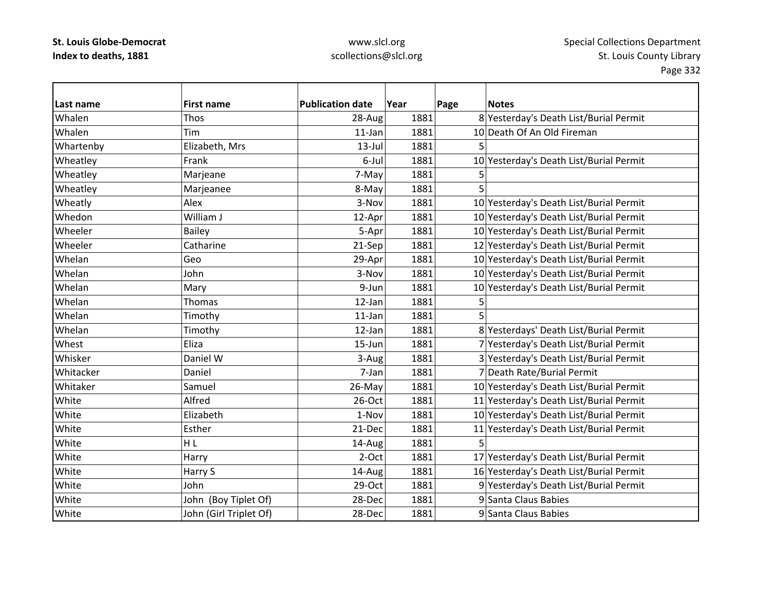| Last name | First name | Publication date | Year | Page | Notes |
|---|---|---|---|---|---|
| Whalen | Thos | 28-Aug | 1881 | 8 | Yesterday's Death List/Burial Permit |
| Whalen | Tim | 11-Jan | 1881 | 10 | Death Of An Old Fireman |
| Whartenby | Elizabeth, Mrs | 13-Jul | 1881 | 5 | |
| Wheatley | Frank | 6-Jul | 1881 | 10 | Yesterday's Death List/Burial Permit |
| Wheatley | Marjeane | 7-May | 1881 | 5 | |
| Wheatley | Marjeanee | 8-May | 1881 | 5 | |
| Wheatly | Alex | 3-Nov | 1881 | 10 | Yesterday's Death List/Burial Permit |
| Whedon | William J | 12-Apr | 1881 | 10 | Yesterday's Death List/Burial Permit |
| Wheeler | Bailey | 5-Apr | 1881 | 10 | Yesterday's Death List/Burial Permit |
| Wheeler | Catharine | 21-Sep | 1881 | 12 | Yesterday's Death List/Burial Permit |
| Whelan | Geo | 29-Apr | 1881 | 10 | Yesterday's Death List/Burial Permit |
| Whelan | John | 3-Nov | 1881 | 10 | Yesterday's Death List/Burial Permit |
| Whelan | Mary | 9-Jun | 1881 | 10 | Yesterday's Death List/Burial Permit |
| Whelan | Thomas | 12-Jan | 1881 | 5 | |
| Whelan | Timothy | 11-Jan | 1881 | 5 | |
| Whelan | Timothy | 12-Jan | 1881 | 8 | Yesterdays' Death List/Burial Permit |
| Whest | Eliza | 15-Jun | 1881 | 7 | Yesterday's Death List/Burial Permit |
| Whisker | Daniel W | 3-Aug | 1881 | 3 | Yesterday's Death List/Burial Permit |
| Whitacker | Daniel | 7-Jan | 1881 | 7 | Death Rate/Burial Permit |
| Whitaker | Samuel | 26-May | 1881 | 10 | Yesterday's Death List/Burial Permit |
| White | Alfred | 26-Oct | 1881 | 11 | Yesterday's Death List/Burial Permit |
| White | Elizabeth | 1-Nov | 1881 | 10 | Yesterday's Death List/Burial Permit |
| White | Esther | 21-Dec | 1881 | 11 | Yesterday's Death List/Burial Permit |
| White | H L | 14-Aug | 1881 | 5 | |
| White | Harry | 2-Oct | 1881 | 17 | Yesterday's Death List/Burial Permit |
| White | Harry S | 14-Aug | 1881 | 16 | Yesterday's Death List/Burial Permit |
| White | John | 29-Oct | 1881 | 9 | Yesterday's Death List/Burial Permit |
| White | John (Boy Tiplet Of) | 28-Dec | 1881 | 9 | Santa Claus Babies |
| White | John (Girl Triplet Of) | 28-Dec | 1881 | 9 | Santa Claus Babies |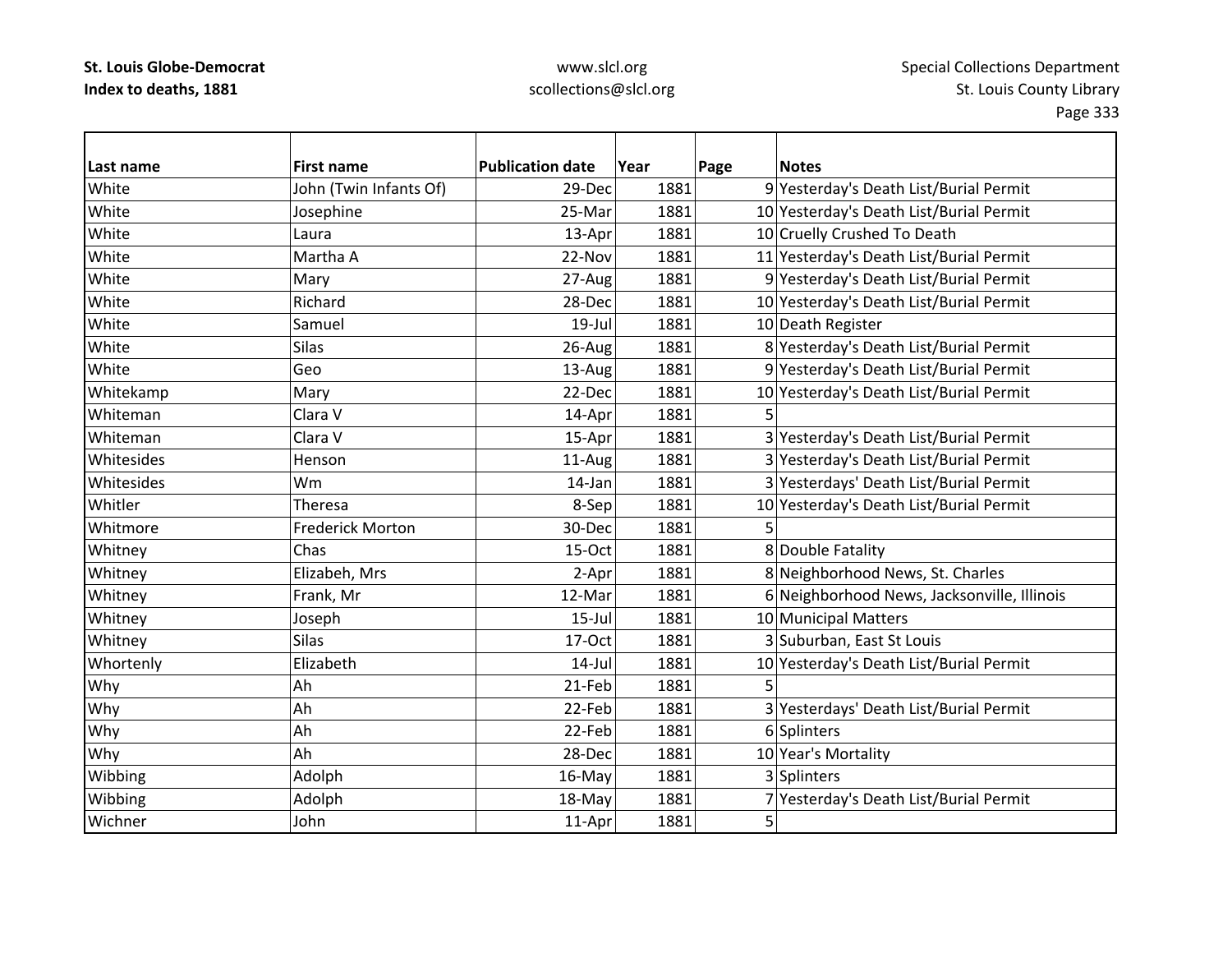| Last name | First name | Publication date | Year | Page | Notes |
|---|---|---|---|---|---|
| White | John (Twin Infants Of) | 29-Dec | 1881 | 9 | Yesterday's Death List/Burial Permit |
| White | Josephine | 25-Mar | 1881 | 10 | Yesterday's Death List/Burial Permit |
| White | Laura | 13-Apr | 1881 | 10 | Cruelly Crushed To Death |
| White | Martha A | 22-Nov | 1881 | 11 | Yesterday's Death List/Burial Permit |
| White | Mary | 27-Aug | 1881 | 9 | Yesterday's Death List/Burial Permit |
| White | Richard | 28-Dec | 1881 | 10 | Yesterday's Death List/Burial Permit |
| White | Samuel | 19-Jul | 1881 | 10 | Death Register |
| White | Silas | 26-Aug | 1881 | 8 | Yesterday's Death List/Burial Permit |
| White | Geo | 13-Aug | 1881 | 9 | Yesterday's Death List/Burial Permit |
| Whitekamp | Mary | 22-Dec | 1881 | 10 | Yesterday's Death List/Burial Permit |
| Whiteman | Clara V | 14-Apr | 1881 | 5 | |
| Whiteman | Clara V | 15-Apr | 1881 | 3 | Yesterday's Death List/Burial Permit |
| Whitesides | Henson | 11-Aug | 1881 | 3 | Yesterday's Death List/Burial Permit |
| Whitesides | Wm | 14-Jan | 1881 | 3 | Yesterdays' Death List/Burial Permit |
| Whitler | Theresa | 8-Sep | 1881 | 10 | Yesterday's Death List/Burial Permit |
| Whitmore | Frederick Morton | 30-Dec | 1881 | 5 | |
| Whitney | Chas | 15-Oct | 1881 | 8 | Double Fatality |
| Whitney | Elizabeh, Mrs | 2-Apr | 1881 | 8 | Neighborhood News, St. Charles |
| Whitney | Frank, Mr | 12-Mar | 1881 | 6 | Neighborhood News, Jacksonville, Illinois |
| Whitney | Joseph | 15-Jul | 1881 | 10 | Municipal Matters |
| Whitney | Silas | 17-Oct | 1881 | 3 | Suburban, East St Louis |
| Whortenly | Elizabeth | 14-Jul | 1881 | 10 | Yesterday's Death List/Burial Permit |
| Why | Ah | 21-Feb | 1881 | 5 | |
| Why | Ah | 22-Feb | 1881 | 3 | Yesterdays' Death List/Burial Permit |
| Why | Ah | 22-Feb | 1881 | 6 | Splinters |
| Why | Ah | 28-Dec | 1881 | 10 | Year's Mortality |
| Wibbing | Adolph | 16-May | 1881 | 3 | Splinters |
| Wibbing | Adolph | 18-May | 1881 | 7 | Yesterday's Death List/Burial Permit |
| Wichner | John | 11-Apr | 1881 | 5 | |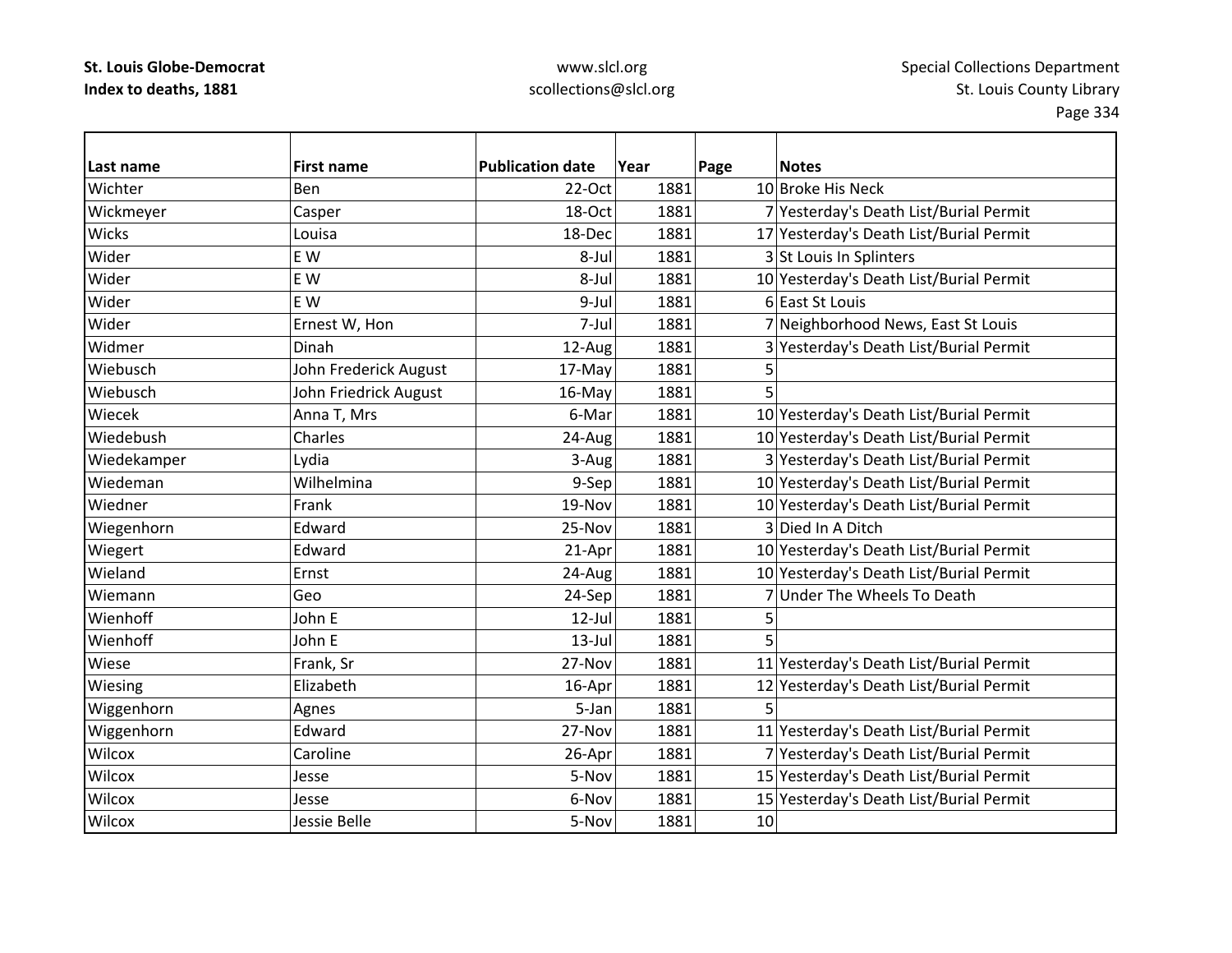| Last name | First name | Publication date | Year | Page | Notes |
|---|---|---|---|---|---|
| Wichter | Ben | 22-Oct | 1881 | 10 | Broke His Neck |
| Wickmeyer | Casper | 18-Oct | 1881 | 7 | Yesterday's Death List/Burial Permit |
| Wicks | Louisa | 18-Dec | 1881 | 17 | Yesterday's Death List/Burial Permit |
| Wider | E W | 8-Jul | 1881 | 3 | St Louis In Splinters |
| Wider | E W | 8-Jul | 1881 | 10 | Yesterday's Death List/Burial Permit |
| Wider | E W | 9-Jul | 1881 | 6 | East St Louis |
| Wider | Ernest W, Hon | 7-Jul | 1881 | 7 | Neighborhood News, East St Louis |
| Widmer | Dinah | 12-Aug | 1881 | 3 | Yesterday's Death List/Burial Permit |
| Wiebusch | John Frederick August | 17-May | 1881 | 5 | |
| Wiebusch | John Friedrick August | 16-May | 1881 | 5 | |
| Wiecek | Anna T, Mrs | 6-Mar | 1881 | 10 | Yesterday's Death List/Burial Permit |
| Wiedebush | Charles | 24-Aug | 1881 | 10 | Yesterday's Death List/Burial Permit |
| Wiedekamper | Lydia | 3-Aug | 1881 | 3 | Yesterday's Death List/Burial Permit |
| Wiedeman | Wilhelmina | 9-Sep | 1881 | 10 | Yesterday's Death List/Burial Permit |
| Wiedner | Frank | 19-Nov | 1881 | 10 | Yesterday's Death List/Burial Permit |
| Wiegenhorn | Edward | 25-Nov | 1881 | 3 | Died In A Ditch |
| Wiegert | Edward | 21-Apr | 1881 | 10 | Yesterday's Death List/Burial Permit |
| Wieland | Ernst | 24-Aug | 1881 | 10 | Yesterday's Death List/Burial Permit |
| Wiemann | Geo | 24-Sep | 1881 | 7 | Under The Wheels To Death |
| Wienhoff | John E | 12-Jul | 1881 | 5 | |
| Wienhoff | John E | 13-Jul | 1881 | 5 | |
| Wiese | Frank, Sr | 27-Nov | 1881 | 11 | Yesterday's Death List/Burial Permit |
| Wiesing | Elizabeth | 16-Apr | 1881 | 12 | Yesterday's Death List/Burial Permit |
| Wiggenhorn | Agnes | 5-Jan | 1881 | 5 | |
| Wiggenhorn | Edward | 27-Nov | 1881 | 11 | Yesterday's Death List/Burial Permit |
| Wilcox | Caroline | 26-Apr | 1881 | 7 | Yesterday's Death List/Burial Permit |
| Wilcox | Jesse | 5-Nov | 1881 | 15 | Yesterday's Death List/Burial Permit |
| Wilcox | Jesse | 6-Nov | 1881 | 15 | Yesterday's Death List/Burial Permit |
| Wilcox | Jessie Belle | 5-Nov | 1881 | 10 | |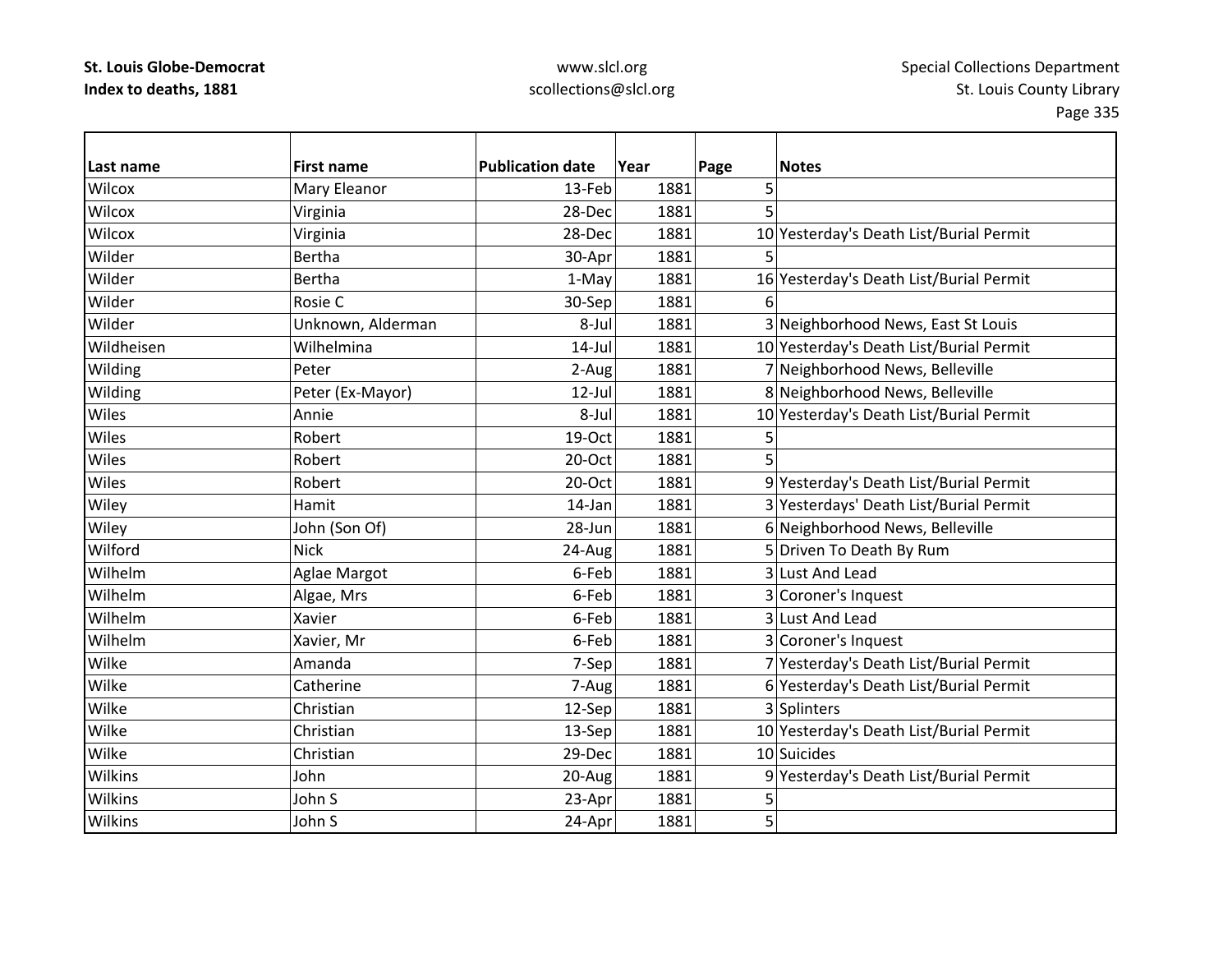**St. Louis Globe-Democrat**
**Index to deaths, 1881**

www.slcl.org
scollections@slcl.org

Special Collections Department
St. Louis County Library

| Last name | First name | Publication date | Year | Page | Notes |
|---|---|---|---|---|---|
| Wilcox | Mary Eleanor | 13-Feb | 1881 | 5 | |
| Wilcox | Virginia | 28-Dec | 1881 | 5 | |
| Wilcox | Virginia | 28-Dec | 1881 | 10 | Yesterday's Death List/Burial Permit |
| Wilder | Bertha | 30-Apr | 1881 | 5 | |
| Wilder | Bertha | 1-May | 1881 | 16 | Yesterday's Death List/Burial Permit |
| Wilder | Rosie C | 30-Sep | 1881 | 6 | |
| Wilder | Unknown, Alderman | 8-Jul | 1881 | 3 | Neighborhood News, East St Louis |
| Wildheisen | Wilhelmina | 14-Jul | 1881 | 10 | Yesterday's Death List/Burial Permit |
| Wilding | Peter | 2-Aug | 1881 | 7 | Neighborhood News, Belleville |
| Wilding | Peter (Ex-Mayor) | 12-Jul | 1881 | 8 | Neighborhood News, Belleville |
| Wiles | Annie | 8-Jul | 1881 | 10 | Yesterday's Death List/Burial Permit |
| Wiles | Robert | 19-Oct | 1881 | 5 | |
| Wiles | Robert | 20-Oct | 1881 | 5 | |
| Wiles | Robert | 20-Oct | 1881 | 9 | Yesterday's Death List/Burial Permit |
| Wiley | Hamit | 14-Jan | 1881 | 3 | Yesterdays' Death List/Burial Permit |
| Wiley | John (Son Of) | 28-Jun | 1881 | 6 | Neighborhood News, Belleville |
| Wilford | Nick | 24-Aug | 1881 | 5 | Driven To Death By Rum |
| Wilhelm | Aglae Margot | 6-Feb | 1881 | 3 | Lust And Lead |
| Wilhelm | Algae, Mrs | 6-Feb | 1881 | 3 | Coroner's Inquest |
| Wilhelm | Xavier | 6-Feb | 1881 | 3 | Lust And Lead |
| Wilhelm | Xavier, Mr | 6-Feb | 1881 | 3 | Coroner's Inquest |
| Wilke | Amanda | 7-Sep | 1881 | 7 | Yesterday's Death List/Burial Permit |
| Wilke | Catherine | 7-Aug | 1881 | 6 | Yesterday's Death List/Burial Permit |
| Wilke | Christian | 12-Sep | 1881 | 3 | Splinters |
| Wilke | Christian | 13-Sep | 1881 | 10 | Yesterday's Death List/Burial Permit |
| Wilke | Christian | 29-Dec | 1881 | 10 | Suicides |
| Wilkins | John | 20-Aug | 1881 | 9 | Yesterday's Death List/Burial Permit |
| Wilkins | John S | 23-Apr | 1881 | 5 | |
| Wilkins | John S | 24-Apr | 1881 | 5 | |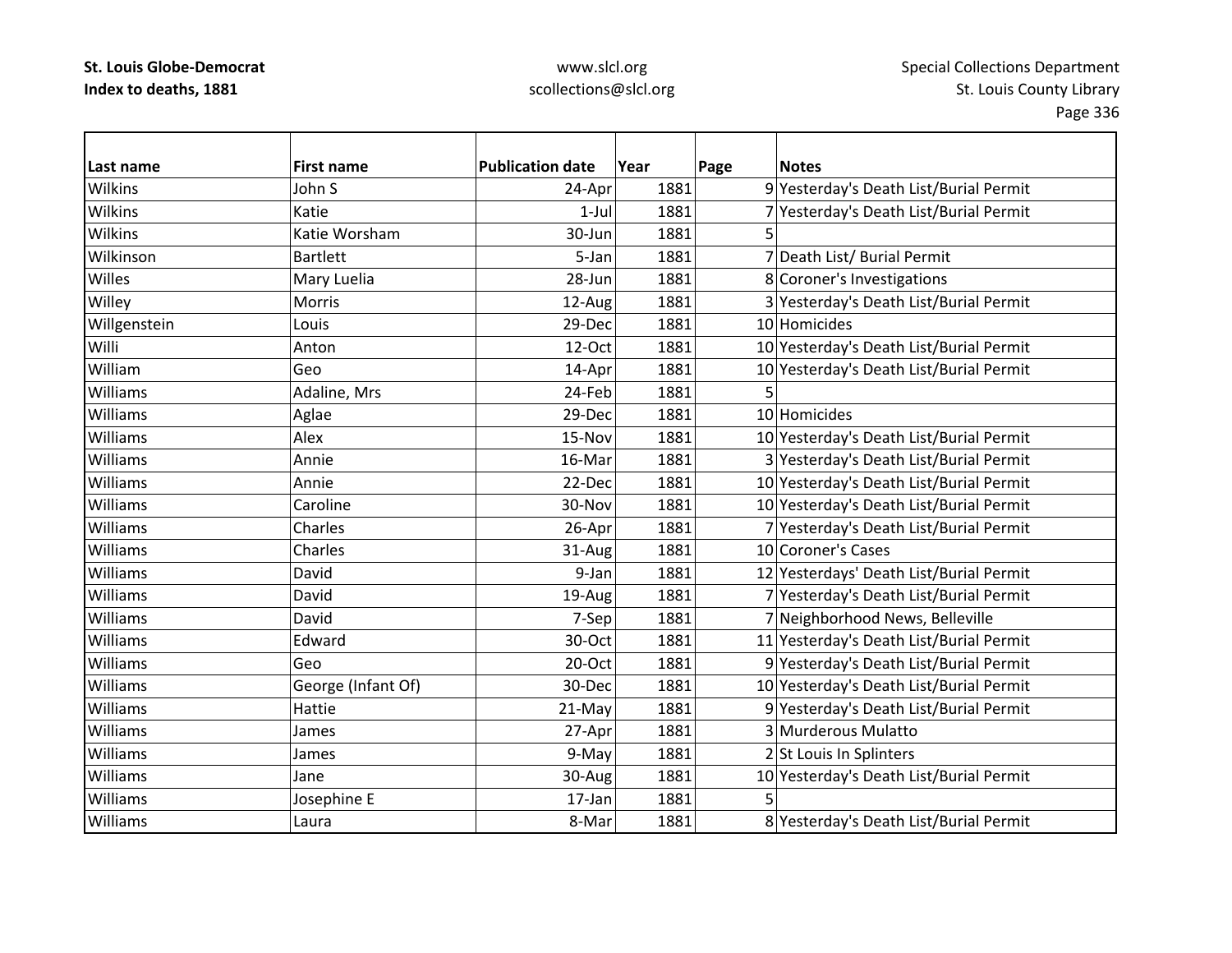| Last name | First name | Publication date | Year | Page | Notes |
|---|---|---|---|---|---|
| Wilkins | John S | 24-Apr | 1881 | 9 | Yesterday's Death List/Burial Permit |
| Wilkins | Katie | 1-Jul | 1881 | 7 | Yesterday's Death List/Burial Permit |
| Wilkins | Katie Worsham | 30-Jun | 1881 | 5 | |
| Wilkinson | Bartlett | 5-Jan | 1881 | 7 | Death List/ Burial Permit |
| Willes | Mary Luelia | 28-Jun | 1881 | 8 | Coroner's Investigations |
| Willey | Morris | 12-Aug | 1881 | 3 | Yesterday's Death List/Burial Permit |
| Willgenstein | Louis | 29-Dec | 1881 | 10 | Homicides |
| Willi | Anton | 12-Oct | 1881 | 10 | Yesterday's Death List/Burial Permit |
| William | Geo | 14-Apr | 1881 | 10 | Yesterday's Death List/Burial Permit |
| Williams | Adaline, Mrs | 24-Feb | 1881 | 5 | |
| Williams | Aglae | 29-Dec | 1881 | 10 | Homicides |
| Williams | Alex | 15-Nov | 1881 | 10 | Yesterday's Death List/Burial Permit |
| Williams | Annie | 16-Mar | 1881 | 3 | Yesterday's Death List/Burial Permit |
| Williams | Annie | 22-Dec | 1881 | 10 | Yesterday's Death List/Burial Permit |
| Williams | Caroline | 30-Nov | 1881 | 10 | Yesterday's Death List/Burial Permit |
| Williams | Charles | 26-Apr | 1881 | 7 | Yesterday's Death List/Burial Permit |
| Williams | Charles | 31-Aug | 1881 | 10 | Coroner's Cases |
| Williams | David | 9-Jan | 1881 | 12 | Yesterdays' Death List/Burial Permit |
| Williams | David | 19-Aug | 1881 | 7 | Yesterday's Death List/Burial Permit |
| Williams | David | 7-Sep | 1881 | 7 | Neighborhood News, Belleville |
| Williams | Edward | 30-Oct | 1881 | 11 | Yesterday's Death List/Burial Permit |
| Williams | Geo | 20-Oct | 1881 | 9 | Yesterday's Death List/Burial Permit |
| Williams | George (Infant Of) | 30-Dec | 1881 | 10 | Yesterday's Death List/Burial Permit |
| Williams | Hattie | 21-May | 1881 | 9 | Yesterday's Death List/Burial Permit |
| Williams | James | 27-Apr | 1881 | 3 | Murderous Mulatto |
| Williams | James | 9-May | 1881 | 2 | St Louis In Splinters |
| Williams | Jane | 30-Aug | 1881 | 10 | Yesterday's Death List/Burial Permit |
| Williams | Josephine E | 17-Jan | 1881 | 5 | |
| Williams | Laura | 8-Mar | 1881 | 8 | Yesterday's Death List/Burial Permit |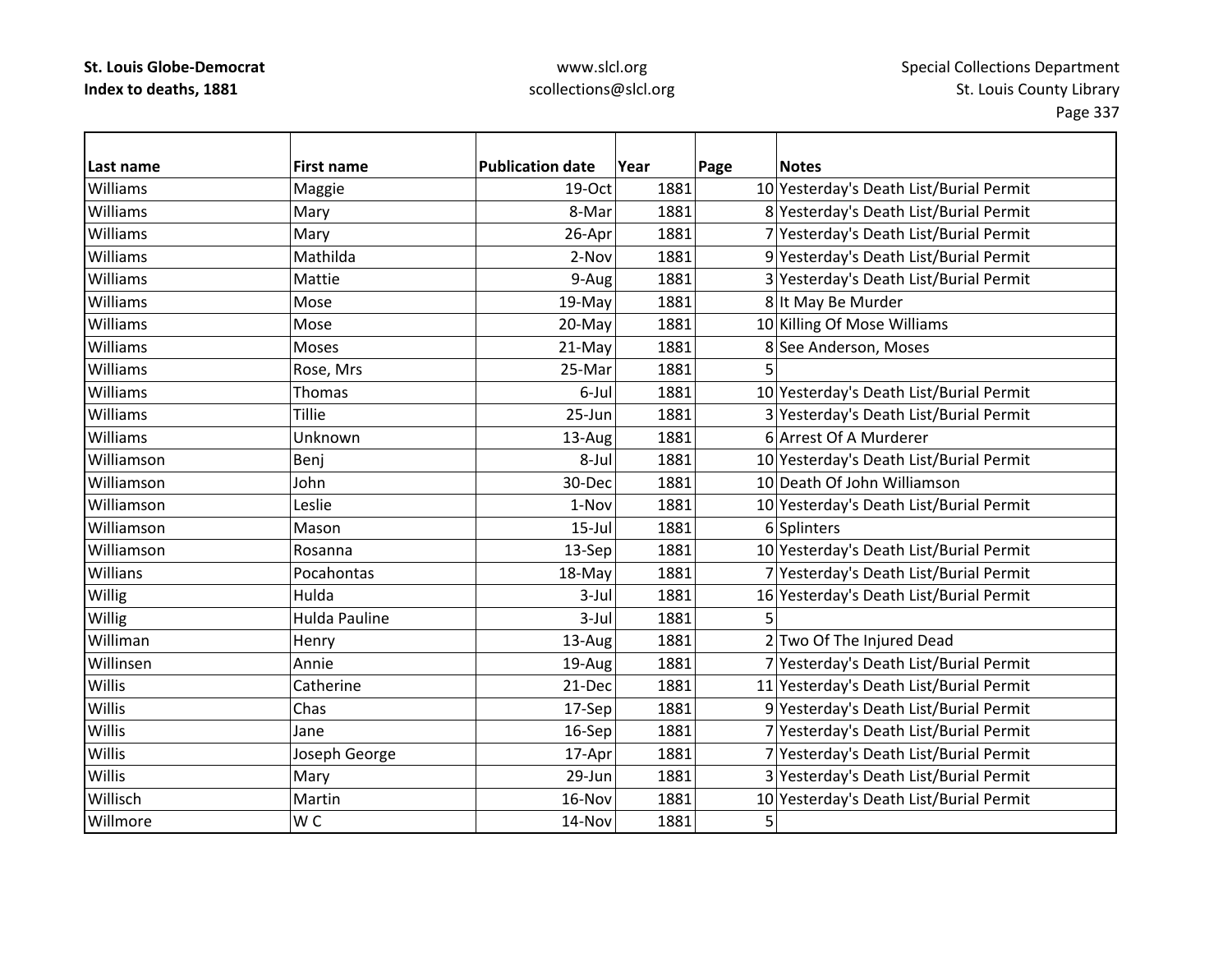**St. Louis Globe-Democrat**
**Index to deaths, 1881**

www.slcl.org
scollections@slcl.org

Special Collections Department
St. Louis County Library

| Last name | First name | Publication date | Year | Page | Notes |
|---|---|---|---|---|---|
| Williams | Maggie | 19-Oct | 1881 | 10 | Yesterday's Death List/Burial Permit |
| Williams | Mary | 8-Mar | 1881 | 8 | Yesterday's Death List/Burial Permit |
| Williams | Mary | 26-Apr | 1881 | 7 | Yesterday's Death List/Burial Permit |
| Williams | Mathilda | 2-Nov | 1881 | 9 | Yesterday's Death List/Burial Permit |
| Williams | Mattie | 9-Aug | 1881 | 3 | Yesterday's Death List/Burial Permit |
| Williams | Mose | 19-May | 1881 | 8 | It May Be Murder |
| Williams | Mose | 20-May | 1881 | 10 | Killing Of Mose Williams |
| Williams | Moses | 21-May | 1881 | 8 | See Anderson, Moses |
| Williams | Rose, Mrs | 25-Mar | 1881 | 5 | |
| Williams | Thomas | 6-Jul | 1881 | 10 | Yesterday's Death List/Burial Permit |
| Williams | Tillie | 25-Jun | 1881 | 3 | Yesterday's Death List/Burial Permit |
| Williams | Unknown | 13-Aug | 1881 | 6 | Arrest Of A Murderer |
| Williamson | Benj | 8-Jul | 1881 | 10 | Yesterday's Death List/Burial Permit |
| Williamson | John | 30-Dec | 1881 | 10 | Death Of John Williamson |
| Williamson | Leslie | 1-Nov | 1881 | 10 | Yesterday's Death List/Burial Permit |
| Williamson | Mason | 15-Jul | 1881 | 6 | Splinters |
| Williamson | Rosanna | 13-Sep | 1881 | 10 | Yesterday's Death List/Burial Permit |
| Willians | Pocahontas | 18-May | 1881 | 7 | Yesterday's Death List/Burial Permit |
| Willig | Hulda | 3-Jul | 1881 | 16 | Yesterday's Death List/Burial Permit |
| Willig | Hulda Pauline | 3-Jul | 1881 | 5 | |
| Williman | Henry | 13-Aug | 1881 | 2 | Two Of The Injured Dead |
| Willinsen | Annie | 19-Aug | 1881 | 7 | Yesterday's Death List/Burial Permit |
| Willis | Catherine | 21-Dec | 1881 | 11 | Yesterday's Death List/Burial Permit |
| Willis | Chas | 17-Sep | 1881 | 9 | Yesterday's Death List/Burial Permit |
| Willis | Jane | 16-Sep | 1881 | 7 | Yesterday's Death List/Burial Permit |
| Willis | Joseph George | 17-Apr | 1881 | 7 | Yesterday's Death List/Burial Permit |
| Willis | Mary | 29-Jun | 1881 | 3 | Yesterday's Death List/Burial Permit |
| Willisch | Martin | 16-Nov | 1881 | 10 | Yesterday's Death List/Burial Permit |
| Willmore | W C | 14-Nov | 1881 | 5 | |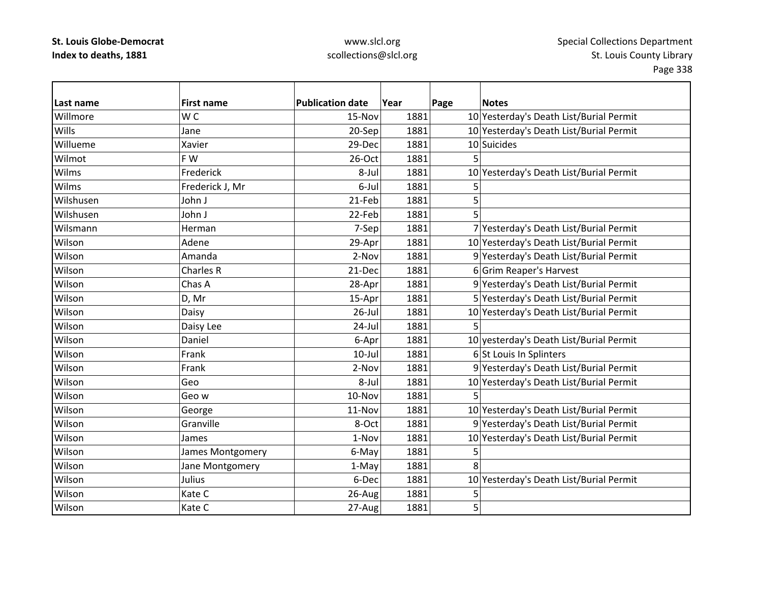| Last name | First name | Publication date | Year | Page | Notes |
|---|---|---|---|---|---|
| Willmore | W C | 15-Nov | 1881 | 10 | Yesterday's Death List/Burial Permit |
| Wills | Jane | 20-Sep | 1881 | 10 | Yesterday's Death List/Burial Permit |
| Willueme | Xavier | 29-Dec | 1881 | 10 | Suicides |
| Wilmot | F W | 26-Oct | 1881 | 5 | |
| Wilms | Frederick | 8-Jul | 1881 | 10 | Yesterday's Death List/Burial Permit |
| Wilms | Frederick J, Mr | 6-Jul | 1881 | 5 | |
| Wilshusen | John J | 21-Feb | 1881 | 5 | |
| Wilshusen | John J | 22-Feb | 1881 | 5 | |
| Wilsmann | Herman | 7-Sep | 1881 | 7 | Yesterday's Death List/Burial Permit |
| Wilson | Adene | 29-Apr | 1881 | 10 | Yesterday's Death List/Burial Permit |
| Wilson | Amanda | 2-Nov | 1881 | 9 | Yesterday's Death List/Burial Permit |
| Wilson | Charles R | 21-Dec | 1881 | 6 | Grim Reaper's Harvest |
| Wilson | Chas A | 28-Apr | 1881 | 9 | Yesterday's Death List/Burial Permit |
| Wilson | D, Mr | 15-Apr | 1881 | 5 | Yesterday's Death List/Burial Permit |
| Wilson | Daisy | 26-Jul | 1881 | 10 | Yesterday's Death List/Burial Permit |
| Wilson | Daisy Lee | 24-Jul | 1881 | 5 | |
| Wilson | Daniel | 6-Apr | 1881 | 10 | yesterday's Death List/Burial Permit |
| Wilson | Frank | 10-Jul | 1881 | 6 | St Louis In Splinters |
| Wilson | Frank | 2-Nov | 1881 | 9 | Yesterday's Death List/Burial Permit |
| Wilson | Geo | 8-Jul | 1881 | 10 | Yesterday's Death List/Burial Permit |
| Wilson | Geo w | 10-Nov | 1881 | 5 | |
| Wilson | George | 11-Nov | 1881 | 10 | Yesterday's Death List/Burial Permit |
| Wilson | Granville | 8-Oct | 1881 | 9 | Yesterday's Death List/Burial Permit |
| Wilson | James | 1-Nov | 1881 | 10 | Yesterday's Death List/Burial Permit |
| Wilson | James Montgomery | 6-May | 1881 | 5 | |
| Wilson | Jane Montgomery | 1-May | 1881 | 8 | |
| Wilson | Julius | 6-Dec | 1881 | 10 | Yesterday's Death List/Burial Permit |
| Wilson | Kate C | 26-Aug | 1881 | 5 | |
| Wilson | Kate C | 27-Aug | 1881 | 5 | |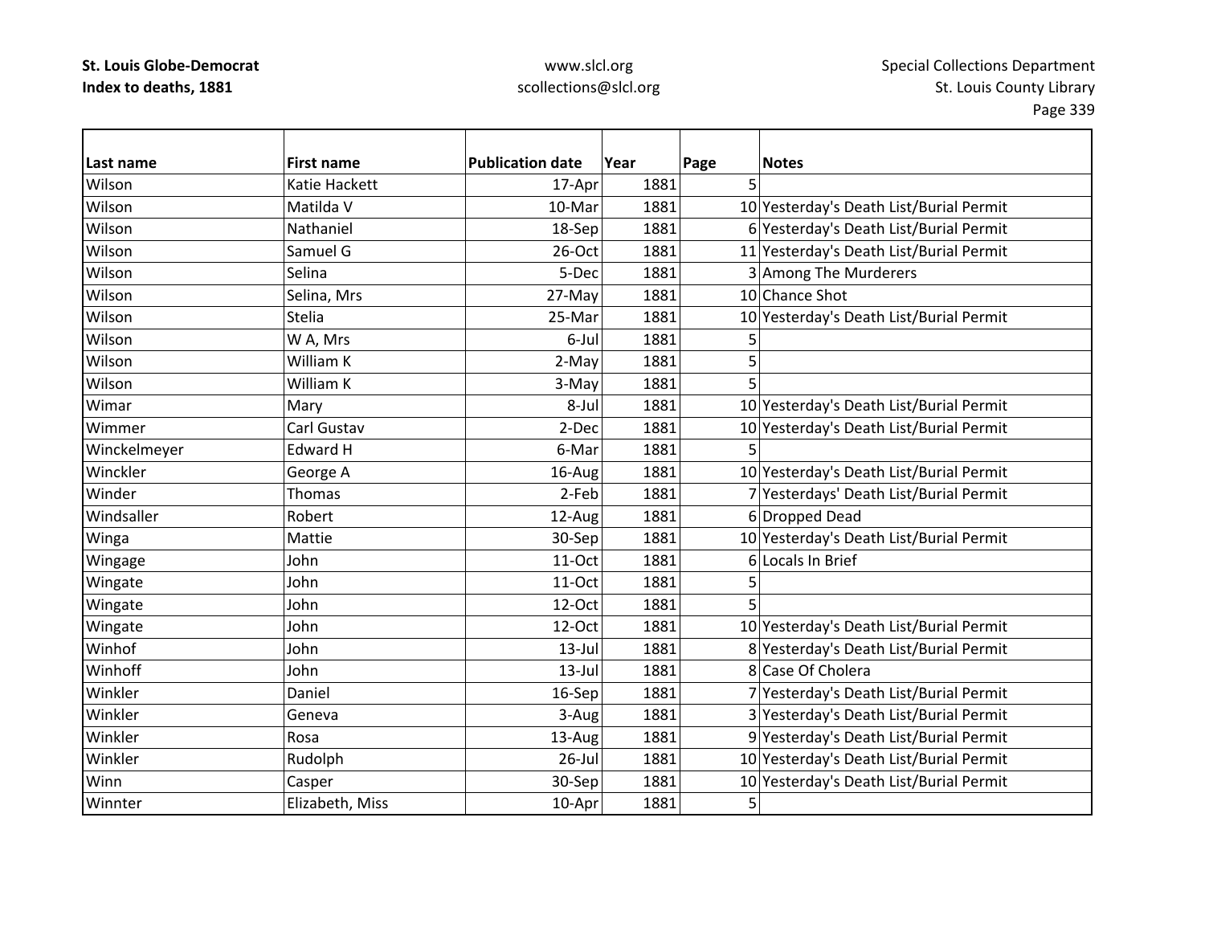| Last name | First name | Publication date | Year | Page | Notes |
|---|---|---|---|---|---|
| Wilson | Katie Hackett | 17-Apr | 1881 | 5 | |
| Wilson | Matilda V | 10-Mar | 1881 | 10 | Yesterday's Death List/Burial Permit |
| Wilson | Nathaniel | 18-Sep | 1881 | 6 | Yesterday's Death List/Burial Permit |
| Wilson | Samuel G | 26-Oct | 1881 | 11 | Yesterday's Death List/Burial Permit |
| Wilson | Selina | 5-Dec | 1881 | 3 | Among The Murderers |
| Wilson | Selina, Mrs | 27-May | 1881 | 10 | Chance Shot |
| Wilson | Stelia | 25-Mar | 1881 | 10 | Yesterday's Death List/Burial Permit |
| Wilson | W A, Mrs | 6-Jul | 1881 | 5 | |
| Wilson | William K | 2-May | 1881 | 5 | |
| Wilson | William K | 3-May | 1881 | 5 | |
| Wimar | Mary | 8-Jul | 1881 | 10 | Yesterday's Death List/Burial Permit |
| Wimmer | Carl Gustav | 2-Dec | 1881 | 10 | Yesterday's Death List/Burial Permit |
| Winckelmeyer | Edward H | 6-Mar | 1881 | 5 | |
| Winckler | George A | 16-Aug | 1881 | 10 | Yesterday's Death List/Burial Permit |
| Winder | Thomas | 2-Feb | 1881 | 7 | Yesterdays' Death List/Burial Permit |
| Windsaller | Robert | 12-Aug | 1881 | 6 | Dropped Dead |
| Winga | Mattie | 30-Sep | 1881 | 10 | Yesterday's Death List/Burial Permit |
| Wingage | John | 11-Oct | 1881 | 6 | Locals In Brief |
| Wingate | John | 11-Oct | 1881 | 5 | |
| Wingate | John | 12-Oct | 1881 | 5 | |
| Wingate | John | 12-Oct | 1881 | 10 | Yesterday's Death List/Burial Permit |
| Winhof | John | 13-Jul | 1881 | 8 | Yesterday's Death List/Burial Permit |
| Winhoff | John | 13-Jul | 1881 | 8 | Case Of Cholera |
| Winkler | Daniel | 16-Sep | 1881 | 7 | Yesterday's Death List/Burial Permit |
| Winkler | Geneva | 3-Aug | 1881 | 3 | Yesterday's Death List/Burial Permit |
| Winkler | Rosa | 13-Aug | 1881 | 9 | Yesterday's Death List/Burial Permit |
| Winkler | Rudolph | 26-Jul | 1881 | 10 | Yesterday's Death List/Burial Permit |
| Winn | Casper | 30-Sep | 1881 | 10 | Yesterday's Death List/Burial Permit |
| Winnter | Elizabeth, Miss | 10-Apr | 1881 | 5 | |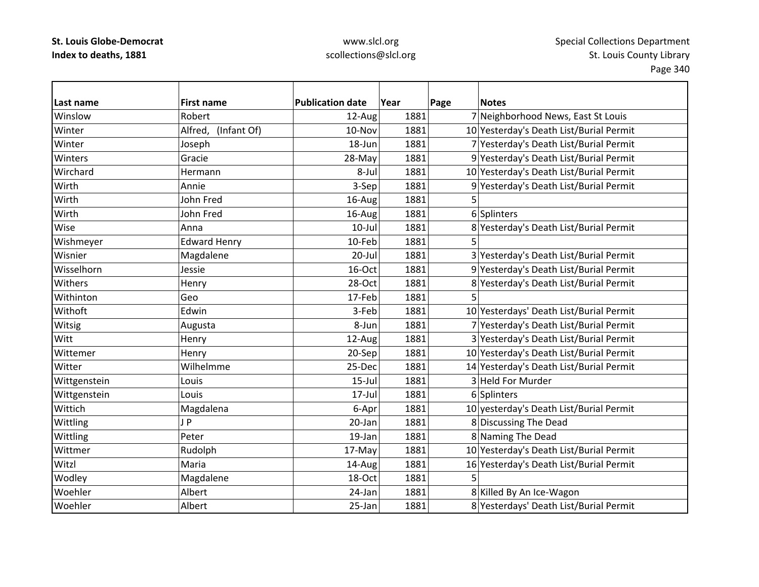| Last name | First name | Publication date | Year | Page | Notes |
|---|---|---|---|---|---|
| Winslow | Robert | 12-Aug | 1881 | 7 | Neighborhood News, East St Louis |
| Winter | Alfred, (Infant Of) | 10-Nov | 1881 | 10 | Yesterday's Death List/Burial Permit |
| Winter | Joseph | 18-Jun | 1881 | 7 | Yesterday's Death List/Burial Permit |
| Winters | Gracie | 28-May | 1881 | 9 | Yesterday's Death List/Burial Permit |
| Wirchard | Hermann | 8-Jul | 1881 | 10 | Yesterday's Death List/Burial Permit |
| Wirth | Annie | 3-Sep | 1881 | 9 | Yesterday's Death List/Burial Permit |
| Wirth | John Fred | 16-Aug | 1881 | 5 | |
| Wirth | John Fred | 16-Aug | 1881 | 6 | Splinters |
| Wise | Anna | 10-Jul | 1881 | 8 | Yesterday's Death List/Burial Permit |
| Wishmeyer | Edward Henry | 10-Feb | 1881 | 5 | |
| Wisnier | Magdalene | 20-Jul | 1881 | 3 | Yesterday's Death List/Burial Permit |
| Wisselhorn | Jessie | 16-Oct | 1881 | 9 | Yesterday's Death List/Burial Permit |
| Withers | Henry | 28-Oct | 1881 | 8 | Yesterday's Death List/Burial Permit |
| Withinton | Geo | 17-Feb | 1881 | 5 | |
| Withoft | Edwin | 3-Feb | 1881 | 10 | Yesterdays' Death List/Burial Permit |
| Witsig | Augusta | 8-Jun | 1881 | 7 | Yesterday's Death List/Burial Permit |
| Witt | Henry | 12-Aug | 1881 | 3 | Yesterday's Death List/Burial Permit |
| Wittemer | Henry | 20-Sep | 1881 | 10 | Yesterday's Death List/Burial Permit |
| Witter | Wilhelmme | 25-Dec | 1881 | 14 | Yesterday's Death List/Burial Permit |
| Wittgenstein | Louis | 15-Jul | 1881 | 3 | Held For Murder |
| Wittgenstein | Louis | 17-Jul | 1881 | 6 | Splinters |
| Wittich | Magdalena | 6-Apr | 1881 | 10 | yesterday's Death List/Burial Permit |
| Wittling | J P | 20-Jan | 1881 | 8 | Discussing The Dead |
| Wittling | Peter | 19-Jan | 1881 | 8 | Naming The Dead |
| Wittmer | Rudolph | 17-May | 1881 | 10 | Yesterday's Death List/Burial Permit |
| Witzl | Maria | 14-Aug | 1881 | 16 | Yesterday's Death List/Burial Permit |
| Wodley | Magdalene | 18-Oct | 1881 | 5 | |
| Woehler | Albert | 24-Jan | 1881 | 8 | Killed By An Ice-Wagon |
| Woehler | Albert | 25-Jan | 1881 | 8 | Yesterdays' Death List/Burial Permit |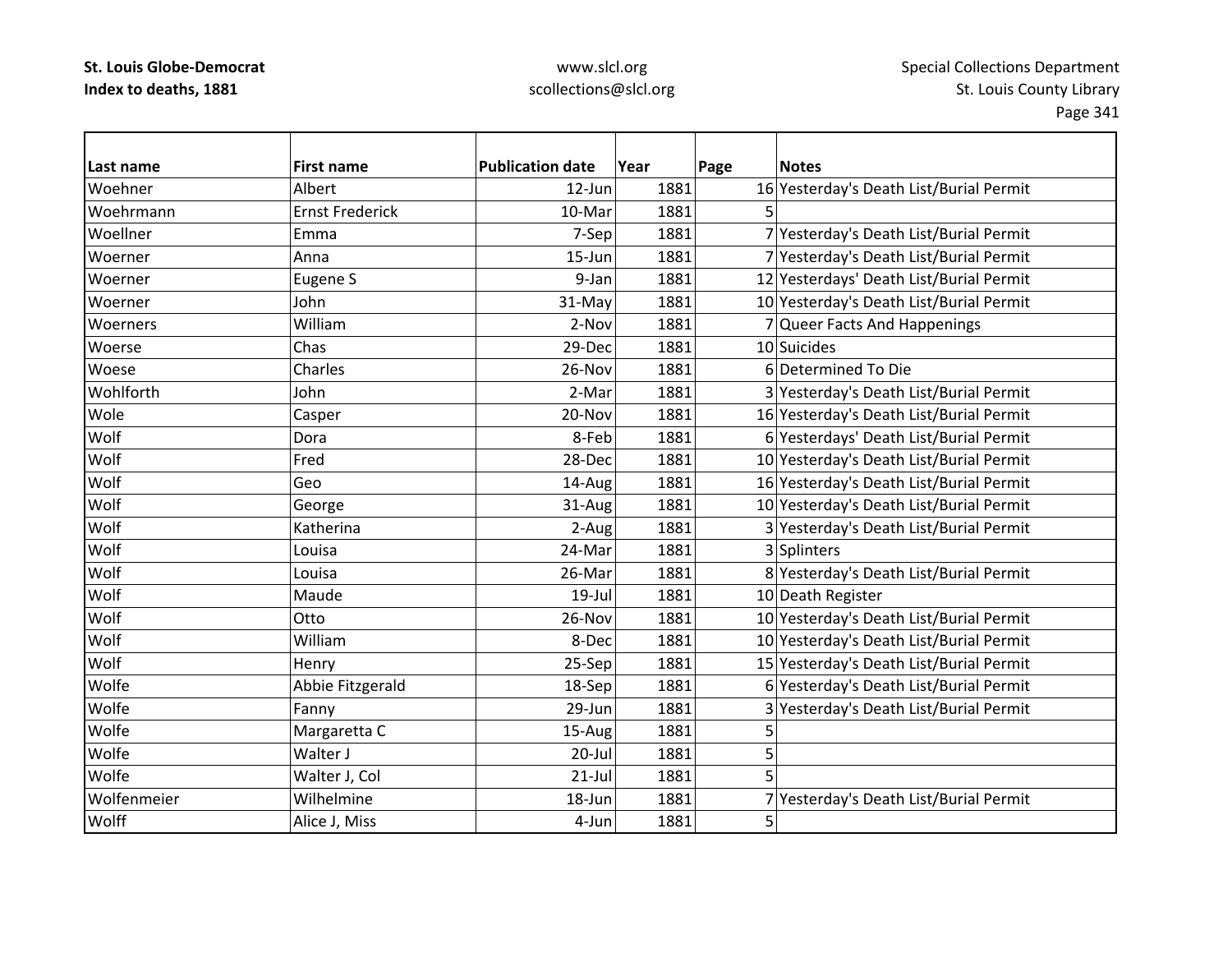| Last name | First name | Publication date | Year | Page | Notes |
|---|---|---|---|---|---|
| Woehner | Albert | 12-Jun | 1881 | 16 | Yesterday's Death List/Burial Permit |
| Woehrmann | Ernst Frederick | 10-Mar | 1881 | 5 | |
| Woellner | Emma | 7-Sep | 1881 | 7 | Yesterday's Death List/Burial Permit |
| Woerner | Anna | 15-Jun | 1881 | 7 | Yesterday's Death List/Burial Permit |
| Woerner | Eugene S | 9-Jan | 1881 | 12 | Yesterdays' Death List/Burial Permit |
| Woerner | John | 31-May | 1881 | 10 | Yesterday's Death List/Burial Permit |
| Woerners | William | 2-Nov | 1881 | 7 | Queer Facts And Happenings |
| Woerse | Chas | 29-Dec | 1881 | 10 | Suicides |
| Woese | Charles | 26-Nov | 1881 | 6 | Determined To Die |
| Wohlforth | John | 2-Mar | 1881 | 3 | Yesterday's Death List/Burial Permit |
| Wole | Casper | 20-Nov | 1881 | 16 | Yesterday's Death List/Burial Permit |
| Wolf | Dora | 8-Feb | 1881 | 6 | Yesterdays' Death List/Burial Permit |
| Wolf | Fred | 28-Dec | 1881 | 10 | Yesterday's Death List/Burial Permit |
| Wolf | Geo | 14-Aug | 1881 | 16 | Yesterday's Death List/Burial Permit |
| Wolf | George | 31-Aug | 1881 | 10 | Yesterday's Death List/Burial Permit |
| Wolf | Katherina | 2-Aug | 1881 | 3 | Yesterday's Death List/Burial Permit |
| Wolf | Louisa | 24-Mar | 1881 | 3 | Splinters |
| Wolf | Louisa | 26-Mar | 1881 | 8 | Yesterday's Death List/Burial Permit |
| Wolf | Maude | 19-Jul | 1881 | 10 | Death Register |
| Wolf | Otto | 26-Nov | 1881 | 10 | Yesterday's Death List/Burial Permit |
| Wolf | William | 8-Dec | 1881 | 10 | Yesterday's Death List/Burial Permit |
| Wolf | Henry | 25-Sep | 1881 | 15 | Yesterday's Death List/Burial Permit |
| Wolfe | Abbie Fitzgerald | 18-Sep | 1881 | 6 | Yesterday's Death List/Burial Permit |
| Wolfe | Fanny | 29-Jun | 1881 | 3 | Yesterday's Death List/Burial Permit |
| Wolfe | Margaretta C | 15-Aug | 1881 | 5 | |
| Wolfe | Walter J | 20-Jul | 1881 | 5 | |
| Wolfe | Walter J, Col | 21-Jul | 1881 | 5 | |
| Wolfenmeier | Wilhelmine | 18-Jun | 1881 | 7 | Yesterday's Death List/Burial Permit |
| Wolff | Alice J, Miss | 4-Jun | 1881 | 5 | |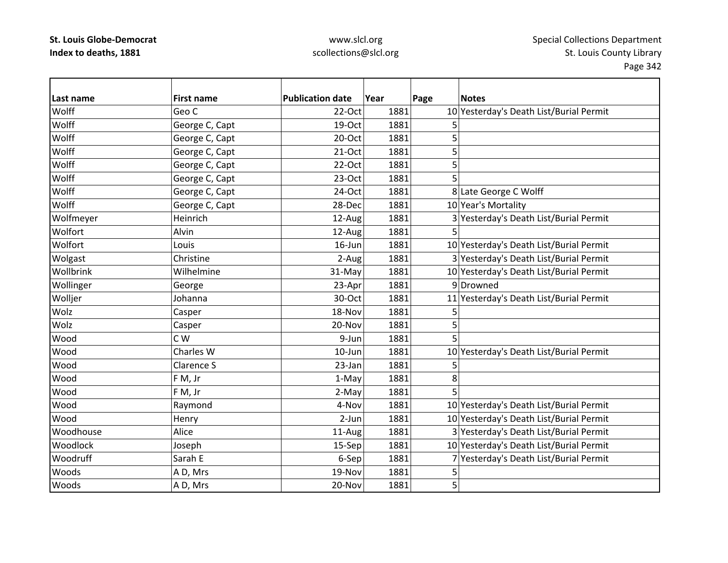| Last name | First name | Publication date | Year | Page | Notes |
|---|---|---|---|---|---|
| Wolff | Geo C | 22-Oct | 1881 | 10 | Yesterday's Death List/Burial Permit |
| Wolff | George C, Capt | 19-Oct | 1881 | 5 | |
| Wolff | George C, Capt | 20-Oct | 1881 | 5 | |
| Wolff | George C, Capt | 21-Oct | 1881 | 5 | |
| Wolff | George C, Capt | 22-Oct | 1881 | 5 | |
| Wolff | George C, Capt | 23-Oct | 1881 | 5 | |
| Wolff | George C, Capt | 24-Oct | 1881 | 8 | Late George C Wolff |
| Wolff | George C, Capt | 28-Dec | 1881 | 10 | Year's Mortality |
| Wolfmeyer | Heinrich | 12-Aug | 1881 | 3 | Yesterday's Death List/Burial Permit |
| Wolfort | Alvin | 12-Aug | 1881 | 5 | |
| Wolfort | Louis | 16-Jun | 1881 | 10 | Yesterday's Death List/Burial Permit |
| Wolgast | Christine | 2-Aug | 1881 | 3 | Yesterday's Death List/Burial Permit |
| Wollbrink | Wilhelmine | 31-May | 1881 | 10 | Yesterday's Death List/Burial Permit |
| Wollinger | George | 23-Apr | 1881 | 9 | Drowned |
| Wolljer | Johanna | 30-Oct | 1881 | 11 | Yesterday's Death List/Burial Permit |
| Wolz | Casper | 18-Nov | 1881 | 5 | |
| Wolz | Casper | 20-Nov | 1881 | 5 | |
| Wood | C W | 9-Jun | 1881 | 5 | |
| Wood | Charles W | 10-Jun | 1881 | 10 | Yesterday's Death List/Burial Permit |
| Wood | Clarence S | 23-Jan | 1881 | 5 | |
| Wood | F M, Jr | 1-May | 1881 | 8 | |
| Wood | F M, Jr | 2-May | 1881 | 5 | |
| Wood | Raymond | 4-Nov | 1881 | 10 | Yesterday's Death List/Burial Permit |
| Wood | Henry | 2-Jun | 1881 | 10 | Yesterday's Death List/Burial Permit |
| Woodhouse | Alice | 11-Aug | 1881 | 3 | Yesterday's Death List/Burial Permit |
| Woodlock | Joseph | 15-Sep | 1881 | 10 | Yesterday's Death List/Burial Permit |
| Woodruff | Sarah E | 6-Sep | 1881 | 7 | Yesterday's Death List/Burial Permit |
| Woods | A D, Mrs | 19-Nov | 1881 | 5 | |
| Woods | A D, Mrs | 20-Nov | 1881 | 5 | |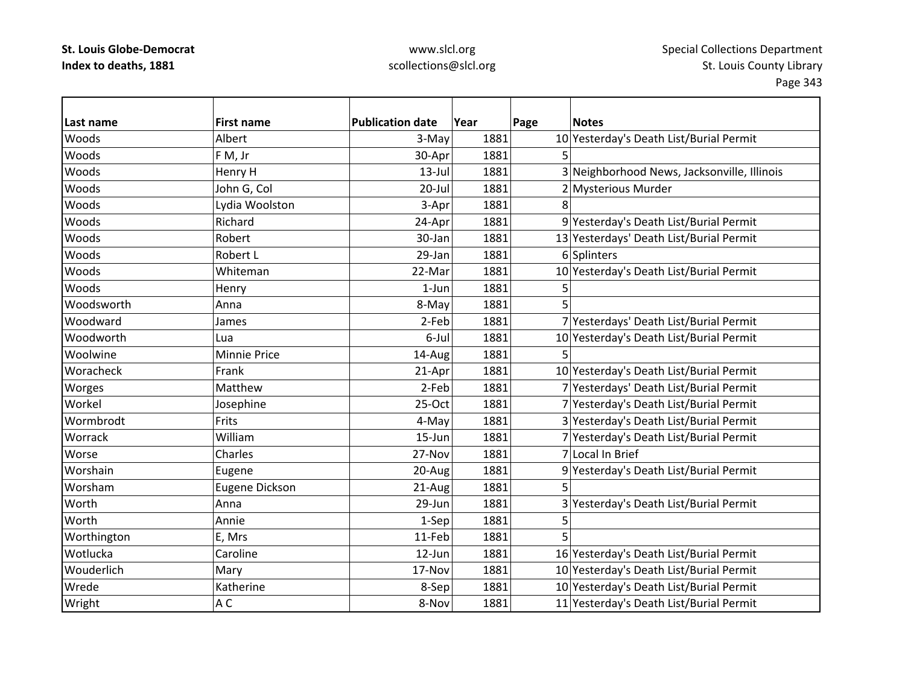| Last name | First name | Publication date | Year | Page | Notes |
|---|---|---|---|---|---|
| Woods | Albert | 3-May | 1881 | 10 | Yesterday's Death List/Burial Permit |
| Woods | F M, Jr | 30-Apr | 1881 | 5 | |
| Woods | Henry H | 13-Jul | 1881 | 3 | Neighborhood News, Jacksonville, Illinois |
| Woods | John G, Col | 20-Jul | 1881 | 2 | Mysterious Murder |
| Woods | Lydia Woolston | 3-Apr | 1881 | 8 | |
| Woods | Richard | 24-Apr | 1881 | 9 | Yesterday's Death List/Burial Permit |
| Woods | Robert | 30-Jan | 1881 | 13 | Yesterdays' Death List/Burial Permit |
| Woods | Robert L | 29-Jan | 1881 | 6 | Splinters |
| Woods | Whiteman | 22-Mar | 1881 | 10 | Yesterday's Death List/Burial Permit |
| Woods | Henry | 1-Jun | 1881 | 5 | |
| Woodsworth | Anna | 8-May | 1881 | 5 | |
| Woodward | James | 2-Feb | 1881 | 7 | Yesterdays' Death List/Burial Permit |
| Woodworth | Lua | 6-Jul | 1881 | 10 | Yesterday's Death List/Burial Permit |
| Woolwine | Minnie Price | 14-Aug | 1881 | 5 | |
| Woracheck | Frank | 21-Apr | 1881 | 10 | Yesterday's Death List/Burial Permit |
| Worges | Matthew | 2-Feb | 1881 | 7 | Yesterdays' Death List/Burial Permit |
| Workel | Josephine | 25-Oct | 1881 | 7 | Yesterday's Death List/Burial Permit |
| Wormbrodt | Frits | 4-May | 1881 | 3 | Yesterday's Death List/Burial Permit |
| Worrack | William | 15-Jun | 1881 | 7 | Yesterday's Death List/Burial Permit |
| Worse | Charles | 27-Nov | 1881 | 7 | Local In Brief |
| Worshain | Eugene | 20-Aug | 1881 | 9 | Yesterday's Death List/Burial Permit |
| Worsham | Eugene Dickson | 21-Aug | 1881 | 5 | |
| Worth | Anna | 29-Jun | 1881 | 3 | Yesterday's Death List/Burial Permit |
| Worth | Annie | 1-Sep | 1881 | 5 | |
| Worthington | E, Mrs | 11-Feb | 1881 | 5 | |
| Wotlucka | Caroline | 12-Jun | 1881 | 16 | Yesterday's Death List/Burial Permit |
| Wouderlich | Mary | 17-Nov | 1881 | 10 | Yesterday's Death List/Burial Permit |
| Wrede | Katherine | 8-Sep | 1881 | 10 | Yesterday's Death List/Burial Permit |
| Wright | A C | 8-Nov | 1881 | 11 | Yesterday's Death List/Burial Permit |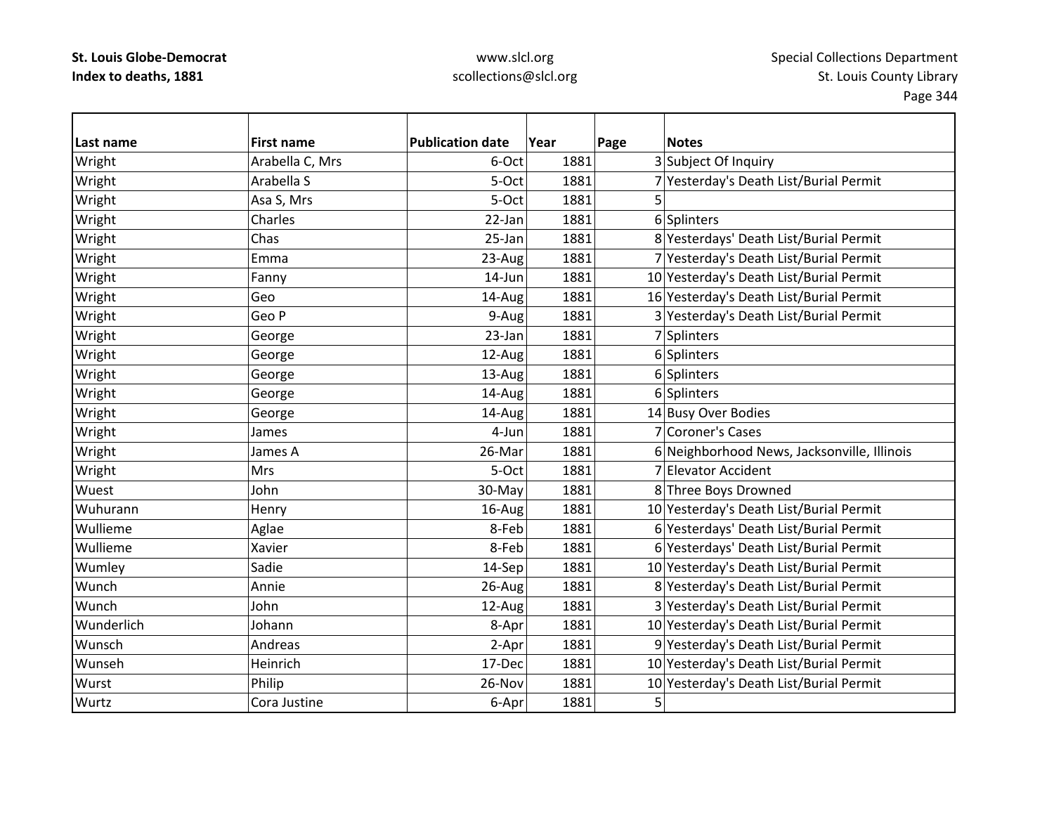**St. Louis Globe-Democrat**
**Index to deaths, 1881**

www.slcl.org
scollections@slcl.org

Special Collections Department
St. Louis County Library

| Last name | First name | Publication date | Year | Page | Notes |
|---|---|---|---|---|---|
| Wright | Arabella C, Mrs | 6-Oct | 1881 | 3 | Subject Of Inquiry |
| Wright | Arabella S | 5-Oct | 1881 | 7 | Yesterday's Death List/Burial Permit |
| Wright | Asa S, Mrs | 5-Oct | 1881 | 5 | |
| Wright | Charles | 22-Jan | 1881 | 6 | Splinters |
| Wright | Chas | 25-Jan | 1881 | 8 | Yesterdays' Death List/Burial Permit |
| Wright | Emma | 23-Aug | 1881 | 7 | Yesterday's Death List/Burial Permit |
| Wright | Fanny | 14-Jun | 1881 | 10 | Yesterday's Death List/Burial Permit |
| Wright | Geo | 14-Aug | 1881 | 16 | Yesterday's Death List/Burial Permit |
| Wright | Geo P | 9-Aug | 1881 | 3 | Yesterday's Death List/Burial Permit |
| Wright | George | 23-Jan | 1881 | 7 | Splinters |
| Wright | George | 12-Aug | 1881 | 6 | Splinters |
| Wright | George | 13-Aug | 1881 | 6 | Splinters |
| Wright | George | 14-Aug | 1881 | 6 | Splinters |
| Wright | George | 14-Aug | 1881 | 14 | Busy Over Bodies |
| Wright | James | 4-Jun | 1881 | 7 | Coroner's Cases |
| Wright | James A | 26-Mar | 1881 | 6 | Neighborhood News, Jacksonville, Illinois |
| Wright | Mrs | 5-Oct | 1881 | 7 | Elevator Accident |
| Wuest | John | 30-May | 1881 | 8 | Three Boys Drowned |
| Wuhurann | Henry | 16-Aug | 1881 | 10 | Yesterday's Death List/Burial Permit |
| Wullieme | Aglae | 8-Feb | 1881 | 6 | Yesterdays' Death List/Burial Permit |
| Wullieme | Xavier | 8-Feb | 1881 | 6 | Yesterdays' Death List/Burial Permit |
| Wumley | Sadie | 14-Sep | 1881 | 10 | Yesterday's Death List/Burial Permit |
| Wunch | Annie | 26-Aug | 1881 | 8 | Yesterday's Death List/Burial Permit |
| Wunch | John | 12-Aug | 1881 | 3 | Yesterday's Death List/Burial Permit |
| Wunderlich | Johann | 8-Apr | 1881 | 10 | Yesterday's Death List/Burial Permit |
| Wunsch | Andreas | 2-Apr | 1881 | 9 | Yesterday's Death List/Burial Permit |
| Wunseh | Heinrich | 17-Dec | 1881 | 10 | Yesterday's Death List/Burial Permit |
| Wurst | Philip | 26-Nov | 1881 | 10 | Yesterday's Death List/Burial Permit |
| Wurtz | Cora Justine | 6-Apr | 1881 | 5 | |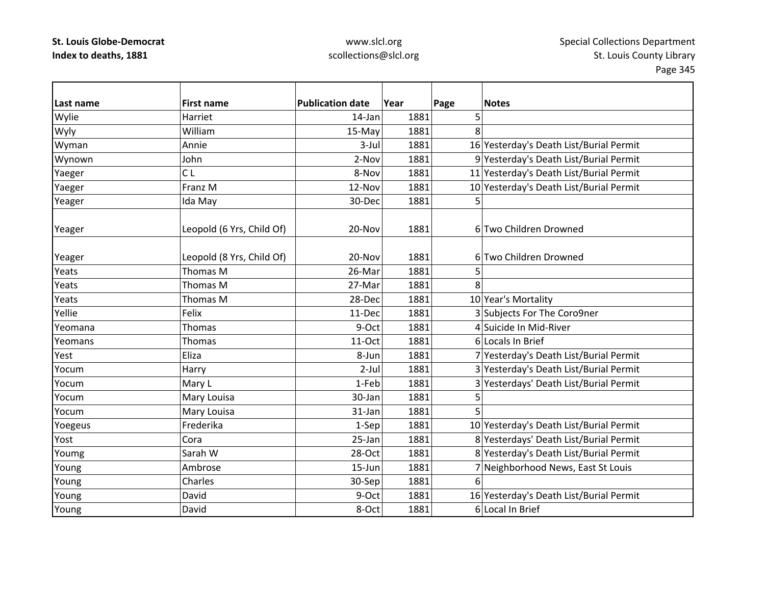| Last name | First name | Publication date | Year | Page | Notes |
|---|---|---|---|---|---|
| Wylie | Harriet | 14-Jan | 1881 | 5 | |
| Wyly | William | 15-May | 1881 | 8 | |
| Wyman | Annie | 3-Jul | 1881 | 16 | Yesterday's Death List/Burial Permit |
| Wynown | John | 2-Nov | 1881 | 9 | Yesterday's Death List/Burial Permit |
| Yaeger | C L | 8-Nov | 1881 | 11 | Yesterday's Death List/Burial Permit |
| Yaeger | Franz M | 12-Nov | 1881 | 10 | Yesterday's Death List/Burial Permit |
| Yeager | Ida May | 30-Dec | 1881 | 5 | |
| Yeager | Leopold (6 Yrs, Child Of) | 20-Nov | 1881 | 6 | Two Children Drowned |
| Yeager | Leopold (8 Yrs, Child Of) | 20-Nov | 1881 | 6 | Two Children Drowned |
| Yeats | Thomas M | 26-Mar | 1881 | 5 | |
| Yeats | Thomas M | 27-Mar | 1881 | 8 | |
| Yeats | Thomas M | 28-Dec | 1881 | 10 | Year's Mortality |
| Yellie | Felix | 11-Dec | 1881 | 3 | Subjects For The Coro9ner |
| Yeomana | Thomas | 9-Oct | 1881 | 4 | Suicide In Mid-River |
| Yeomans | Thomas | 11-Oct | 1881 | 6 | Locals In Brief |
| Yest | Eliza | 8-Jun | 1881 | 7 | Yesterday's Death List/Burial Permit |
| Yocum | Harry | 2-Jul | 1881 | 3 | Yesterday's Death List/Burial Permit |
| Yocum | Mary L | 1-Feb | 1881 | 3 | Yesterdays' Death List/Burial Permit |
| Yocum | Mary Louisa | 30-Jan | 1881 | 5 | |
| Yocum | Mary Louisa | 31-Jan | 1881 | 5 | |
| Yoegeus | Frederika | 1-Sep | 1881 | 10 | Yesterday's Death List/Burial Permit |
| Yost | Cora | 25-Jan | 1881 | 8 | Yesterdays' Death List/Burial Permit |
| Youmg | Sarah W | 28-Oct | 1881 | 8 | Yesterday's Death List/Burial Permit |
| Young | Ambrose | 15-Jun | 1881 | 7 | Neighborhood News, East St Louis |
| Young | Charles | 30-Sep | 1881 | 6 | |
| Young | David | 9-Oct | 1881 | 16 | Yesterday's Death List/Burial Permit |
| Young | David | 8-Oct | 1881 | 6 | Local In Brief |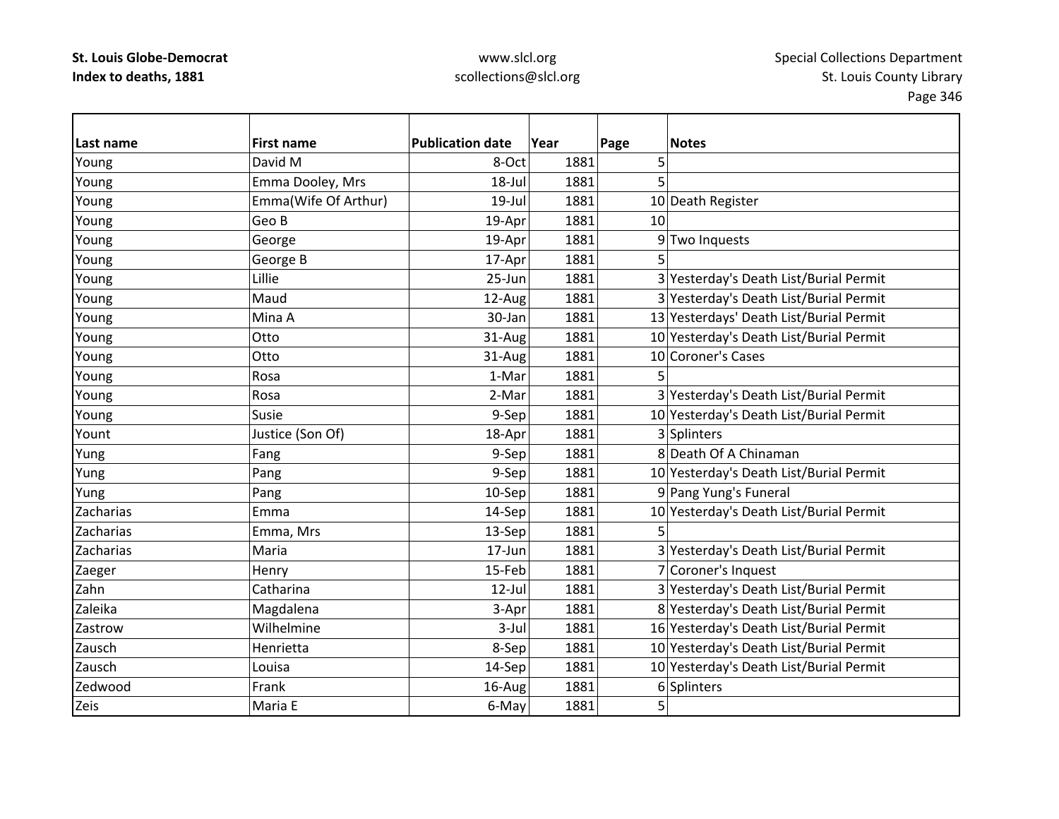| Last name | First name | Publication date | Year | Page | Notes |
|---|---|---|---|---|---|
| Young | David M | 8-Oct | 1881 | 5 | |
| Young | Emma Dooley, Mrs | 18-Jul | 1881 | 5 | |
| Young | Emma(Wife Of Arthur) | 19-Jul | 1881 | 10 | Death Register |
| Young | Geo B | 19-Apr | 1881 | 10 | |
| Young | George | 19-Apr | 1881 | 9 | Two Inquests |
| Young | George B | 17-Apr | 1881 | 5 | |
| Young | Lillie | 25-Jun | 1881 | 3 | Yesterday's Death List/Burial Permit |
| Young | Maud | 12-Aug | 1881 | 3 | Yesterday's Death List/Burial Permit |
| Young | Mina A | 30-Jan | 1881 | 13 | Yesterdays' Death List/Burial Permit |
| Young | Otto | 31-Aug | 1881 | 10 | Yesterday's Death List/Burial Permit |
| Young | Otto | 31-Aug | 1881 | 10 | Coroner's Cases |
| Young | Rosa | 1-Mar | 1881 | 5 | |
| Young | Rosa | 2-Mar | 1881 | 3 | Yesterday's Death List/Burial Permit |
| Young | Susie | 9-Sep | 1881 | 10 | Yesterday's Death List/Burial Permit |
| Yount | Justice (Son Of) | 18-Apr | 1881 | 3 | Splinters |
| Yung | Fang | 9-Sep | 1881 | 8 | Death Of A Chinaman |
| Yung | Pang | 9-Sep | 1881 | 10 | Yesterday's Death List/Burial Permit |
| Yung | Pang | 10-Sep | 1881 | 9 | Pang Yung's Funeral |
| Zacharias | Emma | 14-Sep | 1881 | 10 | Yesterday's Death List/Burial Permit |
| Zacharias | Emma, Mrs | 13-Sep | 1881 | 5 | |
| Zacharias | Maria | 17-Jun | 1881 | 3 | Yesterday's Death List/Burial Permit |
| Zaeger | Henry | 15-Feb | 1881 | 7 | Coroner's Inquest |
| Zahn | Catharina | 12-Jul | 1881 | 3 | Yesterday's Death List/Burial Permit |
| Zaleika | Magdalena | 3-Apr | 1881 | 8 | Yesterday's Death List/Burial Permit |
| Zastrow | Wilhelmine | 3-Jul | 1881 | 16 | Yesterday's Death List/Burial Permit |
| Zausch | Henrietta | 8-Sep | 1881 | 10 | Yesterday's Death List/Burial Permit |
| Zausch | Louisa | 14-Sep | 1881 | 10 | Yesterday's Death List/Burial Permit |
| Zedwood | Frank | 16-Aug | 1881 | 6 | Splinters |
| Zeis | Maria E | 6-May | 1881 | 5 | |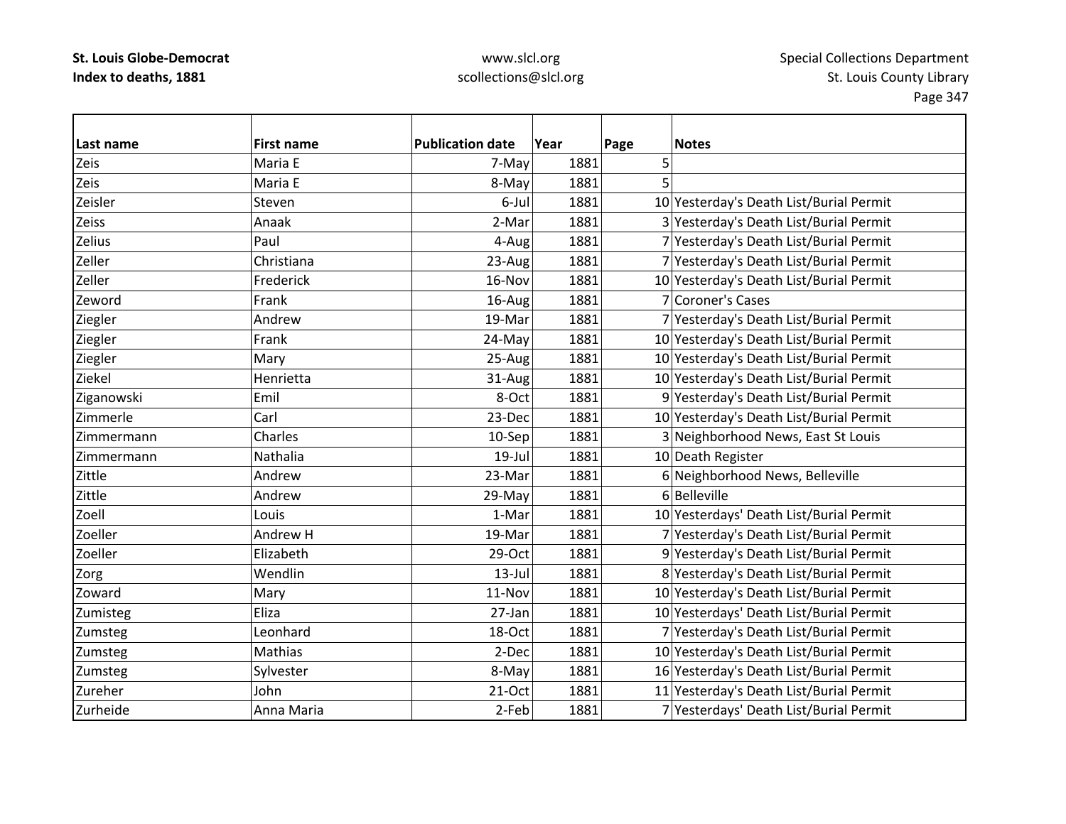| Last name | First name | Publication date | Year | Page | Notes |
|---|---|---|---|---|---|
| Zeis | Maria E | 7-May | 1881 | 5 | |
| Zeis | Maria E | 8-May | 1881 | 5 | |
| Zeisler | Steven | 6-Jul | 1881 | 10 | Yesterday's Death List/Burial Permit |
| Zeiss | Anaak | 2-Mar | 1881 | 3 | Yesterday's Death List/Burial Permit |
| Zelius | Paul | 4-Aug | 1881 | 7 | Yesterday's Death List/Burial Permit |
| Zeller | Christiana | 23-Aug | 1881 | 7 | Yesterday's Death List/Burial Permit |
| Zeller | Frederick | 16-Nov | 1881 | 10 | Yesterday's Death List/Burial Permit |
| Zeword | Frank | 16-Aug | 1881 | 7 | Coroner's Cases |
| Ziegler | Andrew | 19-Mar | 1881 | 7 | Yesterday's Death List/Burial Permit |
| Ziegler | Frank | 24-May | 1881 | 10 | Yesterday's Death List/Burial Permit |
| Ziegler | Mary | 25-Aug | 1881 | 10 | Yesterday's Death List/Burial Permit |
| Ziekel | Henrietta | 31-Aug | 1881 | 10 | Yesterday's Death List/Burial Permit |
| Ziganowski | Emil | 8-Oct | 1881 | 9 | Yesterday's Death List/Burial Permit |
| Zimmerle | Carl | 23-Dec | 1881 | 10 | Yesterday's Death List/Burial Permit |
| Zimmermann | Charles | 10-Sep | 1881 | 3 | Neighborhood News, East St Louis |
| Zimmermann | Nathalia | 19-Jul | 1881 | 10 | Death Register |
| Zittle | Andrew | 23-Mar | 1881 | 6 | Neighborhood News, Belleville |
| Zittle | Andrew | 29-May | 1881 | 6 | Belleville |
| Zoell | Louis | 1-Mar | 1881 | 10 | Yesterdays' Death List/Burial Permit |
| Zoeller | Andrew H | 19-Mar | 1881 | 7 | Yesterday's Death List/Burial Permit |
| Zoeller | Elizabeth | 29-Oct | 1881 | 9 | Yesterday's Death List/Burial Permit |
| Zorg | Wendlin | 13-Jul | 1881 | 8 | Yesterday's Death List/Burial Permit |
| Zoward | Mary | 11-Nov | 1881 | 10 | Yesterday's Death List/Burial Permit |
| Zumisteg | Eliza | 27-Jan | 1881 | 10 | Yesterdays' Death List/Burial Permit |
| Zumsteg | Leonhard | 18-Oct | 1881 | 7 | Yesterday's Death List/Burial Permit |
| Zumsteg | Mathias | 2-Dec | 1881 | 10 | Yesterday's Death List/Burial Permit |
| Zumsteg | Sylvester | 8-May | 1881 | 16 | Yesterday's Death List/Burial Permit |
| Zureher | John | 21-Oct | 1881 | 11 | Yesterday's Death List/Burial Permit |
| Zurheide | Anna Maria | 2-Feb | 1881 | 7 | Yesterdays' Death List/Burial Permit |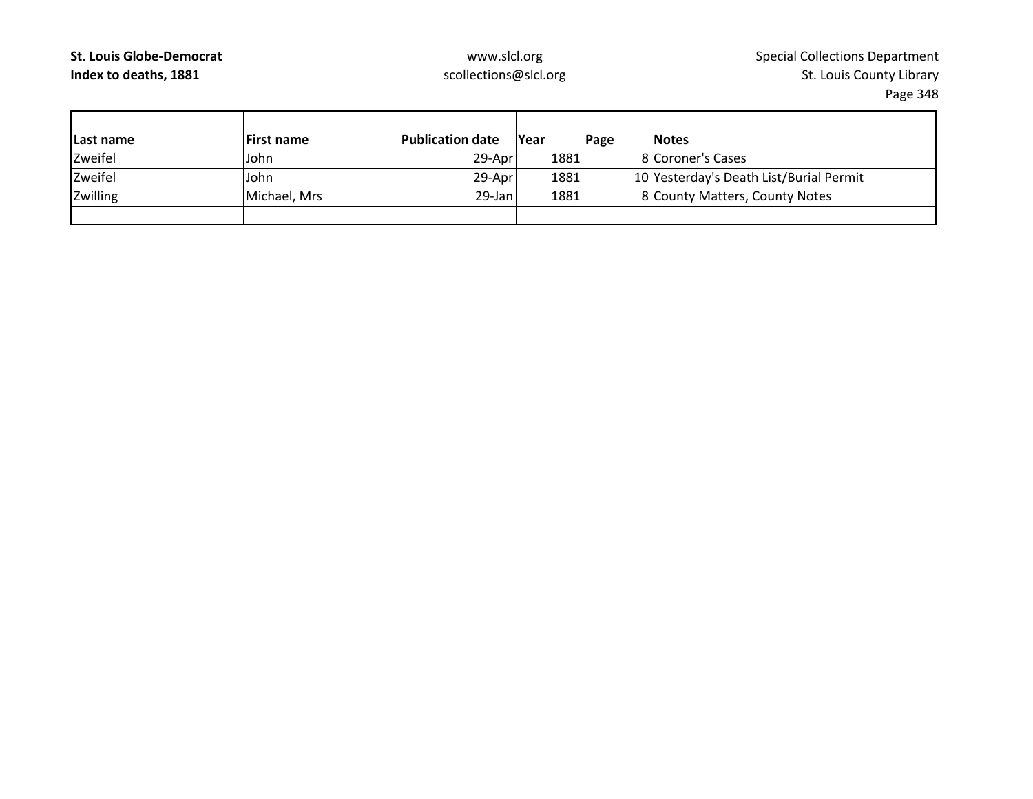| Last name | First name | Publication date | Year | Page | Notes |
|---|---|---|---|---|---|
| Zweifel | John | 29-Apr | 1881 | 8 | Coroner's Cases |
| Zweifel | John | 29-Apr | 1881 | 10 | Yesterday's Death List/Burial Permit |
| Zwilling | Michael, Mrs | 29-Jan | 1881 | 8 | County Matters, County Notes |
| | | | | | |